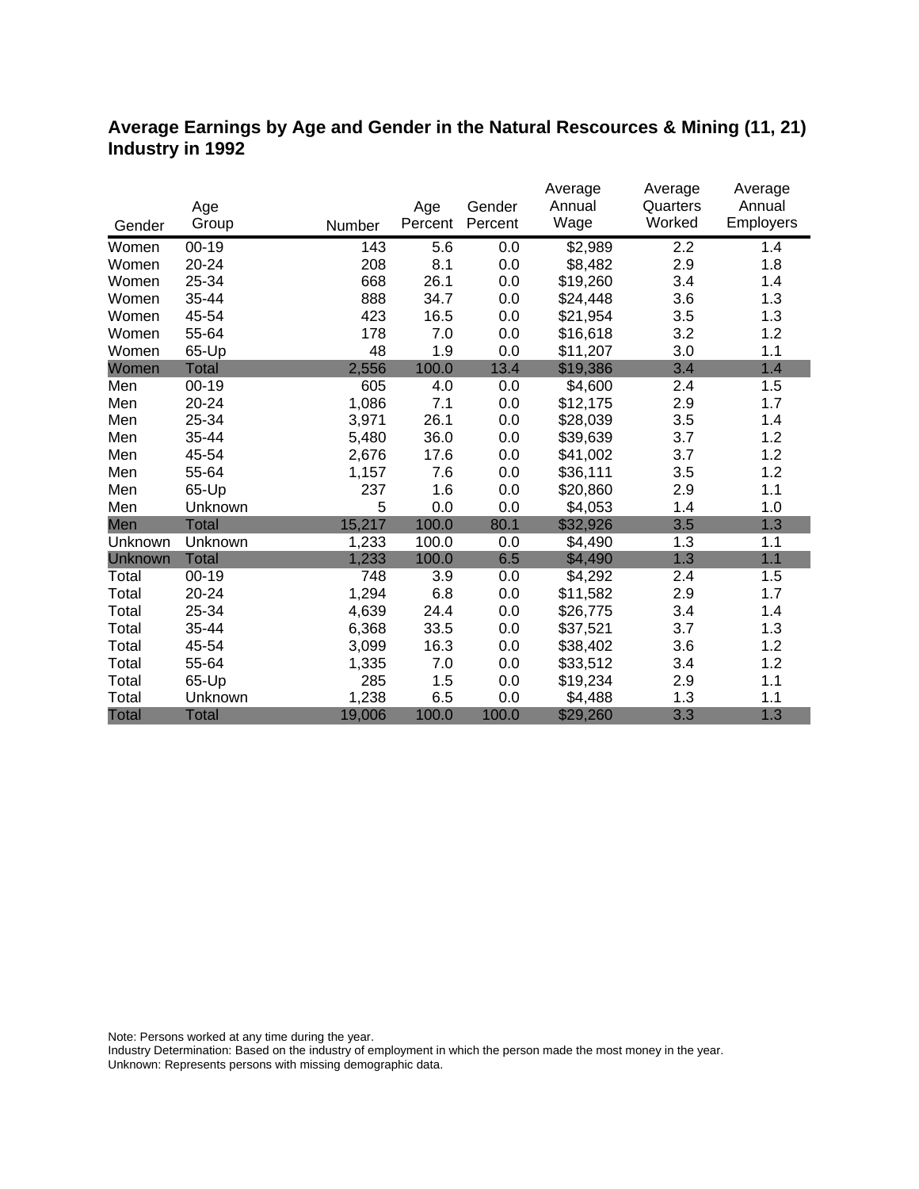## Average Earnings by Age and Gender in the Natural Rescources & Mining (11, 21) Industry in 1992

| Gender | Age Group | Number | Age Percent | Gender Percent | Average Annual Wage | Average Quarters Worked | Average Annual Employers |
|---|---|---|---|---|---|---|---|
| Women | 00-19 | 143 | 5.6 | 0.0 | $2,989 | 2.2 | 1.4 |
| Women | 20-24 | 208 | 8.1 | 0.0 | $8,482 | 2.9 | 1.8 |
| Women | 25-34 | 668 | 26.1 | 0.0 | $19,260 | 3.4 | 1.4 |
| Women | 35-44 | 888 | 34.7 | 0.0 | $24,448 | 3.6 | 1.3 |
| Women | 45-54 | 423 | 16.5 | 0.0 | $21,954 | 3.5 | 1.3 |
| Women | 55-64 | 178 | 7.0 | 0.0 | $16,618 | 3.2 | 1.2 |
| Women | 65-Up | 48 | 1.9 | 0.0 | $11,207 | 3.0 | 1.1 |
| Women | Total | 2,556 | 100.0 | 13.4 | $19,386 | 3.4 | 1.4 |
| Men | 00-19 | 605 | 4.0 | 0.0 | $4,600 | 2.4 | 1.5 |
| Men | 20-24 | 1,086 | 7.1 | 0.0 | $12,175 | 2.9 | 1.7 |
| Men | 25-34 | 3,971 | 26.1 | 0.0 | $28,039 | 3.5 | 1.4 |
| Men | 35-44 | 5,480 | 36.0 | 0.0 | $39,639 | 3.7 | 1.2 |
| Men | 45-54 | 2,676 | 17.6 | 0.0 | $41,002 | 3.7 | 1.2 |
| Men | 55-64 | 1,157 | 7.6 | 0.0 | $36,111 | 3.5 | 1.2 |
| Men | 65-Up | 237 | 1.6 | 0.0 | $20,860 | 2.9 | 1.1 |
| Men | Unknown | 5 | 0.0 | 0.0 | $4,053 | 1.4 | 1.0 |
| Men | Total | 15,217 | 100.0 | 80.1 | $32,926 | 3.5 | 1.3 |
| Unknown | Unknown | 1,233 | 100.0 | 0.0 | $4,490 | 1.3 | 1.1 |
| Unknown | Total | 1,233 | 100.0 | 6.5 | $4,490 | 1.3 | 1.1 |
| Total | 00-19 | 748 | 3.9 | 0.0 | $4,292 | 2.4 | 1.5 |
| Total | 20-24 | 1,294 | 6.8 | 0.0 | $11,582 | 2.9 | 1.7 |
| Total | 25-34 | 4,639 | 24.4 | 0.0 | $26,775 | 3.4 | 1.4 |
| Total | 35-44 | 6,368 | 33.5 | 0.0 | $37,521 | 3.7 | 1.3 |
| Total | 45-54 | 3,099 | 16.3 | 0.0 | $38,402 | 3.6 | 1.2 |
| Total | 55-64 | 1,335 | 7.0 | 0.0 | $33,512 | 3.4 | 1.2 |
| Total | 65-Up | 285 | 1.5 | 0.0 | $19,234 | 2.9 | 1.1 |
| Total | Unknown | 1,238 | 6.5 | 0.0 | $4,488 | 1.3 | 1.1 |
| Total | Total | 19,006 | 100.0 | 100.0 | $29,260 | 3.3 | 1.3 |

Note: Persons worked at any time during the year.
Industry Determination: Based on the industry of employment in which the person made the most money in the year.
Unknown: Represents persons with missing demographic data.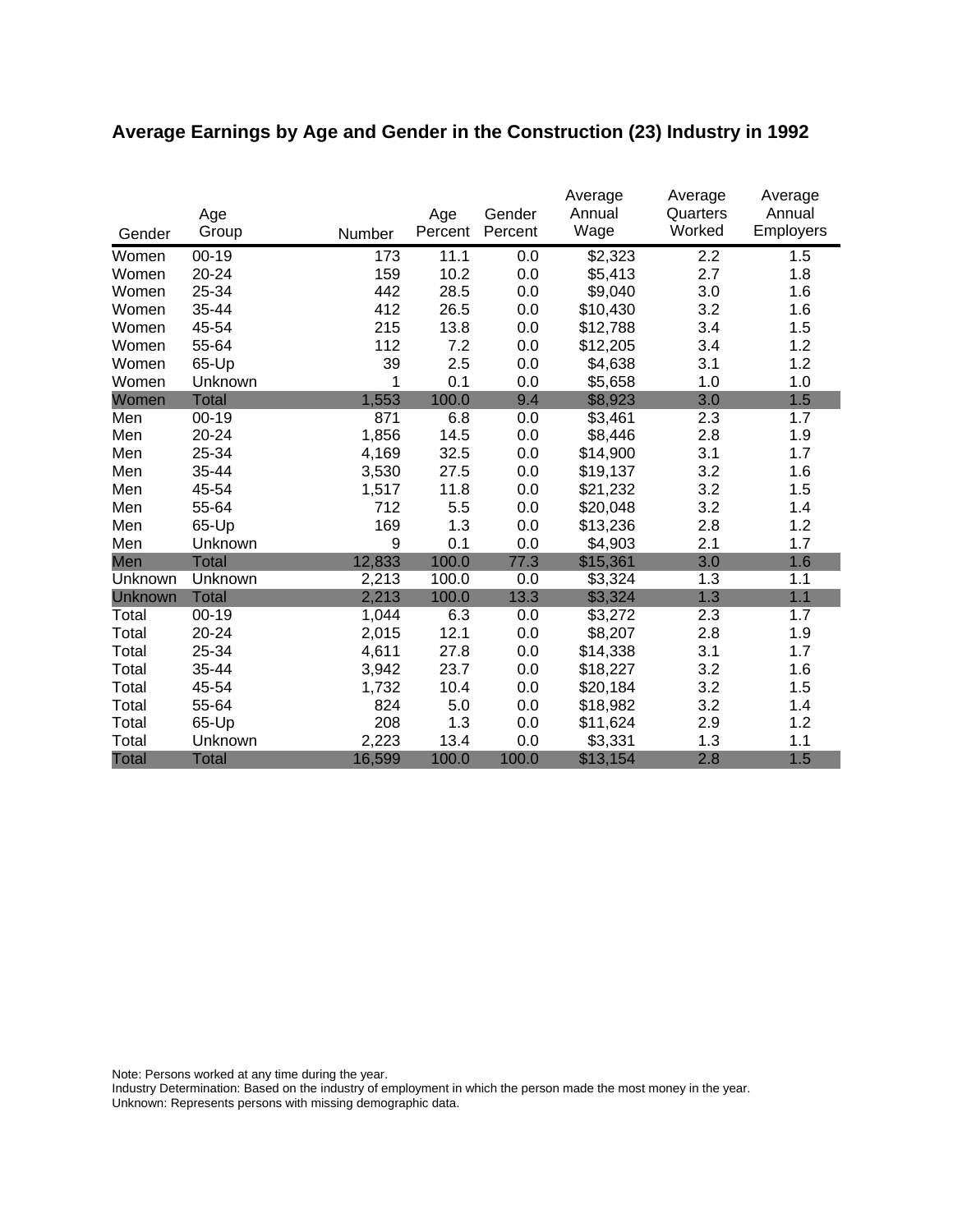## Average Earnings by Age and Gender in the Construction (23) Industry in 1992

| Gender | Age Group | Number | Age Percent | Gender Percent | Average Annual Wage | Average Quarters Worked | Average Annual Employers |
|---|---|---|---|---|---|---|---|
| Women | 00-19 | 173 | 11.1 | 0.0 | $2,323 | 2.2 | 1.5 |
| Women | 20-24 | 159 | 10.2 | 0.0 | $5,413 | 2.7 | 1.8 |
| Women | 25-34 | 442 | 28.5 | 0.0 | $9,040 | 3.0 | 1.6 |
| Women | 35-44 | 412 | 26.5 | 0.0 | $10,430 | 3.2 | 1.6 |
| Women | 45-54 | 215 | 13.8 | 0.0 | $12,788 | 3.4 | 1.5 |
| Women | 55-64 | 112 | 7.2 | 0.0 | $12,205 | 3.4 | 1.2 |
| Women | 65-Up | 39 | 2.5 | 0.0 | $4,638 | 3.1 | 1.2 |
| Women | Unknown | 1 | 0.1 | 0.0 | $5,658 | 1.0 | 1.0 |
| Women | Total | 1,553 | 100.0 | 9.4 | $8,923 | 3.0 | 1.5 |
| Men | 00-19 | 871 | 6.8 | 0.0 | $3,461 | 2.3 | 1.7 |
| Men | 20-24 | 1,856 | 14.5 | 0.0 | $8,446 | 2.8 | 1.9 |
| Men | 25-34 | 4,169 | 32.5 | 0.0 | $14,900 | 3.1 | 1.7 |
| Men | 35-44 | 3,530 | 27.5 | 0.0 | $19,137 | 3.2 | 1.6 |
| Men | 45-54 | 1,517 | 11.8 | 0.0 | $21,232 | 3.2 | 1.5 |
| Men | 55-64 | 712 | 5.5 | 0.0 | $20,048 | 3.2 | 1.4 |
| Men | 65-Up | 169 | 1.3 | 0.0 | $13,236 | 2.8 | 1.2 |
| Men | Unknown | 9 | 0.1 | 0.0 | $4,903 | 2.1 | 1.7 |
| Men | Total | 12,833 | 100.0 | 77.3 | $15,361 | 3.0 | 1.6 |
| Unknown | Unknown | 2,213 | 100.0 | 0.0 | $3,324 | 1.3 | 1.1 |
| Unknown | Total | 2,213 | 100.0 | 13.3 | $3,324 | 1.3 | 1.1 |
| Total | 00-19 | 1,044 | 6.3 | 0.0 | $3,272 | 2.3 | 1.7 |
| Total | 20-24 | 2,015 | 12.1 | 0.0 | $8,207 | 2.8 | 1.9 |
| Total | 25-34 | 4,611 | 27.8 | 0.0 | $14,338 | 3.1 | 1.7 |
| Total | 35-44 | 3,942 | 23.7 | 0.0 | $18,227 | 3.2 | 1.6 |
| Total | 45-54 | 1,732 | 10.4 | 0.0 | $20,184 | 3.2 | 1.5 |
| Total | 55-64 | 824 | 5.0 | 0.0 | $18,982 | 3.2 | 1.4 |
| Total | 65-Up | 208 | 1.3 | 0.0 | $11,624 | 2.9 | 1.2 |
| Total | Unknown | 2,223 | 13.4 | 0.0 | $3,331 | 1.3 | 1.1 |
| Total | Total | 16,599 | 100.0 | 100.0 | $13,154 | 2.8 | 1.5 |

Note: Persons worked at any time during the year.
Industry Determination: Based on the industry of employment in which the person made the most money in the year.
Unknown: Represents persons with missing demographic data.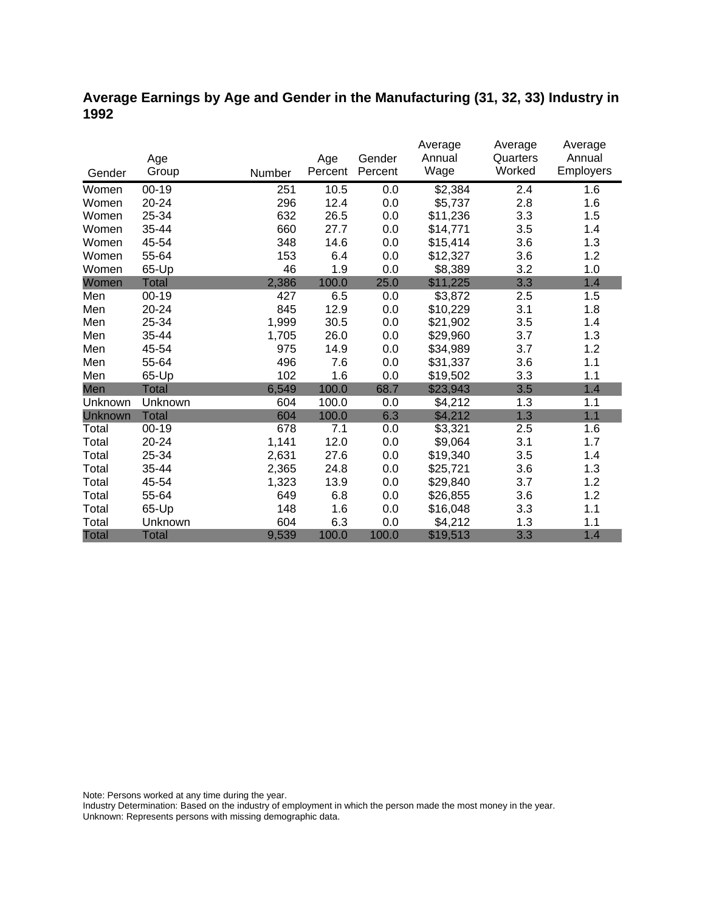## Average Earnings by Age and Gender in the Manufacturing (31, 32, 33) Industry in 1992

| Gender | Age Group | Number | Age Percent | Gender Percent | Average Annual Wage | Average Quarters Worked | Average Annual Employers |
|---|---|---|---|---|---|---|---|
| Women | 00-19 | 251 | 10.5 | 0.0 | $2,384 | 2.4 | 1.6 |
| Women | 20-24 | 296 | 12.4 | 0.0 | $5,737 | 2.8 | 1.6 |
| Women | 25-34 | 632 | 26.5 | 0.0 | $11,236 | 3.3 | 1.5 |
| Women | 35-44 | 660 | 27.7 | 0.0 | $14,771 | 3.5 | 1.4 |
| Women | 45-54 | 348 | 14.6 | 0.0 | $15,414 | 3.6 | 1.3 |
| Women | 55-64 | 153 | 6.4 | 0.0 | $12,327 | 3.6 | 1.2 |
| Women | 65-Up | 46 | 1.9 | 0.0 | $8,389 | 3.2 | 1.0 |
| Women | Total | 2,386 | 100.0 | 25.0 | $11,225 | 3.3 | 1.4 |
| Men | 00-19 | 427 | 6.5 | 0.0 | $3,872 | 2.5 | 1.5 |
| Men | 20-24 | 845 | 12.9 | 0.0 | $10,229 | 3.1 | 1.8 |
| Men | 25-34 | 1,999 | 30.5 | 0.0 | $21,902 | 3.5 | 1.4 |
| Men | 35-44 | 1,705 | 26.0 | 0.0 | $29,960 | 3.7 | 1.3 |
| Men | 45-54 | 975 | 14.9 | 0.0 | $34,989 | 3.7 | 1.2 |
| Men | 55-64 | 496 | 7.6 | 0.0 | $31,337 | 3.6 | 1.1 |
| Men | 65-Up | 102 | 1.6 | 0.0 | $19,502 | 3.3 | 1.1 |
| Men | Total | 6,549 | 100.0 | 68.7 | $23,943 | 3.5 | 1.4 |
| Unknown | Unknown | 604 | 100.0 | 0.0 | $4,212 | 1.3 | 1.1 |
| Unknown | Total | 604 | 100.0 | 6.3 | $4,212 | 1.3 | 1.1 |
| Total | 00-19 | 678 | 7.1 | 0.0 | $3,321 | 2.5 | 1.6 |
| Total | 20-24 | 1,141 | 12.0 | 0.0 | $9,064 | 3.1 | 1.7 |
| Total | 25-34 | 2,631 | 27.6 | 0.0 | $19,340 | 3.5 | 1.4 |
| Total | 35-44 | 2,365 | 24.8 | 0.0 | $25,721 | 3.6 | 1.3 |
| Total | 45-54 | 1,323 | 13.9 | 0.0 | $29,840 | 3.7 | 1.2 |
| Total | 55-64 | 649 | 6.8 | 0.0 | $26,855 | 3.6 | 1.2 |
| Total | 65-Up | 148 | 1.6 | 0.0 | $16,048 | 3.3 | 1.1 |
| Total | Unknown | 604 | 6.3 | 0.0 | $4,212 | 1.3 | 1.1 |
| Total | Total | 9,539 | 100.0 | 100.0 | $19,513 | 3.3 | 1.4 |

Note: Persons worked at any time during the year.
Industry Determination: Based on the industry of employment in which the person made the most money in the year.
Unknown: Represents persons with missing demographic data.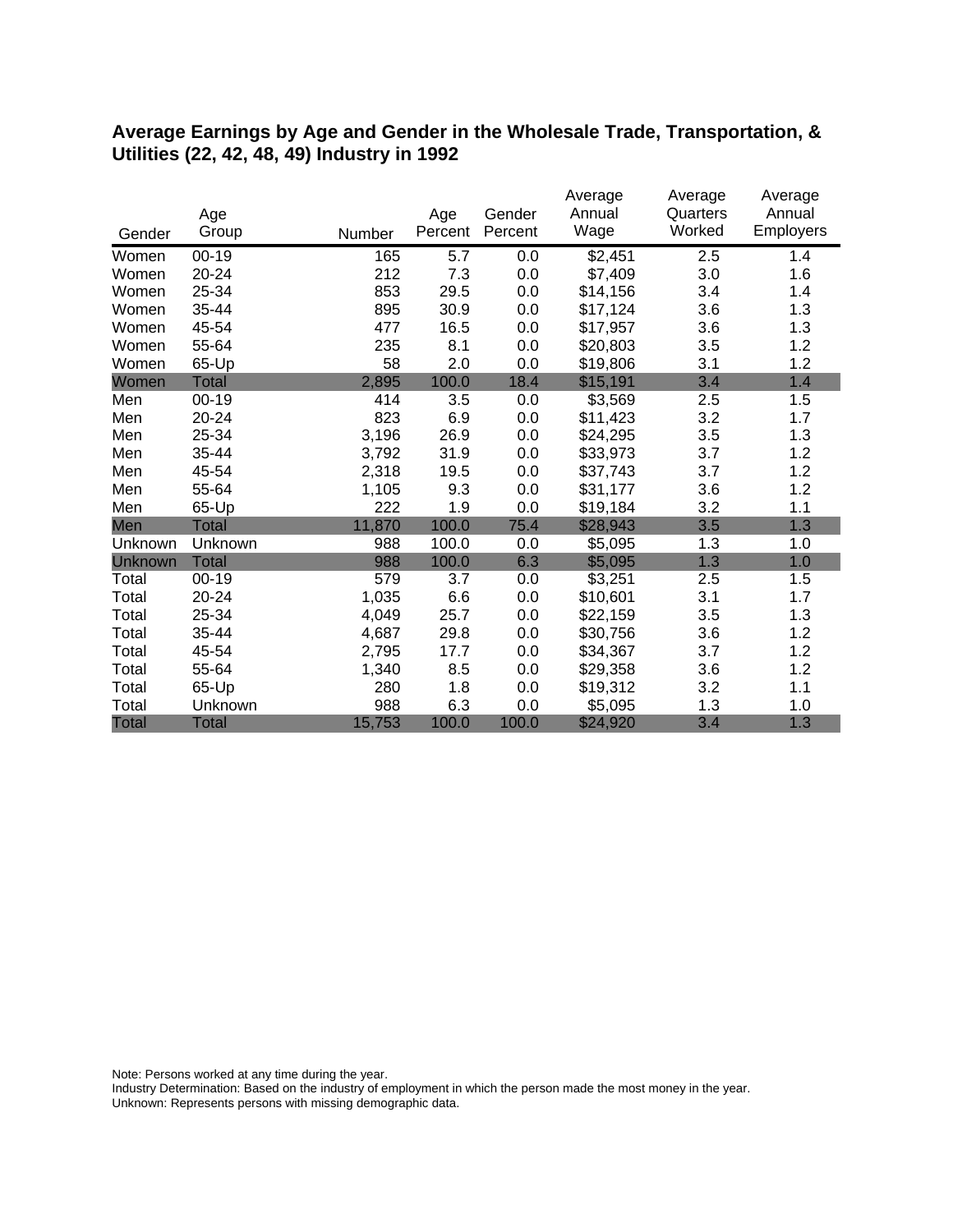## Average Earnings by Age and Gender in the Wholesale Trade, Transportation, & Utilities (22, 42, 48, 49) Industry in 1992

| Gender | Age Group | Number | Age Percent | Gender Percent | Average Annual Wage | Average Quarters Worked | Average Annual Employers |
|---|---|---|---|---|---|---|---|
| Women | 00-19 | 165 | 5.7 | 0.0 | $2,451 | 2.5 | 1.4 |
| Women | 20-24 | 212 | 7.3 | 0.0 | $7,409 | 3.0 | 1.6 |
| Women | 25-34 | 853 | 29.5 | 0.0 | $14,156 | 3.4 | 1.4 |
| Women | 35-44 | 895 | 30.9 | 0.0 | $17,124 | 3.6 | 1.3 |
| Women | 45-54 | 477 | 16.5 | 0.0 | $17,957 | 3.6 | 1.3 |
| Women | 55-64 | 235 | 8.1 | 0.0 | $20,803 | 3.5 | 1.2 |
| Women | 65-Up | 58 | 2.0 | 0.0 | $19,806 | 3.1 | 1.2 |
| Women | Total | 2,895 | 100.0 | 18.4 | $15,191 | 3.4 | 1.4 |
| Men | 00-19 | 414 | 3.5 | 0.0 | $3,569 | 2.5 | 1.5 |
| Men | 20-24 | 823 | 6.9 | 0.0 | $11,423 | 3.2 | 1.7 |
| Men | 25-34 | 3,196 | 26.9 | 0.0 | $24,295 | 3.5 | 1.3 |
| Men | 35-44 | 3,792 | 31.9 | 0.0 | $33,973 | 3.7 | 1.2 |
| Men | 45-54 | 2,318 | 19.5 | 0.0 | $37,743 | 3.7 | 1.2 |
| Men | 55-64 | 1,105 | 9.3 | 0.0 | $31,177 | 3.6 | 1.2 |
| Men | 65-Up | 222 | 1.9 | 0.0 | $19,184 | 3.2 | 1.1 |
| Men | Total | 11,870 | 100.0 | 75.4 | $28,943 | 3.5 | 1.3 |
| Unknown | Unknown | 988 | 100.0 | 0.0 | $5,095 | 1.3 | 1.0 |
| Unknown | Total | 988 | 100.0 | 6.3 | $5,095 | 1.3 | 1.0 |
| Total | 00-19 | 579 | 3.7 | 0.0 | $3,251 | 2.5 | 1.5 |
| Total | 20-24 | 1,035 | 6.6 | 0.0 | $10,601 | 3.1 | 1.7 |
| Total | 25-34 | 4,049 | 25.7 | 0.0 | $22,159 | 3.5 | 1.3 |
| Total | 35-44 | 4,687 | 29.8 | 0.0 | $30,756 | 3.6 | 1.2 |
| Total | 45-54 | 2,795 | 17.7 | 0.0 | $34,367 | 3.7 | 1.2 |
| Total | 55-64 | 1,340 | 8.5 | 0.0 | $29,358 | 3.6 | 1.2 |
| Total | 65-Up | 280 | 1.8 | 0.0 | $19,312 | 3.2 | 1.1 |
| Total | Unknown | 988 | 6.3 | 0.0 | $5,095 | 1.3 | 1.0 |
| Total | Total | 15,753 | 100.0 | 100.0 | $24,920 | 3.4 | 1.3 |

Note: Persons worked at any time during the year.
Industry Determination: Based on the industry of employment in which the person made the most money in the year.
Unknown: Represents persons with missing demographic data.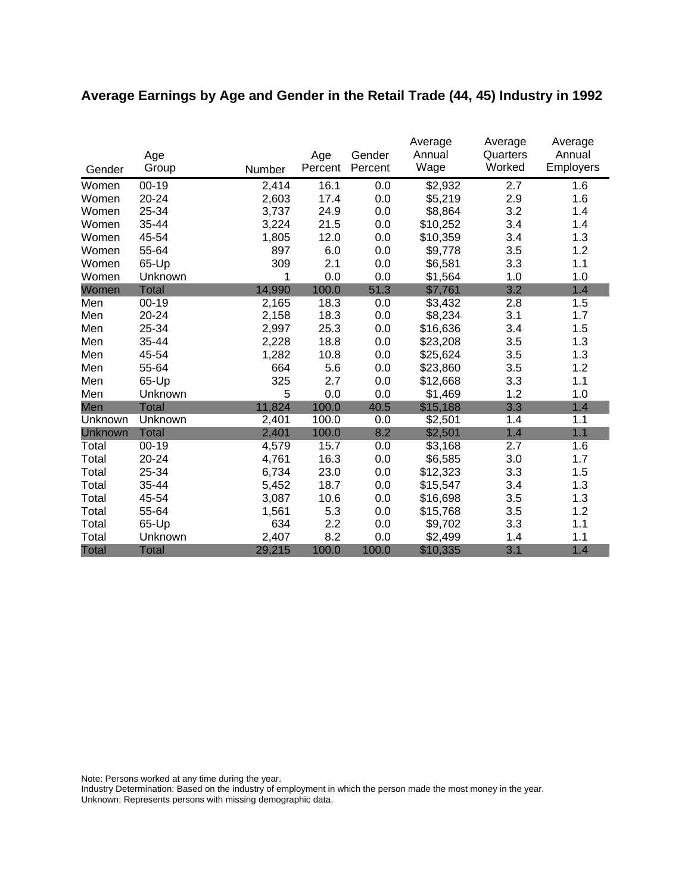# Average Earnings by Age and Gender in the Retail Trade (44, 45) Industry in 1992

| Gender | Age Group | Number | Age Percent | Gender Percent | Average Annual Wage | Average Quarters Worked | Average Annual Employers |
|---|---|---|---|---|---|---|---|
| Women | 00-19 | 2,414 | 16.1 | 0.0 | $2,932 | 2.7 | 1.6 |
| Women | 20-24 | 2,603 | 17.4 | 0.0 | $5,219 | 2.9 | 1.6 |
| Women | 25-34 | 3,737 | 24.9 | 0.0 | $8,864 | 3.2 | 1.4 |
| Women | 35-44 | 3,224 | 21.5 | 0.0 | $10,252 | 3.4 | 1.4 |
| Women | 45-54 | 1,805 | 12.0 | 0.0 | $10,359 | 3.4 | 1.3 |
| Women | 55-64 | 897 | 6.0 | 0.0 | $9,778 | 3.5 | 1.2 |
| Women | 65-Up | 309 | 2.1 | 0.0 | $6,581 | 3.3 | 1.1 |
| Women | Unknown | 1 | 0.0 | 0.0 | $1,564 | 1.0 | 1.0 |
| Women | Total | 14,990 | 100.0 | 51.3 | $7,761 | 3.2 | 1.4 |
| Men | 00-19 | 2,165 | 18.3 | 0.0 | $3,432 | 2.8 | 1.5 |
| Men | 20-24 | 2,158 | 18.3 | 0.0 | $8,234 | 3.1 | 1.7 |
| Men | 25-34 | 2,997 | 25.3 | 0.0 | $16,636 | 3.4 | 1.5 |
| Men | 35-44 | 2,228 | 18.8 | 0.0 | $23,208 | 3.5 | 1.3 |
| Men | 45-54 | 1,282 | 10.8 | 0.0 | $25,624 | 3.5 | 1.3 |
| Men | 55-64 | 664 | 5.6 | 0.0 | $23,860 | 3.5 | 1.2 |
| Men | 65-Up | 325 | 2.7 | 0.0 | $12,668 | 3.3 | 1.1 |
| Men | Unknown | 5 | 0.0 | 0.0 | $1,469 | 1.2 | 1.0 |
| Men | Total | 11,824 | 100.0 | 40.5 | $15,188 | 3.3 | 1.4 |
| Unknown | Unknown | 2,401 | 100.0 | 0.0 | $2,501 | 1.4 | 1.1 |
| Unknown | Total | 2,401 | 100.0 | 8.2 | $2,501 | 1.4 | 1.1 |
| Total | 00-19 | 4,579 | 15.7 | 0.0 | $3,168 | 2.7 | 1.6 |
| Total | 20-24 | 4,761 | 16.3 | 0.0 | $6,585 | 3.0 | 1.7 |
| Total | 25-34 | 6,734 | 23.0 | 0.0 | $12,323 | 3.3 | 1.5 |
| Total | 35-44 | 5,452 | 18.7 | 0.0 | $15,547 | 3.4 | 1.3 |
| Total | 45-54 | 3,087 | 10.6 | 0.0 | $16,698 | 3.5 | 1.3 |
| Total | 55-64 | 1,561 | 5.3 | 0.0 | $15,768 | 3.5 | 1.2 |
| Total | 65-Up | 634 | 2.2 | 0.0 | $9,702 | 3.3 | 1.1 |
| Total | Unknown | 2,407 | 8.2 | 0.0 | $2,499 | 1.4 | 1.1 |
| Total | Total | 29,215 | 100.0 | 100.0 | $10,335 | 3.1 | 1.4 |

Note: Persons worked at any time during the year.
Industry Determination: Based on the industry of employment in which the person made the most money in the year.
Unknown: Represents persons with missing demographic data.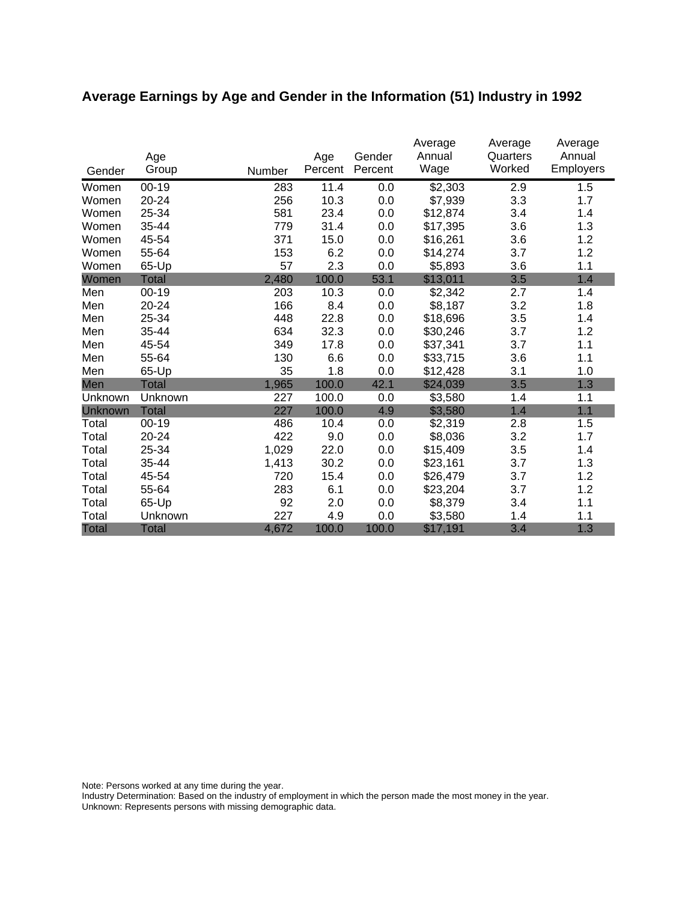## Average Earnings by Age and Gender in the Information (51) Industry in 1992

| Gender | Age Group | Number | Age Percent | Gender Percent | Average Annual Wage | Average Quarters Worked | Average Annual Employers |
|---|---|---|---|---|---|---|---|
| Women | 00-19 | 283 | 11.4 | 0.0 | $2,303 | 2.9 | 1.5 |
| Women | 20-24 | 256 | 10.3 | 0.0 | $7,939 | 3.3 | 1.7 |
| Women | 25-34 | 581 | 23.4 | 0.0 | $12,874 | 3.4 | 1.4 |
| Women | 35-44 | 779 | 31.4 | 0.0 | $17,395 | 3.6 | 1.3 |
| Women | 45-54 | 371 | 15.0 | 0.0 | $16,261 | 3.6 | 1.2 |
| Women | 55-64 | 153 | 6.2 | 0.0 | $14,274 | 3.7 | 1.2 |
| Women | 65-Up | 57 | 2.3 | 0.0 | $5,893 | 3.6 | 1.1 |
| Women | Total | 2,480 | 100.0 | 53.1 | $13,011 | 3.5 | 1.4 |
| Men | 00-19 | 203 | 10.3 | 0.0 | $2,342 | 2.7 | 1.4 |
| Men | 20-24 | 166 | 8.4 | 0.0 | $8,187 | 3.2 | 1.8 |
| Men | 25-34 | 448 | 22.8 | 0.0 | $18,696 | 3.5 | 1.4 |
| Men | 35-44 | 634 | 32.3 | 0.0 | $30,246 | 3.7 | 1.2 |
| Men | 45-54 | 349 | 17.8 | 0.0 | $37,341 | 3.7 | 1.1 |
| Men | 55-64 | 130 | 6.6 | 0.0 | $33,715 | 3.6 | 1.1 |
| Men | 65-Up | 35 | 1.8 | 0.0 | $12,428 | 3.1 | 1.0 |
| Men | Total | 1,965 | 100.0 | 42.1 | $24,039 | 3.5 | 1.3 |
| Unknown | Unknown | 227 | 100.0 | 0.0 | $3,580 | 1.4 | 1.1 |
| Unknown | Total | 227 | 100.0 | 4.9 | $3,580 | 1.4 | 1.1 |
| Total | 00-19 | 486 | 10.4 | 0.0 | $2,319 | 2.8 | 1.5 |
| Total | 20-24 | 422 | 9.0 | 0.0 | $8,036 | 3.2 | 1.7 |
| Total | 25-34 | 1,029 | 22.0 | 0.0 | $15,409 | 3.5 | 1.4 |
| Total | 35-44 | 1,413 | 30.2 | 0.0 | $23,161 | 3.7 | 1.3 |
| Total | 45-54 | 720 | 15.4 | 0.0 | $26,479 | 3.7 | 1.2 |
| Total | 55-64 | 283 | 6.1 | 0.0 | $23,204 | 3.7 | 1.2 |
| Total | 65-Up | 92 | 2.0 | 0.0 | $8,379 | 3.4 | 1.1 |
| Total | Unknown | 227 | 4.9 | 0.0 | $3,580 | 1.4 | 1.1 |
| Total | Total | 4,672 | 100.0 | 100.0 | $17,191 | 3.4 | 1.3 |

Note: Persons worked at any time during the year.
Industry Determination: Based on the industry of employment in which the person made the most money in the year.
Unknown: Represents persons with missing demographic data.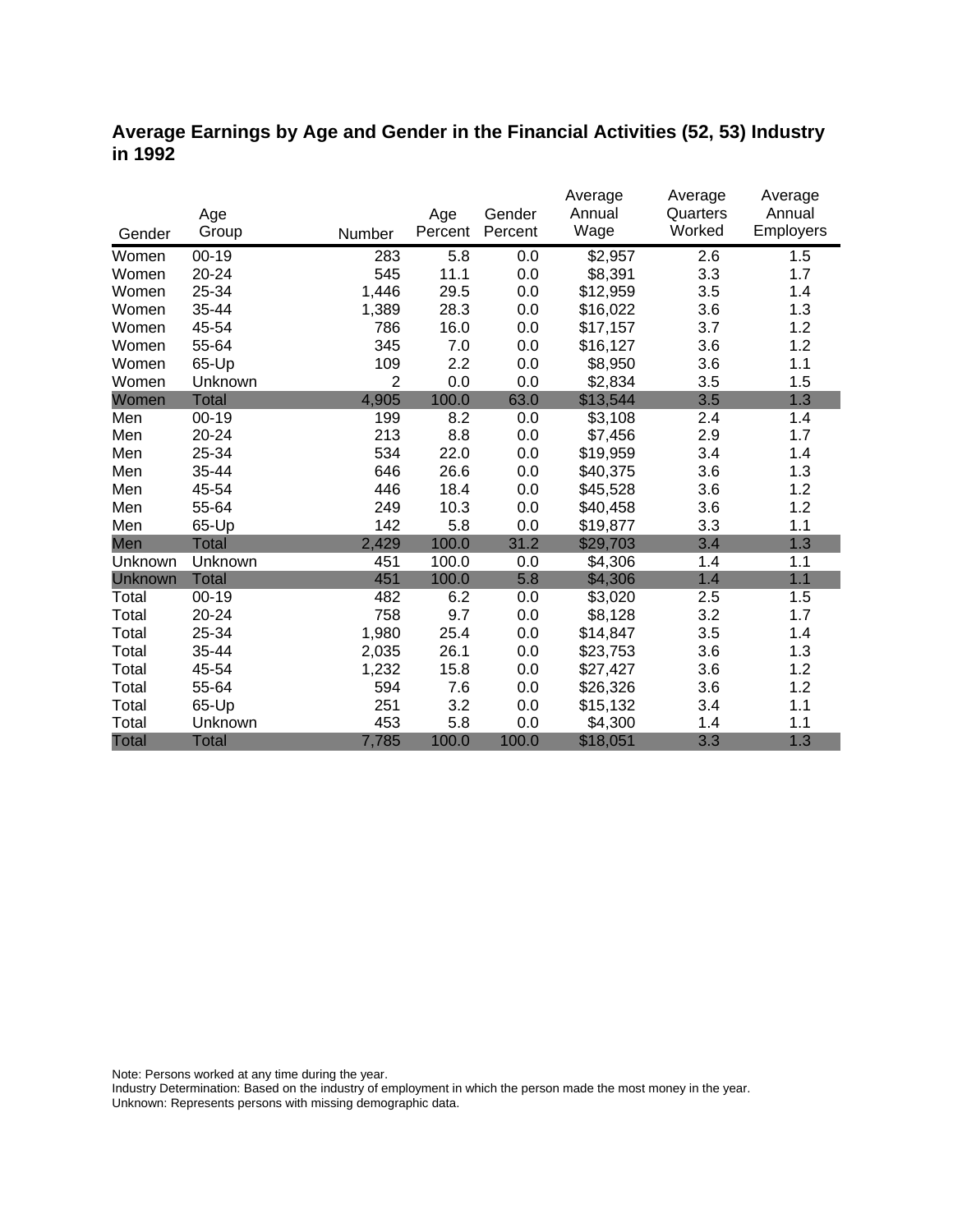## Average Earnings by Age and Gender in the Financial Activities (52, 53) Industry in 1992

| Gender | Age Group | Number | Age Percent | Gender Percent | Average Annual Wage | Average Quarters Worked | Average Annual Employers |
|---|---|---|---|---|---|---|---|
| Women | 00-19 | 283 | 5.8 | 0.0 | $2,957 | 2.6 | 1.5 |
| Women | 20-24 | 545 | 11.1 | 0.0 | $8,391 | 3.3 | 1.7 |
| Women | 25-34 | 1,446 | 29.5 | 0.0 | $12,959 | 3.5 | 1.4 |
| Women | 35-44 | 1,389 | 28.3 | 0.0 | $16,022 | 3.6 | 1.3 |
| Women | 45-54 | 786 | 16.0 | 0.0 | $17,157 | 3.7 | 1.2 |
| Women | 55-64 | 345 | 7.0 | 0.0 | $16,127 | 3.6 | 1.2 |
| Women | 65-Up | 109 | 2.2 | 0.0 | $8,950 | 3.6 | 1.1 |
| Women | Unknown | 2 | 0.0 | 0.0 | $2,834 | 3.5 | 1.5 |
| Women | Total | 4,905 | 100.0 | 63.0 | $13,544 | 3.5 | 1.3 |
| Men | 00-19 | 199 | 8.2 | 0.0 | $3,108 | 2.4 | 1.4 |
| Men | 20-24 | 213 | 8.8 | 0.0 | $7,456 | 2.9 | 1.7 |
| Men | 25-34 | 534 | 22.0 | 0.0 | $19,959 | 3.4 | 1.4 |
| Men | 35-44 | 646 | 26.6 | 0.0 | $40,375 | 3.6 | 1.3 |
| Men | 45-54 | 446 | 18.4 | 0.0 | $45,528 | 3.6 | 1.2 |
| Men | 55-64 | 249 | 10.3 | 0.0 | $40,458 | 3.6 | 1.2 |
| Men | 65-Up | 142 | 5.8 | 0.0 | $19,877 | 3.3 | 1.1 |
| Men | Total | 2,429 | 100.0 | 31.2 | $29,703 | 3.4 | 1.3 |
| Unknown | Unknown | 451 | 100.0 | 0.0 | $4,306 | 1.4 | 1.1 |
| Unknown | Total | 451 | 100.0 | 5.8 | $4,306 | 1.4 | 1.1 |
| Total | 00-19 | 482 | 6.2 | 0.0 | $3,020 | 2.5 | 1.5 |
| Total | 20-24 | 758 | 9.7 | 0.0 | $8,128 | 3.2 | 1.7 |
| Total | 25-34 | 1,980 | 25.4 | 0.0 | $14,847 | 3.5 | 1.4 |
| Total | 35-44 | 2,035 | 26.1 | 0.0 | $23,753 | 3.6 | 1.3 |
| Total | 45-54 | 1,232 | 15.8 | 0.0 | $27,427 | 3.6 | 1.2 |
| Total | 55-64 | 594 | 7.6 | 0.0 | $26,326 | 3.6 | 1.2 |
| Total | 65-Up | 251 | 3.2 | 0.0 | $15,132 | 3.4 | 1.1 |
| Total | Unknown | 453 | 5.8 | 0.0 | $4,300 | 1.4 | 1.1 |
| Total | Total | 7,785 | 100.0 | 100.0 | $18,051 | 3.3 | 1.3 |

Note: Persons worked at any time during the year.
Industry Determination: Based on the industry of employment in which the person made the most money in the year.
Unknown: Represents persons with missing demographic data.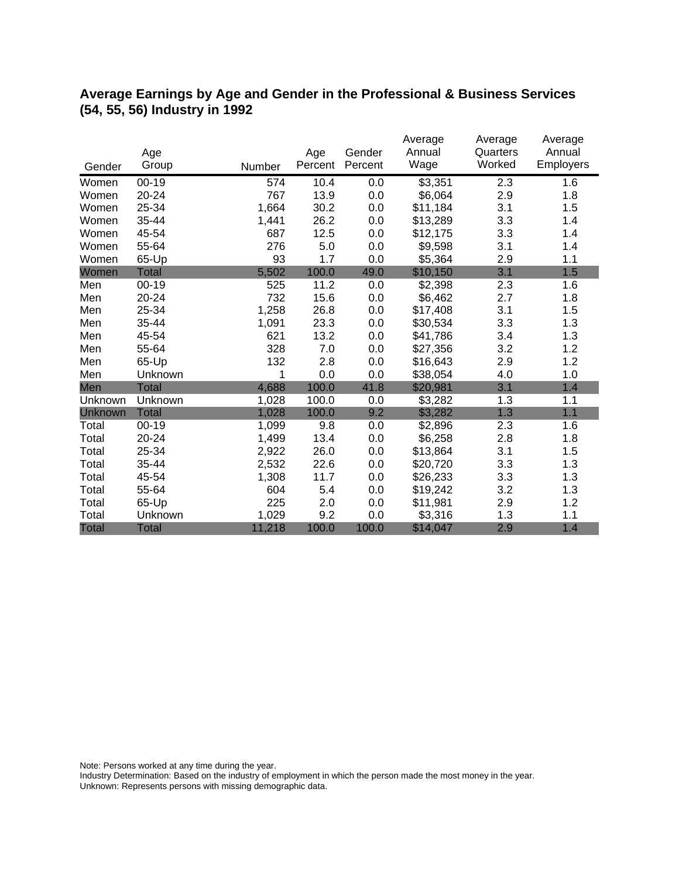## Average Earnings by Age and Gender in the Professional & Business Services (54, 55, 56) Industry in 1992

| Gender | Age Group | Number | Age Percent | Gender Percent | Average Annual Wage | Average Quarters Worked | Average Annual Employers |
|---|---|---|---|---|---|---|---|
| Women | 00-19 | 574 | 10.4 | 0.0 | $3,351 | 2.3 | 1.6 |
| Women | 20-24 | 767 | 13.9 | 0.0 | $6,064 | 2.9 | 1.8 |
| Women | 25-34 | 1,664 | 30.2 | 0.0 | $11,184 | 3.1 | 1.5 |
| Women | 35-44 | 1,441 | 26.2 | 0.0 | $13,289 | 3.3 | 1.4 |
| Women | 45-54 | 687 | 12.5 | 0.0 | $12,175 | 3.3 | 1.4 |
| Women | 55-64 | 276 | 5.0 | 0.0 | $9,598 | 3.1 | 1.4 |
| Women | 65-Up | 93 | 1.7 | 0.0 | $5,364 | 2.9 | 1.1 |
| Women | Total | 5,502 | 100.0 | 49.0 | $10,150 | 3.1 | 1.5 |
| Men | 00-19 | 525 | 11.2 | 0.0 | $2,398 | 2.3 | 1.6 |
| Men | 20-24 | 732 | 15.6 | 0.0 | $6,462 | 2.7 | 1.8 |
| Men | 25-34 | 1,258 | 26.8 | 0.0 | $17,408 | 3.1 | 1.5 |
| Men | 35-44 | 1,091 | 23.3 | 0.0 | $30,534 | 3.3 | 1.3 |
| Men | 45-54 | 621 | 13.2 | 0.0 | $41,786 | 3.4 | 1.3 |
| Men | 55-64 | 328 | 7.0 | 0.0 | $27,356 | 3.2 | 1.2 |
| Men | 65-Up | 132 | 2.8 | 0.0 | $16,643 | 2.9 | 1.2 |
| Men | Unknown | 1 | 0.0 | 0.0 | $38,054 | 4.0 | 1.0 |
| Men | Total | 4,688 | 100.0 | 41.8 | $20,981 | 3.1 | 1.4 |
| Unknown | Unknown | 1,028 | 100.0 | 0.0 | $3,282 | 1.3 | 1.1 |
| Unknown | Total | 1,028 | 100.0 | 9.2 | $3,282 | 1.3 | 1.1 |
| Total | 00-19 | 1,099 | 9.8 | 0.0 | $2,896 | 2.3 | 1.6 |
| Total | 20-24 | 1,499 | 13.4 | 0.0 | $6,258 | 2.8 | 1.8 |
| Total | 25-34 | 2,922 | 26.0 | 0.0 | $13,864 | 3.1 | 1.5 |
| Total | 35-44 | 2,532 | 22.6 | 0.0 | $20,720 | 3.3 | 1.3 |
| Total | 45-54 | 1,308 | 11.7 | 0.0 | $26,233 | 3.3 | 1.3 |
| Total | 55-64 | 604 | 5.4 | 0.0 | $19,242 | 3.2 | 1.3 |
| Total | 65-Up | 225 | 2.0 | 0.0 | $11,981 | 2.9 | 1.2 |
| Total | Unknown | 1,029 | 9.2 | 0.0 | $3,316 | 1.3 | 1.1 |
| Total | Total | 11,218 | 100.0 | 100.0 | $14,047 | 2.9 | 1.4 |

Note: Persons worked at any time during the year.
Industry Determination: Based on the industry of employment in which the person made the most money in the year.
Unknown: Represents persons with missing demographic data.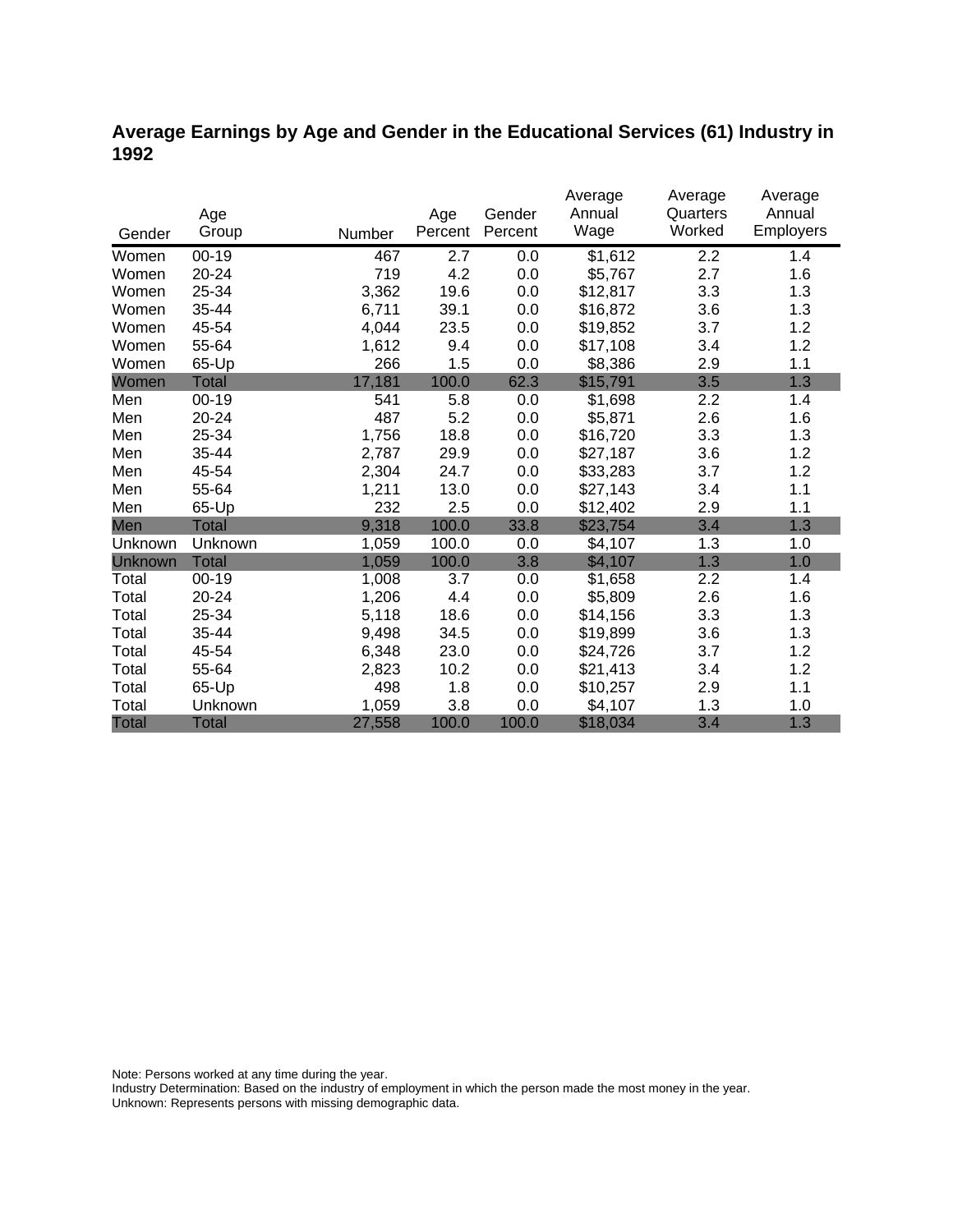## Average Earnings by Age and Gender in the Educational Services (61) Industry in 1992

| Gender | Age Group | Number | Age Percent | Gender Percent | Average Annual Wage | Average Quarters Worked | Average Annual Employers |
|---|---|---|---|---|---|---|---|
| Women | 00-19 | 467 | 2.7 | 0.0 | $1,612 | 2.2 | 1.4 |
| Women | 20-24 | 719 | 4.2 | 0.0 | $5,767 | 2.7 | 1.6 |
| Women | 25-34 | 3,362 | 19.6 | 0.0 | $12,817 | 3.3 | 1.3 |
| Women | 35-44 | 6,711 | 39.1 | 0.0 | $16,872 | 3.6 | 1.3 |
| Women | 45-54 | 4,044 | 23.5 | 0.0 | $19,852 | 3.7 | 1.2 |
| Women | 55-64 | 1,612 | 9.4 | 0.0 | $17,108 | 3.4 | 1.2 |
| Women | 65-Up | 266 | 1.5 | 0.0 | $8,386 | 2.9 | 1.1 |
| Women | Total | 17,181 | 100.0 | 62.3 | $15,791 | 3.5 | 1.3 |
| Men | 00-19 | 541 | 5.8 | 0.0 | $1,698 | 2.2 | 1.4 |
| Men | 20-24 | 487 | 5.2 | 0.0 | $5,871 | 2.6 | 1.6 |
| Men | 25-34 | 1,756 | 18.8 | 0.0 | $16,720 | 3.3 | 1.3 |
| Men | 35-44 | 2,787 | 29.9 | 0.0 | $27,187 | 3.6 | 1.2 |
| Men | 45-54 | 2,304 | 24.7 | 0.0 | $33,283 | 3.7 | 1.2 |
| Men | 55-64 | 1,211 | 13.0 | 0.0 | $27,143 | 3.4 | 1.1 |
| Men | 65-Up | 232 | 2.5 | 0.0 | $12,402 | 2.9 | 1.1 |
| Men | Total | 9,318 | 100.0 | 33.8 | $23,754 | 3.4 | 1.3 |
| Unknown | Unknown | 1,059 | 100.0 | 0.0 | $4,107 | 1.3 | 1.0 |
| Unknown | Total | 1,059 | 100.0 | 3.8 | $4,107 | 1.3 | 1.0 |
| Total | 00-19 | 1,008 | 3.7 | 0.0 | $1,658 | 2.2 | 1.4 |
| Total | 20-24 | 1,206 | 4.4 | 0.0 | $5,809 | 2.6 | 1.6 |
| Total | 25-34 | 5,118 | 18.6 | 0.0 | $14,156 | 3.3 | 1.3 |
| Total | 35-44 | 9,498 | 34.5 | 0.0 | $19,899 | 3.6 | 1.3 |
| Total | 45-54 | 6,348 | 23.0 | 0.0 | $24,726 | 3.7 | 1.2 |
| Total | 55-64 | 2,823 | 10.2 | 0.0 | $21,413 | 3.4 | 1.2 |
| Total | 65-Up | 498 | 1.8 | 0.0 | $10,257 | 2.9 | 1.1 |
| Total | Unknown | 1,059 | 3.8 | 0.0 | $4,107 | 1.3 | 1.0 |
| Total | Total | 27,558 | 100.0 | 100.0 | $18,034 | 3.4 | 1.3 |

Note: Persons worked at any time during the year.
Industry Determination: Based on the industry of employment in which the person made the most money in the year.
Unknown: Represents persons with missing demographic data.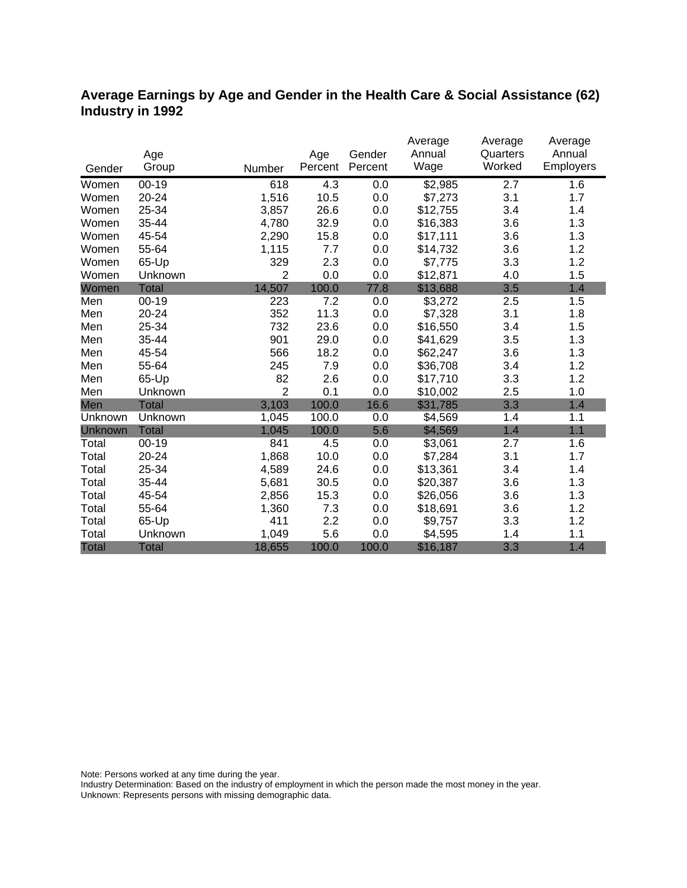## Average Earnings by Age and Gender in the Health Care & Social Assistance (62) Industry in 1992

| Gender | Age Group | Number | Age Percent | Gender Percent | Average Annual Wage | Average Quarters Worked | Average Annual Employers |
|---|---|---|---|---|---|---|---|
| Women | 00-19 | 618 | 4.3 | 0.0 | $2,985 | 2.7 | 1.6 |
| Women | 20-24 | 1,516 | 10.5 | 0.0 | $7,273 | 3.1 | 1.7 |
| Women | 25-34 | 3,857 | 26.6 | 0.0 | $12,755 | 3.4 | 1.4 |
| Women | 35-44 | 4,780 | 32.9 | 0.0 | $16,383 | 3.6 | 1.3 |
| Women | 45-54 | 2,290 | 15.8 | 0.0 | $17,111 | 3.6 | 1.3 |
| Women | 55-64 | 1,115 | 7.7 | 0.0 | $14,732 | 3.6 | 1.2 |
| Women | 65-Up | 329 | 2.3 | 0.0 | $7,775 | 3.3 | 1.2 |
| Women | Unknown | 2 | 0.0 | 0.0 | $12,871 | 4.0 | 1.5 |
| Women | Total | 14,507 | 100.0 | 77.8 | $13,688 | 3.5 | 1.4 |
| Men | 00-19 | 223 | 7.2 | 0.0 | $3,272 | 2.5 | 1.5 |
| Men | 20-24 | 352 | 11.3 | 0.0 | $7,328 | 3.1 | 1.8 |
| Men | 25-34 | 732 | 23.6 | 0.0 | $16,550 | 3.4 | 1.5 |
| Men | 35-44 | 901 | 29.0 | 0.0 | $41,629 | 3.5 | 1.3 |
| Men | 45-54 | 566 | 18.2 | 0.0 | $62,247 | 3.6 | 1.3 |
| Men | 55-64 | 245 | 7.9 | 0.0 | $36,708 | 3.4 | 1.2 |
| Men | 65-Up | 82 | 2.6 | 0.0 | $17,710 | 3.3 | 1.2 |
| Men | Unknown | 2 | 0.1 | 0.0 | $10,002 | 2.5 | 1.0 |
| Men | Total | 3,103 | 100.0 | 16.6 | $31,785 | 3.3 | 1.4 |
| Unknown | Unknown | 1,045 | 100.0 | 0.0 | $4,569 | 1.4 | 1.1 |
| Unknown | Total | 1,045 | 100.0 | 5.6 | $4,569 | 1.4 | 1.1 |
| Total | 00-19 | 841 | 4.5 | 0.0 | $3,061 | 2.7 | 1.6 |
| Total | 20-24 | 1,868 | 10.0 | 0.0 | $7,284 | 3.1 | 1.7 |
| Total | 25-34 | 4,589 | 24.6 | 0.0 | $13,361 | 3.4 | 1.4 |
| Total | 35-44 | 5,681 | 30.5 | 0.0 | $20,387 | 3.6 | 1.3 |
| Total | 45-54 | 2,856 | 15.3 | 0.0 | $26,056 | 3.6 | 1.3 |
| Total | 55-64 | 1,360 | 7.3 | 0.0 | $18,691 | 3.6 | 1.2 |
| Total | 65-Up | 411 | 2.2 | 0.0 | $9,757 | 3.3 | 1.2 |
| Total | Unknown | 1,049 | 5.6 | 0.0 | $4,595 | 1.4 | 1.1 |
| Total | Total | 18,655 | 100.0 | 100.0 | $16,187 | 3.3 | 1.4 |

Note: Persons worked at any time during the year.
Industry Determination: Based on the industry of employment in which the person made the most money in the year.
Unknown: Represents persons with missing demographic data.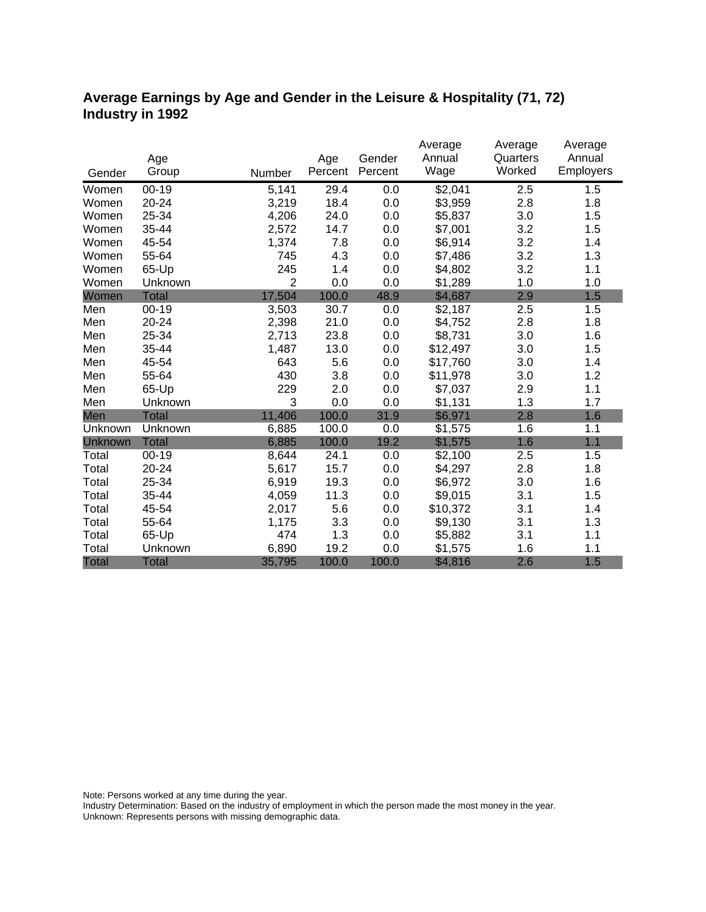## Average Earnings by Age and Gender in the Leisure & Hospitality (71, 72) Industry in 1992

| Gender | Age Group | Number | Age Percent | Gender Percent | Average Annual Wage | Average Quarters Worked | Average Annual Employers |
|---|---|---|---|---|---|---|---|
| Women | 00-19 | 5,141 | 29.4 | 0.0 | $2,041 | 2.5 | 1.5 |
| Women | 20-24 | 3,219 | 18.4 | 0.0 | $3,959 | 2.8 | 1.8 |
| Women | 25-34 | 4,206 | 24.0 | 0.0 | $5,837 | 3.0 | 1.5 |
| Women | 35-44 | 2,572 | 14.7 | 0.0 | $7,001 | 3.2 | 1.5 |
| Women | 45-54 | 1,374 | 7.8 | 0.0 | $6,914 | 3.2 | 1.4 |
| Women | 55-64 | 745 | 4.3 | 0.0 | $7,486 | 3.2 | 1.3 |
| Women | 65-Up | 245 | 1.4 | 0.0 | $4,802 | 3.2 | 1.1 |
| Women | Unknown | 2 | 0.0 | 0.0 | $1,289 | 1.0 | 1.0 |
| Women | Total | 17,504 | 100.0 | 48.9 | $4,687 | 2.9 | 1.5 |
| Men | 00-19 | 3,503 | 30.7 | 0.0 | $2,187 | 2.5 | 1.5 |
| Men | 20-24 | 2,398 | 21.0 | 0.0 | $4,752 | 2.8 | 1.8 |
| Men | 25-34 | 2,713 | 23.8 | 0.0 | $8,731 | 3.0 | 1.6 |
| Men | 35-44 | 1,487 | 13.0 | 0.0 | $12,497 | 3.0 | 1.5 |
| Men | 45-54 | 643 | 5.6 | 0.0 | $17,760 | 3.0 | 1.4 |
| Men | 55-64 | 430 | 3.8 | 0.0 | $11,978 | 3.0 | 1.2 |
| Men | 65-Up | 229 | 2.0 | 0.0 | $7,037 | 2.9 | 1.1 |
| Men | Unknown | 3 | 0.0 | 0.0 | $1,131 | 1.3 | 1.7 |
| Men | Total | 11,406 | 100.0 | 31.9 | $6,971 | 2.8 | 1.6 |
| Unknown | Unknown | 6,885 | 100.0 | 0.0 | $1,575 | 1.6 | 1.1 |
| Unknown | Total | 6,885 | 100.0 | 19.2 | $1,575 | 1.6 | 1.1 |
| Total | 00-19 | 8,644 | 24.1 | 0.0 | $2,100 | 2.5 | 1.5 |
| Total | 20-24 | 5,617 | 15.7 | 0.0 | $4,297 | 2.8 | 1.8 |
| Total | 25-34 | 6,919 | 19.3 | 0.0 | $6,972 | 3.0 | 1.6 |
| Total | 35-44 | 4,059 | 11.3 | 0.0 | $9,015 | 3.1 | 1.5 |
| Total | 45-54 | 2,017 | 5.6 | 0.0 | $10,372 | 3.1 | 1.4 |
| Total | 55-64 | 1,175 | 3.3 | 0.0 | $9,130 | 3.1 | 1.3 |
| Total | 65-Up | 474 | 1.3 | 0.0 | $5,882 | 3.1 | 1.1 |
| Total | Unknown | 6,890 | 19.2 | 0.0 | $1,575 | 1.6 | 1.1 |
| Total | Total | 35,795 | 100.0 | 100.0 | $4,816 | 2.6 | 1.5 |

Note: Persons worked at any time during the year.
Industry Determination: Based on the industry of employment in which the person made the most money in the year.
Unknown: Represents persons with missing demographic data.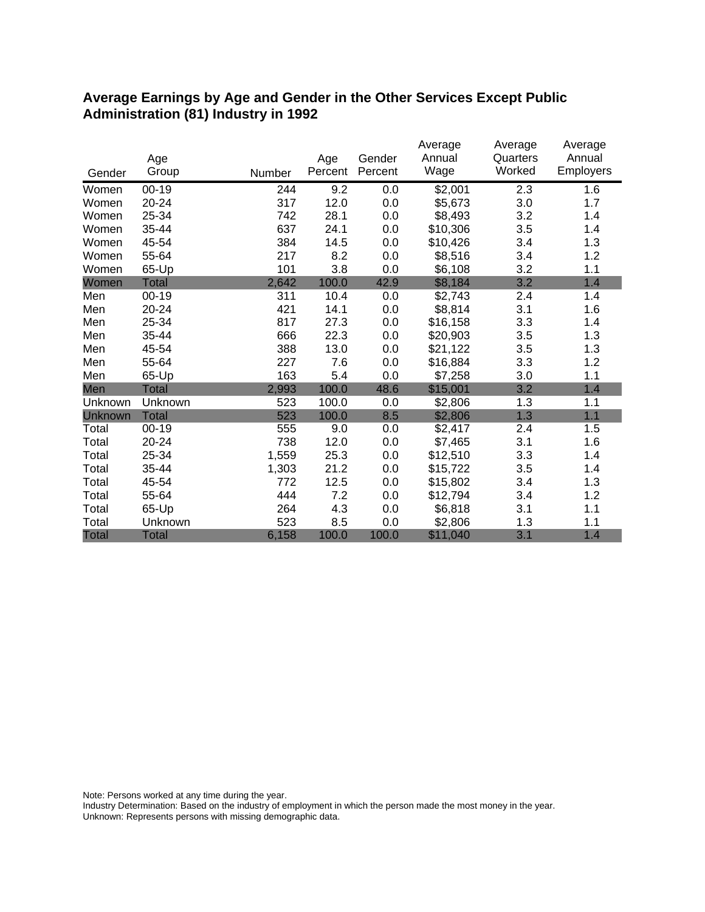# Average Earnings by Age and Gender in the Other Services Except Public Administration (81) Industry in 1992

| Gender | Age Group | Number | Age Percent | Gender Percent | Average Annual Wage | Average Quarters Worked | Average Annual Employers |
|---|---|---|---|---|---|---|---|
| Women | 00-19 | 244 | 9.2 | 0.0 | $2,001 | 2.3 | 1.6 |
| Women | 20-24 | 317 | 12.0 | 0.0 | $5,673 | 3.0 | 1.7 |
| Women | 25-34 | 742 | 28.1 | 0.0 | $8,493 | 3.2 | 1.4 |
| Women | 35-44 | 637 | 24.1 | 0.0 | $10,306 | 3.5 | 1.4 |
| Women | 45-54 | 384 | 14.5 | 0.0 | $10,426 | 3.4 | 1.3 |
| Women | 55-64 | 217 | 8.2 | 0.0 | $8,516 | 3.4 | 1.2 |
| Women | 65-Up | 101 | 3.8 | 0.0 | $6,108 | 3.2 | 1.1 |
| Women | Total | 2,642 | 100.0 | 42.9 | $8,184 | 3.2 | 1.4 |
| Men | 00-19 | 311 | 10.4 | 0.0 | $2,743 | 2.4 | 1.4 |
| Men | 20-24 | 421 | 14.1 | 0.0 | $8,814 | 3.1 | 1.6 |
| Men | 25-34 | 817 | 27.3 | 0.0 | $16,158 | 3.3 | 1.4 |
| Men | 35-44 | 666 | 22.3 | 0.0 | $20,903 | 3.5 | 1.3 |
| Men | 45-54 | 388 | 13.0 | 0.0 | $21,122 | 3.5 | 1.3 |
| Men | 55-64 | 227 | 7.6 | 0.0 | $16,884 | 3.3 | 1.2 |
| Men | 65-Up | 163 | 5.4 | 0.0 | $7,258 | 3.0 | 1.1 |
| Men | Total | 2,993 | 100.0 | 48.6 | $15,001 | 3.2 | 1.4 |
| Unknown | Unknown | 523 | 100.0 | 0.0 | $2,806 | 1.3 | 1.1 |
| Unknown | Total | 523 | 100.0 | 8.5 | $2,806 | 1.3 | 1.1 |
| Total | 00-19 | 555 | 9.0 | 0.0 | $2,417 | 2.4 | 1.5 |
| Total | 20-24 | 738 | 12.0 | 0.0 | $7,465 | 3.1 | 1.6 |
| Total | 25-34 | 1,559 | 25.3 | 0.0 | $12,510 | 3.3 | 1.4 |
| Total | 35-44 | 1,303 | 21.2 | 0.0 | $15,722 | 3.5 | 1.4 |
| Total | 45-54 | 772 | 12.5 | 0.0 | $15,802 | 3.4 | 1.3 |
| Total | 55-64 | 444 | 7.2 | 0.0 | $12,794 | 3.4 | 1.2 |
| Total | 65-Up | 264 | 4.3 | 0.0 | $6,818 | 3.1 | 1.1 |
| Total | Unknown | 523 | 8.5 | 0.0 | $2,806 | 1.3 | 1.1 |
| Total | Total | 6,158 | 100.0 | 100.0 | $11,040 | 3.1 | 1.4 |

Note: Persons worked at any time during the year.
Industry Determination: Based on the industry of employment in which the person made the most money in the year.
Unknown: Represents persons with missing demographic data.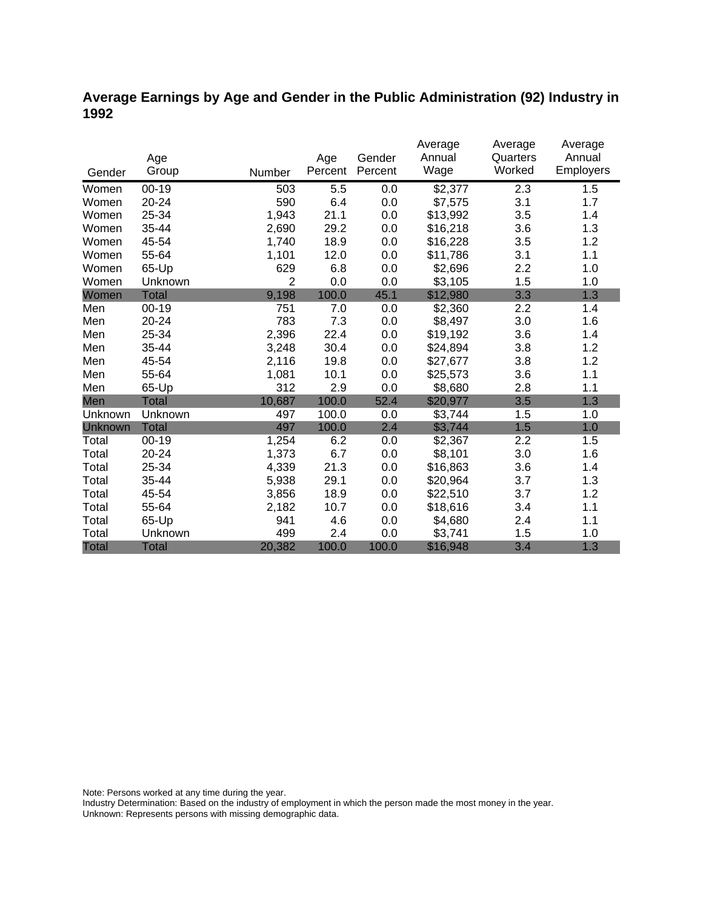# Average Earnings by Age and Gender in the Public Administration (92) Industry in 1992

| Gender | Age Group | Number | Age Percent | Gender Percent | Average Annual Wage | Average Quarters Worked | Average Annual Employers |
|---|---|---|---|---|---|---|---|
| Women | 00-19 | 503 | 5.5 | 0.0 | $2,377 | 2.3 | 1.5 |
| Women | 20-24 | 590 | 6.4 | 0.0 | $7,575 | 3.1 | 1.7 |
| Women | 25-34 | 1,943 | 21.1 | 0.0 | $13,992 | 3.5 | 1.4 |
| Women | 35-44 | 2,690 | 29.2 | 0.0 | $16,218 | 3.6 | 1.3 |
| Women | 45-54 | 1,740 | 18.9 | 0.0 | $16,228 | 3.5 | 1.2 |
| Women | 55-64 | 1,101 | 12.0 | 0.0 | $11,786 | 3.1 | 1.1 |
| Women | 65-Up | 629 | 6.8 | 0.0 | $2,696 | 2.2 | 1.0 |
| Women | Unknown | 2 | 0.0 | 0.0 | $3,105 | 1.5 | 1.0 |
| Women | Total | 9,198 | 100.0 | 45.1 | $12,980 | 3.3 | 1.3 |
| Men | 00-19 | 751 | 7.0 | 0.0 | $2,360 | 2.2 | 1.4 |
| Men | 20-24 | 783 | 7.3 | 0.0 | $8,497 | 3.0 | 1.6 |
| Men | 25-34 | 2,396 | 22.4 | 0.0 | $19,192 | 3.6 | 1.4 |
| Men | 35-44 | 3,248 | 30.4 | 0.0 | $24,894 | 3.8 | 1.2 |
| Men | 45-54 | 2,116 | 19.8 | 0.0 | $27,677 | 3.8 | 1.2 |
| Men | 55-64 | 1,081 | 10.1 | 0.0 | $25,573 | 3.6 | 1.1 |
| Men | 65-Up | 312 | 2.9 | 0.0 | $8,680 | 2.8 | 1.1 |
| Men | Total | 10,687 | 100.0 | 52.4 | $20,977 | 3.5 | 1.3 |
| Unknown | Unknown | 497 | 100.0 | 0.0 | $3,744 | 1.5 | 1.0 |
| Unknown | Total | 497 | 100.0 | 2.4 | $3,744 | 1.5 | 1.0 |
| Total | 00-19 | 1,254 | 6.2 | 0.0 | $2,367 | 2.2 | 1.5 |
| Total | 20-24 | 1,373 | 6.7 | 0.0 | $8,101 | 3.0 | 1.6 |
| Total | 25-34 | 4,339 | 21.3 | 0.0 | $16,863 | 3.6 | 1.4 |
| Total | 35-44 | 5,938 | 29.1 | 0.0 | $20,964 | 3.7 | 1.3 |
| Total | 45-54 | 3,856 | 18.9 | 0.0 | $22,510 | 3.7 | 1.2 |
| Total | 55-64 | 2,182 | 10.7 | 0.0 | $18,616 | 3.4 | 1.1 |
| Total | 65-Up | 941 | 4.6 | 0.0 | $4,680 | 2.4 | 1.1 |
| Total | Unknown | 499 | 2.4 | 0.0 | $3,741 | 1.5 | 1.0 |
| Total | Total | 20,382 | 100.0 | 100.0 | $16,948 | 3.4 | 1.3 |

Note: Persons worked at any time during the year.
Industry Determination: Based on the industry of employment in which the person made the most money in the year.
Unknown: Represents persons with missing demographic data.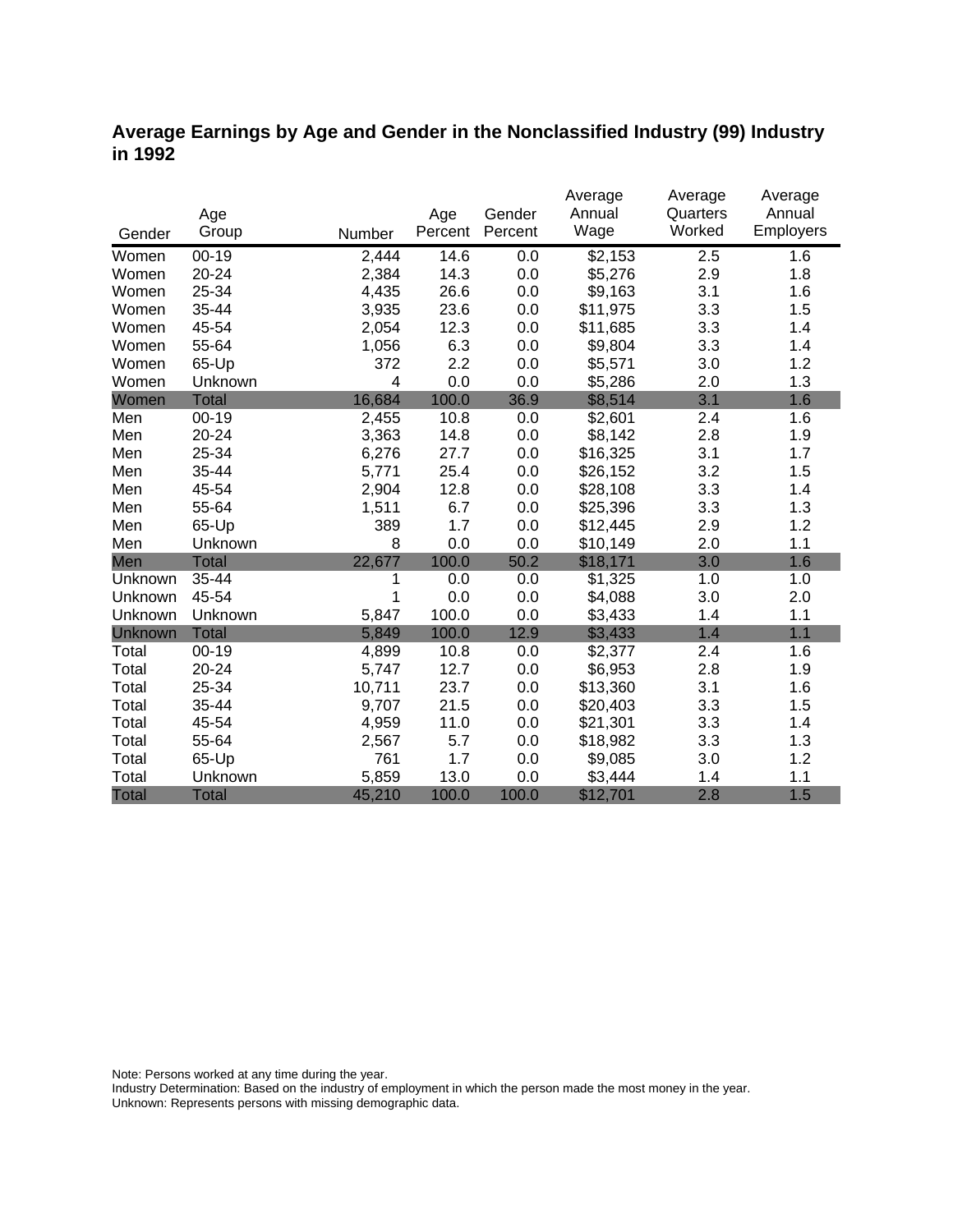## Average Earnings by Age and Gender in the Nonclassified Industry (99) Industry in 1992

| Gender | Age Group | Number | Age Percent | Gender Percent | Average Annual Wage | Average Quarters Worked | Average Annual Employers |
|---|---|---|---|---|---|---|---|
| Women | 00-19 | 2,444 | 14.6 | 0.0 | $2,153 | 2.5 | 1.6 |
| Women | 20-24 | 2,384 | 14.3 | 0.0 | $5,276 | 2.9 | 1.8 |
| Women | 25-34 | 4,435 | 26.6 | 0.0 | $9,163 | 3.1 | 1.6 |
| Women | 35-44 | 3,935 | 23.6 | 0.0 | $11,975 | 3.3 | 1.5 |
| Women | 45-54 | 2,054 | 12.3 | 0.0 | $11,685 | 3.3 | 1.4 |
| Women | 55-64 | 1,056 | 6.3 | 0.0 | $9,804 | 3.3 | 1.4 |
| Women | 65-Up | 372 | 2.2 | 0.0 | $5,571 | 3.0 | 1.2 |
| Women | Unknown | 4 | 0.0 | 0.0 | $5,286 | 2.0 | 1.3 |
| Women | Total | 16,684 | 100.0 | 36.9 | $8,514 | 3.1 | 1.6 |
| Men | 00-19 | 2,455 | 10.8 | 0.0 | $2,601 | 2.4 | 1.6 |
| Men | 20-24 | 3,363 | 14.8 | 0.0 | $8,142 | 2.8 | 1.9 |
| Men | 25-34 | 6,276 | 27.7 | 0.0 | $16,325 | 3.1 | 1.7 |
| Men | 35-44 | 5,771 | 25.4 | 0.0 | $26,152 | 3.2 | 1.5 |
| Men | 45-54 | 2,904 | 12.8 | 0.0 | $28,108 | 3.3 | 1.4 |
| Men | 55-64 | 1,511 | 6.7 | 0.0 | $25,396 | 3.3 | 1.3 |
| Men | 65-Up | 389 | 1.7 | 0.0 | $12,445 | 2.9 | 1.2 |
| Men | Unknown | 8 | 0.0 | 0.0 | $10,149 | 2.0 | 1.1 |
| Men | Total | 22,677 | 100.0 | 50.2 | $18,171 | 3.0 | 1.6 |
| Unknown | 35-44 | 1 | 0.0 | 0.0 | $1,325 | 1.0 | 1.0 |
| Unknown | 45-54 | 1 | 0.0 | 0.0 | $4,088 | 3.0 | 2.0 |
| Unknown | Unknown | 5,847 | 100.0 | 0.0 | $3,433 | 1.4 | 1.1 |
| Unknown | Total | 5,849 | 100.0 | 12.9 | $3,433 | 1.4 | 1.1 |
| Total | 00-19 | 4,899 | 10.8 | 0.0 | $2,377 | 2.4 | 1.6 |
| Total | 20-24 | 5,747 | 12.7 | 0.0 | $6,953 | 2.8 | 1.9 |
| Total | 25-34 | 10,711 | 23.7 | 0.0 | $13,360 | 3.1 | 1.6 |
| Total | 35-44 | 9,707 | 21.5 | 0.0 | $20,403 | 3.3 | 1.5 |
| Total | 45-54 | 4,959 | 11.0 | 0.0 | $21,301 | 3.3 | 1.4 |
| Total | 55-64 | 2,567 | 5.7 | 0.0 | $18,982 | 3.3 | 1.3 |
| Total | 65-Up | 761 | 1.7 | 0.0 | $9,085 | 3.0 | 1.2 |
| Total | Unknown | 5,859 | 13.0 | 0.0 | $3,444 | 1.4 | 1.1 |
| Total | Total | 45,210 | 100.0 | 100.0 | $12,701 | 2.8 | 1.5 |

Note: Persons worked at any time during the year.
Industry Determination: Based on the industry of employment in which the person made the most money in the year.
Unknown: Represents persons with missing demographic data.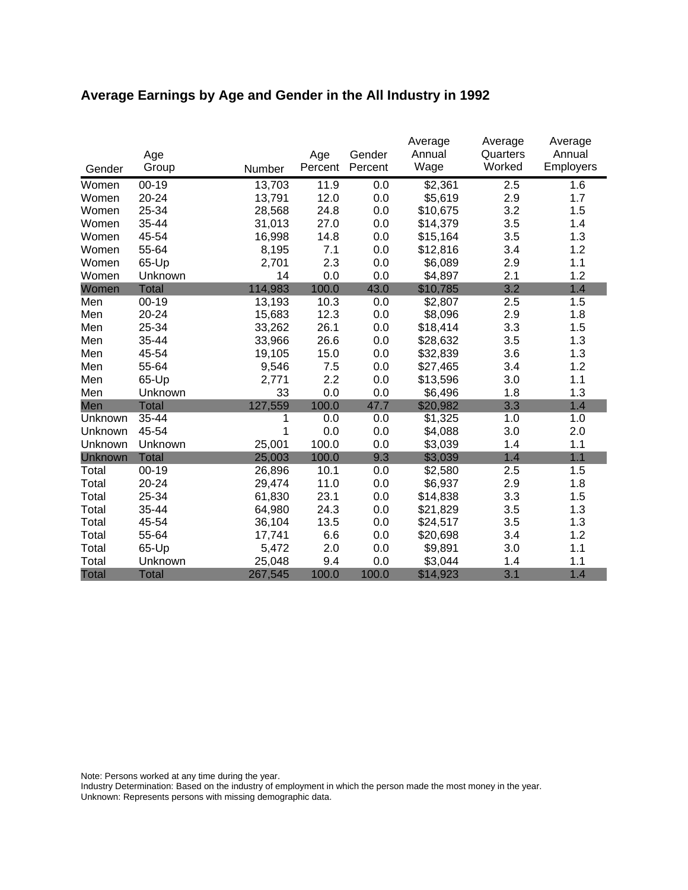## Average Earnings by Age and Gender in the All Industry in 1992

| Gender | Age Group | Number | Age Percent | Gender Percent | Average Annual Wage | Average Quarters Worked | Average Annual Employers |
|---|---|---|---|---|---|---|---|
| Women | 00-19 | 13,703 | 11.9 | 0.0 | $2,361 | 2.5 | 1.6 |
| Women | 20-24 | 13,791 | 12.0 | 0.0 | $5,619 | 2.9 | 1.7 |
| Women | 25-34 | 28,568 | 24.8 | 0.0 | $10,675 | 3.2 | 1.5 |
| Women | 35-44 | 31,013 | 27.0 | 0.0 | $14,379 | 3.5 | 1.4 |
| Women | 45-54 | 16,998 | 14.8 | 0.0 | $15,164 | 3.5 | 1.3 |
| Women | 55-64 | 8,195 | 7.1 | 0.0 | $12,816 | 3.4 | 1.2 |
| Women | 65-Up | 2,701 | 2.3 | 0.0 | $6,089 | 2.9 | 1.1 |
| Women | Unknown | 14 | 0.0 | 0.0 | $4,897 | 2.1 | 1.2 |
| Women | Total | 114,983 | 100.0 | 43.0 | $10,785 | 3.2 | 1.4 |
| Men | 00-19 | 13,193 | 10.3 | 0.0 | $2,807 | 2.5 | 1.5 |
| Men | 20-24 | 15,683 | 12.3 | 0.0 | $8,096 | 2.9 | 1.8 |
| Men | 25-34 | 33,262 | 26.1 | 0.0 | $18,414 | 3.3 | 1.5 |
| Men | 35-44 | 33,966 | 26.6 | 0.0 | $28,632 | 3.5 | 1.3 |
| Men | 45-54 | 19,105 | 15.0 | 0.0 | $32,839 | 3.6 | 1.3 |
| Men | 55-64 | 9,546 | 7.5 | 0.0 | $27,465 | 3.4 | 1.2 |
| Men | 65-Up | 2,771 | 2.2 | 0.0 | $13,596 | 3.0 | 1.1 |
| Men | Unknown | 33 | 0.0 | 0.0 | $6,496 | 1.8 | 1.3 |
| Men | Total | 127,559 | 100.0 | 47.7 | $20,982 | 3.3 | 1.4 |
| Unknown | 35-44 | 1 | 0.0 | 0.0 | $1,325 | 1.0 | 1.0 |
| Unknown | 45-54 | 1 | 0.0 | 0.0 | $4,088 | 3.0 | 2.0 |
| Unknown | Unknown | 25,001 | 100.0 | 0.0 | $3,039 | 1.4 | 1.1 |
| Unknown | Total | 25,003 | 100.0 | 9.3 | $3,039 | 1.4 | 1.1 |
| Total | 00-19 | 26,896 | 10.1 | 0.0 | $2,580 | 2.5 | 1.5 |
| Total | 20-24 | 29,474 | 11.0 | 0.0 | $6,937 | 2.9 | 1.8 |
| Total | 25-34 | 61,830 | 23.1 | 0.0 | $14,838 | 3.3 | 1.5 |
| Total | 35-44 | 64,980 | 24.3 | 0.0 | $21,829 | 3.5 | 1.3 |
| Total | 45-54 | 36,104 | 13.5 | 0.0 | $24,517 | 3.5 | 1.3 |
| Total | 55-64 | 17,741 | 6.6 | 0.0 | $20,698 | 3.4 | 1.2 |
| Total | 65-Up | 5,472 | 2.0 | 0.0 | $9,891 | 3.0 | 1.1 |
| Total | Unknown | 25,048 | 9.4 | 0.0 | $3,044 | 1.4 | 1.1 |
| Total | Total | 267,545 | 100.0 | 100.0 | $14,923 | 3.1 | 1.4 |

Note: Persons worked at any time during the year.
Industry Determination: Based on the industry of employment in which the person made the most money in the year.
Unknown: Represents persons with missing demographic data.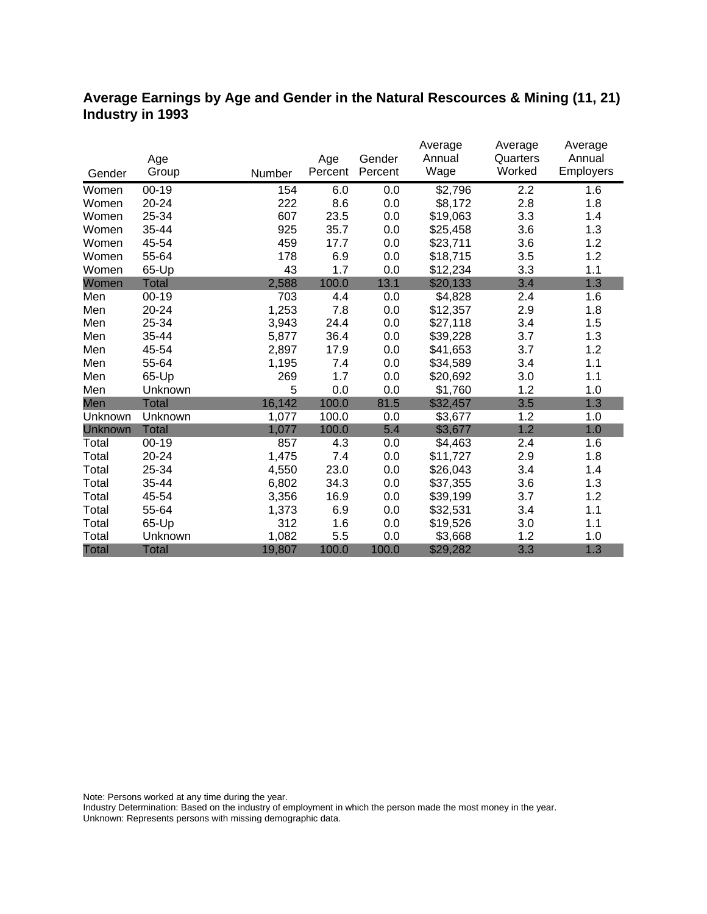## Average Earnings by Age and Gender in the Natural Rescources & Mining (11, 21) Industry in 1993

| Gender | Age Group | Number | Age Percent | Gender Percent | Average Annual Wage | Average Quarters Worked | Average Annual Employers |
|---|---|---|---|---|---|---|---|
| Women | 00-19 | 154 | 6.0 | 0.0 | $2,796 | 2.2 | 1.6 |
| Women | 20-24 | 222 | 8.6 | 0.0 | $8,172 | 2.8 | 1.8 |
| Women | 25-34 | 607 | 23.5 | 0.0 | $19,063 | 3.3 | 1.4 |
| Women | 35-44 | 925 | 35.7 | 0.0 | $25,458 | 3.6 | 1.3 |
| Women | 45-54 | 459 | 17.7 | 0.0 | $23,711 | 3.6 | 1.2 |
| Women | 55-64 | 178 | 6.9 | 0.0 | $18,715 | 3.5 | 1.2 |
| Women | 65-Up | 43 | 1.7 | 0.0 | $12,234 | 3.3 | 1.1 |
| Women | Total | 2,588 | 100.0 | 13.1 | $20,133 | 3.4 | 1.3 |
| Men | 00-19 | 703 | 4.4 | 0.0 | $4,828 | 2.4 | 1.6 |
| Men | 20-24 | 1,253 | 7.8 | 0.0 | $12,357 | 2.9 | 1.8 |
| Men | 25-34 | 3,943 | 24.4 | 0.0 | $27,118 | 3.4 | 1.5 |
| Men | 35-44 | 5,877 | 36.4 | 0.0 | $39,228 | 3.7 | 1.3 |
| Men | 45-54 | 2,897 | 17.9 | 0.0 | $41,653 | 3.7 | 1.2 |
| Men | 55-64 | 1,195 | 7.4 | 0.0 | $34,589 | 3.4 | 1.1 |
| Men | 65-Up | 269 | 1.7 | 0.0 | $20,692 | 3.0 | 1.1 |
| Men | Unknown | 5 | 0.0 | 0.0 | $1,760 | 1.2 | 1.0 |
| Men | Total | 16,142 | 100.0 | 81.5 | $32,457 | 3.5 | 1.3 |
| Unknown | Unknown | 1,077 | 100.0 | 0.0 | $3,677 | 1.2 | 1.0 |
| Unknown | Total | 1,077 | 100.0 | 5.4 | $3,677 | 1.2 | 1.0 |
| Total | 00-19 | 857 | 4.3 | 0.0 | $4,463 | 2.4 | 1.6 |
| Total | 20-24 | 1,475 | 7.4 | 0.0 | $11,727 | 2.9 | 1.8 |
| Total | 25-34 | 4,550 | 23.0 | 0.0 | $26,043 | 3.4 | 1.4 |
| Total | 35-44 | 6,802 | 34.3 | 0.0 | $37,355 | 3.6 | 1.3 |
| Total | 45-54 | 3,356 | 16.9 | 0.0 | $39,199 | 3.7 | 1.2 |
| Total | 55-64 | 1,373 | 6.9 | 0.0 | $32,531 | 3.4 | 1.1 |
| Total | 65-Up | 312 | 1.6 | 0.0 | $19,526 | 3.0 | 1.1 |
| Total | Unknown | 1,082 | 5.5 | 0.0 | $3,668 | 1.2 | 1.0 |
| Total | Total | 19,807 | 100.0 | 100.0 | $29,282 | 3.3 | 1.3 |

Note: Persons worked at any time during the year.
Industry Determination: Based on the industry of employment in which the person made the most money in the year.
Unknown: Represents persons with missing demographic data.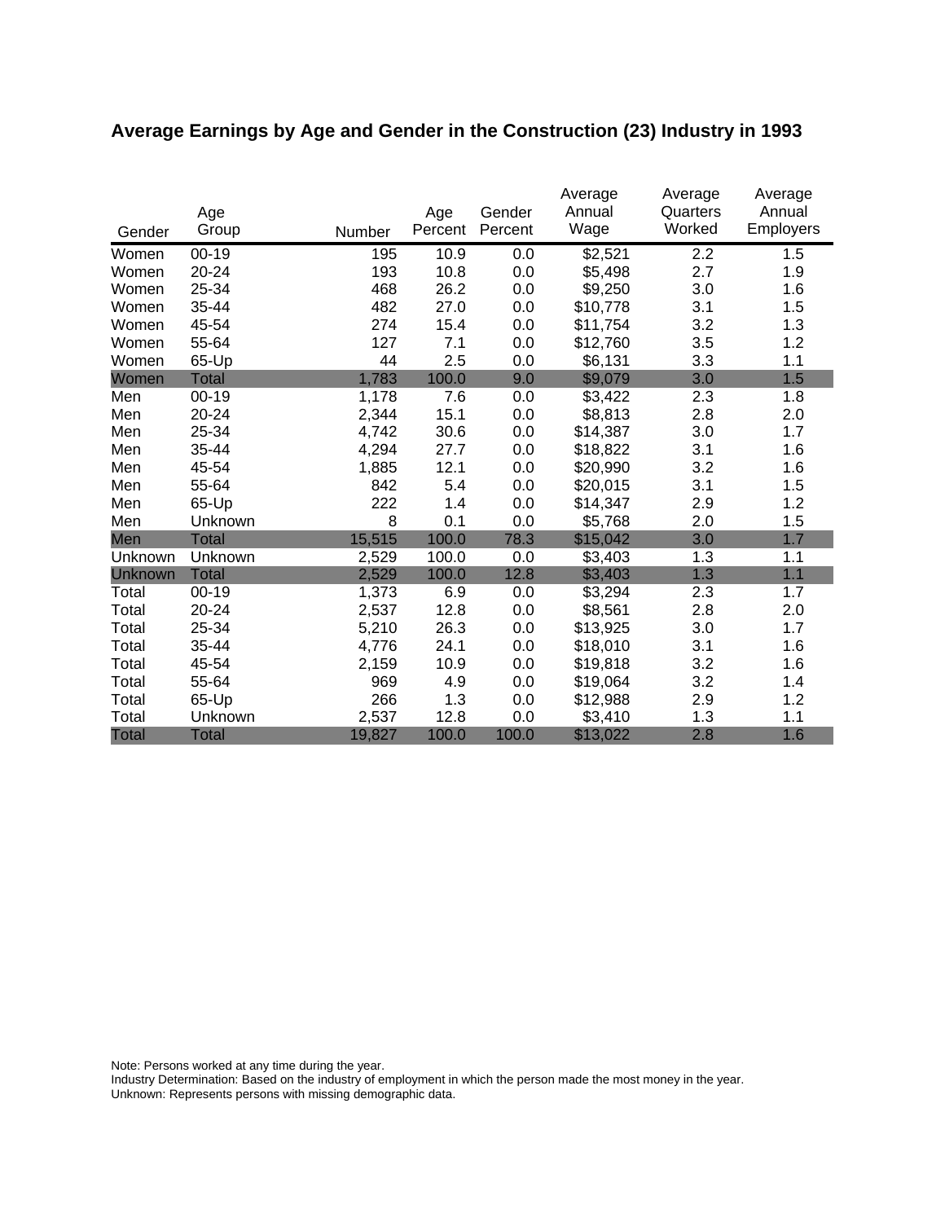## Average Earnings by Age and Gender in the Construction (23) Industry in 1993

| Gender | Age Group | Number | Age Percent | Gender Percent | Average Annual Wage | Average Quarters Worked | Average Annual Employers |
|---|---|---|---|---|---|---|---|
| Women | 00-19 | 195 | 10.9 | 0.0 | $2,521 | 2.2 | 1.5 |
| Women | 20-24 | 193 | 10.8 | 0.0 | $5,498 | 2.7 | 1.9 |
| Women | 25-34 | 468 | 26.2 | 0.0 | $9,250 | 3.0 | 1.6 |
| Women | 35-44 | 482 | 27.0 | 0.0 | $10,778 | 3.1 | 1.5 |
| Women | 45-54 | 274 | 15.4 | 0.0 | $11,754 | 3.2 | 1.3 |
| Women | 55-64 | 127 | 7.1 | 0.0 | $12,760 | 3.5 | 1.2 |
| Women | 65-Up | 44 | 2.5 | 0.0 | $6,131 | 3.3 | 1.1 |
| Women | Total | 1,783 | 100.0 | 9.0 | $9,079 | 3.0 | 1.5 |
| Men | 00-19 | 1,178 | 7.6 | 0.0 | $3,422 | 2.3 | 1.8 |
| Men | 20-24 | 2,344 | 15.1 | 0.0 | $8,813 | 2.8 | 2.0 |
| Men | 25-34 | 4,742 | 30.6 | 0.0 | $14,387 | 3.0 | 1.7 |
| Men | 35-44 | 4,294 | 27.7 | 0.0 | $18,822 | 3.1 | 1.6 |
| Men | 45-54 | 1,885 | 12.1 | 0.0 | $20,990 | 3.2 | 1.6 |
| Men | 55-64 | 842 | 5.4 | 0.0 | $20,015 | 3.1 | 1.5 |
| Men | 65-Up | 222 | 1.4 | 0.0 | $14,347 | 2.9 | 1.2 |
| Men | Unknown | 8 | 0.1 | 0.0 | $5,768 | 2.0 | 1.5 |
| Men | Total | 15,515 | 100.0 | 78.3 | $15,042 | 3.0 | 1.7 |
| Unknown | Unknown | 2,529 | 100.0 | 0.0 | $3,403 | 1.3 | 1.1 |
| Unknown | Total | 2,529 | 100.0 | 12.8 | $3,403 | 1.3 | 1.1 |
| Total | 00-19 | 1,373 | 6.9 | 0.0 | $3,294 | 2.3 | 1.7 |
| Total | 20-24 | 2,537 | 12.8 | 0.0 | $8,561 | 2.8 | 2.0 |
| Total | 25-34 | 5,210 | 26.3 | 0.0 | $13,925 | 3.0 | 1.7 |
| Total | 35-44 | 4,776 | 24.1 | 0.0 | $18,010 | 3.1 | 1.6 |
| Total | 45-54 | 2,159 | 10.9 | 0.0 | $19,818 | 3.2 | 1.6 |
| Total | 55-64 | 969 | 4.9 | 0.0 | $19,064 | 3.2 | 1.4 |
| Total | 65-Up | 266 | 1.3 | 0.0 | $12,988 | 2.9 | 1.2 |
| Total | Unknown | 2,537 | 12.8 | 0.0 | $3,410 | 1.3 | 1.1 |
| Total | Total | 19,827 | 100.0 | 100.0 | $13,022 | 2.8 | 1.6 |

Note: Persons worked at any time during the year.
Industry Determination: Based on the industry of employment in which the person made the most money in the year.
Unknown: Represents persons with missing demographic data.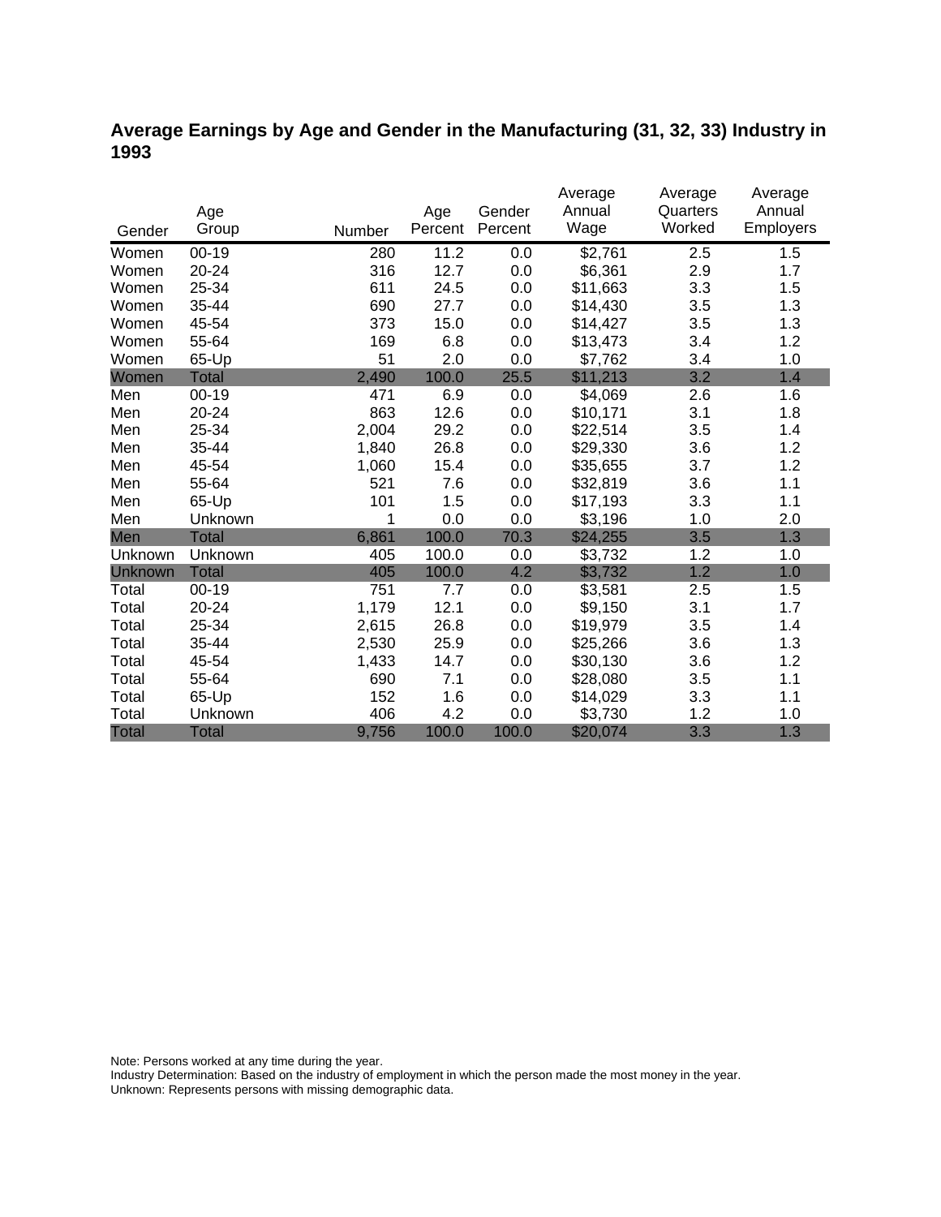## Average Earnings by Age and Gender in the Manufacturing (31, 32, 33) Industry in 1993

| Gender | Age Group | Number | Age Percent | Gender Percent | Average Annual Wage | Average Quarters Worked | Average Annual Employers |
|---|---|---|---|---|---|---|---|
| Women | 00-19 | 280 | 11.2 | 0.0 | $2,761 | 2.5 | 1.5 |
| Women | 20-24 | 316 | 12.7 | 0.0 | $6,361 | 2.9 | 1.7 |
| Women | 25-34 | 611 | 24.5 | 0.0 | $11,663 | 3.3 | 1.5 |
| Women | 35-44 | 690 | 27.7 | 0.0 | $14,430 | 3.5 | 1.3 |
| Women | 45-54 | 373 | 15.0 | 0.0 | $14,427 | 3.5 | 1.3 |
| Women | 55-64 | 169 | 6.8 | 0.0 | $13,473 | 3.4 | 1.2 |
| Women | 65-Up | 51 | 2.0 | 0.0 | $7,762 | 3.4 | 1.0 |
| Women | Total | 2,490 | 100.0 | 25.5 | $11,213 | 3.2 | 1.4 |
| Men | 00-19 | 471 | 6.9 | 0.0 | $4,069 | 2.6 | 1.6 |
| Men | 20-24 | 863 | 12.6 | 0.0 | $10,171 | 3.1 | 1.8 |
| Men | 25-34 | 2,004 | 29.2 | 0.0 | $22,514 | 3.5 | 1.4 |
| Men | 35-44 | 1,840 | 26.8 | 0.0 | $29,330 | 3.6 | 1.2 |
| Men | 45-54 | 1,060 | 15.4 | 0.0 | $35,655 | 3.7 | 1.2 |
| Men | 55-64 | 521 | 7.6 | 0.0 | $32,819 | 3.6 | 1.1 |
| Men | 65-Up | 101 | 1.5 | 0.0 | $17,193 | 3.3 | 1.1 |
| Men | Unknown | 1 | 0.0 | 0.0 | $3,196 | 1.0 | 2.0 |
| Men | Total | 6,861 | 100.0 | 70.3 | $24,255 | 3.5 | 1.3 |
| Unknown | Unknown | 405 | 100.0 | 0.0 | $3,732 | 1.2 | 1.0 |
| Unknown | Total | 405 | 100.0 | 4.2 | $3,732 | 1.2 | 1.0 |
| Total | 00-19 | 751 | 7.7 | 0.0 | $3,581 | 2.5 | 1.5 |
| Total | 20-24 | 1,179 | 12.1 | 0.0 | $9,150 | 3.1 | 1.7 |
| Total | 25-34 | 2,615 | 26.8 | 0.0 | $19,979 | 3.5 | 1.4 |
| Total | 35-44 | 2,530 | 25.9 | 0.0 | $25,266 | 3.6 | 1.3 |
| Total | 45-54 | 1,433 | 14.7 | 0.0 | $30,130 | 3.6 | 1.2 |
| Total | 55-64 | 690 | 7.1 | 0.0 | $28,080 | 3.5 | 1.1 |
| Total | 65-Up | 152 | 1.6 | 0.0 | $14,029 | 3.3 | 1.1 |
| Total | Unknown | 406 | 4.2 | 0.0 | $3,730 | 1.2 | 1.0 |
| Total | Total | 9,756 | 100.0 | 100.0 | $20,074 | 3.3 | 1.3 |

Note: Persons worked at any time during the year.
Industry Determination: Based on the industry of employment in which the person made the most money in the year.
Unknown: Represents persons with missing demographic data.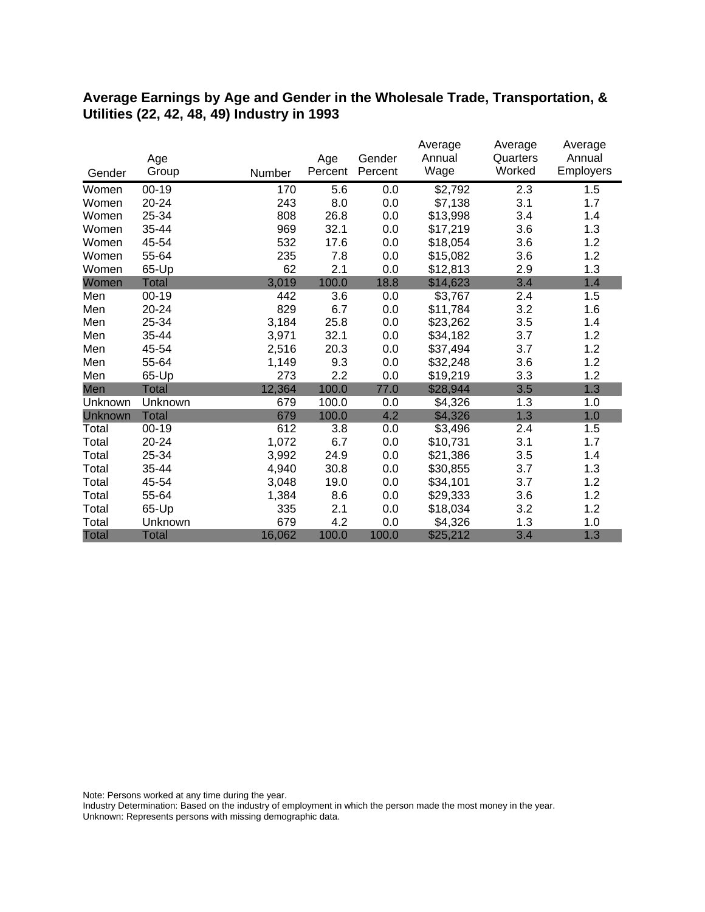## Average Earnings by Age and Gender in the Wholesale Trade, Transportation, & Utilities (22, 42, 48, 49) Industry in 1993

| Gender | Age Group | Number | Age Percent | Gender Percent | Average Annual Wage | Average Quarters Worked | Average Annual Employers |
|---|---|---|---|---|---|---|---|
| Women | 00-19 | 170 | 5.6 | 0.0 | $2,792 | 2.3 | 1.5 |
| Women | 20-24 | 243 | 8.0 | 0.0 | $7,138 | 3.1 | 1.7 |
| Women | 25-34 | 808 | 26.8 | 0.0 | $13,998 | 3.4 | 1.4 |
| Women | 35-44 | 969 | 32.1 | 0.0 | $17,219 | 3.6 | 1.3 |
| Women | 45-54 | 532 | 17.6 | 0.0 | $18,054 | 3.6 | 1.2 |
| Women | 55-64 | 235 | 7.8 | 0.0 | $15,082 | 3.6 | 1.2 |
| Women | 65-Up | 62 | 2.1 | 0.0 | $12,813 | 2.9 | 1.3 |
| Women | Total | 3,019 | 100.0 | 18.8 | $14,623 | 3.4 | 1.4 |
| Men | 00-19 | 442 | 3.6 | 0.0 | $3,767 | 2.4 | 1.5 |
| Men | 20-24 | 829 | 6.7 | 0.0 | $11,784 | 3.2 | 1.6 |
| Men | 25-34 | 3,184 | 25.8 | 0.0 | $23,262 | 3.5 | 1.4 |
| Men | 35-44 | 3,971 | 32.1 | 0.0 | $34,182 | 3.7 | 1.2 |
| Men | 45-54 | 2,516 | 20.3 | 0.0 | $37,494 | 3.7 | 1.2 |
| Men | 55-64 | 1,149 | 9.3 | 0.0 | $32,248 | 3.6 | 1.2 |
| Men | 65-Up | 273 | 2.2 | 0.0 | $19,219 | 3.3 | 1.2 |
| Men | Total | 12,364 | 100.0 | 77.0 | $28,944 | 3.5 | 1.3 |
| Unknown | Unknown | 679 | 100.0 | 0.0 | $4,326 | 1.3 | 1.0 |
| Unknown | Total | 679 | 100.0 | 4.2 | $4,326 | 1.3 | 1.0 |
| Total | 00-19 | 612 | 3.8 | 0.0 | $3,496 | 2.4 | 1.5 |
| Total | 20-24 | 1,072 | 6.7 | 0.0 | $10,731 | 3.1 | 1.7 |
| Total | 25-34 | 3,992 | 24.9 | 0.0 | $21,386 | 3.5 | 1.4 |
| Total | 35-44 | 4,940 | 30.8 | 0.0 | $30,855 | 3.7 | 1.3 |
| Total | 45-54 | 3,048 | 19.0 | 0.0 | $34,101 | 3.7 | 1.2 |
| Total | 55-64 | 1,384 | 8.6 | 0.0 | $29,333 | 3.6 | 1.2 |
| Total | 65-Up | 335 | 2.1 | 0.0 | $18,034 | 3.2 | 1.2 |
| Total | Unknown | 679 | 4.2 | 0.0 | $4,326 | 1.3 | 1.0 |
| Total | Total | 16,062 | 100.0 | 100.0 | $25,212 | 3.4 | 1.3 |

Note: Persons worked at any time during the year.
Industry Determination: Based on the industry of employment in which the person made the most money in the year.
Unknown: Represents persons with missing demographic data.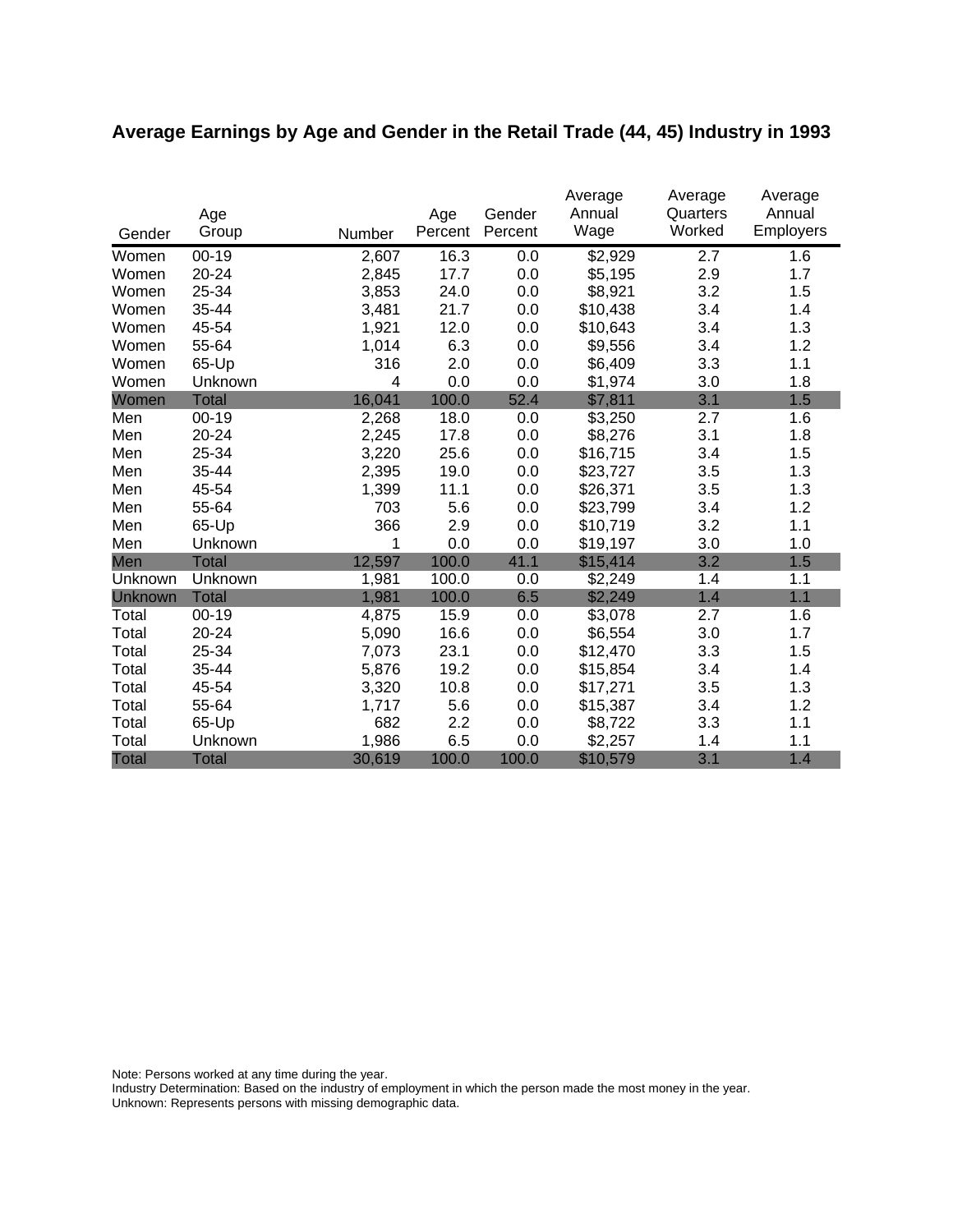## Average Earnings by Age and Gender in the Retail Trade (44, 45) Industry in 1993

| Gender | Age Group | Number | Age Percent | Gender Percent | Average Annual Wage | Average Quarters Worked | Average Annual Employers |
|---|---|---|---|---|---|---|---|
| Women | 00-19 | 2,607 | 16.3 | 0.0 | $2,929 | 2.7 | 1.6 |
| Women | 20-24 | 2,845 | 17.7 | 0.0 | $5,195 | 2.9 | 1.7 |
| Women | 25-34 | 3,853 | 24.0 | 0.0 | $8,921 | 3.2 | 1.5 |
| Women | 35-44 | 3,481 | 21.7 | 0.0 | $10,438 | 3.4 | 1.4 |
| Women | 45-54 | 1,921 | 12.0 | 0.0 | $10,643 | 3.4 | 1.3 |
| Women | 55-64 | 1,014 | 6.3 | 0.0 | $9,556 | 3.4 | 1.2 |
| Women | 65-Up | 316 | 2.0 | 0.0 | $6,409 | 3.3 | 1.1 |
| Women | Unknown | 4 | 0.0 | 0.0 | $1,974 | 3.0 | 1.8 |
| Women | Total | 16,041 | 100.0 | 52.4 | $7,811 | 3.1 | 1.5 |
| Men | 00-19 | 2,268 | 18.0 | 0.0 | $3,250 | 2.7 | 1.6 |
| Men | 20-24 | 2,245 | 17.8 | 0.0 | $8,276 | 3.1 | 1.8 |
| Men | 25-34 | 3,220 | 25.6 | 0.0 | $16,715 | 3.4 | 1.5 |
| Men | 35-44 | 2,395 | 19.0 | 0.0 | $23,727 | 3.5 | 1.3 |
| Men | 45-54 | 1,399 | 11.1 | 0.0 | $26,371 | 3.5 | 1.3 |
| Men | 55-64 | 703 | 5.6 | 0.0 | $23,799 | 3.4 | 1.2 |
| Men | 65-Up | 366 | 2.9 | 0.0 | $10,719 | 3.2 | 1.1 |
| Men | Unknown | 1 | 0.0 | 0.0 | $19,197 | 3.0 | 1.0 |
| Men | Total | 12,597 | 100.0 | 41.1 | $15,414 | 3.2 | 1.5 |
| Unknown | Unknown | 1,981 | 100.0 | 0.0 | $2,249 | 1.4 | 1.1 |
| Unknown | Total | 1,981 | 100.0 | 6.5 | $2,249 | 1.4 | 1.1 |
| Total | 00-19 | 4,875 | 15.9 | 0.0 | $3,078 | 2.7 | 1.6 |
| Total | 20-24 | 5,090 | 16.6 | 0.0 | $6,554 | 3.0 | 1.7 |
| Total | 25-34 | 7,073 | 23.1 | 0.0 | $12,470 | 3.3 | 1.5 |
| Total | 35-44 | 5,876 | 19.2 | 0.0 | $15,854 | 3.4 | 1.4 |
| Total | 45-54 | 3,320 | 10.8 | 0.0 | $17,271 | 3.5 | 1.3 |
| Total | 55-64 | 1,717 | 5.6 | 0.0 | $15,387 | 3.4 | 1.2 |
| Total | 65-Up | 682 | 2.2 | 0.0 | $8,722 | 3.3 | 1.1 |
| Total | Unknown | 1,986 | 6.5 | 0.0 | $2,257 | 1.4 | 1.1 |
| Total | Total | 30,619 | 100.0 | 100.0 | $10,579 | 3.1 | 1.4 |

Note: Persons worked at any time during the year.
Industry Determination: Based on the industry of employment in which the person made the most money in the year.
Unknown: Represents persons with missing demographic data.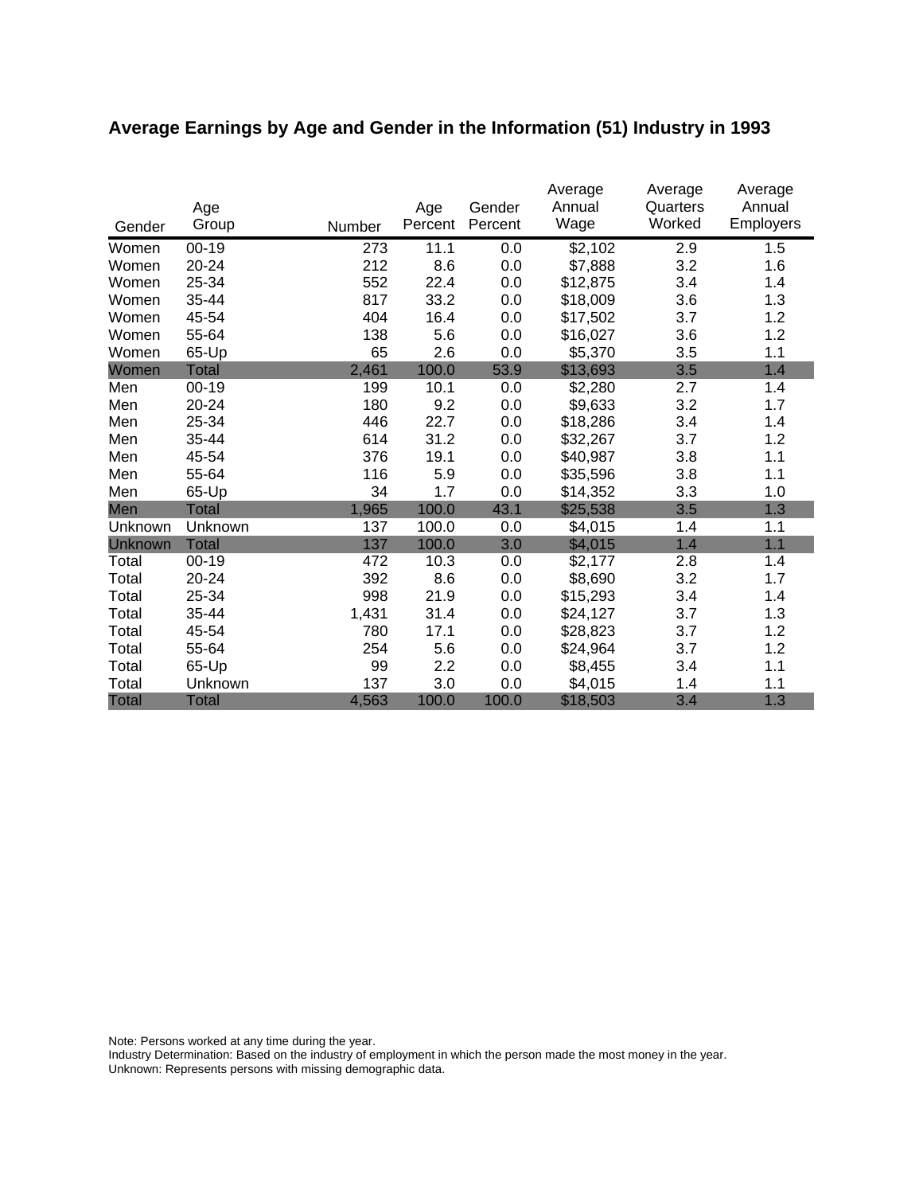## Average Earnings by Age and Gender in the Information (51) Industry in 1993

| Gender | Age Group | Number | Age Percent | Gender Percent | Average Annual Wage | Average Quarters Worked | Average Annual Employers |
|---|---|---|---|---|---|---|---|
| Women | 00-19 | 273 | 11.1 | 0.0 | $2,102 | 2.9 | 1.5 |
| Women | 20-24 | 212 | 8.6 | 0.0 | $7,888 | 3.2 | 1.6 |
| Women | 25-34 | 552 | 22.4 | 0.0 | $12,875 | 3.4 | 1.4 |
| Women | 35-44 | 817 | 33.2 | 0.0 | $18,009 | 3.6 | 1.3 |
| Women | 45-54 | 404 | 16.4 | 0.0 | $17,502 | 3.7 | 1.2 |
| Women | 55-64 | 138 | 5.6 | 0.0 | $16,027 | 3.6 | 1.2 |
| Women | 65-Up | 65 | 2.6 | 0.0 | $5,370 | 3.5 | 1.1 |
| Women | Total | 2,461 | 100.0 | 53.9 | $13,693 | 3.5 | 1.4 |
| Men | 00-19 | 199 | 10.1 | 0.0 | $2,280 | 2.7 | 1.4 |
| Men | 20-24 | 180 | 9.2 | 0.0 | $9,633 | 3.2 | 1.7 |
| Men | 25-34 | 446 | 22.7 | 0.0 | $18,286 | 3.4 | 1.4 |
| Men | 35-44 | 614 | 31.2 | 0.0 | $32,267 | 3.7 | 1.2 |
| Men | 45-54 | 376 | 19.1 | 0.0 | $40,987 | 3.8 | 1.1 |
| Men | 55-64 | 116 | 5.9 | 0.0 | $35,596 | 3.8 | 1.1 |
| Men | 65-Up | 34 | 1.7 | 0.0 | $14,352 | 3.3 | 1.0 |
| Men | Total | 1,965 | 100.0 | 43.1 | $25,538 | 3.5 | 1.3 |
| Unknown | Unknown | 137 | 100.0 | 0.0 | $4,015 | 1.4 | 1.1 |
| Unknown | Total | 137 | 100.0 | 3.0 | $4,015 | 1.4 | 1.1 |
| Total | 00-19 | 472 | 10.3 | 0.0 | $2,177 | 2.8 | 1.4 |
| Total | 20-24 | 392 | 8.6 | 0.0 | $8,690 | 3.2 | 1.7 |
| Total | 25-34 | 998 | 21.9 | 0.0 | $15,293 | 3.4 | 1.4 |
| Total | 35-44 | 1,431 | 31.4 | 0.0 | $24,127 | 3.7 | 1.3 |
| Total | 45-54 | 780 | 17.1 | 0.0 | $28,823 | 3.7 | 1.2 |
| Total | 55-64 | 254 | 5.6 | 0.0 | $24,964 | 3.7 | 1.2 |
| Total | 65-Up | 99 | 2.2 | 0.0 | $8,455 | 3.4 | 1.1 |
| Total | Unknown | 137 | 3.0 | 0.0 | $4,015 | 1.4 | 1.1 |
| Total | Total | 4,563 | 100.0 | 100.0 | $18,503 | 3.4 | 1.3 |

Note: Persons worked at any time during the year.
Industry Determination: Based on the industry of employment in which the person made the most money in the year.
Unknown: Represents persons with missing demographic data.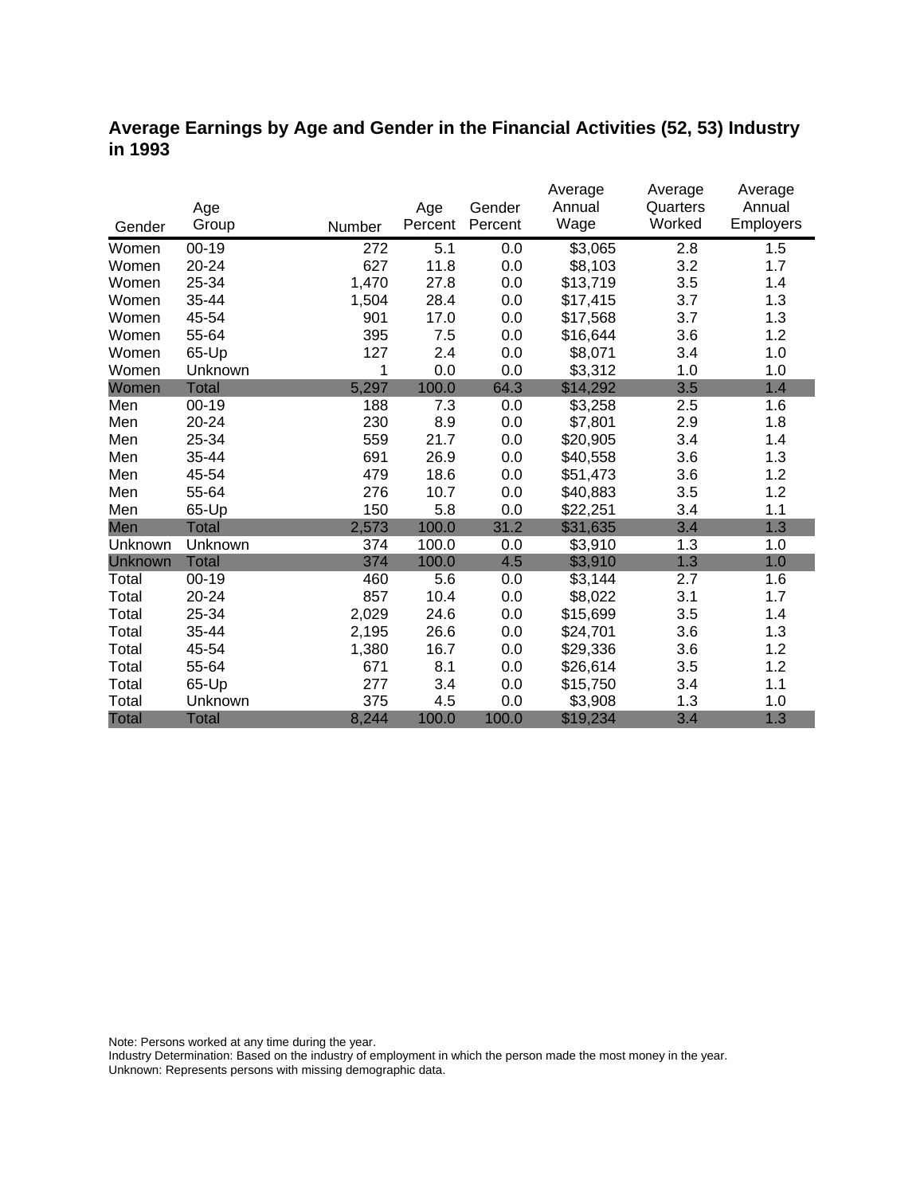## Average Earnings by Age and Gender in the Financial Activities (52, 53) Industry in 1993

| Gender | Age Group | Number | Age Percent | Gender Percent | Average Annual Wage | Average Quarters Worked | Average Annual Employers |
|---|---|---|---|---|---|---|---|
| Women | 00-19 | 272 | 5.1 | 0.0 | $3,065 | 2.8 | 1.5 |
| Women | 20-24 | 627 | 11.8 | 0.0 | $8,103 | 3.2 | 1.7 |
| Women | 25-34 | 1,470 | 27.8 | 0.0 | $13,719 | 3.5 | 1.4 |
| Women | 35-44 | 1,504 | 28.4 | 0.0 | $17,415 | 3.7 | 1.3 |
| Women | 45-54 | 901 | 17.0 | 0.0 | $17,568 | 3.7 | 1.3 |
| Women | 55-64 | 395 | 7.5 | 0.0 | $16,644 | 3.6 | 1.2 |
| Women | 65-Up | 127 | 2.4 | 0.0 | $8,071 | 3.4 | 1.0 |
| Women | Unknown | 1 | 0.0 | 0.0 | $3,312 | 1.0 | 1.0 |
| Women | Total | 5,297 | 100.0 | 64.3 | $14,292 | 3.5 | 1.4 |
| Men | 00-19 | 188 | 7.3 | 0.0 | $3,258 | 2.5 | 1.6 |
| Men | 20-24 | 230 | 8.9 | 0.0 | $7,801 | 2.9 | 1.8 |
| Men | 25-34 | 559 | 21.7 | 0.0 | $20,905 | 3.4 | 1.4 |
| Men | 35-44 | 691 | 26.9 | 0.0 | $40,558 | 3.6 | 1.3 |
| Men | 45-54 | 479 | 18.6 | 0.0 | $51,473 | 3.6 | 1.2 |
| Men | 55-64 | 276 | 10.7 | 0.0 | $40,883 | 3.5 | 1.2 |
| Men | 65-Up | 150 | 5.8 | 0.0 | $22,251 | 3.4 | 1.1 |
| Men | Total | 2,573 | 100.0 | 31.2 | $31,635 | 3.4 | 1.3 |
| Unknown | Unknown | 374 | 100.0 | 0.0 | $3,910 | 1.3 | 1.0 |
| Unknown | Total | 374 | 100.0 | 4.5 | $3,910 | 1.3 | 1.0 |
| Total | 00-19 | 460 | 5.6 | 0.0 | $3,144 | 2.7 | 1.6 |
| Total | 20-24 | 857 | 10.4 | 0.0 | $8,022 | 3.1 | 1.7 |
| Total | 25-34 | 2,029 | 24.6 | 0.0 | $15,699 | 3.5 | 1.4 |
| Total | 35-44 | 2,195 | 26.6 | 0.0 | $24,701 | 3.6 | 1.3 |
| Total | 45-54 | 1,380 | 16.7 | 0.0 | $29,336 | 3.6 | 1.2 |
| Total | 55-64 | 671 | 8.1 | 0.0 | $26,614 | 3.5 | 1.2 |
| Total | 65-Up | 277 | 3.4 | 0.0 | $15,750 | 3.4 | 1.1 |
| Total | Unknown | 375 | 4.5 | 0.0 | $3,908 | 1.3 | 1.0 |
| Total | Total | 8,244 | 100.0 | 100.0 | $19,234 | 3.4 | 1.3 |

Note: Persons worked at any time during the year.
Industry Determination: Based on the industry of employment in which the person made the most money in the year.
Unknown: Represents persons with missing demographic data.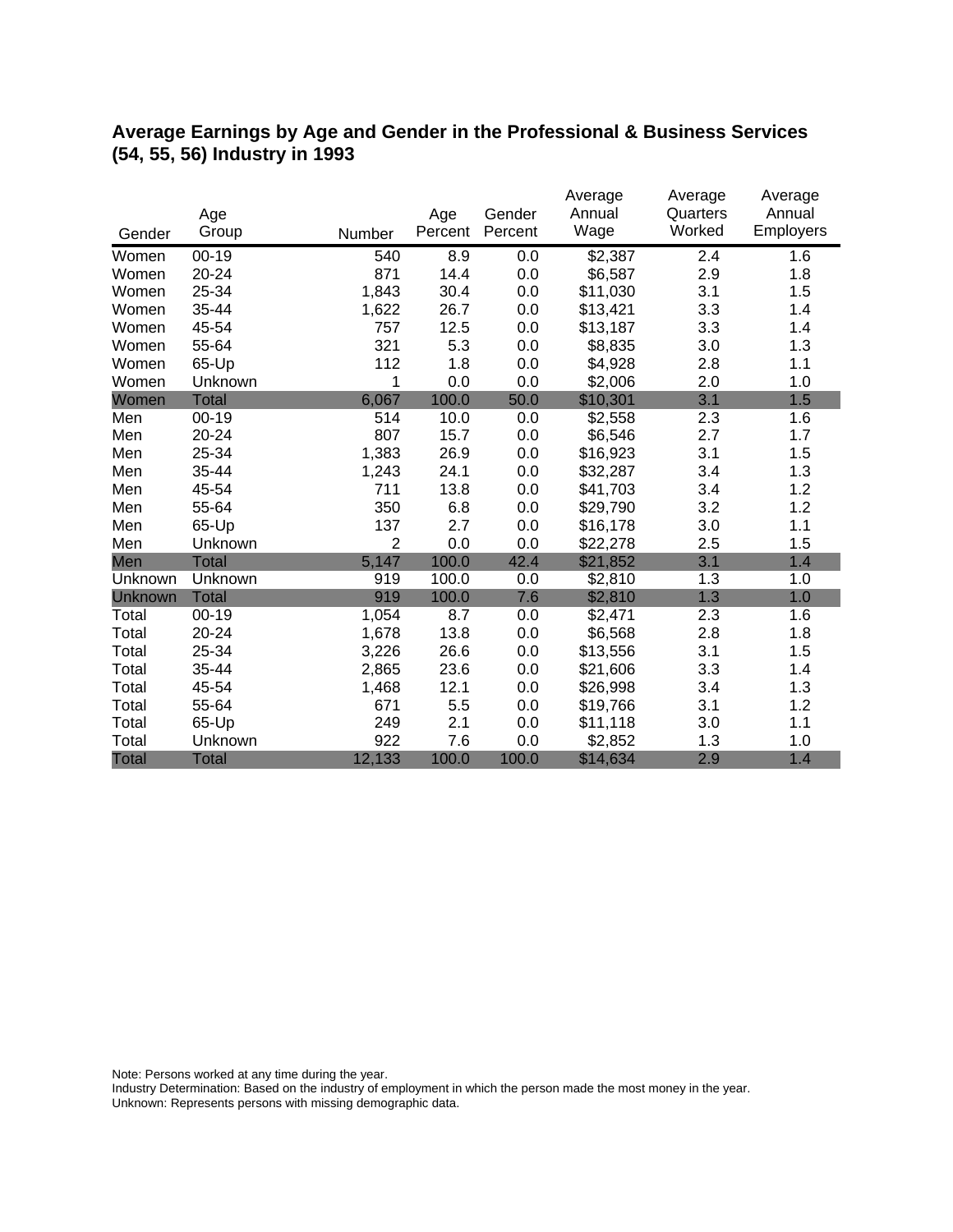## Average Earnings by Age and Gender in the Professional & Business Services (54, 55, 56) Industry in 1993

| Gender | Age Group | Number | Age Percent | Gender Percent | Average Annual Wage | Average Quarters Worked | Average Annual Employers |
|---|---|---|---|---|---|---|---|
| Women | 00-19 | 540 | 8.9 | 0.0 | $2,387 | 2.4 | 1.6 |
| Women | 20-24 | 871 | 14.4 | 0.0 | $6,587 | 2.9 | 1.8 |
| Women | 25-34 | 1,843 | 30.4 | 0.0 | $11,030 | 3.1 | 1.5 |
| Women | 35-44 | 1,622 | 26.7 | 0.0 | $13,421 | 3.3 | 1.4 |
| Women | 45-54 | 757 | 12.5 | 0.0 | $13,187 | 3.3 | 1.4 |
| Women | 55-64 | 321 | 5.3 | 0.0 | $8,835 | 3.0 | 1.3 |
| Women | 65-Up | 112 | 1.8 | 0.0 | $4,928 | 2.8 | 1.1 |
| Women | Unknown | 1 | 0.0 | 0.0 | $2,006 | 2.0 | 1.0 |
| Women | Total | 6,067 | 100.0 | 50.0 | $10,301 | 3.1 | 1.5 |
| Men | 00-19 | 514 | 10.0 | 0.0 | $2,558 | 2.3 | 1.6 |
| Men | 20-24 | 807 | 15.7 | 0.0 | $6,546 | 2.7 | 1.7 |
| Men | 25-34 | 1,383 | 26.9 | 0.0 | $16,923 | 3.1 | 1.5 |
| Men | 35-44 | 1,243 | 24.1 | 0.0 | $32,287 | 3.4 | 1.3 |
| Men | 45-54 | 711 | 13.8 | 0.0 | $41,703 | 3.4 | 1.2 |
| Men | 55-64 | 350 | 6.8 | 0.0 | $29,790 | 3.2 | 1.2 |
| Men | 65-Up | 137 | 2.7 | 0.0 | $16,178 | 3.0 | 1.1 |
| Men | Unknown | 2 | 0.0 | 0.0 | $22,278 | 2.5 | 1.5 |
| Men | Total | 5,147 | 100.0 | 42.4 | $21,852 | 3.1 | 1.4 |
| Unknown | Unknown | 919 | 100.0 | 0.0 | $2,810 | 1.3 | 1.0 |
| Unknown | Total | 919 | 100.0 | 7.6 | $2,810 | 1.3 | 1.0 |
| Total | 00-19 | 1,054 | 8.7 | 0.0 | $2,471 | 2.3 | 1.6 |
| Total | 20-24 | 1,678 | 13.8 | 0.0 | $6,568 | 2.8 | 1.8 |
| Total | 25-34 | 3,226 | 26.6 | 0.0 | $13,556 | 3.1 | 1.5 |
| Total | 35-44 | 2,865 | 23.6 | 0.0 | $21,606 | 3.3 | 1.4 |
| Total | 45-54 | 1,468 | 12.1 | 0.0 | $26,998 | 3.4 | 1.3 |
| Total | 55-64 | 671 | 5.5 | 0.0 | $19,766 | 3.1 | 1.2 |
| Total | 65-Up | 249 | 2.1 | 0.0 | $11,118 | 3.0 | 1.1 |
| Total | Unknown | 922 | 7.6 | 0.0 | $2,852 | 1.3 | 1.0 |
| Total | Total | 12,133 | 100.0 | 100.0 | $14,634 | 2.9 | 1.4 |

Note: Persons worked at any time during the year.
Industry Determination: Based on the industry of employment in which the person made the most money in the year.
Unknown: Represents persons with missing demographic data.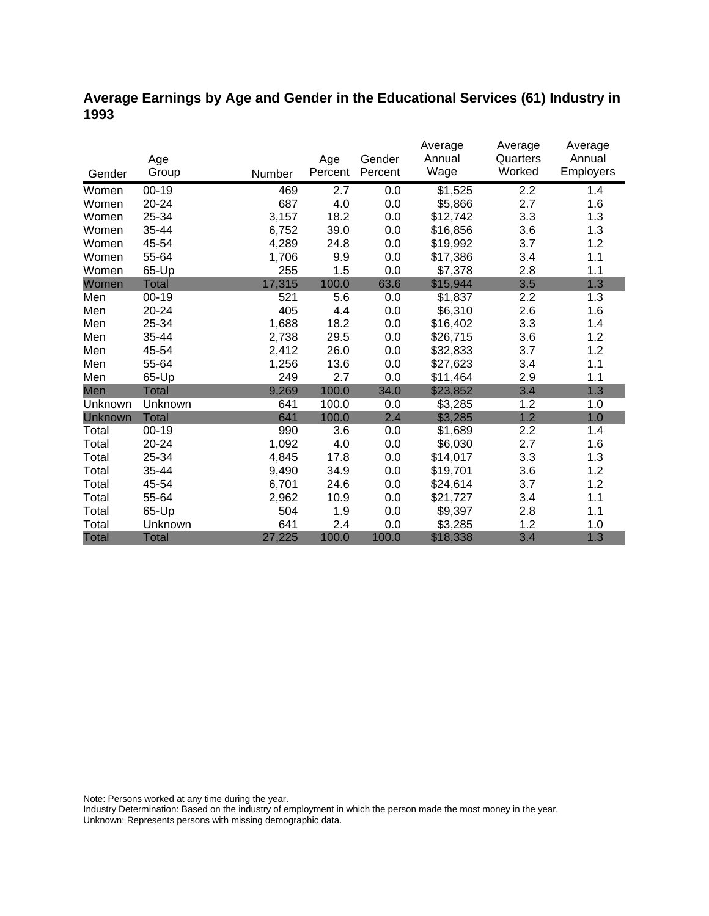## Average Earnings by Age and Gender in the Educational Services (61) Industry in 1993

| Gender | Age Group | Number | Age Percent | Gender Percent | Average Annual Wage | Average Quarters Worked | Average Annual Employers |
|---|---|---|---|---|---|---|---|
| Women | 00-19 | 469 | 2.7 | 0.0 | $1,525 | 2.2 | 1.4 |
| Women | 20-24 | 687 | 4.0 | 0.0 | $5,866 | 2.7 | 1.6 |
| Women | 25-34 | 3,157 | 18.2 | 0.0 | $12,742 | 3.3 | 1.3 |
| Women | 35-44 | 6,752 | 39.0 | 0.0 | $16,856 | 3.6 | 1.3 |
| Women | 45-54 | 4,289 | 24.8 | 0.0 | $19,992 | 3.7 | 1.2 |
| Women | 55-64 | 1,706 | 9.9 | 0.0 | $17,386 | 3.4 | 1.1 |
| Women | 65-Up | 255 | 1.5 | 0.0 | $7,378 | 2.8 | 1.1 |
| Women | Total | 17,315 | 100.0 | 63.6 | $15,944 | 3.5 | 1.3 |
| Men | 00-19 | 521 | 5.6 | 0.0 | $1,837 | 2.2 | 1.3 |
| Men | 20-24 | 405 | 4.4 | 0.0 | $6,310 | 2.6 | 1.6 |
| Men | 25-34 | 1,688 | 18.2 | 0.0 | $16,402 | 3.3 | 1.4 |
| Men | 35-44 | 2,738 | 29.5 | 0.0 | $26,715 | 3.6 | 1.2 |
| Men | 45-54 | 2,412 | 26.0 | 0.0 | $32,833 | 3.7 | 1.2 |
| Men | 55-64 | 1,256 | 13.6 | 0.0 | $27,623 | 3.4 | 1.1 |
| Men | 65-Up | 249 | 2.7 | 0.0 | $11,464 | 2.9 | 1.1 |
| Men | Total | 9,269 | 100.0 | 34.0 | $23,852 | 3.4 | 1.3 |
| Unknown | Unknown | 641 | 100.0 | 0.0 | $3,285 | 1.2 | 1.0 |
| Unknown | Total | 641 | 100.0 | 2.4 | $3,285 | 1.2 | 1.0 |
| Total | 00-19 | 990 | 3.6 | 0.0 | $1,689 | 2.2 | 1.4 |
| Total | 20-24 | 1,092 | 4.0 | 0.0 | $6,030 | 2.7 | 1.6 |
| Total | 25-34 | 4,845 | 17.8 | 0.0 | $14,017 | 3.3 | 1.3 |
| Total | 35-44 | 9,490 | 34.9 | 0.0 | $19,701 | 3.6 | 1.2 |
| Total | 45-54 | 6,701 | 24.6 | 0.0 | $24,614 | 3.7 | 1.2 |
| Total | 55-64 | 2,962 | 10.9 | 0.0 | $21,727 | 3.4 | 1.1 |
| Total | 65-Up | 504 | 1.9 | 0.0 | $9,397 | 2.8 | 1.1 |
| Total | Unknown | 641 | 2.4 | 0.0 | $3,285 | 1.2 | 1.0 |
| Total | Total | 27,225 | 100.0 | 100.0 | $18,338 | 3.4 | 1.3 |

Note: Persons worked at any time during the year.
Industry Determination: Based on the industry of employment in which the person made the most money in the year.
Unknown: Represents persons with missing demographic data.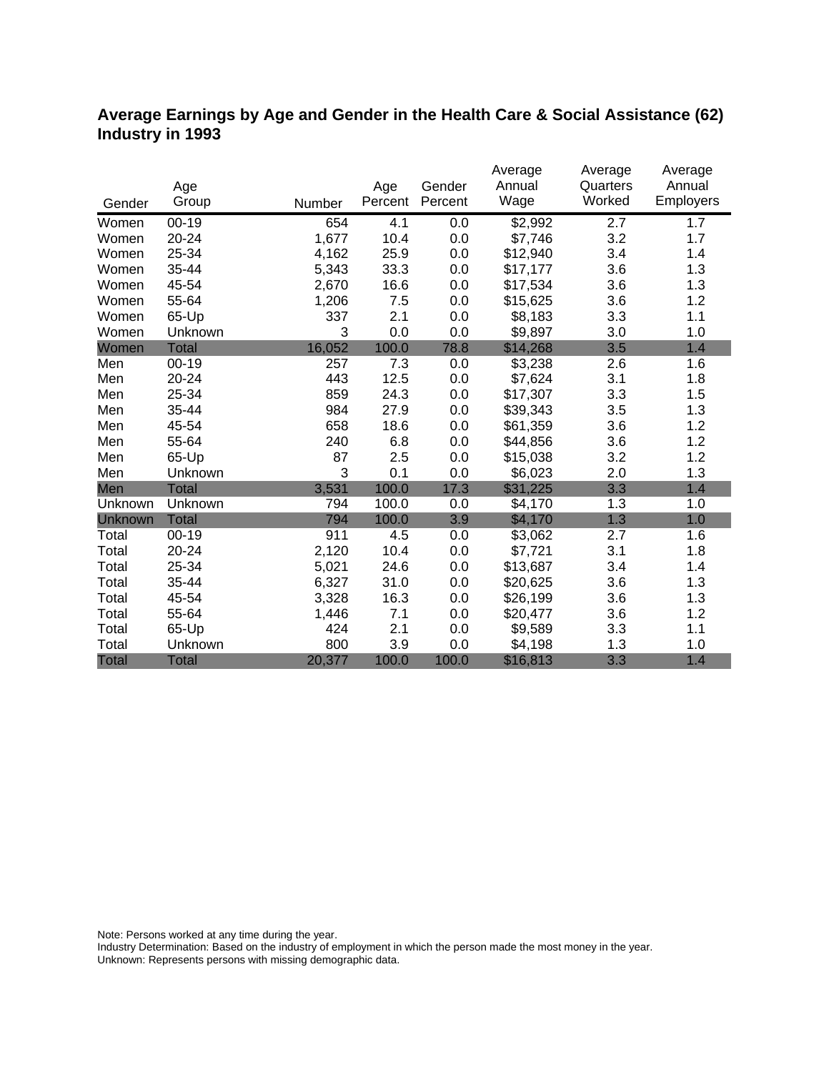## Average Earnings by Age and Gender in the Health Care & Social Assistance (62) Industry in 1993

| Gender | Age Group | Number | Age Percent | Gender Percent | Average Annual Wage | Average Quarters Worked | Average Annual Employers |
|---|---|---|---|---|---|---|---|
| Women | 00-19 | 654 | 4.1 | 0.0 | $2,992 | 2.7 | 1.7 |
| Women | 20-24 | 1,677 | 10.4 | 0.0 | $7,746 | 3.2 | 1.7 |
| Women | 25-34 | 4,162 | 25.9 | 0.0 | $12,940 | 3.4 | 1.4 |
| Women | 35-44 | 5,343 | 33.3 | 0.0 | $17,177 | 3.6 | 1.3 |
| Women | 45-54 | 2,670 | 16.6 | 0.0 | $17,534 | 3.6 | 1.3 |
| Women | 55-64 | 1,206 | 7.5 | 0.0 | $15,625 | 3.6 | 1.2 |
| Women | 65-Up | 337 | 2.1 | 0.0 | $8,183 | 3.3 | 1.1 |
| Women | Unknown | 3 | 0.0 | 0.0 | $9,897 | 3.0 | 1.0 |
| Women | Total | 16,052 | 100.0 | 78.8 | $14,268 | 3.5 | 1.4 |
| Men | 00-19 | 257 | 7.3 | 0.0 | $3,238 | 2.6 | 1.6 |
| Men | 20-24 | 443 | 12.5 | 0.0 | $7,624 | 3.1 | 1.8 |
| Men | 25-34 | 859 | 24.3 | 0.0 | $17,307 | 3.3 | 1.5 |
| Men | 35-44 | 984 | 27.9 | 0.0 | $39,343 | 3.5 | 1.3 |
| Men | 45-54 | 658 | 18.6 | 0.0 | $61,359 | 3.6 | 1.2 |
| Men | 55-64 | 240 | 6.8 | 0.0 | $44,856 | 3.6 | 1.2 |
| Men | 65-Up | 87 | 2.5 | 0.0 | $15,038 | 3.2 | 1.2 |
| Men | Unknown | 3 | 0.1 | 0.0 | $6,023 | 2.0 | 1.3 |
| Men | Total | 3,531 | 100.0 | 17.3 | $31,225 | 3.3 | 1.4 |
| Unknown | Unknown | 794 | 100.0 | 0.0 | $4,170 | 1.3 | 1.0 |
| Unknown | Total | 794 | 100.0 | 3.9 | $4,170 | 1.3 | 1.0 |
| Total | 00-19 | 911 | 4.5 | 0.0 | $3,062 | 2.7 | 1.6 |
| Total | 20-24 | 2,120 | 10.4 | 0.0 | $7,721 | 3.1 | 1.8 |
| Total | 25-34 | 5,021 | 24.6 | 0.0 | $13,687 | 3.4 | 1.4 |
| Total | 35-44 | 6,327 | 31.0 | 0.0 | $20,625 | 3.6 | 1.3 |
| Total | 45-54 | 3,328 | 16.3 | 0.0 | $26,199 | 3.6 | 1.3 |
| Total | 55-64 | 1,446 | 7.1 | 0.0 | $20,477 | 3.6 | 1.2 |
| Total | 65-Up | 424 | 2.1 | 0.0 | $9,589 | 3.3 | 1.1 |
| Total | Unknown | 800 | 3.9 | 0.0 | $4,198 | 1.3 | 1.0 |
| Total | Total | 20,377 | 100.0 | 100.0 | $16,813 | 3.3 | 1.4 |

Note: Persons worked at any time during the year.
Industry Determination: Based on the industry of employment in which the person made the most money in the year.
Unknown: Represents persons with missing demographic data.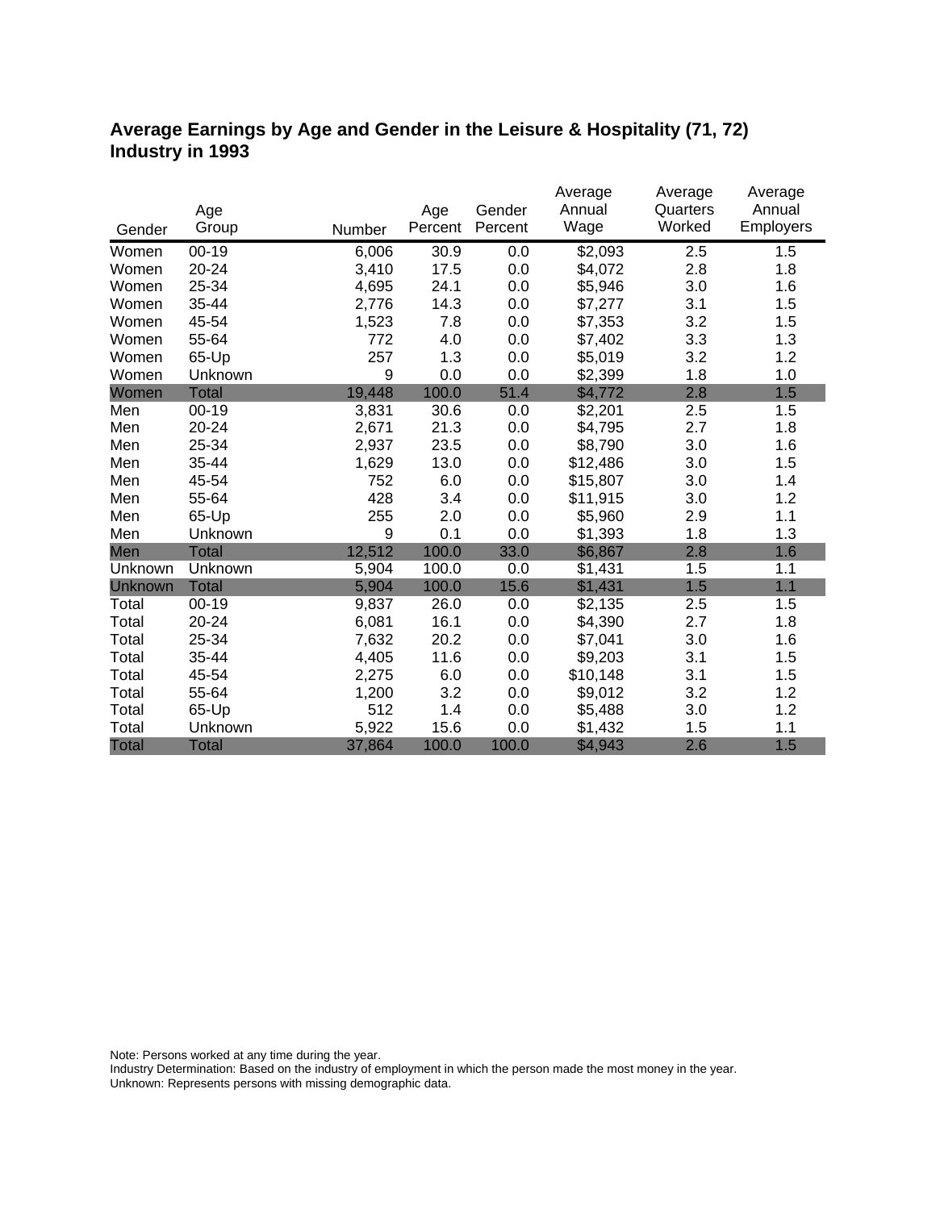## Average Earnings by Age and Gender in the Leisure & Hospitality (71, 72) Industry in 1993

| Gender | Age Group | Number | Age Percent | Gender Percent | Average Annual Wage | Average Quarters Worked | Average Annual Employers |
|---|---|---|---|---|---|---|---|
| Women | 00-19 | 6,006 | 30.9 | 0.0 | $2,093 | 2.5 | 1.5 |
| Women | 20-24 | 3,410 | 17.5 | 0.0 | $4,072 | 2.8 | 1.8 |
| Women | 25-34 | 4,695 | 24.1 | 0.0 | $5,946 | 3.0 | 1.6 |
| Women | 35-44 | 2,776 | 14.3 | 0.0 | $7,277 | 3.1 | 1.5 |
| Women | 45-54 | 1,523 | 7.8 | 0.0 | $7,353 | 3.2 | 1.5 |
| Women | 55-64 | 772 | 4.0 | 0.0 | $7,402 | 3.3 | 1.3 |
| Women | 65-Up | 257 | 1.3 | 0.0 | $5,019 | 3.2 | 1.2 |
| Women | Unknown | 9 | 0.0 | 0.0 | $2,399 | 1.8 | 1.0 |
| Women | Total | 19,448 | 100.0 | 51.4 | $4,772 | 2.8 | 1.5 |
| Men | 00-19 | 3,831 | 30.6 | 0.0 | $2,201 | 2.5 | 1.5 |
| Men | 20-24 | 2,671 | 21.3 | 0.0 | $4,795 | 2.7 | 1.8 |
| Men | 25-34 | 2,937 | 23.5 | 0.0 | $8,790 | 3.0 | 1.6 |
| Men | 35-44 | 1,629 | 13.0 | 0.0 | $12,486 | 3.0 | 1.5 |
| Men | 45-54 | 752 | 6.0 | 0.0 | $15,807 | 3.0 | 1.4 |
| Men | 55-64 | 428 | 3.4 | 0.0 | $11,915 | 3.0 | 1.2 |
| Men | 65-Up | 255 | 2.0 | 0.0 | $5,960 | 2.9 | 1.1 |
| Men | Unknown | 9 | 0.1 | 0.0 | $1,393 | 1.8 | 1.3 |
| Men | Total | 12,512 | 100.0 | 33.0 | $6,867 | 2.8 | 1.6 |
| Unknown | Unknown | 5,904 | 100.0 | 0.0 | $1,431 | 1.5 | 1.1 |
| Unknown | Total | 5,904 | 100.0 | 15.6 | $1,431 | 1.5 | 1.1 |
| Total | 00-19 | 9,837 | 26.0 | 0.0 | $2,135 | 2.5 | 1.5 |
| Total | 20-24 | 6,081 | 16.1 | 0.0 | $4,390 | 2.7 | 1.8 |
| Total | 25-34 | 7,632 | 20.2 | 0.0 | $7,041 | 3.0 | 1.6 |
| Total | 35-44 | 4,405 | 11.6 | 0.0 | $9,203 | 3.1 | 1.5 |
| Total | 45-54 | 2,275 | 6.0 | 0.0 | $10,148 | 3.1 | 1.5 |
| Total | 55-64 | 1,200 | 3.2 | 0.0 | $9,012 | 3.2 | 1.2 |
| Total | 65-Up | 512 | 1.4 | 0.0 | $5,488 | 3.0 | 1.2 |
| Total | Unknown | 5,922 | 15.6 | 0.0 | $1,432 | 1.5 | 1.1 |
| Total | Total | 37,864 | 100.0 | 100.0 | $4,943 | 2.6 | 1.5 |

Note: Persons worked at any time during the year.
Industry Determination: Based on the industry of employment in which the person made the most money in the year.
Unknown: Represents persons with missing demographic data.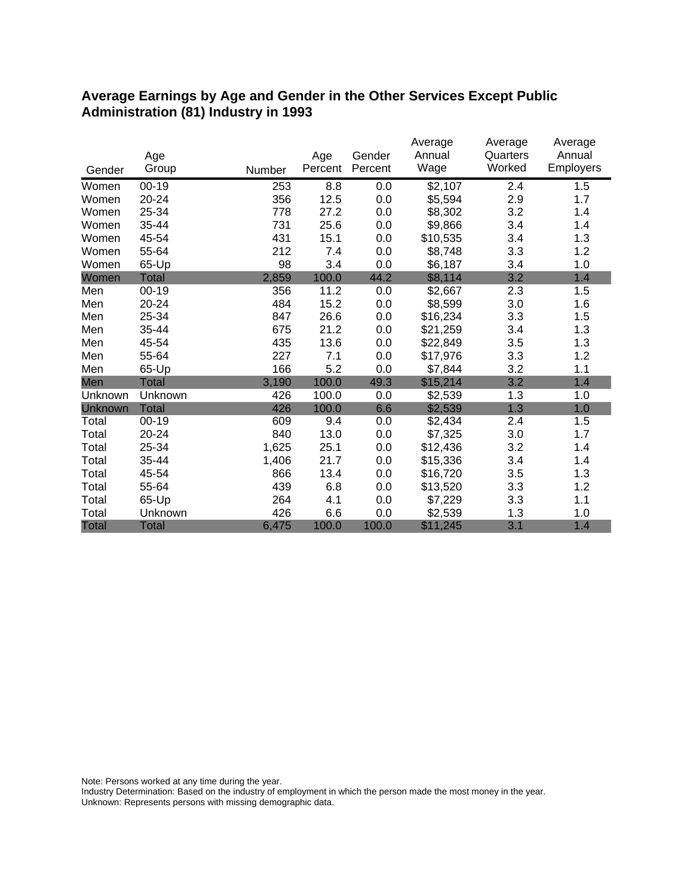## Average Earnings by Age and Gender in the Other Services Except Public Administration (81) Industry in 1993

| Gender | Age Group | Number | Age Percent | Gender Percent | Average Annual Wage | Average Quarters Worked | Average Annual Employers |
|---|---|---|---|---|---|---|---|
| Women | 00-19 | 253 | 8.8 | 0.0 | $2,107 | 2.4 | 1.5 |
| Women | 20-24 | 356 | 12.5 | 0.0 | $5,594 | 2.9 | 1.7 |
| Women | 25-34 | 778 | 27.2 | 0.0 | $8,302 | 3.2 | 1.4 |
| Women | 35-44 | 731 | 25.6 | 0.0 | $9,866 | 3.4 | 1.4 |
| Women | 45-54 | 431 | 15.1 | 0.0 | $10,535 | 3.4 | 1.3 |
| Women | 55-64 | 212 | 7.4 | 0.0 | $8,748 | 3.3 | 1.2 |
| Women | 65-Up | 98 | 3.4 | 0.0 | $6,187 | 3.4 | 1.0 |
| Women | Total | 2,859 | 100.0 | 44.2 | $8,114 | 3.2 | 1.4 |
| Men | 00-19 | 356 | 11.2 | 0.0 | $2,667 | 2.3 | 1.5 |
| Men | 20-24 | 484 | 15.2 | 0.0 | $8,599 | 3.0 | 1.6 |
| Men | 25-34 | 847 | 26.6 | 0.0 | $16,234 | 3.3 | 1.5 |
| Men | 35-44 | 675 | 21.2 | 0.0 | $21,259 | 3.4 | 1.3 |
| Men | 45-54 | 435 | 13.6 | 0.0 | $22,849 | 3.5 | 1.3 |
| Men | 55-64 | 227 | 7.1 | 0.0 | $17,976 | 3.3 | 1.2 |
| Men | 65-Up | 166 | 5.2 | 0.0 | $7,844 | 3.2 | 1.1 |
| Men | Total | 3,190 | 100.0 | 49.3 | $15,214 | 3.2 | 1.4 |
| Unknown | Unknown | 426 | 100.0 | 0.0 | $2,539 | 1.3 | 1.0 |
| Unknown | Total | 426 | 100.0 | 6.6 | $2,539 | 1.3 | 1.0 |
| Total | 00-19 | 609 | 9.4 | 0.0 | $2,434 | 2.4 | 1.5 |
| Total | 20-24 | 840 | 13.0 | 0.0 | $7,325 | 3.0 | 1.7 |
| Total | 25-34 | 1,625 | 25.1 | 0.0 | $12,436 | 3.2 | 1.4 |
| Total | 35-44 | 1,406 | 21.7 | 0.0 | $15,336 | 3.4 | 1.4 |
| Total | 45-54 | 866 | 13.4 | 0.0 | $16,720 | 3.5 | 1.3 |
| Total | 55-64 | 439 | 6.8 | 0.0 | $13,520 | 3.3 | 1.2 |
| Total | 65-Up | 264 | 4.1 | 0.0 | $7,229 | 3.3 | 1.1 |
| Total | Unknown | 426 | 6.6 | 0.0 | $2,539 | 1.3 | 1.0 |
| Total | Total | 6,475 | 100.0 | 100.0 | $11,245 | 3.1 | 1.4 |

Note: Persons worked at any time during the year.
Industry Determination: Based on the industry of employment in which the person made the most money in the year.
Unknown: Represents persons with missing demographic data.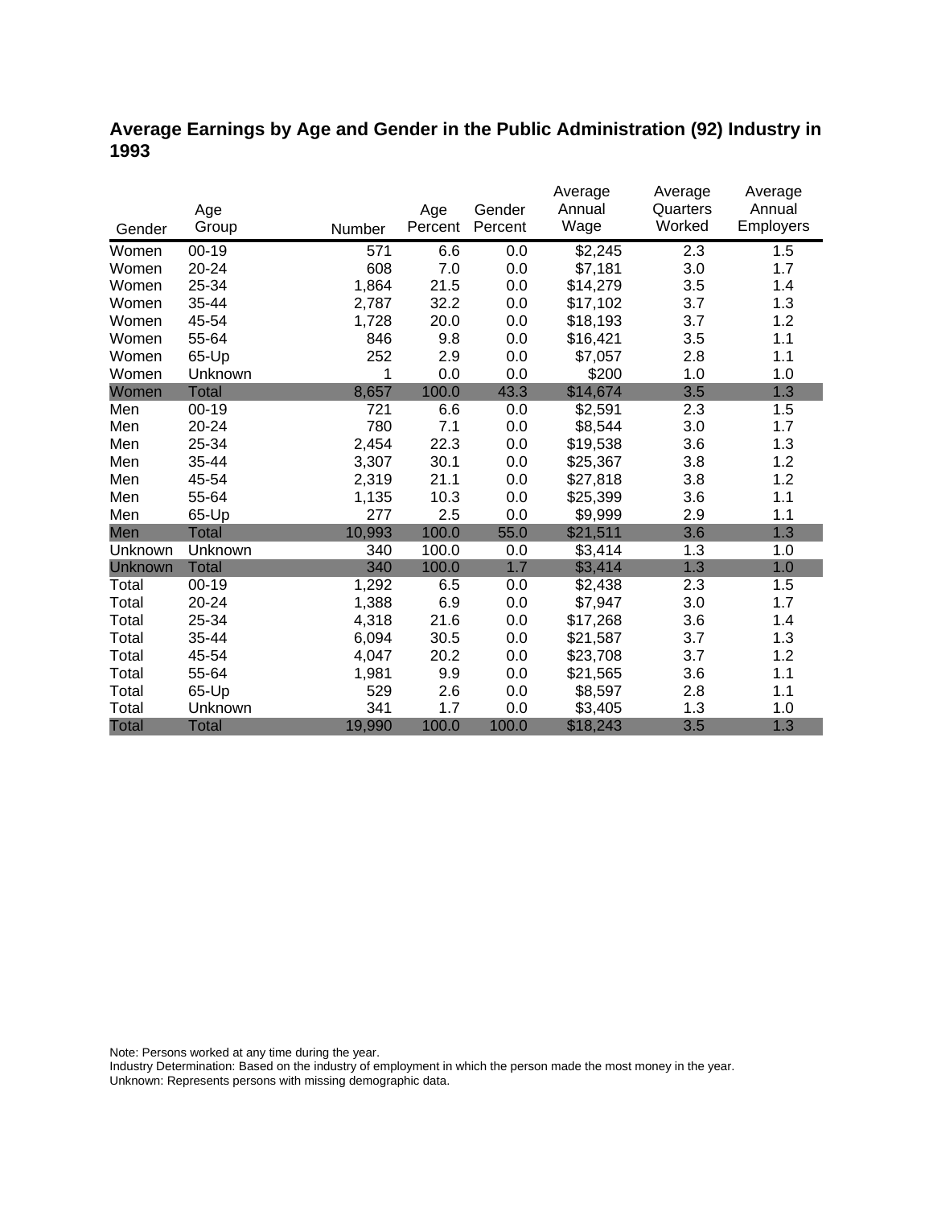## Average Earnings by Age and Gender in the Public Administration (92) Industry in 1993

| Gender | Age Group | Number | Age Percent | Gender Percent | Average Annual Wage | Average Quarters Worked | Average Annual Employers |
|---|---|---|---|---|---|---|---|
| Women | 00-19 | 571 | 6.6 | 0.0 | $2,245 | 2.3 | 1.5 |
| Women | 20-24 | 608 | 7.0 | 0.0 | $7,181 | 3.0 | 1.7 |
| Women | 25-34 | 1,864 | 21.5 | 0.0 | $14,279 | 3.5 | 1.4 |
| Women | 35-44 | 2,787 | 32.2 | 0.0 | $17,102 | 3.7 | 1.3 |
| Women | 45-54 | 1,728 | 20.0 | 0.0 | $18,193 | 3.7 | 1.2 |
| Women | 55-64 | 846 | 9.8 | 0.0 | $16,421 | 3.5 | 1.1 |
| Women | 65-Up | 252 | 2.9 | 0.0 | $7,057 | 2.8 | 1.1 |
| Women | Unknown | 1 | 0.0 | 0.0 | $200 | 1.0 | 1.0 |
| Women | Total | 8,657 | 100.0 | 43.3 | $14,674 | 3.5 | 1.3 |
| Men | 00-19 | 721 | 6.6 | 0.0 | $2,591 | 2.3 | 1.5 |
| Men | 20-24 | 780 | 7.1 | 0.0 | $8,544 | 3.0 | 1.7 |
| Men | 25-34 | 2,454 | 22.3 | 0.0 | $19,538 | 3.6 | 1.3 |
| Men | 35-44 | 3,307 | 30.1 | 0.0 | $25,367 | 3.8 | 1.2 |
| Men | 45-54 | 2,319 | 21.1 | 0.0 | $27,818 | 3.8 | 1.2 |
| Men | 55-64 | 1,135 | 10.3 | 0.0 | $25,399 | 3.6 | 1.1 |
| Men | 65-Up | 277 | 2.5 | 0.0 | $9,999 | 2.9 | 1.1 |
| Men | Total | 10,993 | 100.0 | 55.0 | $21,511 | 3.6 | 1.3 |
| Unknown | Unknown | 340 | 100.0 | 0.0 | $3,414 | 1.3 | 1.0 |
| Unknown | Total | 340 | 100.0 | 1.7 | $3,414 | 1.3 | 1.0 |
| Total | 00-19 | 1,292 | 6.5 | 0.0 | $2,438 | 2.3 | 1.5 |
| Total | 20-24 | 1,388 | 6.9 | 0.0 | $7,947 | 3.0 | 1.7 |
| Total | 25-34 | 4,318 | 21.6 | 0.0 | $17,268 | 3.6 | 1.4 |
| Total | 35-44 | 6,094 | 30.5 | 0.0 | $21,587 | 3.7 | 1.3 |
| Total | 45-54 | 4,047 | 20.2 | 0.0 | $23,708 | 3.7 | 1.2 |
| Total | 55-64 | 1,981 | 9.9 | 0.0 | $21,565 | 3.6 | 1.1 |
| Total | 65-Up | 529 | 2.6 | 0.0 | $8,597 | 2.8 | 1.1 |
| Total | Unknown | 341 | 1.7 | 0.0 | $3,405 | 1.3 | 1.0 |
| Total | Total | 19,990 | 100.0 | 100.0 | $18,243 | 3.5 | 1.3 |

Note: Persons worked at any time during the year.
Industry Determination: Based on the industry of employment in which the person made the most money in the year.
Unknown: Represents persons with missing demographic data.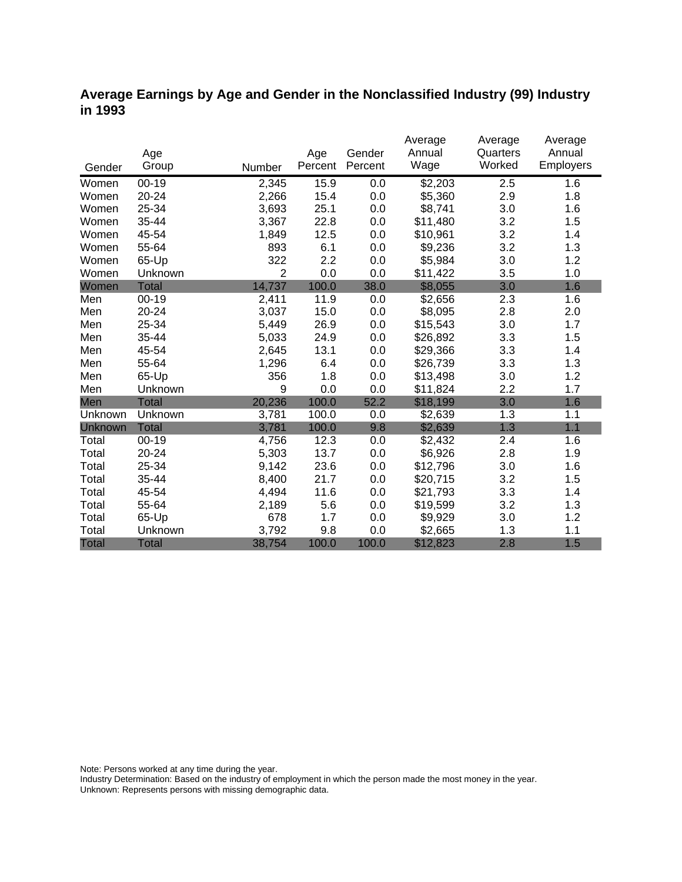## Average Earnings by Age and Gender in the Nonclassified Industry (99) Industry in 1993

| Gender | Age Group | Number | Age Percent | Gender Percent | Average Annual Wage | Average Quarters Worked | Average Annual Employers |
|---|---|---|---|---|---|---|---|
| Women | 00-19 | 2,345 | 15.9 | 0.0 | $2,203 | 2.5 | 1.6 |
| Women | 20-24 | 2,266 | 15.4 | 0.0 | $5,360 | 2.9 | 1.8 |
| Women | 25-34 | 3,693 | 25.1 | 0.0 | $8,741 | 3.0 | 1.6 |
| Women | 35-44 | 3,367 | 22.8 | 0.0 | $11,480 | 3.2 | 1.5 |
| Women | 45-54 | 1,849 | 12.5 | 0.0 | $10,961 | 3.2 | 1.4 |
| Women | 55-64 | 893 | 6.1 | 0.0 | $9,236 | 3.2 | 1.3 |
| Women | 65-Up | 322 | 2.2 | 0.0 | $5,984 | 3.0 | 1.2 |
| Women | Unknown | 2 | 0.0 | 0.0 | $11,422 | 3.5 | 1.0 |
| Women | Total | 14,737 | 100.0 | 38.0 | $8,055 | 3.0 | 1.6 |
| Men | 00-19 | 2,411 | 11.9 | 0.0 | $2,656 | 2.3 | 1.6 |
| Men | 20-24 | 3,037 | 15.0 | 0.0 | $8,095 | 2.8 | 2.0 |
| Men | 25-34 | 5,449 | 26.9 | 0.0 | $15,543 | 3.0 | 1.7 |
| Men | 35-44 | 5,033 | 24.9 | 0.0 | $26,892 | 3.3 | 1.5 |
| Men | 45-54 | 2,645 | 13.1 | 0.0 | $29,366 | 3.3 | 1.4 |
| Men | 55-64 | 1,296 | 6.4 | 0.0 | $26,739 | 3.3 | 1.3 |
| Men | 65-Up | 356 | 1.8 | 0.0 | $13,498 | 3.0 | 1.2 |
| Men | Unknown | 9 | 0.0 | 0.0 | $11,824 | 2.2 | 1.7 |
| Men | Total | 20,236 | 100.0 | 52.2 | $18,199 | 3.0 | 1.6 |
| Unknown | Unknown | 3,781 | 100.0 | 0.0 | $2,639 | 1.3 | 1.1 |
| Unknown | Total | 3,781 | 100.0 | 9.8 | $2,639 | 1.3 | 1.1 |
| Total | 00-19 | 4,756 | 12.3 | 0.0 | $2,432 | 2.4 | 1.6 |
| Total | 20-24 | 5,303 | 13.7 | 0.0 | $6,926 | 2.8 | 1.9 |
| Total | 25-34 | 9,142 | 23.6 | 0.0 | $12,796 | 3.0 | 1.6 |
| Total | 35-44 | 8,400 | 21.7 | 0.0 | $20,715 | 3.2 | 1.5 |
| Total | 45-54 | 4,494 | 11.6 | 0.0 | $21,793 | 3.3 | 1.4 |
| Total | 55-64 | 2,189 | 5.6 | 0.0 | $19,599 | 3.2 | 1.3 |
| Total | 65-Up | 678 | 1.7 | 0.0 | $9,929 | 3.0 | 1.2 |
| Total | Unknown | 3,792 | 9.8 | 0.0 | $2,665 | 1.3 | 1.1 |
| Total | Total | 38,754 | 100.0 | 100.0 | $12,823 | 2.8 | 1.5 |

Note: Persons worked at any time during the year.
Industry Determination: Based on the industry of employment in which the person made the most money in the year.
Unknown: Represents persons with missing demographic data.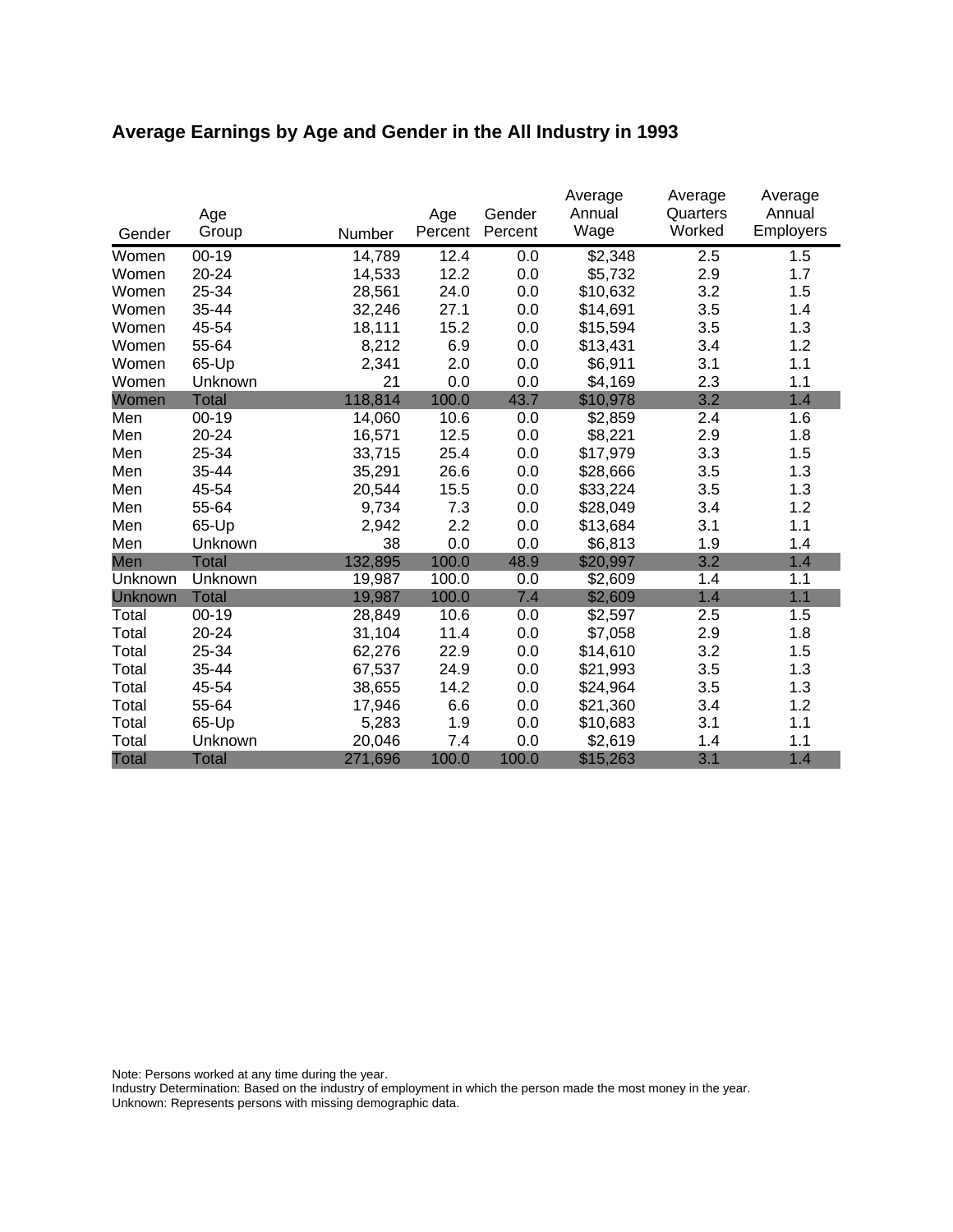## Average Earnings by Age and Gender in the All Industry in 1993

| Gender | Age Group | Number | Age Percent | Gender Percent | Average Annual Wage | Average Quarters Worked | Average Annual Employers |
|---|---|---|---|---|---|---|---|
| Women | 00-19 | 14,789 | 12.4 | 0.0 | $2,348 | 2.5 | 1.5 |
| Women | 20-24 | 14,533 | 12.2 | 0.0 | $5,732 | 2.9 | 1.7 |
| Women | 25-34 | 28,561 | 24.0 | 0.0 | $10,632 | 3.2 | 1.5 |
| Women | 35-44 | 32,246 | 27.1 | 0.0 | $14,691 | 3.5 | 1.4 |
| Women | 45-54 | 18,111 | 15.2 | 0.0 | $15,594 | 3.5 | 1.3 |
| Women | 55-64 | 8,212 | 6.9 | 0.0 | $13,431 | 3.4 | 1.2 |
| Women | 65-Up | 2,341 | 2.0 | 0.0 | $6,911 | 3.1 | 1.1 |
| Women | Unknown | 21 | 0.0 | 0.0 | $4,169 | 2.3 | 1.1 |
| Women | Total | 118,814 | 100.0 | 43.7 | $10,978 | 3.2 | 1.4 |
| Men | 00-19 | 14,060 | 10.6 | 0.0 | $2,859 | 2.4 | 1.6 |
| Men | 20-24 | 16,571 | 12.5 | 0.0 | $8,221 | 2.9 | 1.8 |
| Men | 25-34 | 33,715 | 25.4 | 0.0 | $17,979 | 3.3 | 1.5 |
| Men | 35-44 | 35,291 | 26.6 | 0.0 | $28,666 | 3.5 | 1.3 |
| Men | 45-54 | 20,544 | 15.5 | 0.0 | $33,224 | 3.5 | 1.3 |
| Men | 55-64 | 9,734 | 7.3 | 0.0 | $28,049 | 3.4 | 1.2 |
| Men | 65-Up | 2,942 | 2.2 | 0.0 | $13,684 | 3.1 | 1.1 |
| Men | Unknown | 38 | 0.0 | 0.0 | $6,813 | 1.9 | 1.4 |
| Men | Total | 132,895 | 100.0 | 48.9 | $20,997 | 3.2 | 1.4 |
| Unknown | Unknown | 19,987 | 100.0 | 0.0 | $2,609 | 1.4 | 1.1 |
| Unknown | Total | 19,987 | 100.0 | 7.4 | $2,609 | 1.4 | 1.1 |
| Total | 00-19 | 28,849 | 10.6 | 0.0 | $2,597 | 2.5 | 1.5 |
| Total | 20-24 | 31,104 | 11.4 | 0.0 | $7,058 | 2.9 | 1.8 |
| Total | 25-34 | 62,276 | 22.9 | 0.0 | $14,610 | 3.2 | 1.5 |
| Total | 35-44 | 67,537 | 24.9 | 0.0 | $21,993 | 3.5 | 1.3 |
| Total | 45-54 | 38,655 | 14.2 | 0.0 | $24,964 | 3.5 | 1.3 |
| Total | 55-64 | 17,946 | 6.6 | 0.0 | $21,360 | 3.4 | 1.2 |
| Total | 65-Up | 5,283 | 1.9 | 0.0 | $10,683 | 3.1 | 1.1 |
| Total | Unknown | 20,046 | 7.4 | 0.0 | $2,619 | 1.4 | 1.1 |
| Total | Total | 271,696 | 100.0 | 100.0 | $15,263 | 3.1 | 1.4 |

Note: Persons worked at any time during the year.
Industry Determination: Based on the industry of employment in which the person made the most money in the year.
Unknown: Represents persons with missing demographic data.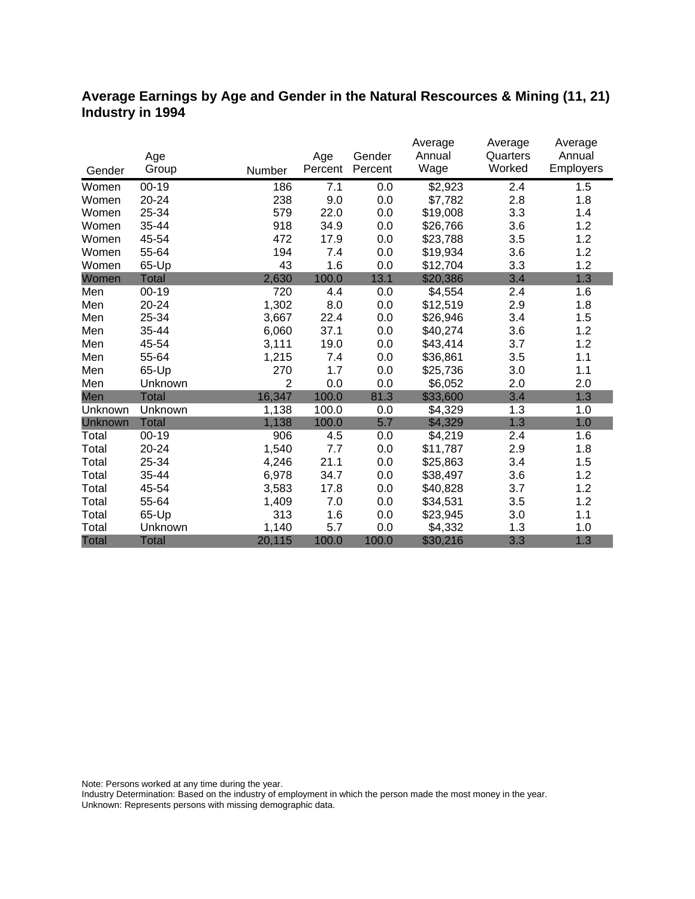## Average Earnings by Age and Gender in the Natural Rescources & Mining (11, 21) Industry in 1994

| Gender | Age Group | Number | Age Percent | Gender Percent | Average Annual Wage | Average Quarters Worked | Average Annual Employers |
|---|---|---|---|---|---|---|---|
| Women | 00-19 | 186 | 7.1 | 0.0 | $2,923 | 2.4 | 1.5 |
| Women | 20-24 | 238 | 9.0 | 0.0 | $7,782 | 2.8 | 1.8 |
| Women | 25-34 | 579 | 22.0 | 0.0 | $19,008 | 3.3 | 1.4 |
| Women | 35-44 | 918 | 34.9 | 0.0 | $26,766 | 3.6 | 1.2 |
| Women | 45-54 | 472 | 17.9 | 0.0 | $23,788 | 3.5 | 1.2 |
| Women | 55-64 | 194 | 7.4 | 0.0 | $19,934 | 3.6 | 1.2 |
| Women | 65-Up | 43 | 1.6 | 0.0 | $12,704 | 3.3 | 1.2 |
| Women | Total | 2,630 | 100.0 | 13.1 | $20,386 | 3.4 | 1.3 |
| Men | 00-19 | 720 | 4.4 | 0.0 | $4,554 | 2.4 | 1.6 |
| Men | 20-24 | 1,302 | 8.0 | 0.0 | $12,519 | 2.9 | 1.8 |
| Men | 25-34 | 3,667 | 22.4 | 0.0 | $26,946 | 3.4 | 1.5 |
| Men | 35-44 | 6,060 | 37.1 | 0.0 | $40,274 | 3.6 | 1.2 |
| Men | 45-54 | 3,111 | 19.0 | 0.0 | $43,414 | 3.7 | 1.2 |
| Men | 55-64 | 1,215 | 7.4 | 0.0 | $36,861 | 3.5 | 1.1 |
| Men | 65-Up | 270 | 1.7 | 0.0 | $25,736 | 3.0 | 1.1 |
| Men | Unknown | 2 | 0.0 | 0.0 | $6,052 | 2.0 | 2.0 |
| Men | Total | 16,347 | 100.0 | 81.3 | $33,600 | 3.4 | 1.3 |
| Unknown | Unknown | 1,138 | 100.0 | 0.0 | $4,329 | 1.3 | 1.0 |
| Unknown | Total | 1,138 | 100.0 | 5.7 | $4,329 | 1.3 | 1.0 |
| Total | 00-19 | 906 | 4.5 | 0.0 | $4,219 | 2.4 | 1.6 |
| Total | 20-24 | 1,540 | 7.7 | 0.0 | $11,787 | 2.9 | 1.8 |
| Total | 25-34 | 4,246 | 21.1 | 0.0 | $25,863 | 3.4 | 1.5 |
| Total | 35-44 | 6,978 | 34.7 | 0.0 | $38,497 | 3.6 | 1.2 |
| Total | 45-54 | 3,583 | 17.8 | 0.0 | $40,828 | 3.7 | 1.2 |
| Total | 55-64 | 1,409 | 7.0 | 0.0 | $34,531 | 3.5 | 1.2 |
| Total | 65-Up | 313 | 1.6 | 0.0 | $23,945 | 3.0 | 1.1 |
| Total | Unknown | 1,140 | 5.7 | 0.0 | $4,332 | 1.3 | 1.0 |
| Total | Total | 20,115 | 100.0 | 100.0 | $30,216 | 3.3 | 1.3 |

Note: Persons worked at any time during the year.
Industry Determination: Based on the industry of employment in which the person made the most money in the year.
Unknown: Represents persons with missing demographic data.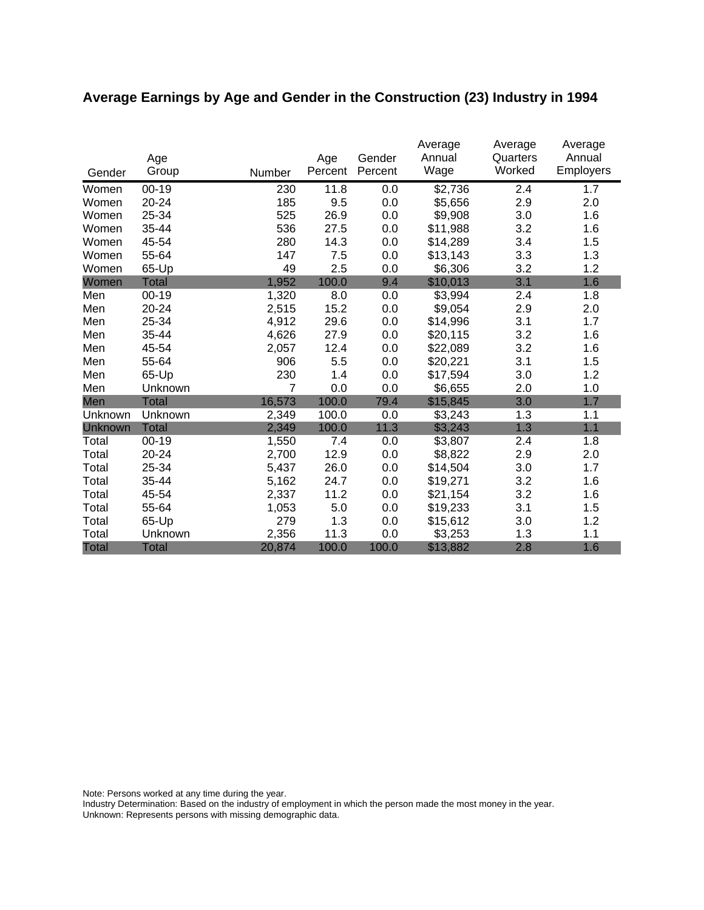## Average Earnings by Age and Gender in the Construction (23) Industry in 1994

| Gender | Age Group | Number | Age Percent | Gender Percent | Average Annual Wage | Average Quarters Worked | Average Annual Employers |
|---|---|---|---|---|---|---|---|
| Women | 00-19 | 230 | 11.8 | 0.0 | $2,736 | 2.4 | 1.7 |
| Women | 20-24 | 185 | 9.5 | 0.0 | $5,656 | 2.9 | 2.0 |
| Women | 25-34 | 525 | 26.9 | 0.0 | $9,908 | 3.0 | 1.6 |
| Women | 35-44 | 536 | 27.5 | 0.0 | $11,988 | 3.2 | 1.6 |
| Women | 45-54 | 280 | 14.3 | 0.0 | $14,289 | 3.4 | 1.5 |
| Women | 55-64 | 147 | 7.5 | 0.0 | $13,143 | 3.3 | 1.3 |
| Women | 65-Up | 49 | 2.5 | 0.0 | $6,306 | 3.2 | 1.2 |
| Women | Total | 1,952 | 100.0 | 9.4 | $10,013 | 3.1 | 1.6 |
| Men | 00-19 | 1,320 | 8.0 | 0.0 | $3,994 | 2.4 | 1.8 |
| Men | 20-24 | 2,515 | 15.2 | 0.0 | $9,054 | 2.9 | 2.0 |
| Men | 25-34 | 4,912 | 29.6 | 0.0 | $14,996 | 3.1 | 1.7 |
| Men | 35-44 | 4,626 | 27.9 | 0.0 | $20,115 | 3.2 | 1.6 |
| Men | 45-54 | 2,057 | 12.4 | 0.0 | $22,089 | 3.2 | 1.6 |
| Men | 55-64 | 906 | 5.5 | 0.0 | $20,221 | 3.1 | 1.5 |
| Men | 65-Up | 230 | 1.4 | 0.0 | $17,594 | 3.0 | 1.2 |
| Men | Unknown | 7 | 0.0 | 0.0 | $6,655 | 2.0 | 1.0 |
| Men | Total | 16,573 | 100.0 | 79.4 | $15,845 | 3.0 | 1.7 |
| Unknown | Unknown | 2,349 | 100.0 | 0.0 | $3,243 | 1.3 | 1.1 |
| Unknown | Total | 2,349 | 100.0 | 11.3 | $3,243 | 1.3 | 1.1 |
| Total | 00-19 | 1,550 | 7.4 | 0.0 | $3,807 | 2.4 | 1.8 |
| Total | 20-24 | 2,700 | 12.9 | 0.0 | $8,822 | 2.9 | 2.0 |
| Total | 25-34 | 5,437 | 26.0 | 0.0 | $14,504 | 3.0 | 1.7 |
| Total | 35-44 | 5,162 | 24.7 | 0.0 | $19,271 | 3.2 | 1.6 |
| Total | 45-54 | 2,337 | 11.2 | 0.0 | $21,154 | 3.2 | 1.6 |
| Total | 55-64 | 1,053 | 5.0 | 0.0 | $19,233 | 3.1 | 1.5 |
| Total | 65-Up | 279 | 1.3 | 0.0 | $15,612 | 3.0 | 1.2 |
| Total | Unknown | 2,356 | 11.3 | 0.0 | $3,253 | 1.3 | 1.1 |
| Total | Total | 20,874 | 100.0 | 100.0 | $13,882 | 2.8 | 1.6 |

Note: Persons worked at any time during the year.
Industry Determination: Based on the industry of employment in which the person made the most money in the year.
Unknown: Represents persons with missing demographic data.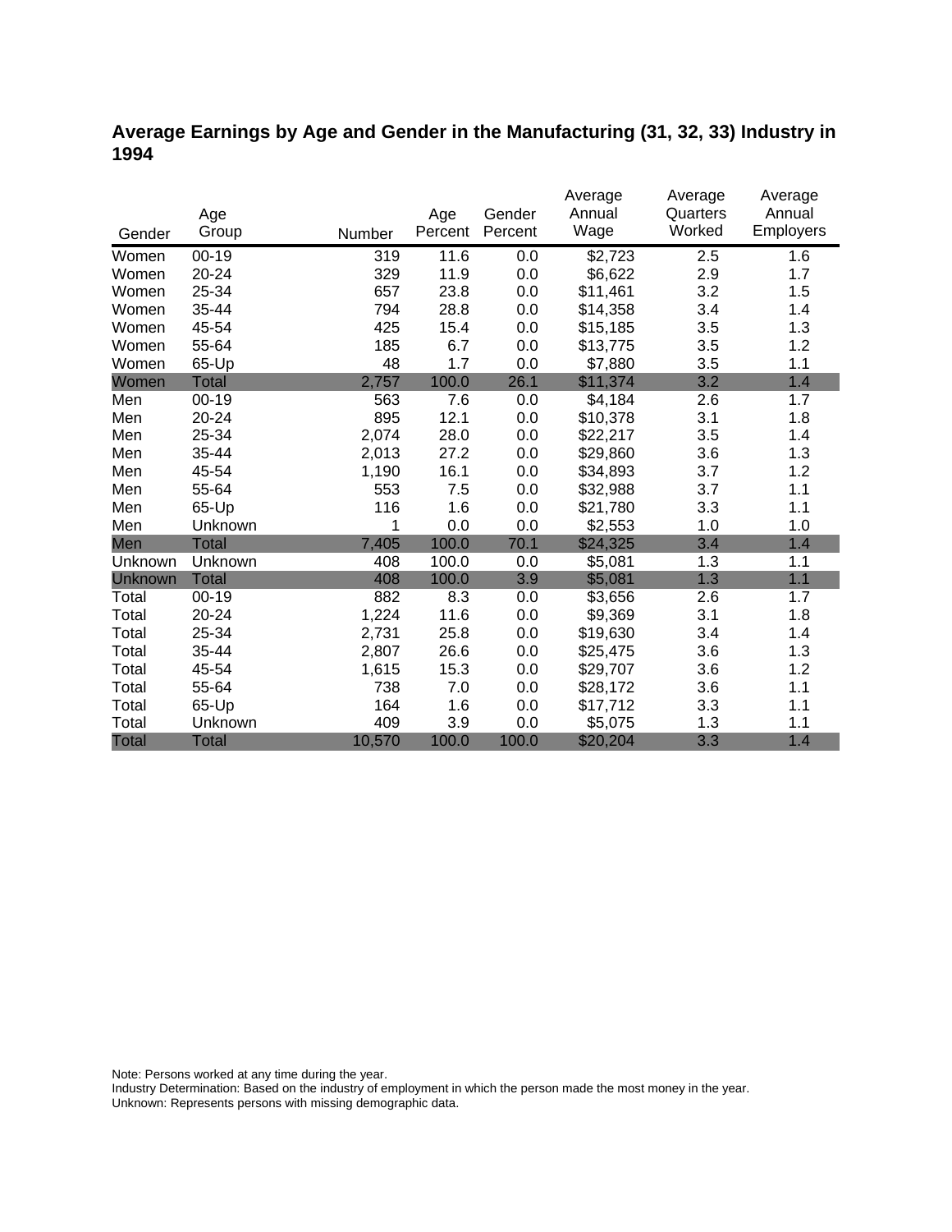## Average Earnings by Age and Gender in the Manufacturing (31, 32, 33) Industry in 1994

| Gender | Age Group | Number | Age Percent | Gender Percent | Average Annual Wage | Average Quarters Worked | Average Annual Employers |
|---|---|---|---|---|---|---|---|
| Women | 00-19 | 319 | 11.6 | 0.0 | $2,723 | 2.5 | 1.6 |
| Women | 20-24 | 329 | 11.9 | 0.0 | $6,622 | 2.9 | 1.7 |
| Women | 25-34 | 657 | 23.8 | 0.0 | $11,461 | 3.2 | 1.5 |
| Women | 35-44 | 794 | 28.8 | 0.0 | $14,358 | 3.4 | 1.4 |
| Women | 45-54 | 425 | 15.4 | 0.0 | $15,185 | 3.5 | 1.3 |
| Women | 55-64 | 185 | 6.7 | 0.0 | $13,775 | 3.5 | 1.2 |
| Women | 65-Up | 48 | 1.7 | 0.0 | $7,880 | 3.5 | 1.1 |
| Women | Total | 2,757 | 100.0 | 26.1 | $11,374 | 3.2 | 1.4 |
| Men | 00-19 | 563 | 7.6 | 0.0 | $4,184 | 2.6 | 1.7 |
| Men | 20-24 | 895 | 12.1 | 0.0 | $10,378 | 3.1 | 1.8 |
| Men | 25-34 | 2,074 | 28.0 | 0.0 | $22,217 | 3.5 | 1.4 |
| Men | 35-44 | 2,013 | 27.2 | 0.0 | $29,860 | 3.6 | 1.3 |
| Men | 45-54 | 1,190 | 16.1 | 0.0 | $34,893 | 3.7 | 1.2 |
| Men | 55-64 | 553 | 7.5 | 0.0 | $32,988 | 3.7 | 1.1 |
| Men | 65-Up | 116 | 1.6 | 0.0 | $21,780 | 3.3 | 1.1 |
| Men | Unknown | 1 | 0.0 | 0.0 | $2,553 | 1.0 | 1.0 |
| Men | Total | 7,405 | 100.0 | 70.1 | $24,325 | 3.4 | 1.4 |
| Unknown | Unknown | 408 | 100.0 | 0.0 | $5,081 | 1.3 | 1.1 |
| Unknown | Total | 408 | 100.0 | 3.9 | $5,081 | 1.3 | 1.1 |
| Total | 00-19 | 882 | 8.3 | 0.0 | $3,656 | 2.6 | 1.7 |
| Total | 20-24 | 1,224 | 11.6 | 0.0 | $9,369 | 3.1 | 1.8 |
| Total | 25-34 | 2,731 | 25.8 | 0.0 | $19,630 | 3.4 | 1.4 |
| Total | 35-44 | 2,807 | 26.6 | 0.0 | $25,475 | 3.6 | 1.3 |
| Total | 45-54 | 1,615 | 15.3 | 0.0 | $29,707 | 3.6 | 1.2 |
| Total | 55-64 | 738 | 7.0 | 0.0 | $28,172 | 3.6 | 1.1 |
| Total | 65-Up | 164 | 1.6 | 0.0 | $17,712 | 3.3 | 1.1 |
| Total | Unknown | 409 | 3.9 | 0.0 | $5,075 | 1.3 | 1.1 |
| Total | Total | 10,570 | 100.0 | 100.0 | $20,204 | 3.3 | 1.4 |

Note: Persons worked at any time during the year.
Industry Determination: Based on the industry of employment in which the person made the most money in the year.
Unknown: Represents persons with missing demographic data.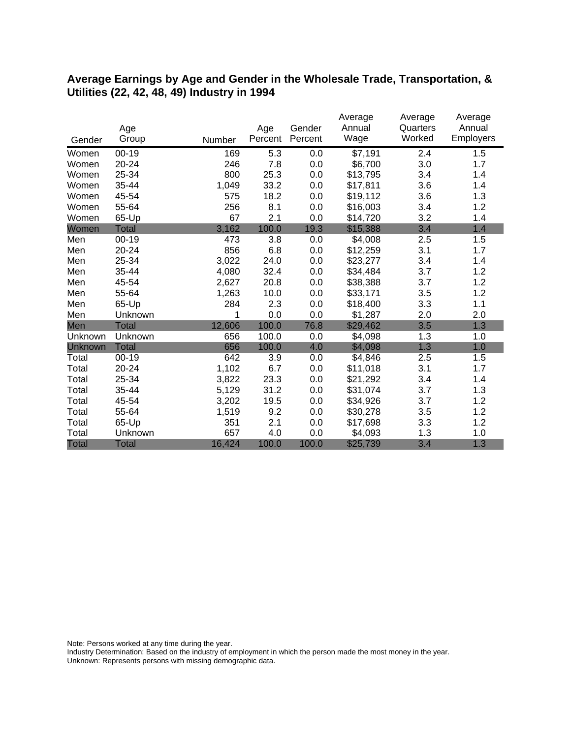## Average Earnings by Age and Gender in the Wholesale Trade, Transportation, & Utilities (22, 42, 48, 49) Industry in 1994

| Gender | Age Group | Number | Age Percent | Gender Percent | Average Annual Wage | Average Quarters Worked | Average Annual Employers |
|---|---|---|---|---|---|---|---|
| Women | 00-19 | 169 | 5.3 | 0.0 | $7,191 | 2.4 | 1.5 |
| Women | 20-24 | 246 | 7.8 | 0.0 | $6,700 | 3.0 | 1.7 |
| Women | 25-34 | 800 | 25.3 | 0.0 | $13,795 | 3.4 | 1.4 |
| Women | 35-44 | 1,049 | 33.2 | 0.0 | $17,811 | 3.6 | 1.4 |
| Women | 45-54 | 575 | 18.2 | 0.0 | $19,112 | 3.6 | 1.3 |
| Women | 55-64 | 256 | 8.1 | 0.0 | $16,003 | 3.4 | 1.2 |
| Women | 65-Up | 67 | 2.1 | 0.0 | $14,720 | 3.2 | 1.4 |
| Women | Total | 3,162 | 100.0 | 19.3 | $15,388 | 3.4 | 1.4 |
| Men | 00-19 | 473 | 3.8 | 0.0 | $4,008 | 2.5 | 1.5 |
| Men | 20-24 | 856 | 6.8 | 0.0 | $12,259 | 3.1 | 1.7 |
| Men | 25-34 | 3,022 | 24.0 | 0.0 | $23,277 | 3.4 | 1.4 |
| Men | 35-44 | 4,080 | 32.4 | 0.0 | $34,484 | 3.7 | 1.2 |
| Men | 45-54 | 2,627 | 20.8 | 0.0 | $38,388 | 3.7 | 1.2 |
| Men | 55-64 | 1,263 | 10.0 | 0.0 | $33,171 | 3.5 | 1.2 |
| Men | 65-Up | 284 | 2.3 | 0.0 | $18,400 | 3.3 | 1.1 |
| Men | Unknown | 1 | 0.0 | 0.0 | $1,287 | 2.0 | 2.0 |
| Men | Total | 12,606 | 100.0 | 76.8 | $29,462 | 3.5 | 1.3 |
| Unknown | Unknown | 656 | 100.0 | 0.0 | $4,098 | 1.3 | 1.0 |
| Unknown | Total | 656 | 100.0 | 4.0 | $4,098 | 1.3 | 1.0 |
| Total | 00-19 | 642 | 3.9 | 0.0 | $4,846 | 2.5 | 1.5 |
| Total | 20-24 | 1,102 | 6.7 | 0.0 | $11,018 | 3.1 | 1.7 |
| Total | 25-34 | 3,822 | 23.3 | 0.0 | $21,292 | 3.4 | 1.4 |
| Total | 35-44 | 5,129 | 31.2 | 0.0 | $31,074 | 3.7 | 1.3 |
| Total | 45-54 | 3,202 | 19.5 | 0.0 | $34,926 | 3.7 | 1.2 |
| Total | 55-64 | 1,519 | 9.2 | 0.0 | $30,278 | 3.5 | 1.2 |
| Total | 65-Up | 351 | 2.1 | 0.0 | $17,698 | 3.3 | 1.2 |
| Total | Unknown | 657 | 4.0 | 0.0 | $4,093 | 1.3 | 1.0 |
| Total | Total | 16,424 | 100.0 | 100.0 | $25,739 | 3.4 | 1.3 |

Note: Persons worked at any time during the year.
Industry Determination: Based on the industry of employment in which the person made the most money in the year.
Unknown: Represents persons with missing demographic data.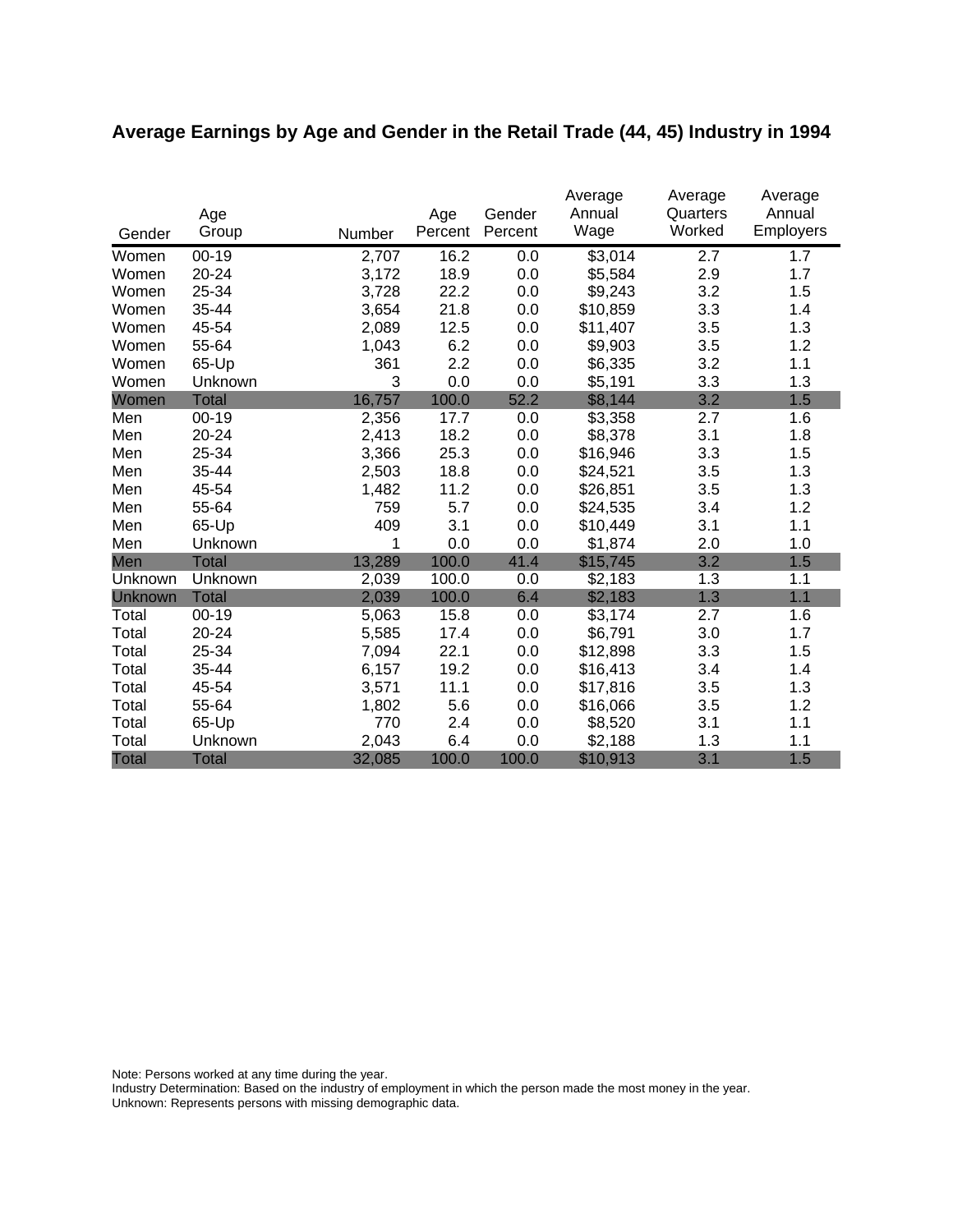## Average Earnings by Age and Gender in the Retail Trade (44, 45) Industry in 1994

| Gender | Age Group | Number | Age Percent | Gender Percent | Average Annual Wage | Average Quarters Worked | Average Annual Employers |
|---|---|---|---|---|---|---|---|
| Women | 00-19 | 2,707 | 16.2 | 0.0 | $3,014 | 2.7 | 1.7 |
| Women | 20-24 | 3,172 | 18.9 | 0.0 | $5,584 | 2.9 | 1.7 |
| Women | 25-34 | 3,728 | 22.2 | 0.0 | $9,243 | 3.2 | 1.5 |
| Women | 35-44 | 3,654 | 21.8 | 0.0 | $10,859 | 3.3 | 1.4 |
| Women | 45-54 | 2,089 | 12.5 | 0.0 | $11,407 | 3.5 | 1.3 |
| Women | 55-64 | 1,043 | 6.2 | 0.0 | $9,903 | 3.5 | 1.2 |
| Women | 65-Up | 361 | 2.2 | 0.0 | $6,335 | 3.2 | 1.1 |
| Women | Unknown | 3 | 0.0 | 0.0 | $5,191 | 3.3 | 1.3 |
| Women | Total | 16,757 | 100.0 | 52.2 | $8,144 | 3.2 | 1.5 |
| Men | 00-19 | 2,356 | 17.7 | 0.0 | $3,358 | 2.7 | 1.6 |
| Men | 20-24 | 2,413 | 18.2 | 0.0 | $8,378 | 3.1 | 1.8 |
| Men | 25-34 | 3,366 | 25.3 | 0.0 | $16,946 | 3.3 | 1.5 |
| Men | 35-44 | 2,503 | 18.8 | 0.0 | $24,521 | 3.5 | 1.3 |
| Men | 45-54 | 1,482 | 11.2 | 0.0 | $26,851 | 3.5 | 1.3 |
| Men | 55-64 | 759 | 5.7 | 0.0 | $24,535 | 3.4 | 1.2 |
| Men | 65-Up | 409 | 3.1 | 0.0 | $10,449 | 3.1 | 1.1 |
| Men | Unknown | 1 | 0.0 | 0.0 | $1,874 | 2.0 | 1.0 |
| Men | Total | 13,289 | 100.0 | 41.4 | $15,745 | 3.2 | 1.5 |
| Unknown | Unknown | 2,039 | 100.0 | 0.0 | $2,183 | 1.3 | 1.1 |
| Unknown | Total | 2,039 | 100.0 | 6.4 | $2,183 | 1.3 | 1.1 |
| Total | 00-19 | 5,063 | 15.8 | 0.0 | $3,174 | 2.7 | 1.6 |
| Total | 20-24 | 5,585 | 17.4 | 0.0 | $6,791 | 3.0 | 1.7 |
| Total | 25-34 | 7,094 | 22.1 | 0.0 | $12,898 | 3.3 | 1.5 |
| Total | 35-44 | 6,157 | 19.2 | 0.0 | $16,413 | 3.4 | 1.4 |
| Total | 45-54 | 3,571 | 11.1 | 0.0 | $17,816 | 3.5 | 1.3 |
| Total | 55-64 | 1,802 | 5.6 | 0.0 | $16,066 | 3.5 | 1.2 |
| Total | 65-Up | 770 | 2.4 | 0.0 | $8,520 | 3.1 | 1.1 |
| Total | Unknown | 2,043 | 6.4 | 0.0 | $2,188 | 1.3 | 1.1 |
| Total | Total | 32,085 | 100.0 | 100.0 | $10,913 | 3.1 | 1.5 |

Note: Persons worked at any time during the year.
Industry Determination: Based on the industry of employment in which the person made the most money in the year.
Unknown: Represents persons with missing demographic data.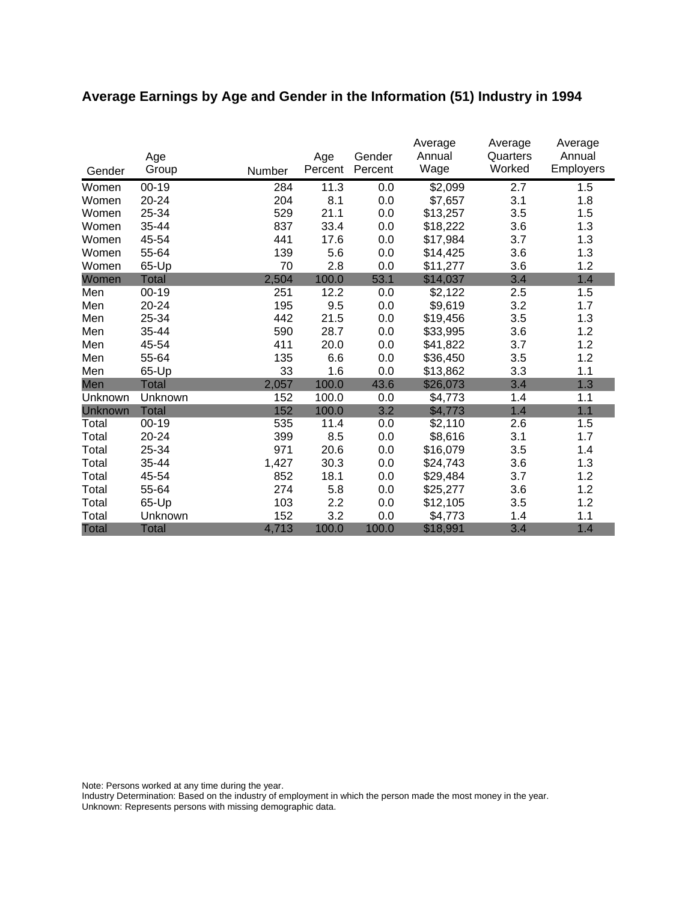## Average Earnings by Age and Gender in the Information (51) Industry in 1994

| Gender | Age Group | Number | Age Percent | Gender Percent | Average Annual Wage | Average Quarters Worked | Average Annual Employers |
|---|---|---|---|---|---|---|---|
| Women | 00-19 | 284 | 11.3 | 0.0 | $2,099 | 2.7 | 1.5 |
| Women | 20-24 | 204 | 8.1 | 0.0 | $7,657 | 3.1 | 1.8 |
| Women | 25-34 | 529 | 21.1 | 0.0 | $13,257 | 3.5 | 1.5 |
| Women | 35-44 | 837 | 33.4 | 0.0 | $18,222 | 3.6 | 1.3 |
| Women | 45-54 | 441 | 17.6 | 0.0 | $17,984 | 3.7 | 1.3 |
| Women | 55-64 | 139 | 5.6 | 0.0 | $14,425 | 3.6 | 1.3 |
| Women | 65-Up | 70 | 2.8 | 0.0 | $11,277 | 3.6 | 1.2 |
| Women | Total | 2,504 | 100.0 | 53.1 | $14,037 | 3.4 | 1.4 |
| Men | 00-19 | 251 | 12.2 | 0.0 | $2,122 | 2.5 | 1.5 |
| Men | 20-24 | 195 | 9.5 | 0.0 | $9,619 | 3.2 | 1.7 |
| Men | 25-34 | 442 | 21.5 | 0.0 | $19,456 | 3.5 | 1.3 |
| Men | 35-44 | 590 | 28.7 | 0.0 | $33,995 | 3.6 | 1.2 |
| Men | 45-54 | 411 | 20.0 | 0.0 | $41,822 | 3.7 | 1.2 |
| Men | 55-64 | 135 | 6.6 | 0.0 | $36,450 | 3.5 | 1.2 |
| Men | 65-Up | 33 | 1.6 | 0.0 | $13,862 | 3.3 | 1.1 |
| Men | Total | 2,057 | 100.0 | 43.6 | $26,073 | 3.4 | 1.3 |
| Unknown | Unknown | 152 | 100.0 | 0.0 | $4,773 | 1.4 | 1.1 |
| Unknown | Total | 152 | 100.0 | 3.2 | $4,773 | 1.4 | 1.1 |
| Total | 00-19 | 535 | 11.4 | 0.0 | $2,110 | 2.6 | 1.5 |
| Total | 20-24 | 399 | 8.5 | 0.0 | $8,616 | 3.1 | 1.7 |
| Total | 25-34 | 971 | 20.6 | 0.0 | $16,079 | 3.5 | 1.4 |
| Total | 35-44 | 1,427 | 30.3 | 0.0 | $24,743 | 3.6 | 1.3 |
| Total | 45-54 | 852 | 18.1 | 0.0 | $29,484 | 3.7 | 1.2 |
| Total | 55-64 | 274 | 5.8 | 0.0 | $25,277 | 3.6 | 1.2 |
| Total | 65-Up | 103 | 2.2 | 0.0 | $12,105 | 3.5 | 1.2 |
| Total | Unknown | 152 | 3.2 | 0.0 | $4,773 | 1.4 | 1.1 |
| Total | Total | 4,713 | 100.0 | 100.0 | $18,991 | 3.4 | 1.4 |

Note: Persons worked at any time during the year.
Industry Determination: Based on the industry of employment in which the person made the most money in the year.
Unknown: Represents persons with missing demographic data.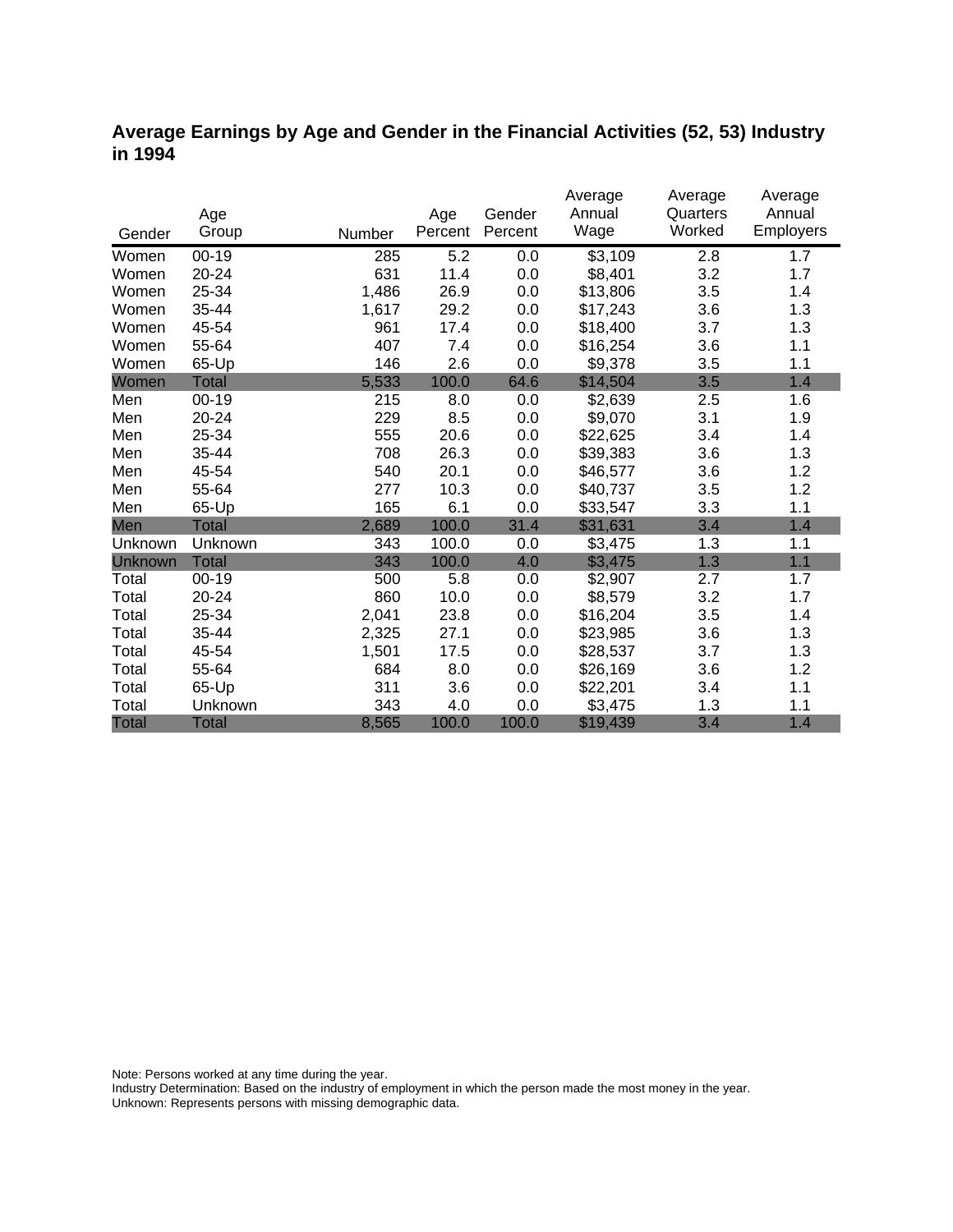## Average Earnings by Age and Gender in the Financial Activities (52, 53) Industry in 1994

| Gender | Age Group | Number | Age Percent | Gender Percent | Average Annual Wage | Average Quarters Worked | Average Annual Employers |
|---|---|---|---|---|---|---|---|
| Women | 00-19 | 285 | 5.2 | 0.0 | $3,109 | 2.8 | 1.7 |
| Women | 20-24 | 631 | 11.4 | 0.0 | $8,401 | 3.2 | 1.7 |
| Women | 25-34 | 1,486 | 26.9 | 0.0 | $13,806 | 3.5 | 1.4 |
| Women | 35-44 | 1,617 | 29.2 | 0.0 | $17,243 | 3.6 | 1.3 |
| Women | 45-54 | 961 | 17.4 | 0.0 | $18,400 | 3.7 | 1.3 |
| Women | 55-64 | 407 | 7.4 | 0.0 | $16,254 | 3.6 | 1.1 |
| Women | 65-Up | 146 | 2.6 | 0.0 | $9,378 | 3.5 | 1.1 |
| Women | Total | 5,533 | 100.0 | 64.6 | $14,504 | 3.5 | 1.4 |
| Men | 00-19 | 215 | 8.0 | 0.0 | $2,639 | 2.5 | 1.6 |
| Men | 20-24 | 229 | 8.5 | 0.0 | $9,070 | 3.1 | 1.9 |
| Men | 25-34 | 555 | 20.6 | 0.0 | $22,625 | 3.4 | 1.4 |
| Men | 35-44 | 708 | 26.3 | 0.0 | $39,383 | 3.6 | 1.3 |
| Men | 45-54 | 540 | 20.1 | 0.0 | $46,577 | 3.6 | 1.2 |
| Men | 55-64 | 277 | 10.3 | 0.0 | $40,737 | 3.5 | 1.2 |
| Men | 65-Up | 165 | 6.1 | 0.0 | $33,547 | 3.3 | 1.1 |
| Men | Total | 2,689 | 100.0 | 31.4 | $31,631 | 3.4 | 1.4 |
| Unknown | Unknown | 343 | 100.0 | 0.0 | $3,475 | 1.3 | 1.1 |
| Unknown | Total | 343 | 100.0 | 4.0 | $3,475 | 1.3 | 1.1 |
| Total | 00-19 | 500 | 5.8 | 0.0 | $2,907 | 2.7 | 1.7 |
| Total | 20-24 | 860 | 10.0 | 0.0 | $8,579 | 3.2 | 1.7 |
| Total | 25-34 | 2,041 | 23.8 | 0.0 | $16,204 | 3.5 | 1.4 |
| Total | 35-44 | 2,325 | 27.1 | 0.0 | $23,985 | 3.6 | 1.3 |
| Total | 45-54 | 1,501 | 17.5 | 0.0 | $28,537 | 3.7 | 1.3 |
| Total | 55-64 | 684 | 8.0 | 0.0 | $26,169 | 3.6 | 1.2 |
| Total | 65-Up | 311 | 3.6 | 0.0 | $22,201 | 3.4 | 1.1 |
| Total | Unknown | 343 | 4.0 | 0.0 | $3,475 | 1.3 | 1.1 |
| Total | Total | 8,565 | 100.0 | 100.0 | $19,439 | 3.4 | 1.4 |

Note: Persons worked at any time during the year.
Industry Determination: Based on the industry of employment in which the person made the most money in the year.
Unknown: Represents persons with missing demographic data.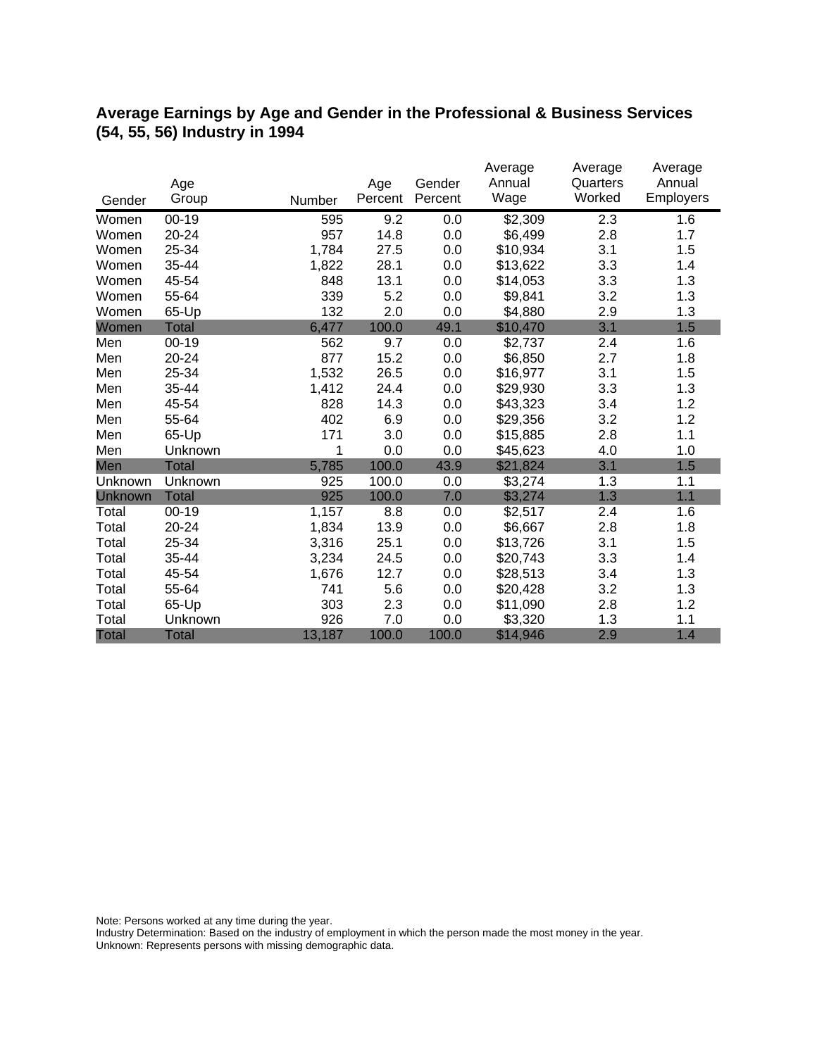## Average Earnings by Age and Gender in the Professional & Business Services (54, 55, 56) Industry in 1994

| Gender | Age Group | Number | Age Percent | Gender Percent | Average Annual Wage | Average Quarters Worked | Average Annual Employers |
|---|---|---|---|---|---|---|---|
| Women | 00-19 | 595 | 9.2 | 0.0 | $2,309 | 2.3 | 1.6 |
| Women | 20-24 | 957 | 14.8 | 0.0 | $6,499 | 2.8 | 1.7 |
| Women | 25-34 | 1,784 | 27.5 | 0.0 | $10,934 | 3.1 | 1.5 |
| Women | 35-44 | 1,822 | 28.1 | 0.0 | $13,622 | 3.3 | 1.4 |
| Women | 45-54 | 848 | 13.1 | 0.0 | $14,053 | 3.3 | 1.3 |
| Women | 55-64 | 339 | 5.2 | 0.0 | $9,841 | 3.2 | 1.3 |
| Women | 65-Up | 132 | 2.0 | 0.0 | $4,880 | 2.9 | 1.3 |
| Women | Total | 6,477 | 100.0 | 49.1 | $10,470 | 3.1 | 1.5 |
| Men | 00-19 | 562 | 9.7 | 0.0 | $2,737 | 2.4 | 1.6 |
| Men | 20-24 | 877 | 15.2 | 0.0 | $6,850 | 2.7 | 1.8 |
| Men | 25-34 | 1,532 | 26.5 | 0.0 | $16,977 | 3.1 | 1.5 |
| Men | 35-44 | 1,412 | 24.4 | 0.0 | $29,930 | 3.3 | 1.3 |
| Men | 45-54 | 828 | 14.3 | 0.0 | $43,323 | 3.4 | 1.2 |
| Men | 55-64 | 402 | 6.9 | 0.0 | $29,356 | 3.2 | 1.2 |
| Men | 65-Up | 171 | 3.0 | 0.0 | $15,885 | 2.8 | 1.1 |
| Men | Unknown | 1 | 0.0 | 0.0 | $45,623 | 4.0 | 1.0 |
| Men | Total | 5,785 | 100.0 | 43.9 | $21,824 | 3.1 | 1.5 |
| Unknown | Unknown | 925 | 100.0 | 0.0 | $3,274 | 1.3 | 1.1 |
| Unknown | Total | 925 | 100.0 | 7.0 | $3,274 | 1.3 | 1.1 |
| Total | 00-19 | 1,157 | 8.8 | 0.0 | $2,517 | 2.4 | 1.6 |
| Total | 20-24 | 1,834 | 13.9 | 0.0 | $6,667 | 2.8 | 1.8 |
| Total | 25-34 | 3,316 | 25.1 | 0.0 | $13,726 | 3.1 | 1.5 |
| Total | 35-44 | 3,234 | 24.5 | 0.0 | $20,743 | 3.3 | 1.4 |
| Total | 45-54 | 1,676 | 12.7 | 0.0 | $28,513 | 3.4 | 1.3 |
| Total | 55-64 | 741 | 5.6 | 0.0 | $20,428 | 3.2 | 1.3 |
| Total | 65-Up | 303 | 2.3 | 0.0 | $11,090 | 2.8 | 1.2 |
| Total | Unknown | 926 | 7.0 | 0.0 | $3,320 | 1.3 | 1.1 |
| Total | Total | 13,187 | 100.0 | 100.0 | $14,946 | 2.9 | 1.4 |

Note: Persons worked at any time during the year.
Industry Determination: Based on the industry of employment in which the person made the most money in the year.
Unknown: Represents persons with missing demographic data.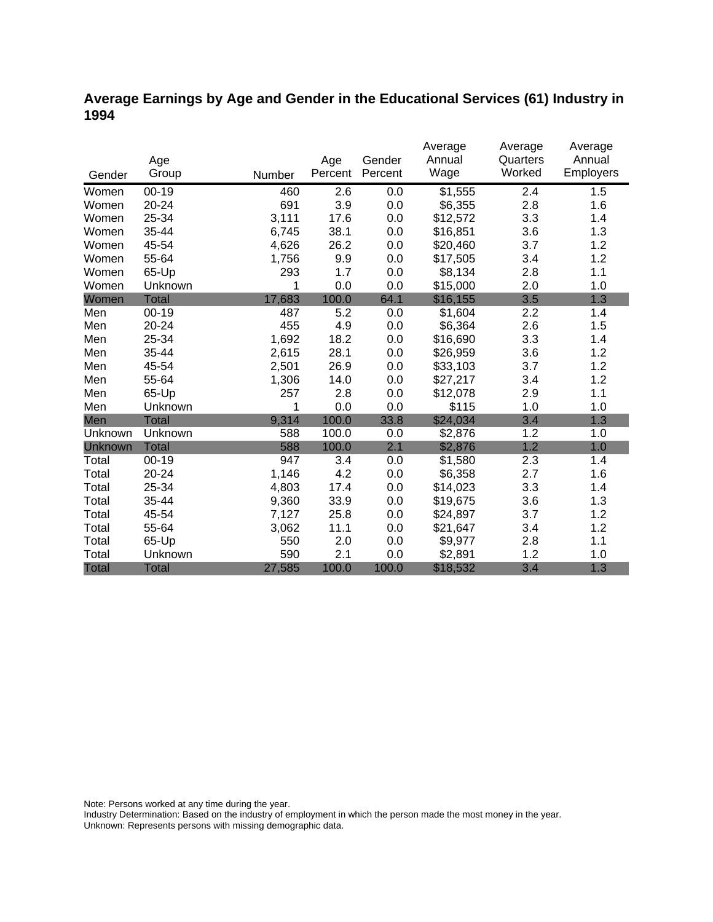## Average Earnings by Age and Gender in the Educational Services (61) Industry in 1994

| Gender | Age Group | Number | Age Percent | Gender Percent | Average Annual Wage | Average Quarters Worked | Average Annual Employers |
|---|---|---|---|---|---|---|---|
| Women | 00-19 | 460 | 2.6 | 0.0 | $1,555 | 2.4 | 1.5 |
| Women | 20-24 | 691 | 3.9 | 0.0 | $6,355 | 2.8 | 1.6 |
| Women | 25-34 | 3,111 | 17.6 | 0.0 | $12,572 | 3.3 | 1.4 |
| Women | 35-44 | 6,745 | 38.1 | 0.0 | $16,851 | 3.6 | 1.3 |
| Women | 45-54 | 4,626 | 26.2 | 0.0 | $20,460 | 3.7 | 1.2 |
| Women | 55-64 | 1,756 | 9.9 | 0.0 | $17,505 | 3.4 | 1.2 |
| Women | 65-Up | 293 | 1.7 | 0.0 | $8,134 | 2.8 | 1.1 |
| Women | Unknown | 1 | 0.0 | 0.0 | $15,000 | 2.0 | 1.0 |
| Women | Total | 17,683 | 100.0 | 64.1 | $16,155 | 3.5 | 1.3 |
| Men | 00-19 | 487 | 5.2 | 0.0 | $1,604 | 2.2 | 1.4 |
| Men | 20-24 | 455 | 4.9 | 0.0 | $6,364 | 2.6 | 1.5 |
| Men | 25-34 | 1,692 | 18.2 | 0.0 | $16,690 | 3.3 | 1.4 |
| Men | 35-44 | 2,615 | 28.1 | 0.0 | $26,959 | 3.6 | 1.2 |
| Men | 45-54 | 2,501 | 26.9 | 0.0 | $33,103 | 3.7 | 1.2 |
| Men | 55-64 | 1,306 | 14.0 | 0.0 | $27,217 | 3.4 | 1.2 |
| Men | 65-Up | 257 | 2.8 | 0.0 | $12,078 | 2.9 | 1.1 |
| Men | Unknown | 1 | 0.0 | 0.0 | $115 | 1.0 | 1.0 |
| Men | Total | 9,314 | 100.0 | 33.8 | $24,034 | 3.4 | 1.3 |
| Unknown | Unknown | 588 | 100.0 | 0.0 | $2,876 | 1.2 | 1.0 |
| Unknown | Total | 588 | 100.0 | 2.1 | $2,876 | 1.2 | 1.0 |
| Total | 00-19 | 947 | 3.4 | 0.0 | $1,580 | 2.3 | 1.4 |
| Total | 20-24 | 1,146 | 4.2 | 0.0 | $6,358 | 2.7 | 1.6 |
| Total | 25-34 | 4,803 | 17.4 | 0.0 | $14,023 | 3.3 | 1.4 |
| Total | 35-44 | 9,360 | 33.9 | 0.0 | $19,675 | 3.6 | 1.3 |
| Total | 45-54 | 7,127 | 25.8 | 0.0 | $24,897 | 3.7 | 1.2 |
| Total | 55-64 | 3,062 | 11.1 | 0.0 | $21,647 | 3.4 | 1.2 |
| Total | 65-Up | 550 | 2.0 | 0.0 | $9,977 | 2.8 | 1.1 |
| Total | Unknown | 590 | 2.1 | 0.0 | $2,891 | 1.2 | 1.0 |
| Total | Total | 27,585 | 100.0 | 100.0 | $18,532 | 3.4 | 1.3 |

Note: Persons worked at any time during the year.
Industry Determination: Based on the industry of employment in which the person made the most money in the year.
Unknown: Represents persons with missing demographic data.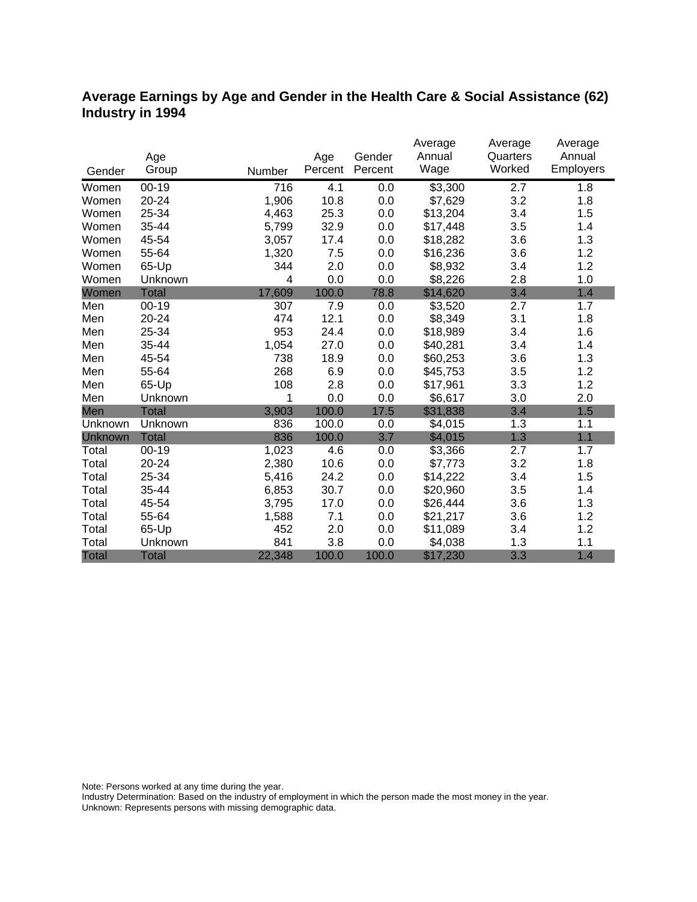# Average Earnings by Age and Gender in the Health Care & Social Assistance (62) Industry in 1994

| Gender | Age Group | Number | Age Percent | Gender Percent | Average Annual Wage | Average Quarters Worked | Average Annual Employers |
|---|---|---|---|---|---|---|---|
| Women | 00-19 | 716 | 4.1 | 0.0 | $3,300 | 2.7 | 1.8 |
| Women | 20-24 | 1,906 | 10.8 | 0.0 | $7,629 | 3.2 | 1.8 |
| Women | 25-34 | 4,463 | 25.3 | 0.0 | $13,204 | 3.4 | 1.5 |
| Women | 35-44 | 5,799 | 32.9 | 0.0 | $17,448 | 3.5 | 1.4 |
| Women | 45-54 | 3,057 | 17.4 | 0.0 | $18,282 | 3.6 | 1.3 |
| Women | 55-64 | 1,320 | 7.5 | 0.0 | $16,236 | 3.6 | 1.2 |
| Women | 65-Up | 344 | 2.0 | 0.0 | $8,932 | 3.4 | 1.2 |
| Women | Unknown | 4 | 0.0 | 0.0 | $8,226 | 2.8 | 1.0 |
| Women | Total | 17,609 | 100.0 | 78.8 | $14,620 | 3.4 | 1.4 |
| Men | 00-19 | 307 | 7.9 | 0.0 | $3,520 | 2.7 | 1.7 |
| Men | 20-24 | 474 | 12.1 | 0.0 | $8,349 | 3.1 | 1.8 |
| Men | 25-34 | 953 | 24.4 | 0.0 | $18,989 | 3.4 | 1.6 |
| Men | 35-44 | 1,054 | 27.0 | 0.0 | $40,281 | 3.4 | 1.4 |
| Men | 45-54 | 738 | 18.9 | 0.0 | $60,253 | 3.6 | 1.3 |
| Men | 55-64 | 268 | 6.9 | 0.0 | $45,753 | 3.5 | 1.2 |
| Men | 65-Up | 108 | 2.8 | 0.0 | $17,961 | 3.3 | 1.2 |
| Men | Unknown | 1 | 0.0 | 0.0 | $6,617 | 3.0 | 2.0 |
| Men | Total | 3,903 | 100.0 | 17.5 | $31,838 | 3.4 | 1.5 |
| Unknown | Unknown | 836 | 100.0 | 0.0 | $4,015 | 1.3 | 1.1 |
| Unknown | Total | 836 | 100.0 | 3.7 | $4,015 | 1.3 | 1.1 |
| Total | 00-19 | 1,023 | 4.6 | 0.0 | $3,366 | 2.7 | 1.7 |
| Total | 20-24 | 2,380 | 10.6 | 0.0 | $7,773 | 3.2 | 1.8 |
| Total | 25-34 | 5,416 | 24.2 | 0.0 | $14,222 | 3.4 | 1.5 |
| Total | 35-44 | 6,853 | 30.7 | 0.0 | $20,960 | 3.5 | 1.4 |
| Total | 45-54 | 3,795 | 17.0 | 0.0 | $26,444 | 3.6 | 1.3 |
| Total | 55-64 | 1,588 | 7.1 | 0.0 | $21,217 | 3.6 | 1.2 |
| Total | 65-Up | 452 | 2.0 | 0.0 | $11,089 | 3.4 | 1.2 |
| Total | Unknown | 841 | 3.8 | 0.0 | $4,038 | 1.3 | 1.1 |
| Total | Total | 22,348 | 100.0 | 100.0 | $17,230 | 3.3 | 1.4 |

Note: Persons worked at any time during the year.
Industry Determination: Based on the industry of employment in which the person made the most money in the year.
Unknown: Represents persons with missing demographic data.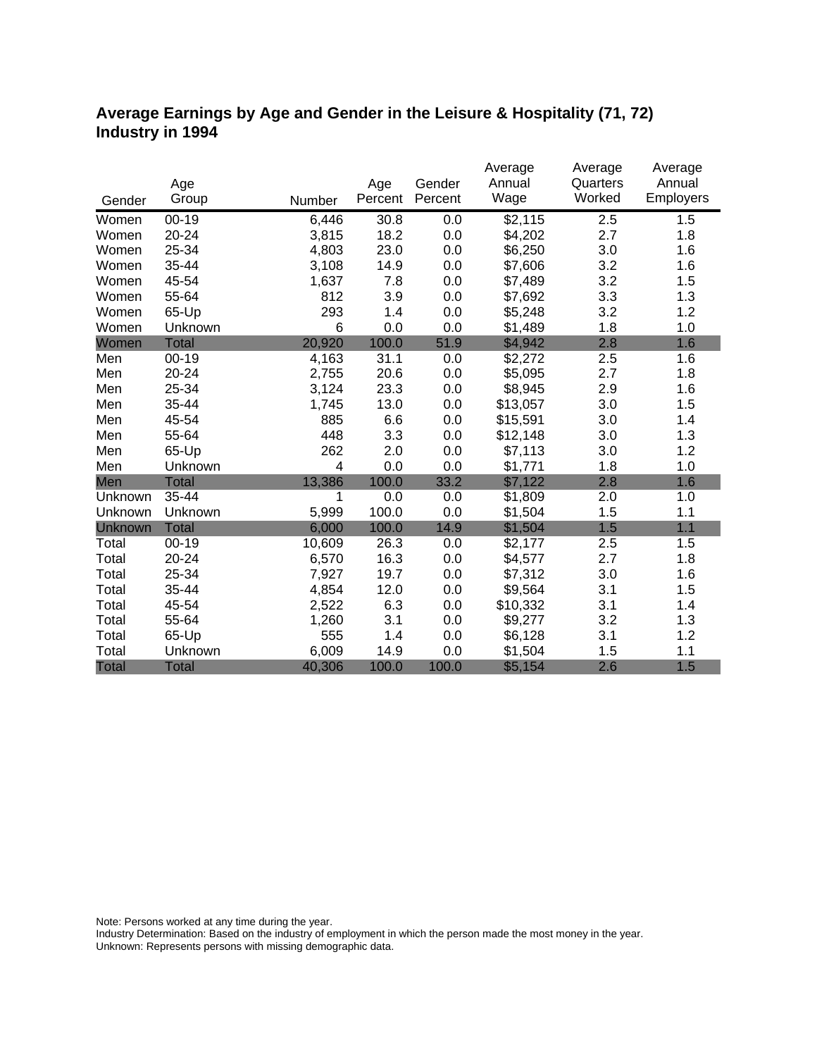# Average Earnings by Age and Gender in the Leisure & Hospitality (71, 72) Industry in 1994

| Gender | Age Group | Number | Age Percent | Gender Percent | Average Annual Wage | Average Quarters Worked | Average Annual Employers |
|---|---|---|---|---|---|---|---|
| Women | 00-19 | 6,446 | 30.8 | 0.0 | $2,115 | 2.5 | 1.5 |
| Women | 20-24 | 3,815 | 18.2 | 0.0 | $4,202 | 2.7 | 1.8 |
| Women | 25-34 | 4,803 | 23.0 | 0.0 | $6,250 | 3.0 | 1.6 |
| Women | 35-44 | 3,108 | 14.9 | 0.0 | $7,606 | 3.2 | 1.6 |
| Women | 45-54 | 1,637 | 7.8 | 0.0 | $7,489 | 3.2 | 1.5 |
| Women | 55-64 | 812 | 3.9 | 0.0 | $7,692 | 3.3 | 1.3 |
| Women | 65-Up | 293 | 1.4 | 0.0 | $5,248 | 3.2 | 1.2 |
| Women | Unknown | 6 | 0.0 | 0.0 | $1,489 | 1.8 | 1.0 |
| Women | Total | 20,920 | 100.0 | 51.9 | $4,942 | 2.8 | 1.6 |
| Men | 00-19 | 4,163 | 31.1 | 0.0 | $2,272 | 2.5 | 1.6 |
| Men | 20-24 | 2,755 | 20.6 | 0.0 | $5,095 | 2.7 | 1.8 |
| Men | 25-34 | 3,124 | 23.3 | 0.0 | $8,945 | 2.9 | 1.6 |
| Men | 35-44 | 1,745 | 13.0 | 0.0 | $13,057 | 3.0 | 1.5 |
| Men | 45-54 | 885 | 6.6 | 0.0 | $15,591 | 3.0 | 1.4 |
| Men | 55-64 | 448 | 3.3 | 0.0 | $12,148 | 3.0 | 1.3 |
| Men | 65-Up | 262 | 2.0 | 0.0 | $7,113 | 3.0 | 1.2 |
| Men | Unknown | 4 | 0.0 | 0.0 | $1,771 | 1.8 | 1.0 |
| Men | Total | 13,386 | 100.0 | 33.2 | $7,122 | 2.8 | 1.6 |
| Unknown | 35-44 | 1 | 0.0 | 0.0 | $1,809 | 2.0 | 1.0 |
| Unknown | Unknown | 5,999 | 100.0 | 0.0 | $1,504 | 1.5 | 1.1 |
| Unknown | Total | 6,000 | 100.0 | 14.9 | $1,504 | 1.5 | 1.1 |
| Total | 00-19 | 10,609 | 26.3 | 0.0 | $2,177 | 2.5 | 1.5 |
| Total | 20-24 | 6,570 | 16.3 | 0.0 | $4,577 | 2.7 | 1.8 |
| Total | 25-34 | 7,927 | 19.7 | 0.0 | $7,312 | 3.0 | 1.6 |
| Total | 35-44 | 4,854 | 12.0 | 0.0 | $9,564 | 3.1 | 1.5 |
| Total | 45-54 | 2,522 | 6.3 | 0.0 | $10,332 | 3.1 | 1.4 |
| Total | 55-64 | 1,260 | 3.1 | 0.0 | $9,277 | 3.2 | 1.3 |
| Total | 65-Up | 555 | 1.4 | 0.0 | $6,128 | 3.1 | 1.2 |
| Total | Unknown | 6,009 | 14.9 | 0.0 | $1,504 | 1.5 | 1.1 |
| Total | Total | 40,306 | 100.0 | 100.0 | $5,154 | 2.6 | 1.5 |

Note: Persons worked at any time during the year.
Industry Determination: Based on the industry of employment in which the person made the most money in the year.
Unknown: Represents persons with missing demographic data.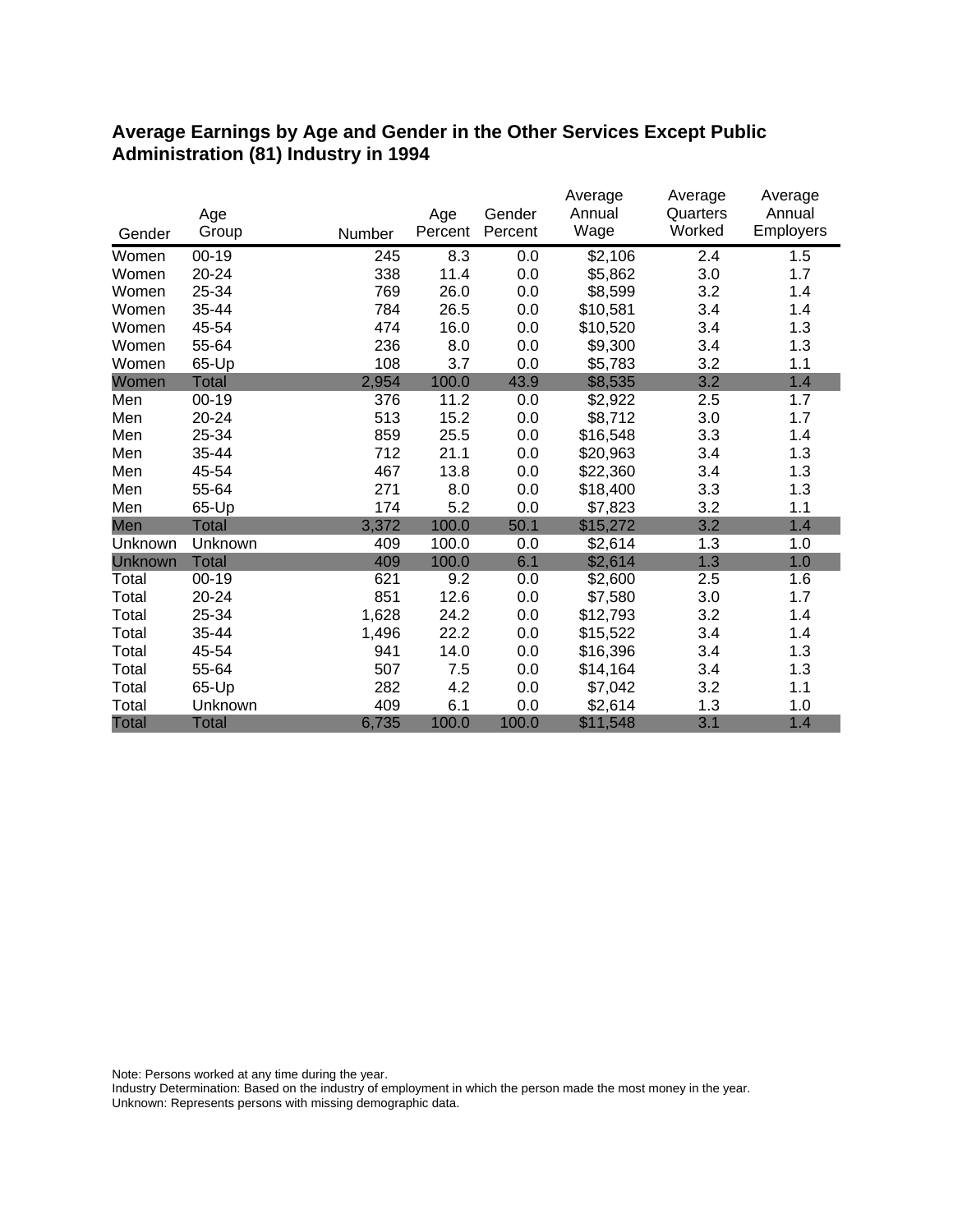## Average Earnings by Age and Gender in the Other Services Except Public Administration (81) Industry in 1994

| Gender | Age Group | Number | Age Percent | Gender Percent | Average Annual Wage | Average Quarters Worked | Average Annual Employers |
|---|---|---|---|---|---|---|---|
| Women | 00-19 | 245 | 8.3 | 0.0 | $2,106 | 2.4 | 1.5 |
| Women | 20-24 | 338 | 11.4 | 0.0 | $5,862 | 3.0 | 1.7 |
| Women | 25-34 | 769 | 26.0 | 0.0 | $8,599 | 3.2 | 1.4 |
| Women | 35-44 | 784 | 26.5 | 0.0 | $10,581 | 3.4 | 1.4 |
| Women | 45-54 | 474 | 16.0 | 0.0 | $10,520 | 3.4 | 1.3 |
| Women | 55-64 | 236 | 8.0 | 0.0 | $9,300 | 3.4 | 1.3 |
| Women | 65-Up | 108 | 3.7 | 0.0 | $5,783 | 3.2 | 1.1 |
| Women | Total | 2,954 | 100.0 | 43.9 | $8,535 | 3.2 | 1.4 |
| Men | 00-19 | 376 | 11.2 | 0.0 | $2,922 | 2.5 | 1.7 |
| Men | 20-24 | 513 | 15.2 | 0.0 | $8,712 | 3.0 | 1.7 |
| Men | 25-34 | 859 | 25.5 | 0.0 | $16,548 | 3.3 | 1.4 |
| Men | 35-44 | 712 | 21.1 | 0.0 | $20,963 | 3.4 | 1.3 |
| Men | 45-54 | 467 | 13.8 | 0.0 | $22,360 | 3.4 | 1.3 |
| Men | 55-64 | 271 | 8.0 | 0.0 | $18,400 | 3.3 | 1.3 |
| Men | 65-Up | 174 | 5.2 | 0.0 | $7,823 | 3.2 | 1.1 |
| Men | Total | 3,372 | 100.0 | 50.1 | $15,272 | 3.2 | 1.4 |
| Unknown | Unknown | 409 | 100.0 | 0.0 | $2,614 | 1.3 | 1.0 |
| Unknown | Total | 409 | 100.0 | 6.1 | $2,614 | 1.3 | 1.0 |
| Total | 00-19 | 621 | 9.2 | 0.0 | $2,600 | 2.5 | 1.6 |
| Total | 20-24 | 851 | 12.6 | 0.0 | $7,580 | 3.0 | 1.7 |
| Total | 25-34 | 1,628 | 24.2 | 0.0 | $12,793 | 3.2 | 1.4 |
| Total | 35-44 | 1,496 | 22.2 | 0.0 | $15,522 | 3.4 | 1.4 |
| Total | 45-54 | 941 | 14.0 | 0.0 | $16,396 | 3.4 | 1.3 |
| Total | 55-64 | 507 | 7.5 | 0.0 | $14,164 | 3.4 | 1.3 |
| Total | 65-Up | 282 | 4.2 | 0.0 | $7,042 | 3.2 | 1.1 |
| Total | Unknown | 409 | 6.1 | 0.0 | $2,614 | 1.3 | 1.0 |
| Total | Total | 6,735 | 100.0 | 100.0 | $11,548 | 3.1 | 1.4 |

Note: Persons worked at any time during the year.
Industry Determination: Based on the industry of employment in which the person made the most money in the year.
Unknown: Represents persons with missing demographic data.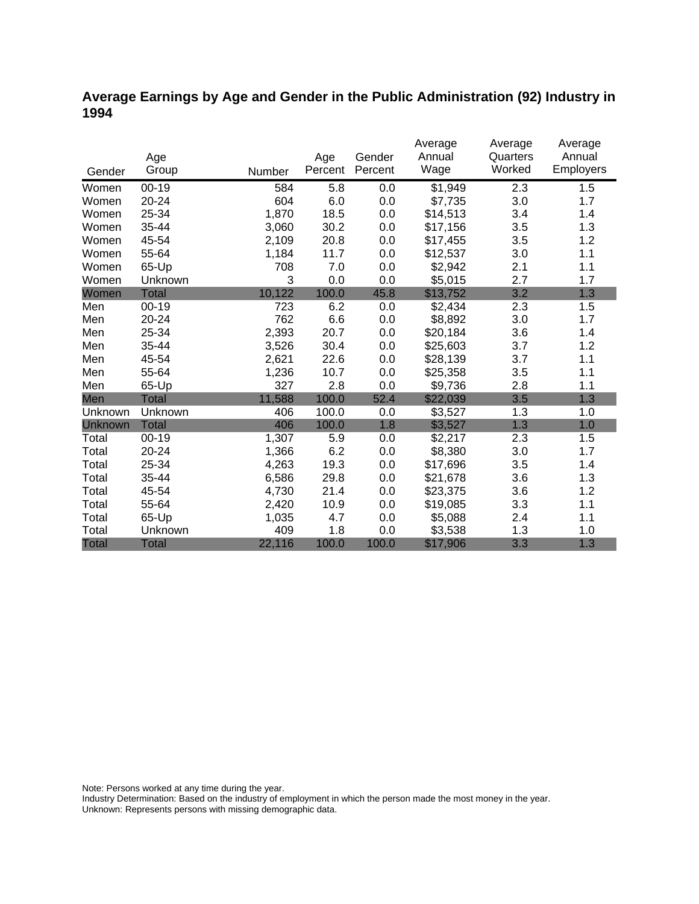## Average Earnings by Age and Gender in the Public Administration (92) Industry in 1994

| Gender | Age Group | Number | Age Percent | Gender Percent | Average Annual Wage | Average Quarters Worked | Average Annual Employers |
|---|---|---|---|---|---|---|---|
| Women | 00-19 | 584 | 5.8 | 0.0 | $1,949 | 2.3 | 1.5 |
| Women | 20-24 | 604 | 6.0 | 0.0 | $7,735 | 3.0 | 1.7 |
| Women | 25-34 | 1,870 | 18.5 | 0.0 | $14,513 | 3.4 | 1.4 |
| Women | 35-44 | 3,060 | 30.2 | 0.0 | $17,156 | 3.5 | 1.3 |
| Women | 45-54 | 2,109 | 20.8 | 0.0 | $17,455 | 3.5 | 1.2 |
| Women | 55-64 | 1,184 | 11.7 | 0.0 | $12,537 | 3.0 | 1.1 |
| Women | 65-Up | 708 | 7.0 | 0.0 | $2,942 | 2.1 | 1.1 |
| Women | Unknown | 3 | 0.0 | 0.0 | $5,015 | 2.7 | 1.7 |
| Women | Total | 10,122 | 100.0 | 45.8 | $13,752 | 3.2 | 1.3 |
| Men | 00-19 | 723 | 6.2 | 0.0 | $2,434 | 2.3 | 1.5 |
| Men | 20-24 | 762 | 6.6 | 0.0 | $8,892 | 3.0 | 1.7 |
| Men | 25-34 | 2,393 | 20.7 | 0.0 | $20,184 | 3.6 | 1.4 |
| Men | 35-44 | 3,526 | 30.4 | 0.0 | $25,603 | 3.7 | 1.2 |
| Men | 45-54 | 2,621 | 22.6 | 0.0 | $28,139 | 3.7 | 1.1 |
| Men | 55-64 | 1,236 | 10.7 | 0.0 | $25,358 | 3.5 | 1.1 |
| Men | 65-Up | 327 | 2.8 | 0.0 | $9,736 | 2.8 | 1.1 |
| Men | Total | 11,588 | 100.0 | 52.4 | $22,039 | 3.5 | 1.3 |
| Unknown | Unknown | 406 | 100.0 | 0.0 | $3,527 | 1.3 | 1.0 |
| Unknown | Total | 406 | 100.0 | 1.8 | $3,527 | 1.3 | 1.0 |
| Total | 00-19 | 1,307 | 5.9 | 0.0 | $2,217 | 2.3 | 1.5 |
| Total | 20-24 | 1,366 | 6.2 | 0.0 | $8,380 | 3.0 | 1.7 |
| Total | 25-34 | 4,263 | 19.3 | 0.0 | $17,696 | 3.5 | 1.4 |
| Total | 35-44 | 6,586 | 29.8 | 0.0 | $21,678 | 3.6 | 1.3 |
| Total | 45-54 | 4,730 | 21.4 | 0.0 | $23,375 | 3.6 | 1.2 |
| Total | 55-64 | 2,420 | 10.9 | 0.0 | $19,085 | 3.3 | 1.1 |
| Total | 65-Up | 1,035 | 4.7 | 0.0 | $5,088 | 2.4 | 1.1 |
| Total | Unknown | 409 | 1.8 | 0.0 | $3,538 | 1.3 | 1.0 |
| Total | Total | 22,116 | 100.0 | 100.0 | $17,906 | 3.3 | 1.3 |

Note: Persons worked at any time during the year.
Industry Determination: Based on the industry of employment in which the person made the most money in the year.
Unknown: Represents persons with missing demographic data.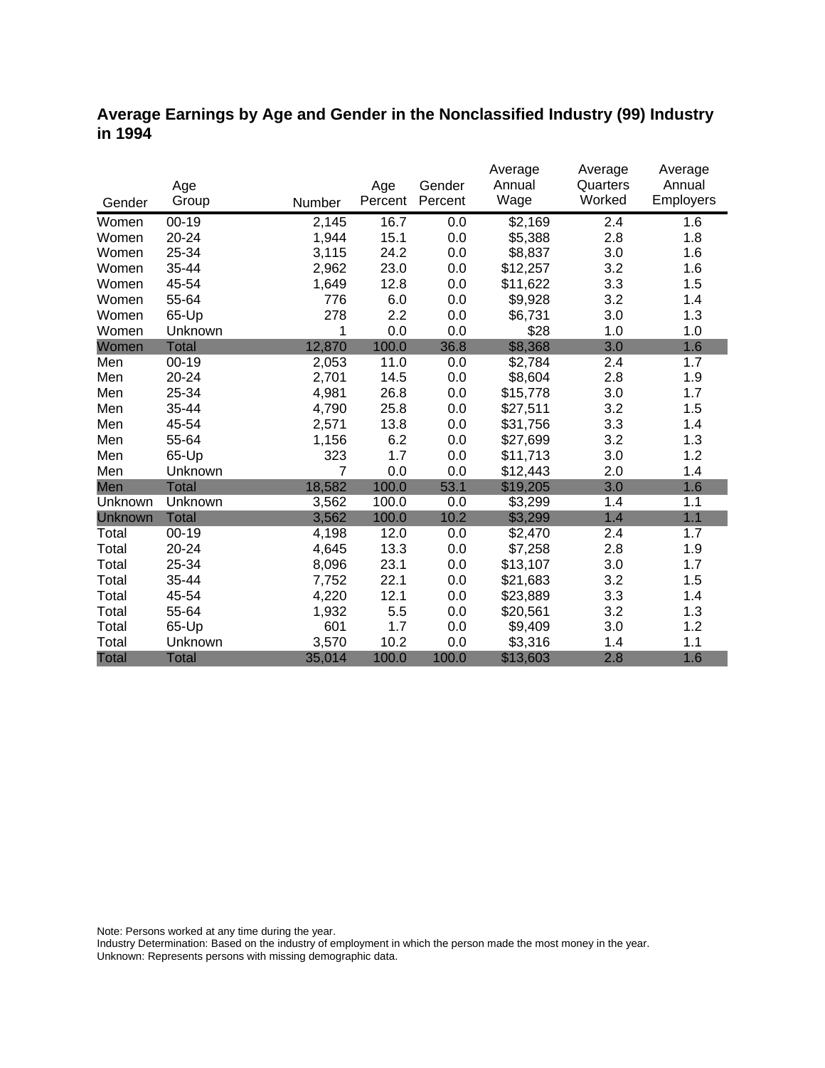## Average Earnings by Age and Gender in the Nonclassified Industry (99) Industry in 1994

| Gender | Age Group | Number | Age Percent | Gender Percent | Average Annual Wage | Average Quarters Worked | Average Annual Employers |
|---|---|---|---|---|---|---|---|
| Women | 00-19 | 2,145 | 16.7 | 0.0 | $2,169 | 2.4 | 1.6 |
| Women | 20-24 | 1,944 | 15.1 | 0.0 | $5,388 | 2.8 | 1.8 |
| Women | 25-34 | 3,115 | 24.2 | 0.0 | $8,837 | 3.0 | 1.6 |
| Women | 35-44 | 2,962 | 23.0 | 0.0 | $12,257 | 3.2 | 1.6 |
| Women | 45-54 | 1,649 | 12.8 | 0.0 | $11,622 | 3.3 | 1.5 |
| Women | 55-64 | 776 | 6.0 | 0.0 | $9,928 | 3.2 | 1.4 |
| Women | 65-Up | 278 | 2.2 | 0.0 | $6,731 | 3.0 | 1.3 |
| Women | Unknown | 1 | 0.0 | 0.0 | $28 | 1.0 | 1.0 |
| Women | Total | 12,870 | 100.0 | 36.8 | $8,368 | 3.0 | 1.6 |
| Men | 00-19 | 2,053 | 11.0 | 0.0 | $2,784 | 2.4 | 1.7 |
| Men | 20-24 | 2,701 | 14.5 | 0.0 | $8,604 | 2.8 | 1.9 |
| Men | 25-34 | 4,981 | 26.8 | 0.0 | $15,778 | 3.0 | 1.7 |
| Men | 35-44 | 4,790 | 25.8 | 0.0 | $27,511 | 3.2 | 1.5 |
| Men | 45-54 | 2,571 | 13.8 | 0.0 | $31,756 | 3.3 | 1.4 |
| Men | 55-64 | 1,156 | 6.2 | 0.0 | $27,699 | 3.2 | 1.3 |
| Men | 65-Up | 323 | 1.7 | 0.0 | $11,713 | 3.0 | 1.2 |
| Men | Unknown | 7 | 0.0 | 0.0 | $12,443 | 2.0 | 1.4 |
| Men | Total | 18,582 | 100.0 | 53.1 | $19,205 | 3.0 | 1.6 |
| Unknown | Unknown | 3,562 | 100.0 | 0.0 | $3,299 | 1.4 | 1.1 |
| Unknown | Total | 3,562 | 100.0 | 10.2 | $3,299 | 1.4 | 1.1 |
| Total | 00-19 | 4,198 | 12.0 | 0.0 | $2,470 | 2.4 | 1.7 |
| Total | 20-24 | 4,645 | 13.3 | 0.0 | $7,258 | 2.8 | 1.9 |
| Total | 25-34 | 8,096 | 23.1 | 0.0 | $13,107 | 3.0 | 1.7 |
| Total | 35-44 | 7,752 | 22.1 | 0.0 | $21,683 | 3.2 | 1.5 |
| Total | 45-54 | 4,220 | 12.1 | 0.0 | $23,889 | 3.3 | 1.4 |
| Total | 55-64 | 1,932 | 5.5 | 0.0 | $20,561 | 3.2 | 1.3 |
| Total | 65-Up | 601 | 1.7 | 0.0 | $9,409 | 3.0 | 1.2 |
| Total | Unknown | 3,570 | 10.2 | 0.0 | $3,316 | 1.4 | 1.1 |
| Total | Total | 35,014 | 100.0 | 100.0 | $13,603 | 2.8 | 1.6 |

Note: Persons worked at any time during the year.
Industry Determination: Based on the industry of employment in which the person made the most money in the year.
Unknown: Represents persons with missing demographic data.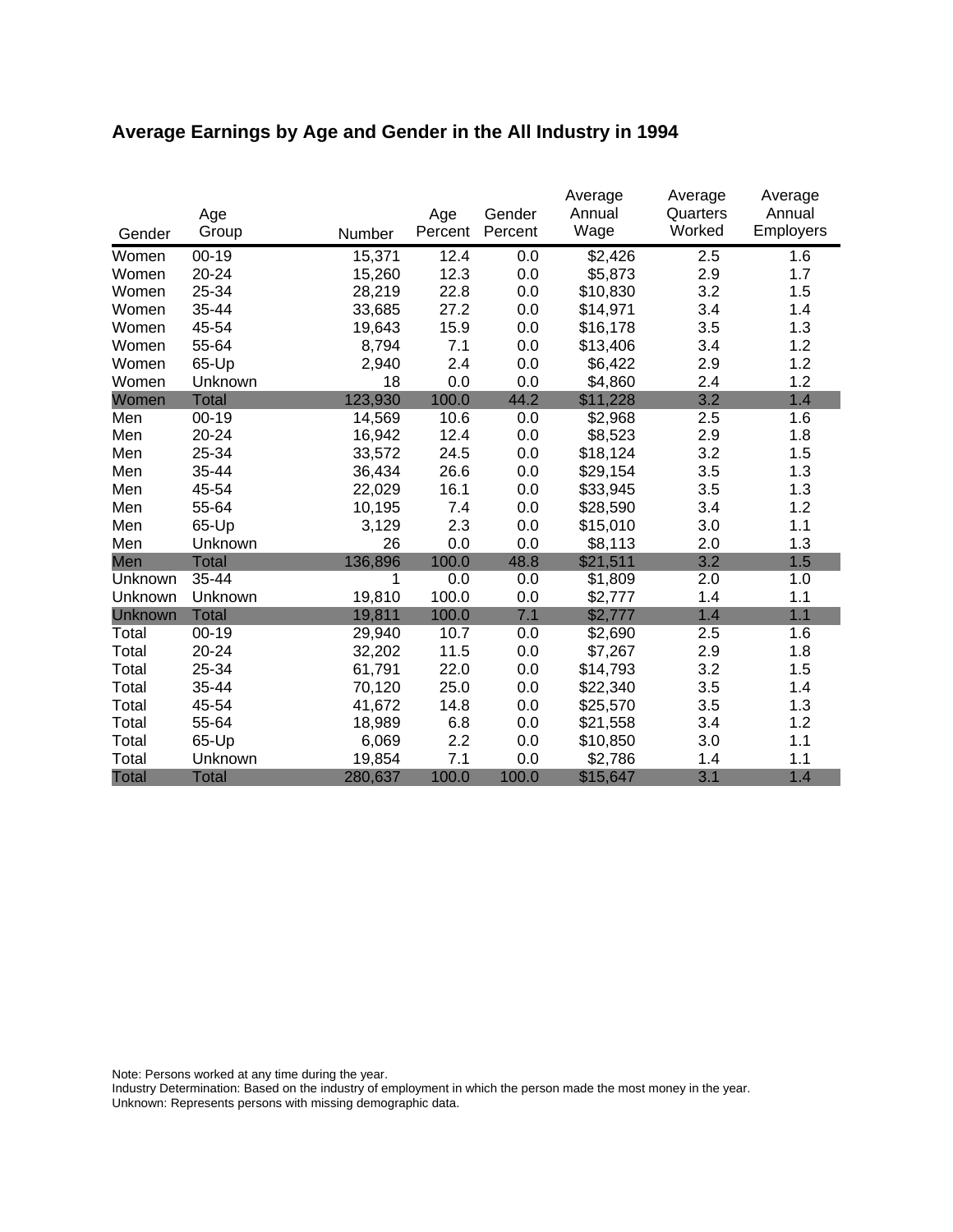## Average Earnings by Age and Gender in the All Industry in 1994

| Gender | Age Group | Number | Age Percent | Gender Percent | Average Annual Wage | Average Quarters Worked | Average Annual Employers |
|---|---|---|---|---|---|---|---|
| Women | 00-19 | 15,371 | 12.4 | 0.0 | $2,426 | 2.5 | 1.6 |
| Women | 20-24 | 15,260 | 12.3 | 0.0 | $5,873 | 2.9 | 1.7 |
| Women | 25-34 | 28,219 | 22.8 | 0.0 | $10,830 | 3.2 | 1.5 |
| Women | 35-44 | 33,685 | 27.2 | 0.0 | $14,971 | 3.4 | 1.4 |
| Women | 45-54 | 19,643 | 15.9 | 0.0 | $16,178 | 3.5 | 1.3 |
| Women | 55-64 | 8,794 | 7.1 | 0.0 | $13,406 | 3.4 | 1.2 |
| Women | 65-Up | 2,940 | 2.4 | 0.0 | $6,422 | 2.9 | 1.2 |
| Women | Unknown | 18 | 0.0 | 0.0 | $4,860 | 2.4 | 1.2 |
| Women | Total | 123,930 | 100.0 | 44.2 | $11,228 | 3.2 | 1.4 |
| Men | 00-19 | 14,569 | 10.6 | 0.0 | $2,968 | 2.5 | 1.6 |
| Men | 20-24 | 16,942 | 12.4 | 0.0 | $8,523 | 2.9 | 1.8 |
| Men | 25-34 | 33,572 | 24.5 | 0.0 | $18,124 | 3.2 | 1.5 |
| Men | 35-44 | 36,434 | 26.6 | 0.0 | $29,154 | 3.5 | 1.3 |
| Men | 45-54 | 22,029 | 16.1 | 0.0 | $33,945 | 3.5 | 1.3 |
| Men | 55-64 | 10,195 | 7.4 | 0.0 | $28,590 | 3.4 | 1.2 |
| Men | 65-Up | 3,129 | 2.3 | 0.0 | $15,010 | 3.0 | 1.1 |
| Men | Unknown | 26 | 0.0 | 0.0 | $8,113 | 2.0 | 1.3 |
| Men | Total | 136,896 | 100.0 | 48.8 | $21,511 | 3.2 | 1.5 |
| Unknown | 35-44 | 1 | 0.0 | 0.0 | $1,809 | 2.0 | 1.0 |
| Unknown | Unknown | 19,810 | 100.0 | 0.0 | $2,777 | 1.4 | 1.1 |
| Unknown | Total | 19,811 | 100.0 | 7.1 | $2,777 | 1.4 | 1.1 |
| Total | 00-19 | 29,940 | 10.7 | 0.0 | $2,690 | 2.5 | 1.6 |
| Total | 20-24 | 32,202 | 11.5 | 0.0 | $7,267 | 2.9 | 1.8 |
| Total | 25-34 | 61,791 | 22.0 | 0.0 | $14,793 | 3.2 | 1.5 |
| Total | 35-44 | 70,120 | 25.0 | 0.0 | $22,340 | 3.5 | 1.4 |
| Total | 45-54 | 41,672 | 14.8 | 0.0 | $25,570 | 3.5 | 1.3 |
| Total | 55-64 | 18,989 | 6.8 | 0.0 | $21,558 | 3.4 | 1.2 |
| Total | 65-Up | 6,069 | 2.2 | 0.0 | $10,850 | 3.0 | 1.1 |
| Total | Unknown | 19,854 | 7.1 | 0.0 | $2,786 | 1.4 | 1.1 |
| Total | Total | 280,637 | 100.0 | 100.0 | $15,647 | 3.1 | 1.4 |

Note: Persons worked at any time during the year.
Industry Determination: Based on the industry of employment in which the person made the most money in the year.
Unknown: Represents persons with missing demographic data.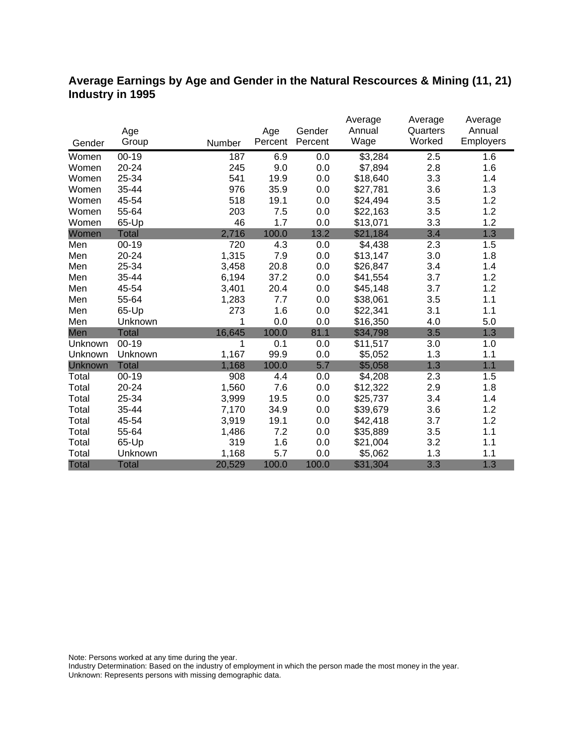## Average Earnings by Age and Gender in the Natural Rescources & Mining (11, 21) Industry in 1995

| Gender | Age Group | Number | Age Percent | Gender Percent | Average Annual Wage | Average Quarters Worked | Average Annual Employers |
|---|---|---|---|---|---|---|---|
| Women | 00-19 | 187 | 6.9 | 0.0 | $3,284 | 2.5 | 1.6 |
| Women | 20-24 | 245 | 9.0 | 0.0 | $7,894 | 2.8 | 1.6 |
| Women | 25-34 | 541 | 19.9 | 0.0 | $18,640 | 3.3 | 1.4 |
| Women | 35-44 | 976 | 35.9 | 0.0 | $27,781 | 3.6 | 1.3 |
| Women | 45-54 | 518 | 19.1 | 0.0 | $24,494 | 3.5 | 1.2 |
| Women | 55-64 | 203 | 7.5 | 0.0 | $22,163 | 3.5 | 1.2 |
| Women | 65-Up | 46 | 1.7 | 0.0 | $13,071 | 3.3 | 1.2 |
| Women | Total | 2,716 | 100.0 | 13.2 | $21,184 | 3.4 | 1.3 |
| Men | 00-19 | 720 | 4.3 | 0.0 | $4,438 | 2.3 | 1.5 |
| Men | 20-24 | 1,315 | 7.9 | 0.0 | $13,147 | 3.0 | 1.8 |
| Men | 25-34 | 3,458 | 20.8 | 0.0 | $26,847 | 3.4 | 1.4 |
| Men | 35-44 | 6,194 | 37.2 | 0.0 | $41,554 | 3.7 | 1.2 |
| Men | 45-54 | 3,401 | 20.4 | 0.0 | $45,148 | 3.7 | 1.2 |
| Men | 55-64 | 1,283 | 7.7 | 0.0 | $38,061 | 3.5 | 1.1 |
| Men | 65-Up | 273 | 1.6 | 0.0 | $22,341 | 3.1 | 1.1 |
| Men | Unknown | 1 | 0.0 | 0.0 | $16,350 | 4.0 | 5.0 |
| Men | Total | 16,645 | 100.0 | 81.1 | $34,798 | 3.5 | 1.3 |
| Unknown | 00-19 | 1 | 0.1 | 0.0 | $11,517 | 3.0 | 1.0 |
| Unknown | Unknown | 1,167 | 99.9 | 0.0 | $5,052 | 1.3 | 1.1 |
| Unknown | Total | 1,168 | 100.0 | 5.7 | $5,058 | 1.3 | 1.1 |
| Total | 00-19 | 908 | 4.4 | 0.0 | $4,208 | 2.3 | 1.5 |
| Total | 20-24 | 1,560 | 7.6 | 0.0 | $12,322 | 2.9 | 1.8 |
| Total | 25-34 | 3,999 | 19.5 | 0.0 | $25,737 | 3.4 | 1.4 |
| Total | 35-44 | 7,170 | 34.9 | 0.0 | $39,679 | 3.6 | 1.2 |
| Total | 45-54 | 3,919 | 19.1 | 0.0 | $42,418 | 3.7 | 1.2 |
| Total | 55-64 | 1,486 | 7.2 | 0.0 | $35,889 | 3.5 | 1.1 |
| Total | 65-Up | 319 | 1.6 | 0.0 | $21,004 | 3.2 | 1.1 |
| Total | Unknown | 1,168 | 5.7 | 0.0 | $5,062 | 1.3 | 1.1 |
| Total | Total | 20,529 | 100.0 | 100.0 | $31,304 | 3.3 | 1.3 |

Note: Persons worked at any time during the year.
Industry Determination: Based on the industry of employment in which the person made the most money in the year.
Unknown: Represents persons with missing demographic data.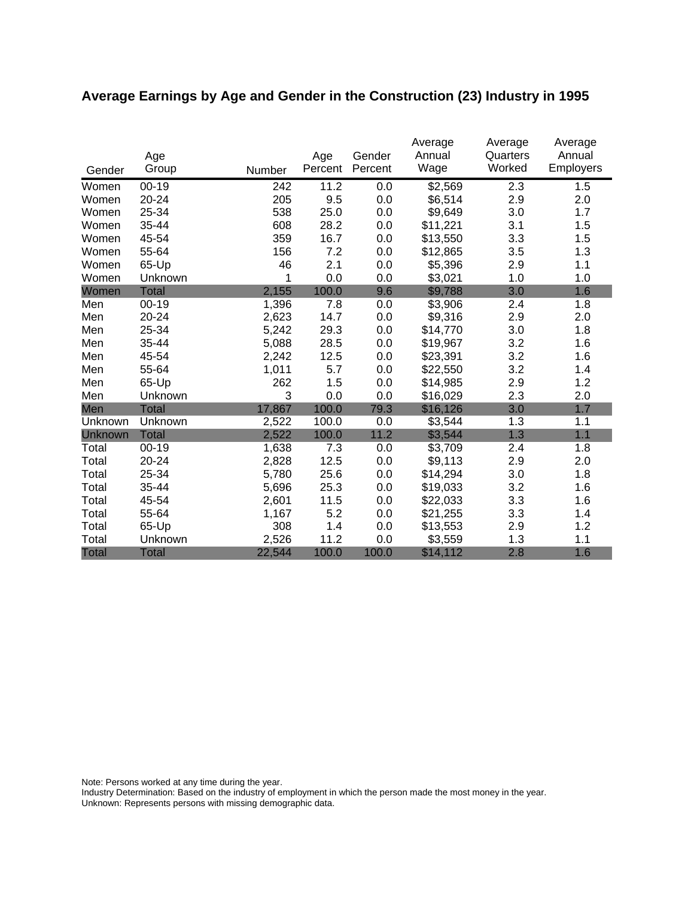## Average Earnings by Age and Gender in the Construction (23) Industry in 1995

| Gender | Age Group | Number | Age Percent | Gender Percent | Average Annual Wage | Average Quarters Worked | Average Annual Employers |
|---|---|---|---|---|---|---|---|
| Women | 00-19 | 242 | 11.2 | 0.0 | $2,569 | 2.3 | 1.5 |
| Women | 20-24 | 205 | 9.5 | 0.0 | $6,514 | 2.9 | 2.0 |
| Women | 25-34 | 538 | 25.0 | 0.0 | $9,649 | 3.0 | 1.7 |
| Women | 35-44 | 608 | 28.2 | 0.0 | $11,221 | 3.1 | 1.5 |
| Women | 45-54 | 359 | 16.7 | 0.0 | $13,550 | 3.3 | 1.5 |
| Women | 55-64 | 156 | 7.2 | 0.0 | $12,865 | 3.5 | 1.3 |
| Women | 65-Up | 46 | 2.1 | 0.0 | $5,396 | 2.9 | 1.1 |
| Women | Unknown | 1 | 0.0 | 0.0 | $3,021 | 1.0 | 1.0 |
| Women | Total | 2,155 | 100.0 | 9.6 | $9,788 | 3.0 | 1.6 |
| Men | 00-19 | 1,396 | 7.8 | 0.0 | $3,906 | 2.4 | 1.8 |
| Men | 20-24 | 2,623 | 14.7 | 0.0 | $9,316 | 2.9 | 2.0 |
| Men | 25-34 | 5,242 | 29.3 | 0.0 | $14,770 | 3.0 | 1.8 |
| Men | 35-44 | 5,088 | 28.5 | 0.0 | $19,967 | 3.2 | 1.6 |
| Men | 45-54 | 2,242 | 12.5 | 0.0 | $23,391 | 3.2 | 1.6 |
| Men | 55-64 | 1,011 | 5.7 | 0.0 | $22,550 | 3.2 | 1.4 |
| Men | 65-Up | 262 | 1.5 | 0.0 | $14,985 | 2.9 | 1.2 |
| Men | Unknown | 3 | 0.0 | 0.0 | $16,029 | 2.3 | 2.0 |
| Men | Total | 17,867 | 100.0 | 79.3 | $16,126 | 3.0 | 1.7 |
| Unknown | Unknown | 2,522 | 100.0 | 0.0 | $3,544 | 1.3 | 1.1 |
| Unknown | Total | 2,522 | 100.0 | 11.2 | $3,544 | 1.3 | 1.1 |
| Total | 00-19 | 1,638 | 7.3 | 0.0 | $3,709 | 2.4 | 1.8 |
| Total | 20-24 | 2,828 | 12.5 | 0.0 | $9,113 | 2.9 | 2.0 |
| Total | 25-34 | 5,780 | 25.6 | 0.0 | $14,294 | 3.0 | 1.8 |
| Total | 35-44 | 5,696 | 25.3 | 0.0 | $19,033 | 3.2 | 1.6 |
| Total | 45-54 | 2,601 | 11.5 | 0.0 | $22,033 | 3.3 | 1.6 |
| Total | 55-64 | 1,167 | 5.2 | 0.0 | $21,255 | 3.3 | 1.4 |
| Total | 65-Up | 308 | 1.4 | 0.0 | $13,553 | 2.9 | 1.2 |
| Total | Unknown | 2,526 | 11.2 | 0.0 | $3,559 | 1.3 | 1.1 |
| Total | Total | 22,544 | 100.0 | 100.0 | $14,112 | 2.8 | 1.6 |

Note: Persons worked at any time during the year.
Industry Determination: Based on the industry of employment in which the person made the most money in the year.
Unknown: Represents persons with missing demographic data.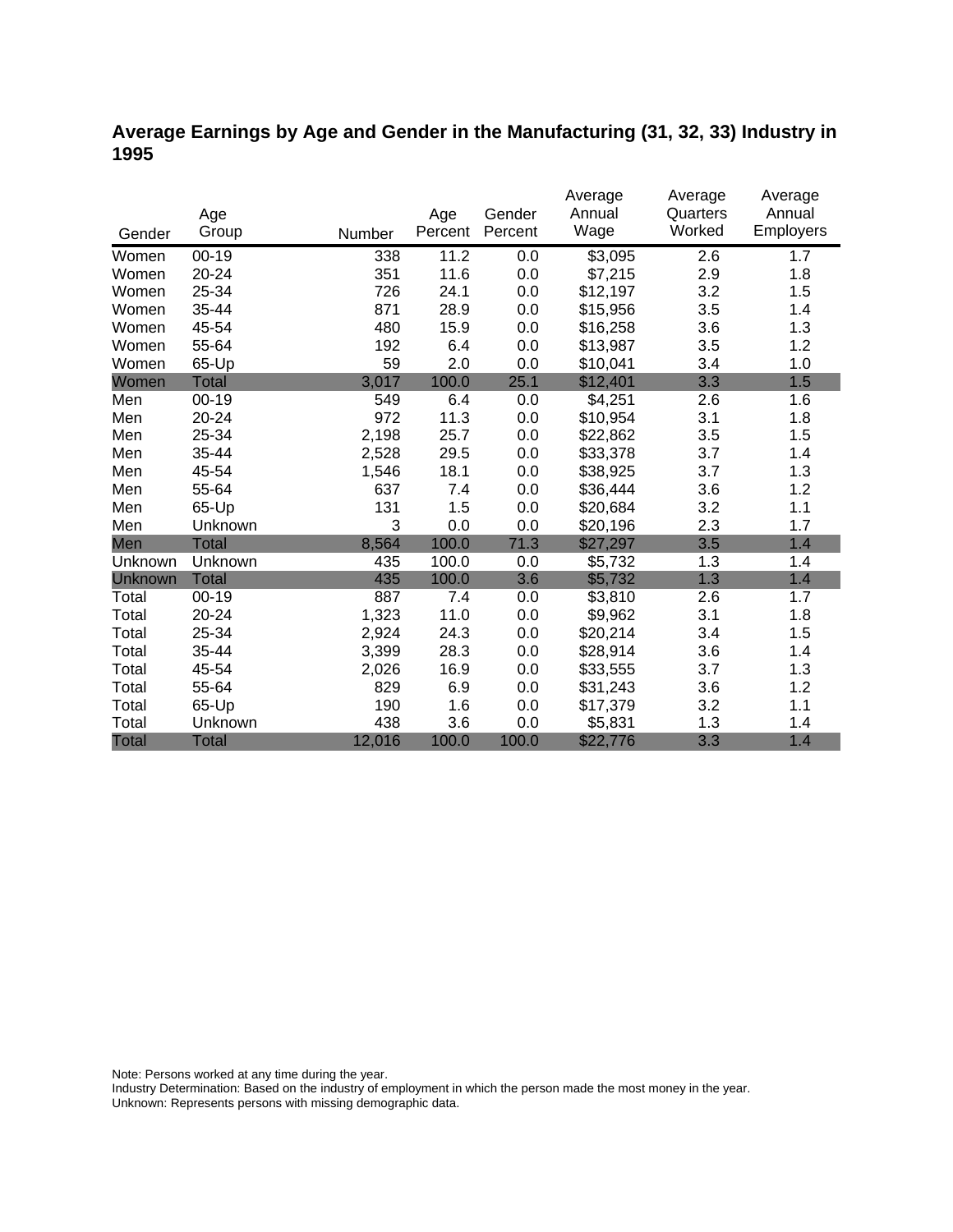## Average Earnings by Age and Gender in the Manufacturing (31, 32, 33) Industry in 1995

| Gender | Age Group | Number | Age Percent | Gender Percent | Average Annual Wage | Average Quarters Worked | Average Annual Employers |
|---|---|---|---|---|---|---|---|
| Women | 00-19 | 338 | 11.2 | 0.0 | $3,095 | 2.6 | 1.7 |
| Women | 20-24 | 351 | 11.6 | 0.0 | $7,215 | 2.9 | 1.8 |
| Women | 25-34 | 726 | 24.1 | 0.0 | $12,197 | 3.2 | 1.5 |
| Women | 35-44 | 871 | 28.9 | 0.0 | $15,956 | 3.5 | 1.4 |
| Women | 45-54 | 480 | 15.9 | 0.0 | $16,258 | 3.6 | 1.3 |
| Women | 55-64 | 192 | 6.4 | 0.0 | $13,987 | 3.5 | 1.2 |
| Women | 65-Up | 59 | 2.0 | 0.0 | $10,041 | 3.4 | 1.0 |
| Women | Total | 3,017 | 100.0 | 25.1 | $12,401 | 3.3 | 1.5 |
| Men | 00-19 | 549 | 6.4 | 0.0 | $4,251 | 2.6 | 1.6 |
| Men | 20-24 | 972 | 11.3 | 0.0 | $10,954 | 3.1 | 1.8 |
| Men | 25-34 | 2,198 | 25.7 | 0.0 | $22,862 | 3.5 | 1.5 |
| Men | 35-44 | 2,528 | 29.5 | 0.0 | $33,378 | 3.7 | 1.4 |
| Men | 45-54 | 1,546 | 18.1 | 0.0 | $38,925 | 3.7 | 1.3 |
| Men | 55-64 | 637 | 7.4 | 0.0 | $36,444 | 3.6 | 1.2 |
| Men | 65-Up | 131 | 1.5 | 0.0 | $20,684 | 3.2 | 1.1 |
| Men | Unknown | 3 | 0.0 | 0.0 | $20,196 | 2.3 | 1.7 |
| Men | Total | 8,564 | 100.0 | 71.3 | $27,297 | 3.5 | 1.4 |
| Unknown | Unknown | 435 | 100.0 | 0.0 | $5,732 | 1.3 | 1.4 |
| Unknown | Total | 435 | 100.0 | 3.6 | $5,732 | 1.3 | 1.4 |
| Total | 00-19 | 887 | 7.4 | 0.0 | $3,810 | 2.6 | 1.7 |
| Total | 20-24 | 1,323 | 11.0 | 0.0 | $9,962 | 3.1 | 1.8 |
| Total | 25-34 | 2,924 | 24.3 | 0.0 | $20,214 | 3.4 | 1.5 |
| Total | 35-44 | 3,399 | 28.3 | 0.0 | $28,914 | 3.6 | 1.4 |
| Total | 45-54 | 2,026 | 16.9 | 0.0 | $33,555 | 3.7 | 1.3 |
| Total | 55-64 | 829 | 6.9 | 0.0 | $31,243 | 3.6 | 1.2 |
| Total | 65-Up | 190 | 1.6 | 0.0 | $17,379 | 3.2 | 1.1 |
| Total | Unknown | 438 | 3.6 | 0.0 | $5,831 | 1.3 | 1.4 |
| Total | Total | 12,016 | 100.0 | 100.0 | $22,776 | 3.3 | 1.4 |

Note: Persons worked at any time during the year.
Industry Determination: Based on the industry of employment in which the person made the most money in the year.
Unknown: Represents persons with missing demographic data.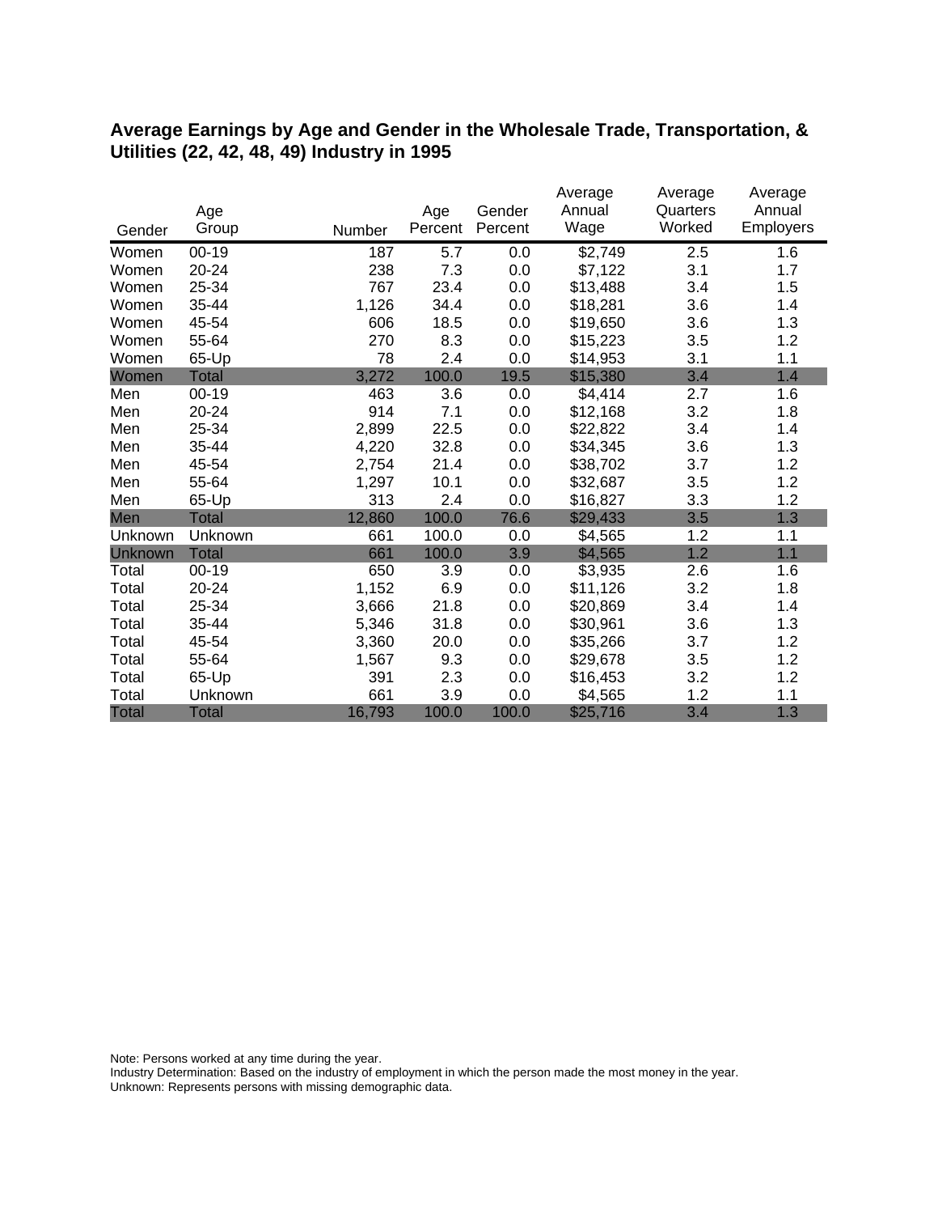## Average Earnings by Age and Gender in the Wholesale Trade, Transportation, & Utilities (22, 42, 48, 49) Industry in 1995

| Gender | Age Group | Number | Age Percent | Gender Percent | Average Annual Wage | Average Quarters Worked | Average Annual Employers |
|---|---|---|---|---|---|---|---|
| Women | 00-19 | 187 | 5.7 | 0.0 | $2,749 | 2.5 | 1.6 |
| Women | 20-24 | 238 | 7.3 | 0.0 | $7,122 | 3.1 | 1.7 |
| Women | 25-34 | 767 | 23.4 | 0.0 | $13,488 | 3.4 | 1.5 |
| Women | 35-44 | 1,126 | 34.4 | 0.0 | $18,281 | 3.6 | 1.4 |
| Women | 45-54 | 606 | 18.5 | 0.0 | $19,650 | 3.6 | 1.3 |
| Women | 55-64 | 270 | 8.3 | 0.0 | $15,223 | 3.5 | 1.2 |
| Women | 65-Up | 78 | 2.4 | 0.0 | $14,953 | 3.1 | 1.1 |
| Women | Total | 3,272 | 100.0 | 19.5 | $15,380 | 3.4 | 1.4 |
| Men | 00-19 | 463 | 3.6 | 0.0 | $4,414 | 2.7 | 1.6 |
| Men | 20-24 | 914 | 7.1 | 0.0 | $12,168 | 3.2 | 1.8 |
| Men | 25-34 | 2,899 | 22.5 | 0.0 | $22,822 | 3.4 | 1.4 |
| Men | 35-44 | 4,220 | 32.8 | 0.0 | $34,345 | 3.6 | 1.3 |
| Men | 45-54 | 2,754 | 21.4 | 0.0 | $38,702 | 3.7 | 1.2 |
| Men | 55-64 | 1,297 | 10.1 | 0.0 | $32,687 | 3.5 | 1.2 |
| Men | 65-Up | 313 | 2.4 | 0.0 | $16,827 | 3.3 | 1.2 |
| Men | Total | 12,860 | 100.0 | 76.6 | $29,433 | 3.5 | 1.3 |
| Unknown | Unknown | 661 | 100.0 | 0.0 | $4,565 | 1.2 | 1.1 |
| Unknown | Total | 661 | 100.0 | 3.9 | $4,565 | 1.2 | 1.1 |
| Total | 00-19 | 650 | 3.9 | 0.0 | $3,935 | 2.6 | 1.6 |
| Total | 20-24 | 1,152 | 6.9 | 0.0 | $11,126 | 3.2 | 1.8 |
| Total | 25-34 | 3,666 | 21.8 | 0.0 | $20,869 | 3.4 | 1.4 |
| Total | 35-44 | 5,346 | 31.8 | 0.0 | $30,961 | 3.6 | 1.3 |
| Total | 45-54 | 3,360 | 20.0 | 0.0 | $35,266 | 3.7 | 1.2 |
| Total | 55-64 | 1,567 | 9.3 | 0.0 | $29,678 | 3.5 | 1.2 |
| Total | 65-Up | 391 | 2.3 | 0.0 | $16,453 | 3.2 | 1.2 |
| Total | Unknown | 661 | 3.9 | 0.0 | $4,565 | 1.2 | 1.1 |
| Total | Total | 16,793 | 100.0 | 100.0 | $25,716 | 3.4 | 1.3 |

Note: Persons worked at any time during the year.
Industry Determination: Based on the industry of employment in which the person made the most money in the year.
Unknown: Represents persons with missing demographic data.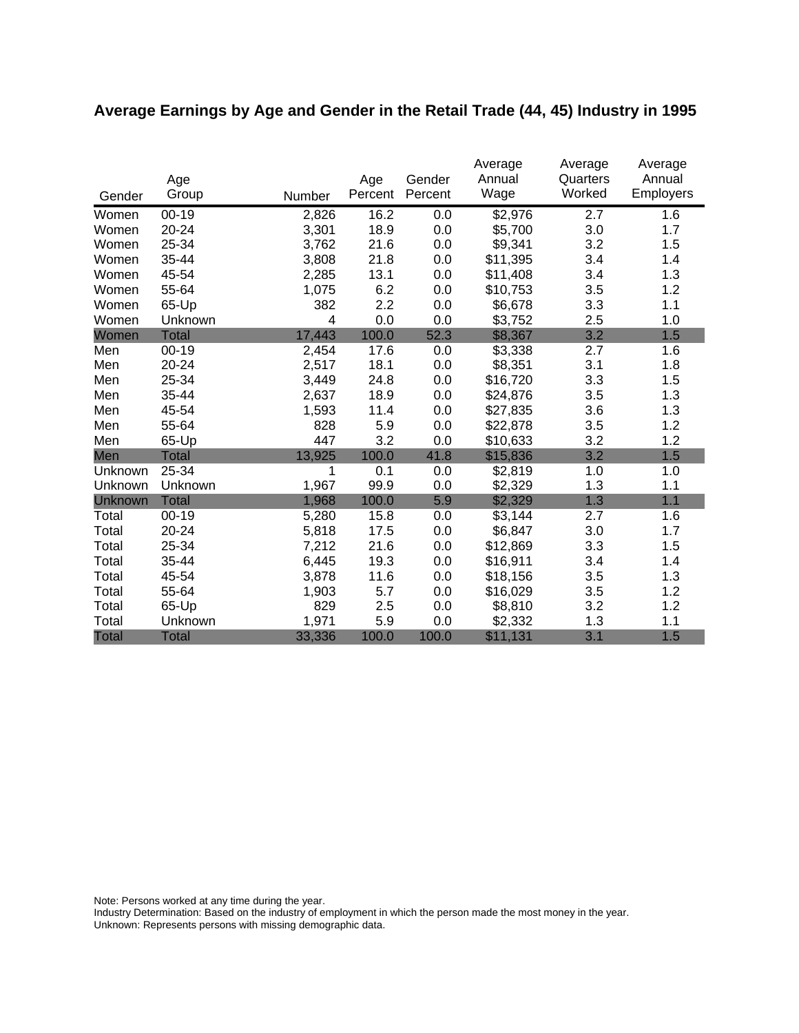# Average Earnings by Age and Gender in the Retail Trade (44, 45) Industry in 1995

| Gender | Age Group | Number | Age Percent | Gender Percent | Average Annual Wage | Average Quarters Worked | Average Annual Employers |
|---|---|---|---|---|---|---|---|
| Women | 00-19 | 2,826 | 16.2 | 0.0 | $2,976 | 2.7 | 1.6 |
| Women | 20-24 | 3,301 | 18.9 | 0.0 | $5,700 | 3.0 | 1.7 |
| Women | 25-34 | 3,762 | 21.6 | 0.0 | $9,341 | 3.2 | 1.5 |
| Women | 35-44 | 3,808 | 21.8 | 0.0 | $11,395 | 3.4 | 1.4 |
| Women | 45-54 | 2,285 | 13.1 | 0.0 | $11,408 | 3.4 | 1.3 |
| Women | 55-64 | 1,075 | 6.2 | 0.0 | $10,753 | 3.5 | 1.2 |
| Women | 65-Up | 382 | 2.2 | 0.0 | $6,678 | 3.3 | 1.1 |
| Women | Unknown | 4 | 0.0 | 0.0 | $3,752 | 2.5 | 1.0 |
| Women | Total | 17,443 | 100.0 | 52.3 | $8,367 | 3.2 | 1.5 |
| Men | 00-19 | 2,454 | 17.6 | 0.0 | $3,338 | 2.7 | 1.6 |
| Men | 20-24 | 2,517 | 18.1 | 0.0 | $8,351 | 3.1 | 1.8 |
| Men | 25-34 | 3,449 | 24.8 | 0.0 | $16,720 | 3.3 | 1.5 |
| Men | 35-44 | 2,637 | 18.9 | 0.0 | $24,876 | 3.5 | 1.3 |
| Men | 45-54 | 1,593 | 11.4 | 0.0 | $27,835 | 3.6 | 1.3 |
| Men | 55-64 | 828 | 5.9 | 0.0 | $22,878 | 3.5 | 1.2 |
| Men | 65-Up | 447 | 3.2 | 0.0 | $10,633 | 3.2 | 1.2 |
| Men | Total | 13,925 | 100.0 | 41.8 | $15,836 | 3.2 | 1.5 |
| Unknown | 25-34 | 1 | 0.1 | 0.0 | $2,819 | 1.0 | 1.0 |
| Unknown | Unknown | 1,967 | 99.9 | 0.0 | $2,329 | 1.3 | 1.1 |
| Unknown | Total | 1,968 | 100.0 | 5.9 | $2,329 | 1.3 | 1.1 |
| Total | 00-19 | 5,280 | 15.8 | 0.0 | $3,144 | 2.7 | 1.6 |
| Total | 20-24 | 5,818 | 17.5 | 0.0 | $6,847 | 3.0 | 1.7 |
| Total | 25-34 | 7,212 | 21.6 | 0.0 | $12,869 | 3.3 | 1.5 |
| Total | 35-44 | 6,445 | 19.3 | 0.0 | $16,911 | 3.4 | 1.4 |
| Total | 45-54 | 3,878 | 11.6 | 0.0 | $18,156 | 3.5 | 1.3 |
| Total | 55-64 | 1,903 | 5.7 | 0.0 | $16,029 | 3.5 | 1.2 |
| Total | 65-Up | 829 | 2.5 | 0.0 | $8,810 | 3.2 | 1.2 |
| Total | Unknown | 1,971 | 5.9 | 0.0 | $2,332 | 1.3 | 1.1 |
| Total | Total | 33,336 | 100.0 | 100.0 | $11,131 | 3.1 | 1.5 |

Note: Persons worked at any time during the year.
Industry Determination: Based on the industry of employment in which the person made the most money in the year.
Unknown: Represents persons with missing demographic data.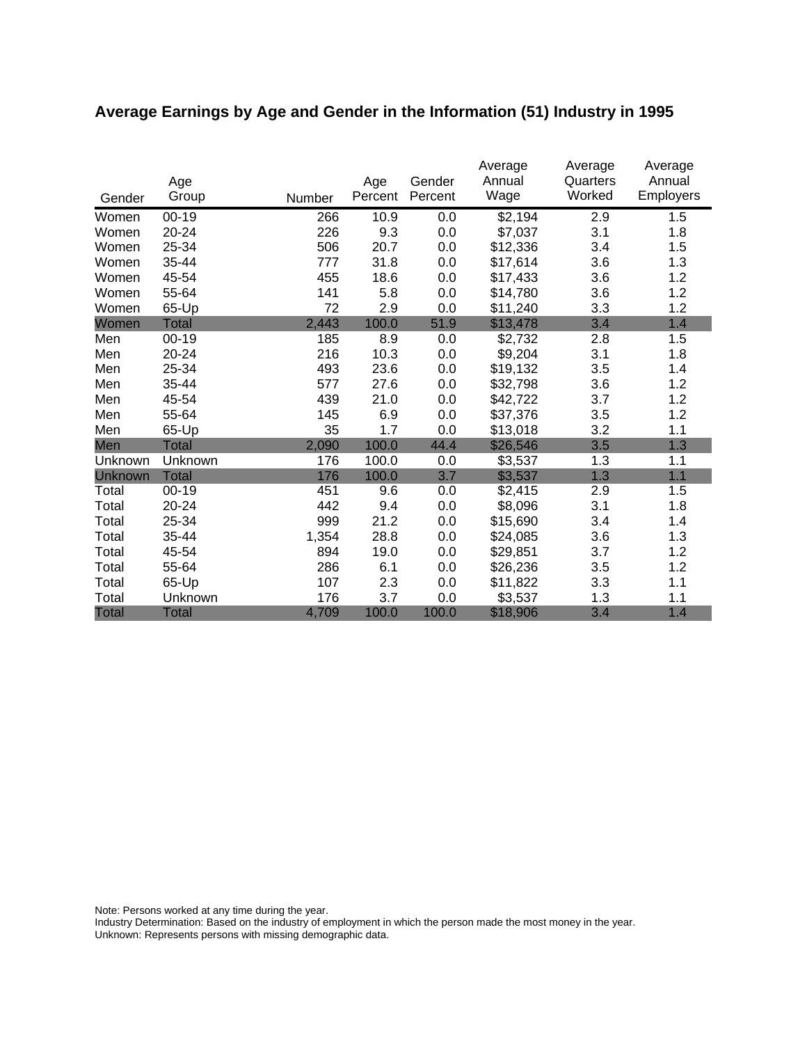# Average Earnings by Age and Gender in the Information (51) Industry in 1995

| Gender | Age Group | Number | Age Percent | Gender Percent | Average Annual Wage | Average Quarters Worked | Average Annual Employers |
|---|---|---|---|---|---|---|---|
| Women | 00-19 | 266 | 10.9 | 0.0 | $2,194 | 2.9 | 1.5 |
| Women | 20-24 | 226 | 9.3 | 0.0 | $7,037 | 3.1 | 1.8 |
| Women | 25-34 | 506 | 20.7 | 0.0 | $12,336 | 3.4 | 1.5 |
| Women | 35-44 | 777 | 31.8 | 0.0 | $17,614 | 3.6 | 1.3 |
| Women | 45-54 | 455 | 18.6 | 0.0 | $17,433 | 3.6 | 1.2 |
| Women | 55-64 | 141 | 5.8 | 0.0 | $14,780 | 3.6 | 1.2 |
| Women | 65-Up | 72 | 2.9 | 0.0 | $11,240 | 3.3 | 1.2 |
| Women | Total | 2,443 | 100.0 | 51.9 | $13,478 | 3.4 | 1.4 |
| Men | 00-19 | 185 | 8.9 | 0.0 | $2,732 | 2.8 | 1.5 |
| Men | 20-24 | 216 | 10.3 | 0.0 | $9,204 | 3.1 | 1.8 |
| Men | 25-34 | 493 | 23.6 | 0.0 | $19,132 | 3.5 | 1.4 |
| Men | 35-44 | 577 | 27.6 | 0.0 | $32,798 | 3.6 | 1.2 |
| Men | 45-54 | 439 | 21.0 | 0.0 | $42,722 | 3.7 | 1.2 |
| Men | 55-64 | 145 | 6.9 | 0.0 | $37,376 | 3.5 | 1.2 |
| Men | 65-Up | 35 | 1.7 | 0.0 | $13,018 | 3.2 | 1.1 |
| Men | Total | 2,090 | 100.0 | 44.4 | $26,546 | 3.5 | 1.3 |
| Unknown | Unknown | 176 | 100.0 | 0.0 | $3,537 | 1.3 | 1.1 |
| Unknown | Total | 176 | 100.0 | 3.7 | $3,537 | 1.3 | 1.1 |
| Total | 00-19 | 451 | 9.6 | 0.0 | $2,415 | 2.9 | 1.5 |
| Total | 20-24 | 442 | 9.4 | 0.0 | $8,096 | 3.1 | 1.8 |
| Total | 25-34 | 999 | 21.2 | 0.0 | $15,690 | 3.4 | 1.4 |
| Total | 35-44 | 1,354 | 28.8 | 0.0 | $24,085 | 3.6 | 1.3 |
| Total | 45-54 | 894 | 19.0 | 0.0 | $29,851 | 3.7 | 1.2 |
| Total | 55-64 | 286 | 6.1 | 0.0 | $26,236 | 3.5 | 1.2 |
| Total | 65-Up | 107 | 2.3 | 0.0 | $11,822 | 3.3 | 1.1 |
| Total | Unknown | 176 | 3.7 | 0.0 | $3,537 | 1.3 | 1.1 |
| Total | Total | 4,709 | 100.0 | 100.0 | $18,906 | 3.4 | 1.4 |

Note: Persons worked at any time during the year.
Industry Determination: Based on the industry of employment in which the person made the most money in the year.
Unknown: Represents persons with missing demographic data.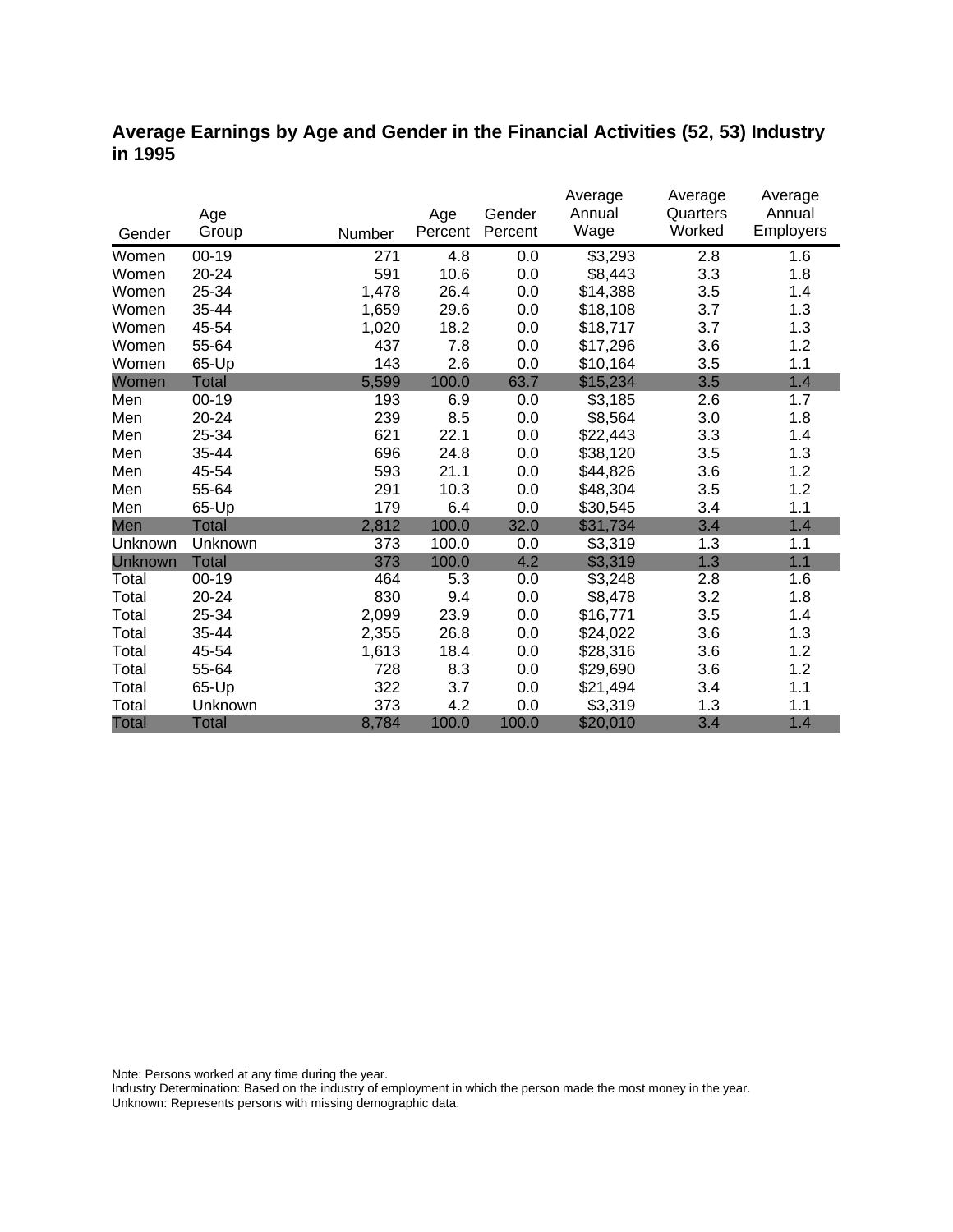## Average Earnings by Age and Gender in the Financial Activities (52, 53) Industry in 1995

| Gender | Age Group | Number | Age Percent | Gender Percent | Average Annual Wage | Average Quarters Worked | Average Annual Employers |
|---|---|---|---|---|---|---|---|
| Women | 00-19 | 271 | 4.8 | 0.0 | $3,293 | 2.8 | 1.6 |
| Women | 20-24 | 591 | 10.6 | 0.0 | $8,443 | 3.3 | 1.8 |
| Women | 25-34 | 1,478 | 26.4 | 0.0 | $14,388 | 3.5 | 1.4 |
| Women | 35-44 | 1,659 | 29.6 | 0.0 | $18,108 | 3.7 | 1.3 |
| Women | 45-54 | 1,020 | 18.2 | 0.0 | $18,717 | 3.7 | 1.3 |
| Women | 55-64 | 437 | 7.8 | 0.0 | $17,296 | 3.6 | 1.2 |
| Women | 65-Up | 143 | 2.6 | 0.0 | $10,164 | 3.5 | 1.1 |
| Women | Total | 5,599 | 100.0 | 63.7 | $15,234 | 3.5 | 1.4 |
| Men | 00-19 | 193 | 6.9 | 0.0 | $3,185 | 2.6 | 1.7 |
| Men | 20-24 | 239 | 8.5 | 0.0 | $8,564 | 3.0 | 1.8 |
| Men | 25-34 | 621 | 22.1 | 0.0 | $22,443 | 3.3 | 1.4 |
| Men | 35-44 | 696 | 24.8 | 0.0 | $38,120 | 3.5 | 1.3 |
| Men | 45-54 | 593 | 21.1 | 0.0 | $44,826 | 3.6 | 1.2 |
| Men | 55-64 | 291 | 10.3 | 0.0 | $48,304 | 3.5 | 1.2 |
| Men | 65-Up | 179 | 6.4 | 0.0 | $30,545 | 3.4 | 1.1 |
| Men | Total | 2,812 | 100.0 | 32.0 | $31,734 | 3.4 | 1.4 |
| Unknown | Unknown | 373 | 100.0 | 0.0 | $3,319 | 1.3 | 1.1 |
| Unknown | Total | 373 | 100.0 | 4.2 | $3,319 | 1.3 | 1.1 |
| Total | 00-19 | 464 | 5.3 | 0.0 | $3,248 | 2.8 | 1.6 |
| Total | 20-24 | 830 | 9.4 | 0.0 | $8,478 | 3.2 | 1.8 |
| Total | 25-34 | 2,099 | 23.9 | 0.0 | $16,771 | 3.5 | 1.4 |
| Total | 35-44 | 2,355 | 26.8 | 0.0 | $24,022 | 3.6 | 1.3 |
| Total | 45-54 | 1,613 | 18.4 | 0.0 | $28,316 | 3.6 | 1.2 |
| Total | 55-64 | 728 | 8.3 | 0.0 | $29,690 | 3.6 | 1.2 |
| Total | 65-Up | 322 | 3.7 | 0.0 | $21,494 | 3.4 | 1.1 |
| Total | Unknown | 373 | 4.2 | 0.0 | $3,319 | 1.3 | 1.1 |
| Total | Total | 8,784 | 100.0 | 100.0 | $20,010 | 3.4 | 1.4 |

Note: Persons worked at any time during the year.
Industry Determination: Based on the industry of employment in which the person made the most money in the year.
Unknown: Represents persons with missing demographic data.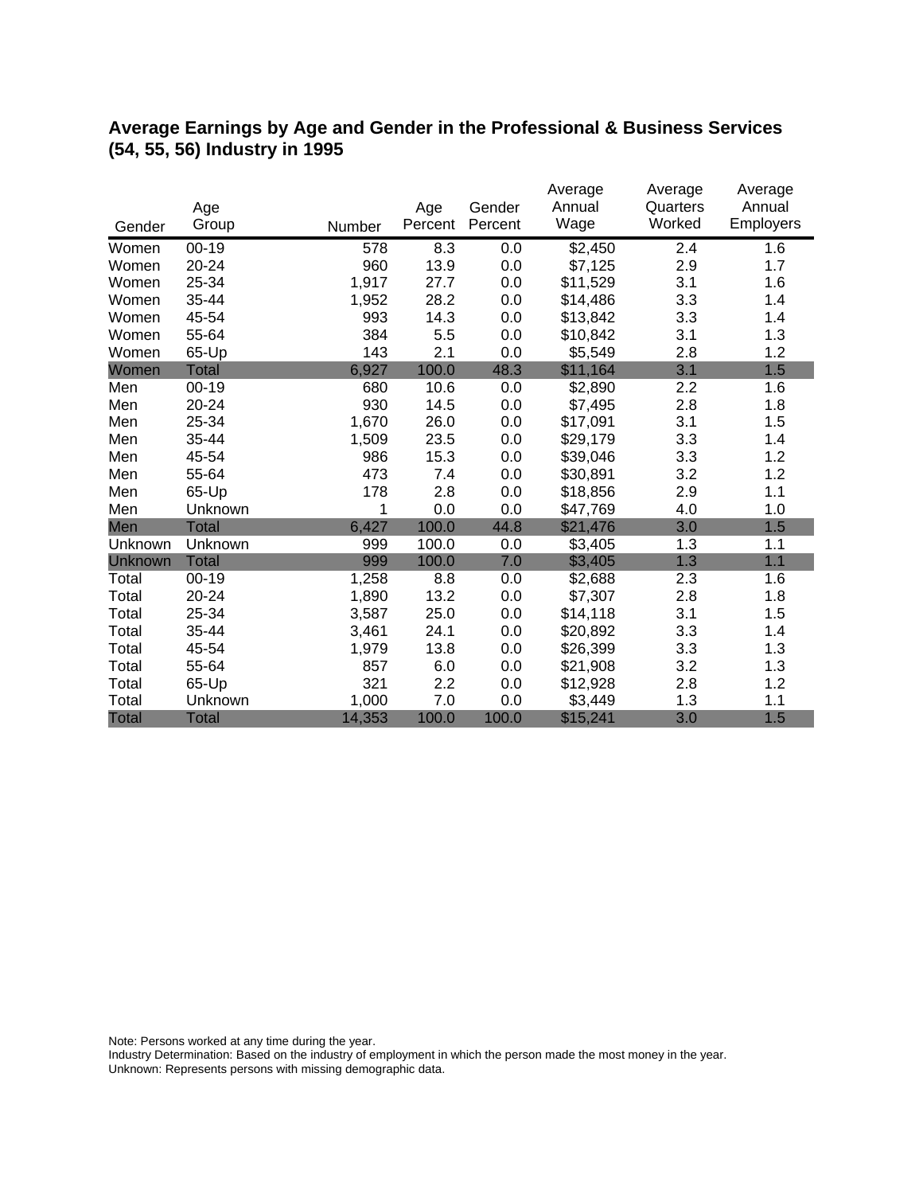## Average Earnings by Age and Gender in the Professional & Business Services (54, 55, 56) Industry in 1995

| Gender | Age Group | Number | Age Percent | Gender Percent | Average Annual Wage | Average Quarters Worked | Average Annual Employers |
|---|---|---|---|---|---|---|---|
| Women | 00-19 | 578 | 8.3 | 0.0 | $2,450 | 2.4 | 1.6 |
| Women | 20-24 | 960 | 13.9 | 0.0 | $7,125 | 2.9 | 1.7 |
| Women | 25-34 | 1,917 | 27.7 | 0.0 | $11,529 | 3.1 | 1.6 |
| Women | 35-44 | 1,952 | 28.2 | 0.0 | $14,486 | 3.3 | 1.4 |
| Women | 45-54 | 993 | 14.3 | 0.0 | $13,842 | 3.3 | 1.4 |
| Women | 55-64 | 384 | 5.5 | 0.0 | $10,842 | 3.1 | 1.3 |
| Women | 65-Up | 143 | 2.1 | 0.0 | $5,549 | 2.8 | 1.2 |
| Women | Total | 6,927 | 100.0 | 48.3 | $11,164 | 3.1 | 1.5 |
| Men | 00-19 | 680 | 10.6 | 0.0 | $2,890 | 2.2 | 1.6 |
| Men | 20-24 | 930 | 14.5 | 0.0 | $7,495 | 2.8 | 1.8 |
| Men | 25-34 | 1,670 | 26.0 | 0.0 | $17,091 | 3.1 | 1.5 |
| Men | 35-44 | 1,509 | 23.5 | 0.0 | $29,179 | 3.3 | 1.4 |
| Men | 45-54 | 986 | 15.3 | 0.0 | $39,046 | 3.3 | 1.2 |
| Men | 55-64 | 473 | 7.4 | 0.0 | $30,891 | 3.2 | 1.2 |
| Men | 65-Up | 178 | 2.8 | 0.0 | $18,856 | 2.9 | 1.1 |
| Men | Unknown | 1 | 0.0 | 0.0 | $47,769 | 4.0 | 1.0 |
| Men | Total | 6,427 | 100.0 | 44.8 | $21,476 | 3.0 | 1.5 |
| Unknown | Unknown | 999 | 100.0 | 0.0 | $3,405 | 1.3 | 1.1 |
| Unknown | Total | 999 | 100.0 | 7.0 | $3,405 | 1.3 | 1.1 |
| Total | 00-19 | 1,258 | 8.8 | 0.0 | $2,688 | 2.3 | 1.6 |
| Total | 20-24 | 1,890 | 13.2 | 0.0 | $7,307 | 2.8 | 1.8 |
| Total | 25-34 | 3,587 | 25.0 | 0.0 | $14,118 | 3.1 | 1.5 |
| Total | 35-44 | 3,461 | 24.1 | 0.0 | $20,892 | 3.3 | 1.4 |
| Total | 45-54 | 1,979 | 13.8 | 0.0 | $26,399 | 3.3 | 1.3 |
| Total | 55-64 | 857 | 6.0 | 0.0 | $21,908 | 3.2 | 1.3 |
| Total | 65-Up | 321 | 2.2 | 0.0 | $12,928 | 2.8 | 1.2 |
| Total | Unknown | 1,000 | 7.0 | 0.0 | $3,449 | 1.3 | 1.1 |
| Total | Total | 14,353 | 100.0 | 100.0 | $15,241 | 3.0 | 1.5 |

Note: Persons worked at any time during the year.
Industry Determination: Based on the industry of employment in which the person made the most money in the year.
Unknown: Represents persons with missing demographic data.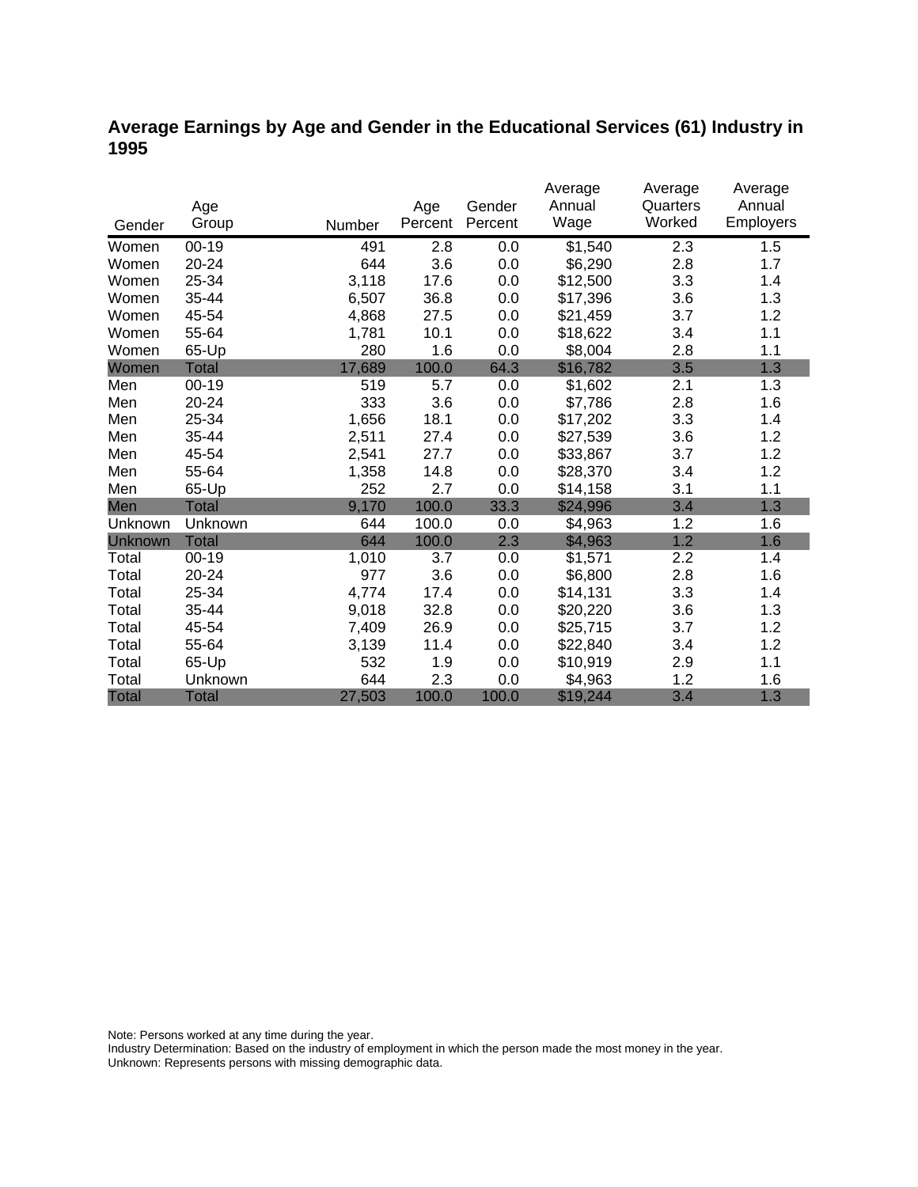# Average Earnings by Age and Gender in the Educational Services (61) Industry in 1995

| Gender | Age Group | Number | Age Percent | Gender Percent | Average Annual Wage | Average Quarters Worked | Average Annual Employers |
|---|---|---|---|---|---|---|---|
| Women | 00-19 | 491 | 2.8 | 0.0 | $1,540 | 2.3 | 1.5 |
| Women | 20-24 | 644 | 3.6 | 0.0 | $6,290 | 2.8 | 1.7 |
| Women | 25-34 | 3,118 | 17.6 | 0.0 | $12,500 | 3.3 | 1.4 |
| Women | 35-44 | 6,507 | 36.8 | 0.0 | $17,396 | 3.6 | 1.3 |
| Women | 45-54 | 4,868 | 27.5 | 0.0 | $21,459 | 3.7 | 1.2 |
| Women | 55-64 | 1,781 | 10.1 | 0.0 | $18,622 | 3.4 | 1.1 |
| Women | 65-Up | 280 | 1.6 | 0.0 | $8,004 | 2.8 | 1.1 |
| Women | Total | 17,689 | 100.0 | 64.3 | $16,782 | 3.5 | 1.3 |
| Men | 00-19 | 519 | 5.7 | 0.0 | $1,602 | 2.1 | 1.3 |
| Men | 20-24 | 333 | 3.6 | 0.0 | $7,786 | 2.8 | 1.6 |
| Men | 25-34 | 1,656 | 18.1 | 0.0 | $17,202 | 3.3 | 1.4 |
| Men | 35-44 | 2,511 | 27.4 | 0.0 | $27,539 | 3.6 | 1.2 |
| Men | 45-54 | 2,541 | 27.7 | 0.0 | $33,867 | 3.7 | 1.2 |
| Men | 55-64 | 1,358 | 14.8 | 0.0 | $28,370 | 3.4 | 1.2 |
| Men | 65-Up | 252 | 2.7 | 0.0 | $14,158 | 3.1 | 1.1 |
| Men | Total | 9,170 | 100.0 | 33.3 | $24,996 | 3.4 | 1.3 |
| Unknown | Unknown | 644 | 100.0 | 0.0 | $4,963 | 1.2 | 1.6 |
| Unknown | Total | 644 | 100.0 | 2.3 | $4,963 | 1.2 | 1.6 |
| Total | 00-19 | 1,010 | 3.7 | 0.0 | $1,571 | 2.2 | 1.4 |
| Total | 20-24 | 977 | 3.6 | 0.0 | $6,800 | 2.8 | 1.6 |
| Total | 25-34 | 4,774 | 17.4 | 0.0 | $14,131 | 3.3 | 1.4 |
| Total | 35-44 | 9,018 | 32.8 | 0.0 | $20,220 | 3.6 | 1.3 |
| Total | 45-54 | 7,409 | 26.9 | 0.0 | $25,715 | 3.7 | 1.2 |
| Total | 55-64 | 3,139 | 11.4 | 0.0 | $22,840 | 3.4 | 1.2 |
| Total | 65-Up | 532 | 1.9 | 0.0 | $10,919 | 2.9 | 1.1 |
| Total | Unknown | 644 | 2.3 | 0.0 | $4,963 | 1.2 | 1.6 |
| Total | Total | 27,503 | 100.0 | 100.0 | $19,244 | 3.4 | 1.3 |

Note: Persons worked at any time during the year.
Industry Determination: Based on the industry of employment in which the person made the most money in the year.
Unknown: Represents persons with missing demographic data.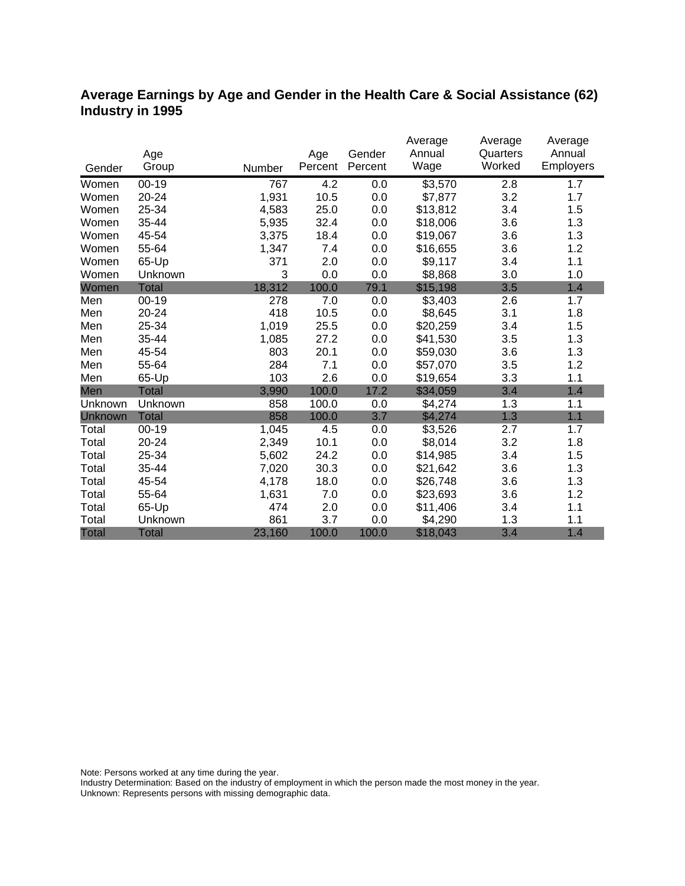## Average Earnings by Age and Gender in the Health Care & Social Assistance (62) Industry in 1995

| Gender | Age Group | Number | Age Percent | Gender Percent | Average Annual Wage | Average Quarters Worked | Average Annual Employers |
|---|---|---|---|---|---|---|---|
| Women | 00-19 | 767 | 4.2 | 0.0 | $3,570 | 2.8 | 1.7 |
| Women | 20-24 | 1,931 | 10.5 | 0.0 | $7,877 | 3.2 | 1.7 |
| Women | 25-34 | 4,583 | 25.0 | 0.0 | $13,812 | 3.4 | 1.5 |
| Women | 35-44 | 5,935 | 32.4 | 0.0 | $18,006 | 3.6 | 1.3 |
| Women | 45-54 | 3,375 | 18.4 | 0.0 | $19,067 | 3.6 | 1.3 |
| Women | 55-64 | 1,347 | 7.4 | 0.0 | $16,655 | 3.6 | 1.2 |
| Women | 65-Up | 371 | 2.0 | 0.0 | $9,117 | 3.4 | 1.1 |
| Women | Unknown | 3 | 0.0 | 0.0 | $8,868 | 3.0 | 1.0 |
| Women | Total | 18,312 | 100.0 | 79.1 | $15,198 | 3.5 | 1.4 |
| Men | 00-19 | 278 | 7.0 | 0.0 | $3,403 | 2.6 | 1.7 |
| Men | 20-24 | 418 | 10.5 | 0.0 | $8,645 | 3.1 | 1.8 |
| Men | 25-34 | 1,019 | 25.5 | 0.0 | $20,259 | 3.4 | 1.5 |
| Men | 35-44 | 1,085 | 27.2 | 0.0 | $41,530 | 3.5 | 1.3 |
| Men | 45-54 | 803 | 20.1 | 0.0 | $59,030 | 3.6 | 1.3 |
| Men | 55-64 | 284 | 7.1 | 0.0 | $57,070 | 3.5 | 1.2 |
| Men | 65-Up | 103 | 2.6 | 0.0 | $19,654 | 3.3 | 1.1 |
| Men | Total | 3,990 | 100.0 | 17.2 | $34,059 | 3.4 | 1.4 |
| Unknown | Unknown | 858 | 100.0 | 0.0 | $4,274 | 1.3 | 1.1 |
| Unknown | Total | 858 | 100.0 | 3.7 | $4,274 | 1.3 | 1.1 |
| Total | 00-19 | 1,045 | 4.5 | 0.0 | $3,526 | 2.7 | 1.7 |
| Total | 20-24 | 2,349 | 10.1 | 0.0 | $8,014 | 3.2 | 1.8 |
| Total | 25-34 | 5,602 | 24.2 | 0.0 | $14,985 | 3.4 | 1.5 |
| Total | 35-44 | 7,020 | 30.3 | 0.0 | $21,642 | 3.6 | 1.3 |
| Total | 45-54 | 4,178 | 18.0 | 0.0 | $26,748 | 3.6 | 1.3 |
| Total | 55-64 | 1,631 | 7.0 | 0.0 | $23,693 | 3.6 | 1.2 |
| Total | 65-Up | 474 | 2.0 | 0.0 | $11,406 | 3.4 | 1.1 |
| Total | Unknown | 861 | 3.7 | 0.0 | $4,290 | 1.3 | 1.1 |
| Total | Total | 23,160 | 100.0 | 100.0 | $18,043 | 3.4 | 1.4 |

Note: Persons worked at any time during the year.
Industry Determination: Based on the industry of employment in which the person made the most money in the year.
Unknown: Represents persons with missing demographic data.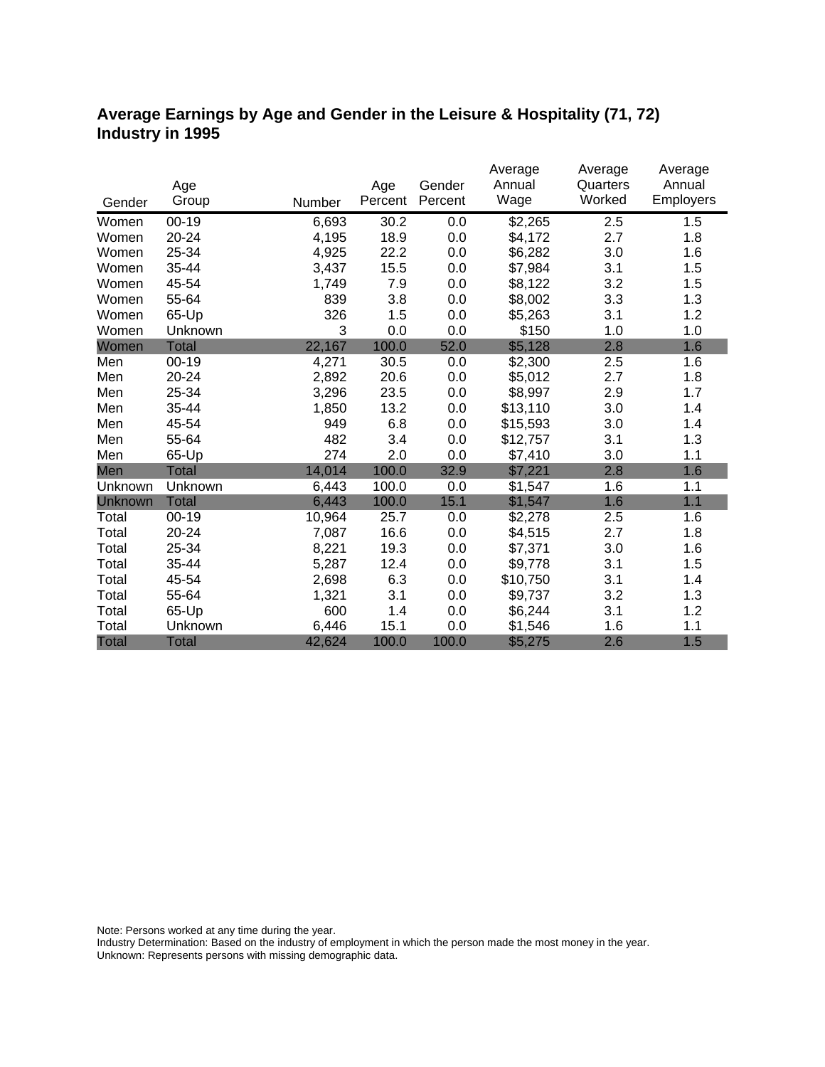## Average Earnings by Age and Gender in the Leisure & Hospitality (71, 72) Industry in 1995

| Gender | Age Group | Number | Age Percent | Gender Percent | Average Annual Wage | Average Quarters Worked | Average Annual Employers |
|---|---|---|---|---|---|---|---|
| Women | 00-19 | 6,693 | 30.2 | 0.0 | $2,265 | 2.5 | 1.5 |
| Women | 20-24 | 4,195 | 18.9 | 0.0 | $4,172 | 2.7 | 1.8 |
| Women | 25-34 | 4,925 | 22.2 | 0.0 | $6,282 | 3.0 | 1.6 |
| Women | 35-44 | 3,437 | 15.5 | 0.0 | $7,984 | 3.1 | 1.5 |
| Women | 45-54 | 1,749 | 7.9 | 0.0 | $8,122 | 3.2 | 1.5 |
| Women | 55-64 | 839 | 3.8 | 0.0 | $8,002 | 3.3 | 1.3 |
| Women | 65-Up | 326 | 1.5 | 0.0 | $5,263 | 3.1 | 1.2 |
| Women | Unknown | 3 | 0.0 | 0.0 | $150 | 1.0 | 1.0 |
| Women | Total | 22,167 | 100.0 | 52.0 | $5,128 | 2.8 | 1.6 |
| Men | 00-19 | 4,271 | 30.5 | 0.0 | $2,300 | 2.5 | 1.6 |
| Men | 20-24 | 2,892 | 20.6 | 0.0 | $5,012 | 2.7 | 1.8 |
| Men | 25-34 | 3,296 | 23.5 | 0.0 | $8,997 | 2.9 | 1.7 |
| Men | 35-44 | 1,850 | 13.2 | 0.0 | $13,110 | 3.0 | 1.4 |
| Men | 45-54 | 949 | 6.8 | 0.0 | $15,593 | 3.0 | 1.4 |
| Men | 55-64 | 482 | 3.4 | 0.0 | $12,757 | 3.1 | 1.3 |
| Men | 65-Up | 274 | 2.0 | 0.0 | $7,410 | 3.0 | 1.1 |
| Men | Total | 14,014 | 100.0 | 32.9 | $7,221 | 2.8 | 1.6 |
| Unknown | Unknown | 6,443 | 100.0 | 0.0 | $1,547 | 1.6 | 1.1 |
| Unknown | Total | 6,443 | 100.0 | 15.1 | $1,547 | 1.6 | 1.1 |
| Total | 00-19 | 10,964 | 25.7 | 0.0 | $2,278 | 2.5 | 1.6 |
| Total | 20-24 | 7,087 | 16.6 | 0.0 | $4,515 | 2.7 | 1.8 |
| Total | 25-34 | 8,221 | 19.3 | 0.0 | $7,371 | 3.0 | 1.6 |
| Total | 35-44 | 5,287 | 12.4 | 0.0 | $9,778 | 3.1 | 1.5 |
| Total | 45-54 | 2,698 | 6.3 | 0.0 | $10,750 | 3.1 | 1.4 |
| Total | 55-64 | 1,321 | 3.1 | 0.0 | $9,737 | 3.2 | 1.3 |
| Total | 65-Up | 600 | 1.4 | 0.0 | $6,244 | 3.1 | 1.2 |
| Total | Unknown | 6,446 | 15.1 | 0.0 | $1,546 | 1.6 | 1.1 |
| Total | Total | 42,624 | 100.0 | 100.0 | $5,275 | 2.6 | 1.5 |

Note: Persons worked at any time during the year.
Industry Determination: Based on the industry of employment in which the person made the most money in the year.
Unknown: Represents persons with missing demographic data.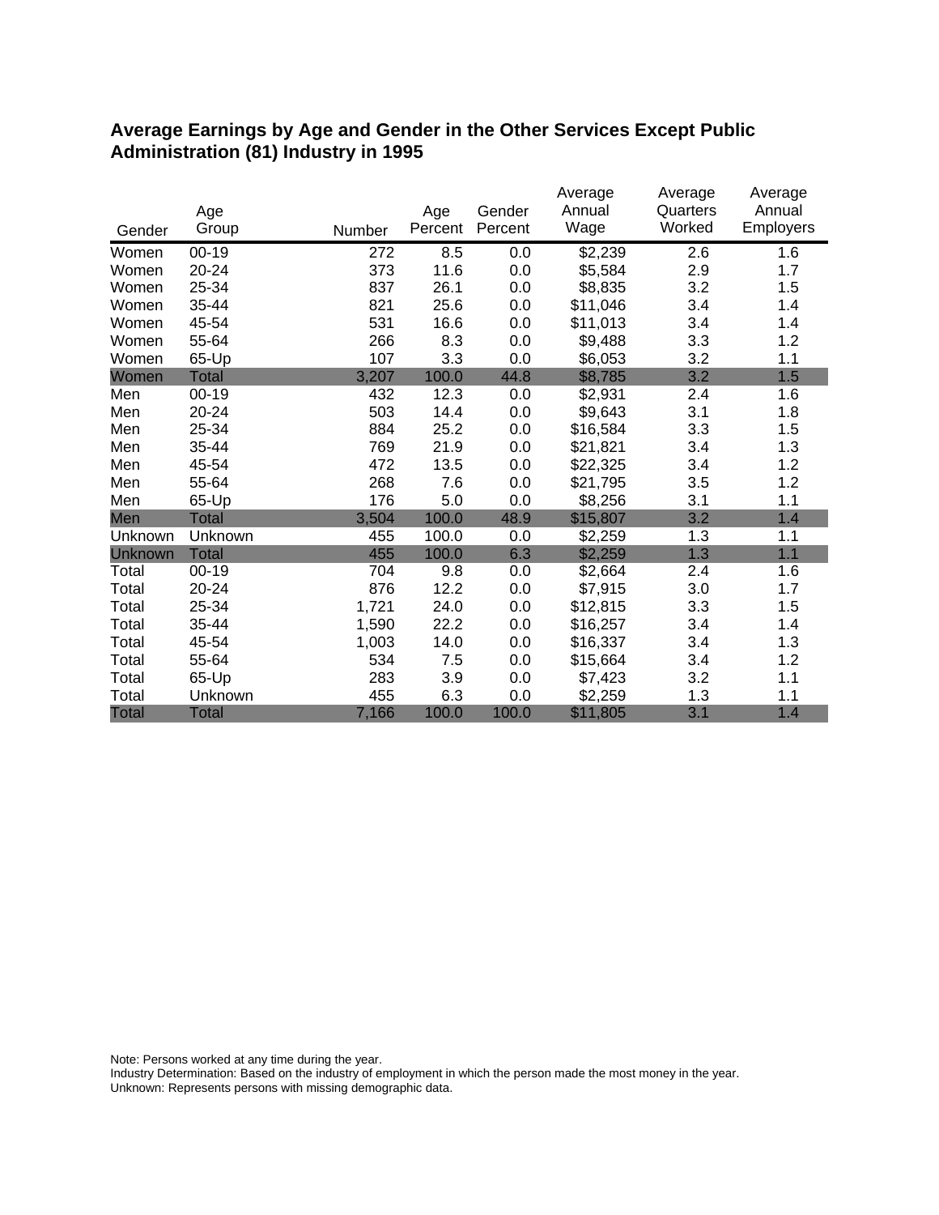## Average Earnings by Age and Gender in the Other Services Except Public Administration (81) Industry in 1995

| Gender | Age Group | Number | Age Percent | Gender Percent | Average Annual Wage | Average Quarters Worked | Average Annual Employers |
|---|---|---|---|---|---|---|---|
| Women | 00-19 | 272 | 8.5 | 0.0 | $2,239 | 2.6 | 1.6 |
| Women | 20-24 | 373 | 11.6 | 0.0 | $5,584 | 2.9 | 1.7 |
| Women | 25-34 | 837 | 26.1 | 0.0 | $8,835 | 3.2 | 1.5 |
| Women | 35-44 | 821 | 25.6 | 0.0 | $11,046 | 3.4 | 1.4 |
| Women | 45-54 | 531 | 16.6 | 0.0 | $11,013 | 3.4 | 1.4 |
| Women | 55-64 | 266 | 8.3 | 0.0 | $9,488 | 3.3 | 1.2 |
| Women | 65-Up | 107 | 3.3 | 0.0 | $6,053 | 3.2 | 1.1 |
| Women | Total | 3,207 | 100.0 | 44.8 | $8,785 | 3.2 | 1.5 |
| Men | 00-19 | 432 | 12.3 | 0.0 | $2,931 | 2.4 | 1.6 |
| Men | 20-24 | 503 | 14.4 | 0.0 | $9,643 | 3.1 | 1.8 |
| Men | 25-34 | 884 | 25.2 | 0.0 | $16,584 | 3.3 | 1.5 |
| Men | 35-44 | 769 | 21.9 | 0.0 | $21,821 | 3.4 | 1.3 |
| Men | 45-54 | 472 | 13.5 | 0.0 | $22,325 | 3.4 | 1.2 |
| Men | 55-64 | 268 | 7.6 | 0.0 | $21,795 | 3.5 | 1.2 |
| Men | 65-Up | 176 | 5.0 | 0.0 | $8,256 | 3.1 | 1.1 |
| Men | Total | 3,504 | 100.0 | 48.9 | $15,807 | 3.2 | 1.4 |
| Unknown | Unknown | 455 | 100.0 | 0.0 | $2,259 | 1.3 | 1.1 |
| Unknown | Total | 455 | 100.0 | 6.3 | $2,259 | 1.3 | 1.1 |
| Total | 00-19 | 704 | 9.8 | 0.0 | $2,664 | 2.4 | 1.6 |
| Total | 20-24 | 876 | 12.2 | 0.0 | $7,915 | 3.0 | 1.7 |
| Total | 25-34 | 1,721 | 24.0 | 0.0 | $12,815 | 3.3 | 1.5 |
| Total | 35-44 | 1,590 | 22.2 | 0.0 | $16,257 | 3.4 | 1.4 |
| Total | 45-54 | 1,003 | 14.0 | 0.0 | $16,337 | 3.4 | 1.3 |
| Total | 55-64 | 534 | 7.5 | 0.0 | $15,664 | 3.4 | 1.2 |
| Total | 65-Up | 283 | 3.9 | 0.0 | $7,423 | 3.2 | 1.1 |
| Total | Unknown | 455 | 6.3 | 0.0 | $2,259 | 1.3 | 1.1 |
| Total | Total | 7,166 | 100.0 | 100.0 | $11,805 | 3.1 | 1.4 |

Note: Persons worked at any time during the year.
Industry Determination: Based on the industry of employment in which the person made the most money in the year.
Unknown: Represents persons with missing demographic data.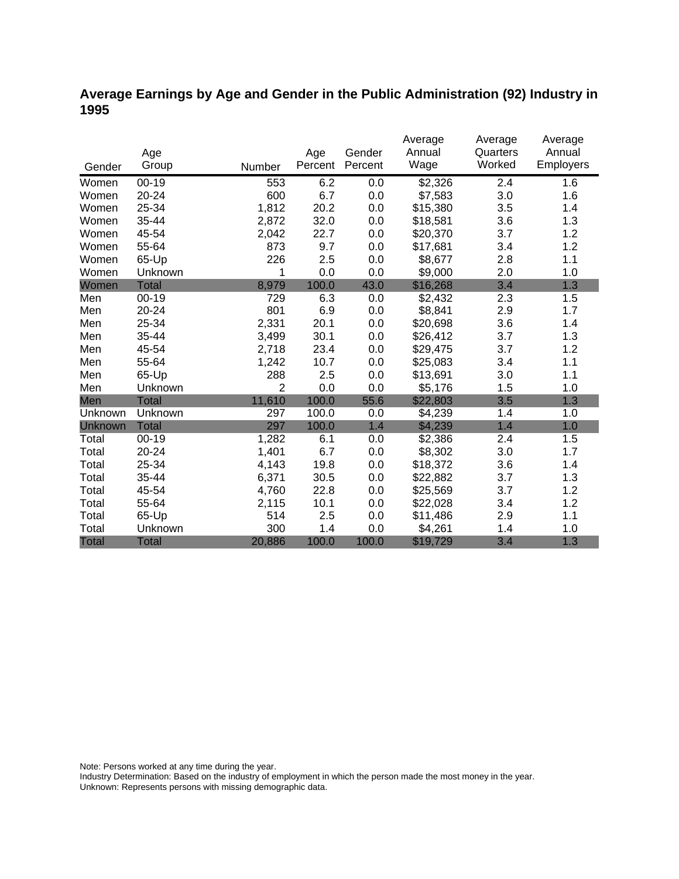## Average Earnings by Age and Gender in the Public Administration (92) Industry in 1995

| Gender | Age Group | Number | Age Percent | Gender Percent | Average Annual Wage | Average Quarters Worked | Average Annual Employers |
|---|---|---|---|---|---|---|---|
| Women | 00-19 | 553 | 6.2 | 0.0 | $2,326 | 2.4 | 1.6 |
| Women | 20-24 | 600 | 6.7 | 0.0 | $7,583 | 3.0 | 1.6 |
| Women | 25-34 | 1,812 | 20.2 | 0.0 | $15,380 | 3.5 | 1.4 |
| Women | 35-44 | 2,872 | 32.0 | 0.0 | $18,581 | 3.6 | 1.3 |
| Women | 45-54 | 2,042 | 22.7 | 0.0 | $20,370 | 3.7 | 1.2 |
| Women | 55-64 | 873 | 9.7 | 0.0 | $17,681 | 3.4 | 1.2 |
| Women | 65-Up | 226 | 2.5 | 0.0 | $8,677 | 2.8 | 1.1 |
| Women | Unknown | 1 | 0.0 | 0.0 | $9,000 | 2.0 | 1.0 |
| Women | Total | 8,979 | 100.0 | 43.0 | $16,268 | 3.4 | 1.3 |
| Men | 00-19 | 729 | 6.3 | 0.0 | $2,432 | 2.3 | 1.5 |
| Men | 20-24 | 801 | 6.9 | 0.0 | $8,841 | 2.9 | 1.7 |
| Men | 25-34 | 2,331 | 20.1 | 0.0 | $20,698 | 3.6 | 1.4 |
| Men | 35-44 | 3,499 | 30.1 | 0.0 | $26,412 | 3.7 | 1.3 |
| Men | 45-54 | 2,718 | 23.4 | 0.0 | $29,475 | 3.7 | 1.2 |
| Men | 55-64 | 1,242 | 10.7 | 0.0 | $25,083 | 3.4 | 1.1 |
| Men | 65-Up | 288 | 2.5 | 0.0 | $13,691 | 3.0 | 1.1 |
| Men | Unknown | 2 | 0.0 | 0.0 | $5,176 | 1.5 | 1.0 |
| Men | Total | 11,610 | 100.0 | 55.6 | $22,803 | 3.5 | 1.3 |
| Unknown | Unknown | 297 | 100.0 | 0.0 | $4,239 | 1.4 | 1.0 |
| Unknown | Total | 297 | 100.0 | 1.4 | $4,239 | 1.4 | 1.0 |
| Total | 00-19 | 1,282 | 6.1 | 0.0 | $2,386 | 2.4 | 1.5 |
| Total | 20-24 | 1,401 | 6.7 | 0.0 | $8,302 | 3.0 | 1.7 |
| Total | 25-34 | 4,143 | 19.8 | 0.0 | $18,372 | 3.6 | 1.4 |
| Total | 35-44 | 6,371 | 30.5 | 0.0 | $22,882 | 3.7 | 1.3 |
| Total | 45-54 | 4,760 | 22.8 | 0.0 | $25,569 | 3.7 | 1.2 |
| Total | 55-64 | 2,115 | 10.1 | 0.0 | $22,028 | 3.4 | 1.2 |
| Total | 65-Up | 514 | 2.5 | 0.0 | $11,486 | 2.9 | 1.1 |
| Total | Unknown | 300 | 1.4 | 0.0 | $4,261 | 1.4 | 1.0 |
| Total | Total | 20,886 | 100.0 | 100.0 | $19,729 | 3.4 | 1.3 |

Note: Persons worked at any time during the year.
Industry Determination: Based on the industry of employment in which the person made the most money in the year.
Unknown: Represents persons with missing demographic data.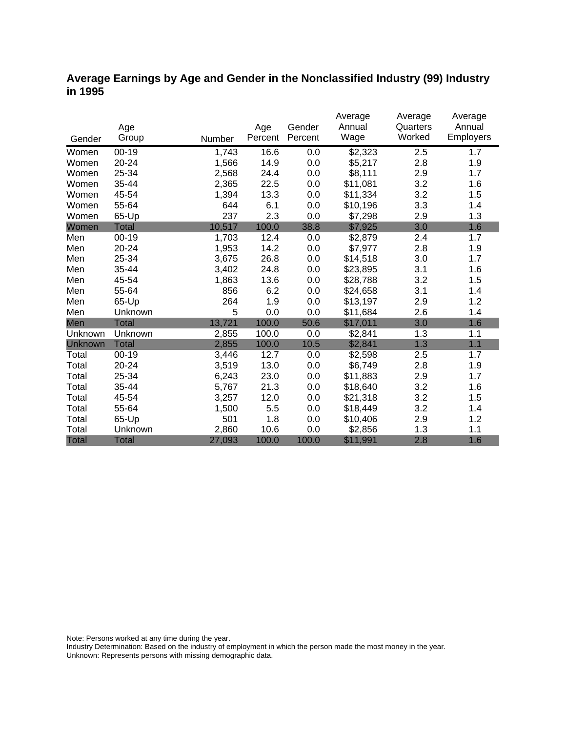# Average Earnings by Age and Gender in the Nonclassified Industry (99) Industry in 1995

| Gender | Age Group | Number | Age Percent | Gender Percent | Average Annual Wage | Average Quarters Worked | Average Annual Employers |
|---|---|---|---|---|---|---|---|
| Women | 00-19 | 1,743 | 16.6 | 0.0 | $2,323 | 2.5 | 1.7 |
| Women | 20-24 | 1,566 | 14.9 | 0.0 | $5,217 | 2.8 | 1.9 |
| Women | 25-34 | 2,568 | 24.4 | 0.0 | $8,111 | 2.9 | 1.7 |
| Women | 35-44 | 2,365 | 22.5 | 0.0 | $11,081 | 3.2 | 1.6 |
| Women | 45-54 | 1,394 | 13.3 | 0.0 | $11,334 | 3.2 | 1.5 |
| Women | 55-64 | 644 | 6.1 | 0.0 | $10,196 | 3.3 | 1.4 |
| Women | 65-Up | 237 | 2.3 | 0.0 | $7,298 | 2.9 | 1.3 |
| Women | Total | 10,517 | 100.0 | 38.8 | $7,925 | 3.0 | 1.6 |
| Men | 00-19 | 1,703 | 12.4 | 0.0 | $2,879 | 2.4 | 1.7 |
| Men | 20-24 | 1,953 | 14.2 | 0.0 | $7,977 | 2.8 | 1.9 |
| Men | 25-34 | 3,675 | 26.8 | 0.0 | $14,518 | 3.0 | 1.7 |
| Men | 35-44 | 3,402 | 24.8 | 0.0 | $23,895 | 3.1 | 1.6 |
| Men | 45-54 | 1,863 | 13.6 | 0.0 | $28,788 | 3.2 | 1.5 |
| Men | 55-64 | 856 | 6.2 | 0.0 | $24,658 | 3.1 | 1.4 |
| Men | 65-Up | 264 | 1.9 | 0.0 | $13,197 | 2.9 | 1.2 |
| Men | Unknown | 5 | 0.0 | 0.0 | $11,684 | 2.6 | 1.4 |
| Men | Total | 13,721 | 100.0 | 50.6 | $17,011 | 3.0 | 1.6 |
| Unknown | Unknown | 2,855 | 100.0 | 0.0 | $2,841 | 1.3 | 1.1 |
| Unknown | Total | 2,855 | 100.0 | 10.5 | $2,841 | 1.3 | 1.1 |
| Total | 00-19 | 3,446 | 12.7 | 0.0 | $2,598 | 2.5 | 1.7 |
| Total | 20-24 | 3,519 | 13.0 | 0.0 | $6,749 | 2.8 | 1.9 |
| Total | 25-34 | 6,243 | 23.0 | 0.0 | $11,883 | 2.9 | 1.7 |
| Total | 35-44 | 5,767 | 21.3 | 0.0 | $18,640 | 3.2 | 1.6 |
| Total | 45-54 | 3,257 | 12.0 | 0.0 | $21,318 | 3.2 | 1.5 |
| Total | 55-64 | 1,500 | 5.5 | 0.0 | $18,449 | 3.2 | 1.4 |
| Total | 65-Up | 501 | 1.8 | 0.0 | $10,406 | 2.9 | 1.2 |
| Total | Unknown | 2,860 | 10.6 | 0.0 | $2,856 | 1.3 | 1.1 |
| Total | Total | 27,093 | 100.0 | 100.0 | $11,991 | 2.8 | 1.6 |

Note: Persons worked at any time during the year.
Industry Determination: Based on the industry of employment in which the person made the most money in the year.
Unknown: Represents persons with missing demographic data.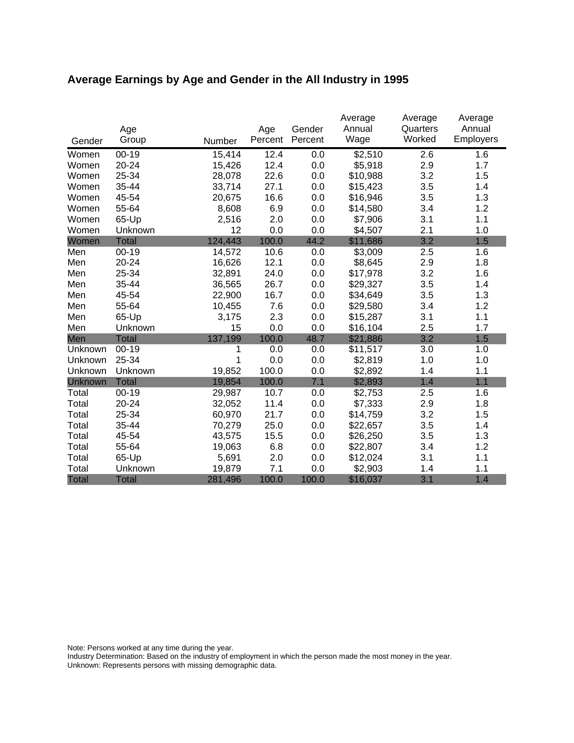## Average Earnings by Age and Gender in the All Industry in 1995

| Gender | Age Group | Number | Age Percent | Gender Percent | Average Annual Wage | Average Quarters Worked | Average Annual Employers |
|---|---|---|---|---|---|---|---|
| Women | 00-19 | 15,414 | 12.4 | 0.0 | $2,510 | 2.6 | 1.6 |
| Women | 20-24 | 15,426 | 12.4 | 0.0 | $5,918 | 2.9 | 1.7 |
| Women | 25-34 | 28,078 | 22.6 | 0.0 | $10,988 | 3.2 | 1.5 |
| Women | 35-44 | 33,714 | 27.1 | 0.0 | $15,423 | 3.5 | 1.4 |
| Women | 45-54 | 20,675 | 16.6 | 0.0 | $16,946 | 3.5 | 1.3 |
| Women | 55-64 | 8,608 | 6.9 | 0.0 | $14,580 | 3.4 | 1.2 |
| Women | 65-Up | 2,516 | 2.0 | 0.0 | $7,906 | 3.1 | 1.1 |
| Women | Unknown | 12 | 0.0 | 0.0 | $4,507 | 2.1 | 1.0 |
| Women | Total | 124,443 | 100.0 | 44.2 | $11,686 | 3.2 | 1.5 |
| Men | 00-19 | 14,572 | 10.6 | 0.0 | $3,009 | 2.5 | 1.6 |
| Men | 20-24 | 16,626 | 12.1 | 0.0 | $8,645 | 2.9 | 1.8 |
| Men | 25-34 | 32,891 | 24.0 | 0.0 | $17,978 | 3.2 | 1.6 |
| Men | 35-44 | 36,565 | 26.7 | 0.0 | $29,327 | 3.5 | 1.4 |
| Men | 45-54 | 22,900 | 16.7 | 0.0 | $34,649 | 3.5 | 1.3 |
| Men | 55-64 | 10,455 | 7.6 | 0.0 | $29,580 | 3.4 | 1.2 |
| Men | 65-Up | 3,175 | 2.3 | 0.0 | $15,287 | 3.1 | 1.1 |
| Men | Unknown | 15 | 0.0 | 0.0 | $16,104 | 2.5 | 1.7 |
| Men | Total | 137,199 | 100.0 | 48.7 | $21,886 | 3.2 | 1.5 |
| Unknown | 00-19 | 1 | 0.0 | 0.0 | $11,517 | 3.0 | 1.0 |
| Unknown | 25-34 | 1 | 0.0 | 0.0 | $2,819 | 1.0 | 1.0 |
| Unknown | Unknown | 19,852 | 100.0 | 0.0 | $2,892 | 1.4 | 1.1 |
| Unknown | Total | 19,854 | 100.0 | 7.1 | $2,893 | 1.4 | 1.1 |
| Total | 00-19 | 29,987 | 10.7 | 0.0 | $2,753 | 2.5 | 1.6 |
| Total | 20-24 | 32,052 | 11.4 | 0.0 | $7,333 | 2.9 | 1.8 |
| Total | 25-34 | 60,970 | 21.7 | 0.0 | $14,759 | 3.2 | 1.5 |
| Total | 35-44 | 70,279 | 25.0 | 0.0 | $22,657 | 3.5 | 1.4 |
| Total | 45-54 | 43,575 | 15.5 | 0.0 | $26,250 | 3.5 | 1.3 |
| Total | 55-64 | 19,063 | 6.8 | 0.0 | $22,807 | 3.4 | 1.2 |
| Total | 65-Up | 5,691 | 2.0 | 0.0 | $12,024 | 3.1 | 1.1 |
| Total | Unknown | 19,879 | 7.1 | 0.0 | $2,903 | 1.4 | 1.1 |
| Total | Total | 281,496 | 100.0 | 100.0 | $16,037 | 3.1 | 1.4 |

Note: Persons worked at any time during the year.
Industry Determination: Based on the industry of employment in which the person made the most money in the year.
Unknown: Represents persons with missing demographic data.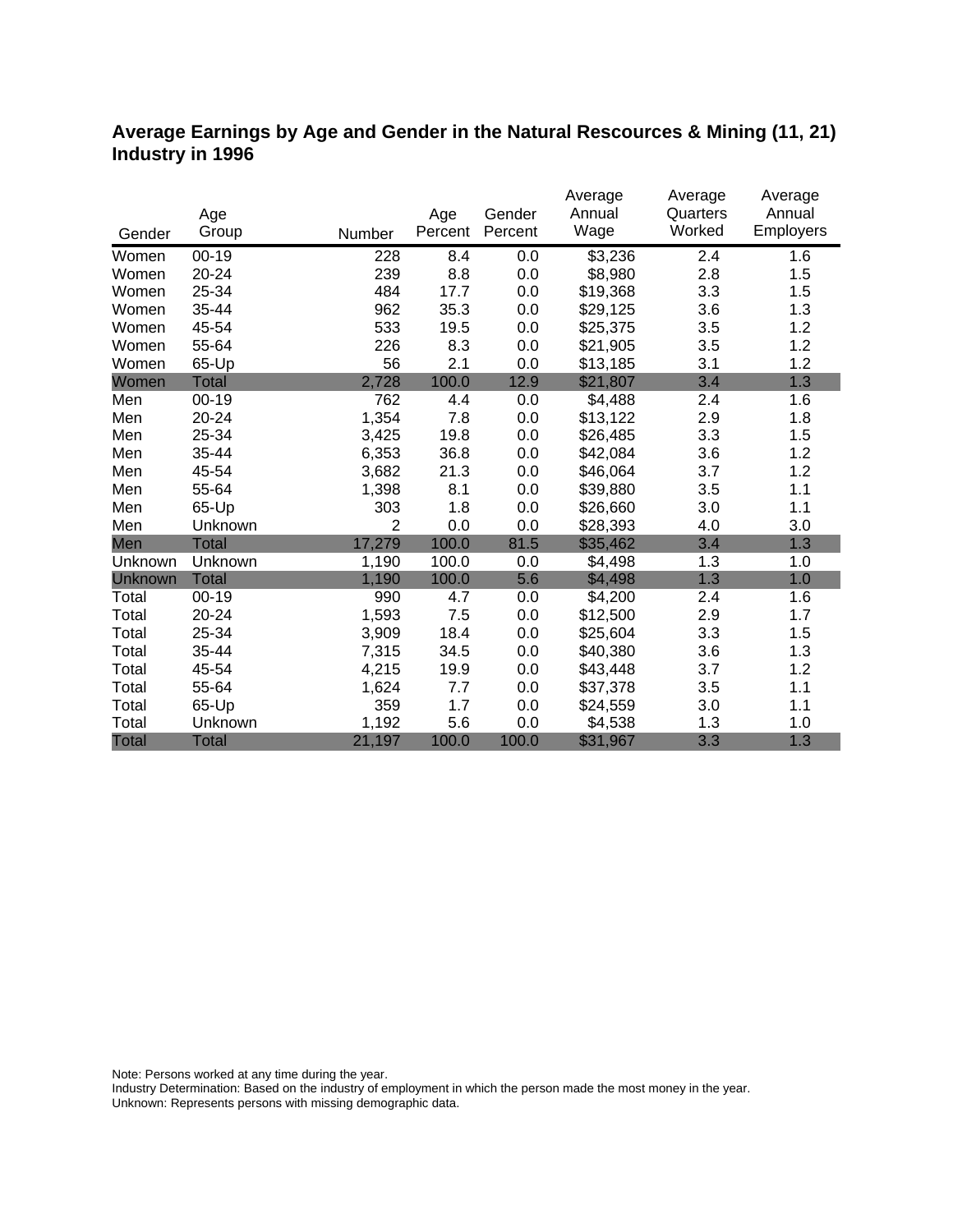## Average Earnings by Age and Gender in the Natural Rescources & Mining (11, 21) Industry in 1996

| Gender | Age Group | Number | Age Percent | Gender Percent | Average Annual Wage | Average Quarters Worked | Average Annual Employers |
|---|---|---|---|---|---|---|---|
| Women | 00-19 | 228 | 8.4 | 0.0 | $3,236 | 2.4 | 1.6 |
| Women | 20-24 | 239 | 8.8 | 0.0 | $8,980 | 2.8 | 1.5 |
| Women | 25-34 | 484 | 17.7 | 0.0 | $19,368 | 3.3 | 1.5 |
| Women | 35-44 | 962 | 35.3 | 0.0 | $29,125 | 3.6 | 1.3 |
| Women | 45-54 | 533 | 19.5 | 0.0 | $25,375 | 3.5 | 1.2 |
| Women | 55-64 | 226 | 8.3 | 0.0 | $21,905 | 3.5 | 1.2 |
| Women | 65-Up | 56 | 2.1 | 0.0 | $13,185 | 3.1 | 1.2 |
| Women | Total | 2,728 | 100.0 | 12.9 | $21,807 | 3.4 | 1.3 |
| Men | 00-19 | 762 | 4.4 | 0.0 | $4,488 | 2.4 | 1.6 |
| Men | 20-24 | 1,354 | 7.8 | 0.0 | $13,122 | 2.9 | 1.8 |
| Men | 25-34 | 3,425 | 19.8 | 0.0 | $26,485 | 3.3 | 1.5 |
| Men | 35-44 | 6,353 | 36.8 | 0.0 | $42,084 | 3.6 | 1.2 |
| Men | 45-54 | 3,682 | 21.3 | 0.0 | $46,064 | 3.7 | 1.2 |
| Men | 55-64 | 1,398 | 8.1 | 0.0 | $39,880 | 3.5 | 1.1 |
| Men | 65-Up | 303 | 1.8 | 0.0 | $26,660 | 3.0 | 1.1 |
| Men | Unknown | 2 | 0.0 | 0.0 | $28,393 | 4.0 | 3.0 |
| Men | Total | 17,279 | 100.0 | 81.5 | $35,462 | 3.4 | 1.3 |
| Unknown | Unknown | 1,190 | 100.0 | 0.0 | $4,498 | 1.3 | 1.0 |
| Unknown | Total | 1,190 | 100.0 | 5.6 | $4,498 | 1.3 | 1.0 |
| Total | 00-19 | 990 | 4.7 | 0.0 | $4,200 | 2.4 | 1.6 |
| Total | 20-24 | 1,593 | 7.5 | 0.0 | $12,500 | 2.9 | 1.7 |
| Total | 25-34 | 3,909 | 18.4 | 0.0 | $25,604 | 3.3 | 1.5 |
| Total | 35-44 | 7,315 | 34.5 | 0.0 | $40,380 | 3.6 | 1.3 |
| Total | 45-54 | 4,215 | 19.9 | 0.0 | $43,448 | 3.7 | 1.2 |
| Total | 55-64 | 1,624 | 7.7 | 0.0 | $37,378 | 3.5 | 1.1 |
| Total | 65-Up | 359 | 1.7 | 0.0 | $24,559 | 3.0 | 1.1 |
| Total | Unknown | 1,192 | 5.6 | 0.0 | $4,538 | 1.3 | 1.0 |
| Total | Total | 21,197 | 100.0 | 100.0 | $31,967 | 3.3 | 1.3 |

Note: Persons worked at any time during the year.
Industry Determination: Based on the industry of employment in which the person made the most money in the year.
Unknown: Represents persons with missing demographic data.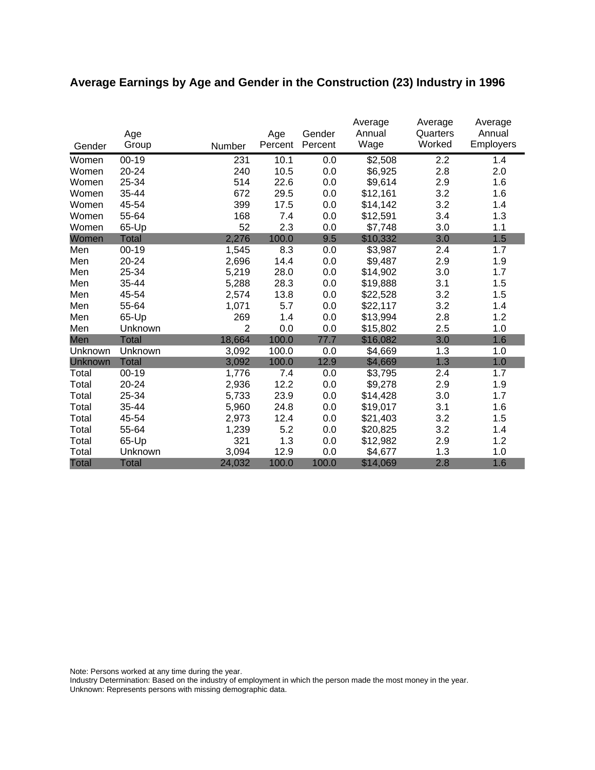## Average Earnings by Age and Gender in the Construction (23) Industry in 1996

| Gender | Age Group | Number | Age Percent | Gender Percent | Average Annual Wage | Average Quarters Worked | Average Annual Employers |
|---|---|---|---|---|---|---|---|
| Women | 00-19 | 231 | 10.1 | 0.0 | $2,508 | 2.2 | 1.4 |
| Women | 20-24 | 240 | 10.5 | 0.0 | $6,925 | 2.8 | 2.0 |
| Women | 25-34 | 514 | 22.6 | 0.0 | $9,614 | 2.9 | 1.6 |
| Women | 35-44 | 672 | 29.5 | 0.0 | $12,161 | 3.2 | 1.6 |
| Women | 45-54 | 399 | 17.5 | 0.0 | $14,142 | 3.2 | 1.4 |
| Women | 55-64 | 168 | 7.4 | 0.0 | $12,591 | 3.4 | 1.3 |
| Women | 65-Up | 52 | 2.3 | 0.0 | $7,748 | 3.0 | 1.1 |
| Women | Total | 2,276 | 100.0 | 9.5 | $10,332 | 3.0 | 1.5 |
| Men | 00-19 | 1,545 | 8.3 | 0.0 | $3,987 | 2.4 | 1.7 |
| Men | 20-24 | 2,696 | 14.4 | 0.0 | $9,487 | 2.9 | 1.9 |
| Men | 25-34 | 5,219 | 28.0 | 0.0 | $14,902 | 3.0 | 1.7 |
| Men | 35-44 | 5,288 | 28.3 | 0.0 | $19,888 | 3.1 | 1.5 |
| Men | 45-54 | 2,574 | 13.8 | 0.0 | $22,528 | 3.2 | 1.5 |
| Men | 55-64 | 1,071 | 5.7 | 0.0 | $22,117 | 3.2 | 1.4 |
| Men | 65-Up | 269 | 1.4 | 0.0 | $13,994 | 2.8 | 1.2 |
| Men | Unknown | 2 | 0.0 | 0.0 | $15,802 | 2.5 | 1.0 |
| Men | Total | 18,664 | 100.0 | 77.7 | $16,082 | 3.0 | 1.6 |
| Unknown | Unknown | 3,092 | 100.0 | 0.0 | $4,669 | 1.3 | 1.0 |
| Unknown | Total | 3,092 | 100.0 | 12.9 | $4,669 | 1.3 | 1.0 |
| Total | 00-19 | 1,776 | 7.4 | 0.0 | $3,795 | 2.4 | 1.7 |
| Total | 20-24 | 2,936 | 12.2 | 0.0 | $9,278 | 2.9 | 1.9 |
| Total | 25-34 | 5,733 | 23.9 | 0.0 | $14,428 | 3.0 | 1.7 |
| Total | 35-44 | 5,960 | 24.8 | 0.0 | $19,017 | 3.1 | 1.6 |
| Total | 45-54 | 2,973 | 12.4 | 0.0 | $21,403 | 3.2 | 1.5 |
| Total | 55-64 | 1,239 | 5.2 | 0.0 | $20,825 | 3.2 | 1.4 |
| Total | 65-Up | 321 | 1.3 | 0.0 | $12,982 | 2.9 | 1.2 |
| Total | Unknown | 3,094 | 12.9 | 0.0 | $4,677 | 1.3 | 1.0 |
| Total | Total | 24,032 | 100.0 | 100.0 | $14,069 | 2.8 | 1.6 |

Note: Persons worked at any time during the year.
Industry Determination: Based on the industry of employment in which the person made the most money in the year.
Unknown: Represents persons with missing demographic data.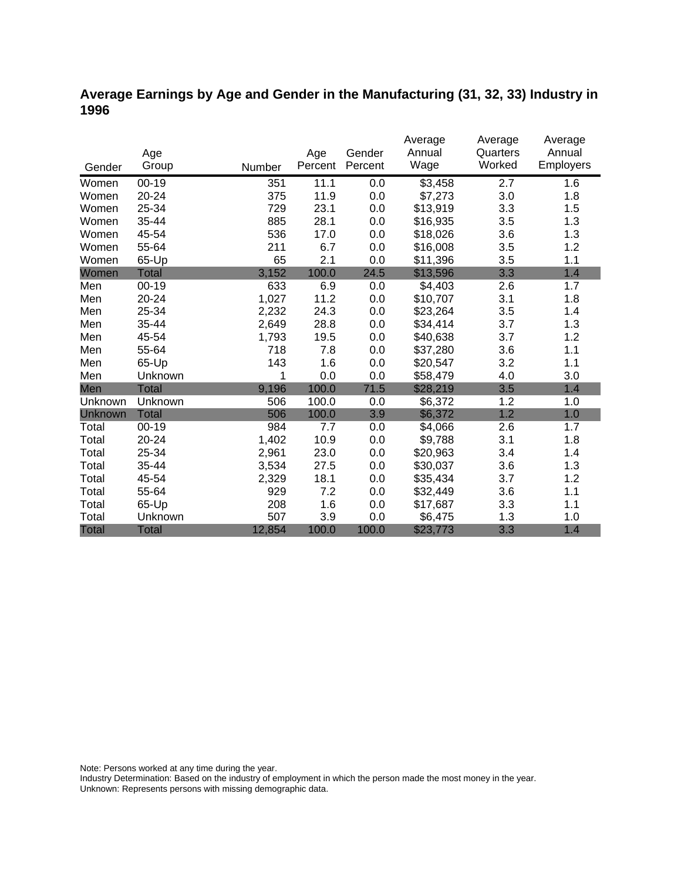## Average Earnings by Age and Gender in the Manufacturing (31, 32, 33) Industry in 1996

| Gender | Age Group | Number | Age Percent | Gender Percent | Average Annual Wage | Average Quarters Worked | Average Annual Employers |
|---|---|---|---|---|---|---|---|
| Women | 00-19 | 351 | 11.1 | 0.0 | $3,458 | 2.7 | 1.6 |
| Women | 20-24 | 375 | 11.9 | 0.0 | $7,273 | 3.0 | 1.8 |
| Women | 25-34 | 729 | 23.1 | 0.0 | $13,919 | 3.3 | 1.5 |
| Women | 35-44 | 885 | 28.1 | 0.0 | $16,935 | 3.5 | 1.3 |
| Women | 45-54 | 536 | 17.0 | 0.0 | $18,026 | 3.6 | 1.3 |
| Women | 55-64 | 211 | 6.7 | 0.0 | $16,008 | 3.5 | 1.2 |
| Women | 65-Up | 65 | 2.1 | 0.0 | $11,396 | 3.5 | 1.1 |
| Women | Total | 3,152 | 100.0 | 24.5 | $13,596 | 3.3 | 1.4 |
| Men | 00-19 | 633 | 6.9 | 0.0 | $4,403 | 2.6 | 1.7 |
| Men | 20-24 | 1,027 | 11.2 | 0.0 | $10,707 | 3.1 | 1.8 |
| Men | 25-34 | 2,232 | 24.3 | 0.0 | $23,264 | 3.5 | 1.4 |
| Men | 35-44 | 2,649 | 28.8 | 0.0 | $34,414 | 3.7 | 1.3 |
| Men | 45-54 | 1,793 | 19.5 | 0.0 | $40,638 | 3.7 | 1.2 |
| Men | 55-64 | 718 | 7.8 | 0.0 | $37,280 | 3.6 | 1.1 |
| Men | 65-Up | 143 | 1.6 | 0.0 | $20,547 | 3.2 | 1.1 |
| Men | Unknown | 1 | 0.0 | 0.0 | $58,479 | 4.0 | 3.0 |
| Men | Total | 9,196 | 100.0 | 71.5 | $28,219 | 3.5 | 1.4 |
| Unknown | Unknown | 506 | 100.0 | 0.0 | $6,372 | 1.2 | 1.0 |
| Unknown | Total | 506 | 100.0 | 3.9 | $6,372 | 1.2 | 1.0 |
| Total | 00-19 | 984 | 7.7 | 0.0 | $4,066 | 2.6 | 1.7 |
| Total | 20-24 | 1,402 | 10.9 | 0.0 | $9,788 | 3.1 | 1.8 |
| Total | 25-34 | 2,961 | 23.0 | 0.0 | $20,963 | 3.4 | 1.4 |
| Total | 35-44 | 3,534 | 27.5 | 0.0 | $30,037 | 3.6 | 1.3 |
| Total | 45-54 | 2,329 | 18.1 | 0.0 | $35,434 | 3.7 | 1.2 |
| Total | 55-64 | 929 | 7.2 | 0.0 | $32,449 | 3.6 | 1.1 |
| Total | 65-Up | 208 | 1.6 | 0.0 | $17,687 | 3.3 | 1.1 |
| Total | Unknown | 507 | 3.9 | 0.0 | $6,475 | 1.3 | 1.0 |
| Total | Total | 12,854 | 100.0 | 100.0 | $23,773 | 3.3 | 1.4 |

Note: Persons worked at any time during the year.
Industry Determination: Based on the industry of employment in which the person made the most money in the year.
Unknown: Represents persons with missing demographic data.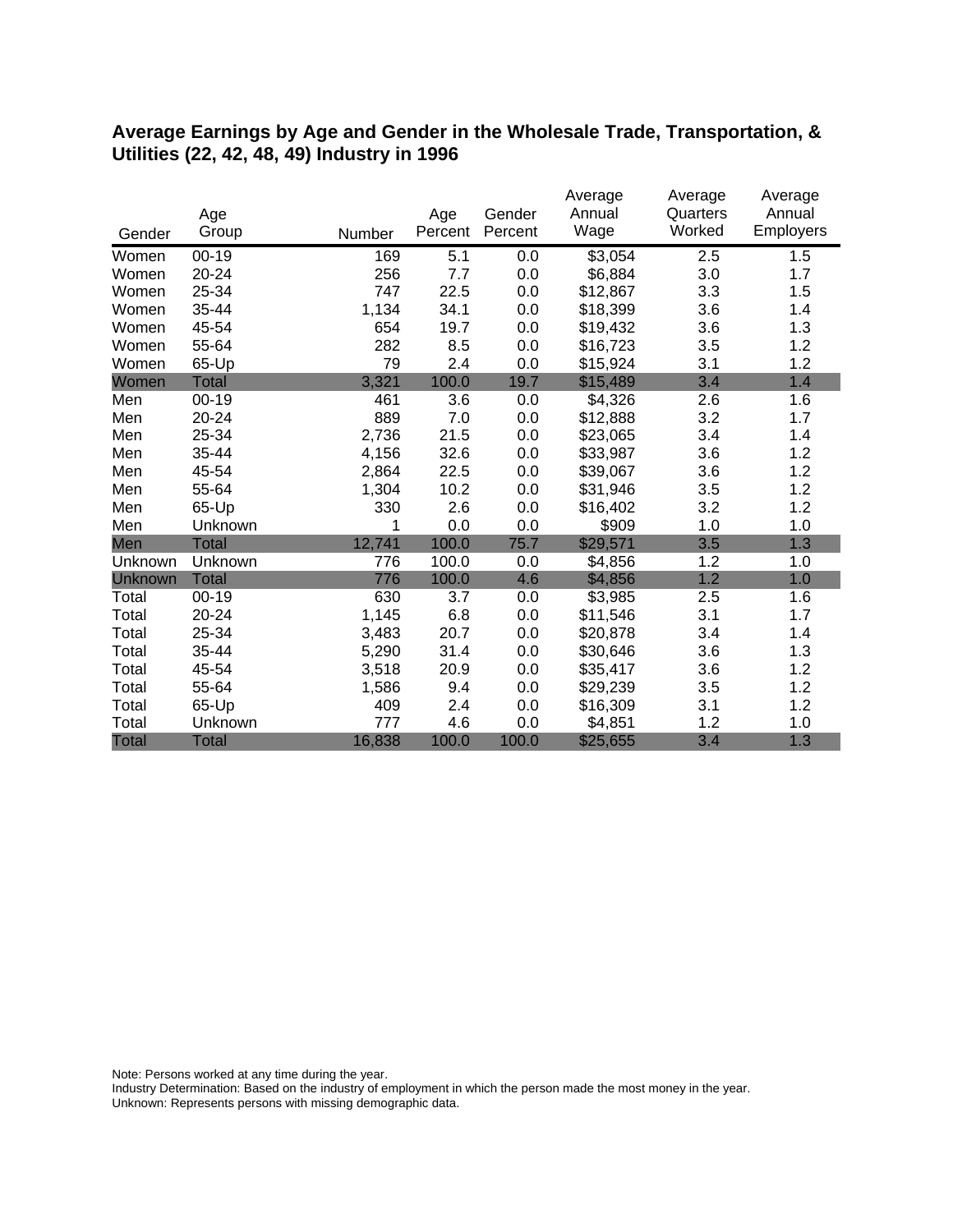## Average Earnings by Age and Gender in the Wholesale Trade, Transportation, & Utilities (22, 42, 48, 49) Industry in 1996

| Gender | Age Group | Number | Age Percent | Gender Percent | Average Annual Wage | Average Quarters Worked | Average Annual Employers |
|---|---|---|---|---|---|---|---|
| Women | 00-19 | 169 | 5.1 | 0.0 | $3,054 | 2.5 | 1.5 |
| Women | 20-24 | 256 | 7.7 | 0.0 | $6,884 | 3.0 | 1.7 |
| Women | 25-34 | 747 | 22.5 | 0.0 | $12,867 | 3.3 | 1.5 |
| Women | 35-44 | 1,134 | 34.1 | 0.0 | $18,399 | 3.6 | 1.4 |
| Women | 45-54 | 654 | 19.7 | 0.0 | $19,432 | 3.6 | 1.3 |
| Women | 55-64 | 282 | 8.5 | 0.0 | $16,723 | 3.5 | 1.2 |
| Women | 65-Up | 79 | 2.4 | 0.0 | $15,924 | 3.1 | 1.2 |
| Women | Total | 3,321 | 100.0 | 19.7 | $15,489 | 3.4 | 1.4 |
| Men | 00-19 | 461 | 3.6 | 0.0 | $4,326 | 2.6 | 1.6 |
| Men | 20-24 | 889 | 7.0 | 0.0 | $12,888 | 3.2 | 1.7 |
| Men | 25-34 | 2,736 | 21.5 | 0.0 | $23,065 | 3.4 | 1.4 |
| Men | 35-44 | 4,156 | 32.6 | 0.0 | $33,987 | 3.6 | 1.2 |
| Men | 45-54 | 2,864 | 22.5 | 0.0 | $39,067 | 3.6 | 1.2 |
| Men | 55-64 | 1,304 | 10.2 | 0.0 | $31,946 | 3.5 | 1.2 |
| Men | 65-Up | 330 | 2.6 | 0.0 | $16,402 | 3.2 | 1.2 |
| Men | Unknown | 1 | 0.0 | 0.0 | $909 | 1.0 | 1.0 |
| Men | Total | 12,741 | 100.0 | 75.7 | $29,571 | 3.5 | 1.3 |
| Unknown | Unknown | 776 | 100.0 | 0.0 | $4,856 | 1.2 | 1.0 |
| Unknown | Total | 776 | 100.0 | 4.6 | $4,856 | 1.2 | 1.0 |
| Total | 00-19 | 630 | 3.7 | 0.0 | $3,985 | 2.5 | 1.6 |
| Total | 20-24 | 1,145 | 6.8 | 0.0 | $11,546 | 3.1 | 1.7 |
| Total | 25-34 | 3,483 | 20.7 | 0.0 | $20,878 | 3.4 | 1.4 |
| Total | 35-44 | 5,290 | 31.4 | 0.0 | $30,646 | 3.6 | 1.3 |
| Total | 45-54 | 3,518 | 20.9 | 0.0 | $35,417 | 3.6 | 1.2 |
| Total | 55-64 | 1,586 | 9.4 | 0.0 | $29,239 | 3.5 | 1.2 |
| Total | 65-Up | 409 | 2.4 | 0.0 | $16,309 | 3.1 | 1.2 |
| Total | Unknown | 777 | 4.6 | 0.0 | $4,851 | 1.2 | 1.0 |
| Total | Total | 16,838 | 100.0 | 100.0 | $25,655 | 3.4 | 1.3 |

Note: Persons worked at any time during the year.
Industry Determination: Based on the industry of employment in which the person made the most money in the year.
Unknown: Represents persons with missing demographic data.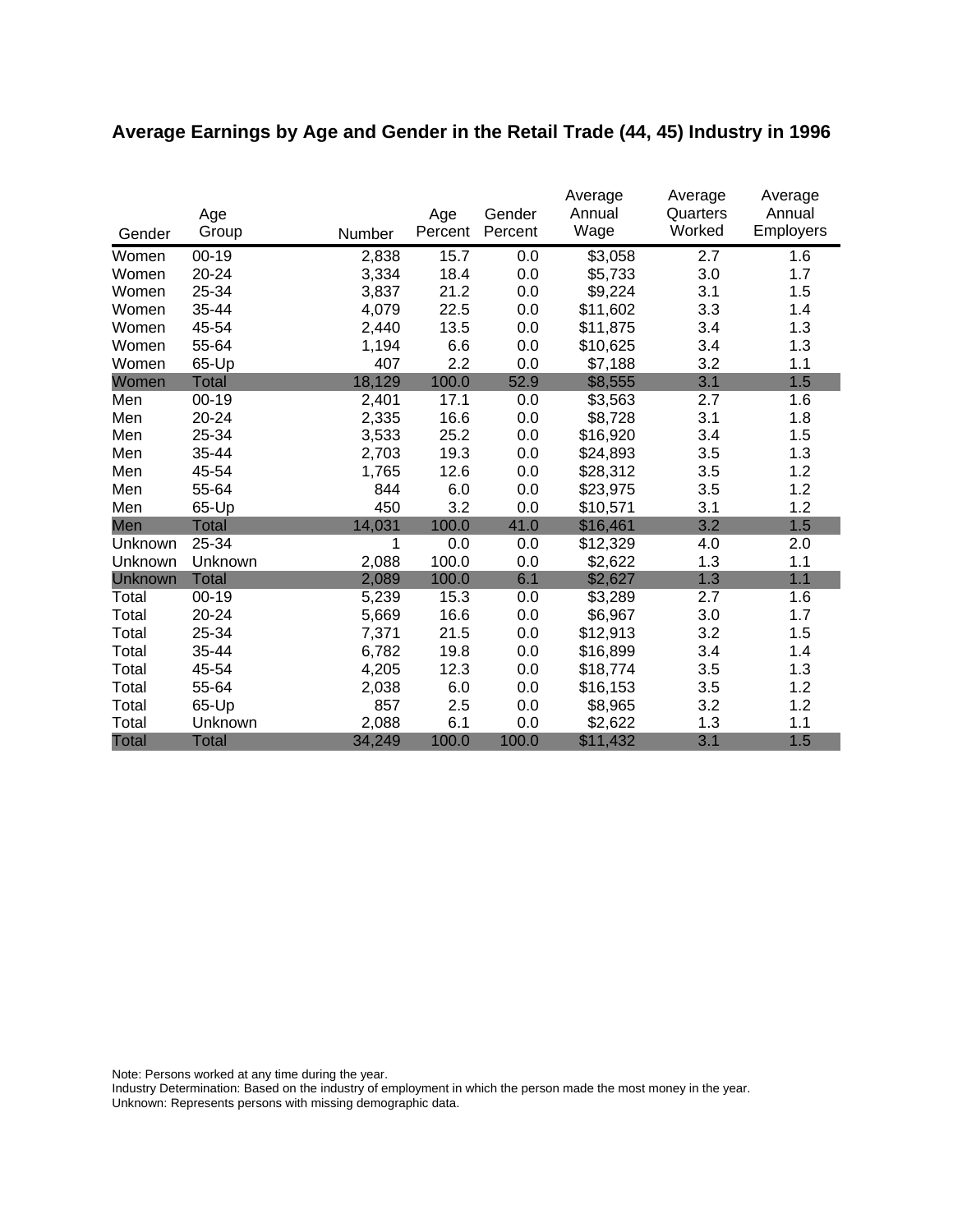# Average Earnings by Age and Gender in the Retail Trade (44, 45) Industry in 1996

| Gender | Age Group | Number | Age Percent | Gender Percent | Average Annual Wage | Average Quarters Worked | Average Annual Employers |
|---|---|---|---|---|---|---|---|
| Women | 00-19 | 2,838 | 15.7 | 0.0 | $3,058 | 2.7 | 1.6 |
| Women | 20-24 | 3,334 | 18.4 | 0.0 | $5,733 | 3.0 | 1.7 |
| Women | 25-34 | 3,837 | 21.2 | 0.0 | $9,224 | 3.1 | 1.5 |
| Women | 35-44 | 4,079 | 22.5 | 0.0 | $11,602 | 3.3 | 1.4 |
| Women | 45-54 | 2,440 | 13.5 | 0.0 | $11,875 | 3.4 | 1.3 |
| Women | 55-64 | 1,194 | 6.6 | 0.0 | $10,625 | 3.4 | 1.3 |
| Women | 65-Up | 407 | 2.2 | 0.0 | $7,188 | 3.2 | 1.1 |
| Women | Total | 18,129 | 100.0 | 52.9 | $8,555 | 3.1 | 1.5 |
| Men | 00-19 | 2,401 | 17.1 | 0.0 | $3,563 | 2.7 | 1.6 |
| Men | 20-24 | 2,335 | 16.6 | 0.0 | $8,728 | 3.1 | 1.8 |
| Men | 25-34 | 3,533 | 25.2 | 0.0 | $16,920 | 3.4 | 1.5 |
| Men | 35-44 | 2,703 | 19.3 | 0.0 | $24,893 | 3.5 | 1.3 |
| Men | 45-54 | 1,765 | 12.6 | 0.0 | $28,312 | 3.5 | 1.2 |
| Men | 55-64 | 844 | 6.0 | 0.0 | $23,975 | 3.5 | 1.2 |
| Men | 65-Up | 450 | 3.2 | 0.0 | $10,571 | 3.1 | 1.2 |
| Men | Total | 14,031 | 100.0 | 41.0 | $16,461 | 3.2 | 1.5 |
| Unknown | 25-34 | 1 | 0.0 | 0.0 | $12,329 | 4.0 | 2.0 |
| Unknown | Unknown | 2,088 | 100.0 | 0.0 | $2,622 | 1.3 | 1.1 |
| Unknown | Total | 2,089 | 100.0 | 6.1 | $2,627 | 1.3 | 1.1 |
| Total | 00-19 | 5,239 | 15.3 | 0.0 | $3,289 | 2.7 | 1.6 |
| Total | 20-24 | 5,669 | 16.6 | 0.0 | $6,967 | 3.0 | 1.7 |
| Total | 25-34 | 7,371 | 21.5 | 0.0 | $12,913 | 3.2 | 1.5 |
| Total | 35-44 | 6,782 | 19.8 | 0.0 | $16,899 | 3.4 | 1.4 |
| Total | 45-54 | 4,205 | 12.3 | 0.0 | $18,774 | 3.5 | 1.3 |
| Total | 55-64 | 2,038 | 6.0 | 0.0 | $16,153 | 3.5 | 1.2 |
| Total | 65-Up | 857 | 2.5 | 0.0 | $8,965 | 3.2 | 1.2 |
| Total | Unknown | 2,088 | 6.1 | 0.0 | $2,622 | 1.3 | 1.1 |
| Total | Total | 34,249 | 100.0 | 100.0 | $11,432 | 3.1 | 1.5 |

Note: Persons worked at any time during the year.
Industry Determination: Based on the industry of employment in which the person made the most money in the year.
Unknown: Represents persons with missing demographic data.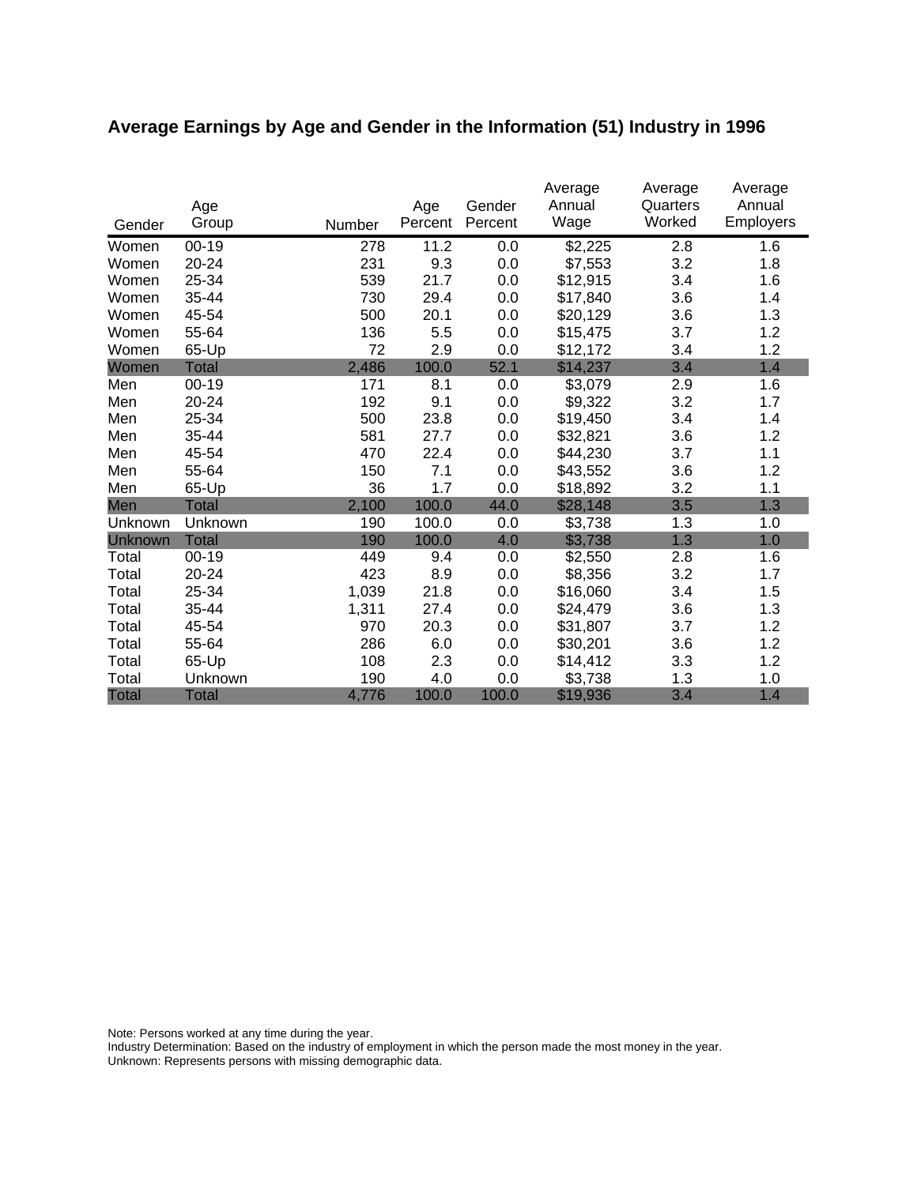## Average Earnings by Age and Gender in the Information (51) Industry in 1996

| Gender | Age Group | Number | Age Percent | Gender Percent | Average Annual Wage | Average Quarters Worked | Average Annual Employers |
|---|---|---|---|---|---|---|---|
| Women | 00-19 | 278 | 11.2 | 0.0 | $2,225 | 2.8 | 1.6 |
| Women | 20-24 | 231 | 9.3 | 0.0 | $7,553 | 3.2 | 1.8 |
| Women | 25-34 | 539 | 21.7 | 0.0 | $12,915 | 3.4 | 1.6 |
| Women | 35-44 | 730 | 29.4 | 0.0 | $17,840 | 3.6 | 1.4 |
| Women | 45-54 | 500 | 20.1 | 0.0 | $20,129 | 3.6 | 1.3 |
| Women | 55-64 | 136 | 5.5 | 0.0 | $15,475 | 3.7 | 1.2 |
| Women | 65-Up | 72 | 2.9 | 0.0 | $12,172 | 3.4 | 1.2 |
| Women | Total | 2,486 | 100.0 | 52.1 | $14,237 | 3.4 | 1.4 |
| Men | 00-19 | 171 | 8.1 | 0.0 | $3,079 | 2.9 | 1.6 |
| Men | 20-24 | 192 | 9.1 | 0.0 | $9,322 | 3.2 | 1.7 |
| Men | 25-34 | 500 | 23.8 | 0.0 | $19,450 | 3.4 | 1.4 |
| Men | 35-44 | 581 | 27.7 | 0.0 | $32,821 | 3.6 | 1.2 |
| Men | 45-54 | 470 | 22.4 | 0.0 | $44,230 | 3.7 | 1.1 |
| Men | 55-64 | 150 | 7.1 | 0.0 | $43,552 | 3.6 | 1.2 |
| Men | 65-Up | 36 | 1.7 | 0.0 | $18,892 | 3.2 | 1.1 |
| Men | Total | 2,100 | 100.0 | 44.0 | $28,148 | 3.5 | 1.3 |
| Unknown | Unknown | 190 | 100.0 | 0.0 | $3,738 | 1.3 | 1.0 |
| Unknown | Total | 190 | 100.0 | 4.0 | $3,738 | 1.3 | 1.0 |
| Total | 00-19 | 449 | 9.4 | 0.0 | $2,550 | 2.8 | 1.6 |
| Total | 20-24 | 423 | 8.9 | 0.0 | $8,356 | 3.2 | 1.7 |
| Total | 25-34 | 1,039 | 21.8 | 0.0 | $16,060 | 3.4 | 1.5 |
| Total | 35-44 | 1,311 | 27.4 | 0.0 | $24,479 | 3.6 | 1.3 |
| Total | 45-54 | 970 | 20.3 | 0.0 | $31,807 | 3.7 | 1.2 |
| Total | 55-64 | 286 | 6.0 | 0.0 | $30,201 | 3.6 | 1.2 |
| Total | 65-Up | 108 | 2.3 | 0.0 | $14,412 | 3.3 | 1.2 |
| Total | Unknown | 190 | 4.0 | 0.0 | $3,738 | 1.3 | 1.0 |
| Total | Total | 4,776 | 100.0 | 100.0 | $19,936 | 3.4 | 1.4 |

Note: Persons worked at any time during the year.
Industry Determination: Based on the industry of employment in which the person made the most money in the year.
Unknown: Represents persons with missing demographic data.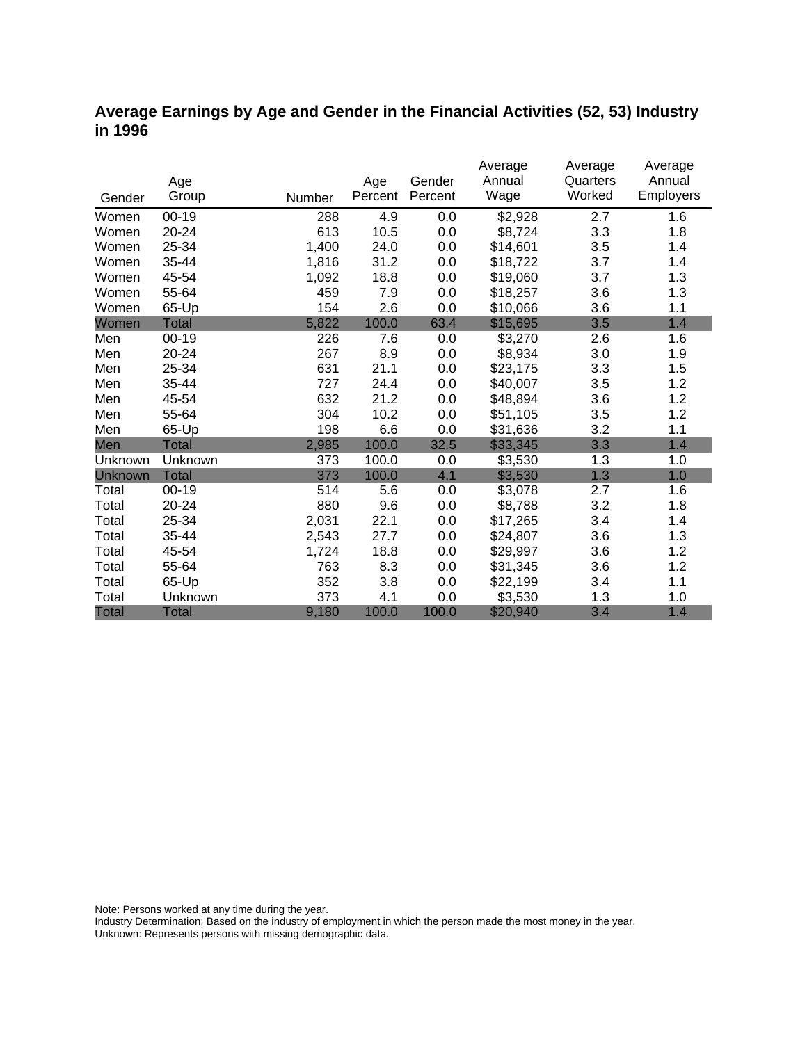## Average Earnings by Age and Gender in the Financial Activities (52, 53) Industry in 1996

| Gender | Age Group | Number | Age Percent | Gender Percent | Average Annual Wage | Average Quarters Worked | Average Annual Employers |
|---|---|---|---|---|---|---|---|
| Women | 00-19 | 288 | 4.9 | 0.0 | $2,928 | 2.7 | 1.6 |
| Women | 20-24 | 613 | 10.5 | 0.0 | $8,724 | 3.3 | 1.8 |
| Women | 25-34 | 1,400 | 24.0 | 0.0 | $14,601 | 3.5 | 1.4 |
| Women | 35-44 | 1,816 | 31.2 | 0.0 | $18,722 | 3.7 | 1.4 |
| Women | 45-54 | 1,092 | 18.8 | 0.0 | $19,060 | 3.7 | 1.3 |
| Women | 55-64 | 459 | 7.9 | 0.0 | $18,257 | 3.6 | 1.3 |
| Women | 65-Up | 154 | 2.6 | 0.0 | $10,066 | 3.6 | 1.1 |
| Women | Total | 5,822 | 100.0 | 63.4 | $15,695 | 3.5 | 1.4 |
| Men | 00-19 | 226 | 7.6 | 0.0 | $3,270 | 2.6 | 1.6 |
| Men | 20-24 | 267 | 8.9 | 0.0 | $8,934 | 3.0 | 1.9 |
| Men | 25-34 | 631 | 21.1 | 0.0 | $23,175 | 3.3 | 1.5 |
| Men | 35-44 | 727 | 24.4 | 0.0 | $40,007 | 3.5 | 1.2 |
| Men | 45-54 | 632 | 21.2 | 0.0 | $48,894 | 3.6 | 1.2 |
| Men | 55-64 | 304 | 10.2 | 0.0 | $51,105 | 3.5 | 1.2 |
| Men | 65-Up | 198 | 6.6 | 0.0 | $31,636 | 3.2 | 1.1 |
| Men | Total | 2,985 | 100.0 | 32.5 | $33,345 | 3.3 | 1.4 |
| Unknown | Unknown | 373 | 100.0 | 0.0 | $3,530 | 1.3 | 1.0 |
| Unknown | Total | 373 | 100.0 | 4.1 | $3,530 | 1.3 | 1.0 |
| Total | 00-19 | 514 | 5.6 | 0.0 | $3,078 | 2.7 | 1.6 |
| Total | 20-24 | 880 | 9.6 | 0.0 | $8,788 | 3.2 | 1.8 |
| Total | 25-34 | 2,031 | 22.1 | 0.0 | $17,265 | 3.4 | 1.4 |
| Total | 35-44 | 2,543 | 27.7 | 0.0 | $24,807 | 3.6 | 1.3 |
| Total | 45-54 | 1,724 | 18.8 | 0.0 | $29,997 | 3.6 | 1.2 |
| Total | 55-64 | 763 | 8.3 | 0.0 | $31,345 | 3.6 | 1.2 |
| Total | 65-Up | 352 | 3.8 | 0.0 | $22,199 | 3.4 | 1.1 |
| Total | Unknown | 373 | 4.1 | 0.0 | $3,530 | 1.3 | 1.0 |
| Total | Total | 9,180 | 100.0 | 100.0 | $20,940 | 3.4 | 1.4 |

Note: Persons worked at any time during the year.
Industry Determination: Based on the industry of employment in which the person made the most money in the year.
Unknown: Represents persons with missing demographic data.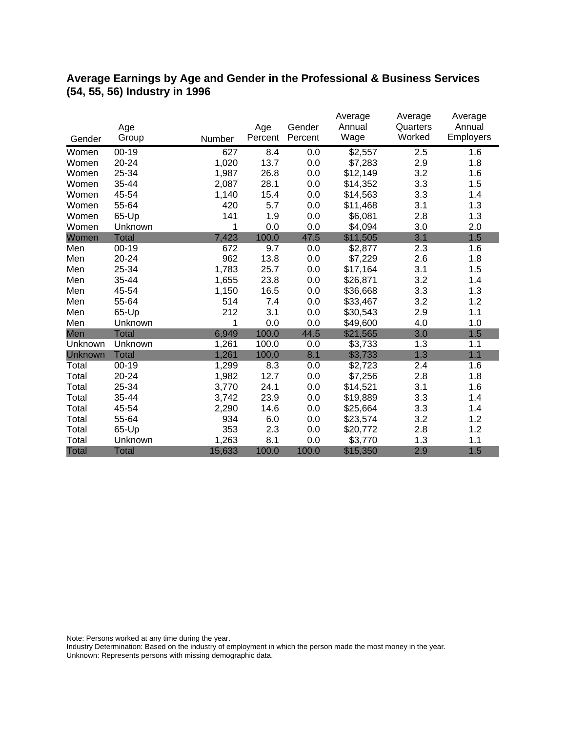## Average Earnings by Age and Gender in the Professional & Business Services (54, 55, 56) Industry in 1996

| Gender | Age Group | Number | Age Percent | Gender Percent | Average Annual Wage | Average Quarters Worked | Average Annual Employers |
|---|---|---|---|---|---|---|---|
| Women | 00-19 | 627 | 8.4 | 0.0 | $2,557 | 2.5 | 1.6 |
| Women | 20-24 | 1,020 | 13.7 | 0.0 | $7,283 | 2.9 | 1.8 |
| Women | 25-34 | 1,987 | 26.8 | 0.0 | $12,149 | 3.2 | 1.6 |
| Women | 35-44 | 2,087 | 28.1 | 0.0 | $14,352 | 3.3 | 1.5 |
| Women | 45-54 | 1,140 | 15.4 | 0.0 | $14,563 | 3.3 | 1.4 |
| Women | 55-64 | 420 | 5.7 | 0.0 | $11,468 | 3.1 | 1.3 |
| Women | 65-Up | 141 | 1.9 | 0.0 | $6,081 | 2.8 | 1.3 |
| Women | Unknown | 1 | 0.0 | 0.0 | $4,094 | 3.0 | 2.0 |
| Women | Total | 7,423 | 100.0 | 47.5 | $11,505 | 3.1 | 1.5 |
| Men | 00-19 | 672 | 9.7 | 0.0 | $2,877 | 2.3 | 1.6 |
| Men | 20-24 | 962 | 13.8 | 0.0 | $7,229 | 2.6 | 1.8 |
| Men | 25-34 | 1,783 | 25.7 | 0.0 | $17,164 | 3.1 | 1.5 |
| Men | 35-44 | 1,655 | 23.8 | 0.0 | $26,871 | 3.2 | 1.4 |
| Men | 45-54 | 1,150 | 16.5 | 0.0 | $36,668 | 3.3 | 1.3 |
| Men | 55-64 | 514 | 7.4 | 0.0 | $33,467 | 3.2 | 1.2 |
| Men | 65-Up | 212 | 3.1 | 0.0 | $30,543 | 2.9 | 1.1 |
| Men | Unknown | 1 | 0.0 | 0.0 | $49,600 | 4.0 | 1.0 |
| Men | Total | 6,949 | 100.0 | 44.5 | $21,565 | 3.0 | 1.5 |
| Unknown | Unknown | 1,261 | 100.0 | 0.0 | $3,733 | 1.3 | 1.1 |
| Unknown | Total | 1,261 | 100.0 | 8.1 | $3,733 | 1.3 | 1.1 |
| Total | 00-19 | 1,299 | 8.3 | 0.0 | $2,723 | 2.4 | 1.6 |
| Total | 20-24 | 1,982 | 12.7 | 0.0 | $7,256 | 2.8 | 1.8 |
| Total | 25-34 | 3,770 | 24.1 | 0.0 | $14,521 | 3.1 | 1.6 |
| Total | 35-44 | 3,742 | 23.9 | 0.0 | $19,889 | 3.3 | 1.4 |
| Total | 45-54 | 2,290 | 14.6 | 0.0 | $25,664 | 3.3 | 1.4 |
| Total | 55-64 | 934 | 6.0 | 0.0 | $23,574 | 3.2 | 1.2 |
| Total | 65-Up | 353 | 2.3 | 0.0 | $20,772 | 2.8 | 1.2 |
| Total | Unknown | 1,263 | 8.1 | 0.0 | $3,770 | 1.3 | 1.1 |
| Total | Total | 15,633 | 100.0 | 100.0 | $15,350 | 2.9 | 1.5 |

Note: Persons worked at any time during the year.
Industry Determination: Based on the industry of employment in which the person made the most money in the year.
Unknown: Represents persons with missing demographic data.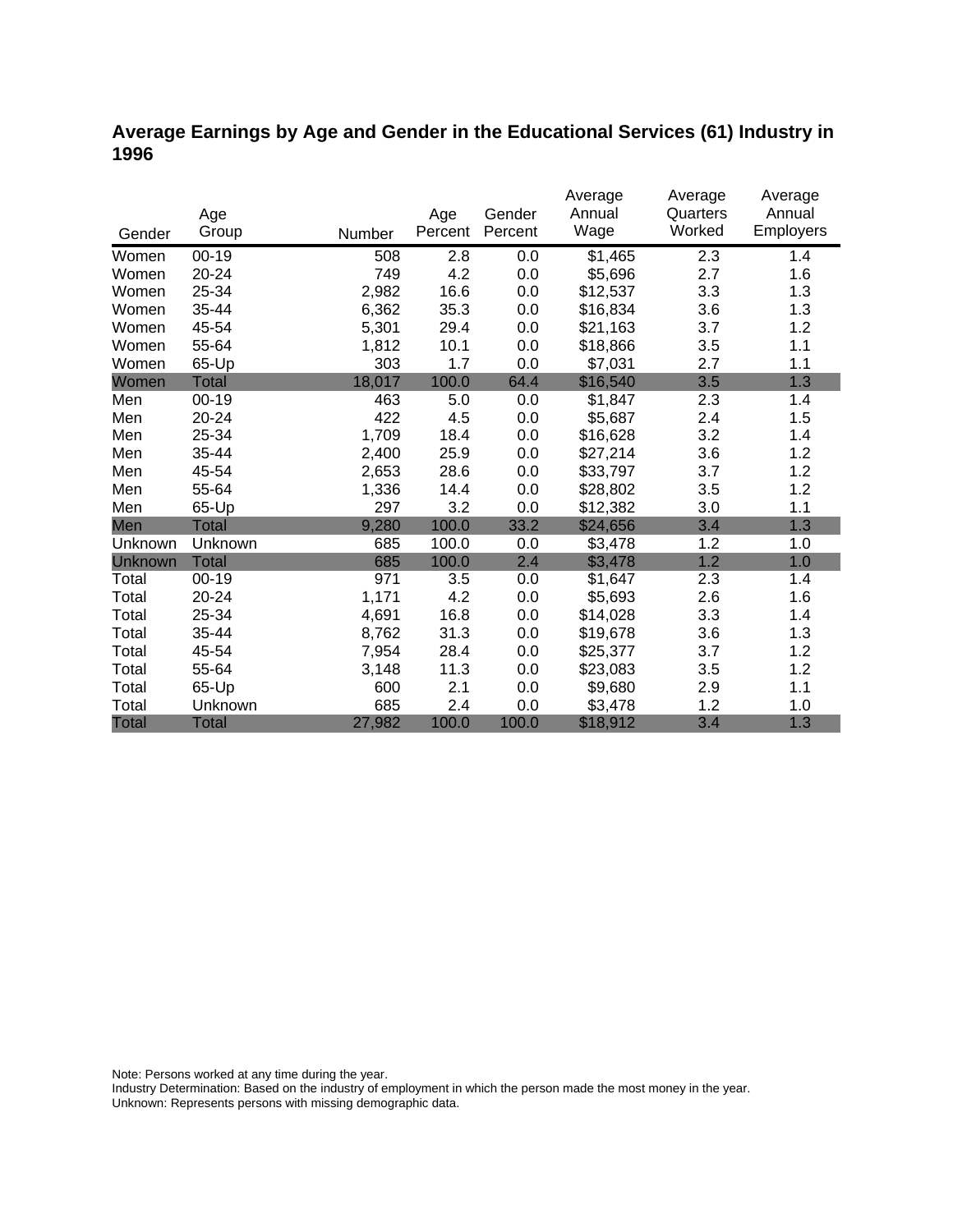## Average Earnings by Age and Gender in the Educational Services (61) Industry in 1996

| Gender | Age Group | Number | Age Percent | Gender Percent | Average Annual Wage | Average Quarters Worked | Average Annual Employers |
|---|---|---|---|---|---|---|---|
| Women | 00-19 | 508 | 2.8 | 0.0 | $1,465 | 2.3 | 1.4 |
| Women | 20-24 | 749 | 4.2 | 0.0 | $5,696 | 2.7 | 1.6 |
| Women | 25-34 | 2,982 | 16.6 | 0.0 | $12,537 | 3.3 | 1.3 |
| Women | 35-44 | 6,362 | 35.3 | 0.0 | $16,834 | 3.6 | 1.3 |
| Women | 45-54 | 5,301 | 29.4 | 0.0 | $21,163 | 3.7 | 1.2 |
| Women | 55-64 | 1,812 | 10.1 | 0.0 | $18,866 | 3.5 | 1.1 |
| Women | 65-Up | 303 | 1.7 | 0.0 | $7,031 | 2.7 | 1.1 |
| Women | Total | 18,017 | 100.0 | 64.4 | $16,540 | 3.5 | 1.3 |
| Men | 00-19 | 463 | 5.0 | 0.0 | $1,847 | 2.3 | 1.4 |
| Men | 20-24 | 422 | 4.5 | 0.0 | $5,687 | 2.4 | 1.5 |
| Men | 25-34 | 1,709 | 18.4 | 0.0 | $16,628 | 3.2 | 1.4 |
| Men | 35-44 | 2,400 | 25.9 | 0.0 | $27,214 | 3.6 | 1.2 |
| Men | 45-54 | 2,653 | 28.6 | 0.0 | $33,797 | 3.7 | 1.2 |
| Men | 55-64 | 1,336 | 14.4 | 0.0 | $28,802 | 3.5 | 1.2 |
| Men | 65-Up | 297 | 3.2 | 0.0 | $12,382 | 3.0 | 1.1 |
| Men | Total | 9,280 | 100.0 | 33.2 | $24,656 | 3.4 | 1.3 |
| Unknown | Unknown | 685 | 100.0 | 0.0 | $3,478 | 1.2 | 1.0 |
| Unknown | Total | 685 | 100.0 | 2.4 | $3,478 | 1.2 | 1.0 |
| Total | 00-19 | 971 | 3.5 | 0.0 | $1,647 | 2.3 | 1.4 |
| Total | 20-24 | 1,171 | 4.2 | 0.0 | $5,693 | 2.6 | 1.6 |
| Total | 25-34 | 4,691 | 16.8 | 0.0 | $14,028 | 3.3 | 1.4 |
| Total | 35-44 | 8,762 | 31.3 | 0.0 | $19,678 | 3.6 | 1.3 |
| Total | 45-54 | 7,954 | 28.4 | 0.0 | $25,377 | 3.7 | 1.2 |
| Total | 55-64 | 3,148 | 11.3 | 0.0 | $23,083 | 3.5 | 1.2 |
| Total | 65-Up | 600 | 2.1 | 0.0 | $9,680 | 2.9 | 1.1 |
| Total | Unknown | 685 | 2.4 | 0.0 | $3,478 | 1.2 | 1.0 |
| Total | Total | 27,982 | 100.0 | 100.0 | $18,912 | 3.4 | 1.3 |

Note: Persons worked at any time during the year.
Industry Determination: Based on the industry of employment in which the person made the most money in the year.
Unknown: Represents persons with missing demographic data.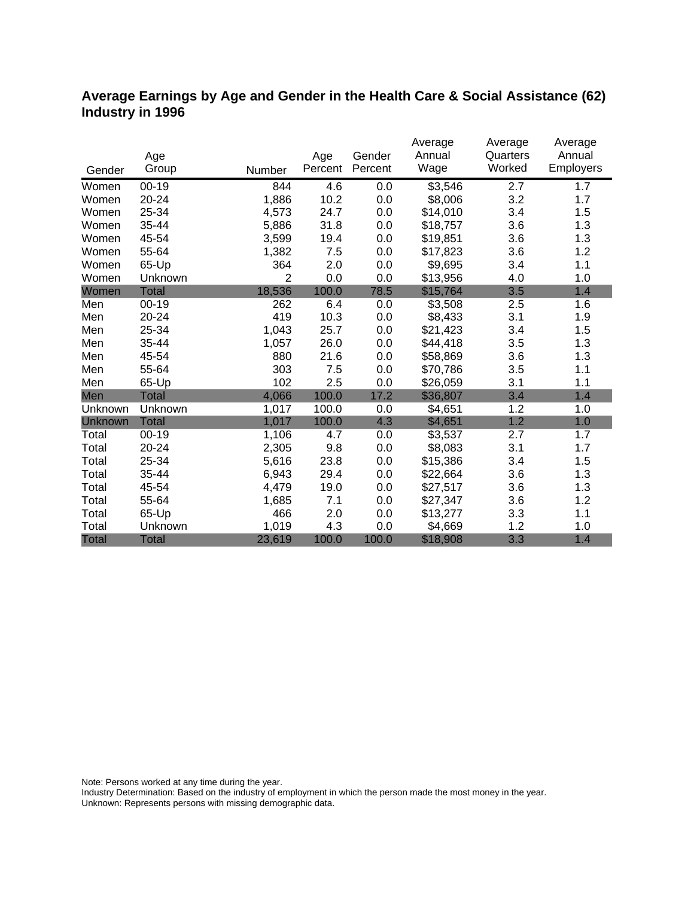## Average Earnings by Age and Gender in the Health Care & Social Assistance (62) Industry in 1996

| Gender | Age Group | Number | Age Percent | Gender Percent | Average Annual Wage | Average Quarters Worked | Average Annual Employers |
|---|---|---|---|---|---|---|---|
| Women | 00-19 | 844 | 4.6 | 0.0 | $3,546 | 2.7 | 1.7 |
| Women | 20-24 | 1,886 | 10.2 | 0.0 | $8,006 | 3.2 | 1.7 |
| Women | 25-34 | 4,573 | 24.7 | 0.0 | $14,010 | 3.4 | 1.5 |
| Women | 35-44 | 5,886 | 31.8 | 0.0 | $18,757 | 3.6 | 1.3 |
| Women | 45-54 | 3,599 | 19.4 | 0.0 | $19,851 | 3.6 | 1.3 |
| Women | 55-64 | 1,382 | 7.5 | 0.0 | $17,823 | 3.6 | 1.2 |
| Women | 65-Up | 364 | 2.0 | 0.0 | $9,695 | 3.4 | 1.1 |
| Women | Unknown | 2 | 0.0 | 0.0 | $13,956 | 4.0 | 1.0 |
| Women | Total | 18,536 | 100.0 | 78.5 | $15,764 | 3.5 | 1.4 |
| Men | 00-19 | 262 | 6.4 | 0.0 | $3,508 | 2.5 | 1.6 |
| Men | 20-24 | 419 | 10.3 | 0.0 | $8,433 | 3.1 | 1.9 |
| Men | 25-34 | 1,043 | 25.7 | 0.0 | $21,423 | 3.4 | 1.5 |
| Men | 35-44 | 1,057 | 26.0 | 0.0 | $44,418 | 3.5 | 1.3 |
| Men | 45-54 | 880 | 21.6 | 0.0 | $58,869 | 3.6 | 1.3 |
| Men | 55-64 | 303 | 7.5 | 0.0 | $70,786 | 3.5 | 1.1 |
| Men | 65-Up | 102 | 2.5 | 0.0 | $26,059 | 3.1 | 1.1 |
| Men | Total | 4,066 | 100.0 | 17.2 | $36,807 | 3.4 | 1.4 |
| Unknown | Unknown | 1,017 | 100.0 | 0.0 | $4,651 | 1.2 | 1.0 |
| Unknown | Total | 1,017 | 100.0 | 4.3 | $4,651 | 1.2 | 1.0 |
| Total | 00-19 | 1,106 | 4.7 | 0.0 | $3,537 | 2.7 | 1.7 |
| Total | 20-24 | 2,305 | 9.8 | 0.0 | $8,083 | 3.1 | 1.7 |
| Total | 25-34 | 5,616 | 23.8 | 0.0 | $15,386 | 3.4 | 1.5 |
| Total | 35-44 | 6,943 | 29.4 | 0.0 | $22,664 | 3.6 | 1.3 |
| Total | 45-54 | 4,479 | 19.0 | 0.0 | $27,517 | 3.6 | 1.3 |
| Total | 55-64 | 1,685 | 7.1 | 0.0 | $27,347 | 3.6 | 1.2 |
| Total | 65-Up | 466 | 2.0 | 0.0 | $13,277 | 3.3 | 1.1 |
| Total | Unknown | 1,019 | 4.3 | 0.0 | $4,669 | 1.2 | 1.0 |
| Total | Total | 23,619 | 100.0 | 100.0 | $18,908 | 3.3 | 1.4 |

Note: Persons worked at any time during the year.
Industry Determination: Based on the industry of employment in which the person made the most money in the year.
Unknown: Represents persons with missing demographic data.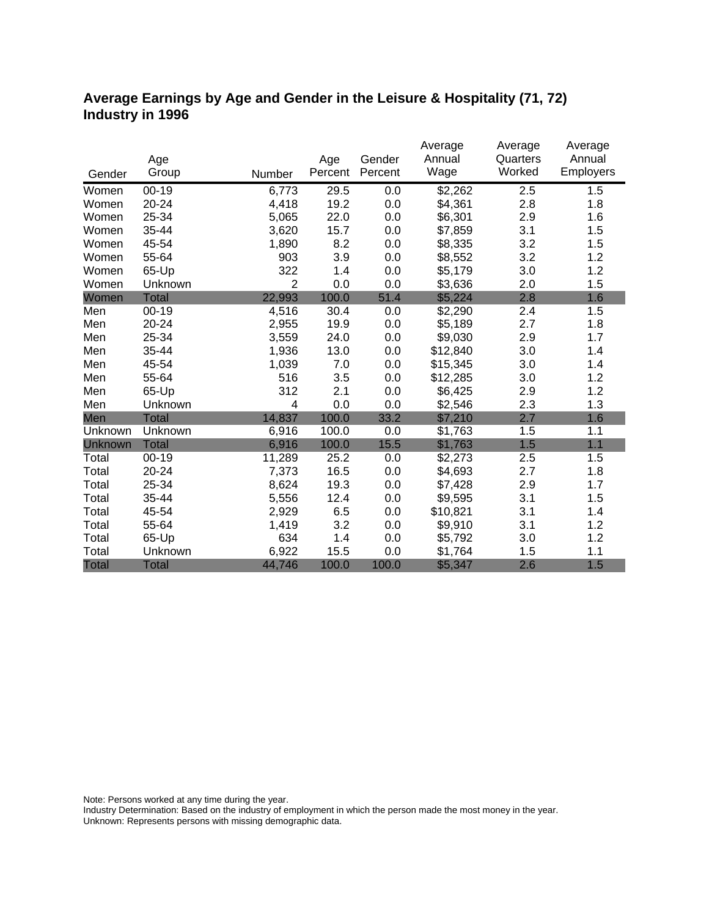# Average Earnings by Age and Gender in the Leisure & Hospitality (71, 72) Industry in 1996

| Gender | Age Group | Number | Age Percent | Gender Percent | Average Annual Wage | Average Quarters Worked | Average Annual Employers |
|---|---|---|---|---|---|---|---|
| Women | 00-19 | 6,773 | 29.5 | 0.0 | $2,262 | 2.5 | 1.5 |
| Women | 20-24 | 4,418 | 19.2 | 0.0 | $4,361 | 2.8 | 1.8 |
| Women | 25-34 | 5,065 | 22.0 | 0.0 | $6,301 | 2.9 | 1.6 |
| Women | 35-44 | 3,620 | 15.7 | 0.0 | $7,859 | 3.1 | 1.5 |
| Women | 45-54 | 1,890 | 8.2 | 0.0 | $8,335 | 3.2 | 1.5 |
| Women | 55-64 | 903 | 3.9 | 0.0 | $8,552 | 3.2 | 1.2 |
| Women | 65-Up | 322 | 1.4 | 0.0 | $5,179 | 3.0 | 1.2 |
| Women | Unknown | 2 | 0.0 | 0.0 | $3,636 | 2.0 | 1.5 |
| Women | Total | 22,993 | 100.0 | 51.4 | $5,224 | 2.8 | 1.6 |
| Men | 00-19 | 4,516 | 30.4 | 0.0 | $2,290 | 2.4 | 1.5 |
| Men | 20-24 | 2,955 | 19.9 | 0.0 | $5,189 | 2.7 | 1.8 |
| Men | 25-34 | 3,559 | 24.0 | 0.0 | $9,030 | 2.9 | 1.7 |
| Men | 35-44 | 1,936 | 13.0 | 0.0 | $12,840 | 3.0 | 1.4 |
| Men | 45-54 | 1,039 | 7.0 | 0.0 | $15,345 | 3.0 | 1.4 |
| Men | 55-64 | 516 | 3.5 | 0.0 | $12,285 | 3.0 | 1.2 |
| Men | 65-Up | 312 | 2.1 | 0.0 | $6,425 | 2.9 | 1.2 |
| Men | Unknown | 4 | 0.0 | 0.0 | $2,546 | 2.3 | 1.3 |
| Men | Total | 14,837 | 100.0 | 33.2 | $7,210 | 2.7 | 1.6 |
| Unknown | Unknown | 6,916 | 100.0 | 0.0 | $1,763 | 1.5 | 1.1 |
| Unknown | Total | 6,916 | 100.0 | 15.5 | $1,763 | 1.5 | 1.1 |
| Total | 00-19 | 11,289 | 25.2 | 0.0 | $2,273 | 2.5 | 1.5 |
| Total | 20-24 | 7,373 | 16.5 | 0.0 | $4,693 | 2.7 | 1.8 |
| Total | 25-34 | 8,624 | 19.3 | 0.0 | $7,428 | 2.9 | 1.7 |
| Total | 35-44 | 5,556 | 12.4 | 0.0 | $9,595 | 3.1 | 1.5 |
| Total | 45-54 | 2,929 | 6.5 | 0.0 | $10,821 | 3.1 | 1.4 |
| Total | 55-64 | 1,419 | 3.2 | 0.0 | $9,910 | 3.1 | 1.2 |
| Total | 65-Up | 634 | 1.4 | 0.0 | $5,792 | 3.0 | 1.2 |
| Total | Unknown | 6,922 | 15.5 | 0.0 | $1,764 | 1.5 | 1.1 |
| Total | Total | 44,746 | 100.0 | 100.0 | $5,347 | 2.6 | 1.5 |

Note: Persons worked at any time during the year.
Industry Determination: Based on the industry of employment in which the person made the most money in the year.
Unknown: Represents persons with missing demographic data.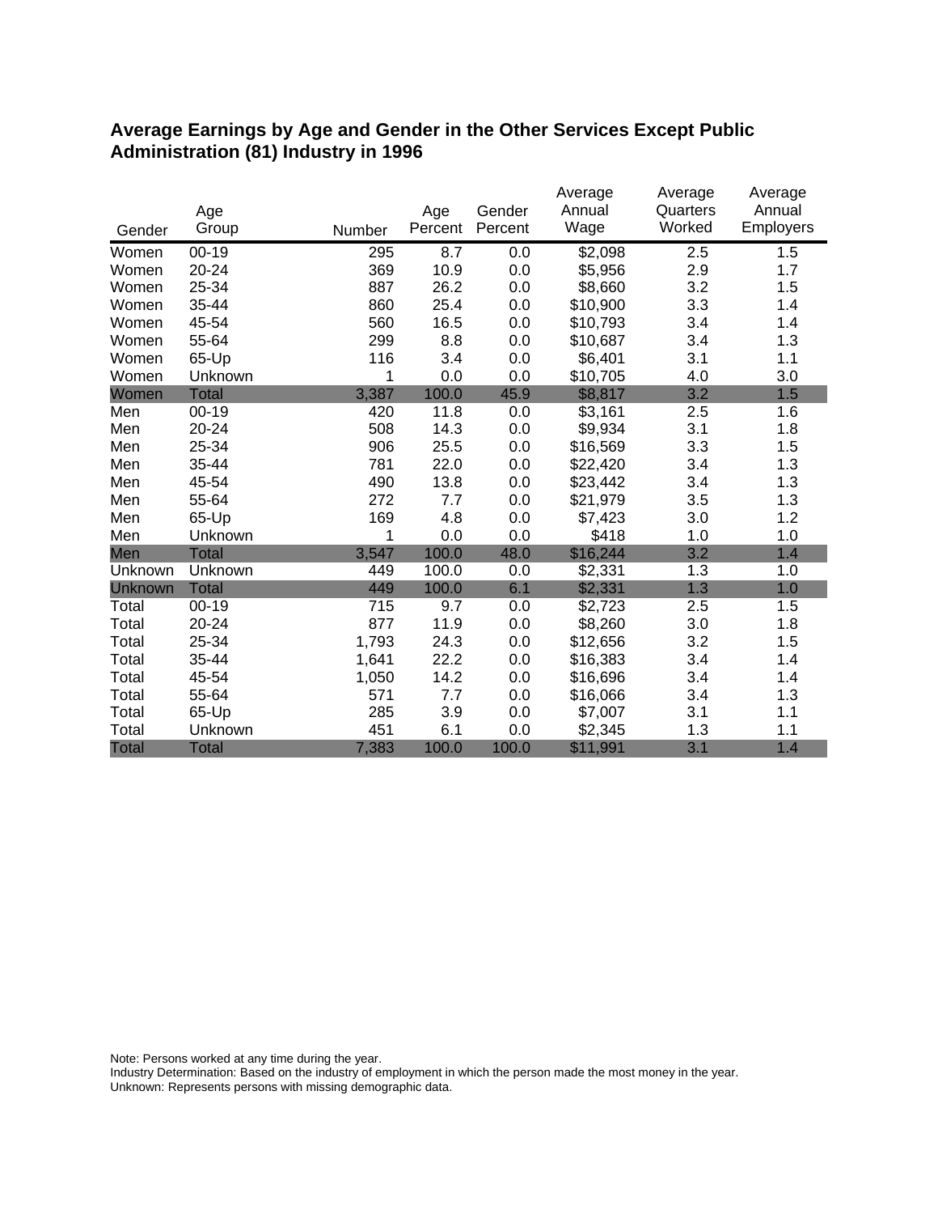## Average Earnings by Age and Gender in the Other Services Except Public Administration (81) Industry in 1996

| Gender | Age Group | Number | Age Percent | Gender Percent | Average Annual Wage | Average Quarters Worked | Average Annual Employers |
|---|---|---|---|---|---|---|---|
| Women | 00-19 | 295 | 8.7 | 0.0 | $2,098 | 2.5 | 1.5 |
| Women | 20-24 | 369 | 10.9 | 0.0 | $5,956 | 2.9 | 1.7 |
| Women | 25-34 | 887 | 26.2 | 0.0 | $8,660 | 3.2 | 1.5 |
| Women | 35-44 | 860 | 25.4 | 0.0 | $10,900 | 3.3 | 1.4 |
| Women | 45-54 | 560 | 16.5 | 0.0 | $10,793 | 3.4 | 1.4 |
| Women | 55-64 | 299 | 8.8 | 0.0 | $10,687 | 3.4 | 1.3 |
| Women | 65-Up | 116 | 3.4 | 0.0 | $6,401 | 3.1 | 1.1 |
| Women | Unknown | 1 | 0.0 | 0.0 | $10,705 | 4.0 | 3.0 |
| Women | Total | 3,387 | 100.0 | 45.9 | $8,817 | 3.2 | 1.5 |
| Men | 00-19 | 420 | 11.8 | 0.0 | $3,161 | 2.5 | 1.6 |
| Men | 20-24 | 508 | 14.3 | 0.0 | $9,934 | 3.1 | 1.8 |
| Men | 25-34 | 906 | 25.5 | 0.0 | $16,569 | 3.3 | 1.5 |
| Men | 35-44 | 781 | 22.0 | 0.0 | $22,420 | 3.4 | 1.3 |
| Men | 45-54 | 490 | 13.8 | 0.0 | $23,442 | 3.4 | 1.3 |
| Men | 55-64 | 272 | 7.7 | 0.0 | $21,979 | 3.5 | 1.3 |
| Men | 65-Up | 169 | 4.8 | 0.0 | $7,423 | 3.0 | 1.2 |
| Men | Unknown | 1 | 0.0 | 0.0 | $418 | 1.0 | 1.0 |
| Men | Total | 3,547 | 100.0 | 48.0 | $16,244 | 3.2 | 1.4 |
| Unknown | Unknown | 449 | 100.0 | 0.0 | $2,331 | 1.3 | 1.0 |
| Unknown | Total | 449 | 100.0 | 6.1 | $2,331 | 1.3 | 1.0 |
| Total | 00-19 | 715 | 9.7 | 0.0 | $2,723 | 2.5 | 1.5 |
| Total | 20-24 | 877 | 11.9 | 0.0 | $8,260 | 3.0 | 1.8 |
| Total | 25-34 | 1,793 | 24.3 | 0.0 | $12,656 | 3.2 | 1.5 |
| Total | 35-44 | 1,641 | 22.2 | 0.0 | $16,383 | 3.4 | 1.4 |
| Total | 45-54 | 1,050 | 14.2 | 0.0 | $16,696 | 3.4 | 1.4 |
| Total | 55-64 | 571 | 7.7 | 0.0 | $16,066 | 3.4 | 1.3 |
| Total | 65-Up | 285 | 3.9 | 0.0 | $7,007 | 3.1 | 1.1 |
| Total | Unknown | 451 | 6.1 | 0.0 | $2,345 | 1.3 | 1.1 |
| Total | Total | 7,383 | 100.0 | 100.0 | $11,991 | 3.1 | 1.4 |

Note: Persons worked at any time during the year.
Industry Determination: Based on the industry of employment in which the person made the most money in the year.
Unknown: Represents persons with missing demographic data.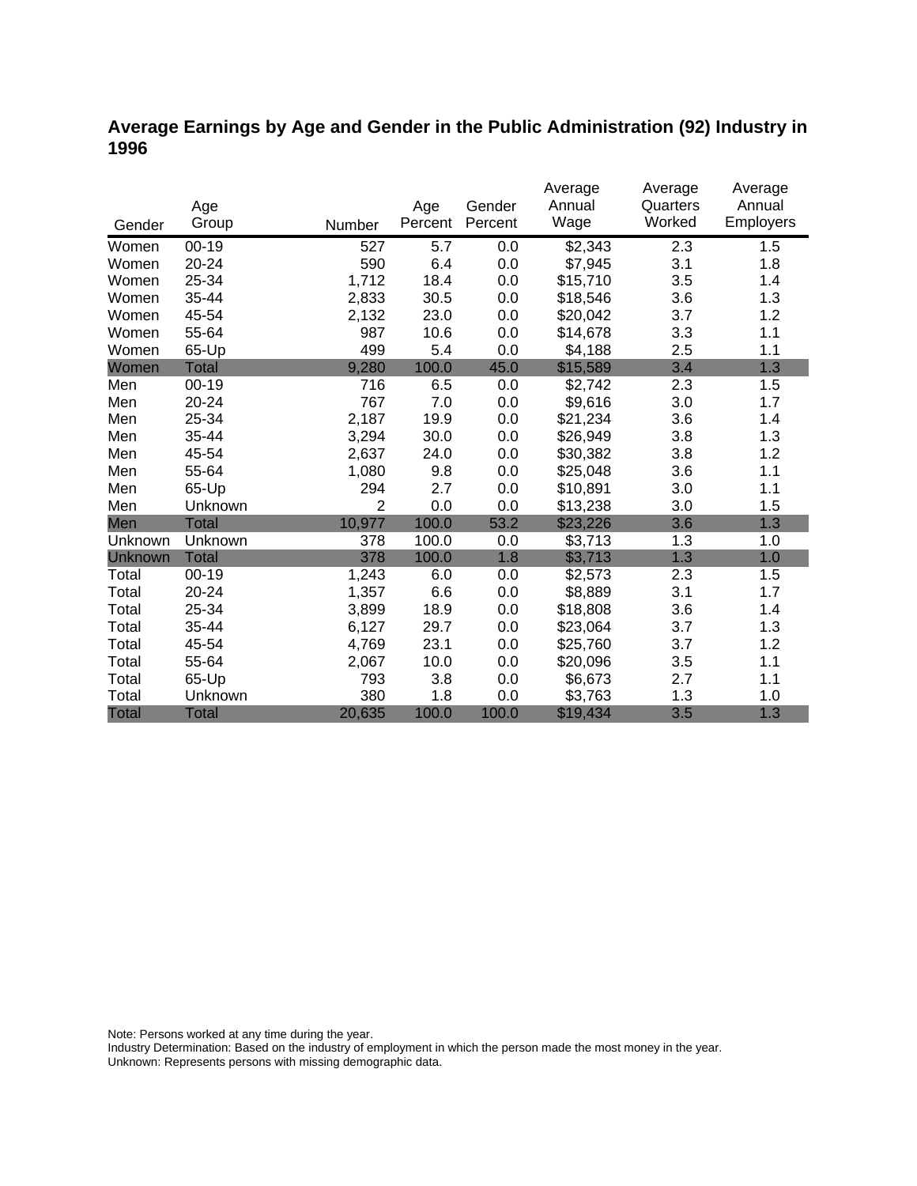## Average Earnings by Age and Gender in the Public Administration (92) Industry in 1996

| Gender | Age Group | Number | Age Percent | Gender Percent | Average Annual Wage | Average Quarters Worked | Average Annual Employers |
|---|---|---|---|---|---|---|---|
| Women | 00-19 | 527 | 5.7 | 0.0 | $2,343 | 2.3 | 1.5 |
| Women | 20-24 | 590 | 6.4 | 0.0 | $7,945 | 3.1 | 1.8 |
| Women | 25-34 | 1,712 | 18.4 | 0.0 | $15,710 | 3.5 | 1.4 |
| Women | 35-44 | 2,833 | 30.5 | 0.0 | $18,546 | 3.6 | 1.3 |
| Women | 45-54 | 2,132 | 23.0 | 0.0 | $20,042 | 3.7 | 1.2 |
| Women | 55-64 | 987 | 10.6 | 0.0 | $14,678 | 3.3 | 1.1 |
| Women | 65-Up | 499 | 5.4 | 0.0 | $4,188 | 2.5 | 1.1 |
| Women | Total | 9,280 | 100.0 | 45.0 | $15,589 | 3.4 | 1.3 |
| Men | 00-19 | 716 | 6.5 | 0.0 | $2,742 | 2.3 | 1.5 |
| Men | 20-24 | 767 | 7.0 | 0.0 | $9,616 | 3.0 | 1.7 |
| Men | 25-34 | 2,187 | 19.9 | 0.0 | $21,234 | 3.6 | 1.4 |
| Men | 35-44 | 3,294 | 30.0 | 0.0 | $26,949 | 3.8 | 1.3 |
| Men | 45-54 | 2,637 | 24.0 | 0.0 | $30,382 | 3.8 | 1.2 |
| Men | 55-64 | 1,080 | 9.8 | 0.0 | $25,048 | 3.6 | 1.1 |
| Men | 65-Up | 294 | 2.7 | 0.0 | $10,891 | 3.0 | 1.1 |
| Men | Unknown | 2 | 0.0 | 0.0 | $13,238 | 3.0 | 1.5 |
| Men | Total | 10,977 | 100.0 | 53.2 | $23,226 | 3.6 | 1.3 |
| Unknown | Unknown | 378 | 100.0 | 0.0 | $3,713 | 1.3 | 1.0 |
| Unknown | Total | 378 | 100.0 | 1.8 | $3,713 | 1.3 | 1.0 |
| Total | 00-19 | 1,243 | 6.0 | 0.0 | $2,573 | 2.3 | 1.5 |
| Total | 20-24 | 1,357 | 6.6 | 0.0 | $8,889 | 3.1 | 1.7 |
| Total | 25-34 | 3,899 | 18.9 | 0.0 | $18,808 | 3.6 | 1.4 |
| Total | 35-44 | 6,127 | 29.7 | 0.0 | $23,064 | 3.7 | 1.3 |
| Total | 45-54 | 4,769 | 23.1 | 0.0 | $25,760 | 3.7 | 1.2 |
| Total | 55-64 | 2,067 | 10.0 | 0.0 | $20,096 | 3.5 | 1.1 |
| Total | 65-Up | 793 | 3.8 | 0.0 | $6,673 | 2.7 | 1.1 |
| Total | Unknown | 380 | 1.8 | 0.0 | $3,763 | 1.3 | 1.0 |
| Total | Total | 20,635 | 100.0 | 100.0 | $19,434 | 3.5 | 1.3 |

Note: Persons worked at any time during the year.
Industry Determination: Based on the industry of employment in which the person made the most money in the year.
Unknown: Represents persons with missing demographic data.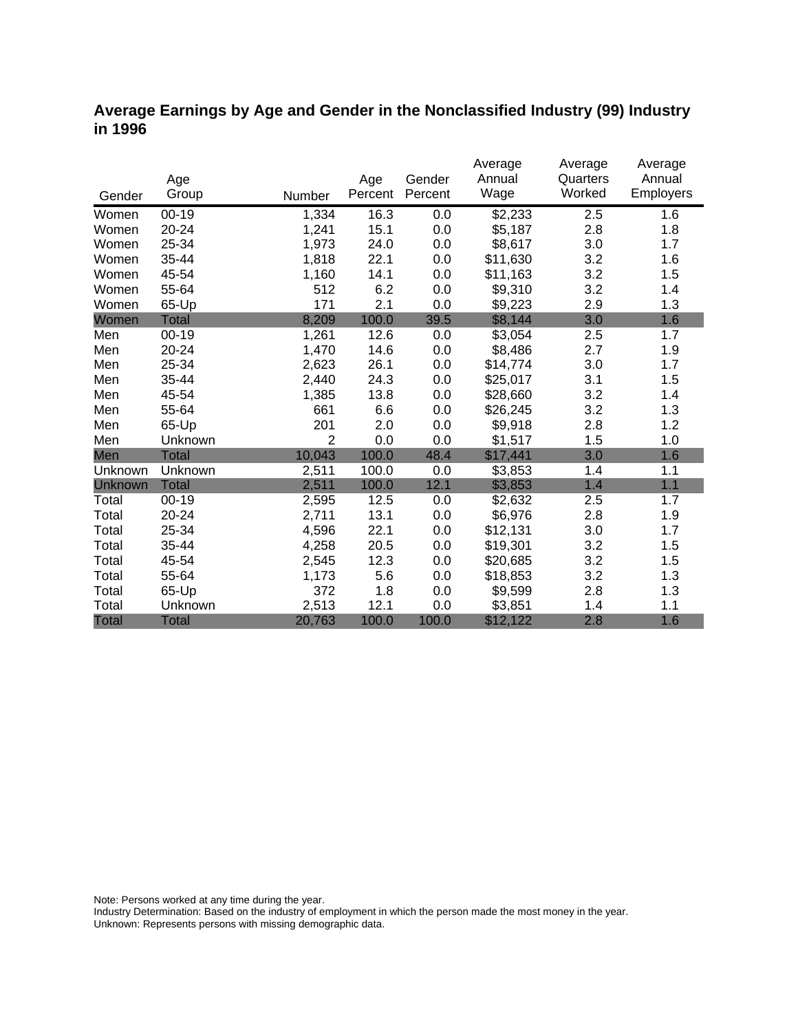## Average Earnings by Age and Gender in the Nonclassified Industry (99) Industry in 1996

| Gender | Age Group | Number | Age Percent | Gender Percent | Average Annual Wage | Average Quarters Worked | Average Annual Employers |
|---|---|---|---|---|---|---|---|
| Women | 00-19 | 1,334 | 16.3 | 0.0 | $2,233 | 2.5 | 1.6 |
| Women | 20-24 | 1,241 | 15.1 | 0.0 | $5,187 | 2.8 | 1.8 |
| Women | 25-34 | 1,973 | 24.0 | 0.0 | $8,617 | 3.0 | 1.7 |
| Women | 35-44 | 1,818 | 22.1 | 0.0 | $11,630 | 3.2 | 1.6 |
| Women | 45-54 | 1,160 | 14.1 | 0.0 | $11,163 | 3.2 | 1.5 |
| Women | 55-64 | 512 | 6.2 | 0.0 | $9,310 | 3.2 | 1.4 |
| Women | 65-Up | 171 | 2.1 | 0.0 | $9,223 | 2.9 | 1.3 |
| Women | Total | 8,209 | 100.0 | 39.5 | $8,144 | 3.0 | 1.6 |
| Men | 00-19 | 1,261 | 12.6 | 0.0 | $3,054 | 2.5 | 1.7 |
| Men | 20-24 | 1,470 | 14.6 | 0.0 | $8,486 | 2.7 | 1.9 |
| Men | 25-34 | 2,623 | 26.1 | 0.0 | $14,774 | 3.0 | 1.7 |
| Men | 35-44 | 2,440 | 24.3 | 0.0 | $25,017 | 3.1 | 1.5 |
| Men | 45-54 | 1,385 | 13.8 | 0.0 | $28,660 | 3.2 | 1.4 |
| Men | 55-64 | 661 | 6.6 | 0.0 | $26,245 | 3.2 | 1.3 |
| Men | 65-Up | 201 | 2.0 | 0.0 | $9,918 | 2.8 | 1.2 |
| Men | Unknown | 2 | 0.0 | 0.0 | $1,517 | 1.5 | 1.0 |
| Men | Total | 10,043 | 100.0 | 48.4 | $17,441 | 3.0 | 1.6 |
| Unknown | Unknown | 2,511 | 100.0 | 0.0 | $3,853 | 1.4 | 1.1 |
| Unknown | Total | 2,511 | 100.0 | 12.1 | $3,853 | 1.4 | 1.1 |
| Total | 00-19 | 2,595 | 12.5 | 0.0 | $2,632 | 2.5 | 1.7 |
| Total | 20-24 | 2,711 | 13.1 | 0.0 | $6,976 | 2.8 | 1.9 |
| Total | 25-34 | 4,596 | 22.1 | 0.0 | $12,131 | 3.0 | 1.7 |
| Total | 35-44 | 4,258 | 20.5 | 0.0 | $19,301 | 3.2 | 1.5 |
| Total | 45-54 | 2,545 | 12.3 | 0.0 | $20,685 | 3.2 | 1.5 |
| Total | 55-64 | 1,173 | 5.6 | 0.0 | $18,853 | 3.2 | 1.3 |
| Total | 65-Up | 372 | 1.8 | 0.0 | $9,599 | 2.8 | 1.3 |
| Total | Unknown | 2,513 | 12.1 | 0.0 | $3,851 | 1.4 | 1.1 |
| Total | Total | 20,763 | 100.0 | 100.0 | $12,122 | 2.8 | 1.6 |

Note: Persons worked at any time during the year.
Industry Determination: Based on the industry of employment in which the person made the most money in the year.
Unknown: Represents persons with missing demographic data.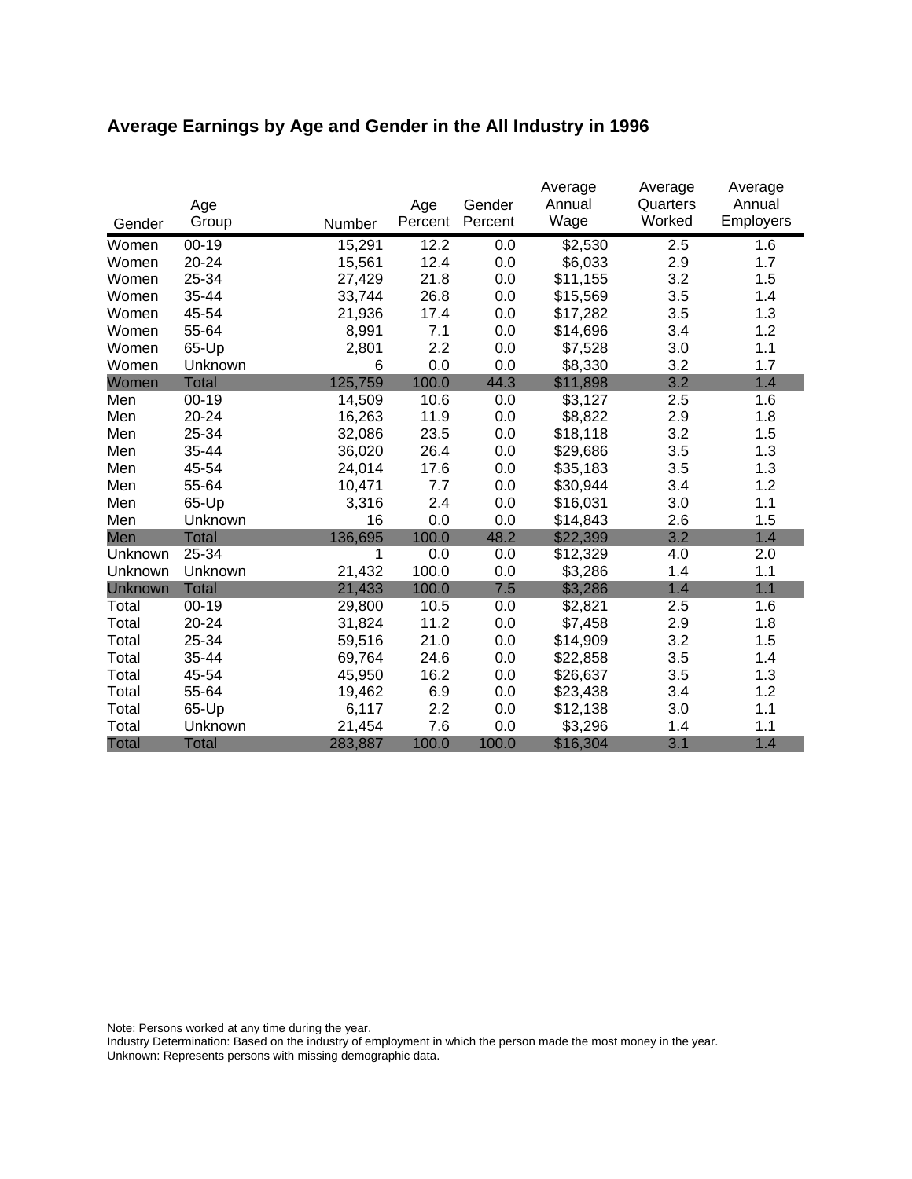## Average Earnings by Age and Gender in the All Industry in 1996

| Gender | Age Group | Number | Age Percent | Gender Percent | Average Annual Wage | Average Quarters Worked | Average Annual Employers |
|---|---|---|---|---|---|---|---|
| Women | 00-19 | 15,291 | 12.2 | 0.0 | $2,530 | 2.5 | 1.6 |
| Women | 20-24 | 15,561 | 12.4 | 0.0 | $6,033 | 2.9 | 1.7 |
| Women | 25-34 | 27,429 | 21.8 | 0.0 | $11,155 | 3.2 | 1.5 |
| Women | 35-44 | 33,744 | 26.8 | 0.0 | $15,569 | 3.5 | 1.4 |
| Women | 45-54 | 21,936 | 17.4 | 0.0 | $17,282 | 3.5 | 1.3 |
| Women | 55-64 | 8,991 | 7.1 | 0.0 | $14,696 | 3.4 | 1.2 |
| Women | 65-Up | 2,801 | 2.2 | 0.0 | $7,528 | 3.0 | 1.1 |
| Women | Unknown | 6 | 0.0 | 0.0 | $8,330 | 3.2 | 1.7 |
| Women | Total | 125,759 | 100.0 | 44.3 | $11,898 | 3.2 | 1.4 |
| Men | 00-19 | 14,509 | 10.6 | 0.0 | $3,127 | 2.5 | 1.6 |
| Men | 20-24 | 16,263 | 11.9 | 0.0 | $8,822 | 2.9 | 1.8 |
| Men | 25-34 | 32,086 | 23.5 | 0.0 | $18,118 | 3.2 | 1.5 |
| Men | 35-44 | 36,020 | 26.4 | 0.0 | $29,686 | 3.5 | 1.3 |
| Men | 45-54 | 24,014 | 17.6 | 0.0 | $35,183 | 3.5 | 1.3 |
| Men | 55-64 | 10,471 | 7.7 | 0.0 | $30,944 | 3.4 | 1.2 |
| Men | 65-Up | 3,316 | 2.4 | 0.0 | $16,031 | 3.0 | 1.1 |
| Men | Unknown | 16 | 0.0 | 0.0 | $14,843 | 2.6 | 1.5 |
| Men | Total | 136,695 | 100.0 | 48.2 | $22,399 | 3.2 | 1.4 |
| Unknown | 25-34 | 1 | 0.0 | 0.0 | $12,329 | 4.0 | 2.0 |
| Unknown | Unknown | 21,432 | 100.0 | 0.0 | $3,286 | 1.4 | 1.1 |
| Unknown | Total | 21,433 | 100.0 | 7.5 | $3,286 | 1.4 | 1.1 |
| Total | 00-19 | 29,800 | 10.5 | 0.0 | $2,821 | 2.5 | 1.6 |
| Total | 20-24 | 31,824 | 11.2 | 0.0 | $7,458 | 2.9 | 1.8 |
| Total | 25-34 | 59,516 | 21.0 | 0.0 | $14,909 | 3.2 | 1.5 |
| Total | 35-44 | 69,764 | 24.6 | 0.0 | $22,858 | 3.5 | 1.4 |
| Total | 45-54 | 45,950 | 16.2 | 0.0 | $26,637 | 3.5 | 1.3 |
| Total | 55-64 | 19,462 | 6.9 | 0.0 | $23,438 | 3.4 | 1.2 |
| Total | 65-Up | 6,117 | 2.2 | 0.0 | $12,138 | 3.0 | 1.1 |
| Total | Unknown | 21,454 | 7.6 | 0.0 | $3,296 | 1.4 | 1.1 |
| Total | Total | 283,887 | 100.0 | 100.0 | $16,304 | 3.1 | 1.4 |

Note: Persons worked at any time during the year.
Industry Determination: Based on the industry of employment in which the person made the most money in the year.
Unknown: Represents persons with missing demographic data.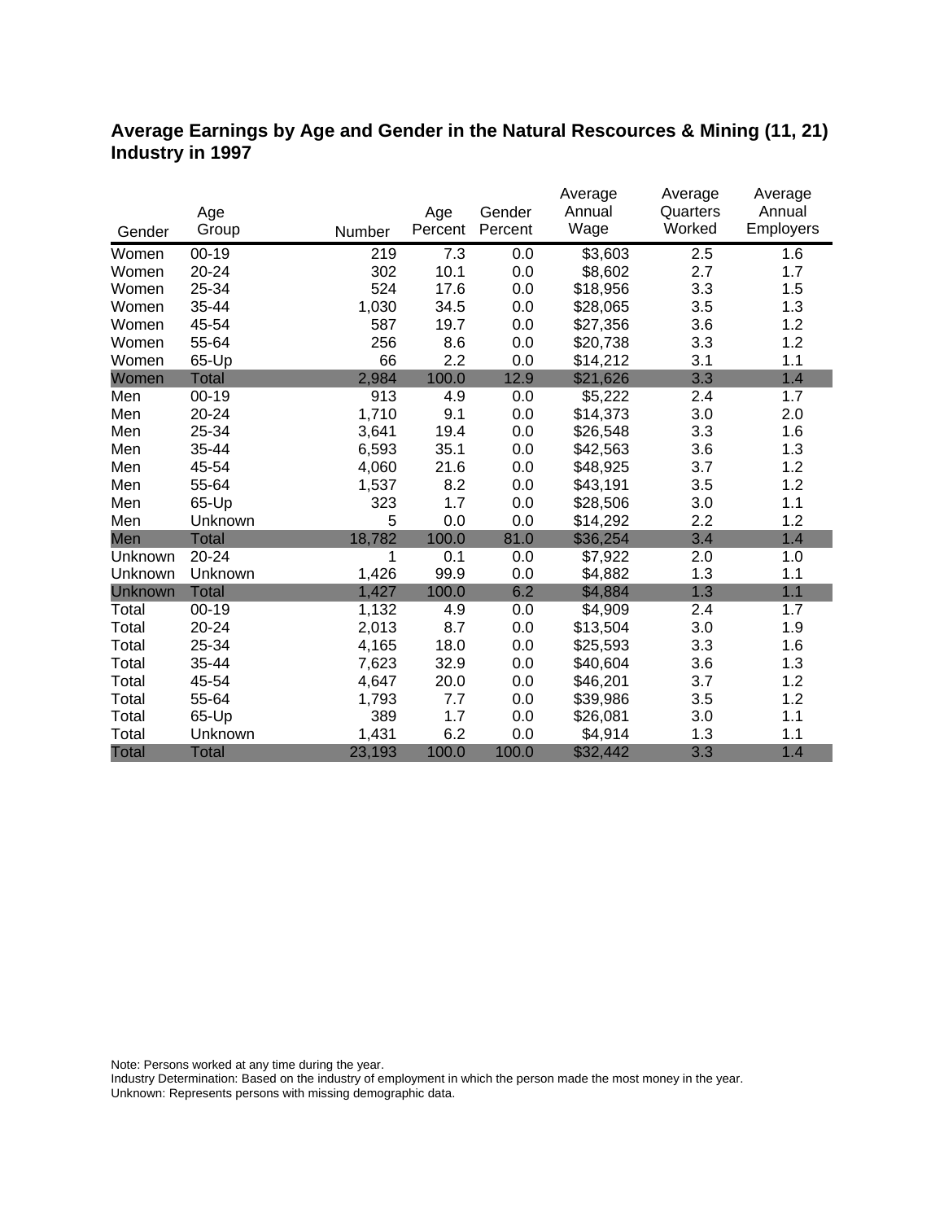## Average Earnings by Age and Gender in the Natural Rescources & Mining (11, 21) Industry in 1997

| Gender | Age Group | Number | Age Percent | Gender Percent | Average Annual Wage | Average Quarters Worked | Average Annual Employers |
|---|---|---|---|---|---|---|---|
| Women | 00-19 | 219 | 7.3 | 0.0 | $3,603 | 2.5 | 1.6 |
| Women | 20-24 | 302 | 10.1 | 0.0 | $8,602 | 2.7 | 1.7 |
| Women | 25-34 | 524 | 17.6 | 0.0 | $18,956 | 3.3 | 1.5 |
| Women | 35-44 | 1,030 | 34.5 | 0.0 | $28,065 | 3.5 | 1.3 |
| Women | 45-54 | 587 | 19.7 | 0.0 | $27,356 | 3.6 | 1.2 |
| Women | 55-64 | 256 | 8.6 | 0.0 | $20,738 | 3.3 | 1.2 |
| Women | 65-Up | 66 | 2.2 | 0.0 | $14,212 | 3.1 | 1.1 |
| Women | Total | 2,984 | 100.0 | 12.9 | $21,626 | 3.3 | 1.4 |
| Men | 00-19 | 913 | 4.9 | 0.0 | $5,222 | 2.4 | 1.7 |
| Men | 20-24 | 1,710 | 9.1 | 0.0 | $14,373 | 3.0 | 2.0 |
| Men | 25-34 | 3,641 | 19.4 | 0.0 | $26,548 | 3.3 | 1.6 |
| Men | 35-44 | 6,593 | 35.1 | 0.0 | $42,563 | 3.6 | 1.3 |
| Men | 45-54 | 4,060 | 21.6 | 0.0 | $48,925 | 3.7 | 1.2 |
| Men | 55-64 | 1,537 | 8.2 | 0.0 | $43,191 | 3.5 | 1.2 |
| Men | 65-Up | 323 | 1.7 | 0.0 | $28,506 | 3.0 | 1.1 |
| Men | Unknown | 5 | 0.0 | 0.0 | $14,292 | 2.2 | 1.2 |
| Men | Total | 18,782 | 100.0 | 81.0 | $36,254 | 3.4 | 1.4 |
| Unknown | 20-24 | 1 | 0.1 | 0.0 | $7,922 | 2.0 | 1.0 |
| Unknown | Unknown | 1,426 | 99.9 | 0.0 | $4,882 | 1.3 | 1.1 |
| Unknown | Total | 1,427 | 100.0 | 6.2 | $4,884 | 1.3 | 1.1 |
| Total | 00-19 | 1,132 | 4.9 | 0.0 | $4,909 | 2.4 | 1.7 |
| Total | 20-24 | 2,013 | 8.7 | 0.0 | $13,504 | 3.0 | 1.9 |
| Total | 25-34 | 4,165 | 18.0 | 0.0 | $25,593 | 3.3 | 1.6 |
| Total | 35-44 | 7,623 | 32.9 | 0.0 | $40,604 | 3.6 | 1.3 |
| Total | 45-54 | 4,647 | 20.0 | 0.0 | $46,201 | 3.7 | 1.2 |
| Total | 55-64 | 1,793 | 7.7 | 0.0 | $39,986 | 3.5 | 1.2 |
| Total | 65-Up | 389 | 1.7 | 0.0 | $26,081 | 3.0 | 1.1 |
| Total | Unknown | 1,431 | 6.2 | 0.0 | $4,914 | 1.3 | 1.1 |
| Total | Total | 23,193 | 100.0 | 100.0 | $32,442 | 3.3 | 1.4 |

Note: Persons worked at any time during the year.
Industry Determination: Based on the industry of employment in which the person made the most money in the year.
Unknown: Represents persons with missing demographic data.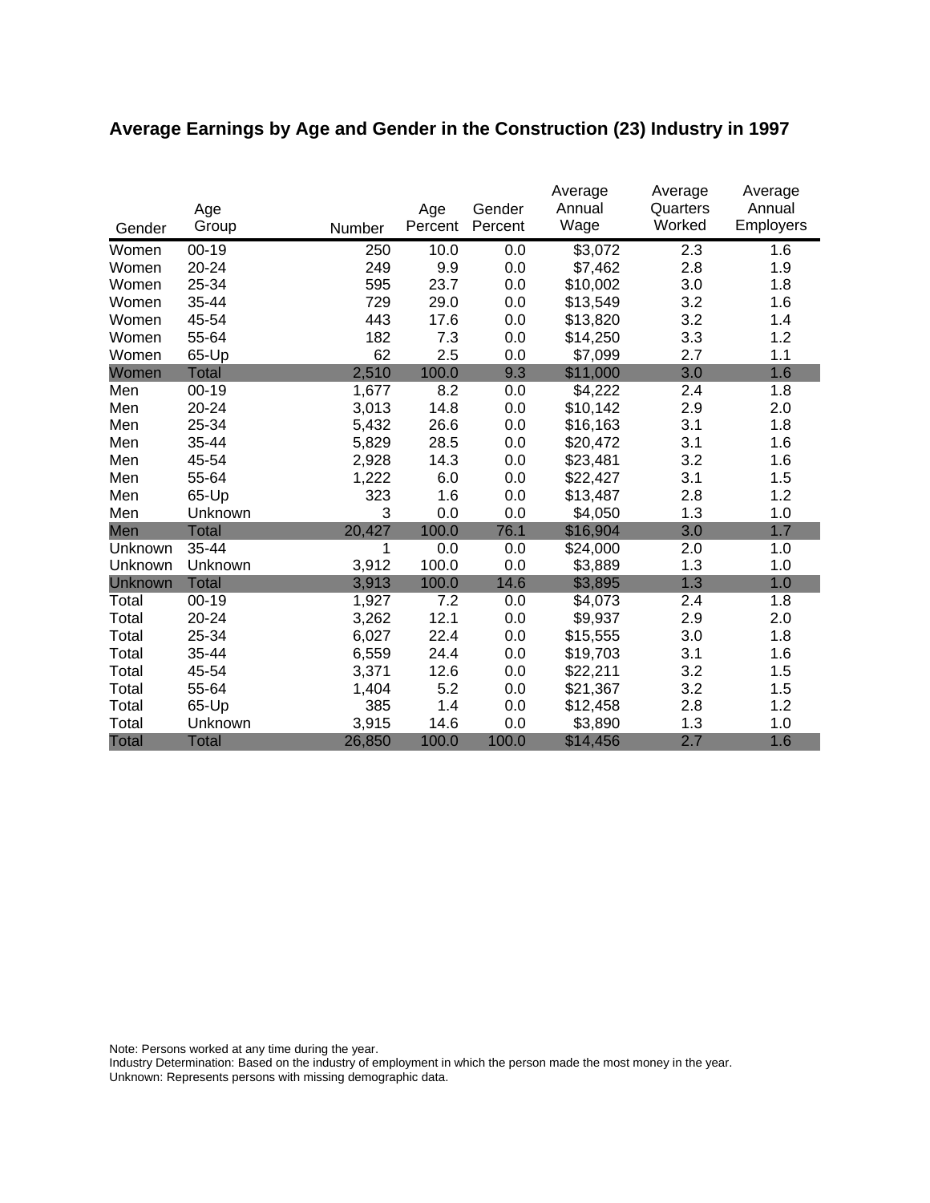## Average Earnings by Age and Gender in the Construction (23) Industry in 1997

| Gender | Age Group | Number | Age Percent | Gender Percent | Average Annual Wage | Average Quarters Worked | Average Annual Employers |
|---|---|---|---|---|---|---|---|
| Women | 00-19 | 250 | 10.0 | 0.0 | $3,072 | 2.3 | 1.6 |
| Women | 20-24 | 249 | 9.9 | 0.0 | $7,462 | 2.8 | 1.9 |
| Women | 25-34 | 595 | 23.7 | 0.0 | $10,002 | 3.0 | 1.8 |
| Women | 35-44 | 729 | 29.0 | 0.0 | $13,549 | 3.2 | 1.6 |
| Women | 45-54 | 443 | 17.6 | 0.0 | $13,820 | 3.2 | 1.4 |
| Women | 55-64 | 182 | 7.3 | 0.0 | $14,250 | 3.3 | 1.2 |
| Women | 65-Up | 62 | 2.5 | 0.0 | $7,099 | 2.7 | 1.1 |
| Women | Total | 2,510 | 100.0 | 9.3 | $11,000 | 3.0 | 1.6 |
| Men | 00-19 | 1,677 | 8.2 | 0.0 | $4,222 | 2.4 | 1.8 |
| Men | 20-24 | 3,013 | 14.8 | 0.0 | $10,142 | 2.9 | 2.0 |
| Men | 25-34 | 5,432 | 26.6 | 0.0 | $16,163 | 3.1 | 1.8 |
| Men | 35-44 | 5,829 | 28.5 | 0.0 | $20,472 | 3.1 | 1.6 |
| Men | 45-54 | 2,928 | 14.3 | 0.0 | $23,481 | 3.2 | 1.6 |
| Men | 55-64 | 1,222 | 6.0 | 0.0 | $22,427 | 3.1 | 1.5 |
| Men | 65-Up | 323 | 1.6 | 0.0 | $13,487 | 2.8 | 1.2 |
| Men | Unknown | 3 | 0.0 | 0.0 | $4,050 | 1.3 | 1.0 |
| Men | Total | 20,427 | 100.0 | 76.1 | $16,904 | 3.0 | 1.7 |
| Unknown | 35-44 | 1 | 0.0 | 0.0 | $24,000 | 2.0 | 1.0 |
| Unknown | Unknown | 3,912 | 100.0 | 0.0 | $3,889 | 1.3 | 1.0 |
| Unknown | Total | 3,913 | 100.0 | 14.6 | $3,895 | 1.3 | 1.0 |
| Total | 00-19 | 1,927 | 7.2 | 0.0 | $4,073 | 2.4 | 1.8 |
| Total | 20-24 | 3,262 | 12.1 | 0.0 | $9,937 | 2.9 | 2.0 |
| Total | 25-34 | 6,027 | 22.4 | 0.0 | $15,555 | 3.0 | 1.8 |
| Total | 35-44 | 6,559 | 24.4 | 0.0 | $19,703 | 3.1 | 1.6 |
| Total | 45-54 | 3,371 | 12.6 | 0.0 | $22,211 | 3.2 | 1.5 |
| Total | 55-64 | 1,404 | 5.2 | 0.0 | $21,367 | 3.2 | 1.5 |
| Total | 65-Up | 385 | 1.4 | 0.0 | $12,458 | 2.8 | 1.2 |
| Total | Unknown | 3,915 | 14.6 | 0.0 | $3,890 | 1.3 | 1.0 |
| Total | Total | 26,850 | 100.0 | 100.0 | $14,456 | 2.7 | 1.6 |

Note: Persons worked at any time during the year.
Industry Determination: Based on the industry of employment in which the person made the most money in the year.
Unknown: Represents persons with missing demographic data.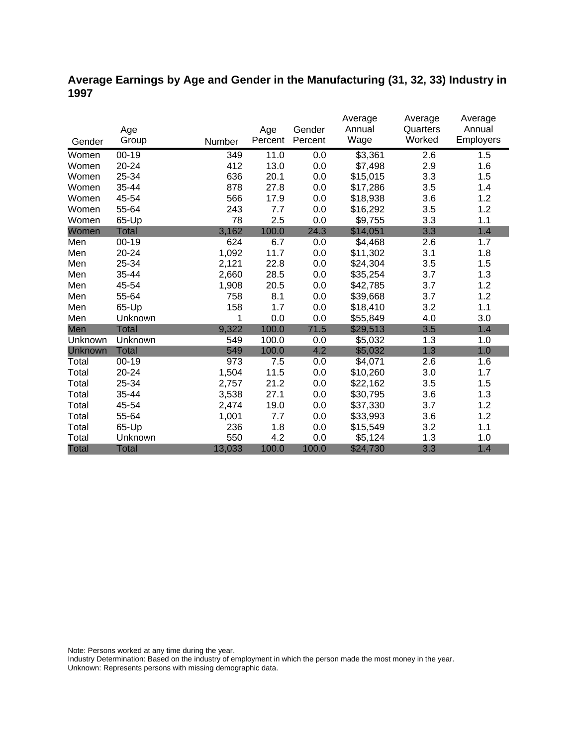## Average Earnings by Age and Gender in the Manufacturing (31, 32, 33) Industry in 1997

| Gender | Age Group | Number | Age Percent | Gender Percent | Average Annual Wage | Average Quarters Worked | Average Annual Employers |
|---|---|---|---|---|---|---|---|
| Women | 00-19 | 349 | 11.0 | 0.0 | $3,361 | 2.6 | 1.5 |
| Women | 20-24 | 412 | 13.0 | 0.0 | $7,498 | 2.9 | 1.6 |
| Women | 25-34 | 636 | 20.1 | 0.0 | $15,015 | 3.3 | 1.5 |
| Women | 35-44 | 878 | 27.8 | 0.0 | $17,286 | 3.5 | 1.4 |
| Women | 45-54 | 566 | 17.9 | 0.0 | $18,938 | 3.6 | 1.2 |
| Women | 55-64 | 243 | 7.7 | 0.0 | $16,292 | 3.5 | 1.2 |
| Women | 65-Up | 78 | 2.5 | 0.0 | $9,755 | 3.3 | 1.1 |
| Women | Total | 3,162 | 100.0 | 24.3 | $14,051 | 3.3 | 1.4 |
| Men | 00-19 | 624 | 6.7 | 0.0 | $4,468 | 2.6 | 1.7 |
| Men | 20-24 | 1,092 | 11.7 | 0.0 | $11,302 | 3.1 | 1.8 |
| Men | 25-34 | 2,121 | 22.8 | 0.0 | $24,304 | 3.5 | 1.5 |
| Men | 35-44 | 2,660 | 28.5 | 0.0 | $35,254 | 3.7 | 1.3 |
| Men | 45-54 | 1,908 | 20.5 | 0.0 | $42,785 | 3.7 | 1.2 |
| Men | 55-64 | 758 | 8.1 | 0.0 | $39,668 | 3.7 | 1.2 |
| Men | 65-Up | 158 | 1.7 | 0.0 | $18,410 | 3.2 | 1.1 |
| Men | Unknown | 1 | 0.0 | 0.0 | $55,849 | 4.0 | 3.0 |
| Men | Total | 9,322 | 100.0 | 71.5 | $29,513 | 3.5 | 1.4 |
| Unknown | Unknown | 549 | 100.0 | 0.0 | $5,032 | 1.3 | 1.0 |
| Unknown | Total | 549 | 100.0 | 4.2 | $5,032 | 1.3 | 1.0 |
| Total | 00-19 | 973 | 7.5 | 0.0 | $4,071 | 2.6 | 1.6 |
| Total | 20-24 | 1,504 | 11.5 | 0.0 | $10,260 | 3.0 | 1.7 |
| Total | 25-34 | 2,757 | 21.2 | 0.0 | $22,162 | 3.5 | 1.5 |
| Total | 35-44 | 3,538 | 27.1 | 0.0 | $30,795 | 3.6 | 1.3 |
| Total | 45-54 | 2,474 | 19.0 | 0.0 | $37,330 | 3.7 | 1.2 |
| Total | 55-64 | 1,001 | 7.7 | 0.0 | $33,993 | 3.6 | 1.2 |
| Total | 65-Up | 236 | 1.8 | 0.0 | $15,549 | 3.2 | 1.1 |
| Total | Unknown | 550 | 4.2 | 0.0 | $5,124 | 1.3 | 1.0 |
| Total | Total | 13,033 | 100.0 | 100.0 | $24,730 | 3.3 | 1.4 |

Note: Persons worked at any time during the year.
Industry Determination: Based on the industry of employment in which the person made the most money in the year.
Unknown: Represents persons with missing demographic data.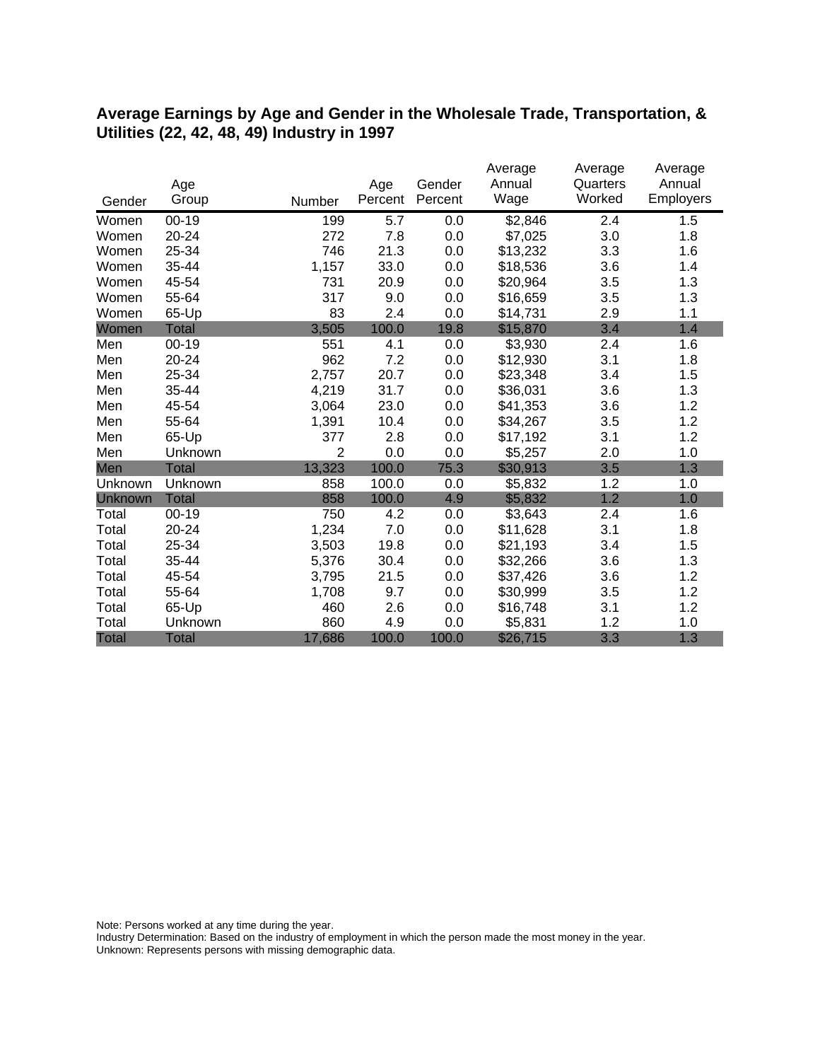## Average Earnings by Age and Gender in the Wholesale Trade, Transportation, & Utilities (22, 42, 48, 49) Industry in 1997

| Gender | Age Group | Number | Age Percent | Gender Percent | Average Annual Wage | Average Quarters Worked | Average Annual Employers |
|---|---|---|---|---|---|---|---|
| Women | 00-19 | 199 | 5.7 | 0.0 | $2,846 | 2.4 | 1.5 |
| Women | 20-24 | 272 | 7.8 | 0.0 | $7,025 | 3.0 | 1.8 |
| Women | 25-34 | 746 | 21.3 | 0.0 | $13,232 | 3.3 | 1.6 |
| Women | 35-44 | 1,157 | 33.0 | 0.0 | $18,536 | 3.6 | 1.4 |
| Women | 45-54 | 731 | 20.9 | 0.0 | $20,964 | 3.5 | 1.3 |
| Women | 55-64 | 317 | 9.0 | 0.0 | $16,659 | 3.5 | 1.3 |
| Women | 65-Up | 83 | 2.4 | 0.0 | $14,731 | 2.9 | 1.1 |
| Women | Total | 3,505 | 100.0 | 19.8 | $15,870 | 3.4 | 1.4 |
| Men | 00-19 | 551 | 4.1 | 0.0 | $3,930 | 2.4 | 1.6 |
| Men | 20-24 | 962 | 7.2 | 0.0 | $12,930 | 3.1 | 1.8 |
| Men | 25-34 | 2,757 | 20.7 | 0.0 | $23,348 | 3.4 | 1.5 |
| Men | 35-44 | 4,219 | 31.7 | 0.0 | $36,031 | 3.6 | 1.3 |
| Men | 45-54 | 3,064 | 23.0 | 0.0 | $41,353 | 3.6 | 1.2 |
| Men | 55-64 | 1,391 | 10.4 | 0.0 | $34,267 | 3.5 | 1.2 |
| Men | 65-Up | 377 | 2.8 | 0.0 | $17,192 | 3.1 | 1.2 |
| Men | Unknown | 2 | 0.0 | 0.0 | $5,257 | 2.0 | 1.0 |
| Men | Total | 13,323 | 100.0 | 75.3 | $30,913 | 3.5 | 1.3 |
| Unknown | Unknown | 858 | 100.0 | 0.0 | $5,832 | 1.2 | 1.0 |
| Unknown | Total | 858 | 100.0 | 4.9 | $5,832 | 1.2 | 1.0 |
| Total | 00-19 | 750 | 4.2 | 0.0 | $3,643 | 2.4 | 1.6 |
| Total | 20-24 | 1,234 | 7.0 | 0.0 | $11,628 | 3.1 | 1.8 |
| Total | 25-34 | 3,503 | 19.8 | 0.0 | $21,193 | 3.4 | 1.5 |
| Total | 35-44 | 5,376 | 30.4 | 0.0 | $32,266 | 3.6 | 1.3 |
| Total | 45-54 | 3,795 | 21.5 | 0.0 | $37,426 | 3.6 | 1.2 |
| Total | 55-64 | 1,708 | 9.7 | 0.0 | $30,999 | 3.5 | 1.2 |
| Total | 65-Up | 460 | 2.6 | 0.0 | $16,748 | 3.1 | 1.2 |
| Total | Unknown | 860 | 4.9 | 0.0 | $5,831 | 1.2 | 1.0 |
| Total | Total | 17,686 | 100.0 | 100.0 | $26,715 | 3.3 | 1.3 |

Note: Persons worked at any time during the year.
Industry Determination: Based on the industry of employment in which the person made the most money in the year.
Unknown: Represents persons with missing demographic data.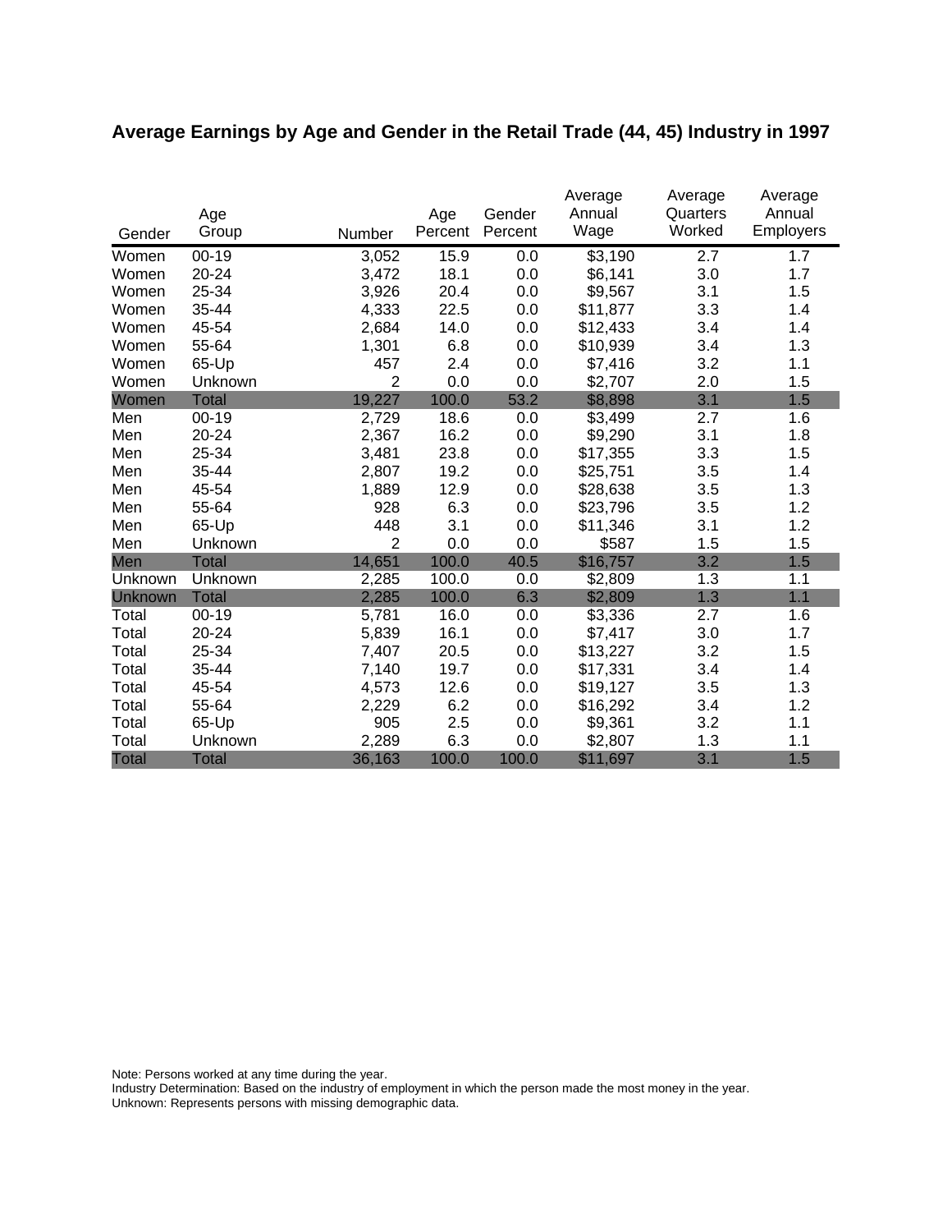# Average Earnings by Age and Gender in the Retail Trade (44, 45) Industry in 1997

| Gender | Age Group | Number | Age Percent | Gender Percent | Average Annual Wage | Average Quarters Worked | Average Annual Employers |
|---|---|---|---|---|---|---|---|
| Women | 00-19 | 3,052 | 15.9 | 0.0 | $3,190 | 2.7 | 1.7 |
| Women | 20-24 | 3,472 | 18.1 | 0.0 | $6,141 | 3.0 | 1.7 |
| Women | 25-34 | 3,926 | 20.4 | 0.0 | $9,567 | 3.1 | 1.5 |
| Women | 35-44 | 4,333 | 22.5 | 0.0 | $11,877 | 3.3 | 1.4 |
| Women | 45-54 | 2,684 | 14.0 | 0.0 | $12,433 | 3.4 | 1.4 |
| Women | 55-64 | 1,301 | 6.8 | 0.0 | $10,939 | 3.4 | 1.3 |
| Women | 65-Up | 457 | 2.4 | 0.0 | $7,416 | 3.2 | 1.1 |
| Women | Unknown | 2 | 0.0 | 0.0 | $2,707 | 2.0 | 1.5 |
| Women | Total | 19,227 | 100.0 | 53.2 | $8,898 | 3.1 | 1.5 |
| Men | 00-19 | 2,729 | 18.6 | 0.0 | $3,499 | 2.7 | 1.6 |
| Men | 20-24 | 2,367 | 16.2 | 0.0 | $9,290 | 3.1 | 1.8 |
| Men | 25-34 | 3,481 | 23.8 | 0.0 | $17,355 | 3.3 | 1.5 |
| Men | 35-44 | 2,807 | 19.2 | 0.0 | $25,751 | 3.5 | 1.4 |
| Men | 45-54 | 1,889 | 12.9 | 0.0 | $28,638 | 3.5 | 1.3 |
| Men | 55-64 | 928 | 6.3 | 0.0 | $23,796 | 3.5 | 1.2 |
| Men | 65-Up | 448 | 3.1 | 0.0 | $11,346 | 3.1 | 1.2 |
| Men | Unknown | 2 | 0.0 | 0.0 | $587 | 1.5 | 1.5 |
| Men | Total | 14,651 | 100.0 | 40.5 | $16,757 | 3.2 | 1.5 |
| Unknown | Unknown | 2,285 | 100.0 | 0.0 | $2,809 | 1.3 | 1.1 |
| Unknown | Total | 2,285 | 100.0 | 6.3 | $2,809 | 1.3 | 1.1 |
| Total | 00-19 | 5,781 | 16.0 | 0.0 | $3,336 | 2.7 | 1.6 |
| Total | 20-24 | 5,839 | 16.1 | 0.0 | $7,417 | 3.0 | 1.7 |
| Total | 25-34 | 7,407 | 20.5 | 0.0 | $13,227 | 3.2 | 1.5 |
| Total | 35-44 | 7,140 | 19.7 | 0.0 | $17,331 | 3.4 | 1.4 |
| Total | 45-54 | 4,573 | 12.6 | 0.0 | $19,127 | 3.5 | 1.3 |
| Total | 55-64 | 2,229 | 6.2 | 0.0 | $16,292 | 3.4 | 1.2 |
| Total | 65-Up | 905 | 2.5 | 0.0 | $9,361 | 3.2 | 1.1 |
| Total | Unknown | 2,289 | 6.3 | 0.0 | $2,807 | 1.3 | 1.1 |
| Total | Total | 36,163 | 100.0 | 100.0 | $11,697 | 3.1 | 1.5 |

Note: Persons worked at any time during the year.
Industry Determination: Based on the industry of employment in which the person made the most money in the year.
Unknown: Represents persons with missing demographic data.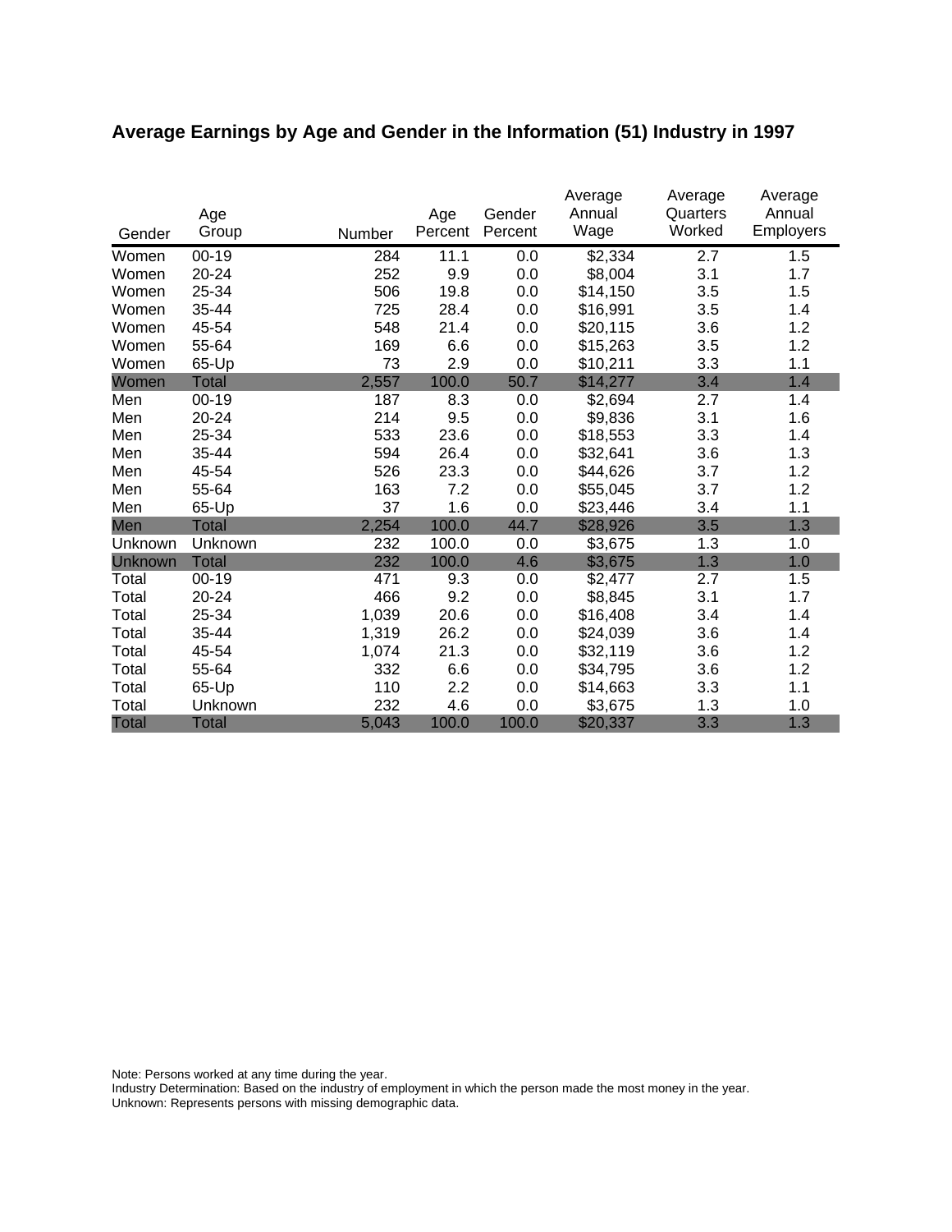## Average Earnings by Age and Gender in the Information (51) Industry in 1997

| Gender | Age Group | Number | Age Percent | Gender Percent | Average Annual Wage | Average Quarters Worked | Average Annual Employers |
|---|---|---|---|---|---|---|---|
| Women | 00-19 | 284 | 11.1 | 0.0 | $2,334 | 2.7 | 1.5 |
| Women | 20-24 | 252 | 9.9 | 0.0 | $8,004 | 3.1 | 1.7 |
| Women | 25-34 | 506 | 19.8 | 0.0 | $14,150 | 3.5 | 1.5 |
| Women | 35-44 | 725 | 28.4 | 0.0 | $16,991 | 3.5 | 1.4 |
| Women | 45-54 | 548 | 21.4 | 0.0 | $20,115 | 3.6 | 1.2 |
| Women | 55-64 | 169 | 6.6 | 0.0 | $15,263 | 3.5 | 1.2 |
| Women | 65-Up | 73 | 2.9 | 0.0 | $10,211 | 3.3 | 1.1 |
| Women | Total | 2,557 | 100.0 | 50.7 | $14,277 | 3.4 | 1.4 |
| Men | 00-19 | 187 | 8.3 | 0.0 | $2,694 | 2.7 | 1.4 |
| Men | 20-24 | 214 | 9.5 | 0.0 | $9,836 | 3.1 | 1.6 |
| Men | 25-34 | 533 | 23.6 | 0.0 | $18,553 | 3.3 | 1.4 |
| Men | 35-44 | 594 | 26.4 | 0.0 | $32,641 | 3.6 | 1.3 |
| Men | 45-54 | 526 | 23.3 | 0.0 | $44,626 | 3.7 | 1.2 |
| Men | 55-64 | 163 | 7.2 | 0.0 | $55,045 | 3.7 | 1.2 |
| Men | 65-Up | 37 | 1.6 | 0.0 | $23,446 | 3.4 | 1.1 |
| Men | Total | 2,254 | 100.0 | 44.7 | $28,926 | 3.5 | 1.3 |
| Unknown | Unknown | 232 | 100.0 | 0.0 | $3,675 | 1.3 | 1.0 |
| Unknown | Total | 232 | 100.0 | 4.6 | $3,675 | 1.3 | 1.0 |
| Total | 00-19 | 471 | 9.3 | 0.0 | $2,477 | 2.7 | 1.5 |
| Total | 20-24 | 466 | 9.2 | 0.0 | $8,845 | 3.1 | 1.7 |
| Total | 25-34 | 1,039 | 20.6 | 0.0 | $16,408 | 3.4 | 1.4 |
| Total | 35-44 | 1,319 | 26.2 | 0.0 | $24,039 | 3.6 | 1.4 |
| Total | 45-54 | 1,074 | 21.3 | 0.0 | $32,119 | 3.6 | 1.2 |
| Total | 55-64 | 332 | 6.6 | 0.0 | $34,795 | 3.6 | 1.2 |
| Total | 65-Up | 110 | 2.2 | 0.0 | $14,663 | 3.3 | 1.1 |
| Total | Unknown | 232 | 4.6 | 0.0 | $3,675 | 1.3 | 1.0 |
| Total | Total | 5,043 | 100.0 | 100.0 | $20,337 | 3.3 | 1.3 |

Note: Persons worked at any time during the year.
Industry Determination: Based on the industry of employment in which the person made the most money in the year.
Unknown: Represents persons with missing demographic data.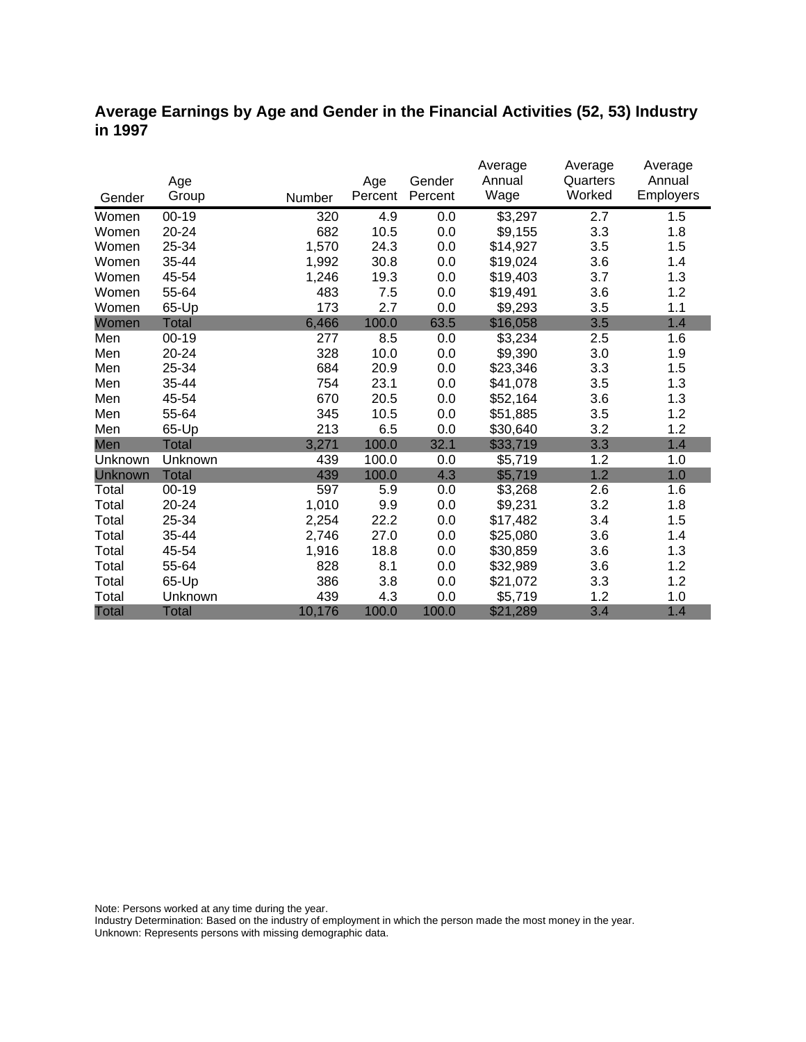## Average Earnings by Age and Gender in the Financial Activities (52, 53) Industry in 1997

| Gender | Age Group | Number | Age Percent | Gender Percent | Average Annual Wage | Average Quarters Worked | Average Annual Employers |
|---|---|---|---|---|---|---|---|
| Women | 00-19 | 320 | 4.9 | 0.0 | $3,297 | 2.7 | 1.5 |
| Women | 20-24 | 682 | 10.5 | 0.0 | $9,155 | 3.3 | 1.8 |
| Women | 25-34 | 1,570 | 24.3 | 0.0 | $14,927 | 3.5 | 1.5 |
| Women | 35-44 | 1,992 | 30.8 | 0.0 | $19,024 | 3.6 | 1.4 |
| Women | 45-54 | 1,246 | 19.3 | 0.0 | $19,403 | 3.7 | 1.3 |
| Women | 55-64 | 483 | 7.5 | 0.0 | $19,491 | 3.6 | 1.2 |
| Women | 65-Up | 173 | 2.7 | 0.0 | $9,293 | 3.5 | 1.1 |
| Women | Total | 6,466 | 100.0 | 63.5 | $16,058 | 3.5 | 1.4 |
| Men | 00-19 | 277 | 8.5 | 0.0 | $3,234 | 2.5 | 1.6 |
| Men | 20-24 | 328 | 10.0 | 0.0 | $9,390 | 3.0 | 1.9 |
| Men | 25-34 | 684 | 20.9 | 0.0 | $23,346 | 3.3 | 1.5 |
| Men | 35-44 | 754 | 23.1 | 0.0 | $41,078 | 3.5 | 1.3 |
| Men | 45-54 | 670 | 20.5 | 0.0 | $52,164 | 3.6 | 1.3 |
| Men | 55-64 | 345 | 10.5 | 0.0 | $51,885 | 3.5 | 1.2 |
| Men | 65-Up | 213 | 6.5 | 0.0 | $30,640 | 3.2 | 1.2 |
| Men | Total | 3,271 | 100.0 | 32.1 | $33,719 | 3.3 | 1.4 |
| Unknown | Unknown | 439 | 100.0 | 0.0 | $5,719 | 1.2 | 1.0 |
| Unknown | Total | 439 | 100.0 | 4.3 | $5,719 | 1.2 | 1.0 |
| Total | 00-19 | 597 | 5.9 | 0.0 | $3,268 | 2.6 | 1.6 |
| Total | 20-24 | 1,010 | 9.9 | 0.0 | $9,231 | 3.2 | 1.8 |
| Total | 25-34 | 2,254 | 22.2 | 0.0 | $17,482 | 3.4 | 1.5 |
| Total | 35-44 | 2,746 | 27.0 | 0.0 | $25,080 | 3.6 | 1.4 |
| Total | 45-54 | 1,916 | 18.8 | 0.0 | $30,859 | 3.6 | 1.3 |
| Total | 55-64 | 828 | 8.1 | 0.0 | $32,989 | 3.6 | 1.2 |
| Total | 65-Up | 386 | 3.8 | 0.0 | $21,072 | 3.3 | 1.2 |
| Total | Unknown | 439 | 4.3 | 0.0 | $5,719 | 1.2 | 1.0 |
| Total | Total | 10,176 | 100.0 | 100.0 | $21,289 | 3.4 | 1.4 |

Note: Persons worked at any time during the year.
Industry Determination: Based on the industry of employment in which the person made the most money in the year.
Unknown: Represents persons with missing demographic data.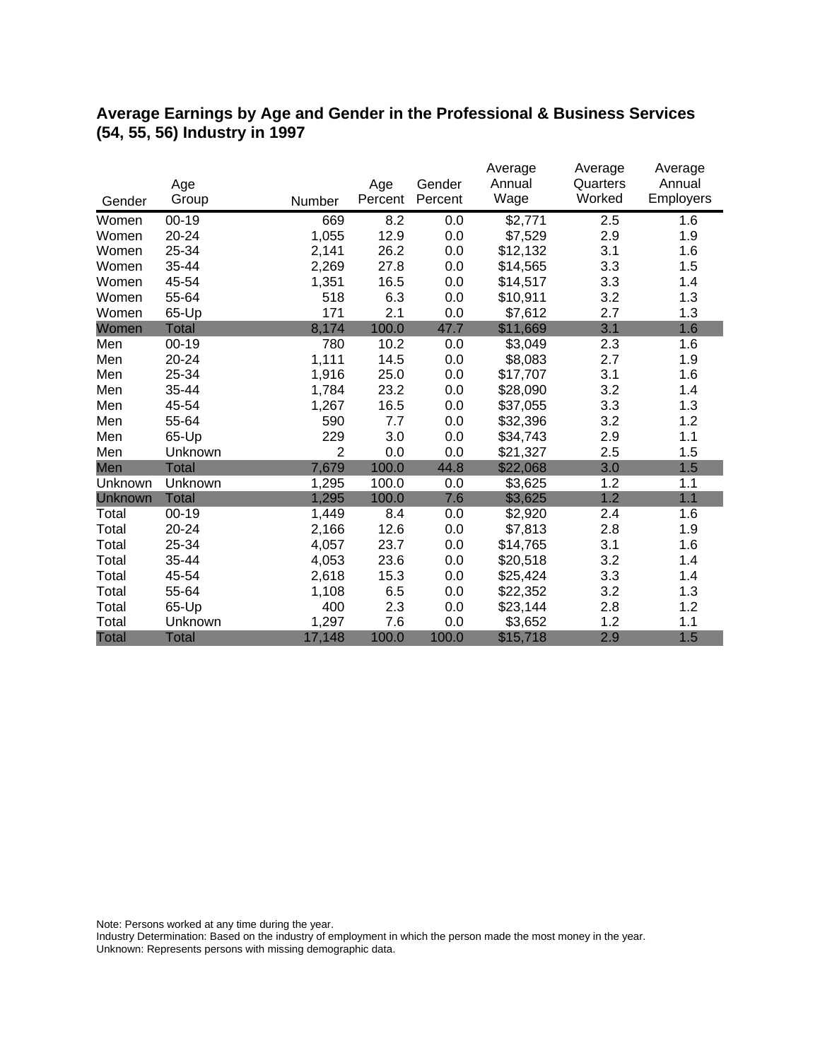## Average Earnings by Age and Gender in the Professional & Business Services (54, 55, 56) Industry in 1997

| Gender | Age Group | Number | Age Percent | Gender Percent | Average Annual Wage | Average Quarters Worked | Average Annual Employers |
|---|---|---|---|---|---|---|---|
| Women | 00-19 | 669 | 8.2 | 0.0 | $2,771 | 2.5 | 1.6 |
| Women | 20-24 | 1,055 | 12.9 | 0.0 | $7,529 | 2.9 | 1.9 |
| Women | 25-34 | 2,141 | 26.2 | 0.0 | $12,132 | 3.1 | 1.6 |
| Women | 35-44 | 2,269 | 27.8 | 0.0 | $14,565 | 3.3 | 1.5 |
| Women | 45-54 | 1,351 | 16.5 | 0.0 | $14,517 | 3.3 | 1.4 |
| Women | 55-64 | 518 | 6.3 | 0.0 | $10,911 | 3.2 | 1.3 |
| Women | 65-Up | 171 | 2.1 | 0.0 | $7,612 | 2.7 | 1.3 |
| Women | Total | 8,174 | 100.0 | 47.7 | $11,669 | 3.1 | 1.6 |
| Men | 00-19 | 780 | 10.2 | 0.0 | $3,049 | 2.3 | 1.6 |
| Men | 20-24 | 1,111 | 14.5 | 0.0 | $8,083 | 2.7 | 1.9 |
| Men | 25-34 | 1,916 | 25.0 | 0.0 | $17,707 | 3.1 | 1.6 |
| Men | 35-44 | 1,784 | 23.2 | 0.0 | $28,090 | 3.2 | 1.4 |
| Men | 45-54 | 1,267 | 16.5 | 0.0 | $37,055 | 3.3 | 1.3 |
| Men | 55-64 | 590 | 7.7 | 0.0 | $32,396 | 3.2 | 1.2 |
| Men | 65-Up | 229 | 3.0 | 0.0 | $34,743 | 2.9 | 1.1 |
| Men | Unknown | 2 | 0.0 | 0.0 | $21,327 | 2.5 | 1.5 |
| Men | Total | 7,679 | 100.0 | 44.8 | $22,068 | 3.0 | 1.5 |
| Unknown | Unknown | 1,295 | 100.0 | 0.0 | $3,625 | 1.2 | 1.1 |
| Unknown | Total | 1,295 | 100.0 | 7.6 | $3,625 | 1.2 | 1.1 |
| Total | 00-19 | 1,449 | 8.4 | 0.0 | $2,920 | 2.4 | 1.6 |
| Total | 20-24 | 2,166 | 12.6 | 0.0 | $7,813 | 2.8 | 1.9 |
| Total | 25-34 | 4,057 | 23.7 | 0.0 | $14,765 | 3.1 | 1.6 |
| Total | 35-44 | 4,053 | 23.6 | 0.0 | $20,518 | 3.2 | 1.4 |
| Total | 45-54 | 2,618 | 15.3 | 0.0 | $25,424 | 3.3 | 1.4 |
| Total | 55-64 | 1,108 | 6.5 | 0.0 | $22,352 | 3.2 | 1.3 |
| Total | 65-Up | 400 | 2.3 | 0.0 | $23,144 | 2.8 | 1.2 |
| Total | Unknown | 1,297 | 7.6 | 0.0 | $3,652 | 1.2 | 1.1 |
| Total | Total | 17,148 | 100.0 | 100.0 | $15,718 | 2.9 | 1.5 |

Note: Persons worked at any time during the year.
Industry Determination: Based on the industry of employment in which the person made the most money in the year.
Unknown: Represents persons with missing demographic data.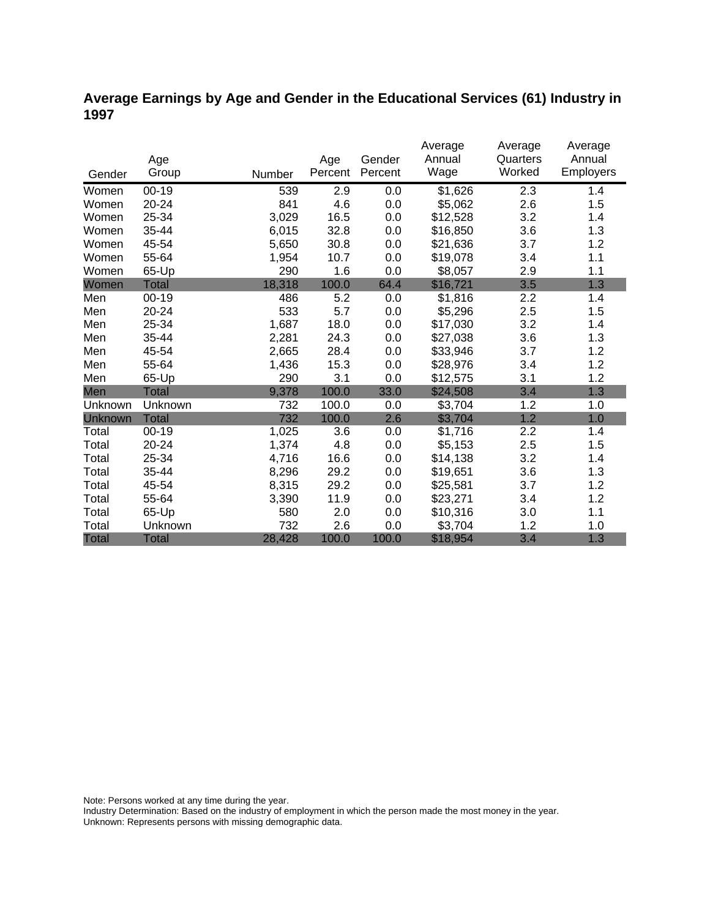# Average Earnings by Age and Gender in the Educational Services (61) Industry in 1997

| Gender | Age Group | Number | Age Percent | Gender Percent | Average Annual Wage | Average Quarters Worked | Average Annual Employers |
|---|---|---|---|---|---|---|---|
| Women | 00-19 | 539 | 2.9 | 0.0 | $1,626 | 2.3 | 1.4 |
| Women | 20-24 | 841 | 4.6 | 0.0 | $5,062 | 2.6 | 1.5 |
| Women | 25-34 | 3,029 | 16.5 | 0.0 | $12,528 | 3.2 | 1.4 |
| Women | 35-44 | 6,015 | 32.8 | 0.0 | $16,850 | 3.6 | 1.3 |
| Women | 45-54 | 5,650 | 30.8 | 0.0 | $21,636 | 3.7 | 1.2 |
| Women | 55-64 | 1,954 | 10.7 | 0.0 | $19,078 | 3.4 | 1.1 |
| Women | 65-Up | 290 | 1.6 | 0.0 | $8,057 | 2.9 | 1.1 |
| Women | Total | 18,318 | 100.0 | 64.4 | $16,721 | 3.5 | 1.3 |
| Men | 00-19 | 486 | 5.2 | 0.0 | $1,816 | 2.2 | 1.4 |
| Men | 20-24 | 533 | 5.7 | 0.0 | $5,296 | 2.5 | 1.5 |
| Men | 25-34 | 1,687 | 18.0 | 0.0 | $17,030 | 3.2 | 1.4 |
| Men | 35-44 | 2,281 | 24.3 | 0.0 | $27,038 | 3.6 | 1.3 |
| Men | 45-54 | 2,665 | 28.4 | 0.0 | $33,946 | 3.7 | 1.2 |
| Men | 55-64 | 1,436 | 15.3 | 0.0 | $28,976 | 3.4 | 1.2 |
| Men | 65-Up | 290 | 3.1 | 0.0 | $12,575 | 3.1 | 1.2 |
| Men | Total | 9,378 | 100.0 | 33.0 | $24,508 | 3.4 | 1.3 |
| Unknown | Unknown | 732 | 100.0 | 0.0 | $3,704 | 1.2 | 1.0 |
| Unknown | Total | 732 | 100.0 | 2.6 | $3,704 | 1.2 | 1.0 |
| Total | 00-19 | 1,025 | 3.6 | 0.0 | $1,716 | 2.2 | 1.4 |
| Total | 20-24 | 1,374 | 4.8 | 0.0 | $5,153 | 2.5 | 1.5 |
| Total | 25-34 | 4,716 | 16.6 | 0.0 | $14,138 | 3.2 | 1.4 |
| Total | 35-44 | 8,296 | 29.2 | 0.0 | $19,651 | 3.6 | 1.3 |
| Total | 45-54 | 8,315 | 29.2 | 0.0 | $25,581 | 3.7 | 1.2 |
| Total | 55-64 | 3,390 | 11.9 | 0.0 | $23,271 | 3.4 | 1.2 |
| Total | 65-Up | 580 | 2.0 | 0.0 | $10,316 | 3.0 | 1.1 |
| Total | Unknown | 732 | 2.6 | 0.0 | $3,704 | 1.2 | 1.0 |
| Total | Total | 28,428 | 100.0 | 100.0 | $18,954 | 3.4 | 1.3 |

Note: Persons worked at any time during the year.
Industry Determination: Based on the industry of employment in which the person made the most money in the year.
Unknown: Represents persons with missing demographic data.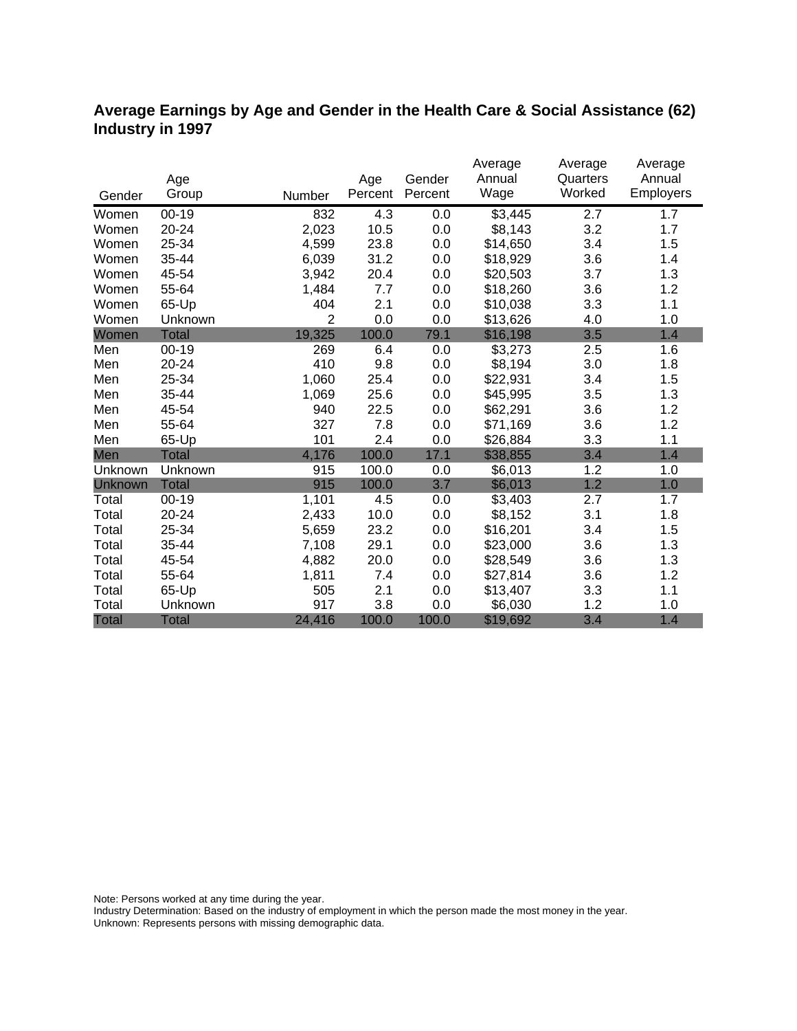## Average Earnings by Age and Gender in the Health Care & Social Assistance (62) Industry in 1997

| Gender | Age Group | Number | Age Percent | Gender Percent | Average Annual Wage | Average Quarters Worked | Average Annual Employers |
|---|---|---|---|---|---|---|---|
| Women | 00-19 | 832 | 4.3 | 0.0 | $3,445 | 2.7 | 1.7 |
| Women | 20-24 | 2,023 | 10.5 | 0.0 | $8,143 | 3.2 | 1.7 |
| Women | 25-34 | 4,599 | 23.8 | 0.0 | $14,650 | 3.4 | 1.5 |
| Women | 35-44 | 6,039 | 31.2 | 0.0 | $18,929 | 3.6 | 1.4 |
| Women | 45-54 | 3,942 | 20.4 | 0.0 | $20,503 | 3.7 | 1.3 |
| Women | 55-64 | 1,484 | 7.7 | 0.0 | $18,260 | 3.6 | 1.2 |
| Women | 65-Up | 404 | 2.1 | 0.0 | $10,038 | 3.3 | 1.1 |
| Women | Unknown | 2 | 0.0 | 0.0 | $13,626 | 4.0 | 1.0 |
| Women | Total | 19,325 | 100.0 | 79.1 | $16,198 | 3.5 | 1.4 |
| Men | 00-19 | 269 | 6.4 | 0.0 | $3,273 | 2.5 | 1.6 |
| Men | 20-24 | 410 | 9.8 | 0.0 | $8,194 | 3.0 | 1.8 |
| Men | 25-34 | 1,060 | 25.4 | 0.0 | $22,931 | 3.4 | 1.5 |
| Men | 35-44 | 1,069 | 25.6 | 0.0 | $45,995 | 3.5 | 1.3 |
| Men | 45-54 | 940 | 22.5 | 0.0 | $62,291 | 3.6 | 1.2 |
| Men | 55-64 | 327 | 7.8 | 0.0 | $71,169 | 3.6 | 1.2 |
| Men | 65-Up | 101 | 2.4 | 0.0 | $26,884 | 3.3 | 1.1 |
| Men | Total | 4,176 | 100.0 | 17.1 | $38,855 | 3.4 | 1.4 |
| Unknown | Unknown | 915 | 100.0 | 0.0 | $6,013 | 1.2 | 1.0 |
| Unknown | Total | 915 | 100.0 | 3.7 | $6,013 | 1.2 | 1.0 |
| Total | 00-19 | 1,101 | 4.5 | 0.0 | $3,403 | 2.7 | 1.7 |
| Total | 20-24 | 2,433 | 10.0 | 0.0 | $8,152 | 3.1 | 1.8 |
| Total | 25-34 | 5,659 | 23.2 | 0.0 | $16,201 | 3.4 | 1.5 |
| Total | 35-44 | 7,108 | 29.1 | 0.0 | $23,000 | 3.6 | 1.3 |
| Total | 45-54 | 4,882 | 20.0 | 0.0 | $28,549 | 3.6 | 1.3 |
| Total | 55-64 | 1,811 | 7.4 | 0.0 | $27,814 | 3.6 | 1.2 |
| Total | 65-Up | 505 | 2.1 | 0.0 | $13,407 | 3.3 | 1.1 |
| Total | Unknown | 917 | 3.8 | 0.0 | $6,030 | 1.2 | 1.0 |
| Total | Total | 24,416 | 100.0 | 100.0 | $19,692 | 3.4 | 1.4 |

Note: Persons worked at any time during the year.
Industry Determination: Based on the industry of employment in which the person made the most money in the year.
Unknown: Represents persons with missing demographic data.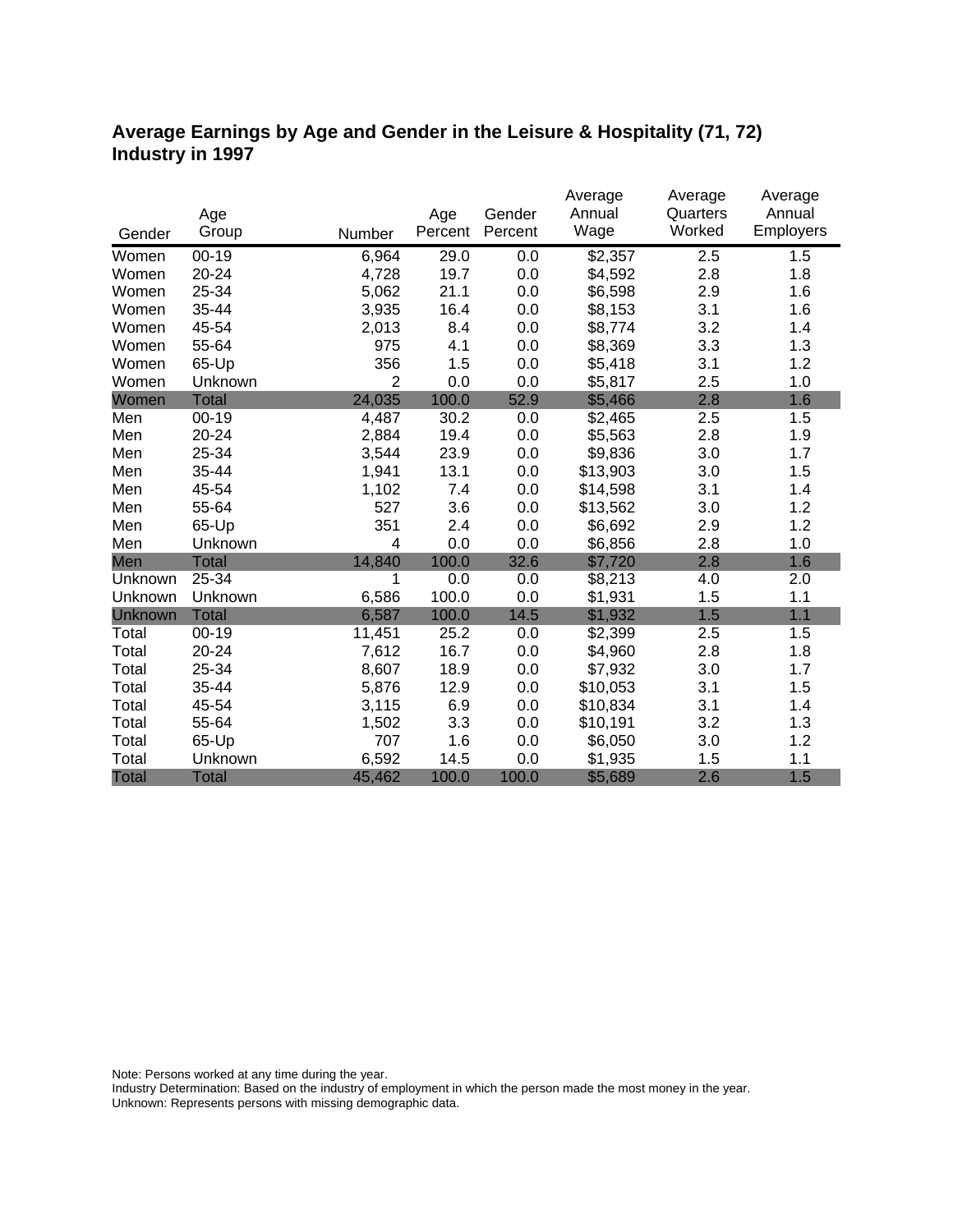## Average Earnings by Age and Gender in the Leisure & Hospitality (71, 72) Industry in 1997

| Gender | Age Group | Number | Age Percent | Gender Percent | Average Annual Wage | Average Quarters Worked | Average Annual Employers |
|---|---|---|---|---|---|---|---|
| Women | 00-19 | 6,964 | 29.0 | 0.0 | $2,357 | 2.5 | 1.5 |
| Women | 20-24 | 4,728 | 19.7 | 0.0 | $4,592 | 2.8 | 1.8 |
| Women | 25-34 | 5,062 | 21.1 | 0.0 | $6,598 | 2.9 | 1.6 |
| Women | 35-44 | 3,935 | 16.4 | 0.0 | $8,153 | 3.1 | 1.6 |
| Women | 45-54 | 2,013 | 8.4 | 0.0 | $8,774 | 3.2 | 1.4 |
| Women | 55-64 | 975 | 4.1 | 0.0 | $8,369 | 3.3 | 1.3 |
| Women | 65-Up | 356 | 1.5 | 0.0 | $5,418 | 3.1 | 1.2 |
| Women | Unknown | 2 | 0.0 | 0.0 | $5,817 | 2.5 | 1.0 |
| Women | Total | 24,035 | 100.0 | 52.9 | $5,466 | 2.8 | 1.6 |
| Men | 00-19 | 4,487 | 30.2 | 0.0 | $2,465 | 2.5 | 1.5 |
| Men | 20-24 | 2,884 | 19.4 | 0.0 | $5,563 | 2.8 | 1.9 |
| Men | 25-34 | 3,544 | 23.9 | 0.0 | $9,836 | 3.0 | 1.7 |
| Men | 35-44 | 1,941 | 13.1 | 0.0 | $13,903 | 3.0 | 1.5 |
| Men | 45-54 | 1,102 | 7.4 | 0.0 | $14,598 | 3.1 | 1.4 |
| Men | 55-64 | 527 | 3.6 | 0.0 | $13,562 | 3.0 | 1.2 |
| Men | 65-Up | 351 | 2.4 | 0.0 | $6,692 | 2.9 | 1.2 |
| Men | Unknown | 4 | 0.0 | 0.0 | $6,856 | 2.8 | 1.0 |
| Men | Total | 14,840 | 100.0 | 32.6 | $7,720 | 2.8 | 1.6 |
| Unknown | 25-34 | 1 | 0.0 | 0.0 | $8,213 | 4.0 | 2.0 |
| Unknown | Unknown | 6,586 | 100.0 | 0.0 | $1,931 | 1.5 | 1.1 |
| Unknown | Total | 6,587 | 100.0 | 14.5 | $1,932 | 1.5 | 1.1 |
| Total | 00-19 | 11,451 | 25.2 | 0.0 | $2,399 | 2.5 | 1.5 |
| Total | 20-24 | 7,612 | 16.7 | 0.0 | $4,960 | 2.8 | 1.8 |
| Total | 25-34 | 8,607 | 18.9 | 0.0 | $7,932 | 3.0 | 1.7 |
| Total | 35-44 | 5,876 | 12.9 | 0.0 | $10,053 | 3.1 | 1.5 |
| Total | 45-54 | 3,115 | 6.9 | 0.0 | $10,834 | 3.1 | 1.4 |
| Total | 55-64 | 1,502 | 3.3 | 0.0 | $10,191 | 3.2 | 1.3 |
| Total | 65-Up | 707 | 1.6 | 0.0 | $6,050 | 3.0 | 1.2 |
| Total | Unknown | 6,592 | 14.5 | 0.0 | $1,935 | 1.5 | 1.1 |
| Total | Total | 45,462 | 100.0 | 100.0 | $5,689 | 2.6 | 1.5 |

Note: Persons worked at any time during the year.
Industry Determination: Based on the industry of employment in which the person made the most money in the year.
Unknown: Represents persons with missing demographic data.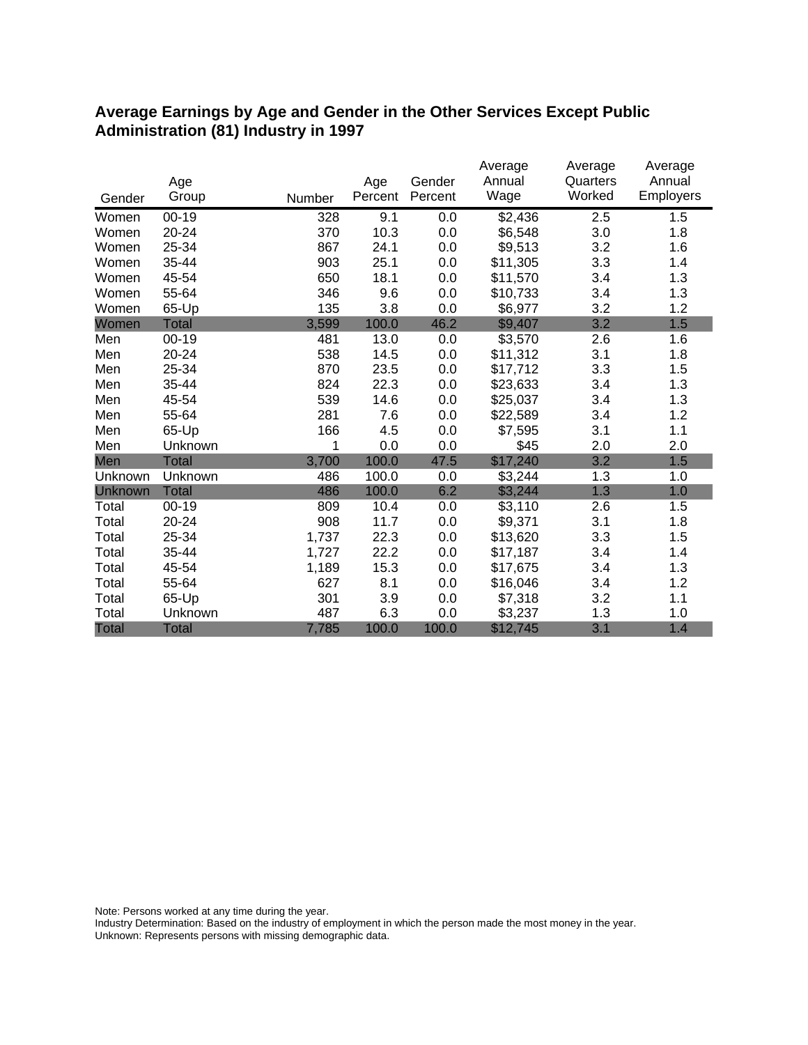## Average Earnings by Age and Gender in the Other Services Except Public Administration (81) Industry in 1997

| Gender | Age Group | Number | Age Percent | Gender Percent | Average Annual Wage | Average Quarters Worked | Average Annual Employers |
|---|---|---|---|---|---|---|---|
| Women | 00-19 | 328 | 9.1 | 0.0 | $2,436 | 2.5 | 1.5 |
| Women | 20-24 | 370 | 10.3 | 0.0 | $6,548 | 3.0 | 1.8 |
| Women | 25-34 | 867 | 24.1 | 0.0 | $9,513 | 3.2 | 1.6 |
| Women | 35-44 | 903 | 25.1 | 0.0 | $11,305 | 3.3 | 1.4 |
| Women | 45-54 | 650 | 18.1 | 0.0 | $11,570 | 3.4 | 1.3 |
| Women | 55-64 | 346 | 9.6 | 0.0 | $10,733 | 3.4 | 1.3 |
| Women | 65-Up | 135 | 3.8 | 0.0 | $6,977 | 3.2 | 1.2 |
| Women | Total | 3,599 | 100.0 | 46.2 | $9,407 | 3.2 | 1.5 |
| Men | 00-19 | 481 | 13.0 | 0.0 | $3,570 | 2.6 | 1.6 |
| Men | 20-24 | 538 | 14.5 | 0.0 | $11,312 | 3.1 | 1.8 |
| Men | 25-34 | 870 | 23.5 | 0.0 | $17,712 | 3.3 | 1.5 |
| Men | 35-44 | 824 | 22.3 | 0.0 | $23,633 | 3.4 | 1.3 |
| Men | 45-54 | 539 | 14.6 | 0.0 | $25,037 | 3.4 | 1.3 |
| Men | 55-64 | 281 | 7.6 | 0.0 | $22,589 | 3.4 | 1.2 |
| Men | 65-Up | 166 | 4.5 | 0.0 | $7,595 | 3.1 | 1.1 |
| Men | Unknown | 1 | 0.0 | 0.0 | $45 | 2.0 | 2.0 |
| Men | Total | 3,700 | 100.0 | 47.5 | $17,240 | 3.2 | 1.5 |
| Unknown | Unknown | 486 | 100.0 | 0.0 | $3,244 | 1.3 | 1.0 |
| Unknown | Total | 486 | 100.0 | 6.2 | $3,244 | 1.3 | 1.0 |
| Total | 00-19 | 809 | 10.4 | 0.0 | $3,110 | 2.6 | 1.5 |
| Total | 20-24 | 908 | 11.7 | 0.0 | $9,371 | 3.1 | 1.8 |
| Total | 25-34 | 1,737 | 22.3 | 0.0 | $13,620 | 3.3 | 1.5 |
| Total | 35-44 | 1,727 | 22.2 | 0.0 | $17,187 | 3.4 | 1.4 |
| Total | 45-54 | 1,189 | 15.3 | 0.0 | $17,675 | 3.4 | 1.3 |
| Total | 55-64 | 627 | 8.1 | 0.0 | $16,046 | 3.4 | 1.2 |
| Total | 65-Up | 301 | 3.9 | 0.0 | $7,318 | 3.2 | 1.1 |
| Total | Unknown | 487 | 6.3 | 0.0 | $3,237 | 1.3 | 1.0 |
| Total | Total | 7,785 | 100.0 | 100.0 | $12,745 | 3.1 | 1.4 |

Note: Persons worked at any time during the year.
Industry Determination: Based on the industry of employment in which the person made the most money in the year.
Unknown: Represents persons with missing demographic data.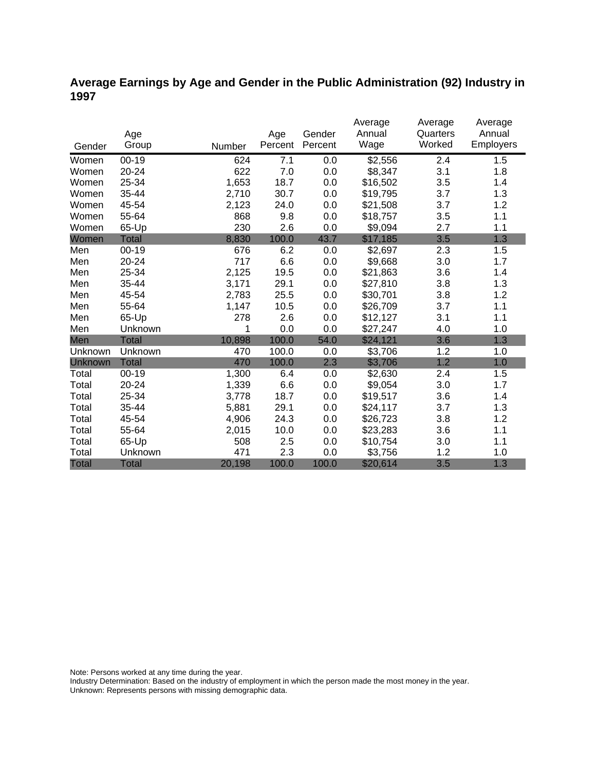## Average Earnings by Age and Gender in the Public Administration (92) Industry in 1997

| Gender | Age Group | Number | Age Percent | Gender Percent | Average Annual Wage | Average Quarters Worked | Average Annual Employers |
|---|---|---|---|---|---|---|---|
| Women | 00-19 | 624 | 7.1 | 0.0 | $2,556 | 2.4 | 1.5 |
| Women | 20-24 | 622 | 7.0 | 0.0 | $8,347 | 3.1 | 1.8 |
| Women | 25-34 | 1,653 | 18.7 | 0.0 | $16,502 | 3.5 | 1.4 |
| Women | 35-44 | 2,710 | 30.7 | 0.0 | $19,795 | 3.7 | 1.3 |
| Women | 45-54 | 2,123 | 24.0 | 0.0 | $21,508 | 3.7 | 1.2 |
| Women | 55-64 | 868 | 9.8 | 0.0 | $18,757 | 3.5 | 1.1 |
| Women | 65-Up | 230 | 2.6 | 0.0 | $9,094 | 2.7 | 1.1 |
| Women | Total | 8,830 | 100.0 | 43.7 | $17,185 | 3.5 | 1.3 |
| Men | 00-19 | 676 | 6.2 | 0.0 | $2,697 | 2.3 | 1.5 |
| Men | 20-24 | 717 | 6.6 | 0.0 | $9,668 | 3.0 | 1.7 |
| Men | 25-34 | 2,125 | 19.5 | 0.0 | $21,863 | 3.6 | 1.4 |
| Men | 35-44 | 3,171 | 29.1 | 0.0 | $27,810 | 3.8 | 1.3 |
| Men | 45-54 | 2,783 | 25.5 | 0.0 | $30,701 | 3.8 | 1.2 |
| Men | 55-64 | 1,147 | 10.5 | 0.0 | $26,709 | 3.7 | 1.1 |
| Men | 65-Up | 278 | 2.6 | 0.0 | $12,127 | 3.1 | 1.1 |
| Men | Unknown | 1 | 0.0 | 0.0 | $27,247 | 4.0 | 1.0 |
| Men | Total | 10,898 | 100.0 | 54.0 | $24,121 | 3.6 | 1.3 |
| Unknown | Unknown | 470 | 100.0 | 0.0 | $3,706 | 1.2 | 1.0 |
| Unknown | Total | 470 | 100.0 | 2.3 | $3,706 | 1.2 | 1.0 |
| Total | 00-19 | 1,300 | 6.4 | 0.0 | $2,630 | 2.4 | 1.5 |
| Total | 20-24 | 1,339 | 6.6 | 0.0 | $9,054 | 3.0 | 1.7 |
| Total | 25-34 | 3,778 | 18.7 | 0.0 | $19,517 | 3.6 | 1.4 |
| Total | 35-44 | 5,881 | 29.1 | 0.0 | $24,117 | 3.7 | 1.3 |
| Total | 45-54 | 4,906 | 24.3 | 0.0 | $26,723 | 3.8 | 1.2 |
| Total | 55-64 | 2,015 | 10.0 | 0.0 | $23,283 | 3.6 | 1.1 |
| Total | 65-Up | 508 | 2.5 | 0.0 | $10,754 | 3.0 | 1.1 |
| Total | Unknown | 471 | 2.3 | 0.0 | $3,756 | 1.2 | 1.0 |
| Total | Total | 20,198 | 100.0 | 100.0 | $20,614 | 3.5 | 1.3 |

Note: Persons worked at any time during the year.
Industry Determination: Based on the industry of employment in which the person made the most money in the year.
Unknown: Represents persons with missing demographic data.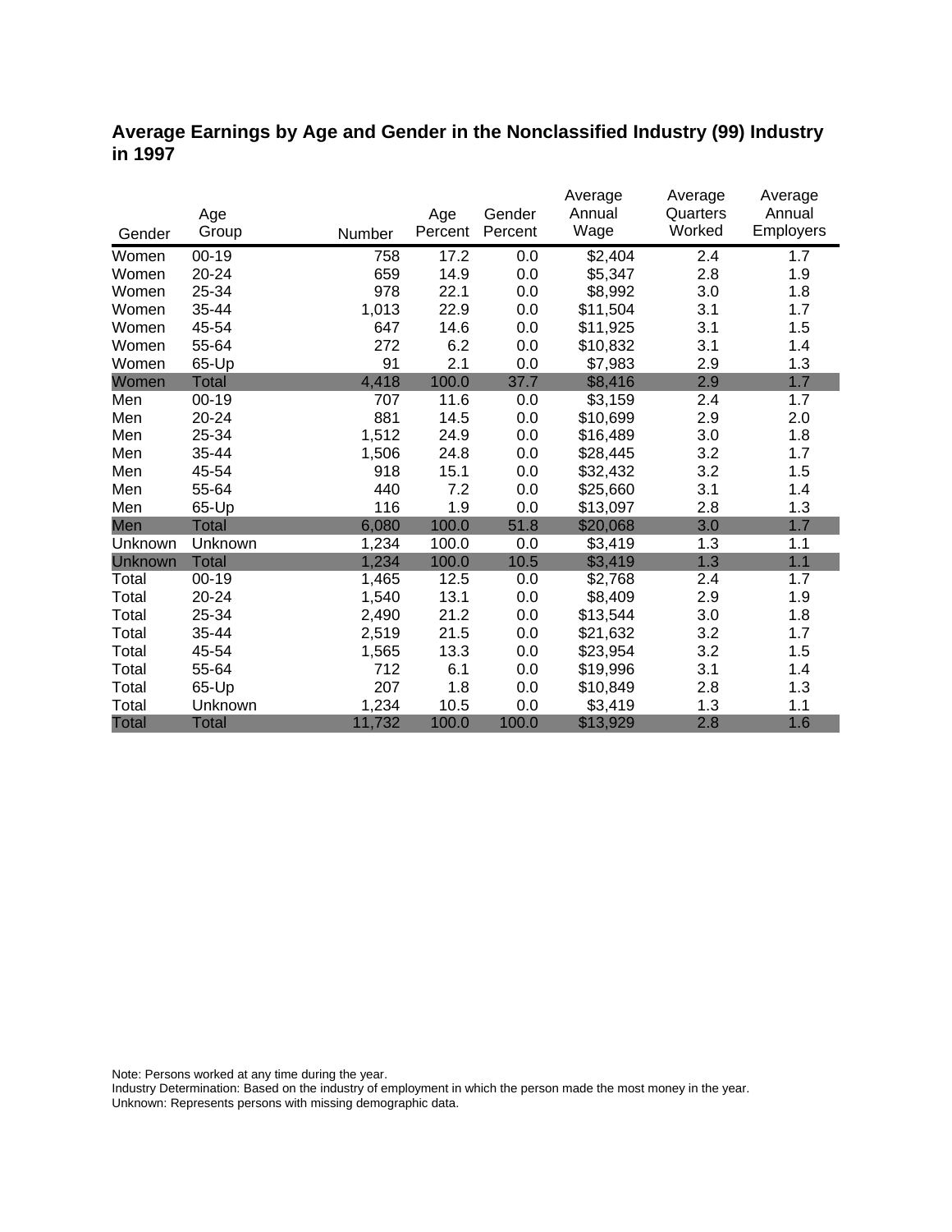## Average Earnings by Age and Gender in the Nonclassified Industry (99) Industry in 1997

| Gender | Age Group | Number | Age Percent | Gender Percent | Average Annual Wage | Average Quarters Worked | Average Annual Employers |
|---|---|---|---|---|---|---|---|
| Women | 00-19 | 758 | 17.2 | 0.0 | $2,404 | 2.4 | 1.7 |
| Women | 20-24 | 659 | 14.9 | 0.0 | $5,347 | 2.8 | 1.9 |
| Women | 25-34 | 978 | 22.1 | 0.0 | $8,992 | 3.0 | 1.8 |
| Women | 35-44 | 1,013 | 22.9 | 0.0 | $11,504 | 3.1 | 1.7 |
| Women | 45-54 | 647 | 14.6 | 0.0 | $11,925 | 3.1 | 1.5 |
| Women | 55-64 | 272 | 6.2 | 0.0 | $10,832 | 3.1 | 1.4 |
| Women | 65-Up | 91 | 2.1 | 0.0 | $7,983 | 2.9 | 1.3 |
| Women | Total | 4,418 | 100.0 | 37.7 | $8,416 | 2.9 | 1.7 |
| Men | 00-19 | 707 | 11.6 | 0.0 | $3,159 | 2.4 | 1.7 |
| Men | 20-24 | 881 | 14.5 | 0.0 | $10,699 | 2.9 | 2.0 |
| Men | 25-34 | 1,512 | 24.9 | 0.0 | $16,489 | 3.0 | 1.8 |
| Men | 35-44 | 1,506 | 24.8 | 0.0 | $28,445 | 3.2 | 1.7 |
| Men | 45-54 | 918 | 15.1 | 0.0 | $32,432 | 3.2 | 1.5 |
| Men | 55-64 | 440 | 7.2 | 0.0 | $25,660 | 3.1 | 1.4 |
| Men | 65-Up | 116 | 1.9 | 0.0 | $13,097 | 2.8 | 1.3 |
| Men | Total | 6,080 | 100.0 | 51.8 | $20,068 | 3.0 | 1.7 |
| Unknown | Unknown | 1,234 | 100.0 | 0.0 | $3,419 | 1.3 | 1.1 |
| Unknown | Total | 1,234 | 100.0 | 10.5 | $3,419 | 1.3 | 1.1 |
| Total | 00-19 | 1,465 | 12.5 | 0.0 | $2,768 | 2.4 | 1.7 |
| Total | 20-24 | 1,540 | 13.1 | 0.0 | $8,409 | 2.9 | 1.9 |
| Total | 25-34 | 2,490 | 21.2 | 0.0 | $13,544 | 3.0 | 1.8 |
| Total | 35-44 | 2,519 | 21.5 | 0.0 | $21,632 | 3.2 | 1.7 |
| Total | 45-54 | 1,565 | 13.3 | 0.0 | $23,954 | 3.2 | 1.5 |
| Total | 55-64 | 712 | 6.1 | 0.0 | $19,996 | 3.1 | 1.4 |
| Total | 65-Up | 207 | 1.8 | 0.0 | $10,849 | 2.8 | 1.3 |
| Total | Unknown | 1,234 | 10.5 | 0.0 | $3,419 | 1.3 | 1.1 |
| Total | Total | 11,732 | 100.0 | 100.0 | $13,929 | 2.8 | 1.6 |

Note: Persons worked at any time during the year.
Industry Determination: Based on the industry of employment in which the person made the most money in the year.
Unknown: Represents persons with missing demographic data.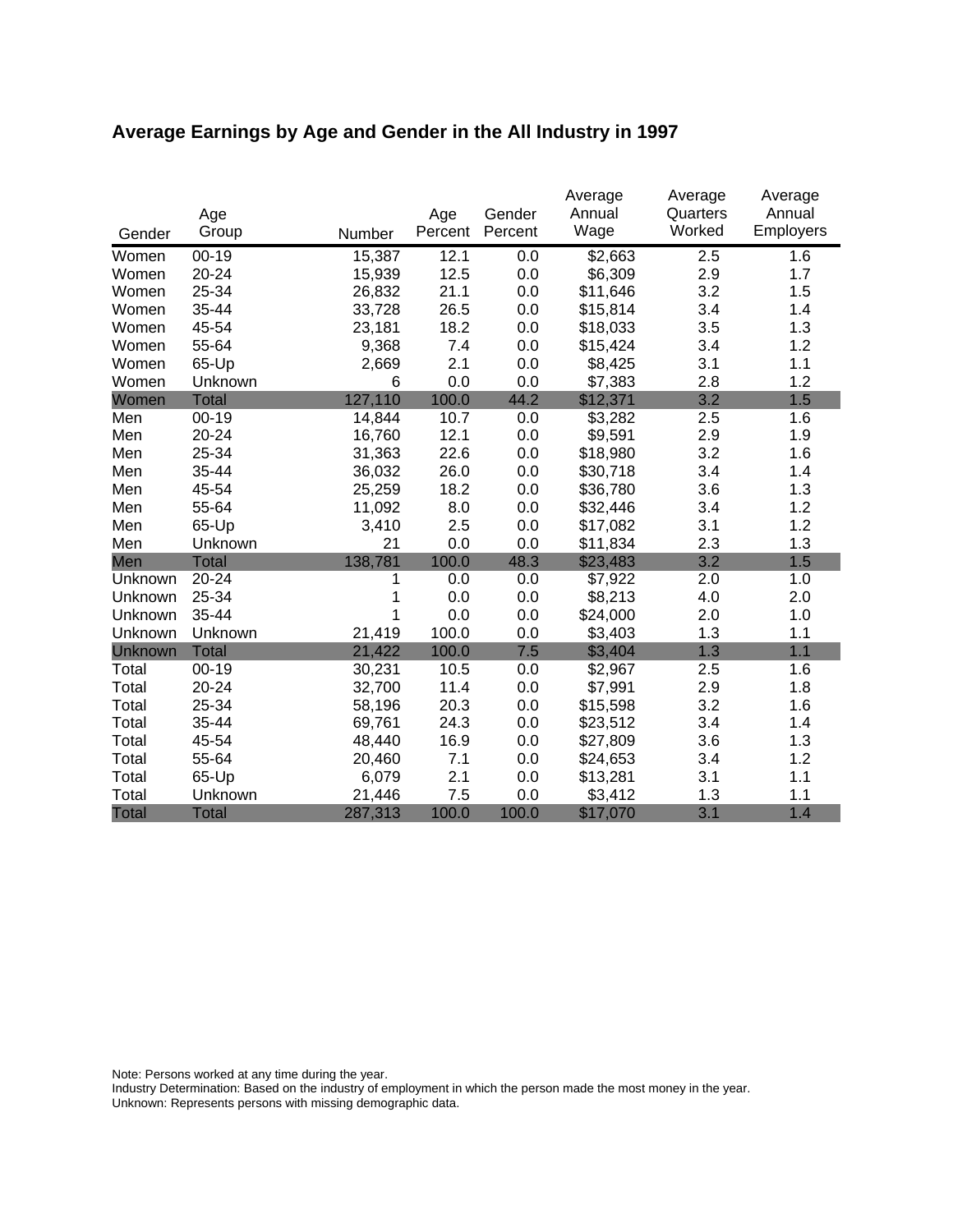## Average Earnings by Age and Gender in the All Industry in 1997

| Gender | Age Group | Number | Age Percent | Gender Percent | Average Annual Wage | Average Quarters Worked | Average Annual Employers |
|---|---|---|---|---|---|---|---|
| Women | 00-19 | 15,387 | 12.1 | 0.0 | $2,663 | 2.5 | 1.6 |
| Women | 20-24 | 15,939 | 12.5 | 0.0 | $6,309 | 2.9 | 1.7 |
| Women | 25-34 | 26,832 | 21.1 | 0.0 | $11,646 | 3.2 | 1.5 |
| Women | 35-44 | 33,728 | 26.5 | 0.0 | $15,814 | 3.4 | 1.4 |
| Women | 45-54 | 23,181 | 18.2 | 0.0 | $18,033 | 3.5 | 1.3 |
| Women | 55-64 | 9,368 | 7.4 | 0.0 | $15,424 | 3.4 | 1.2 |
| Women | 65-Up | 2,669 | 2.1 | 0.0 | $8,425 | 3.1 | 1.1 |
| Women | Unknown | 6 | 0.0 | 0.0 | $7,383 | 2.8 | 1.2 |
| Women | Total | 127,110 | 100.0 | 44.2 | $12,371 | 3.2 | 1.5 |
| Men | 00-19 | 14,844 | 10.7 | 0.0 | $3,282 | 2.5 | 1.6 |
| Men | 20-24 | 16,760 | 12.1 | 0.0 | $9,591 | 2.9 | 1.9 |
| Men | 25-34 | 31,363 | 22.6 | 0.0 | $18,980 | 3.2 | 1.6 |
| Men | 35-44 | 36,032 | 26.0 | 0.0 | $30,718 | 3.4 | 1.4 |
| Men | 45-54 | 25,259 | 18.2 | 0.0 | $36,780 | 3.6 | 1.3 |
| Men | 55-64 | 11,092 | 8.0 | 0.0 | $32,446 | 3.4 | 1.2 |
| Men | 65-Up | 3,410 | 2.5 | 0.0 | $17,082 | 3.1 | 1.2 |
| Men | Unknown | 21 | 0.0 | 0.0 | $11,834 | 2.3 | 1.3 |
| Men | Total | 138,781 | 100.0 | 48.3 | $23,483 | 3.2 | 1.5 |
| Unknown | 20-24 | 1 | 0.0 | 0.0 | $7,922 | 2.0 | 1.0 |
| Unknown | 25-34 | 1 | 0.0 | 0.0 | $8,213 | 4.0 | 2.0 |
| Unknown | 35-44 | 1 | 0.0 | 0.0 | $24,000 | 2.0 | 1.0 |
| Unknown | Unknown | 21,419 | 100.0 | 0.0 | $3,403 | 1.3 | 1.1 |
| Unknown | Total | 21,422 | 100.0 | 7.5 | $3,404 | 1.3 | 1.1 |
| Total | 00-19 | 30,231 | 10.5 | 0.0 | $2,967 | 2.5 | 1.6 |
| Total | 20-24 | 32,700 | 11.4 | 0.0 | $7,991 | 2.9 | 1.8 |
| Total | 25-34 | 58,196 | 20.3 | 0.0 | $15,598 | 3.2 | 1.6 |
| Total | 35-44 | 69,761 | 24.3 | 0.0 | $23,512 | 3.4 | 1.4 |
| Total | 45-54 | 48,440 | 16.9 | 0.0 | $27,809 | 3.6 | 1.3 |
| Total | 55-64 | 20,460 | 7.1 | 0.0 | $24,653 | 3.4 | 1.2 |
| Total | 65-Up | 6,079 | 2.1 | 0.0 | $13,281 | 3.1 | 1.1 |
| Total | Unknown | 21,446 | 7.5 | 0.0 | $3,412 | 1.3 | 1.1 |
| Total | Total | 287,313 | 100.0 | 100.0 | $17,070 | 3.1 | 1.4 |

Note: Persons worked at any time during the year.
Industry Determination: Based on the industry of employment in which the person made the most money in the year.
Unknown: Represents persons with missing demographic data.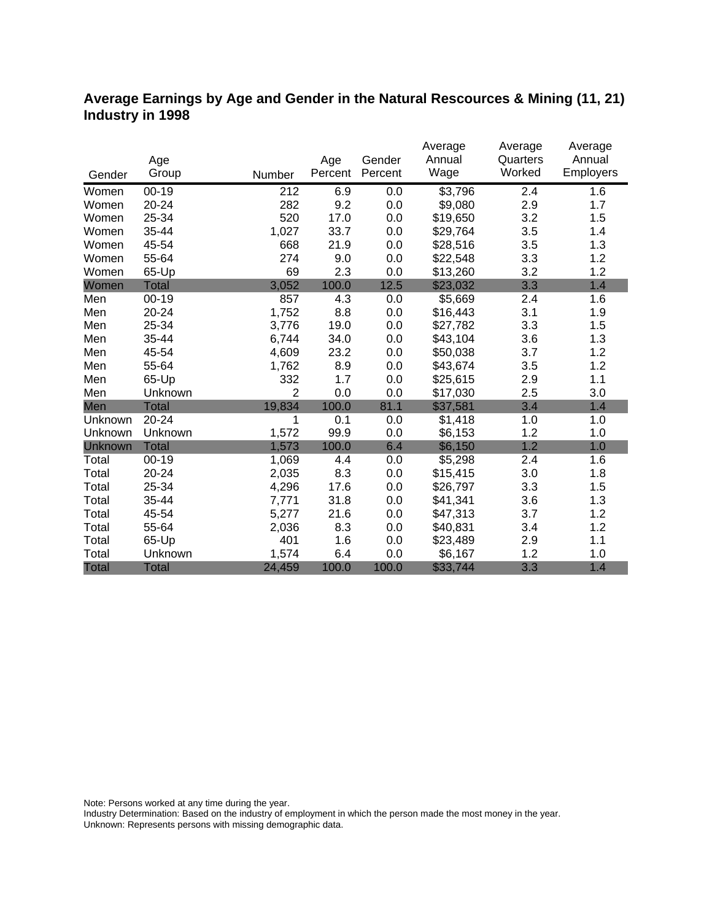## Average Earnings by Age and Gender in the Natural Rescources & Mining (11, 21) Industry in 1998

| Gender | Age Group | Number | Age Percent | Gender Percent | Average Annual Wage | Average Quarters Worked | Average Annual Employers |
|---|---|---|---|---|---|---|---|
| Women | 00-19 | 212 | 6.9 | 0.0 | $3,796 | 2.4 | 1.6 |
| Women | 20-24 | 282 | 9.2 | 0.0 | $9,080 | 2.9 | 1.7 |
| Women | 25-34 | 520 | 17.0 | 0.0 | $19,650 | 3.2 | 1.5 |
| Women | 35-44 | 1,027 | 33.7 | 0.0 | $29,764 | 3.5 | 1.4 |
| Women | 45-54 | 668 | 21.9 | 0.0 | $28,516 | 3.5 | 1.3 |
| Women | 55-64 | 274 | 9.0 | 0.0 | $22,548 | 3.3 | 1.2 |
| Women | 65-Up | 69 | 2.3 | 0.0 | $13,260 | 3.2 | 1.2 |
| Women | Total | 3,052 | 100.0 | 12.5 | $23,032 | 3.3 | 1.4 |
| Men | 00-19 | 857 | 4.3 | 0.0 | $5,669 | 2.4 | 1.6 |
| Men | 20-24 | 1,752 | 8.8 | 0.0 | $16,443 | 3.1 | 1.9 |
| Men | 25-34 | 3,776 | 19.0 | 0.0 | $27,782 | 3.3 | 1.5 |
| Men | 35-44 | 6,744 | 34.0 | 0.0 | $43,104 | 3.6 | 1.3 |
| Men | 45-54 | 4,609 | 23.2 | 0.0 | $50,038 | 3.7 | 1.2 |
| Men | 55-64 | 1,762 | 8.9 | 0.0 | $43,674 | 3.5 | 1.2 |
| Men | 65-Up | 332 | 1.7 | 0.0 | $25,615 | 2.9 | 1.1 |
| Men | Unknown | 2 | 0.0 | 0.0 | $17,030 | 2.5 | 3.0 |
| Men | Total | 19,834 | 100.0 | 81.1 | $37,581 | 3.4 | 1.4 |
| Unknown | 20-24 | 1 | 0.1 | 0.0 | $1,418 | 1.0 | 1.0 |
| Unknown | Unknown | 1,572 | 99.9 | 0.0 | $6,153 | 1.2 | 1.0 |
| Unknown | Total | 1,573 | 100.0 | 6.4 | $6,150 | 1.2 | 1.0 |
| Total | 00-19 | 1,069 | 4.4 | 0.0 | $5,298 | 2.4 | 1.6 |
| Total | 20-24 | 2,035 | 8.3 | 0.0 | $15,415 | 3.0 | 1.8 |
| Total | 25-34 | 4,296 | 17.6 | 0.0 | $26,797 | 3.3 | 1.5 |
| Total | 35-44 | 7,771 | 31.8 | 0.0 | $41,341 | 3.6 | 1.3 |
| Total | 45-54 | 5,277 | 21.6 | 0.0 | $47,313 | 3.7 | 1.2 |
| Total | 55-64 | 2,036 | 8.3 | 0.0 | $40,831 | 3.4 | 1.2 |
| Total | 65-Up | 401 | 1.6 | 0.0 | $23,489 | 2.9 | 1.1 |
| Total | Unknown | 1,574 | 6.4 | 0.0 | $6,167 | 1.2 | 1.0 |
| Total | Total | 24,459 | 100.0 | 100.0 | $33,744 | 3.3 | 1.4 |

Note: Persons worked at any time during the year.
Industry Determination: Based on the industry of employment in which the person made the most money in the year.
Unknown: Represents persons with missing demographic data.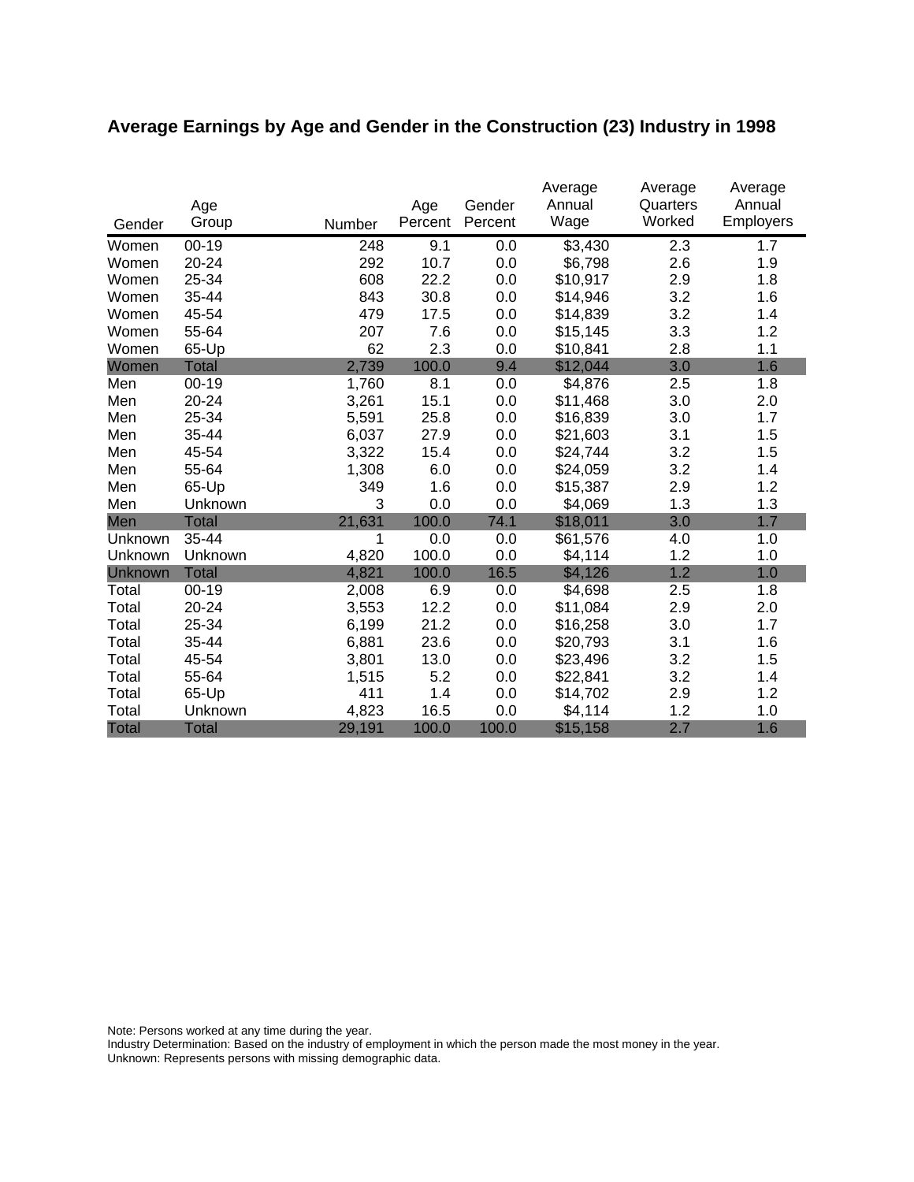## Average Earnings by Age and Gender in the Construction (23) Industry in 1998

| Gender | Age Group | Number | Age Percent | Gender Percent | Average Annual Wage | Average Quarters Worked | Average Annual Employers |
|---|---|---|---|---|---|---|---|
| Women | 00-19 | 248 | 9.1 | 0.0 | $3,430 | 2.3 | 1.7 |
| Women | 20-24 | 292 | 10.7 | 0.0 | $6,798 | 2.6 | 1.9 |
| Women | 25-34 | 608 | 22.2 | 0.0 | $10,917 | 2.9 | 1.8 |
| Women | 35-44 | 843 | 30.8 | 0.0 | $14,946 | 3.2 | 1.6 |
| Women | 45-54 | 479 | 17.5 | 0.0 | $14,839 | 3.2 | 1.4 |
| Women | 55-64 | 207 | 7.6 | 0.0 | $15,145 | 3.3 | 1.2 |
| Women | 65-Up | 62 | 2.3 | 0.0 | $10,841 | 2.8 | 1.1 |
| Women | Total | 2,739 | 100.0 | 9.4 | $12,044 | 3.0 | 1.6 |
| Men | 00-19 | 1,760 | 8.1 | 0.0 | $4,876 | 2.5 | 1.8 |
| Men | 20-24 | 3,261 | 15.1 | 0.0 | $11,468 | 3.0 | 2.0 |
| Men | 25-34 | 5,591 | 25.8 | 0.0 | $16,839 | 3.0 | 1.7 |
| Men | 35-44 | 6,037 | 27.9 | 0.0 | $21,603 | 3.1 | 1.5 |
| Men | 45-54 | 3,322 | 15.4 | 0.0 | $24,744 | 3.2 | 1.5 |
| Men | 55-64 | 1,308 | 6.0 | 0.0 | $24,059 | 3.2 | 1.4 |
| Men | 65-Up | 349 | 1.6 | 0.0 | $15,387 | 2.9 | 1.2 |
| Men | Unknown | 3 | 0.0 | 0.0 | $4,069 | 1.3 | 1.3 |
| Men | Total | 21,631 | 100.0 | 74.1 | $18,011 | 3.0 | 1.7 |
| Unknown | 35-44 | 1 | 0.0 | 0.0 | $61,576 | 4.0 | 1.0 |
| Unknown | Unknown | 4,820 | 100.0 | 0.0 | $4,114 | 1.2 | 1.0 |
| Unknown | Total | 4,821 | 100.0 | 16.5 | $4,126 | 1.2 | 1.0 |
| Total | 00-19 | 2,008 | 6.9 | 0.0 | $4,698 | 2.5 | 1.8 |
| Total | 20-24 | 3,553 | 12.2 | 0.0 | $11,084 | 2.9 | 2.0 |
| Total | 25-34 | 6,199 | 21.2 | 0.0 | $16,258 | 3.0 | 1.7 |
| Total | 35-44 | 6,881 | 23.6 | 0.0 | $20,793 | 3.1 | 1.6 |
| Total | 45-54 | 3,801 | 13.0 | 0.0 | $23,496 | 3.2 | 1.5 |
| Total | 55-64 | 1,515 | 5.2 | 0.0 | $22,841 | 3.2 | 1.4 |
| Total | 65-Up | 411 | 1.4 | 0.0 | $14,702 | 2.9 | 1.2 |
| Total | Unknown | 4,823 | 16.5 | 0.0 | $4,114 | 1.2 | 1.0 |
| Total | Total | 29,191 | 100.0 | 100.0 | $15,158 | 2.7 | 1.6 |

Note: Persons worked at any time during the year.
Industry Determination: Based on the industry of employment in which the person made the most money in the year.
Unknown: Represents persons with missing demographic data.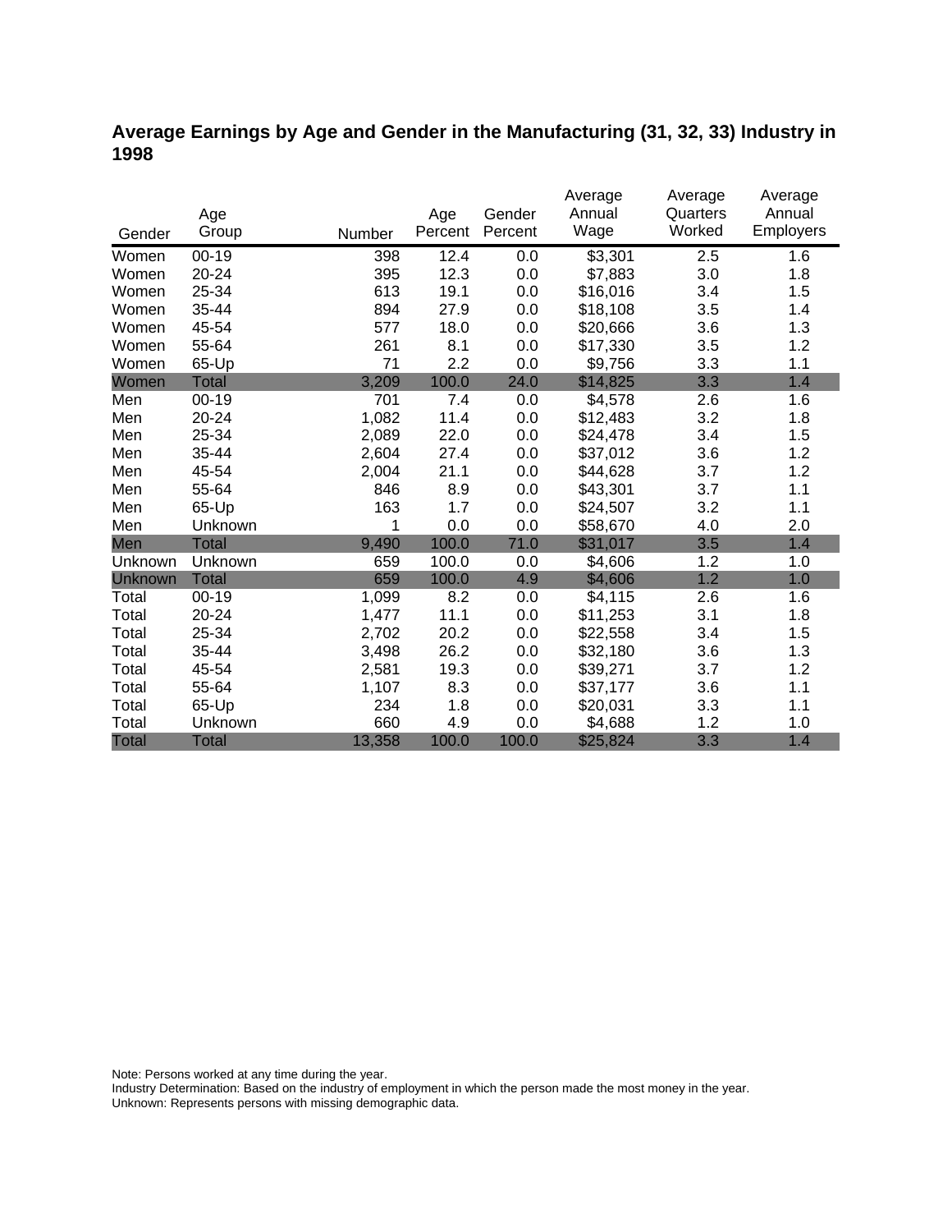## Average Earnings by Age and Gender in the Manufacturing (31, 32, 33) Industry in 1998

| Gender | Age Group | Number | Age Percent | Gender Percent | Average Annual Wage | Average Quarters Worked | Average Annual Employers |
|---|---|---|---|---|---|---|---|
| Women | 00-19 | 398 | 12.4 | 0.0 | $3,301 | 2.5 | 1.6 |
| Women | 20-24 | 395 | 12.3 | 0.0 | $7,883 | 3.0 | 1.8 |
| Women | 25-34 | 613 | 19.1 | 0.0 | $16,016 | 3.4 | 1.5 |
| Women | 35-44 | 894 | 27.9 | 0.0 | $18,108 | 3.5 | 1.4 |
| Women | 45-54 | 577 | 18.0 | 0.0 | $20,666 | 3.6 | 1.3 |
| Women | 55-64 | 261 | 8.1 | 0.0 | $17,330 | 3.5 | 1.2 |
| Women | 65-Up | 71 | 2.2 | 0.0 | $9,756 | 3.3 | 1.1 |
| Women | Total | 3,209 | 100.0 | 24.0 | $14,825 | 3.3 | 1.4 |
| Men | 00-19 | 701 | 7.4 | 0.0 | $4,578 | 2.6 | 1.6 |
| Men | 20-24 | 1,082 | 11.4 | 0.0 | $12,483 | 3.2 | 1.8 |
| Men | 25-34 | 2,089 | 22.0 | 0.0 | $24,478 | 3.4 | 1.5 |
| Men | 35-44 | 2,604 | 27.4 | 0.0 | $37,012 | 3.6 | 1.2 |
| Men | 45-54 | 2,004 | 21.1 | 0.0 | $44,628 | 3.7 | 1.2 |
| Men | 55-64 | 846 | 8.9 | 0.0 | $43,301 | 3.7 | 1.1 |
| Men | 65-Up | 163 | 1.7 | 0.0 | $24,507 | 3.2 | 1.1 |
| Men | Unknown | 1 | 0.0 | 0.0 | $58,670 | 4.0 | 2.0 |
| Men | Total | 9,490 | 100.0 | 71.0 | $31,017 | 3.5 | 1.4 |
| Unknown | Unknown | 659 | 100.0 | 0.0 | $4,606 | 1.2 | 1.0 |
| Unknown | Total | 659 | 100.0 | 4.9 | $4,606 | 1.2 | 1.0 |
| Total | 00-19 | 1,099 | 8.2 | 0.0 | $4,115 | 2.6 | 1.6 |
| Total | 20-24 | 1,477 | 11.1 | 0.0 | $11,253 | 3.1 | 1.8 |
| Total | 25-34 | 2,702 | 20.2 | 0.0 | $22,558 | 3.4 | 1.5 |
| Total | 35-44 | 3,498 | 26.2 | 0.0 | $32,180 | 3.6 | 1.3 |
| Total | 45-54 | 2,581 | 19.3 | 0.0 | $39,271 | 3.7 | 1.2 |
| Total | 55-64 | 1,107 | 8.3 | 0.0 | $37,177 | 3.6 | 1.1 |
| Total | 65-Up | 234 | 1.8 | 0.0 | $20,031 | 3.3 | 1.1 |
| Total | Unknown | 660 | 4.9 | 0.0 | $4,688 | 1.2 | 1.0 |
| Total | Total | 13,358 | 100.0 | 100.0 | $25,824 | 3.3 | 1.4 |

Note: Persons worked at any time during the year.
Industry Determination: Based on the industry of employment in which the person made the most money in the year.
Unknown: Represents persons with missing demographic data.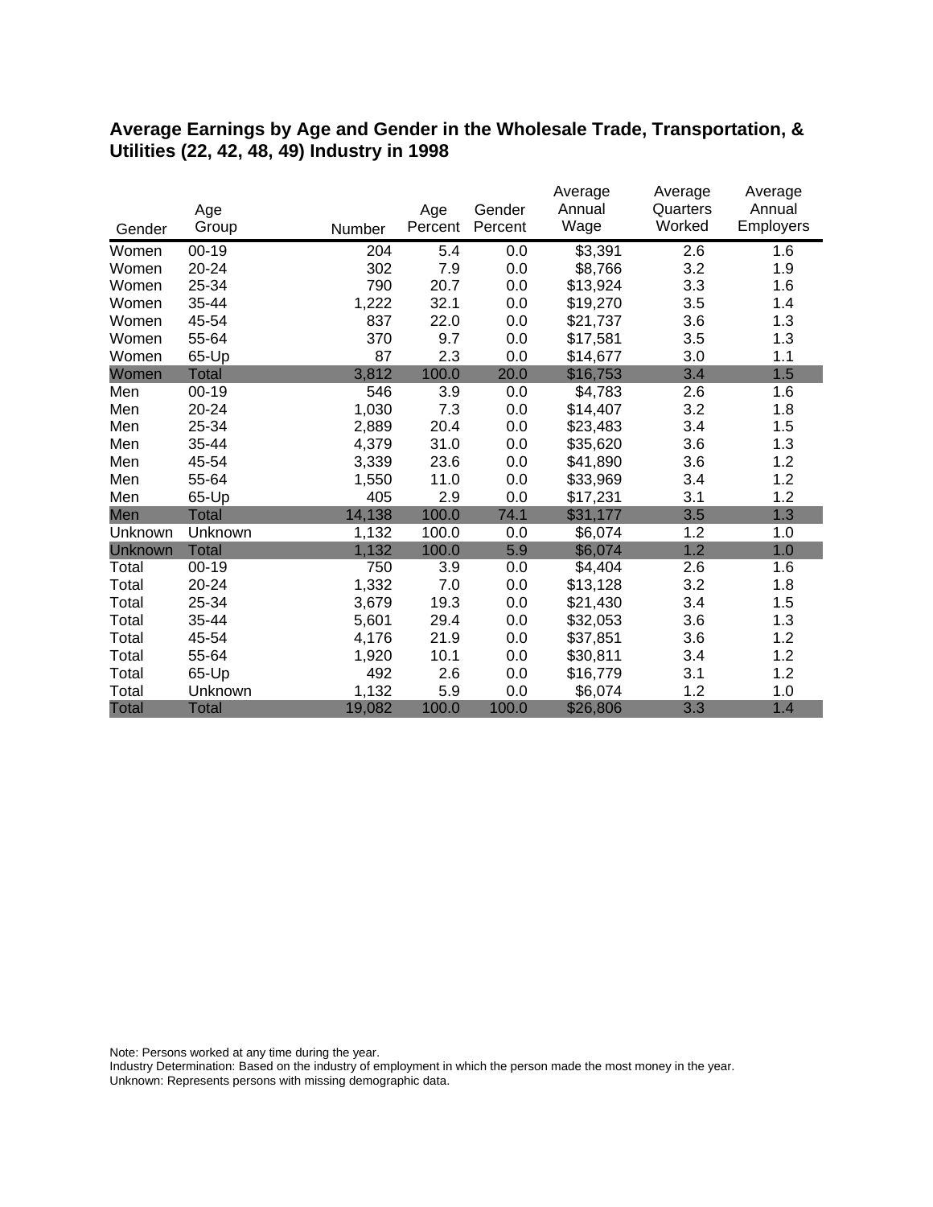# Average Earnings by Age and Gender in the Wholesale Trade, Transportation, & Utilities (22, 42, 48, 49) Industry in 1998

| Gender | Age Group | Number | Age Percent | Gender Percent | Average Annual Wage | Average Quarters Worked | Average Annual Employers |
|---|---|---|---|---|---|---|---|
| Women | 00-19 | 204 | 5.4 | 0.0 | $3,391 | 2.6 | 1.6 |
| Women | 20-24 | 302 | 7.9 | 0.0 | $8,766 | 3.2 | 1.9 |
| Women | 25-34 | 790 | 20.7 | 0.0 | $13,924 | 3.3 | 1.6 |
| Women | 35-44 | 1,222 | 32.1 | 0.0 | $19,270 | 3.5 | 1.4 |
| Women | 45-54 | 837 | 22.0 | 0.0 | $21,737 | 3.6 | 1.3 |
| Women | 55-64 | 370 | 9.7 | 0.0 | $17,581 | 3.5 | 1.3 |
| Women | 65-Up | 87 | 2.3 | 0.0 | $14,677 | 3.0 | 1.1 |
| Women | Total | 3,812 | 100.0 | 20.0 | $16,753 | 3.4 | 1.5 |
| Men | 00-19 | 546 | 3.9 | 0.0 | $4,783 | 2.6 | 1.6 |
| Men | 20-24 | 1,030 | 7.3 | 0.0 | $14,407 | 3.2 | 1.8 |
| Men | 25-34 | 2,889 | 20.4 | 0.0 | $23,483 | 3.4 | 1.5 |
| Men | 35-44 | 4,379 | 31.0 | 0.0 | $35,620 | 3.6 | 1.3 |
| Men | 45-54 | 3,339 | 23.6 | 0.0 | $41,890 | 3.6 | 1.2 |
| Men | 55-64 | 1,550 | 11.0 | 0.0 | $33,969 | 3.4 | 1.2 |
| Men | 65-Up | 405 | 2.9 | 0.0 | $17,231 | 3.1 | 1.2 |
| Men | Total | 14,138 | 100.0 | 74.1 | $31,177 | 3.5 | 1.3 |
| Unknown | Unknown | 1,132 | 100.0 | 0.0 | $6,074 | 1.2 | 1.0 |
| Unknown | Total | 1,132 | 100.0 | 5.9 | $6,074 | 1.2 | 1.0 |
| Total | 00-19 | 750 | 3.9 | 0.0 | $4,404 | 2.6 | 1.6 |
| Total | 20-24 | 1,332 | 7.0 | 0.0 | $13,128 | 3.2 | 1.8 |
| Total | 25-34 | 3,679 | 19.3 | 0.0 | $21,430 | 3.4 | 1.5 |
| Total | 35-44 | 5,601 | 29.4 | 0.0 | $32,053 | 3.6 | 1.3 |
| Total | 45-54 | 4,176 | 21.9 | 0.0 | $37,851 | 3.6 | 1.2 |
| Total | 55-64 | 1,920 | 10.1 | 0.0 | $30,811 | 3.4 | 1.2 |
| Total | 65-Up | 492 | 2.6 | 0.0 | $16,779 | 3.1 | 1.2 |
| Total | Unknown | 1,132 | 5.9 | 0.0 | $6,074 | 1.2 | 1.0 |
| Total | Total | 19,082 | 100.0 | 100.0 | $26,806 | 3.3 | 1.4 |

Note: Persons worked at any time during the year.
Industry Determination: Based on the industry of employment in which the person made the most money in the year.
Unknown: Represents persons with missing demographic data.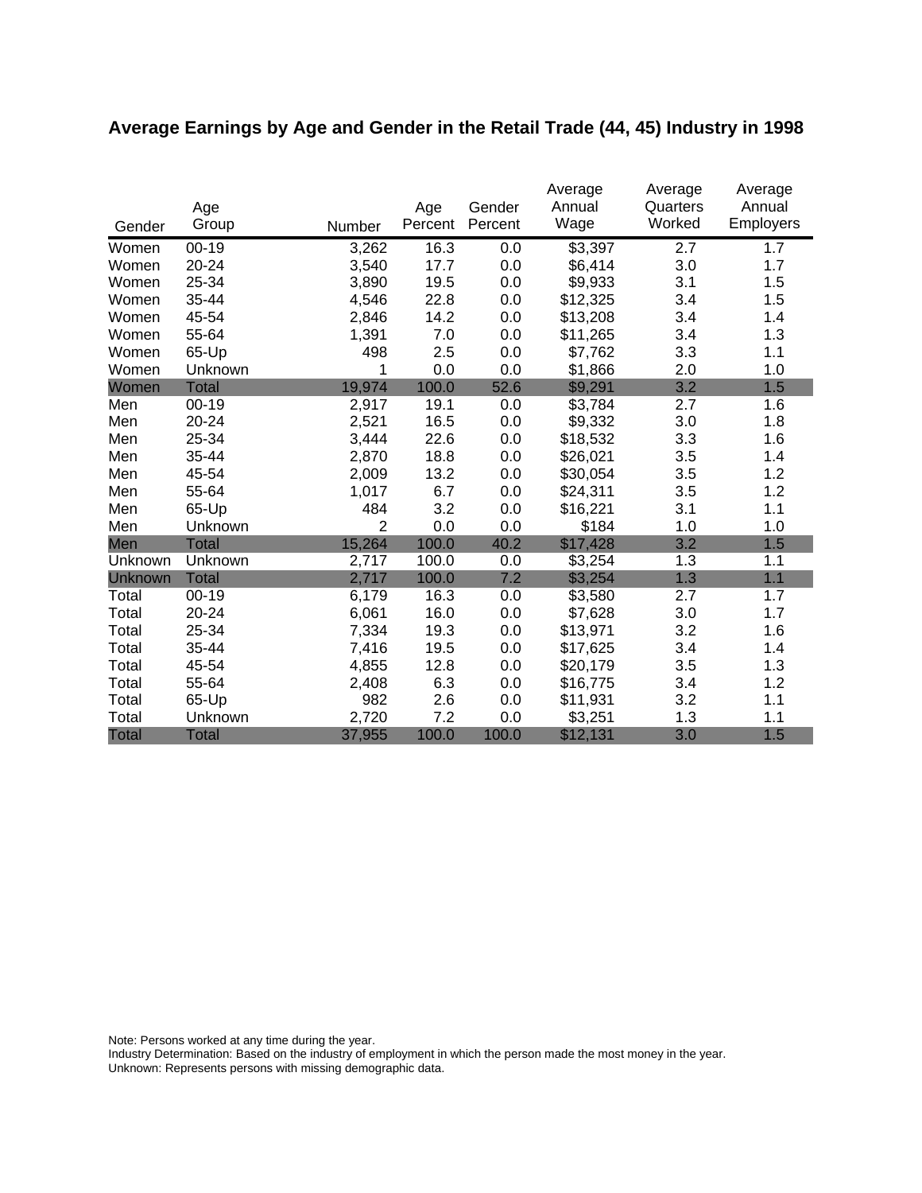## Average Earnings by Age and Gender in the Retail Trade (44, 45) Industry in 1998

| Gender | Age Group | Number | Age Percent | Gender Percent | Average Annual Wage | Average Quarters Worked | Average Annual Employers |
|---|---|---|---|---|---|---|---|
| Women | 00-19 | 3,262 | 16.3 | 0.0 | $3,397 | 2.7 | 1.7 |
| Women | 20-24 | 3,540 | 17.7 | 0.0 | $6,414 | 3.0 | 1.7 |
| Women | 25-34 | 3,890 | 19.5 | 0.0 | $9,933 | 3.1 | 1.5 |
| Women | 35-44 | 4,546 | 22.8 | 0.0 | $12,325 | 3.4 | 1.5 |
| Women | 45-54 | 2,846 | 14.2 | 0.0 | $13,208 | 3.4 | 1.4 |
| Women | 55-64 | 1,391 | 7.0 | 0.0 | $11,265 | 3.4 | 1.3 |
| Women | 65-Up | 498 | 2.5 | 0.0 | $7,762 | 3.3 | 1.1 |
| Women | Unknown | 1 | 0.0 | 0.0 | $1,866 | 2.0 | 1.0 |
| Women | Total | 19,974 | 100.0 | 52.6 | $9,291 | 3.2 | 1.5 |
| Men | 00-19 | 2,917 | 19.1 | 0.0 | $3,784 | 2.7 | 1.6 |
| Men | 20-24 | 2,521 | 16.5 | 0.0 | $9,332 | 3.0 | 1.8 |
| Men | 25-34 | 3,444 | 22.6 | 0.0 | $18,532 | 3.3 | 1.6 |
| Men | 35-44 | 2,870 | 18.8 | 0.0 | $26,021 | 3.5 | 1.4 |
| Men | 45-54 | 2,009 | 13.2 | 0.0 | $30,054 | 3.5 | 1.2 |
| Men | 55-64 | 1,017 | 6.7 | 0.0 | $24,311 | 3.5 | 1.2 |
| Men | 65-Up | 484 | 3.2 | 0.0 | $16,221 | 3.1 | 1.1 |
| Men | Unknown | 2 | 0.0 | 0.0 | $184 | 1.0 | 1.0 |
| Men | Total | 15,264 | 100.0 | 40.2 | $17,428 | 3.2 | 1.5 |
| Unknown | Unknown | 2,717 | 100.0 | 0.0 | $3,254 | 1.3 | 1.1 |
| Unknown | Total | 2,717 | 100.0 | 7.2 | $3,254 | 1.3 | 1.1 |
| Total | 00-19 | 6,179 | 16.3 | 0.0 | $3,580 | 2.7 | 1.7 |
| Total | 20-24 | 6,061 | 16.0 | 0.0 | $7,628 | 3.0 | 1.7 |
| Total | 25-34 | 7,334 | 19.3 | 0.0 | $13,971 | 3.2 | 1.6 |
| Total | 35-44 | 7,416 | 19.5 | 0.0 | $17,625 | 3.4 | 1.4 |
| Total | 45-54 | 4,855 | 12.8 | 0.0 | $20,179 | 3.5 | 1.3 |
| Total | 55-64 | 2,408 | 6.3 | 0.0 | $16,775 | 3.4 | 1.2 |
| Total | 65-Up | 982 | 2.6 | 0.0 | $11,931 | 3.2 | 1.1 |
| Total | Unknown | 2,720 | 7.2 | 0.0 | $3,251 | 1.3 | 1.1 |
| Total | Total | 37,955 | 100.0 | 100.0 | $12,131 | 3.0 | 1.5 |

Note: Persons worked at any time during the year.
Industry Determination: Based on the industry of employment in which the person made the most money in the year.
Unknown: Represents persons with missing demographic data.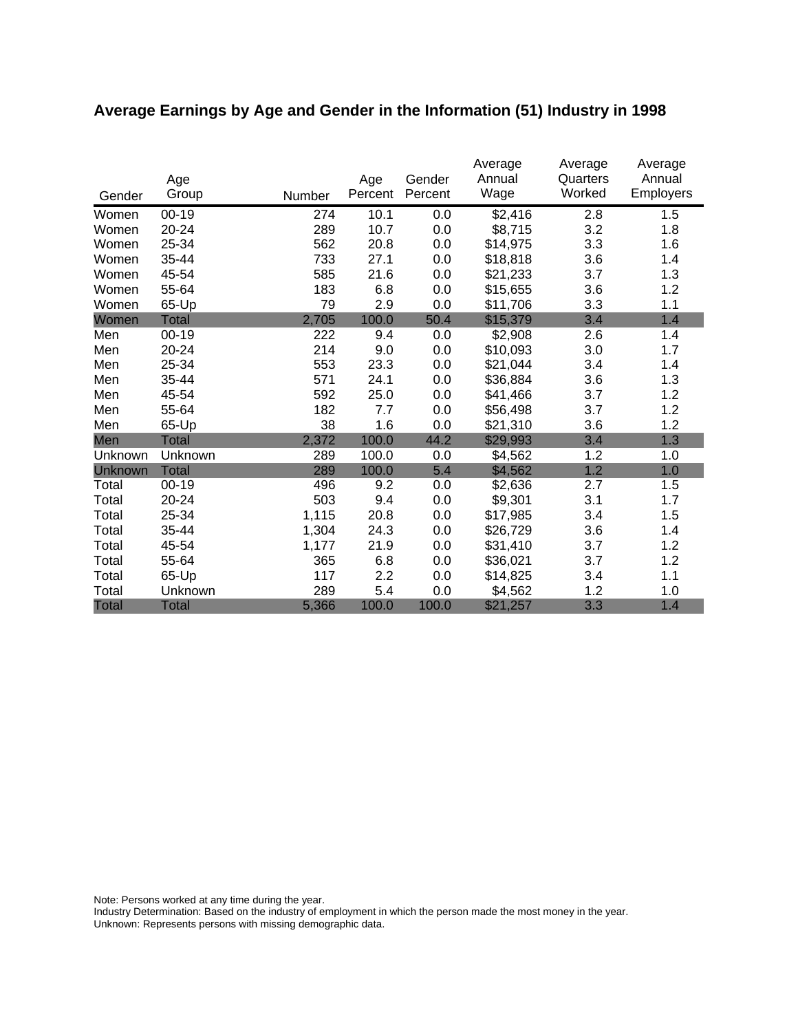## Average Earnings by Age and Gender in the Information (51) Industry in 1998

| Gender | Age Group | Number | Age Percent | Gender Percent | Average Annual Wage | Average Quarters Worked | Average Annual Employers |
|---|---|---|---|---|---|---|---|
| Women | 00-19 | 274 | 10.1 | 0.0 | $2,416 | 2.8 | 1.5 |
| Women | 20-24 | 289 | 10.7 | 0.0 | $8,715 | 3.2 | 1.8 |
| Women | 25-34 | 562 | 20.8 | 0.0 | $14,975 | 3.3 | 1.6 |
| Women | 35-44 | 733 | 27.1 | 0.0 | $18,818 | 3.6 | 1.4 |
| Women | 45-54 | 585 | 21.6 | 0.0 | $21,233 | 3.7 | 1.3 |
| Women | 55-64 | 183 | 6.8 | 0.0 | $15,655 | 3.6 | 1.2 |
| Women | 65-Up | 79 | 2.9 | 0.0 | $11,706 | 3.3 | 1.1 |
| Women | Total | 2,705 | 100.0 | 50.4 | $15,379 | 3.4 | 1.4 |
| Men | 00-19 | 222 | 9.4 | 0.0 | $2,908 | 2.6 | 1.4 |
| Men | 20-24 | 214 | 9.0 | 0.0 | $10,093 | 3.0 | 1.7 |
| Men | 25-34 | 553 | 23.3 | 0.0 | $21,044 | 3.4 | 1.4 |
| Men | 35-44 | 571 | 24.1 | 0.0 | $36,884 | 3.6 | 1.3 |
| Men | 45-54 | 592 | 25.0 | 0.0 | $41,466 | 3.7 | 1.2 |
| Men | 55-64 | 182 | 7.7 | 0.0 | $56,498 | 3.7 | 1.2 |
| Men | 65-Up | 38 | 1.6 | 0.0 | $21,310 | 3.6 | 1.2 |
| Men | Total | 2,372 | 100.0 | 44.2 | $29,993 | 3.4 | 1.3 |
| Unknown | Unknown | 289 | 100.0 | 0.0 | $4,562 | 1.2 | 1.0 |
| Unknown | Total | 289 | 100.0 | 5.4 | $4,562 | 1.2 | 1.0 |
| Total | 00-19 | 496 | 9.2 | 0.0 | $2,636 | 2.7 | 1.5 |
| Total | 20-24 | 503 | 9.4 | 0.0 | $9,301 | 3.1 | 1.7 |
| Total | 25-34 | 1,115 | 20.8 | 0.0 | $17,985 | 3.4 | 1.5 |
| Total | 35-44 | 1,304 | 24.3 | 0.0 | $26,729 | 3.6 | 1.4 |
| Total | 45-54 | 1,177 | 21.9 | 0.0 | $31,410 | 3.7 | 1.2 |
| Total | 55-64 | 365 | 6.8 | 0.0 | $36,021 | 3.7 | 1.2 |
| Total | 65-Up | 117 | 2.2 | 0.0 | $14,825 | 3.4 | 1.1 |
| Total | Unknown | 289 | 5.4 | 0.0 | $4,562 | 1.2 | 1.0 |
| Total | Total | 5,366 | 100.0 | 100.0 | $21,257 | 3.3 | 1.4 |

Note: Persons worked at any time during the year.
Industry Determination: Based on the industry of employment in which the person made the most money in the year.
Unknown: Represents persons with missing demographic data.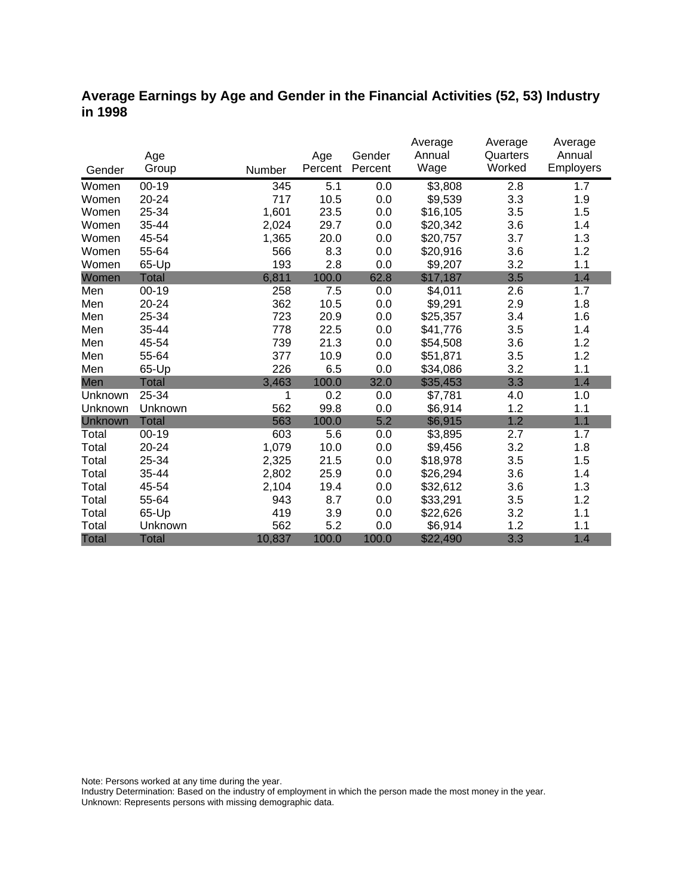## Average Earnings by Age and Gender in the Financial Activities (52, 53) Industry in 1998

| Gender | Age Group | Number | Age Percent | Gender Percent | Average Annual Wage | Average Quarters Worked | Average Annual Employers |
|---|---|---|---|---|---|---|---|
| Women | 00-19 | 345 | 5.1 | 0.0 | $3,808 | 2.8 | 1.7 |
| Women | 20-24 | 717 | 10.5 | 0.0 | $9,539 | 3.3 | 1.9 |
| Women | 25-34 | 1,601 | 23.5 | 0.0 | $16,105 | 3.5 | 1.5 |
| Women | 35-44 | 2,024 | 29.7 | 0.0 | $20,342 | 3.6 | 1.4 |
| Women | 45-54 | 1,365 | 20.0 | 0.0 | $20,757 | 3.7 | 1.3 |
| Women | 55-64 | 566 | 8.3 | 0.0 | $20,916 | 3.6 | 1.2 |
| Women | 65-Up | 193 | 2.8 | 0.0 | $9,207 | 3.2 | 1.1 |
| Women | Total | 6,811 | 100.0 | 62.8 | $17,187 | 3.5 | 1.4 |
| Men | 00-19 | 258 | 7.5 | 0.0 | $4,011 | 2.6 | 1.7 |
| Men | 20-24 | 362 | 10.5 | 0.0 | $9,291 | 2.9 | 1.8 |
| Men | 25-34 | 723 | 20.9 | 0.0 | $25,357 | 3.4 | 1.6 |
| Men | 35-44 | 778 | 22.5 | 0.0 | $41,776 | 3.5 | 1.4 |
| Men | 45-54 | 739 | 21.3 | 0.0 | $54,508 | 3.6 | 1.2 |
| Men | 55-64 | 377 | 10.9 | 0.0 | $51,871 | 3.5 | 1.2 |
| Men | 65-Up | 226 | 6.5 | 0.0 | $34,086 | 3.2 | 1.1 |
| Men | Total | 3,463 | 100.0 | 32.0 | $35,453 | 3.3 | 1.4 |
| Unknown | 25-34 | 1 | 0.2 | 0.0 | $7,781 | 4.0 | 1.0 |
| Unknown | Unknown | 562 | 99.8 | 0.0 | $6,914 | 1.2 | 1.1 |
| Unknown | Total | 563 | 100.0 | 5.2 | $6,915 | 1.2 | 1.1 |
| Total | 00-19 | 603 | 5.6 | 0.0 | $3,895 | 2.7 | 1.7 |
| Total | 20-24 | 1,079 | 10.0 | 0.0 | $9,456 | 3.2 | 1.8 |
| Total | 25-34 | 2,325 | 21.5 | 0.0 | $18,978 | 3.5 | 1.5 |
| Total | 35-44 | 2,802 | 25.9 | 0.0 | $26,294 | 3.6 | 1.4 |
| Total | 45-54 | 2,104 | 19.4 | 0.0 | $32,612 | 3.6 | 1.3 |
| Total | 55-64 | 943 | 8.7 | 0.0 | $33,291 | 3.5 | 1.2 |
| Total | 65-Up | 419 | 3.9 | 0.0 | $22,626 | 3.2 | 1.1 |
| Total | Unknown | 562 | 5.2 | 0.0 | $6,914 | 1.2 | 1.1 |
| Total | Total | 10,837 | 100.0 | 100.0 | $22,490 | 3.3 | 1.4 |

Note: Persons worked at any time during the year.
Industry Determination: Based on the industry of employment in which the person made the most money in the year.
Unknown: Represents persons with missing demographic data.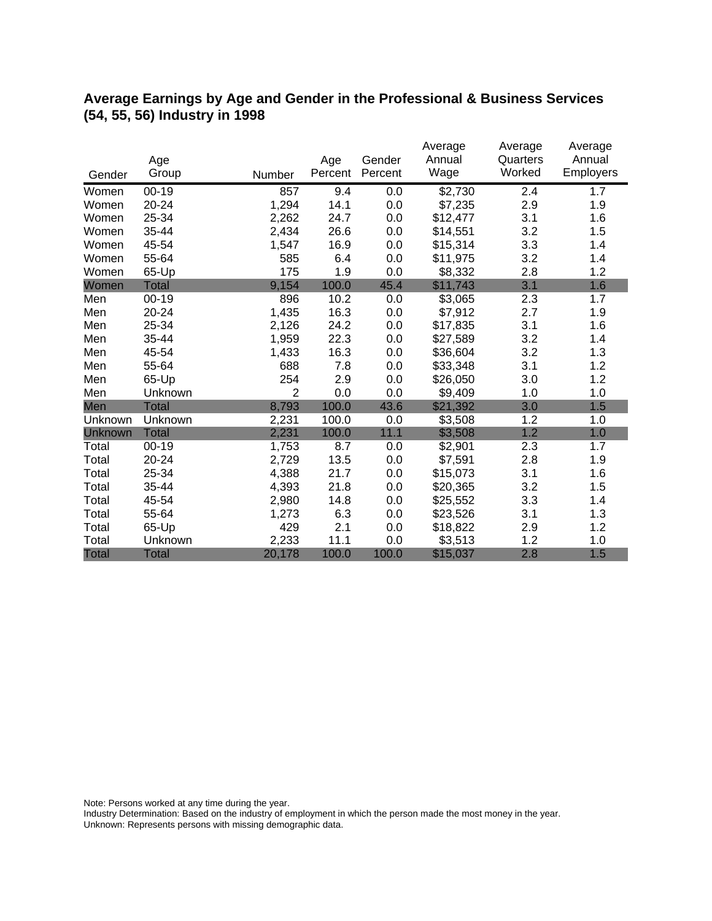## Average Earnings by Age and Gender in the Professional & Business Services (54, 55, 56) Industry in 1998

| Gender | Age Group | Number | Age Percent | Gender Percent | Average Annual Wage | Average Quarters Worked | Average Annual Employers |
|---|---|---|---|---|---|---|---|
| Women | 00-19 | 857 | 9.4 | 0.0 | $2,730 | 2.4 | 1.7 |
| Women | 20-24 | 1,294 | 14.1 | 0.0 | $7,235 | 2.9 | 1.9 |
| Women | 25-34 | 2,262 | 24.7 | 0.0 | $12,477 | 3.1 | 1.6 |
| Women | 35-44 | 2,434 | 26.6 | 0.0 | $14,551 | 3.2 | 1.5 |
| Women | 45-54 | 1,547 | 16.9 | 0.0 | $15,314 | 3.3 | 1.4 |
| Women | 55-64 | 585 | 6.4 | 0.0 | $11,975 | 3.2 | 1.4 |
| Women | 65-Up | 175 | 1.9 | 0.0 | $8,332 | 2.8 | 1.2 |
| Women | Total | 9,154 | 100.0 | 45.4 | $11,743 | 3.1 | 1.6 |
| Men | 00-19 | 896 | 10.2 | 0.0 | $3,065 | 2.3 | 1.7 |
| Men | 20-24 | 1,435 | 16.3 | 0.0 | $7,912 | 2.7 | 1.9 |
| Men | 25-34 | 2,126 | 24.2 | 0.0 | $17,835 | 3.1 | 1.6 |
| Men | 35-44 | 1,959 | 22.3 | 0.0 | $27,589 | 3.2 | 1.4 |
| Men | 45-54 | 1,433 | 16.3 | 0.0 | $36,604 | 3.2 | 1.3 |
| Men | 55-64 | 688 | 7.8 | 0.0 | $33,348 | 3.1 | 1.2 |
| Men | 65-Up | 254 | 2.9 | 0.0 | $26,050 | 3.0 | 1.2 |
| Men | Unknown | 2 | 0.0 | 0.0 | $9,409 | 1.0 | 1.0 |
| Men | Total | 8,793 | 100.0 | 43.6 | $21,392 | 3.0 | 1.5 |
| Unknown | Unknown | 2,231 | 100.0 | 0.0 | $3,508 | 1.2 | 1.0 |
| Unknown | Total | 2,231 | 100.0 | 11.1 | $3,508 | 1.2 | 1.0 |
| Total | 00-19 | 1,753 | 8.7 | 0.0 | $2,901 | 2.3 | 1.7 |
| Total | 20-24 | 2,729 | 13.5 | 0.0 | $7,591 | 2.8 | 1.9 |
| Total | 25-34 | 4,388 | 21.7 | 0.0 | $15,073 | 3.1 | 1.6 |
| Total | 35-44 | 4,393 | 21.8 | 0.0 | $20,365 | 3.2 | 1.5 |
| Total | 45-54 | 2,980 | 14.8 | 0.0 | $25,552 | 3.3 | 1.4 |
| Total | 55-64 | 1,273 | 6.3 | 0.0 | $23,526 | 3.1 | 1.3 |
| Total | 65-Up | 429 | 2.1 | 0.0 | $18,822 | 2.9 | 1.2 |
| Total | Unknown | 2,233 | 11.1 | 0.0 | $3,513 | 1.2 | 1.0 |
| Total | Total | 20,178 | 100.0 | 100.0 | $15,037 | 2.8 | 1.5 |

Note: Persons worked at any time during the year.
Industry Determination: Based on the industry of employment in which the person made the most money in the year.
Unknown: Represents persons with missing demographic data.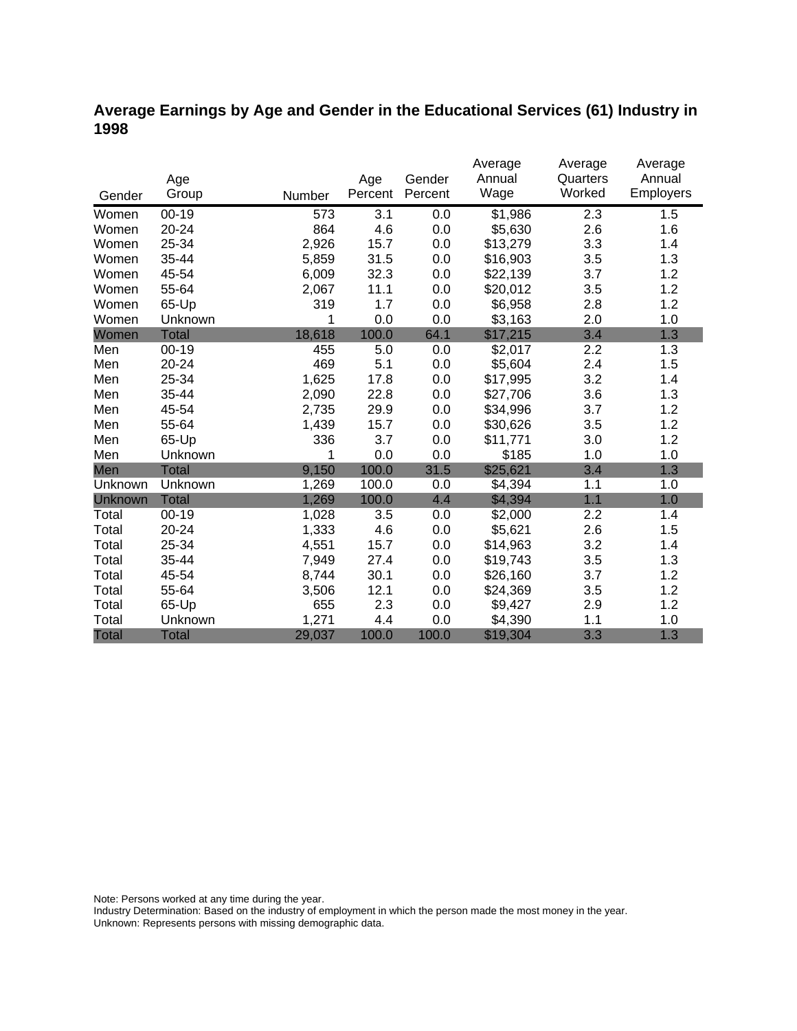## Average Earnings by Age and Gender in the Educational Services (61) Industry in 1998

| Gender | Age Group | Number | Age Percent | Gender Percent | Average Annual Wage | Average Quarters Worked | Average Annual Employers |
|---|---|---|---|---|---|---|---|
| Women | 00-19 | 573 | 3.1 | 0.0 | $1,986 | 2.3 | 1.5 |
| Women | 20-24 | 864 | 4.6 | 0.0 | $5,630 | 2.6 | 1.6 |
| Women | 25-34 | 2,926 | 15.7 | 0.0 | $13,279 | 3.3 | 1.4 |
| Women | 35-44 | 5,859 | 31.5 | 0.0 | $16,903 | 3.5 | 1.3 |
| Women | 45-54 | 6,009 | 32.3 | 0.0 | $22,139 | 3.7 | 1.2 |
| Women | 55-64 | 2,067 | 11.1 | 0.0 | $20,012 | 3.5 | 1.2 |
| Women | 65-Up | 319 | 1.7 | 0.0 | $6,958 | 2.8 | 1.2 |
| Women | Unknown | 1 | 0.0 | 0.0 | $3,163 | 2.0 | 1.0 |
| Women | Total | 18,618 | 100.0 | 64.1 | $17,215 | 3.4 | 1.3 |
| Men | 00-19 | 455 | 5.0 | 0.0 | $2,017 | 2.2 | 1.3 |
| Men | 20-24 | 469 | 5.1 | 0.0 | $5,604 | 2.4 | 1.5 |
| Men | 25-34 | 1,625 | 17.8 | 0.0 | $17,995 | 3.2 | 1.4 |
| Men | 35-44 | 2,090 | 22.8 | 0.0 | $27,706 | 3.6 | 1.3 |
| Men | 45-54 | 2,735 | 29.9 | 0.0 | $34,996 | 3.7 | 1.2 |
| Men | 55-64 | 1,439 | 15.7 | 0.0 | $30,626 | 3.5 | 1.2 |
| Men | 65-Up | 336 | 3.7 | 0.0 | $11,771 | 3.0 | 1.2 |
| Men | Unknown | 1 | 0.0 | 0.0 | $185 | 1.0 | 1.0 |
| Men | Total | 9,150 | 100.0 | 31.5 | $25,621 | 3.4 | 1.3 |
| Unknown | Unknown | 1,269 | 100.0 | 0.0 | $4,394 | 1.1 | 1.0 |
| Unknown | Total | 1,269 | 100.0 | 4.4 | $4,394 | 1.1 | 1.0 |
| Total | 00-19 | 1,028 | 3.5 | 0.0 | $2,000 | 2.2 | 1.4 |
| Total | 20-24 | 1,333 | 4.6 | 0.0 | $5,621 | 2.6 | 1.5 |
| Total | 25-34 | 4,551 | 15.7 | 0.0 | $14,963 | 3.2 | 1.4 |
| Total | 35-44 | 7,949 | 27.4 | 0.0 | $19,743 | 3.5 | 1.3 |
| Total | 45-54 | 8,744 | 30.1 | 0.0 | $26,160 | 3.7 | 1.2 |
| Total | 55-64 | 3,506 | 12.1 | 0.0 | $24,369 | 3.5 | 1.2 |
| Total | 65-Up | 655 | 2.3 | 0.0 | $9,427 | 2.9 | 1.2 |
| Total | Unknown | 1,271 | 4.4 | 0.0 | $4,390 | 1.1 | 1.0 |
| Total | Total | 29,037 | 100.0 | 100.0 | $19,304 | 3.3 | 1.3 |

Note: Persons worked at any time during the year.
Industry Determination: Based on the industry of employment in which the person made the most money in the year.
Unknown: Represents persons with missing demographic data.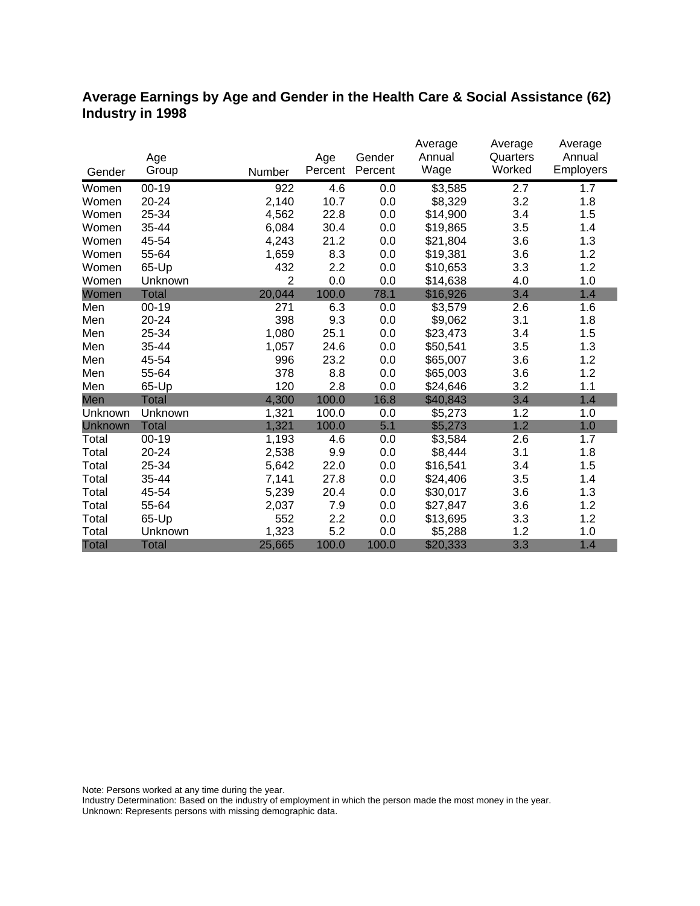## Average Earnings by Age and Gender in the Health Care & Social Assistance (62) Industry in 1998

| Gender | Age Group | Number | Age Percent | Gender Percent | Average Annual Wage | Average Quarters Worked | Average Annual Employers |
|---|---|---|---|---|---|---|---|
| Women | 00-19 | 922 | 4.6 | 0.0 | $3,585 | 2.7 | 1.7 |
| Women | 20-24 | 2,140 | 10.7 | 0.0 | $8,329 | 3.2 | 1.8 |
| Women | 25-34 | 4,562 | 22.8 | 0.0 | $14,900 | 3.4 | 1.5 |
| Women | 35-44 | 6,084 | 30.4 | 0.0 | $19,865 | 3.5 | 1.4 |
| Women | 45-54 | 4,243 | 21.2 | 0.0 | $21,804 | 3.6 | 1.3 |
| Women | 55-64 | 1,659 | 8.3 | 0.0 | $19,381 | 3.6 | 1.2 |
| Women | 65-Up | 432 | 2.2 | 0.0 | $10,653 | 3.3 | 1.2 |
| Women | Unknown | 2 | 0.0 | 0.0 | $14,638 | 4.0 | 1.0 |
| Women | Total | 20,044 | 100.0 | 78.1 | $16,926 | 3.4 | 1.4 |
| Men | 00-19 | 271 | 6.3 | 0.0 | $3,579 | 2.6 | 1.6 |
| Men | 20-24 | 398 | 9.3 | 0.0 | $9,062 | 3.1 | 1.8 |
| Men | 25-34 | 1,080 | 25.1 | 0.0 | $23,473 | 3.4 | 1.5 |
| Men | 35-44 | 1,057 | 24.6 | 0.0 | $50,541 | 3.5 | 1.3 |
| Men | 45-54 | 996 | 23.2 | 0.0 | $65,007 | 3.6 | 1.2 |
| Men | 55-64 | 378 | 8.8 | 0.0 | $65,003 | 3.6 | 1.2 |
| Men | 65-Up | 120 | 2.8 | 0.0 | $24,646 | 3.2 | 1.1 |
| Men | Total | 4,300 | 100.0 | 16.8 | $40,843 | 3.4 | 1.4 |
| Unknown | Unknown | 1,321 | 100.0 | 0.0 | $5,273 | 1.2 | 1.0 |
| Unknown | Total | 1,321 | 100.0 | 5.1 | $5,273 | 1.2 | 1.0 |
| Total | 00-19 | 1,193 | 4.6 | 0.0 | $3,584 | 2.6 | 1.7 |
| Total | 20-24 | 2,538 | 9.9 | 0.0 | $8,444 | 3.1 | 1.8 |
| Total | 25-34 | 5,642 | 22.0 | 0.0 | $16,541 | 3.4 | 1.5 |
| Total | 35-44 | 7,141 | 27.8 | 0.0 | $24,406 | 3.5 | 1.4 |
| Total | 45-54 | 5,239 | 20.4 | 0.0 | $30,017 | 3.6 | 1.3 |
| Total | 55-64 | 2,037 | 7.9 | 0.0 | $27,847 | 3.6 | 1.2 |
| Total | 65-Up | 552 | 2.2 | 0.0 | $13,695 | 3.3 | 1.2 |
| Total | Unknown | 1,323 | 5.2 | 0.0 | $5,288 | 1.2 | 1.0 |
| Total | Total | 25,665 | 100.0 | 100.0 | $20,333 | 3.3 | 1.4 |

Note: Persons worked at any time during the year.
Industry Determination: Based on the industry of employment in which the person made the most money in the year.
Unknown: Represents persons with missing demographic data.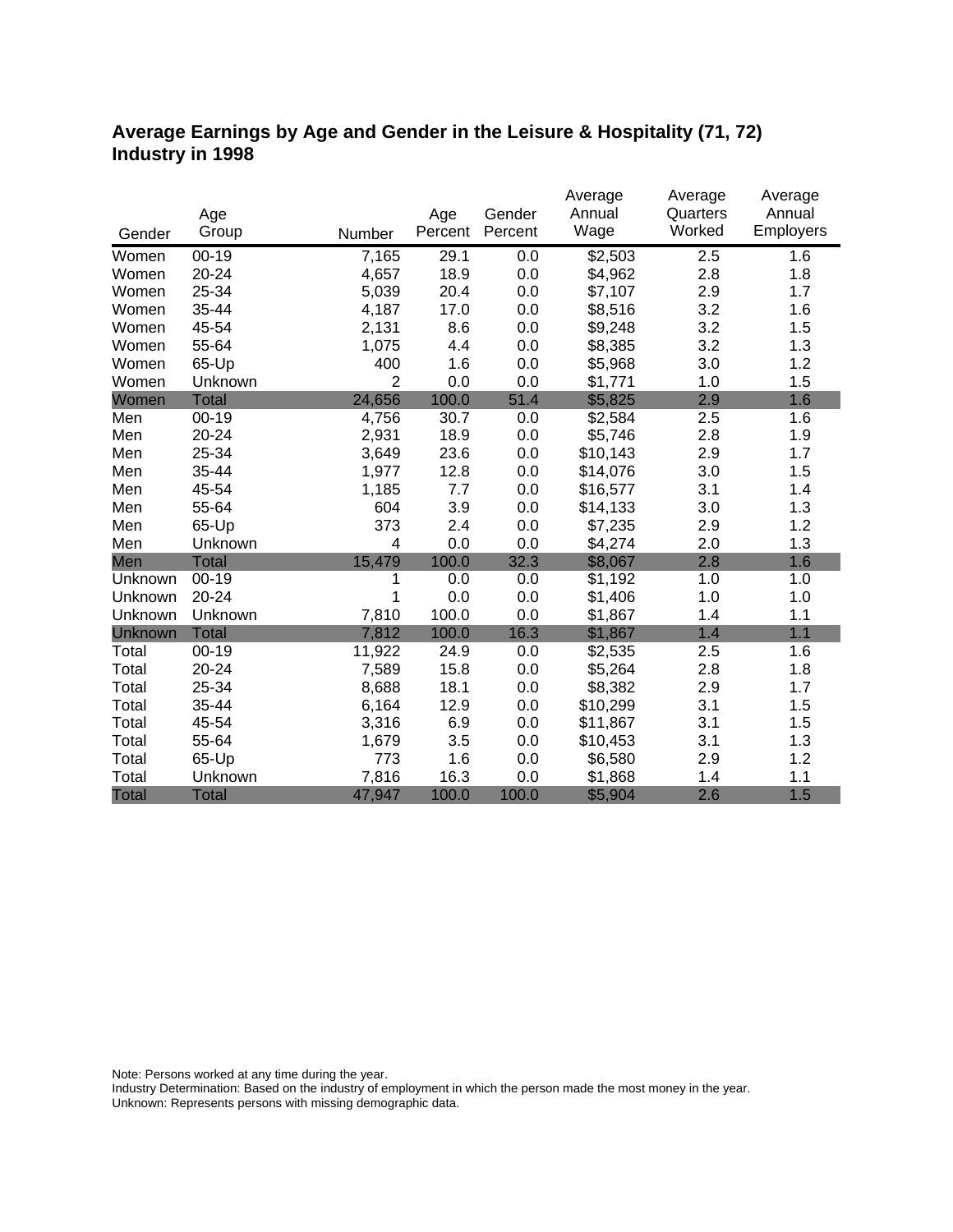# Average Earnings by Age and Gender in the Leisure & Hospitality (71, 72) Industry in 1998

| Gender | Age Group | Number | Age Percent | Gender Percent | Average Annual Wage | Average Quarters Worked | Average Annual Employers |
|---|---|---|---|---|---|---|---|
| Women | 00-19 | 7,165 | 29.1 | 0.0 | $2,503 | 2.5 | 1.6 |
| Women | 20-24 | 4,657 | 18.9 | 0.0 | $4,962 | 2.8 | 1.8 |
| Women | 25-34 | 5,039 | 20.4 | 0.0 | $7,107 | 2.9 | 1.7 |
| Women | 35-44 | 4,187 | 17.0 | 0.0 | $8,516 | 3.2 | 1.6 |
| Women | 45-54 | 2,131 | 8.6 | 0.0 | $9,248 | 3.2 | 1.5 |
| Women | 55-64 | 1,075 | 4.4 | 0.0 | $8,385 | 3.2 | 1.3 |
| Women | 65-Up | 400 | 1.6 | 0.0 | $5,968 | 3.0 | 1.2 |
| Women | Unknown | 2 | 0.0 | 0.0 | $1,771 | 1.0 | 1.5 |
| Women | Total | 24,656 | 100.0 | 51.4 | $5,825 | 2.9 | 1.6 |
| Men | 00-19 | 4,756 | 30.7 | 0.0 | $2,584 | 2.5 | 1.6 |
| Men | 20-24 | 2,931 | 18.9 | 0.0 | $5,746 | 2.8 | 1.9 |
| Men | 25-34 | 3,649 | 23.6 | 0.0 | $10,143 | 2.9 | 1.7 |
| Men | 35-44 | 1,977 | 12.8 | 0.0 | $14,076 | 3.0 | 1.5 |
| Men | 45-54 | 1,185 | 7.7 | 0.0 | $16,577 | 3.1 | 1.4 |
| Men | 55-64 | 604 | 3.9 | 0.0 | $14,133 | 3.0 | 1.3 |
| Men | 65-Up | 373 | 2.4 | 0.0 | $7,235 | 2.9 | 1.2 |
| Men | Unknown | 4 | 0.0 | 0.0 | $4,274 | 2.0 | 1.3 |
| Men | Total | 15,479 | 100.0 | 32.3 | $8,067 | 2.8 | 1.6 |
| Unknown | 00-19 | 1 | 0.0 | 0.0 | $1,192 | 1.0 | 1.0 |
| Unknown | 20-24 | 1 | 0.0 | 0.0 | $1,406 | 1.0 | 1.0 |
| Unknown | Unknown | 7,810 | 100.0 | 0.0 | $1,867 | 1.4 | 1.1 |
| Unknown | Total | 7,812 | 100.0 | 16.3 | $1,867 | 1.4 | 1.1 |
| Total | 00-19 | 11,922 | 24.9 | 0.0 | $2,535 | 2.5 | 1.6 |
| Total | 20-24 | 7,589 | 15.8 | 0.0 | $5,264 | 2.8 | 1.8 |
| Total | 25-34 | 8,688 | 18.1 | 0.0 | $8,382 | 2.9 | 1.7 |
| Total | 35-44 | 6,164 | 12.9 | 0.0 | $10,299 | 3.1 | 1.5 |
| Total | 45-54 | 3,316 | 6.9 | 0.0 | $11,867 | 3.1 | 1.5 |
| Total | 55-64 | 1,679 | 3.5 | 0.0 | $10,453 | 3.1 | 1.3 |
| Total | 65-Up | 773 | 1.6 | 0.0 | $6,580 | 2.9 | 1.2 |
| Total | Unknown | 7,816 | 16.3 | 0.0 | $1,868 | 1.4 | 1.1 |
| Total | Total | 47,947 | 100.0 | 100.0 | $5,904 | 2.6 | 1.5 |

Note: Persons worked at any time during the year.
Industry Determination: Based on the industry of employment in which the person made the most money in the year.
Unknown: Represents persons with missing demographic data.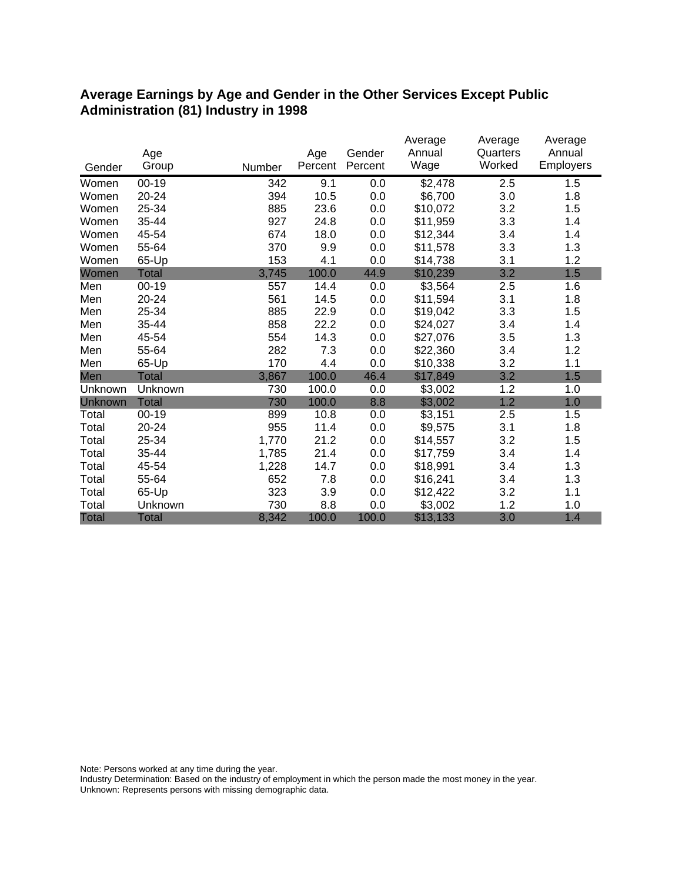## Average Earnings by Age and Gender in the Other Services Except Public Administration (81) Industry in 1998

| Gender | Age Group | Number | Age Percent | Gender Percent | Average Annual Wage | Average Quarters Worked | Average Annual Employers |
|---|---|---|---|---|---|---|---|
| Women | 00-19 | 342 | 9.1 | 0.0 | $2,478 | 2.5 | 1.5 |
| Women | 20-24 | 394 | 10.5 | 0.0 | $6,700 | 3.0 | 1.8 |
| Women | 25-34 | 885 | 23.6 | 0.0 | $10,072 | 3.2 | 1.5 |
| Women | 35-44 | 927 | 24.8 | 0.0 | $11,959 | 3.3 | 1.4 |
| Women | 45-54 | 674 | 18.0 | 0.0 | $12,344 | 3.4 | 1.4 |
| Women | 55-64 | 370 | 9.9 | 0.0 | $11,578 | 3.3 | 1.3 |
| Women | 65-Up | 153 | 4.1 | 0.0 | $14,738 | 3.1 | 1.2 |
| Women | Total | 3,745 | 100.0 | 44.9 | $10,239 | 3.2 | 1.5 |
| Men | 00-19 | 557 | 14.4 | 0.0 | $3,564 | 2.5 | 1.6 |
| Men | 20-24 | 561 | 14.5 | 0.0 | $11,594 | 3.1 | 1.8 |
| Men | 25-34 | 885 | 22.9 | 0.0 | $19,042 | 3.3 | 1.5 |
| Men | 35-44 | 858 | 22.2 | 0.0 | $24,027 | 3.4 | 1.4 |
| Men | 45-54 | 554 | 14.3 | 0.0 | $27,076 | 3.5 | 1.3 |
| Men | 55-64 | 282 | 7.3 | 0.0 | $22,360 | 3.4 | 1.2 |
| Men | 65-Up | 170 | 4.4 | 0.0 | $10,338 | 3.2 | 1.1 |
| Men | Total | 3,867 | 100.0 | 46.4 | $17,849 | 3.2 | 1.5 |
| Unknown | Unknown | 730 | 100.0 | 0.0 | $3,002 | 1.2 | 1.0 |
| Unknown | Total | 730 | 100.0 | 8.8 | $3,002 | 1.2 | 1.0 |
| Total | 00-19 | 899 | 10.8 | 0.0 | $3,151 | 2.5 | 1.5 |
| Total | 20-24 | 955 | 11.4 | 0.0 | $9,575 | 3.1 | 1.8 |
| Total | 25-34 | 1,770 | 21.2 | 0.0 | $14,557 | 3.2 | 1.5 |
| Total | 35-44 | 1,785 | 21.4 | 0.0 | $17,759 | 3.4 | 1.4 |
| Total | 45-54 | 1,228 | 14.7 | 0.0 | $18,991 | 3.4 | 1.3 |
| Total | 55-64 | 652 | 7.8 | 0.0 | $16,241 | 3.4 | 1.3 |
| Total | 65-Up | 323 | 3.9 | 0.0 | $12,422 | 3.2 | 1.1 |
| Total | Unknown | 730 | 8.8 | 0.0 | $3,002 | 1.2 | 1.0 |
| Total | Total | 8,342 | 100.0 | 100.0 | $13,133 | 3.0 | 1.4 |

Note: Persons worked at any time during the year.
Industry Determination: Based on the industry of employment in which the person made the most money in the year.
Unknown: Represents persons with missing demographic data.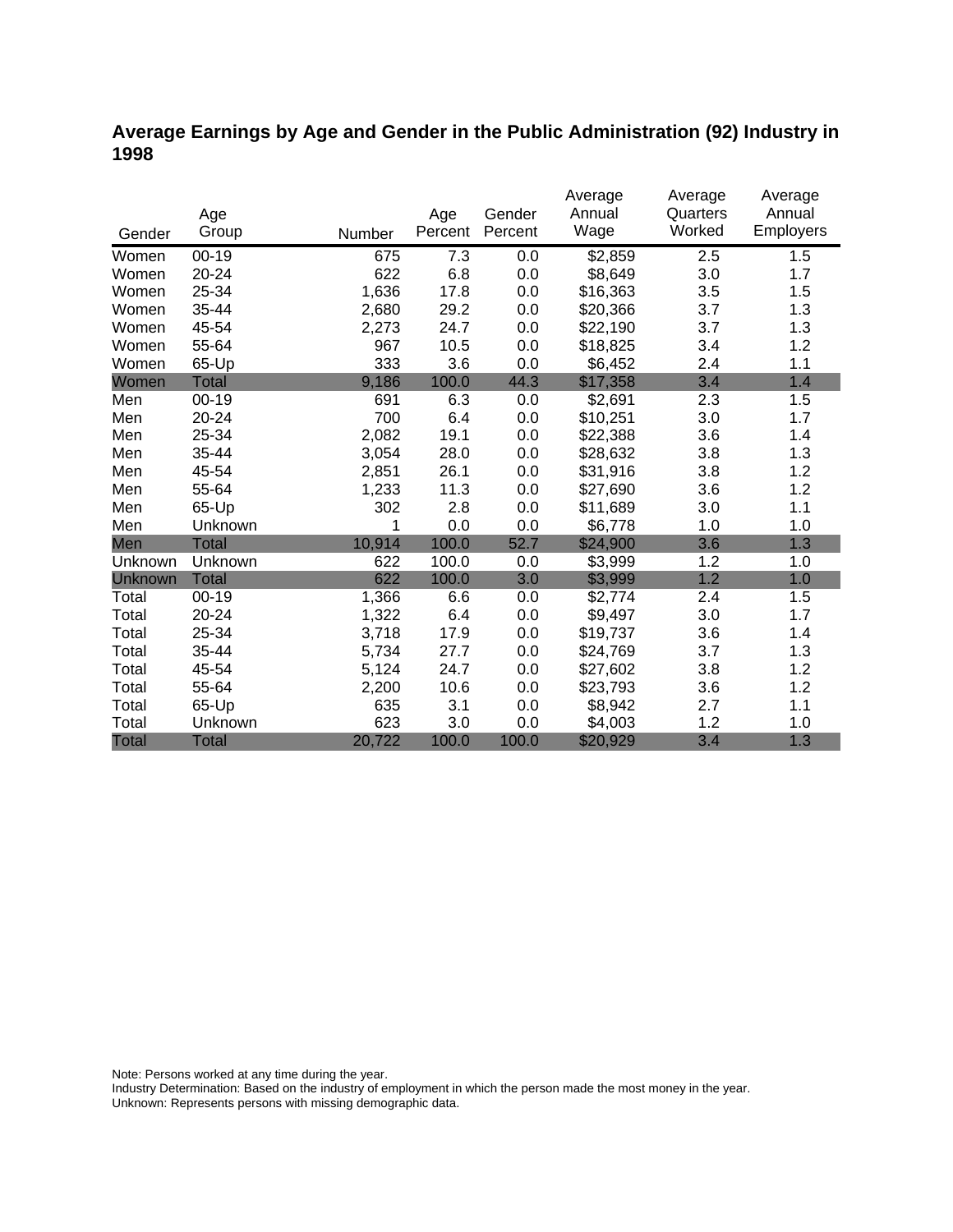# Average Earnings by Age and Gender in the Public Administration (92) Industry in 1998

| Gender | Age Group | Number | Age Percent | Gender Percent | Average Annual Wage | Average Quarters Worked | Average Annual Employers |
|---|---|---|---|---|---|---|---|
| Women | 00-19 | 675 | 7.3 | 0.0 | $2,859 | 2.5 | 1.5 |
| Women | 20-24 | 622 | 6.8 | 0.0 | $8,649 | 3.0 | 1.7 |
| Women | 25-34 | 1,636 | 17.8 | 0.0 | $16,363 | 3.5 | 1.5 |
| Women | 35-44 | 2,680 | 29.2 | 0.0 | $20,366 | 3.7 | 1.3 |
| Women | 45-54 | 2,273 | 24.7 | 0.0 | $22,190 | 3.7 | 1.3 |
| Women | 55-64 | 967 | 10.5 | 0.0 | $18,825 | 3.4 | 1.2 |
| Women | 65-Up | 333 | 3.6 | 0.0 | $6,452 | 2.4 | 1.1 |
| Women | Total | 9,186 | 100.0 | 44.3 | $17,358 | 3.4 | 1.4 |
| Men | 00-19 | 691 | 6.3 | 0.0 | $2,691 | 2.3 | 1.5 |
| Men | 20-24 | 700 | 6.4 | 0.0 | $10,251 | 3.0 | 1.7 |
| Men | 25-34 | 2,082 | 19.1 | 0.0 | $22,388 | 3.6 | 1.4 |
| Men | 35-44 | 3,054 | 28.0 | 0.0 | $28,632 | 3.8 | 1.3 |
| Men | 45-54 | 2,851 | 26.1 | 0.0 | $31,916 | 3.8 | 1.2 |
| Men | 55-64 | 1,233 | 11.3 | 0.0 | $27,690 | 3.6 | 1.2 |
| Men | 65-Up | 302 | 2.8 | 0.0 | $11,689 | 3.0 | 1.1 |
| Men | Unknown | 1 | 0.0 | 0.0 | $6,778 | 1.0 | 1.0 |
| Men | Total | 10,914 | 100.0 | 52.7 | $24,900 | 3.6 | 1.3 |
| Unknown | Unknown | 622 | 100.0 | 0.0 | $3,999 | 1.2 | 1.0 |
| Unknown | Total | 622 | 100.0 | 3.0 | $3,999 | 1.2 | 1.0 |
| Total | 00-19 | 1,366 | 6.6 | 0.0 | $2,774 | 2.4 | 1.5 |
| Total | 20-24 | 1,322 | 6.4 | 0.0 | $9,497 | 3.0 | 1.7 |
| Total | 25-34 | 3,718 | 17.9 | 0.0 | $19,737 | 3.6 | 1.4 |
| Total | 35-44 | 5,734 | 27.7 | 0.0 | $24,769 | 3.7 | 1.3 |
| Total | 45-54 | 5,124 | 24.7 | 0.0 | $27,602 | 3.8 | 1.2 |
| Total | 55-64 | 2,200 | 10.6 | 0.0 | $23,793 | 3.6 | 1.2 |
| Total | 65-Up | 635 | 3.1 | 0.0 | $8,942 | 2.7 | 1.1 |
| Total | Unknown | 623 | 3.0 | 0.0 | $4,003 | 1.2 | 1.0 |
| Total | Total | 20,722 | 100.0 | 100.0 | $20,929 | 3.4 | 1.3 |

Note: Persons worked at any time during the year.
Industry Determination: Based on the industry of employment in which the person made the most money in the year.
Unknown: Represents persons with missing demographic data.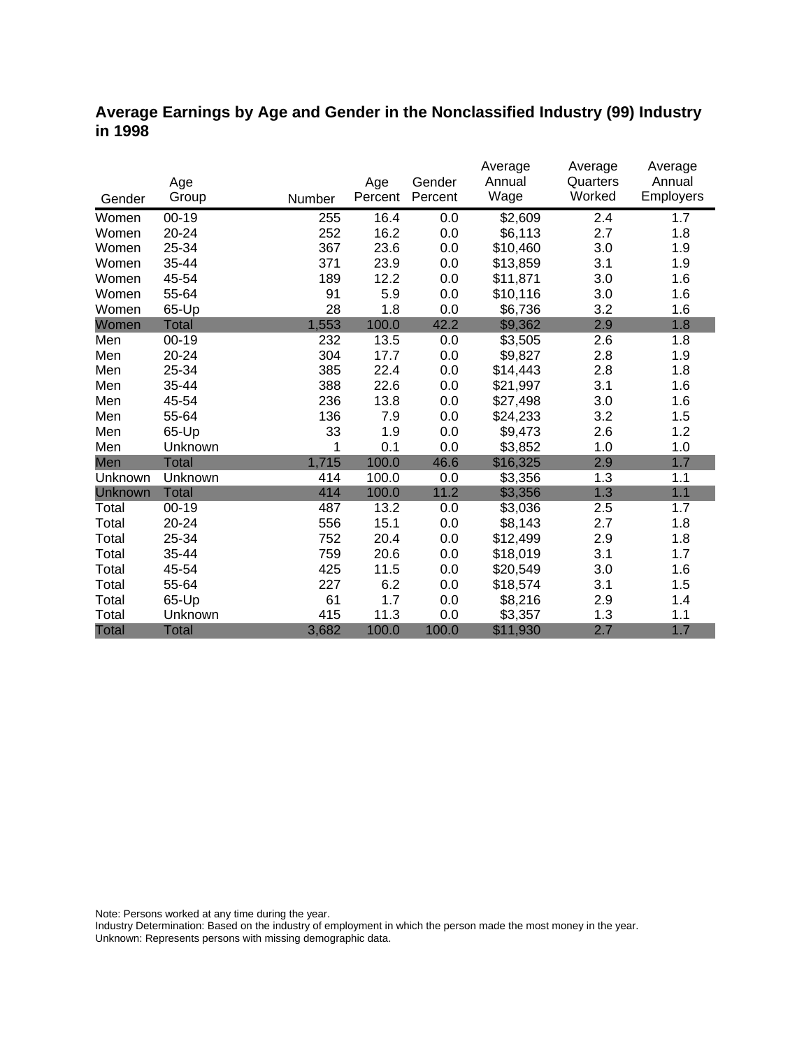## Average Earnings by Age and Gender in the Nonclassified Industry (99) Industry in 1998

| Gender | Age Group | Number | Age Percent | Gender Percent | Average Annual Wage | Average Quarters Worked | Average Annual Employers |
|---|---|---|---|---|---|---|---|
| Women | 00-19 | 255 | 16.4 | 0.0 | $2,609 | 2.4 | 1.7 |
| Women | 20-24 | 252 | 16.2 | 0.0 | $6,113 | 2.7 | 1.8 |
| Women | 25-34 | 367 | 23.6 | 0.0 | $10,460 | 3.0 | 1.9 |
| Women | 35-44 | 371 | 23.9 | 0.0 | $13,859 | 3.1 | 1.9 |
| Women | 45-54 | 189 | 12.2 | 0.0 | $11,871 | 3.0 | 1.6 |
| Women | 55-64 | 91 | 5.9 | 0.0 | $10,116 | 3.0 | 1.6 |
| Women | 65-Up | 28 | 1.8 | 0.0 | $6,736 | 3.2 | 1.6 |
| Women | Total | 1,553 | 100.0 | 42.2 | $9,362 | 2.9 | 1.8 |
| Men | 00-19 | 232 | 13.5 | 0.0 | $3,505 | 2.6 | 1.8 |
| Men | 20-24 | 304 | 17.7 | 0.0 | $9,827 | 2.8 | 1.9 |
| Men | 25-34 | 385 | 22.4 | 0.0 | $14,443 | 2.8 | 1.8 |
| Men | 35-44 | 388 | 22.6 | 0.0 | $21,997 | 3.1 | 1.6 |
| Men | 45-54 | 236 | 13.8 | 0.0 | $27,498 | 3.0 | 1.6 |
| Men | 55-64 | 136 | 7.9 | 0.0 | $24,233 | 3.2 | 1.5 |
| Men | 65-Up | 33 | 1.9 | 0.0 | $9,473 | 2.6 | 1.2 |
| Men | Unknown | 1 | 0.1 | 0.0 | $3,852 | 1.0 | 1.0 |
| Men | Total | 1,715 | 100.0 | 46.6 | $16,325 | 2.9 | 1.7 |
| Unknown | Unknown | 414 | 100.0 | 0.0 | $3,356 | 1.3 | 1.1 |
| Unknown | Total | 414 | 100.0 | 11.2 | $3,356 | 1.3 | 1.1 |
| Total | 00-19 | 487 | 13.2 | 0.0 | $3,036 | 2.5 | 1.7 |
| Total | 20-24 | 556 | 15.1 | 0.0 | $8,143 | 2.7 | 1.8 |
| Total | 25-34 | 752 | 20.4 | 0.0 | $12,499 | 2.9 | 1.8 |
| Total | 35-44 | 759 | 20.6 | 0.0 | $18,019 | 3.1 | 1.7 |
| Total | 45-54 | 425 | 11.5 | 0.0 | $20,549 | 3.0 | 1.6 |
| Total | 55-64 | 227 | 6.2 | 0.0 | $18,574 | 3.1 | 1.5 |
| Total | 65-Up | 61 | 1.7 | 0.0 | $8,216 | 2.9 | 1.4 |
| Total | Unknown | 415 | 11.3 | 0.0 | $3,357 | 1.3 | 1.1 |
| Total | Total | 3,682 | 100.0 | 100.0 | $11,930 | 2.7 | 1.7 |

Note: Persons worked at any time during the year.
Industry Determination: Based on the industry of employment in which the person made the most money in the year.
Unknown: Represents persons with missing demographic data.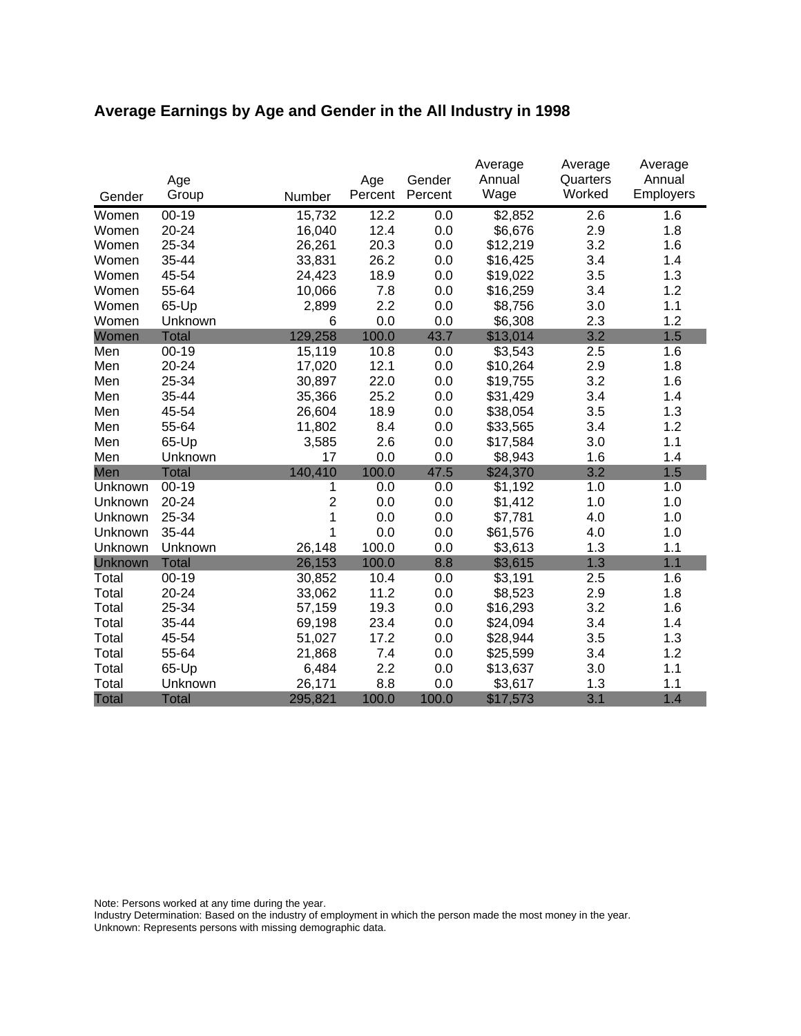## Average Earnings by Age and Gender in the All Industry in 1998

| Gender | Age Group | Number | Age Percent | Gender Percent | Average Annual Wage | Average Quarters Worked | Average Annual Employers |
|---|---|---|---|---|---|---|---|
| Women | 00-19 | 15,732 | 12.2 | 0.0 | $2,852 | 2.6 | 1.6 |
| Women | 20-24 | 16,040 | 12.4 | 0.0 | $6,676 | 2.9 | 1.8 |
| Women | 25-34 | 26,261 | 20.3 | 0.0 | $12,219 | 3.2 | 1.6 |
| Women | 35-44 | 33,831 | 26.2 | 0.0 | $16,425 | 3.4 | 1.4 |
| Women | 45-54 | 24,423 | 18.9 | 0.0 | $19,022 | 3.5 | 1.3 |
| Women | 55-64 | 10,066 | 7.8 | 0.0 | $16,259 | 3.4 | 1.2 |
| Women | 65-Up | 2,899 | 2.2 | 0.0 | $8,756 | 3.0 | 1.1 |
| Women | Unknown | 6 | 0.0 | 0.0 | $6,308 | 2.3 | 1.2 |
| Women | Total | 129,258 | 100.0 | 43.7 | $13,014 | 3.2 | 1.5 |
| Men | 00-19 | 15,119 | 10.8 | 0.0 | $3,543 | 2.5 | 1.6 |
| Men | 20-24 | 17,020 | 12.1 | 0.0 | $10,264 | 2.9 | 1.8 |
| Men | 25-34 | 30,897 | 22.0 | 0.0 | $19,755 | 3.2 | 1.6 |
| Men | 35-44 | 35,366 | 25.2 | 0.0 | $31,429 | 3.4 | 1.4 |
| Men | 45-54 | 26,604 | 18.9 | 0.0 | $38,054 | 3.5 | 1.3 |
| Men | 55-64 | 11,802 | 8.4 | 0.0 | $33,565 | 3.4 | 1.2 |
| Men | 65-Up | 3,585 | 2.6 | 0.0 | $17,584 | 3.0 | 1.1 |
| Men | Unknown | 17 | 0.0 | 0.0 | $8,943 | 1.6 | 1.4 |
| Men | Total | 140,410 | 100.0 | 47.5 | $24,370 | 3.2 | 1.5 |
| Unknown | 00-19 | 1 | 0.0 | 0.0 | $1,192 | 1.0 | 1.0 |
| Unknown | 20-24 | 2 | 0.0 | 0.0 | $1,412 | 1.0 | 1.0 |
| Unknown | 25-34 | 1 | 0.0 | 0.0 | $7,781 | 4.0 | 1.0 |
| Unknown | 35-44 | 1 | 0.0 | 0.0 | $61,576 | 4.0 | 1.0 |
| Unknown | Unknown | 26,148 | 100.0 | 0.0 | $3,613 | 1.3 | 1.1 |
| Unknown | Total | 26,153 | 100.0 | 8.8 | $3,615 | 1.3 | 1.1 |
| Total | 00-19 | 30,852 | 10.4 | 0.0 | $3,191 | 2.5 | 1.6 |
| Total | 20-24 | 33,062 | 11.2 | 0.0 | $8,523 | 2.9 | 1.8 |
| Total | 25-34 | 57,159 | 19.3 | 0.0 | $16,293 | 3.2 | 1.6 |
| Total | 35-44 | 69,198 | 23.4 | 0.0 | $24,094 | 3.4 | 1.4 |
| Total | 45-54 | 51,027 | 17.2 | 0.0 | $28,944 | 3.5 | 1.3 |
| Total | 55-64 | 21,868 | 7.4 | 0.0 | $25,599 | 3.4 | 1.2 |
| Total | 65-Up | 6,484 | 2.2 | 0.0 | $13,637 | 3.0 | 1.1 |
| Total | Unknown | 26,171 | 8.8 | 0.0 | $3,617 | 1.3 | 1.1 |
| Total | Total | 295,821 | 100.0 | 100.0 | $17,573 | 3.1 | 1.4 |

Note: Persons worked at any time during the year.
Industry Determination: Based on the industry of employment in which the person made the most money in the year.
Unknown: Represents persons with missing demographic data.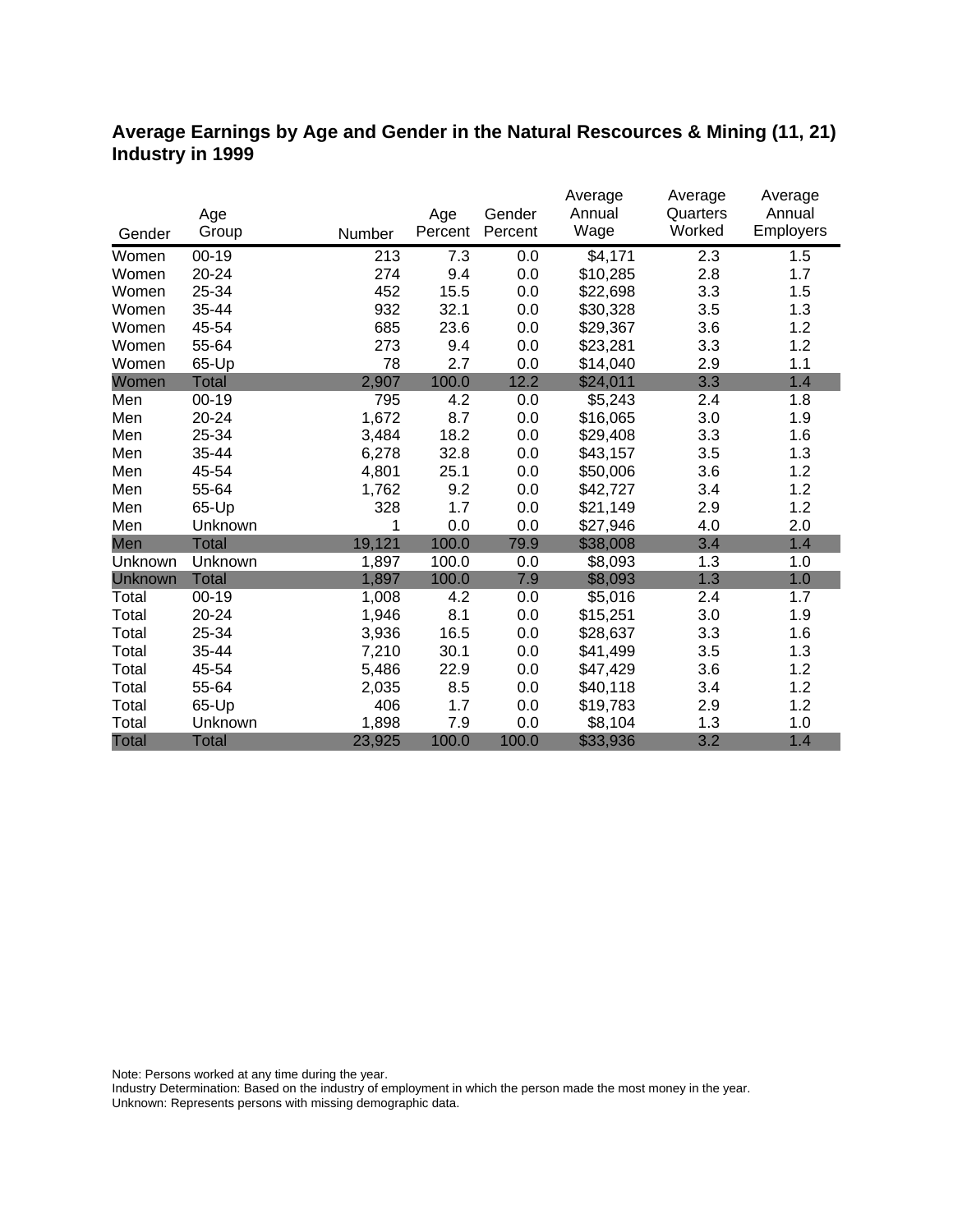**Average Earnings by Age and Gender in the Natural Rescources & Mining (11, 21) Industry in 1999**

| Gender | Age Group | Number | Age Percent | Gender Percent | Average Annual Wage | Average Quarters Worked | Average Annual Employers |
|---|---|---|---|---|---|---|---|
| Women | 00-19 | 213 | 7.3 | 0.0 | $4,171 | 2.3 | 1.5 |
| Women | 20-24 | 274 | 9.4 | 0.0 | $10,285 | 2.8 | 1.7 |
| Women | 25-34 | 452 | 15.5 | 0.0 | $22,698 | 3.3 | 1.5 |
| Women | 35-44 | 932 | 32.1 | 0.0 | $30,328 | 3.5 | 1.3 |
| Women | 45-54 | 685 | 23.6 | 0.0 | $29,367 | 3.6 | 1.2 |
| Women | 55-64 | 273 | 9.4 | 0.0 | $23,281 | 3.3 | 1.2 |
| Women | 65-Up | 78 | 2.7 | 0.0 | $14,040 | 2.9 | 1.1 |
| Women | Total | 2,907 | 100.0 | 12.2 | $24,011 | 3.3 | 1.4 |
| Men | 00-19 | 795 | 4.2 | 0.0 | $5,243 | 2.4 | 1.8 |
| Men | 20-24 | 1,672 | 8.7 | 0.0 | $16,065 | 3.0 | 1.9 |
| Men | 25-34 | 3,484 | 18.2 | 0.0 | $29,408 | 3.3 | 1.6 |
| Men | 35-44 | 6,278 | 32.8 | 0.0 | $43,157 | 3.5 | 1.3 |
| Men | 45-54 | 4,801 | 25.1 | 0.0 | $50,006 | 3.6 | 1.2 |
| Men | 55-64 | 1,762 | 9.2 | 0.0 | $42,727 | 3.4 | 1.2 |
| Men | 65-Up | 328 | 1.7 | 0.0 | $21,149 | 2.9 | 1.2 |
| Men | Unknown | 1 | 0.0 | 0.0 | $27,946 | 4.0 | 2.0 |
| Men | Total | 19,121 | 100.0 | 79.9 | $38,008 | 3.4 | 1.4 |
| Unknown | Unknown | 1,897 | 100.0 | 0.0 | $8,093 | 1.3 | 1.0 |
| Unknown | Total | 1,897 | 100.0 | 7.9 | $8,093 | 1.3 | 1.0 |
| Total | 00-19 | 1,008 | 4.2 | 0.0 | $5,016 | 2.4 | 1.7 |
| Total | 20-24 | 1,946 | 8.1 | 0.0 | $15,251 | 3.0 | 1.9 |
| Total | 25-34 | 3,936 | 16.5 | 0.0 | $28,637 | 3.3 | 1.6 |
| Total | 35-44 | 7,210 | 30.1 | 0.0 | $41,499 | 3.5 | 1.3 |
| Total | 45-54 | 5,486 | 22.9 | 0.0 | $47,429 | 3.6 | 1.2 |
| Total | 55-64 | 2,035 | 8.5 | 0.0 | $40,118 | 3.4 | 1.2 |
| Total | 65-Up | 406 | 1.7 | 0.0 | $19,783 | 2.9 | 1.2 |
| Total | Unknown | 1,898 | 7.9 | 0.0 | $8,104 | 1.3 | 1.0 |
| Total | Total | 23,925 | 100.0 | 100.0 | $33,936 | 3.2 | 1.4 |

Note: Persons worked at any time during the year.
Industry Determination: Based on the industry of employment in which the person made the most money in the year.
Unknown: Represents persons with missing demographic data.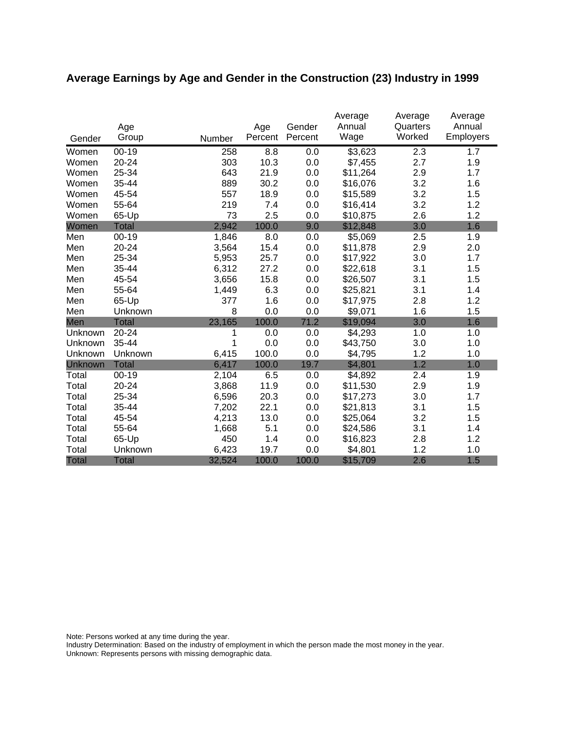## Average Earnings by Age and Gender in the Construction (23) Industry in 1999

| Gender | Age Group | Number | Age Percent | Gender Percent | Average Annual Wage | Average Quarters Worked | Average Annual Employers |
|---|---|---|---|---|---|---|---|
| Women | 00-19 | 258 | 8.8 | 0.0 | $3,623 | 2.3 | 1.7 |
| Women | 20-24 | 303 | 10.3 | 0.0 | $7,455 | 2.7 | 1.9 |
| Women | 25-34 | 643 | 21.9 | 0.0 | $11,264 | 2.9 | 1.7 |
| Women | 35-44 | 889 | 30.2 | 0.0 | $16,076 | 3.2 | 1.6 |
| Women | 45-54 | 557 | 18.9 | 0.0 | $15,589 | 3.2 | 1.5 |
| Women | 55-64 | 219 | 7.4 | 0.0 | $16,414 | 3.2 | 1.2 |
| Women | 65-Up | 73 | 2.5 | 0.0 | $10,875 | 2.6 | 1.2 |
| Women | Total | 2,942 | 100.0 | 9.0 | $12,848 | 3.0 | 1.6 |
| Men | 00-19 | 1,846 | 8.0 | 0.0 | $5,069 | 2.5 | 1.9 |
| Men | 20-24 | 3,564 | 15.4 | 0.0 | $11,878 | 2.9 | 2.0 |
| Men | 25-34 | 5,953 | 25.7 | 0.0 | $17,922 | 3.0 | 1.7 |
| Men | 35-44 | 6,312 | 27.2 | 0.0 | $22,618 | 3.1 | 1.5 |
| Men | 45-54 | 3,656 | 15.8 | 0.0 | $26,507 | 3.1 | 1.5 |
| Men | 55-64 | 1,449 | 6.3 | 0.0 | $25,821 | 3.1 | 1.4 |
| Men | 65-Up | 377 | 1.6 | 0.0 | $17,975 | 2.8 | 1.2 |
| Men | Unknown | 8 | 0.0 | 0.0 | $9,071 | 1.6 | 1.5 |
| Men | Total | 23,165 | 100.0 | 71.2 | $19,094 | 3.0 | 1.6 |
| Unknown | 20-24 | 1 | 0.0 | 0.0 | $4,293 | 1.0 | 1.0 |
| Unknown | 35-44 | 1 | 0.0 | 0.0 | $43,750 | 3.0 | 1.0 |
| Unknown | Unknown | 6,415 | 100.0 | 0.0 | $4,795 | 1.2 | 1.0 |
| Unknown | Total | 6,417 | 100.0 | 19.7 | $4,801 | 1.2 | 1.0 |
| Total | 00-19 | 2,104 | 6.5 | 0.0 | $4,892 | 2.4 | 1.9 |
| Total | 20-24 | 3,868 | 11.9 | 0.0 | $11,530 | 2.9 | 1.9 |
| Total | 25-34 | 6,596 | 20.3 | 0.0 | $17,273 | 3.0 | 1.7 |
| Total | 35-44 | 7,202 | 22.1 | 0.0 | $21,813 | 3.1 | 1.5 |
| Total | 45-54 | 4,213 | 13.0 | 0.0 | $25,064 | 3.2 | 1.5 |
| Total | 55-64 | 1,668 | 5.1 | 0.0 | $24,586 | 3.1 | 1.4 |
| Total | 65-Up | 450 | 1.4 | 0.0 | $16,823 | 2.8 | 1.2 |
| Total | Unknown | 6,423 | 19.7 | 0.0 | $4,801 | 1.2 | 1.0 |
| Total | Total | 32,524 | 100.0 | 100.0 | $15,709 | 2.6 | 1.5 |

Note: Persons worked at any time during the year.
Industry Determination: Based on the industry of employment in which the person made the most money in the year.
Unknown: Represents persons with missing demographic data.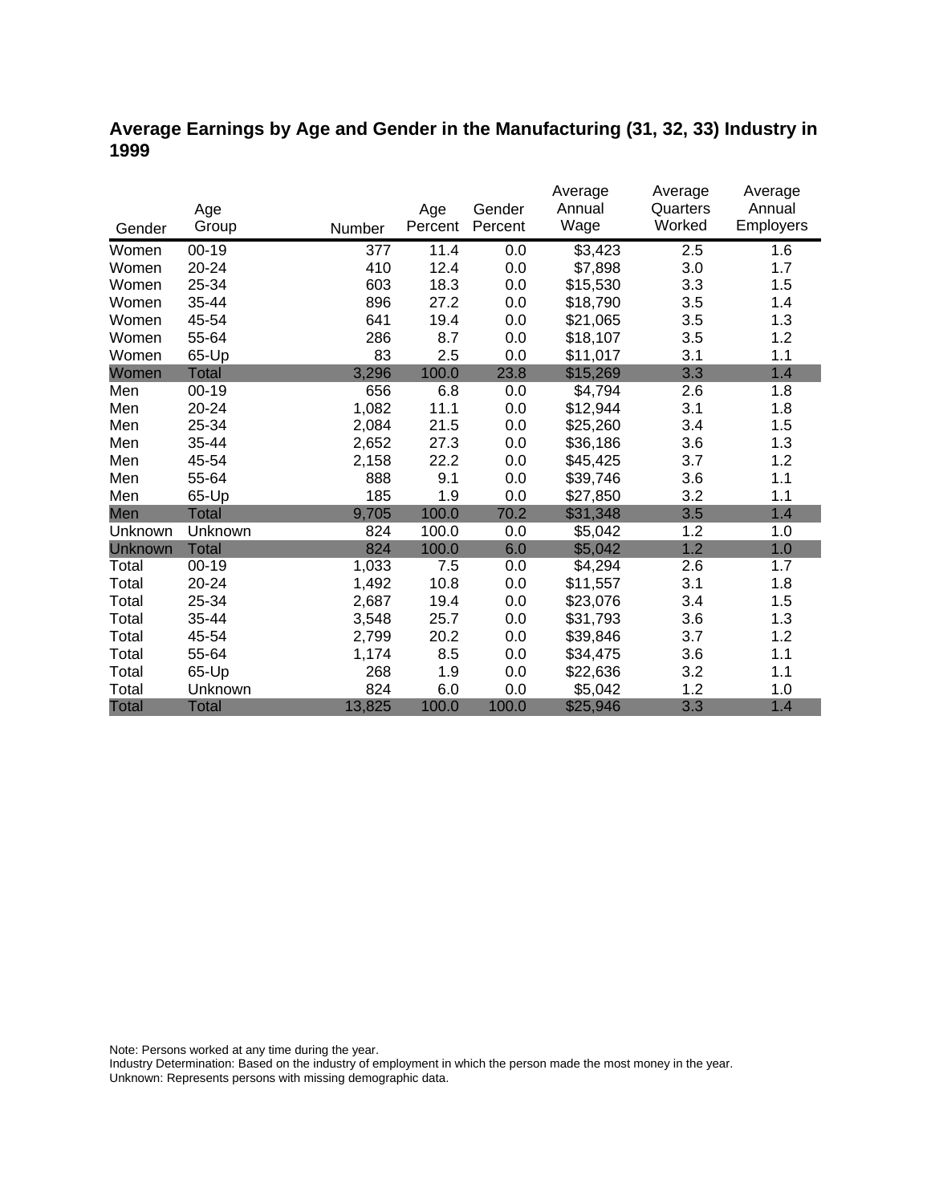# Average Earnings by Age and Gender in the Manufacturing (31, 32, 33) Industry in 1999

| Gender | Age Group | Number | Age Percent | Gender Percent | Average Annual Wage | Average Quarters Worked | Average Annual Employers |
|---|---|---|---|---|---|---|---|
| Women | 00-19 | 377 | 11.4 | 0.0 | $3,423 | 2.5 | 1.6 |
| Women | 20-24 | 410 | 12.4 | 0.0 | $7,898 | 3.0 | 1.7 |
| Women | 25-34 | 603 | 18.3 | 0.0 | $15,530 | 3.3 | 1.5 |
| Women | 35-44 | 896 | 27.2 | 0.0 | $18,790 | 3.5 | 1.4 |
| Women | 45-54 | 641 | 19.4 | 0.0 | $21,065 | 3.5 | 1.3 |
| Women | 55-64 | 286 | 8.7 | 0.0 | $18,107 | 3.5 | 1.2 |
| Women | 65-Up | 83 | 2.5 | 0.0 | $11,017 | 3.1 | 1.1 |
| Women | Total | 3,296 | 100.0 | 23.8 | $15,269 | 3.3 | 1.4 |
| Men | 00-19 | 656 | 6.8 | 0.0 | $4,794 | 2.6 | 1.8 |
| Men | 20-24 | 1,082 | 11.1 | 0.0 | $12,944 | 3.1 | 1.8 |
| Men | 25-34 | 2,084 | 21.5 | 0.0 | $25,260 | 3.4 | 1.5 |
| Men | 35-44 | 2,652 | 27.3 | 0.0 | $36,186 | 3.6 | 1.3 |
| Men | 45-54 | 2,158 | 22.2 | 0.0 | $45,425 | 3.7 | 1.2 |
| Men | 55-64 | 888 | 9.1 | 0.0 | $39,746 | 3.6 | 1.1 |
| Men | 65-Up | 185 | 1.9 | 0.0 | $27,850 | 3.2 | 1.1 |
| Men | Total | 9,705 | 100.0 | 70.2 | $31,348 | 3.5 | 1.4 |
| Unknown | Unknown | 824 | 100.0 | 0.0 | $5,042 | 1.2 | 1.0 |
| Unknown | Total | 824 | 100.0 | 6.0 | $5,042 | 1.2 | 1.0 |
| Total | 00-19 | 1,033 | 7.5 | 0.0 | $4,294 | 2.6 | 1.7 |
| Total | 20-24 | 1,492 | 10.8 | 0.0 | $11,557 | 3.1 | 1.8 |
| Total | 25-34 | 2,687 | 19.4 | 0.0 | $23,076 | 3.4 | 1.5 |
| Total | 35-44 | 3,548 | 25.7 | 0.0 | $31,793 | 3.6 | 1.3 |
| Total | 45-54 | 2,799 | 20.2 | 0.0 | $39,846 | 3.7 | 1.2 |
| Total | 55-64 | 1,174 | 8.5 | 0.0 | $34,475 | 3.6 | 1.1 |
| Total | 65-Up | 268 | 1.9 | 0.0 | $22,636 | 3.2 | 1.1 |
| Total | Unknown | 824 | 6.0 | 0.0 | $5,042 | 1.2 | 1.0 |
| Total | Total | 13,825 | 100.0 | 100.0 | $25,946 | 3.3 | 1.4 |

Note: Persons worked at any time during the year.
Industry Determination: Based on the industry of employment in which the person made the most money in the year.
Unknown: Represents persons with missing demographic data.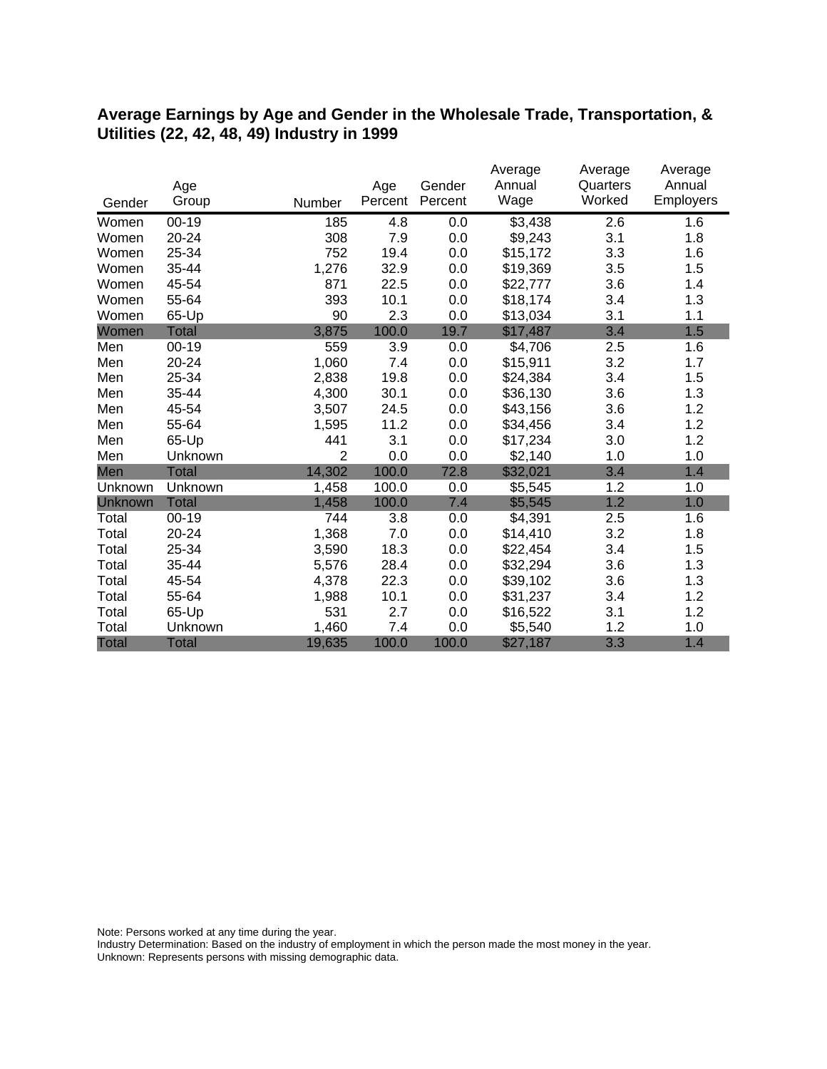## Average Earnings by Age and Gender in the Wholesale Trade, Transportation, & Utilities (22, 42, 48, 49) Industry in 1999

| Gender | Age Group | Number | Age Percent | Gender Percent | Average Annual Wage | Average Quarters Worked | Average Annual Employers |
|---|---|---|---|---|---|---|---|
| Women | 00-19 | 185 | 4.8 | 0.0 | $3,438 | 2.6 | 1.6 |
| Women | 20-24 | 308 | 7.9 | 0.0 | $9,243 | 3.1 | 1.8 |
| Women | 25-34 | 752 | 19.4 | 0.0 | $15,172 | 3.3 | 1.6 |
| Women | 35-44 | 1,276 | 32.9 | 0.0 | $19,369 | 3.5 | 1.5 |
| Women | 45-54 | 871 | 22.5 | 0.0 | $22,777 | 3.6 | 1.4 |
| Women | 55-64 | 393 | 10.1 | 0.0 | $18,174 | 3.4 | 1.3 |
| Women | 65-Up | 90 | 2.3 | 0.0 | $13,034 | 3.1 | 1.1 |
| Women | Total | 3,875 | 100.0 | 19.7 | $17,487 | 3.4 | 1.5 |
| Men | 00-19 | 559 | 3.9 | 0.0 | $4,706 | 2.5 | 1.6 |
| Men | 20-24 | 1,060 | 7.4 | 0.0 | $15,911 | 3.2 | 1.7 |
| Men | 25-34 | 2,838 | 19.8 | 0.0 | $24,384 | 3.4 | 1.5 |
| Men | 35-44 | 4,300 | 30.1 | 0.0 | $36,130 | 3.6 | 1.3 |
| Men | 45-54 | 3,507 | 24.5 | 0.0 | $43,156 | 3.6 | 1.2 |
| Men | 55-64 | 1,595 | 11.2 | 0.0 | $34,456 | 3.4 | 1.2 |
| Men | 65-Up | 441 | 3.1 | 0.0 | $17,234 | 3.0 | 1.2 |
| Men | Unknown | 2 | 0.0 | 0.0 | $2,140 | 1.0 | 1.0 |
| Men | Total | 14,302 | 100.0 | 72.8 | $32,021 | 3.4 | 1.4 |
| Unknown | Unknown | 1,458 | 100.0 | 0.0 | $5,545 | 1.2 | 1.0 |
| Unknown | Total | 1,458 | 100.0 | 7.4 | $5,545 | 1.2 | 1.0 |
| Total | 00-19 | 744 | 3.8 | 0.0 | $4,391 | 2.5 | 1.6 |
| Total | 20-24 | 1,368 | 7.0 | 0.0 | $14,410 | 3.2 | 1.8 |
| Total | 25-34 | 3,590 | 18.3 | 0.0 | $22,454 | 3.4 | 1.5 |
| Total | 35-44 | 5,576 | 28.4 | 0.0 | $32,294 | 3.6 | 1.3 |
| Total | 45-54 | 4,378 | 22.3 | 0.0 | $39,102 | 3.6 | 1.3 |
| Total | 55-64 | 1,988 | 10.1 | 0.0 | $31,237 | 3.4 | 1.2 |
| Total | 65-Up | 531 | 2.7 | 0.0 | $16,522 | 3.1 | 1.2 |
| Total | Unknown | 1,460 | 7.4 | 0.0 | $5,540 | 1.2 | 1.0 |
| Total | Total | 19,635 | 100.0 | 100.0 | $27,187 | 3.3 | 1.4 |

Note: Persons worked at any time during the year.
Industry Determination: Based on the industry of employment in which the person made the most money in the year.
Unknown: Represents persons with missing demographic data.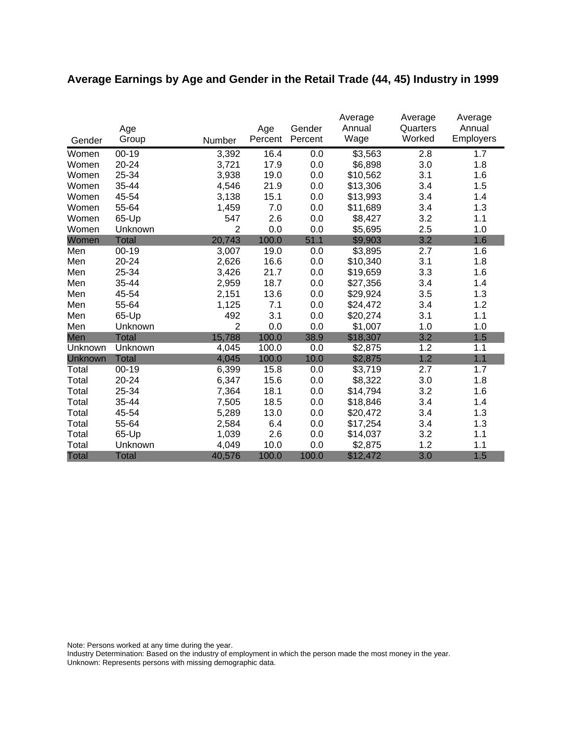# Average Earnings by Age and Gender in the Retail Trade (44, 45) Industry in 1999

| Gender | Age Group | Number | Age Percent | Gender Percent | Average Annual Wage | Average Quarters Worked | Average Annual Employers |
|---|---|---|---|---|---|---|---|
| Women | 00-19 | 3,392 | 16.4 | 0.0 | $3,563 | 2.8 | 1.7 |
| Women | 20-24 | 3,721 | 17.9 | 0.0 | $6,898 | 3.0 | 1.8 |
| Women | 25-34 | 3,938 | 19.0 | 0.0 | $10,562 | 3.1 | 1.6 |
| Women | 35-44 | 4,546 | 21.9 | 0.0 | $13,306 | 3.4 | 1.5 |
| Women | 45-54 | 3,138 | 15.1 | 0.0 | $13,993 | 3.4 | 1.4 |
| Women | 55-64 | 1,459 | 7.0 | 0.0 | $11,689 | 3.4 | 1.3 |
| Women | 65-Up | 547 | 2.6 | 0.0 | $8,427 | 3.2 | 1.1 |
| Women | Unknown | 2 | 0.0 | 0.0 | $5,695 | 2.5 | 1.0 |
| Women | Total | 20,743 | 100.0 | 51.1 | $9,903 | 3.2 | 1.6 |
| Men | 00-19 | 3,007 | 19.0 | 0.0 | $3,895 | 2.7 | 1.6 |
| Men | 20-24 | 2,626 | 16.6 | 0.0 | $10,340 | 3.1 | 1.8 |
| Men | 25-34 | 3,426 | 21.7 | 0.0 | $19,659 | 3.3 | 1.6 |
| Men | 35-44 | 2,959 | 18.7 | 0.0 | $27,356 | 3.4 | 1.4 |
| Men | 45-54 | 2,151 | 13.6 | 0.0 | $29,924 | 3.5 | 1.3 |
| Men | 55-64 | 1,125 | 7.1 | 0.0 | $24,472 | 3.4 | 1.2 |
| Men | 65-Up | 492 | 3.1 | 0.0 | $20,274 | 3.1 | 1.1 |
| Men | Unknown | 2 | 0.0 | 0.0 | $1,007 | 1.0 | 1.0 |
| Men | Total | 15,788 | 100.0 | 38.9 | $18,307 | 3.2 | 1.5 |
| Unknown | Unknown | 4,045 | 100.0 | 0.0 | $2,875 | 1.2 | 1.1 |
| Unknown | Total | 4,045 | 100.0 | 10.0 | $2,875 | 1.2 | 1.1 |
| Total | 00-19 | 6,399 | 15.8 | 0.0 | $3,719 | 2.7 | 1.7 |
| Total | 20-24 | 6,347 | 15.6 | 0.0 | $8,322 | 3.0 | 1.8 |
| Total | 25-34 | 7,364 | 18.1 | 0.0 | $14,794 | 3.2 | 1.6 |
| Total | 35-44 | 7,505 | 18.5 | 0.0 | $18,846 | 3.4 | 1.4 |
| Total | 45-54 | 5,289 | 13.0 | 0.0 | $20,472 | 3.4 | 1.3 |
| Total | 55-64 | 2,584 | 6.4 | 0.0 | $17,254 | 3.4 | 1.3 |
| Total | 65-Up | 1,039 | 2.6 | 0.0 | $14,037 | 3.2 | 1.1 |
| Total | Unknown | 4,049 | 10.0 | 0.0 | $2,875 | 1.2 | 1.1 |
| Total | Total | 40,576 | 100.0 | 100.0 | $12,472 | 3.0 | 1.5 |

Note: Persons worked at any time during the year.
Industry Determination: Based on the industry of employment in which the person made the most money in the year.
Unknown: Represents persons with missing demographic data.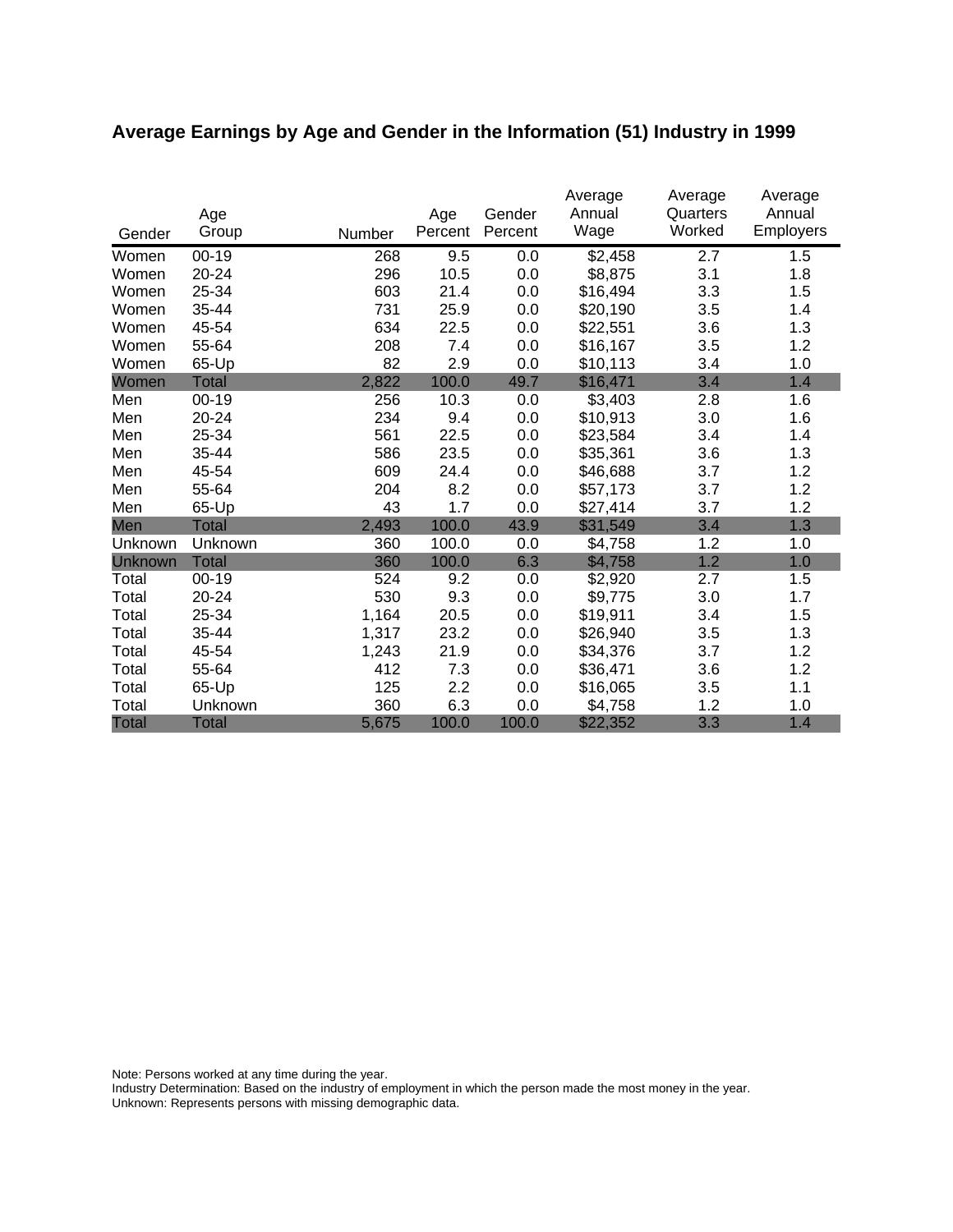## Average Earnings by Age and Gender in the Information (51) Industry in 1999

| Gender | Age Group | Number | Age Percent | Gender Percent | Average Annual Wage | Average Quarters Worked | Average Annual Employers |
|---|---|---|---|---|---|---|---|
| Women | 00-19 | 268 | 9.5 | 0.0 | $2,458 | 2.7 | 1.5 |
| Women | 20-24 | 296 | 10.5 | 0.0 | $8,875 | 3.1 | 1.8 |
| Women | 25-34 | 603 | 21.4 | 0.0 | $16,494 | 3.3 | 1.5 |
| Women | 35-44 | 731 | 25.9 | 0.0 | $20,190 | 3.5 | 1.4 |
| Women | 45-54 | 634 | 22.5 | 0.0 | $22,551 | 3.6 | 1.3 |
| Women | 55-64 | 208 | 7.4 | 0.0 | $16,167 | 3.5 | 1.2 |
| Women | 65-Up | 82 | 2.9 | 0.0 | $10,113 | 3.4 | 1.0 |
| Women | Total | 2,822 | 100.0 | 49.7 | $16,471 | 3.4 | 1.4 |
| Men | 00-19 | 256 | 10.3 | 0.0 | $3,403 | 2.8 | 1.6 |
| Men | 20-24 | 234 | 9.4 | 0.0 | $10,913 | 3.0 | 1.6 |
| Men | 25-34 | 561 | 22.5 | 0.0 | $23,584 | 3.4 | 1.4 |
| Men | 35-44 | 586 | 23.5 | 0.0 | $35,361 | 3.6 | 1.3 |
| Men | 45-54 | 609 | 24.4 | 0.0 | $46,688 | 3.7 | 1.2 |
| Men | 55-64 | 204 | 8.2 | 0.0 | $57,173 | 3.7 | 1.2 |
| Men | 65-Up | 43 | 1.7 | 0.0 | $27,414 | 3.7 | 1.2 |
| Men | Total | 2,493 | 100.0 | 43.9 | $31,549 | 3.4 | 1.3 |
| Unknown | Unknown | 360 | 100.0 | 0.0 | $4,758 | 1.2 | 1.0 |
| Unknown | Total | 360 | 100.0 | 6.3 | $4,758 | 1.2 | 1.0 |
| Total | 00-19 | 524 | 9.2 | 0.0 | $2,920 | 2.7 | 1.5 |
| Total | 20-24 | 530 | 9.3 | 0.0 | $9,775 | 3.0 | 1.7 |
| Total | 25-34 | 1,164 | 20.5 | 0.0 | $19,911 | 3.4 | 1.5 |
| Total | 35-44 | 1,317 | 23.2 | 0.0 | $26,940 | 3.5 | 1.3 |
| Total | 45-54 | 1,243 | 21.9 | 0.0 | $34,376 | 3.7 | 1.2 |
| Total | 55-64 | 412 | 7.3 | 0.0 | $36,471 | 3.6 | 1.2 |
| Total | 65-Up | 125 | 2.2 | 0.0 | $16,065 | 3.5 | 1.1 |
| Total | Unknown | 360 | 6.3 | 0.0 | $4,758 | 1.2 | 1.0 |
| Total | Total | 5,675 | 100.0 | 100.0 | $22,352 | 3.3 | 1.4 |

Note: Persons worked at any time during the year.
Industry Determination: Based on the industry of employment in which the person made the most money in the year.
Unknown: Represents persons with missing demographic data.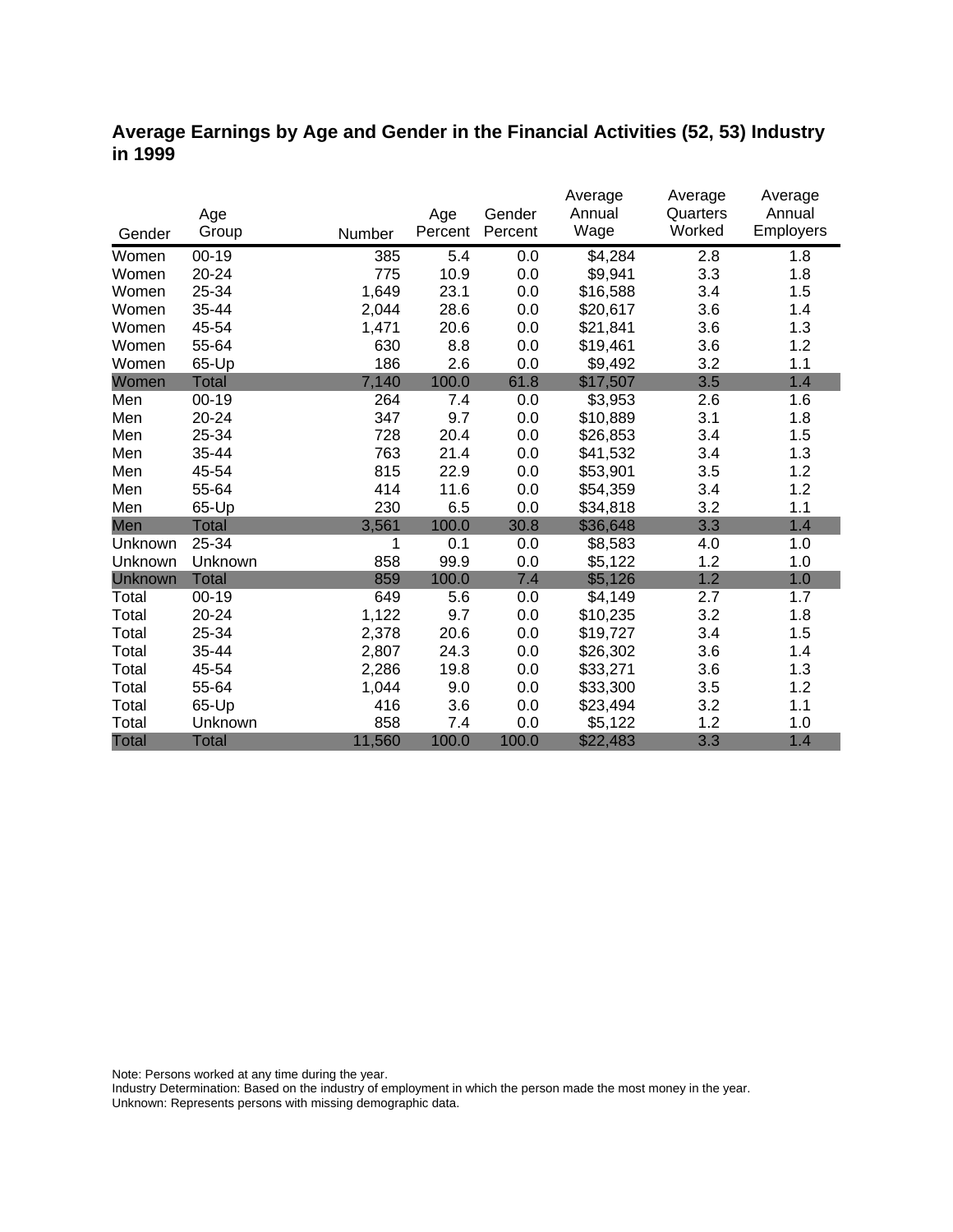## Average Earnings by Age and Gender in the Financial Activities (52, 53) Industry in 1999

| Gender | Age Group | Number | Age Percent | Gender Percent | Average Annual Wage | Average Quarters Worked | Average Annual Employers |
|---|---|---|---|---|---|---|---|
| Women | 00-19 | 385 | 5.4 | 0.0 | $4,284 | 2.8 | 1.8 |
| Women | 20-24 | 775 | 10.9 | 0.0 | $9,941 | 3.3 | 1.8 |
| Women | 25-34 | 1,649 | 23.1 | 0.0 | $16,588 | 3.4 | 1.5 |
| Women | 35-44 | 2,044 | 28.6 | 0.0 | $20,617 | 3.6 | 1.4 |
| Women | 45-54 | 1,471 | 20.6 | 0.0 | $21,841 | 3.6 | 1.3 |
| Women | 55-64 | 630 | 8.8 | 0.0 | $19,461 | 3.6 | 1.2 |
| Women | 65-Up | 186 | 2.6 | 0.0 | $9,492 | 3.2 | 1.1 |
| Women | Total | 7,140 | 100.0 | 61.8 | $17,507 | 3.5 | 1.4 |
| Men | 00-19 | 264 | 7.4 | 0.0 | $3,953 | 2.6 | 1.6 |
| Men | 20-24 | 347 | 9.7 | 0.0 | $10,889 | 3.1 | 1.8 |
| Men | 25-34 | 728 | 20.4 | 0.0 | $26,853 | 3.4 | 1.5 |
| Men | 35-44 | 763 | 21.4 | 0.0 | $41,532 | 3.4 | 1.3 |
| Men | 45-54 | 815 | 22.9 | 0.0 | $53,901 | 3.5 | 1.2 |
| Men | 55-64 | 414 | 11.6 | 0.0 | $54,359 | 3.4 | 1.2 |
| Men | 65-Up | 230 | 6.5 | 0.0 | $34,818 | 3.2 | 1.1 |
| Men | Total | 3,561 | 100.0 | 30.8 | $36,648 | 3.3 | 1.4 |
| Unknown | 25-34 | 1 | 0.1 | 0.0 | $8,583 | 4.0 | 1.0 |
| Unknown | Unknown | 858 | 99.9 | 0.0 | $5,122 | 1.2 | 1.0 |
| Unknown | Total | 859 | 100.0 | 7.4 | $5,126 | 1.2 | 1.0 |
| Total | 00-19 | 649 | 5.6 | 0.0 | $4,149 | 2.7 | 1.7 |
| Total | 20-24 | 1,122 | 9.7 | 0.0 | $10,235 | 3.2 | 1.8 |
| Total | 25-34 | 2,378 | 20.6 | 0.0 | $19,727 | 3.4 | 1.5 |
| Total | 35-44 | 2,807 | 24.3 | 0.0 | $26,302 | 3.6 | 1.4 |
| Total | 45-54 | 2,286 | 19.8 | 0.0 | $33,271 | 3.6 | 1.3 |
| Total | 55-64 | 1,044 | 9.0 | 0.0 | $33,300 | 3.5 | 1.2 |
| Total | 65-Up | 416 | 3.6 | 0.0 | $23,494 | 3.2 | 1.1 |
| Total | Unknown | 858 | 7.4 | 0.0 | $5,122 | 1.2 | 1.0 |
| Total | Total | 11,560 | 100.0 | 100.0 | $22,483 | 3.3 | 1.4 |

Note: Persons worked at any time during the year.
Industry Determination: Based on the industry of employment in which the person made the most money in the year.
Unknown: Represents persons with missing demographic data.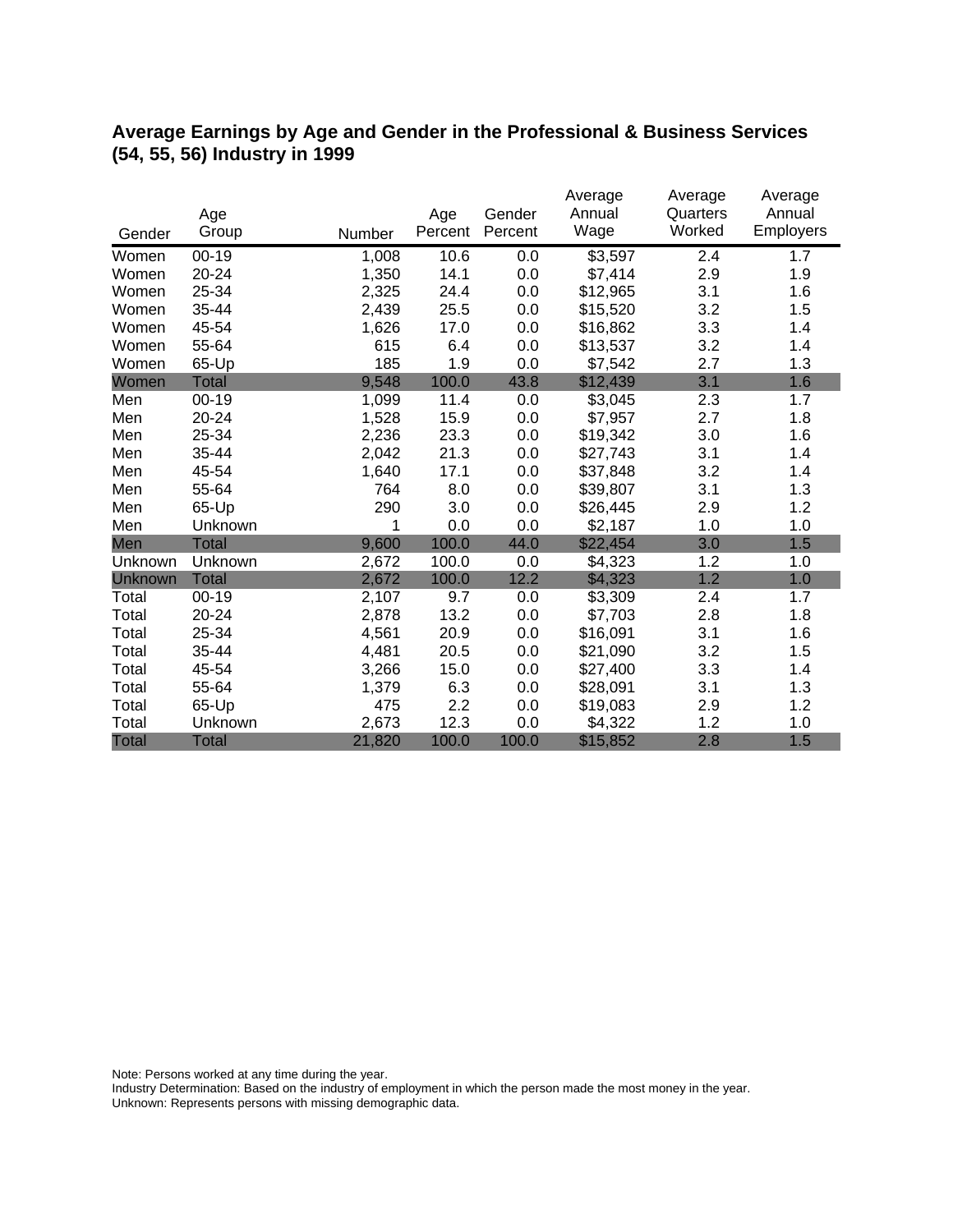## Average Earnings by Age and Gender in the Professional & Business Services (54, 55, 56) Industry in 1999

| Gender | Age Group | Number | Age Percent | Gender Percent | Average Annual Wage | Average Quarters Worked | Average Annual Employers |
|---|---|---|---|---|---|---|---|
| Women | 00-19 | 1,008 | 10.6 | 0.0 | $3,597 | 2.4 | 1.7 |
| Women | 20-24 | 1,350 | 14.1 | 0.0 | $7,414 | 2.9 | 1.9 |
| Women | 25-34 | 2,325 | 24.4 | 0.0 | $12,965 | 3.1 | 1.6 |
| Women | 35-44 | 2,439 | 25.5 | 0.0 | $15,520 | 3.2 | 1.5 |
| Women | 45-54 | 1,626 | 17.0 | 0.0 | $16,862 | 3.3 | 1.4 |
| Women | 55-64 | 615 | 6.4 | 0.0 | $13,537 | 3.2 | 1.4 |
| Women | 65-Up | 185 | 1.9 | 0.0 | $7,542 | 2.7 | 1.3 |
| Women | Total | 9,548 | 100.0 | 43.8 | $12,439 | 3.1 | 1.6 |
| Men | 00-19 | 1,099 | 11.4 | 0.0 | $3,045 | 2.3 | 1.7 |
| Men | 20-24 | 1,528 | 15.9 | 0.0 | $7,957 | 2.7 | 1.8 |
| Men | 25-34 | 2,236 | 23.3 | 0.0 | $19,342 | 3.0 | 1.6 |
| Men | 35-44 | 2,042 | 21.3 | 0.0 | $27,743 | 3.1 | 1.4 |
| Men | 45-54 | 1,640 | 17.1 | 0.0 | $37,848 | 3.2 | 1.4 |
| Men | 55-64 | 764 | 8.0 | 0.0 | $39,807 | 3.1 | 1.3 |
| Men | 65-Up | 290 | 3.0 | 0.0 | $26,445 | 2.9 | 1.2 |
| Men | Unknown | 1 | 0.0 | 0.0 | $2,187 | 1.0 | 1.0 |
| Men | Total | 9,600 | 100.0 | 44.0 | $22,454 | 3.0 | 1.5 |
| Unknown | Unknown | 2,672 | 100.0 | 0.0 | $4,323 | 1.2 | 1.0 |
| Unknown | Total | 2,672 | 100.0 | 12.2 | $4,323 | 1.2 | 1.0 |
| Total | 00-19 | 2,107 | 9.7 | 0.0 | $3,309 | 2.4 | 1.7 |
| Total | 20-24 | 2,878 | 13.2 | 0.0 | $7,703 | 2.8 | 1.8 |
| Total | 25-34 | 4,561 | 20.9 | 0.0 | $16,091 | 3.1 | 1.6 |
| Total | 35-44 | 4,481 | 20.5 | 0.0 | $21,090 | 3.2 | 1.5 |
| Total | 45-54 | 3,266 | 15.0 | 0.0 | $27,400 | 3.3 | 1.4 |
| Total | 55-64 | 1,379 | 6.3 | 0.0 | $28,091 | 3.1 | 1.3 |
| Total | 65-Up | 475 | 2.2 | 0.0 | $19,083 | 2.9 | 1.2 |
| Total | Unknown | 2,673 | 12.3 | 0.0 | $4,322 | 1.2 | 1.0 |
| Total | Total | 21,820 | 100.0 | 100.0 | $15,852 | 2.8 | 1.5 |

Note: Persons worked at any time during the year.
Industry Determination: Based on the industry of employment in which the person made the most money in the year.
Unknown: Represents persons with missing demographic data.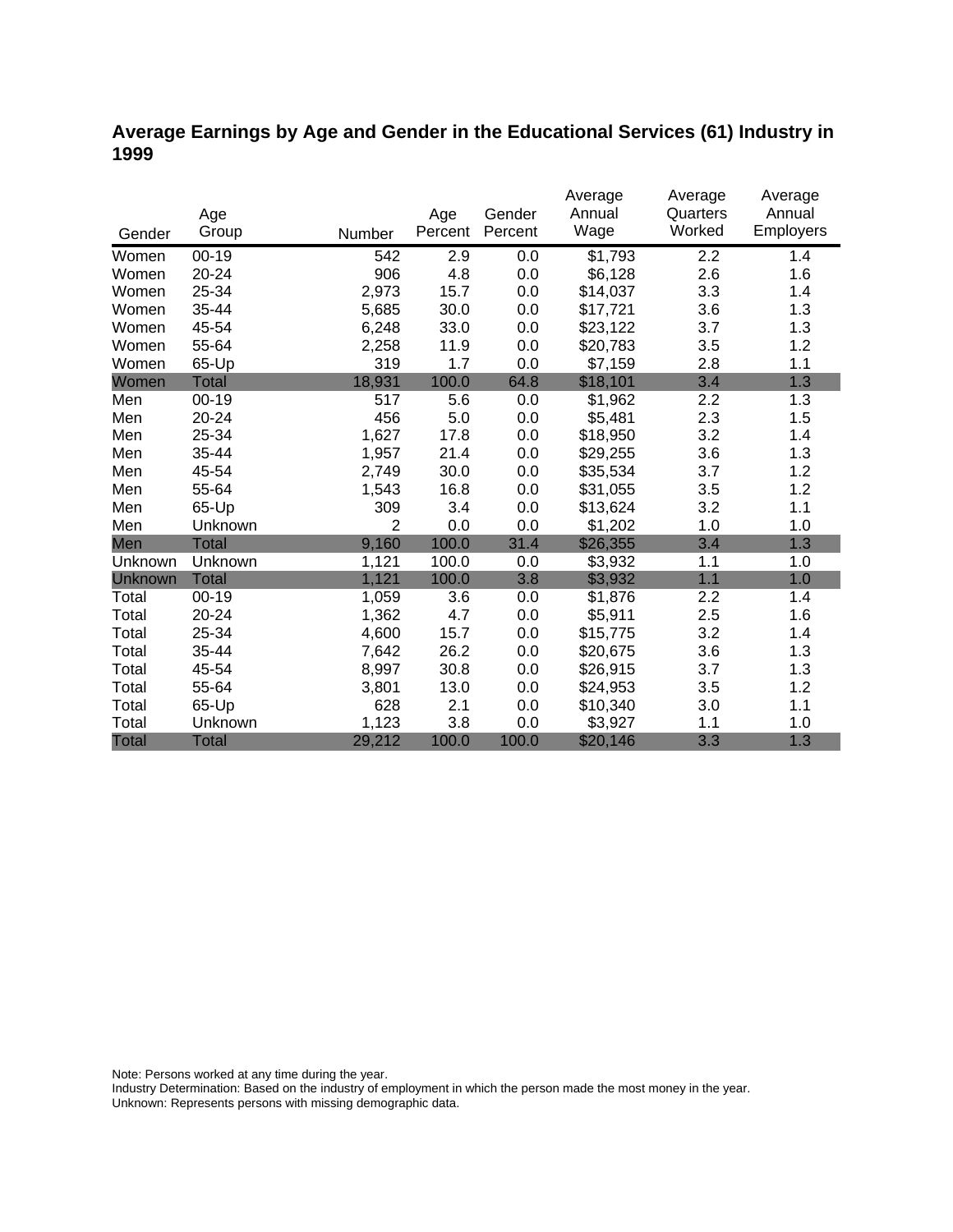## Average Earnings by Age and Gender in the Educational Services (61) Industry in 1999

| Gender | Age Group | Number | Age Percent | Gender Percent | Average Annual Wage | Average Quarters Worked | Average Annual Employers |
|---|---|---|---|---|---|---|---|
| Women | 00-19 | 542 | 2.9 | 0.0 | $1,793 | 2.2 | 1.4 |
| Women | 20-24 | 906 | 4.8 | 0.0 | $6,128 | 2.6 | 1.6 |
| Women | 25-34 | 2,973 | 15.7 | 0.0 | $14,037 | 3.3 | 1.4 |
| Women | 35-44 | 5,685 | 30.0 | 0.0 | $17,721 | 3.6 | 1.3 |
| Women | 45-54 | 6,248 | 33.0 | 0.0 | $23,122 | 3.7 | 1.3 |
| Women | 55-64 | 2,258 | 11.9 | 0.0 | $20,783 | 3.5 | 1.2 |
| Women | 65-Up | 319 | 1.7 | 0.0 | $7,159 | 2.8 | 1.1 |
| Women | Total | 18,931 | 100.0 | 64.8 | $18,101 | 3.4 | 1.3 |
| Men | 00-19 | 517 | 5.6 | 0.0 | $1,962 | 2.2 | 1.3 |
| Men | 20-24 | 456 | 5.0 | 0.0 | $5,481 | 2.3 | 1.5 |
| Men | 25-34 | 1,627 | 17.8 | 0.0 | $18,950 | 3.2 | 1.4 |
| Men | 35-44 | 1,957 | 21.4 | 0.0 | $29,255 | 3.6 | 1.3 |
| Men | 45-54 | 2,749 | 30.0 | 0.0 | $35,534 | 3.7 | 1.2 |
| Men | 55-64 | 1,543 | 16.8 | 0.0 | $31,055 | 3.5 | 1.2 |
| Men | 65-Up | 309 | 3.4 | 0.0 | $13,624 | 3.2 | 1.1 |
| Men | Unknown | 2 | 0.0 | 0.0 | $1,202 | 1.0 | 1.0 |
| Men | Total | 9,160 | 100.0 | 31.4 | $26,355 | 3.4 | 1.3 |
| Unknown | Unknown | 1,121 | 100.0 | 0.0 | $3,932 | 1.1 | 1.0 |
| Unknown | Total | 1,121 | 100.0 | 3.8 | $3,932 | 1.1 | 1.0 |
| Total | 00-19 | 1,059 | 3.6 | 0.0 | $1,876 | 2.2 | 1.4 |
| Total | 20-24 | 1,362 | 4.7 | 0.0 | $5,911 | 2.5 | 1.6 |
| Total | 25-34 | 4,600 | 15.7 | 0.0 | $15,775 | 3.2 | 1.4 |
| Total | 35-44 | 7,642 | 26.2 | 0.0 | $20,675 | 3.6 | 1.3 |
| Total | 45-54 | 8,997 | 30.8 | 0.0 | $26,915 | 3.7 | 1.3 |
| Total | 55-64 | 3,801 | 13.0 | 0.0 | $24,953 | 3.5 | 1.2 |
| Total | 65-Up | 628 | 2.1 | 0.0 | $10,340 | 3.0 | 1.1 |
| Total | Unknown | 1,123 | 3.8 | 0.0 | $3,927 | 1.1 | 1.0 |
| Total | Total | 29,212 | 100.0 | 100.0 | $20,146 | 3.3 | 1.3 |

Note: Persons worked at any time during the year.
Industry Determination: Based on the industry of employment in which the person made the most money in the year.
Unknown: Represents persons with missing demographic data.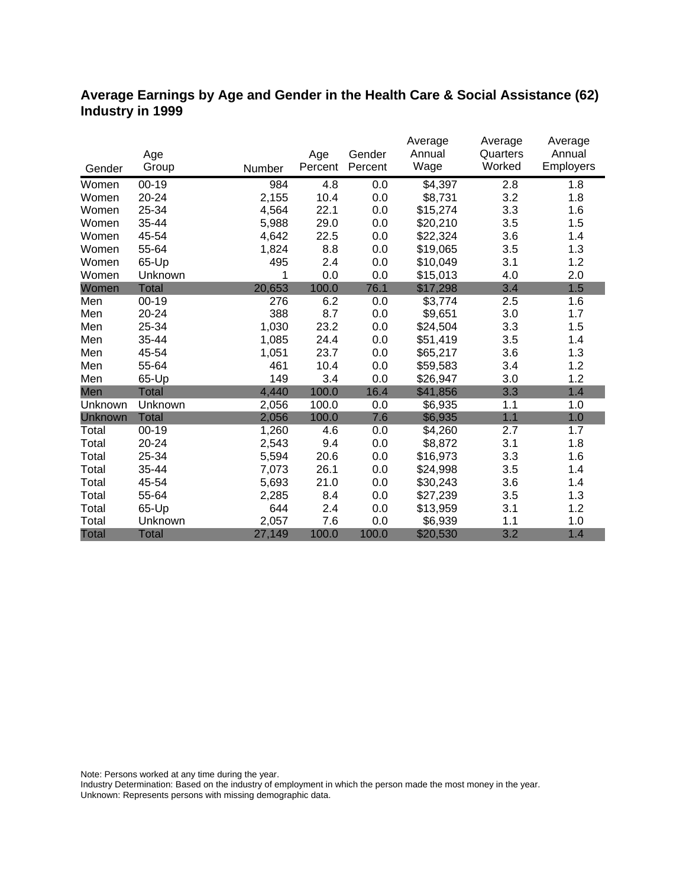## Average Earnings by Age and Gender in the Health Care & Social Assistance (62) Industry in 1999

| Gender | Age Group | Number | Age Percent | Gender Percent | Average Annual Wage | Average Quarters Worked | Average Annual Employers |
|---|---|---|---|---|---|---|---|
| Women | 00-19 | 984 | 4.8 | 0.0 | $4,397 | 2.8 | 1.8 |
| Women | 20-24 | 2,155 | 10.4 | 0.0 | $8,731 | 3.2 | 1.8 |
| Women | 25-34 | 4,564 | 22.1 | 0.0 | $15,274 | 3.3 | 1.6 |
| Women | 35-44 | 5,988 | 29.0 | 0.0 | $20,210 | 3.5 | 1.5 |
| Women | 45-54 | 4,642 | 22.5 | 0.0 | $22,324 | 3.6 | 1.4 |
| Women | 55-64 | 1,824 | 8.8 | 0.0 | $19,065 | 3.5 | 1.3 |
| Women | 65-Up | 495 | 2.4 | 0.0 | $10,049 | 3.1 | 1.2 |
| Women | Unknown | 1 | 0.0 | 0.0 | $15,013 | 4.0 | 2.0 |
| Women | Total | 20,653 | 100.0 | 76.1 | $17,298 | 3.4 | 1.5 |
| Men | 00-19 | 276 | 6.2 | 0.0 | $3,774 | 2.5 | 1.6 |
| Men | 20-24 | 388 | 8.7 | 0.0 | $9,651 | 3.0 | 1.7 |
| Men | 25-34 | 1,030 | 23.2 | 0.0 | $24,504 | 3.3 | 1.5 |
| Men | 35-44 | 1,085 | 24.4 | 0.0 | $51,419 | 3.5 | 1.4 |
| Men | 45-54 | 1,051 | 23.7 | 0.0 | $65,217 | 3.6 | 1.3 |
| Men | 55-64 | 461 | 10.4 | 0.0 | $59,583 | 3.4 | 1.2 |
| Men | 65-Up | 149 | 3.4 | 0.0 | $26,947 | 3.0 | 1.2 |
| Men | Total | 4,440 | 100.0 | 16.4 | $41,856 | 3.3 | 1.4 |
| Unknown | Unknown | 2,056 | 100.0 | 0.0 | $6,935 | 1.1 | 1.0 |
| Unknown | Total | 2,056 | 100.0 | 7.6 | $6,935 | 1.1 | 1.0 |
| Total | 00-19 | 1,260 | 4.6 | 0.0 | $4,260 | 2.7 | 1.7 |
| Total | 20-24 | 2,543 | 9.4 | 0.0 | $8,872 | 3.1 | 1.8 |
| Total | 25-34 | 5,594 | 20.6 | 0.0 | $16,973 | 3.3 | 1.6 |
| Total | 35-44 | 7,073 | 26.1 | 0.0 | $24,998 | 3.5 | 1.4 |
| Total | 45-54 | 5,693 | 21.0 | 0.0 | $30,243 | 3.6 | 1.4 |
| Total | 55-64 | 2,285 | 8.4 | 0.0 | $27,239 | 3.5 | 1.3 |
| Total | 65-Up | 644 | 2.4 | 0.0 | $13,959 | 3.1 | 1.2 |
| Total | Unknown | 2,057 | 7.6 | 0.0 | $6,939 | 1.1 | 1.0 |
| Total | Total | 27,149 | 100.0 | 100.0 | $20,530 | 3.2 | 1.4 |

Note: Persons worked at any time during the year.
Industry Determination: Based on the industry of employment in which the person made the most money in the year.
Unknown: Represents persons with missing demographic data.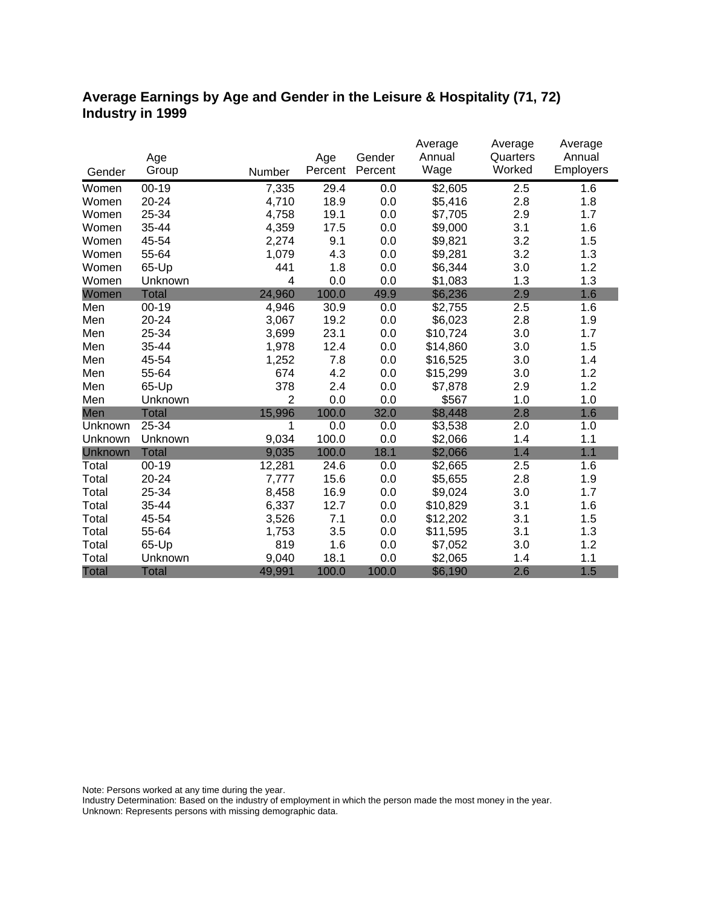## Average Earnings by Age and Gender in the Leisure & Hospitality (71, 72) Industry in 1999

| Gender | Age Group | Number | Age Percent | Gender Percent | Average Annual Wage | Average Quarters Worked | Average Annual Employers |
|---|---|---|---|---|---|---|---|
| Women | 00-19 | 7,335 | 29.4 | 0.0 | $2,605 | 2.5 | 1.6 |
| Women | 20-24 | 4,710 | 18.9 | 0.0 | $5,416 | 2.8 | 1.8 |
| Women | 25-34 | 4,758 | 19.1 | 0.0 | $7,705 | 2.9 | 1.7 |
| Women | 35-44 | 4,359 | 17.5 | 0.0 | $9,000 | 3.1 | 1.6 |
| Women | 45-54 | 2,274 | 9.1 | 0.0 | $9,821 | 3.2 | 1.5 |
| Women | 55-64 | 1,079 | 4.3 | 0.0 | $9,281 | 3.2 | 1.3 |
| Women | 65-Up | 441 | 1.8 | 0.0 | $6,344 | 3.0 | 1.2 |
| Women | Unknown | 4 | 0.0 | 0.0 | $1,083 | 1.3 | 1.3 |
| Women | Total | 24,960 | 100.0 | 49.9 | $6,236 | 2.9 | 1.6 |
| Men | 00-19 | 4,946 | 30.9 | 0.0 | $2,755 | 2.5 | 1.6 |
| Men | 20-24 | 3,067 | 19.2 | 0.0 | $6,023 | 2.8 | 1.9 |
| Men | 25-34 | 3,699 | 23.1 | 0.0 | $10,724 | 3.0 | 1.7 |
| Men | 35-44 | 1,978 | 12.4 | 0.0 | $14,860 | 3.0 | 1.5 |
| Men | 45-54 | 1,252 | 7.8 | 0.0 | $16,525 | 3.0 | 1.4 |
| Men | 55-64 | 674 | 4.2 | 0.0 | $15,299 | 3.0 | 1.2 |
| Men | 65-Up | 378 | 2.4 | 0.0 | $7,878 | 2.9 | 1.2 |
| Men | Unknown | 2 | 0.0 | 0.0 | $567 | 1.0 | 1.0 |
| Men | Total | 15,996 | 100.0 | 32.0 | $8,448 | 2.8 | 1.6 |
| Unknown | 25-34 | 1 | 0.0 | 0.0 | $3,538 | 2.0 | 1.0 |
| Unknown | Unknown | 9,034 | 100.0 | 0.0 | $2,066 | 1.4 | 1.1 |
| Unknown | Total | 9,035 | 100.0 | 18.1 | $2,066 | 1.4 | 1.1 |
| Total | 00-19 | 12,281 | 24.6 | 0.0 | $2,665 | 2.5 | 1.6 |
| Total | 20-24 | 7,777 | 15.6 | 0.0 | $5,655 | 2.8 | 1.9 |
| Total | 25-34 | 8,458 | 16.9 | 0.0 | $9,024 | 3.0 | 1.7 |
| Total | 35-44 | 6,337 | 12.7 | 0.0 | $10,829 | 3.1 | 1.6 |
| Total | 45-54 | 3,526 | 7.1 | 0.0 | $12,202 | 3.1 | 1.5 |
| Total | 55-64 | 1,753 | 3.5 | 0.0 | $11,595 | 3.1 | 1.3 |
| Total | 65-Up | 819 | 1.6 | 0.0 | $7,052 | 3.0 | 1.2 |
| Total | Unknown | 9,040 | 18.1 | 0.0 | $2,065 | 1.4 | 1.1 |
| Total | Total | 49,991 | 100.0 | 100.0 | $6,190 | 2.6 | 1.5 |

Note: Persons worked at any time during the year.
Industry Determination: Based on the industry of employment in which the person made the most money in the year.
Unknown: Represents persons with missing demographic data.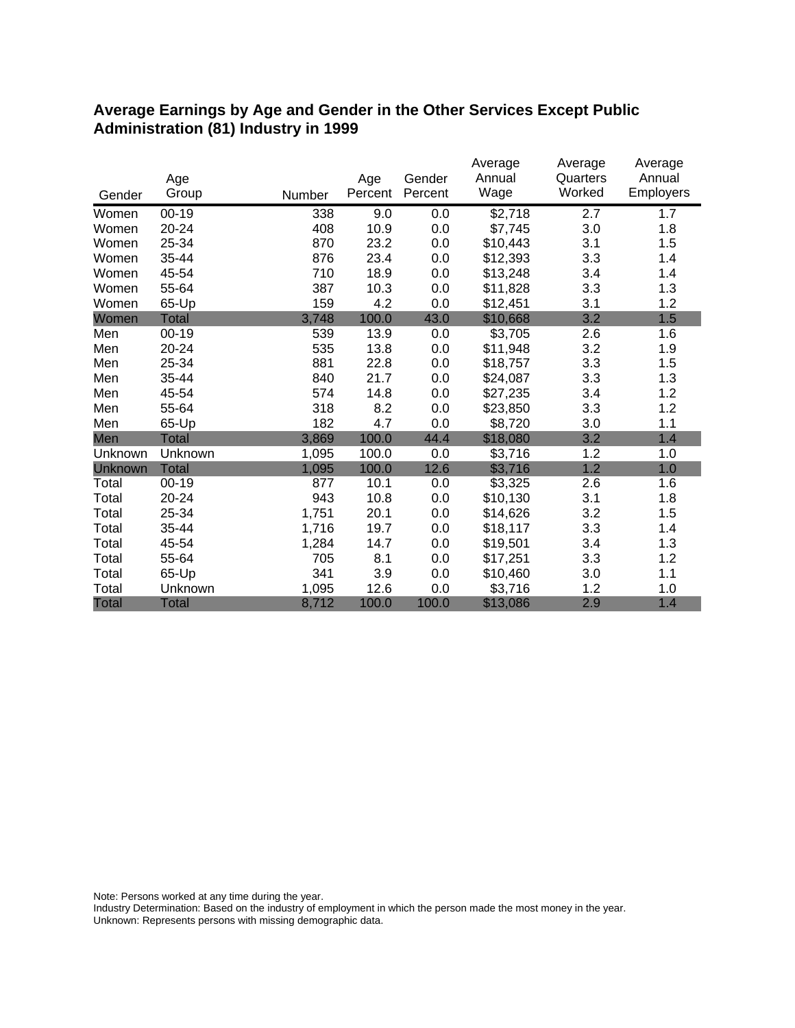## Average Earnings by Age and Gender in the Other Services Except Public Administration (81) Industry in 1999

| Gender | Age Group | Number | Age Percent | Gender Percent | Average Annual Wage | Average Quarters Worked | Average Annual Employers |
|---|---|---|---|---|---|---|---|
| Women | 00-19 | 338 | 9.0 | 0.0 | $2,718 | 2.7 | 1.7 |
| Women | 20-24 | 408 | 10.9 | 0.0 | $7,745 | 3.0 | 1.8 |
| Women | 25-34 | 870 | 23.2 | 0.0 | $10,443 | 3.1 | 1.5 |
| Women | 35-44 | 876 | 23.4 | 0.0 | $12,393 | 3.3 | 1.4 |
| Women | 45-54 | 710 | 18.9 | 0.0 | $13,248 | 3.4 | 1.4 |
| Women | 55-64 | 387 | 10.3 | 0.0 | $11,828 | 3.3 | 1.3 |
| Women | 65-Up | 159 | 4.2 | 0.0 | $12,451 | 3.1 | 1.2 |
| Women | Total | 3,748 | 100.0 | 43.0 | $10,668 | 3.2 | 1.5 |
| Men | 00-19 | 539 | 13.9 | 0.0 | $3,705 | 2.6 | 1.6 |
| Men | 20-24 | 535 | 13.8 | 0.0 | $11,948 | 3.2 | 1.9 |
| Men | 25-34 | 881 | 22.8 | 0.0 | $18,757 | 3.3 | 1.5 |
| Men | 35-44 | 840 | 21.7 | 0.0 | $24,087 | 3.3 | 1.3 |
| Men | 45-54 | 574 | 14.8 | 0.0 | $27,235 | 3.4 | 1.2 |
| Men | 55-64 | 318 | 8.2 | 0.0 | $23,850 | 3.3 | 1.2 |
| Men | 65-Up | 182 | 4.7 | 0.0 | $8,720 | 3.0 | 1.1 |
| Men | Total | 3,869 | 100.0 | 44.4 | $18,080 | 3.2 | 1.4 |
| Unknown | Unknown | 1,095 | 100.0 | 0.0 | $3,716 | 1.2 | 1.0 |
| Unknown | Total | 1,095 | 100.0 | 12.6 | $3,716 | 1.2 | 1.0 |
| Total | 00-19 | 877 | 10.1 | 0.0 | $3,325 | 2.6 | 1.6 |
| Total | 20-24 | 943 | 10.8 | 0.0 | $10,130 | 3.1 | 1.8 |
| Total | 25-34 | 1,751 | 20.1 | 0.0 | $14,626 | 3.2 | 1.5 |
| Total | 35-44 | 1,716 | 19.7 | 0.0 | $18,117 | 3.3 | 1.4 |
| Total | 45-54 | 1,284 | 14.7 | 0.0 | $19,501 | 3.4 | 1.3 |
| Total | 55-64 | 705 | 8.1 | 0.0 | $17,251 | 3.3 | 1.2 |
| Total | 65-Up | 341 | 3.9 | 0.0 | $10,460 | 3.0 | 1.1 |
| Total | Unknown | 1,095 | 12.6 | 0.0 | $3,716 | 1.2 | 1.0 |
| Total | Total | 8,712 | 100.0 | 100.0 | $13,086 | 2.9 | 1.4 |

Note: Persons worked at any time during the year.
Industry Determination: Based on the industry of employment in which the person made the most money in the year.
Unknown: Represents persons with missing demographic data.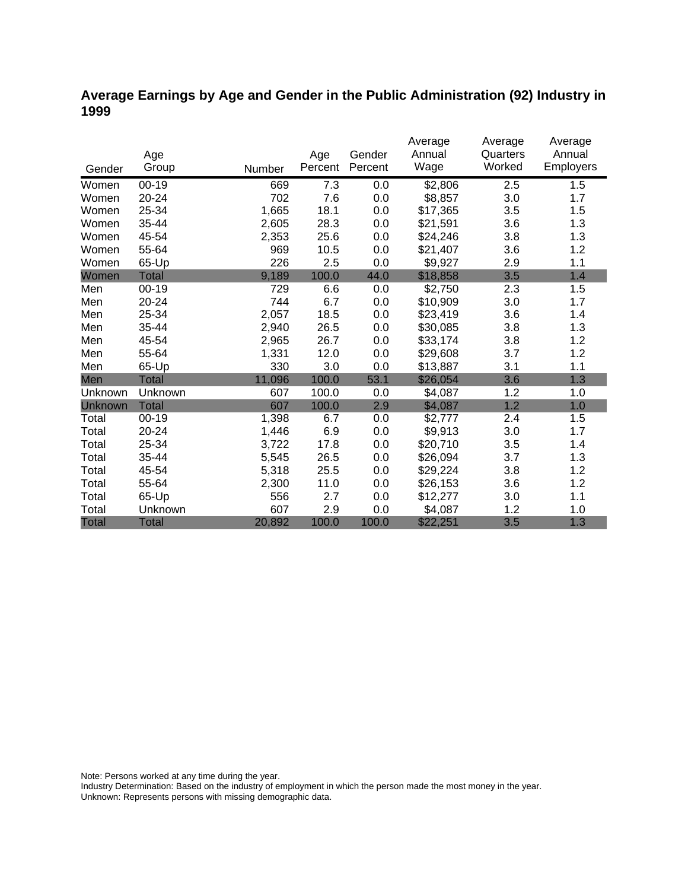## Average Earnings by Age and Gender in the Public Administration (92) Industry in 1999

| Gender | Age Group | Number | Age Percent | Gender Percent | Average Annual Wage | Average Quarters Worked | Average Annual Employers |
|---|---|---|---|---|---|---|---|
| Women | 00-19 | 669 | 7.3 | 0.0 | $2,806 | 2.5 | 1.5 |
| Women | 20-24 | 702 | 7.6 | 0.0 | $8,857 | 3.0 | 1.7 |
| Women | 25-34 | 1,665 | 18.1 | 0.0 | $17,365 | 3.5 | 1.5 |
| Women | 35-44 | 2,605 | 28.3 | 0.0 | $21,591 | 3.6 | 1.3 |
| Women | 45-54 | 2,353 | 25.6 | 0.0 | $24,246 | 3.8 | 1.3 |
| Women | 55-64 | 969 | 10.5 | 0.0 | $21,407 | 3.6 | 1.2 |
| Women | 65-Up | 226 | 2.5 | 0.0 | $9,927 | 2.9 | 1.1 |
| Women | Total | 9,189 | 100.0 | 44.0 | $18,858 | 3.5 | 1.4 |
| Men | 00-19 | 729 | 6.6 | 0.0 | $2,750 | 2.3 | 1.5 |
| Men | 20-24 | 744 | 6.7 | 0.0 | $10,909 | 3.0 | 1.7 |
| Men | 25-34 | 2,057 | 18.5 | 0.0 | $23,419 | 3.6 | 1.4 |
| Men | 35-44 | 2,940 | 26.5 | 0.0 | $30,085 | 3.8 | 1.3 |
| Men | 45-54 | 2,965 | 26.7 | 0.0 | $33,174 | 3.8 | 1.2 |
| Men | 55-64 | 1,331 | 12.0 | 0.0 | $29,608 | 3.7 | 1.2 |
| Men | 65-Up | 330 | 3.0 | 0.0 | $13,887 | 3.1 | 1.1 |
| Men | Total | 11,096 | 100.0 | 53.1 | $26,054 | 3.6 | 1.3 |
| Unknown | Unknown | 607 | 100.0 | 0.0 | $4,087 | 1.2 | 1.0 |
| Unknown | Total | 607 | 100.0 | 2.9 | $4,087 | 1.2 | 1.0 |
| Total | 00-19 | 1,398 | 6.7 | 0.0 | $2,777 | 2.4 | 1.5 |
| Total | 20-24 | 1,446 | 6.9 | 0.0 | $9,913 | 3.0 | 1.7 |
| Total | 25-34 | 3,722 | 17.8 | 0.0 | $20,710 | 3.5 | 1.4 |
| Total | 35-44 | 5,545 | 26.5 | 0.0 | $26,094 | 3.7 | 1.3 |
| Total | 45-54 | 5,318 | 25.5 | 0.0 | $29,224 | 3.8 | 1.2 |
| Total | 55-64 | 2,300 | 11.0 | 0.0 | $26,153 | 3.6 | 1.2 |
| Total | 65-Up | 556 | 2.7 | 0.0 | $12,277 | 3.0 | 1.1 |
| Total | Unknown | 607 | 2.9 | 0.0 | $4,087 | 1.2 | 1.0 |
| Total | Total | 20,892 | 100.0 | 100.0 | $22,251 | 3.5 | 1.3 |

Note: Persons worked at any time during the year.
Industry Determination: Based on the industry of employment in which the person made the most money in the year.
Unknown: Represents persons with missing demographic data.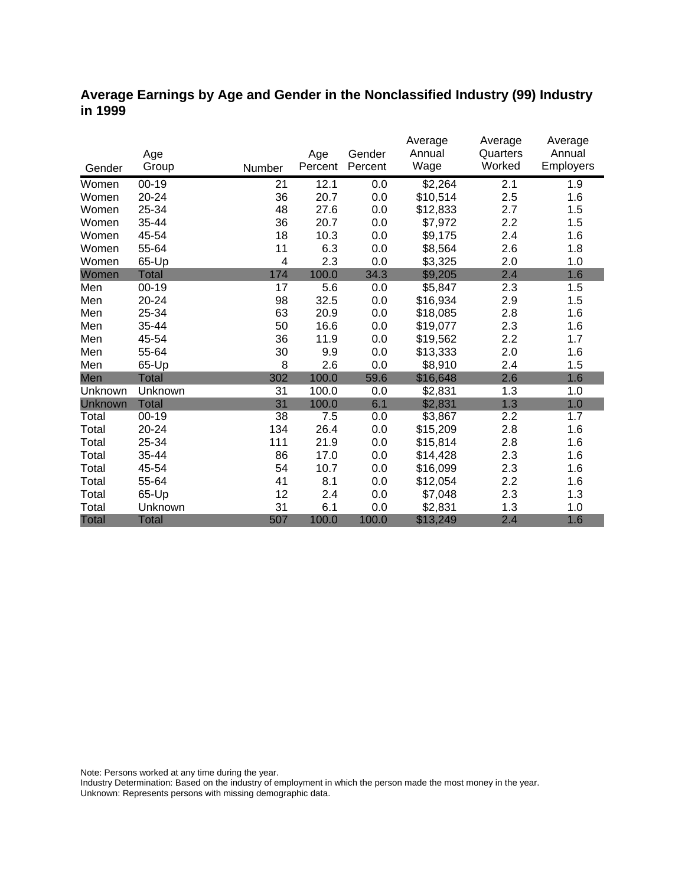## Average Earnings by Age and Gender in the Nonclassified Industry (99) Industry in 1999

| Gender | Age Group | Number | Age Percent | Gender Percent | Average Annual Wage | Average Quarters Worked | Average Annual Employers |
|---|---|---|---|---|---|---|---|
| Women | 00-19 | 21 | 12.1 | 0.0 | $2,264 | 2.1 | 1.9 |
| Women | 20-24 | 36 | 20.7 | 0.0 | $10,514 | 2.5 | 1.6 |
| Women | 25-34 | 48 | 27.6 | 0.0 | $12,833 | 2.7 | 1.5 |
| Women | 35-44 | 36 | 20.7 | 0.0 | $7,972 | 2.2 | 1.5 |
| Women | 45-54 | 18 | 10.3 | 0.0 | $9,175 | 2.4 | 1.6 |
| Women | 55-64 | 11 | 6.3 | 0.0 | $8,564 | 2.6 | 1.8 |
| Women | 65-Up | 4 | 2.3 | 0.0 | $3,325 | 2.0 | 1.0 |
| Women | Total | 174 | 100.0 | 34.3 | $9,205 | 2.4 | 1.6 |
| Men | 00-19 | 17 | 5.6 | 0.0 | $5,847 | 2.3 | 1.5 |
| Men | 20-24 | 98 | 32.5 | 0.0 | $16,934 | 2.9 | 1.5 |
| Men | 25-34 | 63 | 20.9 | 0.0 | $18,085 | 2.8 | 1.6 |
| Men | 35-44 | 50 | 16.6 | 0.0 | $19,077 | 2.3 | 1.6 |
| Men | 45-54 | 36 | 11.9 | 0.0 | $19,562 | 2.2 | 1.7 |
| Men | 55-64 | 30 | 9.9 | 0.0 | $13,333 | 2.0 | 1.6 |
| Men | 65-Up | 8 | 2.6 | 0.0 | $8,910 | 2.4 | 1.5 |
| Men | Total | 302 | 100.0 | 59.6 | $16,648 | 2.6 | 1.6 |
| Unknown | Unknown | 31 | 100.0 | 0.0 | $2,831 | 1.3 | 1.0 |
| Unknown | Total | 31 | 100.0 | 6.1 | $2,831 | 1.3 | 1.0 |
| Total | 00-19 | 38 | 7.5 | 0.0 | $3,867 | 2.2 | 1.7 |
| Total | 20-24 | 134 | 26.4 | 0.0 | $15,209 | 2.8 | 1.6 |
| Total | 25-34 | 111 | 21.9 | 0.0 | $15,814 | 2.8 | 1.6 |
| Total | 35-44 | 86 | 17.0 | 0.0 | $14,428 | 2.3 | 1.6 |
| Total | 45-54 | 54 | 10.7 | 0.0 | $16,099 | 2.3 | 1.6 |
| Total | 55-64 | 41 | 8.1 | 0.0 | $12,054 | 2.2 | 1.6 |
| Total | 65-Up | 12 | 2.4 | 0.0 | $7,048 | 2.3 | 1.3 |
| Total | Unknown | 31 | 6.1 | 0.0 | $2,831 | 1.3 | 1.0 |
| Total | Total | 507 | 100.0 | 100.0 | $13,249 | 2.4 | 1.6 |

Note: Persons worked at any time during the year.
Industry Determination: Based on the industry of employment in which the person made the most money in the year.
Unknown: Represents persons with missing demographic data.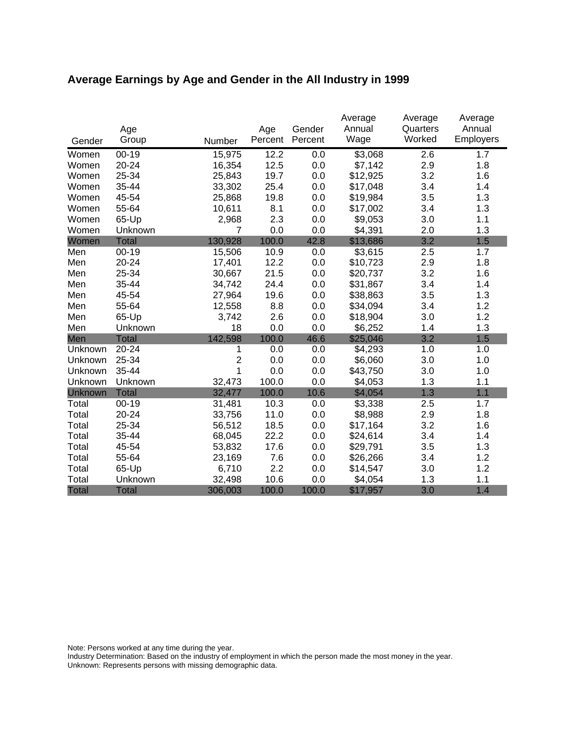# Average Earnings by Age and Gender in the All Industry in 1999

| Gender | Age Group | Number | Age Percent | Gender Percent | Average Annual Wage | Average Quarters Worked | Average Annual Employers |
|---|---|---|---|---|---|---|---|
| Women | 00-19 | 15,975 | 12.2 | 0.0 | $3,068 | 2.6 | 1.7 |
| Women | 20-24 | 16,354 | 12.5 | 0.0 | $7,142 | 2.9 | 1.8 |
| Women | 25-34 | 25,843 | 19.7 | 0.0 | $12,925 | 3.2 | 1.6 |
| Women | 35-44 | 33,302 | 25.4 | 0.0 | $17,048 | 3.4 | 1.4 |
| Women | 45-54 | 25,868 | 19.8 | 0.0 | $19,984 | 3.5 | 1.3 |
| Women | 55-64 | 10,611 | 8.1 | 0.0 | $17,002 | 3.4 | 1.3 |
| Women | 65-Up | 2,968 | 2.3 | 0.0 | $9,053 | 3.0 | 1.1 |
| Women | Unknown | 7 | 0.0 | 0.0 | $4,391 | 2.0 | 1.3 |
| Women | Total | 130,928 | 100.0 | 42.8 | $13,686 | 3.2 | 1.5 |
| Men | 00-19 | 15,506 | 10.9 | 0.0 | $3,615 | 2.5 | 1.7 |
| Men | 20-24 | 17,401 | 12.2 | 0.0 | $10,723 | 2.9 | 1.8 |
| Men | 25-34 | 30,667 | 21.5 | 0.0 | $20,737 | 3.2 | 1.6 |
| Men | 35-44 | 34,742 | 24.4 | 0.0 | $31,867 | 3.4 | 1.4 |
| Men | 45-54 | 27,964 | 19.6 | 0.0 | $38,863 | 3.5 | 1.3 |
| Men | 55-64 | 12,558 | 8.8 | 0.0 | $34,094 | 3.4 | 1.2 |
| Men | 65-Up | 3,742 | 2.6 | 0.0 | $18,904 | 3.0 | 1.2 |
| Men | Unknown | 18 | 0.0 | 0.0 | $6,252 | 1.4 | 1.3 |
| Men | Total | 142,598 | 100.0 | 46.6 | $25,046 | 3.2 | 1.5 |
| Unknown | 20-24 | 1 | 0.0 | 0.0 | $4,293 | 1.0 | 1.0 |
| Unknown | 25-34 | 2 | 0.0 | 0.0 | $6,060 | 3.0 | 1.0 |
| Unknown | 35-44 | 1 | 0.0 | 0.0 | $43,750 | 3.0 | 1.0 |
| Unknown | Unknown | 32,473 | 100.0 | 0.0 | $4,053 | 1.3 | 1.1 |
| Unknown | Total | 32,477 | 100.0 | 10.6 | $4,054 | 1.3 | 1.1 |
| Total | 00-19 | 31,481 | 10.3 | 0.0 | $3,338 | 2.5 | 1.7 |
| Total | 20-24 | 33,756 | 11.0 | 0.0 | $8,988 | 2.9 | 1.8 |
| Total | 25-34 | 56,512 | 18.5 | 0.0 | $17,164 | 3.2 | 1.6 |
| Total | 35-44 | 68,045 | 22.2 | 0.0 | $24,614 | 3.4 | 1.4 |
| Total | 45-54 | 53,832 | 17.6 | 0.0 | $29,791 | 3.5 | 1.3 |
| Total | 55-64 | 23,169 | 7.6 | 0.0 | $26,266 | 3.4 | 1.2 |
| Total | 65-Up | 6,710 | 2.2 | 0.0 | $14,547 | 3.0 | 1.2 |
| Total | Unknown | 32,498 | 10.6 | 0.0 | $4,054 | 1.3 | 1.1 |
| Total | Total | 306,003 | 100.0 | 100.0 | $17,957 | 3.0 | 1.4 |

Note: Persons worked at any time during the year.
Industry Determination: Based on the industry of employment in which the person made the most money in the year.
Unknown: Represents persons with missing demographic data.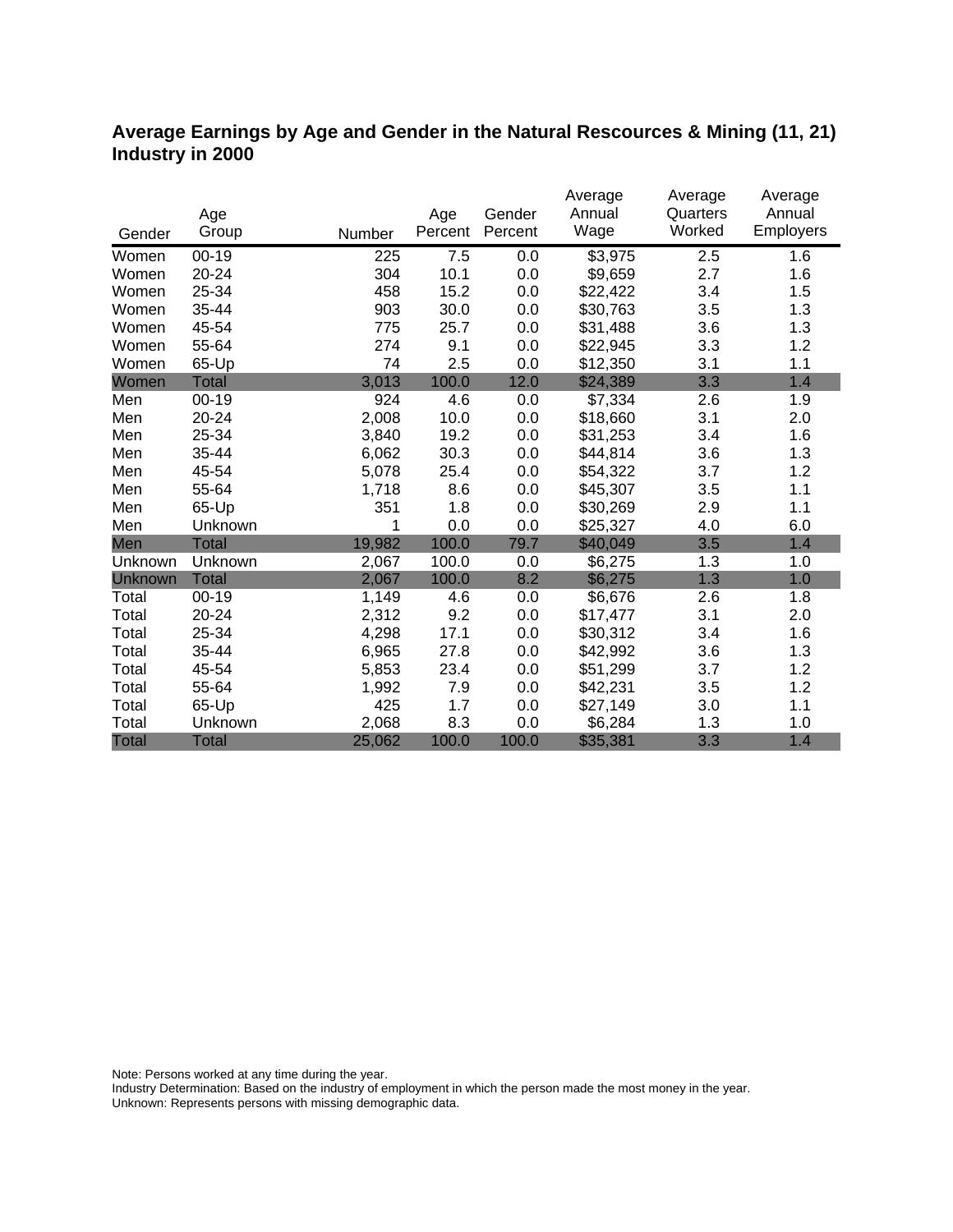## Average Earnings by Age and Gender in the Natural Rescources & Mining (11, 21) Industry in 2000

| Gender | Age Group | Number | Age Percent | Gender Percent | Average Annual Wage | Average Quarters Worked | Average Annual Employers |
|---|---|---|---|---|---|---|---|
| Women | 00-19 | 225 | 7.5 | 0.0 | $3,975 | 2.5 | 1.6 |
| Women | 20-24 | 304 | 10.1 | 0.0 | $9,659 | 2.7 | 1.6 |
| Women | 25-34 | 458 | 15.2 | 0.0 | $22,422 | 3.4 | 1.5 |
| Women | 35-44 | 903 | 30.0 | 0.0 | $30,763 | 3.5 | 1.3 |
| Women | 45-54 | 775 | 25.7 | 0.0 | $31,488 | 3.6 | 1.3 |
| Women | 55-64 | 274 | 9.1 | 0.0 | $22,945 | 3.3 | 1.2 |
| Women | 65-Up | 74 | 2.5 | 0.0 | $12,350 | 3.1 | 1.1 |
| Women | Total | 3,013 | 100.0 | 12.0 | $24,389 | 3.3 | 1.4 |
| Men | 00-19 | 924 | 4.6 | 0.0 | $7,334 | 2.6 | 1.9 |
| Men | 20-24 | 2,008 | 10.0 | 0.0 | $18,660 | 3.1 | 2.0 |
| Men | 25-34 | 3,840 | 19.2 | 0.0 | $31,253 | 3.4 | 1.6 |
| Men | 35-44 | 6,062 | 30.3 | 0.0 | $44,814 | 3.6 | 1.3 |
| Men | 45-54 | 5,078 | 25.4 | 0.0 | $54,322 | 3.7 | 1.2 |
| Men | 55-64 | 1,718 | 8.6 | 0.0 | $45,307 | 3.5 | 1.1 |
| Men | 65-Up | 351 | 1.8 | 0.0 | $30,269 | 2.9 | 1.1 |
| Men | Unknown | 1 | 0.0 | 0.0 | $25,327 | 4.0 | 6.0 |
| Men | Total | 19,982 | 100.0 | 79.7 | $40,049 | 3.5 | 1.4 |
| Unknown | Unknown | 2,067 | 100.0 | 0.0 | $6,275 | 1.3 | 1.0 |
| Unknown | Total | 2,067 | 100.0 | 8.2 | $6,275 | 1.3 | 1.0 |
| Total | 00-19 | 1,149 | 4.6 | 0.0 | $6,676 | 2.6 | 1.8 |
| Total | 20-24 | 2,312 | 9.2 | 0.0 | $17,477 | 3.1 | 2.0 |
| Total | 25-34 | 4,298 | 17.1 | 0.0 | $30,312 | 3.4 | 1.6 |
| Total | 35-44 | 6,965 | 27.8 | 0.0 | $42,992 | 3.6 | 1.3 |
| Total | 45-54 | 5,853 | 23.4 | 0.0 | $51,299 | 3.7 | 1.2 |
| Total | 55-64 | 1,992 | 7.9 | 0.0 | $42,231 | 3.5 | 1.2 |
| Total | 65-Up | 425 | 1.7 | 0.0 | $27,149 | 3.0 | 1.1 |
| Total | Unknown | 2,068 | 8.3 | 0.0 | $6,284 | 1.3 | 1.0 |
| Total | Total | 25,062 | 100.0 | 100.0 | $35,381 | 3.3 | 1.4 |

Note: Persons worked at any time during the year.
Industry Determination: Based on the industry of employment in which the person made the most money in the year.
Unknown: Represents persons with missing demographic data.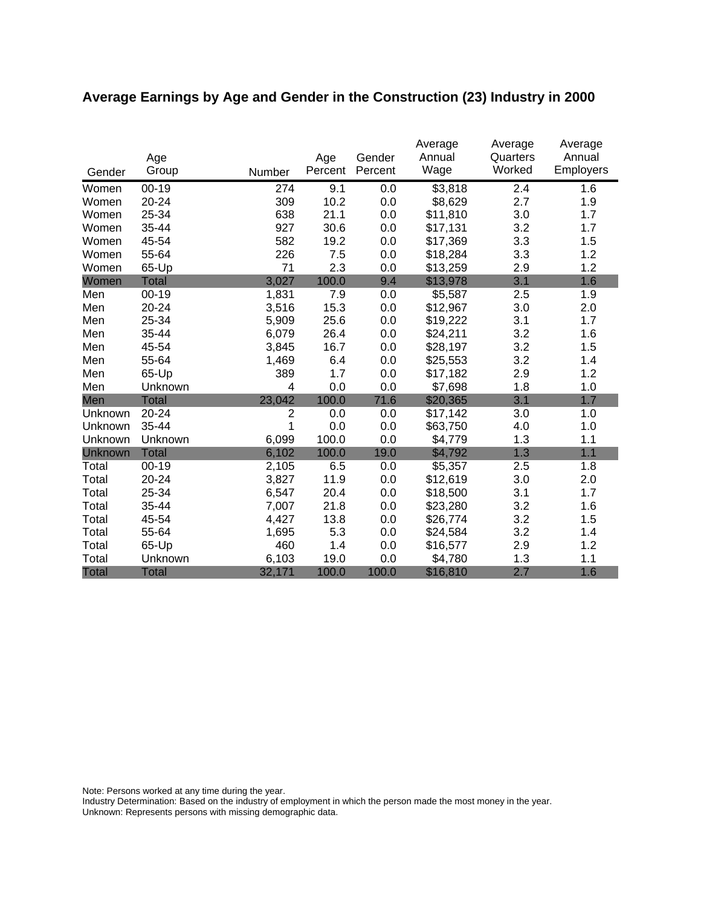## Average Earnings by Age and Gender in the Construction (23) Industry in 2000

| Gender | Age Group | Number | Age Percent | Gender Percent | Average Annual Wage | Average Quarters Worked | Average Annual Employers |
|---|---|---|---|---|---|---|---|
| Women | 00-19 | 274 | 9.1 | 0.0 | $3,818 | 2.4 | 1.6 |
| Women | 20-24 | 309 | 10.2 | 0.0 | $8,629 | 2.7 | 1.9 |
| Women | 25-34 | 638 | 21.1 | 0.0 | $11,810 | 3.0 | 1.7 |
| Women | 35-44 | 927 | 30.6 | 0.0 | $17,131 | 3.2 | 1.7 |
| Women | 45-54 | 582 | 19.2 | 0.0 | $17,369 | 3.3 | 1.5 |
| Women | 55-64 | 226 | 7.5 | 0.0 | $18,284 | 3.3 | 1.2 |
| Women | 65-Up | 71 | 2.3 | 0.0 | $13,259 | 2.9 | 1.2 |
| Women | Total | 3,027 | 100.0 | 9.4 | $13,978 | 3.1 | 1.6 |
| Men | 00-19 | 1,831 | 7.9 | 0.0 | $5,587 | 2.5 | 1.9 |
| Men | 20-24 | 3,516 | 15.3 | 0.0 | $12,967 | 3.0 | 2.0 |
| Men | 25-34 | 5,909 | 25.6 | 0.0 | $19,222 | 3.1 | 1.7 |
| Men | 35-44 | 6,079 | 26.4 | 0.0 | $24,211 | 3.2 | 1.6 |
| Men | 45-54 | 3,845 | 16.7 | 0.0 | $28,197 | 3.2 | 1.5 |
| Men | 55-64 | 1,469 | 6.4 | 0.0 | $25,553 | 3.2 | 1.4 |
| Men | 65-Up | 389 | 1.7 | 0.0 | $17,182 | 2.9 | 1.2 |
| Men | Unknown | 4 | 0.0 | 0.0 | $7,698 | 1.8 | 1.0 |
| Men | Total | 23,042 | 100.0 | 71.6 | $20,365 | 3.1 | 1.7 |
| Unknown | 20-24 | 2 | 0.0 | 0.0 | $17,142 | 3.0 | 1.0 |
| Unknown | 35-44 | 1 | 0.0 | 0.0 | $63,750 | 4.0 | 1.0 |
| Unknown | Unknown | 6,099 | 100.0 | 0.0 | $4,779 | 1.3 | 1.1 |
| Unknown | Total | 6,102 | 100.0 | 19.0 | $4,792 | 1.3 | 1.1 |
| Total | 00-19 | 2,105 | 6.5 | 0.0 | $5,357 | 2.5 | 1.8 |
| Total | 20-24 | 3,827 | 11.9 | 0.0 | $12,619 | 3.0 | 2.0 |
| Total | 25-34 | 6,547 | 20.4 | 0.0 | $18,500 | 3.1 | 1.7 |
| Total | 35-44 | 7,007 | 21.8 | 0.0 | $23,280 | 3.2 | 1.6 |
| Total | 45-54 | 4,427 | 13.8 | 0.0 | $26,774 | 3.2 | 1.5 |
| Total | 55-64 | 1,695 | 5.3 | 0.0 | $24,584 | 3.2 | 1.4 |
| Total | 65-Up | 460 | 1.4 | 0.0 | $16,577 | 2.9 | 1.2 |
| Total | Unknown | 6,103 | 19.0 | 0.0 | $4,780 | 1.3 | 1.1 |
| Total | Total | 32,171 | 100.0 | 100.0 | $16,810 | 2.7 | 1.6 |

Note: Persons worked at any time during the year.
Industry Determination: Based on the industry of employment in which the person made the most money in the year.
Unknown: Represents persons with missing demographic data.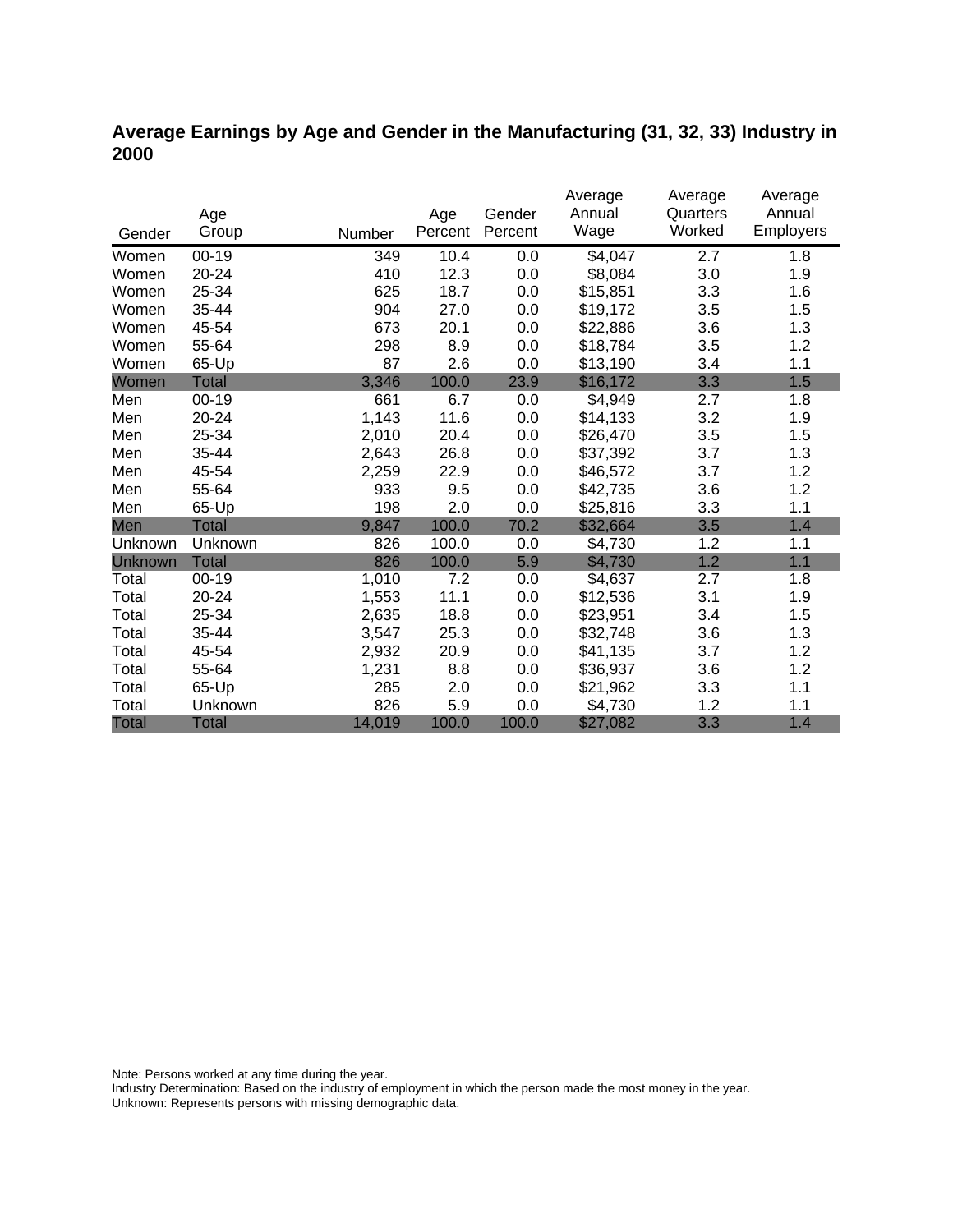## Average Earnings by Age and Gender in the Manufacturing (31, 32, 33) Industry in 2000

| Gender | Age Group | Number | Age Percent | Gender Percent | Average Annual Wage | Average Quarters Worked | Average Annual Employers |
|---|---|---|---|---|---|---|---|
| Women | 00-19 | 349 | 10.4 | 0.0 | $4,047 | 2.7 | 1.8 |
| Women | 20-24 | 410 | 12.3 | 0.0 | $8,084 | 3.0 | 1.9 |
| Women | 25-34 | 625 | 18.7 | 0.0 | $15,851 | 3.3 | 1.6 |
| Women | 35-44 | 904 | 27.0 | 0.0 | $19,172 | 3.5 | 1.5 |
| Women | 45-54 | 673 | 20.1 | 0.0 | $22,886 | 3.6 | 1.3 |
| Women | 55-64 | 298 | 8.9 | 0.0 | $18,784 | 3.5 | 1.2 |
| Women | 65-Up | 87 | 2.6 | 0.0 | $13,190 | 3.4 | 1.1 |
| Women | Total | 3,346 | 100.0 | 23.9 | $16,172 | 3.3 | 1.5 |
| Men | 00-19 | 661 | 6.7 | 0.0 | $4,949 | 2.7 | 1.8 |
| Men | 20-24 | 1,143 | 11.6 | 0.0 | $14,133 | 3.2 | 1.9 |
| Men | 25-34 | 2,010 | 20.4 | 0.0 | $26,470 | 3.5 | 1.5 |
| Men | 35-44 | 2,643 | 26.8 | 0.0 | $37,392 | 3.7 | 1.3 |
| Men | 45-54 | 2,259 | 22.9 | 0.0 | $46,572 | 3.7 | 1.2 |
| Men | 55-64 | 933 | 9.5 | 0.0 | $42,735 | 3.6 | 1.2 |
| Men | 65-Up | 198 | 2.0 | 0.0 | $25,816 | 3.3 | 1.1 |
| Men | Total | 9,847 | 100.0 | 70.2 | $32,664 | 3.5 | 1.4 |
| Unknown | Unknown | 826 | 100.0 | 0.0 | $4,730 | 1.2 | 1.1 |
| Unknown | Total | 826 | 100.0 | 5.9 | $4,730 | 1.2 | 1.1 |
| Total | 00-19 | 1,010 | 7.2 | 0.0 | $4,637 | 2.7 | 1.8 |
| Total | 20-24 | 1,553 | 11.1 | 0.0 | $12,536 | 3.1 | 1.9 |
| Total | 25-34 | 2,635 | 18.8 | 0.0 | $23,951 | 3.4 | 1.5 |
| Total | 35-44 | 3,547 | 25.3 | 0.0 | $32,748 | 3.6 | 1.3 |
| Total | 45-54 | 2,932 | 20.9 | 0.0 | $41,135 | 3.7 | 1.2 |
| Total | 55-64 | 1,231 | 8.8 | 0.0 | $36,937 | 3.6 | 1.2 |
| Total | 65-Up | 285 | 2.0 | 0.0 | $21,962 | 3.3 | 1.1 |
| Total | Unknown | 826 | 5.9 | 0.0 | $4,730 | 1.2 | 1.1 |
| Total | Total | 14,019 | 100.0 | 100.0 | $27,082 | 3.3 | 1.4 |

Note: Persons worked at any time during the year.
Industry Determination: Based on the industry of employment in which the person made the most money in the year.
Unknown: Represents persons with missing demographic data.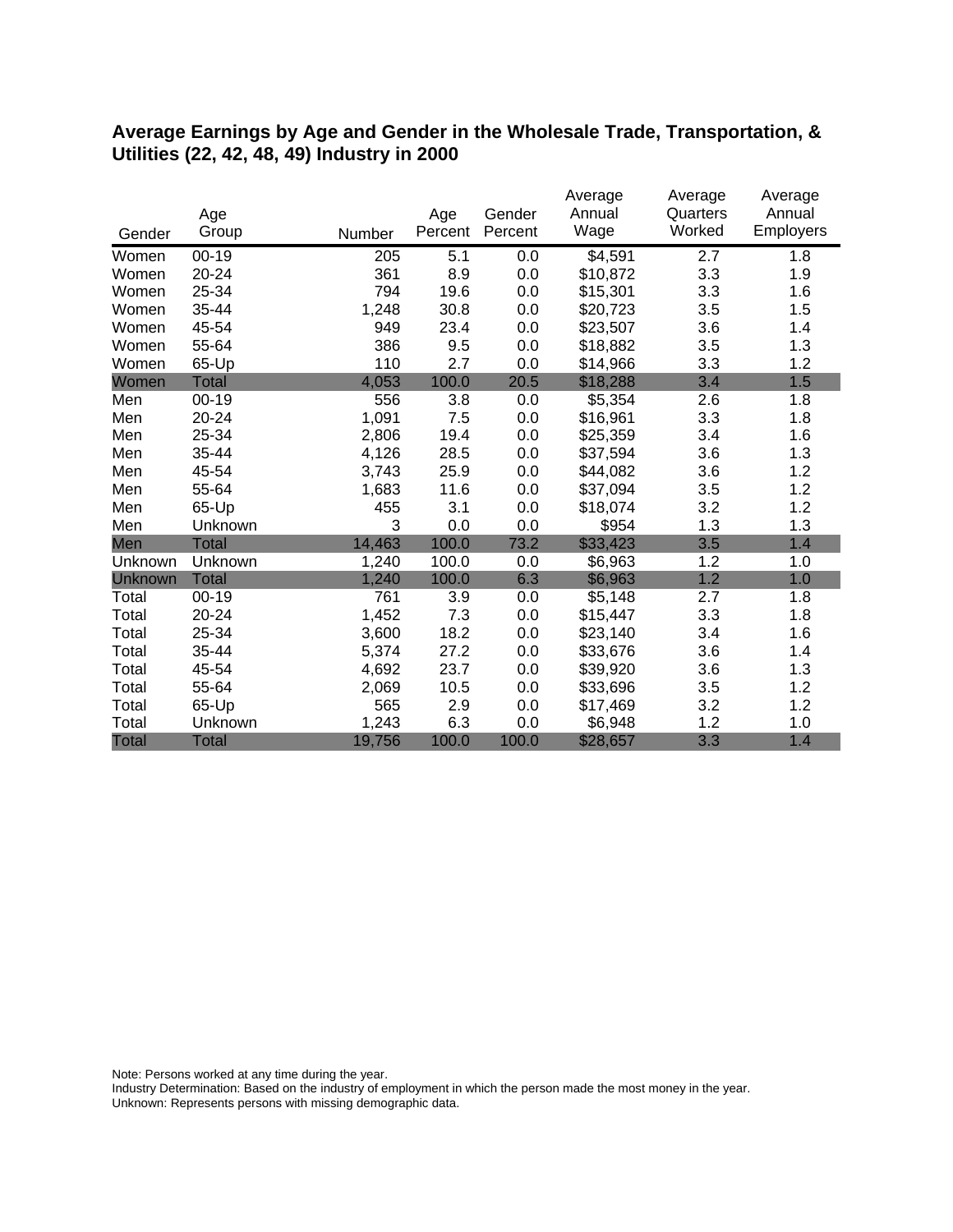## Average Earnings by Age and Gender in the Wholesale Trade, Transportation, & Utilities (22, 42, 48, 49) Industry in 2000

| Gender | Age Group | Number | Age Percent | Gender Percent | Average Annual Wage | Average Quarters Worked | Average Annual Employers |
|---|---|---|---|---|---|---|---|
| Women | 00-19 | 205 | 5.1 | 0.0 | $4,591 | 2.7 | 1.8 |
| Women | 20-24 | 361 | 8.9 | 0.0 | $10,872 | 3.3 | 1.9 |
| Women | 25-34 | 794 | 19.6 | 0.0 | $15,301 | 3.3 | 1.6 |
| Women | 35-44 | 1,248 | 30.8 | 0.0 | $20,723 | 3.5 | 1.5 |
| Women | 45-54 | 949 | 23.4 | 0.0 | $23,507 | 3.6 | 1.4 |
| Women | 55-64 | 386 | 9.5 | 0.0 | $18,882 | 3.5 | 1.3 |
| Women | 65-Up | 110 | 2.7 | 0.0 | $14,966 | 3.3 | 1.2 |
| Women | Total | 4,053 | 100.0 | 20.5 | $18,288 | 3.4 | 1.5 |
| Men | 00-19 | 556 | 3.8 | 0.0 | $5,354 | 2.6 | 1.8 |
| Men | 20-24 | 1,091 | 7.5 | 0.0 | $16,961 | 3.3 | 1.8 |
| Men | 25-34 | 2,806 | 19.4 | 0.0 | $25,359 | 3.4 | 1.6 |
| Men | 35-44 | 4,126 | 28.5 | 0.0 | $37,594 | 3.6 | 1.3 |
| Men | 45-54 | 3,743 | 25.9 | 0.0 | $44,082 | 3.6 | 1.2 |
| Men | 55-64 | 1,683 | 11.6 | 0.0 | $37,094 | 3.5 | 1.2 |
| Men | 65-Up | 455 | 3.1 | 0.0 | $18,074 | 3.2 | 1.2 |
| Men | Unknown | 3 | 0.0 | 0.0 | $954 | 1.3 | 1.3 |
| Men | Total | 14,463 | 100.0 | 73.2 | $33,423 | 3.5 | 1.4 |
| Unknown | Unknown | 1,240 | 100.0 | 0.0 | $6,963 | 1.2 | 1.0 |
| Unknown | Total | 1,240 | 100.0 | 6.3 | $6,963 | 1.2 | 1.0 |
| Total | 00-19 | 761 | 3.9 | 0.0 | $5,148 | 2.7 | 1.8 |
| Total | 20-24 | 1,452 | 7.3 | 0.0 | $15,447 | 3.3 | 1.8 |
| Total | 25-34 | 3,600 | 18.2 | 0.0 | $23,140 | 3.4 | 1.6 |
| Total | 35-44 | 5,374 | 27.2 | 0.0 | $33,676 | 3.6 | 1.4 |
| Total | 45-54 | 4,692 | 23.7 | 0.0 | $39,920 | 3.6 | 1.3 |
| Total | 55-64 | 2,069 | 10.5 | 0.0 | $33,696 | 3.5 | 1.2 |
| Total | 65-Up | 565 | 2.9 | 0.0 | $17,469 | 3.2 | 1.2 |
| Total | Unknown | 1,243 | 6.3 | 0.0 | $6,948 | 1.2 | 1.0 |
| Total | Total | 19,756 | 100.0 | 100.0 | $28,657 | 3.3 | 1.4 |

Note: Persons worked at any time during the year.
Industry Determination: Based on the industry of employment in which the person made the most money in the year.
Unknown: Represents persons with missing demographic data.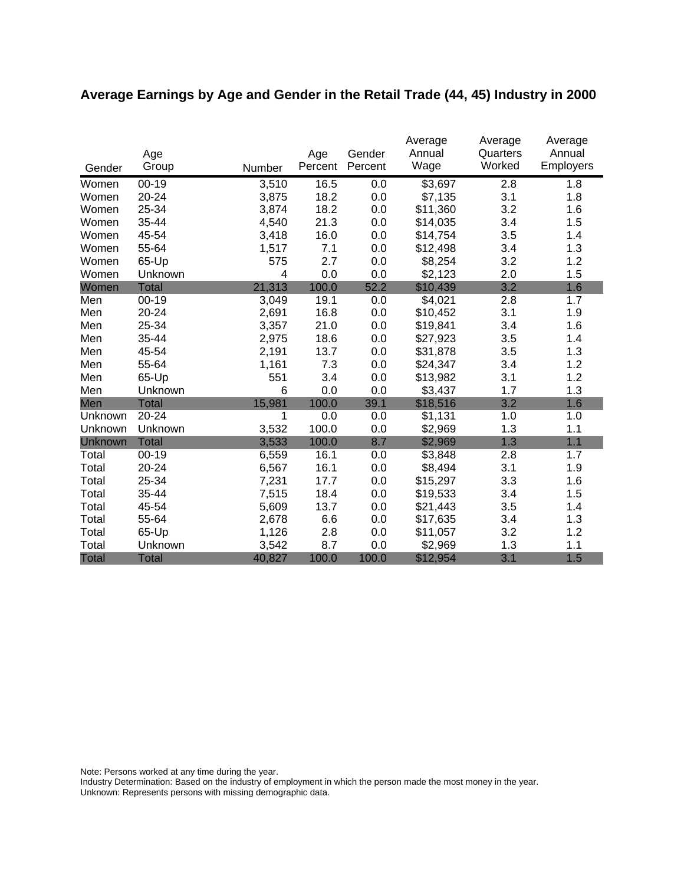# Average Earnings by Age and Gender in the Retail Trade (44, 45) Industry in 2000

| Gender | Age Group | Number | Age Percent | Gender Percent | Average Annual Wage | Average Quarters Worked | Average Annual Employers |
|---|---|---|---|---|---|---|---|
| Women | 00-19 | 3,510 | 16.5 | 0.0 | $3,697 | 2.8 | 1.8 |
| Women | 20-24 | 3,875 | 18.2 | 0.0 | $7,135 | 3.1 | 1.8 |
| Women | 25-34 | 3,874 | 18.2 | 0.0 | $11,360 | 3.2 | 1.6 |
| Women | 35-44 | 4,540 | 21.3 | 0.0 | $14,035 | 3.4 | 1.5 |
| Women | 45-54 | 3,418 | 16.0 | 0.0 | $14,754 | 3.5 | 1.4 |
| Women | 55-64 | 1,517 | 7.1 | 0.0 | $12,498 | 3.4 | 1.3 |
| Women | 65-Up | 575 | 2.7 | 0.0 | $8,254 | 3.2 | 1.2 |
| Women | Unknown | 4 | 0.0 | 0.0 | $2,123 | 2.0 | 1.5 |
| Women | Total | 21,313 | 100.0 | 52.2 | $10,439 | 3.2 | 1.6 |
| Men | 00-19 | 3,049 | 19.1 | 0.0 | $4,021 | 2.8 | 1.7 |
| Men | 20-24 | 2,691 | 16.8 | 0.0 | $10,452 | 3.1 | 1.9 |
| Men | 25-34 | 3,357 | 21.0 | 0.0 | $19,841 | 3.4 | 1.6 |
| Men | 35-44 | 2,975 | 18.6 | 0.0 | $27,923 | 3.5 | 1.4 |
| Men | 45-54 | 2,191 | 13.7 | 0.0 | $31,878 | 3.5 | 1.3 |
| Men | 55-64 | 1,161 | 7.3 | 0.0 | $24,347 | 3.4 | 1.2 |
| Men | 65-Up | 551 | 3.4 | 0.0 | $13,982 | 3.1 | 1.2 |
| Men | Unknown | 6 | 0.0 | 0.0 | $3,437 | 1.7 | 1.3 |
| Men | Total | 15,981 | 100.0 | 39.1 | $18,516 | 3.2 | 1.6 |
| Unknown | 20-24 | 1 | 0.0 | 0.0 | $1,131 | 1.0 | 1.0 |
| Unknown | Unknown | 3,532 | 100.0 | 0.0 | $2,969 | 1.3 | 1.1 |
| Unknown | Total | 3,533 | 100.0 | 8.7 | $2,969 | 1.3 | 1.1 |
| Total | 00-19 | 6,559 | 16.1 | 0.0 | $3,848 | 2.8 | 1.7 |
| Total | 20-24 | 6,567 | 16.1 | 0.0 | $8,494 | 3.1 | 1.9 |
| Total | 25-34 | 7,231 | 17.7 | 0.0 | $15,297 | 3.3 | 1.6 |
| Total | 35-44 | 7,515 | 18.4 | 0.0 | $19,533 | 3.4 | 1.5 |
| Total | 45-54 | 5,609 | 13.7 | 0.0 | $21,443 | 3.5 | 1.4 |
| Total | 55-64 | 2,678 | 6.6 | 0.0 | $17,635 | 3.4 | 1.3 |
| Total | 65-Up | 1,126 | 2.8 | 0.0 | $11,057 | 3.2 | 1.2 |
| Total | Unknown | 3,542 | 8.7 | 0.0 | $2,969 | 1.3 | 1.1 |
| Total | Total | 40,827 | 100.0 | 100.0 | $12,954 | 3.1 | 1.5 |

Note: Persons worked at any time during the year.
Industry Determination: Based on the industry of employment in which the person made the most money in the year.
Unknown: Represents persons with missing demographic data.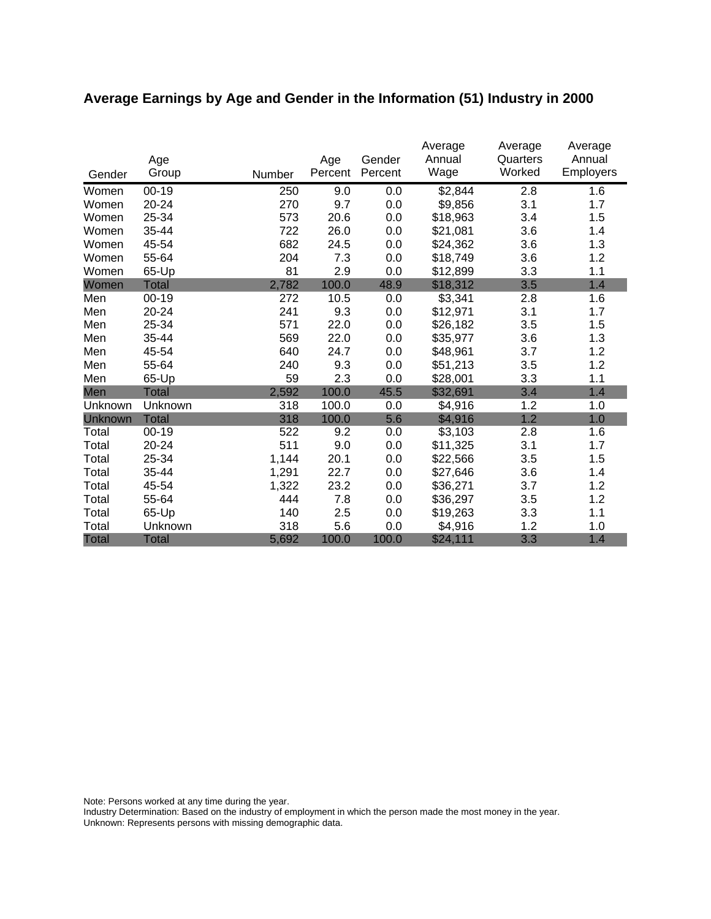## Average Earnings by Age and Gender in the Information (51) Industry in 2000

| Gender | Age Group | Number | Age Percent | Gender Percent | Average Annual Wage | Average Quarters Worked | Average Annual Employers |
|---|---|---|---|---|---|---|---|
| Women | 00-19 | 250 | 9.0 | 0.0 | $2,844 | 2.8 | 1.6 |
| Women | 20-24 | 270 | 9.7 | 0.0 | $9,856 | 3.1 | 1.7 |
| Women | 25-34 | 573 | 20.6 | 0.0 | $18,963 | 3.4 | 1.5 |
| Women | 35-44 | 722 | 26.0 | 0.0 | $21,081 | 3.6 | 1.4 |
| Women | 45-54 | 682 | 24.5 | 0.0 | $24,362 | 3.6 | 1.3 |
| Women | 55-64 | 204 | 7.3 | 0.0 | $18,749 | 3.6 | 1.2 |
| Women | 65-Up | 81 | 2.9 | 0.0 | $12,899 | 3.3 | 1.1 |
| Women | Total | 2,782 | 100.0 | 48.9 | $18,312 | 3.5 | 1.4 |
| Men | 00-19 | 272 | 10.5 | 0.0 | $3,341 | 2.8 | 1.6 |
| Men | 20-24 | 241 | 9.3 | 0.0 | $12,971 | 3.1 | 1.7 |
| Men | 25-34 | 571 | 22.0 | 0.0 | $26,182 | 3.5 | 1.5 |
| Men | 35-44 | 569 | 22.0 | 0.0 | $35,977 | 3.6 | 1.3 |
| Men | 45-54 | 640 | 24.7 | 0.0 | $48,961 | 3.7 | 1.2 |
| Men | 55-64 | 240 | 9.3 | 0.0 | $51,213 | 3.5 | 1.2 |
| Men | 65-Up | 59 | 2.3 | 0.0 | $28,001 | 3.3 | 1.1 |
| Men | Total | 2,592 | 100.0 | 45.5 | $32,691 | 3.4 | 1.4 |
| Unknown | Unknown | 318 | 100.0 | 0.0 | $4,916 | 1.2 | 1.0 |
| Unknown | Total | 318 | 100.0 | 5.6 | $4,916 | 1.2 | 1.0 |
| Total | 00-19 | 522 | 9.2 | 0.0 | $3,103 | 2.8 | 1.6 |
| Total | 20-24 | 511 | 9.0 | 0.0 | $11,325 | 3.1 | 1.7 |
| Total | 25-34 | 1,144 | 20.1 | 0.0 | $22,566 | 3.5 | 1.5 |
| Total | 35-44 | 1,291 | 22.7 | 0.0 | $27,646 | 3.6 | 1.4 |
| Total | 45-54 | 1,322 | 23.2 | 0.0 | $36,271 | 3.7 | 1.2 |
| Total | 55-64 | 444 | 7.8 | 0.0 | $36,297 | 3.5 | 1.2 |
| Total | 65-Up | 140 | 2.5 | 0.0 | $19,263 | 3.3 | 1.1 |
| Total | Unknown | 318 | 5.6 | 0.0 | $4,916 | 1.2 | 1.0 |
| Total | Total | 5,692 | 100.0 | 100.0 | $24,111 | 3.3 | 1.4 |

Note: Persons worked at any time during the year.
Industry Determination: Based on the industry of employment in which the person made the most money in the year.
Unknown: Represents persons with missing demographic data.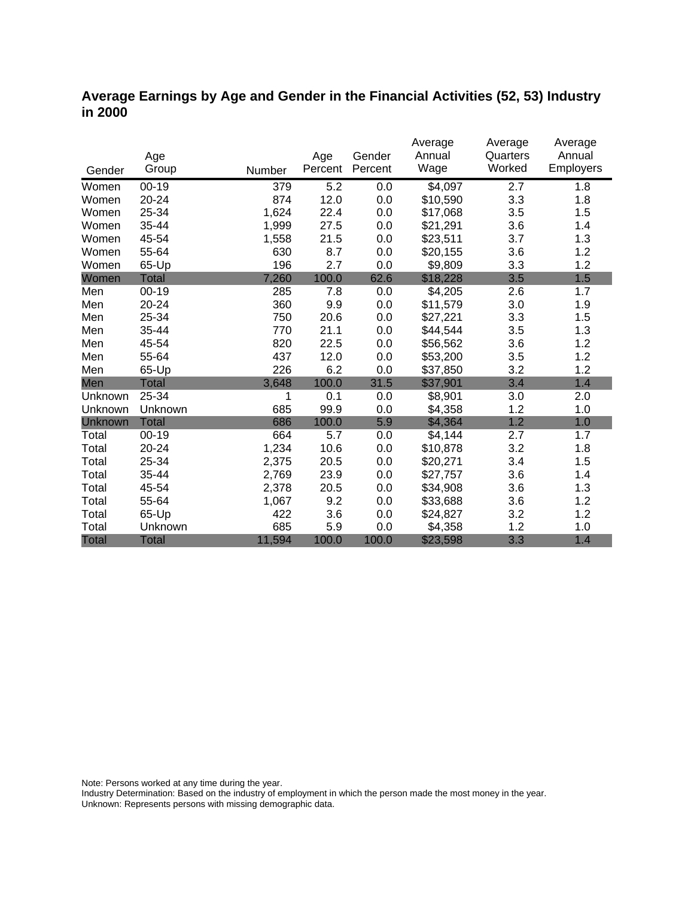## Average Earnings by Age and Gender in the Financial Activities (52, 53) Industry in 2000

| Gender | Age Group | Number | Age Percent | Gender Percent | Average Annual Wage | Average Quarters Worked | Average Annual Employers |
|---|---|---|---|---|---|---|---|
| Women | 00-19 | 379 | 5.2 | 0.0 | $4,097 | 2.7 | 1.8 |
| Women | 20-24 | 874 | 12.0 | 0.0 | $10,590 | 3.3 | 1.8 |
| Women | 25-34 | 1,624 | 22.4 | 0.0 | $17,068 | 3.5 | 1.5 |
| Women | 35-44 | 1,999 | 27.5 | 0.0 | $21,291 | 3.6 | 1.4 |
| Women | 45-54 | 1,558 | 21.5 | 0.0 | $23,511 | 3.7 | 1.3 |
| Women | 55-64 | 630 | 8.7 | 0.0 | $20,155 | 3.6 | 1.2 |
| Women | 65-Up | 196 | 2.7 | 0.0 | $9,809 | 3.3 | 1.2 |
| Women | Total | 7,260 | 100.0 | 62.6 | $18,228 | 3.5 | 1.5 |
| Men | 00-19 | 285 | 7.8 | 0.0 | $4,205 | 2.6 | 1.7 |
| Men | 20-24 | 360 | 9.9 | 0.0 | $11,579 | 3.0 | 1.9 |
| Men | 25-34 | 750 | 20.6 | 0.0 | $27,221 | 3.3 | 1.5 |
| Men | 35-44 | 770 | 21.1 | 0.0 | $44,544 | 3.5 | 1.3 |
| Men | 45-54 | 820 | 22.5 | 0.0 | $56,562 | 3.6 | 1.2 |
| Men | 55-64 | 437 | 12.0 | 0.0 | $53,200 | 3.5 | 1.2 |
| Men | 65-Up | 226 | 6.2 | 0.0 | $37,850 | 3.2 | 1.2 |
| Men | Total | 3,648 | 100.0 | 31.5 | $37,901 | 3.4 | 1.4 |
| Unknown | 25-34 | 1 | 0.1 | 0.0 | $8,901 | 3.0 | 2.0 |
| Unknown | Unknown | 685 | 99.9 | 0.0 | $4,358 | 1.2 | 1.0 |
| Unknown | Total | 686 | 100.0 | 5.9 | $4,364 | 1.2 | 1.0 |
| Total | 00-19 | 664 | 5.7 | 0.0 | $4,144 | 2.7 | 1.7 |
| Total | 20-24 | 1,234 | 10.6 | 0.0 | $10,878 | 3.2 | 1.8 |
| Total | 25-34 | 2,375 | 20.5 | 0.0 | $20,271 | 3.4 | 1.5 |
| Total | 35-44 | 2,769 | 23.9 | 0.0 | $27,757 | 3.6 | 1.4 |
| Total | 45-54 | 2,378 | 20.5 | 0.0 | $34,908 | 3.6 | 1.3 |
| Total | 55-64 | 1,067 | 9.2 | 0.0 | $33,688 | 3.6 | 1.2 |
| Total | 65-Up | 422 | 3.6 | 0.0 | $24,827 | 3.2 | 1.2 |
| Total | Unknown | 685 | 5.9 | 0.0 | $4,358 | 1.2 | 1.0 |
| Total | Total | 11,594 | 100.0 | 100.0 | $23,598 | 3.3 | 1.4 |

Note: Persons worked at any time during the year.
Industry Determination: Based on the industry of employment in which the person made the most money in the year.
Unknown: Represents persons with missing demographic data.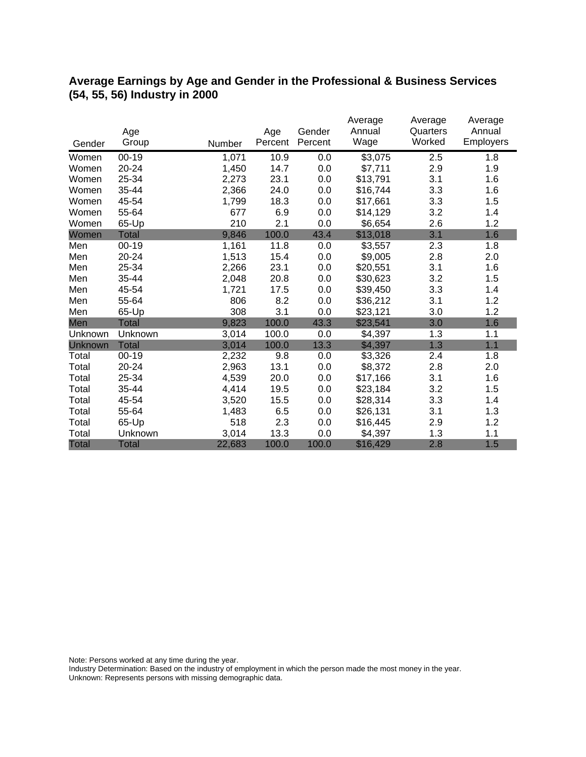## Average Earnings by Age and Gender in the Professional & Business Services (54, 55, 56) Industry in 2000

| Gender | Age Group | Number | Age Percent | Gender Percent | Average Annual Wage | Average Quarters Worked | Average Annual Employers |
|---|---|---|---|---|---|---|---|
| Women | 00-19 | 1,071 | 10.9 | 0.0 | $3,075 | 2.5 | 1.8 |
| Women | 20-24 | 1,450 | 14.7 | 0.0 | $7,711 | 2.9 | 1.9 |
| Women | 25-34 | 2,273 | 23.1 | 0.0 | $13,791 | 3.1 | 1.6 |
| Women | 35-44 | 2,366 | 24.0 | 0.0 | $16,744 | 3.3 | 1.6 |
| Women | 45-54 | 1,799 | 18.3 | 0.0 | $17,661 | 3.3 | 1.5 |
| Women | 55-64 | 677 | 6.9 | 0.0 | $14,129 | 3.2 | 1.4 |
| Women | 65-Up | 210 | 2.1 | 0.0 | $6,654 | 2.6 | 1.2 |
| Women | Total | 9,846 | 100.0 | 43.4 | $13,018 | 3.1 | 1.6 |
| Men | 00-19 | 1,161 | 11.8 | 0.0 | $3,557 | 2.3 | 1.8 |
| Men | 20-24 | 1,513 | 15.4 | 0.0 | $9,005 | 2.8 | 2.0 |
| Men | 25-34 | 2,266 | 23.1 | 0.0 | $20,551 | 3.1 | 1.6 |
| Men | 35-44 | 2,048 | 20.8 | 0.0 | $30,623 | 3.2 | 1.5 |
| Men | 45-54 | 1,721 | 17.5 | 0.0 | $39,450 | 3.3 | 1.4 |
| Men | 55-64 | 806 | 8.2 | 0.0 | $36,212 | 3.1 | 1.2 |
| Men | 65-Up | 308 | 3.1 | 0.0 | $23,121 | 3.0 | 1.2 |
| Men | Total | 9,823 | 100.0 | 43.3 | $23,541 | 3.0 | 1.6 |
| Unknown | Unknown | 3,014 | 100.0 | 0.0 | $4,397 | 1.3 | 1.1 |
| Unknown | Total | 3,014 | 100.0 | 13.3 | $4,397 | 1.3 | 1.1 |
| Total | 00-19 | 2,232 | 9.8 | 0.0 | $3,326 | 2.4 | 1.8 |
| Total | 20-24 | 2,963 | 13.1 | 0.0 | $8,372 | 2.8 | 2.0 |
| Total | 25-34 | 4,539 | 20.0 | 0.0 | $17,166 | 3.1 | 1.6 |
| Total | 35-44 | 4,414 | 19.5 | 0.0 | $23,184 | 3.2 | 1.5 |
| Total | 45-54 | 3,520 | 15.5 | 0.0 | $28,314 | 3.3 | 1.4 |
| Total | 55-64 | 1,483 | 6.5 | 0.0 | $26,131 | 3.1 | 1.3 |
| Total | 65-Up | 518 | 2.3 | 0.0 | $16,445 | 2.9 | 1.2 |
| Total | Unknown | 3,014 | 13.3 | 0.0 | $4,397 | 1.3 | 1.1 |
| Total | Total | 22,683 | 100.0 | 100.0 | $16,429 | 2.8 | 1.5 |

Note: Persons worked at any time during the year.
Industry Determination: Based on the industry of employment in which the person made the most money in the year.
Unknown: Represents persons with missing demographic data.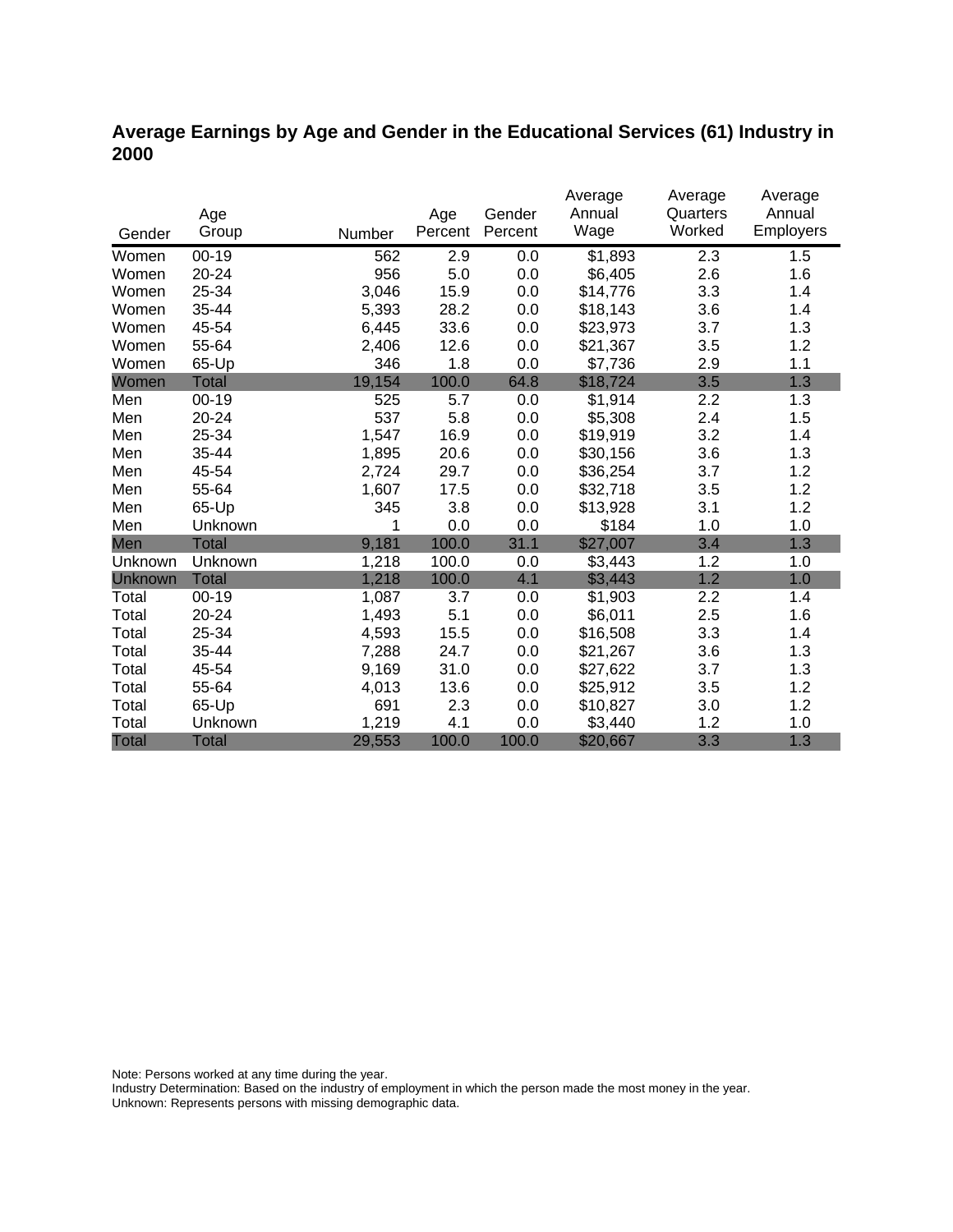## Average Earnings by Age and Gender in the Educational Services (61) Industry in 2000

| Gender | Age Group | Number | Age Percent | Gender Percent | Average Annual Wage | Average Quarters Worked | Average Annual Employers |
|---|---|---|---|---|---|---|---|
| Women | 00-19 | 562 | 2.9 | 0.0 | $1,893 | 2.3 | 1.5 |
| Women | 20-24 | 956 | 5.0 | 0.0 | $6,405 | 2.6 | 1.6 |
| Women | 25-34 | 3,046 | 15.9 | 0.0 | $14,776 | 3.3 | 1.4 |
| Women | 35-44 | 5,393 | 28.2 | 0.0 | $18,143 | 3.6 | 1.4 |
| Women | 45-54 | 6,445 | 33.6 | 0.0 | $23,973 | 3.7 | 1.3 |
| Women | 55-64 | 2,406 | 12.6 | 0.0 | $21,367 | 3.5 | 1.2 |
| Women | 65-Up | 346 | 1.8 | 0.0 | $7,736 | 2.9 | 1.1 |
| Women | Total | 19,154 | 100.0 | 64.8 | $18,724 | 3.5 | 1.3 |
| Men | 00-19 | 525 | 5.7 | 0.0 | $1,914 | 2.2 | 1.3 |
| Men | 20-24 | 537 | 5.8 | 0.0 | $5,308 | 2.4 | 1.5 |
| Men | 25-34 | 1,547 | 16.9 | 0.0 | $19,919 | 3.2 | 1.4 |
| Men | 35-44 | 1,895 | 20.6 | 0.0 | $30,156 | 3.6 | 1.3 |
| Men | 45-54 | 2,724 | 29.7 | 0.0 | $36,254 | 3.7 | 1.2 |
| Men | 55-64 | 1,607 | 17.5 | 0.0 | $32,718 | 3.5 | 1.2 |
| Men | 65-Up | 345 | 3.8 | 0.0 | $13,928 | 3.1 | 1.2 |
| Men | Unknown | 1 | 0.0 | 0.0 | $184 | 1.0 | 1.0 |
| Men | Total | 9,181 | 100.0 | 31.1 | $27,007 | 3.4 | 1.3 |
| Unknown | Unknown | 1,218 | 100.0 | 0.0 | $3,443 | 1.2 | 1.0 |
| Unknown | Total | 1,218 | 100.0 | 4.1 | $3,443 | 1.2 | 1.0 |
| Total | 00-19 | 1,087 | 3.7 | 0.0 | $1,903 | 2.2 | 1.4 |
| Total | 20-24 | 1,493 | 5.1 | 0.0 | $6,011 | 2.5 | 1.6 |
| Total | 25-34 | 4,593 | 15.5 | 0.0 | $16,508 | 3.3 | 1.4 |
| Total | 35-44 | 7,288 | 24.7 | 0.0 | $21,267 | 3.6 | 1.3 |
| Total | 45-54 | 9,169 | 31.0 | 0.0 | $27,622 | 3.7 | 1.3 |
| Total | 55-64 | 4,013 | 13.6 | 0.0 | $25,912 | 3.5 | 1.2 |
| Total | 65-Up | 691 | 2.3 | 0.0 | $10,827 | 3.0 | 1.2 |
| Total | Unknown | 1,219 | 4.1 | 0.0 | $3,440 | 1.2 | 1.0 |
| Total | Total | 29,553 | 100.0 | 100.0 | $20,667 | 3.3 | 1.3 |

Note: Persons worked at any time during the year.
Industry Determination: Based on the industry of employment in which the person made the most money in the year.
Unknown: Represents persons with missing demographic data.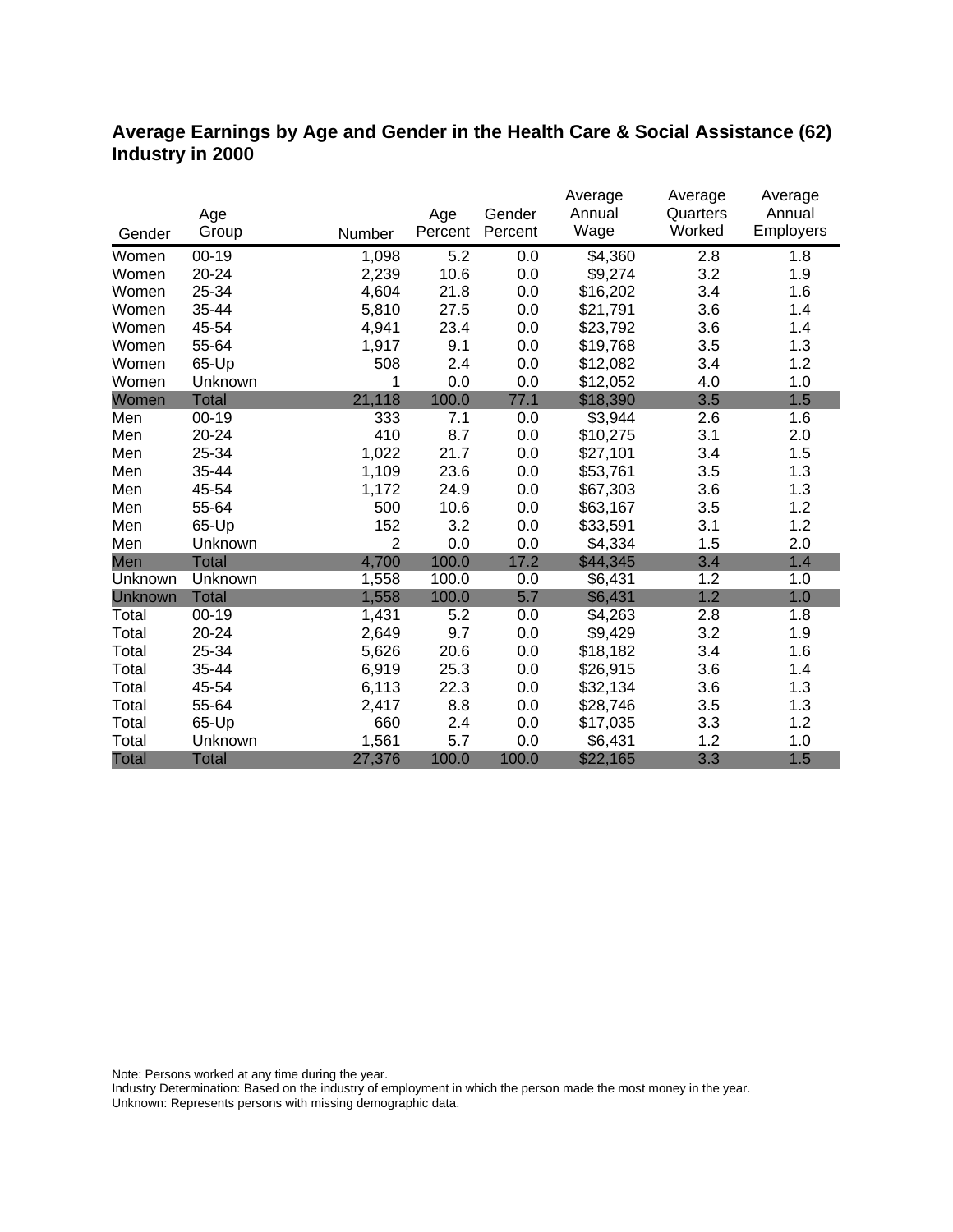## Average Earnings by Age and Gender in the Health Care & Social Assistance (62) Industry in 2000

| Gender | Age Group | Number | Age Percent | Gender Percent | Average Annual Wage | Average Quarters Worked | Average Annual Employers |
|---|---|---|---|---|---|---|---|
| Women | 00-19 | 1,098 | 5.2 | 0.0 | $4,360 | 2.8 | 1.8 |
| Women | 20-24 | 2,239 | 10.6 | 0.0 | $9,274 | 3.2 | 1.9 |
| Women | 25-34 | 4,604 | 21.8 | 0.0 | $16,202 | 3.4 | 1.6 |
| Women | 35-44 | 5,810 | 27.5 | 0.0 | $21,791 | 3.6 | 1.4 |
| Women | 45-54 | 4,941 | 23.4 | 0.0 | $23,792 | 3.6 | 1.4 |
| Women | 55-64 | 1,917 | 9.1 | 0.0 | $19,768 | 3.5 | 1.3 |
| Women | 65-Up | 508 | 2.4 | 0.0 | $12,082 | 3.4 | 1.2 |
| Women | Unknown | 1 | 0.0 | 0.0 | $12,052 | 4.0 | 1.0 |
| Women | Total | 21,118 | 100.0 | 77.1 | $18,390 | 3.5 | 1.5 |
| Men | 00-19 | 333 | 7.1 | 0.0 | $3,944 | 2.6 | 1.6 |
| Men | 20-24 | 410 | 8.7 | 0.0 | $10,275 | 3.1 | 2.0 |
| Men | 25-34 | 1,022 | 21.7 | 0.0 | $27,101 | 3.4 | 1.5 |
| Men | 35-44 | 1,109 | 23.6 | 0.0 | $53,761 | 3.5 | 1.3 |
| Men | 45-54 | 1,172 | 24.9 | 0.0 | $67,303 | 3.6 | 1.3 |
| Men | 55-64 | 500 | 10.6 | 0.0 | $63,167 | 3.5 | 1.2 |
| Men | 65-Up | 152 | 3.2 | 0.0 | $33,591 | 3.1 | 1.2 |
| Men | Unknown | 2 | 0.0 | 0.0 | $4,334 | 1.5 | 2.0 |
| Men | Total | 4,700 | 100.0 | 17.2 | $44,345 | 3.4 | 1.4 |
| Unknown | Unknown | 1,558 | 100.0 | 0.0 | $6,431 | 1.2 | 1.0 |
| Unknown | Total | 1,558 | 100.0 | 5.7 | $6,431 | 1.2 | 1.0 |
| Total | 00-19 | 1,431 | 5.2 | 0.0 | $4,263 | 2.8 | 1.8 |
| Total | 20-24 | 2,649 | 9.7 | 0.0 | $9,429 | 3.2 | 1.9 |
| Total | 25-34 | 5,626 | 20.6 | 0.0 | $18,182 | 3.4 | 1.6 |
| Total | 35-44 | 6,919 | 25.3 | 0.0 | $26,915 | 3.6 | 1.4 |
| Total | 45-54 | 6,113 | 22.3 | 0.0 | $32,134 | 3.6 | 1.3 |
| Total | 55-64 | 2,417 | 8.8 | 0.0 | $28,746 | 3.5 | 1.3 |
| Total | 65-Up | 660 | 2.4 | 0.0 | $17,035 | 3.3 | 1.2 |
| Total | Unknown | 1,561 | 5.7 | 0.0 | $6,431 | 1.2 | 1.0 |
| Total | Total | 27,376 | 100.0 | 100.0 | $22,165 | 3.3 | 1.5 |

Note: Persons worked at any time during the year.
Industry Determination: Based on the industry of employment in which the person made the most money in the year.
Unknown: Represents persons with missing demographic data.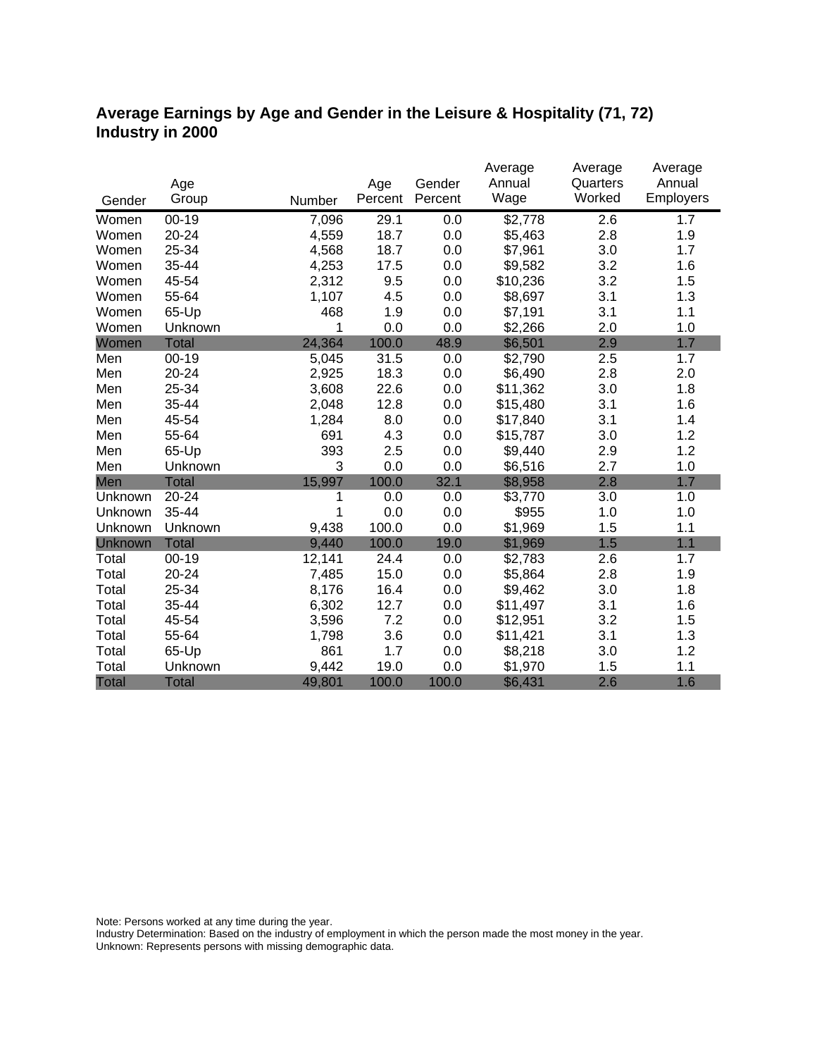## Average Earnings by Age and Gender in the Leisure & Hospitality (71, 72) Industry in 2000

| Gender | Age Group | Number | Age Percent | Gender Percent | Average Annual Wage | Average Quarters Worked | Average Annual Employers |
|---|---|---|---|---|---|---|---|
| Women | 00-19 | 7,096 | 29.1 | 0.0 | $2,778 | 2.6 | 1.7 |
| Women | 20-24 | 4,559 | 18.7 | 0.0 | $5,463 | 2.8 | 1.9 |
| Women | 25-34 | 4,568 | 18.7 | 0.0 | $7,961 | 3.0 | 1.7 |
| Women | 35-44 | 4,253 | 17.5 | 0.0 | $9,582 | 3.2 | 1.6 |
| Women | 45-54 | 2,312 | 9.5 | 0.0 | $10,236 | 3.2 | 1.5 |
| Women | 55-64 | 1,107 | 4.5 | 0.0 | $8,697 | 3.1 | 1.3 |
| Women | 65-Up | 468 | 1.9 | 0.0 | $7,191 | 3.1 | 1.1 |
| Women | Unknown | 1 | 0.0 | 0.0 | $2,266 | 2.0 | 1.0 |
| Women | Total | 24,364 | 100.0 | 48.9 | $6,501 | 2.9 | 1.7 |
| Men | 00-19 | 5,045 | 31.5 | 0.0 | $2,790 | 2.5 | 1.7 |
| Men | 20-24 | 2,925 | 18.3 | 0.0 | $6,490 | 2.8 | 2.0 |
| Men | 25-34 | 3,608 | 22.6 | 0.0 | $11,362 | 3.0 | 1.8 |
| Men | 35-44 | 2,048 | 12.8 | 0.0 | $15,480 | 3.1 | 1.6 |
| Men | 45-54 | 1,284 | 8.0 | 0.0 | $17,840 | 3.1 | 1.4 |
| Men | 55-64 | 691 | 4.3 | 0.0 | $15,787 | 3.0 | 1.2 |
| Men | 65-Up | 393 | 2.5 | 0.0 | $9,440 | 2.9 | 1.2 |
| Men | Unknown | 3 | 0.0 | 0.0 | $6,516 | 2.7 | 1.0 |
| Men | Total | 15,997 | 100.0 | 32.1 | $8,958 | 2.8 | 1.7 |
| Unknown | 20-24 | 1 | 0.0 | 0.0 | $3,770 | 3.0 | 1.0 |
| Unknown | 35-44 | 1 | 0.0 | 0.0 | $955 | 1.0 | 1.0 |
| Unknown | Unknown | 9,438 | 100.0 | 0.0 | $1,969 | 1.5 | 1.1 |
| Unknown | Total | 9,440 | 100.0 | 19.0 | $1,969 | 1.5 | 1.1 |
| Total | 00-19 | 12,141 | 24.4 | 0.0 | $2,783 | 2.6 | 1.7 |
| Total | 20-24 | 7,485 | 15.0 | 0.0 | $5,864 | 2.8 | 1.9 |
| Total | 25-34 | 8,176 | 16.4 | 0.0 | $9,462 | 3.0 | 1.8 |
| Total | 35-44 | 6,302 | 12.7 | 0.0 | $11,497 | 3.1 | 1.6 |
| Total | 45-54 | 3,596 | 7.2 | 0.0 | $12,951 | 3.2 | 1.5 |
| Total | 55-64 | 1,798 | 3.6 | 0.0 | $11,421 | 3.1 | 1.3 |
| Total | 65-Up | 861 | 1.7 | 0.0 | $8,218 | 3.0 | 1.2 |
| Total | Unknown | 9,442 | 19.0 | 0.0 | $1,970 | 1.5 | 1.1 |
| Total | Total | 49,801 | 100.0 | 100.0 | $6,431 | 2.6 | 1.6 |

Note: Persons worked at any time during the year.
Industry Determination: Based on the industry of employment in which the person made the most money in the year.
Unknown: Represents persons with missing demographic data.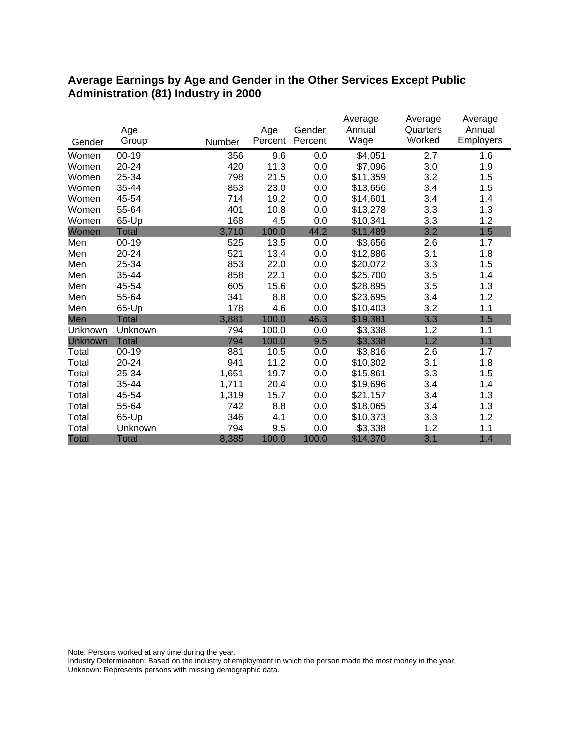## Average Earnings by Age and Gender in the Other Services Except Public Administration (81) Industry in 2000

| Gender | Age Group | Number | Age Percent | Gender Percent | Average Annual Wage | Average Quarters Worked | Average Annual Employers |
|---|---|---|---|---|---|---|---|
| Women | 00-19 | 356 | 9.6 | 0.0 | $4,051 | 2.7 | 1.6 |
| Women | 20-24 | 420 | 11.3 | 0.0 | $7,096 | 3.0 | 1.9 |
| Women | 25-34 | 798 | 21.5 | 0.0 | $11,359 | 3.2 | 1.5 |
| Women | 35-44 | 853 | 23.0 | 0.0 | $13,656 | 3.4 | 1.5 |
| Women | 45-54 | 714 | 19.2 | 0.0 | $14,601 | 3.4 | 1.4 |
| Women | 55-64 | 401 | 10.8 | 0.0 | $13,278 | 3.3 | 1.3 |
| Women | 65-Up | 168 | 4.5 | 0.0 | $10,341 | 3.3 | 1.2 |
| Women | Total | 3,710 | 100.0 | 44.2 | $11,489 | 3.2 | 1.5 |
| Men | 00-19 | 525 | 13.5 | 0.0 | $3,656 | 2.6 | 1.7 |
| Men | 20-24 | 521 | 13.4 | 0.0 | $12,886 | 3.1 | 1.8 |
| Men | 25-34 | 853 | 22.0 | 0.0 | $20,072 | 3.3 | 1.5 |
| Men | 35-44 | 858 | 22.1 | 0.0 | $25,700 | 3.5 | 1.4 |
| Men | 45-54 | 605 | 15.6 | 0.0 | $28,895 | 3.5 | 1.3 |
| Men | 55-64 | 341 | 8.8 | 0.0 | $23,695 | 3.4 | 1.2 |
| Men | 65-Up | 178 | 4.6 | 0.0 | $10,403 | 3.2 | 1.1 |
| Men | Total | 3,881 | 100.0 | 46.3 | $19,381 | 3.3 | 1.5 |
| Unknown | Unknown | 794 | 100.0 | 0.0 | $3,338 | 1.2 | 1.1 |
| Unknown | Total | 794 | 100.0 | 9.5 | $3,338 | 1.2 | 1.1 |
| Total | 00-19 | 881 | 10.5 | 0.0 | $3,816 | 2.6 | 1.7 |
| Total | 20-24 | 941 | 11.2 | 0.0 | $10,302 | 3.1 | 1.8 |
| Total | 25-34 | 1,651 | 19.7 | 0.0 | $15,861 | 3.3 | 1.5 |
| Total | 35-44 | 1,711 | 20.4 | 0.0 | $19,696 | 3.4 | 1.4 |
| Total | 45-54 | 1,319 | 15.7 | 0.0 | $21,157 | 3.4 | 1.3 |
| Total | 55-64 | 742 | 8.8 | 0.0 | $18,065 | 3.4 | 1.3 |
| Total | 65-Up | 346 | 4.1 | 0.0 | $10,373 | 3.3 | 1.2 |
| Total | Unknown | 794 | 9.5 | 0.0 | $3,338 | 1.2 | 1.1 |
| Total | Total | 8,385 | 100.0 | 100.0 | $14,370 | 3.1 | 1.4 |

Note: Persons worked at any time during the year.
Industry Determination: Based on the industry of employment in which the person made the most money in the year.
Unknown: Represents persons with missing demographic data.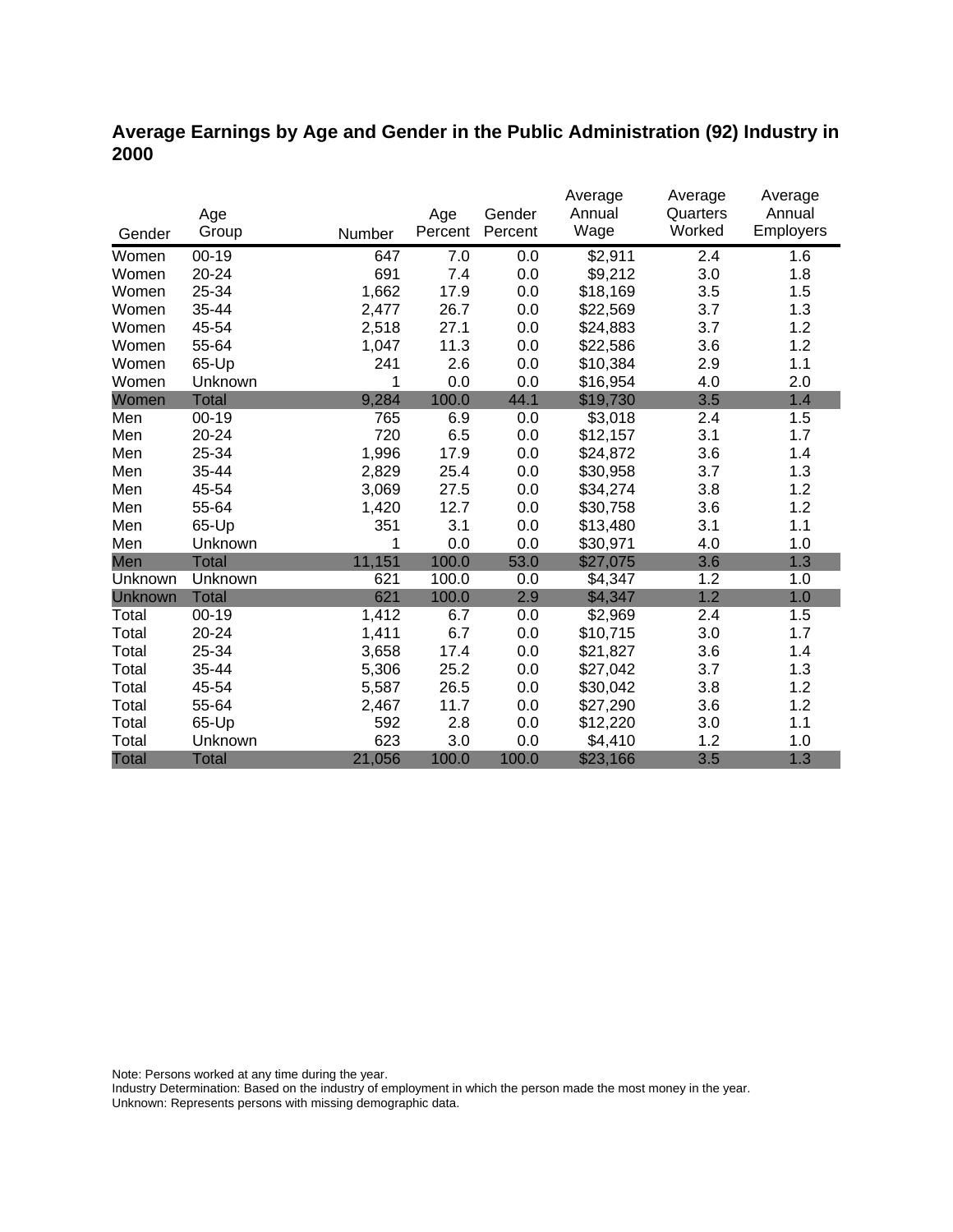## Average Earnings by Age and Gender in the Public Administration (92) Industry in 2000

| Gender | Age Group | Number | Age Percent | Gender Percent | Average Annual Wage | Average Quarters Worked | Average Annual Employers |
|---|---|---|---|---|---|---|---|
| Women | 00-19 | 647 | 7.0 | 0.0 | $2,911 | 2.4 | 1.6 |
| Women | 20-24 | 691 | 7.4 | 0.0 | $9,212 | 3.0 | 1.8 |
| Women | 25-34 | 1,662 | 17.9 | 0.0 | $18,169 | 3.5 | 1.5 |
| Women | 35-44 | 2,477 | 26.7 | 0.0 | $22,569 | 3.7 | 1.3 |
| Women | 45-54 | 2,518 | 27.1 | 0.0 | $24,883 | 3.7 | 1.2 |
| Women | 55-64 | 1,047 | 11.3 | 0.0 | $22,586 | 3.6 | 1.2 |
| Women | 65-Up | 241 | 2.6 | 0.0 | $10,384 | 2.9 | 1.1 |
| Women | Unknown | 1 | 0.0 | 0.0 | $16,954 | 4.0 | 2.0 |
| Women | Total | 9,284 | 100.0 | 44.1 | $19,730 | 3.5 | 1.4 |
| Men | 00-19 | 765 | 6.9 | 0.0 | $3,018 | 2.4 | 1.5 |
| Men | 20-24 | 720 | 6.5 | 0.0 | $12,157 | 3.1 | 1.7 |
| Men | 25-34 | 1,996 | 17.9 | 0.0 | $24,872 | 3.6 | 1.4 |
| Men | 35-44 | 2,829 | 25.4 | 0.0 | $30,958 | 3.7 | 1.3 |
| Men | 45-54 | 3,069 | 27.5 | 0.0 | $34,274 | 3.8 | 1.2 |
| Men | 55-64 | 1,420 | 12.7 | 0.0 | $30,758 | 3.6 | 1.2 |
| Men | 65-Up | 351 | 3.1 | 0.0 | $13,480 | 3.1 | 1.1 |
| Men | Unknown | 1 | 0.0 | 0.0 | $30,971 | 4.0 | 1.0 |
| Men | Total | 11,151 | 100.0 | 53.0 | $27,075 | 3.6 | 1.3 |
| Unknown | Unknown | 621 | 100.0 | 0.0 | $4,347 | 1.2 | 1.0 |
| Unknown | Total | 621 | 100.0 | 2.9 | $4,347 | 1.2 | 1.0 |
| Total | 00-19 | 1,412 | 6.7 | 0.0 | $2,969 | 2.4 | 1.5 |
| Total | 20-24 | 1,411 | 6.7 | 0.0 | $10,715 | 3.0 | 1.7 |
| Total | 25-34 | 3,658 | 17.4 | 0.0 | $21,827 | 3.6 | 1.4 |
| Total | 35-44 | 5,306 | 25.2 | 0.0 | $27,042 | 3.7 | 1.3 |
| Total | 45-54 | 5,587 | 26.5 | 0.0 | $30,042 | 3.8 | 1.2 |
| Total | 55-64 | 2,467 | 11.7 | 0.0 | $27,290 | 3.6 | 1.2 |
| Total | 65-Up | 592 | 2.8 | 0.0 | $12,220 | 3.0 | 1.1 |
| Total | Unknown | 623 | 3.0 | 0.0 | $4,410 | 1.2 | 1.0 |
| Total | Total | 21,056 | 100.0 | 100.0 | $23,166 | 3.5 | 1.3 |

Note: Persons worked at any time during the year.
Industry Determination: Based on the industry of employment in which the person made the most money in the year.
Unknown: Represents persons with missing demographic data.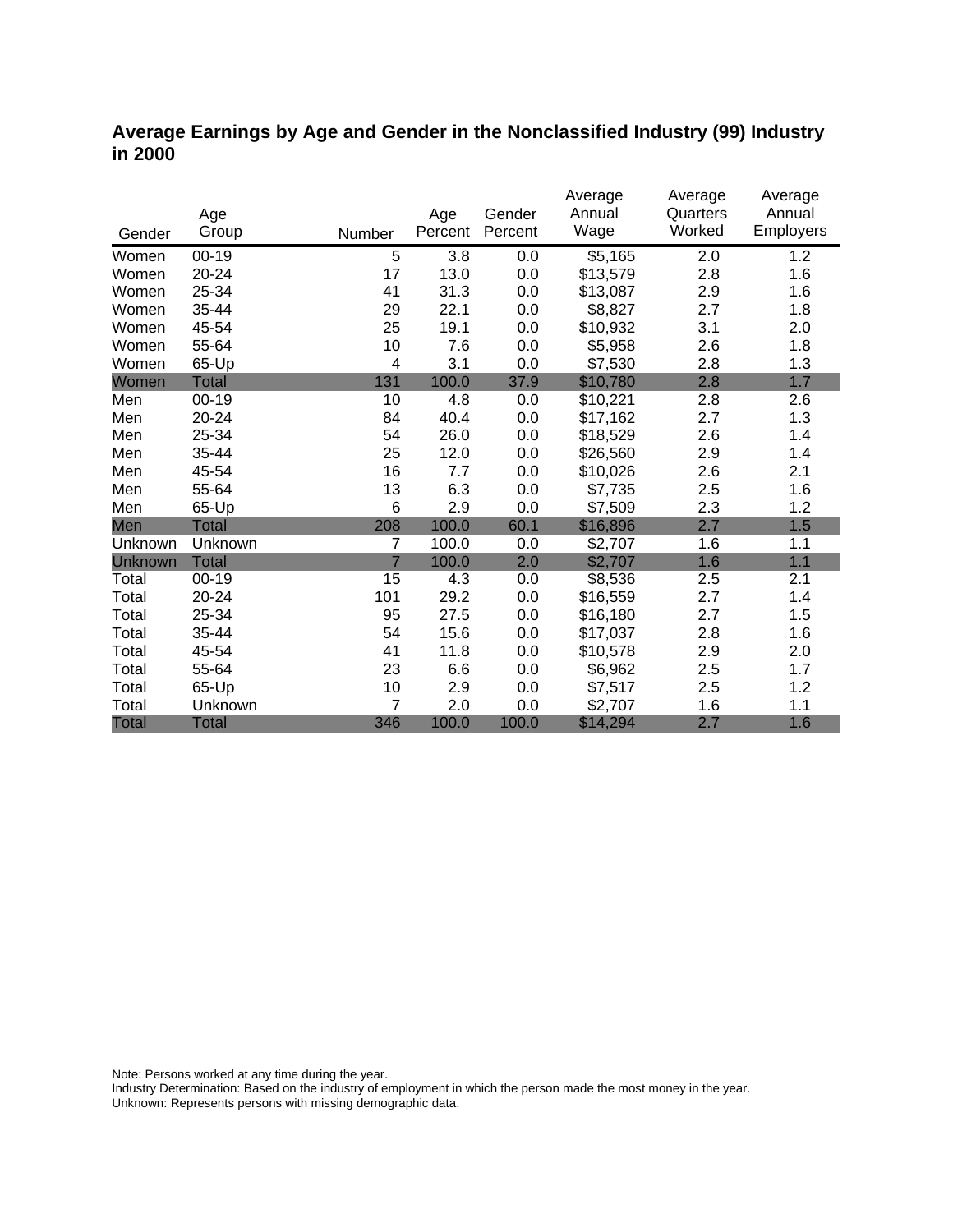## Average Earnings by Age and Gender in the Nonclassified Industry (99) Industry in 2000

| Gender | Age Group | Number | Age Percent | Gender Percent | Average Annual Wage | Average Quarters Worked | Average Annual Employers |
|---|---|---|---|---|---|---|---|
| Women | 00-19 | 5 | 3.8 | 0.0 | $5,165 | 2.0 | 1.2 |
| Women | 20-24 | 17 | 13.0 | 0.0 | $13,579 | 2.8 | 1.6 |
| Women | 25-34 | 41 | 31.3 | 0.0 | $13,087 | 2.9 | 1.6 |
| Women | 35-44 | 29 | 22.1 | 0.0 | $8,827 | 2.7 | 1.8 |
| Women | 45-54 | 25 | 19.1 | 0.0 | $10,932 | 3.1 | 2.0 |
| Women | 55-64 | 10 | 7.6 | 0.0 | $5,958 | 2.6 | 1.8 |
| Women | 65-Up | 4 | 3.1 | 0.0 | $7,530 | 2.8 | 1.3 |
| Women | Total | 131 | 100.0 | 37.9 | $10,780 | 2.8 | 1.7 |
| Men | 00-19 | 10 | 4.8 | 0.0 | $10,221 | 2.8 | 2.6 |
| Men | 20-24 | 84 | 40.4 | 0.0 | $17,162 | 2.7 | 1.3 |
| Men | 25-34 | 54 | 26.0 | 0.0 | $18,529 | 2.6 | 1.4 |
| Men | 35-44 | 25 | 12.0 | 0.0 | $26,560 | 2.9 | 1.4 |
| Men | 45-54 | 16 | 7.7 | 0.0 | $10,026 | 2.6 | 2.1 |
| Men | 55-64 | 13 | 6.3 | 0.0 | $7,735 | 2.5 | 1.6 |
| Men | 65-Up | 6 | 2.9 | 0.0 | $7,509 | 2.3 | 1.2 |
| Men | Total | 208 | 100.0 | 60.1 | $16,896 | 2.7 | 1.5 |
| Unknown | Unknown | 7 | 100.0 | 0.0 | $2,707 | 1.6 | 1.1 |
| Unknown | Total | 7 | 100.0 | 2.0 | $2,707 | 1.6 | 1.1 |
| Total | 00-19 | 15 | 4.3 | 0.0 | $8,536 | 2.5 | 2.1 |
| Total | 20-24 | 101 | 29.2 | 0.0 | $16,559 | 2.7 | 1.4 |
| Total | 25-34 | 95 | 27.5 | 0.0 | $16,180 | 2.7 | 1.5 |
| Total | 35-44 | 54 | 15.6 | 0.0 | $17,037 | 2.8 | 1.6 |
| Total | 45-54 | 41 | 11.8 | 0.0 | $10,578 | 2.9 | 2.0 |
| Total | 55-64 | 23 | 6.6 | 0.0 | $6,962 | 2.5 | 1.7 |
| Total | 65-Up | 10 | 2.9 | 0.0 | $7,517 | 2.5 | 1.2 |
| Total | Unknown | 7 | 2.0 | 0.0 | $2,707 | 1.6 | 1.1 |
| Total | Total | 346 | 100.0 | 100.0 | $14,294 | 2.7 | 1.6 |

Note: Persons worked at any time during the year.
Industry Determination: Based on the industry of employment in which the person made the most money in the year.
Unknown: Represents persons with missing demographic data.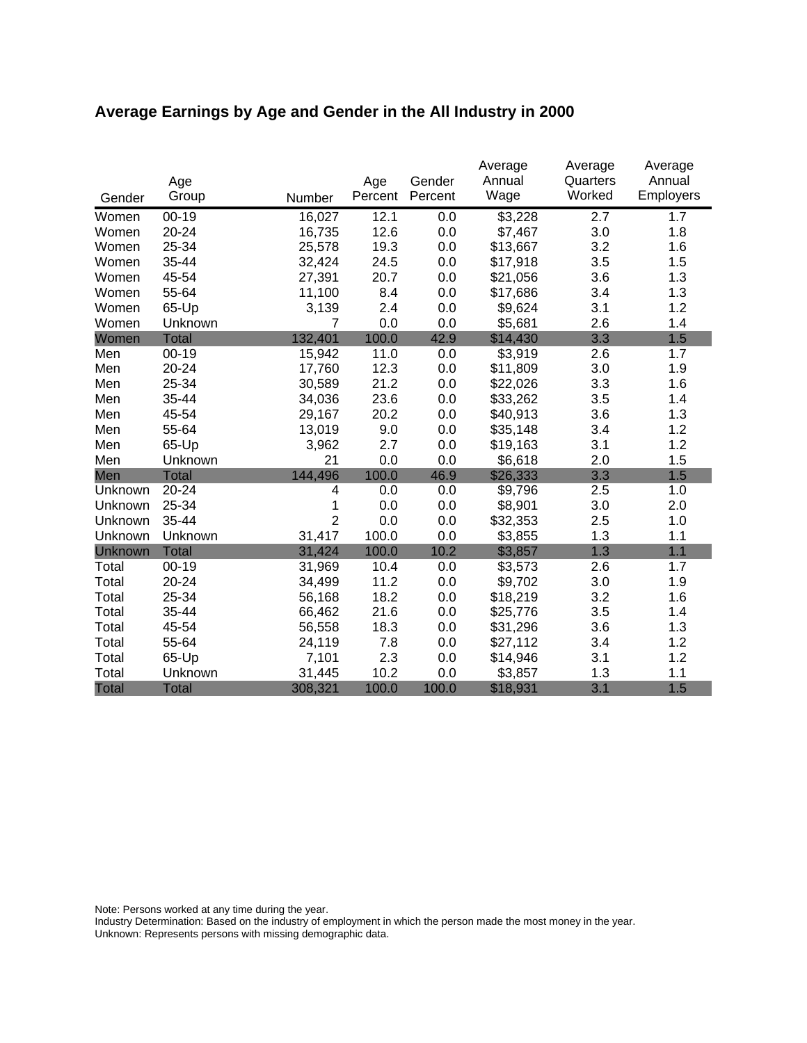# Average Earnings by Age and Gender in the All Industry in 2000

| Gender | Age Group | Number | Age Percent | Gender Percent | Average Annual Wage | Average Quarters Worked | Average Annual Employers |
|---|---|---|---|---|---|---|---|
| Women | 00-19 | 16,027 | 12.1 | 0.0 | $3,228 | 2.7 | 1.7 |
| Women | 20-24 | 16,735 | 12.6 | 0.0 | $7,467 | 3.0 | 1.8 |
| Women | 25-34 | 25,578 | 19.3 | 0.0 | $13,667 | 3.2 | 1.6 |
| Women | 35-44 | 32,424 | 24.5 | 0.0 | $17,918 | 3.5 | 1.5 |
| Women | 45-54 | 27,391 | 20.7 | 0.0 | $21,056 | 3.6 | 1.3 |
| Women | 55-64 | 11,100 | 8.4 | 0.0 | $17,686 | 3.4 | 1.3 |
| Women | 65-Up | 3,139 | 2.4 | 0.0 | $9,624 | 3.1 | 1.2 |
| Women | Unknown | 7 | 0.0 | 0.0 | $5,681 | 2.6 | 1.4 |
| Women | Total | 132,401 | 100.0 | 42.9 | $14,430 | 3.3 | 1.5 |
| Men | 00-19 | 15,942 | 11.0 | 0.0 | $3,919 | 2.6 | 1.7 |
| Men | 20-24 | 17,760 | 12.3 | 0.0 | $11,809 | 3.0 | 1.9 |
| Men | 25-34 | 30,589 | 21.2 | 0.0 | $22,026 | 3.3 | 1.6 |
| Men | 35-44 | 34,036 | 23.6 | 0.0 | $33,262 | 3.5 | 1.4 |
| Men | 45-54 | 29,167 | 20.2 | 0.0 | $40,913 | 3.6 | 1.3 |
| Men | 55-64 | 13,019 | 9.0 | 0.0 | $35,148 | 3.4 | 1.2 |
| Men | 65-Up | 3,962 | 2.7 | 0.0 | $19,163 | 3.1 | 1.2 |
| Men | Unknown | 21 | 0.0 | 0.0 | $6,618 | 2.0 | 1.5 |
| Men | Total | 144,496 | 100.0 | 46.9 | $26,333 | 3.3 | 1.5 |
| Unknown | 20-24 | 4 | 0.0 | 0.0 | $9,796 | 2.5 | 1.0 |
| Unknown | 25-34 | 1 | 0.0 | 0.0 | $8,901 | 3.0 | 2.0 |
| Unknown | 35-44 | 2 | 0.0 | 0.0 | $32,353 | 2.5 | 1.0 |
| Unknown | Unknown | 31,417 | 100.0 | 0.0 | $3,855 | 1.3 | 1.1 |
| Unknown | Total | 31,424 | 100.0 | 10.2 | $3,857 | 1.3 | 1.1 |
| Total | 00-19 | 31,969 | 10.4 | 0.0 | $3,573 | 2.6 | 1.7 |
| Total | 20-24 | 34,499 | 11.2 | 0.0 | $9,702 | 3.0 | 1.9 |
| Total | 25-34 | 56,168 | 18.2 | 0.0 | $18,219 | 3.2 | 1.6 |
| Total | 35-44 | 66,462 | 21.6 | 0.0 | $25,776 | 3.5 | 1.4 |
| Total | 45-54 | 56,558 | 18.3 | 0.0 | $31,296 | 3.6 | 1.3 |
| Total | 55-64 | 24,119 | 7.8 | 0.0 | $27,112 | 3.4 | 1.2 |
| Total | 65-Up | 7,101 | 2.3 | 0.0 | $14,946 | 3.1 | 1.2 |
| Total | Unknown | 31,445 | 10.2 | 0.0 | $3,857 | 1.3 | 1.1 |
| Total | Total | 308,321 | 100.0 | 100.0 | $18,931 | 3.1 | 1.5 |

Note: Persons worked at any time during the year.
Industry Determination: Based on the industry of employment in which the person made the most money in the year.
Unknown: Represents persons with missing demographic data.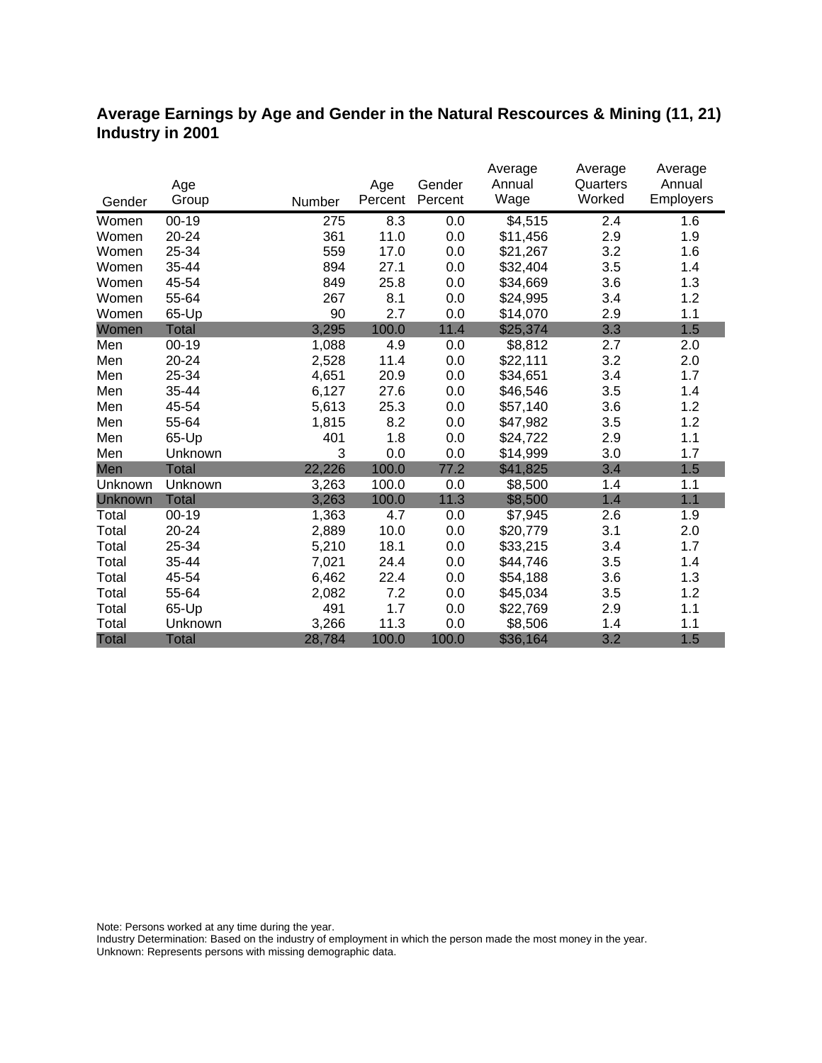## Average Earnings by Age and Gender in the Natural Rescources & Mining (11, 21) Industry in 2001

| Gender | Age Group | Number | Age Percent | Gender Percent | Average Annual Wage | Average Quarters Worked | Average Annual Employers |
|---|---|---|---|---|---|---|---|
| Women | 00-19 | 275 | 8.3 | 0.0 | $4,515 | 2.4 | 1.6 |
| Women | 20-24 | 361 | 11.0 | 0.0 | $11,456 | 2.9 | 1.9 |
| Women | 25-34 | 559 | 17.0 | 0.0 | $21,267 | 3.2 | 1.6 |
| Women | 35-44 | 894 | 27.1 | 0.0 | $32,404 | 3.5 | 1.4 |
| Women | 45-54 | 849 | 25.8 | 0.0 | $34,669 | 3.6 | 1.3 |
| Women | 55-64 | 267 | 8.1 | 0.0 | $24,995 | 3.4 | 1.2 |
| Women | 65-Up | 90 | 2.7 | 0.0 | $14,070 | 2.9 | 1.1 |
| Women | Total | 3,295 | 100.0 | 11.4 | $25,374 | 3.3 | 1.5 |
| Men | 00-19 | 1,088 | 4.9 | 0.0 | $8,812 | 2.7 | 2.0 |
| Men | 20-24 | 2,528 | 11.4 | 0.0 | $22,111 | 3.2 | 2.0 |
| Men | 25-34 | 4,651 | 20.9 | 0.0 | $34,651 | 3.4 | 1.7 |
| Men | 35-44 | 6,127 | 27.6 | 0.0 | $46,546 | 3.5 | 1.4 |
| Men | 45-54 | 5,613 | 25.3 | 0.0 | $57,140 | 3.6 | 1.2 |
| Men | 55-64 | 1,815 | 8.2 | 0.0 | $47,982 | 3.5 | 1.2 |
| Men | 65-Up | 401 | 1.8 | 0.0 | $24,722 | 2.9 | 1.1 |
| Men | Unknown | 3 | 0.0 | 0.0 | $14,999 | 3.0 | 1.7 |
| Men | Total | 22,226 | 100.0 | 77.2 | $41,825 | 3.4 | 1.5 |
| Unknown | Unknown | 3,263 | 100.0 | 0.0 | $8,500 | 1.4 | 1.1 |
| Unknown | Total | 3,263 | 100.0 | 11.3 | $8,500 | 1.4 | 1.1 |
| Total | 00-19 | 1,363 | 4.7 | 0.0 | $7,945 | 2.6 | 1.9 |
| Total | 20-24 | 2,889 | 10.0 | 0.0 | $20,779 | 3.1 | 2.0 |
| Total | 25-34 | 5,210 | 18.1 | 0.0 | $33,215 | 3.4 | 1.7 |
| Total | 35-44 | 7,021 | 24.4 | 0.0 | $44,746 | 3.5 | 1.4 |
| Total | 45-54 | 6,462 | 22.4 | 0.0 | $54,188 | 3.6 | 1.3 |
| Total | 55-64 | 2,082 | 7.2 | 0.0 | $45,034 | 3.5 | 1.2 |
| Total | 65-Up | 491 | 1.7 | 0.0 | $22,769 | 2.9 | 1.1 |
| Total | Unknown | 3,266 | 11.3 | 0.0 | $8,506 | 1.4 | 1.1 |
| Total | Total | 28,784 | 100.0 | 100.0 | $36,164 | 3.2 | 1.5 |

Note: Persons worked at any time during the year.
Industry Determination: Based on the industry of employment in which the person made the most money in the year.
Unknown: Represents persons with missing demographic data.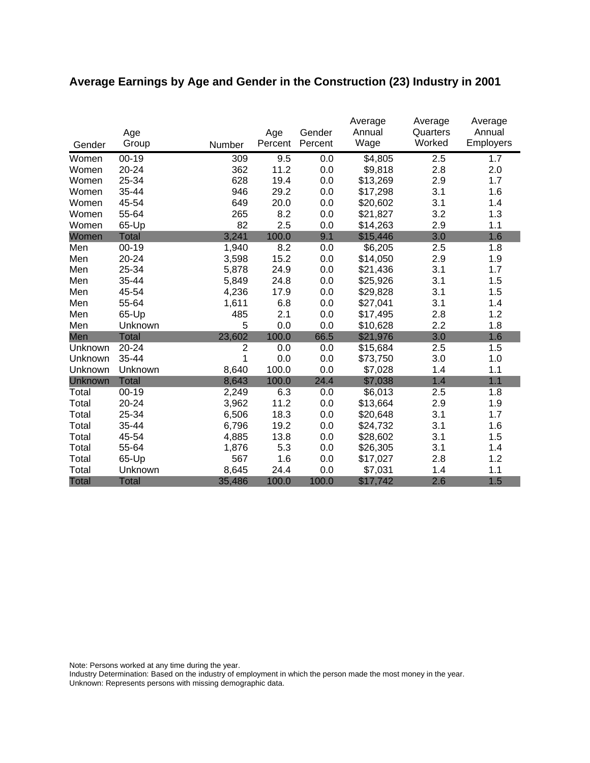## Average Earnings by Age and Gender in the Construction (23) Industry in 2001

| Gender | Age Group | Number | Age Percent | Gender Percent | Average Annual Wage | Average Quarters Worked | Average Annual Employers |
|---|---|---|---|---|---|---|---|
| Women | 00-19 | 309 | 9.5 | 0.0 | $4,805 | 2.5 | 1.7 |
| Women | 20-24 | 362 | 11.2 | 0.0 | $9,818 | 2.8 | 2.0 |
| Women | 25-34 | 628 | 19.4 | 0.0 | $13,269 | 2.9 | 1.7 |
| Women | 35-44 | 946 | 29.2 | 0.0 | $17,298 | 3.1 | 1.6 |
| Women | 45-54 | 649 | 20.0 | 0.0 | $20,602 | 3.1 | 1.4 |
| Women | 55-64 | 265 | 8.2 | 0.0 | $21,827 | 3.2 | 1.3 |
| Women | 65-Up | 82 | 2.5 | 0.0 | $14,263 | 2.9 | 1.1 |
| Women | Total | 3,241 | 100.0 | 9.1 | $15,446 | 3.0 | 1.6 |
| Men | 00-19 | 1,940 | 8.2 | 0.0 | $6,205 | 2.5 | 1.8 |
| Men | 20-24 | 3,598 | 15.2 | 0.0 | $14,050 | 2.9 | 1.9 |
| Men | 25-34 | 5,878 | 24.9 | 0.0 | $21,436 | 3.1 | 1.7 |
| Men | 35-44 | 5,849 | 24.8 | 0.0 | $25,926 | 3.1 | 1.5 |
| Men | 45-54 | 4,236 | 17.9 | 0.0 | $29,828 | 3.1 | 1.5 |
| Men | 55-64 | 1,611 | 6.8 | 0.0 | $27,041 | 3.1 | 1.4 |
| Men | 65-Up | 485 | 2.1 | 0.0 | $17,495 | 2.8 | 1.2 |
| Men | Unknown | 5 | 0.0 | 0.0 | $10,628 | 2.2 | 1.8 |
| Men | Total | 23,602 | 100.0 | 66.5 | $21,976 | 3.0 | 1.6 |
| Unknown | 20-24 | 2 | 0.0 | 0.0 | $15,684 | 2.5 | 1.5 |
| Unknown | 35-44 | 1 | 0.0 | 0.0 | $73,750 | 3.0 | 1.0 |
| Unknown | Unknown | 8,640 | 100.0 | 0.0 | $7,028 | 1.4 | 1.1 |
| Unknown | Total | 8,643 | 100.0 | 24.4 | $7,038 | 1.4 | 1.1 |
| Total | 00-19 | 2,249 | 6.3 | 0.0 | $6,013 | 2.5 | 1.8 |
| Total | 20-24 | 3,962 | 11.2 | 0.0 | $13,664 | 2.9 | 1.9 |
| Total | 25-34 | 6,506 | 18.3 | 0.0 | $20,648 | 3.1 | 1.7 |
| Total | 35-44 | 6,796 | 19.2 | 0.0 | $24,732 | 3.1 | 1.6 |
| Total | 45-54 | 4,885 | 13.8 | 0.0 | $28,602 | 3.1 | 1.5 |
| Total | 55-64 | 1,876 | 5.3 | 0.0 | $26,305 | 3.1 | 1.4 |
| Total | 65-Up | 567 | 1.6 | 0.0 | $17,027 | 2.8 | 1.2 |
| Total | Unknown | 8,645 | 24.4 | 0.0 | $7,031 | 1.4 | 1.1 |
| Total | Total | 35,486 | 100.0 | 100.0 | $17,742 | 2.6 | 1.5 |

Note: Persons worked at any time during the year.
Industry Determination: Based on the industry of employment in which the person made the most money in the year.
Unknown: Represents persons with missing demographic data.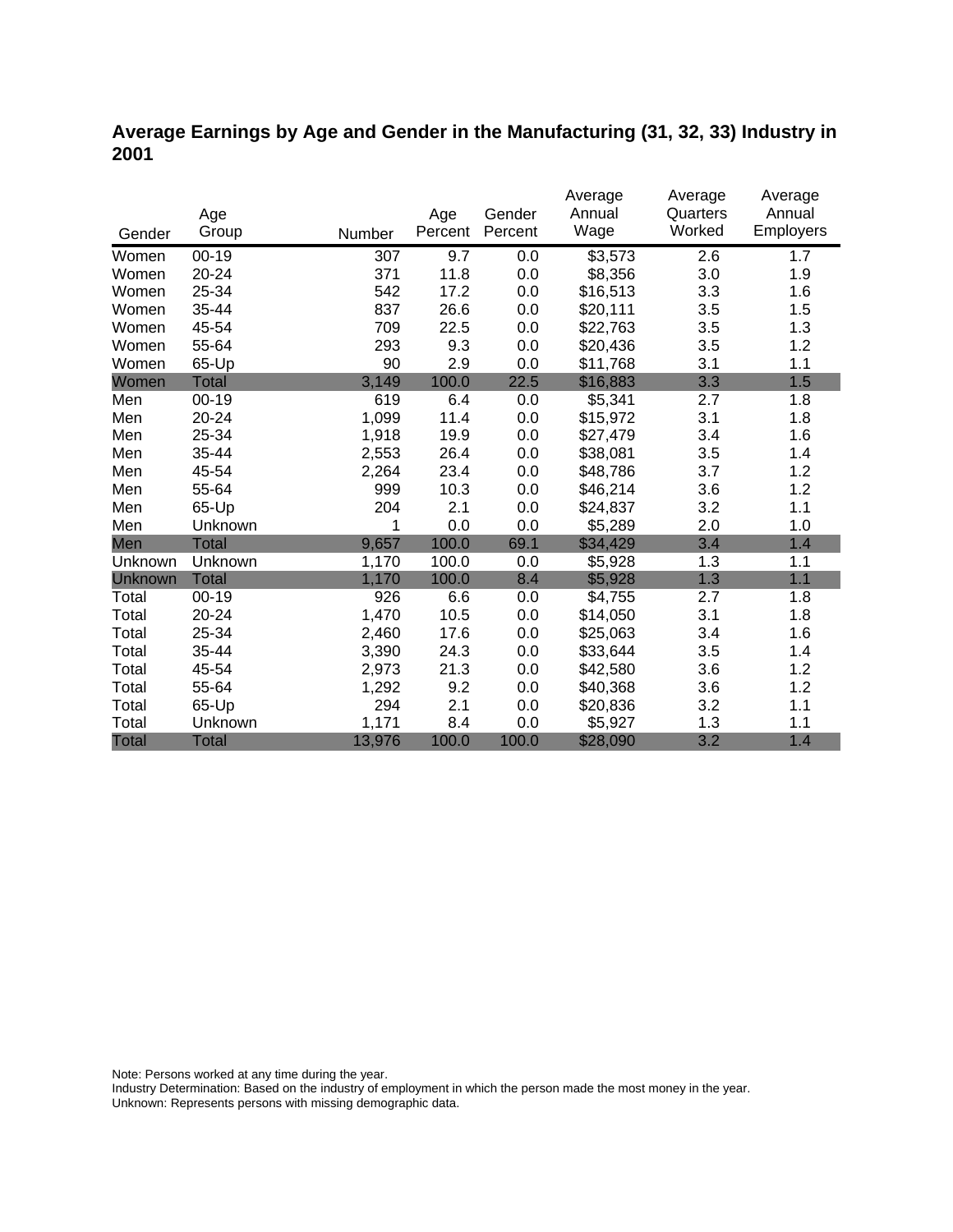# Average Earnings by Age and Gender in the Manufacturing (31, 32, 33) Industry in 2001

| Gender | Age Group | Number | Age Percent | Gender Percent | Average Annual Wage | Average Quarters Worked | Average Annual Employers |
|---|---|---|---|---|---|---|---|
| Women | 00-19 | 307 | 9.7 | 0.0 | $3,573 | 2.6 | 1.7 |
| Women | 20-24 | 371 | 11.8 | 0.0 | $8,356 | 3.0 | 1.9 |
| Women | 25-34 | 542 | 17.2 | 0.0 | $16,513 | 3.3 | 1.6 |
| Women | 35-44 | 837 | 26.6 | 0.0 | $20,111 | 3.5 | 1.5 |
| Women | 45-54 | 709 | 22.5 | 0.0 | $22,763 | 3.5 | 1.3 |
| Women | 55-64 | 293 | 9.3 | 0.0 | $20,436 | 3.5 | 1.2 |
| Women | 65-Up | 90 | 2.9 | 0.0 | $11,768 | 3.1 | 1.1 |
| Women | Total | 3,149 | 100.0 | 22.5 | $16,883 | 3.3 | 1.5 |
| Men | 00-19 | 619 | 6.4 | 0.0 | $5,341 | 2.7 | 1.8 |
| Men | 20-24 | 1,099 | 11.4 | 0.0 | $15,972 | 3.1 | 1.8 |
| Men | 25-34 | 1,918 | 19.9 | 0.0 | $27,479 | 3.4 | 1.6 |
| Men | 35-44 | 2,553 | 26.4 | 0.0 | $38,081 | 3.5 | 1.4 |
| Men | 45-54 | 2,264 | 23.4 | 0.0 | $48,786 | 3.7 | 1.2 |
| Men | 55-64 | 999 | 10.3 | 0.0 | $46,214 | 3.6 | 1.2 |
| Men | 65-Up | 204 | 2.1 | 0.0 | $24,837 | 3.2 | 1.1 |
| Men | Unknown | 1 | 0.0 | 0.0 | $5,289 | 2.0 | 1.0 |
| Men | Total | 9,657 | 100.0 | 69.1 | $34,429 | 3.4 | 1.4 |
| Unknown | Unknown | 1,170 | 100.0 | 0.0 | $5,928 | 1.3 | 1.1 |
| Unknown | Total | 1,170 | 100.0 | 8.4 | $5,928 | 1.3 | 1.1 |
| Total | 00-19 | 926 | 6.6 | 0.0 | $4,755 | 2.7 | 1.8 |
| Total | 20-24 | 1,470 | 10.5 | 0.0 | $14,050 | 3.1 | 1.8 |
| Total | 25-34 | 2,460 | 17.6 | 0.0 | $25,063 | 3.4 | 1.6 |
| Total | 35-44 | 3,390 | 24.3 | 0.0 | $33,644 | 3.5 | 1.4 |
| Total | 45-54 | 2,973 | 21.3 | 0.0 | $42,580 | 3.6 | 1.2 |
| Total | 55-64 | 1,292 | 9.2 | 0.0 | $40,368 | 3.6 | 1.2 |
| Total | 65-Up | 294 | 2.1 | 0.0 | $20,836 | 3.2 | 1.1 |
| Total | Unknown | 1,171 | 8.4 | 0.0 | $5,927 | 1.3 | 1.1 |
| Total | Total | 13,976 | 100.0 | 100.0 | $28,090 | 3.2 | 1.4 |

Note: Persons worked at any time during the year.
Industry Determination: Based on the industry of employment in which the person made the most money in the year.
Unknown: Represents persons with missing demographic data.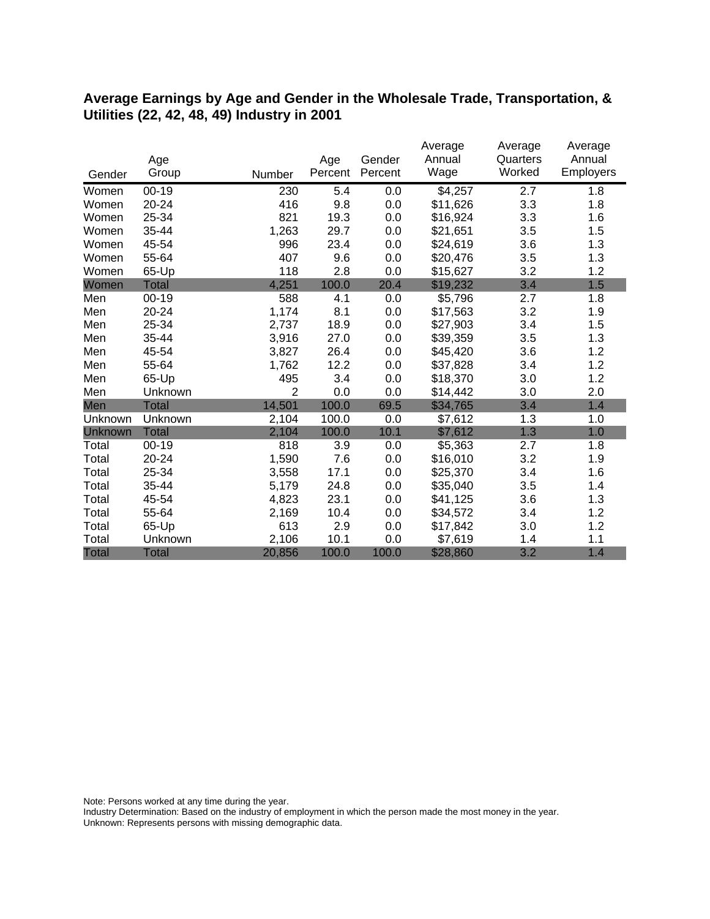# Average Earnings by Age and Gender in the Wholesale Trade, Transportation, & Utilities (22, 42, 48, 49) Industry in 2001

| Gender | Age Group | Number | Age Percent | Gender Percent | Average Annual Wage | Average Quarters Worked | Average Annual Employers |
|---|---|---|---|---|---|---|---|
| Women | 00-19 | 230 | 5.4 | 0.0 | $4,257 | 2.7 | 1.8 |
| Women | 20-24 | 416 | 9.8 | 0.0 | $11,626 | 3.3 | 1.8 |
| Women | 25-34 | 821 | 19.3 | 0.0 | $16,924 | 3.3 | 1.6 |
| Women | 35-44 | 1,263 | 29.7 | 0.0 | $21,651 | 3.5 | 1.5 |
| Women | 45-54 | 996 | 23.4 | 0.0 | $24,619 | 3.6 | 1.3 |
| Women | 55-64 | 407 | 9.6 | 0.0 | $20,476 | 3.5 | 1.3 |
| Women | 65-Up | 118 | 2.8 | 0.0 | $15,627 | 3.2 | 1.2 |
| Women | Total | 4,251 | 100.0 | 20.4 | $19,232 | 3.4 | 1.5 |
| Men | 00-19 | 588 | 4.1 | 0.0 | $5,796 | 2.7 | 1.8 |
| Men | 20-24 | 1,174 | 8.1 | 0.0 | $17,563 | 3.2 | 1.9 |
| Men | 25-34 | 2,737 | 18.9 | 0.0 | $27,903 | 3.4 | 1.5 |
| Men | 35-44 | 3,916 | 27.0 | 0.0 | $39,359 | 3.5 | 1.3 |
| Men | 45-54 | 3,827 | 26.4 | 0.0 | $45,420 | 3.6 | 1.2 |
| Men | 55-64 | 1,762 | 12.2 | 0.0 | $37,828 | 3.4 | 1.2 |
| Men | 65-Up | 495 | 3.4 | 0.0 | $18,370 | 3.0 | 1.2 |
| Men | Unknown | 2 | 0.0 | 0.0 | $14,442 | 3.0 | 2.0 |
| Men | Total | 14,501 | 100.0 | 69.5 | $34,765 | 3.4 | 1.4 |
| Unknown | Unknown | 2,104 | 100.0 | 0.0 | $7,612 | 1.3 | 1.0 |
| Unknown | Total | 2,104 | 100.0 | 10.1 | $7,612 | 1.3 | 1.0 |
| Total | 00-19 | 818 | 3.9 | 0.0 | $5,363 | 2.7 | 1.8 |
| Total | 20-24 | 1,590 | 7.6 | 0.0 | $16,010 | 3.2 | 1.9 |
| Total | 25-34 | 3,558 | 17.1 | 0.0 | $25,370 | 3.4 | 1.6 |
| Total | 35-44 | 5,179 | 24.8 | 0.0 | $35,040 | 3.5 | 1.4 |
| Total | 45-54 | 4,823 | 23.1 | 0.0 | $41,125 | 3.6 | 1.3 |
| Total | 55-64 | 2,169 | 10.4 | 0.0 | $34,572 | 3.4 | 1.2 |
| Total | 65-Up | 613 | 2.9 | 0.0 | $17,842 | 3.0 | 1.2 |
| Total | Unknown | 2,106 | 10.1 | 0.0 | $7,619 | 1.4 | 1.1 |
| Total | Total | 20,856 | 100.0 | 100.0 | $28,860 | 3.2 | 1.4 |

Note: Persons worked at any time during the year.
Industry Determination: Based on the industry of employment in which the person made the most money in the year.
Unknown: Represents persons with missing demographic data.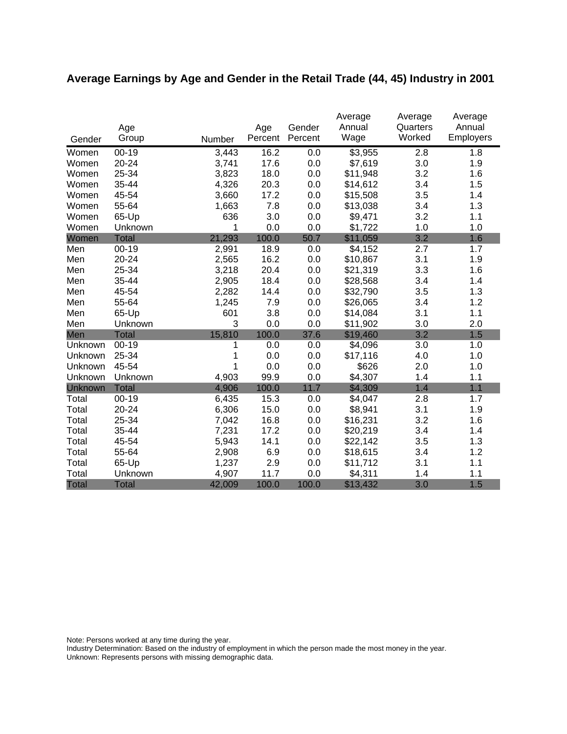## Average Earnings by Age and Gender in the Retail Trade (44, 45) Industry in 2001

| Gender | Age Group | Number | Age Percent | Gender Percent | Average Annual Wage | Average Quarters Worked | Average Annual Employers |
|---|---|---|---|---|---|---|---|
| Women | 00-19 | 3,443 | 16.2 | 0.0 | $3,955 | 2.8 | 1.8 |
| Women | 20-24 | 3,741 | 17.6 | 0.0 | $7,619 | 3.0 | 1.9 |
| Women | 25-34 | 3,823 | 18.0 | 0.0 | $11,948 | 3.2 | 1.6 |
| Women | 35-44 | 4,326 | 20.3 | 0.0 | $14,612 | 3.4 | 1.5 |
| Women | 45-54 | 3,660 | 17.2 | 0.0 | $15,508 | 3.5 | 1.4 |
| Women | 55-64 | 1,663 | 7.8 | 0.0 | $13,038 | 3.4 | 1.3 |
| Women | 65-Up | 636 | 3.0 | 0.0 | $9,471 | 3.2 | 1.1 |
| Women | Unknown | 1 | 0.0 | 0.0 | $1,722 | 1.0 | 1.0 |
| Women | Total | 21,293 | 100.0 | 50.7 | $11,059 | 3.2 | 1.6 |
| Men | 00-19 | 2,991 | 18.9 | 0.0 | $4,152 | 2.7 | 1.7 |
| Men | 20-24 | 2,565 | 16.2 | 0.0 | $10,867 | 3.1 | 1.9 |
| Men | 25-34 | 3,218 | 20.4 | 0.0 | $21,319 | 3.3 | 1.6 |
| Men | 35-44 | 2,905 | 18.4 | 0.0 | $28,568 | 3.4 | 1.4 |
| Men | 45-54 | 2,282 | 14.4 | 0.0 | $32,790 | 3.5 | 1.3 |
| Men | 55-64 | 1,245 | 7.9 | 0.0 | $26,065 | 3.4 | 1.2 |
| Men | 65-Up | 601 | 3.8 | 0.0 | $14,084 | 3.1 | 1.1 |
| Men | Unknown | 3 | 0.0 | 0.0 | $11,902 | 3.0 | 2.0 |
| Men | Total | 15,810 | 100.0 | 37.6 | $19,460 | 3.2 | 1.5 |
| Unknown | 00-19 | 1 | 0.0 | 0.0 | $4,096 | 3.0 | 1.0 |
| Unknown | 25-34 | 1 | 0.0 | 0.0 | $17,116 | 4.0 | 1.0 |
| Unknown | 45-54 | 1 | 0.0 | 0.0 | $626 | 2.0 | 1.0 |
| Unknown | Unknown | 4,903 | 99.9 | 0.0 | $4,307 | 1.4 | 1.1 |
| Unknown | Total | 4,906 | 100.0 | 11.7 | $4,309 | 1.4 | 1.1 |
| Total | 00-19 | 6,435 | 15.3 | 0.0 | $4,047 | 2.8 | 1.7 |
| Total | 20-24 | 6,306 | 15.0 | 0.0 | $8,941 | 3.1 | 1.9 |
| Total | 25-34 | 7,042 | 16.8 | 0.0 | $16,231 | 3.2 | 1.6 |
| Total | 35-44 | 7,231 | 17.2 | 0.0 | $20,219 | 3.4 | 1.4 |
| Total | 45-54 | 5,943 | 14.1 | 0.0 | $22,142 | 3.5 | 1.3 |
| Total | 55-64 | 2,908 | 6.9 | 0.0 | $18,615 | 3.4 | 1.2 |
| Total | 65-Up | 1,237 | 2.9 | 0.0 | $11,712 | 3.1 | 1.1 |
| Total | Unknown | 4,907 | 11.7 | 0.0 | $4,311 | 1.4 | 1.1 |
| Total | Total | 42,009 | 100.0 | 100.0 | $13,432 | 3.0 | 1.5 |

Note: Persons worked at any time during the year.
Industry Determination: Based on the industry of employment in which the person made the most money in the year.
Unknown: Represents persons with missing demographic data.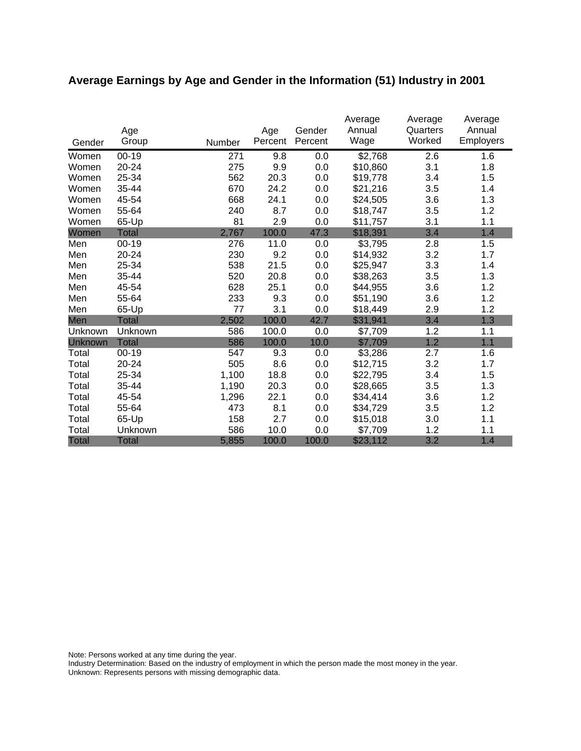## Average Earnings by Age and Gender in the Information (51) Industry in 2001

| Gender | Age Group | Number | Age Percent | Gender Percent | Average Annual Wage | Average Quarters Worked | Average Annual Employers |
|---|---|---|---|---|---|---|---|
| Women | 00-19 | 271 | 9.8 | 0.0 | $2,768 | 2.6 | 1.6 |
| Women | 20-24 | 275 | 9.9 | 0.0 | $10,860 | 3.1 | 1.8 |
| Women | 25-34 | 562 | 20.3 | 0.0 | $19,778 | 3.4 | 1.5 |
| Women | 35-44 | 670 | 24.2 | 0.0 | $21,216 | 3.5 | 1.4 |
| Women | 45-54 | 668 | 24.1 | 0.0 | $24,505 | 3.6 | 1.3 |
| Women | 55-64 | 240 | 8.7 | 0.0 | $18,747 | 3.5 | 1.2 |
| Women | 65-Up | 81 | 2.9 | 0.0 | $11,757 | 3.1 | 1.1 |
| Women | Total | 2,767 | 100.0 | 47.3 | $18,391 | 3.4 | 1.4 |
| Men | 00-19 | 276 | 11.0 | 0.0 | $3,795 | 2.8 | 1.5 |
| Men | 20-24 | 230 | 9.2 | 0.0 | $14,932 | 3.2 | 1.7 |
| Men | 25-34 | 538 | 21.5 | 0.0 | $25,947 | 3.3 | 1.4 |
| Men | 35-44 | 520 | 20.8 | 0.0 | $38,263 | 3.5 | 1.3 |
| Men | 45-54 | 628 | 25.1 | 0.0 | $44,955 | 3.6 | 1.2 |
| Men | 55-64 | 233 | 9.3 | 0.0 | $51,190 | 3.6 | 1.2 |
| Men | 65-Up | 77 | 3.1 | 0.0 | $18,449 | 2.9 | 1.2 |
| Men | Total | 2,502 | 100.0 | 42.7 | $31,941 | 3.4 | 1.3 |
| Unknown | Unknown | 586 | 100.0 | 0.0 | $7,709 | 1.2 | 1.1 |
| Unknown | Total | 586 | 100.0 | 10.0 | $7,709 | 1.2 | 1.1 |
| Total | 00-19 | 547 | 9.3 | 0.0 | $3,286 | 2.7 | 1.6 |
| Total | 20-24 | 505 | 8.6 | 0.0 | $12,715 | 3.2 | 1.7 |
| Total | 25-34 | 1,100 | 18.8 | 0.0 | $22,795 | 3.4 | 1.5 |
| Total | 35-44 | 1,190 | 20.3 | 0.0 | $28,665 | 3.5 | 1.3 |
| Total | 45-54 | 1,296 | 22.1 | 0.0 | $34,414 | 3.6 | 1.2 |
| Total | 55-64 | 473 | 8.1 | 0.0 | $34,729 | 3.5 | 1.2 |
| Total | 65-Up | 158 | 2.7 | 0.0 | $15,018 | 3.0 | 1.1 |
| Total | Unknown | 586 | 10.0 | 0.0 | $7,709 | 1.2 | 1.1 |
| Total | Total | 5,855 | 100.0 | 100.0 | $23,112 | 3.2 | 1.4 |

Note: Persons worked at any time during the year.
Industry Determination: Based on the industry of employment in which the person made the most money in the year.
Unknown: Represents persons with missing demographic data.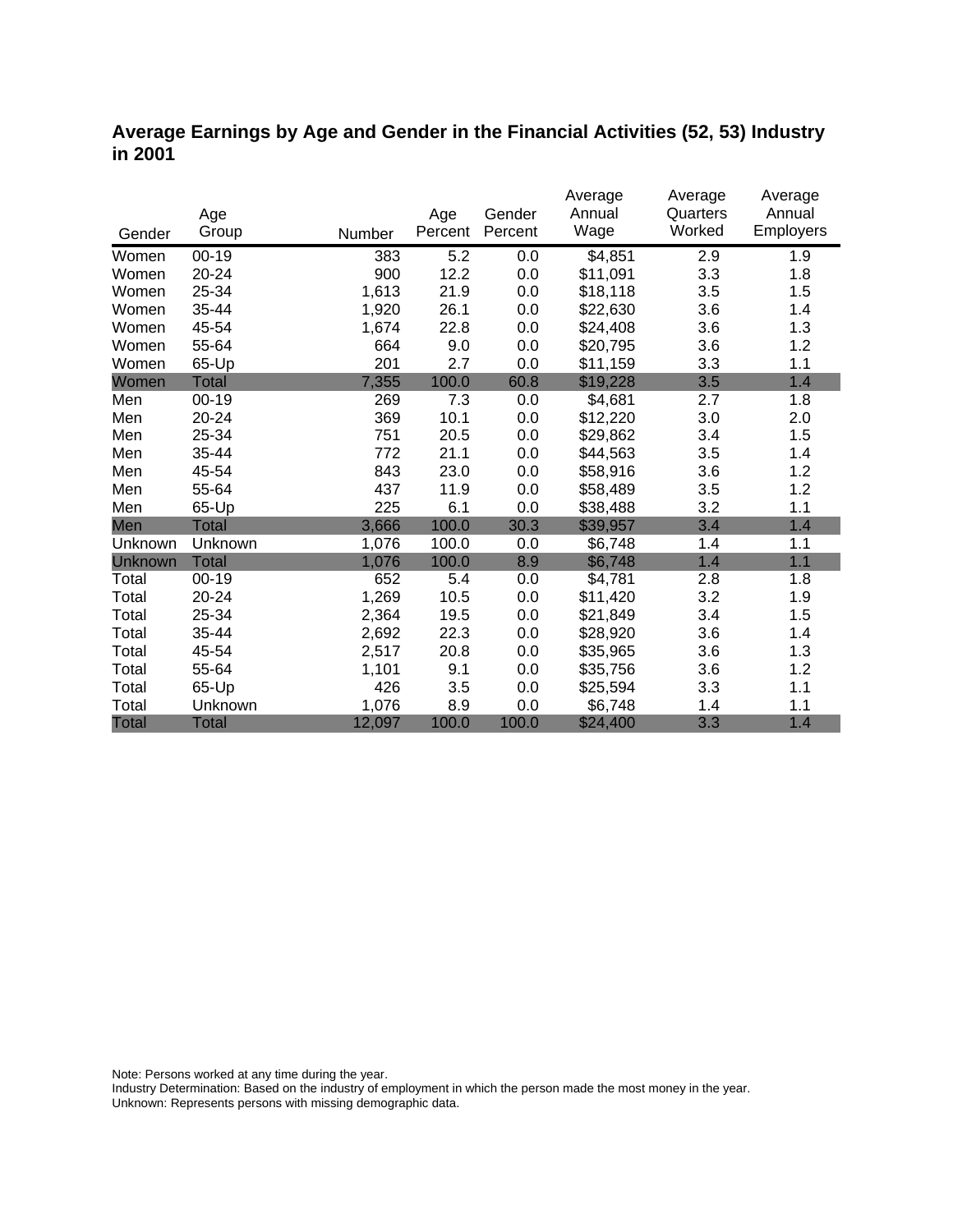## Average Earnings by Age and Gender in the Financial Activities (52, 53) Industry in 2001

| Gender | Age Group | Number | Age Percent | Gender Percent | Average Annual Wage | Average Quarters Worked | Average Annual Employers |
|---|---|---|---|---|---|---|---|
| Women | 00-19 | 383 | 5.2 | 0.0 | $4,851 | 2.9 | 1.9 |
| Women | 20-24 | 900 | 12.2 | 0.0 | $11,091 | 3.3 | 1.8 |
| Women | 25-34 | 1,613 | 21.9 | 0.0 | $18,118 | 3.5 | 1.5 |
| Women | 35-44 | 1,920 | 26.1 | 0.0 | $22,630 | 3.6 | 1.4 |
| Women | 45-54 | 1,674 | 22.8 | 0.0 | $24,408 | 3.6 | 1.3 |
| Women | 55-64 | 664 | 9.0 | 0.0 | $20,795 | 3.6 | 1.2 |
| Women | 65-Up | 201 | 2.7 | 0.0 | $11,159 | 3.3 | 1.1 |
| Women | Total | 7,355 | 100.0 | 60.8 | $19,228 | 3.5 | 1.4 |
| Men | 00-19 | 269 | 7.3 | 0.0 | $4,681 | 2.7 | 1.8 |
| Men | 20-24 | 369 | 10.1 | 0.0 | $12,220 | 3.0 | 2.0 |
| Men | 25-34 | 751 | 20.5 | 0.0 | $29,862 | 3.4 | 1.5 |
| Men | 35-44 | 772 | 21.1 | 0.0 | $44,563 | 3.5 | 1.4 |
| Men | 45-54 | 843 | 23.0 | 0.0 | $58,916 | 3.6 | 1.2 |
| Men | 55-64 | 437 | 11.9 | 0.0 | $58,489 | 3.5 | 1.2 |
| Men | 65-Up | 225 | 6.1 | 0.0 | $38,488 | 3.2 | 1.1 |
| Men | Total | 3,666 | 100.0 | 30.3 | $39,957 | 3.4 | 1.4 |
| Unknown | Unknown | 1,076 | 100.0 | 0.0 | $6,748 | 1.4 | 1.1 |
| Unknown | Total | 1,076 | 100.0 | 8.9 | $6,748 | 1.4 | 1.1 |
| Total | 00-19 | 652 | 5.4 | 0.0 | $4,781 | 2.8 | 1.8 |
| Total | 20-24 | 1,269 | 10.5 | 0.0 | $11,420 | 3.2 | 1.9 |
| Total | 25-34 | 2,364 | 19.5 | 0.0 | $21,849 | 3.4 | 1.5 |
| Total | 35-44 | 2,692 | 22.3 | 0.0 | $28,920 | 3.6 | 1.4 |
| Total | 45-54 | 2,517 | 20.8 | 0.0 | $35,965 | 3.6 | 1.3 |
| Total | 55-64 | 1,101 | 9.1 | 0.0 | $35,756 | 3.6 | 1.2 |
| Total | 65-Up | 426 | 3.5 | 0.0 | $25,594 | 3.3 | 1.1 |
| Total | Unknown | 1,076 | 8.9 | 0.0 | $6,748 | 1.4 | 1.1 |
| Total | Total | 12,097 | 100.0 | 100.0 | $24,400 | 3.3 | 1.4 |

Note: Persons worked at any time during the year.
Industry Determination: Based on the industry of employment in which the person made the most money in the year.
Unknown: Represents persons with missing demographic data.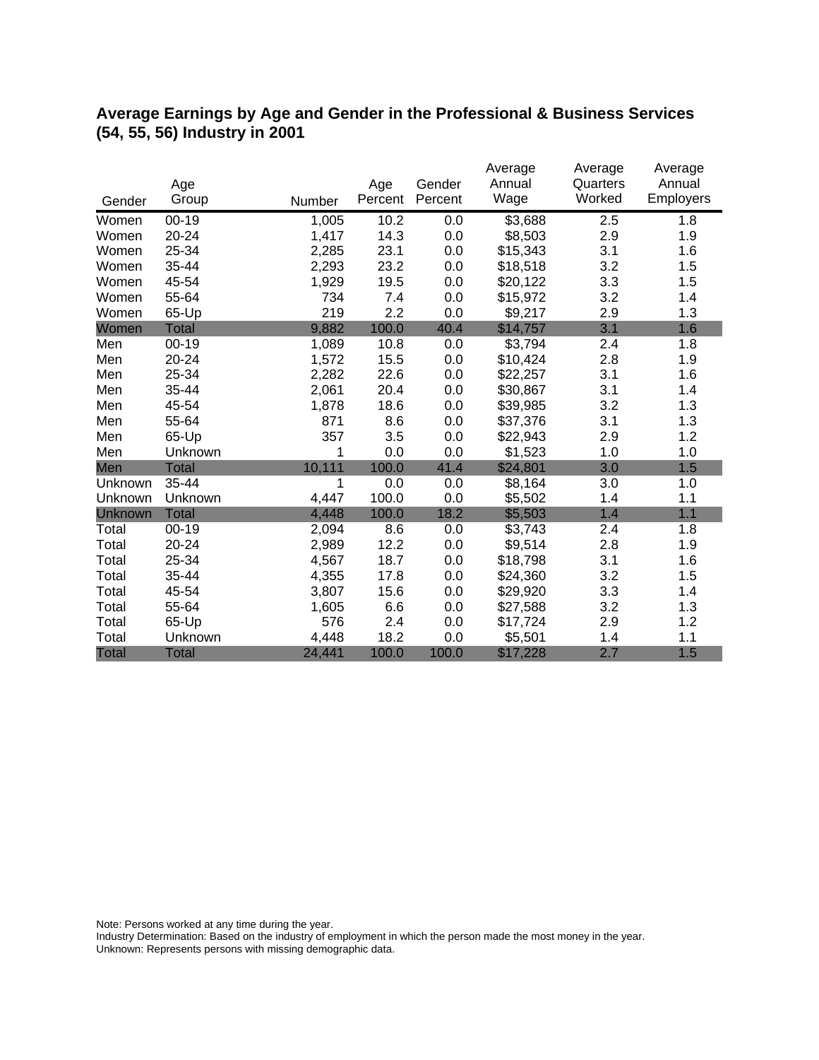## Average Earnings by Age and Gender in the Professional & Business Services (54, 55, 56) Industry in 2001

| Gender | Age Group | Number | Age Percent | Gender Percent | Average Annual Wage | Average Quarters Worked | Average Annual Employers |
|---|---|---|---|---|---|---|---|
| Women | 00-19 | 1,005 | 10.2 | 0.0 | $3,688 | 2.5 | 1.8 |
| Women | 20-24 | 1,417 | 14.3 | 0.0 | $8,503 | 2.9 | 1.9 |
| Women | 25-34 | 2,285 | 23.1 | 0.0 | $15,343 | 3.1 | 1.6 |
| Women | 35-44 | 2,293 | 23.2 | 0.0 | $18,518 | 3.2 | 1.5 |
| Women | 45-54 | 1,929 | 19.5 | 0.0 | $20,122 | 3.3 | 1.5 |
| Women | 55-64 | 734 | 7.4 | 0.0 | $15,972 | 3.2 | 1.4 |
| Women | 65-Up | 219 | 2.2 | 0.0 | $9,217 | 2.9 | 1.3 |
| Women | Total | 9,882 | 100.0 | 40.4 | $14,757 | 3.1 | 1.6 |
| Men | 00-19 | 1,089 | 10.8 | 0.0 | $3,794 | 2.4 | 1.8 |
| Men | 20-24 | 1,572 | 15.5 | 0.0 | $10,424 | 2.8 | 1.9 |
| Men | 25-34 | 2,282 | 22.6 | 0.0 | $22,257 | 3.1 | 1.6 |
| Men | 35-44 | 2,061 | 20.4 | 0.0 | $30,867 | 3.1 | 1.4 |
| Men | 45-54 | 1,878 | 18.6 | 0.0 | $39,985 | 3.2 | 1.3 |
| Men | 55-64 | 871 | 8.6 | 0.0 | $37,376 | 3.1 | 1.3 |
| Men | 65-Up | 357 | 3.5 | 0.0 | $22,943 | 2.9 | 1.2 |
| Men | Unknown | 1 | 0.0 | 0.0 | $1,523 | 1.0 | 1.0 |
| Men | Total | 10,111 | 100.0 | 41.4 | $24,801 | 3.0 | 1.5 |
| Unknown | 35-44 | 1 | 0.0 | 0.0 | $8,164 | 3.0 | 1.0 |
| Unknown | Unknown | 4,447 | 100.0 | 0.0 | $5,502 | 1.4 | 1.1 |
| Unknown | Total | 4,448 | 100.0 | 18.2 | $5,503 | 1.4 | 1.1 |
| Total | 00-19 | 2,094 | 8.6 | 0.0 | $3,743 | 2.4 | 1.8 |
| Total | 20-24 | 2,989 | 12.2 | 0.0 | $9,514 | 2.8 | 1.9 |
| Total | 25-34 | 4,567 | 18.7 | 0.0 | $18,798 | 3.1 | 1.6 |
| Total | 35-44 | 4,355 | 17.8 | 0.0 | $24,360 | 3.2 | 1.5 |
| Total | 45-54 | 3,807 | 15.6 | 0.0 | $29,920 | 3.3 | 1.4 |
| Total | 55-64 | 1,605 | 6.6 | 0.0 | $27,588 | 3.2 | 1.3 |
| Total | 65-Up | 576 | 2.4 | 0.0 | $17,724 | 2.9 | 1.2 |
| Total | Unknown | 4,448 | 18.2 | 0.0 | $5,501 | 1.4 | 1.1 |
| Total | Total | 24,441 | 100.0 | 100.0 | $17,228 | 2.7 | 1.5 |

Note: Persons worked at any time during the year.
Industry Determination: Based on the industry of employment in which the person made the most money in the year.
Unknown: Represents persons with missing demographic data.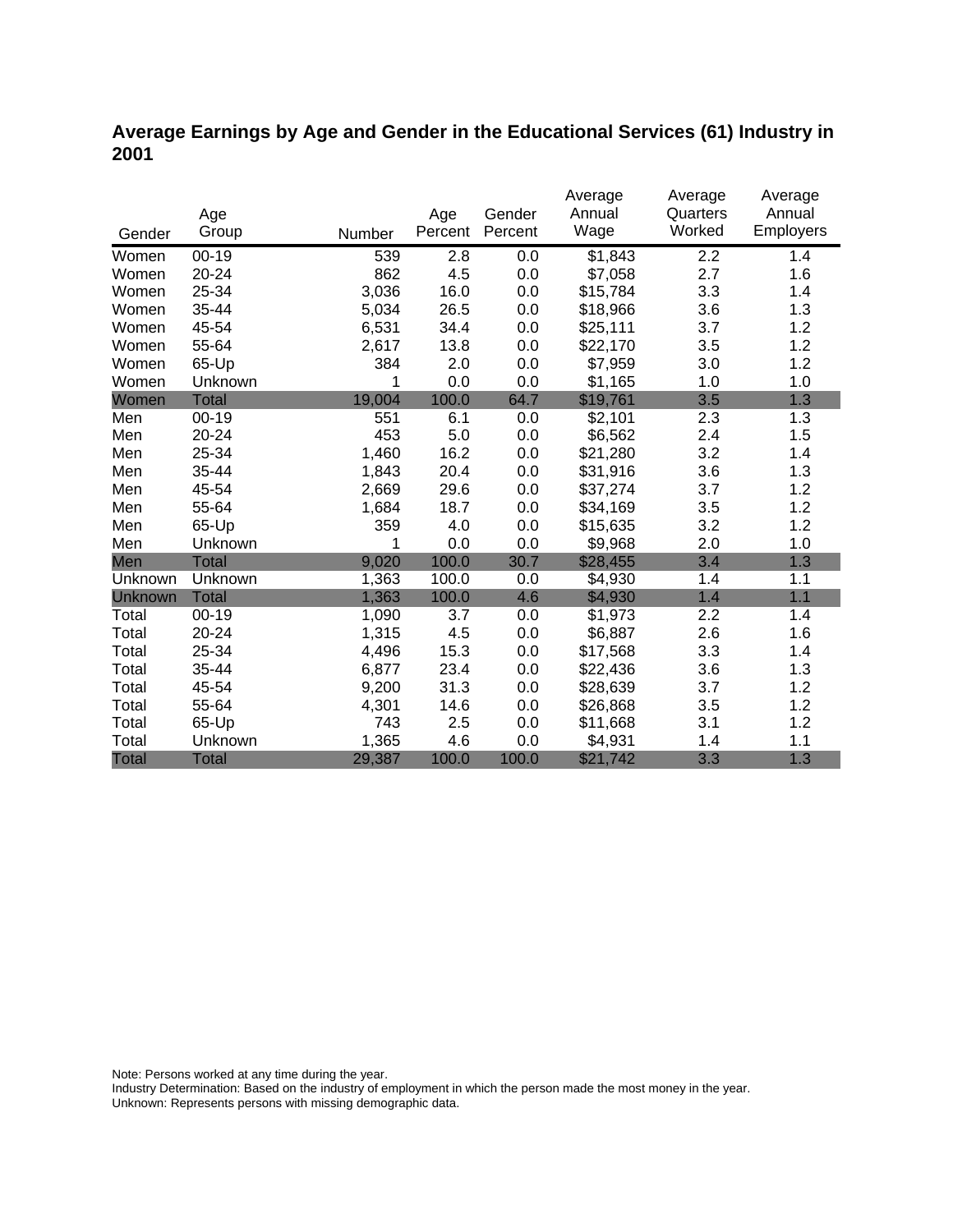## Average Earnings by Age and Gender in the Educational Services (61) Industry in 2001

| Gender | Age Group | Number | Age Percent | Gender Percent | Average Annual Wage | Average Quarters Worked | Average Annual Employers |
|---|---|---|---|---|---|---|---|
| Women | 00-19 | 539 | 2.8 | 0.0 | $1,843 | 2.2 | 1.4 |
| Women | 20-24 | 862 | 4.5 | 0.0 | $7,058 | 2.7 | 1.6 |
| Women | 25-34 | 3,036 | 16.0 | 0.0 | $15,784 | 3.3 | 1.4 |
| Women | 35-44 | 5,034 | 26.5 | 0.0 | $18,966 | 3.6 | 1.3 |
| Women | 45-54 | 6,531 | 34.4 | 0.0 | $25,111 | 3.7 | 1.2 |
| Women | 55-64 | 2,617 | 13.8 | 0.0 | $22,170 | 3.5 | 1.2 |
| Women | 65-Up | 384 | 2.0 | 0.0 | $7,959 | 3.0 | 1.2 |
| Women | Unknown | 1 | 0.0 | 0.0 | $1,165 | 1.0 | 1.0 |
| Women | Total | 19,004 | 100.0 | 64.7 | $19,761 | 3.5 | 1.3 |
| Men | 00-19 | 551 | 6.1 | 0.0 | $2,101 | 2.3 | 1.3 |
| Men | 20-24 | 453 | 5.0 | 0.0 | $6,562 | 2.4 | 1.5 |
| Men | 25-34 | 1,460 | 16.2 | 0.0 | $21,280 | 3.2 | 1.4 |
| Men | 35-44 | 1,843 | 20.4 | 0.0 | $31,916 | 3.6 | 1.3 |
| Men | 45-54 | 2,669 | 29.6 | 0.0 | $37,274 | 3.7 | 1.2 |
| Men | 55-64 | 1,684 | 18.7 | 0.0 | $34,169 | 3.5 | 1.2 |
| Men | 65-Up | 359 | 4.0 | 0.0 | $15,635 | 3.2 | 1.2 |
| Men | Unknown | 1 | 0.0 | 0.0 | $9,968 | 2.0 | 1.0 |
| Men | Total | 9,020 | 100.0 | 30.7 | $28,455 | 3.4 | 1.3 |
| Unknown | Unknown | 1,363 | 100.0 | 0.0 | $4,930 | 1.4 | 1.1 |
| Unknown | Total | 1,363 | 100.0 | 4.6 | $4,930 | 1.4 | 1.1 |
| Total | 00-19 | 1,090 | 3.7 | 0.0 | $1,973 | 2.2 | 1.4 |
| Total | 20-24 | 1,315 | 4.5 | 0.0 | $6,887 | 2.6 | 1.6 |
| Total | 25-34 | 4,496 | 15.3 | 0.0 | $17,568 | 3.3 | 1.4 |
| Total | 35-44 | 6,877 | 23.4 | 0.0 | $22,436 | 3.6 | 1.3 |
| Total | 45-54 | 9,200 | 31.3 | 0.0 | $28,639 | 3.7 | 1.2 |
| Total | 55-64 | 4,301 | 14.6 | 0.0 | $26,868 | 3.5 | 1.2 |
| Total | 65-Up | 743 | 2.5 | 0.0 | $11,668 | 3.1 | 1.2 |
| Total | Unknown | 1,365 | 4.6 | 0.0 | $4,931 | 1.4 | 1.1 |
| Total | Total | 29,387 | 100.0 | 100.0 | $21,742 | 3.3 | 1.3 |

Note: Persons worked at any time during the year.
Industry Determination: Based on the industry of employment in which the person made the most money in the year.
Unknown: Represents persons with missing demographic data.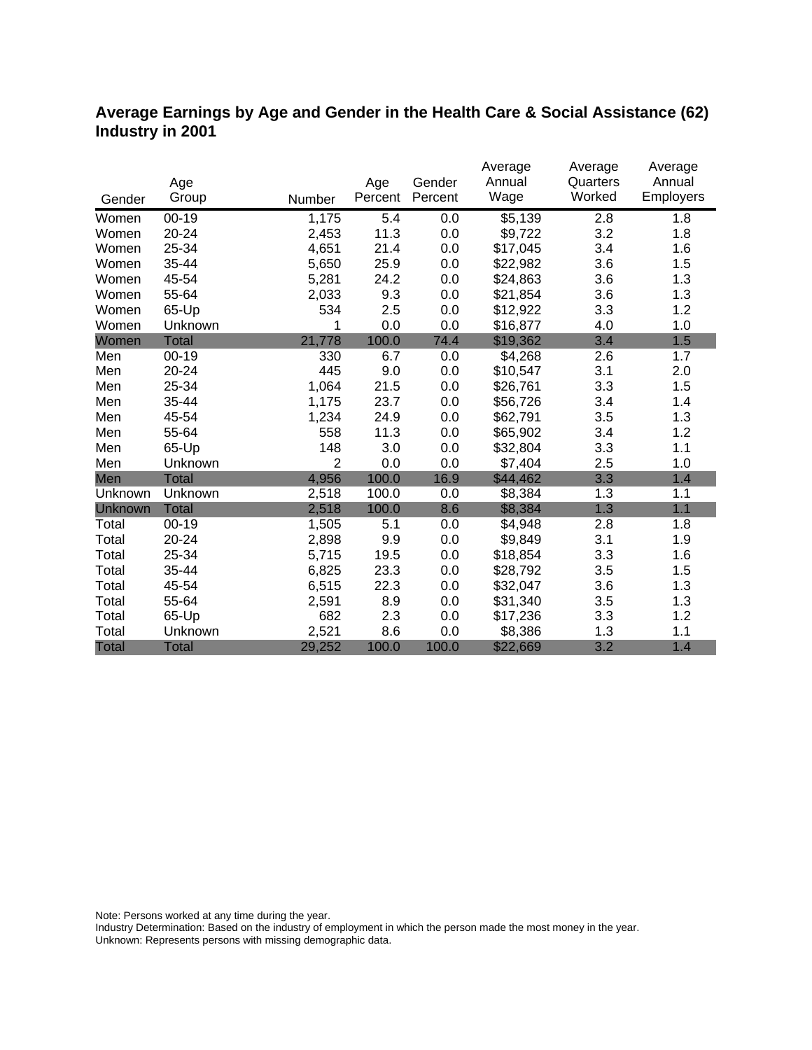## Average Earnings by Age and Gender in the Health Care & Social Assistance (62) Industry in 2001

| Gender | Age Group | Number | Age Percent | Gender Percent | Average Annual Wage | Average Quarters Worked | Average Annual Employers |
|---|---|---|---|---|---|---|---|
| Women | 00-19 | 1,175 | 5.4 | 0.0 | $5,139 | 2.8 | 1.8 |
| Women | 20-24 | 2,453 | 11.3 | 0.0 | $9,722 | 3.2 | 1.8 |
| Women | 25-34 | 4,651 | 21.4 | 0.0 | $17,045 | 3.4 | 1.6 |
| Women | 35-44 | 5,650 | 25.9 | 0.0 | $22,982 | 3.6 | 1.5 |
| Women | 45-54 | 5,281 | 24.2 | 0.0 | $24,863 | 3.6 | 1.3 |
| Women | 55-64 | 2,033 | 9.3 | 0.0 | $21,854 | 3.6 | 1.3 |
| Women | 65-Up | 534 | 2.5 | 0.0 | $12,922 | 3.3 | 1.2 |
| Women | Unknown | 1 | 0.0 | 0.0 | $16,877 | 4.0 | 1.0 |
| Women | Total | 21,778 | 100.0 | 74.4 | $19,362 | 3.4 | 1.5 |
| Men | 00-19 | 330 | 6.7 | 0.0 | $4,268 | 2.6 | 1.7 |
| Men | 20-24 | 445 | 9.0 | 0.0 | $10,547 | 3.1 | 2.0 |
| Men | 25-34 | 1,064 | 21.5 | 0.0 | $26,761 | 3.3 | 1.5 |
| Men | 35-44 | 1,175 | 23.7 | 0.0 | $56,726 | 3.4 | 1.4 |
| Men | 45-54 | 1,234 | 24.9 | 0.0 | $62,791 | 3.5 | 1.3 |
| Men | 55-64 | 558 | 11.3 | 0.0 | $65,902 | 3.4 | 1.2 |
| Men | 65-Up | 148 | 3.0 | 0.0 | $32,804 | 3.3 | 1.1 |
| Men | Unknown | 2 | 0.0 | 0.0 | $7,404 | 2.5 | 1.0 |
| Men | Total | 4,956 | 100.0 | 16.9 | $44,462 | 3.3 | 1.4 |
| Unknown | Unknown | 2,518 | 100.0 | 0.0 | $8,384 | 1.3 | 1.1 |
| Unknown | Total | 2,518 | 100.0 | 8.6 | $8,384 | 1.3 | 1.1 |
| Total | 00-19 | 1,505 | 5.1 | 0.0 | $4,948 | 2.8 | 1.8 |
| Total | 20-24 | 2,898 | 9.9 | 0.0 | $9,849 | 3.1 | 1.9 |
| Total | 25-34 | 5,715 | 19.5 | 0.0 | $18,854 | 3.3 | 1.6 |
| Total | 35-44 | 6,825 | 23.3 | 0.0 | $28,792 | 3.5 | 1.5 |
| Total | 45-54 | 6,515 | 22.3 | 0.0 | $32,047 | 3.6 | 1.3 |
| Total | 55-64 | 2,591 | 8.9 | 0.0 | $31,340 | 3.5 | 1.3 |
| Total | 65-Up | 682 | 2.3 | 0.0 | $17,236 | 3.3 | 1.2 |
| Total | Unknown | 2,521 | 8.6 | 0.0 | $8,386 | 1.3 | 1.1 |
| Total | Total | 29,252 | 100.0 | 100.0 | $22,669 | 3.2 | 1.4 |

Note: Persons worked at any time during the year.
Industry Determination: Based on the industry of employment in which the person made the most money in the year.
Unknown: Represents persons with missing demographic data.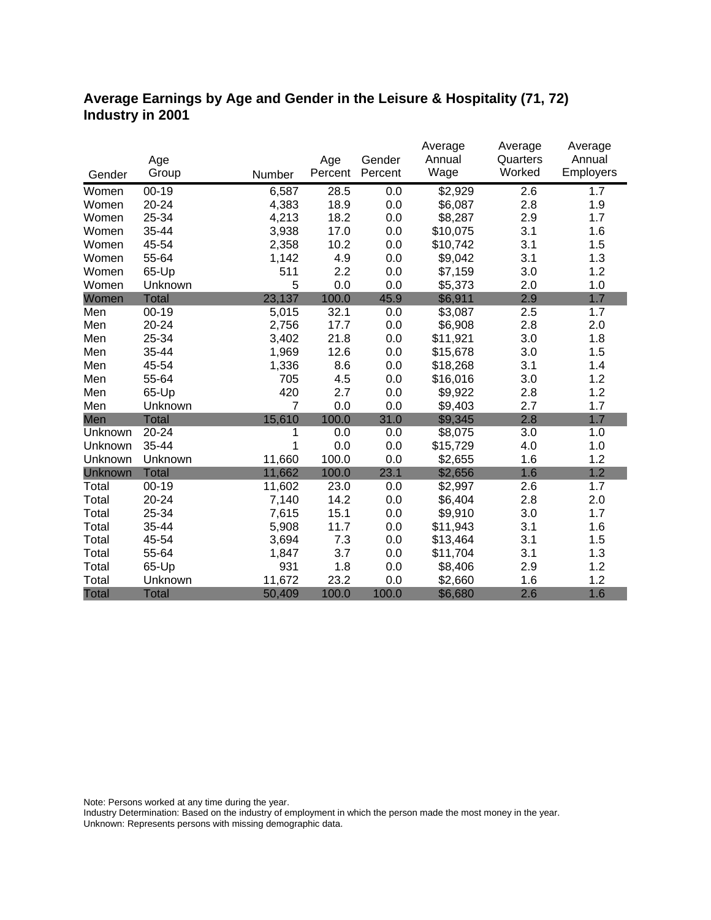## Average Earnings by Age and Gender in the Leisure & Hospitality (71, 72) Industry in 2001

| Gender | Age Group | Number | Age Percent | Gender Percent | Average Annual Wage | Average Quarters Worked | Average Annual Employers |
|---|---|---|---|---|---|---|---|
| Women | 00-19 | 6,587 | 28.5 | 0.0 | $2,929 | 2.6 | 1.7 |
| Women | 20-24 | 4,383 | 18.9 | 0.0 | $6,087 | 2.8 | 1.9 |
| Women | 25-34 | 4,213 | 18.2 | 0.0 | $8,287 | 2.9 | 1.7 |
| Women | 35-44 | 3,938 | 17.0 | 0.0 | $10,075 | 3.1 | 1.6 |
| Women | 45-54 | 2,358 | 10.2 | 0.0 | $10,742 | 3.1 | 1.5 |
| Women | 55-64 | 1,142 | 4.9 | 0.0 | $9,042 | 3.1 | 1.3 |
| Women | 65-Up | 511 | 2.2 | 0.0 | $7,159 | 3.0 | 1.2 |
| Women | Unknown | 5 | 0.0 | 0.0 | $5,373 | 2.0 | 1.0 |
| Women | Total | 23,137 | 100.0 | 45.9 | $6,911 | 2.9 | 1.7 |
| Men | 00-19 | 5,015 | 32.1 | 0.0 | $3,087 | 2.5 | 1.7 |
| Men | 20-24 | 2,756 | 17.7 | 0.0 | $6,908 | 2.8 | 2.0 |
| Men | 25-34 | 3,402 | 21.8 | 0.0 | $11,921 | 3.0 | 1.8 |
| Men | 35-44 | 1,969 | 12.6 | 0.0 | $15,678 | 3.0 | 1.5 |
| Men | 45-54 | 1,336 | 8.6 | 0.0 | $18,268 | 3.1 | 1.4 |
| Men | 55-64 | 705 | 4.5 | 0.0 | $16,016 | 3.0 | 1.2 |
| Men | 65-Up | 420 | 2.7 | 0.0 | $9,922 | 2.8 | 1.2 |
| Men | Unknown | 7 | 0.0 | 0.0 | $9,403 | 2.7 | 1.7 |
| Men | Total | 15,610 | 100.0 | 31.0 | $9,345 | 2.8 | 1.7 |
| Unknown | 20-24 | 1 | 0.0 | 0.0 | $8,075 | 3.0 | 1.0 |
| Unknown | 35-44 | 1 | 0.0 | 0.0 | $15,729 | 4.0 | 1.0 |
| Unknown | Unknown | 11,660 | 100.0 | 0.0 | $2,655 | 1.6 | 1.2 |
| Unknown | Total | 11,662 | 100.0 | 23.1 | $2,656 | 1.6 | 1.2 |
| Total | 00-19 | 11,602 | 23.0 | 0.0 | $2,997 | 2.6 | 1.7 |
| Total | 20-24 | 7,140 | 14.2 | 0.0 | $6,404 | 2.8 | 2.0 |
| Total | 25-34 | 7,615 | 15.1 | 0.0 | $9,910 | 3.0 | 1.7 |
| Total | 35-44 | 5,908 | 11.7 | 0.0 | $11,943 | 3.1 | 1.6 |
| Total | 45-54 | 3,694 | 7.3 | 0.0 | $13,464 | 3.1 | 1.5 |
| Total | 55-64 | 1,847 | 3.7 | 0.0 | $11,704 | 3.1 | 1.3 |
| Total | 65-Up | 931 | 1.8 | 0.0 | $8,406 | 2.9 | 1.2 |
| Total | Unknown | 11,672 | 23.2 | 0.0 | $2,660 | 1.6 | 1.2 |
| Total | Total | 50,409 | 100.0 | 100.0 | $6,680 | 2.6 | 1.6 |

Note: Persons worked at any time during the year.
Industry Determination: Based on the industry of employment in which the person made the most money in the year.
Unknown: Represents persons with missing demographic data.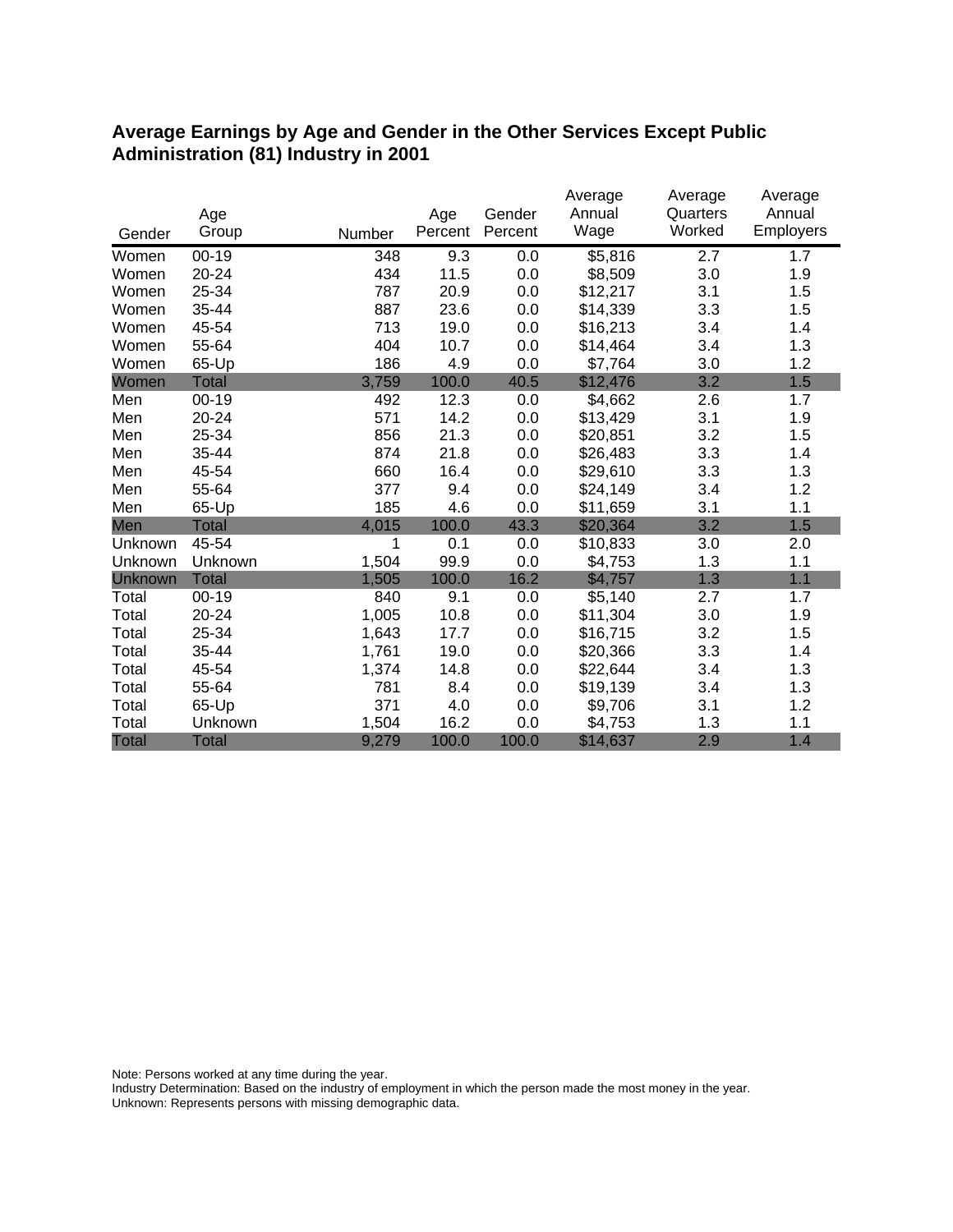## Average Earnings by Age and Gender in the Other Services Except Public Administration (81) Industry in 2001

| Gender | Age Group | Number | Age Percent | Gender Percent | Average Annual Wage | Average Quarters Worked | Average Annual Employers |
|---|---|---|---|---|---|---|---|
| Women | 00-19 | 348 | 9.3 | 0.0 | $5,816 | 2.7 | 1.7 |
| Women | 20-24 | 434 | 11.5 | 0.0 | $8,509 | 3.0 | 1.9 |
| Women | 25-34 | 787 | 20.9 | 0.0 | $12,217 | 3.1 | 1.5 |
| Women | 35-44 | 887 | 23.6 | 0.0 | $14,339 | 3.3 | 1.5 |
| Women | 45-54 | 713 | 19.0 | 0.0 | $16,213 | 3.4 | 1.4 |
| Women | 55-64 | 404 | 10.7 | 0.0 | $14,464 | 3.4 | 1.3 |
| Women | 65-Up | 186 | 4.9 | 0.0 | $7,764 | 3.0 | 1.2 |
| Women | Total | 3,759 | 100.0 | 40.5 | $12,476 | 3.2 | 1.5 |
| Men | 00-19 | 492 | 12.3 | 0.0 | $4,662 | 2.6 | 1.7 |
| Men | 20-24 | 571 | 14.2 | 0.0 | $13,429 | 3.1 | 1.9 |
| Men | 25-34 | 856 | 21.3 | 0.0 | $20,851 | 3.2 | 1.5 |
| Men | 35-44 | 874 | 21.8 | 0.0 | $26,483 | 3.3 | 1.4 |
| Men | 45-54 | 660 | 16.4 | 0.0 | $29,610 | 3.3 | 1.3 |
| Men | 55-64 | 377 | 9.4 | 0.0 | $24,149 | 3.4 | 1.2 |
| Men | 65-Up | 185 | 4.6 | 0.0 | $11,659 | 3.1 | 1.1 |
| Men | Total | 4,015 | 100.0 | 43.3 | $20,364 | 3.2 | 1.5 |
| Unknown | 45-54 | 1 | 0.1 | 0.0 | $10,833 | 3.0 | 2.0 |
| Unknown | Unknown | 1,504 | 99.9 | 0.0 | $4,753 | 1.3 | 1.1 |
| Unknown | Total | 1,505 | 100.0 | 16.2 | $4,757 | 1.3 | 1.1 |
| Total | 00-19 | 840 | 9.1 | 0.0 | $5,140 | 2.7 | 1.7 |
| Total | 20-24 | 1,005 | 10.8 | 0.0 | $11,304 | 3.0 | 1.9 |
| Total | 25-34 | 1,643 | 17.7 | 0.0 | $16,715 | 3.2 | 1.5 |
| Total | 35-44 | 1,761 | 19.0 | 0.0 | $20,366 | 3.3 | 1.4 |
| Total | 45-54 | 1,374 | 14.8 | 0.0 | $22,644 | 3.4 | 1.3 |
| Total | 55-64 | 781 | 8.4 | 0.0 | $19,139 | 3.4 | 1.3 |
| Total | 65-Up | 371 | 4.0 | 0.0 | $9,706 | 3.1 | 1.2 |
| Total | Unknown | 1,504 | 16.2 | 0.0 | $4,753 | 1.3 | 1.1 |
| Total | Total | 9,279 | 100.0 | 100.0 | $14,637 | 2.9 | 1.4 |

Note: Persons worked at any time during the year.
Industry Determination: Based on the industry of employment in which the person made the most money in the year.
Unknown: Represents persons with missing demographic data.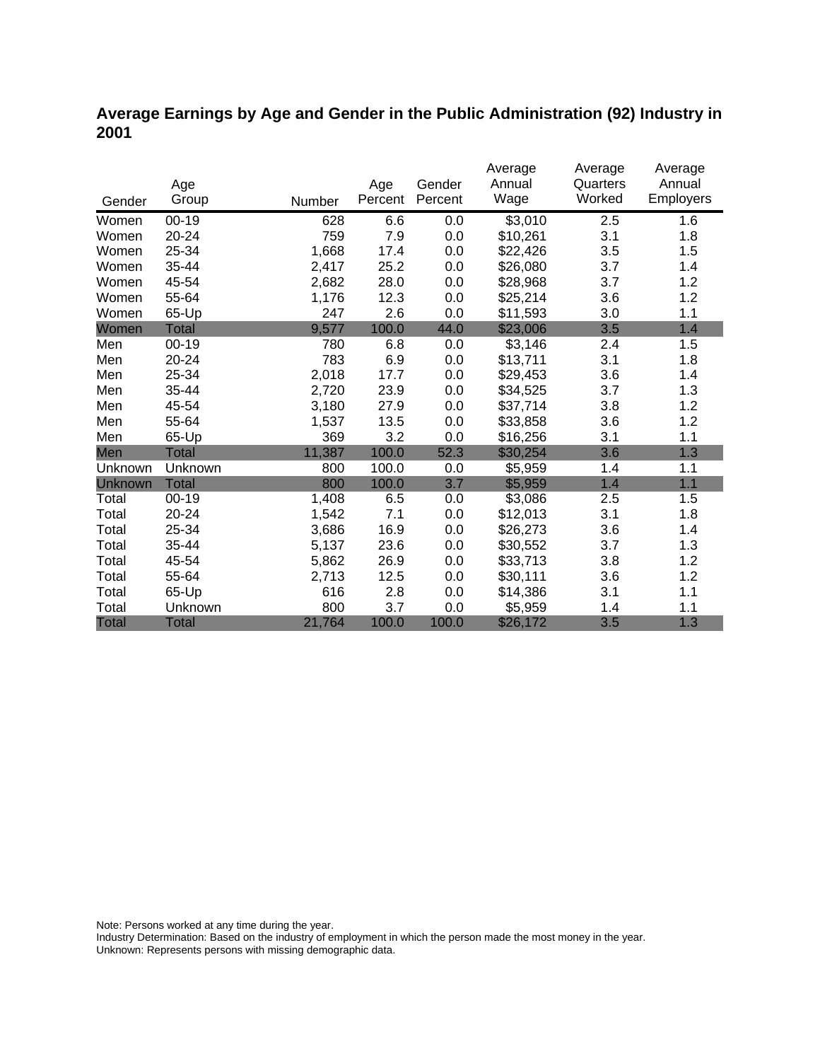## Average Earnings by Age and Gender in the Public Administration (92) Industry in 2001

| Gender | Age Group | Number | Age Percent | Gender Percent | Average Annual Wage | Average Quarters Worked | Average Annual Employers |
|---|---|---|---|---|---|---|---|
| Women | 00-19 | 628 | 6.6 | 0.0 | $3,010 | 2.5 | 1.6 |
| Women | 20-24 | 759 | 7.9 | 0.0 | $10,261 | 3.1 | 1.8 |
| Women | 25-34 | 1,668 | 17.4 | 0.0 | $22,426 | 3.5 | 1.5 |
| Women | 35-44 | 2,417 | 25.2 | 0.0 | $26,080 | 3.7 | 1.4 |
| Women | 45-54 | 2,682 | 28.0 | 0.0 | $28,968 | 3.7 | 1.2 |
| Women | 55-64 | 1,176 | 12.3 | 0.0 | $25,214 | 3.6 | 1.2 |
| Women | 65-Up | 247 | 2.6 | 0.0 | $11,593 | 3.0 | 1.1 |
| Women | Total | 9,577 | 100.0 | 44.0 | $23,006 | 3.5 | 1.4 |
| Men | 00-19 | 780 | 6.8 | 0.0 | $3,146 | 2.4 | 1.5 |
| Men | 20-24 | 783 | 6.9 | 0.0 | $13,711 | 3.1 | 1.8 |
| Men | 25-34 | 2,018 | 17.7 | 0.0 | $29,453 | 3.6 | 1.4 |
| Men | 35-44 | 2,720 | 23.9 | 0.0 | $34,525 | 3.7 | 1.3 |
| Men | 45-54 | 3,180 | 27.9 | 0.0 | $37,714 | 3.8 | 1.2 |
| Men | 55-64 | 1,537 | 13.5 | 0.0 | $33,858 | 3.6 | 1.2 |
| Men | 65-Up | 369 | 3.2 | 0.0 | $16,256 | 3.1 | 1.1 |
| Men | Total | 11,387 | 100.0 | 52.3 | $30,254 | 3.6 | 1.3 |
| Unknown | Unknown | 800 | 100.0 | 0.0 | $5,959 | 1.4 | 1.1 |
| Unknown | Total | 800 | 100.0 | 3.7 | $5,959 | 1.4 | 1.1 |
| Total | 00-19 | 1,408 | 6.5 | 0.0 | $3,086 | 2.5 | 1.5 |
| Total | 20-24 | 1,542 | 7.1 | 0.0 | $12,013 | 3.1 | 1.8 |
| Total | 25-34 | 3,686 | 16.9 | 0.0 | $26,273 | 3.6 | 1.4 |
| Total | 35-44 | 5,137 | 23.6 | 0.0 | $30,552 | 3.7 | 1.3 |
| Total | 45-54 | 5,862 | 26.9 | 0.0 | $33,713 | 3.8 | 1.2 |
| Total | 55-64 | 2,713 | 12.5 | 0.0 | $30,111 | 3.6 | 1.2 |
| Total | 65-Up | 616 | 2.8 | 0.0 | $14,386 | 3.1 | 1.1 |
| Total | Unknown | 800 | 3.7 | 0.0 | $5,959 | 1.4 | 1.1 |
| Total | Total | 21,764 | 100.0 | 100.0 | $26,172 | 3.5 | 1.3 |

Note: Persons worked at any time during the year.
Industry Determination: Based on the industry of employment in which the person made the most money in the year.
Unknown: Represents persons with missing demographic data.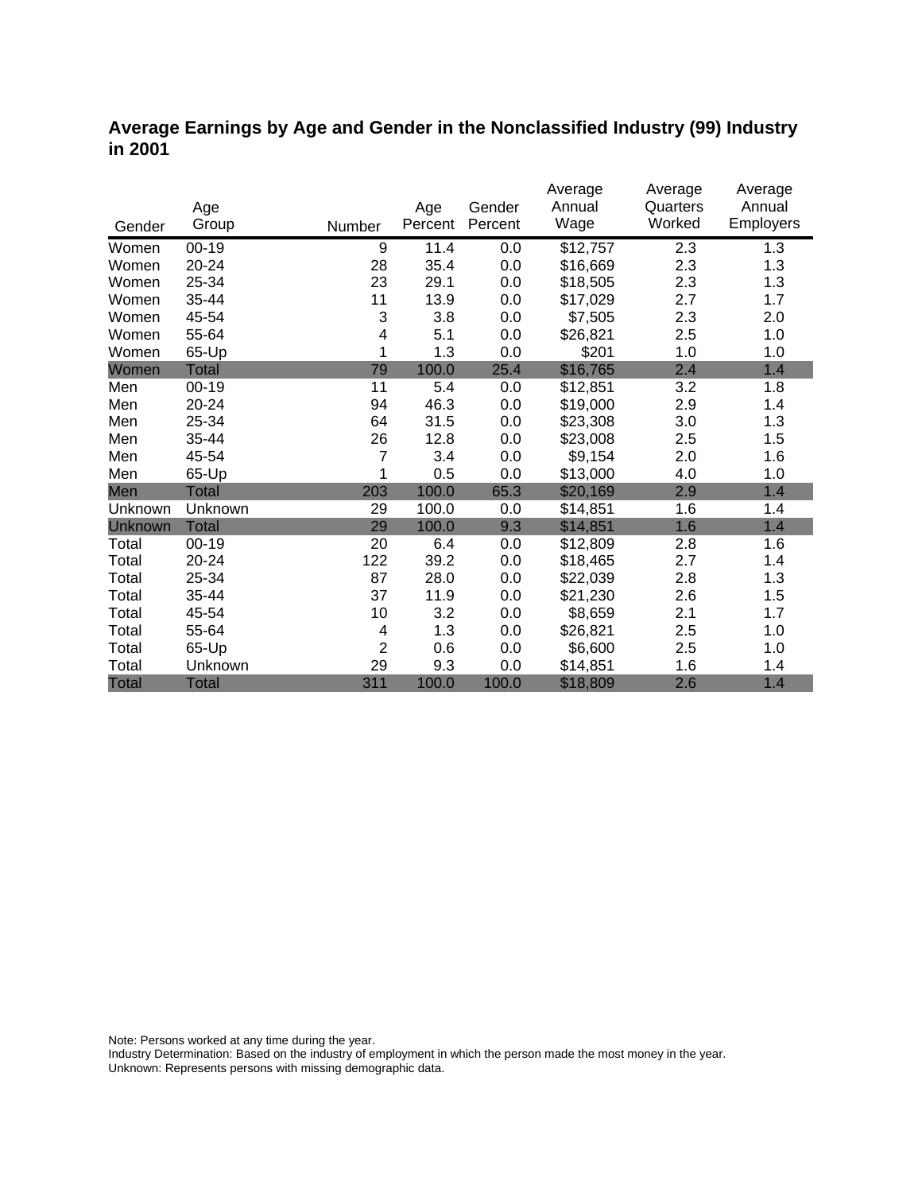## Average Earnings by Age and Gender in the Nonclassified Industry (99) Industry in 2001

| Gender | Age Group | Number | Age Percent | Gender Percent | Average Annual Wage | Average Quarters Worked | Average Annual Employers |
|---|---|---|---|---|---|---|---|
| Women | 00-19 | 9 | 11.4 | 0.0 | $12,757 | 2.3 | 1.3 |
| Women | 20-24 | 28 | 35.4 | 0.0 | $16,669 | 2.3 | 1.3 |
| Women | 25-34 | 23 | 29.1 | 0.0 | $18,505 | 2.3 | 1.3 |
| Women | 35-44 | 11 | 13.9 | 0.0 | $17,029 | 2.7 | 1.7 |
| Women | 45-54 | 3 | 3.8 | 0.0 | $7,505 | 2.3 | 2.0 |
| Women | 55-64 | 4 | 5.1 | 0.0 | $26,821 | 2.5 | 1.0 |
| Women | 65-Up | 1 | 1.3 | 0.0 | $201 | 1.0 | 1.0 |
| Women | Total | 79 | 100.0 | 25.4 | $16,765 | 2.4 | 1.4 |
| Men | 00-19 | 11 | 5.4 | 0.0 | $12,851 | 3.2 | 1.8 |
| Men | 20-24 | 94 | 46.3 | 0.0 | $19,000 | 2.9 | 1.4 |
| Men | 25-34 | 64 | 31.5 | 0.0 | $23,308 | 3.0 | 1.3 |
| Men | 35-44 | 26 | 12.8 | 0.0 | $23,008 | 2.5 | 1.5 |
| Men | 45-54 | 7 | 3.4 | 0.0 | $9,154 | 2.0 | 1.6 |
| Men | 65-Up | 1 | 0.5 | 0.0 | $13,000 | 4.0 | 1.0 |
| Men | Total | 203 | 100.0 | 65.3 | $20,169 | 2.9 | 1.4 |
| Unknown | Unknown | 29 | 100.0 | 0.0 | $14,851 | 1.6 | 1.4 |
| Unknown | Total | 29 | 100.0 | 9.3 | $14,851 | 1.6 | 1.4 |
| Total | 00-19 | 20 | 6.4 | 0.0 | $12,809 | 2.8 | 1.6 |
| Total | 20-24 | 122 | 39.2 | 0.0 | $18,465 | 2.7 | 1.4 |
| Total | 25-34 | 87 | 28.0 | 0.0 | $22,039 | 2.8 | 1.3 |
| Total | 35-44 | 37 | 11.9 | 0.0 | $21,230 | 2.6 | 1.5 |
| Total | 45-54 | 10 | 3.2 | 0.0 | $8,659 | 2.1 | 1.7 |
| Total | 55-64 | 4 | 1.3 | 0.0 | $26,821 | 2.5 | 1.0 |
| Total | 65-Up | 2 | 0.6 | 0.0 | $6,600 | 2.5 | 1.0 |
| Total | Unknown | 29 | 9.3 | 0.0 | $14,851 | 1.6 | 1.4 |
| Total | Total | 311 | 100.0 | 100.0 | $18,809 | 2.6 | 1.4 |

Note: Persons worked at any time during the year.
Industry Determination: Based on the industry of employment in which the person made the most money in the year.
Unknown: Represents persons with missing demographic data.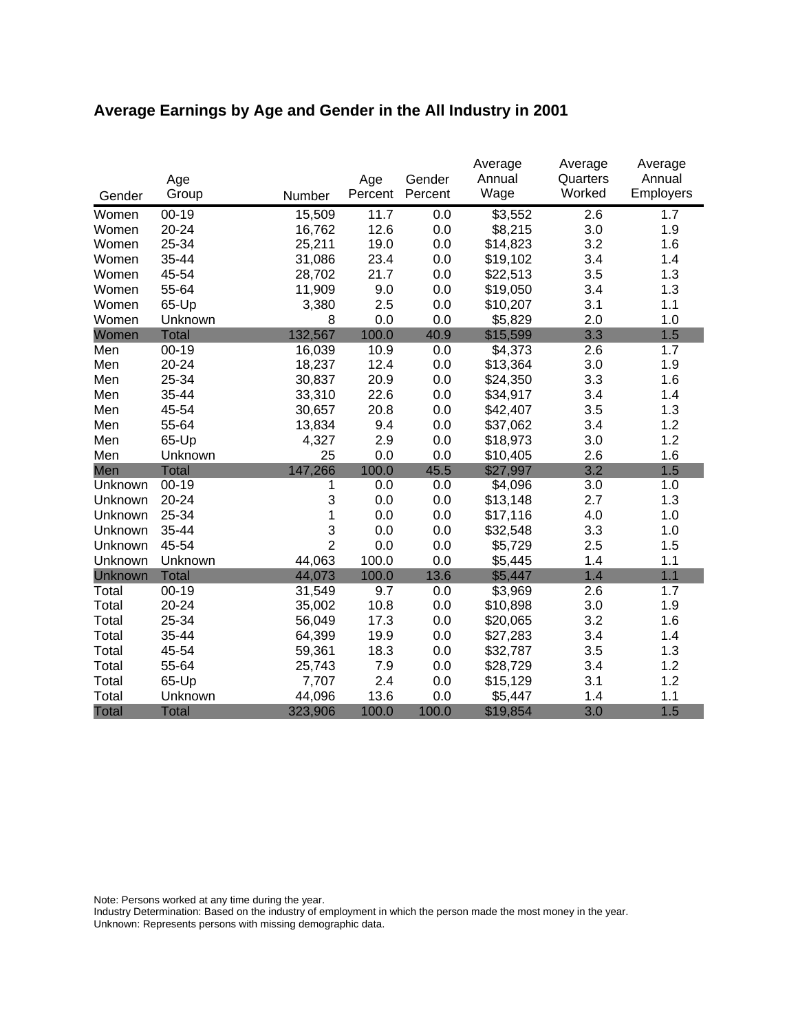## Average Earnings by Age and Gender in the All Industry in 2001

| Gender | Age Group | Number | Age Percent | Gender Percent | Average Annual Wage | Average Quarters Worked | Average Annual Employers |
|---|---|---|---|---|---|---|---|
| Women | 00-19 | 15,509 | 11.7 | 0.0 | $3,552 | 2.6 | 1.7 |
| Women | 20-24 | 16,762 | 12.6 | 0.0 | $8,215 | 3.0 | 1.9 |
| Women | 25-34 | 25,211 | 19.0 | 0.0 | $14,823 | 3.2 | 1.6 |
| Women | 35-44 | 31,086 | 23.4 | 0.0 | $19,102 | 3.4 | 1.4 |
| Women | 45-54 | 28,702 | 21.7 | 0.0 | $22,513 | 3.5 | 1.3 |
| Women | 55-64 | 11,909 | 9.0 | 0.0 | $19,050 | 3.4 | 1.3 |
| Women | 65-Up | 3,380 | 2.5 | 0.0 | $10,207 | 3.1 | 1.1 |
| Women | Unknown | 8 | 0.0 | 0.0 | $5,829 | 2.0 | 1.0 |
| Women | Total | 132,567 | 100.0 | 40.9 | $15,599 | 3.3 | 1.5 |
| Men | 00-19 | 16,039 | 10.9 | 0.0 | $4,373 | 2.6 | 1.7 |
| Men | 20-24 | 18,237 | 12.4 | 0.0 | $13,364 | 3.0 | 1.9 |
| Men | 25-34 | 30,837 | 20.9 | 0.0 | $24,350 | 3.3 | 1.6 |
| Men | 35-44 | 33,310 | 22.6 | 0.0 | $34,917 | 3.4 | 1.4 |
| Men | 45-54 | 30,657 | 20.8 | 0.0 | $42,407 | 3.5 | 1.3 |
| Men | 55-64 | 13,834 | 9.4 | 0.0 | $37,062 | 3.4 | 1.2 |
| Men | 65-Up | 4,327 | 2.9 | 0.0 | $18,973 | 3.0 | 1.2 |
| Men | Unknown | 25 | 0.0 | 0.0 | $10,405 | 2.6 | 1.6 |
| Men | Total | 147,266 | 100.0 | 45.5 | $27,997 | 3.2 | 1.5 |
| Unknown | 00-19 | 1 | 0.0 | 0.0 | $4,096 | 3.0 | 1.0 |
| Unknown | 20-24 | 3 | 0.0 | 0.0 | $13,148 | 2.7 | 1.3 |
| Unknown | 25-34 | 1 | 0.0 | 0.0 | $17,116 | 4.0 | 1.0 |
| Unknown | 35-44 | 3 | 0.0 | 0.0 | $32,548 | 3.3 | 1.0 |
| Unknown | 45-54 | 2 | 0.0 | 0.0 | $5,729 | 2.5 | 1.5 |
| Unknown | Unknown | 44,063 | 100.0 | 0.0 | $5,445 | 1.4 | 1.1 |
| Unknown | Total | 44,073 | 100.0 | 13.6 | $5,447 | 1.4 | 1.1 |
| Total | 00-19 | 31,549 | 9.7 | 0.0 | $3,969 | 2.6 | 1.7 |
| Total | 20-24 | 35,002 | 10.8 | 0.0 | $10,898 | 3.0 | 1.9 |
| Total | 25-34 | 56,049 | 17.3 | 0.0 | $20,065 | 3.2 | 1.6 |
| Total | 35-44 | 64,399 | 19.9 | 0.0 | $27,283 | 3.4 | 1.4 |
| Total | 45-54 | 59,361 | 18.3 | 0.0 | $32,787 | 3.5 | 1.3 |
| Total | 55-64 | 25,743 | 7.9 | 0.0 | $28,729 | 3.4 | 1.2 |
| Total | 65-Up | 7,707 | 2.4 | 0.0 | $15,129 | 3.1 | 1.2 |
| Total | Unknown | 44,096 | 13.6 | 0.0 | $5,447 | 1.4 | 1.1 |
| Total | Total | 323,906 | 100.0 | 100.0 | $19,854 | 3.0 | 1.5 |

Note: Persons worked at any time during the year.
Industry Determination: Based on the industry of employment in which the person made the most money in the year.
Unknown: Represents persons with missing demographic data.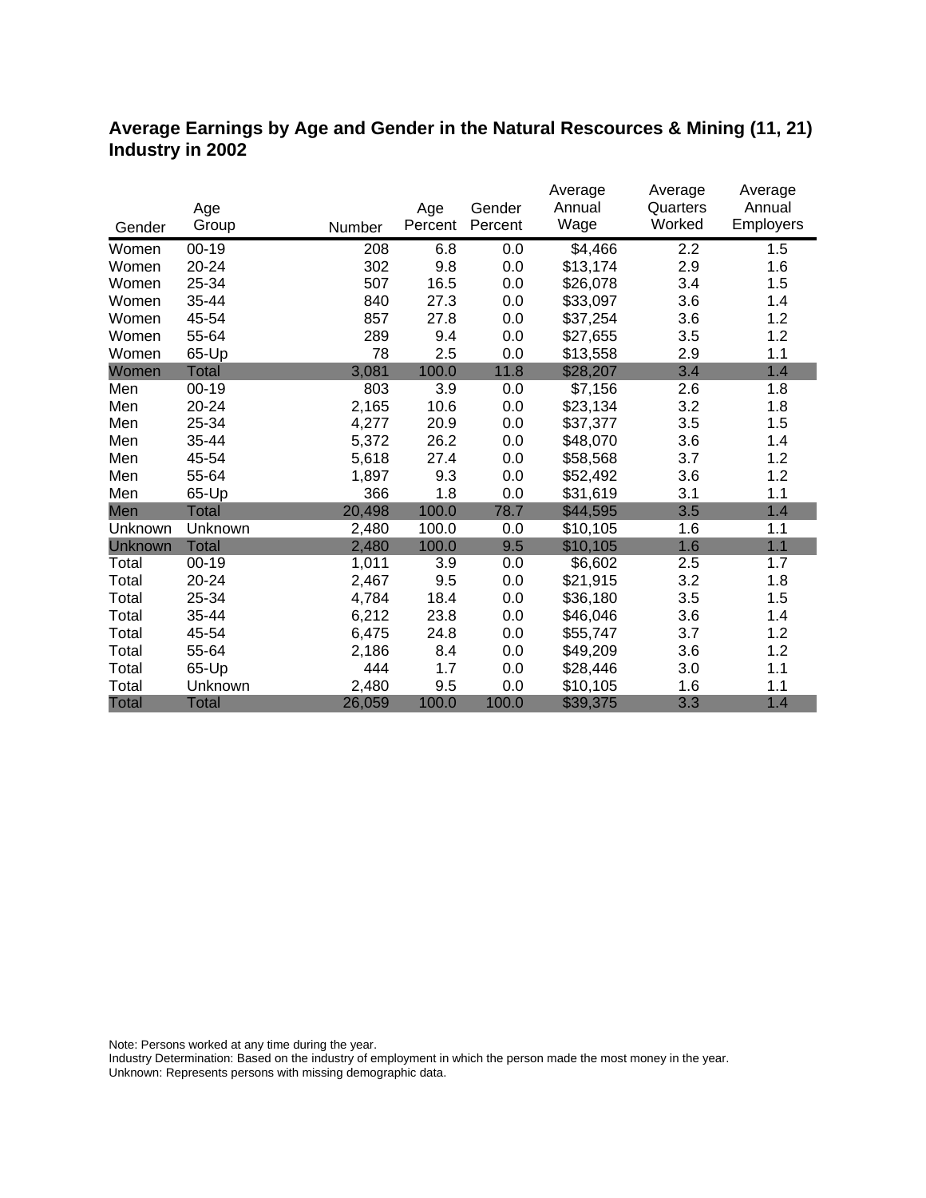## Average Earnings by Age and Gender in the Natural Rescources & Mining (11, 21) Industry in 2002

| Gender | Age Group | Number | Age Percent | Gender Percent | Average Annual Wage | Average Quarters Worked | Average Annual Employers |
|---|---|---|---|---|---|---|---|
| Women | 00-19 | 208 | 6.8 | 0.0 | $4,466 | 2.2 | 1.5 |
| Women | 20-24 | 302 | 9.8 | 0.0 | $13,174 | 2.9 | 1.6 |
| Women | 25-34 | 507 | 16.5 | 0.0 | $26,078 | 3.4 | 1.5 |
| Women | 35-44 | 840 | 27.3 | 0.0 | $33,097 | 3.6 | 1.4 |
| Women | 45-54 | 857 | 27.8 | 0.0 | $37,254 | 3.6 | 1.2 |
| Women | 55-64 | 289 | 9.4 | 0.0 | $27,655 | 3.5 | 1.2 |
| Women | 65-Up | 78 | 2.5 | 0.0 | $13,558 | 2.9 | 1.1 |
| Women | Total | 3,081 | 100.0 | 11.8 | $28,207 | 3.4 | 1.4 |
| Men | 00-19 | 803 | 3.9 | 0.0 | $7,156 | 2.6 | 1.8 |
| Men | 20-24 | 2,165 | 10.6 | 0.0 | $23,134 | 3.2 | 1.8 |
| Men | 25-34 | 4,277 | 20.9 | 0.0 | $37,377 | 3.5 | 1.5 |
| Men | 35-44 | 5,372 | 26.2 | 0.0 | $48,070 | 3.6 | 1.4 |
| Men | 45-54 | 5,618 | 27.4 | 0.0 | $58,568 | 3.7 | 1.2 |
| Men | 55-64 | 1,897 | 9.3 | 0.0 | $52,492 | 3.6 | 1.2 |
| Men | 65-Up | 366 | 1.8 | 0.0 | $31,619 | 3.1 | 1.1 |
| Men | Total | 20,498 | 100.0 | 78.7 | $44,595 | 3.5 | 1.4 |
| Unknown | Unknown | 2,480 | 100.0 | 0.0 | $10,105 | 1.6 | 1.1 |
| Unknown | Total | 2,480 | 100.0 | 9.5 | $10,105 | 1.6 | 1.1 |
| Total | 00-19 | 1,011 | 3.9 | 0.0 | $6,602 | 2.5 | 1.7 |
| Total | 20-24 | 2,467 | 9.5 | 0.0 | $21,915 | 3.2 | 1.8 |
| Total | 25-34 | 4,784 | 18.4 | 0.0 | $36,180 | 3.5 | 1.5 |
| Total | 35-44 | 6,212 | 23.8 | 0.0 | $46,046 | 3.6 | 1.4 |
| Total | 45-54 | 6,475 | 24.8 | 0.0 | $55,747 | 3.7 | 1.2 |
| Total | 55-64 | 2,186 | 8.4 | 0.0 | $49,209 | 3.6 | 1.2 |
| Total | 65-Up | 444 | 1.7 | 0.0 | $28,446 | 3.0 | 1.1 |
| Total | Unknown | 2,480 | 9.5 | 0.0 | $10,105 | 1.6 | 1.1 |
| Total | Total | 26,059 | 100.0 | 100.0 | $39,375 | 3.3 | 1.4 |

Note: Persons worked at any time during the year.
Industry Determination: Based on the industry of employment in which the person made the most money in the year.
Unknown: Represents persons with missing demographic data.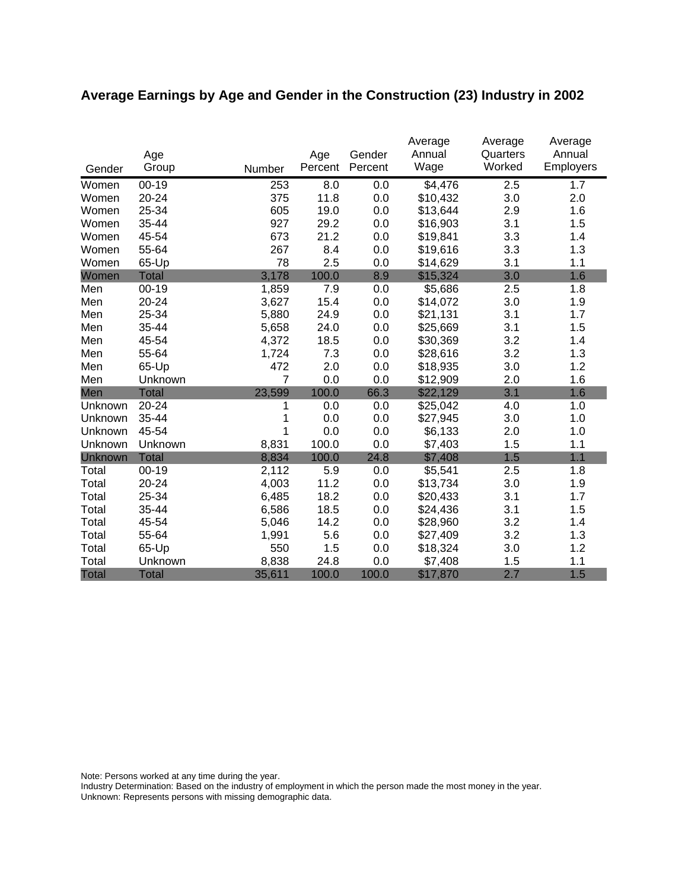## Average Earnings by Age and Gender in the Construction (23) Industry in 2002

| Gender | Age Group | Number | Age Percent | Gender Percent | Average Annual Wage | Average Quarters Worked | Average Annual Employers |
|---|---|---|---|---|---|---|---|
| Women | 00-19 | 253 | 8.0 | 0.0 | $4,476 | 2.5 | 1.7 |
| Women | 20-24 | 375 | 11.8 | 0.0 | $10,432 | 3.0 | 2.0 |
| Women | 25-34 | 605 | 19.0 | 0.0 | $13,644 | 2.9 | 1.6 |
| Women | 35-44 | 927 | 29.2 | 0.0 | $16,903 | 3.1 | 1.5 |
| Women | 45-54 | 673 | 21.2 | 0.0 | $19,841 | 3.3 | 1.4 |
| Women | 55-64 | 267 | 8.4 | 0.0 | $19,616 | 3.3 | 1.3 |
| Women | 65-Up | 78 | 2.5 | 0.0 | $14,629 | 3.1 | 1.1 |
| Women | Total | 3,178 | 100.0 | 8.9 | $15,324 | 3.0 | 1.6 |
| Men | 00-19 | 1,859 | 7.9 | 0.0 | $5,686 | 2.5 | 1.8 |
| Men | 20-24 | 3,627 | 15.4 | 0.0 | $14,072 | 3.0 | 1.9 |
| Men | 25-34 | 5,880 | 24.9 | 0.0 | $21,131 | 3.1 | 1.7 |
| Men | 35-44 | 5,658 | 24.0 | 0.0 | $25,669 | 3.1 | 1.5 |
| Men | 45-54 | 4,372 | 18.5 | 0.0 | $30,369 | 3.2 | 1.4 |
| Men | 55-64 | 1,724 | 7.3 | 0.0 | $28,616 | 3.2 | 1.3 |
| Men | 65-Up | 472 | 2.0 | 0.0 | $18,935 | 3.0 | 1.2 |
| Men | Unknown | 7 | 0.0 | 0.0 | $12,909 | 2.0 | 1.6 |
| Men | Total | 23,599 | 100.0 | 66.3 | $22,129 | 3.1 | 1.6 |
| Unknown | 20-24 | 1 | 0.0 | 0.0 | $25,042 | 4.0 | 1.0 |
| Unknown | 35-44 | 1 | 0.0 | 0.0 | $27,945 | 3.0 | 1.0 |
| Unknown | 45-54 | 1 | 0.0 | 0.0 | $6,133 | 2.0 | 1.0 |
| Unknown | Unknown | 8,831 | 100.0 | 0.0 | $7,403 | 1.5 | 1.1 |
| Unknown | Total | 8,834 | 100.0 | 24.8 | $7,408 | 1.5 | 1.1 |
| Total | 00-19 | 2,112 | 5.9 | 0.0 | $5,541 | 2.5 | 1.8 |
| Total | 20-24 | 4,003 | 11.2 | 0.0 | $13,734 | 3.0 | 1.9 |
| Total | 25-34 | 6,485 | 18.2 | 0.0 | $20,433 | 3.1 | 1.7 |
| Total | 35-44 | 6,586 | 18.5 | 0.0 | $24,436 | 3.1 | 1.5 |
| Total | 45-54 | 5,046 | 14.2 | 0.0 | $28,960 | 3.2 | 1.4 |
| Total | 55-64 | 1,991 | 5.6 | 0.0 | $27,409 | 3.2 | 1.3 |
| Total | 65-Up | 550 | 1.5 | 0.0 | $18,324 | 3.0 | 1.2 |
| Total | Unknown | 8,838 | 24.8 | 0.0 | $7,408 | 1.5 | 1.1 |
| Total | Total | 35,611 | 100.0 | 100.0 | $17,870 | 2.7 | 1.5 |

Note: Persons worked at any time during the year.
Industry Determination: Based on the industry of employment in which the person made the most money in the year.
Unknown: Represents persons with missing demographic data.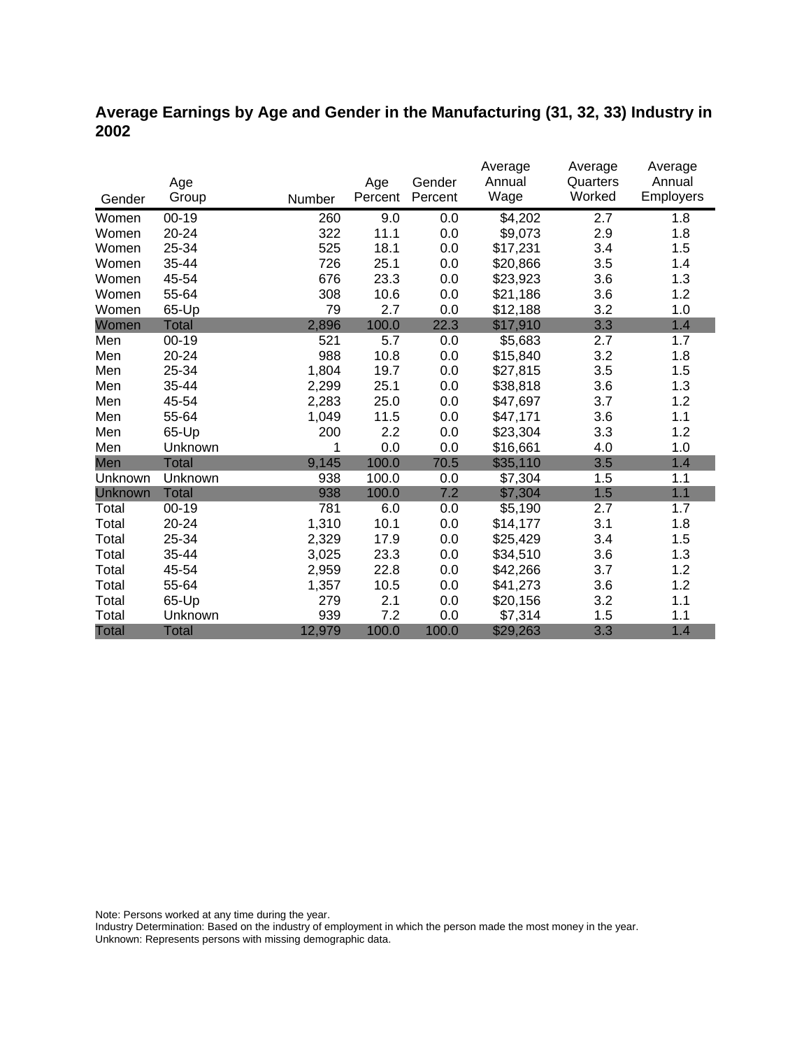## Average Earnings by Age and Gender in the Manufacturing (31, 32, 33) Industry in 2002

| Gender | Age Group | Number | Age Percent | Gender Percent | Average Annual Wage | Average Quarters Worked | Average Annual Employers |
|---|---|---|---|---|---|---|---|
| Women | 00-19 | 260 | 9.0 | 0.0 | $4,202 | 2.7 | 1.8 |
| Women | 20-24 | 322 | 11.1 | 0.0 | $9,073 | 2.9 | 1.8 |
| Women | 25-34 | 525 | 18.1 | 0.0 | $17,231 | 3.4 | 1.5 |
| Women | 35-44 | 726 | 25.1 | 0.0 | $20,866 | 3.5 | 1.4 |
| Women | 45-54 | 676 | 23.3 | 0.0 | $23,923 | 3.6 | 1.3 |
| Women | 55-64 | 308 | 10.6 | 0.0 | $21,186 | 3.6 | 1.2 |
| Women | 65-Up | 79 | 2.7 | 0.0 | $12,188 | 3.2 | 1.0 |
| Women | Total | 2,896 | 100.0 | 22.3 | $17,910 | 3.3 | 1.4 |
| Men | 00-19 | 521 | 5.7 | 0.0 | $5,683 | 2.7 | 1.7 |
| Men | 20-24 | 988 | 10.8 | 0.0 | $15,840 | 3.2 | 1.8 |
| Men | 25-34 | 1,804 | 19.7 | 0.0 | $27,815 | 3.5 | 1.5 |
| Men | 35-44 | 2,299 | 25.1 | 0.0 | $38,818 | 3.6 | 1.3 |
| Men | 45-54 | 2,283 | 25.0 | 0.0 | $47,697 | 3.7 | 1.2 |
| Men | 55-64 | 1,049 | 11.5 | 0.0 | $47,171 | 3.6 | 1.1 |
| Men | 65-Up | 200 | 2.2 | 0.0 | $23,304 | 3.3 | 1.2 |
| Men | Unknown | 1 | 0.0 | 0.0 | $16,661 | 4.0 | 1.0 |
| Men | Total | 9,145 | 100.0 | 70.5 | $35,110 | 3.5 | 1.4 |
| Unknown | Unknown | 938 | 100.0 | 0.0 | $7,304 | 1.5 | 1.1 |
| Unknown | Total | 938 | 100.0 | 7.2 | $7,304 | 1.5 | 1.1 |
| Total | 00-19 | 781 | 6.0 | 0.0 | $5,190 | 2.7 | 1.7 |
| Total | 20-24 | 1,310 | 10.1 | 0.0 | $14,177 | 3.1 | 1.8 |
| Total | 25-34 | 2,329 | 17.9 | 0.0 | $25,429 | 3.4 | 1.5 |
| Total | 35-44 | 3,025 | 23.3 | 0.0 | $34,510 | 3.6 | 1.3 |
| Total | 45-54 | 2,959 | 22.8 | 0.0 | $42,266 | 3.7 | 1.2 |
| Total | 55-64 | 1,357 | 10.5 | 0.0 | $41,273 | 3.6 | 1.2 |
| Total | 65-Up | 279 | 2.1 | 0.0 | $20,156 | 3.2 | 1.1 |
| Total | Unknown | 939 | 7.2 | 0.0 | $7,314 | 1.5 | 1.1 |
| Total | Total | 12,979 | 100.0 | 100.0 | $29,263 | 3.3 | 1.4 |

Note: Persons worked at any time during the year.
Industry Determination: Based on the industry of employment in which the person made the most money in the year.
Unknown: Represents persons with missing demographic data.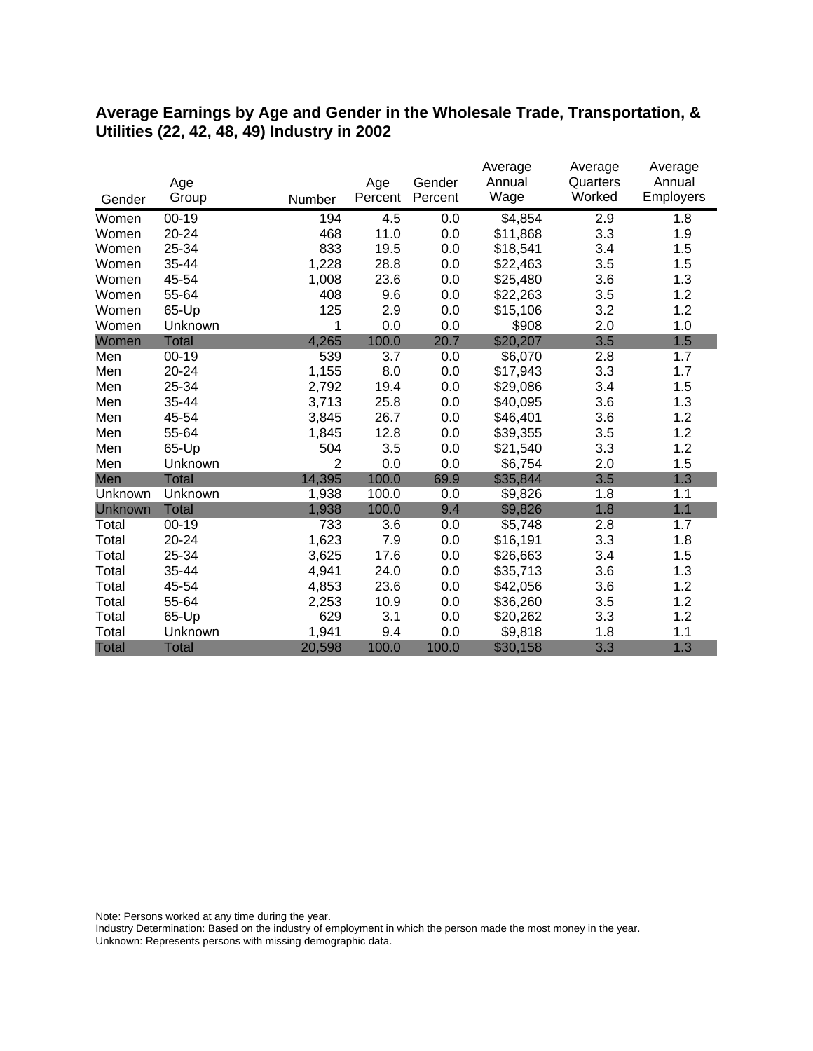## Average Earnings by Age and Gender in the Wholesale Trade, Transportation, & Utilities (22, 42, 48, 49) Industry in 2002

| Gender | Age Group | Number | Age Percent | Gender Percent | Average Annual Wage | Average Quarters Worked | Average Annual Employers |
|---|---|---|---|---|---|---|---|
| Women | 00-19 | 194 | 4.5 | 0.0 | $4,854 | 2.9 | 1.8 |
| Women | 20-24 | 468 | 11.0 | 0.0 | $11,868 | 3.3 | 1.9 |
| Women | 25-34 | 833 | 19.5 | 0.0 | $18,541 | 3.4 | 1.5 |
| Women | 35-44 | 1,228 | 28.8 | 0.0 | $22,463 | 3.5 | 1.5 |
| Women | 45-54 | 1,008 | 23.6 | 0.0 | $25,480 | 3.6 | 1.3 |
| Women | 55-64 | 408 | 9.6 | 0.0 | $22,263 | 3.5 | 1.2 |
| Women | 65-Up | 125 | 2.9 | 0.0 | $15,106 | 3.2 | 1.2 |
| Women | Unknown | 1 | 0.0 | 0.0 | $908 | 2.0 | 1.0 |
| Women | Total | 4,265 | 100.0 | 20.7 | $20,207 | 3.5 | 1.5 |
| Men | 00-19 | 539 | 3.7 | 0.0 | $6,070 | 2.8 | 1.7 |
| Men | 20-24 | 1,155 | 8.0 | 0.0 | $17,943 | 3.3 | 1.7 |
| Men | 25-34 | 2,792 | 19.4 | 0.0 | $29,086 | 3.4 | 1.5 |
| Men | 35-44 | 3,713 | 25.8 | 0.0 | $40,095 | 3.6 | 1.3 |
| Men | 45-54 | 3,845 | 26.7 | 0.0 | $46,401 | 3.6 | 1.2 |
| Men | 55-64 | 1,845 | 12.8 | 0.0 | $39,355 | 3.5 | 1.2 |
| Men | 65-Up | 504 | 3.5 | 0.0 | $21,540 | 3.3 | 1.2 |
| Men | Unknown | 2 | 0.0 | 0.0 | $6,754 | 2.0 | 1.5 |
| Men | Total | 14,395 | 100.0 | 69.9 | $35,844 | 3.5 | 1.3 |
| Unknown | Unknown | 1,938 | 100.0 | 0.0 | $9,826 | 1.8 | 1.1 |
| Unknown | Total | 1,938 | 100.0 | 9.4 | $9,826 | 1.8 | 1.1 |
| Total | 00-19 | 733 | 3.6 | 0.0 | $5,748 | 2.8 | 1.7 |
| Total | 20-24 | 1,623 | 7.9 | 0.0 | $16,191 | 3.3 | 1.8 |
| Total | 25-34 | 3,625 | 17.6 | 0.0 | $26,663 | 3.4 | 1.5 |
| Total | 35-44 | 4,941 | 24.0 | 0.0 | $35,713 | 3.6 | 1.3 |
| Total | 45-54 | 4,853 | 23.6 | 0.0 | $42,056 | 3.6 | 1.2 |
| Total | 55-64 | 2,253 | 10.9 | 0.0 | $36,260 | 3.5 | 1.2 |
| Total | 65-Up | 629 | 3.1 | 0.0 | $20,262 | 3.3 | 1.2 |
| Total | Unknown | 1,941 | 9.4 | 0.0 | $9,818 | 1.8 | 1.1 |
| Total | Total | 20,598 | 100.0 | 100.0 | $30,158 | 3.3 | 1.3 |

Note: Persons worked at any time during the year.
Industry Determination: Based on the industry of employment in which the person made the most money in the year.
Unknown: Represents persons with missing demographic data.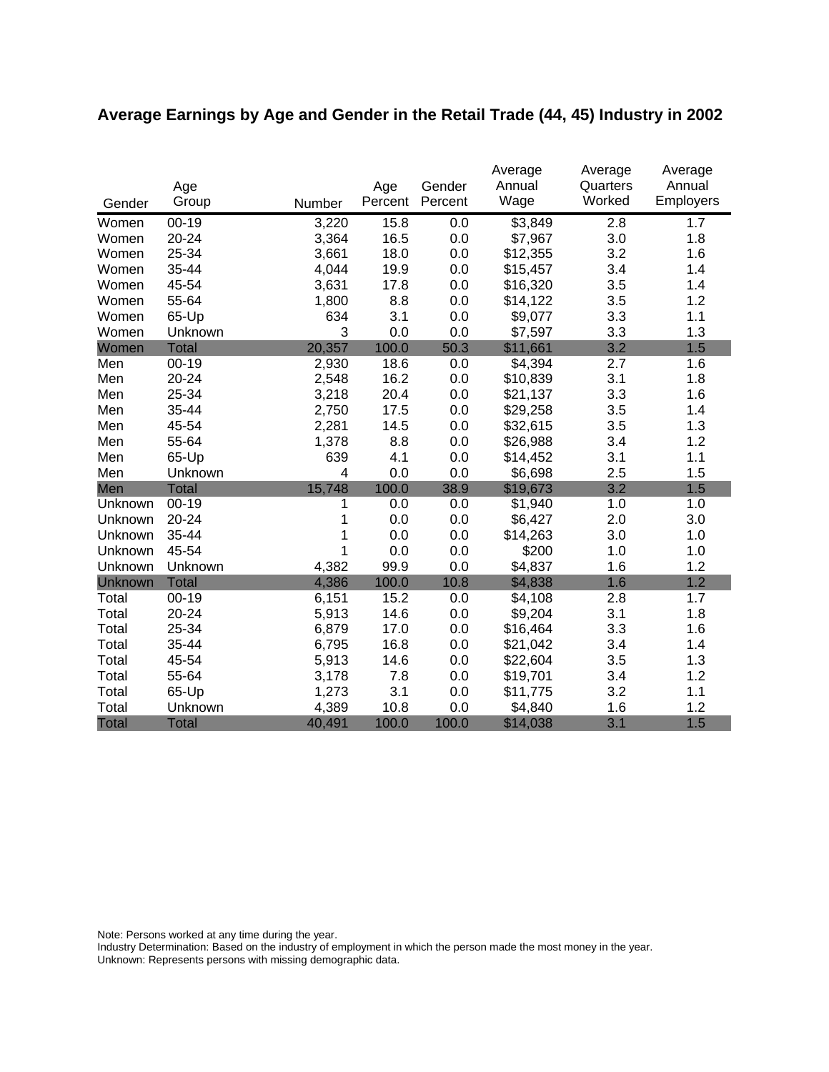## Average Earnings by Age and Gender in the Retail Trade (44, 45) Industry in 2002

| Gender | Age Group | Number | Age Percent | Gender Percent | Average Annual Wage | Average Quarters Worked | Average Annual Employers |
|---|---|---|---|---|---|---|---|
| Women | 00-19 | 3,220 | 15.8 | 0.0 | $3,849 | 2.8 | 1.7 |
| Women | 20-24 | 3,364 | 16.5 | 0.0 | $7,967 | 3.0 | 1.8 |
| Women | 25-34 | 3,661 | 18.0 | 0.0 | $12,355 | 3.2 | 1.6 |
| Women | 35-44 | 4,044 | 19.9 | 0.0 | $15,457 | 3.4 | 1.4 |
| Women | 45-54 | 3,631 | 17.8 | 0.0 | $16,320 | 3.5 | 1.4 |
| Women | 55-64 | 1,800 | 8.8 | 0.0 | $14,122 | 3.5 | 1.2 |
| Women | 65-Up | 634 | 3.1 | 0.0 | $9,077 | 3.3 | 1.1 |
| Women | Unknown | 3 | 0.0 | 0.0 | $7,597 | 3.3 | 1.3 |
| Women | Total | 20,357 | 100.0 | 50.3 | $11,661 | 3.2 | 1.5 |
| Men | 00-19 | 2,930 | 18.6 | 0.0 | $4,394 | 2.7 | 1.6 |
| Men | 20-24 | 2,548 | 16.2 | 0.0 | $10,839 | 3.1 | 1.8 |
| Men | 25-34 | 3,218 | 20.4 | 0.0 | $21,137 | 3.3 | 1.6 |
| Men | 35-44 | 2,750 | 17.5 | 0.0 | $29,258 | 3.5 | 1.4 |
| Men | 45-54 | 2,281 | 14.5 | 0.0 | $32,615 | 3.5 | 1.3 |
| Men | 55-64 | 1,378 | 8.8 | 0.0 | $26,988 | 3.4 | 1.2 |
| Men | 65-Up | 639 | 4.1 | 0.0 | $14,452 | 3.1 | 1.1 |
| Men | Unknown | 4 | 0.0 | 0.0 | $6,698 | 2.5 | 1.5 |
| Men | Total | 15,748 | 100.0 | 38.9 | $19,673 | 3.2 | 1.5 |
| Unknown | 00-19 | 1 | 0.0 | 0.0 | $1,940 | 1.0 | 1.0 |
| Unknown | 20-24 | 1 | 0.0 | 0.0 | $6,427 | 2.0 | 3.0 |
| Unknown | 35-44 | 1 | 0.0 | 0.0 | $14,263 | 3.0 | 1.0 |
| Unknown | 45-54 | 1 | 0.0 | 0.0 | $200 | 1.0 | 1.0 |
| Unknown | Unknown | 4,382 | 99.9 | 0.0 | $4,837 | 1.6 | 1.2 |
| Unknown | Total | 4,386 | 100.0 | 10.8 | $4,838 | 1.6 | 1.2 |
| Total | 00-19 | 6,151 | 15.2 | 0.0 | $4,108 | 2.8 | 1.7 |
| Total | 20-24 | 5,913 | 14.6 | 0.0 | $9,204 | 3.1 | 1.8 |
| Total | 25-34 | 6,879 | 17.0 | 0.0 | $16,464 | 3.3 | 1.6 |
| Total | 35-44 | 6,795 | 16.8 | 0.0 | $21,042 | 3.4 | 1.4 |
| Total | 45-54 | 5,913 | 14.6 | 0.0 | $22,604 | 3.5 | 1.3 |
| Total | 55-64 | 3,178 | 7.8 | 0.0 | $19,701 | 3.4 | 1.2 |
| Total | 65-Up | 1,273 | 3.1 | 0.0 | $11,775 | 3.2 | 1.1 |
| Total | Unknown | 4,389 | 10.8 | 0.0 | $4,840 | 1.6 | 1.2 |
| Total | Total | 40,491 | 100.0 | 100.0 | $14,038 | 3.1 | 1.5 |

Note: Persons worked at any time during the year.
Industry Determination: Based on the industry of employment in which the person made the most money in the year.
Unknown: Represents persons with missing demographic data.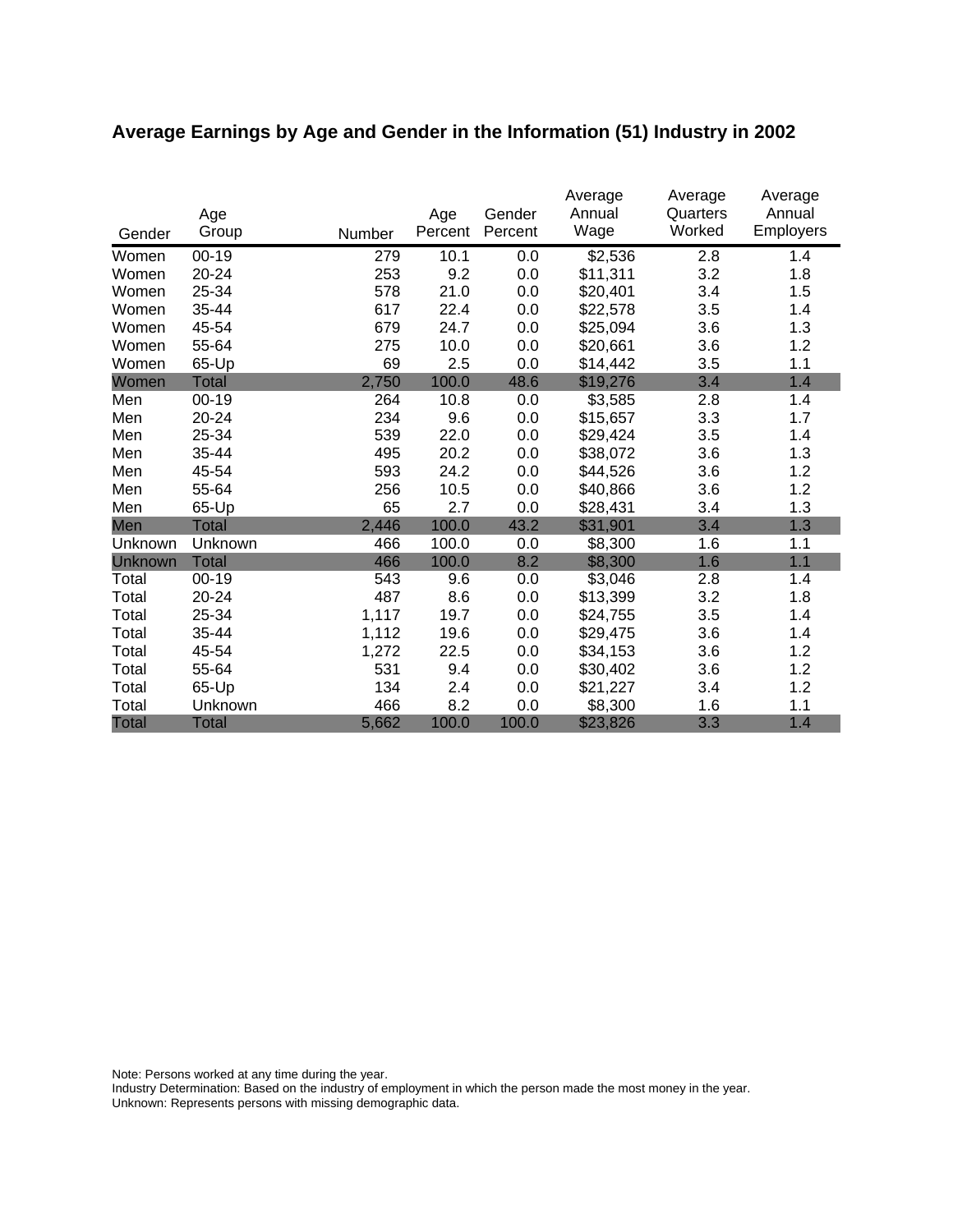## Average Earnings by Age and Gender in the Information (51) Industry in 2002

| Gender | Age Group | Number | Age Percent | Gender Percent | Average Annual Wage | Average Quarters Worked | Average Annual Employers |
|---|---|---|---|---|---|---|---|
| Women | 00-19 | 279 | 10.1 | 0.0 | $2,536 | 2.8 | 1.4 |
| Women | 20-24 | 253 | 9.2 | 0.0 | $11,311 | 3.2 | 1.8 |
| Women | 25-34 | 578 | 21.0 | 0.0 | $20,401 | 3.4 | 1.5 |
| Women | 35-44 | 617 | 22.4 | 0.0 | $22,578 | 3.5 | 1.4 |
| Women | 45-54 | 679 | 24.7 | 0.0 | $25,094 | 3.6 | 1.3 |
| Women | 55-64 | 275 | 10.0 | 0.0 | $20,661 | 3.6 | 1.2 |
| Women | 65-Up | 69 | 2.5 | 0.0 | $14,442 | 3.5 | 1.1 |
| Women | Total | 2,750 | 100.0 | 48.6 | $19,276 | 3.4 | 1.4 |
| Men | 00-19 | 264 | 10.8 | 0.0 | $3,585 | 2.8 | 1.4 |
| Men | 20-24 | 234 | 9.6 | 0.0 | $15,657 | 3.3 | 1.7 |
| Men | 25-34 | 539 | 22.0 | 0.0 | $29,424 | 3.5 | 1.4 |
| Men | 35-44 | 495 | 20.2 | 0.0 | $38,072 | 3.6 | 1.3 |
| Men | 45-54 | 593 | 24.2 | 0.0 | $44,526 | 3.6 | 1.2 |
| Men | 55-64 | 256 | 10.5 | 0.0 | $40,866 | 3.6 | 1.2 |
| Men | 65-Up | 65 | 2.7 | 0.0 | $28,431 | 3.4 | 1.3 |
| Men | Total | 2,446 | 100.0 | 43.2 | $31,901 | 3.4 | 1.3 |
| Unknown | Unknown | 466 | 100.0 | 0.0 | $8,300 | 1.6 | 1.1 |
| Unknown | Total | 466 | 100.0 | 8.2 | $8,300 | 1.6 | 1.1 |
| Total | 00-19 | 543 | 9.6 | 0.0 | $3,046 | 2.8 | 1.4 |
| Total | 20-24 | 487 | 8.6 | 0.0 | $13,399 | 3.2 | 1.8 |
| Total | 25-34 | 1,117 | 19.7 | 0.0 | $24,755 | 3.5 | 1.4 |
| Total | 35-44 | 1,112 | 19.6 | 0.0 | $29,475 | 3.6 | 1.4 |
| Total | 45-54 | 1,272 | 22.5 | 0.0 | $34,153 | 3.6 | 1.2 |
| Total | 55-64 | 531 | 9.4 | 0.0 | $30,402 | 3.6 | 1.2 |
| Total | 65-Up | 134 | 2.4 | 0.0 | $21,227 | 3.4 | 1.2 |
| Total | Unknown | 466 | 8.2 | 0.0 | $8,300 | 1.6 | 1.1 |
| Total | Total | 5,662 | 100.0 | 100.0 | $23,826 | 3.3 | 1.4 |

Note: Persons worked at any time during the year.
Industry Determination: Based on the industry of employment in which the person made the most money in the year.
Unknown: Represents persons with missing demographic data.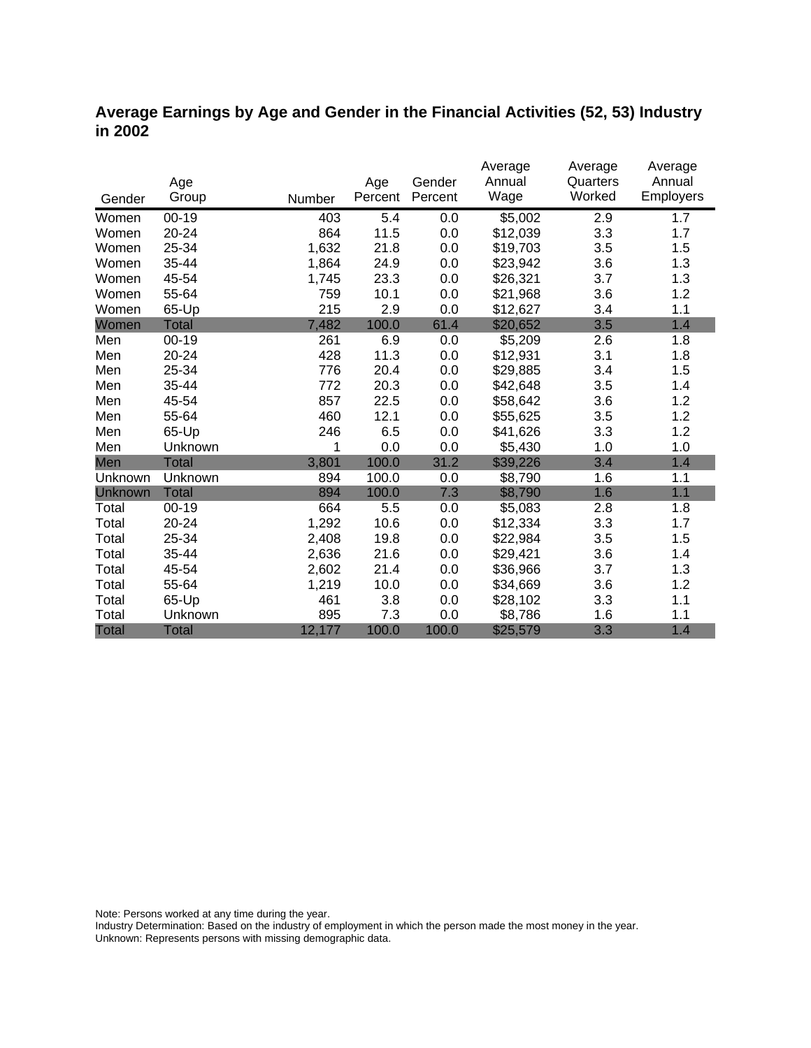# Average Earnings by Age and Gender in the Financial Activities (52, 53) Industry in 2002

| Gender | Age Group | Number | Age Percent | Gender Percent | Average Annual Wage | Average Quarters Worked | Average Annual Employers |
|---|---|---|---|---|---|---|---|
| Women | 00-19 | 403 | 5.4 | 0.0 | $5,002 | 2.9 | 1.7 |
| Women | 20-24 | 864 | 11.5 | 0.0 | $12,039 | 3.3 | 1.7 |
| Women | 25-34 | 1,632 | 21.8 | 0.0 | $19,703 | 3.5 | 1.5 |
| Women | 35-44 | 1,864 | 24.9 | 0.0 | $23,942 | 3.6 | 1.3 |
| Women | 45-54 | 1,745 | 23.3 | 0.0 | $26,321 | 3.7 | 1.3 |
| Women | 55-64 | 759 | 10.1 | 0.0 | $21,968 | 3.6 | 1.2 |
| Women | 65-Up | 215 | 2.9 | 0.0 | $12,627 | 3.4 | 1.1 |
| Women | Total | 7,482 | 100.0 | 61.4 | $20,652 | 3.5 | 1.4 |
| Men | 00-19 | 261 | 6.9 | 0.0 | $5,209 | 2.6 | 1.8 |
| Men | 20-24 | 428 | 11.3 | 0.0 | $12,931 | 3.1 | 1.8 |
| Men | 25-34 | 776 | 20.4 | 0.0 | $29,885 | 3.4 | 1.5 |
| Men | 35-44 | 772 | 20.3 | 0.0 | $42,648 | 3.5 | 1.4 |
| Men | 45-54 | 857 | 22.5 | 0.0 | $58,642 | 3.6 | 1.2 |
| Men | 55-64 | 460 | 12.1 | 0.0 | $55,625 | 3.5 | 1.2 |
| Men | 65-Up | 246 | 6.5 | 0.0 | $41,626 | 3.3 | 1.2 |
| Men | Unknown | 1 | 0.0 | 0.0 | $5,430 | 1.0 | 1.0 |
| Men | Total | 3,801 | 100.0 | 31.2 | $39,226 | 3.4 | 1.4 |
| Unknown | Unknown | 894 | 100.0 | 0.0 | $8,790 | 1.6 | 1.1 |
| Unknown | Total | 894 | 100.0 | 7.3 | $8,790 | 1.6 | 1.1 |
| Total | 00-19 | 664 | 5.5 | 0.0 | $5,083 | 2.8 | 1.8 |
| Total | 20-24 | 1,292 | 10.6 | 0.0 | $12,334 | 3.3 | 1.7 |
| Total | 25-34 | 2,408 | 19.8 | 0.0 | $22,984 | 3.5 | 1.5 |
| Total | 35-44 | 2,636 | 21.6 | 0.0 | $29,421 | 3.6 | 1.4 |
| Total | 45-54 | 2,602 | 21.4 | 0.0 | $36,966 | 3.7 | 1.3 |
| Total | 55-64 | 1,219 | 10.0 | 0.0 | $34,669 | 3.6 | 1.2 |
| Total | 65-Up | 461 | 3.8 | 0.0 | $28,102 | 3.3 | 1.1 |
| Total | Unknown | 895 | 7.3 | 0.0 | $8,786 | 1.6 | 1.1 |
| Total | Total | 12,177 | 100.0 | 100.0 | $25,579 | 3.3 | 1.4 |

Note: Persons worked at any time during the year.
Industry Determination: Based on the industry of employment in which the person made the most money in the year.
Unknown: Represents persons with missing demographic data.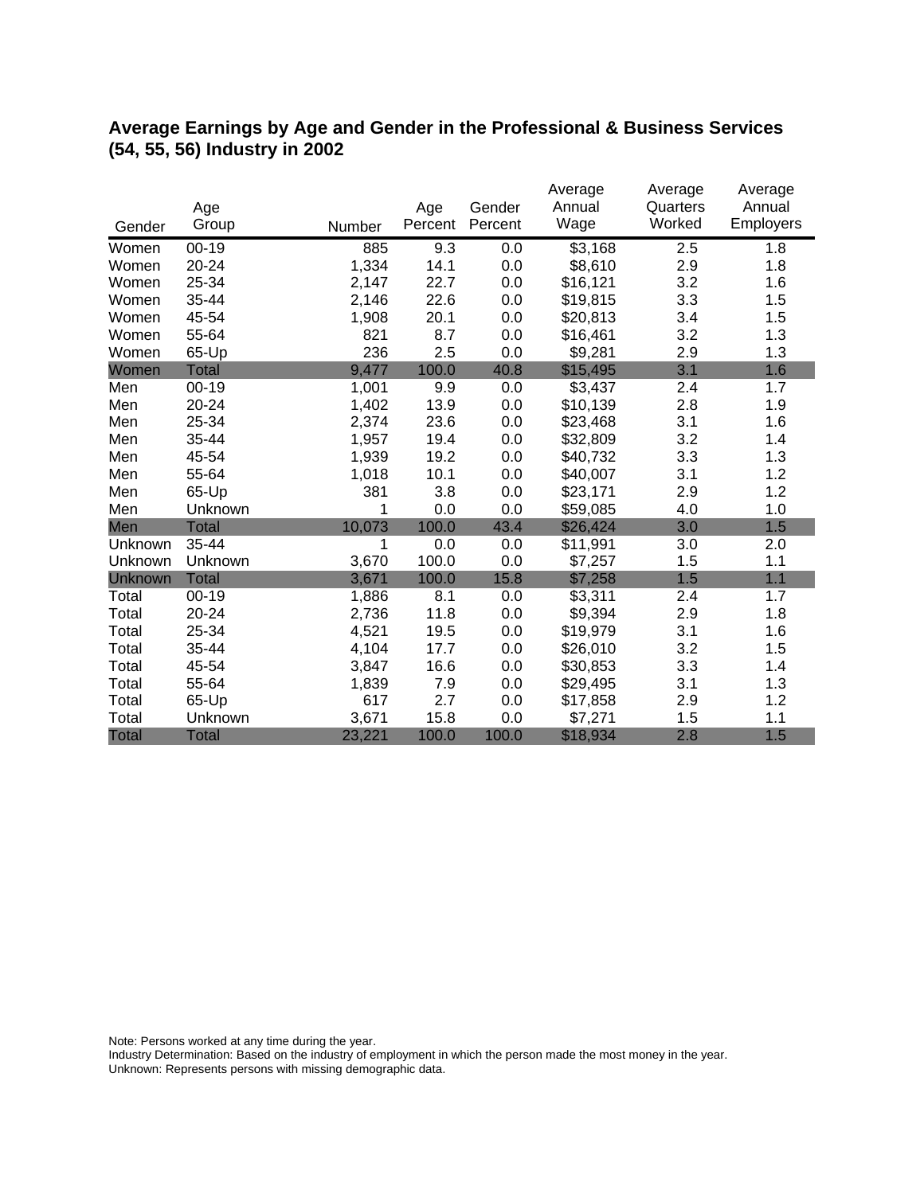## Average Earnings by Age and Gender in the Professional & Business Services (54, 55, 56) Industry in 2002

| Gender | Age Group | Number | Age Percent | Gender Percent | Average Annual Wage | Average Quarters Worked | Average Annual Employers |
|---|---|---|---|---|---|---|---|
| Women | 00-19 | 885 | 9.3 | 0.0 | $3,168 | 2.5 | 1.8 |
| Women | 20-24 | 1,334 | 14.1 | 0.0 | $8,610 | 2.9 | 1.8 |
| Women | 25-34 | 2,147 | 22.7 | 0.0 | $16,121 | 3.2 | 1.6 |
| Women | 35-44 | 2,146 | 22.6 | 0.0 | $19,815 | 3.3 | 1.5 |
| Women | 45-54 | 1,908 | 20.1 | 0.0 | $20,813 | 3.4 | 1.5 |
| Women | 55-64 | 821 | 8.7 | 0.0 | $16,461 | 3.2 | 1.3 |
| Women | 65-Up | 236 | 2.5 | 0.0 | $9,281 | 2.9 | 1.3 |
| Women | Total | 9,477 | 100.0 | 40.8 | $15,495 | 3.1 | 1.6 |
| Men | 00-19 | 1,001 | 9.9 | 0.0 | $3,437 | 2.4 | 1.7 |
| Men | 20-24 | 1,402 | 13.9 | 0.0 | $10,139 | 2.8 | 1.9 |
| Men | 25-34 | 2,374 | 23.6 | 0.0 | $23,468 | 3.1 | 1.6 |
| Men | 35-44 | 1,957 | 19.4 | 0.0 | $32,809 | 3.2 | 1.4 |
| Men | 45-54 | 1,939 | 19.2 | 0.0 | $40,732 | 3.3 | 1.3 |
| Men | 55-64 | 1,018 | 10.1 | 0.0 | $40,007 | 3.1 | 1.2 |
| Men | 65-Up | 381 | 3.8 | 0.0 | $23,171 | 2.9 | 1.2 |
| Men | Unknown | 1 | 0.0 | 0.0 | $59,085 | 4.0 | 1.0 |
| Men | Total | 10,073 | 100.0 | 43.4 | $26,424 | 3.0 | 1.5 |
| Unknown | 35-44 | 1 | 0.0 | 0.0 | $11,991 | 3.0 | 2.0 |
| Unknown | Unknown | 3,670 | 100.0 | 0.0 | $7,257 | 1.5 | 1.1 |
| Unknown | Total | 3,671 | 100.0 | 15.8 | $7,258 | 1.5 | 1.1 |
| Total | 00-19 | 1,886 | 8.1 | 0.0 | $3,311 | 2.4 | 1.7 |
| Total | 20-24 | 2,736 | 11.8 | 0.0 | $9,394 | 2.9 | 1.8 |
| Total | 25-34 | 4,521 | 19.5 | 0.0 | $19,979 | 3.1 | 1.6 |
| Total | 35-44 | 4,104 | 17.7 | 0.0 | $26,010 | 3.2 | 1.5 |
| Total | 45-54 | 3,847 | 16.6 | 0.0 | $30,853 | 3.3 | 1.4 |
| Total | 55-64 | 1,839 | 7.9 | 0.0 | $29,495 | 3.1 | 1.3 |
| Total | 65-Up | 617 | 2.7 | 0.0 | $17,858 | 2.9 | 1.2 |
| Total | Unknown | 3,671 | 15.8 | 0.0 | $7,271 | 1.5 | 1.1 |
| Total | Total | 23,221 | 100.0 | 100.0 | $18,934 | 2.8 | 1.5 |

Note: Persons worked at any time during the year.
Industry Determination: Based on the industry of employment in which the person made the most money in the year.
Unknown: Represents persons with missing demographic data.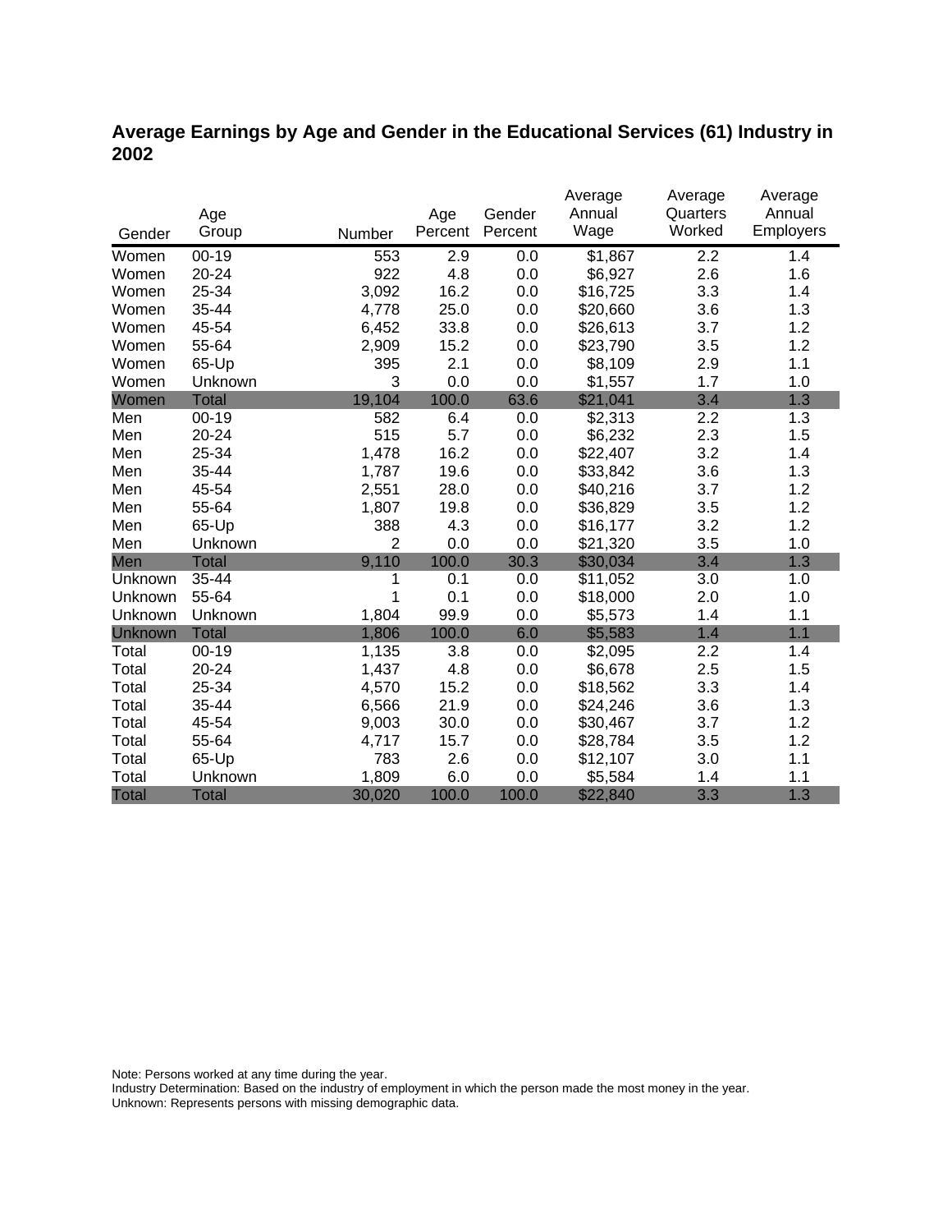# Average Earnings by Age and Gender in the Educational Services (61) Industry in 2002

| Gender | Age Group | Number | Age Percent | Gender Percent | Average Annual Wage | Average Quarters Worked | Average Annual Employers |
|---|---|---|---|---|---|---|---|
| Women | 00-19 | 553 | 2.9 | 0.0 | $1,867 | 2.2 | 1.4 |
| Women | 20-24 | 922 | 4.8 | 0.0 | $6,927 | 2.6 | 1.6 |
| Women | 25-34 | 3,092 | 16.2 | 0.0 | $16,725 | 3.3 | 1.4 |
| Women | 35-44 | 4,778 | 25.0 | 0.0 | $20,660 | 3.6 | 1.3 |
| Women | 45-54 | 6,452 | 33.8 | 0.0 | $26,613 | 3.7 | 1.2 |
| Women | 55-64 | 2,909 | 15.2 | 0.0 | $23,790 | 3.5 | 1.2 |
| Women | 65-Up | 395 | 2.1 | 0.0 | $8,109 | 2.9 | 1.1 |
| Women | Unknown | 3 | 0.0 | 0.0 | $1,557 | 1.7 | 1.0 |
| Women | Total | 19,104 | 100.0 | 63.6 | $21,041 | 3.4 | 1.3 |
| Men | 00-19 | 582 | 6.4 | 0.0 | $2,313 | 2.2 | 1.3 |
| Men | 20-24 | 515 | 5.7 | 0.0 | $6,232 | 2.3 | 1.5 |
| Men | 25-34 | 1,478 | 16.2 | 0.0 | $22,407 | 3.2 | 1.4 |
| Men | 35-44 | 1,787 | 19.6 | 0.0 | $33,842 | 3.6 | 1.3 |
| Men | 45-54 | 2,551 | 28.0 | 0.0 | $40,216 | 3.7 | 1.2 |
| Men | 55-64 | 1,807 | 19.8 | 0.0 | $36,829 | 3.5 | 1.2 |
| Men | 65-Up | 388 | 4.3 | 0.0 | $16,177 | 3.2 | 1.2 |
| Men | Unknown | 2 | 0.0 | 0.0 | $21,320 | 3.5 | 1.0 |
| Men | Total | 9,110 | 100.0 | 30.3 | $30,034 | 3.4 | 1.3 |
| Unknown | 35-44 | 1 | 0.1 | 0.0 | $11,052 | 3.0 | 1.0 |
| Unknown | 55-64 | 1 | 0.1 | 0.0 | $18,000 | 2.0 | 1.0 |
| Unknown | Unknown | 1,804 | 99.9 | 0.0 | $5,573 | 1.4 | 1.1 |
| Unknown | Total | 1,806 | 100.0 | 6.0 | $5,583 | 1.4 | 1.1 |
| Total | 00-19 | 1,135 | 3.8 | 0.0 | $2,095 | 2.2 | 1.4 |
| Total | 20-24 | 1,437 | 4.8 | 0.0 | $6,678 | 2.5 | 1.5 |
| Total | 25-34 | 4,570 | 15.2 | 0.0 | $18,562 | 3.3 | 1.4 |
| Total | 35-44 | 6,566 | 21.9 | 0.0 | $24,246 | 3.6 | 1.3 |
| Total | 45-54 | 9,003 | 30.0 | 0.0 | $30,467 | 3.7 | 1.2 |
| Total | 55-64 | 4,717 | 15.7 | 0.0 | $28,784 | 3.5 | 1.2 |
| Total | 65-Up | 783 | 2.6 | 0.0 | $12,107 | 3.0 | 1.1 |
| Total | Unknown | 1,809 | 6.0 | 0.0 | $5,584 | 1.4 | 1.1 |
| Total | Total | 30,020 | 100.0 | 100.0 | $22,840 | 3.3 | 1.3 |

Note: Persons worked at any time during the year.
Industry Determination: Based on the industry of employment in which the person made the most money in the year.
Unknown: Represents persons with missing demographic data.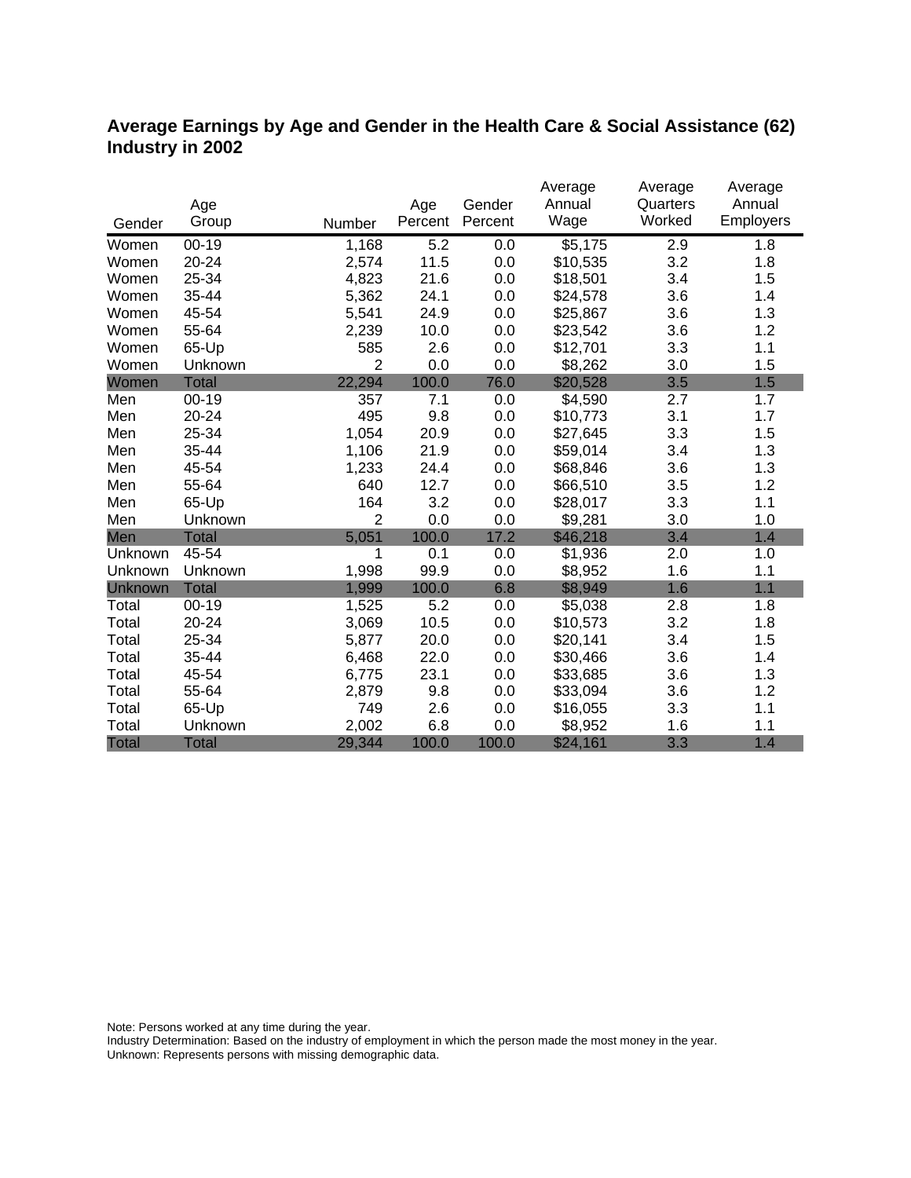# Average Earnings by Age and Gender in the Health Care & Social Assistance (62) Industry in 2002

| Gender | Age Group | Number | Age Percent | Gender Percent | Average Annual Wage | Average Quarters Worked | Average Annual Employers |
|---|---|---|---|---|---|---|---|
| Women | 00-19 | 1,168 | 5.2 | 0.0 | $5,175 | 2.9 | 1.8 |
| Women | 20-24 | 2,574 | 11.5 | 0.0 | $10,535 | 3.2 | 1.8 |
| Women | 25-34 | 4,823 | 21.6 | 0.0 | $18,501 | 3.4 | 1.5 |
| Women | 35-44 | 5,362 | 24.1 | 0.0 | $24,578 | 3.6 | 1.4 |
| Women | 45-54 | 5,541 | 24.9 | 0.0 | $25,867 | 3.6 | 1.3 |
| Women | 55-64 | 2,239 | 10.0 | 0.0 | $23,542 | 3.6 | 1.2 |
| Women | 65-Up | 585 | 2.6 | 0.0 | $12,701 | 3.3 | 1.1 |
| Women | Unknown | 2 | 0.0 | 0.0 | $8,262 | 3.0 | 1.5 |
| Women | Total | 22,294 | 100.0 | 76.0 | $20,528 | 3.5 | 1.5 |
| Men | 00-19 | 357 | 7.1 | 0.0 | $4,590 | 2.7 | 1.7 |
| Men | 20-24 | 495 | 9.8 | 0.0 | $10,773 | 3.1 | 1.7 |
| Men | 25-34 | 1,054 | 20.9 | 0.0 | $27,645 | 3.3 | 1.5 |
| Men | 35-44 | 1,106 | 21.9 | 0.0 | $59,014 | 3.4 | 1.3 |
| Men | 45-54 | 1,233 | 24.4 | 0.0 | $68,846 | 3.6 | 1.3 |
| Men | 55-64 | 640 | 12.7 | 0.0 | $66,510 | 3.5 | 1.2 |
| Men | 65-Up | 164 | 3.2 | 0.0 | $28,017 | 3.3 | 1.1 |
| Men | Unknown | 2 | 0.0 | 0.0 | $9,281 | 3.0 | 1.0 |
| Men | Total | 5,051 | 100.0 | 17.2 | $46,218 | 3.4 | 1.4 |
| Unknown | 45-54 | 1 | 0.1 | 0.0 | $1,936 | 2.0 | 1.0 |
| Unknown | Unknown | 1,998 | 99.9 | 0.0 | $8,952 | 1.6 | 1.1 |
| Unknown | Total | 1,999 | 100.0 | 6.8 | $8,949 | 1.6 | 1.1 |
| Total | 00-19 | 1,525 | 5.2 | 0.0 | $5,038 | 2.8 | 1.8 |
| Total | 20-24 | 3,069 | 10.5 | 0.0 | $10,573 | 3.2 | 1.8 |
| Total | 25-34 | 5,877 | 20.0 | 0.0 | $20,141 | 3.4 | 1.5 |
| Total | 35-44 | 6,468 | 22.0 | 0.0 | $30,466 | 3.6 | 1.4 |
| Total | 45-54 | 6,775 | 23.1 | 0.0 | $33,685 | 3.6 | 1.3 |
| Total | 55-64 | 2,879 | 9.8 | 0.0 | $33,094 | 3.6 | 1.2 |
| Total | 65-Up | 749 | 2.6 | 0.0 | $16,055 | 3.3 | 1.1 |
| Total | Unknown | 2,002 | 6.8 | 0.0 | $8,952 | 1.6 | 1.1 |
| Total | Total | 29,344 | 100.0 | 100.0 | $24,161 | 3.3 | 1.4 |

Note: Persons worked at any time during the year.
Industry Determination: Based on the industry of employment in which the person made the most money in the year.
Unknown: Represents persons with missing demographic data.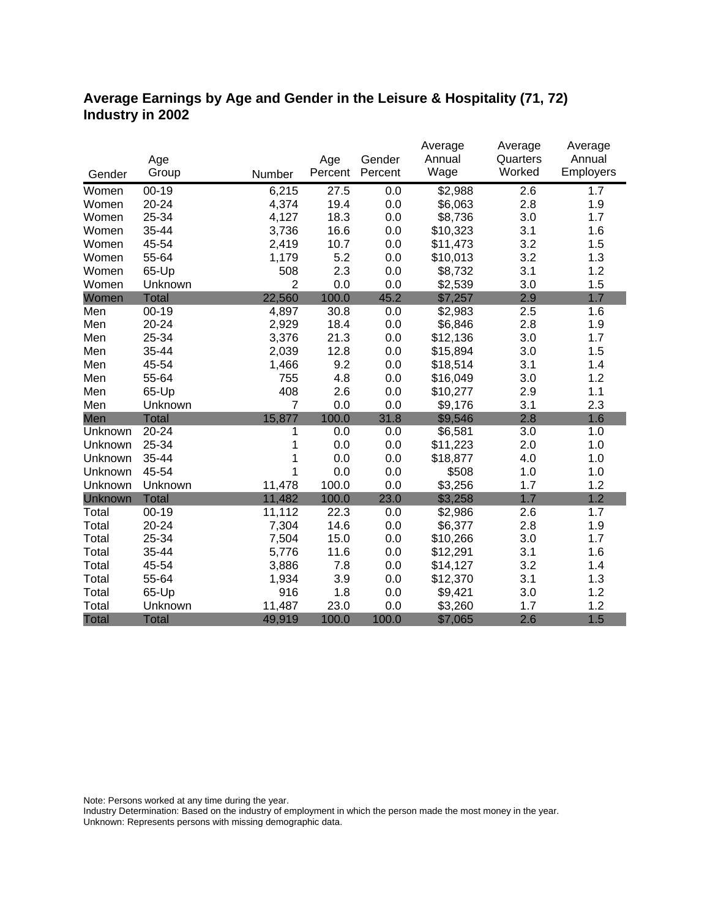## Average Earnings by Age and Gender in the Leisure & Hospitality (71, 72) Industry in 2002

| Gender | Age Group | Number | Age Percent | Gender Percent | Average Annual Wage | Average Quarters Worked | Average Annual Employers |
|---|---|---|---|---|---|---|---|
| Women | 00-19 | 6,215 | 27.5 | 0.0 | $2,988 | 2.6 | 1.7 |
| Women | 20-24 | 4,374 | 19.4 | 0.0 | $6,063 | 2.8 | 1.9 |
| Women | 25-34 | 4,127 | 18.3 | 0.0 | $8,736 | 3.0 | 1.7 |
| Women | 35-44 | 3,736 | 16.6 | 0.0 | $10,323 | 3.1 | 1.6 |
| Women | 45-54 | 2,419 | 10.7 | 0.0 | $11,473 | 3.2 | 1.5 |
| Women | 55-64 | 1,179 | 5.2 | 0.0 | $10,013 | 3.2 | 1.3 |
| Women | 65-Up | 508 | 2.3 | 0.0 | $8,732 | 3.1 | 1.2 |
| Women | Unknown | 2 | 0.0 | 0.0 | $2,539 | 3.0 | 1.5 |
| Women | Total | 22,560 | 100.0 | 45.2 | $7,257 | 2.9 | 1.7 |
| Men | 00-19 | 4,897 | 30.8 | 0.0 | $2,983 | 2.5 | 1.6 |
| Men | 20-24 | 2,929 | 18.4 | 0.0 | $6,846 | 2.8 | 1.9 |
| Men | 25-34 | 3,376 | 21.3 | 0.0 | $12,136 | 3.0 | 1.7 |
| Men | 35-44 | 2,039 | 12.8 | 0.0 | $15,894 | 3.0 | 1.5 |
| Men | 45-54 | 1,466 | 9.2 | 0.0 | $18,514 | 3.1 | 1.4 |
| Men | 55-64 | 755 | 4.8 | 0.0 | $16,049 | 3.0 | 1.2 |
| Men | 65-Up | 408 | 2.6 | 0.0 | $10,277 | 2.9 | 1.1 |
| Men | Unknown | 7 | 0.0 | 0.0 | $9,176 | 3.1 | 2.3 |
| Men | Total | 15,877 | 100.0 | 31.8 | $9,546 | 2.8 | 1.6 |
| Unknown | 20-24 | 1 | 0.0 | 0.0 | $6,581 | 3.0 | 1.0 |
| Unknown | 25-34 | 1 | 0.0 | 0.0 | $11,223 | 2.0 | 1.0 |
| Unknown | 35-44 | 1 | 0.0 | 0.0 | $18,877 | 4.0 | 1.0 |
| Unknown | 45-54 | 1 | 0.0 | 0.0 | $508 | 1.0 | 1.0 |
| Unknown | Unknown | 11,478 | 100.0 | 0.0 | $3,256 | 1.7 | 1.2 |
| Unknown | Total | 11,482 | 100.0 | 23.0 | $3,258 | 1.7 | 1.2 |
| Total | 00-19 | 11,112 | 22.3 | 0.0 | $2,986 | 2.6 | 1.7 |
| Total | 20-24 | 7,304 | 14.6 | 0.0 | $6,377 | 2.8 | 1.9 |
| Total | 25-34 | 7,504 | 15.0 | 0.0 | $10,266 | 3.0 | 1.7 |
| Total | 35-44 | 5,776 | 11.6 | 0.0 | $12,291 | 3.1 | 1.6 |
| Total | 45-54 | 3,886 | 7.8 | 0.0 | $14,127 | 3.2 | 1.4 |
| Total | 55-64 | 1,934 | 3.9 | 0.0 | $12,370 | 3.1 | 1.3 |
| Total | 65-Up | 916 | 1.8 | 0.0 | $9,421 | 3.0 | 1.2 |
| Total | Unknown | 11,487 | 23.0 | 0.0 | $3,260 | 1.7 | 1.2 |
| Total | Total | 49,919 | 100.0 | 100.0 | $7,065 | 2.6 | 1.5 |

Note: Persons worked at any time during the year.
Industry Determination: Based on the industry of employment in which the person made the most money in the year.
Unknown: Represents persons with missing demographic data.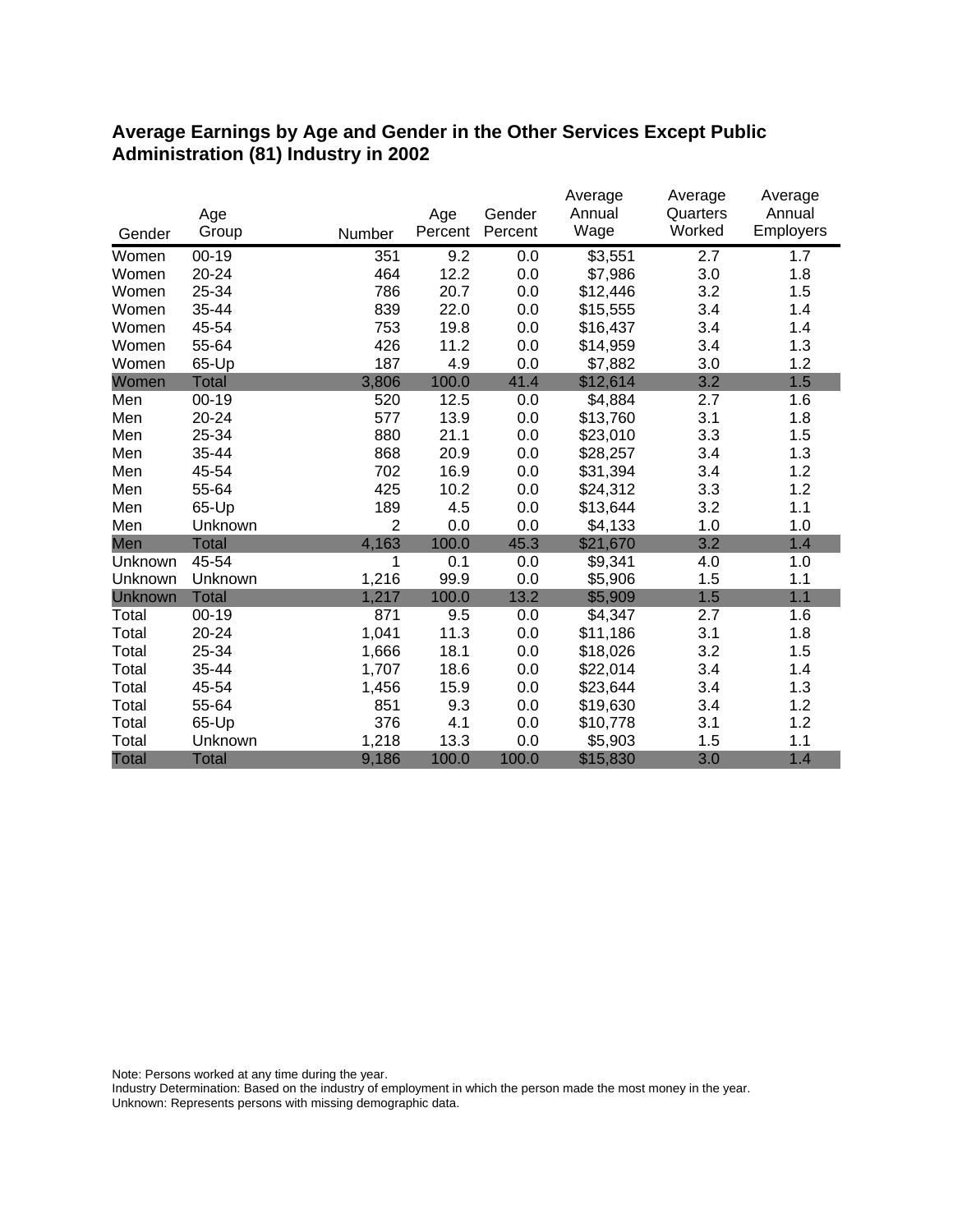## Average Earnings by Age and Gender in the Other Services Except Public Administration (81) Industry in 2002

| Gender | Age Group | Number | Age Percent | Gender Percent | Average Annual Wage | Average Quarters Worked | Average Annual Employers |
|---|---|---|---|---|---|---|---|
| Women | 00-19 | 351 | 9.2 | 0.0 | $3,551 | 2.7 | 1.7 |
| Women | 20-24 | 464 | 12.2 | 0.0 | $7,986 | 3.0 | 1.8 |
| Women | 25-34 | 786 | 20.7 | 0.0 | $12,446 | 3.2 | 1.5 |
| Women | 35-44 | 839 | 22.0 | 0.0 | $15,555 | 3.4 | 1.4 |
| Women | 45-54 | 753 | 19.8 | 0.0 | $16,437 | 3.4 | 1.4 |
| Women | 55-64 | 426 | 11.2 | 0.0 | $14,959 | 3.4 | 1.3 |
| Women | 65-Up | 187 | 4.9 | 0.0 | $7,882 | 3.0 | 1.2 |
| Women | Total | 3,806 | 100.0 | 41.4 | $12,614 | 3.2 | 1.5 |
| Men | 00-19 | 520 | 12.5 | 0.0 | $4,884 | 2.7 | 1.6 |
| Men | 20-24 | 577 | 13.9 | 0.0 | $13,760 | 3.1 | 1.8 |
| Men | 25-34 | 880 | 21.1 | 0.0 | $23,010 | 3.3 | 1.5 |
| Men | 35-44 | 868 | 20.9 | 0.0 | $28,257 | 3.4 | 1.3 |
| Men | 45-54 | 702 | 16.9 | 0.0 | $31,394 | 3.4 | 1.2 |
| Men | 55-64 | 425 | 10.2 | 0.0 | $24,312 | 3.3 | 1.2 |
| Men | 65-Up | 189 | 4.5 | 0.0 | $13,644 | 3.2 | 1.1 |
| Men | Unknown | 2 | 0.0 | 0.0 | $4,133 | 1.0 | 1.0 |
| Men | Total | 4,163 | 100.0 | 45.3 | $21,670 | 3.2 | 1.4 |
| Unknown | 45-54 | 1 | 0.1 | 0.0 | $9,341 | 4.0 | 1.0 |
| Unknown | Unknown | 1,216 | 99.9 | 0.0 | $5,906 | 1.5 | 1.1 |
| Unknown | Total | 1,217 | 100.0 | 13.2 | $5,909 | 1.5 | 1.1 |
| Total | 00-19 | 871 | 9.5 | 0.0 | $4,347 | 2.7 | 1.6 |
| Total | 20-24 | 1,041 | 11.3 | 0.0 | $11,186 | 3.1 | 1.8 |
| Total | 25-34 | 1,666 | 18.1 | 0.0 | $18,026 | 3.2 | 1.5 |
| Total | 35-44 | 1,707 | 18.6 | 0.0 | $22,014 | 3.4 | 1.4 |
| Total | 45-54 | 1,456 | 15.9 | 0.0 | $23,644 | 3.4 | 1.3 |
| Total | 55-64 | 851 | 9.3 | 0.0 | $19,630 | 3.4 | 1.2 |
| Total | 65-Up | 376 | 4.1 | 0.0 | $10,778 | 3.1 | 1.2 |
| Total | Unknown | 1,218 | 13.3 | 0.0 | $5,903 | 1.5 | 1.1 |
| Total | Total | 9,186 | 100.0 | 100.0 | $15,830 | 3.0 | 1.4 |

Note: Persons worked at any time during the year.
Industry Determination: Based on the industry of employment in which the person made the most money in the year.
Unknown: Represents persons with missing demographic data.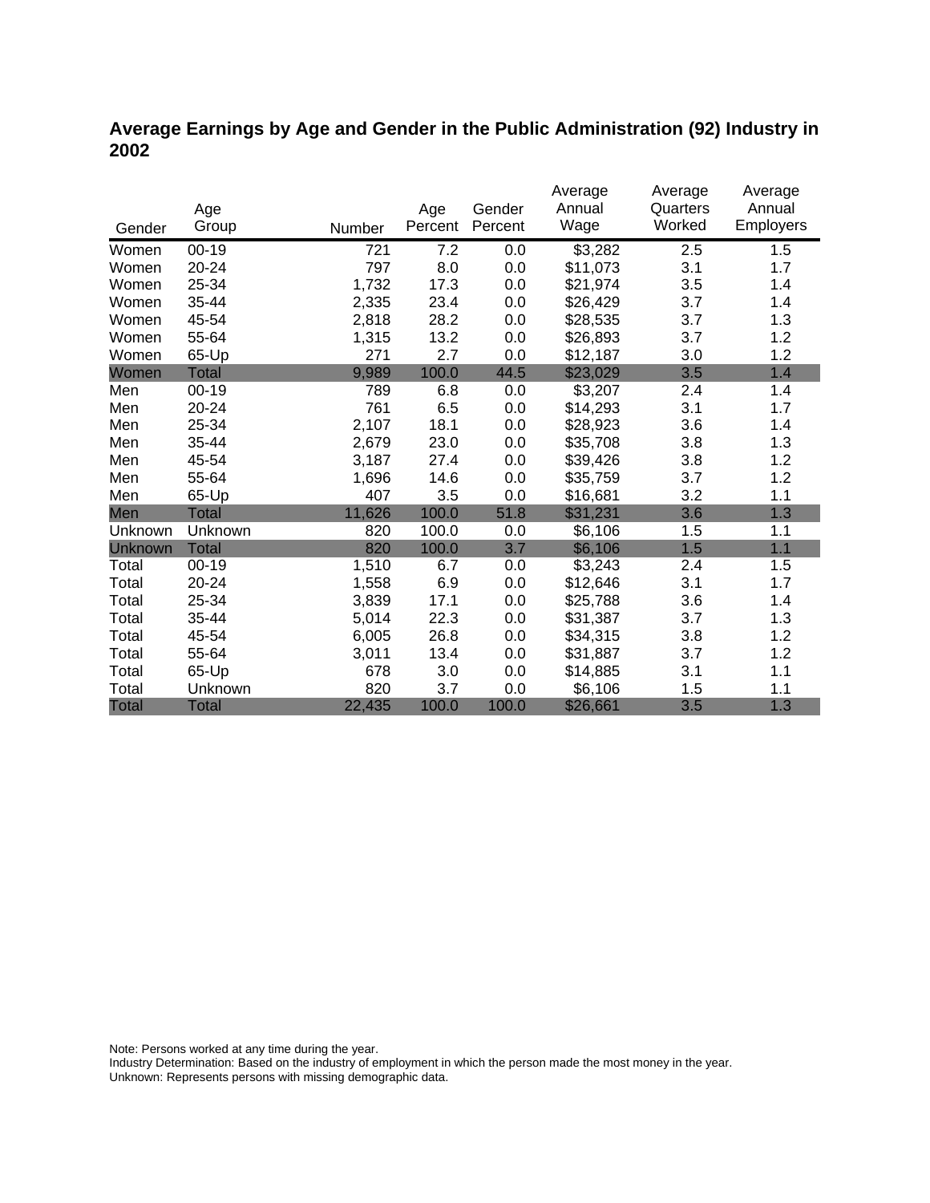## Average Earnings by Age and Gender in the Public Administration (92) Industry in 2002

| Gender | Age Group | Number | Age Percent | Gender Percent | Average Annual Wage | Average Quarters Worked | Average Annual Employers |
|---|---|---|---|---|---|---|---|
| Women | 00-19 | 721 | 7.2 | 0.0 | $3,282 | 2.5 | 1.5 |
| Women | 20-24 | 797 | 8.0 | 0.0 | $11,073 | 3.1 | 1.7 |
| Women | 25-34 | 1,732 | 17.3 | 0.0 | $21,974 | 3.5 | 1.4 |
| Women | 35-44 | 2,335 | 23.4 | 0.0 | $26,429 | 3.7 | 1.4 |
| Women | 45-54 | 2,818 | 28.2 | 0.0 | $28,535 | 3.7 | 1.3 |
| Women | 55-64 | 1,315 | 13.2 | 0.0 | $26,893 | 3.7 | 1.2 |
| Women | 65-Up | 271 | 2.7 | 0.0 | $12,187 | 3.0 | 1.2 |
| Women | Total | 9,989 | 100.0 | 44.5 | $23,029 | 3.5 | 1.4 |
| Men | 00-19 | 789 | 6.8 | 0.0 | $3,207 | 2.4 | 1.4 |
| Men | 20-24 | 761 | 6.5 | 0.0 | $14,293 | 3.1 | 1.7 |
| Men | 25-34 | 2,107 | 18.1 | 0.0 | $28,923 | 3.6 | 1.4 |
| Men | 35-44 | 2,679 | 23.0 | 0.0 | $35,708 | 3.8 | 1.3 |
| Men | 45-54 | 3,187 | 27.4 | 0.0 | $39,426 | 3.8 | 1.2 |
| Men | 55-64 | 1,696 | 14.6 | 0.0 | $35,759 | 3.7 | 1.2 |
| Men | 65-Up | 407 | 3.5 | 0.0 | $16,681 | 3.2 | 1.1 |
| Men | Total | 11,626 | 100.0 | 51.8 | $31,231 | 3.6 | 1.3 |
| Unknown | Unknown | 820 | 100.0 | 0.0 | $6,106 | 1.5 | 1.1 |
| Unknown | Total | 820 | 100.0 | 3.7 | $6,106 | 1.5 | 1.1 |
| Total | 00-19 | 1,510 | 6.7 | 0.0 | $3,243 | 2.4 | 1.5 |
| Total | 20-24 | 1,558 | 6.9 | 0.0 | $12,646 | 3.1 | 1.7 |
| Total | 25-34 | 3,839 | 17.1 | 0.0 | $25,788 | 3.6 | 1.4 |
| Total | 35-44 | 5,014 | 22.3 | 0.0 | $31,387 | 3.7 | 1.3 |
| Total | 45-54 | 6,005 | 26.8 | 0.0 | $34,315 | 3.8 | 1.2 |
| Total | 55-64 | 3,011 | 13.4 | 0.0 | $31,887 | 3.7 | 1.2 |
| Total | 65-Up | 678 | 3.0 | 0.0 | $14,885 | 3.1 | 1.1 |
| Total | Unknown | 820 | 3.7 | 0.0 | $6,106 | 1.5 | 1.1 |
| Total | Total | 22,435 | 100.0 | 100.0 | $26,661 | 3.5 | 1.3 |

Note: Persons worked at any time during the year.
Industry Determination: Based on the industry of employment in which the person made the most money in the year.
Unknown: Represents persons with missing demographic data.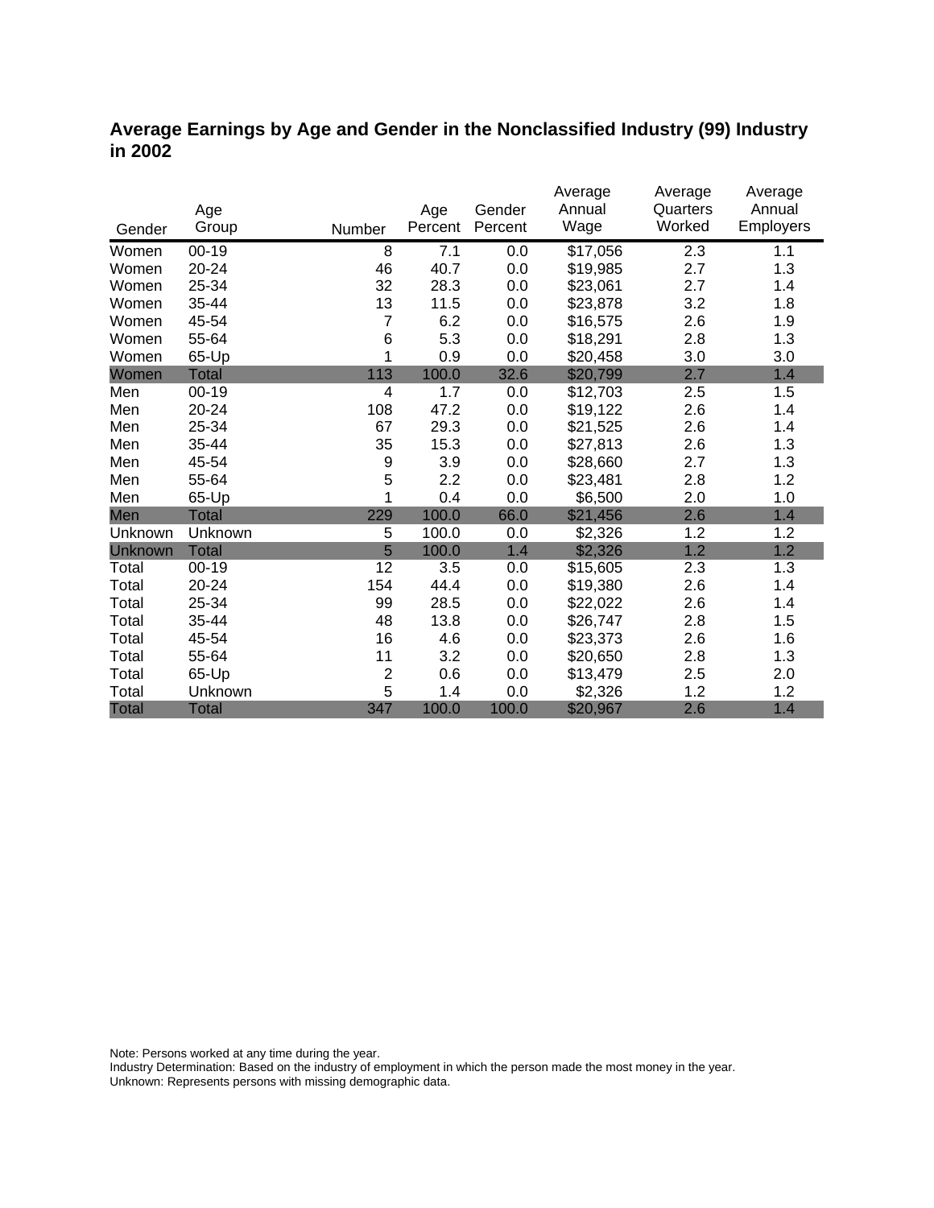# Average Earnings by Age and Gender in the Nonclassified Industry (99) Industry in 2002

| Gender | Age Group | Number | Age Percent | Gender Percent | Average Annual Wage | Average Quarters Worked | Average Annual Employers |
|---|---|---|---|---|---|---|---|
| Women | 00-19 | 8 | 7.1 | 0.0 | $17,056 | 2.3 | 1.1 |
| Women | 20-24 | 46 | 40.7 | 0.0 | $19,985 | 2.7 | 1.3 |
| Women | 25-34 | 32 | 28.3 | 0.0 | $23,061 | 2.7 | 1.4 |
| Women | 35-44 | 13 | 11.5 | 0.0 | $23,878 | 3.2 | 1.8 |
| Women | 45-54 | 7 | 6.2 | 0.0 | $16,575 | 2.6 | 1.9 |
| Women | 55-64 | 6 | 5.3 | 0.0 | $18,291 | 2.8 | 1.3 |
| Women | 65-Up | 1 | 0.9 | 0.0 | $20,458 | 3.0 | 3.0 |
| Women | Total | 113 | 100.0 | 32.6 | $20,799 | 2.7 | 1.4 |
| Men | 00-19 | 4 | 1.7 | 0.0 | $12,703 | 2.5 | 1.5 |
| Men | 20-24 | 108 | 47.2 | 0.0 | $19,122 | 2.6 | 1.4 |
| Men | 25-34 | 67 | 29.3 | 0.0 | $21,525 | 2.6 | 1.4 |
| Men | 35-44 | 35 | 15.3 | 0.0 | $27,813 | 2.6 | 1.3 |
| Men | 45-54 | 9 | 3.9 | 0.0 | $28,660 | 2.7 | 1.3 |
| Men | 55-64 | 5 | 2.2 | 0.0 | $23,481 | 2.8 | 1.2 |
| Men | 65-Up | 1 | 0.4 | 0.0 | $6,500 | 2.0 | 1.0 |
| Men | Total | 229 | 100.0 | 66.0 | $21,456 | 2.6 | 1.4 |
| Unknown | Unknown | 5 | 100.0 | 0.0 | $2,326 | 1.2 | 1.2 |
| Unknown | Total | 5 | 100.0 | 1.4 | $2,326 | 1.2 | 1.2 |
| Total | 00-19 | 12 | 3.5 | 0.0 | $15,605 | 2.3 | 1.3 |
| Total | 20-24 | 154 | 44.4 | 0.0 | $19,380 | 2.6 | 1.4 |
| Total | 25-34 | 99 | 28.5 | 0.0 | $22,022 | 2.6 | 1.4 |
| Total | 35-44 | 48 | 13.8 | 0.0 | $26,747 | 2.8 | 1.5 |
| Total | 45-54 | 16 | 4.6 | 0.0 | $23,373 | 2.6 | 1.6 |
| Total | 55-64 | 11 | 3.2 | 0.0 | $20,650 | 2.8 | 1.3 |
| Total | 65-Up | 2 | 0.6 | 0.0 | $13,479 | 2.5 | 2.0 |
| Total | Unknown | 5 | 1.4 | 0.0 | $2,326 | 1.2 | 1.2 |
| Total | Total | 347 | 100.0 | 100.0 | $20,967 | 2.6 | 1.4 |

Note: Persons worked at any time during the year.
Industry Determination: Based on the industry of employment in which the person made the most money in the year.
Unknown: Represents persons with missing demographic data.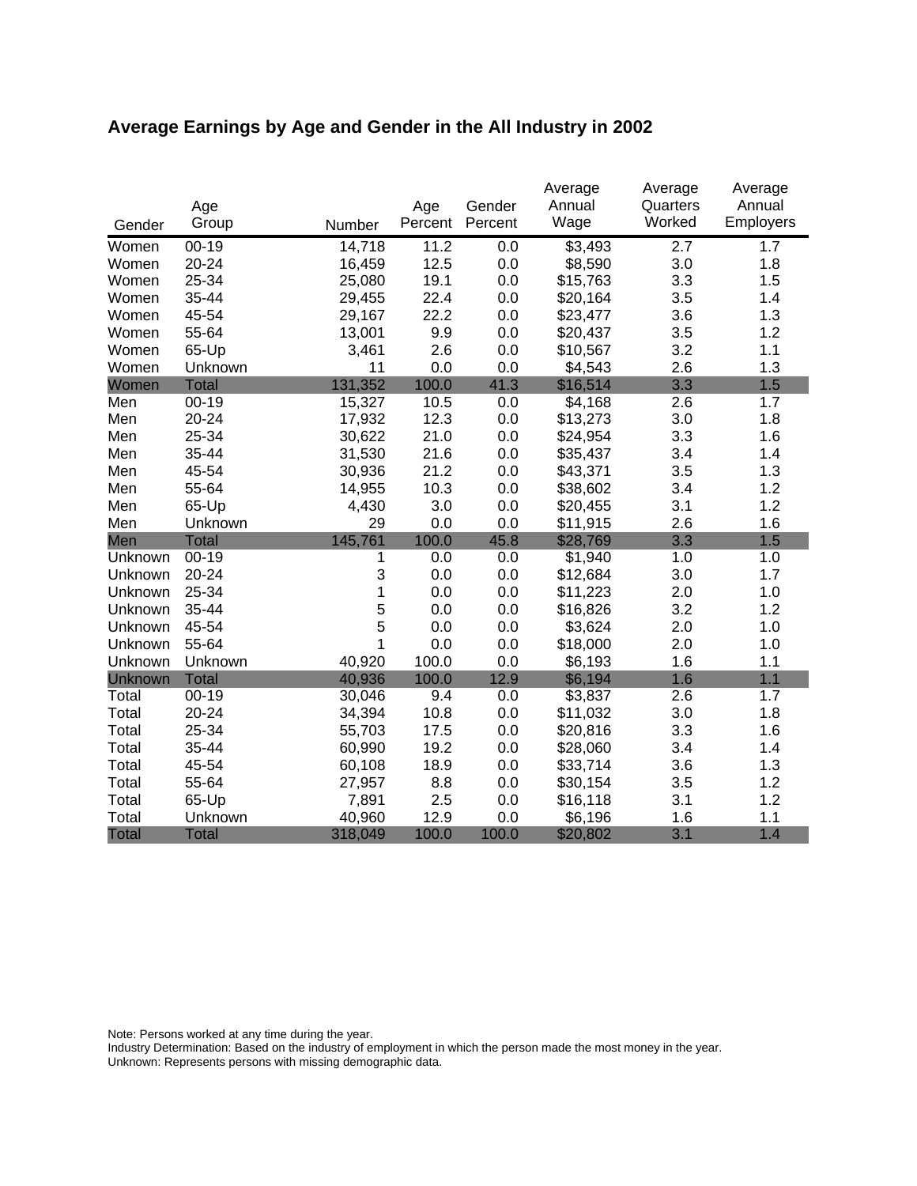# Average Earnings by Age and Gender in the All Industry in 2002

| Gender | Age Group | Number | Age Percent | Gender Percent | Average Annual Wage | Average Quarters Worked | Average Annual Employers |
|---|---|---|---|---|---|---|---|
| Women | 00-19 | 14,718 | 11.2 | 0.0 | $3,493 | 2.7 | 1.7 |
| Women | 20-24 | 16,459 | 12.5 | 0.0 | $8,590 | 3.0 | 1.8 |
| Women | 25-34 | 25,080 | 19.1 | 0.0 | $15,763 | 3.3 | 1.5 |
| Women | 35-44 | 29,455 | 22.4 | 0.0 | $20,164 | 3.5 | 1.4 |
| Women | 45-54 | 29,167 | 22.2 | 0.0 | $23,477 | 3.6 | 1.3 |
| Women | 55-64 | 13,001 | 9.9 | 0.0 | $20,437 | 3.5 | 1.2 |
| Women | 65-Up | 3,461 | 2.6 | 0.0 | $10,567 | 3.2 | 1.1 |
| Women | Unknown | 11 | 0.0 | 0.0 | $4,543 | 2.6 | 1.3 |
| Women | Total | 131,352 | 100.0 | 41.3 | $16,514 | 3.3 | 1.5 |
| Men | 00-19 | 15,327 | 10.5 | 0.0 | $4,168 | 2.6 | 1.7 |
| Men | 20-24 | 17,932 | 12.3 | 0.0 | $13,273 | 3.0 | 1.8 |
| Men | 25-34 | 30,622 | 21.0 | 0.0 | $24,954 | 3.3 | 1.6 |
| Men | 35-44 | 31,530 | 21.6 | 0.0 | $35,437 | 3.4 | 1.4 |
| Men | 45-54 | 30,936 | 21.2 | 0.0 | $43,371 | 3.5 | 1.3 |
| Men | 55-64 | 14,955 | 10.3 | 0.0 | $38,602 | 3.4 | 1.2 |
| Men | 65-Up | 4,430 | 3.0 | 0.0 | $20,455 | 3.1 | 1.2 |
| Men | Unknown | 29 | 0.0 | 0.0 | $11,915 | 2.6 | 1.6 |
| Men | Total | 145,761 | 100.0 | 45.8 | $28,769 | 3.3 | 1.5 |
| Unknown | 00-19 | 1 | 0.0 | 0.0 | $1,940 | 1.0 | 1.0 |
| Unknown | 20-24 | 3 | 0.0 | 0.0 | $12,684 | 3.0 | 1.7 |
| Unknown | 25-34 | 1 | 0.0 | 0.0 | $11,223 | 2.0 | 1.0 |
| Unknown | 35-44 | 5 | 0.0 | 0.0 | $16,826 | 3.2 | 1.2 |
| Unknown | 45-54 | 5 | 0.0 | 0.0 | $3,624 | 2.0 | 1.0 |
| Unknown | 55-64 | 1 | 0.0 | 0.0 | $18,000 | 2.0 | 1.0 |
| Unknown | Unknown | 40,920 | 100.0 | 0.0 | $6,193 | 1.6 | 1.1 |
| Unknown | Total | 40,936 | 100.0 | 12.9 | $6,194 | 1.6 | 1.1 |
| Total | 00-19 | 30,046 | 9.4 | 0.0 | $3,837 | 2.6 | 1.7 |
| Total | 20-24 | 34,394 | 10.8 | 0.0 | $11,032 | 3.0 | 1.8 |
| Total | 25-34 | 55,703 | 17.5 | 0.0 | $20,816 | 3.3 | 1.6 |
| Total | 35-44 | 60,990 | 19.2 | 0.0 | $28,060 | 3.4 | 1.4 |
| Total | 45-54 | 60,108 | 18.9 | 0.0 | $33,714 | 3.6 | 1.3 |
| Total | 55-64 | 27,957 | 8.8 | 0.0 | $30,154 | 3.5 | 1.2 |
| Total | 65-Up | 7,891 | 2.5 | 0.0 | $16,118 | 3.1 | 1.2 |
| Total | Unknown | 40,960 | 12.9 | 0.0 | $6,196 | 1.6 | 1.1 |
| Total | Total | 318,049 | 100.0 | 100.0 | $20,802 | 3.1 | 1.4 |

Note: Persons worked at any time during the year.
Industry Determination: Based on the industry of employment in which the person made the most money in the year.
Unknown: Represents persons with missing demographic data.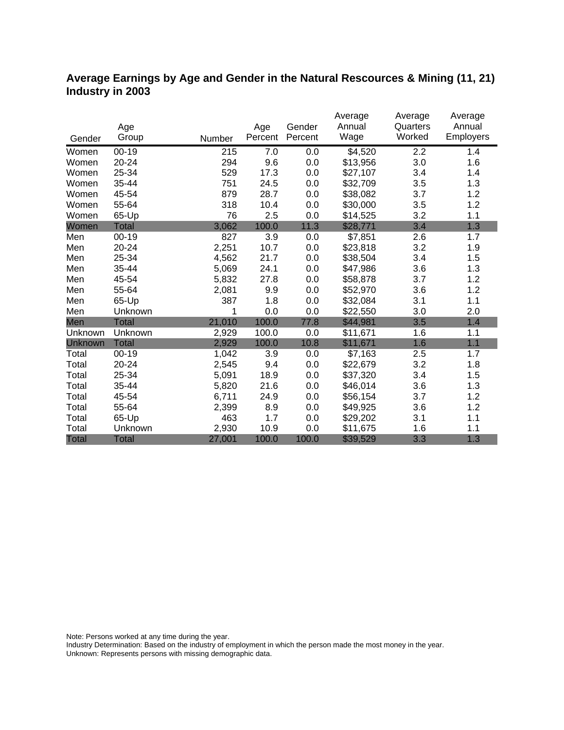## Average Earnings by Age and Gender in the Natural Rescources & Mining (11, 21) Industry in 2003

| Gender | Age Group | Number | Age Percent | Gender Percent | Average Annual Wage | Average Quarters Worked | Average Annual Employers |
|---|---|---|---|---|---|---|---|
| Women | 00-19 | 215 | 7.0 | 0.0 | $4,520 | 2.2 | 1.4 |
| Women | 20-24 | 294 | 9.6 | 0.0 | $13,956 | 3.0 | 1.6 |
| Women | 25-34 | 529 | 17.3 | 0.0 | $27,107 | 3.4 | 1.4 |
| Women | 35-44 | 751 | 24.5 | 0.0 | $32,709 | 3.5 | 1.3 |
| Women | 45-54 | 879 | 28.7 | 0.0 | $38,082 | 3.7 | 1.2 |
| Women | 55-64 | 318 | 10.4 | 0.0 | $30,000 | 3.5 | 1.2 |
| Women | 65-Up | 76 | 2.5 | 0.0 | $14,525 | 3.2 | 1.1 |
| Women | Total | 3,062 | 100.0 | 11.3 | $28,771 | 3.4 | 1.3 |
| Men | 00-19 | 827 | 3.9 | 0.0 | $7,851 | 2.6 | 1.7 |
| Men | 20-24 | 2,251 | 10.7 | 0.0 | $23,818 | 3.2 | 1.9 |
| Men | 25-34 | 4,562 | 21.7 | 0.0 | $38,504 | 3.4 | 1.5 |
| Men | 35-44 | 5,069 | 24.1 | 0.0 | $47,986 | 3.6 | 1.3 |
| Men | 45-54 | 5,832 | 27.8 | 0.0 | $58,878 | 3.7 | 1.2 |
| Men | 55-64 | 2,081 | 9.9 | 0.0 | $52,970 | 3.6 | 1.2 |
| Men | 65-Up | 387 | 1.8 | 0.0 | $32,084 | 3.1 | 1.1 |
| Men | Unknown | 1 | 0.0 | 0.0 | $22,550 | 3.0 | 2.0 |
| Men | Total | 21,010 | 100.0 | 77.8 | $44,981 | 3.5 | 1.4 |
| Unknown | Unknown | 2,929 | 100.0 | 0.0 | $11,671 | 1.6 | 1.1 |
| Unknown | Total | 2,929 | 100.0 | 10.8 | $11,671 | 1.6 | 1.1 |
| Total | 00-19 | 1,042 | 3.9 | 0.0 | $7,163 | 2.5 | 1.7 |
| Total | 20-24 | 2,545 | 9.4 | 0.0 | $22,679 | 3.2 | 1.8 |
| Total | 25-34 | 5,091 | 18.9 | 0.0 | $37,320 | 3.4 | 1.5 |
| Total | 35-44 | 5,820 | 21.6 | 0.0 | $46,014 | 3.6 | 1.3 |
| Total | 45-54 | 6,711 | 24.9 | 0.0 | $56,154 | 3.7 | 1.2 |
| Total | 55-64 | 2,399 | 8.9 | 0.0 | $49,925 | 3.6 | 1.2 |
| Total | 65-Up | 463 | 1.7 | 0.0 | $29,202 | 3.1 | 1.1 |
| Total | Unknown | 2,930 | 10.9 | 0.0 | $11,675 | 1.6 | 1.1 |
| Total | Total | 27,001 | 100.0 | 100.0 | $39,529 | 3.3 | 1.3 |

Note: Persons worked at any time during the year.
Industry Determination: Based on the industry of employment in which the person made the most money in the year.
Unknown: Represents persons with missing demographic data.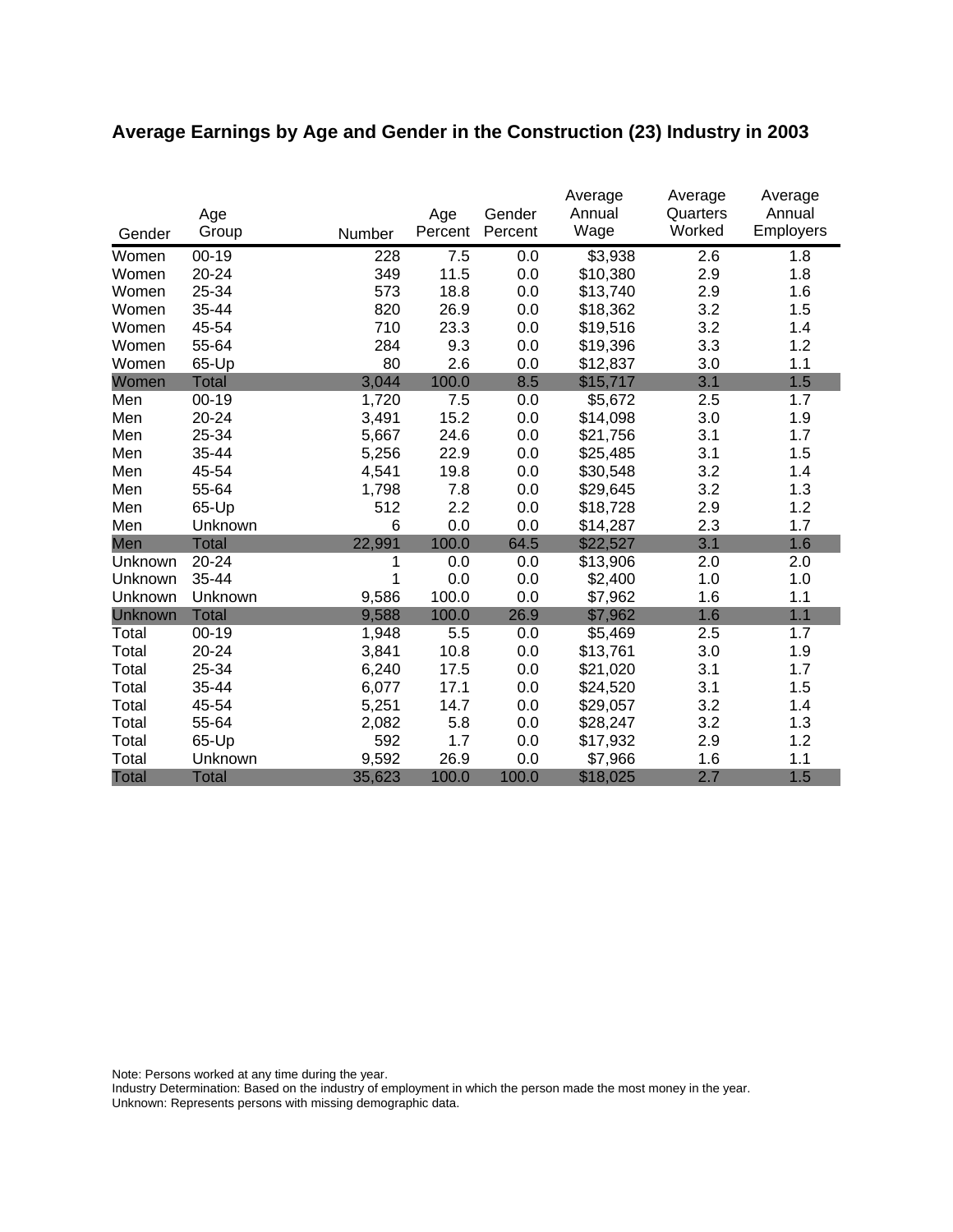## Average Earnings by Age and Gender in the Construction (23) Industry in 2003

| Gender | Age Group | Number | Age Percent | Gender Percent | Average Annual Wage | Average Quarters Worked | Average Annual Employers |
|---|---|---|---|---|---|---|---|
| Women | 00-19 | 228 | 7.5 | 0.0 | $3,938 | 2.6 | 1.8 |
| Women | 20-24 | 349 | 11.5 | 0.0 | $10,380 | 2.9 | 1.8 |
| Women | 25-34 | 573 | 18.8 | 0.0 | $13,740 | 2.9 | 1.6 |
| Women | 35-44 | 820 | 26.9 | 0.0 | $18,362 | 3.2 | 1.5 |
| Women | 45-54 | 710 | 23.3 | 0.0 | $19,516 | 3.2 | 1.4 |
| Women | 55-64 | 284 | 9.3 | 0.0 | $19,396 | 3.3 | 1.2 |
| Women | 65-Up | 80 | 2.6 | 0.0 | $12,837 | 3.0 | 1.1 |
| Women | Total | 3,044 | 100.0 | 8.5 | $15,717 | 3.1 | 1.5 |
| Men | 00-19 | 1,720 | 7.5 | 0.0 | $5,672 | 2.5 | 1.7 |
| Men | 20-24 | 3,491 | 15.2 | 0.0 | $14,098 | 3.0 | 1.9 |
| Men | 25-34 | 5,667 | 24.6 | 0.0 | $21,756 | 3.1 | 1.7 |
| Men | 35-44 | 5,256 | 22.9 | 0.0 | $25,485 | 3.1 | 1.5 |
| Men | 45-54 | 4,541 | 19.8 | 0.0 | $30,548 | 3.2 | 1.4 |
| Men | 55-64 | 1,798 | 7.8 | 0.0 | $29,645 | 3.2 | 1.3 |
| Men | 65-Up | 512 | 2.2 | 0.0 | $18,728 | 2.9 | 1.2 |
| Men | Unknown | 6 | 0.0 | 0.0 | $14,287 | 2.3 | 1.7 |
| Men | Total | 22,991 | 100.0 | 64.5 | $22,527 | 3.1 | 1.6 |
| Unknown | 20-24 | 1 | 0.0 | 0.0 | $13,906 | 2.0 | 2.0 |
| Unknown | 35-44 | 1 | 0.0 | 0.0 | $2,400 | 1.0 | 1.0 |
| Unknown | Unknown | 9,586 | 100.0 | 0.0 | $7,962 | 1.6 | 1.1 |
| Unknown | Total | 9,588 | 100.0 | 26.9 | $7,962 | 1.6 | 1.1 |
| Total | 00-19 | 1,948 | 5.5 | 0.0 | $5,469 | 2.5 | 1.7 |
| Total | 20-24 | 3,841 | 10.8 | 0.0 | $13,761 | 3.0 | 1.9 |
| Total | 25-34 | 6,240 | 17.5 | 0.0 | $21,020 | 3.1 | 1.7 |
| Total | 35-44 | 6,077 | 17.1 | 0.0 | $24,520 | 3.1 | 1.5 |
| Total | 45-54 | 5,251 | 14.7 | 0.0 | $29,057 | 3.2 | 1.4 |
| Total | 55-64 | 2,082 | 5.8 | 0.0 | $28,247 | 3.2 | 1.3 |
| Total | 65-Up | 592 | 1.7 | 0.0 | $17,932 | 2.9 | 1.2 |
| Total | Unknown | 9,592 | 26.9 | 0.0 | $7,966 | 1.6 | 1.1 |
| Total | Total | 35,623 | 100.0 | 100.0 | $18,025 | 2.7 | 1.5 |

Note: Persons worked at any time during the year.
Industry Determination: Based on the industry of employment in which the person made the most money in the year.
Unknown: Represents persons with missing demographic data.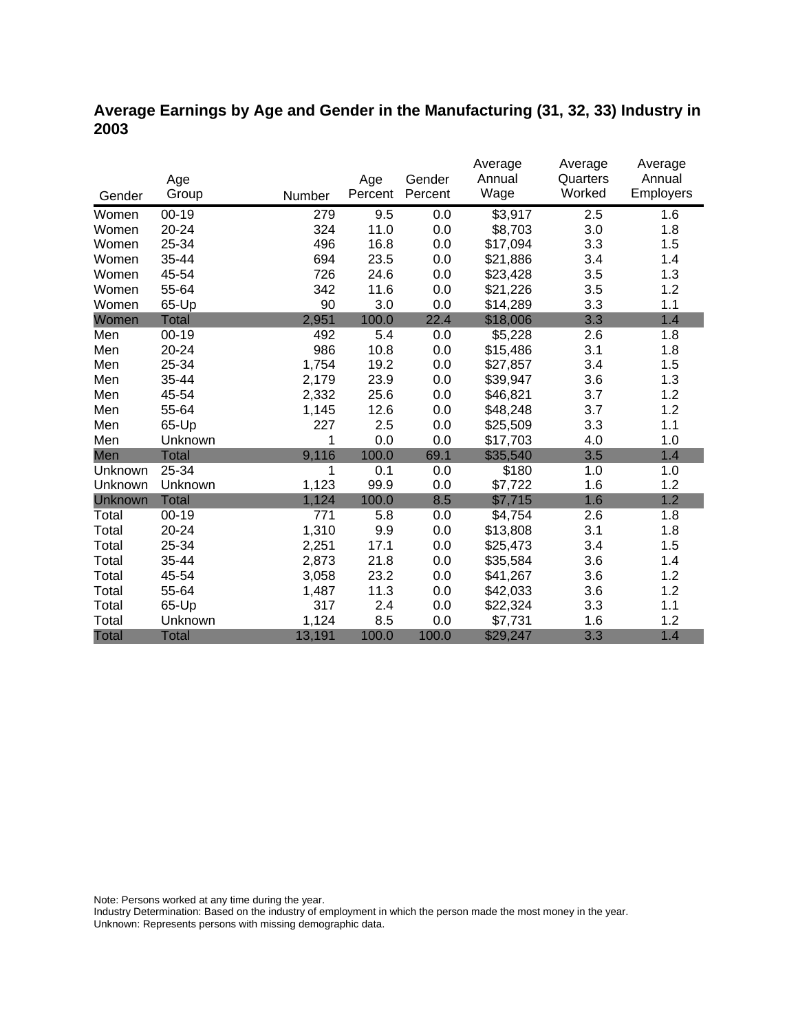# Average Earnings by Age and Gender in the Manufacturing (31, 32, 33) Industry in 2003

| Gender | Age Group | Number | Age Percent | Gender Percent | Average Annual Wage | Average Quarters Worked | Average Annual Employers |
|---|---|---|---|---|---|---|---|
| Women | 00-19 | 279 | 9.5 | 0.0 | $3,917 | 2.5 | 1.6 |
| Women | 20-24 | 324 | 11.0 | 0.0 | $8,703 | 3.0 | 1.8 |
| Women | 25-34 | 496 | 16.8 | 0.0 | $17,094 | 3.3 | 1.5 |
| Women | 35-44 | 694 | 23.5 | 0.0 | $21,886 | 3.4 | 1.4 |
| Women | 45-54 | 726 | 24.6 | 0.0 | $23,428 | 3.5 | 1.3 |
| Women | 55-64 | 342 | 11.6 | 0.0 | $21,226 | 3.5 | 1.2 |
| Women | 65-Up | 90 | 3.0 | 0.0 | $14,289 | 3.3 | 1.1 |
| Women | Total | 2,951 | 100.0 | 22.4 | $18,006 | 3.3 | 1.4 |
| Men | 00-19 | 492 | 5.4 | 0.0 | $5,228 | 2.6 | 1.8 |
| Men | 20-24 | 986 | 10.8 | 0.0 | $15,486 | 3.1 | 1.8 |
| Men | 25-34 | 1,754 | 19.2 | 0.0 | $27,857 | 3.4 | 1.5 |
| Men | 35-44 | 2,179 | 23.9 | 0.0 | $39,947 | 3.6 | 1.3 |
| Men | 45-54 | 2,332 | 25.6 | 0.0 | $46,821 | 3.7 | 1.2 |
| Men | 55-64 | 1,145 | 12.6 | 0.0 | $48,248 | 3.7 | 1.2 |
| Men | 65-Up | 227 | 2.5 | 0.0 | $25,509 | 3.3 | 1.1 |
| Men | Unknown | 1 | 0.0 | 0.0 | $17,703 | 4.0 | 1.0 |
| Men | Total | 9,116 | 100.0 | 69.1 | $35,540 | 3.5 | 1.4 |
| Unknown | 25-34 | 1 | 0.1 | 0.0 | $180 | 1.0 | 1.0 |
| Unknown | Unknown | 1,123 | 99.9 | 0.0 | $7,722 | 1.6 | 1.2 |
| Unknown | Total | 1,124 | 100.0 | 8.5 | $7,715 | 1.6 | 1.2 |
| Total | 00-19 | 771 | 5.8 | 0.0 | $4,754 | 2.6 | 1.8 |
| Total | 20-24 | 1,310 | 9.9 | 0.0 | $13,808 | 3.1 | 1.8 |
| Total | 25-34 | 2,251 | 17.1 | 0.0 | $25,473 | 3.4 | 1.5 |
| Total | 35-44 | 2,873 | 21.8 | 0.0 | $35,584 | 3.6 | 1.4 |
| Total | 45-54 | 3,058 | 23.2 | 0.0 | $41,267 | 3.6 | 1.2 |
| Total | 55-64 | 1,487 | 11.3 | 0.0 | $42,033 | 3.6 | 1.2 |
| Total | 65-Up | 317 | 2.4 | 0.0 | $22,324 | 3.3 | 1.1 |
| Total | Unknown | 1,124 | 8.5 | 0.0 | $7,731 | 1.6 | 1.2 |
| Total | Total | 13,191 | 100.0 | 100.0 | $29,247 | 3.3 | 1.4 |

Note: Persons worked at any time during the year.
Industry Determination: Based on the industry of employment in which the person made the most money in the year.
Unknown: Represents persons with missing demographic data.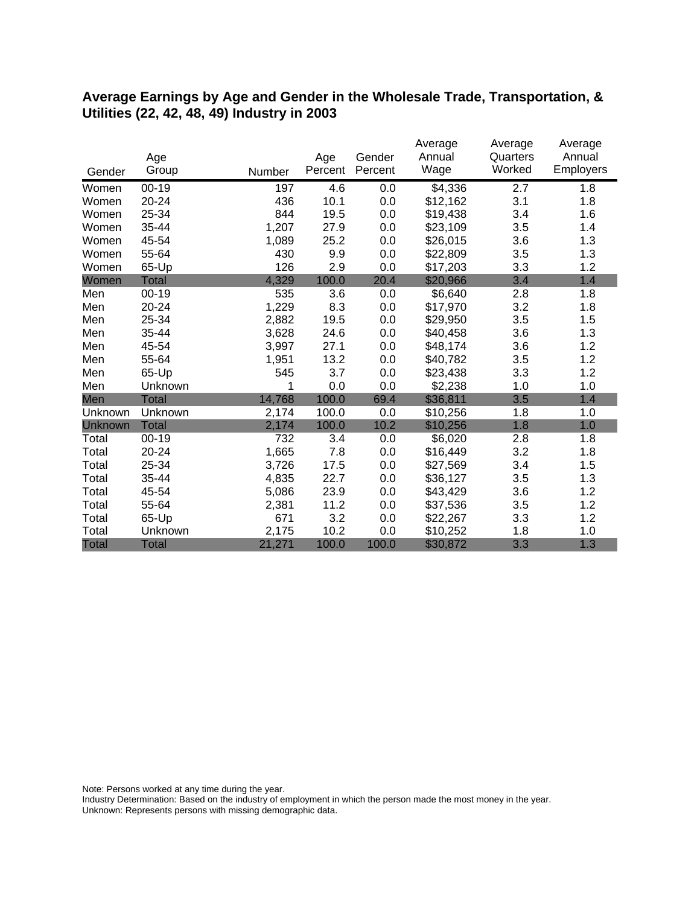## Average Earnings by Age and Gender in the Wholesale Trade, Transportation, & Utilities (22, 42, 48, 49) Industry in 2003

| Gender | Age Group | Number | Age Percent | Gender Percent | Average Annual Wage | Average Quarters Worked | Average Annual Employers |
|---|---|---|---|---|---|---|---|
| Women | 00-19 | 197 | 4.6 | 0.0 | $4,336 | 2.7 | 1.8 |
| Women | 20-24 | 436 | 10.1 | 0.0 | $12,162 | 3.1 | 1.8 |
| Women | 25-34 | 844 | 19.5 | 0.0 | $19,438 | 3.4 | 1.6 |
| Women | 35-44 | 1,207 | 27.9 | 0.0 | $23,109 | 3.5 | 1.4 |
| Women | 45-54 | 1,089 | 25.2 | 0.0 | $26,015 | 3.6 | 1.3 |
| Women | 55-64 | 430 | 9.9 | 0.0 | $22,809 | 3.5 | 1.3 |
| Women | 65-Up | 126 | 2.9 | 0.0 | $17,203 | 3.3 | 1.2 |
| Women | Total | 4,329 | 100.0 | 20.4 | $20,966 | 3.4 | 1.4 |
| Men | 00-19 | 535 | 3.6 | 0.0 | $6,640 | 2.8 | 1.8 |
| Men | 20-24 | 1,229 | 8.3 | 0.0 | $17,970 | 3.2 | 1.8 |
| Men | 25-34 | 2,882 | 19.5 | 0.0 | $29,950 | 3.5 | 1.5 |
| Men | 35-44 | 3,628 | 24.6 | 0.0 | $40,458 | 3.6 | 1.3 |
| Men | 45-54 | 3,997 | 27.1 | 0.0 | $48,174 | 3.6 | 1.2 |
| Men | 55-64 | 1,951 | 13.2 | 0.0 | $40,782 | 3.5 | 1.2 |
| Men | 65-Up | 545 | 3.7 | 0.0 | $23,438 | 3.3 | 1.2 |
| Men | Unknown | 1 | 0.0 | 0.0 | $2,238 | 1.0 | 1.0 |
| Men | Total | 14,768 | 100.0 | 69.4 | $36,811 | 3.5 | 1.4 |
| Unknown | Unknown | 2,174 | 100.0 | 0.0 | $10,256 | 1.8 | 1.0 |
| Unknown | Total | 2,174 | 100.0 | 10.2 | $10,256 | 1.8 | 1.0 |
| Total | 00-19 | 732 | 3.4 | 0.0 | $6,020 | 2.8 | 1.8 |
| Total | 20-24 | 1,665 | 7.8 | 0.0 | $16,449 | 3.2 | 1.8 |
| Total | 25-34 | 3,726 | 17.5 | 0.0 | $27,569 | 3.4 | 1.5 |
| Total | 35-44 | 4,835 | 22.7 | 0.0 | $36,127 | 3.5 | 1.3 |
| Total | 45-54 | 5,086 | 23.9 | 0.0 | $43,429 | 3.6 | 1.2 |
| Total | 55-64 | 2,381 | 11.2 | 0.0 | $37,536 | 3.5 | 1.2 |
| Total | 65-Up | 671 | 3.2 | 0.0 | $22,267 | 3.3 | 1.2 |
| Total | Unknown | 2,175 | 10.2 | 0.0 | $10,252 | 1.8 | 1.0 |
| Total | Total | 21,271 | 100.0 | 100.0 | $30,872 | 3.3 | 1.3 |

Note: Persons worked at any time during the year.
Industry Determination: Based on the industry of employment in which the person made the most money in the year.
Unknown: Represents persons with missing demographic data.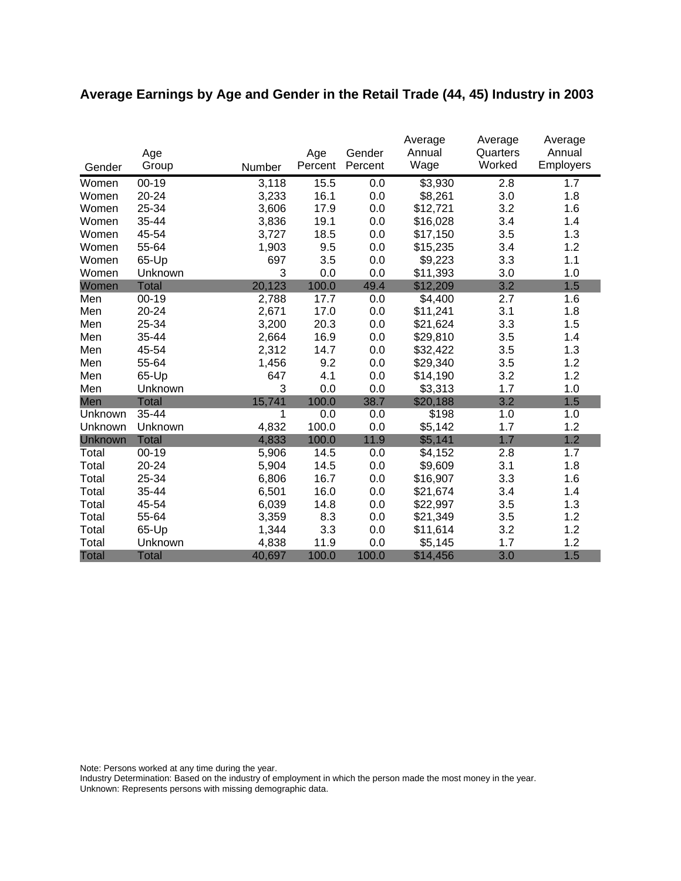# Average Earnings by Age and Gender in the Retail Trade (44, 45) Industry in 2003

| Gender | Age Group | Number | Age Percent | Gender Percent | Average Annual Wage | Average Quarters Worked | Average Annual Employers |
|---|---|---|---|---|---|---|---|
| Women | 00-19 | 3,118 | 15.5 | 0.0 | $3,930 | 2.8 | 1.7 |
| Women | 20-24 | 3,233 | 16.1 | 0.0 | $8,261 | 3.0 | 1.8 |
| Women | 25-34 | 3,606 | 17.9 | 0.0 | $12,721 | 3.2 | 1.6 |
| Women | 35-44 | 3,836 | 19.1 | 0.0 | $16,028 | 3.4 | 1.4 |
| Women | 45-54 | 3,727 | 18.5 | 0.0 | $17,150 | 3.5 | 1.3 |
| Women | 55-64 | 1,903 | 9.5 | 0.0 | $15,235 | 3.4 | 1.2 |
| Women | 65-Up | 697 | 3.5 | 0.0 | $9,223 | 3.3 | 1.1 |
| Women | Unknown | 3 | 0.0 | 0.0 | $11,393 | 3.0 | 1.0 |
| Women | Total | 20,123 | 100.0 | 49.4 | $12,209 | 3.2 | 1.5 |
| Men | 00-19 | 2,788 | 17.7 | 0.0 | $4,400 | 2.7 | 1.6 |
| Men | 20-24 | 2,671 | 17.0 | 0.0 | $11,241 | 3.1 | 1.8 |
| Men | 25-34 | 3,200 | 20.3 | 0.0 | $21,624 | 3.3 | 1.5 |
| Men | 35-44 | 2,664 | 16.9 | 0.0 | $29,810 | 3.5 | 1.4 |
| Men | 45-54 | 2,312 | 14.7 | 0.0 | $32,422 | 3.5 | 1.3 |
| Men | 55-64 | 1,456 | 9.2 | 0.0 | $29,340 | 3.5 | 1.2 |
| Men | 65-Up | 647 | 4.1 | 0.0 | $14,190 | 3.2 | 1.2 |
| Men | Unknown | 3 | 0.0 | 0.0 | $3,313 | 1.7 | 1.0 |
| Men | Total | 15,741 | 100.0 | 38.7 | $20,188 | 3.2 | 1.5 |
| Unknown | 35-44 | 1 | 0.0 | 0.0 | $198 | 1.0 | 1.0 |
| Unknown | Unknown | 4,832 | 100.0 | 0.0 | $5,142 | 1.7 | 1.2 |
| Unknown | Total | 4,833 | 100.0 | 11.9 | $5,141 | 1.7 | 1.2 |
| Total | 00-19 | 5,906 | 14.5 | 0.0 | $4,152 | 2.8 | 1.7 |
| Total | 20-24 | 5,904 | 14.5 | 0.0 | $9,609 | 3.1 | 1.8 |
| Total | 25-34 | 6,806 | 16.7 | 0.0 | $16,907 | 3.3 | 1.6 |
| Total | 35-44 | 6,501 | 16.0 | 0.0 | $21,674 | 3.4 | 1.4 |
| Total | 45-54 | 6,039 | 14.8 | 0.0 | $22,997 | 3.5 | 1.3 |
| Total | 55-64 | 3,359 | 8.3 | 0.0 | $21,349 | 3.5 | 1.2 |
| Total | 65-Up | 1,344 | 3.3 | 0.0 | $11,614 | 3.2 | 1.2 |
| Total | Unknown | 4,838 | 11.9 | 0.0 | $5,145 | 1.7 | 1.2 |
| Total | Total | 40,697 | 100.0 | 100.0 | $14,456 | 3.0 | 1.5 |

Note: Persons worked at any time during the year.
Industry Determination: Based on the industry of employment in which the person made the most money in the year.
Unknown: Represents persons with missing demographic data.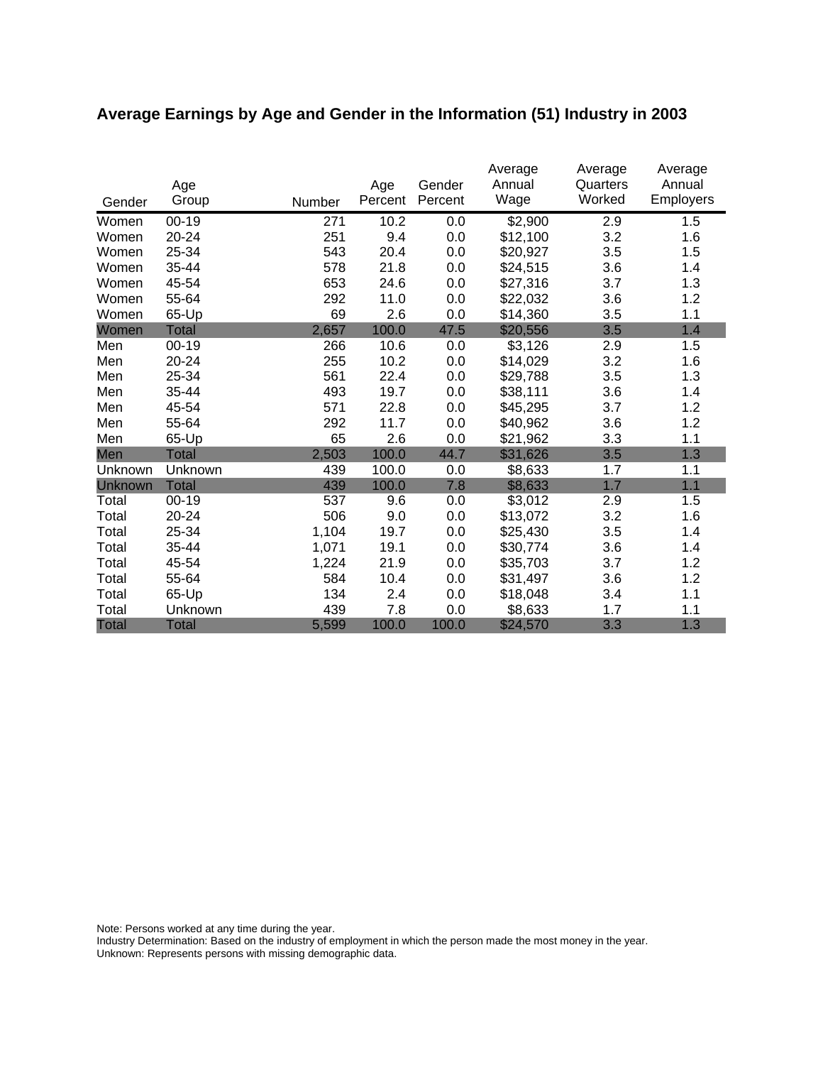## Average Earnings by Age and Gender in the Information (51) Industry in 2003

| Gender | Age Group | Number | Age Percent | Gender Percent | Average Annual Wage | Average Quarters Worked | Average Annual Employers |
|---|---|---|---|---|---|---|---|
| Women | 00-19 | 271 | 10.2 | 0.0 | $2,900 | 2.9 | 1.5 |
| Women | 20-24 | 251 | 9.4 | 0.0 | $12,100 | 3.2 | 1.6 |
| Women | 25-34 | 543 | 20.4 | 0.0 | $20,927 | 3.5 | 1.5 |
| Women | 35-44 | 578 | 21.8 | 0.0 | $24,515 | 3.6 | 1.4 |
| Women | 45-54 | 653 | 24.6 | 0.0 | $27,316 | 3.7 | 1.3 |
| Women | 55-64 | 292 | 11.0 | 0.0 | $22,032 | 3.6 | 1.2 |
| Women | 65-Up | 69 | 2.6 | 0.0 | $14,360 | 3.5 | 1.1 |
| Women | Total | 2,657 | 100.0 | 47.5 | $20,556 | 3.5 | 1.4 |
| Men | 00-19 | 266 | 10.6 | 0.0 | $3,126 | 2.9 | 1.5 |
| Men | 20-24 | 255 | 10.2 | 0.0 | $14,029 | 3.2 | 1.6 |
| Men | 25-34 | 561 | 22.4 | 0.0 | $29,788 | 3.5 | 1.3 |
| Men | 35-44 | 493 | 19.7 | 0.0 | $38,111 | 3.6 | 1.4 |
| Men | 45-54 | 571 | 22.8 | 0.0 | $45,295 | 3.7 | 1.2 |
| Men | 55-64 | 292 | 11.7 | 0.0 | $40,962 | 3.6 | 1.2 |
| Men | 65-Up | 65 | 2.6 | 0.0 | $21,962 | 3.3 | 1.1 |
| Men | Total | 2,503 | 100.0 | 44.7 | $31,626 | 3.5 | 1.3 |
| Unknown | Unknown | 439 | 100.0 | 0.0 | $8,633 | 1.7 | 1.1 |
| Unknown | Total | 439 | 100.0 | 7.8 | $8,633 | 1.7 | 1.1 |
| Total | 00-19 | 537 | 9.6 | 0.0 | $3,012 | 2.9 | 1.5 |
| Total | 20-24 | 506 | 9.0 | 0.0 | $13,072 | 3.2 | 1.6 |
| Total | 25-34 | 1,104 | 19.7 | 0.0 | $25,430 | 3.5 | 1.4 |
| Total | 35-44 | 1,071 | 19.1 | 0.0 | $30,774 | 3.6 | 1.4 |
| Total | 45-54 | 1,224 | 21.9 | 0.0 | $35,703 | 3.7 | 1.2 |
| Total | 55-64 | 584 | 10.4 | 0.0 | $31,497 | 3.6 | 1.2 |
| Total | 65-Up | 134 | 2.4 | 0.0 | $18,048 | 3.4 | 1.1 |
| Total | Unknown | 439 | 7.8 | 0.0 | $8,633 | 1.7 | 1.1 |
| Total | Total | 5,599 | 100.0 | 100.0 | $24,570 | 3.3 | 1.3 |

Note: Persons worked at any time during the year.
Industry Determination: Based on the industry of employment in which the person made the most money in the year.
Unknown: Represents persons with missing demographic data.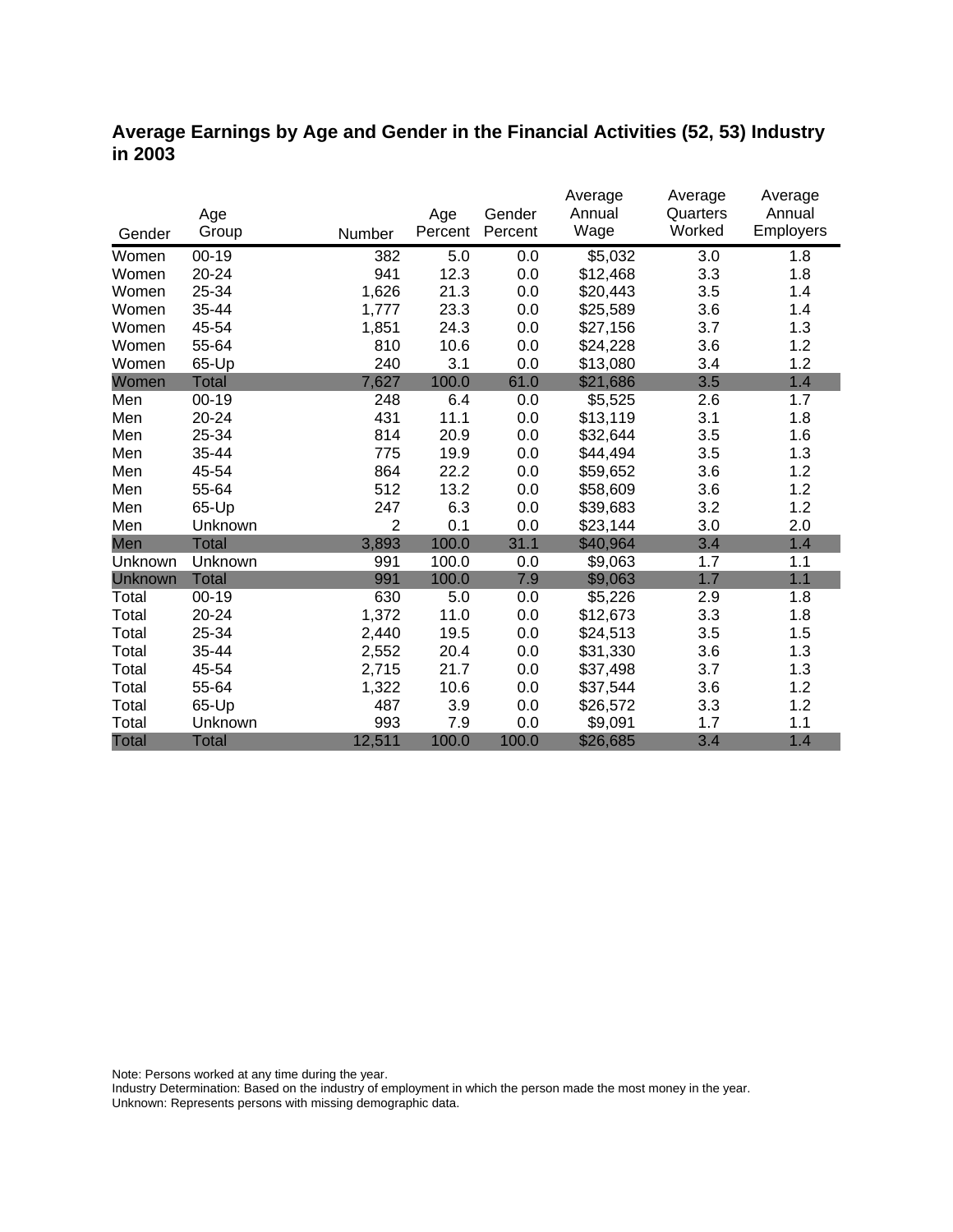## Average Earnings by Age and Gender in the Financial Activities (52, 53) Industry in 2003

| Gender | Age Group | Number | Age Percent | Gender Percent | Average Annual Wage | Average Quarters Worked | Average Annual Employers |
|---|---|---|---|---|---|---|---|
| Women | 00-19 | 382 | 5.0 | 0.0 | $5,032 | 3.0 | 1.8 |
| Women | 20-24 | 941 | 12.3 | 0.0 | $12,468 | 3.3 | 1.8 |
| Women | 25-34 | 1,626 | 21.3 | 0.0 | $20,443 | 3.5 | 1.4 |
| Women | 35-44 | 1,777 | 23.3 | 0.0 | $25,589 | 3.6 | 1.4 |
| Women | 45-54 | 1,851 | 24.3 | 0.0 | $27,156 | 3.7 | 1.3 |
| Women | 55-64 | 810 | 10.6 | 0.0 | $24,228 | 3.6 | 1.2 |
| Women | 65-Up | 240 | 3.1 | 0.0 | $13,080 | 3.4 | 1.2 |
| Women | Total | 7,627 | 100.0 | 61.0 | $21,686 | 3.5 | 1.4 |
| Men | 00-19 | 248 | 6.4 | 0.0 | $5,525 | 2.6 | 1.7 |
| Men | 20-24 | 431 | 11.1 | 0.0 | $13,119 | 3.1 | 1.8 |
| Men | 25-34 | 814 | 20.9 | 0.0 | $32,644 | 3.5 | 1.6 |
| Men | 35-44 | 775 | 19.9 | 0.0 | $44,494 | 3.5 | 1.3 |
| Men | 45-54 | 864 | 22.2 | 0.0 | $59,652 | 3.6 | 1.2 |
| Men | 55-64 | 512 | 13.2 | 0.0 | $58,609 | 3.6 | 1.2 |
| Men | 65-Up | 247 | 6.3 | 0.0 | $39,683 | 3.2 | 1.2 |
| Men | Unknown | 2 | 0.1 | 0.0 | $23,144 | 3.0 | 2.0 |
| Men | Total | 3,893 | 100.0 | 31.1 | $40,964 | 3.4 | 1.4 |
| Unknown | Unknown | 991 | 100.0 | 0.0 | $9,063 | 1.7 | 1.1 |
| Unknown | Total | 991 | 100.0 | 7.9 | $9,063 | 1.7 | 1.1 |
| Total | 00-19 | 630 | 5.0 | 0.0 | $5,226 | 2.9 | 1.8 |
| Total | 20-24 | 1,372 | 11.0 | 0.0 | $12,673 | 3.3 | 1.8 |
| Total | 25-34 | 2,440 | 19.5 | 0.0 | $24,513 | 3.5 | 1.5 |
| Total | 35-44 | 2,552 | 20.4 | 0.0 | $31,330 | 3.6 | 1.3 |
| Total | 45-54 | 2,715 | 21.7 | 0.0 | $37,498 | 3.7 | 1.3 |
| Total | 55-64 | 1,322 | 10.6 | 0.0 | $37,544 | 3.6 | 1.2 |
| Total | 65-Up | 487 | 3.9 | 0.0 | $26,572 | 3.3 | 1.2 |
| Total | Unknown | 993 | 7.9 | 0.0 | $9,091 | 1.7 | 1.1 |
| Total | Total | 12,511 | 100.0 | 100.0 | $26,685 | 3.4 | 1.4 |

Note: Persons worked at any time during the year.
Industry Determination: Based on the industry of employment in which the person made the most money in the year.
Unknown: Represents persons with missing demographic data.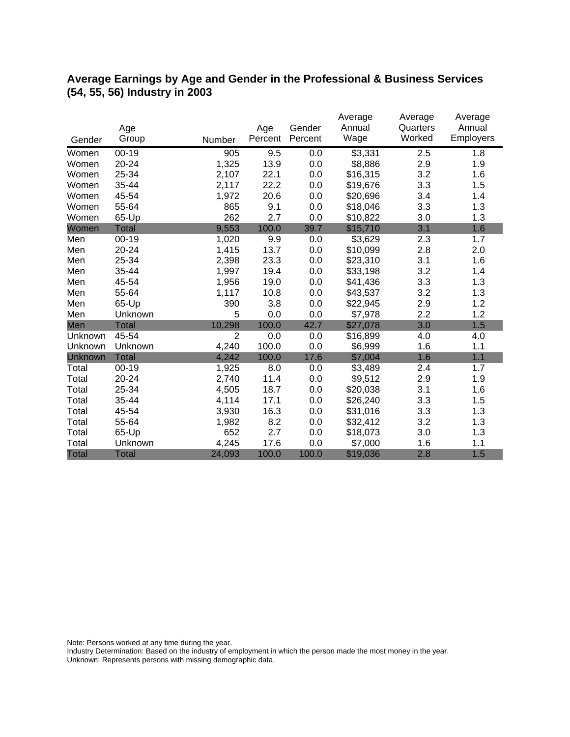## Average Earnings by Age and Gender in the Professional & Business Services (54, 55, 56) Industry in 2003

| Gender | Age Group | Number | Age Percent | Gender Percent | Average Annual Wage | Average Quarters Worked | Average Annual Employers |
|---|---|---|---|---|---|---|---|
| Women | 00-19 | 905 | 9.5 | 0.0 | $3,331 | 2.5 | 1.8 |
| Women | 20-24 | 1,325 | 13.9 | 0.0 | $8,886 | 2.9 | 1.9 |
| Women | 25-34 | 2,107 | 22.1 | 0.0 | $16,315 | 3.2 | 1.6 |
| Women | 35-44 | 2,117 | 22.2 | 0.0 | $19,676 | 3.3 | 1.5 |
| Women | 45-54 | 1,972 | 20.6 | 0.0 | $20,696 | 3.4 | 1.4 |
| Women | 55-64 | 865 | 9.1 | 0.0 | $18,046 | 3.3 | 1.3 |
| Women | 65-Up | 262 | 2.7 | 0.0 | $10,822 | 3.0 | 1.3 |
| Women | Total | 9,553 | 100.0 | 39.7 | $15,710 | 3.1 | 1.6 |
| Men | 00-19 | 1,020 | 9.9 | 0.0 | $3,629 | 2.3 | 1.7 |
| Men | 20-24 | 1,415 | 13.7 | 0.0 | $10,099 | 2.8 | 2.0 |
| Men | 25-34 | 2,398 | 23.3 | 0.0 | $23,310 | 3.1 | 1.6 |
| Men | 35-44 | 1,997 | 19.4 | 0.0 | $33,198 | 3.2 | 1.4 |
| Men | 45-54 | 1,956 | 19.0 | 0.0 | $41,436 | 3.3 | 1.3 |
| Men | 55-64 | 1,117 | 10.8 | 0.0 | $43,537 | 3.2 | 1.3 |
| Men | 65-Up | 390 | 3.8 | 0.0 | $22,945 | 2.9 | 1.2 |
| Men | Unknown | 5 | 0.0 | 0.0 | $7,978 | 2.2 | 1.2 |
| Men | Total | 10,298 | 100.0 | 42.7 | $27,078 | 3.0 | 1.5 |
| Unknown | 45-54 | 2 | 0.0 | 0.0 | $16,899 | 4.0 | 4.0 |
| Unknown | Unknown | 4,240 | 100.0 | 0.0 | $6,999 | 1.6 | 1.1 |
| Unknown | Total | 4,242 | 100.0 | 17.6 | $7,004 | 1.6 | 1.1 |
| Total | 00-19 | 1,925 | 8.0 | 0.0 | $3,489 | 2.4 | 1.7 |
| Total | 20-24 | 2,740 | 11.4 | 0.0 | $9,512 | 2.9 | 1.9 |
| Total | 25-34 | 4,505 | 18.7 | 0.0 | $20,038 | 3.1 | 1.6 |
| Total | 35-44 | 4,114 | 17.1 | 0.0 | $26,240 | 3.3 | 1.5 |
| Total | 45-54 | 3,930 | 16.3 | 0.0 | $31,016 | 3.3 | 1.3 |
| Total | 55-64 | 1,982 | 8.2 | 0.0 | $32,412 | 3.2 | 1.3 |
| Total | 65-Up | 652 | 2.7 | 0.0 | $18,073 | 3.0 | 1.3 |
| Total | Unknown | 4,245 | 17.6 | 0.0 | $7,000 | 1.6 | 1.1 |
| Total | Total | 24,093 | 100.0 | 100.0 | $19,036 | 2.8 | 1.5 |

Note: Persons worked at any time during the year.
Industry Determination: Based on the industry of employment in which the person made the most money in the year.
Unknown: Represents persons with missing demographic data.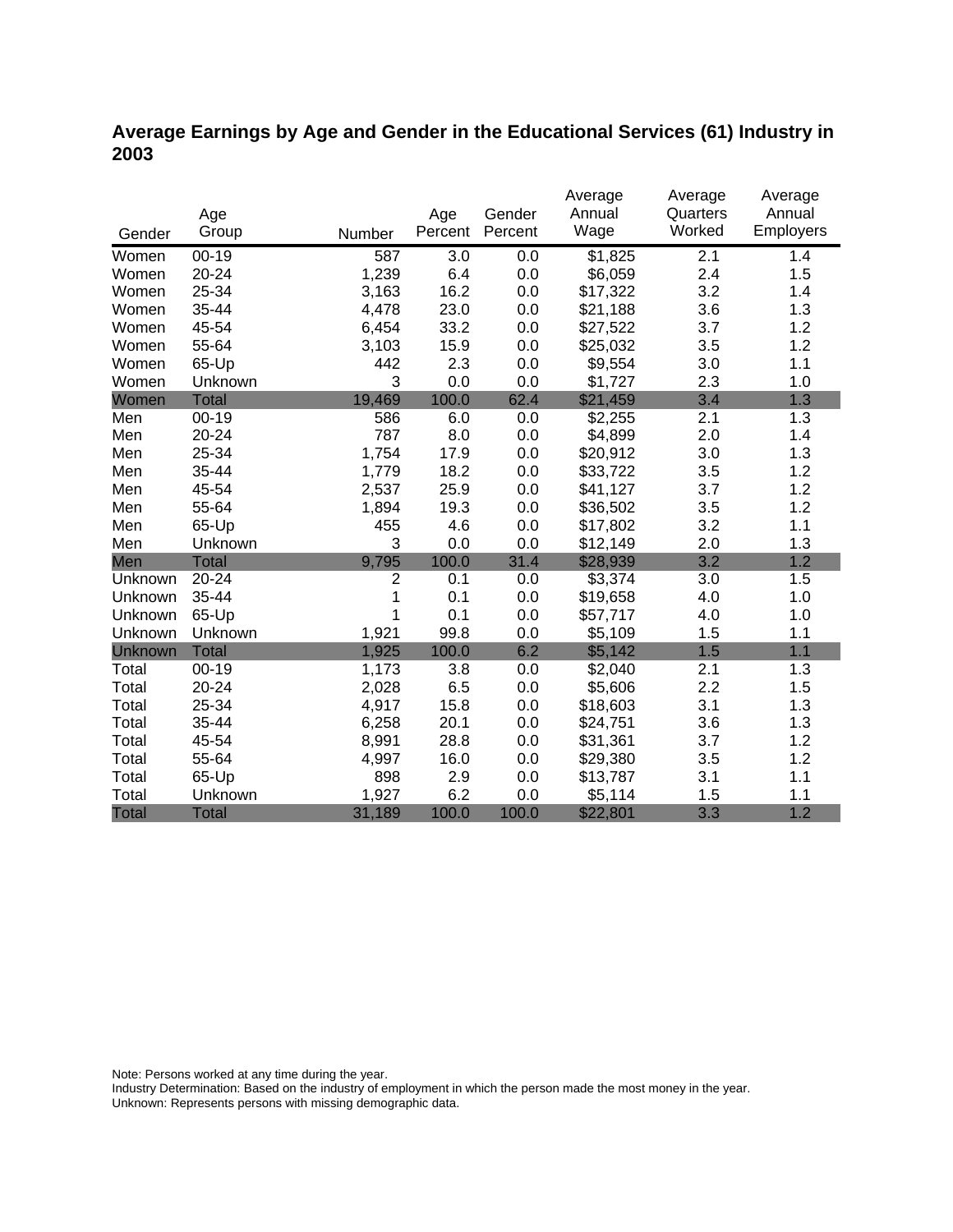## Average Earnings by Age and Gender in the Educational Services (61) Industry in 2003

| Gender | Age Group | Number | Age Percent | Gender Percent | Average Annual Wage | Average Quarters Worked | Average Annual Employers |
|---|---|---|---|---|---|---|---|
| Women | 00-19 | 587 | 3.0 | 0.0 | $1,825 | 2.1 | 1.4 |
| Women | 20-24 | 1,239 | 6.4 | 0.0 | $6,059 | 2.4 | 1.5 |
| Women | 25-34 | 3,163 | 16.2 | 0.0 | $17,322 | 3.2 | 1.4 |
| Women | 35-44 | 4,478 | 23.0 | 0.0 | $21,188 | 3.6 | 1.3 |
| Women | 45-54 | 6,454 | 33.2 | 0.0 | $27,522 | 3.7 | 1.2 |
| Women | 55-64 | 3,103 | 15.9 | 0.0 | $25,032 | 3.5 | 1.2 |
| Women | 65-Up | 442 | 2.3 | 0.0 | $9,554 | 3.0 | 1.1 |
| Women | Unknown | 3 | 0.0 | 0.0 | $1,727 | 2.3 | 1.0 |
| Women | Total | 19,469 | 100.0 | 62.4 | $21,459 | 3.4 | 1.3 |
| Men | 00-19 | 586 | 6.0 | 0.0 | $2,255 | 2.1 | 1.3 |
| Men | 20-24 | 787 | 8.0 | 0.0 | $4,899 | 2.0 | 1.4 |
| Men | 25-34 | 1,754 | 17.9 | 0.0 | $20,912 | 3.0 | 1.3 |
| Men | 35-44 | 1,779 | 18.2 | 0.0 | $33,722 | 3.5 | 1.2 |
| Men | 45-54 | 2,537 | 25.9 | 0.0 | $41,127 | 3.7 | 1.2 |
| Men | 55-64 | 1,894 | 19.3 | 0.0 | $36,502 | 3.5 | 1.2 |
| Men | 65-Up | 455 | 4.6 | 0.0 | $17,802 | 3.2 | 1.1 |
| Men | Unknown | 3 | 0.0 | 0.0 | $12,149 | 2.0 | 1.3 |
| Men | Total | 9,795 | 100.0 | 31.4 | $28,939 | 3.2 | 1.2 |
| Unknown | 20-24 | 2 | 0.1 | 0.0 | $3,374 | 3.0 | 1.5 |
| Unknown | 35-44 | 1 | 0.1 | 0.0 | $19,658 | 4.0 | 1.0 |
| Unknown | 65-Up | 1 | 0.1 | 0.0 | $57,717 | 4.0 | 1.0 |
| Unknown | Unknown | 1,921 | 99.8 | 0.0 | $5,109 | 1.5 | 1.1 |
| Unknown | Total | 1,925 | 100.0 | 6.2 | $5,142 | 1.5 | 1.1 |
| Total | 00-19 | 1,173 | 3.8 | 0.0 | $2,040 | 2.1 | 1.3 |
| Total | 20-24 | 2,028 | 6.5 | 0.0 | $5,606 | 2.2 | 1.5 |
| Total | 25-34 | 4,917 | 15.8 | 0.0 | $18,603 | 3.1 | 1.3 |
| Total | 35-44 | 6,258 | 20.1 | 0.0 | $24,751 | 3.6 | 1.3 |
| Total | 45-54 | 8,991 | 28.8 | 0.0 | $31,361 | 3.7 | 1.2 |
| Total | 55-64 | 4,997 | 16.0 | 0.0 | $29,380 | 3.5 | 1.2 |
| Total | 65-Up | 898 | 2.9 | 0.0 | $13,787 | 3.1 | 1.1 |
| Total | Unknown | 1,927 | 6.2 | 0.0 | $5,114 | 1.5 | 1.1 |
| Total | Total | 31,189 | 100.0 | 100.0 | $22,801 | 3.3 | 1.2 |

Note: Persons worked at any time during the year.
Industry Determination: Based on the industry of employment in which the person made the most money in the year.
Unknown: Represents persons with missing demographic data.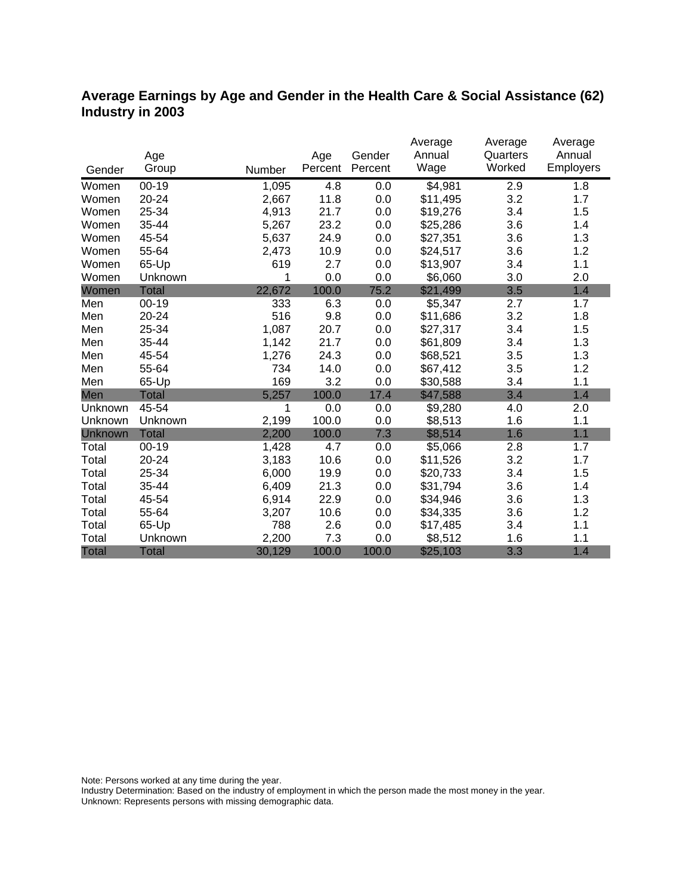## Average Earnings by Age and Gender in the Health Care & Social Assistance (62) Industry in 2003

| Gender | Age Group | Number | Age Percent | Gender Percent | Average Annual Wage | Average Quarters Worked | Average Annual Employers |
|---|---|---|---|---|---|---|---|
| Women | 00-19 | 1,095 | 4.8 | 0.0 | $4,981 | 2.9 | 1.8 |
| Women | 20-24 | 2,667 | 11.8 | 0.0 | $11,495 | 3.2 | 1.7 |
| Women | 25-34 | 4,913 | 21.7 | 0.0 | $19,276 | 3.4 | 1.5 |
| Women | 35-44 | 5,267 | 23.2 | 0.0 | $25,286 | 3.6 | 1.4 |
| Women | 45-54 | 5,637 | 24.9 | 0.0 | $27,351 | 3.6 | 1.3 |
| Women | 55-64 | 2,473 | 10.9 | 0.0 | $24,517 | 3.6 | 1.2 |
| Women | 65-Up | 619 | 2.7 | 0.0 | $13,907 | 3.4 | 1.1 |
| Women | Unknown | 1 | 0.0 | 0.0 | $6,060 | 3.0 | 2.0 |
| Women | Total | 22,672 | 100.0 | 75.2 | $21,499 | 3.5 | 1.4 |
| Men | 00-19 | 333 | 6.3 | 0.0 | $5,347 | 2.7 | 1.7 |
| Men | 20-24 | 516 | 9.8 | 0.0 | $11,686 | 3.2 | 1.8 |
| Men | 25-34 | 1,087 | 20.7 | 0.0 | $27,317 | 3.4 | 1.5 |
| Men | 35-44 | 1,142 | 21.7 | 0.0 | $61,809 | 3.4 | 1.3 |
| Men | 45-54 | 1,276 | 24.3 | 0.0 | $68,521 | 3.5 | 1.3 |
| Men | 55-64 | 734 | 14.0 | 0.0 | $67,412 | 3.5 | 1.2 |
| Men | 65-Up | 169 | 3.2 | 0.0 | $30,588 | 3.4 | 1.1 |
| Men | Total | 5,257 | 100.0 | 17.4 | $47,588 | 3.4 | 1.4 |
| Unknown | 45-54 | 1 | 0.0 | 0.0 | $9,280 | 4.0 | 2.0 |
| Unknown | Unknown | 2,199 | 100.0 | 0.0 | $8,513 | 1.6 | 1.1 |
| Unknown | Total | 2,200 | 100.0 | 7.3 | $8,514 | 1.6 | 1.1 |
| Total | 00-19 | 1,428 | 4.7 | 0.0 | $5,066 | 2.8 | 1.7 |
| Total | 20-24 | 3,183 | 10.6 | 0.0 | $11,526 | 3.2 | 1.7 |
| Total | 25-34 | 6,000 | 19.9 | 0.0 | $20,733 | 3.4 | 1.5 |
| Total | 35-44 | 6,409 | 21.3 | 0.0 | $31,794 | 3.6 | 1.4 |
| Total | 45-54 | 6,914 | 22.9 | 0.0 | $34,946 | 3.6 | 1.3 |
| Total | 55-64 | 3,207 | 10.6 | 0.0 | $34,335 | 3.6 | 1.2 |
| Total | 65-Up | 788 | 2.6 | 0.0 | $17,485 | 3.4 | 1.1 |
| Total | Unknown | 2,200 | 7.3 | 0.0 | $8,512 | 1.6 | 1.1 |
| Total | Total | 30,129 | 100.0 | 100.0 | $25,103 | 3.3 | 1.4 |

Note: Persons worked at any time during the year.
Industry Determination: Based on the industry of employment in which the person made the most money in the year.
Unknown: Represents persons with missing demographic data.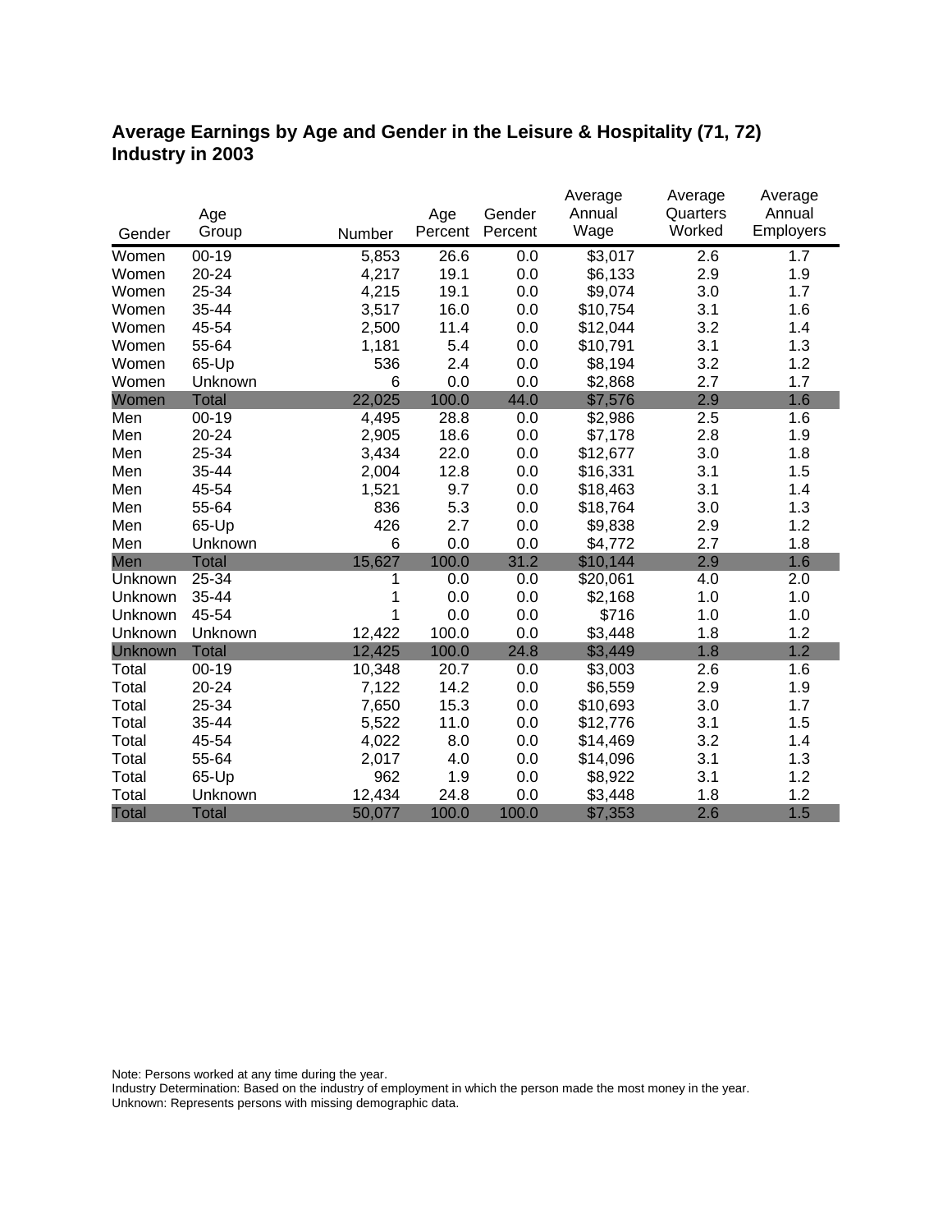## Average Earnings by Age and Gender in the Leisure & Hospitality (71, 72) Industry in 2003

| Gender | Age Group | Number | Age Percent | Gender Percent | Average Annual Wage | Average Quarters Worked | Average Annual Employers |
|---|---|---|---|---|---|---|---|
| Women | 00-19 | 5,853 | 26.6 | 0.0 | $3,017 | 2.6 | 1.7 |
| Women | 20-24 | 4,217 | 19.1 | 0.0 | $6,133 | 2.9 | 1.9 |
| Women | 25-34 | 4,215 | 19.1 | 0.0 | $9,074 | 3.0 | 1.7 |
| Women | 35-44 | 3,517 | 16.0 | 0.0 | $10,754 | 3.1 | 1.6 |
| Women | 45-54 | 2,500 | 11.4 | 0.0 | $12,044 | 3.2 | 1.4 |
| Women | 55-64 | 1,181 | 5.4 | 0.0 | $10,791 | 3.1 | 1.3 |
| Women | 65-Up | 536 | 2.4 | 0.0 | $8,194 | 3.2 | 1.2 |
| Women | Unknown | 6 | 0.0 | 0.0 | $2,868 | 2.7 | 1.7 |
| Women | Total | 22,025 | 100.0 | 44.0 | $7,576 | 2.9 | 1.6 |
| Men | 00-19 | 4,495 | 28.8 | 0.0 | $2,986 | 2.5 | 1.6 |
| Men | 20-24 | 2,905 | 18.6 | 0.0 | $7,178 | 2.8 | 1.9 |
| Men | 25-34 | 3,434 | 22.0 | 0.0 | $12,677 | 3.0 | 1.8 |
| Men | 35-44 | 2,004 | 12.8 | 0.0 | $16,331 | 3.1 | 1.5 |
| Men | 45-54 | 1,521 | 9.7 | 0.0 | $18,463 | 3.1 | 1.4 |
| Men | 55-64 | 836 | 5.3 | 0.0 | $18,764 | 3.0 | 1.3 |
| Men | 65-Up | 426 | 2.7 | 0.0 | $9,838 | 2.9 | 1.2 |
| Men | Unknown | 6 | 0.0 | 0.0 | $4,772 | 2.7 | 1.8 |
| Men | Total | 15,627 | 100.0 | 31.2 | $10,144 | 2.9 | 1.6 |
| Unknown | 25-34 | 1 | 0.0 | 0.0 | $20,061 | 4.0 | 2.0 |
| Unknown | 35-44 | 1 | 0.0 | 0.0 | $2,168 | 1.0 | 1.0 |
| Unknown | 45-54 | 1 | 0.0 | 0.0 | $716 | 1.0 | 1.0 |
| Unknown | Unknown | 12,422 | 100.0 | 0.0 | $3,448 | 1.8 | 1.2 |
| Unknown | Total | 12,425 | 100.0 | 24.8 | $3,449 | 1.8 | 1.2 |
| Total | 00-19 | 10,348 | 20.7 | 0.0 | $3,003 | 2.6 | 1.6 |
| Total | 20-24 | 7,122 | 14.2 | 0.0 | $6,559 | 2.9 | 1.9 |
| Total | 25-34 | 7,650 | 15.3 | 0.0 | $10,693 | 3.0 | 1.7 |
| Total | 35-44 | 5,522 | 11.0 | 0.0 | $12,776 | 3.1 | 1.5 |
| Total | 45-54 | 4,022 | 8.0 | 0.0 | $14,469 | 3.2 | 1.4 |
| Total | 55-64 | 2,017 | 4.0 | 0.0 | $14,096 | 3.1 | 1.3 |
| Total | 65-Up | 962 | 1.9 | 0.0 | $8,922 | 3.1 | 1.2 |
| Total | Unknown | 12,434 | 24.8 | 0.0 | $3,448 | 1.8 | 1.2 |
| Total | Total | 50,077 | 100.0 | 100.0 | $7,353 | 2.6 | 1.5 |

Note: Persons worked at any time during the year.
Industry Determination: Based on the industry of employment in which the person made the most money in the year.
Unknown: Represents persons with missing demographic data.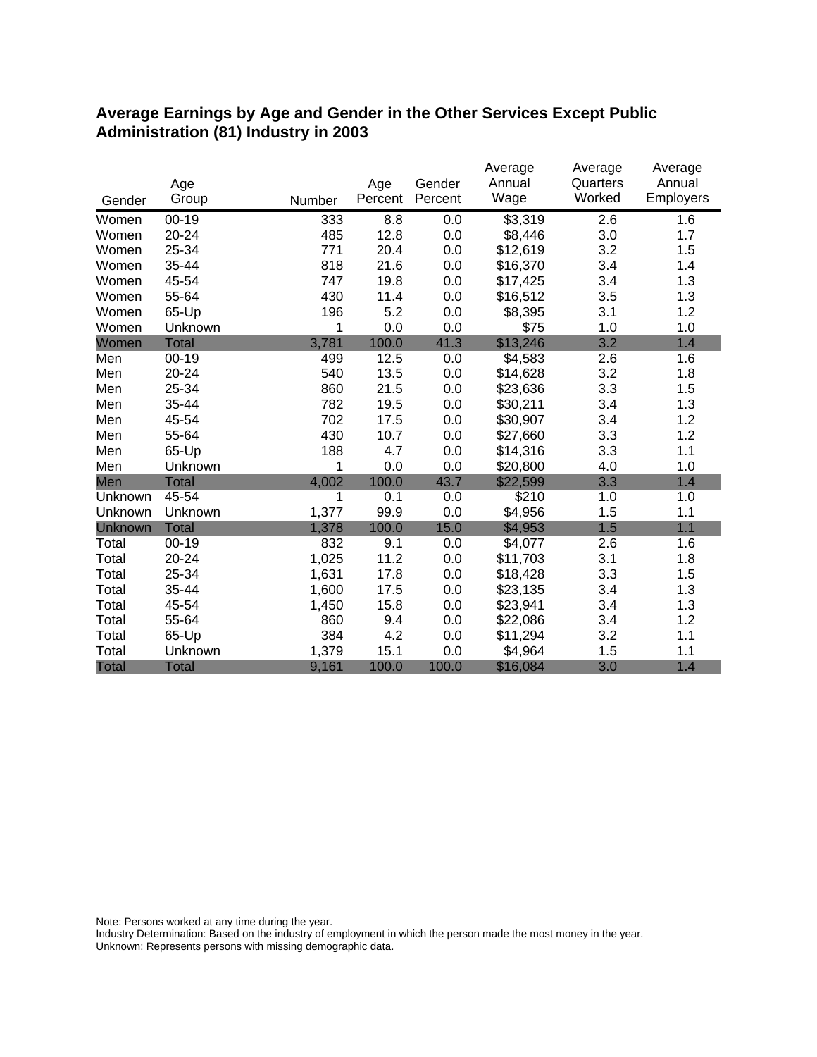## Average Earnings by Age and Gender in the Other Services Except Public Administration (81) Industry in 2003

| Gender | Age Group | Number | Age Percent | Gender Percent | Average Annual Wage | Average Quarters Worked | Average Annual Employers |
|---|---|---|---|---|---|---|---|
| Women | 00-19 | 333 | 8.8 | 0.0 | $3,319 | 2.6 | 1.6 |
| Women | 20-24 | 485 | 12.8 | 0.0 | $8,446 | 3.0 | 1.7 |
| Women | 25-34 | 771 | 20.4 | 0.0 | $12,619 | 3.2 | 1.5 |
| Women | 35-44 | 818 | 21.6 | 0.0 | $16,370 | 3.4 | 1.4 |
| Women | 45-54 | 747 | 19.8 | 0.0 | $17,425 | 3.4 | 1.3 |
| Women | 55-64 | 430 | 11.4 | 0.0 | $16,512 | 3.5 | 1.3 |
| Women | 65-Up | 196 | 5.2 | 0.0 | $8,395 | 3.1 | 1.2 |
| Women | Unknown | 1 | 0.0 | 0.0 | $75 | 1.0 | 1.0 |
| Women | Total | 3,781 | 100.0 | 41.3 | $13,246 | 3.2 | 1.4 |
| Men | 00-19 | 499 | 12.5 | 0.0 | $4,583 | 2.6 | 1.6 |
| Men | 20-24 | 540 | 13.5 | 0.0 | $14,628 | 3.2 | 1.8 |
| Men | 25-34 | 860 | 21.5 | 0.0 | $23,636 | 3.3 | 1.5 |
| Men | 35-44 | 782 | 19.5 | 0.0 | $30,211 | 3.4 | 1.3 |
| Men | 45-54 | 702 | 17.5 | 0.0 | $30,907 | 3.4 | 1.2 |
| Men | 55-64 | 430 | 10.7 | 0.0 | $27,660 | 3.3 | 1.2 |
| Men | 65-Up | 188 | 4.7 | 0.0 | $14,316 | 3.3 | 1.1 |
| Men | Unknown | 1 | 0.0 | 0.0 | $20,800 | 4.0 | 1.0 |
| Men | Total | 4,002 | 100.0 | 43.7 | $22,599 | 3.3 | 1.4 |
| Unknown | 45-54 | 1 | 0.1 | 0.0 | $210 | 1.0 | 1.0 |
| Unknown | Unknown | 1,377 | 99.9 | 0.0 | $4,956 | 1.5 | 1.1 |
| Unknown | Total | 1,378 | 100.0 | 15.0 | $4,953 | 1.5 | 1.1 |
| Total | 00-19 | 832 | 9.1 | 0.0 | $4,077 | 2.6 | 1.6 |
| Total | 20-24 | 1,025 | 11.2 | 0.0 | $11,703 | 3.1 | 1.8 |
| Total | 25-34 | 1,631 | 17.8 | 0.0 | $18,428 | 3.3 | 1.5 |
| Total | 35-44 | 1,600 | 17.5 | 0.0 | $23,135 | 3.4 | 1.3 |
| Total | 45-54 | 1,450 | 15.8 | 0.0 | $23,941 | 3.4 | 1.3 |
| Total | 55-64 | 860 | 9.4 | 0.0 | $22,086 | 3.4 | 1.2 |
| Total | 65-Up | 384 | 4.2 | 0.0 | $11,294 | 3.2 | 1.1 |
| Total | Unknown | 1,379 | 15.1 | 0.0 | $4,964 | 1.5 | 1.1 |
| Total | Total | 9,161 | 100.0 | 100.0 | $16,084 | 3.0 | 1.4 |

Note: Persons worked at any time during the year.
Industry Determination: Based on the industry of employment in which the person made the most money in the year.
Unknown: Represents persons with missing demographic data.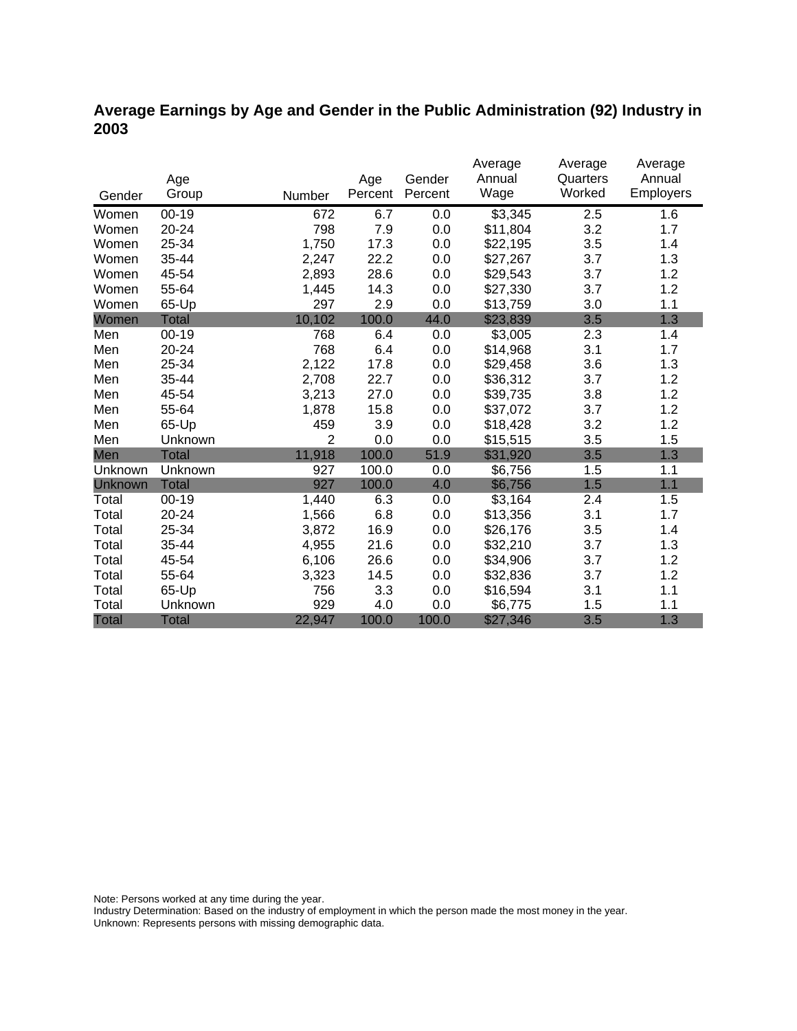## Average Earnings by Age and Gender in the Public Administration (92) Industry in 2003

| Gender | Age Group | Number | Age Percent | Gender Percent | Average Annual Wage | Average Quarters Worked | Average Annual Employers |
|---|---|---|---|---|---|---|---|
| Women | 00-19 | 672 | 6.7 | 0.0 | $3,345 | 2.5 | 1.6 |
| Women | 20-24 | 798 | 7.9 | 0.0 | $11,804 | 3.2 | 1.7 |
| Women | 25-34 | 1,750 | 17.3 | 0.0 | $22,195 | 3.5 | 1.4 |
| Women | 35-44 | 2,247 | 22.2 | 0.0 | $27,267 | 3.7 | 1.3 |
| Women | 45-54 | 2,893 | 28.6 | 0.0 | $29,543 | 3.7 | 1.2 |
| Women | 55-64 | 1,445 | 14.3 | 0.0 | $27,330 | 3.7 | 1.2 |
| Women | 65-Up | 297 | 2.9 | 0.0 | $13,759 | 3.0 | 1.1 |
| Women | Total | 10,102 | 100.0 | 44.0 | $23,839 | 3.5 | 1.3 |
| Men | 00-19 | 768 | 6.4 | 0.0 | $3,005 | 2.3 | 1.4 |
| Men | 20-24 | 768 | 6.4 | 0.0 | $14,968 | 3.1 | 1.7 |
| Men | 25-34 | 2,122 | 17.8 | 0.0 | $29,458 | 3.6 | 1.3 |
| Men | 35-44 | 2,708 | 22.7 | 0.0 | $36,312 | 3.7 | 1.2 |
| Men | 45-54 | 3,213 | 27.0 | 0.0 | $39,735 | 3.8 | 1.2 |
| Men | 55-64 | 1,878 | 15.8 | 0.0 | $37,072 | 3.7 | 1.2 |
| Men | 65-Up | 459 | 3.9 | 0.0 | $18,428 | 3.2 | 1.2 |
| Men | Unknown | 2 | 0.0 | 0.0 | $15,515 | 3.5 | 1.5 |
| Men | Total | 11,918 | 100.0 | 51.9 | $31,920 | 3.5 | 1.3 |
| Unknown | Unknown | 927 | 100.0 | 0.0 | $6,756 | 1.5 | 1.1 |
| Unknown | Total | 927 | 100.0 | 4.0 | $6,756 | 1.5 | 1.1 |
| Total | 00-19 | 1,440 | 6.3 | 0.0 | $3,164 | 2.4 | 1.5 |
| Total | 20-24 | 1,566 | 6.8 | 0.0 | $13,356 | 3.1 | 1.7 |
| Total | 25-34 | 3,872 | 16.9 | 0.0 | $26,176 | 3.5 | 1.4 |
| Total | 35-44 | 4,955 | 21.6 | 0.0 | $32,210 | 3.7 | 1.3 |
| Total | 45-54 | 6,106 | 26.6 | 0.0 | $34,906 | 3.7 | 1.2 |
| Total | 55-64 | 3,323 | 14.5 | 0.0 | $32,836 | 3.7 | 1.2 |
| Total | 65-Up | 756 | 3.3 | 0.0 | $16,594 | 3.1 | 1.1 |
| Total | Unknown | 929 | 4.0 | 0.0 | $6,775 | 1.5 | 1.1 |
| Total | Total | 22,947 | 100.0 | 100.0 | $27,346 | 3.5 | 1.3 |

Note: Persons worked at any time during the year.
Industry Determination: Based on the industry of employment in which the person made the most money in the year.
Unknown: Represents persons with missing demographic data.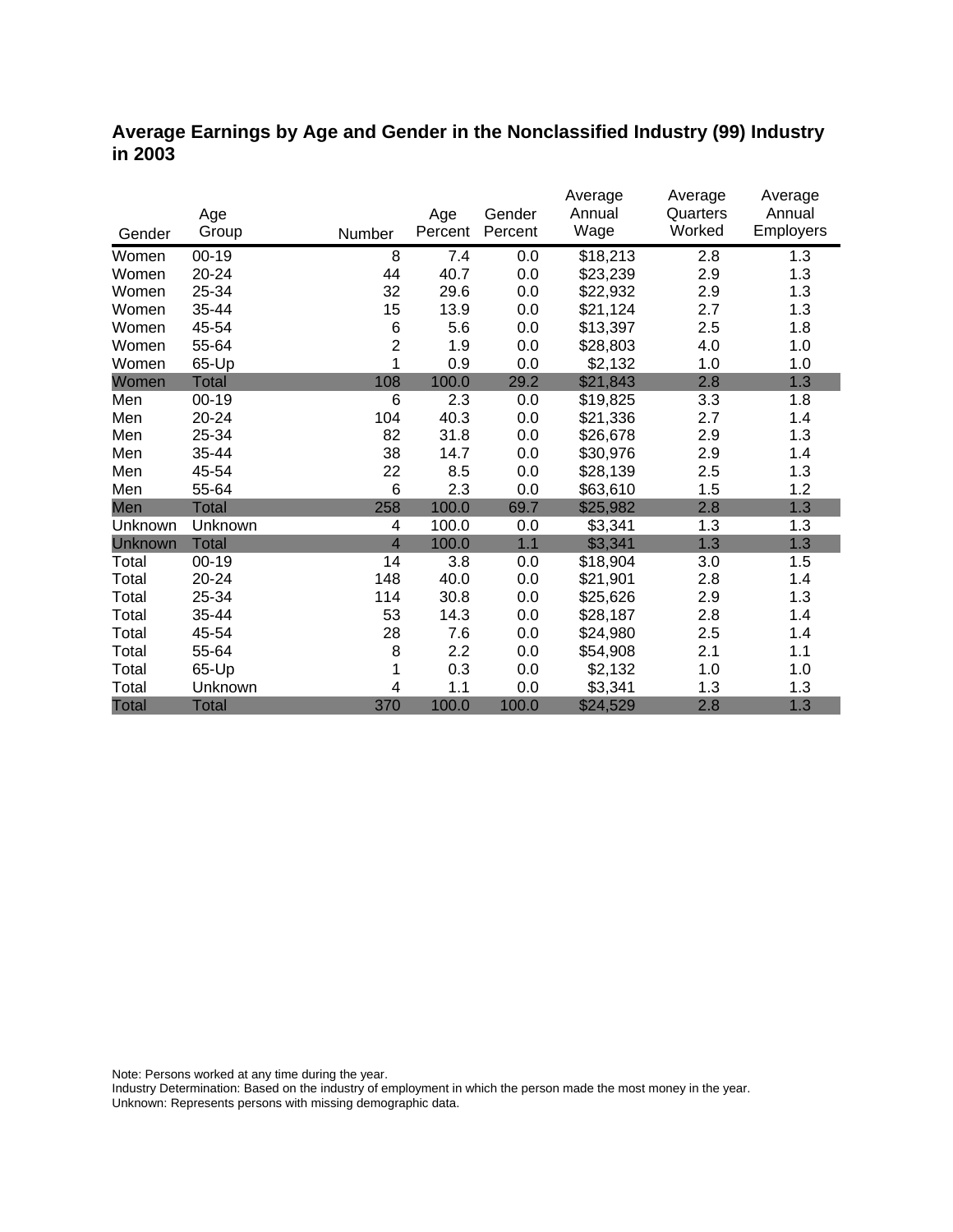## Average Earnings by Age and Gender in the Nonclassified Industry (99) Industry in 2003

| Gender | Age Group | Number | Age Percent | Gender Percent | Average Annual Wage | Average Quarters Worked | Average Annual Employers |
|---|---|---|---|---|---|---|---|
| Women | 00-19 | 8 | 7.4 | 0.0 | $18,213 | 2.8 | 1.3 |
| Women | 20-24 | 44 | 40.7 | 0.0 | $23,239 | 2.9 | 1.3 |
| Women | 25-34 | 32 | 29.6 | 0.0 | $22,932 | 2.9 | 1.3 |
| Women | 35-44 | 15 | 13.9 | 0.0 | $21,124 | 2.7 | 1.3 |
| Women | 45-54 | 6 | 5.6 | 0.0 | $13,397 | 2.5 | 1.8 |
| Women | 55-64 | 2 | 1.9 | 0.0 | $28,803 | 4.0 | 1.0 |
| Women | 65-Up | 1 | 0.9 | 0.0 | $2,132 | 1.0 | 1.0 |
| Women | Total | 108 | 100.0 | 29.2 | $21,843 | 2.8 | 1.3 |
| Men | 00-19 | 6 | 2.3 | 0.0 | $19,825 | 3.3 | 1.8 |
| Men | 20-24 | 104 | 40.3 | 0.0 | $21,336 | 2.7 | 1.4 |
| Men | 25-34 | 82 | 31.8 | 0.0 | $26,678 | 2.9 | 1.3 |
| Men | 35-44 | 38 | 14.7 | 0.0 | $30,976 | 2.9 | 1.4 |
| Men | 45-54 | 22 | 8.5 | 0.0 | $28,139 | 2.5 | 1.3 |
| Men | 55-64 | 6 | 2.3 | 0.0 | $63,610 | 1.5 | 1.2 |
| Men | Total | 258 | 100.0 | 69.7 | $25,982 | 2.8 | 1.3 |
| Unknown | Unknown | 4 | 100.0 | 0.0 | $3,341 | 1.3 | 1.3 |
| Unknown | Total | 4 | 100.0 | 1.1 | $3,341 | 1.3 | 1.3 |
| Total | 00-19 | 14 | 3.8 | 0.0 | $18,904 | 3.0 | 1.5 |
| Total | 20-24 | 148 | 40.0 | 0.0 | $21,901 | 2.8 | 1.4 |
| Total | 25-34 | 114 | 30.8 | 0.0 | $25,626 | 2.9 | 1.3 |
| Total | 35-44 | 53 | 14.3 | 0.0 | $28,187 | 2.8 | 1.4 |
| Total | 45-54 | 28 | 7.6 | 0.0 | $24,980 | 2.5 | 1.4 |
| Total | 55-64 | 8 | 2.2 | 0.0 | $54,908 | 2.1 | 1.1 |
| Total | 65-Up | 1 | 0.3 | 0.0 | $2,132 | 1.0 | 1.0 |
| Total | Unknown | 4 | 1.1 | 0.0 | $3,341 | 1.3 | 1.3 |
| Total | Total | 370 | 100.0 | 100.0 | $24,529 | 2.8 | 1.3 |

Note: Persons worked at any time during the year.
Industry Determination: Based on the industry of employment in which the person made the most money in the year.
Unknown: Represents persons with missing demographic data.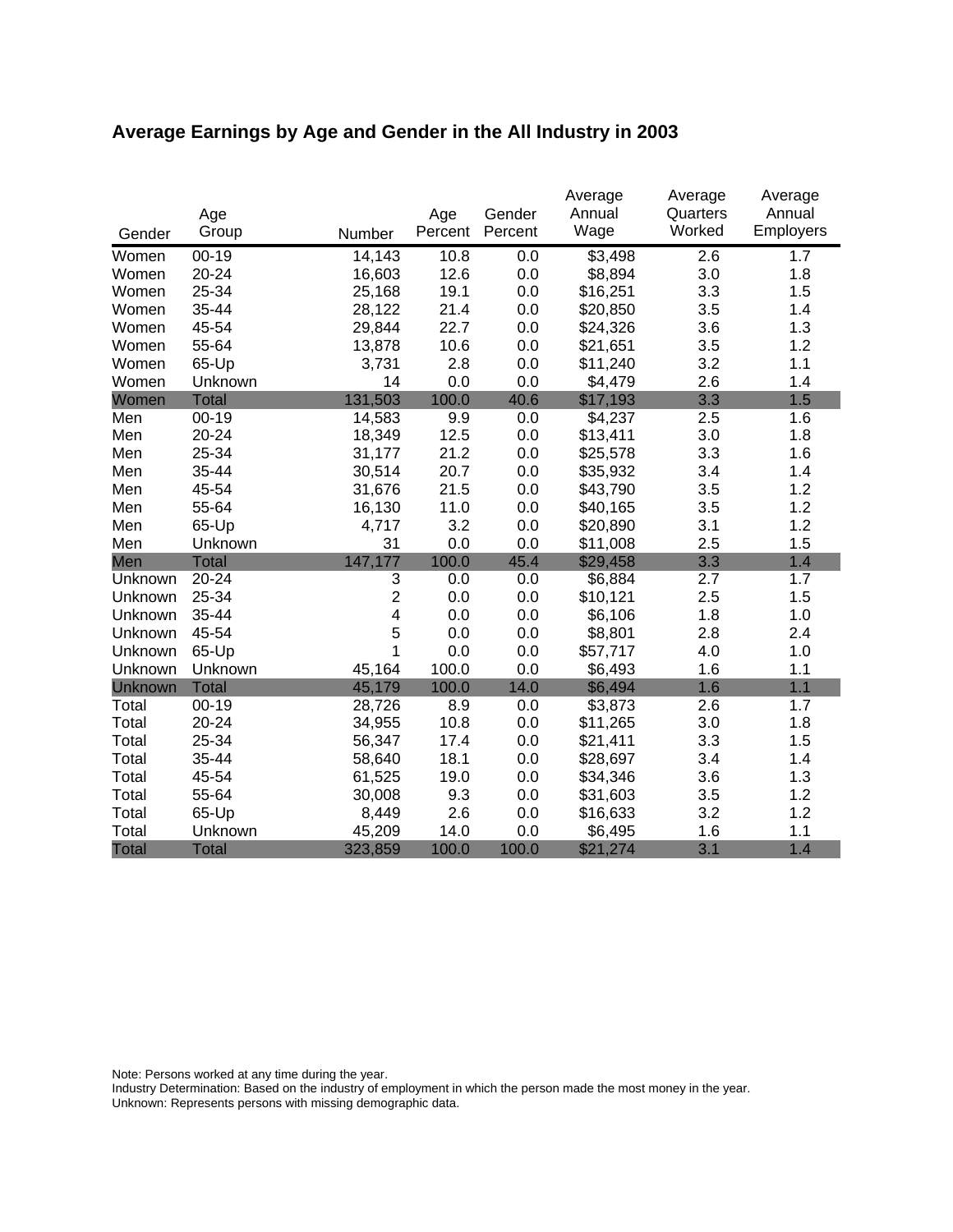# Average Earnings by Age and Gender in the All Industry in 2003

| Gender | Age Group | Number | Age Percent | Gender Percent | Average Annual Wage | Average Quarters Worked | Average Annual Employers |
|---|---|---|---|---|---|---|---|
| Women | 00-19 | 14,143 | 10.8 | 0.0 | $3,498 | 2.6 | 1.7 |
| Women | 20-24 | 16,603 | 12.6 | 0.0 | $8,894 | 3.0 | 1.8 |
| Women | 25-34 | 25,168 | 19.1 | 0.0 | $16,251 | 3.3 | 1.5 |
| Women | 35-44 | 28,122 | 21.4 | 0.0 | $20,850 | 3.5 | 1.4 |
| Women | 45-54 | 29,844 | 22.7 | 0.0 | $24,326 | 3.6 | 1.3 |
| Women | 55-64 | 13,878 | 10.6 | 0.0 | $21,651 | 3.5 | 1.2 |
| Women | 65-Up | 3,731 | 2.8 | 0.0 | $11,240 | 3.2 | 1.1 |
| Women | Unknown | 14 | 0.0 | 0.0 | $4,479 | 2.6 | 1.4 |
| Women | Total | 131,503 | 100.0 | 40.6 | $17,193 | 3.3 | 1.5 |
| Men | 00-19 | 14,583 | 9.9 | 0.0 | $4,237 | 2.5 | 1.6 |
| Men | 20-24 | 18,349 | 12.5 | 0.0 | $13,411 | 3.0 | 1.8 |
| Men | 25-34 | 31,177 | 21.2 | 0.0 | $25,578 | 3.3 | 1.6 |
| Men | 35-44 | 30,514 | 20.7 | 0.0 | $35,932 | 3.4 | 1.4 |
| Men | 45-54 | 31,676 | 21.5 | 0.0 | $43,790 | 3.5 | 1.2 |
| Men | 55-64 | 16,130 | 11.0 | 0.0 | $40,165 | 3.5 | 1.2 |
| Men | 65-Up | 4,717 | 3.2 | 0.0 | $20,890 | 3.1 | 1.2 |
| Men | Unknown | 31 | 0.0 | 0.0 | $11,008 | 2.5 | 1.5 |
| Men | Total | 147,177 | 100.0 | 45.4 | $29,458 | 3.3 | 1.4 |
| Unknown | 20-24 | 3 | 0.0 | 0.0 | $6,884 | 2.7 | 1.7 |
| Unknown | 25-34 | 2 | 0.0 | 0.0 | $10,121 | 2.5 | 1.5 |
| Unknown | 35-44 | 4 | 0.0 | 0.0 | $6,106 | 1.8 | 1.0 |
| Unknown | 45-54 | 5 | 0.0 | 0.0 | $8,801 | 2.8 | 2.4 |
| Unknown | 65-Up | 1 | 0.0 | 0.0 | $57,717 | 4.0 | 1.0 |
| Unknown | Unknown | 45,164 | 100.0 | 0.0 | $6,493 | 1.6 | 1.1 |
| Unknown | Total | 45,179 | 100.0 | 14.0 | $6,494 | 1.6 | 1.1 |
| Total | 00-19 | 28,726 | 8.9 | 0.0 | $3,873 | 2.6 | 1.7 |
| Total | 20-24 | 34,955 | 10.8 | 0.0 | $11,265 | 3.0 | 1.8 |
| Total | 25-34 | 56,347 | 17.4 | 0.0 | $21,411 | 3.3 | 1.5 |
| Total | 35-44 | 58,640 | 18.1 | 0.0 | $28,697 | 3.4 | 1.4 |
| Total | 45-54 | 61,525 | 19.0 | 0.0 | $34,346 | 3.6 | 1.3 |
| Total | 55-64 | 30,008 | 9.3 | 0.0 | $31,603 | 3.5 | 1.2 |
| Total | 65-Up | 8,449 | 2.6 | 0.0 | $16,633 | 3.2 | 1.2 |
| Total | Unknown | 45,209 | 14.0 | 0.0 | $6,495 | 1.6 | 1.1 |
| Total | Total | 323,859 | 100.0 | 100.0 | $21,274 | 3.1 | 1.4 |

Note: Persons worked at any time during the year.
Industry Determination: Based on the industry of employment in which the person made the most money in the year.
Unknown: Represents persons with missing demographic data.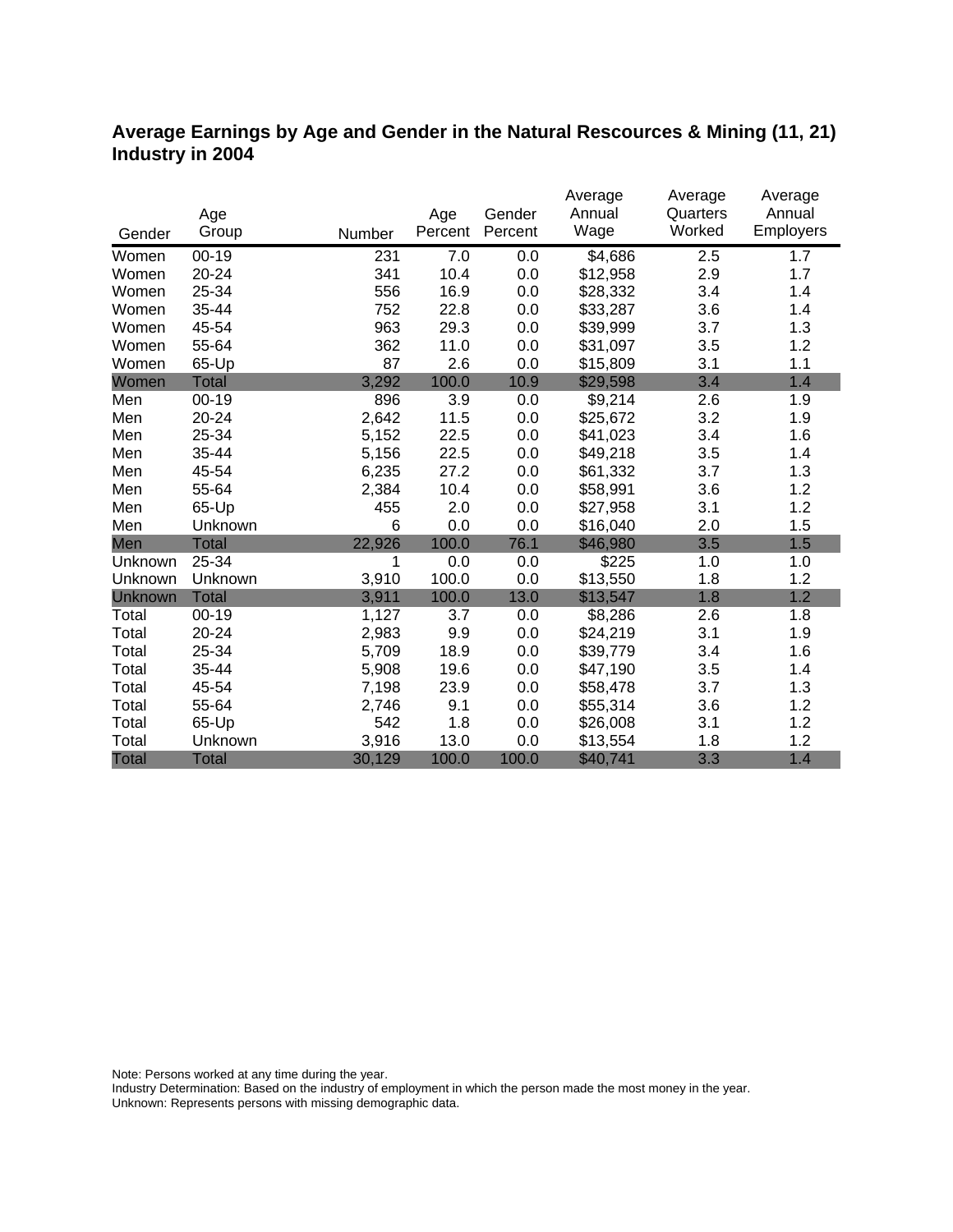# Average Earnings by Age and Gender in the Natural Rescources & Mining (11, 21) Industry in 2004

| Gender | Age Group | Number | Age Percent | Gender Percent | Average Annual Wage | Average Quarters Worked | Average Annual Employers |
|---|---|---|---|---|---|---|---|
| Women | 00-19 | 231 | 7.0 | 0.0 | $4,686 | 2.5 | 1.7 |
| Women | 20-24 | 341 | 10.4 | 0.0 | $12,958 | 2.9 | 1.7 |
| Women | 25-34 | 556 | 16.9 | 0.0 | $28,332 | 3.4 | 1.4 |
| Women | 35-44 | 752 | 22.8 | 0.0 | $33,287 | 3.6 | 1.4 |
| Women | 45-54 | 963 | 29.3 | 0.0 | $39,999 | 3.7 | 1.3 |
| Women | 55-64 | 362 | 11.0 | 0.0 | $31,097 | 3.5 | 1.2 |
| Women | 65-Up | 87 | 2.6 | 0.0 | $15,809 | 3.1 | 1.1 |
| Women | Total | 3,292 | 100.0 | 10.9 | $29,598 | 3.4 | 1.4 |
| Men | 00-19 | 896 | 3.9 | 0.0 | $9,214 | 2.6 | 1.9 |
| Men | 20-24 | 2,642 | 11.5 | 0.0 | $25,672 | 3.2 | 1.9 |
| Men | 25-34 | 5,152 | 22.5 | 0.0 | $41,023 | 3.4 | 1.6 |
| Men | 35-44 | 5,156 | 22.5 | 0.0 | $49,218 | 3.5 | 1.4 |
| Men | 45-54 | 6,235 | 27.2 | 0.0 | $61,332 | 3.7 | 1.3 |
| Men | 55-64 | 2,384 | 10.4 | 0.0 | $58,991 | 3.6 | 1.2 |
| Men | 65-Up | 455 | 2.0 | 0.0 | $27,958 | 3.1 | 1.2 |
| Men | Unknown | 6 | 0.0 | 0.0 | $16,040 | 2.0 | 1.5 |
| Men | Total | 22,926 | 100.0 | 76.1 | $46,980 | 3.5 | 1.5 |
| Unknown | 25-34 | 1 | 0.0 | 0.0 | $225 | 1.0 | 1.0 |
| Unknown | Unknown | 3,910 | 100.0 | 0.0 | $13,550 | 1.8 | 1.2 |
| Unknown | Total | 3,911 | 100.0 | 13.0 | $13,547 | 1.8 | 1.2 |
| Total | 00-19 | 1,127 | 3.7 | 0.0 | $8,286 | 2.6 | 1.8 |
| Total | 20-24 | 2,983 | 9.9 | 0.0 | $24,219 | 3.1 | 1.9 |
| Total | 25-34 | 5,709 | 18.9 | 0.0 | $39,779 | 3.4 | 1.6 |
| Total | 35-44 | 5,908 | 19.6 | 0.0 | $47,190 | 3.5 | 1.4 |
| Total | 45-54 | 7,198 | 23.9 | 0.0 | $58,478 | 3.7 | 1.3 |
| Total | 55-64 | 2,746 | 9.1 | 0.0 | $55,314 | 3.6 | 1.2 |
| Total | 65-Up | 542 | 1.8 | 0.0 | $26,008 | 3.1 | 1.2 |
| Total | Unknown | 3,916 | 13.0 | 0.0 | $13,554 | 1.8 | 1.2 |
| Total | Total | 30,129 | 100.0 | 100.0 | $40,741 | 3.3 | 1.4 |

Note: Persons worked at any time during the year.
Industry Determination: Based on the industry of employment in which the person made the most money in the year.
Unknown: Represents persons with missing demographic data.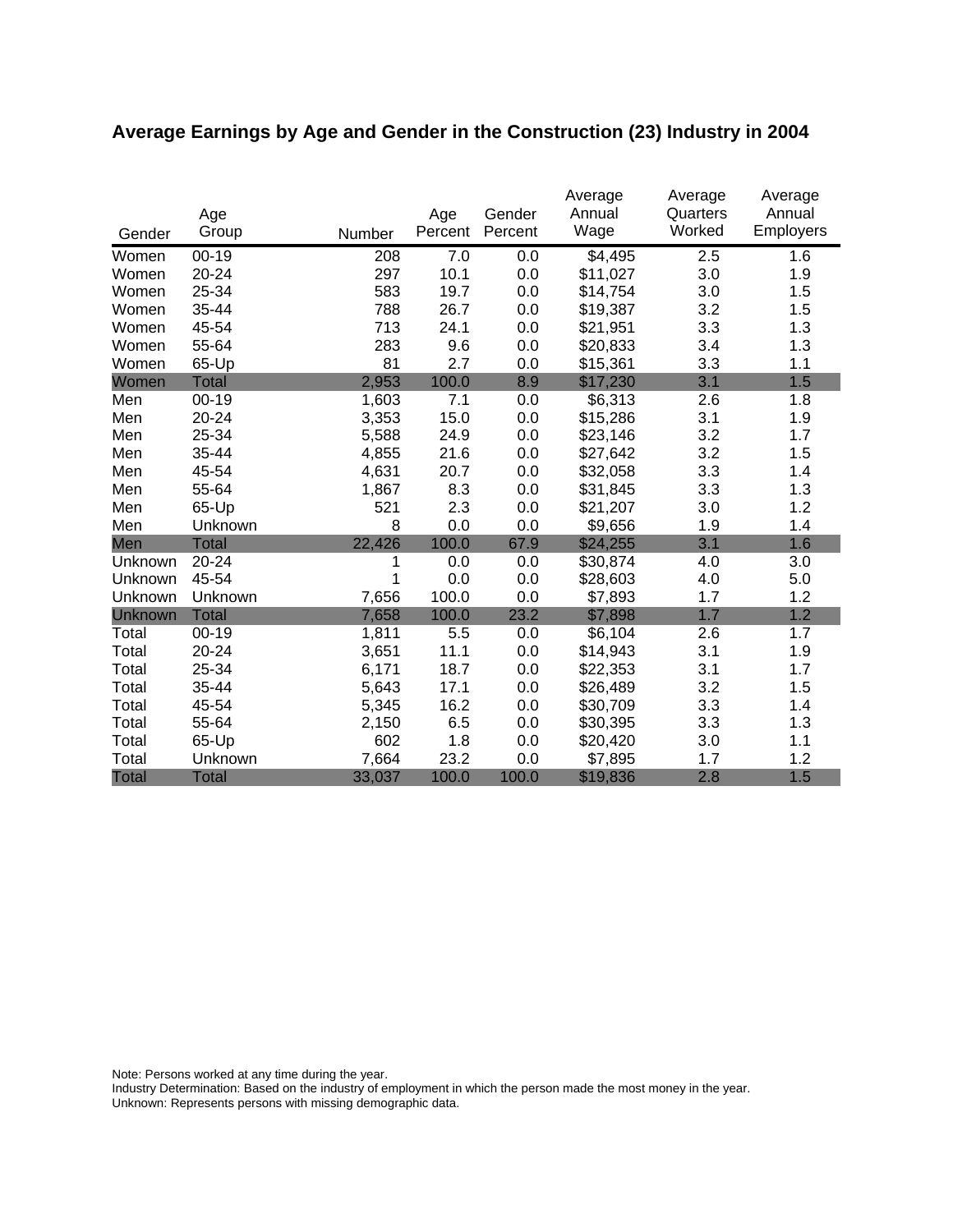# Average Earnings by Age and Gender in the Construction (23) Industry in 2004

| Gender | Age Group | Number | Age Percent | Gender Percent | Average Annual Wage | Average Quarters Worked | Average Annual Employers |
|---|---|---|---|---|---|---|---|
| Women | 00-19 | 208 | 7.0 | 0.0 | $4,495 | 2.5 | 1.6 |
| Women | 20-24 | 297 | 10.1 | 0.0 | $11,027 | 3.0 | 1.9 |
| Women | 25-34 | 583 | 19.7 | 0.0 | $14,754 | 3.0 | 1.5 |
| Women | 35-44 | 788 | 26.7 | 0.0 | $19,387 | 3.2 | 1.5 |
| Women | 45-54 | 713 | 24.1 | 0.0 | $21,951 | 3.3 | 1.3 |
| Women | 55-64 | 283 | 9.6 | 0.0 | $20,833 | 3.4 | 1.3 |
| Women | 65-Up | 81 | 2.7 | 0.0 | $15,361 | 3.3 | 1.1 |
| Women | Total | 2,953 | 100.0 | 8.9 | $17,230 | 3.1 | 1.5 |
| Men | 00-19 | 1,603 | 7.1 | 0.0 | $6,313 | 2.6 | 1.8 |
| Men | 20-24 | 3,353 | 15.0 | 0.0 | $15,286 | 3.1 | 1.9 |
| Men | 25-34 | 5,588 | 24.9 | 0.0 | $23,146 | 3.2 | 1.7 |
| Men | 35-44 | 4,855 | 21.6 | 0.0 | $27,642 | 3.2 | 1.5 |
| Men | 45-54 | 4,631 | 20.7 | 0.0 | $32,058 | 3.3 | 1.4 |
| Men | 55-64 | 1,867 | 8.3 | 0.0 | $31,845 | 3.3 | 1.3 |
| Men | 65-Up | 521 | 2.3 | 0.0 | $21,207 | 3.0 | 1.2 |
| Men | Unknown | 8 | 0.0 | 0.0 | $9,656 | 1.9 | 1.4 |
| Men | Total | 22,426 | 100.0 | 67.9 | $24,255 | 3.1 | 1.6 |
| Unknown | 20-24 | 1 | 0.0 | 0.0 | $30,874 | 4.0 | 3.0 |
| Unknown | 45-54 | 1 | 0.0 | 0.0 | $28,603 | 4.0 | 5.0 |
| Unknown | Unknown | 7,656 | 100.0 | 0.0 | $7,893 | 1.7 | 1.2 |
| Unknown | Total | 7,658 | 100.0 | 23.2 | $7,898 | 1.7 | 1.2 |
| Total | 00-19 | 1,811 | 5.5 | 0.0 | $6,104 | 2.6 | 1.7 |
| Total | 20-24 | 3,651 | 11.1 | 0.0 | $14,943 | 3.1 | 1.9 |
| Total | 25-34 | 6,171 | 18.7 | 0.0 | $22,353 | 3.1 | 1.7 |
| Total | 35-44 | 5,643 | 17.1 | 0.0 | $26,489 | 3.2 | 1.5 |
| Total | 45-54 | 5,345 | 16.2 | 0.0 | $30,709 | 3.3 | 1.4 |
| Total | 55-64 | 2,150 | 6.5 | 0.0 | $30,395 | 3.3 | 1.3 |
| Total | 65-Up | 602 | 1.8 | 0.0 | $20,420 | 3.0 | 1.1 |
| Total | Unknown | 7,664 | 23.2 | 0.0 | $7,895 | 1.7 | 1.2 |
| Total | Total | 33,037 | 100.0 | 100.0 | $19,836 | 2.8 | 1.5 |

Note: Persons worked at any time during the year.
Industry Determination: Based on the industry of employment in which the person made the most money in the year.
Unknown: Represents persons with missing demographic data.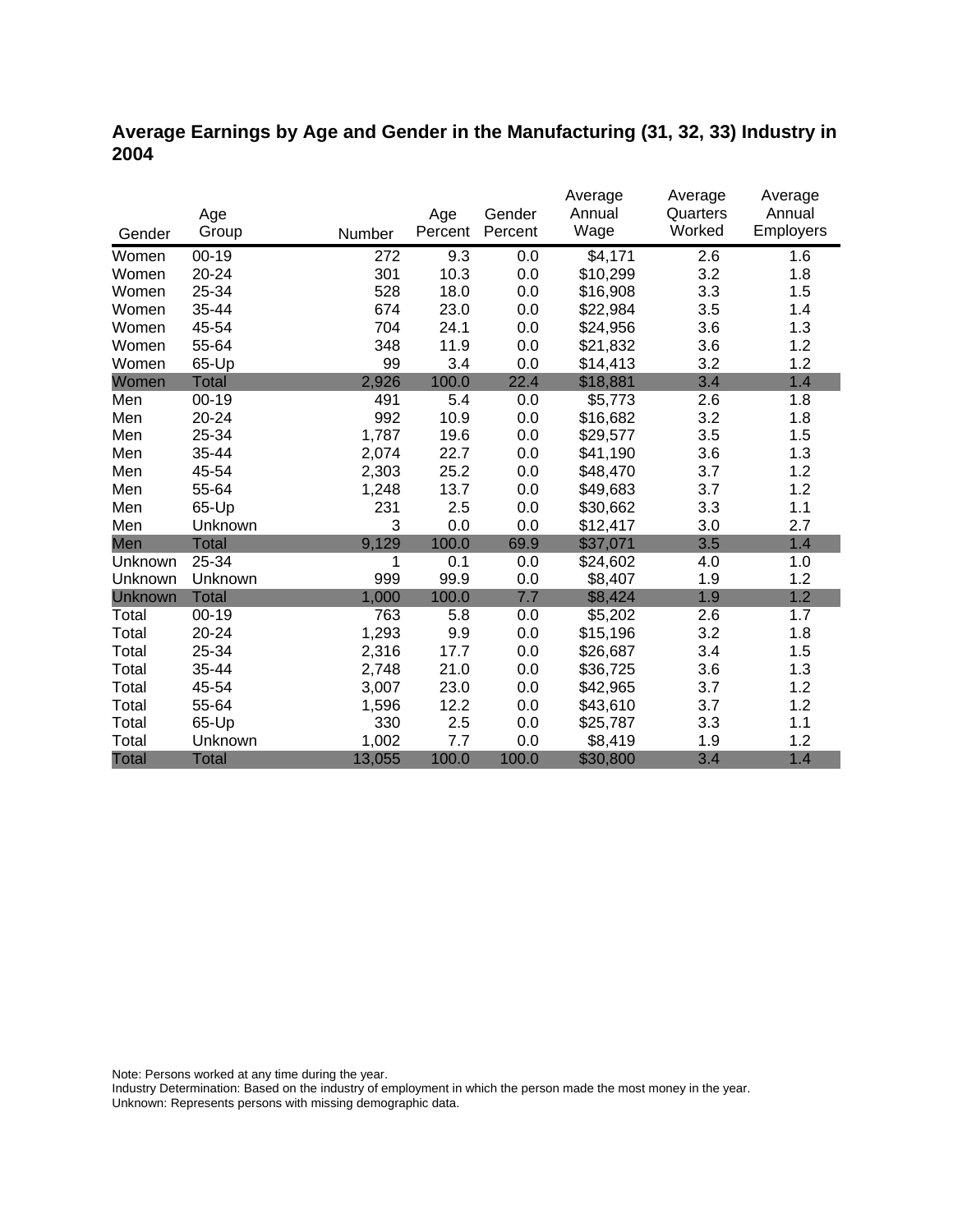## Average Earnings by Age and Gender in the Manufacturing (31, 32, 33) Industry in 2004

| Gender | Age Group | Number | Age Percent | Gender Percent | Average Annual Wage | Average Quarters Worked | Average Annual Employers |
|---|---|---|---|---|---|---|---|
| Women | 00-19 | 272 | 9.3 | 0.0 | $4,171 | 2.6 | 1.6 |
| Women | 20-24 | 301 | 10.3 | 0.0 | $10,299 | 3.2 | 1.8 |
| Women | 25-34 | 528 | 18.0 | 0.0 | $16,908 | 3.3 | 1.5 |
| Women | 35-44 | 674 | 23.0 | 0.0 | $22,984 | 3.5 | 1.4 |
| Women | 45-54 | 704 | 24.1 | 0.0 | $24,956 | 3.6 | 1.3 |
| Women | 55-64 | 348 | 11.9 | 0.0 | $21,832 | 3.6 | 1.2 |
| Women | 65-Up | 99 | 3.4 | 0.0 | $14,413 | 3.2 | 1.2 |
| Women | Total | 2,926 | 100.0 | 22.4 | $18,881 | 3.4 | 1.4 |
| Men | 00-19 | 491 | 5.4 | 0.0 | $5,773 | 2.6 | 1.8 |
| Men | 20-24 | 992 | 10.9 | 0.0 | $16,682 | 3.2 | 1.8 |
| Men | 25-34 | 1,787 | 19.6 | 0.0 | $29,577 | 3.5 | 1.5 |
| Men | 35-44 | 2,074 | 22.7 | 0.0 | $41,190 | 3.6 | 1.3 |
| Men | 45-54 | 2,303 | 25.2 | 0.0 | $48,470 | 3.7 | 1.2 |
| Men | 55-64 | 1,248 | 13.7 | 0.0 | $49,683 | 3.7 | 1.2 |
| Men | 65-Up | 231 | 2.5 | 0.0 | $30,662 | 3.3 | 1.1 |
| Men | Unknown | 3 | 0.0 | 0.0 | $12,417 | 3.0 | 2.7 |
| Men | Total | 9,129 | 100.0 | 69.9 | $37,071 | 3.5 | 1.4 |
| Unknown | 25-34 | 1 | 0.1 | 0.0 | $24,602 | 4.0 | 1.0 |
| Unknown | Unknown | 999 | 99.9 | 0.0 | $8,407 | 1.9 | 1.2 |
| Unknown | Total | 1,000 | 100.0 | 7.7 | $8,424 | 1.9 | 1.2 |
| Total | 00-19 | 763 | 5.8 | 0.0 | $5,202 | 2.6 | 1.7 |
| Total | 20-24 | 1,293 | 9.9 | 0.0 | $15,196 | 3.2 | 1.8 |
| Total | 25-34 | 2,316 | 17.7 | 0.0 | $26,687 | 3.4 | 1.5 |
| Total | 35-44 | 2,748 | 21.0 | 0.0 | $36,725 | 3.6 | 1.3 |
| Total | 45-54 | 3,007 | 23.0 | 0.0 | $42,965 | 3.7 | 1.2 |
| Total | 55-64 | 1,596 | 12.2 | 0.0 | $43,610 | 3.7 | 1.2 |
| Total | 65-Up | 330 | 2.5 | 0.0 | $25,787 | 3.3 | 1.1 |
| Total | Unknown | 1,002 | 7.7 | 0.0 | $8,419 | 1.9 | 1.2 |
| Total | Total | 13,055 | 100.0 | 100.0 | $30,800 | 3.4 | 1.4 |

Note: Persons worked at any time during the year.
Industry Determination: Based on the industry of employment in which the person made the most money in the year.
Unknown: Represents persons with missing demographic data.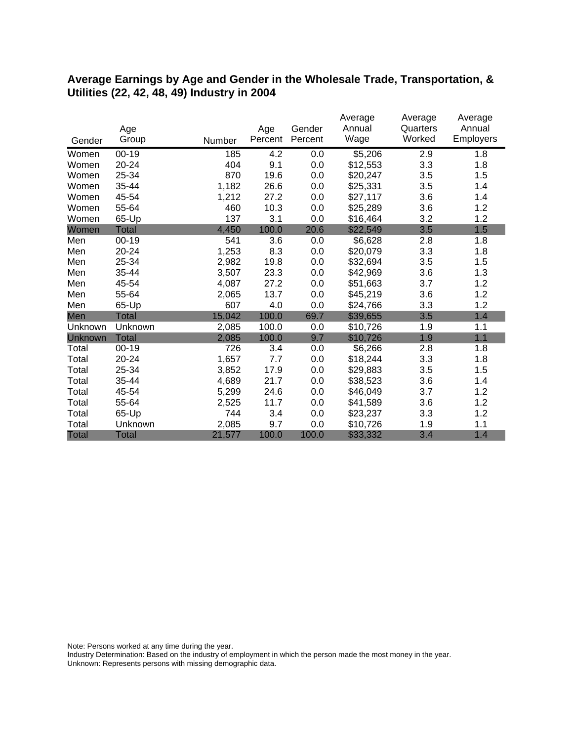## Average Earnings by Age and Gender in the Wholesale Trade, Transportation, & Utilities (22, 42, 48, 49) Industry in 2004

| Gender | Age Group | Number | Age Percent | Gender Percent | Average Annual Wage | Average Quarters Worked | Average Annual Employers |
|---|---|---|---|---|---|---|---|
| Women | 00-19 | 185 | 4.2 | 0.0 | $5,206 | 2.9 | 1.8 |
| Women | 20-24 | 404 | 9.1 | 0.0 | $12,553 | 3.3 | 1.8 |
| Women | 25-34 | 870 | 19.6 | 0.0 | $20,247 | 3.5 | 1.5 |
| Women | 35-44 | 1,182 | 26.6 | 0.0 | $25,331 | 3.5 | 1.4 |
| Women | 45-54 | 1,212 | 27.2 | 0.0 | $27,117 | 3.6 | 1.4 |
| Women | 55-64 | 460 | 10.3 | 0.0 | $25,289 | 3.6 | 1.2 |
| Women | 65-Up | 137 | 3.1 | 0.0 | $16,464 | 3.2 | 1.2 |
| Women | Total | 4,450 | 100.0 | 20.6 | $22,549 | 3.5 | 1.5 |
| Men | 00-19 | 541 | 3.6 | 0.0 | $6,628 | 2.8 | 1.8 |
| Men | 20-24 | 1,253 | 8.3 | 0.0 | $20,079 | 3.3 | 1.8 |
| Men | 25-34 | 2,982 | 19.8 | 0.0 | $32,694 | 3.5 | 1.5 |
| Men | 35-44 | 3,507 | 23.3 | 0.0 | $42,969 | 3.6 | 1.3 |
| Men | 45-54 | 4,087 | 27.2 | 0.0 | $51,663 | 3.7 | 1.2 |
| Men | 55-64 | 2,065 | 13.7 | 0.0 | $45,219 | 3.6 | 1.2 |
| Men | 65-Up | 607 | 4.0 | 0.0 | $24,766 | 3.3 | 1.2 |
| Men | Total | 15,042 | 100.0 | 69.7 | $39,655 | 3.5 | 1.4 |
| Unknown | Unknown | 2,085 | 100.0 | 0.0 | $10,726 | 1.9 | 1.1 |
| Unknown | Total | 2,085 | 100.0 | 9.7 | $10,726 | 1.9 | 1.1 |
| Total | 00-19 | 726 | 3.4 | 0.0 | $6,266 | 2.8 | 1.8 |
| Total | 20-24 | 1,657 | 7.7 | 0.0 | $18,244 | 3.3 | 1.8 |
| Total | 25-34 | 3,852 | 17.9 | 0.0 | $29,883 | 3.5 | 1.5 |
| Total | 35-44 | 4,689 | 21.7 | 0.0 | $38,523 | 3.6 | 1.4 |
| Total | 45-54 | 5,299 | 24.6 | 0.0 | $46,049 | 3.7 | 1.2 |
| Total | 55-64 | 2,525 | 11.7 | 0.0 | $41,589 | 3.6 | 1.2 |
| Total | 65-Up | 744 | 3.4 | 0.0 | $23,237 | 3.3 | 1.2 |
| Total | Unknown | 2,085 | 9.7 | 0.0 | $10,726 | 1.9 | 1.1 |
| Total | Total | 21,577 | 100.0 | 100.0 | $33,332 | 3.4 | 1.4 |

Note: Persons worked at any time during the year.
Industry Determination: Based on the industry of employment in which the person made the most money in the year.
Unknown: Represents persons with missing demographic data.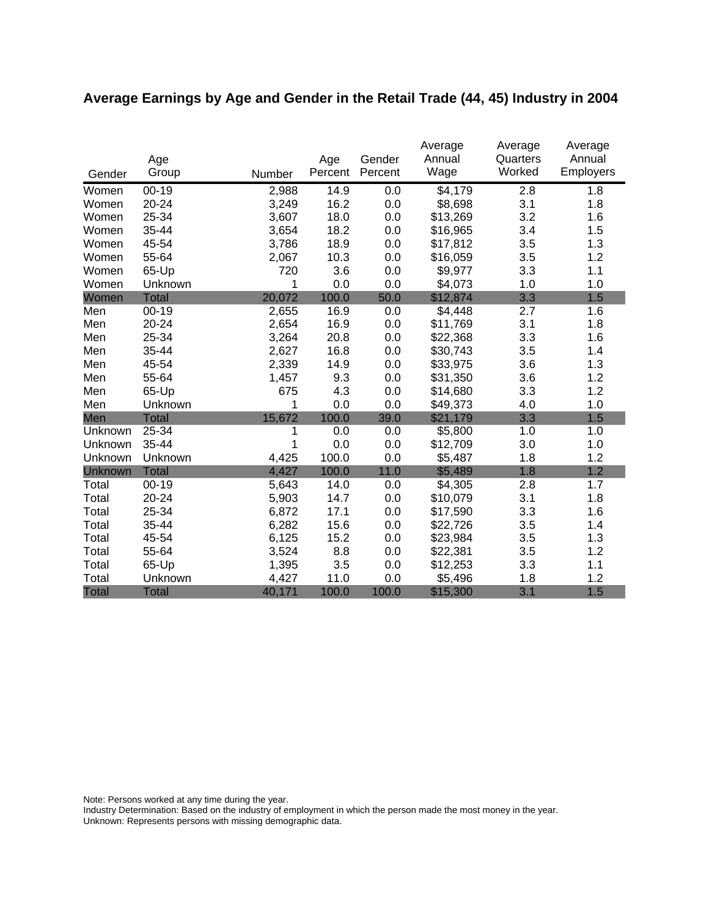## Average Earnings by Age and Gender in the Retail Trade (44, 45) Industry in 2004

| Gender | Age Group | Number | Age Percent | Gender Percent | Average Annual Wage | Average Quarters Worked | Average Annual Employers |
|---|---|---|---|---|---|---|---|
| Women | 00-19 | 2,988 | 14.9 | 0.0 | $4,179 | 2.8 | 1.8 |
| Women | 20-24 | 3,249 | 16.2 | 0.0 | $8,698 | 3.1 | 1.8 |
| Women | 25-34 | 3,607 | 18.0 | 0.0 | $13,269 | 3.2 | 1.6 |
| Women | 35-44 | 3,654 | 18.2 | 0.0 | $16,965 | 3.4 | 1.5 |
| Women | 45-54 | 3,786 | 18.9 | 0.0 | $17,812 | 3.5 | 1.3 |
| Women | 55-64 | 2,067 | 10.3 | 0.0 | $16,059 | 3.5 | 1.2 |
| Women | 65-Up | 720 | 3.6 | 0.0 | $9,977 | 3.3 | 1.1 |
| Women | Unknown | 1 | 0.0 | 0.0 | $4,073 | 1.0 | 1.0 |
| Women | Total | 20,072 | 100.0 | 50.0 | $12,874 | 3.3 | 1.5 |
| Men | 00-19 | 2,655 | 16.9 | 0.0 | $4,448 | 2.7 | 1.6 |
| Men | 20-24 | 2,654 | 16.9 | 0.0 | $11,769 | 3.1 | 1.8 |
| Men | 25-34 | 3,264 | 20.8 | 0.0 | $22,368 | 3.3 | 1.6 |
| Men | 35-44 | 2,627 | 16.8 | 0.0 | $30,743 | 3.5 | 1.4 |
| Men | 45-54 | 2,339 | 14.9 | 0.0 | $33,975 | 3.6 | 1.3 |
| Men | 55-64 | 1,457 | 9.3 | 0.0 | $31,350 | 3.6 | 1.2 |
| Men | 65-Up | 675 | 4.3 | 0.0 | $14,680 | 3.3 | 1.2 |
| Men | Unknown | 1 | 0.0 | 0.0 | $49,373 | 4.0 | 1.0 |
| Men | Total | 15,672 | 100.0 | 39.0 | $21,179 | 3.3 | 1.5 |
| Unknown | 25-34 | 1 | 0.0 | 0.0 | $5,800 | 1.0 | 1.0 |
| Unknown | 35-44 | 1 | 0.0 | 0.0 | $12,709 | 3.0 | 1.0 |
| Unknown | Unknown | 4,425 | 100.0 | 0.0 | $5,487 | 1.8 | 1.2 |
| Unknown | Total | 4,427 | 100.0 | 11.0 | $5,489 | 1.8 | 1.2 |
| Total | 00-19 | 5,643 | 14.0 | 0.0 | $4,305 | 2.8 | 1.7 |
| Total | 20-24 | 5,903 | 14.7 | 0.0 | $10,079 | 3.1 | 1.8 |
| Total | 25-34 | 6,872 | 17.1 | 0.0 | $17,590 | 3.3 | 1.6 |
| Total | 35-44 | 6,282 | 15.6 | 0.0 | $22,726 | 3.5 | 1.4 |
| Total | 45-54 | 6,125 | 15.2 | 0.0 | $23,984 | 3.5 | 1.3 |
| Total | 55-64 | 3,524 | 8.8 | 0.0 | $22,381 | 3.5 | 1.2 |
| Total | 65-Up | 1,395 | 3.5 | 0.0 | $12,253 | 3.3 | 1.1 |
| Total | Unknown | 4,427 | 11.0 | 0.0 | $5,496 | 1.8 | 1.2 |
| Total | Total | 40,171 | 100.0 | 100.0 | $15,300 | 3.1 | 1.5 |

Note: Persons worked at any time during the year.
Industry Determination: Based on the industry of employment in which the person made the most money in the year.
Unknown: Represents persons with missing demographic data.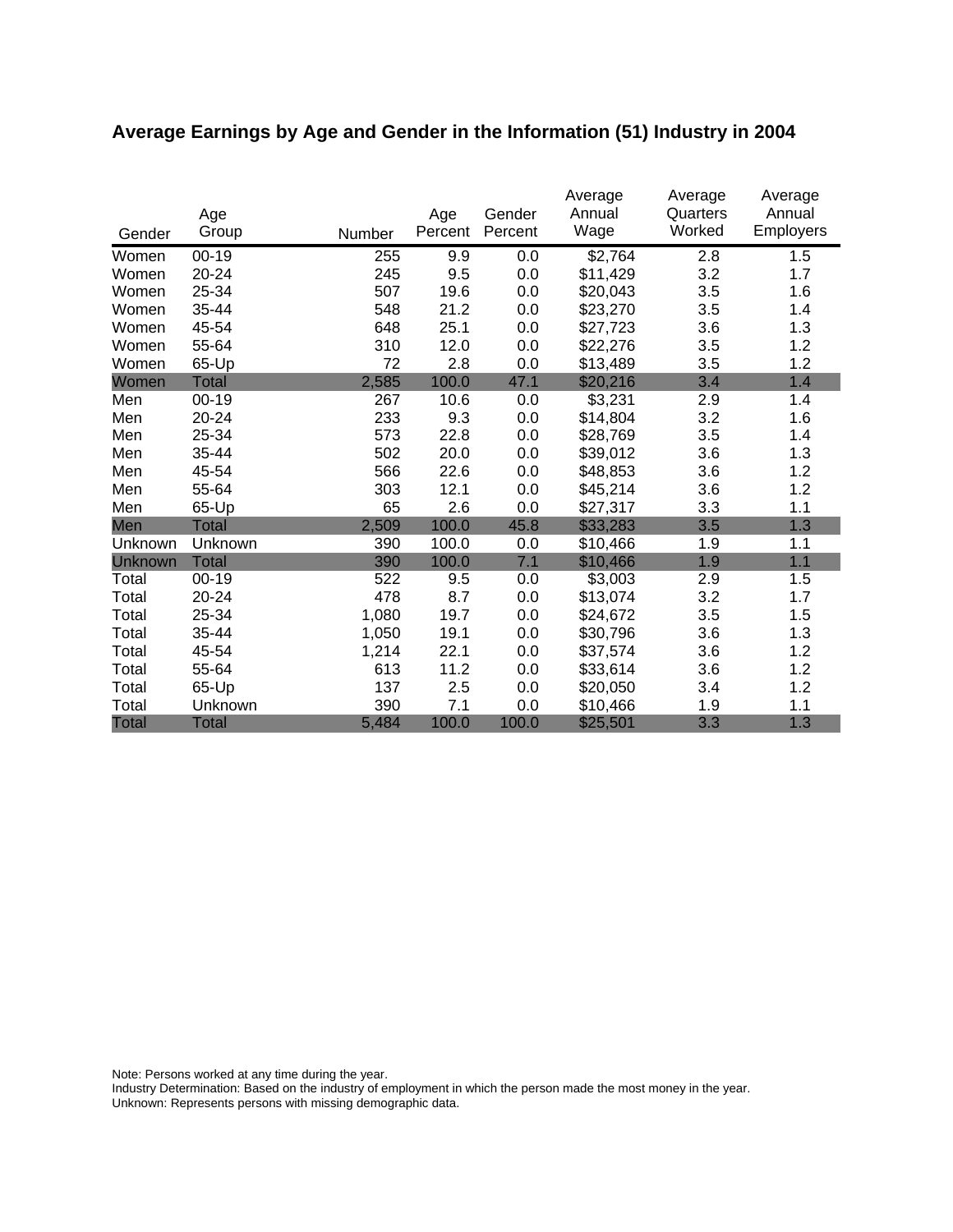## Average Earnings by Age and Gender in the Information (51) Industry in 2004

| Gender | Age Group | Number | Age Percent | Gender Percent | Average Annual Wage | Average Quarters Worked | Average Annual Employers |
|---|---|---|---|---|---|---|---|
| Women | 00-19 | 255 | 9.9 | 0.0 | $2,764 | 2.8 | 1.5 |
| Women | 20-24 | 245 | 9.5 | 0.0 | $11,429 | 3.2 | 1.7 |
| Women | 25-34 | 507 | 19.6 | 0.0 | $20,043 | 3.5 | 1.6 |
| Women | 35-44 | 548 | 21.2 | 0.0 | $23,270 | 3.5 | 1.4 |
| Women | 45-54 | 648 | 25.1 | 0.0 | $27,723 | 3.6 | 1.3 |
| Women | 55-64 | 310 | 12.0 | 0.0 | $22,276 | 3.5 | 1.2 |
| Women | 65-Up | 72 | 2.8 | 0.0 | $13,489 | 3.5 | 1.2 |
| Women | Total | 2,585 | 100.0 | 47.1 | $20,216 | 3.4 | 1.4 |
| Men | 00-19 | 267 | 10.6 | 0.0 | $3,231 | 2.9 | 1.4 |
| Men | 20-24 | 233 | 9.3 | 0.0 | $14,804 | 3.2 | 1.6 |
| Men | 25-34 | 573 | 22.8 | 0.0 | $28,769 | 3.5 | 1.4 |
| Men | 35-44 | 502 | 20.0 | 0.0 | $39,012 | 3.6 | 1.3 |
| Men | 45-54 | 566 | 22.6 | 0.0 | $48,853 | 3.6 | 1.2 |
| Men | 55-64 | 303 | 12.1 | 0.0 | $45,214 | 3.6 | 1.2 |
| Men | 65-Up | 65 | 2.6 | 0.0 | $27,317 | 3.3 | 1.1 |
| Men | Total | 2,509 | 100.0 | 45.8 | $33,283 | 3.5 | 1.3 |
| Unknown | Unknown | 390 | 100.0 | 0.0 | $10,466 | 1.9 | 1.1 |
| Unknown | Total | 390 | 100.0 | 7.1 | $10,466 | 1.9 | 1.1 |
| Total | 00-19 | 522 | 9.5 | 0.0 | $3,003 | 2.9 | 1.5 |
| Total | 20-24 | 478 | 8.7 | 0.0 | $13,074 | 3.2 | 1.7 |
| Total | 25-34 | 1,080 | 19.7 | 0.0 | $24,672 | 3.5 | 1.5 |
| Total | 35-44 | 1,050 | 19.1 | 0.0 | $30,796 | 3.6 | 1.3 |
| Total | 45-54 | 1,214 | 22.1 | 0.0 | $37,574 | 3.6 | 1.2 |
| Total | 55-64 | 613 | 11.2 | 0.0 | $33,614 | 3.6 | 1.2 |
| Total | 65-Up | 137 | 2.5 | 0.0 | $20,050 | 3.4 | 1.2 |
| Total | Unknown | 390 | 7.1 | 0.0 | $10,466 | 1.9 | 1.1 |
| Total | Total | 5,484 | 100.0 | 100.0 | $25,501 | 3.3 | 1.3 |

Note: Persons worked at any time during the year.
Industry Determination: Based on the industry of employment in which the person made the most money in the year.
Unknown: Represents persons with missing demographic data.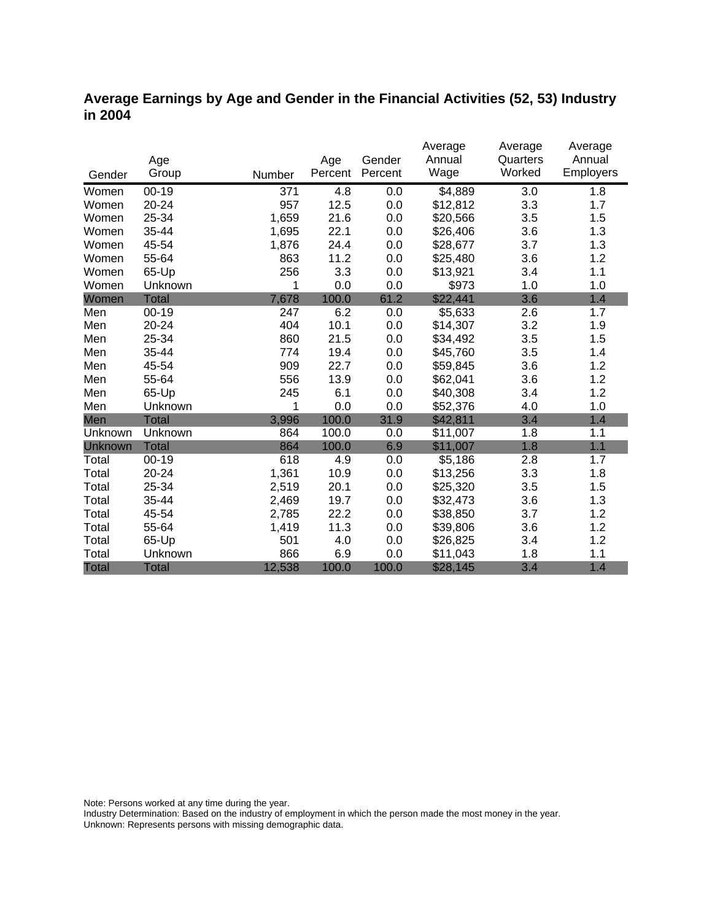## Average Earnings by Age and Gender in the Financial Activities (52, 53) Industry in 2004

| Gender | Age Group | Number | Age Percent | Gender Percent | Average Annual Wage | Average Quarters Worked | Average Annual Employers |
|---|---|---|---|---|---|---|---|
| Women | 00-19 | 371 | 4.8 | 0.0 | $4,889 | 3.0 | 1.8 |
| Women | 20-24 | 957 | 12.5 | 0.0 | $12,812 | 3.3 | 1.7 |
| Women | 25-34 | 1,659 | 21.6 | 0.0 | $20,566 | 3.5 | 1.5 |
| Women | 35-44 | 1,695 | 22.1 | 0.0 | $26,406 | 3.6 | 1.3 |
| Women | 45-54 | 1,876 | 24.4 | 0.0 | $28,677 | 3.7 | 1.3 |
| Women | 55-64 | 863 | 11.2 | 0.0 | $25,480 | 3.6 | 1.2 |
| Women | 65-Up | 256 | 3.3 | 0.0 | $13,921 | 3.4 | 1.1 |
| Women | Unknown | 1 | 0.0 | 0.0 | $973 | 1.0 | 1.0 |
| Women | Total | 7,678 | 100.0 | 61.2 | $22,441 | 3.6 | 1.4 |
| Men | 00-19 | 247 | 6.2 | 0.0 | $5,633 | 2.6 | 1.7 |
| Men | 20-24 | 404 | 10.1 | 0.0 | $14,307 | 3.2 | 1.9 |
| Men | 25-34 | 860 | 21.5 | 0.0 | $34,492 | 3.5 | 1.5 |
| Men | 35-44 | 774 | 19.4 | 0.0 | $45,760 | 3.5 | 1.4 |
| Men | 45-54 | 909 | 22.7 | 0.0 | $59,845 | 3.6 | 1.2 |
| Men | 55-64 | 556 | 13.9 | 0.0 | $62,041 | 3.6 | 1.2 |
| Men | 65-Up | 245 | 6.1 | 0.0 | $40,308 | 3.4 | 1.2 |
| Men | Unknown | 1 | 0.0 | 0.0 | $52,376 | 4.0 | 1.0 |
| Men | Total | 3,996 | 100.0 | 31.9 | $42,811 | 3.4 | 1.4 |
| Unknown | Unknown | 864 | 100.0 | 0.0 | $11,007 | 1.8 | 1.1 |
| Unknown | Total | 864 | 100.0 | 6.9 | $11,007 | 1.8 | 1.1 |
| Total | 00-19 | 618 | 4.9 | 0.0 | $5,186 | 2.8 | 1.7 |
| Total | 20-24 | 1,361 | 10.9 | 0.0 | $13,256 | 3.3 | 1.8 |
| Total | 25-34 | 2,519 | 20.1 | 0.0 | $25,320 | 3.5 | 1.5 |
| Total | 35-44 | 2,469 | 19.7 | 0.0 | $32,473 | 3.6 | 1.3 |
| Total | 45-54 | 2,785 | 22.2 | 0.0 | $38,850 | 3.7 | 1.2 |
| Total | 55-64 | 1,419 | 11.3 | 0.0 | $39,806 | 3.6 | 1.2 |
| Total | 65-Up | 501 | 4.0 | 0.0 | $26,825 | 3.4 | 1.2 |
| Total | Unknown | 866 | 6.9 | 0.0 | $11,043 | 1.8 | 1.1 |
| Total | Total | 12,538 | 100.0 | 100.0 | $28,145 | 3.4 | 1.4 |

Note: Persons worked at any time during the year.
Industry Determination: Based on the industry of employment in which the person made the most money in the year.
Unknown: Represents persons with missing demographic data.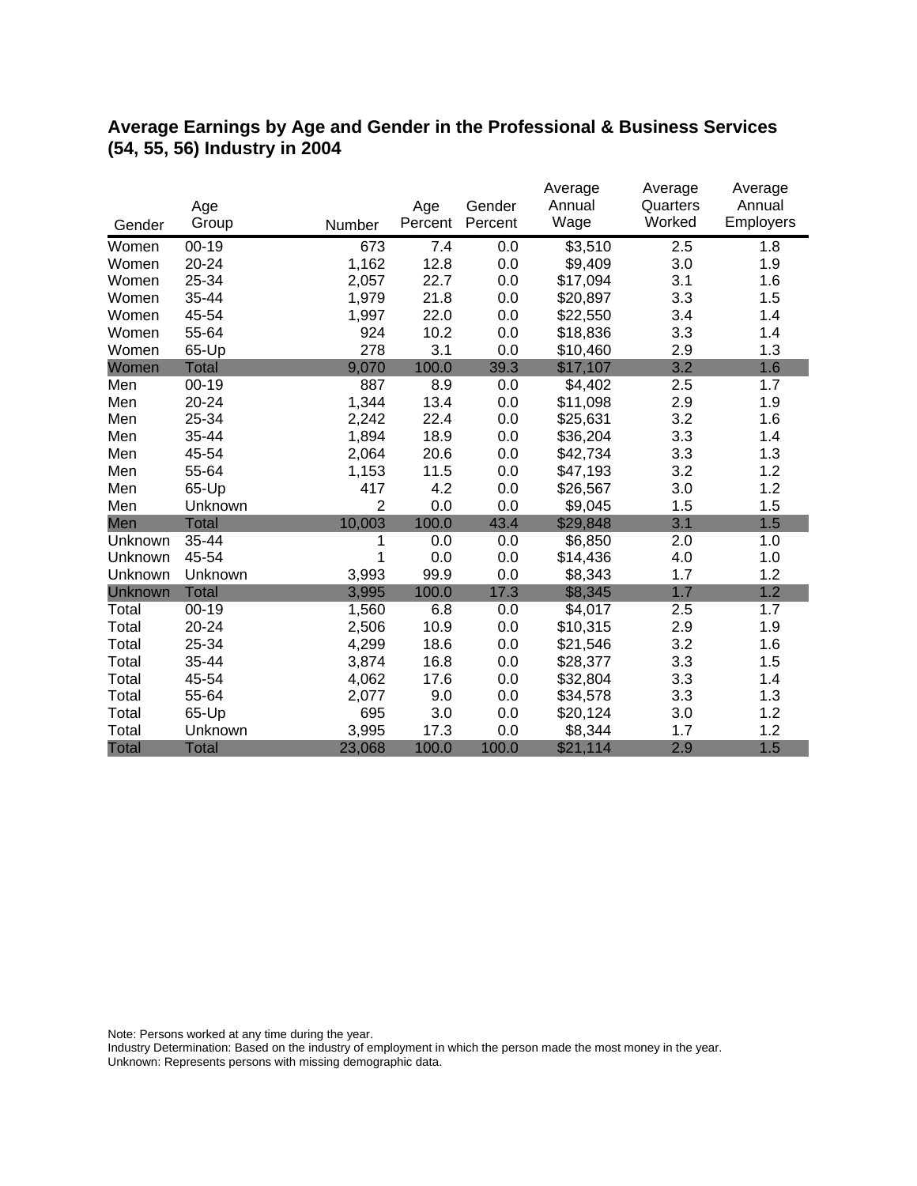## Average Earnings by Age and Gender in the Professional & Business Services (54, 55, 56) Industry in 2004

| Gender | Age Group | Number | Age Percent | Gender Percent | Average Annual Wage | Average Quarters Worked | Average Annual Employers |
|---|---|---|---|---|---|---|---|
| Women | 00-19 | 673 | 7.4 | 0.0 | $3,510 | 2.5 | 1.8 |
| Women | 20-24 | 1,162 | 12.8 | 0.0 | $9,409 | 3.0 | 1.9 |
| Women | 25-34 | 2,057 | 22.7 | 0.0 | $17,094 | 3.1 | 1.6 |
| Women | 35-44 | 1,979 | 21.8 | 0.0 | $20,897 | 3.3 | 1.5 |
| Women | 45-54 | 1,997 | 22.0 | 0.0 | $22,550 | 3.4 | 1.4 |
| Women | 55-64 | 924 | 10.2 | 0.0 | $18,836 | 3.3 | 1.4 |
| Women | 65-Up | 278 | 3.1 | 0.0 | $10,460 | 2.9 | 1.3 |
| Women | Total | 9,070 | 100.0 | 39.3 | $17,107 | 3.2 | 1.6 |
| Men | 00-19 | 887 | 8.9 | 0.0 | $4,402 | 2.5 | 1.7 |
| Men | 20-24 | 1,344 | 13.4 | 0.0 | $11,098 | 2.9 | 1.9 |
| Men | 25-34 | 2,242 | 22.4 | 0.0 | $25,631 | 3.2 | 1.6 |
| Men | 35-44 | 1,894 | 18.9 | 0.0 | $36,204 | 3.3 | 1.4 |
| Men | 45-54 | 2,064 | 20.6 | 0.0 | $42,734 | 3.3 | 1.3 |
| Men | 55-64 | 1,153 | 11.5 | 0.0 | $47,193 | 3.2 | 1.2 |
| Men | 65-Up | 417 | 4.2 | 0.0 | $26,567 | 3.0 | 1.2 |
| Men | Unknown | 2 | 0.0 | 0.0 | $9,045 | 1.5 | 1.5 |
| Men | Total | 10,003 | 100.0 | 43.4 | $29,848 | 3.1 | 1.5 |
| Unknown | 35-44 | 1 | 0.0 | 0.0 | $6,850 | 2.0 | 1.0 |
| Unknown | 45-54 | 1 | 0.0 | 0.0 | $14,436 | 4.0 | 1.0 |
| Unknown | Unknown | 3,993 | 99.9 | 0.0 | $8,343 | 1.7 | 1.2 |
| Unknown | Total | 3,995 | 100.0 | 17.3 | $8,345 | 1.7 | 1.2 |
| Total | 00-19 | 1,560 | 6.8 | 0.0 | $4,017 | 2.5 | 1.7 |
| Total | 20-24 | 2,506 | 10.9 | 0.0 | $10,315 | 2.9 | 1.9 |
| Total | 25-34 | 4,299 | 18.6 | 0.0 | $21,546 | 3.2 | 1.6 |
| Total | 35-44 | 3,874 | 16.8 | 0.0 | $28,377 | 3.3 | 1.5 |
| Total | 45-54 | 4,062 | 17.6 | 0.0 | $32,804 | 3.3 | 1.4 |
| Total | 55-64 | 2,077 | 9.0 | 0.0 | $34,578 | 3.3 | 1.3 |
| Total | 65-Up | 695 | 3.0 | 0.0 | $20,124 | 3.0 | 1.2 |
| Total | Unknown | 3,995 | 17.3 | 0.0 | $8,344 | 1.7 | 1.2 |
| Total | Total | 23,068 | 100.0 | 100.0 | $21,114 | 2.9 | 1.5 |

Note: Persons worked at any time during the year.
Industry Determination: Based on the industry of employment in which the person made the most money in the year.
Unknown: Represents persons with missing demographic data.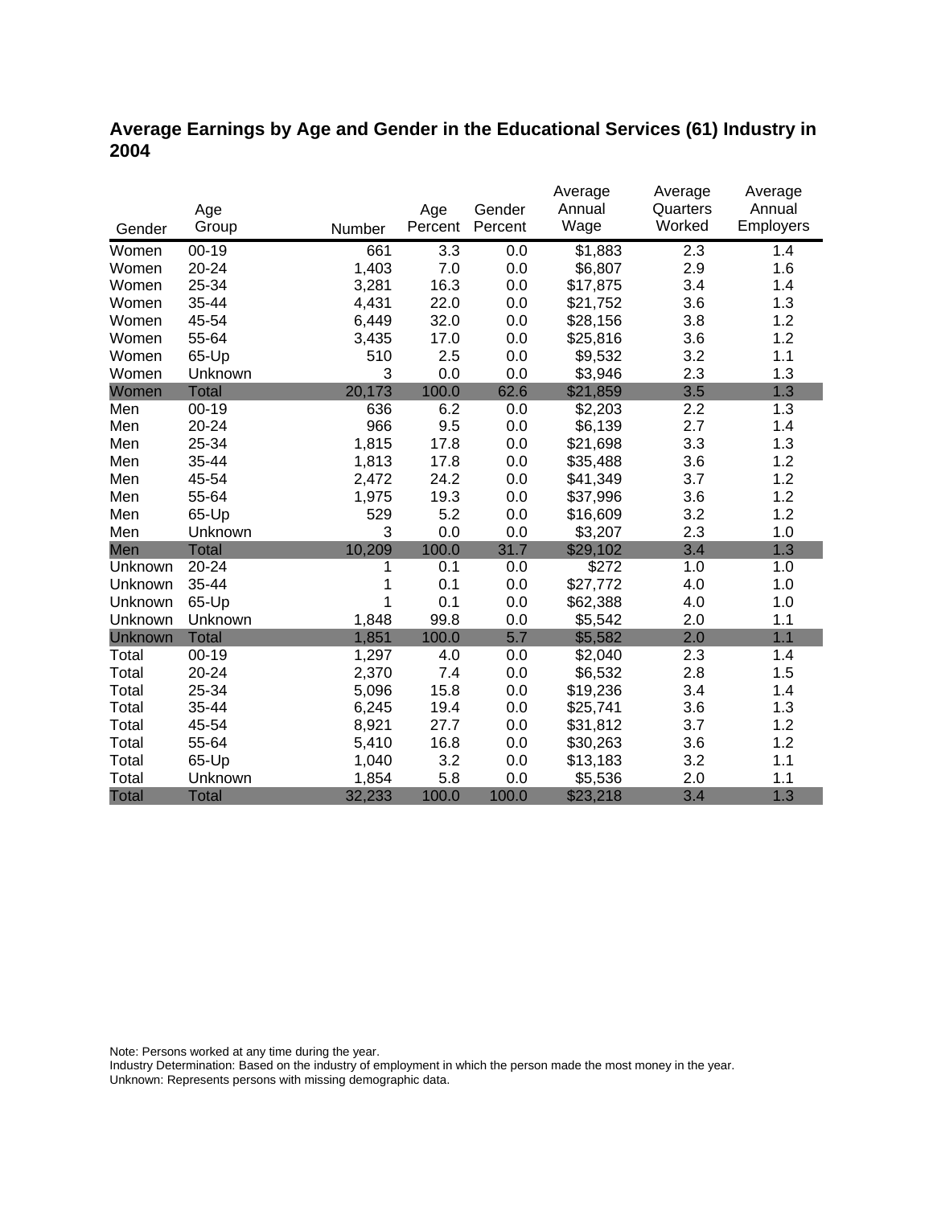## Average Earnings by Age and Gender in the Educational Services (61) Industry in 2004

| Gender | Age Group | Number | Age Percent | Gender Percent | Average Annual Wage | Average Quarters Worked | Average Annual Employers |
|---|---|---|---|---|---|---|---|
| Women | 00-19 | 661 | 3.3 | 0.0 | $1,883 | 2.3 | 1.4 |
| Women | 20-24 | 1,403 | 7.0 | 0.0 | $6,807 | 2.9 | 1.6 |
| Women | 25-34 | 3,281 | 16.3 | 0.0 | $17,875 | 3.4 | 1.4 |
| Women | 35-44 | 4,431 | 22.0 | 0.0 | $21,752 | 3.6 | 1.3 |
| Women | 45-54 | 6,449 | 32.0 | 0.0 | $28,156 | 3.8 | 1.2 |
| Women | 55-64 | 3,435 | 17.0 | 0.0 | $25,816 | 3.6 | 1.2 |
| Women | 65-Up | 510 | 2.5 | 0.0 | $9,532 | 3.2 | 1.1 |
| Women | Unknown | 3 | 0.0 | 0.0 | $3,946 | 2.3 | 1.3 |
| Women | Total | 20,173 | 100.0 | 62.6 | $21,859 | 3.5 | 1.3 |
| Men | 00-19 | 636 | 6.2 | 0.0 | $2,203 | 2.2 | 1.3 |
| Men | 20-24 | 966 | 9.5 | 0.0 | $6,139 | 2.7 | 1.4 |
| Men | 25-34 | 1,815 | 17.8 | 0.0 | $21,698 | 3.3 | 1.3 |
| Men | 35-44 | 1,813 | 17.8 | 0.0 | $35,488 | 3.6 | 1.2 |
| Men | 45-54 | 2,472 | 24.2 | 0.0 | $41,349 | 3.7 | 1.2 |
| Men | 55-64 | 1,975 | 19.3 | 0.0 | $37,996 | 3.6 | 1.2 |
| Men | 65-Up | 529 | 5.2 | 0.0 | $16,609 | 3.2 | 1.2 |
| Men | Unknown | 3 | 0.0 | 0.0 | $3,207 | 2.3 | 1.0 |
| Men | Total | 10,209 | 100.0 | 31.7 | $29,102 | 3.4 | 1.3 |
| Unknown | 20-24 | 1 | 0.1 | 0.0 | $272 | 1.0 | 1.0 |
| Unknown | 35-44 | 1 | 0.1 | 0.0 | $27,772 | 4.0 | 1.0 |
| Unknown | 65-Up | 1 | 0.1 | 0.0 | $62,388 | 4.0 | 1.0 |
| Unknown | Unknown | 1,848 | 99.8 | 0.0 | $5,542 | 2.0 | 1.1 |
| Unknown | Total | 1,851 | 100.0 | 5.7 | $5,582 | 2.0 | 1.1 |
| Total | 00-19 | 1,297 | 4.0 | 0.0 | $2,040 | 2.3 | 1.4 |
| Total | 20-24 | 2,370 | 7.4 | 0.0 | $6,532 | 2.8 | 1.5 |
| Total | 25-34 | 5,096 | 15.8 | 0.0 | $19,236 | 3.4 | 1.4 |
| Total | 35-44 | 6,245 | 19.4 | 0.0 | $25,741 | 3.6 | 1.3 |
| Total | 45-54 | 8,921 | 27.7 | 0.0 | $31,812 | 3.7 | 1.2 |
| Total | 55-64 | 5,410 | 16.8 | 0.0 | $30,263 | 3.6 | 1.2 |
| Total | 65-Up | 1,040 | 3.2 | 0.0 | $13,183 | 3.2 | 1.1 |
| Total | Unknown | 1,854 | 5.8 | 0.0 | $5,536 | 2.0 | 1.1 |
| Total | Total | 32,233 | 100.0 | 100.0 | $23,218 | 3.4 | 1.3 |

Note: Persons worked at any time during the year.
Industry Determination: Based on the industry of employment in which the person made the most money in the year.
Unknown: Represents persons with missing demographic data.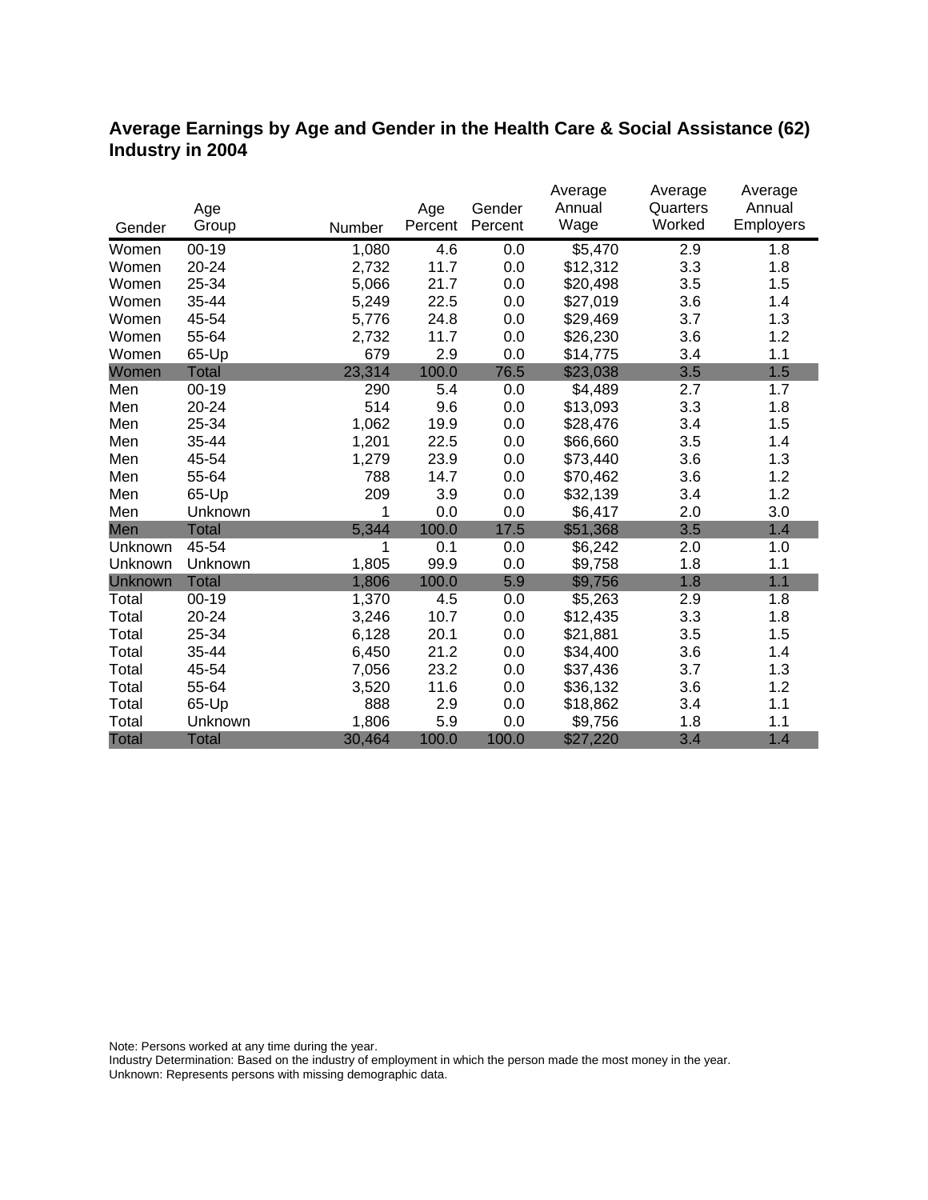## Average Earnings by Age and Gender in the Health Care & Social Assistance (62) Industry in 2004

| Gender | Age Group | Number | Age Percent | Gender Percent | Average Annual Wage | Average Quarters Worked | Average Annual Employers |
|---|---|---|---|---|---|---|---|
| Women | 00-19 | 1,080 | 4.6 | 0.0 | $5,470 | 2.9 | 1.8 |
| Women | 20-24 | 2,732 | 11.7 | 0.0 | $12,312 | 3.3 | 1.8 |
| Women | 25-34 | 5,066 | 21.7 | 0.0 | $20,498 | 3.5 | 1.5 |
| Women | 35-44 | 5,249 | 22.5 | 0.0 | $27,019 | 3.6 | 1.4 |
| Women | 45-54 | 5,776 | 24.8 | 0.0 | $29,469 | 3.7 | 1.3 |
| Women | 55-64 | 2,732 | 11.7 | 0.0 | $26,230 | 3.6 | 1.2 |
| Women | 65-Up | 679 | 2.9 | 0.0 | $14,775 | 3.4 | 1.1 |
| Women | Total | 23,314 | 100.0 | 76.5 | $23,038 | 3.5 | 1.5 |
| Men | 00-19 | 290 | 5.4 | 0.0 | $4,489 | 2.7 | 1.7 |
| Men | 20-24 | 514 | 9.6 | 0.0 | $13,093 | 3.3 | 1.8 |
| Men | 25-34 | 1,062 | 19.9 | 0.0 | $28,476 | 3.4 | 1.5 |
| Men | 35-44 | 1,201 | 22.5 | 0.0 | $66,660 | 3.5 | 1.4 |
| Men | 45-54 | 1,279 | 23.9 | 0.0 | $73,440 | 3.6 | 1.3 |
| Men | 55-64 | 788 | 14.7 | 0.0 | $70,462 | 3.6 | 1.2 |
| Men | 65-Up | 209 | 3.9 | 0.0 | $32,139 | 3.4 | 1.2 |
| Men | Unknown | 1 | 0.0 | 0.0 | $6,417 | 2.0 | 3.0 |
| Men | Total | 5,344 | 100.0 | 17.5 | $51,368 | 3.5 | 1.4 |
| Unknown | 45-54 | 1 | 0.1 | 0.0 | $6,242 | 2.0 | 1.0 |
| Unknown | Unknown | 1,805 | 99.9 | 0.0 | $9,758 | 1.8 | 1.1 |
| Unknown | Total | 1,806 | 100.0 | 5.9 | $9,756 | 1.8 | 1.1 |
| Total | 00-19 | 1,370 | 4.5 | 0.0 | $5,263 | 2.9 | 1.8 |
| Total | 20-24 | 3,246 | 10.7 | 0.0 | $12,435 | 3.3 | 1.8 |
| Total | 25-34 | 6,128 | 20.1 | 0.0 | $21,881 | 3.5 | 1.5 |
| Total | 35-44 | 6,450 | 21.2 | 0.0 | $34,400 | 3.6 | 1.4 |
| Total | 45-54 | 7,056 | 23.2 | 0.0 | $37,436 | 3.7 | 1.3 |
| Total | 55-64 | 3,520 | 11.6 | 0.0 | $36,132 | 3.6 | 1.2 |
| Total | 65-Up | 888 | 2.9 | 0.0 | $18,862 | 3.4 | 1.1 |
| Total | Unknown | 1,806 | 5.9 | 0.0 | $9,756 | 1.8 | 1.1 |
| Total | Total | 30,464 | 100.0 | 100.0 | $27,220 | 3.4 | 1.4 |

Note: Persons worked at any time during the year.
Industry Determination: Based on the industry of employment in which the person made the most money in the year.
Unknown: Represents persons with missing demographic data.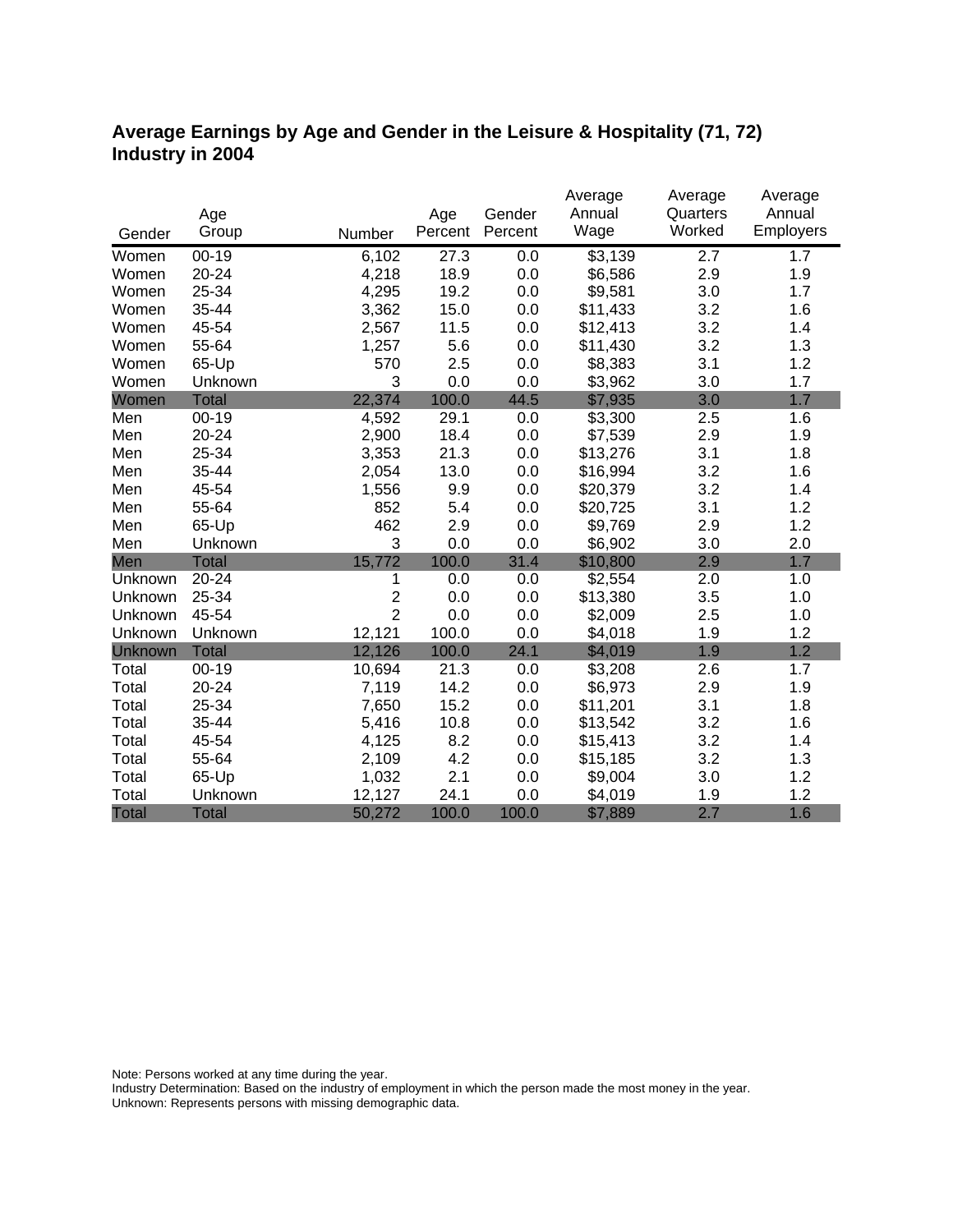# Average Earnings by Age and Gender in the Leisure & Hospitality (71, 72) Industry in 2004

| Gender | Age Group | Number | Age Percent | Gender Percent | Average Annual Wage | Average Quarters Worked | Average Annual Employers |
|---|---|---|---|---|---|---|---|
| Women | 00-19 | 6,102 | 27.3 | 0.0 | $3,139 | 2.7 | 1.7 |
| Women | 20-24 | 4,218 | 18.9 | 0.0 | $6,586 | 2.9 | 1.9 |
| Women | 25-34 | 4,295 | 19.2 | 0.0 | $9,581 | 3.0 | 1.7 |
| Women | 35-44 | 3,362 | 15.0 | 0.0 | $11,433 | 3.2 | 1.6 |
| Women | 45-54 | 2,567 | 11.5 | 0.0 | $12,413 | 3.2 | 1.4 |
| Women | 55-64 | 1,257 | 5.6 | 0.0 | $11,430 | 3.2 | 1.3 |
| Women | 65-Up | 570 | 2.5 | 0.0 | $8,383 | 3.1 | 1.2 |
| Women | Unknown | 3 | 0.0 | 0.0 | $3,962 | 3.0 | 1.7 |
| Women | Total | 22,374 | 100.0 | 44.5 | $7,935 | 3.0 | 1.7 |
| Men | 00-19 | 4,592 | 29.1 | 0.0 | $3,300 | 2.5 | 1.6 |
| Men | 20-24 | 2,900 | 18.4 | 0.0 | $7,539 | 2.9 | 1.9 |
| Men | 25-34 | 3,353 | 21.3 | 0.0 | $13,276 | 3.1 | 1.8 |
| Men | 35-44 | 2,054 | 13.0 | 0.0 | $16,994 | 3.2 | 1.6 |
| Men | 45-54 | 1,556 | 9.9 | 0.0 | $20,379 | 3.2 | 1.4 |
| Men | 55-64 | 852 | 5.4 | 0.0 | $20,725 | 3.1 | 1.2 |
| Men | 65-Up | 462 | 2.9 | 0.0 | $9,769 | 2.9 | 1.2 |
| Men | Unknown | 3 | 0.0 | 0.0 | $6,902 | 3.0 | 2.0 |
| Men | Total | 15,772 | 100.0 | 31.4 | $10,800 | 2.9 | 1.7 |
| Unknown | 20-24 | 1 | 0.0 | 0.0 | $2,554 | 2.0 | 1.0 |
| Unknown | 25-34 | 2 | 0.0 | 0.0 | $13,380 | 3.5 | 1.0 |
| Unknown | 45-54 | 2 | 0.0 | 0.0 | $2,009 | 2.5 | 1.0 |
| Unknown | Unknown | 12,121 | 100.0 | 0.0 | $4,018 | 1.9 | 1.2 |
| Unknown | Total | 12,126 | 100.0 | 24.1 | $4,019 | 1.9 | 1.2 |
| Total | 00-19 | 10,694 | 21.3 | 0.0 | $3,208 | 2.6 | 1.7 |
| Total | 20-24 | 7,119 | 14.2 | 0.0 | $6,973 | 2.9 | 1.9 |
| Total | 25-34 | 7,650 | 15.2 | 0.0 | $11,201 | 3.1 | 1.8 |
| Total | 35-44 | 5,416 | 10.8 | 0.0 | $13,542 | 3.2 | 1.6 |
| Total | 45-54 | 4,125 | 8.2 | 0.0 | $15,413 | 3.2 | 1.4 |
| Total | 55-64 | 2,109 | 4.2 | 0.0 | $15,185 | 3.2 | 1.3 |
| Total | 65-Up | 1,032 | 2.1 | 0.0 | $9,004 | 3.0 | 1.2 |
| Total | Unknown | 12,127 | 24.1 | 0.0 | $4,019 | 1.9 | 1.2 |
| Total | Total | 50,272 | 100.0 | 100.0 | $7,889 | 2.7 | 1.6 |

Note: Persons worked at any time during the year.
Industry Determination: Based on the industry of employment in which the person made the most money in the year.
Unknown: Represents persons with missing demographic data.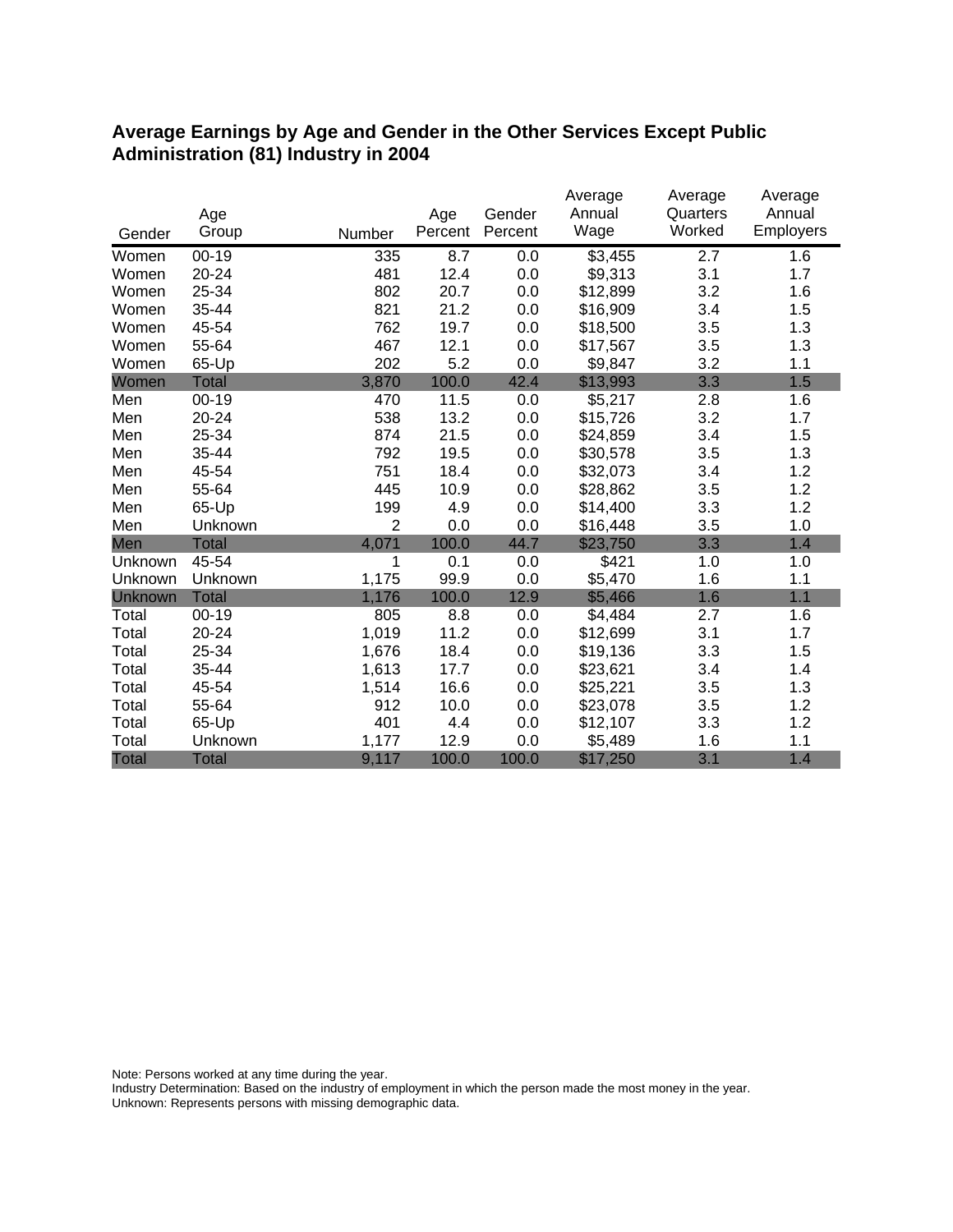## Average Earnings by Age and Gender in the Other Services Except Public Administration (81) Industry in 2004

| Gender | Age Group | Number | Age Percent | Gender Percent | Average Annual Wage | Average Quarters Worked | Average Annual Employers |
|---|---|---|---|---|---|---|---|
| Women | 00-19 | 335 | 8.7 | 0.0 | $3,455 | 2.7 | 1.6 |
| Women | 20-24 | 481 | 12.4 | 0.0 | $9,313 | 3.1 | 1.7 |
| Women | 25-34 | 802 | 20.7 | 0.0 | $12,899 | 3.2 | 1.6 |
| Women | 35-44 | 821 | 21.2 | 0.0 | $16,909 | 3.4 | 1.5 |
| Women | 45-54 | 762 | 19.7 | 0.0 | $18,500 | 3.5 | 1.3 |
| Women | 55-64 | 467 | 12.1 | 0.0 | $17,567 | 3.5 | 1.3 |
| Women | 65-Up | 202 | 5.2 | 0.0 | $9,847 | 3.2 | 1.1 |
| Women | Total | 3,870 | 100.0 | 42.4 | $13,993 | 3.3 | 1.5 |
| Men | 00-19 | 470 | 11.5 | 0.0 | $5,217 | 2.8 | 1.6 |
| Men | 20-24 | 538 | 13.2 | 0.0 | $15,726 | 3.2 | 1.7 |
| Men | 25-34 | 874 | 21.5 | 0.0 | $24,859 | 3.4 | 1.5 |
| Men | 35-44 | 792 | 19.5 | 0.0 | $30,578 | 3.5 | 1.3 |
| Men | 45-54 | 751 | 18.4 | 0.0 | $32,073 | 3.4 | 1.2 |
| Men | 55-64 | 445 | 10.9 | 0.0 | $28,862 | 3.5 | 1.2 |
| Men | 65-Up | 199 | 4.9 | 0.0 | $14,400 | 3.3 | 1.2 |
| Men | Unknown | 2 | 0.0 | 0.0 | $16,448 | 3.5 | 1.0 |
| Men | Total | 4,071 | 100.0 | 44.7 | $23,750 | 3.3 | 1.4 |
| Unknown | 45-54 | 1 | 0.1 | 0.0 | $421 | 1.0 | 1.0 |
| Unknown | Unknown | 1,175 | 99.9 | 0.0 | $5,470 | 1.6 | 1.1 |
| Unknown | Total | 1,176 | 100.0 | 12.9 | $5,466 | 1.6 | 1.1 |
| Total | 00-19 | 805 | 8.8 | 0.0 | $4,484 | 2.7 | 1.6 |
| Total | 20-24 | 1,019 | 11.2 | 0.0 | $12,699 | 3.1 | 1.7 |
| Total | 25-34 | 1,676 | 18.4 | 0.0 | $19,136 | 3.3 | 1.5 |
| Total | 35-44 | 1,613 | 17.7 | 0.0 | $23,621 | 3.4 | 1.4 |
| Total | 45-54 | 1,514 | 16.6 | 0.0 | $25,221 | 3.5 | 1.3 |
| Total | 55-64 | 912 | 10.0 | 0.0 | $23,078 | 3.5 | 1.2 |
| Total | 65-Up | 401 | 4.4 | 0.0 | $12,107 | 3.3 | 1.2 |
| Total | Unknown | 1,177 | 12.9 | 0.0 | $5,489 | 1.6 | 1.1 |
| Total | Total | 9,117 | 100.0 | 100.0 | $17,250 | 3.1 | 1.4 |

Note: Persons worked at any time during the year.
Industry Determination: Based on the industry of employment in which the person made the most money in the year.
Unknown: Represents persons with missing demographic data.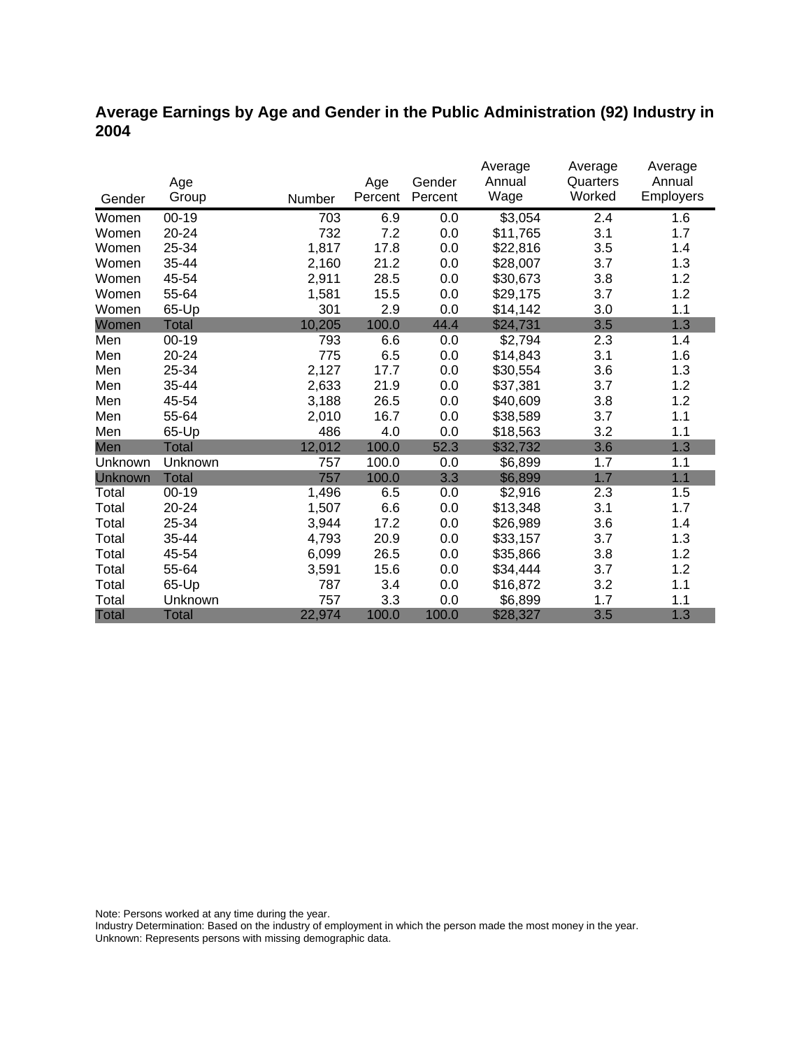## Average Earnings by Age and Gender in the Public Administration (92) Industry in 2004

| Gender | Age Group | Number | Age Percent | Gender Percent | Average Annual Wage | Average Quarters Worked | Average Annual Employers |
|---|---|---|---|---|---|---|---|
| Women | 00-19 | 703 | 6.9 | 0.0 | $3,054 | 2.4 | 1.6 |
| Women | 20-24 | 732 | 7.2 | 0.0 | $11,765 | 3.1 | 1.7 |
| Women | 25-34 | 1,817 | 17.8 | 0.0 | $22,816 | 3.5 | 1.4 |
| Women | 35-44 | 2,160 | 21.2 | 0.0 | $28,007 | 3.7 | 1.3 |
| Women | 45-54 | 2,911 | 28.5 | 0.0 | $30,673 | 3.8 | 1.2 |
| Women | 55-64 | 1,581 | 15.5 | 0.0 | $29,175 | 3.7 | 1.2 |
| Women | 65-Up | 301 | 2.9 | 0.0 | $14,142 | 3.0 | 1.1 |
| Women | Total | 10,205 | 100.0 | 44.4 | $24,731 | 3.5 | 1.3 |
| Men | 00-19 | 793 | 6.6 | 0.0 | $2,794 | 2.3 | 1.4 |
| Men | 20-24 | 775 | 6.5 | 0.0 | $14,843 | 3.1 | 1.6 |
| Men | 25-34 | 2,127 | 17.7 | 0.0 | $30,554 | 3.6 | 1.3 |
| Men | 35-44 | 2,633 | 21.9 | 0.0 | $37,381 | 3.7 | 1.2 |
| Men | 45-54 | 3,188 | 26.5 | 0.0 | $40,609 | 3.8 | 1.2 |
| Men | 55-64 | 2,010 | 16.7 | 0.0 | $38,589 | 3.7 | 1.1 |
| Men | 65-Up | 486 | 4.0 | 0.0 | $18,563 | 3.2 | 1.1 |
| Men | Total | 12,012 | 100.0 | 52.3 | $32,732 | 3.6 | 1.3 |
| Unknown | Unknown | 757 | 100.0 | 0.0 | $6,899 | 1.7 | 1.1 |
| Unknown | Total | 757 | 100.0 | 3.3 | $6,899 | 1.7 | 1.1 |
| Total | 00-19 | 1,496 | 6.5 | 0.0 | $2,916 | 2.3 | 1.5 |
| Total | 20-24 | 1,507 | 6.6 | 0.0 | $13,348 | 3.1 | 1.7 |
| Total | 25-34 | 3,944 | 17.2 | 0.0 | $26,989 | 3.6 | 1.4 |
| Total | 35-44 | 4,793 | 20.9 | 0.0 | $33,157 | 3.7 | 1.3 |
| Total | 45-54 | 6,099 | 26.5 | 0.0 | $35,866 | 3.8 | 1.2 |
| Total | 55-64 | 3,591 | 15.6 | 0.0 | $34,444 | 3.7 | 1.2 |
| Total | 65-Up | 787 | 3.4 | 0.0 | $16,872 | 3.2 | 1.1 |
| Total | Unknown | 757 | 3.3 | 0.0 | $6,899 | 1.7 | 1.1 |
| Total | Total | 22,974 | 100.0 | 100.0 | $28,327 | 3.5 | 1.3 |

Note: Persons worked at any time during the year.
Industry Determination: Based on the industry of employment in which the person made the most money in the year.
Unknown: Represents persons with missing demographic data.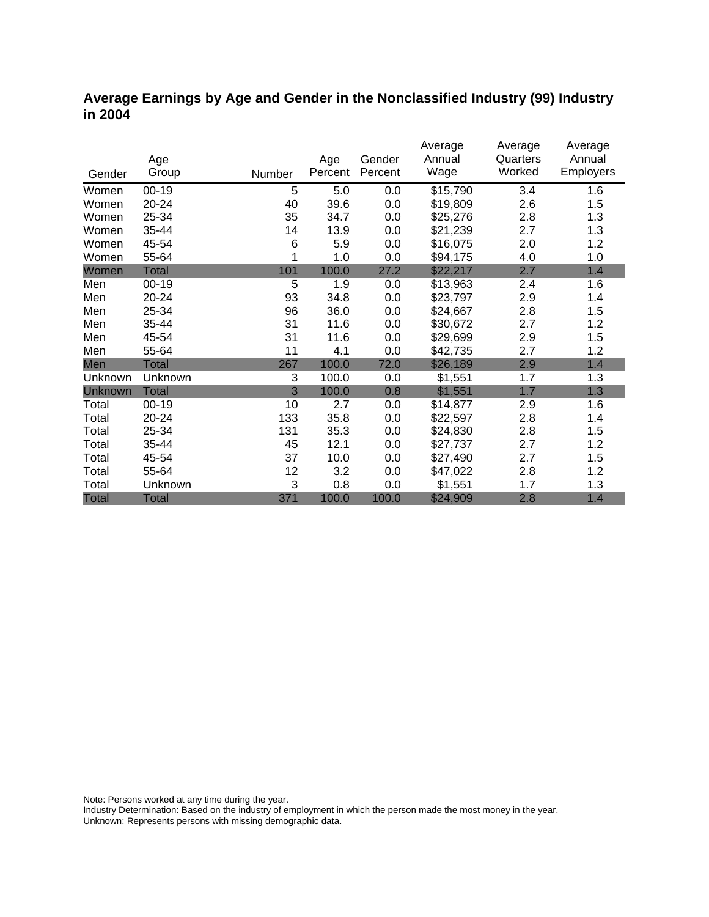## Average Earnings by Age and Gender in the Nonclassified Industry (99) Industry in 2004

| Gender | Age Group | Number | Age Percent | Gender Percent | Average Annual Wage | Average Quarters Worked | Average Annual Employers |
|---|---|---|---|---|---|---|---|
| Women | 00-19 | 5 | 5.0 | 0.0 | $15,790 | 3.4 | 1.6 |
| Women | 20-24 | 40 | 39.6 | 0.0 | $19,809 | 2.6 | 1.5 |
| Women | 25-34 | 35 | 34.7 | 0.0 | $25,276 | 2.8 | 1.3 |
| Women | 35-44 | 14 | 13.9 | 0.0 | $21,239 | 2.7 | 1.3 |
| Women | 45-54 | 6 | 5.9 | 0.0 | $16,075 | 2.0 | 1.2 |
| Women | 55-64 | 1 | 1.0 | 0.0 | $94,175 | 4.0 | 1.0 |
| Women | Total | 101 | 100.0 | 27.2 | $22,217 | 2.7 | 1.4 |
| Men | 00-19 | 5 | 1.9 | 0.0 | $13,963 | 2.4 | 1.6 |
| Men | 20-24 | 93 | 34.8 | 0.0 | $23,797 | 2.9 | 1.4 |
| Men | 25-34 | 96 | 36.0 | 0.0 | $24,667 | 2.8 | 1.5 |
| Men | 35-44 | 31 | 11.6 | 0.0 | $30,672 | 2.7 | 1.2 |
| Men | 45-54 | 31 | 11.6 | 0.0 | $29,699 | 2.9 | 1.5 |
| Men | 55-64 | 11 | 4.1 | 0.0 | $42,735 | 2.7 | 1.2 |
| Men | Total | 267 | 100.0 | 72.0 | $26,189 | 2.9 | 1.4 |
| Unknown | Unknown | 3 | 100.0 | 0.0 | $1,551 | 1.7 | 1.3 |
| Unknown | Total | 3 | 100.0 | 0.8 | $1,551 | 1.7 | 1.3 |
| Total | 00-19 | 10 | 2.7 | 0.0 | $14,877 | 2.9 | 1.6 |
| Total | 20-24 | 133 | 35.8 | 0.0 | $22,597 | 2.8 | 1.4 |
| Total | 25-34 | 131 | 35.3 | 0.0 | $24,830 | 2.8 | 1.5 |
| Total | 35-44 | 45 | 12.1 | 0.0 | $27,737 | 2.7 | 1.2 |
| Total | 45-54 | 37 | 10.0 | 0.0 | $27,490 | 2.7 | 1.5 |
| Total | 55-64 | 12 | 3.2 | 0.0 | $47,022 | 2.8 | 1.2 |
| Total | Unknown | 3 | 0.8 | 0.0 | $1,551 | 1.7 | 1.3 |
| Total | Total | 371 | 100.0 | 100.0 | $24,909 | 2.8 | 1.4 |

Note: Persons worked at any time during the year.
Industry Determination: Based on the industry of employment in which the person made the most money in the year.
Unknown: Represents persons with missing demographic data.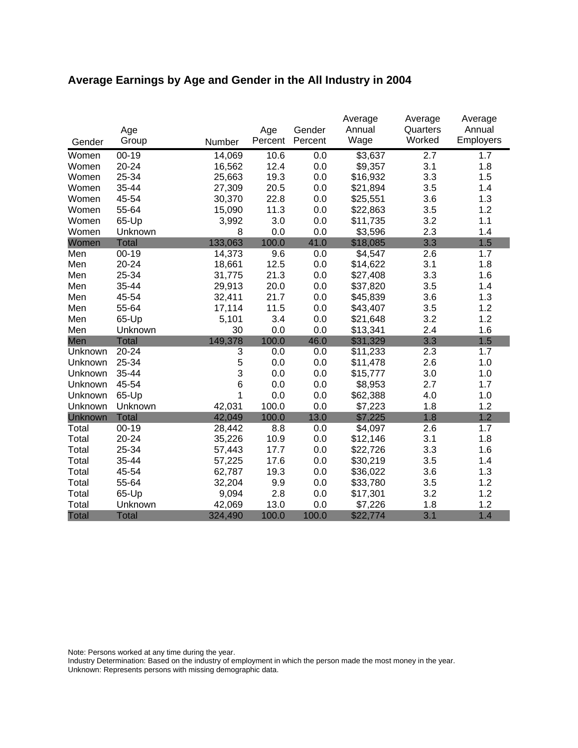## Average Earnings by Age and Gender in the All Industry in 2004

| Gender | Age Group | Number | Age Percent | Gender Percent | Average Annual Wage | Average Quarters Worked | Average Annual Employers |
|---|---|---|---|---|---|---|---|
| Women | 00-19 | 14,069 | 10.6 | 0.0 | $3,637 | 2.7 | 1.7 |
| Women | 20-24 | 16,562 | 12.4 | 0.0 | $9,357 | 3.1 | 1.8 |
| Women | 25-34 | 25,663 | 19.3 | 0.0 | $16,932 | 3.3 | 1.5 |
| Women | 35-44 | 27,309 | 20.5 | 0.0 | $21,894 | 3.5 | 1.4 |
| Women | 45-54 | 30,370 | 22.8 | 0.0 | $25,551 | 3.6 | 1.3 |
| Women | 55-64 | 15,090 | 11.3 | 0.0 | $22,863 | 3.5 | 1.2 |
| Women | 65-Up | 3,992 | 3.0 | 0.0 | $11,735 | 3.2 | 1.1 |
| Women | Unknown | 8 | 0.0 | 0.0 | $3,596 | 2.3 | 1.4 |
| Women | Total | 133,063 | 100.0 | 41.0 | $18,085 | 3.3 | 1.5 |
| Men | 00-19 | 14,373 | 9.6 | 0.0 | $4,547 | 2.6 | 1.7 |
| Men | 20-24 | 18,661 | 12.5 | 0.0 | $14,622 | 3.1 | 1.8 |
| Men | 25-34 | 31,775 | 21.3 | 0.0 | $27,408 | 3.3 | 1.6 |
| Men | 35-44 | 29,913 | 20.0 | 0.0 | $37,820 | 3.5 | 1.4 |
| Men | 45-54 | 32,411 | 21.7 | 0.0 | $45,839 | 3.6 | 1.3 |
| Men | 55-64 | 17,114 | 11.5 | 0.0 | $43,407 | 3.5 | 1.2 |
| Men | 65-Up | 5,101 | 3.4 | 0.0 | $21,648 | 3.2 | 1.2 |
| Men | Unknown | 30 | 0.0 | 0.0 | $13,341 | 2.4 | 1.6 |
| Men | Total | 149,378 | 100.0 | 46.0 | $31,329 | 3.3 | 1.5 |
| Unknown | 20-24 | 3 | 0.0 | 0.0 | $11,233 | 2.3 | 1.7 |
| Unknown | 25-34 | 5 | 0.0 | 0.0 | $11,478 | 2.6 | 1.0 |
| Unknown | 35-44 | 3 | 0.0 | 0.0 | $15,777 | 3.0 | 1.0 |
| Unknown | 45-54 | 6 | 0.0 | 0.0 | $8,953 | 2.7 | 1.7 |
| Unknown | 65-Up | 1 | 0.0 | 0.0 | $62,388 | 4.0 | 1.0 |
| Unknown | Unknown | 42,031 | 100.0 | 0.0 | $7,223 | 1.8 | 1.2 |
| Unknown | Total | 42,049 | 100.0 | 13.0 | $7,225 | 1.8 | 1.2 |
| Total | 00-19 | 28,442 | 8.8 | 0.0 | $4,097 | 2.6 | 1.7 |
| Total | 20-24 | 35,226 | 10.9 | 0.0 | $12,146 | 3.1 | 1.8 |
| Total | 25-34 | 57,443 | 17.7 | 0.0 | $22,726 | 3.3 | 1.6 |
| Total | 35-44 | 57,225 | 17.6 | 0.0 | $30,219 | 3.5 | 1.4 |
| Total | 45-54 | 62,787 | 19.3 | 0.0 | $36,022 | 3.6 | 1.3 |
| Total | 55-64 | 32,204 | 9.9 | 0.0 | $33,780 | 3.5 | 1.2 |
| Total | 65-Up | 9,094 | 2.8 | 0.0 | $17,301 | 3.2 | 1.2 |
| Total | Unknown | 42,069 | 13.0 | 0.0 | $7,226 | 1.8 | 1.2 |
| Total | Total | 324,490 | 100.0 | 100.0 | $22,774 | 3.1 | 1.4 |

Note: Persons worked at any time during the year.
Industry Determination: Based on the industry of employment in which the person made the most money in the year.
Unknown: Represents persons with missing demographic data.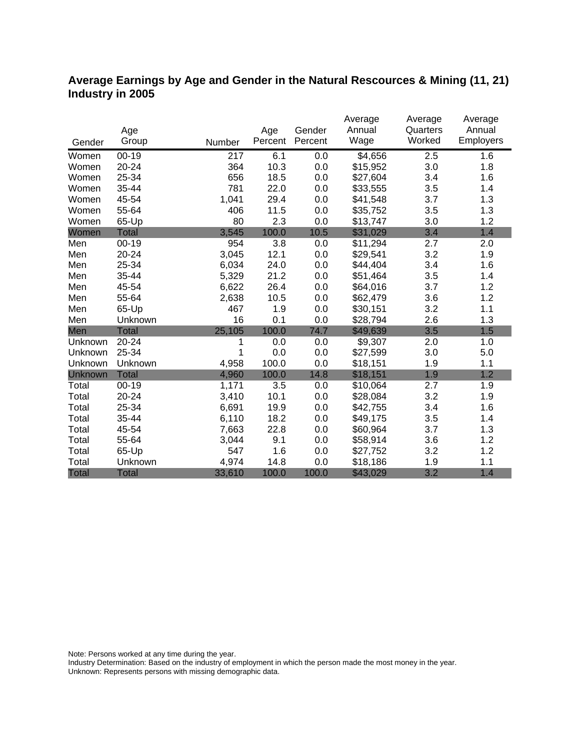**Average Earnings by Age and Gender in the Natural Rescources & Mining (11, 21) Industry in 2005**

| Gender | Age Group | Number | Age Percent | Gender Percent | Average Annual Wage | Average Quarters Worked | Average Annual Employers |
|---|---|---|---|---|---|---|---|
| Women | 00-19 | 217 | 6.1 | 0.0 | $4,656 | 2.5 | 1.6 |
| Women | 20-24 | 364 | 10.3 | 0.0 | $15,952 | 3.0 | 1.8 |
| Women | 25-34 | 656 | 18.5 | 0.0 | $27,604 | 3.4 | 1.6 |
| Women | 35-44 | 781 | 22.0 | 0.0 | $33,555 | 3.5 | 1.4 |
| Women | 45-54 | 1,041 | 29.4 | 0.0 | $41,548 | 3.7 | 1.3 |
| Women | 55-64 | 406 | 11.5 | 0.0 | $35,752 | 3.5 | 1.3 |
| Women | 65-Up | 80 | 2.3 | 0.0 | $13,747 | 3.0 | 1.2 |
| Women | Total | 3,545 | 100.0 | 10.5 | $31,029 | 3.4 | 1.4 |
| Men | 00-19 | 954 | 3.8 | 0.0 | $11,294 | 2.7 | 2.0 |
| Men | 20-24 | 3,045 | 12.1 | 0.0 | $29,541 | 3.2 | 1.9 |
| Men | 25-34 | 6,034 | 24.0 | 0.0 | $44,404 | 3.4 | 1.6 |
| Men | 35-44 | 5,329 | 21.2 | 0.0 | $51,464 | 3.5 | 1.4 |
| Men | 45-54 | 6,622 | 26.4 | 0.0 | $64,016 | 3.7 | 1.2 |
| Men | 55-64 | 2,638 | 10.5 | 0.0 | $62,479 | 3.6 | 1.2 |
| Men | 65-Up | 467 | 1.9 | 0.0 | $30,151 | 3.2 | 1.1 |
| Men | Unknown | 16 | 0.1 | 0.0 | $28,794 | 2.6 | 1.3 |
| Men | Total | 25,105 | 100.0 | 74.7 | $49,639 | 3.5 | 1.5 |
| Unknown | 20-24 | 1 | 0.0 | 0.0 | $9,307 | 2.0 | 1.0 |
| Unknown | 25-34 | 1 | 0.0 | 0.0 | $27,599 | 3.0 | 5.0 |
| Unknown | Unknown | 4,958 | 100.0 | 0.0 | $18,151 | 1.9 | 1.1 |
| Unknown | Total | 4,960 | 100.0 | 14.8 | $18,151 | 1.9 | 1.2 |
| Total | 00-19 | 1,171 | 3.5 | 0.0 | $10,064 | 2.7 | 1.9 |
| Total | 20-24 | 3,410 | 10.1 | 0.0 | $28,084 | 3.2 | 1.9 |
| Total | 25-34 | 6,691 | 19.9 | 0.0 | $42,755 | 3.4 | 1.6 |
| Total | 35-44 | 6,110 | 18.2 | 0.0 | $49,175 | 3.5 | 1.4 |
| Total | 45-54 | 7,663 | 22.8 | 0.0 | $60,964 | 3.7 | 1.3 |
| Total | 55-64 | 3,044 | 9.1 | 0.0 | $58,914 | 3.6 | 1.2 |
| Total | 65-Up | 547 | 1.6 | 0.0 | $27,752 | 3.2 | 1.2 |
| Total | Unknown | 4,974 | 14.8 | 0.0 | $18,186 | 1.9 | 1.1 |
| Total | Total | 33,610 | 100.0 | 100.0 | $43,029 | 3.2 | 1.4 |

Note: Persons worked at any time during the year.
Industry Determination: Based on the industry of employment in which the person made the most money in the year.
Unknown: Represents persons with missing demographic data.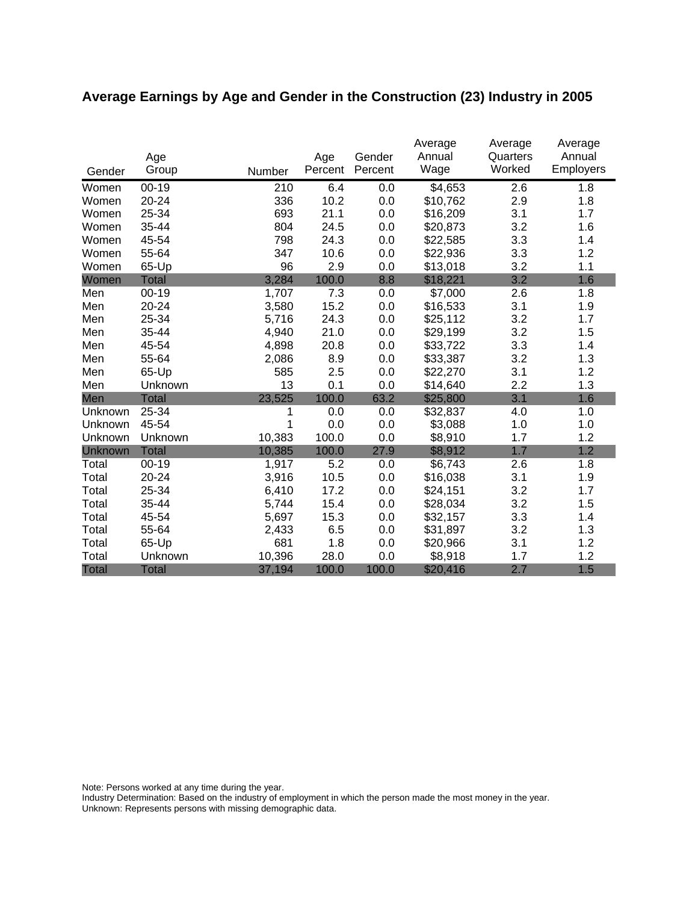## Average Earnings by Age and Gender in the Construction (23) Industry in 2005

| Gender | Age Group | Number | Age Percent | Gender Percent | Average Annual Wage | Average Quarters Worked | Average Annual Employers |
|---|---|---|---|---|---|---|---|
| Women | 00-19 | 210 | 6.4 | 0.0 | $4,653 | 2.6 | 1.8 |
| Women | 20-24 | 336 | 10.2 | 0.0 | $10,762 | 2.9 | 1.8 |
| Women | 25-34 | 693 | 21.1 | 0.0 | $16,209 | 3.1 | 1.7 |
| Women | 35-44 | 804 | 24.5 | 0.0 | $20,873 | 3.2 | 1.6 |
| Women | 45-54 | 798 | 24.3 | 0.0 | $22,585 | 3.3 | 1.4 |
| Women | 55-64 | 347 | 10.6 | 0.0 | $22,936 | 3.3 | 1.2 |
| Women | 65-Up | 96 | 2.9 | 0.0 | $13,018 | 3.2 | 1.1 |
| Women | Total | 3,284 | 100.0 | 8.8 | $18,221 | 3.2 | 1.6 |
| Men | 00-19 | 1,707 | 7.3 | 0.0 | $7,000 | 2.6 | 1.8 |
| Men | 20-24 | 3,580 | 15.2 | 0.0 | $16,533 | 3.1 | 1.9 |
| Men | 25-34 | 5,716 | 24.3 | 0.0 | $25,112 | 3.2 | 1.7 |
| Men | 35-44 | 4,940 | 21.0 | 0.0 | $29,199 | 3.2 | 1.5 |
| Men | 45-54 | 4,898 | 20.8 | 0.0 | $33,722 | 3.3 | 1.4 |
| Men | 55-64 | 2,086 | 8.9 | 0.0 | $33,387 | 3.2 | 1.3 |
| Men | 65-Up | 585 | 2.5 | 0.0 | $22,270 | 3.1 | 1.2 |
| Men | Unknown | 13 | 0.1 | 0.0 | $14,640 | 2.2 | 1.3 |
| Men | Total | 23,525 | 100.0 | 63.2 | $25,800 | 3.1 | 1.6 |
| Unknown | 25-34 | 1 | 0.0 | 0.0 | $32,837 | 4.0 | 1.0 |
| Unknown | 45-54 | 1 | 0.0 | 0.0 | $3,088 | 1.0 | 1.0 |
| Unknown | Unknown | 10,383 | 100.0 | 0.0 | $8,910 | 1.7 | 1.2 |
| Unknown | Total | 10,385 | 100.0 | 27.9 | $8,912 | 1.7 | 1.2 |
| Total | 00-19 | 1,917 | 5.2 | 0.0 | $6,743 | 2.6 | 1.8 |
| Total | 20-24 | 3,916 | 10.5 | 0.0 | $16,038 | 3.1 | 1.9 |
| Total | 25-34 | 6,410 | 17.2 | 0.0 | $24,151 | 3.2 | 1.7 |
| Total | 35-44 | 5,744 | 15.4 | 0.0 | $28,034 | 3.2 | 1.5 |
| Total | 45-54 | 5,697 | 15.3 | 0.0 | $32,157 | 3.3 | 1.4 |
| Total | 55-64 | 2,433 | 6.5 | 0.0 | $31,897 | 3.2 | 1.3 |
| Total | 65-Up | 681 | 1.8 | 0.0 | $20,966 | 3.1 | 1.2 |
| Total | Unknown | 10,396 | 28.0 | 0.0 | $8,918 | 1.7 | 1.2 |
| Total | Total | 37,194 | 100.0 | 100.0 | $20,416 | 2.7 | 1.5 |

Note: Persons worked at any time during the year.
Industry Determination: Based on the industry of employment in which the person made the most money in the year.
Unknown: Represents persons with missing demographic data.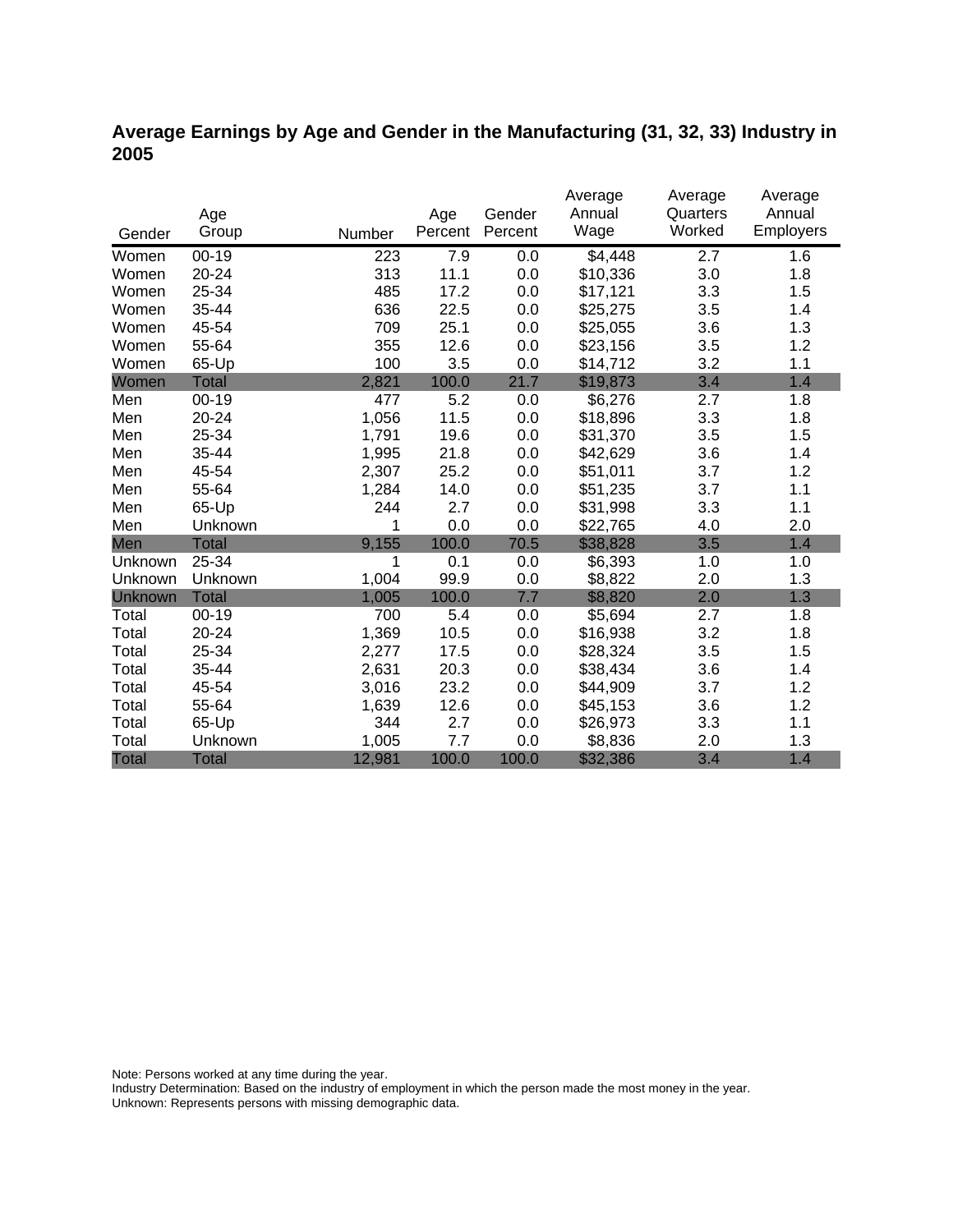## Average Earnings by Age and Gender in the Manufacturing (31, 32, 33) Industry in 2005

| Gender | Age Group | Number | Age Percent | Gender Percent | Average Annual Wage | Average Quarters Worked | Average Annual Employers |
|---|---|---|---|---|---|---|---|
| Women | 00-19 | 223 | 7.9 | 0.0 | $4,448 | 2.7 | 1.6 |
| Women | 20-24 | 313 | 11.1 | 0.0 | $10,336 | 3.0 | 1.8 |
| Women | 25-34 | 485 | 17.2 | 0.0 | $17,121 | 3.3 | 1.5 |
| Women | 35-44 | 636 | 22.5 | 0.0 | $25,275 | 3.5 | 1.4 |
| Women | 45-54 | 709 | 25.1 | 0.0 | $25,055 | 3.6 | 1.3 |
| Women | 55-64 | 355 | 12.6 | 0.0 | $23,156 | 3.5 | 1.2 |
| Women | 65-Up | 100 | 3.5 | 0.0 | $14,712 | 3.2 | 1.1 |
| Women | Total | 2,821 | 100.0 | 21.7 | $19,873 | 3.4 | 1.4 |
| Men | 00-19 | 477 | 5.2 | 0.0 | $6,276 | 2.7 | 1.8 |
| Men | 20-24 | 1,056 | 11.5 | 0.0 | $18,896 | 3.3 | 1.8 |
| Men | 25-34 | 1,791 | 19.6 | 0.0 | $31,370 | 3.5 | 1.5 |
| Men | 35-44 | 1,995 | 21.8 | 0.0 | $42,629 | 3.6 | 1.4 |
| Men | 45-54 | 2,307 | 25.2 | 0.0 | $51,011 | 3.7 | 1.2 |
| Men | 55-64 | 1,284 | 14.0 | 0.0 | $51,235 | 3.7 | 1.1 |
| Men | 65-Up | 244 | 2.7 | 0.0 | $31,998 | 3.3 | 1.1 |
| Men | Unknown | 1 | 0.0 | 0.0 | $22,765 | 4.0 | 2.0 |
| Men | Total | 9,155 | 100.0 | 70.5 | $38,828 | 3.5 | 1.4 |
| Unknown | 25-34 | 1 | 0.1 | 0.0 | $6,393 | 1.0 | 1.0 |
| Unknown | Unknown | 1,004 | 99.9 | 0.0 | $8,822 | 2.0 | 1.3 |
| Unknown | Total | 1,005 | 100.0 | 7.7 | $8,820 | 2.0 | 1.3 |
| Total | 00-19 | 700 | 5.4 | 0.0 | $5,694 | 2.7 | 1.8 |
| Total | 20-24 | 1,369 | 10.5 | 0.0 | $16,938 | 3.2 | 1.8 |
| Total | 25-34 | 2,277 | 17.5 | 0.0 | $28,324 | 3.5 | 1.5 |
| Total | 35-44 | 2,631 | 20.3 | 0.0 | $38,434 | 3.6 | 1.4 |
| Total | 45-54 | 3,016 | 23.2 | 0.0 | $44,909 | 3.7 | 1.2 |
| Total | 55-64 | 1,639 | 12.6 | 0.0 | $45,153 | 3.6 | 1.2 |
| Total | 65-Up | 344 | 2.7 | 0.0 | $26,973 | 3.3 | 1.1 |
| Total | Unknown | 1,005 | 7.7 | 0.0 | $8,836 | 2.0 | 1.3 |
| Total | Total | 12,981 | 100.0 | 100.0 | $32,386 | 3.4 | 1.4 |

Note: Persons worked at any time during the year.
Industry Determination: Based on the industry of employment in which the person made the most money in the year.
Unknown: Represents persons with missing demographic data.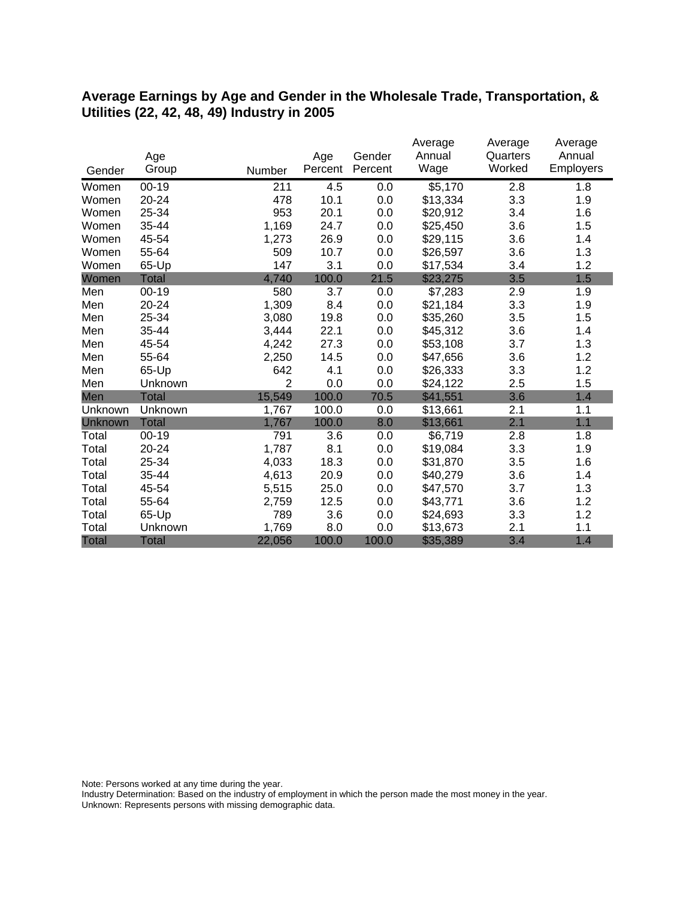# Average Earnings by Age and Gender in the Wholesale Trade, Transportation, & Utilities (22, 42, 48, 49) Industry in 2005

| Gender | Age Group | Number | Age Percent | Gender Percent | Average Annual Wage | Average Quarters Worked | Average Annual Employers |
|---|---|---|---|---|---|---|---|
| Women | 00-19 | 211 | 4.5 | 0.0 | $5,170 | 2.8 | 1.8 |
| Women | 20-24 | 478 | 10.1 | 0.0 | $13,334 | 3.3 | 1.9 |
| Women | 25-34 | 953 | 20.1 | 0.0 | $20,912 | 3.4 | 1.6 |
| Women | 35-44 | 1,169 | 24.7 | 0.0 | $25,450 | 3.6 | 1.5 |
| Women | 45-54 | 1,273 | 26.9 | 0.0 | $29,115 | 3.6 | 1.4 |
| Women | 55-64 | 509 | 10.7 | 0.0 | $26,597 | 3.6 | 1.3 |
| Women | 65-Up | 147 | 3.1 | 0.0 | $17,534 | 3.4 | 1.2 |
| Women | Total | 4,740 | 100.0 | 21.5 | $23,275 | 3.5 | 1.5 |
| Men | 00-19 | 580 | 3.7 | 0.0 | $7,283 | 2.9 | 1.9 |
| Men | 20-24 | 1,309 | 8.4 | 0.0 | $21,184 | 3.3 | 1.9 |
| Men | 25-34 | 3,080 | 19.8 | 0.0 | $35,260 | 3.5 | 1.5 |
| Men | 35-44 | 3,444 | 22.1 | 0.0 | $45,312 | 3.6 | 1.4 |
| Men | 45-54 | 4,242 | 27.3 | 0.0 | $53,108 | 3.7 | 1.3 |
| Men | 55-64 | 2,250 | 14.5 | 0.0 | $47,656 | 3.6 | 1.2 |
| Men | 65-Up | 642 | 4.1 | 0.0 | $26,333 | 3.3 | 1.2 |
| Men | Unknown | 2 | 0.0 | 0.0 | $24,122 | 2.5 | 1.5 |
| Men | Total | 15,549 | 100.0 | 70.5 | $41,551 | 3.6 | 1.4 |
| Unknown | Unknown | 1,767 | 100.0 | 0.0 | $13,661 | 2.1 | 1.1 |
| Unknown | Total | 1,767 | 100.0 | 8.0 | $13,661 | 2.1 | 1.1 |
| Total | 00-19 | 791 | 3.6 | 0.0 | $6,719 | 2.8 | 1.8 |
| Total | 20-24 | 1,787 | 8.1 | 0.0 | $19,084 | 3.3 | 1.9 |
| Total | 25-34 | 4,033 | 18.3 | 0.0 | $31,870 | 3.5 | 1.6 |
| Total | 35-44 | 4,613 | 20.9 | 0.0 | $40,279 | 3.6 | 1.4 |
| Total | 45-54 | 5,515 | 25.0 | 0.0 | $47,570 | 3.7 | 1.3 |
| Total | 55-64 | 2,759 | 12.5 | 0.0 | $43,771 | 3.6 | 1.2 |
| Total | 65-Up | 789 | 3.6 | 0.0 | $24,693 | 3.3 | 1.2 |
| Total | Unknown | 1,769 | 8.0 | 0.0 | $13,673 | 2.1 | 1.1 |
| Total | Total | 22,056 | 100.0 | 100.0 | $35,389 | 3.4 | 1.4 |

Note: Persons worked at any time during the year.
Industry Determination: Based on the industry of employment in which the person made the most money in the year.
Unknown: Represents persons with missing demographic data.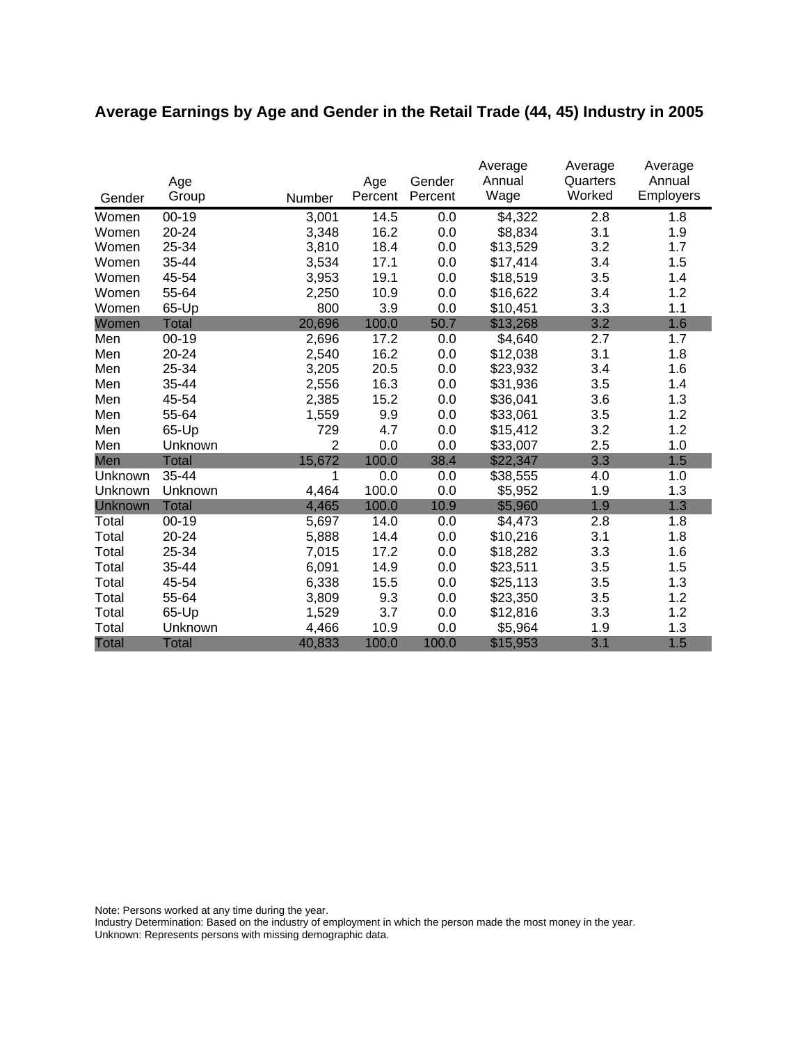# Average Earnings by Age and Gender in the Retail Trade (44, 45) Industry in 2005

| Gender | Age Group | Number | Age Percent | Gender Percent | Average Annual Wage | Average Quarters Worked | Average Annual Employers |
|---|---|---|---|---|---|---|---|
| Women | 00-19 | 3,001 | 14.5 | 0.0 | $4,322 | 2.8 | 1.8 |
| Women | 20-24 | 3,348 | 16.2 | 0.0 | $8,834 | 3.1 | 1.9 |
| Women | 25-34 | 3,810 | 18.4 | 0.0 | $13,529 | 3.2 | 1.7 |
| Women | 35-44 | 3,534 | 17.1 | 0.0 | $17,414 | 3.4 | 1.5 |
| Women | 45-54 | 3,953 | 19.1 | 0.0 | $18,519 | 3.5 | 1.4 |
| Women | 55-64 | 2,250 | 10.9 | 0.0 | $16,622 | 3.4 | 1.2 |
| Women | 65-Up | 800 | 3.9 | 0.0 | $10,451 | 3.3 | 1.1 |
| Women | Total | 20,696 | 100.0 | 50.7 | $13,268 | 3.2 | 1.6 |
| Men | 00-19 | 2,696 | 17.2 | 0.0 | $4,640 | 2.7 | 1.7 |
| Men | 20-24 | 2,540 | 16.2 | 0.0 | $12,038 | 3.1 | 1.8 |
| Men | 25-34 | 3,205 | 20.5 | 0.0 | $23,932 | 3.4 | 1.6 |
| Men | 35-44 | 2,556 | 16.3 | 0.0 | $31,936 | 3.5 | 1.4 |
| Men | 45-54 | 2,385 | 15.2 | 0.0 | $36,041 | 3.6 | 1.3 |
| Men | 55-64 | 1,559 | 9.9 | 0.0 | $33,061 | 3.5 | 1.2 |
| Men | 65-Up | 729 | 4.7 | 0.0 | $15,412 | 3.2 | 1.2 |
| Men | Unknown | 2 | 0.0 | 0.0 | $33,007 | 2.5 | 1.0 |
| Men | Total | 15,672 | 100.0 | 38.4 | $22,347 | 3.3 | 1.5 |
| Unknown | 35-44 | 1 | 0.0 | 0.0 | $38,555 | 4.0 | 1.0 |
| Unknown | Unknown | 4,464 | 100.0 | 0.0 | $5,952 | 1.9 | 1.3 |
| Unknown | Total | 4,465 | 100.0 | 10.9 | $5,960 | 1.9 | 1.3 |
| Total | 00-19 | 5,697 | 14.0 | 0.0 | $4,473 | 2.8 | 1.8 |
| Total | 20-24 | 5,888 | 14.4 | 0.0 | $10,216 | 3.1 | 1.8 |
| Total | 25-34 | 7,015 | 17.2 | 0.0 | $18,282 | 3.3 | 1.6 |
| Total | 35-44 | 6,091 | 14.9 | 0.0 | $23,511 | 3.5 | 1.5 |
| Total | 45-54 | 6,338 | 15.5 | 0.0 | $25,113 | 3.5 | 1.3 |
| Total | 55-64 | 3,809 | 9.3 | 0.0 | $23,350 | 3.5 | 1.2 |
| Total | 65-Up | 1,529 | 3.7 | 0.0 | $12,816 | 3.3 | 1.2 |
| Total | Unknown | 4,466 | 10.9 | 0.0 | $5,964 | 1.9 | 1.3 |
| Total | Total | 40,833 | 100.0 | 100.0 | $15,953 | 3.1 | 1.5 |

Note: Persons worked at any time during the year.
Industry Determination: Based on the industry of employment in which the person made the most money in the year.
Unknown: Represents persons with missing demographic data.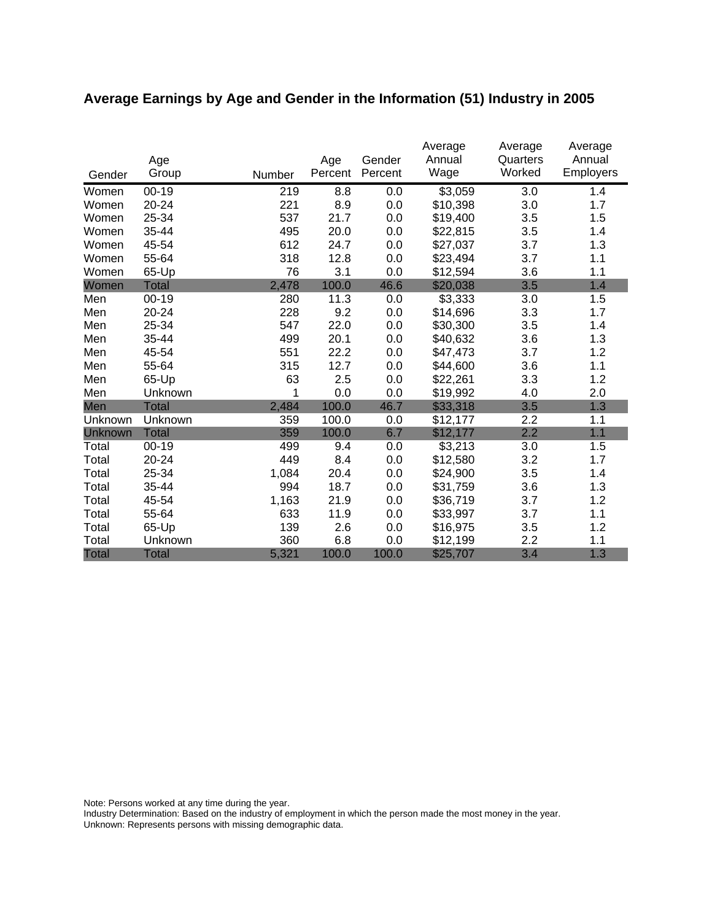## Average Earnings by Age and Gender in the Information (51) Industry in 2005

| Gender | Age Group | Number | Age Percent | Gender Percent | Average Annual Wage | Average Quarters Worked | Average Annual Employers |
|---|---|---|---|---|---|---|---|
| Women | 00-19 | 219 | 8.8 | 0.0 | $3,059 | 3.0 | 1.4 |
| Women | 20-24 | 221 | 8.9 | 0.0 | $10,398 | 3.0 | 1.7 |
| Women | 25-34 | 537 | 21.7 | 0.0 | $19,400 | 3.5 | 1.5 |
| Women | 35-44 | 495 | 20.0 | 0.0 | $22,815 | 3.5 | 1.4 |
| Women | 45-54 | 612 | 24.7 | 0.0 | $27,037 | 3.7 | 1.3 |
| Women | 55-64 | 318 | 12.8 | 0.0 | $23,494 | 3.7 | 1.1 |
| Women | 65-Up | 76 | 3.1 | 0.0 | $12,594 | 3.6 | 1.1 |
| Women | Total | 2,478 | 100.0 | 46.6 | $20,038 | 3.5 | 1.4 |
| Men | 00-19 | 280 | 11.3 | 0.0 | $3,333 | 3.0 | 1.5 |
| Men | 20-24 | 228 | 9.2 | 0.0 | $14,696 | 3.3 | 1.7 |
| Men | 25-34 | 547 | 22.0 | 0.0 | $30,300 | 3.5 | 1.4 |
| Men | 35-44 | 499 | 20.1 | 0.0 | $40,632 | 3.6 | 1.3 |
| Men | 45-54 | 551 | 22.2 | 0.0 | $47,473 | 3.7 | 1.2 |
| Men | 55-64 | 315 | 12.7 | 0.0 | $44,600 | 3.6 | 1.1 |
| Men | 65-Up | 63 | 2.5 | 0.0 | $22,261 | 3.3 | 1.2 |
| Men | Unknown | 1 | 0.0 | 0.0 | $19,992 | 4.0 | 2.0 |
| Men | Total | 2,484 | 100.0 | 46.7 | $33,318 | 3.5 | 1.3 |
| Unknown | Unknown | 359 | 100.0 | 0.0 | $12,177 | 2.2 | 1.1 |
| Unknown | Total | 359 | 100.0 | 6.7 | $12,177 | 2.2 | 1.1 |
| Total | 00-19 | 499 | 9.4 | 0.0 | $3,213 | 3.0 | 1.5 |
| Total | 20-24 | 449 | 8.4 | 0.0 | $12,580 | 3.2 | 1.7 |
| Total | 25-34 | 1,084 | 20.4 | 0.0 | $24,900 | 3.5 | 1.4 |
| Total | 35-44 | 994 | 18.7 | 0.0 | $31,759 | 3.6 | 1.3 |
| Total | 45-54 | 1,163 | 21.9 | 0.0 | $36,719 | 3.7 | 1.2 |
| Total | 55-64 | 633 | 11.9 | 0.0 | $33,997 | 3.7 | 1.1 |
| Total | 65-Up | 139 | 2.6 | 0.0 | $16,975 | 3.5 | 1.2 |
| Total | Unknown | 360 | 6.8 | 0.0 | $12,199 | 2.2 | 1.1 |
| Total | Total | 5,321 | 100.0 | 100.0 | $25,707 | 3.4 | 1.3 |

Note: Persons worked at any time during the year.
Industry Determination: Based on the industry of employment in which the person made the most money in the year.
Unknown: Represents persons with missing demographic data.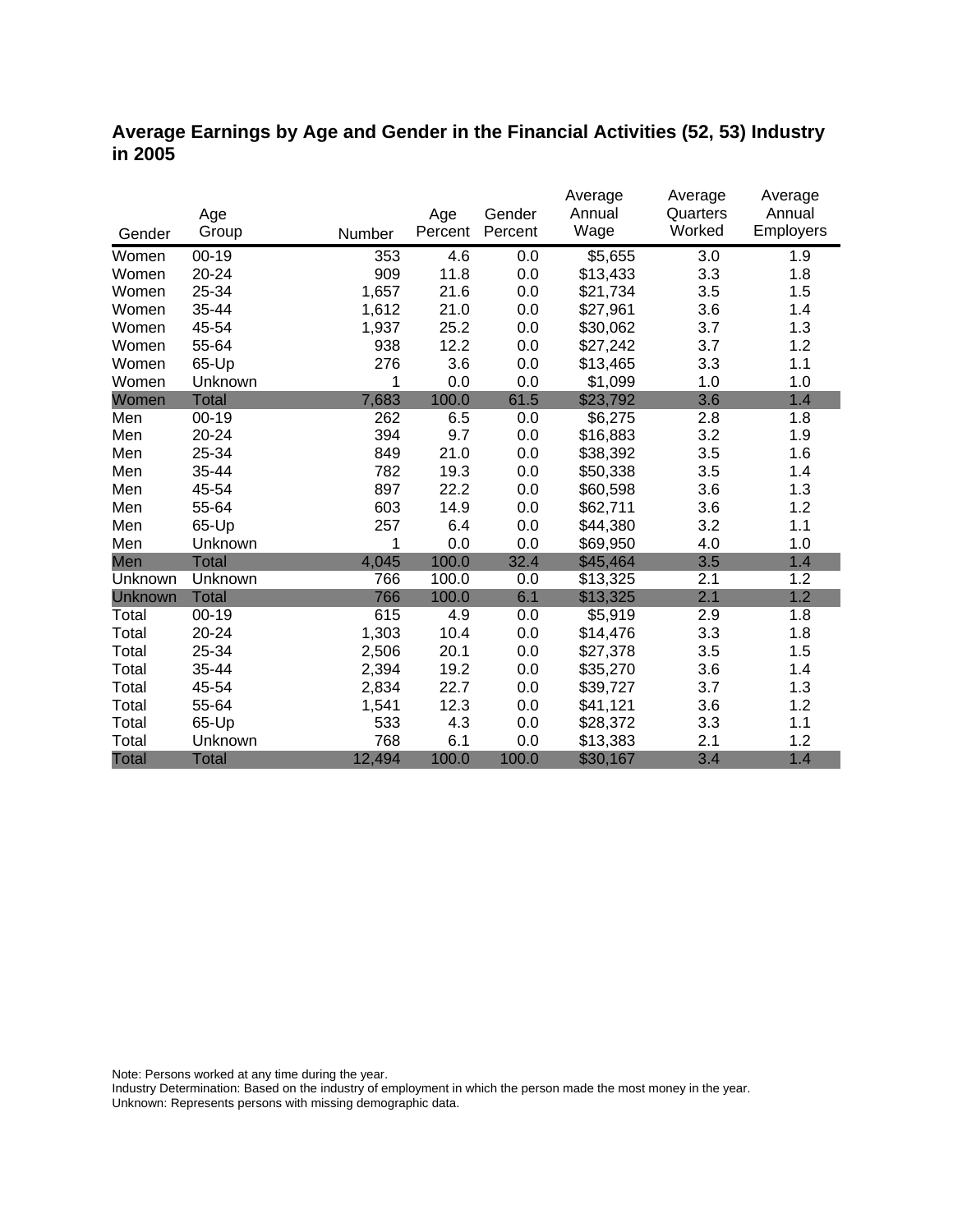# Average Earnings by Age and Gender in the Financial Activities (52, 53) Industry in 2005

| Gender | Age Group | Number | Age Percent | Gender Percent | Average Annual Wage | Average Quarters Worked | Average Annual Employers |
|---|---|---|---|---|---|---|---|
| Women | 00-19 | 353 | 4.6 | 0.0 | $5,655 | 3.0 | 1.9 |
| Women | 20-24 | 909 | 11.8 | 0.0 | $13,433 | 3.3 | 1.8 |
| Women | 25-34 | 1,657 | 21.6 | 0.0 | $21,734 | 3.5 | 1.5 |
| Women | 35-44 | 1,612 | 21.0 | 0.0 | $27,961 | 3.6 | 1.4 |
| Women | 45-54 | 1,937 | 25.2 | 0.0 | $30,062 | 3.7 | 1.3 |
| Women | 55-64 | 938 | 12.2 | 0.0 | $27,242 | 3.7 | 1.2 |
| Women | 65-Up | 276 | 3.6 | 0.0 | $13,465 | 3.3 | 1.1 |
| Women | Unknown | 1 | 0.0 | 0.0 | $1,099 | 1.0 | 1.0 |
| Women | Total | 7,683 | 100.0 | 61.5 | $23,792 | 3.6 | 1.4 |
| Men | 00-19 | 262 | 6.5 | 0.0 | $6,275 | 2.8 | 1.8 |
| Men | 20-24 | 394 | 9.7 | 0.0 | $16,883 | 3.2 | 1.9 |
| Men | 25-34 | 849 | 21.0 | 0.0 | $38,392 | 3.5 | 1.6 |
| Men | 35-44 | 782 | 19.3 | 0.0 | $50,338 | 3.5 | 1.4 |
| Men | 45-54 | 897 | 22.2 | 0.0 | $60,598 | 3.6 | 1.3 |
| Men | 55-64 | 603 | 14.9 | 0.0 | $62,711 | 3.6 | 1.2 |
| Men | 65-Up | 257 | 6.4 | 0.0 | $44,380 | 3.2 | 1.1 |
| Men | Unknown | 1 | 0.0 | 0.0 | $69,950 | 4.0 | 1.0 |
| Men | Total | 4,045 | 100.0 | 32.4 | $45,464 | 3.5 | 1.4 |
| Unknown | Unknown | 766 | 100.0 | 0.0 | $13,325 | 2.1 | 1.2 |
| Unknown | Total | 766 | 100.0 | 6.1 | $13,325 | 2.1 | 1.2 |
| Total | 00-19 | 615 | 4.9 | 0.0 | $5,919 | 2.9 | 1.8 |
| Total | 20-24 | 1,303 | 10.4 | 0.0 | $14,476 | 3.3 | 1.8 |
| Total | 25-34 | 2,506 | 20.1 | 0.0 | $27,378 | 3.5 | 1.5 |
| Total | 35-44 | 2,394 | 19.2 | 0.0 | $35,270 | 3.6 | 1.4 |
| Total | 45-54 | 2,834 | 22.7 | 0.0 | $39,727 | 3.7 | 1.3 |
| Total | 55-64 | 1,541 | 12.3 | 0.0 | $41,121 | 3.6 | 1.2 |
| Total | 65-Up | 533 | 4.3 | 0.0 | $28,372 | 3.3 | 1.1 |
| Total | Unknown | 768 | 6.1 | 0.0 | $13,383 | 2.1 | 1.2 |
| Total | Total | 12,494 | 100.0 | 100.0 | $30,167 | 3.4 | 1.4 |

Note: Persons worked at any time during the year.
Industry Determination: Based on the industry of employment in which the person made the most money in the year.
Unknown: Represents persons with missing demographic data.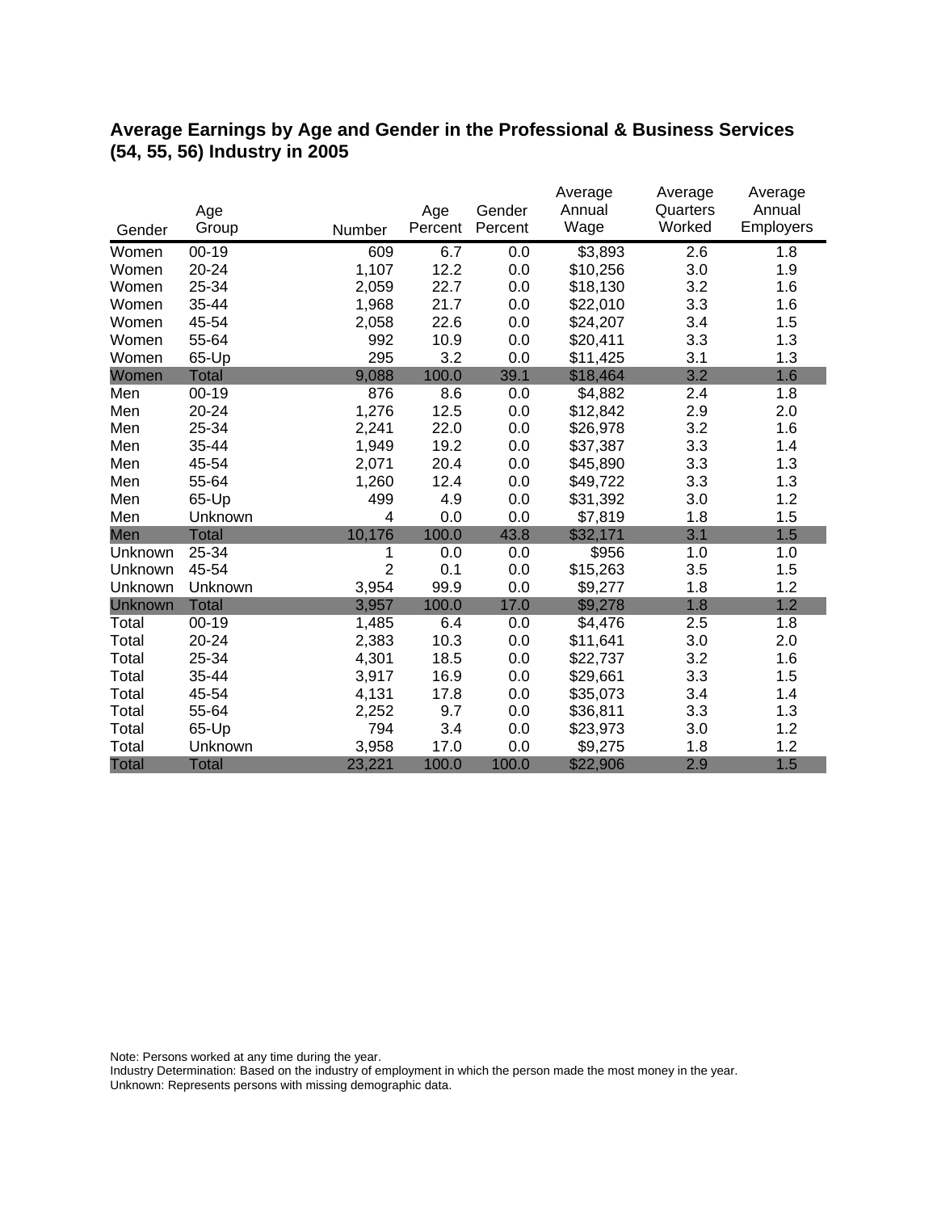## Average Earnings by Age and Gender in the Professional & Business Services (54, 55, 56) Industry in 2005

| Gender | Age Group | Number | Age Percent | Gender Percent | Average Annual Wage | Average Quarters Worked | Average Annual Employers |
|---|---|---|---|---|---|---|---|
| Women | 00-19 | 609 | 6.7 | 0.0 | $3,893 | 2.6 | 1.8 |
| Women | 20-24 | 1,107 | 12.2 | 0.0 | $10,256 | 3.0 | 1.9 |
| Women | 25-34 | 2,059 | 22.7 | 0.0 | $18,130 | 3.2 | 1.6 |
| Women | 35-44 | 1,968 | 21.7 | 0.0 | $22,010 | 3.3 | 1.6 |
| Women | 45-54 | 2,058 | 22.6 | 0.0 | $24,207 | 3.4 | 1.5 |
| Women | 55-64 | 992 | 10.9 | 0.0 | $20,411 | 3.3 | 1.3 |
| Women | 65-Up | 295 | 3.2 | 0.0 | $11,425 | 3.1 | 1.3 |
| Women | Total | 9,088 | 100.0 | 39.1 | $18,464 | 3.2 | 1.6 |
| Men | 00-19 | 876 | 8.6 | 0.0 | $4,882 | 2.4 | 1.8 |
| Men | 20-24 | 1,276 | 12.5 | 0.0 | $12,842 | 2.9 | 2.0 |
| Men | 25-34 | 2,241 | 22.0 | 0.0 | $26,978 | 3.2 | 1.6 |
| Men | 35-44 | 1,949 | 19.2 | 0.0 | $37,387 | 3.3 | 1.4 |
| Men | 45-54 | 2,071 | 20.4 | 0.0 | $45,890 | 3.3 | 1.3 |
| Men | 55-64 | 1,260 | 12.4 | 0.0 | $49,722 | 3.3 | 1.3 |
| Men | 65-Up | 499 | 4.9 | 0.0 | $31,392 | 3.0 | 1.2 |
| Men | Unknown | 4 | 0.0 | 0.0 | $7,819 | 1.8 | 1.5 |
| Men | Total | 10,176 | 100.0 | 43.8 | $32,171 | 3.1 | 1.5 |
| Unknown | 25-34 | 1 | 0.0 | 0.0 | $956 | 1.0 | 1.0 |
| Unknown | 45-54 | 2 | 0.1 | 0.0 | $15,263 | 3.5 | 1.5 |
| Unknown | Unknown | 3,954 | 99.9 | 0.0 | $9,277 | 1.8 | 1.2 |
| Unknown | Total | 3,957 | 100.0 | 17.0 | $9,278 | 1.8 | 1.2 |
| Total | 00-19 | 1,485 | 6.4 | 0.0 | $4,476 | 2.5 | 1.8 |
| Total | 20-24 | 2,383 | 10.3 | 0.0 | $11,641 | 3.0 | 2.0 |
| Total | 25-34 | 4,301 | 18.5 | 0.0 | $22,737 | 3.2 | 1.6 |
| Total | 35-44 | 3,917 | 16.9 | 0.0 | $29,661 | 3.3 | 1.5 |
| Total | 45-54 | 4,131 | 17.8 | 0.0 | $35,073 | 3.4 | 1.4 |
| Total | 55-64 | 2,252 | 9.7 | 0.0 | $36,811 | 3.3 | 1.3 |
| Total | 65-Up | 794 | 3.4 | 0.0 | $23,973 | 3.0 | 1.2 |
| Total | Unknown | 3,958 | 17.0 | 0.0 | $9,275 | 1.8 | 1.2 |
| Total | Total | 23,221 | 100.0 | 100.0 | $22,906 | 2.9 | 1.5 |

Note: Persons worked at any time during the year.
Industry Determination: Based on the industry of employment in which the person made the most money in the year.
Unknown: Represents persons with missing demographic data.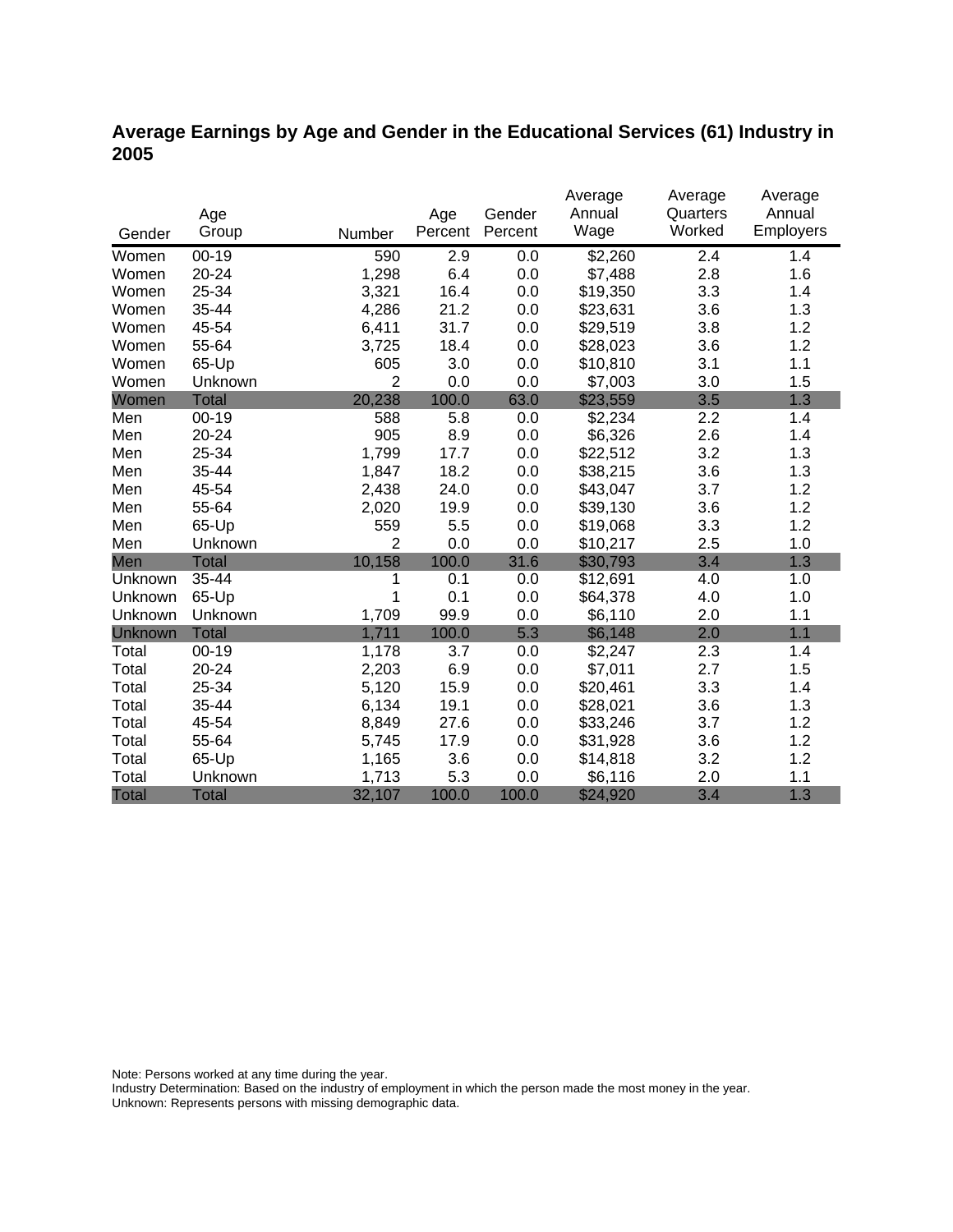# Average Earnings by Age and Gender in the Educational Services (61) Industry in 2005

| Gender | Age Group | Number | Age Percent | Gender Percent | Average Annual Wage | Average Quarters Worked | Average Annual Employers |
|---|---|---|---|---|---|---|---|
| Women | 00-19 | 590 | 2.9 | 0.0 | $2,260 | 2.4 | 1.4 |
| Women | 20-24 | 1,298 | 6.4 | 0.0 | $7,488 | 2.8 | 1.6 |
| Women | 25-34 | 3,321 | 16.4 | 0.0 | $19,350 | 3.3 | 1.4 |
| Women | 35-44 | 4,286 | 21.2 | 0.0 | $23,631 | 3.6 | 1.3 |
| Women | 45-54 | 6,411 | 31.7 | 0.0 | $29,519 | 3.8 | 1.2 |
| Women | 55-64 | 3,725 | 18.4 | 0.0 | $28,023 | 3.6 | 1.2 |
| Women | 65-Up | 605 | 3.0 | 0.0 | $10,810 | 3.1 | 1.1 |
| Women | Unknown | 2 | 0.0 | 0.0 | $7,003 | 3.0 | 1.5 |
| Women | Total | 20,238 | 100.0 | 63.0 | $23,559 | 3.5 | 1.3 |
| Men | 00-19 | 588 | 5.8 | 0.0 | $2,234 | 2.2 | 1.4 |
| Men | 20-24 | 905 | 8.9 | 0.0 | $6,326 | 2.6 | 1.4 |
| Men | 25-34 | 1,799 | 17.7 | 0.0 | $22,512 | 3.2 | 1.3 |
| Men | 35-44 | 1,847 | 18.2 | 0.0 | $38,215 | 3.6 | 1.3 |
| Men | 45-54 | 2,438 | 24.0 | 0.0 | $43,047 | 3.7 | 1.2 |
| Men | 55-64 | 2,020 | 19.9 | 0.0 | $39,130 | 3.6 | 1.2 |
| Men | 65-Up | 559 | 5.5 | 0.0 | $19,068 | 3.3 | 1.2 |
| Men | Unknown | 2 | 0.0 | 0.0 | $10,217 | 2.5 | 1.0 |
| Men | Total | 10,158 | 100.0 | 31.6 | $30,793 | 3.4 | 1.3 |
| Unknown | 35-44 | 1 | 0.1 | 0.0 | $12,691 | 4.0 | 1.0 |
| Unknown | 65-Up | 1 | 0.1 | 0.0 | $64,378 | 4.0 | 1.0 |
| Unknown | Unknown | 1,709 | 99.9 | 0.0 | $6,110 | 2.0 | 1.1 |
| Unknown | Total | 1,711 | 100.0 | 5.3 | $6,148 | 2.0 | 1.1 |
| Total | 00-19 | 1,178 | 3.7 | 0.0 | $2,247 | 2.3 | 1.4 |
| Total | 20-24 | 2,203 | 6.9 | 0.0 | $7,011 | 2.7 | 1.5 |
| Total | 25-34 | 5,120 | 15.9 | 0.0 | $20,461 | 3.3 | 1.4 |
| Total | 35-44 | 6,134 | 19.1 | 0.0 | $28,021 | 3.6 | 1.3 |
| Total | 45-54 | 8,849 | 27.6 | 0.0 | $33,246 | 3.7 | 1.2 |
| Total | 55-64 | 5,745 | 17.9 | 0.0 | $31,928 | 3.6 | 1.2 |
| Total | 65-Up | 1,165 | 3.6 | 0.0 | $14,818 | 3.2 | 1.2 |
| Total | Unknown | 1,713 | 5.3 | 0.0 | $6,116 | 2.0 | 1.1 |
| Total | Total | 32,107 | 100.0 | 100.0 | $24,920 | 3.4 | 1.3 |

Note: Persons worked at any time during the year.
Industry Determination: Based on the industry of employment in which the person made the most money in the year.
Unknown: Represents persons with missing demographic data.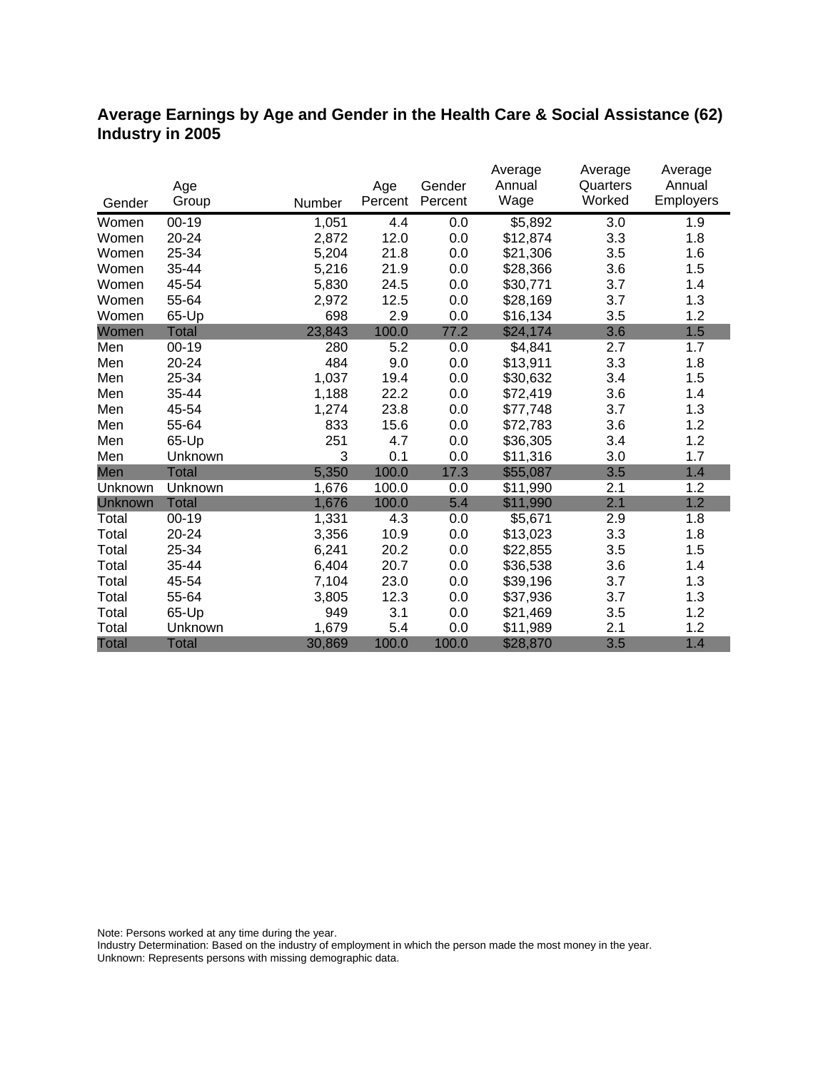## Average Earnings by Age and Gender in the Health Care & Social Assistance (62) Industry in 2005

| Gender | Age Group | Number | Age Percent | Gender Percent | Average Annual Wage | Average Quarters Worked | Average Annual Employers |
|---|---|---|---|---|---|---|---|
| Women | 00-19 | 1,051 | 4.4 | 0.0 | $5,892 | 3.0 | 1.9 |
| Women | 20-24 | 2,872 | 12.0 | 0.0 | $12,874 | 3.3 | 1.8 |
| Women | 25-34 | 5,204 | 21.8 | 0.0 | $21,306 | 3.5 | 1.6 |
| Women | 35-44 | 5,216 | 21.9 | 0.0 | $28,366 | 3.6 | 1.5 |
| Women | 45-54 | 5,830 | 24.5 | 0.0 | $30,771 | 3.7 | 1.4 |
| Women | 55-64 | 2,972 | 12.5 | 0.0 | $28,169 | 3.7 | 1.3 |
| Women | 65-Up | 698 | 2.9 | 0.0 | $16,134 | 3.5 | 1.2 |
| Women | Total | 23,843 | 100.0 | 77.2 | $24,174 | 3.6 | 1.5 |
| Men | 00-19 | 280 | 5.2 | 0.0 | $4,841 | 2.7 | 1.7 |
| Men | 20-24 | 484 | 9.0 | 0.0 | $13,911 | 3.3 | 1.8 |
| Men | 25-34 | 1,037 | 19.4 | 0.0 | $30,632 | 3.4 | 1.5 |
| Men | 35-44 | 1,188 | 22.2 | 0.0 | $72,419 | 3.6 | 1.4 |
| Men | 45-54 | 1,274 | 23.8 | 0.0 | $77,748 | 3.7 | 1.3 |
| Men | 55-64 | 833 | 15.6 | 0.0 | $72,783 | 3.6 | 1.2 |
| Men | 65-Up | 251 | 4.7 | 0.0 | $36,305 | 3.4 | 1.2 |
| Men | Unknown | 3 | 0.1 | 0.0 | $11,316 | 3.0 | 1.7 |
| Men | Total | 5,350 | 100.0 | 17.3 | $55,087 | 3.5 | 1.4 |
| Unknown | Unknown | 1,676 | 100.0 | 0.0 | $11,990 | 2.1 | 1.2 |
| Unknown | Total | 1,676 | 100.0 | 5.4 | $11,990 | 2.1 | 1.2 |
| Total | 00-19 | 1,331 | 4.3 | 0.0 | $5,671 | 2.9 | 1.8 |
| Total | 20-24 | 3,356 | 10.9 | 0.0 | $13,023 | 3.3 | 1.8 |
| Total | 25-34 | 6,241 | 20.2 | 0.0 | $22,855 | 3.5 | 1.5 |
| Total | 35-44 | 6,404 | 20.7 | 0.0 | $36,538 | 3.6 | 1.4 |
| Total | 45-54 | 7,104 | 23.0 | 0.0 | $39,196 | 3.7 | 1.3 |
| Total | 55-64 | 3,805 | 12.3 | 0.0 | $37,936 | 3.7 | 1.3 |
| Total | 65-Up | 949 | 3.1 | 0.0 | $21,469 | 3.5 | 1.2 |
| Total | Unknown | 1,679 | 5.4 | 0.0 | $11,989 | 2.1 | 1.2 |
| Total | Total | 30,869 | 100.0 | 100.0 | $28,870 | 3.5 | 1.4 |

Note: Persons worked at any time during the year.
Industry Determination: Based on the industry of employment in which the person made the most money in the year.
Unknown: Represents persons with missing demographic data.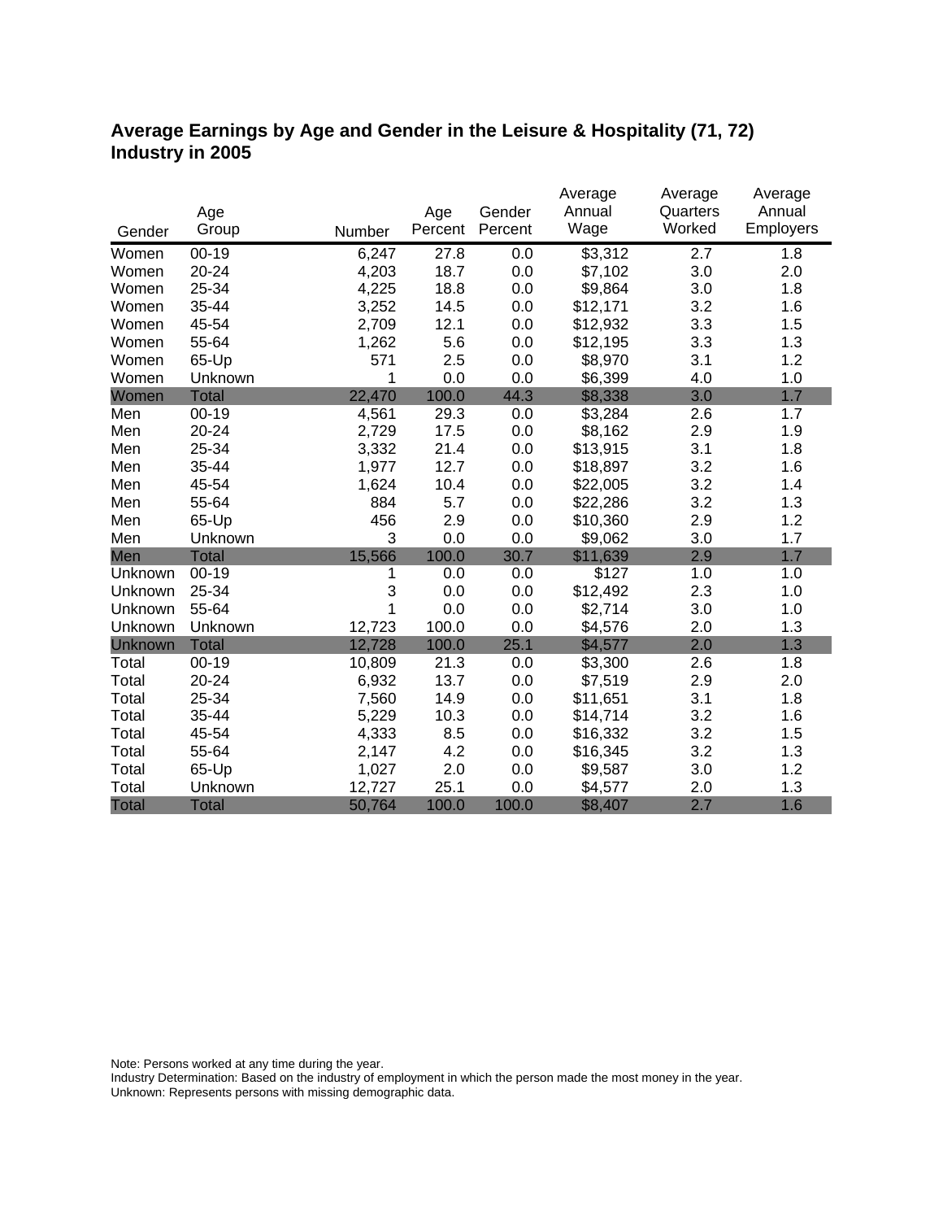## Average Earnings by Age and Gender in the Leisure & Hospitality (71, 72) Industry in 2005

| Gender | Age Group | Number | Age Percent | Gender Percent | Average Annual Wage | Average Quarters Worked | Average Annual Employers |
|---|---|---|---|---|---|---|---|
| Women | 00-19 | 6,247 | 27.8 | 0.0 | $3,312 | 2.7 | 1.8 |
| Women | 20-24 | 4,203 | 18.7 | 0.0 | $7,102 | 3.0 | 2.0 |
| Women | 25-34 | 4,225 | 18.8 | 0.0 | $9,864 | 3.0 | 1.8 |
| Women | 35-44 | 3,252 | 14.5 | 0.0 | $12,171 | 3.2 | 1.6 |
| Women | 45-54 | 2,709 | 12.1 | 0.0 | $12,932 | 3.3 | 1.5 |
| Women | 55-64 | 1,262 | 5.6 | 0.0 | $12,195 | 3.3 | 1.3 |
| Women | 65-Up | 571 | 2.5 | 0.0 | $8,970 | 3.1 | 1.2 |
| Women | Unknown | 1 | 0.0 | 0.0 | $6,399 | 4.0 | 1.0 |
| Women | Total | 22,470 | 100.0 | 44.3 | $8,338 | 3.0 | 1.7 |
| Men | 00-19 | 4,561 | 29.3 | 0.0 | $3,284 | 2.6 | 1.7 |
| Men | 20-24 | 2,729 | 17.5 | 0.0 | $8,162 | 2.9 | 1.9 |
| Men | 25-34 | 3,332 | 21.4 | 0.0 | $13,915 | 3.1 | 1.8 |
| Men | 35-44 | 1,977 | 12.7 | 0.0 | $18,897 | 3.2 | 1.6 |
| Men | 45-54 | 1,624 | 10.4 | 0.0 | $22,005 | 3.2 | 1.4 |
| Men | 55-64 | 884 | 5.7 | 0.0 | $22,286 | 3.2 | 1.3 |
| Men | 65-Up | 456 | 2.9 | 0.0 | $10,360 | 2.9 | 1.2 |
| Men | Unknown | 3 | 0.0 | 0.0 | $9,062 | 3.0 | 1.7 |
| Men | Total | 15,566 | 100.0 | 30.7 | $11,639 | 2.9 | 1.7 |
| Unknown | 00-19 | 1 | 0.0 | 0.0 | $127 | 1.0 | 1.0 |
| Unknown | 25-34 | 3 | 0.0 | 0.0 | $12,492 | 2.3 | 1.0 |
| Unknown | 55-64 | 1 | 0.0 | 0.0 | $2,714 | 3.0 | 1.0 |
| Unknown | Unknown | 12,723 | 100.0 | 0.0 | $4,576 | 2.0 | 1.3 |
| Unknown | Total | 12,728 | 100.0 | 25.1 | $4,577 | 2.0 | 1.3 |
| Total | 00-19 | 10,809 | 21.3 | 0.0 | $3,300 | 2.6 | 1.8 |
| Total | 20-24 | 6,932 | 13.7 | 0.0 | $7,519 | 2.9 | 2.0 |
| Total | 25-34 | 7,560 | 14.9 | 0.0 | $11,651 | 3.1 | 1.8 |
| Total | 35-44 | 5,229 | 10.3 | 0.0 | $14,714 | 3.2 | 1.6 |
| Total | 45-54 | 4,333 | 8.5 | 0.0 | $16,332 | 3.2 | 1.5 |
| Total | 55-64 | 2,147 | 4.2 | 0.0 | $16,345 | 3.2 | 1.3 |
| Total | 65-Up | 1,027 | 2.0 | 0.0 | $9,587 | 3.0 | 1.2 |
| Total | Unknown | 12,727 | 25.1 | 0.0 | $4,577 | 2.0 | 1.3 |
| Total | Total | 50,764 | 100.0 | 100.0 | $8,407 | 2.7 | 1.6 |

Note: Persons worked at any time during the year.
Industry Determination: Based on the industry of employment in which the person made the most money in the year.
Unknown: Represents persons with missing demographic data.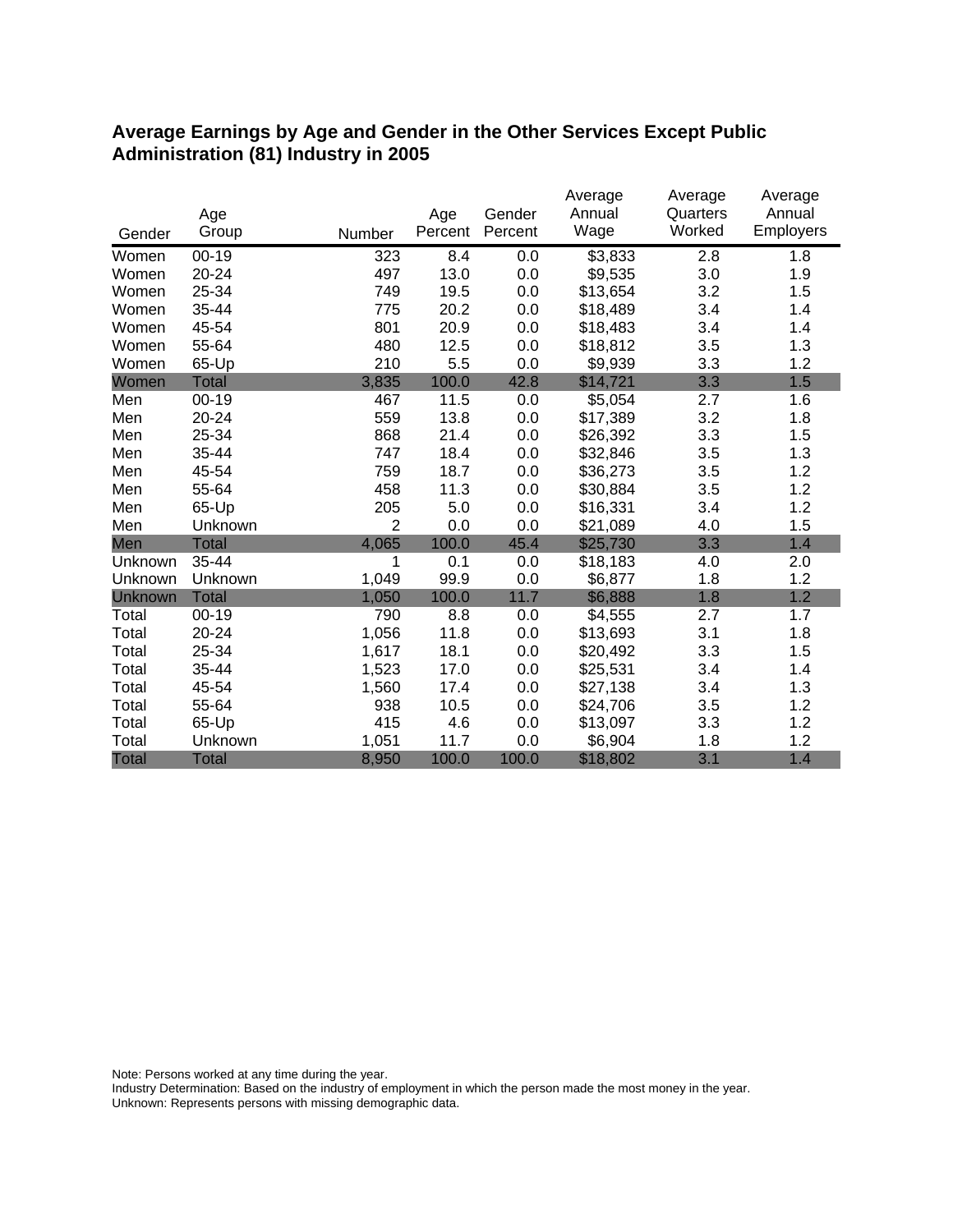## Average Earnings by Age and Gender in the Other Services Except Public Administration (81) Industry in 2005

| Gender | Age Group | Number | Age Percent | Gender Percent | Average Annual Wage | Average Quarters Worked | Average Annual Employers |
|---|---|---|---|---|---|---|---|
| Women | 00-19 | 323 | 8.4 | 0.0 | $3,833 | 2.8 | 1.8 |
| Women | 20-24 | 497 | 13.0 | 0.0 | $9,535 | 3.0 | 1.9 |
| Women | 25-34 | 749 | 19.5 | 0.0 | $13,654 | 3.2 | 1.5 |
| Women | 35-44 | 775 | 20.2 | 0.0 | $18,489 | 3.4 | 1.4 |
| Women | 45-54 | 801 | 20.9 | 0.0 | $18,483 | 3.4 | 1.4 |
| Women | 55-64 | 480 | 12.5 | 0.0 | $18,812 | 3.5 | 1.3 |
| Women | 65-Up | 210 | 5.5 | 0.0 | $9,939 | 3.3 | 1.2 |
| Women | Total | 3,835 | 100.0 | 42.8 | $14,721 | 3.3 | 1.5 |
| Men | 00-19 | 467 | 11.5 | 0.0 | $5,054 | 2.7 | 1.6 |
| Men | 20-24 | 559 | 13.8 | 0.0 | $17,389 | 3.2 | 1.8 |
| Men | 25-34 | 868 | 21.4 | 0.0 | $26,392 | 3.3 | 1.5 |
| Men | 35-44 | 747 | 18.4 | 0.0 | $32,846 | 3.5 | 1.3 |
| Men | 45-54 | 759 | 18.7 | 0.0 | $36,273 | 3.5 | 1.2 |
| Men | 55-64 | 458 | 11.3 | 0.0 | $30,884 | 3.5 | 1.2 |
| Men | 65-Up | 205 | 5.0 | 0.0 | $16,331 | 3.4 | 1.2 |
| Men | Unknown | 2 | 0.0 | 0.0 | $21,089 | 4.0 | 1.5 |
| Men | Total | 4,065 | 100.0 | 45.4 | $25,730 | 3.3 | 1.4 |
| Unknown | 35-44 | 1 | 0.1 | 0.0 | $18,183 | 4.0 | 2.0 |
| Unknown | Unknown | 1,049 | 99.9 | 0.0 | $6,877 | 1.8 | 1.2 |
| Unknown | Total | 1,050 | 100.0 | 11.7 | $6,888 | 1.8 | 1.2 |
| Total | 00-19 | 790 | 8.8 | 0.0 | $4,555 | 2.7 | 1.7 |
| Total | 20-24 | 1,056 | 11.8 | 0.0 | $13,693 | 3.1 | 1.8 |
| Total | 25-34 | 1,617 | 18.1 | 0.0 | $20,492 | 3.3 | 1.5 |
| Total | 35-44 | 1,523 | 17.0 | 0.0 | $25,531 | 3.4 | 1.4 |
| Total | 45-54 | 1,560 | 17.4 | 0.0 | $27,138 | 3.4 | 1.3 |
| Total | 55-64 | 938 | 10.5 | 0.0 | $24,706 | 3.5 | 1.2 |
| Total | 65-Up | 415 | 4.6 | 0.0 | $13,097 | 3.3 | 1.2 |
| Total | Unknown | 1,051 | 11.7 | 0.0 | $6,904 | 1.8 | 1.2 |
| Total | Total | 8,950 | 100.0 | 100.0 | $18,802 | 3.1 | 1.4 |

Note: Persons worked at any time during the year.
Industry Determination: Based on the industry of employment in which the person made the most money in the year.
Unknown: Represents persons with missing demographic data.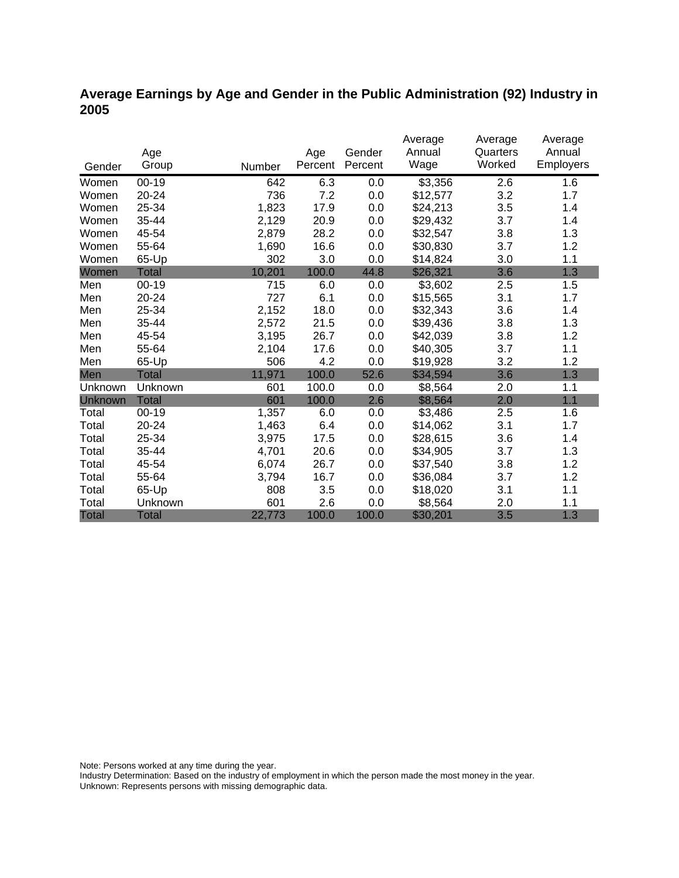**Average Earnings by Age and Gender in the Public Administration (92) Industry in 2005**

| Gender | Age Group | Number | Age Percent | Gender Percent | Average Annual Wage | Average Quarters Worked | Average Annual Employers |
|---|---|---|---|---|---|---|---|
| Women | 00-19 | 642 | 6.3 | 0.0 | $3,356 | 2.6 | 1.6 |
| Women | 20-24 | 736 | 7.2 | 0.0 | $12,577 | 3.2 | 1.7 |
| Women | 25-34 | 1,823 | 17.9 | 0.0 | $24,213 | 3.5 | 1.4 |
| Women | 35-44 | 2,129 | 20.9 | 0.0 | $29,432 | 3.7 | 1.4 |
| Women | 45-54 | 2,879 | 28.2 | 0.0 | $32,547 | 3.8 | 1.3 |
| Women | 55-64 | 1,690 | 16.6 | 0.0 | $30,830 | 3.7 | 1.2 |
| Women | 65-Up | 302 | 3.0 | 0.0 | $14,824 | 3.0 | 1.1 |
| Women | Total | 10,201 | 100.0 | 44.8 | $26,321 | 3.6 | 1.3 |
| Men | 00-19 | 715 | 6.0 | 0.0 | $3,602 | 2.5 | 1.5 |
| Men | 20-24 | 727 | 6.1 | 0.0 | $15,565 | 3.1 | 1.7 |
| Men | 25-34 | 2,152 | 18.0 | 0.0 | $32,343 | 3.6 | 1.4 |
| Men | 35-44 | 2,572 | 21.5 | 0.0 | $39,436 | 3.8 | 1.3 |
| Men | 45-54 | 3,195 | 26.7 | 0.0 | $42,039 | 3.8 | 1.2 |
| Men | 55-64 | 2,104 | 17.6 | 0.0 | $40,305 | 3.7 | 1.1 |
| Men | 65-Up | 506 | 4.2 | 0.0 | $19,928 | 3.2 | 1.2 |
| Men | Total | 11,971 | 100.0 | 52.6 | $34,594 | 3.6 | 1.3 |
| Unknown | Unknown | 601 | 100.0 | 0.0 | $8,564 | 2.0 | 1.1 |
| Unknown | Total | 601 | 100.0 | 2.6 | $8,564 | 2.0 | 1.1 |
| Total | 00-19 | 1,357 | 6.0 | 0.0 | $3,486 | 2.5 | 1.6 |
| Total | 20-24 | 1,463 | 6.4 | 0.0 | $14,062 | 3.1 | 1.7 |
| Total | 25-34 | 3,975 | 17.5 | 0.0 | $28,615 | 3.6 | 1.4 |
| Total | 35-44 | 4,701 | 20.6 | 0.0 | $34,905 | 3.7 | 1.3 |
| Total | 45-54 | 6,074 | 26.7 | 0.0 | $37,540 | 3.8 | 1.2 |
| Total | 55-64 | 3,794 | 16.7 | 0.0 | $36,084 | 3.7 | 1.2 |
| Total | 65-Up | 808 | 3.5 | 0.0 | $18,020 | 3.1 | 1.1 |
| Total | Unknown | 601 | 2.6 | 0.0 | $8,564 | 2.0 | 1.1 |
| Total | Total | 22,773 | 100.0 | 100.0 | $30,201 | 3.5 | 1.3 |

Note: Persons worked at any time during the year.
Industry Determination: Based on the industry of employment in which the person made the most money in the year.
Unknown: Represents persons with missing demographic data.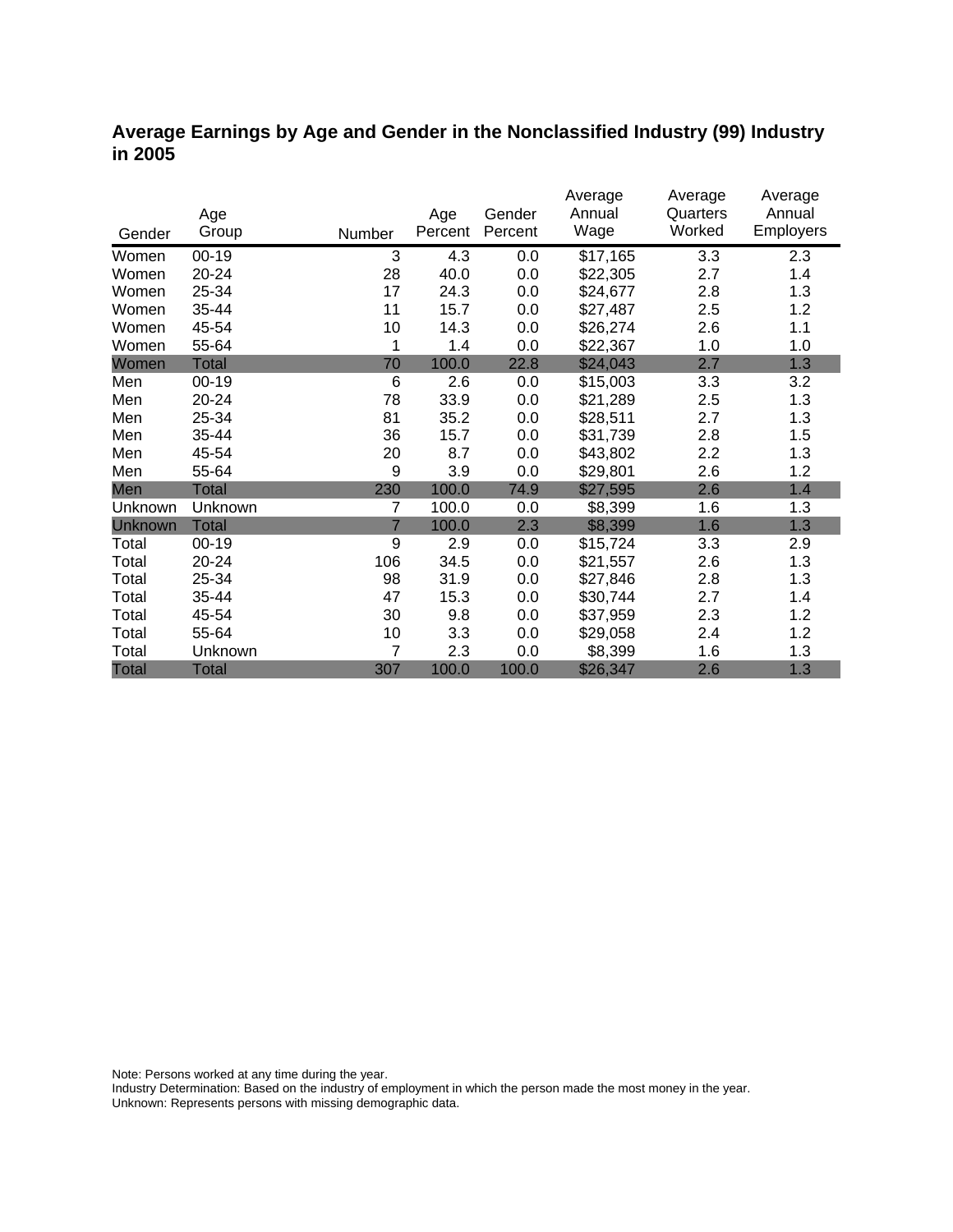# Average Earnings by Age and Gender in the Nonclassified Industry (99) Industry in 2005

| Gender | Age Group | Number | Age Percent | Gender Percent | Average Annual Wage | Average Quarters Worked | Average Annual Employers |
|---|---|---|---|---|---|---|---|
| Women | 00-19 | 3 | 4.3 | 0.0 | $17,165 | 3.3 | 2.3 |
| Women | 20-24 | 28 | 40.0 | 0.0 | $22,305 | 2.7 | 1.4 |
| Women | 25-34 | 17 | 24.3 | 0.0 | $24,677 | 2.8 | 1.3 |
| Women | 35-44 | 11 | 15.7 | 0.0 | $27,487 | 2.5 | 1.2 |
| Women | 45-54 | 10 | 14.3 | 0.0 | $26,274 | 2.6 | 1.1 |
| Women | 55-64 | 1 | 1.4 | 0.0 | $22,367 | 1.0 | 1.0 |
| Women | Total | 70 | 100.0 | 22.8 | $24,043 | 2.7 | 1.3 |
| Men | 00-19 | 6 | 2.6 | 0.0 | $15,003 | 3.3 | 3.2 |
| Men | 20-24 | 78 | 33.9 | 0.0 | $21,289 | 2.5 | 1.3 |
| Men | 25-34 | 81 | 35.2 | 0.0 | $28,511 | 2.7 | 1.3 |
| Men | 35-44 | 36 | 15.7 | 0.0 | $31,739 | 2.8 | 1.5 |
| Men | 45-54 | 20 | 8.7 | 0.0 | $43,802 | 2.2 | 1.3 |
| Men | 55-64 | 9 | 3.9 | 0.0 | $29,801 | 2.6 | 1.2 |
| Men | Total | 230 | 100.0 | 74.9 | $27,595 | 2.6 | 1.4 |
| Unknown | Unknown | 7 | 100.0 | 0.0 | $8,399 | 1.6 | 1.3 |
| Unknown | Total | 7 | 100.0 | 2.3 | $8,399 | 1.6 | 1.3 |
| Total | 00-19 | 9 | 2.9 | 0.0 | $15,724 | 3.3 | 2.9 |
| Total | 20-24 | 106 | 34.5 | 0.0 | $21,557 | 2.6 | 1.3 |
| Total | 25-34 | 98 | 31.9 | 0.0 | $27,846 | 2.8 | 1.3 |
| Total | 35-44 | 47 | 15.3 | 0.0 | $30,744 | 2.7 | 1.4 |
| Total | 45-54 | 30 | 9.8 | 0.0 | $37,959 | 2.3 | 1.2 |
| Total | 55-64 | 10 | 3.3 | 0.0 | $29,058 | 2.4 | 1.2 |
| Total | Unknown | 7 | 2.3 | 0.0 | $8,399 | 1.6 | 1.3 |
| Total | Total | 307 | 100.0 | 100.0 | $26,347 | 2.6 | 1.3 |

Note: Persons worked at any time during the year.
Industry Determination: Based on the industry of employment in which the person made the most money in the year.
Unknown: Represents persons with missing demographic data.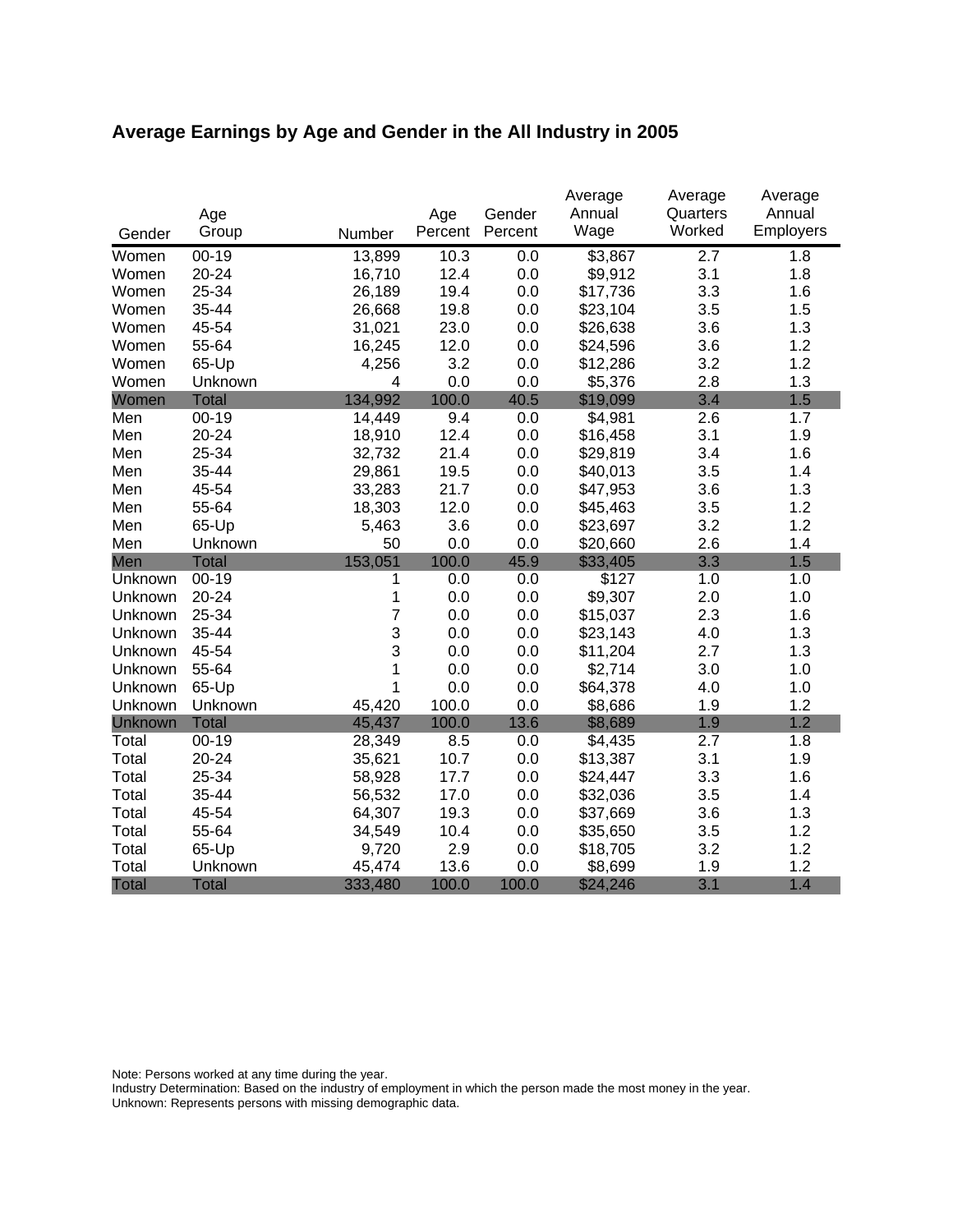## Average Earnings by Age and Gender in the All Industry in 2005

| Gender | Age Group | Number | Age Percent | Gender Percent | Average Annual Wage | Average Quarters Worked | Average Annual Employers |
|---|---|---|---|---|---|---|---|
| Women | 00-19 | 13,899 | 10.3 | 0.0 | $3,867 | 2.7 | 1.8 |
| Women | 20-24 | 16,710 | 12.4 | 0.0 | $9,912 | 3.1 | 1.8 |
| Women | 25-34 | 26,189 | 19.4 | 0.0 | $17,736 | 3.3 | 1.6 |
| Women | 35-44 | 26,668 | 19.8 | 0.0 | $23,104 | 3.5 | 1.5 |
| Women | 45-54 | 31,021 | 23.0 | 0.0 | $26,638 | 3.6 | 1.3 |
| Women | 55-64 | 16,245 | 12.0 | 0.0 | $24,596 | 3.6 | 1.2 |
| Women | 65-Up | 4,256 | 3.2 | 0.0 | $12,286 | 3.2 | 1.2 |
| Women | Unknown | 4 | 0.0 | 0.0 | $5,376 | 2.8 | 1.3 |
| Women | Total | 134,992 | 100.0 | 40.5 | $19,099 | 3.4 | 1.5 |
| Men | 00-19 | 14,449 | 9.4 | 0.0 | $4,981 | 2.6 | 1.7 |
| Men | 20-24 | 18,910 | 12.4 | 0.0 | $16,458 | 3.1 | 1.9 |
| Men | 25-34 | 32,732 | 21.4 | 0.0 | $29,819 | 3.4 | 1.6 |
| Men | 35-44 | 29,861 | 19.5 | 0.0 | $40,013 | 3.5 | 1.4 |
| Men | 45-54 | 33,283 | 21.7 | 0.0 | $47,953 | 3.6 | 1.3 |
| Men | 55-64 | 18,303 | 12.0 | 0.0 | $45,463 | 3.5 | 1.2 |
| Men | 65-Up | 5,463 | 3.6 | 0.0 | $23,697 | 3.2 | 1.2 |
| Men | Unknown | 50 | 0.0 | 0.0 | $20,660 | 2.6 | 1.4 |
| Men | Total | 153,051 | 100.0 | 45.9 | $33,405 | 3.3 | 1.5 |
| Unknown | 00-19 | 1 | 0.0 | 0.0 | $127 | 1.0 | 1.0 |
| Unknown | 20-24 | 1 | 0.0 | 0.0 | $9,307 | 2.0 | 1.0 |
| Unknown | 25-34 | 7 | 0.0 | 0.0 | $15,037 | 2.3 | 1.6 |
| Unknown | 35-44 | 3 | 0.0 | 0.0 | $23,143 | 4.0 | 1.3 |
| Unknown | 45-54 | 3 | 0.0 | 0.0 | $11,204 | 2.7 | 1.3 |
| Unknown | 55-64 | 1 | 0.0 | 0.0 | $2,714 | 3.0 | 1.0 |
| Unknown | 65-Up | 1 | 0.0 | 0.0 | $64,378 | 4.0 | 1.0 |
| Unknown | Unknown | 45,420 | 100.0 | 0.0 | $8,686 | 1.9 | 1.2 |
| Unknown | Total | 45,437 | 100.0 | 13.6 | $8,689 | 1.9 | 1.2 |
| Total | 00-19 | 28,349 | 8.5 | 0.0 | $4,435 | 2.7 | 1.8 |
| Total | 20-24 | 35,621 | 10.7 | 0.0 | $13,387 | 3.1 | 1.9 |
| Total | 25-34 | 58,928 | 17.7 | 0.0 | $24,447 | 3.3 | 1.6 |
| Total | 35-44 | 56,532 | 17.0 | 0.0 | $32,036 | 3.5 | 1.4 |
| Total | 45-54 | 64,307 | 19.3 | 0.0 | $37,669 | 3.6 | 1.3 |
| Total | 55-64 | 34,549 | 10.4 | 0.0 | $35,650 | 3.5 | 1.2 |
| Total | 65-Up | 9,720 | 2.9 | 0.0 | $18,705 | 3.2 | 1.2 |
| Total | Unknown | 45,474 | 13.6 | 0.0 | $8,699 | 1.9 | 1.2 |
| Total | Total | 333,480 | 100.0 | 100.0 | $24,246 | 3.1 | 1.4 |

Note: Persons worked at any time during the year.
Industry Determination: Based on the industry of employment in which the person made the most money in the year.
Unknown: Represents persons with missing demographic data.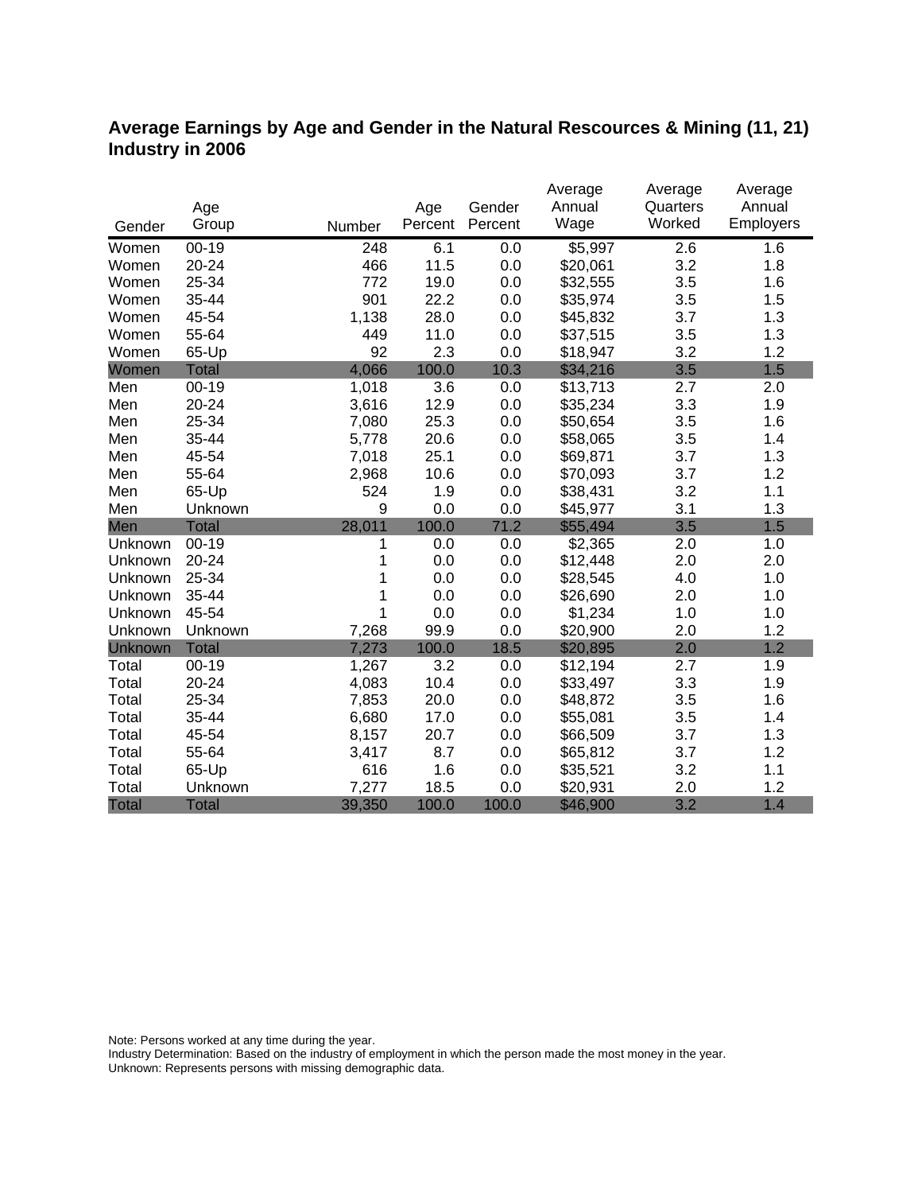# Average Earnings by Age and Gender in the Natural Rescources & Mining (11, 21) Industry in 2006

| Gender | Age Group | Number | Age Percent | Gender Percent | Average Annual Wage | Average Quarters Worked | Average Annual Employers |
|---|---|---|---|---|---|---|---|
| Women | 00-19 | 248 | 6.1 | 0.0 | $5,997 | 2.6 | 1.6 |
| Women | 20-24 | 466 | 11.5 | 0.0 | $20,061 | 3.2 | 1.8 |
| Women | 25-34 | 772 | 19.0 | 0.0 | $32,555 | 3.5 | 1.6 |
| Women | 35-44 | 901 | 22.2 | 0.0 | $35,974 | 3.5 | 1.5 |
| Women | 45-54 | 1,138 | 28.0 | 0.0 | $45,832 | 3.7 | 1.3 |
| Women | 55-64 | 449 | 11.0 | 0.0 | $37,515 | 3.5 | 1.3 |
| Women | 65-Up | 92 | 2.3 | 0.0 | $18,947 | 3.2 | 1.2 |
| Women | Total | 4,066 | 100.0 | 10.3 | $34,216 | 3.5 | 1.5 |
| Men | 00-19 | 1,018 | 3.6 | 0.0 | $13,713 | 2.7 | 2.0 |
| Men | 20-24 | 3,616 | 12.9 | 0.0 | $35,234 | 3.3 | 1.9 |
| Men | 25-34 | 7,080 | 25.3 | 0.0 | $50,654 | 3.5 | 1.6 |
| Men | 35-44 | 5,778 | 20.6 | 0.0 | $58,065 | 3.5 | 1.4 |
| Men | 45-54 | 7,018 | 25.1 | 0.0 | $69,871 | 3.7 | 1.3 |
| Men | 55-64 | 2,968 | 10.6 | 0.0 | $70,093 | 3.7 | 1.2 |
| Men | 65-Up | 524 | 1.9 | 0.0 | $38,431 | 3.2 | 1.1 |
| Men | Unknown | 9 | 0.0 | 0.0 | $45,977 | 3.1 | 1.3 |
| Men | Total | 28,011 | 100.0 | 71.2 | $55,494 | 3.5 | 1.5 |
| Unknown | 00-19 | 1 | 0.0 | 0.0 | $2,365 | 2.0 | 1.0 |
| Unknown | 20-24 | 1 | 0.0 | 0.0 | $12,448 | 2.0 | 2.0 |
| Unknown | 25-34 | 1 | 0.0 | 0.0 | $28,545 | 4.0 | 1.0 |
| Unknown | 35-44 | 1 | 0.0 | 0.0 | $26,690 | 2.0 | 1.0 |
| Unknown | 45-54 | 1 | 0.0 | 0.0 | $1,234 | 1.0 | 1.0 |
| Unknown | Unknown | 7,268 | 99.9 | 0.0 | $20,900 | 2.0 | 1.2 |
| Unknown | Total | 7,273 | 100.0 | 18.5 | $20,895 | 2.0 | 1.2 |
| Total | 00-19 | 1,267 | 3.2 | 0.0 | $12,194 | 2.7 | 1.9 |
| Total | 20-24 | 4,083 | 10.4 | 0.0 | $33,497 | 3.3 | 1.9 |
| Total | 25-34 | 7,853 | 20.0 | 0.0 | $48,872 | 3.5 | 1.6 |
| Total | 35-44 | 6,680 | 17.0 | 0.0 | $55,081 | 3.5 | 1.4 |
| Total | 45-54 | 8,157 | 20.7 | 0.0 | $66,509 | 3.7 | 1.3 |
| Total | 55-64 | 3,417 | 8.7 | 0.0 | $65,812 | 3.7 | 1.2 |
| Total | 65-Up | 616 | 1.6 | 0.0 | $35,521 | 3.2 | 1.1 |
| Total | Unknown | 7,277 | 18.5 | 0.0 | $20,931 | 2.0 | 1.2 |
| Total | Total | 39,350 | 100.0 | 100.0 | $46,900 | 3.2 | 1.4 |

Note: Persons worked at any time during the year.
Industry Determination: Based on the industry of employment in which the person made the most money in the year.
Unknown: Represents persons with missing demographic data.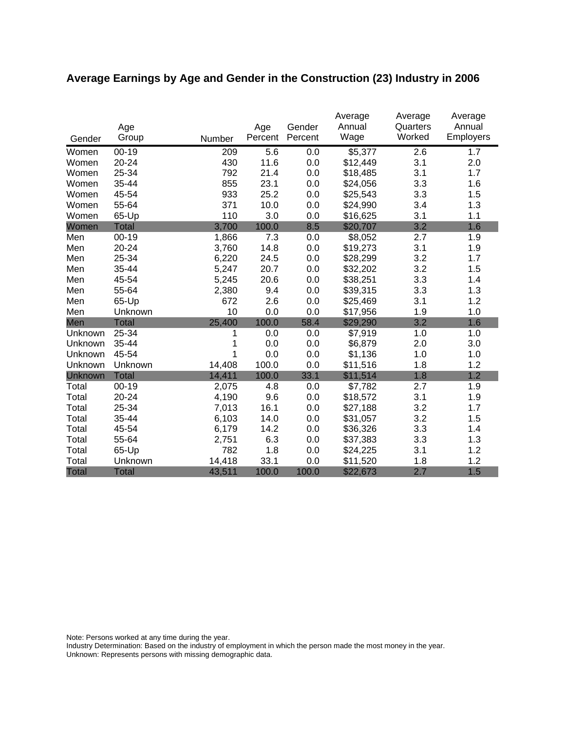## Average Earnings by Age and Gender in the Construction (23) Industry in 2006

| Gender | Age Group | Number | Age Percent | Gender Percent | Average Annual Wage | Average Quarters Worked | Average Annual Employers |
|---|---|---|---|---|---|---|---|
| Women | 00-19 | 209 | 5.6 | 0.0 | $5,377 | 2.6 | 1.7 |
| Women | 20-24 | 430 | 11.6 | 0.0 | $12,449 | 3.1 | 2.0 |
| Women | 25-34 | 792 | 21.4 | 0.0 | $18,485 | 3.1 | 1.7 |
| Women | 35-44 | 855 | 23.1 | 0.0 | $24,056 | 3.3 | 1.6 |
| Women | 45-54 | 933 | 25.2 | 0.0 | $25,543 | 3.3 | 1.5 |
| Women | 55-64 | 371 | 10.0 | 0.0 | $24,990 | 3.4 | 1.3 |
| Women | 65-Up | 110 | 3.0 | 0.0 | $16,625 | 3.1 | 1.1 |
| Women | Total | 3,700 | 100.0 | 8.5 | $20,707 | 3.2 | 1.6 |
| Men | 00-19 | 1,866 | 7.3 | 0.0 | $8,052 | 2.7 | 1.9 |
| Men | 20-24 | 3,760 | 14.8 | 0.0 | $19,273 | 3.1 | 1.9 |
| Men | 25-34 | 6,220 | 24.5 | 0.0 | $28,299 | 3.2 | 1.7 |
| Men | 35-44 | 5,247 | 20.7 | 0.0 | $32,202 | 3.2 | 1.5 |
| Men | 45-54 | 5,245 | 20.6 | 0.0 | $38,251 | 3.3 | 1.4 |
| Men | 55-64 | 2,380 | 9.4 | 0.0 | $39,315 | 3.3 | 1.3 |
| Men | 65-Up | 672 | 2.6 | 0.0 | $25,469 | 3.1 | 1.2 |
| Men | Unknown | 10 | 0.0 | 0.0 | $17,956 | 1.9 | 1.0 |
| Men | Total | 25,400 | 100.0 | 58.4 | $29,290 | 3.2 | 1.6 |
| Unknown | 25-34 | 1 | 0.0 | 0.0 | $7,919 | 1.0 | 1.0 |
| Unknown | 35-44 | 1 | 0.0 | 0.0 | $6,879 | 2.0 | 3.0 |
| Unknown | 45-54 | 1 | 0.0 | 0.0 | $1,136 | 1.0 | 1.0 |
| Unknown | Unknown | 14,408 | 100.0 | 0.0 | $11,516 | 1.8 | 1.2 |
| Unknown | Total | 14,411 | 100.0 | 33.1 | $11,514 | 1.8 | 1.2 |
| Total | 00-19 | 2,075 | 4.8 | 0.0 | $7,782 | 2.7 | 1.9 |
| Total | 20-24 | 4,190 | 9.6 | 0.0 | $18,572 | 3.1 | 1.9 |
| Total | 25-34 | 7,013 | 16.1 | 0.0 | $27,188 | 3.2 | 1.7 |
| Total | 35-44 | 6,103 | 14.0 | 0.0 | $31,057 | 3.2 | 1.5 |
| Total | 45-54 | 6,179 | 14.2 | 0.0 | $36,326 | 3.3 | 1.4 |
| Total | 55-64 | 2,751 | 6.3 | 0.0 | $37,383 | 3.3 | 1.3 |
| Total | 65-Up | 782 | 1.8 | 0.0 | $24,225 | 3.1 | 1.2 |
| Total | Unknown | 14,418 | 33.1 | 0.0 | $11,520 | 1.8 | 1.2 |
| Total | Total | 43,511 | 100.0 | 100.0 | $22,673 | 2.7 | 1.5 |

Note: Persons worked at any time during the year.
Industry Determination: Based on the industry of employment in which the person made the most money in the year.
Unknown: Represents persons with missing demographic data.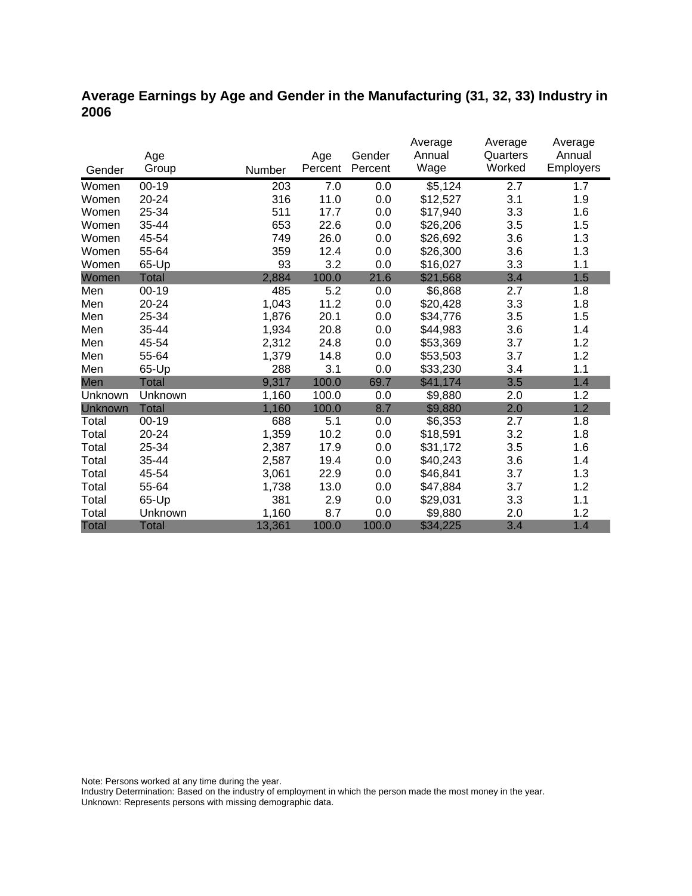## Average Earnings by Age and Gender in the Manufacturing (31, 32, 33) Industry in 2006

| Gender | Age Group | Number | Age Percent | Gender Percent | Average Annual Wage | Average Quarters Worked | Average Annual Employers |
|---|---|---|---|---|---|---|---|
| Women | 00-19 | 203 | 7.0 | 0.0 | $5,124 | 2.7 | 1.7 |
| Women | 20-24 | 316 | 11.0 | 0.0 | $12,527 | 3.1 | 1.9 |
| Women | 25-34 | 511 | 17.7 | 0.0 | $17,940 | 3.3 | 1.6 |
| Women | 35-44 | 653 | 22.6 | 0.0 | $26,206 | 3.5 | 1.5 |
| Women | 45-54 | 749 | 26.0 | 0.0 | $26,692 | 3.6 | 1.3 |
| Women | 55-64 | 359 | 12.4 | 0.0 | $26,300 | 3.6 | 1.3 |
| Women | 65-Up | 93 | 3.2 | 0.0 | $16,027 | 3.3 | 1.1 |
| Women | Total | 2,884 | 100.0 | 21.6 | $21,568 | 3.4 | 1.5 |
| Men | 00-19 | 485 | 5.2 | 0.0 | $6,868 | 2.7 | 1.8 |
| Men | 20-24 | 1,043 | 11.2 | 0.0 | $20,428 | 3.3 | 1.8 |
| Men | 25-34 | 1,876 | 20.1 | 0.0 | $34,776 | 3.5 | 1.5 |
| Men | 35-44 | 1,934 | 20.8 | 0.0 | $44,983 | 3.6 | 1.4 |
| Men | 45-54 | 2,312 | 24.8 | 0.0 | $53,369 | 3.7 | 1.2 |
| Men | 55-64 | 1,379 | 14.8 | 0.0 | $53,503 | 3.7 | 1.2 |
| Men | 65-Up | 288 | 3.1 | 0.0 | $33,230 | 3.4 | 1.1 |
| Men | Total | 9,317 | 100.0 | 69.7 | $41,174 | 3.5 | 1.4 |
| Unknown | Unknown | 1,160 | 100.0 | 0.0 | $9,880 | 2.0 | 1.2 |
| Unknown | Total | 1,160 | 100.0 | 8.7 | $9,880 | 2.0 | 1.2 |
| Total | 00-19 | 688 | 5.1 | 0.0 | $6,353 | 2.7 | 1.8 |
| Total | 20-24 | 1,359 | 10.2 | 0.0 | $18,591 | 3.2 | 1.8 |
| Total | 25-34 | 2,387 | 17.9 | 0.0 | $31,172 | 3.5 | 1.6 |
| Total | 35-44 | 2,587 | 19.4 | 0.0 | $40,243 | 3.6 | 1.4 |
| Total | 45-54 | 3,061 | 22.9 | 0.0 | $46,841 | 3.7 | 1.3 |
| Total | 55-64 | 1,738 | 13.0 | 0.0 | $47,884 | 3.7 | 1.2 |
| Total | 65-Up | 381 | 2.9 | 0.0 | $29,031 | 3.3 | 1.1 |
| Total | Unknown | 1,160 | 8.7 | 0.0 | $9,880 | 2.0 | 1.2 |
| Total | Total | 13,361 | 100.0 | 100.0 | $34,225 | 3.4 | 1.4 |

Note: Persons worked at any time during the year.
Industry Determination: Based on the industry of employment in which the person made the most money in the year.
Unknown: Represents persons with missing demographic data.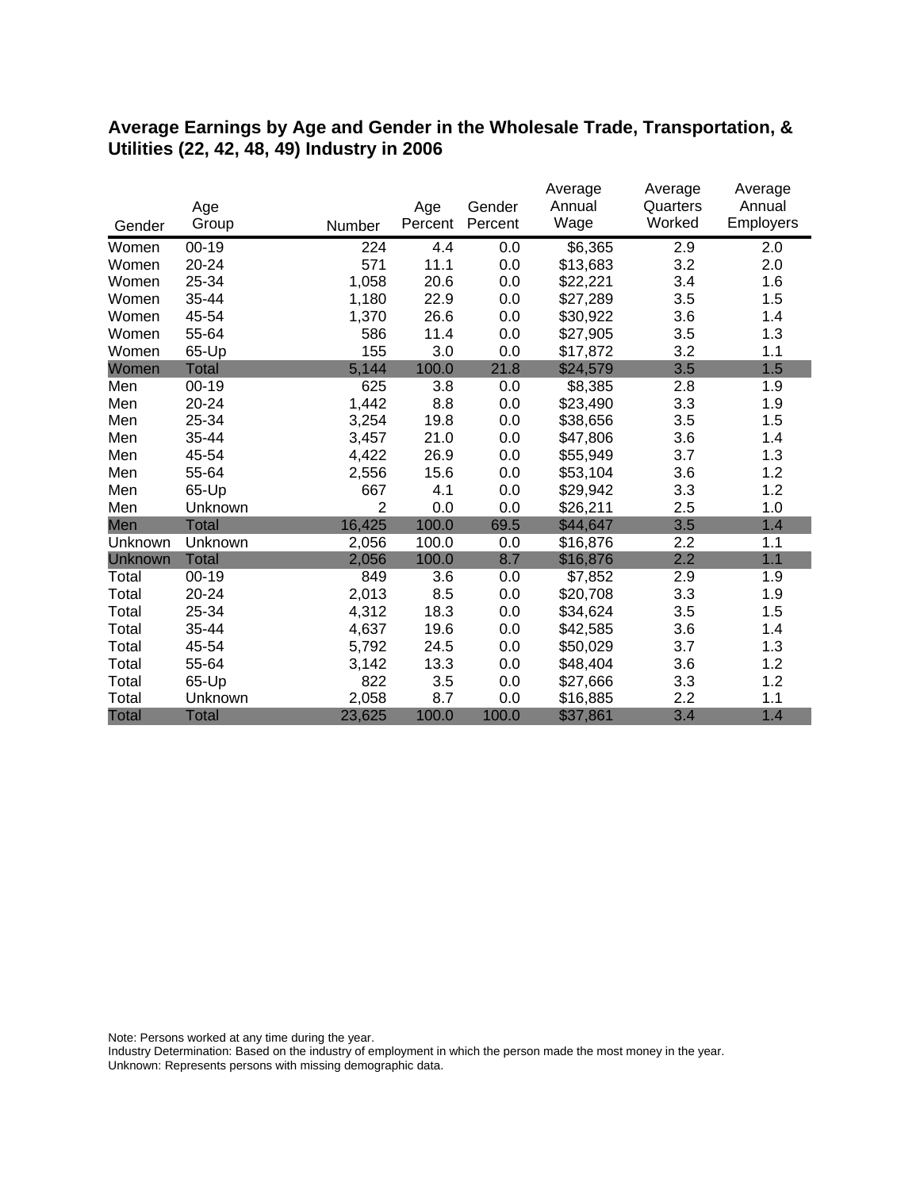## Average Earnings by Age and Gender in the Wholesale Trade, Transportation, & Utilities (22, 42, 48, 49) Industry in 2006

| Gender | Age Group | Number | Age Percent | Gender Percent | Average Annual Wage | Average Quarters Worked | Average Annual Employers |
|---|---|---|---|---|---|---|---|
| Women | 00-19 | 224 | 4.4 | 0.0 | $6,365 | 2.9 | 2.0 |
| Women | 20-24 | 571 | 11.1 | 0.0 | $13,683 | 3.2 | 2.0 |
| Women | 25-34 | 1,058 | 20.6 | 0.0 | $22,221 | 3.4 | 1.6 |
| Women | 35-44 | 1,180 | 22.9 | 0.0 | $27,289 | 3.5 | 1.5 |
| Women | 45-54 | 1,370 | 26.6 | 0.0 | $30,922 | 3.6 | 1.4 |
| Women | 55-64 | 586 | 11.4 | 0.0 | $27,905 | 3.5 | 1.3 |
| Women | 65-Up | 155 | 3.0 | 0.0 | $17,872 | 3.2 | 1.1 |
| Women | Total | 5,144 | 100.0 | 21.8 | $24,579 | 3.5 | 1.5 |
| Men | 00-19 | 625 | 3.8 | 0.0 | $8,385 | 2.8 | 1.9 |
| Men | 20-24 | 1,442 | 8.8 | 0.0 | $23,490 | 3.3 | 1.9 |
| Men | 25-34 | 3,254 | 19.8 | 0.0 | $38,656 | 3.5 | 1.5 |
| Men | 35-44 | 3,457 | 21.0 | 0.0 | $47,806 | 3.6 | 1.4 |
| Men | 45-54 | 4,422 | 26.9 | 0.0 | $55,949 | 3.7 | 1.3 |
| Men | 55-64 | 2,556 | 15.6 | 0.0 | $53,104 | 3.6 | 1.2 |
| Men | 65-Up | 667 | 4.1 | 0.0 | $29,942 | 3.3 | 1.2 |
| Men | Unknown | 2 | 0.0 | 0.0 | $26,211 | 2.5 | 1.0 |
| Men | Total | 16,425 | 100.0 | 69.5 | $44,647 | 3.5 | 1.4 |
| Unknown | Unknown | 2,056 | 100.0 | 0.0 | $16,876 | 2.2 | 1.1 |
| Unknown | Total | 2,056 | 100.0 | 8.7 | $16,876 | 2.2 | 1.1 |
| Total | 00-19 | 849 | 3.6 | 0.0 | $7,852 | 2.9 | 1.9 |
| Total | 20-24 | 2,013 | 8.5 | 0.0 | $20,708 | 3.3 | 1.9 |
| Total | 25-34 | 4,312 | 18.3 | 0.0 | $34,624 | 3.5 | 1.5 |
| Total | 35-44 | 4,637 | 19.6 | 0.0 | $42,585 | 3.6 | 1.4 |
| Total | 45-54 | 5,792 | 24.5 | 0.0 | $50,029 | 3.7 | 1.3 |
| Total | 55-64 | 3,142 | 13.3 | 0.0 | $48,404 | 3.6 | 1.2 |
| Total | 65-Up | 822 | 3.5 | 0.0 | $27,666 | 3.3 | 1.2 |
| Total | Unknown | 2,058 | 8.7 | 0.0 | $16,885 | 2.2 | 1.1 |
| Total | Total | 23,625 | 100.0 | 100.0 | $37,861 | 3.4 | 1.4 |

Note: Persons worked at any time during the year.
Industry Determination: Based on the industry of employment in which the person made the most money in the year.
Unknown: Represents persons with missing demographic data.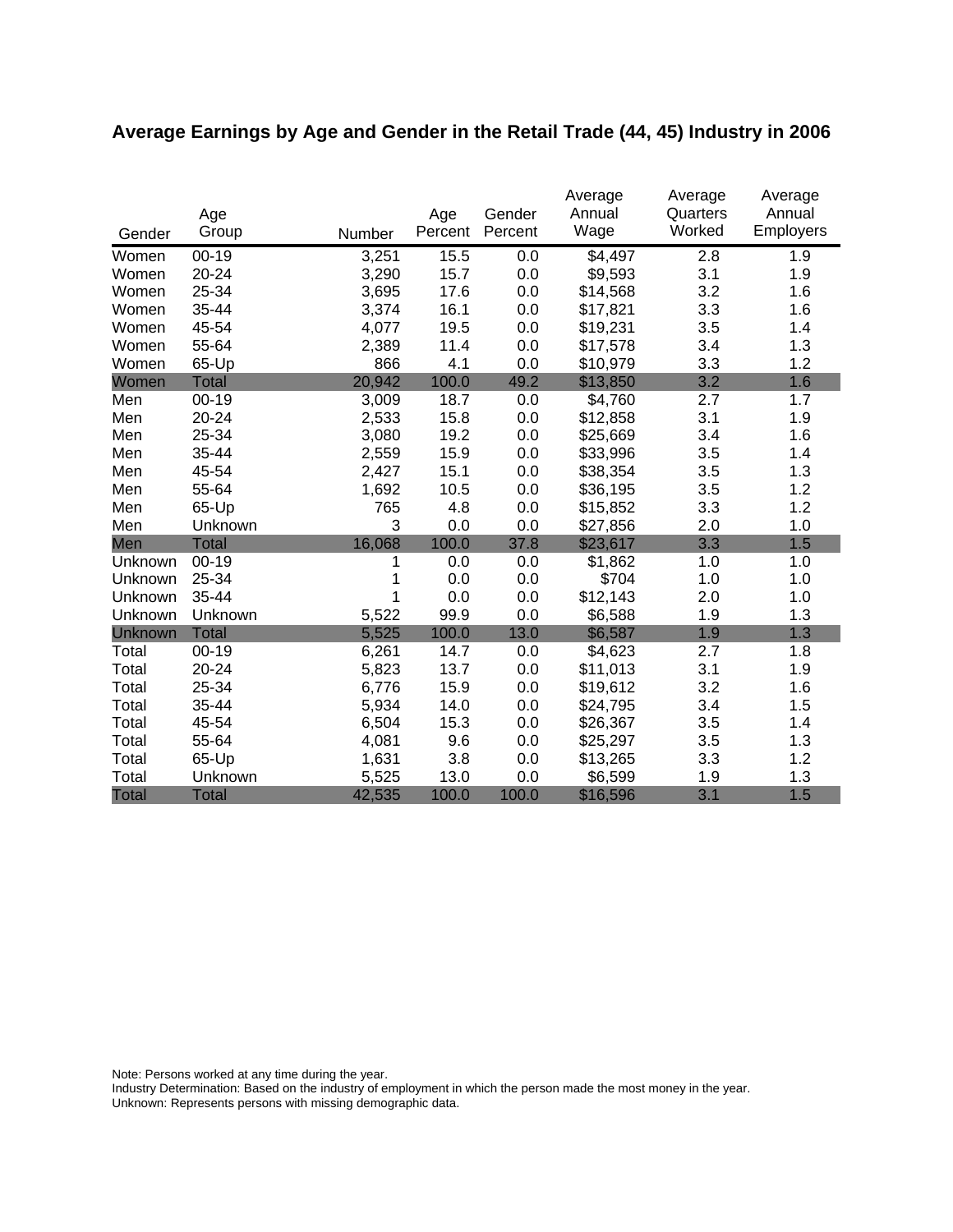# Average Earnings by Age and Gender in the Retail Trade (44, 45) Industry in 2006

| Gender | Age Group | Number | Age Percent | Gender Percent | Average Annual Wage | Average Quarters Worked | Average Annual Employers |
|---|---|---|---|---|---|---|---|
| Women | 00-19 | 3,251 | 15.5 | 0.0 | $4,497 | 2.8 | 1.9 |
| Women | 20-24 | 3,290 | 15.7 | 0.0 | $9,593 | 3.1 | 1.9 |
| Women | 25-34 | 3,695 | 17.6 | 0.0 | $14,568 | 3.2 | 1.6 |
| Women | 35-44 | 3,374 | 16.1 | 0.0 | $17,821 | 3.3 | 1.6 |
| Women | 45-54 | 4,077 | 19.5 | 0.0 | $19,231 | 3.5 | 1.4 |
| Women | 55-64 | 2,389 | 11.4 | 0.0 | $17,578 | 3.4 | 1.3 |
| Women | 65-Up | 866 | 4.1 | 0.0 | $10,979 | 3.3 | 1.2 |
| Women | Total | 20,942 | 100.0 | 49.2 | $13,850 | 3.2 | 1.6 |
| Men | 00-19 | 3,009 | 18.7 | 0.0 | $4,760 | 2.7 | 1.7 |
| Men | 20-24 | 2,533 | 15.8 | 0.0 | $12,858 | 3.1 | 1.9 |
| Men | 25-34 | 3,080 | 19.2 | 0.0 | $25,669 | 3.4 | 1.6 |
| Men | 35-44 | 2,559 | 15.9 | 0.0 | $33,996 | 3.5 | 1.4 |
| Men | 45-54 | 2,427 | 15.1 | 0.0 | $38,354 | 3.5 | 1.3 |
| Men | 55-64 | 1,692 | 10.5 | 0.0 | $36,195 | 3.5 | 1.2 |
| Men | 65-Up | 765 | 4.8 | 0.0 | $15,852 | 3.3 | 1.2 |
| Men | Unknown | 3 | 0.0 | 0.0 | $27,856 | 2.0 | 1.0 |
| Men | Total | 16,068 | 100.0 | 37.8 | $23,617 | 3.3 | 1.5 |
| Unknown | 00-19 | 1 | 0.0 | 0.0 | $1,862 | 1.0 | 1.0 |
| Unknown | 25-34 | 1 | 0.0 | 0.0 | $704 | 1.0 | 1.0 |
| Unknown | 35-44 | 1 | 0.0 | 0.0 | $12,143 | 2.0 | 1.0 |
| Unknown | Unknown | 5,522 | 99.9 | 0.0 | $6,588 | 1.9 | 1.3 |
| Unknown | Total | 5,525 | 100.0 | 13.0 | $6,587 | 1.9 | 1.3 |
| Total | 00-19 | 6,261 | 14.7 | 0.0 | $4,623 | 2.7 | 1.8 |
| Total | 20-24 | 5,823 | 13.7 | 0.0 | $11,013 | 3.1 | 1.9 |
| Total | 25-34 | 6,776 | 15.9 | 0.0 | $19,612 | 3.2 | 1.6 |
| Total | 35-44 | 5,934 | 14.0 | 0.0 | $24,795 | 3.4 | 1.5 |
| Total | 45-54 | 6,504 | 15.3 | 0.0 | $26,367 | 3.5 | 1.4 |
| Total | 55-64 | 4,081 | 9.6 | 0.0 | $25,297 | 3.5 | 1.3 |
| Total | 65-Up | 1,631 | 3.8 | 0.0 | $13,265 | 3.3 | 1.2 |
| Total | Unknown | 5,525 | 13.0 | 0.0 | $6,599 | 1.9 | 1.3 |
| Total | Total | 42,535 | 100.0 | 100.0 | $16,596 | 3.1 | 1.5 |

Note: Persons worked at any time during the year.
Industry Determination: Based on the industry of employment in which the person made the most money in the year.
Unknown: Represents persons with missing demographic data.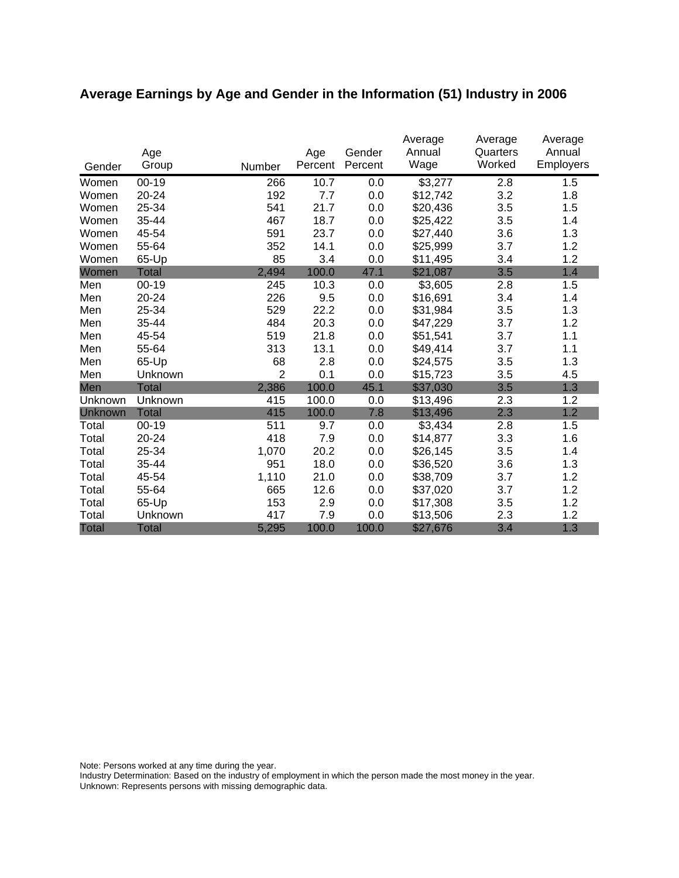## Average Earnings by Age and Gender in the Information (51) Industry in 2006

| Gender | Age Group | Number | Age Percent | Gender Percent | Average Annual Wage | Average Quarters Worked | Average Annual Employers |
|---|---|---|---|---|---|---|---|
| Women | 00-19 | 266 | 10.7 | 0.0 | $3,277 | 2.8 | 1.5 |
| Women | 20-24 | 192 | 7.7 | 0.0 | $12,742 | 3.2 | 1.8 |
| Women | 25-34 | 541 | 21.7 | 0.0 | $20,436 | 3.5 | 1.5 |
| Women | 35-44 | 467 | 18.7 | 0.0 | $25,422 | 3.5 | 1.4 |
| Women | 45-54 | 591 | 23.7 | 0.0 | $27,440 | 3.6 | 1.3 |
| Women | 55-64 | 352 | 14.1 | 0.0 | $25,999 | 3.7 | 1.2 |
| Women | 65-Up | 85 | 3.4 | 0.0 | $11,495 | 3.4 | 1.2 |
| Women | Total | 2,494 | 100.0 | 47.1 | $21,087 | 3.5 | 1.4 |
| Men | 00-19 | 245 | 10.3 | 0.0 | $3,605 | 2.8 | 1.5 |
| Men | 20-24 | 226 | 9.5 | 0.0 | $16,691 | 3.4 | 1.4 |
| Men | 25-34 | 529 | 22.2 | 0.0 | $31,984 | 3.5 | 1.3 |
| Men | 35-44 | 484 | 20.3 | 0.0 | $47,229 | 3.7 | 1.2 |
| Men | 45-54 | 519 | 21.8 | 0.0 | $51,541 | 3.7 | 1.1 |
| Men | 55-64 | 313 | 13.1 | 0.0 | $49,414 | 3.7 | 1.1 |
| Men | 65-Up | 68 | 2.8 | 0.0 | $24,575 | 3.5 | 1.3 |
| Men | Unknown | 2 | 0.1 | 0.0 | $15,723 | 3.5 | 4.5 |
| Men | Total | 2,386 | 100.0 | 45.1 | $37,030 | 3.5 | 1.3 |
| Unknown | Unknown | 415 | 100.0 | 0.0 | $13,496 | 2.3 | 1.2 |
| Unknown | Total | 415 | 100.0 | 7.8 | $13,496 | 2.3 | 1.2 |
| Total | 00-19 | 511 | 9.7 | 0.0 | $3,434 | 2.8 | 1.5 |
| Total | 20-24 | 418 | 7.9 | 0.0 | $14,877 | 3.3 | 1.6 |
| Total | 25-34 | 1,070 | 20.2 | 0.0 | $26,145 | 3.5 | 1.4 |
| Total | 35-44 | 951 | 18.0 | 0.0 | $36,520 | 3.6 | 1.3 |
| Total | 45-54 | 1,110 | 21.0 | 0.0 | $38,709 | 3.7 | 1.2 |
| Total | 55-64 | 665 | 12.6 | 0.0 | $37,020 | 3.7 | 1.2 |
| Total | 65-Up | 153 | 2.9 | 0.0 | $17,308 | 3.5 | 1.2 |
| Total | Unknown | 417 | 7.9 | 0.0 | $13,506 | 2.3 | 1.2 |
| Total | Total | 5,295 | 100.0 | 100.0 | $27,676 | 3.4 | 1.3 |

Note: Persons worked at any time during the year.
Industry Determination: Based on the industry of employment in which the person made the most money in the year.
Unknown: Represents persons with missing demographic data.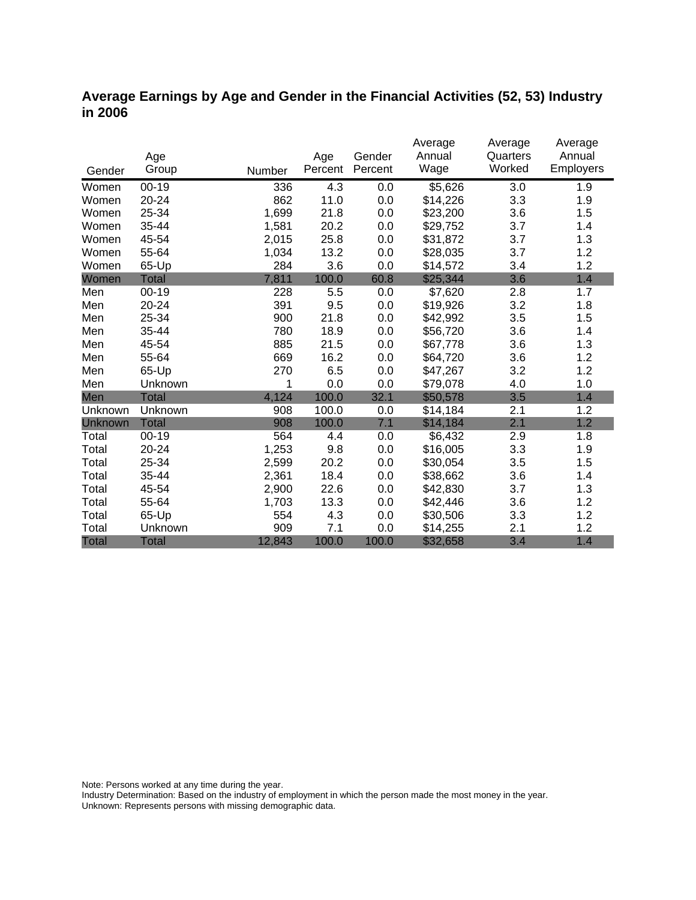## Average Earnings by Age and Gender in the Financial Activities (52, 53) Industry in 2006

| Gender | Age Group | Number | Age Percent | Gender Percent | Average Annual Wage | Average Quarters Worked | Average Annual Employers |
|---|---|---|---|---|---|---|---|
| Women | 00-19 | 336 | 4.3 | 0.0 | $5,626 | 3.0 | 1.9 |
| Women | 20-24 | 862 | 11.0 | 0.0 | $14,226 | 3.3 | 1.9 |
| Women | 25-34 | 1,699 | 21.8 | 0.0 | $23,200 | 3.6 | 1.5 |
| Women | 35-44 | 1,581 | 20.2 | 0.0 | $29,752 | 3.7 | 1.4 |
| Women | 45-54 | 2,015 | 25.8 | 0.0 | $31,872 | 3.7 | 1.3 |
| Women | 55-64 | 1,034 | 13.2 | 0.0 | $28,035 | 3.7 | 1.2 |
| Women | 65-Up | 284 | 3.6 | 0.0 | $14,572 | 3.4 | 1.2 |
| Women | Total | 7,811 | 100.0 | 60.8 | $25,344 | 3.6 | 1.4 |
| Men | 00-19 | 228 | 5.5 | 0.0 | $7,620 | 2.8 | 1.7 |
| Men | 20-24 | 391 | 9.5 | 0.0 | $19,926 | 3.2 | 1.8 |
| Men | 25-34 | 900 | 21.8 | 0.0 | $42,992 | 3.5 | 1.5 |
| Men | 35-44 | 780 | 18.9 | 0.0 | $56,720 | 3.6 | 1.4 |
| Men | 45-54 | 885 | 21.5 | 0.0 | $67,778 | 3.6 | 1.3 |
| Men | 55-64 | 669 | 16.2 | 0.0 | $64,720 | 3.6 | 1.2 |
| Men | 65-Up | 270 | 6.5 | 0.0 | $47,267 | 3.2 | 1.2 |
| Men | Unknown | 1 | 0.0 | 0.0 | $79,078 | 4.0 | 1.0 |
| Men | Total | 4,124 | 100.0 | 32.1 | $50,578 | 3.5 | 1.4 |
| Unknown | Unknown | 908 | 100.0 | 0.0 | $14,184 | 2.1 | 1.2 |
| Unknown | Total | 908 | 100.0 | 7.1 | $14,184 | 2.1 | 1.2 |
| Total | 00-19 | 564 | 4.4 | 0.0 | $6,432 | 2.9 | 1.8 |
| Total | 20-24 | 1,253 | 9.8 | 0.0 | $16,005 | 3.3 | 1.9 |
| Total | 25-34 | 2,599 | 20.2 | 0.0 | $30,054 | 3.5 | 1.5 |
| Total | 35-44 | 2,361 | 18.4 | 0.0 | $38,662 | 3.6 | 1.4 |
| Total | 45-54 | 2,900 | 22.6 | 0.0 | $42,830 | 3.7 | 1.3 |
| Total | 55-64 | 1,703 | 13.3 | 0.0 | $42,446 | 3.6 | 1.2 |
| Total | 65-Up | 554 | 4.3 | 0.0 | $30,506 | 3.3 | 1.2 |
| Total | Unknown | 909 | 7.1 | 0.0 | $14,255 | 2.1 | 1.2 |
| Total | Total | 12,843 | 100.0 | 100.0 | $32,658 | 3.4 | 1.4 |

Note: Persons worked at any time during the year.
Industry Determination: Based on the industry of employment in which the person made the most money in the year.
Unknown: Represents persons with missing demographic data.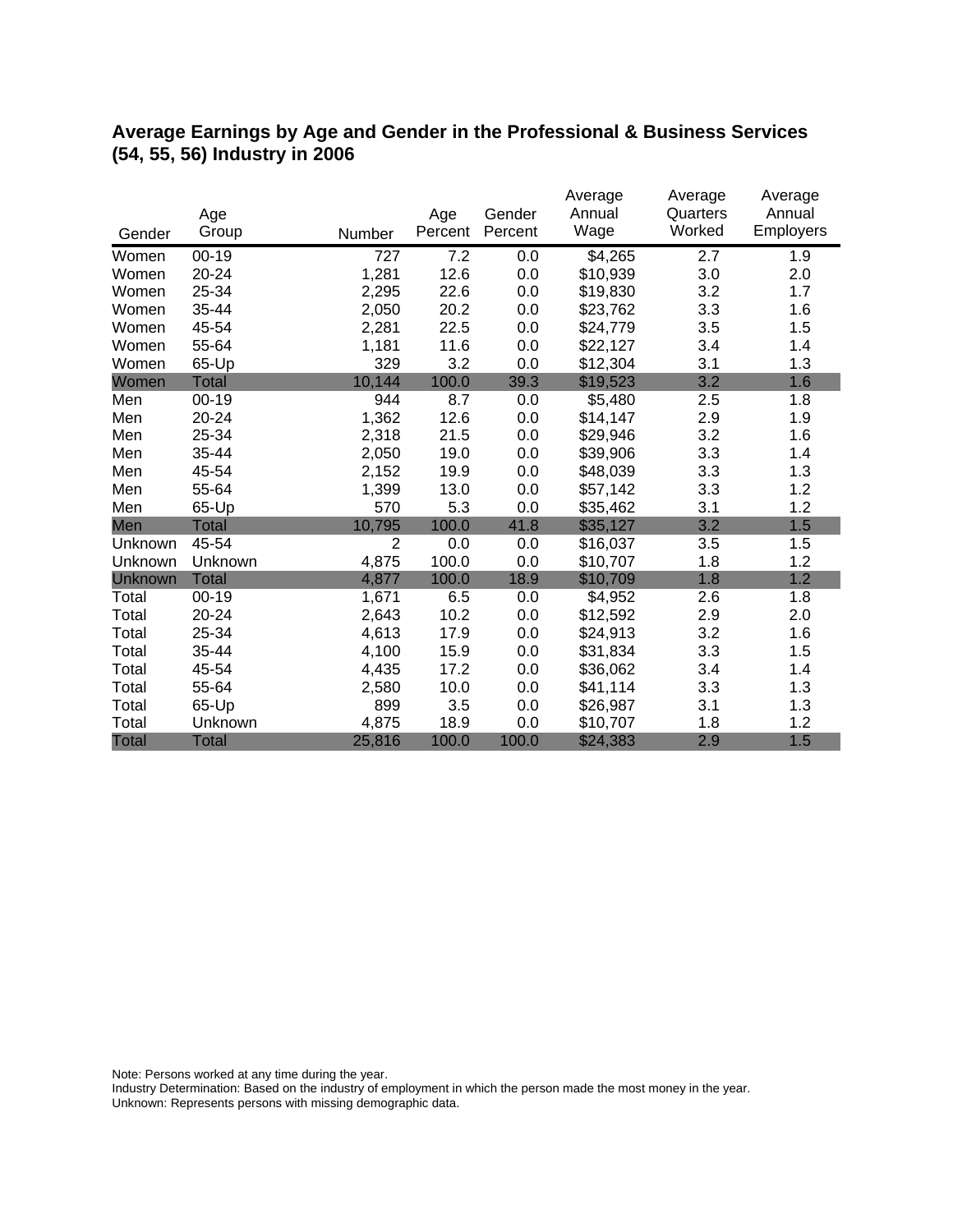## Average Earnings by Age and Gender in the Professional & Business Services (54, 55, 56) Industry in 2006

| Gender | Age Group | Number | Age Percent | Gender Percent | Average Annual Wage | Average Quarters Worked | Average Annual Employers |
|---|---|---|---|---|---|---|---|
| Women | 00-19 | 727 | 7.2 | 0.0 | $4,265 | 2.7 | 1.9 |
| Women | 20-24 | 1,281 | 12.6 | 0.0 | $10,939 | 3.0 | 2.0 |
| Women | 25-34 | 2,295 | 22.6 | 0.0 | $19,830 | 3.2 | 1.7 |
| Women | 35-44 | 2,050 | 20.2 | 0.0 | $23,762 | 3.3 | 1.6 |
| Women | 45-54 | 2,281 | 22.5 | 0.0 | $24,779 | 3.5 | 1.5 |
| Women | 55-64 | 1,181 | 11.6 | 0.0 | $22,127 | 3.4 | 1.4 |
| Women | 65-Up | 329 | 3.2 | 0.0 | $12,304 | 3.1 | 1.3 |
| Women | Total | 10,144 | 100.0 | 39.3 | $19,523 | 3.2 | 1.6 |
| Men | 00-19 | 944 | 8.7 | 0.0 | $5,480 | 2.5 | 1.8 |
| Men | 20-24 | 1,362 | 12.6 | 0.0 | $14,147 | 2.9 | 1.9 |
| Men | 25-34 | 2,318 | 21.5 | 0.0 | $29,946 | 3.2 | 1.6 |
| Men | 35-44 | 2,050 | 19.0 | 0.0 | $39,906 | 3.3 | 1.4 |
| Men | 45-54 | 2,152 | 19.9 | 0.0 | $48,039 | 3.3 | 1.3 |
| Men | 55-64 | 1,399 | 13.0 | 0.0 | $57,142 | 3.3 | 1.2 |
| Men | 65-Up | 570 | 5.3 | 0.0 | $35,462 | 3.1 | 1.2 |
| Men | Total | 10,795 | 100.0 | 41.8 | $35,127 | 3.2 | 1.5 |
| Unknown | 45-54 | 2 | 0.0 | 0.0 | $16,037 | 3.5 | 1.5 |
| Unknown | Unknown | 4,875 | 100.0 | 0.0 | $10,707 | 1.8 | 1.2 |
| Unknown | Total | 4,877 | 100.0 | 18.9 | $10,709 | 1.8 | 1.2 |
| Total | 00-19 | 1,671 | 6.5 | 0.0 | $4,952 | 2.6 | 1.8 |
| Total | 20-24 | 2,643 | 10.2 | 0.0 | $12,592 | 2.9 | 2.0 |
| Total | 25-34 | 4,613 | 17.9 | 0.0 | $24,913 | 3.2 | 1.6 |
| Total | 35-44 | 4,100 | 15.9 | 0.0 | $31,834 | 3.3 | 1.5 |
| Total | 45-54 | 4,435 | 17.2 | 0.0 | $36,062 | 3.4 | 1.4 |
| Total | 55-64 | 2,580 | 10.0 | 0.0 | $41,114 | 3.3 | 1.3 |
| Total | 65-Up | 899 | 3.5 | 0.0 | $26,987 | 3.1 | 1.3 |
| Total | Unknown | 4,875 | 18.9 | 0.0 | $10,707 | 1.8 | 1.2 |
| Total | Total | 25,816 | 100.0 | 100.0 | $24,383 | 2.9 | 1.5 |

Note: Persons worked at any time during the year.
Industry Determination: Based on the industry of employment in which the person made the most money in the year.
Unknown: Represents persons with missing demographic data.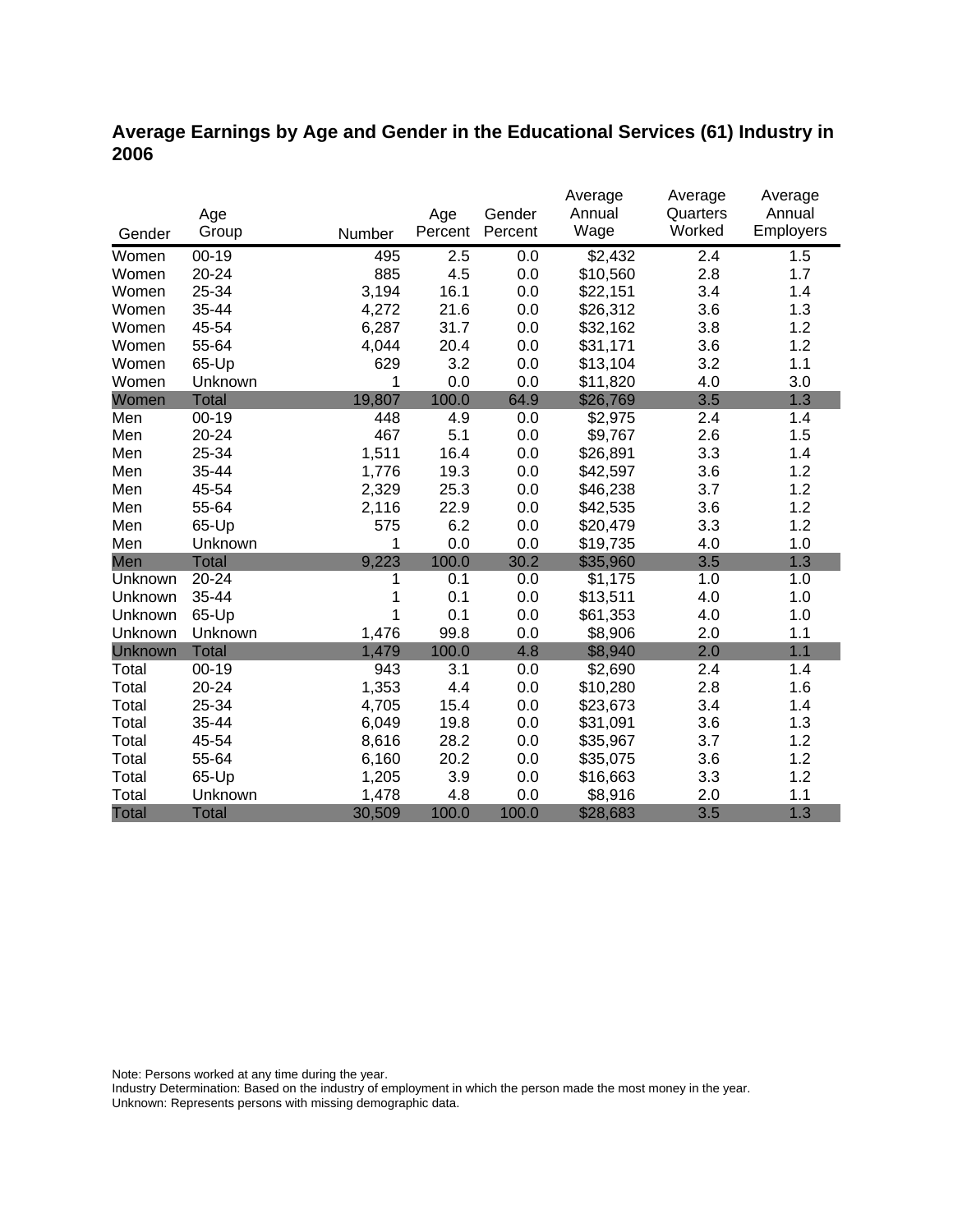## Average Earnings by Age and Gender in the Educational Services (61) Industry in 2006

| Gender | Age Group | Number | Age Percent | Gender Percent | Average Annual Wage | Average Quarters Worked | Average Annual Employers |
|---|---|---|---|---|---|---|---|
| Women | 00-19 | 495 | 2.5 | 0.0 | $2,432 | 2.4 | 1.5 |
| Women | 20-24 | 885 | 4.5 | 0.0 | $10,560 | 2.8 | 1.7 |
| Women | 25-34 | 3,194 | 16.1 | 0.0 | $22,151 | 3.4 | 1.4 |
| Women | 35-44 | 4,272 | 21.6 | 0.0 | $26,312 | 3.6 | 1.3 |
| Women | 45-54 | 6,287 | 31.7 | 0.0 | $32,162 | 3.8 | 1.2 |
| Women | 55-64 | 4,044 | 20.4 | 0.0 | $31,171 | 3.6 | 1.2 |
| Women | 65-Up | 629 | 3.2 | 0.0 | $13,104 | 3.2 | 1.1 |
| Women | Unknown | 1 | 0.0 | 0.0 | $11,820 | 4.0 | 3.0 |
| Women | Total | 19,807 | 100.0 | 64.9 | $26,769 | 3.5 | 1.3 |
| Men | 00-19 | 448 | 4.9 | 0.0 | $2,975 | 2.4 | 1.4 |
| Men | 20-24 | 467 | 5.1 | 0.0 | $9,767 | 2.6 | 1.5 |
| Men | 25-34 | 1,511 | 16.4 | 0.0 | $26,891 | 3.3 | 1.4 |
| Men | 35-44 | 1,776 | 19.3 | 0.0 | $42,597 | 3.6 | 1.2 |
| Men | 45-54 | 2,329 | 25.3 | 0.0 | $46,238 | 3.7 | 1.2 |
| Men | 55-64 | 2,116 | 22.9 | 0.0 | $42,535 | 3.6 | 1.2 |
| Men | 65-Up | 575 | 6.2 | 0.0 | $20,479 | 3.3 | 1.2 |
| Men | Unknown | 1 | 0.0 | 0.0 | $19,735 | 4.0 | 1.0 |
| Men | Total | 9,223 | 100.0 | 30.2 | $35,960 | 3.5 | 1.3 |
| Unknown | 20-24 | 1 | 0.1 | 0.0 | $1,175 | 1.0 | 1.0 |
| Unknown | 35-44 | 1 | 0.1 | 0.0 | $13,511 | 4.0 | 1.0 |
| Unknown | 65-Up | 1 | 0.1 | 0.0 | $61,353 | 4.0 | 1.0 |
| Unknown | Unknown | 1,476 | 99.8 | 0.0 | $8,906 | 2.0 | 1.1 |
| Unknown | Total | 1,479 | 100.0 | 4.8 | $8,940 | 2.0 | 1.1 |
| Total | 00-19 | 943 | 3.1 | 0.0 | $2,690 | 2.4 | 1.4 |
| Total | 20-24 | 1,353 | 4.4 | 0.0 | $10,280 | 2.8 | 1.6 |
| Total | 25-34 | 4,705 | 15.4 | 0.0 | $23,673 | 3.4 | 1.4 |
| Total | 35-44 | 6,049 | 19.8 | 0.0 | $31,091 | 3.6 | 1.3 |
| Total | 45-54 | 8,616 | 28.2 | 0.0 | $35,967 | 3.7 | 1.2 |
| Total | 55-64 | 6,160 | 20.2 | 0.0 | $35,075 | 3.6 | 1.2 |
| Total | 65-Up | 1,205 | 3.9 | 0.0 | $16,663 | 3.3 | 1.2 |
| Total | Unknown | 1,478 | 4.8 | 0.0 | $8,916 | 2.0 | 1.1 |
| Total | Total | 30,509 | 100.0 | 100.0 | $28,683 | 3.5 | 1.3 |

Note: Persons worked at any time during the year.
Industry Determination: Based on the industry of employment in which the person made the most money in the year.
Unknown: Represents persons with missing demographic data.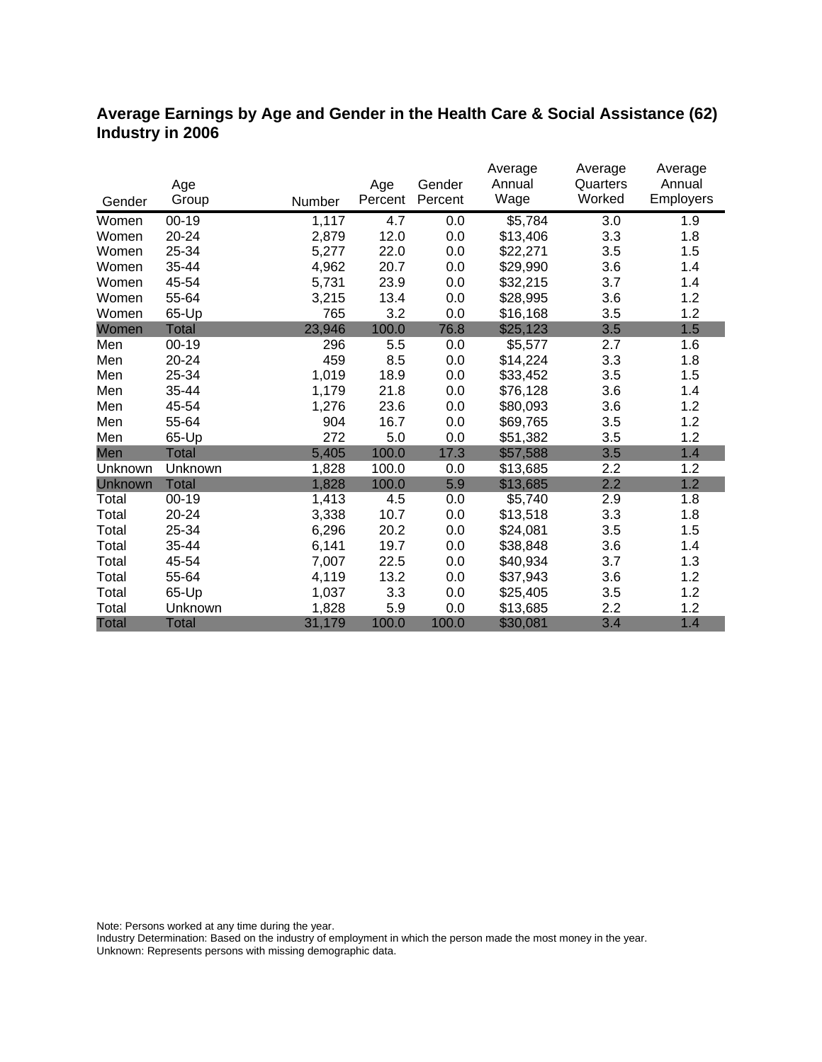## Average Earnings by Age and Gender in the Health Care & Social Assistance (62) Industry in 2006

| Gender | Age Group | Number | Age Percent | Gender Percent | Average Annual Wage | Average Quarters Worked | Average Annual Employers |
|---|---|---|---|---|---|---|---|
| Women | 00-19 | 1,117 | 4.7 | 0.0 | $5,784 | 3.0 | 1.9 |
| Women | 20-24 | 2,879 | 12.0 | 0.0 | $13,406 | 3.3 | 1.8 |
| Women | 25-34 | 5,277 | 22.0 | 0.0 | $22,271 | 3.5 | 1.5 |
| Women | 35-44 | 4,962 | 20.7 | 0.0 | $29,990 | 3.6 | 1.4 |
| Women | 45-54 | 5,731 | 23.9 | 0.0 | $32,215 | 3.7 | 1.4 |
| Women | 55-64 | 3,215 | 13.4 | 0.0 | $28,995 | 3.6 | 1.2 |
| Women | 65-Up | 765 | 3.2 | 0.0 | $16,168 | 3.5 | 1.2 |
| Women | Total | 23,946 | 100.0 | 76.8 | $25,123 | 3.5 | 1.5 |
| Men | 00-19 | 296 | 5.5 | 0.0 | $5,577 | 2.7 | 1.6 |
| Men | 20-24 | 459 | 8.5 | 0.0 | $14,224 | 3.3 | 1.8 |
| Men | 25-34 | 1,019 | 18.9 | 0.0 | $33,452 | 3.5 | 1.5 |
| Men | 35-44 | 1,179 | 21.8 | 0.0 | $76,128 | 3.6 | 1.4 |
| Men | 45-54 | 1,276 | 23.6 | 0.0 | $80,093 | 3.6 | 1.2 |
| Men | 55-64 | 904 | 16.7 | 0.0 | $69,765 | 3.5 | 1.2 |
| Men | 65-Up | 272 | 5.0 | 0.0 | $51,382 | 3.5 | 1.2 |
| Men | Total | 5,405 | 100.0 | 17.3 | $57,588 | 3.5 | 1.4 |
| Unknown | Unknown | 1,828 | 100.0 | 0.0 | $13,685 | 2.2 | 1.2 |
| Unknown | Total | 1,828 | 100.0 | 5.9 | $13,685 | 2.2 | 1.2 |
| Total | 00-19 | 1,413 | 4.5 | 0.0 | $5,740 | 2.9 | 1.8 |
| Total | 20-24 | 3,338 | 10.7 | 0.0 | $13,518 | 3.3 | 1.8 |
| Total | 25-34 | 6,296 | 20.2 | 0.0 | $24,081 | 3.5 | 1.5 |
| Total | 35-44 | 6,141 | 19.7 | 0.0 | $38,848 | 3.6 | 1.4 |
| Total | 45-54 | 7,007 | 22.5 | 0.0 | $40,934 | 3.7 | 1.3 |
| Total | 55-64 | 4,119 | 13.2 | 0.0 | $37,943 | 3.6 | 1.2 |
| Total | 65-Up | 1,037 | 3.3 | 0.0 | $25,405 | 3.5 | 1.2 |
| Total | Unknown | 1,828 | 5.9 | 0.0 | $13,685 | 2.2 | 1.2 |
| Total | Total | 31,179 | 100.0 | 100.0 | $30,081 | 3.4 | 1.4 |

Note: Persons worked at any time during the year.
Industry Determination: Based on the industry of employment in which the person made the most money in the year.
Unknown: Represents persons with missing demographic data.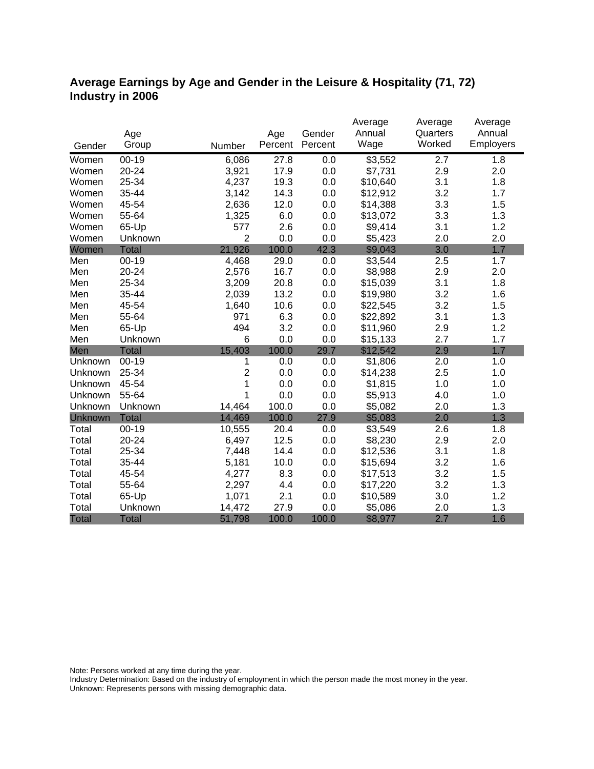## Average Earnings by Age and Gender in the Leisure & Hospitality (71, 72) Industry in 2006

| Gender | Age Group | Number | Age Percent | Gender Percent | Average Annual Wage | Average Quarters Worked | Average Annual Employers |
|---|---|---|---|---|---|---|---|
| Women | 00-19 | 6,086 | 27.8 | 0.0 | $3,552 | 2.7 | 1.8 |
| Women | 20-24 | 3,921 | 17.9 | 0.0 | $7,731 | 2.9 | 2.0 |
| Women | 25-34 | 4,237 | 19.3 | 0.0 | $10,640 | 3.1 | 1.8 |
| Women | 35-44 | 3,142 | 14.3 | 0.0 | $12,912 | 3.2 | 1.7 |
| Women | 45-54 | 2,636 | 12.0 | 0.0 | $14,388 | 3.3 | 1.5 |
| Women | 55-64 | 1,325 | 6.0 | 0.0 | $13,072 | 3.3 | 1.3 |
| Women | 65-Up | 577 | 2.6 | 0.0 | $9,414 | 3.1 | 1.2 |
| Women | Unknown | 2 | 0.0 | 0.0 | $5,423 | 2.0 | 2.0 |
| Women | Total | 21,926 | 100.0 | 42.3 | $9,043 | 3.0 | 1.7 |
| Men | 00-19 | 4,468 | 29.0 | 0.0 | $3,544 | 2.5 | 1.7 |
| Men | 20-24 | 2,576 | 16.7 | 0.0 | $8,988 | 2.9 | 2.0 |
| Men | 25-34 | 3,209 | 20.8 | 0.0 | $15,039 | 3.1 | 1.8 |
| Men | 35-44 | 2,039 | 13.2 | 0.0 | $19,980 | 3.2 | 1.6 |
| Men | 45-54 | 1,640 | 10.6 | 0.0 | $22,545 | 3.2 | 1.5 |
| Men | 55-64 | 971 | 6.3 | 0.0 | $22,892 | 3.1 | 1.3 |
| Men | 65-Up | 494 | 3.2 | 0.0 | $11,960 | 2.9 | 1.2 |
| Men | Unknown | 6 | 0.0 | 0.0 | $15,133 | 2.7 | 1.7 |
| Men | Total | 15,403 | 100.0 | 29.7 | $12,542 | 2.9 | 1.7 |
| Unknown | 00-19 | 1 | 0.0 | 0.0 | $1,806 | 2.0 | 1.0 |
| Unknown | 25-34 | 2 | 0.0 | 0.0 | $14,238 | 2.5 | 1.0 |
| Unknown | 45-54 | 1 | 0.0 | 0.0 | $1,815 | 1.0 | 1.0 |
| Unknown | 55-64 | 1 | 0.0 | 0.0 | $5,913 | 4.0 | 1.0 |
| Unknown | Unknown | 14,464 | 100.0 | 0.0 | $5,082 | 2.0 | 1.3 |
| Unknown | Total | 14,469 | 100.0 | 27.9 | $5,083 | 2.0 | 1.3 |
| Total | 00-19 | 10,555 | 20.4 | 0.0 | $3,549 | 2.6 | 1.8 |
| Total | 20-24 | 6,497 | 12.5 | 0.0 | $8,230 | 2.9 | 2.0 |
| Total | 25-34 | 7,448 | 14.4 | 0.0 | $12,536 | 3.1 | 1.8 |
| Total | 35-44 | 5,181 | 10.0 | 0.0 | $15,694 | 3.2 | 1.6 |
| Total | 45-54 | 4,277 | 8.3 | 0.0 | $17,513 | 3.2 | 1.5 |
| Total | 55-64 | 2,297 | 4.4 | 0.0 | $17,220 | 3.2 | 1.3 |
| Total | 65-Up | 1,071 | 2.1 | 0.0 | $10,589 | 3.0 | 1.2 |
| Total | Unknown | 14,472 | 27.9 | 0.0 | $5,086 | 2.0 | 1.3 |
| Total | Total | 51,798 | 100.0 | 100.0 | $8,977 | 2.7 | 1.6 |

Note: Persons worked at any time during the year.
Industry Determination: Based on the industry of employment in which the person made the most money in the year.
Unknown: Represents persons with missing demographic data.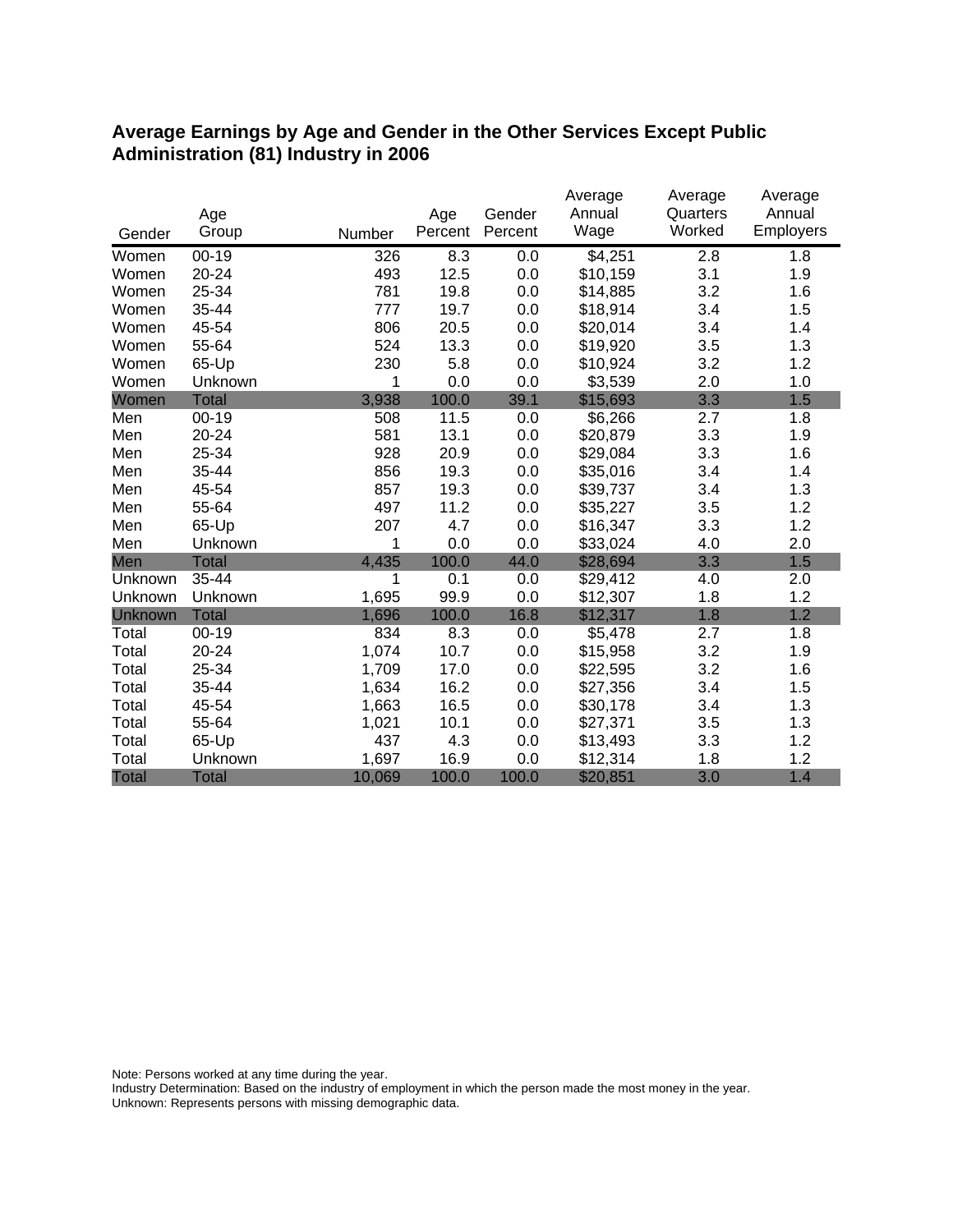## Average Earnings by Age and Gender in the Other Services Except Public Administration (81) Industry in 2006

| Gender | Age Group | Number | Age Percent | Gender Percent | Average Annual Wage | Average Quarters Worked | Average Annual Employers |
|---|---|---|---|---|---|---|---|
| Women | 00-19 | 326 | 8.3 | 0.0 | $4,251 | 2.8 | 1.8 |
| Women | 20-24 | 493 | 12.5 | 0.0 | $10,159 | 3.1 | 1.9 |
| Women | 25-34 | 781 | 19.8 | 0.0 | $14,885 | 3.2 | 1.6 |
| Women | 35-44 | 777 | 19.7 | 0.0 | $18,914 | 3.4 | 1.5 |
| Women | 45-54 | 806 | 20.5 | 0.0 | $20,014 | 3.4 | 1.4 |
| Women | 55-64 | 524 | 13.3 | 0.0 | $19,920 | 3.5 | 1.3 |
| Women | 65-Up | 230 | 5.8 | 0.0 | $10,924 | 3.2 | 1.2 |
| Women | Unknown | 1 | 0.0 | 0.0 | $3,539 | 2.0 | 1.0 |
| Women | Total | 3,938 | 100.0 | 39.1 | $15,693 | 3.3 | 1.5 |
| Men | 00-19 | 508 | 11.5 | 0.0 | $6,266 | 2.7 | 1.8 |
| Men | 20-24 | 581 | 13.1 | 0.0 | $20,879 | 3.3 | 1.9 |
| Men | 25-34 | 928 | 20.9 | 0.0 | $29,084 | 3.3 | 1.6 |
| Men | 35-44 | 856 | 19.3 | 0.0 | $35,016 | 3.4 | 1.4 |
| Men | 45-54 | 857 | 19.3 | 0.0 | $39,737 | 3.4 | 1.3 |
| Men | 55-64 | 497 | 11.2 | 0.0 | $35,227 | 3.5 | 1.2 |
| Men | 65-Up | 207 | 4.7 | 0.0 | $16,347 | 3.3 | 1.2 |
| Men | Unknown | 1 | 0.0 | 0.0 | $33,024 | 4.0 | 2.0 |
| Men | Total | 4,435 | 100.0 | 44.0 | $28,694 | 3.3 | 1.5 |
| Unknown | 35-44 | 1 | 0.1 | 0.0 | $29,412 | 4.0 | 2.0 |
| Unknown | Unknown | 1,695 | 99.9 | 0.0 | $12,307 | 1.8 | 1.2 |
| Unknown | Total | 1,696 | 100.0 | 16.8 | $12,317 | 1.8 | 1.2 |
| Total | 00-19 | 834 | 8.3 | 0.0 | $5,478 | 2.7 | 1.8 |
| Total | 20-24 | 1,074 | 10.7 | 0.0 | $15,958 | 3.2 | 1.9 |
| Total | 25-34 | 1,709 | 17.0 | 0.0 | $22,595 | 3.2 | 1.6 |
| Total | 35-44 | 1,634 | 16.2 | 0.0 | $27,356 | 3.4 | 1.5 |
| Total | 45-54 | 1,663 | 16.5 | 0.0 | $30,178 | 3.4 | 1.3 |
| Total | 55-64 | 1,021 | 10.1 | 0.0 | $27,371 | 3.5 | 1.3 |
| Total | 65-Up | 437 | 4.3 | 0.0 | $13,493 | 3.3 | 1.2 |
| Total | Unknown | 1,697 | 16.9 | 0.0 | $12,314 | 1.8 | 1.2 |
| Total | Total | 10,069 | 100.0 | 100.0 | $20,851 | 3.0 | 1.4 |

Note: Persons worked at any time during the year.
Industry Determination: Based on the industry of employment in which the person made the most money in the year.
Unknown: Represents persons with missing demographic data.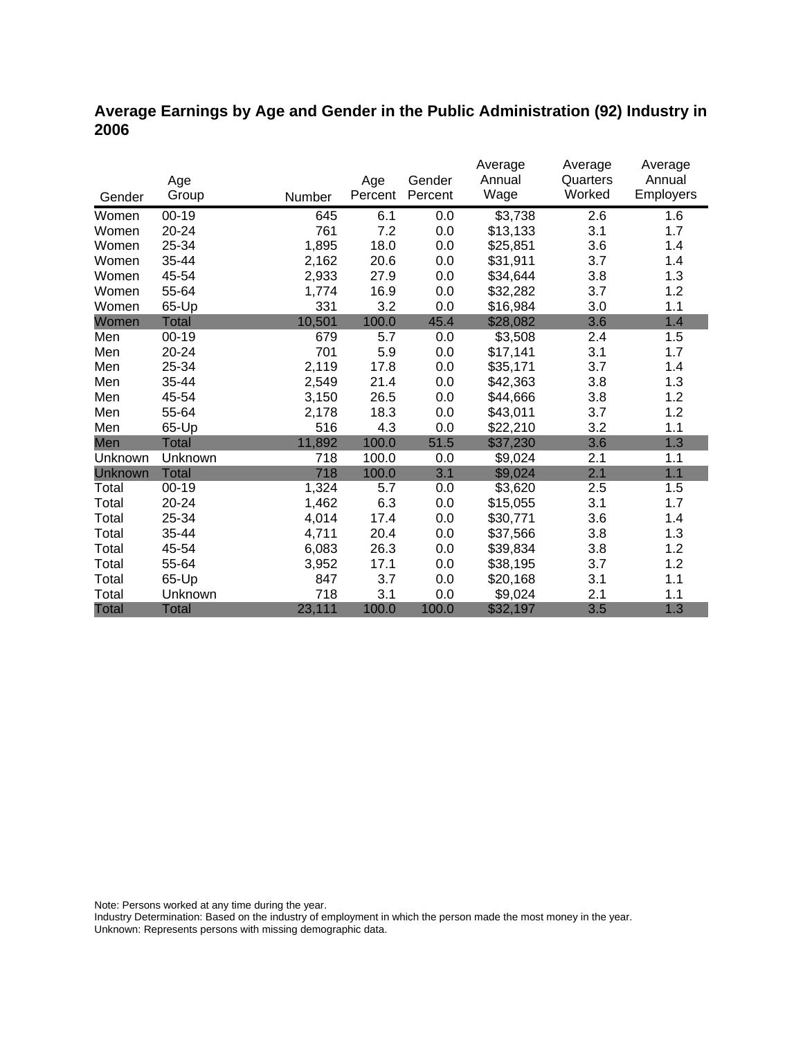## Average Earnings by Age and Gender in the Public Administration (92) Industry in 2006

| Gender | Age Group | Number | Age Percent | Gender Percent | Average Annual Wage | Average Quarters Worked | Average Annual Employers |
|---|---|---|---|---|---|---|---|
| Women | 00-19 | 645 | 6.1 | 0.0 | $3,738 | 2.6 | 1.6 |
| Women | 20-24 | 761 | 7.2 | 0.0 | $13,133 | 3.1 | 1.7 |
| Women | 25-34 | 1,895 | 18.0 | 0.0 | $25,851 | 3.6 | 1.4 |
| Women | 35-44 | 2,162 | 20.6 | 0.0 | $31,911 | 3.7 | 1.4 |
| Women | 45-54 | 2,933 | 27.9 | 0.0 | $34,644 | 3.8 | 1.3 |
| Women | 55-64 | 1,774 | 16.9 | 0.0 | $32,282 | 3.7 | 1.2 |
| Women | 65-Up | 331 | 3.2 | 0.0 | $16,984 | 3.0 | 1.1 |
| Women | Total | 10,501 | 100.0 | 45.4 | $28,082 | 3.6 | 1.4 |
| Men | 00-19 | 679 | 5.7 | 0.0 | $3,508 | 2.4 | 1.5 |
| Men | 20-24 | 701 | 5.9 | 0.0 | $17,141 | 3.1 | 1.7 |
| Men | 25-34 | 2,119 | 17.8 | 0.0 | $35,171 | 3.7 | 1.4 |
| Men | 35-44 | 2,549 | 21.4 | 0.0 | $42,363 | 3.8 | 1.3 |
| Men | 45-54 | 3,150 | 26.5 | 0.0 | $44,666 | 3.8 | 1.2 |
| Men | 55-64 | 2,178 | 18.3 | 0.0 | $43,011 | 3.7 | 1.2 |
| Men | 65-Up | 516 | 4.3 | 0.0 | $22,210 | 3.2 | 1.1 |
| Men | Total | 11,892 | 100.0 | 51.5 | $37,230 | 3.6 | 1.3 |
| Unknown | Unknown | 718 | 100.0 | 0.0 | $9,024 | 2.1 | 1.1 |
| Unknown | Total | 718 | 100.0 | 3.1 | $9,024 | 2.1 | 1.1 |
| Total | 00-19 | 1,324 | 5.7 | 0.0 | $3,620 | 2.5 | 1.5 |
| Total | 20-24 | 1,462 | 6.3 | 0.0 | $15,055 | 3.1 | 1.7 |
| Total | 25-34 | 4,014 | 17.4 | 0.0 | $30,771 | 3.6 | 1.4 |
| Total | 35-44 | 4,711 | 20.4 | 0.0 | $37,566 | 3.8 | 1.3 |
| Total | 45-54 | 6,083 | 26.3 | 0.0 | $39,834 | 3.8 | 1.2 |
| Total | 55-64 | 3,952 | 17.1 | 0.0 | $38,195 | 3.7 | 1.2 |
| Total | 65-Up | 847 | 3.7 | 0.0 | $20,168 | 3.1 | 1.1 |
| Total | Unknown | 718 | 3.1 | 0.0 | $9,024 | 2.1 | 1.1 |
| Total | Total | 23,111 | 100.0 | 100.0 | $32,197 | 3.5 | 1.3 |

Note: Persons worked at any time during the year.
Industry Determination: Based on the industry of employment in which the person made the most money in the year.
Unknown: Represents persons with missing demographic data.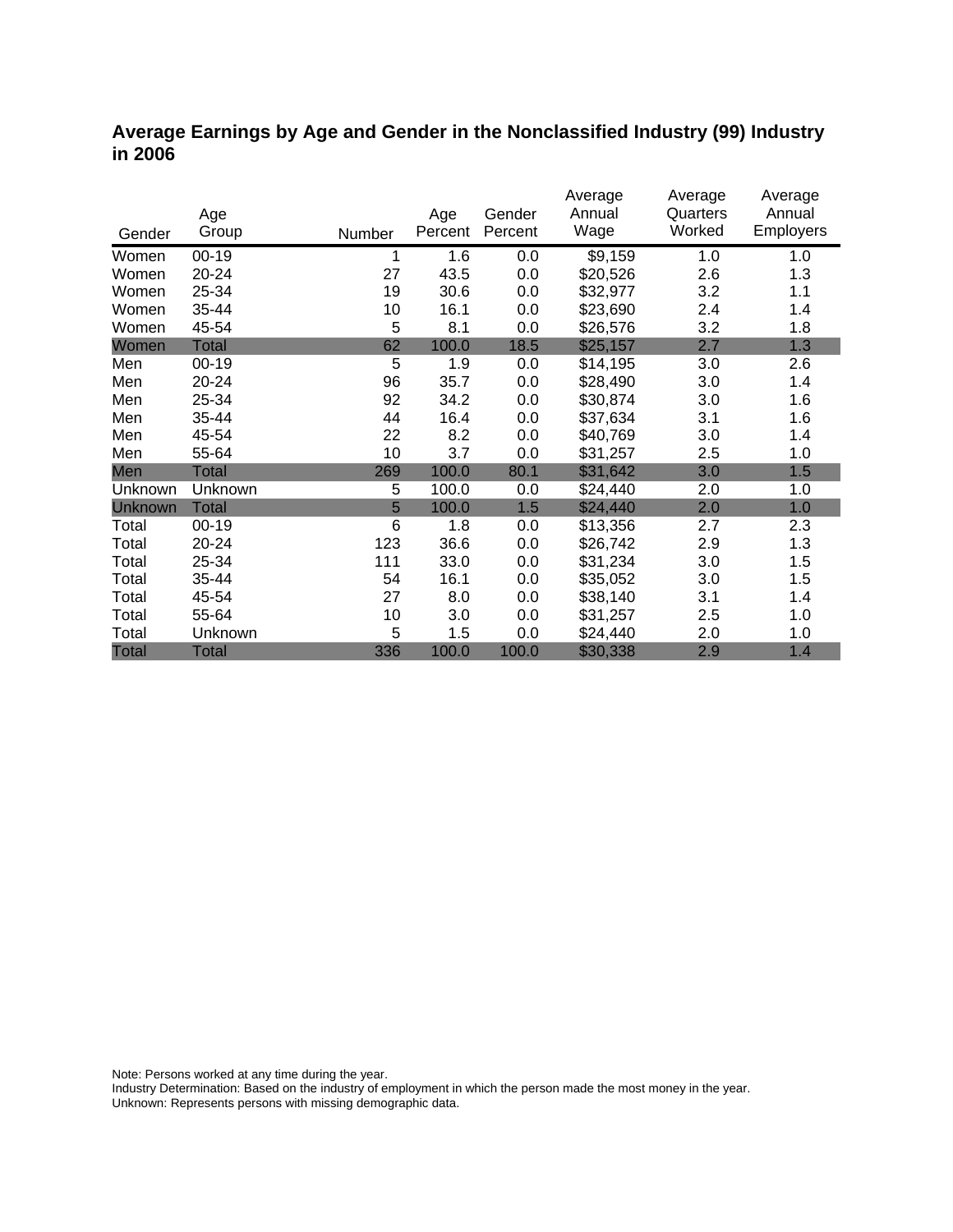# Average Earnings by Age and Gender in the Nonclassified Industry (99) Industry in 2006

| Gender | Age Group | Number | Age Percent | Gender Percent | Average Annual Wage | Average Quarters Worked | Average Annual Employers |
|---|---|---|---|---|---|---|---|
| Women | 00-19 | 1 | 1.6 | 0.0 | $9,159 | 1.0 | 1.0 |
| Women | 20-24 | 27 | 43.5 | 0.0 | $20,526 | 2.6 | 1.3 |
| Women | 25-34 | 19 | 30.6 | 0.0 | $32,977 | 3.2 | 1.1 |
| Women | 35-44 | 10 | 16.1 | 0.0 | $23,690 | 2.4 | 1.4 |
| Women | 45-54 | 5 | 8.1 | 0.0 | $26,576 | 3.2 | 1.8 |
| Women | Total | 62 | 100.0 | 18.5 | $25,157 | 2.7 | 1.3 |
| Men | 00-19 | 5 | 1.9 | 0.0 | $14,195 | 3.0 | 2.6 |
| Men | 20-24 | 96 | 35.7 | 0.0 | $28,490 | 3.0 | 1.4 |
| Men | 25-34 | 92 | 34.2 | 0.0 | $30,874 | 3.0 | 1.6 |
| Men | 35-44 | 44 | 16.4 | 0.0 | $37,634 | 3.1 | 1.6 |
| Men | 45-54 | 22 | 8.2 | 0.0 | $40,769 | 3.0 | 1.4 |
| Men | 55-64 | 10 | 3.7 | 0.0 | $31,257 | 2.5 | 1.0 |
| Men | Total | 269 | 100.0 | 80.1 | $31,642 | 3.0 | 1.5 |
| Unknown | Unknown | 5 | 100.0 | 0.0 | $24,440 | 2.0 | 1.0 |
| Unknown | Total | 5 | 100.0 | 1.5 | $24,440 | 2.0 | 1.0 |
| Total | 00-19 | 6 | 1.8 | 0.0 | $13,356 | 2.7 | 2.3 |
| Total | 20-24 | 123 | 36.6 | 0.0 | $26,742 | 2.9 | 1.3 |
| Total | 25-34 | 111 | 33.0 | 0.0 | $31,234 | 3.0 | 1.5 |
| Total | 35-44 | 54 | 16.1 | 0.0 | $35,052 | 3.0 | 1.5 |
| Total | 45-54 | 27 | 8.0 | 0.0 | $38,140 | 3.1 | 1.4 |
| Total | 55-64 | 10 | 3.0 | 0.0 | $31,257 | 2.5 | 1.0 |
| Total | Unknown | 5 | 1.5 | 0.0 | $24,440 | 2.0 | 1.0 |
| Total | Total | 336 | 100.0 | 100.0 | $30,338 | 2.9 | 1.4 |

Note: Persons worked at any time during the year.
Industry Determination: Based on the industry of employment in which the person made the most money in the year.
Unknown: Represents persons with missing demographic data.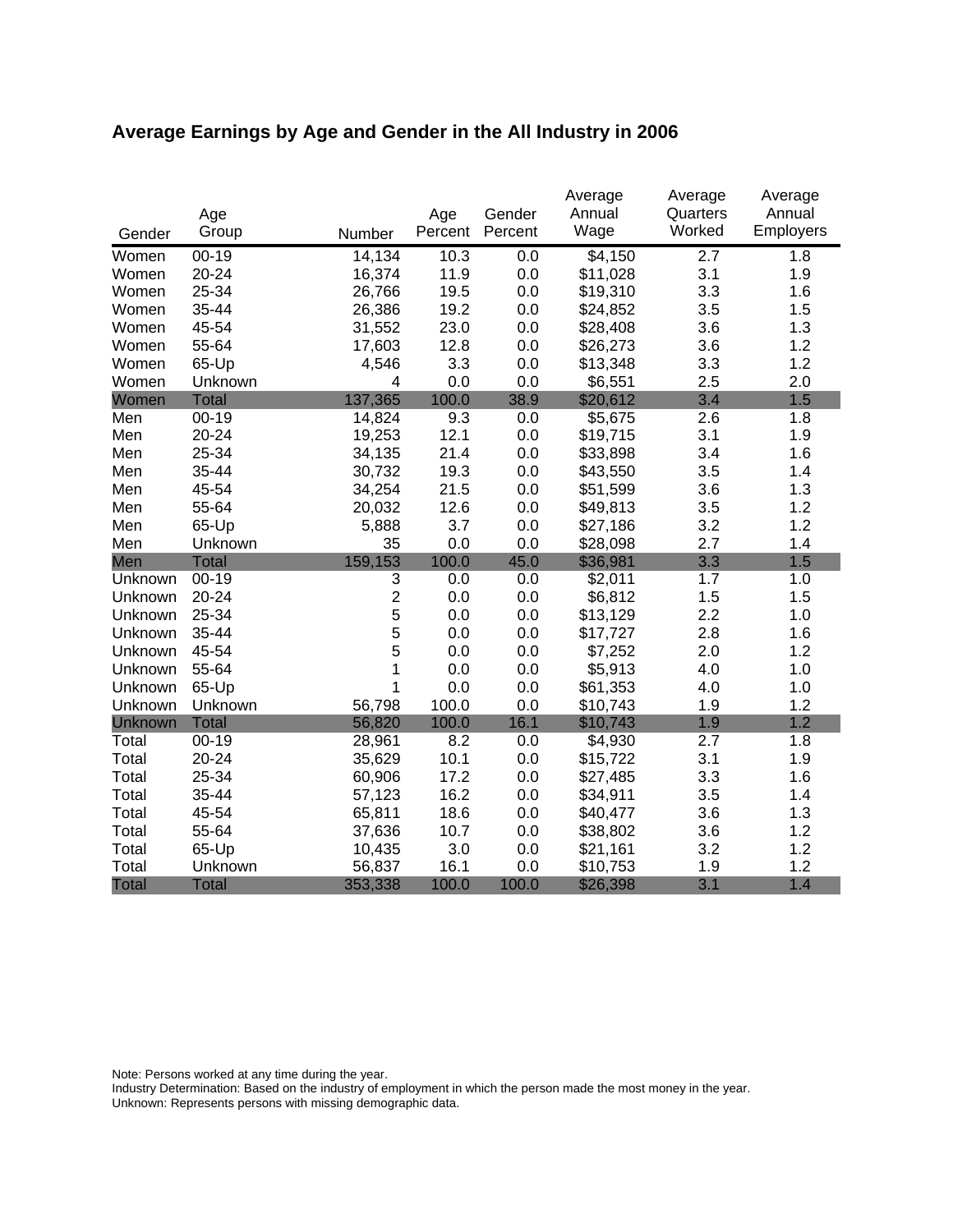## Average Earnings by Age and Gender in the All Industry in 2006

| Gender | Age Group | Number | Age Percent | Gender Percent | Average Annual Wage | Average Quarters Worked | Average Annual Employers |
|---|---|---|---|---|---|---|---|
| Women | 00-19 | 14,134 | 10.3 | 0.0 | $4,150 | 2.7 | 1.8 |
| Women | 20-24 | 16,374 | 11.9 | 0.0 | $11,028 | 3.1 | 1.9 |
| Women | 25-34 | 26,766 | 19.5 | 0.0 | $19,310 | 3.3 | 1.6 |
| Women | 35-44 | 26,386 | 19.2 | 0.0 | $24,852 | 3.5 | 1.5 |
| Women | 45-54 | 31,552 | 23.0 | 0.0 | $28,408 | 3.6 | 1.3 |
| Women | 55-64 | 17,603 | 12.8 | 0.0 | $26,273 | 3.6 | 1.2 |
| Women | 65-Up | 4,546 | 3.3 | 0.0 | $13,348 | 3.3 | 1.2 |
| Women | Unknown | 4 | 0.0 | 0.0 | $6,551 | 2.5 | 2.0 |
| Women | Total | 137,365 | 100.0 | 38.9 | $20,612 | 3.4 | 1.5 |
| Men | 00-19 | 14,824 | 9.3 | 0.0 | $5,675 | 2.6 | 1.8 |
| Men | 20-24 | 19,253 | 12.1 | 0.0 | $19,715 | 3.1 | 1.9 |
| Men | 25-34 | 34,135 | 21.4 | 0.0 | $33,898 | 3.4 | 1.6 |
| Men | 35-44 | 30,732 | 19.3 | 0.0 | $43,550 | 3.5 | 1.4 |
| Men | 45-54 | 34,254 | 21.5 | 0.0 | $51,599 | 3.6 | 1.3 |
| Men | 55-64 | 20,032 | 12.6 | 0.0 | $49,813 | 3.5 | 1.2 |
| Men | 65-Up | 5,888 | 3.7 | 0.0 | $27,186 | 3.2 | 1.2 |
| Men | Unknown | 35 | 0.0 | 0.0 | $28,098 | 2.7 | 1.4 |
| Men | Total | 159,153 | 100.0 | 45.0 | $36,981 | 3.3 | 1.5 |
| Unknown | 00-19 | 3 | 0.0 | 0.0 | $2,011 | 1.7 | 1.0 |
| Unknown | 20-24 | 2 | 0.0 | 0.0 | $6,812 | 1.5 | 1.5 |
| Unknown | 25-34 | 5 | 0.0 | 0.0 | $13,129 | 2.2 | 1.0 |
| Unknown | 35-44 | 5 | 0.0 | 0.0 | $17,727 | 2.8 | 1.6 |
| Unknown | 45-54 | 5 | 0.0 | 0.0 | $7,252 | 2.0 | 1.2 |
| Unknown | 55-64 | 1 | 0.0 | 0.0 | $5,913 | 4.0 | 1.0 |
| Unknown | 65-Up | 1 | 0.0 | 0.0 | $61,353 | 4.0 | 1.0 |
| Unknown | Unknown | 56,798 | 100.0 | 0.0 | $10,743 | 1.9 | 1.2 |
| Unknown | Total | 56,820 | 100.0 | 16.1 | $10,743 | 1.9 | 1.2 |
| Total | 00-19 | 28,961 | 8.2 | 0.0 | $4,930 | 2.7 | 1.8 |
| Total | 20-24 | 35,629 | 10.1 | 0.0 | $15,722 | 3.1 | 1.9 |
| Total | 25-34 | 60,906 | 17.2 | 0.0 | $27,485 | 3.3 | 1.6 |
| Total | 35-44 | 57,123 | 16.2 | 0.0 | $34,911 | 3.5 | 1.4 |
| Total | 45-54 | 65,811 | 18.6 | 0.0 | $40,477 | 3.6 | 1.3 |
| Total | 55-64 | 37,636 | 10.7 | 0.0 | $38,802 | 3.6 | 1.2 |
| Total | 65-Up | 10,435 | 3.0 | 0.0 | $21,161 | 3.2 | 1.2 |
| Total | Unknown | 56,837 | 16.1 | 0.0 | $10,753 | 1.9 | 1.2 |
| Total | Total | 353,338 | 100.0 | 100.0 | $26,398 | 3.1 | 1.4 |

Note: Persons worked at any time during the year.
Industry Determination: Based on the industry of employment in which the person made the most money in the year.
Unknown: Represents persons with missing demographic data.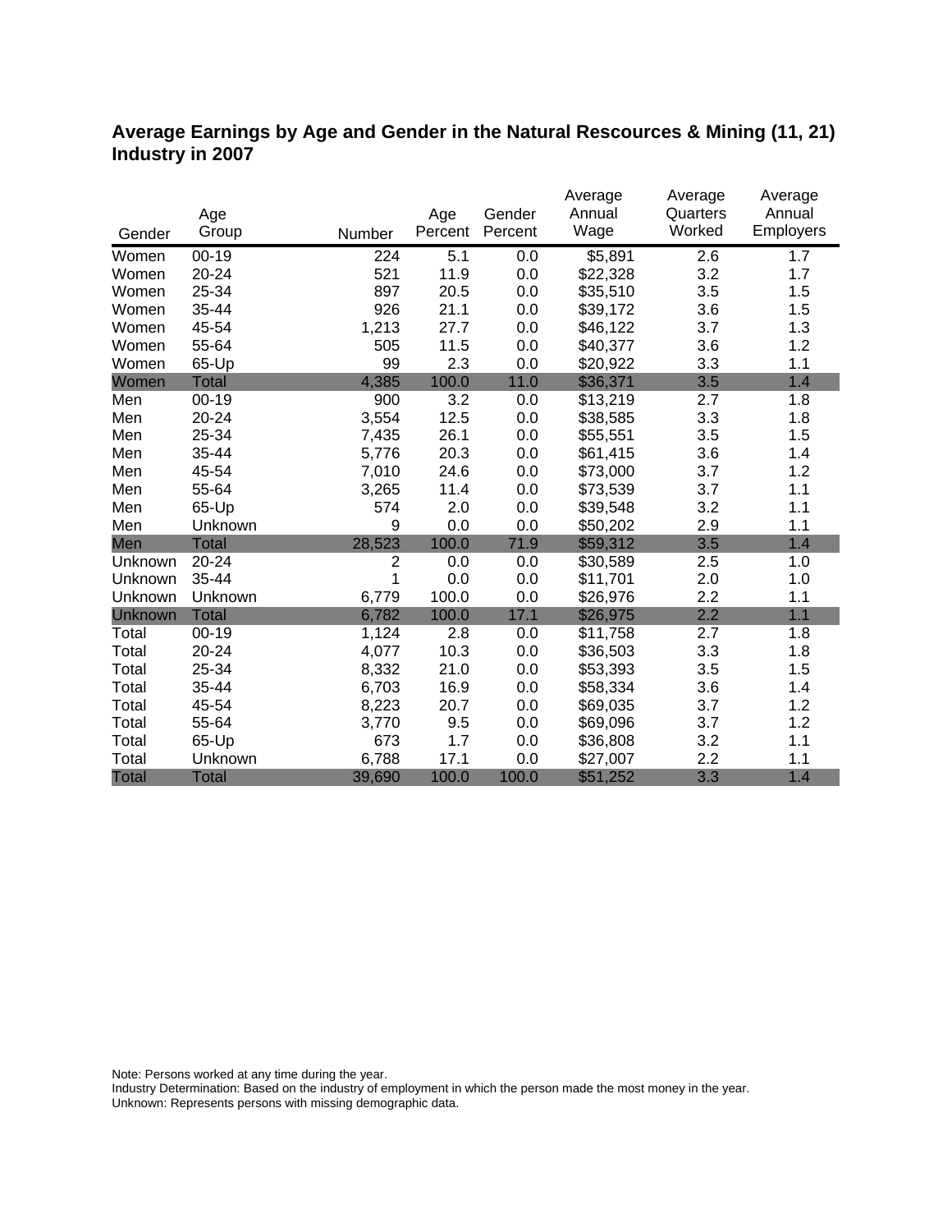## Average Earnings by Age and Gender in the Natural Rescources & Mining (11, 21) Industry in 2007

| Gender | Age Group | Number | Age Percent | Gender Percent | Average Annual Wage | Average Quarters Worked | Average Annual Employers |
|---|---|---|---|---|---|---|---|
| Women | 00-19 | 224 | 5.1 | 0.0 | $5,891 | 2.6 | 1.7 |
| Women | 20-24 | 521 | 11.9 | 0.0 | $22,328 | 3.2 | 1.7 |
| Women | 25-34 | 897 | 20.5 | 0.0 | $35,510 | 3.5 | 1.5 |
| Women | 35-44 | 926 | 21.1 | 0.0 | $39,172 | 3.6 | 1.5 |
| Women | 45-54 | 1,213 | 27.7 | 0.0 | $46,122 | 3.7 | 1.3 |
| Women | 55-64 | 505 | 11.5 | 0.0 | $40,377 | 3.6 | 1.2 |
| Women | 65-Up | 99 | 2.3 | 0.0 | $20,922 | 3.3 | 1.1 |
| Women | Total | 4,385 | 100.0 | 11.0 | $36,371 | 3.5 | 1.4 |
| Men | 00-19 | 900 | 3.2 | 0.0 | $13,219 | 2.7 | 1.8 |
| Men | 20-24 | 3,554 | 12.5 | 0.0 | $38,585 | 3.3 | 1.8 |
| Men | 25-34 | 7,435 | 26.1 | 0.0 | $55,551 | 3.5 | 1.5 |
| Men | 35-44 | 5,776 | 20.3 | 0.0 | $61,415 | 3.6 | 1.4 |
| Men | 45-54 | 7,010 | 24.6 | 0.0 | $73,000 | 3.7 | 1.2 |
| Men | 55-64 | 3,265 | 11.4 | 0.0 | $73,539 | 3.7 | 1.1 |
| Men | 65-Up | 574 | 2.0 | 0.0 | $39,548 | 3.2 | 1.1 |
| Men | Unknown | 9 | 0.0 | 0.0 | $50,202 | 2.9 | 1.1 |
| Men | Total | 28,523 | 100.0 | 71.9 | $59,312 | 3.5 | 1.4 |
| Unknown | 20-24 | 2 | 0.0 | 0.0 | $30,589 | 2.5 | 1.0 |
| Unknown | 35-44 | 1 | 0.0 | 0.0 | $11,701 | 2.0 | 1.0 |
| Unknown | Unknown | 6,779 | 100.0 | 0.0 | $26,976 | 2.2 | 1.1 |
| Unknown | Total | 6,782 | 100.0 | 17.1 | $26,975 | 2.2 | 1.1 |
| Total | 00-19 | 1,124 | 2.8 | 0.0 | $11,758 | 2.7 | 1.8 |
| Total | 20-24 | 4,077 | 10.3 | 0.0 | $36,503 | 3.3 | 1.8 |
| Total | 25-34 | 8,332 | 21.0 | 0.0 | $53,393 | 3.5 | 1.5 |
| Total | 35-44 | 6,703 | 16.9 | 0.0 | $58,334 | 3.6 | 1.4 |
| Total | 45-54 | 8,223 | 20.7 | 0.0 | $69,035 | 3.7 | 1.2 |
| Total | 55-64 | 3,770 | 9.5 | 0.0 | $69,096 | 3.7 | 1.2 |
| Total | 65-Up | 673 | 1.7 | 0.0 | $36,808 | 3.2 | 1.1 |
| Total | Unknown | 6,788 | 17.1 | 0.0 | $27,007 | 2.2 | 1.1 |
| Total | Total | 39,690 | 100.0 | 100.0 | $51,252 | 3.3 | 1.4 |

Note: Persons worked at any time during the year.
Industry Determination: Based on the industry of employment in which the person made the most money in the year.
Unknown: Represents persons with missing demographic data.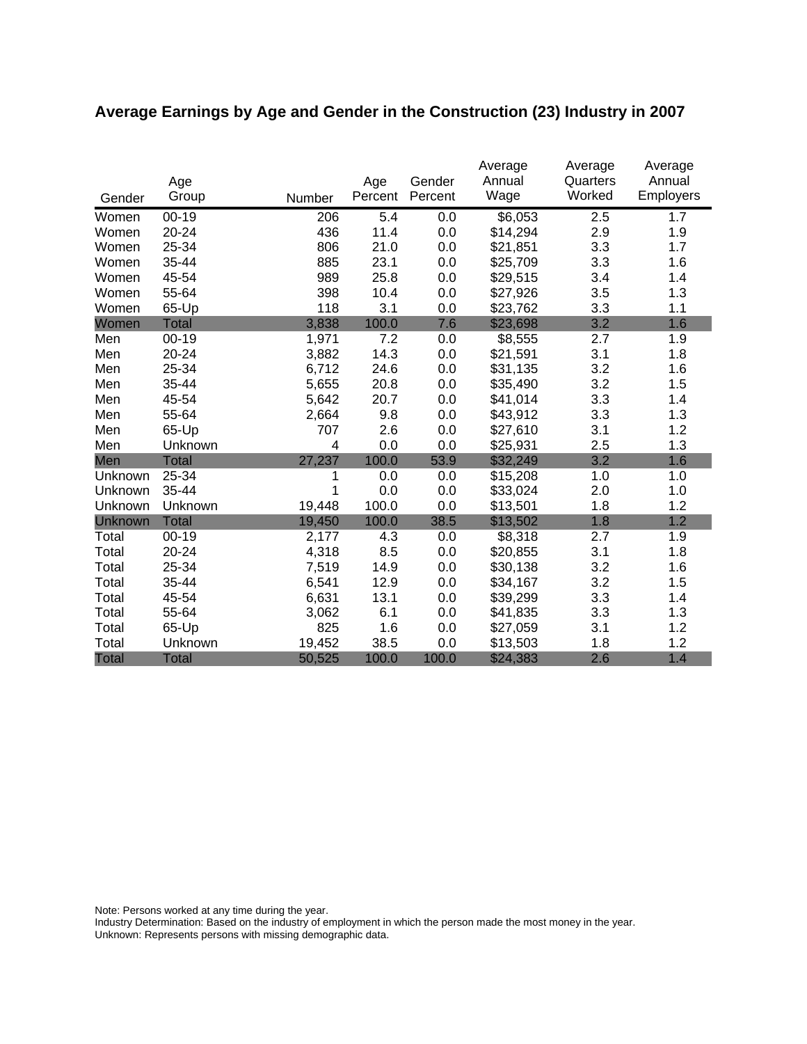## Average Earnings by Age and Gender in the Construction (23) Industry in 2007

| Gender | Age Group | Number | Age Percent | Gender Percent | Average Annual Wage | Average Quarters Worked | Average Annual Employers |
|---|---|---|---|---|---|---|---|
| Women | 00-19 | 206 | 5.4 | 0.0 | $6,053 | 2.5 | 1.7 |
| Women | 20-24 | 436 | 11.4 | 0.0 | $14,294 | 2.9 | 1.9 |
| Women | 25-34 | 806 | 21.0 | 0.0 | $21,851 | 3.3 | 1.7 |
| Women | 35-44 | 885 | 23.1 | 0.0 | $25,709 | 3.3 | 1.6 |
| Women | 45-54 | 989 | 25.8 | 0.0 | $29,515 | 3.4 | 1.4 |
| Women | 55-64 | 398 | 10.4 | 0.0 | $27,926 | 3.5 | 1.3 |
| Women | 65-Up | 118 | 3.1 | 0.0 | $23,762 | 3.3 | 1.1 |
| Women | Total | 3,838 | 100.0 | 7.6 | $23,698 | 3.2 | 1.6 |
| Men | 00-19 | 1,971 | 7.2 | 0.0 | $8,555 | 2.7 | 1.9 |
| Men | 20-24 | 3,882 | 14.3 | 0.0 | $21,591 | 3.1 | 1.8 |
| Men | 25-34 | 6,712 | 24.6 | 0.0 | $31,135 | 3.2 | 1.6 |
| Men | 35-44 | 5,655 | 20.8 | 0.0 | $35,490 | 3.2 | 1.5 |
| Men | 45-54 | 5,642 | 20.7 | 0.0 | $41,014 | 3.3 | 1.4 |
| Men | 55-64 | 2,664 | 9.8 | 0.0 | $43,912 | 3.3 | 1.3 |
| Men | 65-Up | 707 | 2.6 | 0.0 | $27,610 | 3.1 | 1.2 |
| Men | Unknown | 4 | 0.0 | 0.0 | $25,931 | 2.5 | 1.3 |
| Men | Total | 27,237 | 100.0 | 53.9 | $32,249 | 3.2 | 1.6 |
| Unknown | 25-34 | 1 | 0.0 | 0.0 | $15,208 | 1.0 | 1.0 |
| Unknown | 35-44 | 1 | 0.0 | 0.0 | $33,024 | 2.0 | 1.0 |
| Unknown | Unknown | 19,448 | 100.0 | 0.0 | $13,501 | 1.8 | 1.2 |
| Unknown | Total | 19,450 | 100.0 | 38.5 | $13,502 | 1.8 | 1.2 |
| Total | 00-19 | 2,177 | 4.3 | 0.0 | $8,318 | 2.7 | 1.9 |
| Total | 20-24 | 4,318 | 8.5 | 0.0 | $20,855 | 3.1 | 1.8 |
| Total | 25-34 | 7,519 | 14.9 | 0.0 | $30,138 | 3.2 | 1.6 |
| Total | 35-44 | 6,541 | 12.9 | 0.0 | $34,167 | 3.2 | 1.5 |
| Total | 45-54 | 6,631 | 13.1 | 0.0 | $39,299 | 3.3 | 1.4 |
| Total | 55-64 | 3,062 | 6.1 | 0.0 | $41,835 | 3.3 | 1.3 |
| Total | 65-Up | 825 | 1.6 | 0.0 | $27,059 | 3.1 | 1.2 |
| Total | Unknown | 19,452 | 38.5 | 0.0 | $13,503 | 1.8 | 1.2 |
| Total | Total | 50,525 | 100.0 | 100.0 | $24,383 | 2.6 | 1.4 |

Note: Persons worked at any time during the year.
Industry Determination: Based on the industry of employment in which the person made the most money in the year.
Unknown: Represents persons with missing demographic data.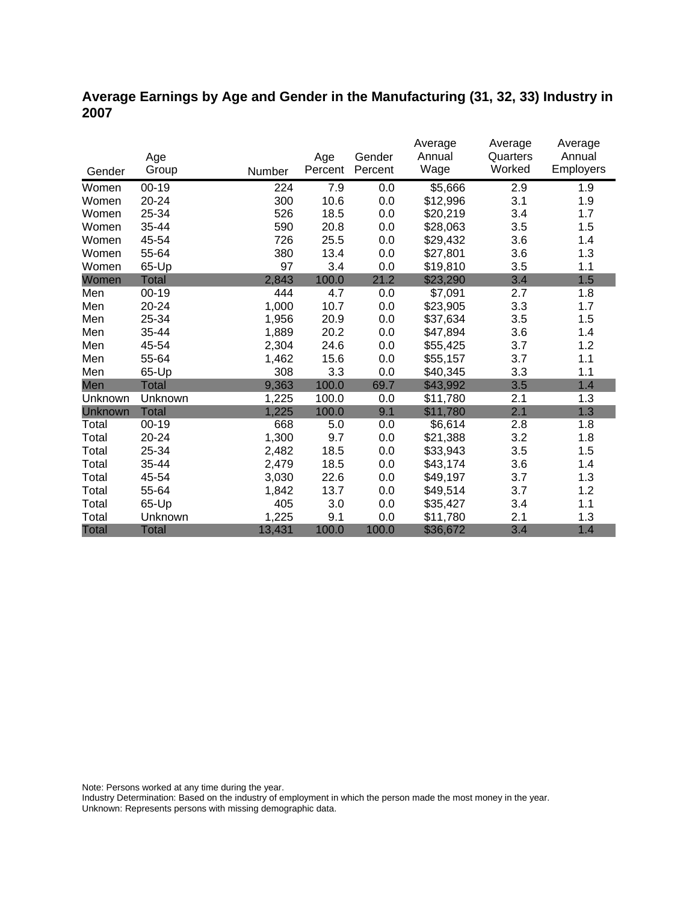## Average Earnings by Age and Gender in the Manufacturing (31, 32, 33) Industry in 2007

| Gender | Age Group | Number | Age Percent | Gender Percent | Average Annual Wage | Average Quarters Worked | Average Annual Employers |
|---|---|---|---|---|---|---|---|
| Women | 00-19 | 224 | 7.9 | 0.0 | $5,666 | 2.9 | 1.9 |
| Women | 20-24 | 300 | 10.6 | 0.0 | $12,996 | 3.1 | 1.9 |
| Women | 25-34 | 526 | 18.5 | 0.0 | $20,219 | 3.4 | 1.7 |
| Women | 35-44 | 590 | 20.8 | 0.0 | $28,063 | 3.5 | 1.5 |
| Women | 45-54 | 726 | 25.5 | 0.0 | $29,432 | 3.6 | 1.4 |
| Women | 55-64 | 380 | 13.4 | 0.0 | $27,801 | 3.6 | 1.3 |
| Women | 65-Up | 97 | 3.4 | 0.0 | $19,810 | 3.5 | 1.1 |
| Women | Total | 2,843 | 100.0 | 21.2 | $23,290 | 3.4 | 1.5 |
| Men | 00-19 | 444 | 4.7 | 0.0 | $7,091 | 2.7 | 1.8 |
| Men | 20-24 | 1,000 | 10.7 | 0.0 | $23,905 | 3.3 | 1.7 |
| Men | 25-34 | 1,956 | 20.9 | 0.0 | $37,634 | 3.5 | 1.5 |
| Men | 35-44 | 1,889 | 20.2 | 0.0 | $47,894 | 3.6 | 1.4 |
| Men | 45-54 | 2,304 | 24.6 | 0.0 | $55,425 | 3.7 | 1.2 |
| Men | 55-64 | 1,462 | 15.6 | 0.0 | $55,157 | 3.7 | 1.1 |
| Men | 65-Up | 308 | 3.3 | 0.0 | $40,345 | 3.3 | 1.1 |
| Men | Total | 9,363 | 100.0 | 69.7 | $43,992 | 3.5 | 1.4 |
| Unknown | Unknown | 1,225 | 100.0 | 0.0 | $11,780 | 2.1 | 1.3 |
| Unknown | Total | 1,225 | 100.0 | 9.1 | $11,780 | 2.1 | 1.3 |
| Total | 00-19 | 668 | 5.0 | 0.0 | $6,614 | 2.8 | 1.8 |
| Total | 20-24 | 1,300 | 9.7 | 0.0 | $21,388 | 3.2 | 1.8 |
| Total | 25-34 | 2,482 | 18.5 | 0.0 | $33,943 | 3.5 | 1.5 |
| Total | 35-44 | 2,479 | 18.5 | 0.0 | $43,174 | 3.6 | 1.4 |
| Total | 45-54 | 3,030 | 22.6 | 0.0 | $49,197 | 3.7 | 1.3 |
| Total | 55-64 | 1,842 | 13.7 | 0.0 | $49,514 | 3.7 | 1.2 |
| Total | 65-Up | 405 | 3.0 | 0.0 | $35,427 | 3.4 | 1.1 |
| Total | Unknown | 1,225 | 9.1 | 0.0 | $11,780 | 2.1 | 1.3 |
| Total | Total | 13,431 | 100.0 | 100.0 | $36,672 | 3.4 | 1.4 |

Note: Persons worked at any time during the year.
Industry Determination: Based on the industry of employment in which the person made the most money in the year.
Unknown: Represents persons with missing demographic data.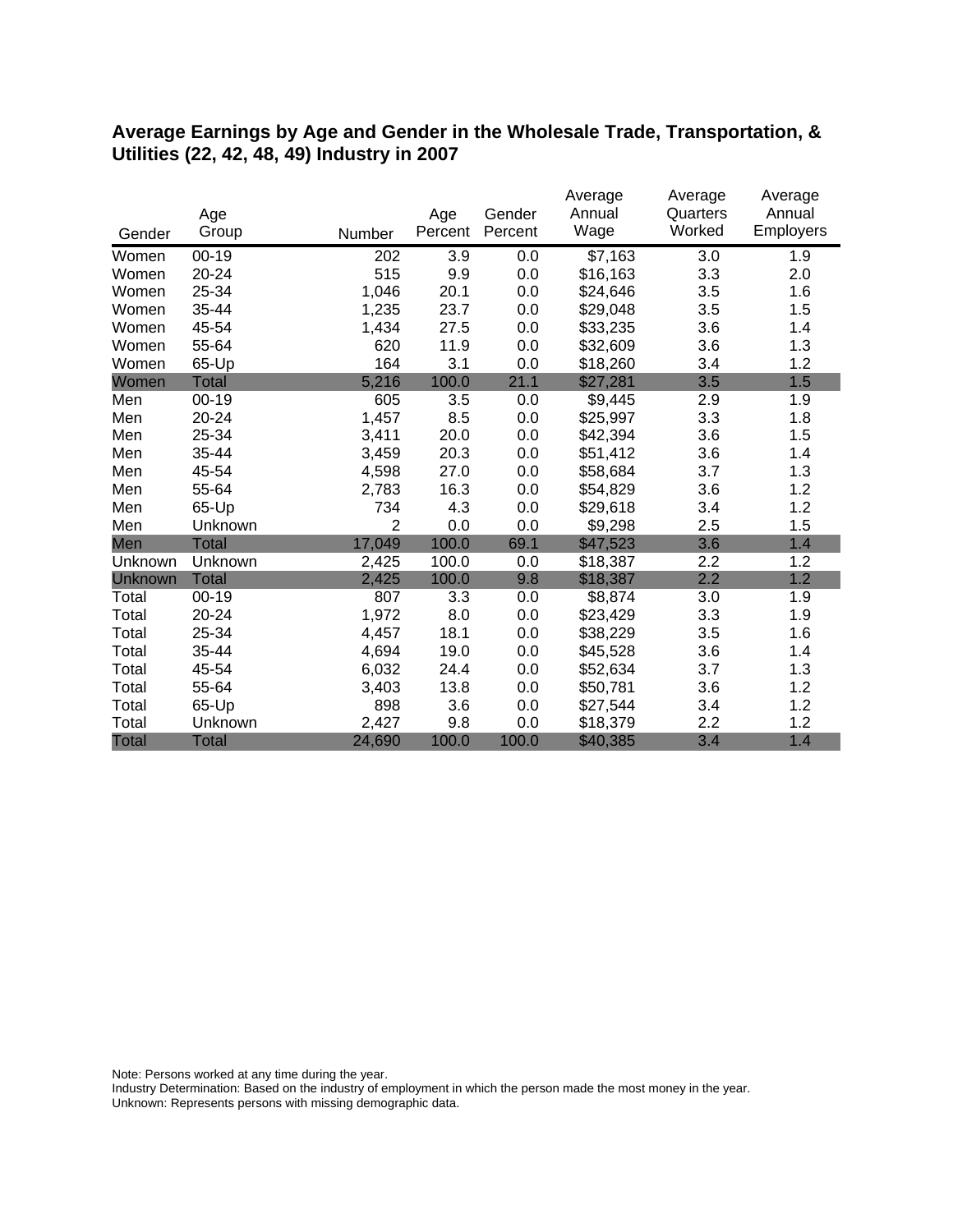## Average Earnings by Age and Gender in the Wholesale Trade, Transportation, & Utilities (22, 42, 48, 49) Industry in 2007

| Gender | Age Group | Number | Age Percent | Gender Percent | Average Annual Wage | Average Quarters Worked | Average Annual Employers |
|---|---|---|---|---|---|---|---|
| Women | 00-19 | 202 | 3.9 | 0.0 | $7,163 | 3.0 | 1.9 |
| Women | 20-24 | 515 | 9.9 | 0.0 | $16,163 | 3.3 | 2.0 |
| Women | 25-34 | 1,046 | 20.1 | 0.0 | $24,646 | 3.5 | 1.6 |
| Women | 35-44 | 1,235 | 23.7 | 0.0 | $29,048 | 3.5 | 1.5 |
| Women | 45-54 | 1,434 | 27.5 | 0.0 | $33,235 | 3.6 | 1.4 |
| Women | 55-64 | 620 | 11.9 | 0.0 | $32,609 | 3.6 | 1.3 |
| Women | 65-Up | 164 | 3.1 | 0.0 | $18,260 | 3.4 | 1.2 |
| Women | Total | 5,216 | 100.0 | 21.1 | $27,281 | 3.5 | 1.5 |
| Men | 00-19 | 605 | 3.5 | 0.0 | $9,445 | 2.9 | 1.9 |
| Men | 20-24 | 1,457 | 8.5 | 0.0 | $25,997 | 3.3 | 1.8 |
| Men | 25-34 | 3,411 | 20.0 | 0.0 | $42,394 | 3.6 | 1.5 |
| Men | 35-44 | 3,459 | 20.3 | 0.0 | $51,412 | 3.6 | 1.4 |
| Men | 45-54 | 4,598 | 27.0 | 0.0 | $58,684 | 3.7 | 1.3 |
| Men | 55-64 | 2,783 | 16.3 | 0.0 | $54,829 | 3.6 | 1.2 |
| Men | 65-Up | 734 | 4.3 | 0.0 | $29,618 | 3.4 | 1.2 |
| Men | Unknown | 2 | 0.0 | 0.0 | $9,298 | 2.5 | 1.5 |
| Men | Total | 17,049 | 100.0 | 69.1 | $47,523 | 3.6 | 1.4 |
| Unknown | Unknown | 2,425 | 100.0 | 0.0 | $18,387 | 2.2 | 1.2 |
| Unknown | Total | 2,425 | 100.0 | 9.8 | $18,387 | 2.2 | 1.2 |
| Total | 00-19 | 807 | 3.3 | 0.0 | $8,874 | 3.0 | 1.9 |
| Total | 20-24 | 1,972 | 8.0 | 0.0 | $23,429 | 3.3 | 1.9 |
| Total | 25-34 | 4,457 | 18.1 | 0.0 | $38,229 | 3.5 | 1.6 |
| Total | 35-44 | 4,694 | 19.0 | 0.0 | $45,528 | 3.6 | 1.4 |
| Total | 45-54 | 6,032 | 24.4 | 0.0 | $52,634 | 3.7 | 1.3 |
| Total | 55-64 | 3,403 | 13.8 | 0.0 | $50,781 | 3.6 | 1.2 |
| Total | 65-Up | 898 | 3.6 | 0.0 | $27,544 | 3.4 | 1.2 |
| Total | Unknown | 2,427 | 9.8 | 0.0 | $18,379 | 2.2 | 1.2 |
| Total | Total | 24,690 | 100.0 | 100.0 | $40,385 | 3.4 | 1.4 |

Note: Persons worked at any time during the year.
Industry Determination: Based on the industry of employment in which the person made the most money in the year.
Unknown: Represents persons with missing demographic data.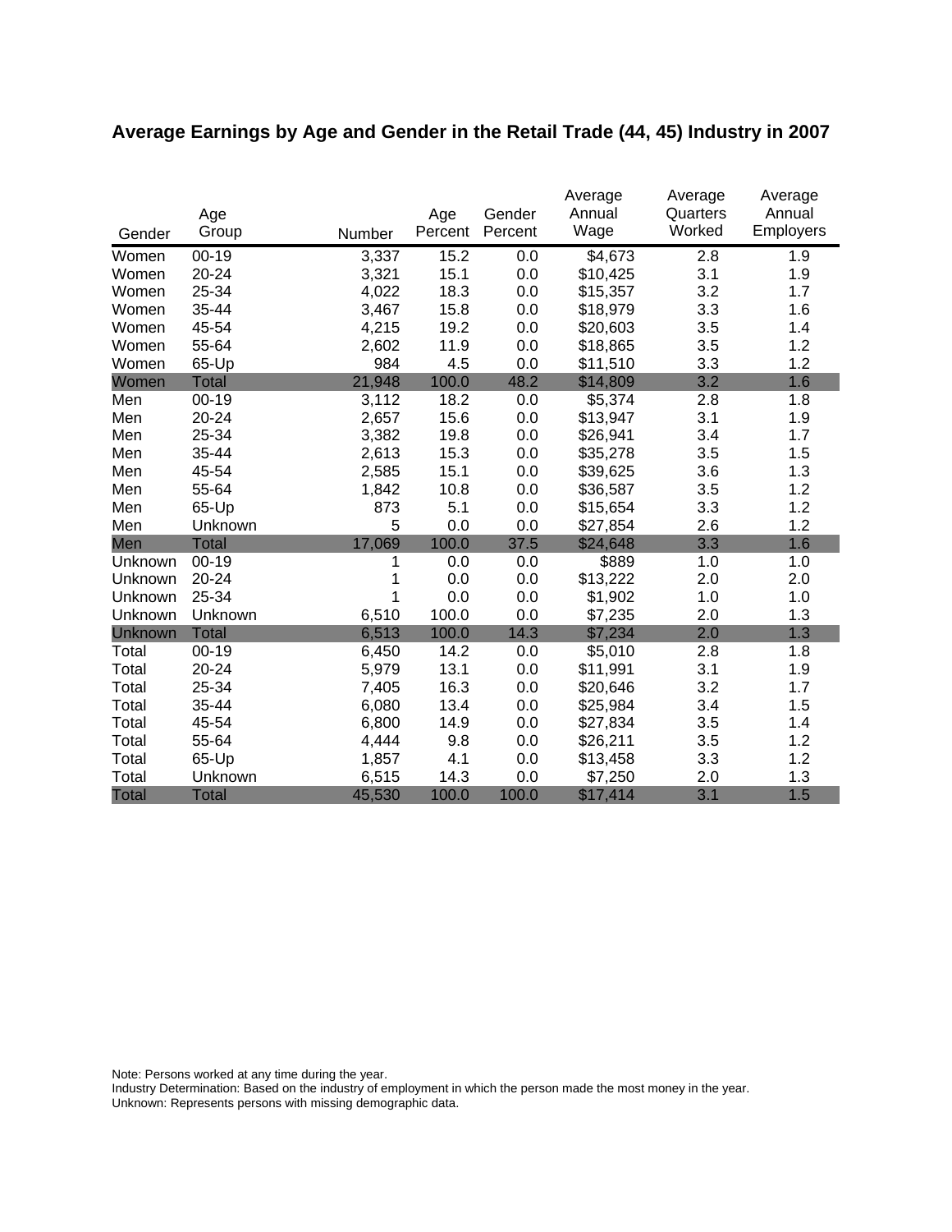## Average Earnings by Age and Gender in the Retail Trade (44, 45) Industry in 2007

| Gender | Age Group | Number | Age Percent | Gender Percent | Average Annual Wage | Average Quarters Worked | Average Annual Employers |
|---|---|---|---|---|---|---|---|
| Women | 00-19 | 3,337 | 15.2 | 0.0 | $4,673 | 2.8 | 1.9 |
| Women | 20-24 | 3,321 | 15.1 | 0.0 | $10,425 | 3.1 | 1.9 |
| Women | 25-34 | 4,022 | 18.3 | 0.0 | $15,357 | 3.2 | 1.7 |
| Women | 35-44 | 3,467 | 15.8 | 0.0 | $18,979 | 3.3 | 1.6 |
| Women | 45-54 | 4,215 | 19.2 | 0.0 | $20,603 | 3.5 | 1.4 |
| Women | 55-64 | 2,602 | 11.9 | 0.0 | $18,865 | 3.5 | 1.2 |
| Women | 65-Up | 984 | 4.5 | 0.0 | $11,510 | 3.3 | 1.2 |
| Women | Total | 21,948 | 100.0 | 48.2 | $14,809 | 3.2 | 1.6 |
| Men | 00-19 | 3,112 | 18.2 | 0.0 | $5,374 | 2.8 | 1.8 |
| Men | 20-24 | 2,657 | 15.6 | 0.0 | $13,947 | 3.1 | 1.9 |
| Men | 25-34 | 3,382 | 19.8 | 0.0 | $26,941 | 3.4 | 1.7 |
| Men | 35-44 | 2,613 | 15.3 | 0.0 | $35,278 | 3.5 | 1.5 |
| Men | 45-54 | 2,585 | 15.1 | 0.0 | $39,625 | 3.6 | 1.3 |
| Men | 55-64 | 1,842 | 10.8 | 0.0 | $36,587 | 3.5 | 1.2 |
| Men | 65-Up | 873 | 5.1 | 0.0 | $15,654 | 3.3 | 1.2 |
| Men | Unknown | 5 | 0.0 | 0.0 | $27,854 | 2.6 | 1.2 |
| Men | Total | 17,069 | 100.0 | 37.5 | $24,648 | 3.3 | 1.6 |
| Unknown | 00-19 | 1 | 0.0 | 0.0 | $889 | 1.0 | 1.0 |
| Unknown | 20-24 | 1 | 0.0 | 0.0 | $13,222 | 2.0 | 2.0 |
| Unknown | 25-34 | 1 | 0.0 | 0.0 | $1,902 | 1.0 | 1.0 |
| Unknown | Unknown | 6,510 | 100.0 | 0.0 | $7,235 | 2.0 | 1.3 |
| Unknown | Total | 6,513 | 100.0 | 14.3 | $7,234 | 2.0 | 1.3 |
| Total | 00-19 | 6,450 | 14.2 | 0.0 | $5,010 | 2.8 | 1.8 |
| Total | 20-24 | 5,979 | 13.1 | 0.0 | $11,991 | 3.1 | 1.9 |
| Total | 25-34 | 7,405 | 16.3 | 0.0 | $20,646 | 3.2 | 1.7 |
| Total | 35-44 | 6,080 | 13.4 | 0.0 | $25,984 | 3.4 | 1.5 |
| Total | 45-54 | 6,800 | 14.9 | 0.0 | $27,834 | 3.5 | 1.4 |
| Total | 55-64 | 4,444 | 9.8 | 0.0 | $26,211 | 3.5 | 1.2 |
| Total | 65-Up | 1,857 | 4.1 | 0.0 | $13,458 | 3.3 | 1.2 |
| Total | Unknown | 6,515 | 14.3 | 0.0 | $7,250 | 2.0 | 1.3 |
| Total | Total | 45,530 | 100.0 | 100.0 | $17,414 | 3.1 | 1.5 |

Note: Persons worked at any time during the year.
Industry Determination: Based on the industry of employment in which the person made the most money in the year.
Unknown: Represents persons with missing demographic data.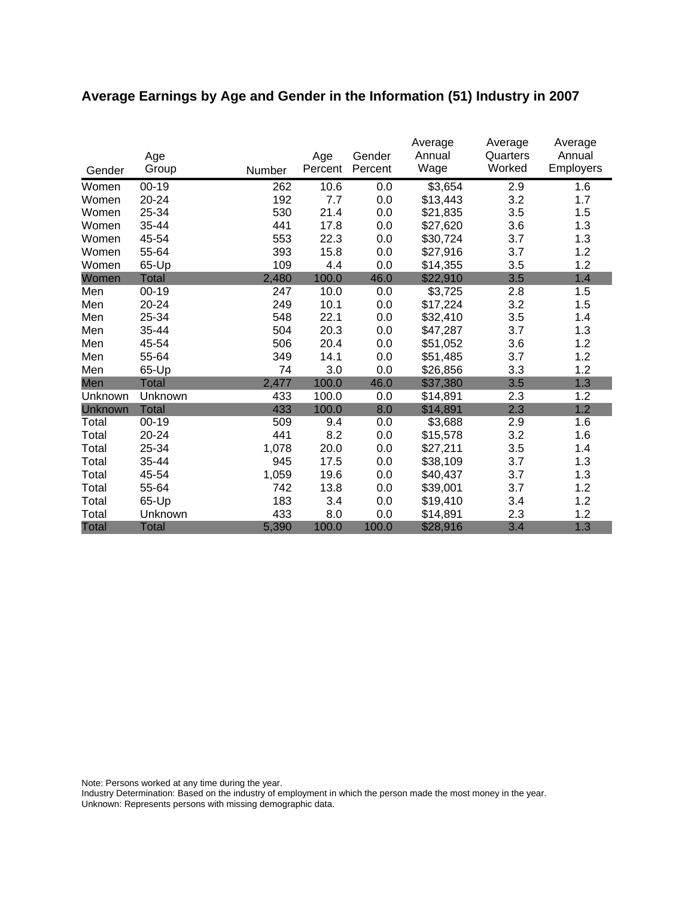# Average Earnings by Age and Gender in the Information (51) Industry in 2007

| Gender | Age Group | Number | Age Percent | Gender Percent | Average Annual Wage | Average Quarters Worked | Average Annual Employers |
|---|---|---|---|---|---|---|---|
| Women | 00-19 | 262 | 10.6 | 0.0 | $3,654 | 2.9 | 1.6 |
| Women | 20-24 | 192 | 7.7 | 0.0 | $13,443 | 3.2 | 1.7 |
| Women | 25-34 | 530 | 21.4 | 0.0 | $21,835 | 3.5 | 1.5 |
| Women | 35-44 | 441 | 17.8 | 0.0 | $27,620 | 3.6 | 1.3 |
| Women | 45-54 | 553 | 22.3 | 0.0 | $30,724 | 3.7 | 1.3 |
| Women | 55-64 | 393 | 15.8 | 0.0 | $27,916 | 3.7 | 1.2 |
| Women | 65-Up | 109 | 4.4 | 0.0 | $14,355 | 3.5 | 1.2 |
| Women | Total | 2,480 | 100.0 | 46.0 | $22,910 | 3.5 | 1.4 |
| Men | 00-19 | 247 | 10.0 | 0.0 | $3,725 | 2.8 | 1.5 |
| Men | 20-24 | 249 | 10.1 | 0.0 | $17,224 | 3.2 | 1.5 |
| Men | 25-34 | 548 | 22.1 | 0.0 | $32,410 | 3.5 | 1.4 |
| Men | 35-44 | 504 | 20.3 | 0.0 | $47,287 | 3.7 | 1.3 |
| Men | 45-54 | 506 | 20.4 | 0.0 | $51,052 | 3.6 | 1.2 |
| Men | 55-64 | 349 | 14.1 | 0.0 | $51,485 | 3.7 | 1.2 |
| Men | 65-Up | 74 | 3.0 | 0.0 | $26,856 | 3.3 | 1.2 |
| Men | Total | 2,477 | 100.0 | 46.0 | $37,380 | 3.5 | 1.3 |
| Unknown | Unknown | 433 | 100.0 | 0.0 | $14,891 | 2.3 | 1.2 |
| Unknown | Total | 433 | 100.0 | 8.0 | $14,891 | 2.3 | 1.2 |
| Total | 00-19 | 509 | 9.4 | 0.0 | $3,688 | 2.9 | 1.6 |
| Total | 20-24 | 441 | 8.2 | 0.0 | $15,578 | 3.2 | 1.6 |
| Total | 25-34 | 1,078 | 20.0 | 0.0 | $27,211 | 3.5 | 1.4 |
| Total | 35-44 | 945 | 17.5 | 0.0 | $38,109 | 3.7 | 1.3 |
| Total | 45-54 | 1,059 | 19.6 | 0.0 | $40,437 | 3.7 | 1.3 |
| Total | 55-64 | 742 | 13.8 | 0.0 | $39,001 | 3.7 | 1.2 |
| Total | 65-Up | 183 | 3.4 | 0.0 | $19,410 | 3.4 | 1.2 |
| Total | Unknown | 433 | 8.0 | 0.0 | $14,891 | 2.3 | 1.2 |
| Total | Total | 5,390 | 100.0 | 100.0 | $28,916 | 3.4 | 1.3 |

Note: Persons worked at any time during the year.
Industry Determination: Based on the industry of employment in which the person made the most money in the year.
Unknown: Represents persons with missing demographic data.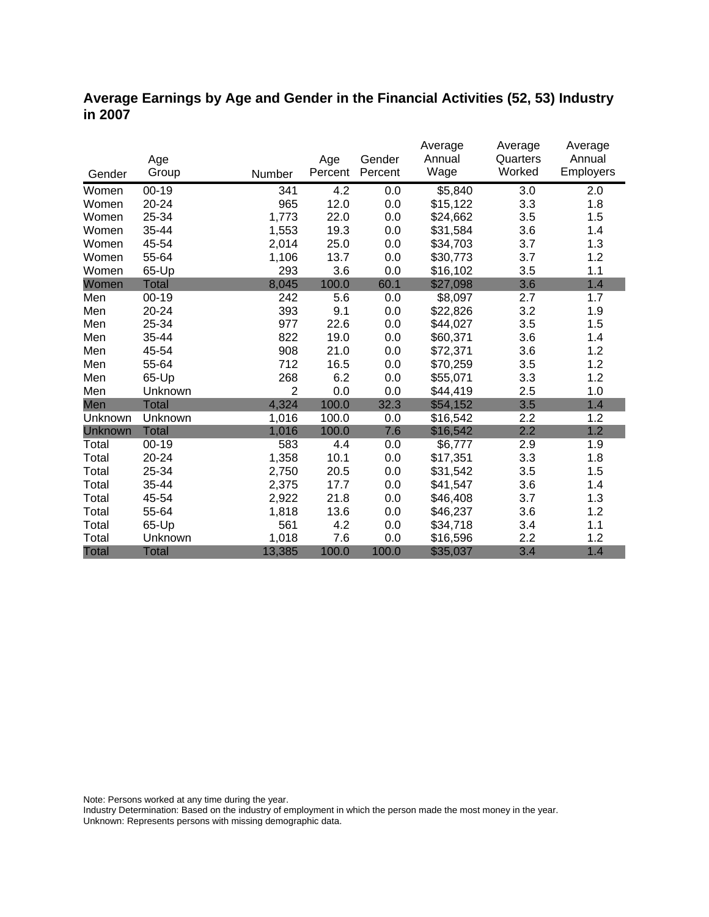## Average Earnings by Age and Gender in the Financial Activities (52, 53) Industry in 2007

| Gender | Age Group | Number | Age Percent | Gender Percent | Average Annual Wage | Average Quarters Worked | Average Annual Employers |
|---|---|---|---|---|---|---|---|
| Women | 00-19 | 341 | 4.2 | 0.0 | $5,840 | 3.0 | 2.0 |
| Women | 20-24 | 965 | 12.0 | 0.0 | $15,122 | 3.3 | 1.8 |
| Women | 25-34 | 1,773 | 22.0 | 0.0 | $24,662 | 3.5 | 1.5 |
| Women | 35-44 | 1,553 | 19.3 | 0.0 | $31,584 | 3.6 | 1.4 |
| Women | 45-54 | 2,014 | 25.0 | 0.0 | $34,703 | 3.7 | 1.3 |
| Women | 55-64 | 1,106 | 13.7 | 0.0 | $30,773 | 3.7 | 1.2 |
| Women | 65-Up | 293 | 3.6 | 0.0 | $16,102 | 3.5 | 1.1 |
| Women | Total | 8,045 | 100.0 | 60.1 | $27,098 | 3.6 | 1.4 |
| Men | 00-19 | 242 | 5.6 | 0.0 | $8,097 | 2.7 | 1.7 |
| Men | 20-24 | 393 | 9.1 | 0.0 | $22,826 | 3.2 | 1.9 |
| Men | 25-34 | 977 | 22.6 | 0.0 | $44,027 | 3.5 | 1.5 |
| Men | 35-44 | 822 | 19.0 | 0.0 | $60,371 | 3.6 | 1.4 |
| Men | 45-54 | 908 | 21.0 | 0.0 | $72,371 | 3.6 | 1.2 |
| Men | 55-64 | 712 | 16.5 | 0.0 | $70,259 | 3.5 | 1.2 |
| Men | 65-Up | 268 | 6.2 | 0.0 | $55,071 | 3.3 | 1.2 |
| Men | Unknown | 2 | 0.0 | 0.0 | $44,419 | 2.5 | 1.0 |
| Men | Total | 4,324 | 100.0 | 32.3 | $54,152 | 3.5 | 1.4 |
| Unknown | Unknown | 1,016 | 100.0 | 0.0 | $16,542 | 2.2 | 1.2 |
| Unknown | Total | 1,016 | 100.0 | 7.6 | $16,542 | 2.2 | 1.2 |
| Total | 00-19 | 583 | 4.4 | 0.0 | $6,777 | 2.9 | 1.9 |
| Total | 20-24 | 1,358 | 10.1 | 0.0 | $17,351 | 3.3 | 1.8 |
| Total | 25-34 | 2,750 | 20.5 | 0.0 | $31,542 | 3.5 | 1.5 |
| Total | 35-44 | 2,375 | 17.7 | 0.0 | $41,547 | 3.6 | 1.4 |
| Total | 45-54 | 2,922 | 21.8 | 0.0 | $46,408 | 3.7 | 1.3 |
| Total | 55-64 | 1,818 | 13.6 | 0.0 | $46,237 | 3.6 | 1.2 |
| Total | 65-Up | 561 | 4.2 | 0.0 | $34,718 | 3.4 | 1.1 |
| Total | Unknown | 1,018 | 7.6 | 0.0 | $16,596 | 2.2 | 1.2 |
| Total | Total | 13,385 | 100.0 | 100.0 | $35,037 | 3.4 | 1.4 |

Note: Persons worked at any time during the year.
Industry Determination: Based on the industry of employment in which the person made the most money in the year.
Unknown: Represents persons with missing demographic data.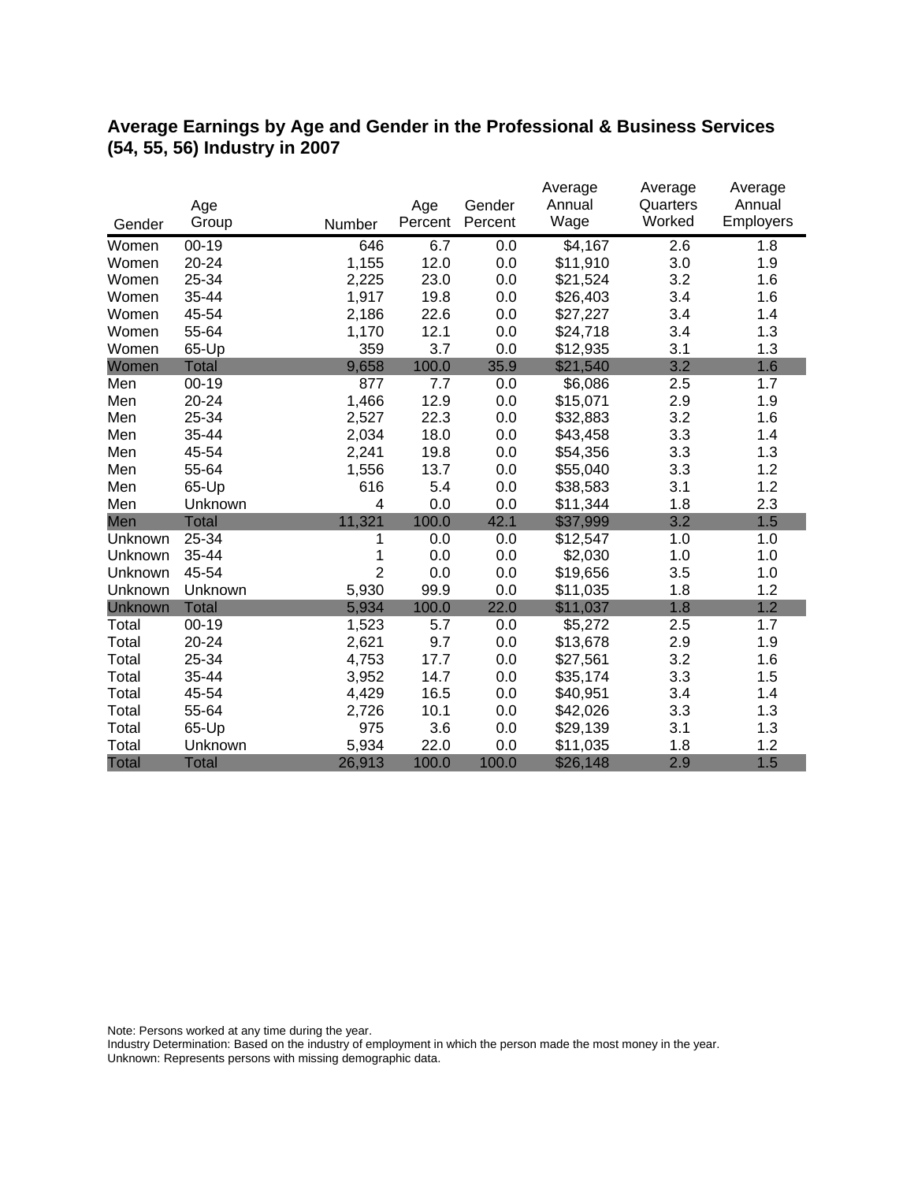## Average Earnings by Age and Gender in the Professional & Business Services (54, 55, 56) Industry in 2007

| Gender | Age Group | Number | Age Percent | Gender Percent | Average Annual Wage | Average Quarters Worked | Average Annual Employers |
|---|---|---|---|---|---|---|---|
| Women | 00-19 | 646 | 6.7 | 0.0 | $4,167 | 2.6 | 1.8 |
| Women | 20-24 | 1,155 | 12.0 | 0.0 | $11,910 | 3.0 | 1.9 |
| Women | 25-34 | 2,225 | 23.0 | 0.0 | $21,524 | 3.2 | 1.6 |
| Women | 35-44 | 1,917 | 19.8 | 0.0 | $26,403 | 3.4 | 1.6 |
| Women | 45-54 | 2,186 | 22.6 | 0.0 | $27,227 | 3.4 | 1.4 |
| Women | 55-64 | 1,170 | 12.1 | 0.0 | $24,718 | 3.4 | 1.3 |
| Women | 65-Up | 359 | 3.7 | 0.0 | $12,935 | 3.1 | 1.3 |
| Women | Total | 9,658 | 100.0 | 35.9 | $21,540 | 3.2 | 1.6 |
| Men | 00-19 | 877 | 7.7 | 0.0 | $6,086 | 2.5 | 1.7 |
| Men | 20-24 | 1,466 | 12.9 | 0.0 | $15,071 | 2.9 | 1.9 |
| Men | 25-34 | 2,527 | 22.3 | 0.0 | $32,883 | 3.2 | 1.6 |
| Men | 35-44 | 2,034 | 18.0 | 0.0 | $43,458 | 3.3 | 1.4 |
| Men | 45-54 | 2,241 | 19.8 | 0.0 | $54,356 | 3.3 | 1.3 |
| Men | 55-64 | 1,556 | 13.7 | 0.0 | $55,040 | 3.3 | 1.2 |
| Men | 65-Up | 616 | 5.4 | 0.0 | $38,583 | 3.1 | 1.2 |
| Men | Unknown | 4 | 0.0 | 0.0 | $11,344 | 1.8 | 2.3 |
| Men | Total | 11,321 | 100.0 | 42.1 | $37,999 | 3.2 | 1.5 |
| Unknown | 25-34 | 1 | 0.0 | 0.0 | $12,547 | 1.0 | 1.0 |
| Unknown | 35-44 | 1 | 0.0 | 0.0 | $2,030 | 1.0 | 1.0 |
| Unknown | 45-54 | 2 | 0.0 | 0.0 | $19,656 | 3.5 | 1.0 |
| Unknown | Unknown | 5,930 | 99.9 | 0.0 | $11,035 | 1.8 | 1.2 |
| Unknown | Total | 5,934 | 100.0 | 22.0 | $11,037 | 1.8 | 1.2 |
| Total | 00-19 | 1,523 | 5.7 | 0.0 | $5,272 | 2.5 | 1.7 |
| Total | 20-24 | 2,621 | 9.7 | 0.0 | $13,678 | 2.9 | 1.9 |
| Total | 25-34 | 4,753 | 17.7 | 0.0 | $27,561 | 3.2 | 1.6 |
| Total | 35-44 | 3,952 | 14.7 | 0.0 | $35,174 | 3.3 | 1.5 |
| Total | 45-54 | 4,429 | 16.5 | 0.0 | $40,951 | 3.4 | 1.4 |
| Total | 55-64 | 2,726 | 10.1 | 0.0 | $42,026 | 3.3 | 1.3 |
| Total | 65-Up | 975 | 3.6 | 0.0 | $29,139 | 3.1 | 1.3 |
| Total | Unknown | 5,934 | 22.0 | 0.0 | $11,035 | 1.8 | 1.2 |
| Total | Total | 26,913 | 100.0 | 100.0 | $26,148 | 2.9 | 1.5 |

Note: Persons worked at any time during the year.
Industry Determination: Based on the industry of employment in which the person made the most money in the year.
Unknown: Represents persons with missing demographic data.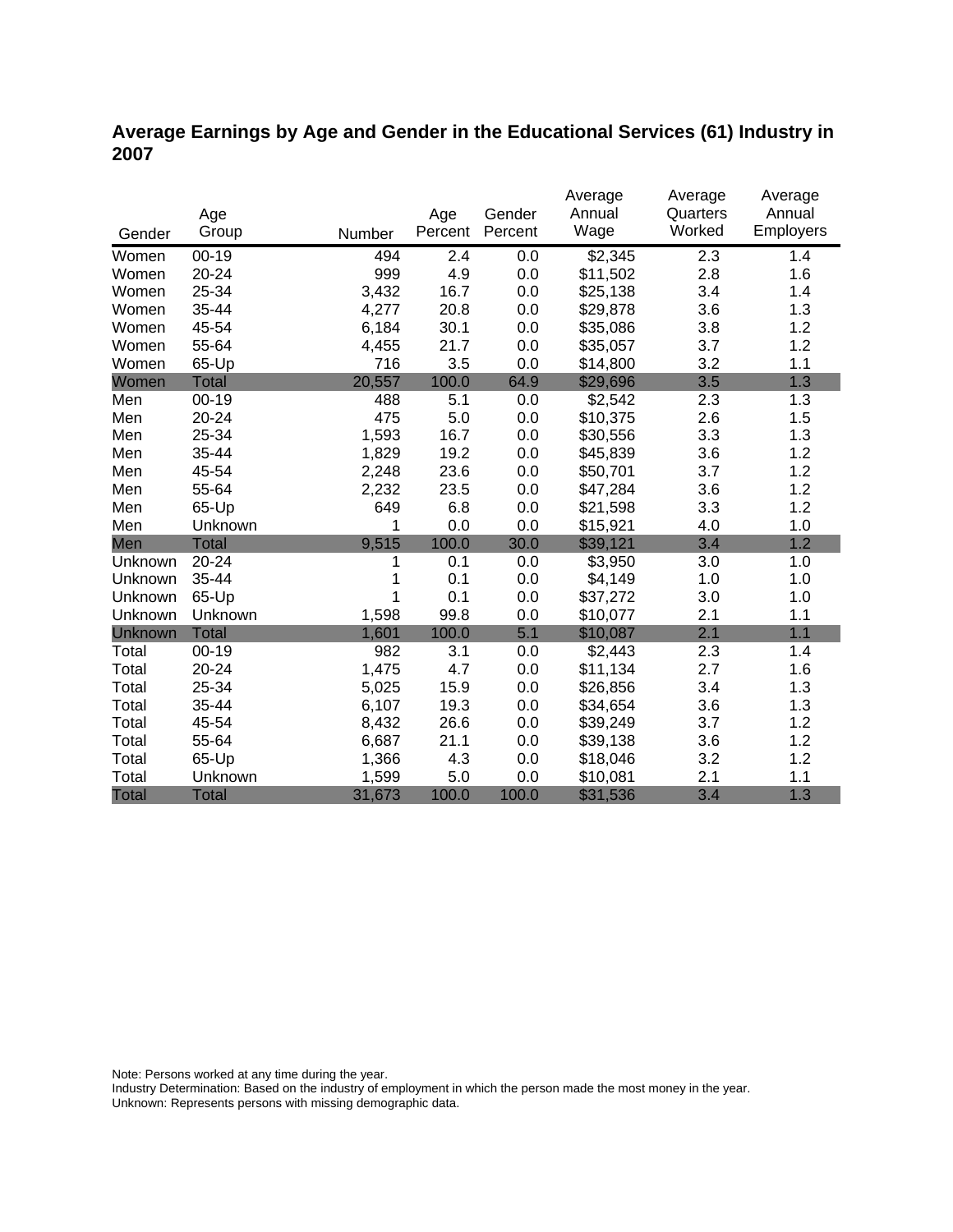## Average Earnings by Age and Gender in the Educational Services (61) Industry in 2007

| Gender | Age Group | Number | Age Percent | Gender Percent | Average Annual Wage | Average Quarters Worked | Average Annual Employers |
|---|---|---|---|---|---|---|---|
| Women | 00-19 | 494 | 2.4 | 0.0 | $2,345 | 2.3 | 1.4 |
| Women | 20-24 | 999 | 4.9 | 0.0 | $11,502 | 2.8 | 1.6 |
| Women | 25-34 | 3,432 | 16.7 | 0.0 | $25,138 | 3.4 | 1.4 |
| Women | 35-44 | 4,277 | 20.8 | 0.0 | $29,878 | 3.6 | 1.3 |
| Women | 45-54 | 6,184 | 30.1 | 0.0 | $35,086 | 3.8 | 1.2 |
| Women | 55-64 | 4,455 | 21.7 | 0.0 | $35,057 | 3.7 | 1.2 |
| Women | 65-Up | 716 | 3.5 | 0.0 | $14,800 | 3.2 | 1.1 |
| Women | Total | 20,557 | 100.0 | 64.9 | $29,696 | 3.5 | 1.3 |
| Men | 00-19 | 488 | 5.1 | 0.0 | $2,542 | 2.3 | 1.3 |
| Men | 20-24 | 475 | 5.0 | 0.0 | $10,375 | 2.6 | 1.5 |
| Men | 25-34 | 1,593 | 16.7 | 0.0 | $30,556 | 3.3 | 1.3 |
| Men | 35-44 | 1,829 | 19.2 | 0.0 | $45,839 | 3.6 | 1.2 |
| Men | 45-54 | 2,248 | 23.6 | 0.0 | $50,701 | 3.7 | 1.2 |
| Men | 55-64 | 2,232 | 23.5 | 0.0 | $47,284 | 3.6 | 1.2 |
| Men | 65-Up | 649 | 6.8 | 0.0 | $21,598 | 3.3 | 1.2 |
| Men | Unknown | 1 | 0.0 | 0.0 | $15,921 | 4.0 | 1.0 |
| Men | Total | 9,515 | 100.0 | 30.0 | $39,121 | 3.4 | 1.2 |
| Unknown | 20-24 | 1 | 0.1 | 0.0 | $3,950 | 3.0 | 1.0 |
| Unknown | 35-44 | 1 | 0.1 | 0.0 | $4,149 | 1.0 | 1.0 |
| Unknown | 65-Up | 1 | 0.1 | 0.0 | $37,272 | 3.0 | 1.0 |
| Unknown | Unknown | 1,598 | 99.8 | 0.0 | $10,077 | 2.1 | 1.1 |
| Unknown | Total | 1,601 | 100.0 | 5.1 | $10,087 | 2.1 | 1.1 |
| Total | 00-19 | 982 | 3.1 | 0.0 | $2,443 | 2.3 | 1.4 |
| Total | 20-24 | 1,475 | 4.7 | 0.0 | $11,134 | 2.7 | 1.6 |
| Total | 25-34 | 5,025 | 15.9 | 0.0 | $26,856 | 3.4 | 1.3 |
| Total | 35-44 | 6,107 | 19.3 | 0.0 | $34,654 | 3.6 | 1.3 |
| Total | 45-54 | 8,432 | 26.6 | 0.0 | $39,249 | 3.7 | 1.2 |
| Total | 55-64 | 6,687 | 21.1 | 0.0 | $39,138 | 3.6 | 1.2 |
| Total | 65-Up | 1,366 | 4.3 | 0.0 | $18,046 | 3.2 | 1.2 |
| Total | Unknown | 1,599 | 5.0 | 0.0 | $10,081 | 2.1 | 1.1 |
| Total | Total | 31,673 | 100.0 | 100.0 | $31,536 | 3.4 | 1.3 |

Note: Persons worked at any time during the year.
Industry Determination: Based on the industry of employment in which the person made the most money in the year.
Unknown: Represents persons with missing demographic data.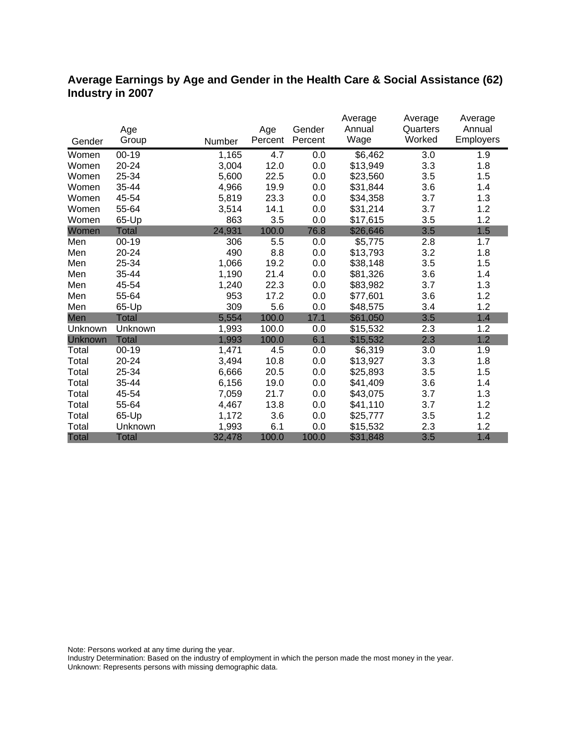# Average Earnings by Age and Gender in the Health Care & Social Assistance (62) Industry in 2007

| Gender | Age Group | Number | Age Percent | Gender Percent | Average Annual Wage | Average Quarters Worked | Average Annual Employers |
|---|---|---|---|---|---|---|---|
| Women | 00-19 | 1,165 | 4.7 | 0.0 | $6,462 | 3.0 | 1.9 |
| Women | 20-24 | 3,004 | 12.0 | 0.0 | $13,949 | 3.3 | 1.8 |
| Women | 25-34 | 5,600 | 22.5 | 0.0 | $23,560 | 3.5 | 1.5 |
| Women | 35-44 | 4,966 | 19.9 | 0.0 | $31,844 | 3.6 | 1.4 |
| Women | 45-54 | 5,819 | 23.3 | 0.0 | $34,358 | 3.7 | 1.3 |
| Women | 55-64 | 3,514 | 14.1 | 0.0 | $31,214 | 3.7 | 1.2 |
| Women | 65-Up | 863 | 3.5 | 0.0 | $17,615 | 3.5 | 1.2 |
| Women | Total | 24,931 | 100.0 | 76.8 | $26,646 | 3.5 | 1.5 |
| Men | 00-19 | 306 | 5.5 | 0.0 | $5,775 | 2.8 | 1.7 |
| Men | 20-24 | 490 | 8.8 | 0.0 | $13,793 | 3.2 | 1.8 |
| Men | 25-34 | 1,066 | 19.2 | 0.0 | $38,148 | 3.5 | 1.5 |
| Men | 35-44 | 1,190 | 21.4 | 0.0 | $81,326 | 3.6 | 1.4 |
| Men | 45-54 | 1,240 | 22.3 | 0.0 | $83,982 | 3.7 | 1.3 |
| Men | 55-64 | 953 | 17.2 | 0.0 | $77,601 | 3.6 | 1.2 |
| Men | 65-Up | 309 | 5.6 | 0.0 | $48,575 | 3.4 | 1.2 |
| Men | Total | 5,554 | 100.0 | 17.1 | $61,050 | 3.5 | 1.4 |
| Unknown | Unknown | 1,993 | 100.0 | 0.0 | $15,532 | 2.3 | 1.2 |
| Unknown | Total | 1,993 | 100.0 | 6.1 | $15,532 | 2.3 | 1.2 |
| Total | 00-19 | 1,471 | 4.5 | 0.0 | $6,319 | 3.0 | 1.9 |
| Total | 20-24 | 3,494 | 10.8 | 0.0 | $13,927 | 3.3 | 1.8 |
| Total | 25-34 | 6,666 | 20.5 | 0.0 | $25,893 | 3.5 | 1.5 |
| Total | 35-44 | 6,156 | 19.0 | 0.0 | $41,409 | 3.6 | 1.4 |
| Total | 45-54 | 7,059 | 21.7 | 0.0 | $43,075 | 3.7 | 1.3 |
| Total | 55-64 | 4,467 | 13.8 | 0.0 | $41,110 | 3.7 | 1.2 |
| Total | 65-Up | 1,172 | 3.6 | 0.0 | $25,777 | 3.5 | 1.2 |
| Total | Unknown | 1,993 | 6.1 | 0.0 | $15,532 | 2.3 | 1.2 |
| Total | Total | 32,478 | 100.0 | 100.0 | $31,848 | 3.5 | 1.4 |

Note: Persons worked at any time during the year.
Industry Determination: Based on the industry of employment in which the person made the most money in the year.
Unknown: Represents persons with missing demographic data.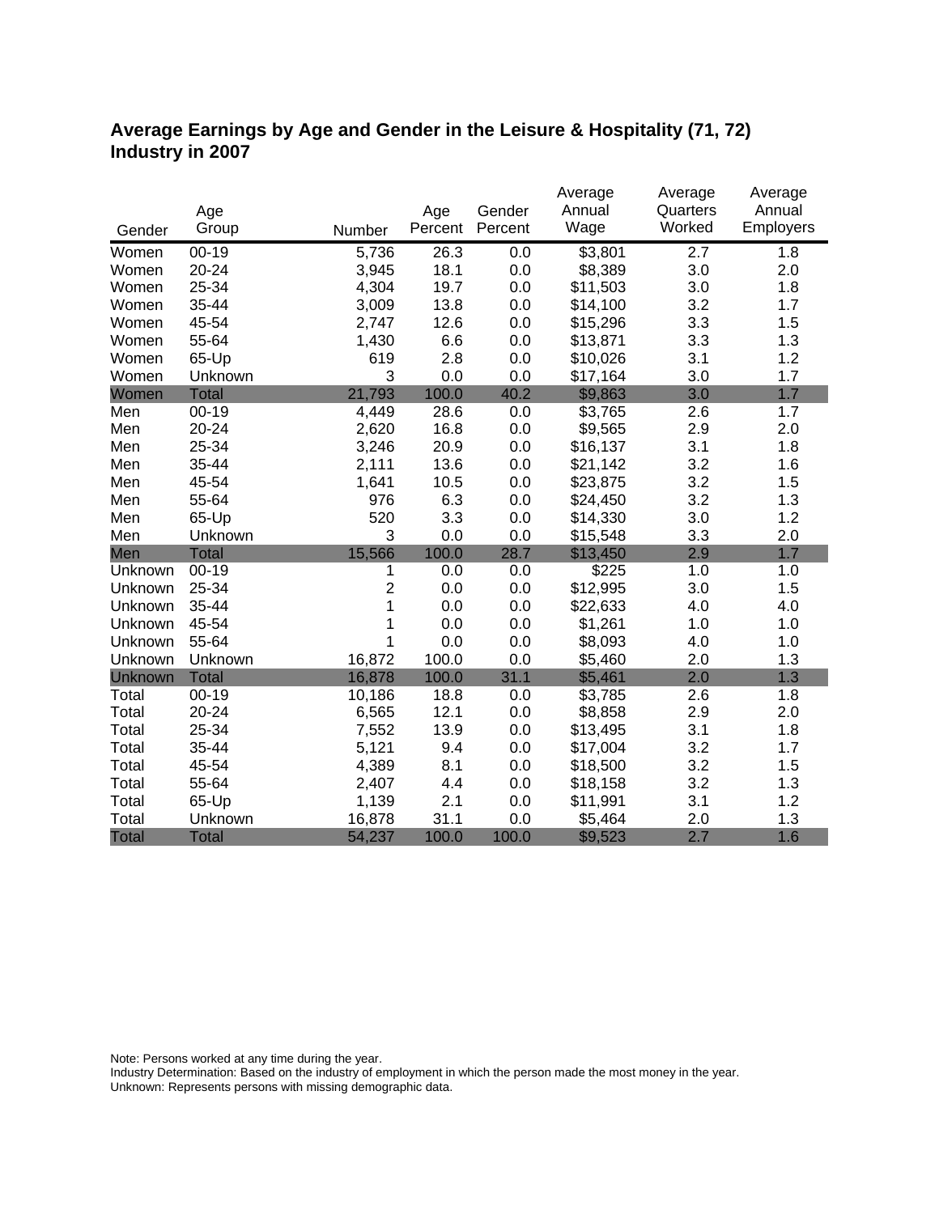## Average Earnings by Age and Gender in the Leisure & Hospitality (71, 72) Industry in 2007

| Gender | Age Group | Number | Age Percent | Gender Percent | Average Annual Wage | Average Quarters Worked | Average Annual Employers |
|---|---|---|---|---|---|---|---|
| Women | 00-19 | 5,736 | 26.3 | 0.0 | $3,801 | 2.7 | 1.8 |
| Women | 20-24 | 3,945 | 18.1 | 0.0 | $8,389 | 3.0 | 2.0 |
| Women | 25-34 | 4,304 | 19.7 | 0.0 | $11,503 | 3.0 | 1.8 |
| Women | 35-44 | 3,009 | 13.8 | 0.0 | $14,100 | 3.2 | 1.7 |
| Women | 45-54 | 2,747 | 12.6 | 0.0 | $15,296 | 3.3 | 1.5 |
| Women | 55-64 | 1,430 | 6.6 | 0.0 | $13,871 | 3.3 | 1.3 |
| Women | 65-Up | 619 | 2.8 | 0.0 | $10,026 | 3.1 | 1.2 |
| Women | Unknown | 3 | 0.0 | 0.0 | $17,164 | 3.0 | 1.7 |
| Women | Total | 21,793 | 100.0 | 40.2 | $9,863 | 3.0 | 1.7 |
| Men | 00-19 | 4,449 | 28.6 | 0.0 | $3,765 | 2.6 | 1.7 |
| Men | 20-24 | 2,620 | 16.8 | 0.0 | $9,565 | 2.9 | 2.0 |
| Men | 25-34 | 3,246 | 20.9 | 0.0 | $16,137 | 3.1 | 1.8 |
| Men | 35-44 | 2,111 | 13.6 | 0.0 | $21,142 | 3.2 | 1.6 |
| Men | 45-54 | 1,641 | 10.5 | 0.0 | $23,875 | 3.2 | 1.5 |
| Men | 55-64 | 976 | 6.3 | 0.0 | $24,450 | 3.2 | 1.3 |
| Men | 65-Up | 520 | 3.3 | 0.0 | $14,330 | 3.0 | 1.2 |
| Men | Unknown | 3 | 0.0 | 0.0 | $15,548 | 3.3 | 2.0 |
| Men | Total | 15,566 | 100.0 | 28.7 | $13,450 | 2.9 | 1.7 |
| Unknown | 00-19 | 1 | 0.0 | 0.0 | $225 | 1.0 | 1.0 |
| Unknown | 25-34 | 2 | 0.0 | 0.0 | $12,995 | 3.0 | 1.5 |
| Unknown | 35-44 | 1 | 0.0 | 0.0 | $22,633 | 4.0 | 4.0 |
| Unknown | 45-54 | 1 | 0.0 | 0.0 | $1,261 | 1.0 | 1.0 |
| Unknown | 55-64 | 1 | 0.0 | 0.0 | $8,093 | 4.0 | 1.0 |
| Unknown | Unknown | 16,872 | 100.0 | 0.0 | $5,460 | 2.0 | 1.3 |
| Unknown | Total | 16,878 | 100.0 | 31.1 | $5,461 | 2.0 | 1.3 |
| Total | 00-19 | 10,186 | 18.8 | 0.0 | $3,785 | 2.6 | 1.8 |
| Total | 20-24 | 6,565 | 12.1 | 0.0 | $8,858 | 2.9 | 2.0 |
| Total | 25-34 | 7,552 | 13.9 | 0.0 | $13,495 | 3.1 | 1.8 |
| Total | 35-44 | 5,121 | 9.4 | 0.0 | $17,004 | 3.2 | 1.7 |
| Total | 45-54 | 4,389 | 8.1 | 0.0 | $18,500 | 3.2 | 1.5 |
| Total | 55-64 | 2,407 | 4.4 | 0.0 | $18,158 | 3.2 | 1.3 |
| Total | 65-Up | 1,139 | 2.1 | 0.0 | $11,991 | 3.1 | 1.2 |
| Total | Unknown | 16,878 | 31.1 | 0.0 | $5,464 | 2.0 | 1.3 |
| Total | Total | 54,237 | 100.0 | 100.0 | $9,523 | 2.7 | 1.6 |

Note: Persons worked at any time during the year.
Industry Determination: Based on the industry of employment in which the person made the most money in the year.
Unknown: Represents persons with missing demographic data.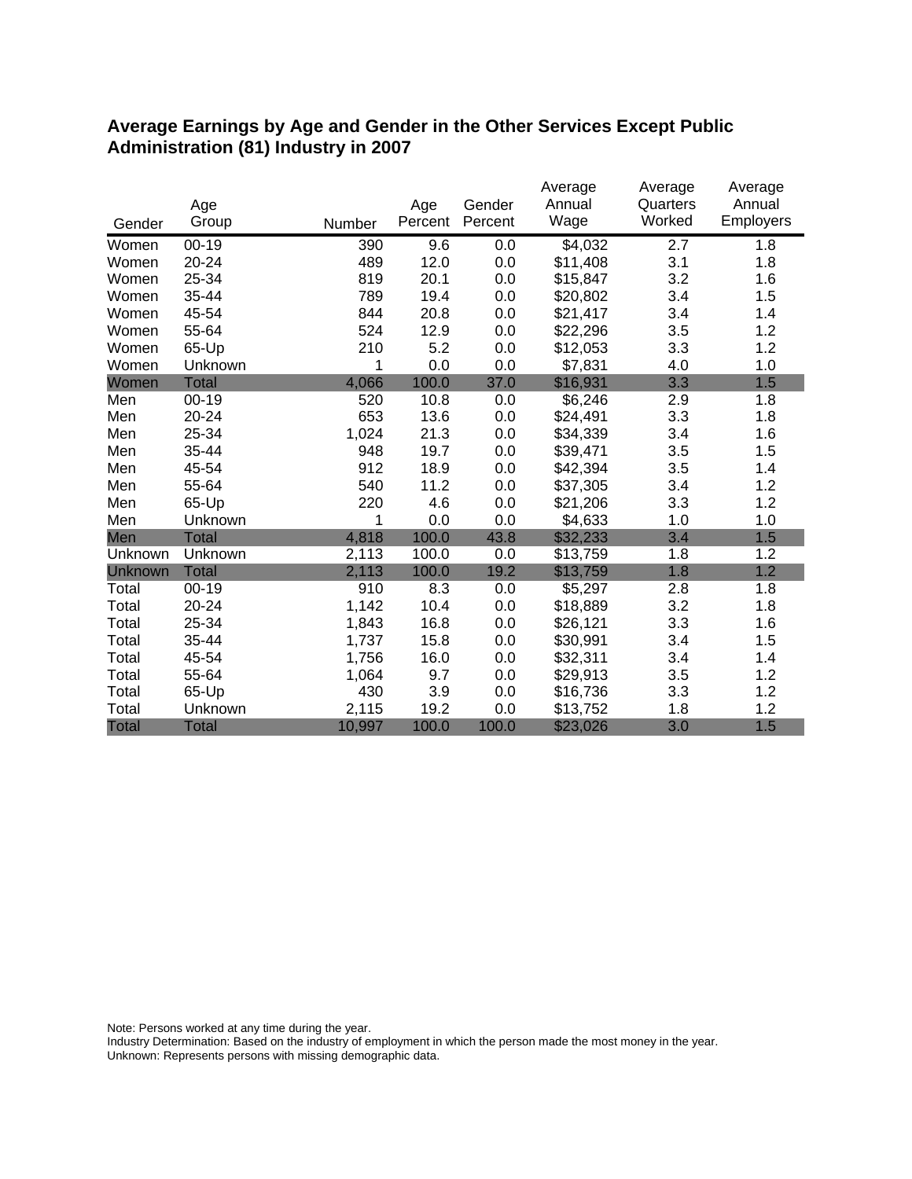## Average Earnings by Age and Gender in the Other Services Except Public Administration (81) Industry in 2007

| Gender | Age Group | Number | Age Percent | Gender Percent | Average Annual Wage | Average Quarters Worked | Average Annual Employers |
|---|---|---|---|---|---|---|---|
| Women | 00-19 | 390 | 9.6 | 0.0 | $4,032 | 2.7 | 1.8 |
| Women | 20-24 | 489 | 12.0 | 0.0 | $11,408 | 3.1 | 1.8 |
| Women | 25-34 | 819 | 20.1 | 0.0 | $15,847 | 3.2 | 1.6 |
| Women | 35-44 | 789 | 19.4 | 0.0 | $20,802 | 3.4 | 1.5 |
| Women | 45-54 | 844 | 20.8 | 0.0 | $21,417 | 3.4 | 1.4 |
| Women | 55-64 | 524 | 12.9 | 0.0 | $22,296 | 3.5 | 1.2 |
| Women | 65-Up | 210 | 5.2 | 0.0 | $12,053 | 3.3 | 1.2 |
| Women | Unknown | 1 | 0.0 | 0.0 | $7,831 | 4.0 | 1.0 |
| Women | Total | 4,066 | 100.0 | 37.0 | $16,931 | 3.3 | 1.5 |
| Men | 00-19 | 520 | 10.8 | 0.0 | $6,246 | 2.9 | 1.8 |
| Men | 20-24 | 653 | 13.6 | 0.0 | $24,491 | 3.3 | 1.8 |
| Men | 25-34 | 1,024 | 21.3 | 0.0 | $34,339 | 3.4 | 1.6 |
| Men | 35-44 | 948 | 19.7 | 0.0 | $39,471 | 3.5 | 1.5 |
| Men | 45-54 | 912 | 18.9 | 0.0 | $42,394 | 3.5 | 1.4 |
| Men | 55-64 | 540 | 11.2 | 0.0 | $37,305 | 3.4 | 1.2 |
| Men | 65-Up | 220 | 4.6 | 0.0 | $21,206 | 3.3 | 1.2 |
| Men | Unknown | 1 | 0.0 | 0.0 | $4,633 | 1.0 | 1.0 |
| Men | Total | 4,818 | 100.0 | 43.8 | $32,233 | 3.4 | 1.5 |
| Unknown | Unknown | 2,113 | 100.0 | 0.0 | $13,759 | 1.8 | 1.2 |
| Unknown | Total | 2,113 | 100.0 | 19.2 | $13,759 | 1.8 | 1.2 |
| Total | 00-19 | 910 | 8.3 | 0.0 | $5,297 | 2.8 | 1.8 |
| Total | 20-24 | 1,142 | 10.4 | 0.0 | $18,889 | 3.2 | 1.8 |
| Total | 25-34 | 1,843 | 16.8 | 0.0 | $26,121 | 3.3 | 1.6 |
| Total | 35-44 | 1,737 | 15.8 | 0.0 | $30,991 | 3.4 | 1.5 |
| Total | 45-54 | 1,756 | 16.0 | 0.0 | $32,311 | 3.4 | 1.4 |
| Total | 55-64 | 1,064 | 9.7 | 0.0 | $29,913 | 3.5 | 1.2 |
| Total | 65-Up | 430 | 3.9 | 0.0 | $16,736 | 3.3 | 1.2 |
| Total | Unknown | 2,115 | 19.2 | 0.0 | $13,752 | 1.8 | 1.2 |
| Total | Total | 10,997 | 100.0 | 100.0 | $23,026 | 3.0 | 1.5 |

Note: Persons worked at any time during the year.
Industry Determination: Based on the industry of employment in which the person made the most money in the year.
Unknown: Represents persons with missing demographic data.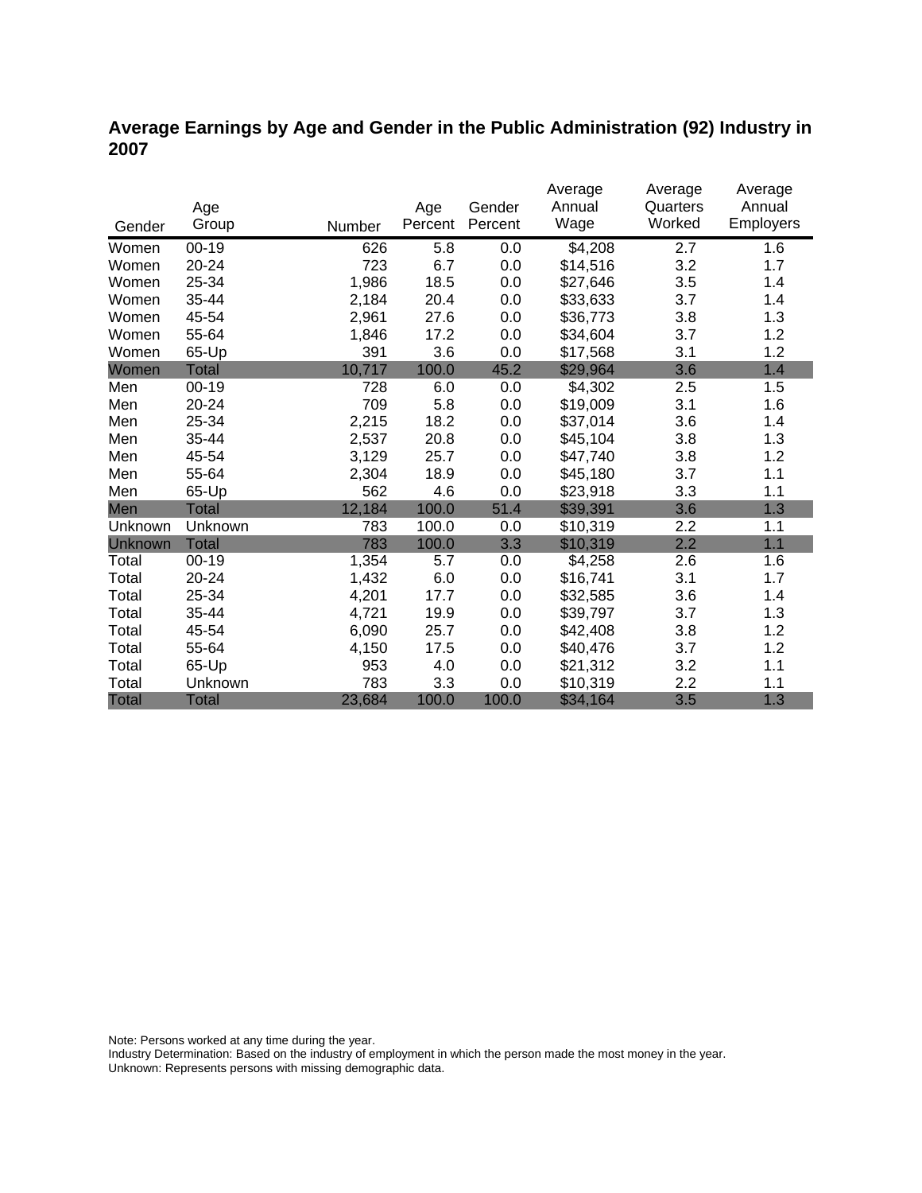## Average Earnings by Age and Gender in the Public Administration (92) Industry in 2007

| Gender | Age Group | Number | Age Percent | Gender Percent | Average Annual Wage | Average Quarters Worked | Average Annual Employers |
|---|---|---|---|---|---|---|---|
| Women | 00-19 | 626 | 5.8 | 0.0 | $4,208 | 2.7 | 1.6 |
| Women | 20-24 | 723 | 6.7 | 0.0 | $14,516 | 3.2 | 1.7 |
| Women | 25-34 | 1,986 | 18.5 | 0.0 | $27,646 | 3.5 | 1.4 |
| Women | 35-44 | 2,184 | 20.4 | 0.0 | $33,633 | 3.7 | 1.4 |
| Women | 45-54 | 2,961 | 27.6 | 0.0 | $36,773 | 3.8 | 1.3 |
| Women | 55-64 | 1,846 | 17.2 | 0.0 | $34,604 | 3.7 | 1.2 |
| Women | 65-Up | 391 | 3.6 | 0.0 | $17,568 | 3.1 | 1.2 |
| Women | Total | 10,717 | 100.0 | 45.2 | $29,964 | 3.6 | 1.4 |
| Men | 00-19 | 728 | 6.0 | 0.0 | $4,302 | 2.5 | 1.5 |
| Men | 20-24 | 709 | 5.8 | 0.0 | $19,009 | 3.1 | 1.6 |
| Men | 25-34 | 2,215 | 18.2 | 0.0 | $37,014 | 3.6 | 1.4 |
| Men | 35-44 | 2,537 | 20.8 | 0.0 | $45,104 | 3.8 | 1.3 |
| Men | 45-54 | 3,129 | 25.7 | 0.0 | $47,740 | 3.8 | 1.2 |
| Men | 55-64 | 2,304 | 18.9 | 0.0 | $45,180 | 3.7 | 1.1 |
| Men | 65-Up | 562 | 4.6 | 0.0 | $23,918 | 3.3 | 1.1 |
| Men | Total | 12,184 | 100.0 | 51.4 | $39,391 | 3.6 | 1.3 |
| Unknown | Unknown | 783 | 100.0 | 0.0 | $10,319 | 2.2 | 1.1 |
| Unknown | Total | 783 | 100.0 | 3.3 | $10,319 | 2.2 | 1.1 |
| Total | 00-19 | 1,354 | 5.7 | 0.0 | $4,258 | 2.6 | 1.6 |
| Total | 20-24 | 1,432 | 6.0 | 0.0 | $16,741 | 3.1 | 1.7 |
| Total | 25-34 | 4,201 | 17.7 | 0.0 | $32,585 | 3.6 | 1.4 |
| Total | 35-44 | 4,721 | 19.9 | 0.0 | $39,797 | 3.7 | 1.3 |
| Total | 45-54 | 6,090 | 25.7 | 0.0 | $42,408 | 3.8 | 1.2 |
| Total | 55-64 | 4,150 | 17.5 | 0.0 | $40,476 | 3.7 | 1.2 |
| Total | 65-Up | 953 | 4.0 | 0.0 | $21,312 | 3.2 | 1.1 |
| Total | Unknown | 783 | 3.3 | 0.0 | $10,319 | 2.2 | 1.1 |
| Total | Total | 23,684 | 100.0 | 100.0 | $34,164 | 3.5 | 1.3 |

Note: Persons worked at any time during the year.
Industry Determination: Based on the industry of employment in which the person made the most money in the year.
Unknown: Represents persons with missing demographic data.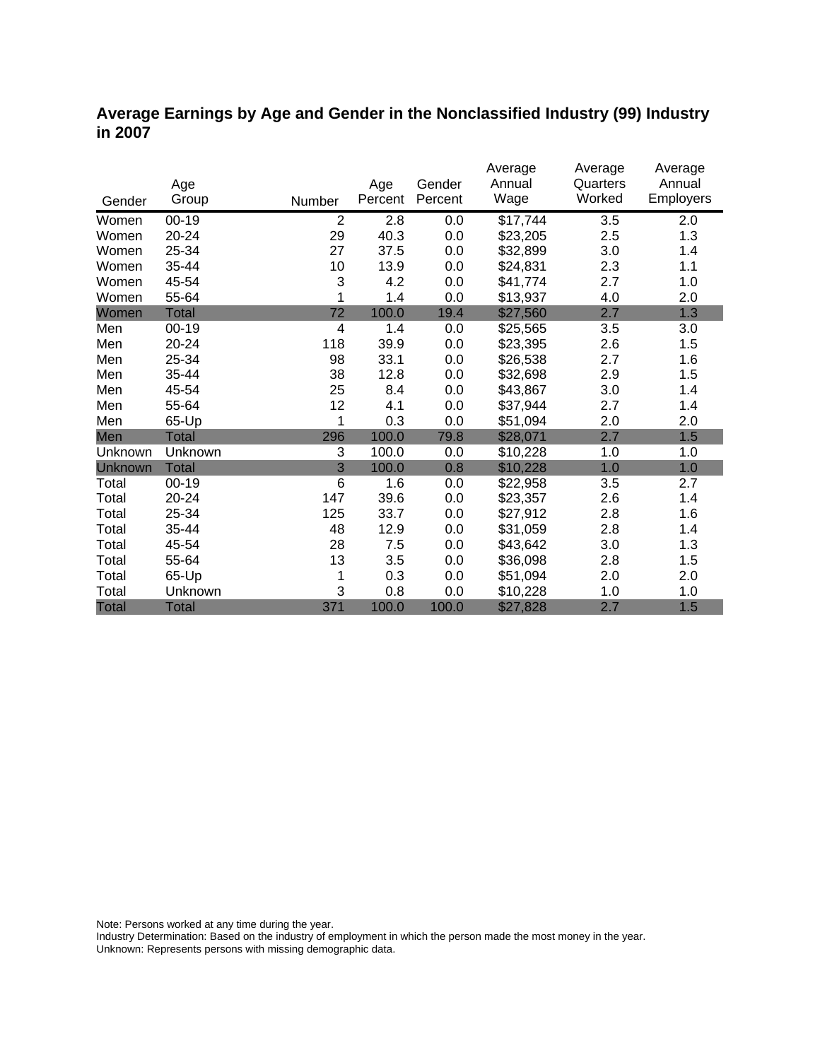## Average Earnings by Age and Gender in the Nonclassified Industry (99) Industry in 2007

| Gender | Age Group | Number | Age Percent | Gender Percent | Average Annual Wage | Average Quarters Worked | Average Annual Employers |
|---|---|---|---|---|---|---|---|
| Women | 00-19 | 2 | 2.8 | 0.0 | $17,744 | 3.5 | 2.0 |
| Women | 20-24 | 29 | 40.3 | 0.0 | $23,205 | 2.5 | 1.3 |
| Women | 25-34 | 27 | 37.5 | 0.0 | $32,899 | 3.0 | 1.4 |
| Women | 35-44 | 10 | 13.9 | 0.0 | $24,831 | 2.3 | 1.1 |
| Women | 45-54 | 3 | 4.2 | 0.0 | $41,774 | 2.7 | 1.0 |
| Women | 55-64 | 1 | 1.4 | 0.0 | $13,937 | 4.0 | 2.0 |
| Women | Total | 72 | 100.0 | 19.4 | $27,560 | 2.7 | 1.3 |
| Men | 00-19 | 4 | 1.4 | 0.0 | $25,565 | 3.5 | 3.0 |
| Men | 20-24 | 118 | 39.9 | 0.0 | $23,395 | 2.6 | 1.5 |
| Men | 25-34 | 98 | 33.1 | 0.0 | $26,538 | 2.7 | 1.6 |
| Men | 35-44 | 38 | 12.8 | 0.0 | $32,698 | 2.9 | 1.5 |
| Men | 45-54 | 25 | 8.4 | 0.0 | $43,867 | 3.0 | 1.4 |
| Men | 55-64 | 12 | 4.1 | 0.0 | $37,944 | 2.7 | 1.4 |
| Men | 65-Up | 1 | 0.3 | 0.0 | $51,094 | 2.0 | 2.0 |
| Men | Total | 296 | 100.0 | 79.8 | $28,071 | 2.7 | 1.5 |
| Unknown | Unknown | 3 | 100.0 | 0.0 | $10,228 | 1.0 | 1.0 |
| Unknown | Total | 3 | 100.0 | 0.8 | $10,228 | 1.0 | 1.0 |
| Total | 00-19 | 6 | 1.6 | 0.0 | $22,958 | 3.5 | 2.7 |
| Total | 20-24 | 147 | 39.6 | 0.0 | $23,357 | 2.6 | 1.4 |
| Total | 25-34 | 125 | 33.7 | 0.0 | $27,912 | 2.8 | 1.6 |
| Total | 35-44 | 48 | 12.9 | 0.0 | $31,059 | 2.8 | 1.4 |
| Total | 45-54 | 28 | 7.5 | 0.0 | $43,642 | 3.0 | 1.3 |
| Total | 55-64 | 13 | 3.5 | 0.0 | $36,098 | 2.8 | 1.5 |
| Total | 65-Up | 1 | 0.3 | 0.0 | $51,094 | 2.0 | 2.0 |
| Total | Unknown | 3 | 0.8 | 0.0 | $10,228 | 1.0 | 1.0 |
| Total | Total | 371 | 100.0 | 100.0 | $27,828 | 2.7 | 1.5 |

Note: Persons worked at any time during the year.
Industry Determination: Based on the industry of employment in which the person made the most money in the year.
Unknown: Represents persons with missing demographic data.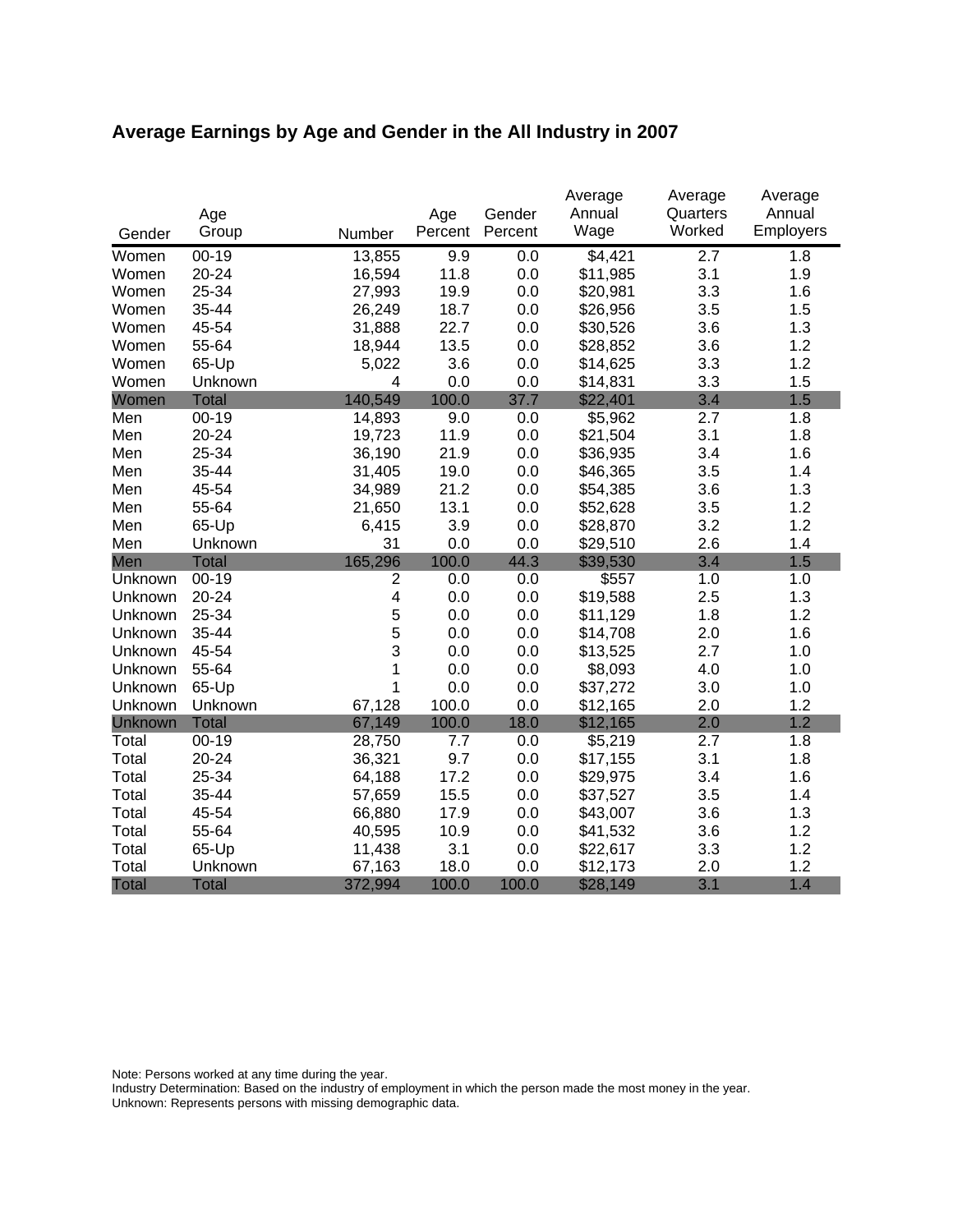# Average Earnings by Age and Gender in the All Industry in 2007

| Gender | Age Group | Number | Age Percent | Gender Percent | Average Annual Wage | Average Quarters Worked | Average Annual Employers |
|---|---|---|---|---|---|---|---|
| Women | 00-19 | 13,855 | 9.9 | 0.0 | $4,421 | 2.7 | 1.8 |
| Women | 20-24 | 16,594 | 11.8 | 0.0 | $11,985 | 3.1 | 1.9 |
| Women | 25-34 | 27,993 | 19.9 | 0.0 | $20,981 | 3.3 | 1.6 |
| Women | 35-44 | 26,249 | 18.7 | 0.0 | $26,956 | 3.5 | 1.5 |
| Women | 45-54 | 31,888 | 22.7 | 0.0 | $30,526 | 3.6 | 1.3 |
| Women | 55-64 | 18,944 | 13.5 | 0.0 | $28,852 | 3.6 | 1.2 |
| Women | 65-Up | 5,022 | 3.6 | 0.0 | $14,625 | 3.3 | 1.2 |
| Women | Unknown | 4 | 0.0 | 0.0 | $14,831 | 3.3 | 1.5 |
| Women | Total | 140,549 | 100.0 | 37.7 | $22,401 | 3.4 | 1.5 |
| Men | 00-19 | 14,893 | 9.0 | 0.0 | $5,962 | 2.7 | 1.8 |
| Men | 20-24 | 19,723 | 11.9 | 0.0 | $21,504 | 3.1 | 1.8 |
| Men | 25-34 | 36,190 | 21.9 | 0.0 | $36,935 | 3.4 | 1.6 |
| Men | 35-44 | 31,405 | 19.0 | 0.0 | $46,365 | 3.5 | 1.4 |
| Men | 45-54 | 34,989 | 21.2 | 0.0 | $54,385 | 3.6 | 1.3 |
| Men | 55-64 | 21,650 | 13.1 | 0.0 | $52,628 | 3.5 | 1.2 |
| Men | 65-Up | 6,415 | 3.9 | 0.0 | $28,870 | 3.2 | 1.2 |
| Men | Unknown | 31 | 0.0 | 0.0 | $29,510 | 2.6 | 1.4 |
| Men | Total | 165,296 | 100.0 | 44.3 | $39,530 | 3.4 | 1.5 |
| Unknown | 00-19 | 2 | 0.0 | 0.0 | $557 | 1.0 | 1.0 |
| Unknown | 20-24 | 4 | 0.0 | 0.0 | $19,588 | 2.5 | 1.3 |
| Unknown | 25-34 | 5 | 0.0 | 0.0 | $11,129 | 1.8 | 1.2 |
| Unknown | 35-44 | 5 | 0.0 | 0.0 | $14,708 | 2.0 | 1.6 |
| Unknown | 45-54 | 3 | 0.0 | 0.0 | $13,525 | 2.7 | 1.0 |
| Unknown | 55-64 | 1 | 0.0 | 0.0 | $8,093 | 4.0 | 1.0 |
| Unknown | 65-Up | 1 | 0.0 | 0.0 | $37,272 | 3.0 | 1.0 |
| Unknown | Unknown | 67,128 | 100.0 | 0.0 | $12,165 | 2.0 | 1.2 |
| Unknown | Total | 67,149 | 100.0 | 18.0 | $12,165 | 2.0 | 1.2 |
| Total | 00-19 | 28,750 | 7.7 | 0.0 | $5,219 | 2.7 | 1.8 |
| Total | 20-24 | 36,321 | 9.7 | 0.0 | $17,155 | 3.1 | 1.8 |
| Total | 25-34 | 64,188 | 17.2 | 0.0 | $29,975 | 3.4 | 1.6 |
| Total | 35-44 | 57,659 | 15.5 | 0.0 | $37,527 | 3.5 | 1.4 |
| Total | 45-54 | 66,880 | 17.9 | 0.0 | $43,007 | 3.6 | 1.3 |
| Total | 55-64 | 40,595 | 10.9 | 0.0 | $41,532 | 3.6 | 1.2 |
| Total | 65-Up | 11,438 | 3.1 | 0.0 | $22,617 | 3.3 | 1.2 |
| Total | Unknown | 67,163 | 18.0 | 0.0 | $12,173 | 2.0 | 1.2 |
| Total | Total | 372,994 | 100.0 | 100.0 | $28,149 | 3.1 | 1.4 |

Note: Persons worked at any time during the year.
Industry Determination: Based on the industry of employment in which the person made the most money in the year.
Unknown: Represents persons with missing demographic data.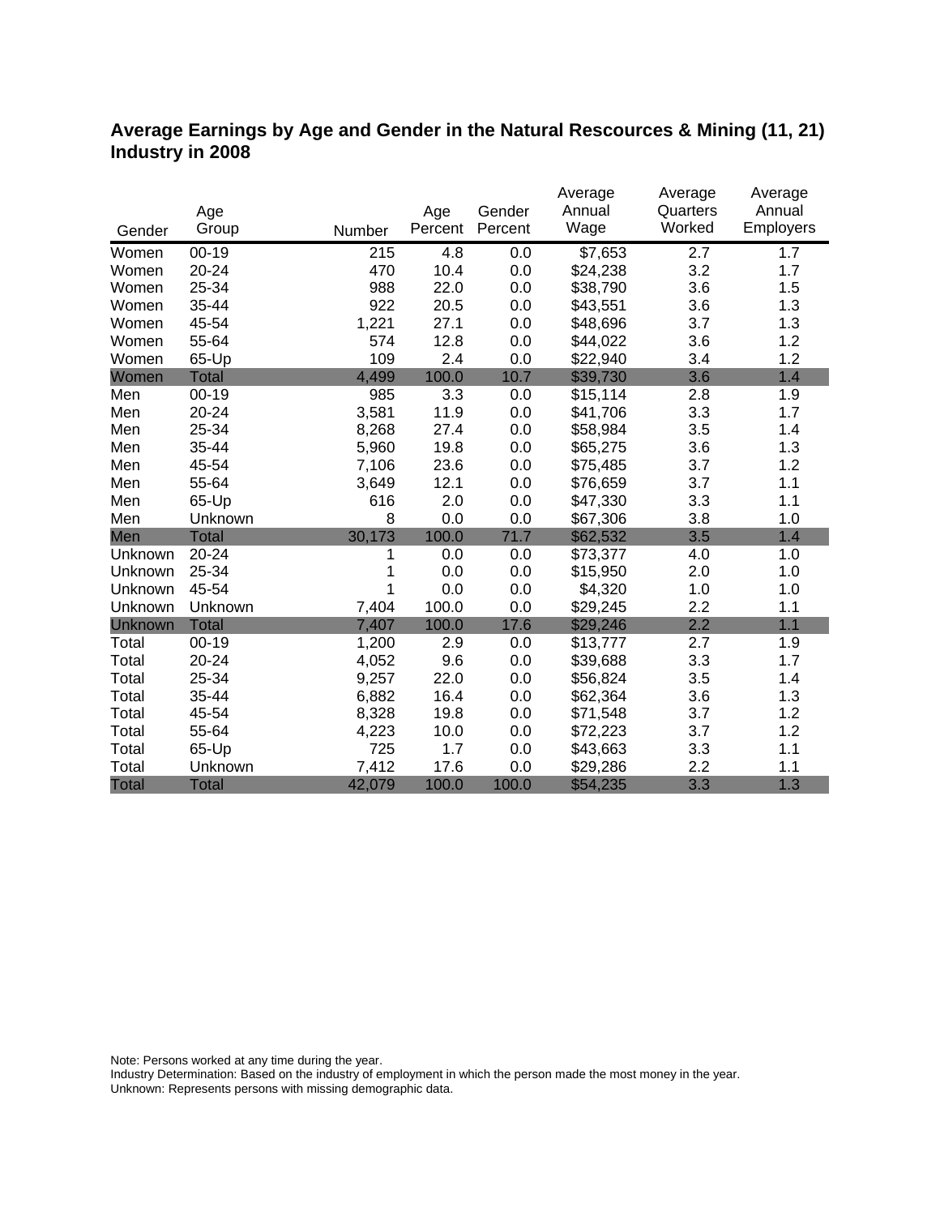## Average Earnings by Age and Gender in the Natural Rescources & Mining (11, 21) Industry in 2008

| Gender | Age Group | Number | Age Percent | Gender Percent | Average Annual Wage | Average Quarters Worked | Average Annual Employers |
|---|---|---|---|---|---|---|---|
| Women | 00-19 | 215 | 4.8 | 0.0 | $7,653 | 2.7 | 1.7 |
| Women | 20-24 | 470 | 10.4 | 0.0 | $24,238 | 3.2 | 1.7 |
| Women | 25-34 | 988 | 22.0 | 0.0 | $38,790 | 3.6 | 1.5 |
| Women | 35-44 | 922 | 20.5 | 0.0 | $43,551 | 3.6 | 1.3 |
| Women | 45-54 | 1,221 | 27.1 | 0.0 | $48,696 | 3.7 | 1.3 |
| Women | 55-64 | 574 | 12.8 | 0.0 | $44,022 | 3.6 | 1.2 |
| Women | 65-Up | 109 | 2.4 | 0.0 | $22,940 | 3.4 | 1.2 |
| Women | Total | 4,499 | 100.0 | 10.7 | $39,730 | 3.6 | 1.4 |
| Men | 00-19 | 985 | 3.3 | 0.0 | $15,114 | 2.8 | 1.9 |
| Men | 20-24 | 3,581 | 11.9 | 0.0 | $41,706 | 3.3 | 1.7 |
| Men | 25-34 | 8,268 | 27.4 | 0.0 | $58,984 | 3.5 | 1.4 |
| Men | 35-44 | 5,960 | 19.8 | 0.0 | $65,275 | 3.6 | 1.3 |
| Men | 45-54 | 7,106 | 23.6 | 0.0 | $75,485 | 3.7 | 1.2 |
| Men | 55-64 | 3,649 | 12.1 | 0.0 | $76,659 | 3.7 | 1.1 |
| Men | 65-Up | 616 | 2.0 | 0.0 | $47,330 | 3.3 | 1.1 |
| Men | Unknown | 8 | 0.0 | 0.0 | $67,306 | 3.8 | 1.0 |
| Men | Total | 30,173 | 100.0 | 71.7 | $62,532 | 3.5 | 1.4 |
| Unknown | 20-24 | 1 | 0.0 | 0.0 | $73,377 | 4.0 | 1.0 |
| Unknown | 25-34 | 1 | 0.0 | 0.0 | $15,950 | 2.0 | 1.0 |
| Unknown | 45-54 | 1 | 0.0 | 0.0 | $4,320 | 1.0 | 1.0 |
| Unknown | Unknown | 7,404 | 100.0 | 0.0 | $29,245 | 2.2 | 1.1 |
| Unknown | Total | 7,407 | 100.0 | 17.6 | $29,246 | 2.2 | 1.1 |
| Total | 00-19 | 1,200 | 2.9 | 0.0 | $13,777 | 2.7 | 1.9 |
| Total | 20-24 | 4,052 | 9.6 | 0.0 | $39,688 | 3.3 | 1.7 |
| Total | 25-34 | 9,257 | 22.0 | 0.0 | $56,824 | 3.5 | 1.4 |
| Total | 35-44 | 6,882 | 16.4 | 0.0 | $62,364 | 3.6 | 1.3 |
| Total | 45-54 | 8,328 | 19.8 | 0.0 | $71,548 | 3.7 | 1.2 |
| Total | 55-64 | 4,223 | 10.0 | 0.0 | $72,223 | 3.7 | 1.2 |
| Total | 65-Up | 725 | 1.7 | 0.0 | $43,663 | 3.3 | 1.1 |
| Total | Unknown | 7,412 | 17.6 | 0.0 | $29,286 | 2.2 | 1.1 |
| Total | Total | 42,079 | 100.0 | 100.0 | $54,235 | 3.3 | 1.3 |

Note: Persons worked at any time during the year.
Industry Determination: Based on the industry of employment in which the person made the most money in the year.
Unknown: Represents persons with missing demographic data.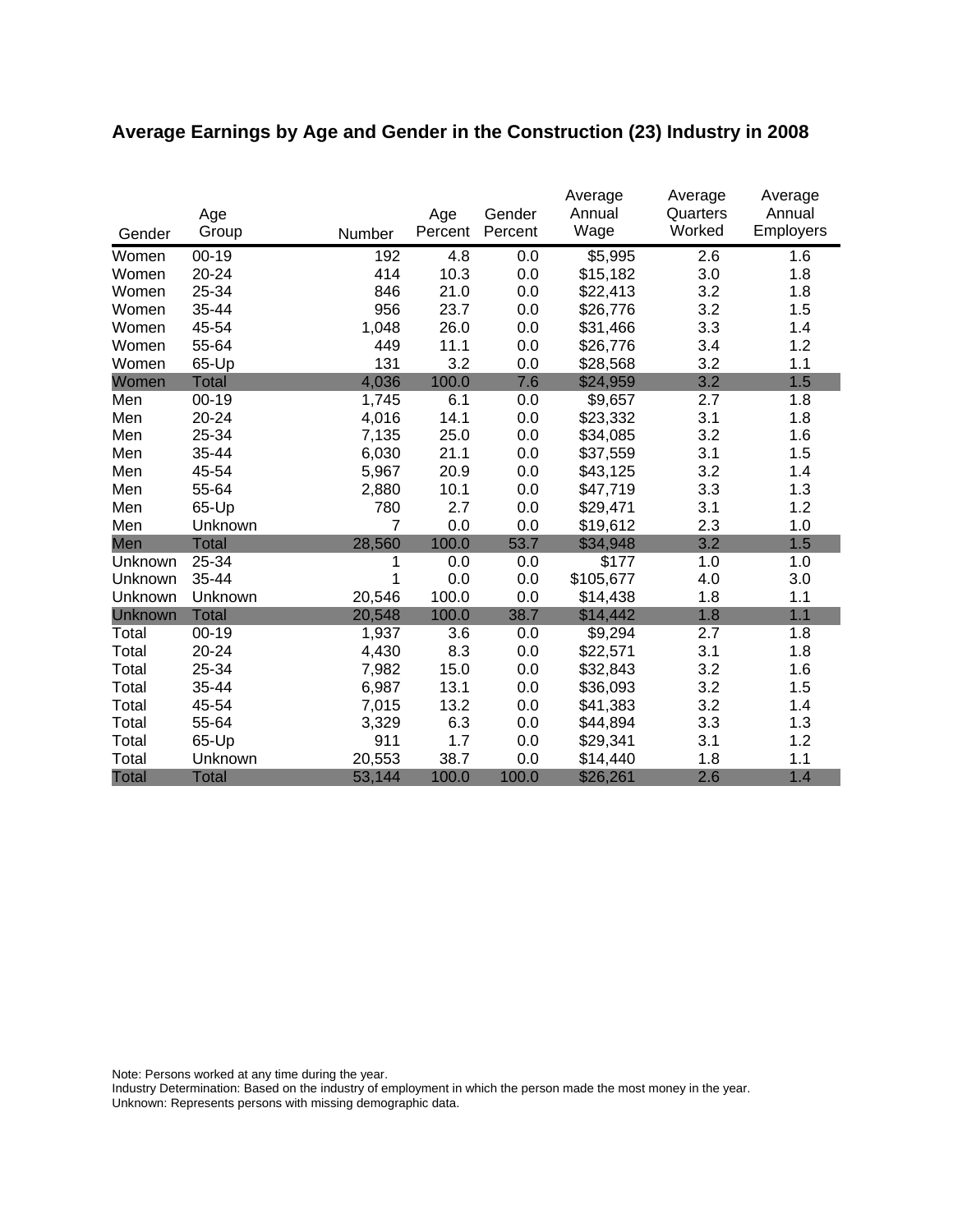## Average Earnings by Age and Gender in the Construction (23) Industry in 2008

| Gender | Age Group | Number | Age Percent | Gender Percent | Average Annual Wage | Average Quarters Worked | Average Annual Employers |
|---|---|---|---|---|---|---|---|
| Women | 00-19 | 192 | 4.8 | 0.0 | $5,995 | 2.6 | 1.6 |
| Women | 20-24 | 414 | 10.3 | 0.0 | $15,182 | 3.0 | 1.8 |
| Women | 25-34 | 846 | 21.0 | 0.0 | $22,413 | 3.2 | 1.8 |
| Women | 35-44 | 956 | 23.7 | 0.0 | $26,776 | 3.2 | 1.5 |
| Women | 45-54 | 1,048 | 26.0 | 0.0 | $31,466 | 3.3 | 1.4 |
| Women | 55-64 | 449 | 11.1 | 0.0 | $26,776 | 3.4 | 1.2 |
| Women | 65-Up | 131 | 3.2 | 0.0 | $28,568 | 3.2 | 1.1 |
| Women | Total | 4,036 | 100.0 | 7.6 | $24,959 | 3.2 | 1.5 |
| Men | 00-19 | 1,745 | 6.1 | 0.0 | $9,657 | 2.7 | 1.8 |
| Men | 20-24 | 4,016 | 14.1 | 0.0 | $23,332 | 3.1 | 1.8 |
| Men | 25-34 | 7,135 | 25.0 | 0.0 | $34,085 | 3.2 | 1.6 |
| Men | 35-44 | 6,030 | 21.1 | 0.0 | $37,559 | 3.1 | 1.5 |
| Men | 45-54 | 5,967 | 20.9 | 0.0 | $43,125 | 3.2 | 1.4 |
| Men | 55-64 | 2,880 | 10.1 | 0.0 | $47,719 | 3.3 | 1.3 |
| Men | 65-Up | 780 | 2.7 | 0.0 | $29,471 | 3.1 | 1.2 |
| Men | Unknown | 7 | 0.0 | 0.0 | $19,612 | 2.3 | 1.0 |
| Men | Total | 28,560 | 100.0 | 53.7 | $34,948 | 3.2 | 1.5 |
| Unknown | 25-34 | 1 | 0.0 | 0.0 | $177 | 1.0 | 1.0 |
| Unknown | 35-44 | 1 | 0.0 | 0.0 | $105,677 | 4.0 | 3.0 |
| Unknown | Unknown | 20,546 | 100.0 | 0.0 | $14,438 | 1.8 | 1.1 |
| Unknown | Total | 20,548 | 100.0 | 38.7 | $14,442 | 1.8 | 1.1 |
| Total | 00-19 | 1,937 | 3.6 | 0.0 | $9,294 | 2.7 | 1.8 |
| Total | 20-24 | 4,430 | 8.3 | 0.0 | $22,571 | 3.1 | 1.8 |
| Total | 25-34 | 7,982 | 15.0 | 0.0 | $32,843 | 3.2 | 1.6 |
| Total | 35-44 | 6,987 | 13.1 | 0.0 | $36,093 | 3.2 | 1.5 |
| Total | 45-54 | 7,015 | 13.2 | 0.0 | $41,383 | 3.2 | 1.4 |
| Total | 55-64 | 3,329 | 6.3 | 0.0 | $44,894 | 3.3 | 1.3 |
| Total | 65-Up | 911 | 1.7 | 0.0 | $29,341 | 3.1 | 1.2 |
| Total | Unknown | 20,553 | 38.7 | 0.0 | $14,440 | 1.8 | 1.1 |
| Total | Total | 53,144 | 100.0 | 100.0 | $26,261 | 2.6 | 1.4 |

Note: Persons worked at any time during the year.
Industry Determination: Based on the industry of employment in which the person made the most money in the year.
Unknown: Represents persons with missing demographic data.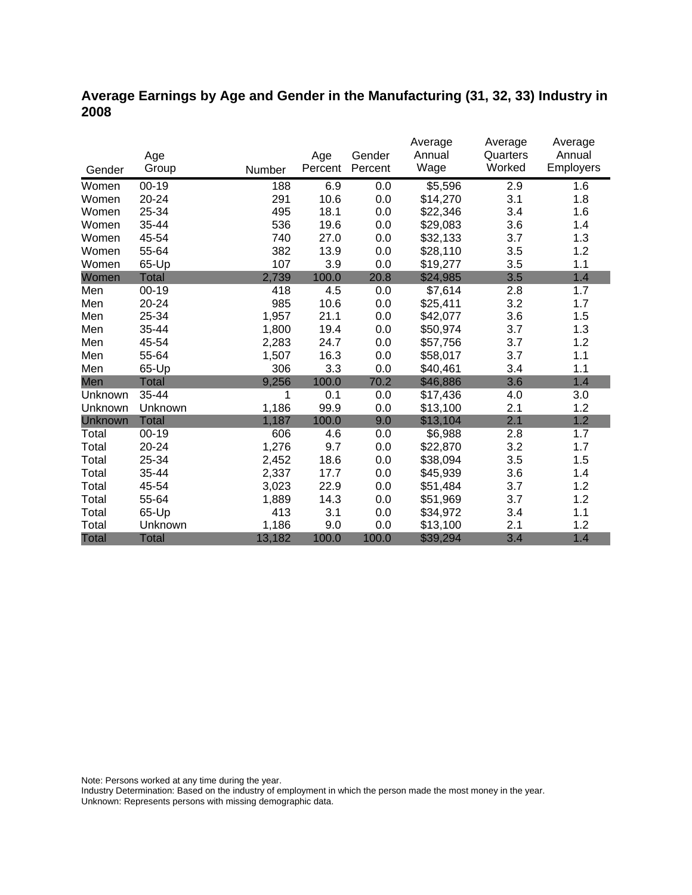## Average Earnings by Age and Gender in the Manufacturing (31, 32, 33) Industry in 2008

| Gender | Age Group | Number | Age Percent | Gender Percent | Average Annual Wage | Average Quarters Worked | Average Annual Employers |
|---|---|---|---|---|---|---|---|
| Women | 00-19 | 188 | 6.9 | 0.0 | $5,596 | 2.9 | 1.6 |
| Women | 20-24 | 291 | 10.6 | 0.0 | $14,270 | 3.1 | 1.8 |
| Women | 25-34 | 495 | 18.1 | 0.0 | $22,346 | 3.4 | 1.6 |
| Women | 35-44 | 536 | 19.6 | 0.0 | $29,083 | 3.6 | 1.4 |
| Women | 45-54 | 740 | 27.0 | 0.0 | $32,133 | 3.7 | 1.3 |
| Women | 55-64 | 382 | 13.9 | 0.0 | $28,110 | 3.5 | 1.2 |
| Women | 65-Up | 107 | 3.9 | 0.0 | $19,277 | 3.5 | 1.1 |
| Women | Total | 2,739 | 100.0 | 20.8 | $24,985 | 3.5 | 1.4 |
| Men | 00-19 | 418 | 4.5 | 0.0 | $7,614 | 2.8 | 1.7 |
| Men | 20-24 | 985 | 10.6 | 0.0 | $25,411 | 3.2 | 1.7 |
| Men | 25-34 | 1,957 | 21.1 | 0.0 | $42,077 | 3.6 | 1.5 |
| Men | 35-44 | 1,800 | 19.4 | 0.0 | $50,974 | 3.7 | 1.3 |
| Men | 45-54 | 2,283 | 24.7 | 0.0 | $57,756 | 3.7 | 1.2 |
| Men | 55-64 | 1,507 | 16.3 | 0.0 | $58,017 | 3.7 | 1.1 |
| Men | 65-Up | 306 | 3.3 | 0.0 | $40,461 | 3.4 | 1.1 |
| Men | Total | 9,256 | 100.0 | 70.2 | $46,886 | 3.6 | 1.4 |
| Unknown | 35-44 | 1 | 0.1 | 0.0 | $17,436 | 4.0 | 3.0 |
| Unknown | Unknown | 1,186 | 99.9 | 0.0 | $13,100 | 2.1 | 1.2 |
| Unknown | Total | 1,187 | 100.0 | 9.0 | $13,104 | 2.1 | 1.2 |
| Total | 00-19 | 606 | 4.6 | 0.0 | $6,988 | 2.8 | 1.7 |
| Total | 20-24 | 1,276 | 9.7 | 0.0 | $22,870 | 3.2 | 1.7 |
| Total | 25-34 | 2,452 | 18.6 | 0.0 | $38,094 | 3.5 | 1.5 |
| Total | 35-44 | 2,337 | 17.7 | 0.0 | $45,939 | 3.6 | 1.4 |
| Total | 45-54 | 3,023 | 22.9 | 0.0 | $51,484 | 3.7 | 1.2 |
| Total | 55-64 | 1,889 | 14.3 | 0.0 | $51,969 | 3.7 | 1.2 |
| Total | 65-Up | 413 | 3.1 | 0.0 | $34,972 | 3.4 | 1.1 |
| Total | Unknown | 1,186 | 9.0 | 0.0 | $13,100 | 2.1 | 1.2 |
| Total | Total | 13,182 | 100.0 | 100.0 | $39,294 | 3.4 | 1.4 |

Note: Persons worked at any time during the year.
Industry Determination: Based on the industry of employment in which the person made the most money in the year.
Unknown: Represents persons with missing demographic data.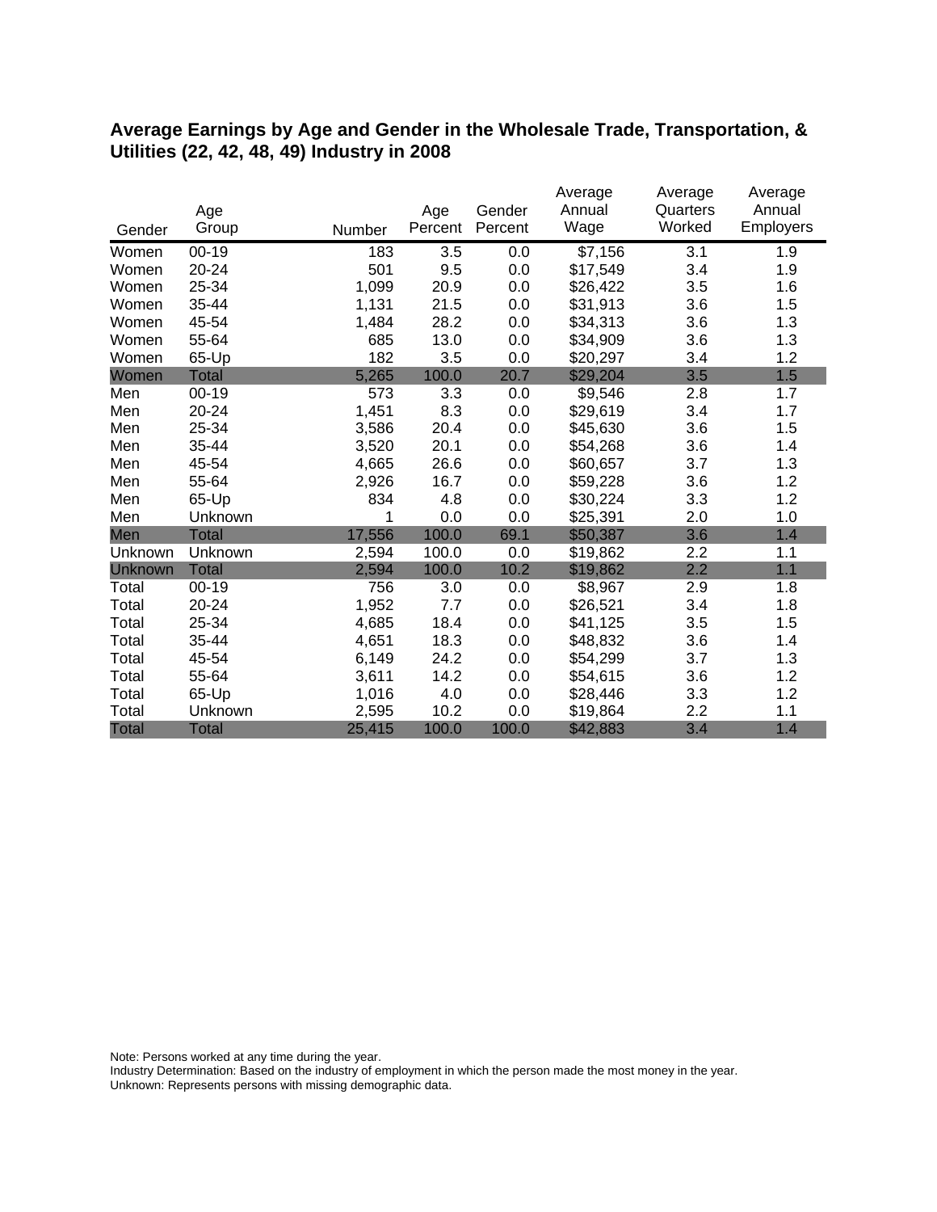## Average Earnings by Age and Gender in the Wholesale Trade, Transportation, & Utilities (22, 42, 48, 49) Industry in 2008

| Gender | Age Group | Number | Age Percent | Gender Percent | Average Annual Wage | Average Quarters Worked | Average Annual Employers |
|---|---|---|---|---|---|---|---|
| Women | 00-19 | 183 | 3.5 | 0.0 | $7,156 | 3.1 | 1.9 |
| Women | 20-24 | 501 | 9.5 | 0.0 | $17,549 | 3.4 | 1.9 |
| Women | 25-34 | 1,099 | 20.9 | 0.0 | $26,422 | 3.5 | 1.6 |
| Women | 35-44 | 1,131 | 21.5 | 0.0 | $31,913 | 3.6 | 1.5 |
| Women | 45-54 | 1,484 | 28.2 | 0.0 | $34,313 | 3.6 | 1.3 |
| Women | 55-64 | 685 | 13.0 | 0.0 | $34,909 | 3.6 | 1.3 |
| Women | 65-Up | 182 | 3.5 | 0.0 | $20,297 | 3.4 | 1.2 |
| Women | Total | 5,265 | 100.0 | 20.7 | $29,204 | 3.5 | 1.5 |
| Men | 00-19 | 573 | 3.3 | 0.0 | $9,546 | 2.8 | 1.7 |
| Men | 20-24 | 1,451 | 8.3 | 0.0 | $29,619 | 3.4 | 1.7 |
| Men | 25-34 | 3,586 | 20.4 | 0.0 | $45,630 | 3.6 | 1.5 |
| Men | 35-44 | 3,520 | 20.1 | 0.0 | $54,268 | 3.6 | 1.4 |
| Men | 45-54 | 4,665 | 26.6 | 0.0 | $60,657 | 3.7 | 1.3 |
| Men | 55-64 | 2,926 | 16.7 | 0.0 | $59,228 | 3.6 | 1.2 |
| Men | 65-Up | 834 | 4.8 | 0.0 | $30,224 | 3.3 | 1.2 |
| Men | Unknown | 1 | 0.0 | 0.0 | $25,391 | 2.0 | 1.0 |
| Men | Total | 17,556 | 100.0 | 69.1 | $50,387 | 3.6 | 1.4 |
| Unknown | Unknown | 2,594 | 100.0 | 0.0 | $19,862 | 2.2 | 1.1 |
| Unknown | Total | 2,594 | 100.0 | 10.2 | $19,862 | 2.2 | 1.1 |
| Total | 00-19 | 756 | 3.0 | 0.0 | $8,967 | 2.9 | 1.8 |
| Total | 20-24 | 1,952 | 7.7 | 0.0 | $26,521 | 3.4 | 1.8 |
| Total | 25-34 | 4,685 | 18.4 | 0.0 | $41,125 | 3.5 | 1.5 |
| Total | 35-44 | 4,651 | 18.3 | 0.0 | $48,832 | 3.6 | 1.4 |
| Total | 45-54 | 6,149 | 24.2 | 0.0 | $54,299 | 3.7 | 1.3 |
| Total | 55-64 | 3,611 | 14.2 | 0.0 | $54,615 | 3.6 | 1.2 |
| Total | 65-Up | 1,016 | 4.0 | 0.0 | $28,446 | 3.3 | 1.2 |
| Total | Unknown | 2,595 | 10.2 | 0.0 | $19,864 | 2.2 | 1.1 |
| Total | Total | 25,415 | 100.0 | 100.0 | $42,883 | 3.4 | 1.4 |

Note: Persons worked at any time during the year.
Industry Determination: Based on the industry of employment in which the person made the most money in the year.
Unknown: Represents persons with missing demographic data.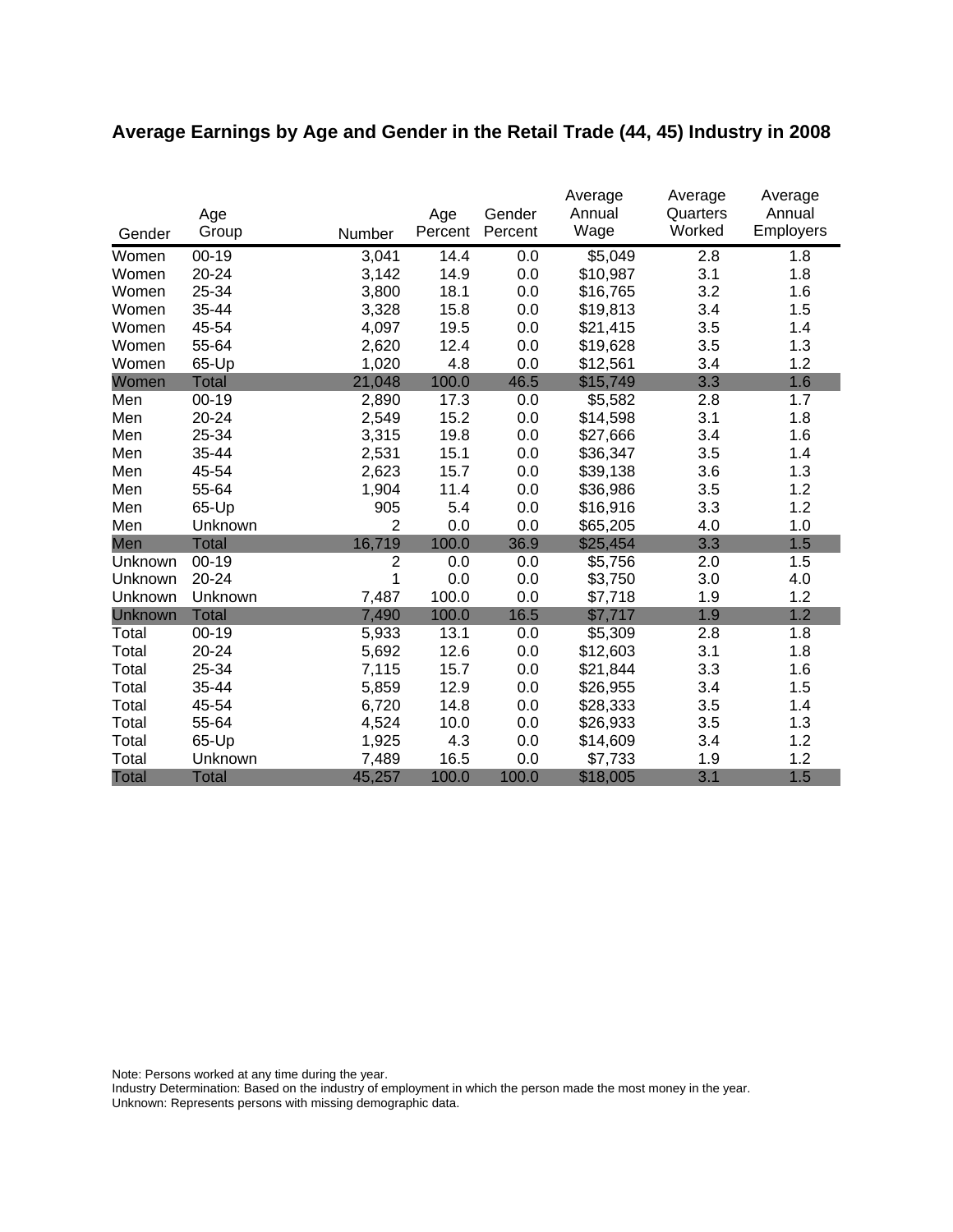## Average Earnings by Age and Gender in the Retail Trade (44, 45) Industry in 2008

| Gender | Age Group | Number | Age Percent | Gender Percent | Average Annual Wage | Average Quarters Worked | Average Annual Employers |
|---|---|---|---|---|---|---|---|
| Women | 00-19 | 3,041 | 14.4 | 0.0 | $5,049 | 2.8 | 1.8 |
| Women | 20-24 | 3,142 | 14.9 | 0.0 | $10,987 | 3.1 | 1.8 |
| Women | 25-34 | 3,800 | 18.1 | 0.0 | $16,765 | 3.2 | 1.6 |
| Women | 35-44 | 3,328 | 15.8 | 0.0 | $19,813 | 3.4 | 1.5 |
| Women | 45-54 | 4,097 | 19.5 | 0.0 | $21,415 | 3.5 | 1.4 |
| Women | 55-64 | 2,620 | 12.4 | 0.0 | $19,628 | 3.5 | 1.3 |
| Women | 65-Up | 1,020 | 4.8 | 0.0 | $12,561 | 3.4 | 1.2 |
| Women | Total | 21,048 | 100.0 | 46.5 | $15,749 | 3.3 | 1.6 |
| Men | 00-19 | 2,890 | 17.3 | 0.0 | $5,582 | 2.8 | 1.7 |
| Men | 20-24 | 2,549 | 15.2 | 0.0 | $14,598 | 3.1 | 1.8 |
| Men | 25-34 | 3,315 | 19.8 | 0.0 | $27,666 | 3.4 | 1.6 |
| Men | 35-44 | 2,531 | 15.1 | 0.0 | $36,347 | 3.5 | 1.4 |
| Men | 45-54 | 2,623 | 15.7 | 0.0 | $39,138 | 3.6 | 1.3 |
| Men | 55-64 | 1,904 | 11.4 | 0.0 | $36,986 | 3.5 | 1.2 |
| Men | 65-Up | 905 | 5.4 | 0.0 | $16,916 | 3.3 | 1.2 |
| Men | Unknown | 2 | 0.0 | 0.0 | $65,205 | 4.0 | 1.0 |
| Men | Total | 16,719 | 100.0 | 36.9 | $25,454 | 3.3 | 1.5 |
| Unknown | 00-19 | 2 | 0.0 | 0.0 | $5,756 | 2.0 | 1.5 |
| Unknown | 20-24 | 1 | 0.0 | 0.0 | $3,750 | 3.0 | 4.0 |
| Unknown | Unknown | 7,487 | 100.0 | 0.0 | $7,718 | 1.9 | 1.2 |
| Unknown | Total | 7,490 | 100.0 | 16.5 | $7,717 | 1.9 | 1.2 |
| Total | 00-19 | 5,933 | 13.1 | 0.0 | $5,309 | 2.8 | 1.8 |
| Total | 20-24 | 5,692 | 12.6 | 0.0 | $12,603 | 3.1 | 1.8 |
| Total | 25-34 | 7,115 | 15.7 | 0.0 | $21,844 | 3.3 | 1.6 |
| Total | 35-44 | 5,859 | 12.9 | 0.0 | $26,955 | 3.4 | 1.5 |
| Total | 45-54 | 6,720 | 14.8 | 0.0 | $28,333 | 3.5 | 1.4 |
| Total | 55-64 | 4,524 | 10.0 | 0.0 | $26,933 | 3.5 | 1.3 |
| Total | 65-Up | 1,925 | 4.3 | 0.0 | $14,609 | 3.4 | 1.2 |
| Total | Unknown | 7,489 | 16.5 | 0.0 | $7,733 | 1.9 | 1.2 |
| Total | Total | 45,257 | 100.0 | 100.0 | $18,005 | 3.1 | 1.5 |

Note: Persons worked at any time during the year.
Industry Determination: Based on the industry of employment in which the person made the most money in the year.
Unknown: Represents persons with missing demographic data.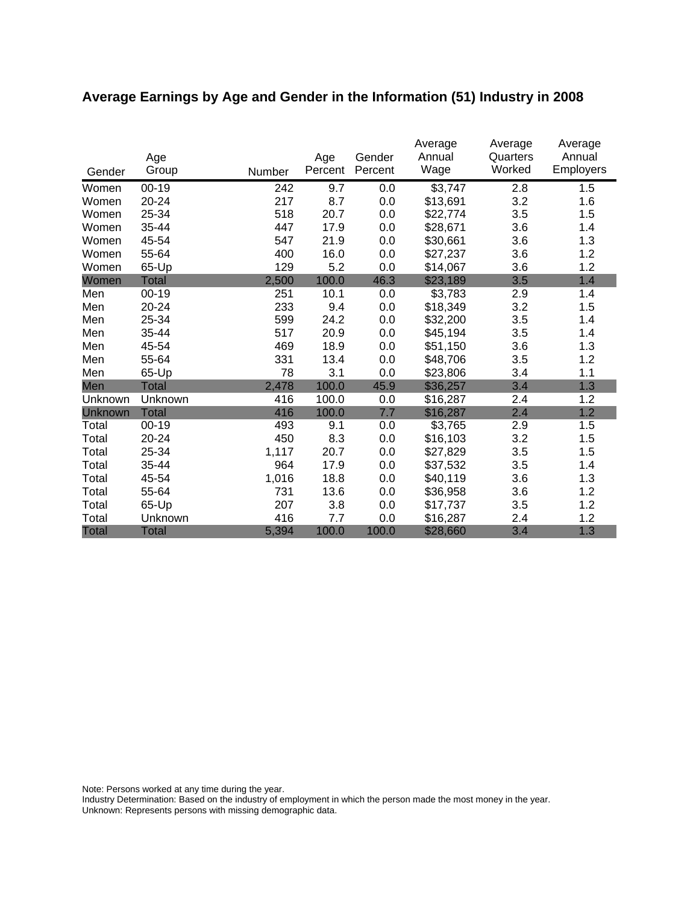## Average Earnings by Age and Gender in the Information (51) Industry in 2008

| Gender | Age Group | Number | Age Percent | Gender Percent | Average Annual Wage | Average Quarters Worked | Average Annual Employers |
|---|---|---|---|---|---|---|---|
| Women | 00-19 | 242 | 9.7 | 0.0 | $3,747 | 2.8 | 1.5 |
| Women | 20-24 | 217 | 8.7 | 0.0 | $13,691 | 3.2 | 1.6 |
| Women | 25-34 | 518 | 20.7 | 0.0 | $22,774 | 3.5 | 1.5 |
| Women | 35-44 | 447 | 17.9 | 0.0 | $28,671 | 3.6 | 1.4 |
| Women | 45-54 | 547 | 21.9 | 0.0 | $30,661 | 3.6 | 1.3 |
| Women | 55-64 | 400 | 16.0 | 0.0 | $27,237 | 3.6 | 1.2 |
| Women | 65-Up | 129 | 5.2 | 0.0 | $14,067 | 3.6 | 1.2 |
| Women | Total | 2,500 | 100.0 | 46.3 | $23,189 | 3.5 | 1.4 |
| Men | 00-19 | 251 | 10.1 | 0.0 | $3,783 | 2.9 | 1.4 |
| Men | 20-24 | 233 | 9.4 | 0.0 | $18,349 | 3.2 | 1.5 |
| Men | 25-34 | 599 | 24.2 | 0.0 | $32,200 | 3.5 | 1.4 |
| Men | 35-44 | 517 | 20.9 | 0.0 | $45,194 | 3.5 | 1.4 |
| Men | 45-54 | 469 | 18.9 | 0.0 | $51,150 | 3.6 | 1.3 |
| Men | 55-64 | 331 | 13.4 | 0.0 | $48,706 | 3.5 | 1.2 |
| Men | 65-Up | 78 | 3.1 | 0.0 | $23,806 | 3.4 | 1.1 |
| Men | Total | 2,478 | 100.0 | 45.9 | $36,257 | 3.4 | 1.3 |
| Unknown | Unknown | 416 | 100.0 | 0.0 | $16,287 | 2.4 | 1.2 |
| Unknown | Total | 416 | 100.0 | 7.7 | $16,287 | 2.4 | 1.2 |
| Total | 00-19 | 493 | 9.1 | 0.0 | $3,765 | 2.9 | 1.5 |
| Total | 20-24 | 450 | 8.3 | 0.0 | $16,103 | 3.2 | 1.5 |
| Total | 25-34 | 1,117 | 20.7 | 0.0 | $27,829 | 3.5 | 1.5 |
| Total | 35-44 | 964 | 17.9 | 0.0 | $37,532 | 3.5 | 1.4 |
| Total | 45-54 | 1,016 | 18.8 | 0.0 | $40,119 | 3.6 | 1.3 |
| Total | 55-64 | 731 | 13.6 | 0.0 | $36,958 | 3.6 | 1.2 |
| Total | 65-Up | 207 | 3.8 | 0.0 | $17,737 | 3.5 | 1.2 |
| Total | Unknown | 416 | 7.7 | 0.0 | $16,287 | 2.4 | 1.2 |
| Total | Total | 5,394 | 100.0 | 100.0 | $28,660 | 3.4 | 1.3 |

Note: Persons worked at any time during the year.
Industry Determination: Based on the industry of employment in which the person made the most money in the year.
Unknown: Represents persons with missing demographic data.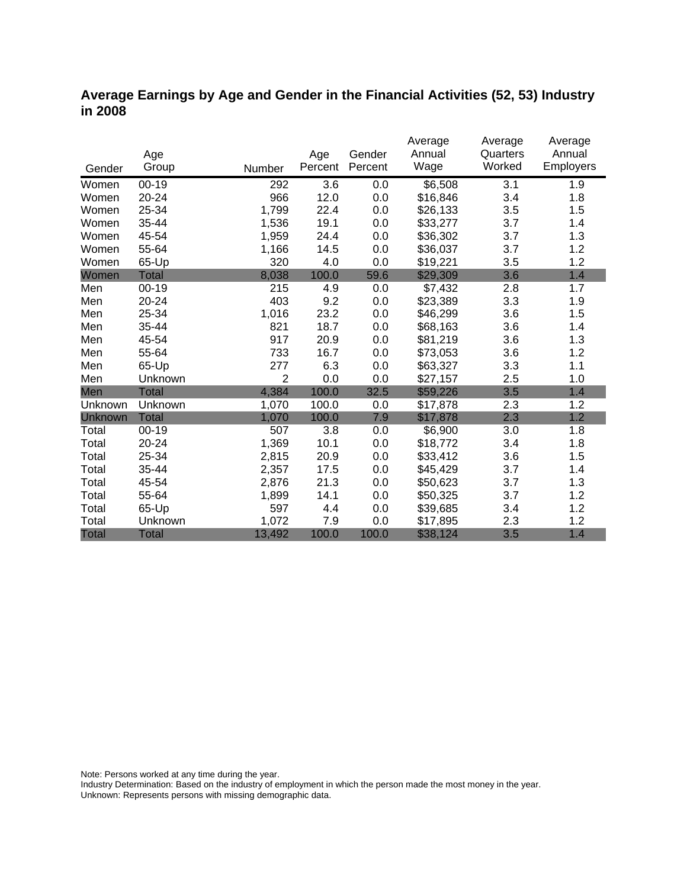## Average Earnings by Age and Gender in the Financial Activities (52, 53) Industry in 2008

| Gender | Age Group | Number | Age Percent | Gender Percent | Average Annual Wage | Average Quarters Worked | Average Annual Employers |
|---|---|---|---|---|---|---|---|
| Women | 00-19 | 292 | 3.6 | 0.0 | $6,508 | 3.1 | 1.9 |
| Women | 20-24 | 966 | 12.0 | 0.0 | $16,846 | 3.4 | 1.8 |
| Women | 25-34 | 1,799 | 22.4 | 0.0 | $26,133 | 3.5 | 1.5 |
| Women | 35-44 | 1,536 | 19.1 | 0.0 | $33,277 | 3.7 | 1.4 |
| Women | 45-54 | 1,959 | 24.4 | 0.0 | $36,302 | 3.7 | 1.3 |
| Women | 55-64 | 1,166 | 14.5 | 0.0 | $36,037 | 3.7 | 1.2 |
| Women | 65-Up | 320 | 4.0 | 0.0 | $19,221 | 3.5 | 1.2 |
| Women | Total | 8,038 | 100.0 | 59.6 | $29,309 | 3.6 | 1.4 |
| Men | 00-19 | 215 | 4.9 | 0.0 | $7,432 | 2.8 | 1.7 |
| Men | 20-24 | 403 | 9.2 | 0.0 | $23,389 | 3.3 | 1.9 |
| Men | 25-34 | 1,016 | 23.2 | 0.0 | $46,299 | 3.6 | 1.5 |
| Men | 35-44 | 821 | 18.7 | 0.0 | $68,163 | 3.6 | 1.4 |
| Men | 45-54 | 917 | 20.9 | 0.0 | $81,219 | 3.6 | 1.3 |
| Men | 55-64 | 733 | 16.7 | 0.0 | $73,053 | 3.6 | 1.2 |
| Men | 65-Up | 277 | 6.3 | 0.0 | $63,327 | 3.3 | 1.1 |
| Men | Unknown | 2 | 0.0 | 0.0 | $27,157 | 2.5 | 1.0 |
| Men | Total | 4,384 | 100.0 | 32.5 | $59,226 | 3.5 | 1.4 |
| Unknown | Unknown | 1,070 | 100.0 | 0.0 | $17,878 | 2.3 | 1.2 |
| Unknown | Total | 1,070 | 100.0 | 7.9 | $17,878 | 2.3 | 1.2 |
| Total | 00-19 | 507 | 3.8 | 0.0 | $6,900 | 3.0 | 1.8 |
| Total | 20-24 | 1,369 | 10.1 | 0.0 | $18,772 | 3.4 | 1.8 |
| Total | 25-34 | 2,815 | 20.9 | 0.0 | $33,412 | 3.6 | 1.5 |
| Total | 35-44 | 2,357 | 17.5 | 0.0 | $45,429 | 3.7 | 1.4 |
| Total | 45-54 | 2,876 | 21.3 | 0.0 | $50,623 | 3.7 | 1.3 |
| Total | 55-64 | 1,899 | 14.1 | 0.0 | $50,325 | 3.7 | 1.2 |
| Total | 65-Up | 597 | 4.4 | 0.0 | $39,685 | 3.4 | 1.2 |
| Total | Unknown | 1,072 | 7.9 | 0.0 | $17,895 | 2.3 | 1.2 |
| Total | Total | 13,492 | 100.0 | 100.0 | $38,124 | 3.5 | 1.4 |

Note: Persons worked at any time during the year.
Industry Determination: Based on the industry of employment in which the person made the most money in the year.
Unknown: Represents persons with missing demographic data.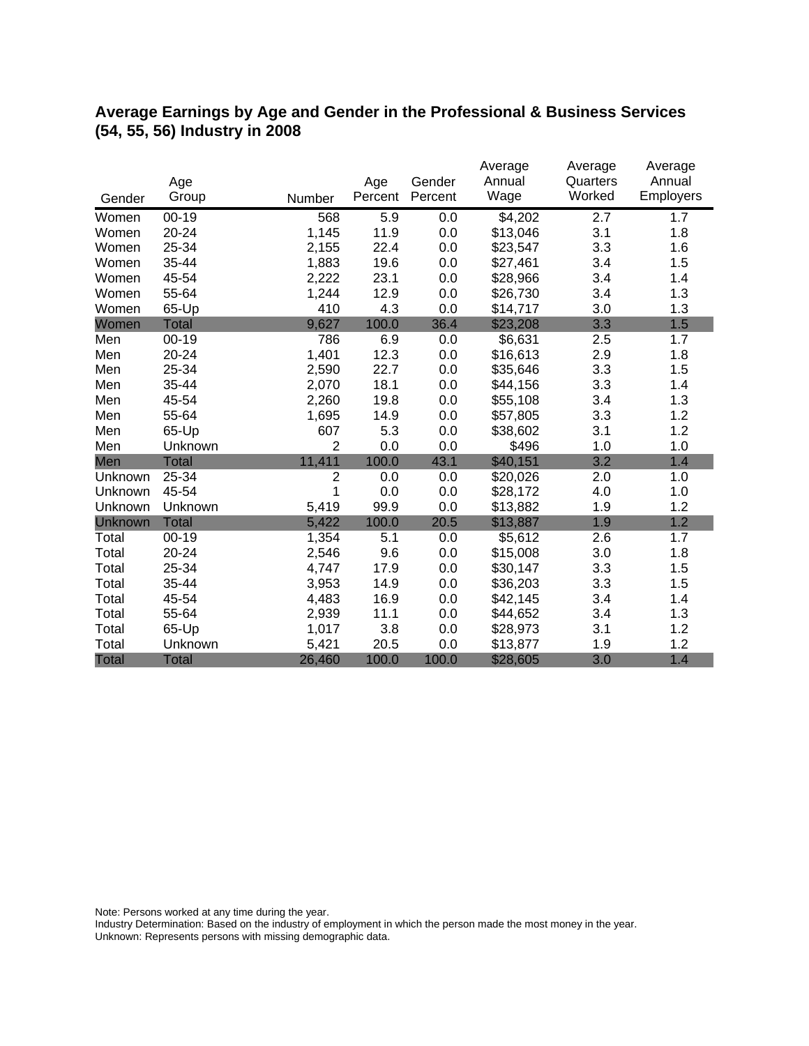## Average Earnings by Age and Gender in the Professional & Business Services (54, 55, 56) Industry in 2008

| Gender | Age Group | Number | Age Percent | Gender Percent | Average Annual Wage | Average Quarters Worked | Average Annual Employers |
|---|---|---|---|---|---|---|---|
| Women | 00-19 | 568 | 5.9 | 0.0 | $4,202 | 2.7 | 1.7 |
| Women | 20-24 | 1,145 | 11.9 | 0.0 | $13,046 | 3.1 | 1.8 |
| Women | 25-34 | 2,155 | 22.4 | 0.0 | $23,547 | 3.3 | 1.6 |
| Women | 35-44 | 1,883 | 19.6 | 0.0 | $27,461 | 3.4 | 1.5 |
| Women | 45-54 | 2,222 | 23.1 | 0.0 | $28,966 | 3.4 | 1.4 |
| Women | 55-64 | 1,244 | 12.9 | 0.0 | $26,730 | 3.4 | 1.3 |
| Women | 65-Up | 410 | 4.3 | 0.0 | $14,717 | 3.0 | 1.3 |
| Women | Total | 9,627 | 100.0 | 36.4 | $23,208 | 3.3 | 1.5 |
| Men | 00-19 | 786 | 6.9 | 0.0 | $6,631 | 2.5 | 1.7 |
| Men | 20-24 | 1,401 | 12.3 | 0.0 | $16,613 | 2.9 | 1.8 |
| Men | 25-34 | 2,590 | 22.7 | 0.0 | $35,646 | 3.3 | 1.5 |
| Men | 35-44 | 2,070 | 18.1 | 0.0 | $44,156 | 3.3 | 1.4 |
| Men | 45-54 | 2,260 | 19.8 | 0.0 | $55,108 | 3.4 | 1.3 |
| Men | 55-64 | 1,695 | 14.9 | 0.0 | $57,805 | 3.3 | 1.2 |
| Men | 65-Up | 607 | 5.3 | 0.0 | $38,602 | 3.1 | 1.2 |
| Men | Unknown | 2 | 0.0 | 0.0 | $496 | 1.0 | 1.0 |
| Men | Total | 11,411 | 100.0 | 43.1 | $40,151 | 3.2 | 1.4 |
| Unknown | 25-34 | 2 | 0.0 | 0.0 | $20,026 | 2.0 | 1.0 |
| Unknown | 45-54 | 1 | 0.0 | 0.0 | $28,172 | 4.0 | 1.0 |
| Unknown | Unknown | 5,419 | 99.9 | 0.0 | $13,882 | 1.9 | 1.2 |
| Unknown | Total | 5,422 | 100.0 | 20.5 | $13,887 | 1.9 | 1.2 |
| Total | 00-19 | 1,354 | 5.1 | 0.0 | $5,612 | 2.6 | 1.7 |
| Total | 20-24 | 2,546 | 9.6 | 0.0 | $15,008 | 3.0 | 1.8 |
| Total | 25-34 | 4,747 | 17.9 | 0.0 | $30,147 | 3.3 | 1.5 |
| Total | 35-44 | 3,953 | 14.9 | 0.0 | $36,203 | 3.3 | 1.5 |
| Total | 45-54 | 4,483 | 16.9 | 0.0 | $42,145 | 3.4 | 1.4 |
| Total | 55-64 | 2,939 | 11.1 | 0.0 | $44,652 | 3.4 | 1.3 |
| Total | 65-Up | 1,017 | 3.8 | 0.0 | $28,973 | 3.1 | 1.2 |
| Total | Unknown | 5,421 | 20.5 | 0.0 | $13,877 | 1.9 | 1.2 |
| Total | Total | 26,460 | 100.0 | 100.0 | $28,605 | 3.0 | 1.4 |

Note: Persons worked at any time during the year.
Industry Determination: Based on the industry of employment in which the person made the most money in the year.
Unknown: Represents persons with missing demographic data.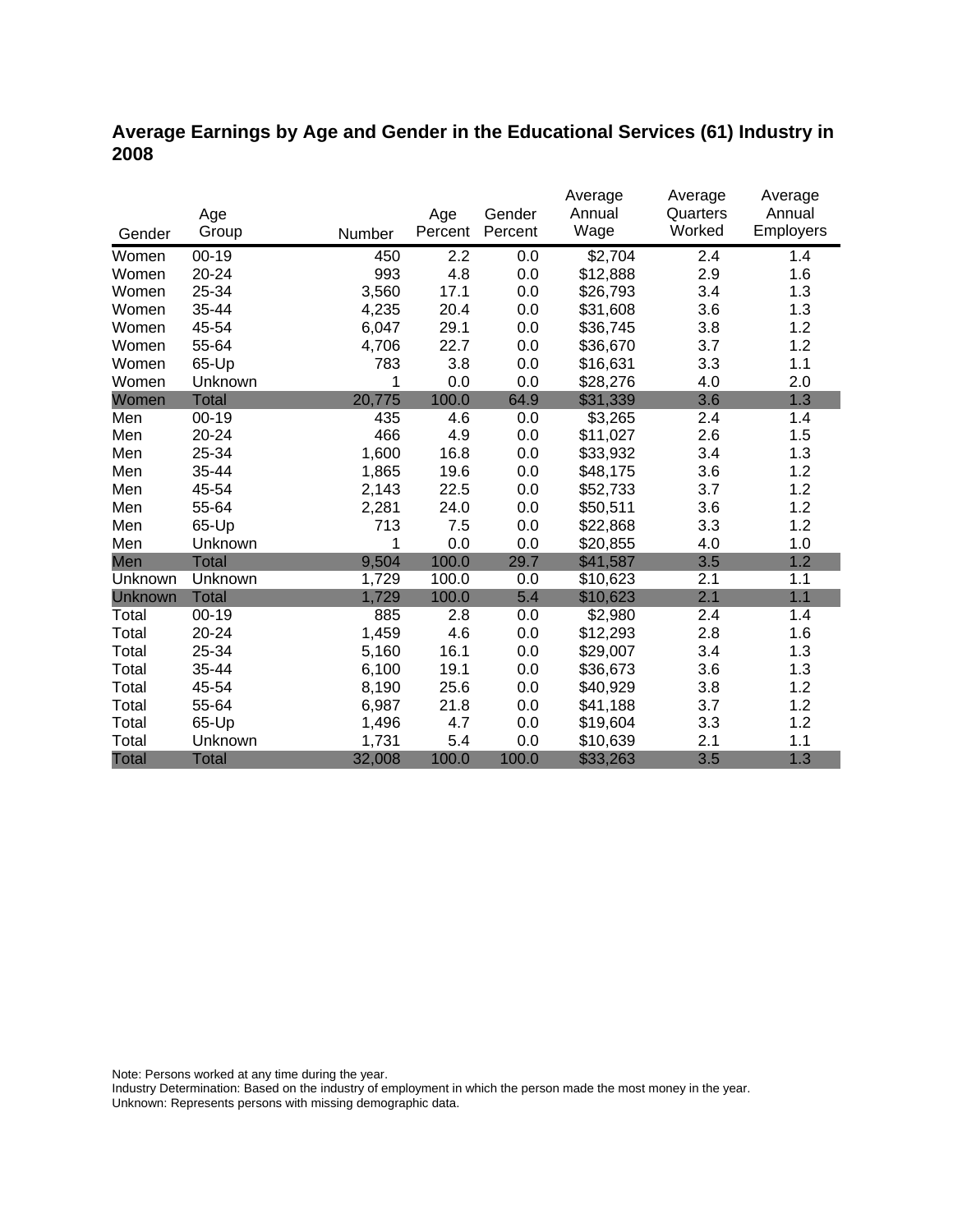## Average Earnings by Age and Gender in the Educational Services (61) Industry in 2008

| Gender | Age Group | Number | Age Percent | Gender Percent | Average Annual Wage | Average Quarters Worked | Average Annual Employers |
|---|---|---|---|---|---|---|---|
| Women | 00-19 | 450 | 2.2 | 0.0 | $2,704 | 2.4 | 1.4 |
| Women | 20-24 | 993 | 4.8 | 0.0 | $12,888 | 2.9 | 1.6 |
| Women | 25-34 | 3,560 | 17.1 | 0.0 | $26,793 | 3.4 | 1.3 |
| Women | 35-44 | 4,235 | 20.4 | 0.0 | $31,608 | 3.6 | 1.3 |
| Women | 45-54 | 6,047 | 29.1 | 0.0 | $36,745 | 3.8 | 1.2 |
| Women | 55-64 | 4,706 | 22.7 | 0.0 | $36,670 | 3.7 | 1.2 |
| Women | 65-Up | 783 | 3.8 | 0.0 | $16,631 | 3.3 | 1.1 |
| Women | Unknown | 1 | 0.0 | 0.0 | $28,276 | 4.0 | 2.0 |
| Women | Total | 20,775 | 100.0 | 64.9 | $31,339 | 3.6 | 1.3 |
| Men | 00-19 | 435 | 4.6 | 0.0 | $3,265 | 2.4 | 1.4 |
| Men | 20-24 | 466 | 4.9 | 0.0 | $11,027 | 2.6 | 1.5 |
| Men | 25-34 | 1,600 | 16.8 | 0.0 | $33,932 | 3.4 | 1.3 |
| Men | 35-44 | 1,865 | 19.6 | 0.0 | $48,175 | 3.6 | 1.2 |
| Men | 45-54 | 2,143 | 22.5 | 0.0 | $52,733 | 3.7 | 1.2 |
| Men | 55-64 | 2,281 | 24.0 | 0.0 | $50,511 | 3.6 | 1.2 |
| Men | 65-Up | 713 | 7.5 | 0.0 | $22,868 | 3.3 | 1.2 |
| Men | Unknown | 1 | 0.0 | 0.0 | $20,855 | 4.0 | 1.0 |
| Men | Total | 9,504 | 100.0 | 29.7 | $41,587 | 3.5 | 1.2 |
| Unknown | Unknown | 1,729 | 100.0 | 0.0 | $10,623 | 2.1 | 1.1 |
| Unknown | Total | 1,729 | 100.0 | 5.4 | $10,623 | 2.1 | 1.1 |
| Total | 00-19 | 885 | 2.8 | 0.0 | $2,980 | 2.4 | 1.4 |
| Total | 20-24 | 1,459 | 4.6 | 0.0 | $12,293 | 2.8 | 1.6 |
| Total | 25-34 | 5,160 | 16.1 | 0.0 | $29,007 | 3.4 | 1.3 |
| Total | 35-44 | 6,100 | 19.1 | 0.0 | $36,673 | 3.6 | 1.3 |
| Total | 45-54 | 8,190 | 25.6 | 0.0 | $40,929 | 3.8 | 1.2 |
| Total | 55-64 | 6,987 | 21.8 | 0.0 | $41,188 | 3.7 | 1.2 |
| Total | 65-Up | 1,496 | 4.7 | 0.0 | $19,604 | 3.3 | 1.2 |
| Total | Unknown | 1,731 | 5.4 | 0.0 | $10,639 | 2.1 | 1.1 |
| Total | Total | 32,008 | 100.0 | 100.0 | $33,263 | 3.5 | 1.3 |

Note: Persons worked at any time during the year.
Industry Determination: Based on the industry of employment in which the person made the most money in the year.
Unknown: Represents persons with missing demographic data.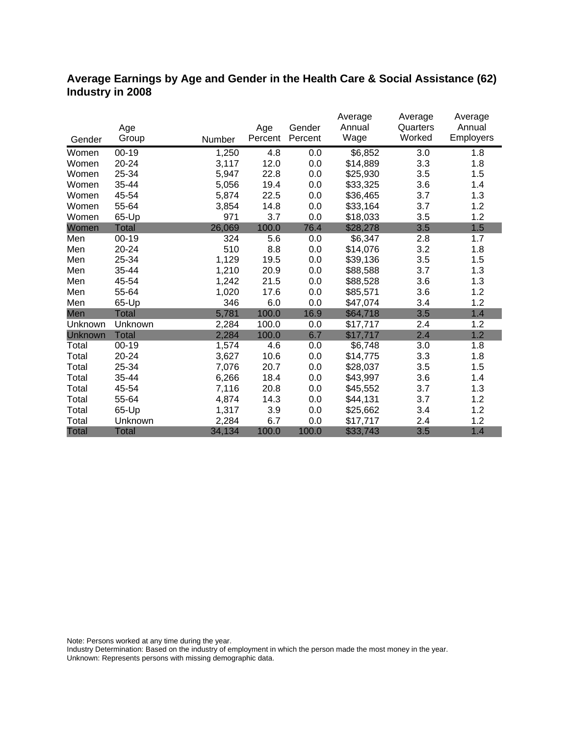# Average Earnings by Age and Gender in the Health Care & Social Assistance (62) Industry in 2008

| Gender | Age Group | Number | Age Percent | Gender Percent | Average Annual Wage | Average Quarters Worked | Average Annual Employers |
|---|---|---|---|---|---|---|---|
| Women | 00-19 | 1,250 | 4.8 | 0.0 | $6,852 | 3.0 | 1.8 |
| Women | 20-24 | 3,117 | 12.0 | 0.0 | $14,889 | 3.3 | 1.8 |
| Women | 25-34 | 5,947 | 22.8 | 0.0 | $25,930 | 3.5 | 1.5 |
| Women | 35-44 | 5,056 | 19.4 | 0.0 | $33,325 | 3.6 | 1.4 |
| Women | 45-54 | 5,874 | 22.5 | 0.0 | $36,465 | 3.7 | 1.3 |
| Women | 55-64 | 3,854 | 14.8 | 0.0 | $33,164 | 3.7 | 1.2 |
| Women | 65-Up | 971 | 3.7 | 0.0 | $18,033 | 3.5 | 1.2 |
| Women | Total | 26,069 | 100.0 | 76.4 | $28,278 | 3.5 | 1.5 |
| Men | 00-19 | 324 | 5.6 | 0.0 | $6,347 | 2.8 | 1.7 |
| Men | 20-24 | 510 | 8.8 | 0.0 | $14,076 | 3.2 | 1.8 |
| Men | 25-34 | 1,129 | 19.5 | 0.0 | $39,136 | 3.5 | 1.5 |
| Men | 35-44 | 1,210 | 20.9 | 0.0 | $88,588 | 3.7 | 1.3 |
| Men | 45-54 | 1,242 | 21.5 | 0.0 | $88,528 | 3.6 | 1.3 |
| Men | 55-64 | 1,020 | 17.6 | 0.0 | $85,571 | 3.6 | 1.2 |
| Men | 65-Up | 346 | 6.0 | 0.0 | $47,074 | 3.4 | 1.2 |
| Men | Total | 5,781 | 100.0 | 16.9 | $64,718 | 3.5 | 1.4 |
| Unknown | Unknown | 2,284 | 100.0 | 0.0 | $17,717 | 2.4 | 1.2 |
| Unknown | Total | 2,284 | 100.0 | 6.7 | $17,717 | 2.4 | 1.2 |
| Total | 00-19 | 1,574 | 4.6 | 0.0 | $6,748 | 3.0 | 1.8 |
| Total | 20-24 | 3,627 | 10.6 | 0.0 | $14,775 | 3.3 | 1.8 |
| Total | 25-34 | 7,076 | 20.7 | 0.0 | $28,037 | 3.5 | 1.5 |
| Total | 35-44 | 6,266 | 18.4 | 0.0 | $43,997 | 3.6 | 1.4 |
| Total | 45-54 | 7,116 | 20.8 | 0.0 | $45,552 | 3.7 | 1.3 |
| Total | 55-64 | 4,874 | 14.3 | 0.0 | $44,131 | 3.7 | 1.2 |
| Total | 65-Up | 1,317 | 3.9 | 0.0 | $25,662 | 3.4 | 1.2 |
| Total | Unknown | 2,284 | 6.7 | 0.0 | $17,717 | 2.4 | 1.2 |
| Total | Total | 34,134 | 100.0 | 100.0 | $33,743 | 3.5 | 1.4 |

Note: Persons worked at any time during the year.
Industry Determination: Based on the industry of employment in which the person made the most money in the year.
Unknown: Represents persons with missing demographic data.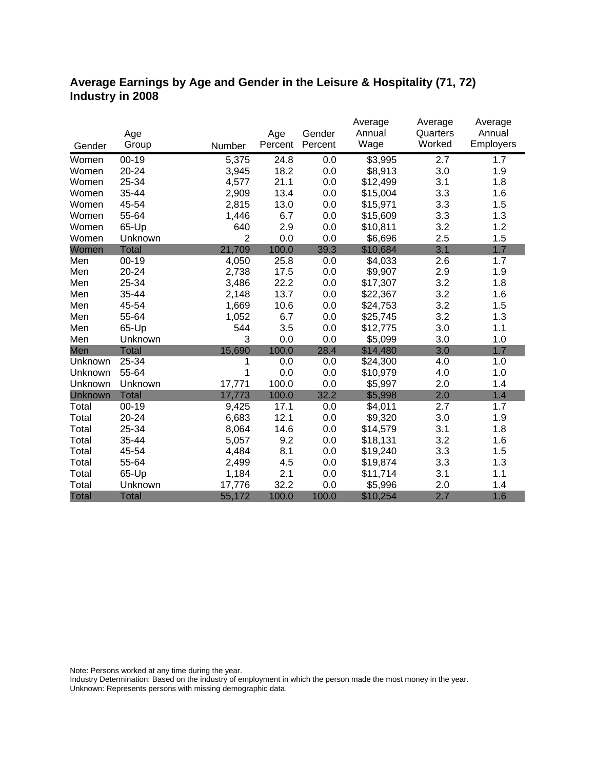## Average Earnings by Age and Gender in the Leisure & Hospitality (71, 72) Industry in 2008

| Gender | Age Group | Number | Age Percent | Gender Percent | Average Annual Wage | Average Quarters Worked | Average Annual Employers |
|---|---|---|---|---|---|---|---|
| Women | 00-19 | 5,375 | 24.8 | 0.0 | $3,995 | 2.7 | 1.7 |
| Women | 20-24 | 3,945 | 18.2 | 0.0 | $8,913 | 3.0 | 1.9 |
| Women | 25-34 | 4,577 | 21.1 | 0.0 | $12,499 | 3.1 | 1.8 |
| Women | 35-44 | 2,909 | 13.4 | 0.0 | $15,004 | 3.3 | 1.6 |
| Women | 45-54 | 2,815 | 13.0 | 0.0 | $15,971 | 3.3 | 1.5 |
| Women | 55-64 | 1,446 | 6.7 | 0.0 | $15,609 | 3.3 | 1.3 |
| Women | 65-Up | 640 | 2.9 | 0.0 | $10,811 | 3.2 | 1.2 |
| Women | Unknown | 2 | 0.0 | 0.0 | $6,696 | 2.5 | 1.5 |
| Women | Total | 21,709 | 100.0 | 39.3 | $10,684 | 3.1 | 1.7 |
| Men | 00-19 | 4,050 | 25.8 | 0.0 | $4,033 | 2.6 | 1.7 |
| Men | 20-24 | 2,738 | 17.5 | 0.0 | $9,907 | 2.9 | 1.9 |
| Men | 25-34 | 3,486 | 22.2 | 0.0 | $17,307 | 3.2 | 1.8 |
| Men | 35-44 | 2,148 | 13.7 | 0.0 | $22,367 | 3.2 | 1.6 |
| Men | 45-54 | 1,669 | 10.6 | 0.0 | $24,753 | 3.2 | 1.5 |
| Men | 55-64 | 1,052 | 6.7 | 0.0 | $25,745 | 3.2 | 1.3 |
| Men | 65-Up | 544 | 3.5 | 0.0 | $12,775 | 3.0 | 1.1 |
| Men | Unknown | 3 | 0.0 | 0.0 | $5,099 | 3.0 | 1.0 |
| Men | Total | 15,690 | 100.0 | 28.4 | $14,480 | 3.0 | 1.7 |
| Unknown | 25-34 | 1 | 0.0 | 0.0 | $24,300 | 4.0 | 1.0 |
| Unknown | 55-64 | 1 | 0.0 | 0.0 | $10,979 | 4.0 | 1.0 |
| Unknown | Unknown | 17,771 | 100.0 | 0.0 | $5,997 | 2.0 | 1.4 |
| Unknown | Total | 17,773 | 100.0 | 32.2 | $5,998 | 2.0 | 1.4 |
| Total | 00-19 | 9,425 | 17.1 | 0.0 | $4,011 | 2.7 | 1.7 |
| Total | 20-24 | 6,683 | 12.1 | 0.0 | $9,320 | 3.0 | 1.9 |
| Total | 25-34 | 8,064 | 14.6 | 0.0 | $14,579 | 3.1 | 1.8 |
| Total | 35-44 | 5,057 | 9.2 | 0.0 | $18,131 | 3.2 | 1.6 |
| Total | 45-54 | 4,484 | 8.1 | 0.0 | $19,240 | 3.3 | 1.5 |
| Total | 55-64 | 2,499 | 4.5 | 0.0 | $19,874 | 3.3 | 1.3 |
| Total | 65-Up | 1,184 | 2.1 | 0.0 | $11,714 | 3.1 | 1.1 |
| Total | Unknown | 17,776 | 32.2 | 0.0 | $5,996 | 2.0 | 1.4 |
| Total | Total | 55,172 | 100.0 | 100.0 | $10,254 | 2.7 | 1.6 |

Note: Persons worked at any time during the year.
Industry Determination: Based on the industry of employment in which the person made the most money in the year.
Unknown: Represents persons with missing demographic data.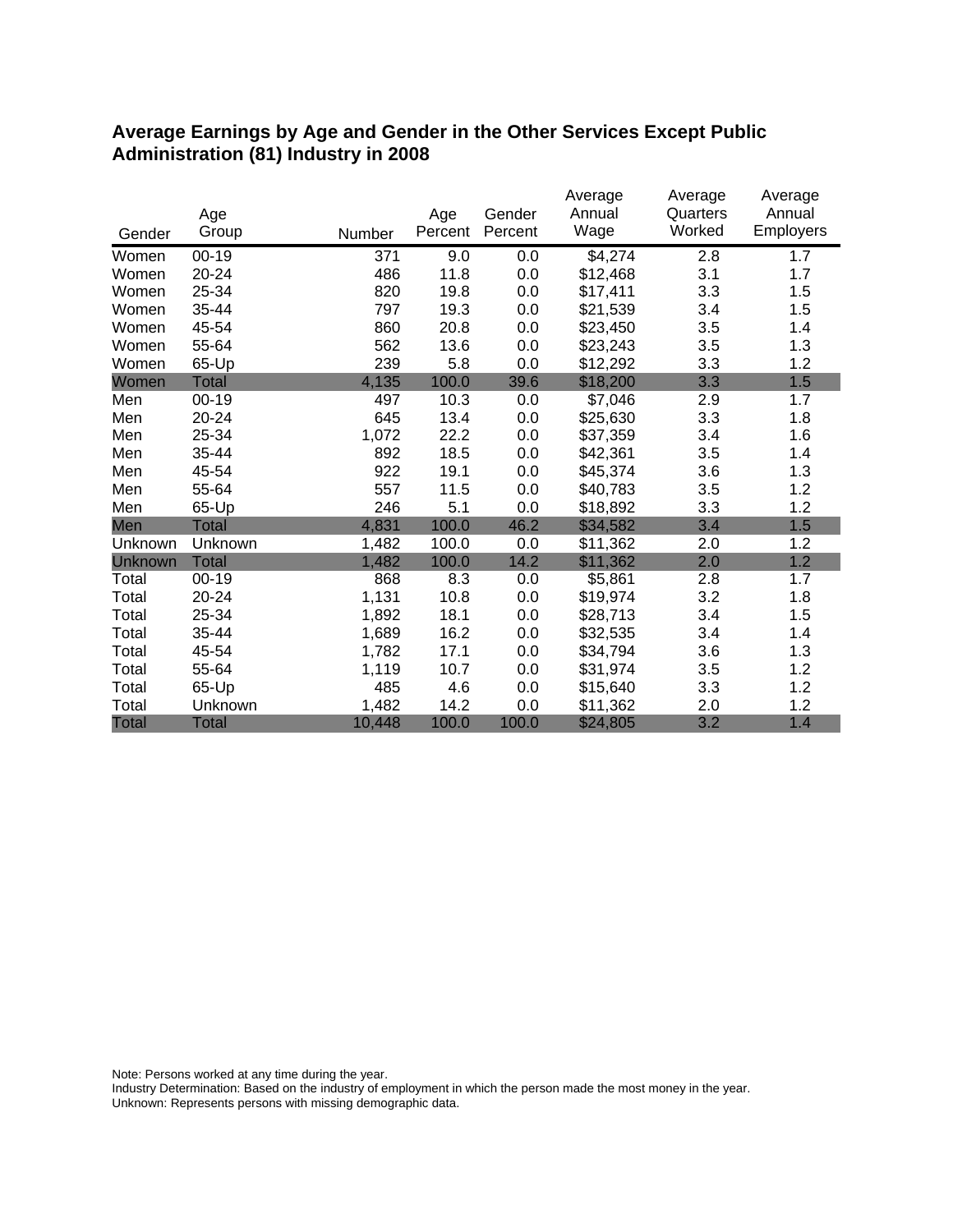## Average Earnings by Age and Gender in the Other Services Except Public Administration (81) Industry in 2008

| Gender | Age Group | Number | Age Percent | Gender Percent | Average Annual Wage | Average Quarters Worked | Average Annual Employers |
|---|---|---|---|---|---|---|---|
| Women | 00-19 | 371 | 9.0 | 0.0 | $4,274 | 2.8 | 1.7 |
| Women | 20-24 | 486 | 11.8 | 0.0 | $12,468 | 3.1 | 1.7 |
| Women | 25-34 | 820 | 19.8 | 0.0 | $17,411 | 3.3 | 1.5 |
| Women | 35-44 | 797 | 19.3 | 0.0 | $21,539 | 3.4 | 1.5 |
| Women | 45-54 | 860 | 20.8 | 0.0 | $23,450 | 3.5 | 1.4 |
| Women | 55-64 | 562 | 13.6 | 0.0 | $23,243 | 3.5 | 1.3 |
| Women | 65-Up | 239 | 5.8 | 0.0 | $12,292 | 3.3 | 1.2 |
| Women | Total | 4,135 | 100.0 | 39.6 | $18,200 | 3.3 | 1.5 |
| Men | 00-19 | 497 | 10.3 | 0.0 | $7,046 | 2.9 | 1.7 |
| Men | 20-24 | 645 | 13.4 | 0.0 | $25,630 | 3.3 | 1.8 |
| Men | 25-34 | 1,072 | 22.2 | 0.0 | $37,359 | 3.4 | 1.6 |
| Men | 35-44 | 892 | 18.5 | 0.0 | $42,361 | 3.5 | 1.4 |
| Men | 45-54 | 922 | 19.1 | 0.0 | $45,374 | 3.6 | 1.3 |
| Men | 55-64 | 557 | 11.5 | 0.0 | $40,783 | 3.5 | 1.2 |
| Men | 65-Up | 246 | 5.1 | 0.0 | $18,892 | 3.3 | 1.2 |
| Men | Total | 4,831 | 100.0 | 46.2 | $34,582 | 3.4 | 1.5 |
| Unknown | Unknown | 1,482 | 100.0 | 0.0 | $11,362 | 2.0 | 1.2 |
| Unknown | Total | 1,482 | 100.0 | 14.2 | $11,362 | 2.0 | 1.2 |
| Total | 00-19 | 868 | 8.3 | 0.0 | $5,861 | 2.8 | 1.7 |
| Total | 20-24 | 1,131 | 10.8 | 0.0 | $19,974 | 3.2 | 1.8 |
| Total | 25-34 | 1,892 | 18.1 | 0.0 | $28,713 | 3.4 | 1.5 |
| Total | 35-44 | 1,689 | 16.2 | 0.0 | $32,535 | 3.4 | 1.4 |
| Total | 45-54 | 1,782 | 17.1 | 0.0 | $34,794 | 3.6 | 1.3 |
| Total | 55-64 | 1,119 | 10.7 | 0.0 | $31,974 | 3.5 | 1.2 |
| Total | 65-Up | 485 | 4.6 | 0.0 | $15,640 | 3.3 | 1.2 |
| Total | Unknown | 1,482 | 14.2 | 0.0 | $11,362 | 2.0 | 1.2 |
| Total | Total | 10,448 | 100.0 | 100.0 | $24,805 | 3.2 | 1.4 |

Note: Persons worked at any time during the year.
Industry Determination: Based on the industry of employment in which the person made the most money in the year.
Unknown: Represents persons with missing demographic data.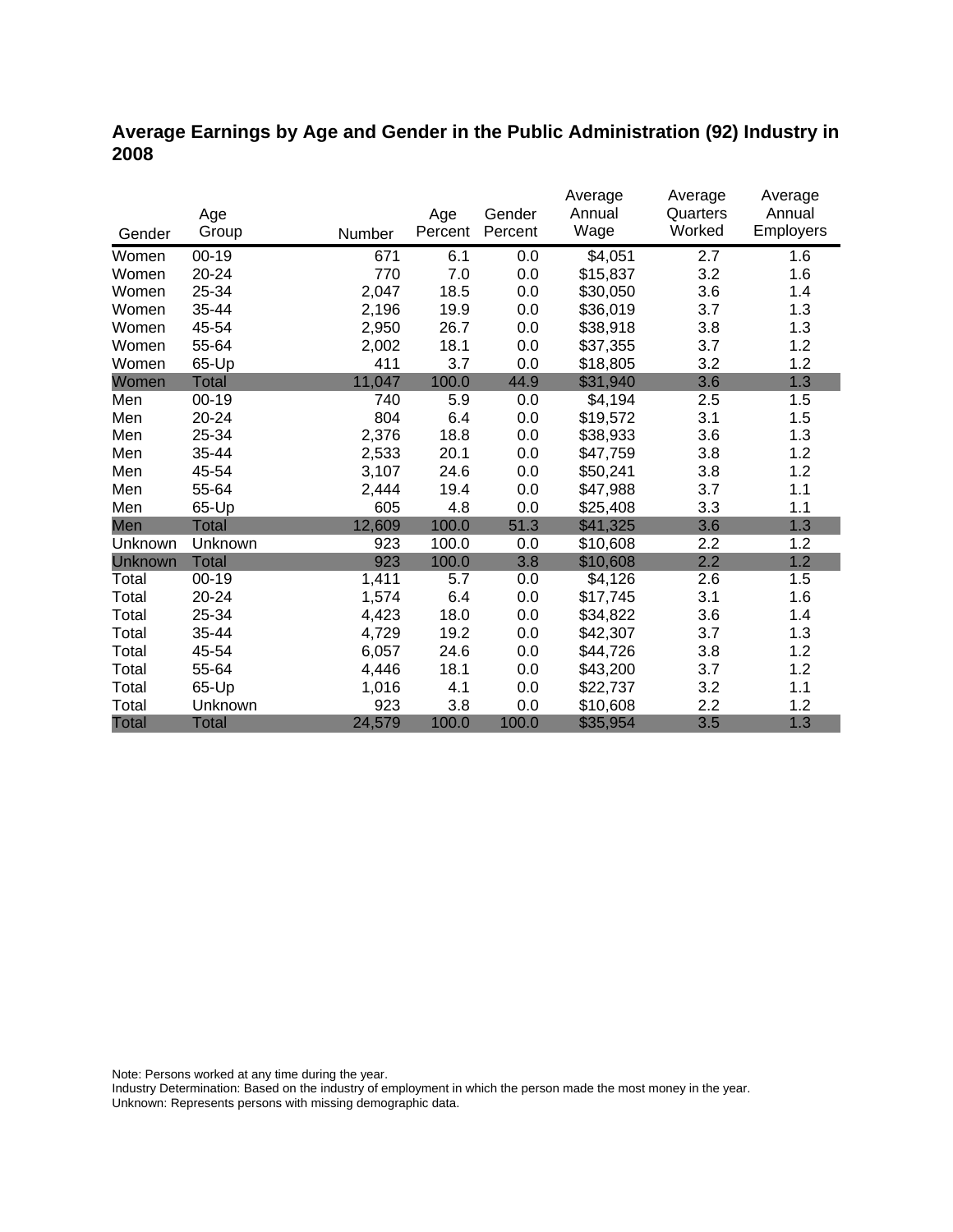## Average Earnings by Age and Gender in the Public Administration (92) Industry in 2008

| Gender | Age Group | Number | Age Percent | Gender Percent | Average Annual Wage | Average Quarters Worked | Average Annual Employers |
|---|---|---|---|---|---|---|---|
| Women | 00-19 | 671 | 6.1 | 0.0 | $4,051 | 2.7 | 1.6 |
| Women | 20-24 | 770 | 7.0 | 0.0 | $15,837 | 3.2 | 1.6 |
| Women | 25-34 | 2,047 | 18.5 | 0.0 | $30,050 | 3.6 | 1.4 |
| Women | 35-44 | 2,196 | 19.9 | 0.0 | $36,019 | 3.7 | 1.3 |
| Women | 45-54 | 2,950 | 26.7 | 0.0 | $38,918 | 3.8 | 1.3 |
| Women | 55-64 | 2,002 | 18.1 | 0.0 | $37,355 | 3.7 | 1.2 |
| Women | 65-Up | 411 | 3.7 | 0.0 | $18,805 | 3.2 | 1.2 |
| Women | Total | 11,047 | 100.0 | 44.9 | $31,940 | 3.6 | 1.3 |
| Men | 00-19 | 740 | 5.9 | 0.0 | $4,194 | 2.5 | 1.5 |
| Men | 20-24 | 804 | 6.4 | 0.0 | $19,572 | 3.1 | 1.5 |
| Men | 25-34 | 2,376 | 18.8 | 0.0 | $38,933 | 3.6 | 1.3 |
| Men | 35-44 | 2,533 | 20.1 | 0.0 | $47,759 | 3.8 | 1.2 |
| Men | 45-54 | 3,107 | 24.6 | 0.0 | $50,241 | 3.8 | 1.2 |
| Men | 55-64 | 2,444 | 19.4 | 0.0 | $47,988 | 3.7 | 1.1 |
| Men | 65-Up | 605 | 4.8 | 0.0 | $25,408 | 3.3 | 1.1 |
| Men | Total | 12,609 | 100.0 | 51.3 | $41,325 | 3.6 | 1.3 |
| Unknown | Unknown | 923 | 100.0 | 0.0 | $10,608 | 2.2 | 1.2 |
| Unknown | Total | 923 | 100.0 | 3.8 | $10,608 | 2.2 | 1.2 |
| Total | 00-19 | 1,411 | 5.7 | 0.0 | $4,126 | 2.6 | 1.5 |
| Total | 20-24 | 1,574 | 6.4 | 0.0 | $17,745 | 3.1 | 1.6 |
| Total | 25-34 | 4,423 | 18.0 | 0.0 | $34,822 | 3.6 | 1.4 |
| Total | 35-44 | 4,729 | 19.2 | 0.0 | $42,307 | 3.7 | 1.3 |
| Total | 45-54 | 6,057 | 24.6 | 0.0 | $44,726 | 3.8 | 1.2 |
| Total | 55-64 | 4,446 | 18.1 | 0.0 | $43,200 | 3.7 | 1.2 |
| Total | 65-Up | 1,016 | 4.1 | 0.0 | $22,737 | 3.2 | 1.1 |
| Total | Unknown | 923 | 3.8 | 0.0 | $10,608 | 2.2 | 1.2 |
| Total | Total | 24,579 | 100.0 | 100.0 | $35,954 | 3.5 | 1.3 |

Note: Persons worked at any time during the year.
Industry Determination: Based on the industry of employment in which the person made the most money in the year.
Unknown: Represents persons with missing demographic data.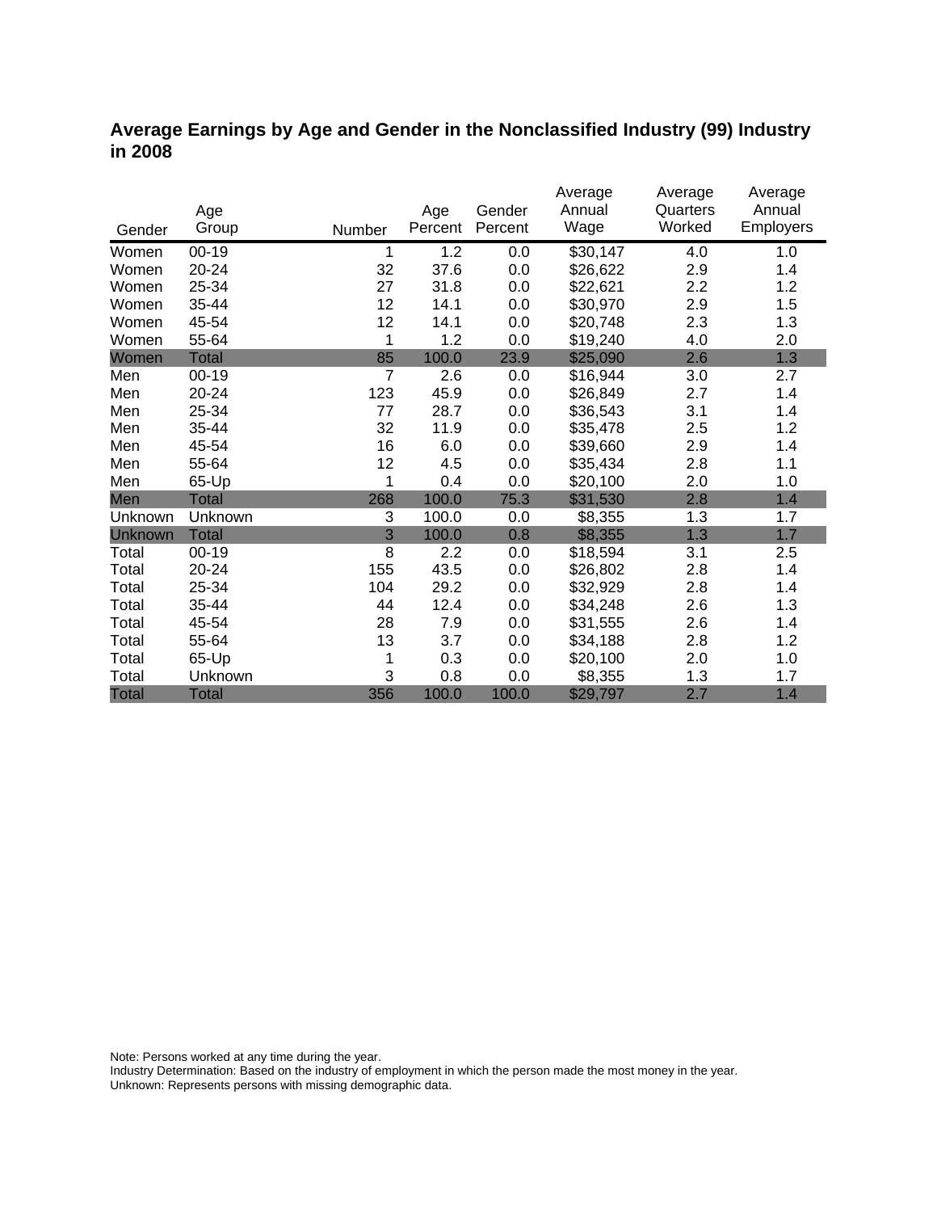## Average Earnings by Age and Gender in the Nonclassified Industry (99) Industry in 2008

| Gender | Age Group | Number | Age Percent | Gender Percent | Average Annual Wage | Average Quarters Worked | Average Annual Employers |
|---|---|---|---|---|---|---|---|
| Women | 00-19 | 1 | 1.2 | 0.0 | $30,147 | 4.0 | 1.0 |
| Women | 20-24 | 32 | 37.6 | 0.0 | $26,622 | 2.9 | 1.4 |
| Women | 25-34 | 27 | 31.8 | 0.0 | $22,621 | 2.2 | 1.2 |
| Women | 35-44 | 12 | 14.1 | 0.0 | $30,970 | 2.9 | 1.5 |
| Women | 45-54 | 12 | 14.1 | 0.0 | $20,748 | 2.3 | 1.3 |
| Women | 55-64 | 1 | 1.2 | 0.0 | $19,240 | 4.0 | 2.0 |
| Women | Total | 85 | 100.0 | 23.9 | $25,090 | 2.6 | 1.3 |
| Men | 00-19 | 7 | 2.6 | 0.0 | $16,944 | 3.0 | 2.7 |
| Men | 20-24 | 123 | 45.9 | 0.0 | $26,849 | 2.7 | 1.4 |
| Men | 25-34 | 77 | 28.7 | 0.0 | $36,543 | 3.1 | 1.4 |
| Men | 35-44 | 32 | 11.9 | 0.0 | $35,478 | 2.5 | 1.2 |
| Men | 45-54 | 16 | 6.0 | 0.0 | $39,660 | 2.9 | 1.4 |
| Men | 55-64 | 12 | 4.5 | 0.0 | $35,434 | 2.8 | 1.1 |
| Men | 65-Up | 1 | 0.4 | 0.0 | $20,100 | 2.0 | 1.0 |
| Men | Total | 268 | 100.0 | 75.3 | $31,530 | 2.8 | 1.4 |
| Unknown | Unknown | 3 | 100.0 | 0.0 | $8,355 | 1.3 | 1.7 |
| Unknown | Total | 3 | 100.0 | 0.8 | $8,355 | 1.3 | 1.7 |
| Total | 00-19 | 8 | 2.2 | 0.0 | $18,594 | 3.1 | 2.5 |
| Total | 20-24 | 155 | 43.5 | 0.0 | $26,802 | 2.8 | 1.4 |
| Total | 25-34 | 104 | 29.2 | 0.0 | $32,929 | 2.8 | 1.4 |
| Total | 35-44 | 44 | 12.4 | 0.0 | $34,248 | 2.6 | 1.3 |
| Total | 45-54 | 28 | 7.9 | 0.0 | $31,555 | 2.6 | 1.4 |
| Total | 55-64 | 13 | 3.7 | 0.0 | $34,188 | 2.8 | 1.2 |
| Total | 65-Up | 1 | 0.3 | 0.0 | $20,100 | 2.0 | 1.0 |
| Total | Unknown | 3 | 0.8 | 0.0 | $8,355 | 1.3 | 1.7 |
| Total | Total | 356 | 100.0 | 100.0 | $29,797 | 2.7 | 1.4 |

Note: Persons worked at any time during the year.
Industry Determination: Based on the industry of employment in which the person made the most money in the year.
Unknown: Represents persons with missing demographic data.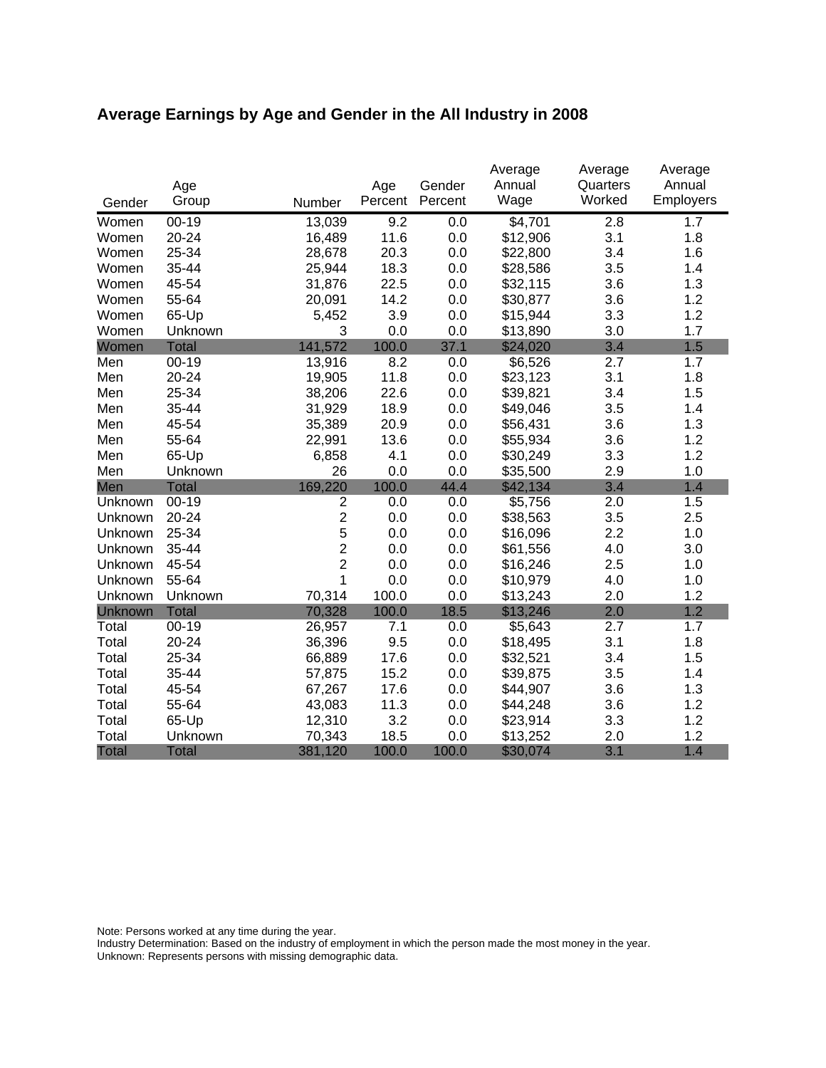## Average Earnings by Age and Gender in the All Industry in 2008

| Gender | Age Group | Number | Age Percent | Gender Percent | Average Annual Wage | Average Quarters Worked | Average Annual Employers |
|---|---|---|---|---|---|---|---|
| Women | 00-19 | 13,039 | 9.2 | 0.0 | $4,701 | 2.8 | 1.7 |
| Women | 20-24 | 16,489 | 11.6 | 0.0 | $12,906 | 3.1 | 1.8 |
| Women | 25-34 | 28,678 | 20.3 | 0.0 | $22,800 | 3.4 | 1.6 |
| Women | 35-44 | 25,944 | 18.3 | 0.0 | $28,586 | 3.5 | 1.4 |
| Women | 45-54 | 31,876 | 22.5 | 0.0 | $32,115 | 3.6 | 1.3 |
| Women | 55-64 | 20,091 | 14.2 | 0.0 | $30,877 | 3.6 | 1.2 |
| Women | 65-Up | 5,452 | 3.9 | 0.0 | $15,944 | 3.3 | 1.2 |
| Women | Unknown | 3 | 0.0 | 0.0 | $13,890 | 3.0 | 1.7 |
| Women | Total | 141,572 | 100.0 | 37.1 | $24,020 | 3.4 | 1.5 |
| Men | 00-19 | 13,916 | 8.2 | 0.0 | $6,526 | 2.7 | 1.7 |
| Men | 20-24 | 19,905 | 11.8 | 0.0 | $23,123 | 3.1 | 1.8 |
| Men | 25-34 | 38,206 | 22.6 | 0.0 | $39,821 | 3.4 | 1.5 |
| Men | 35-44 | 31,929 | 18.9 | 0.0 | $49,046 | 3.5 | 1.4 |
| Men | 45-54 | 35,389 | 20.9 | 0.0 | $56,431 | 3.6 | 1.3 |
| Men | 55-64 | 22,991 | 13.6 | 0.0 | $55,934 | 3.6 | 1.2 |
| Men | 65-Up | 6,858 | 4.1 | 0.0 | $30,249 | 3.3 | 1.2 |
| Men | Unknown | 26 | 0.0 | 0.0 | $35,500 | 2.9 | 1.0 |
| Men | Total | 169,220 | 100.0 | 44.4 | $42,134 | 3.4 | 1.4 |
| Unknown | 00-19 | 2 | 0.0 | 0.0 | $5,756 | 2.0 | 1.5 |
| Unknown | 20-24 | 2 | 0.0 | 0.0 | $38,563 | 3.5 | 2.5 |
| Unknown | 25-34 | 5 | 0.0 | 0.0 | $16,096 | 2.2 | 1.0 |
| Unknown | 35-44 | 2 | 0.0 | 0.0 | $61,556 | 4.0 | 3.0 |
| Unknown | 45-54 | 2 | 0.0 | 0.0 | $16,246 | 2.5 | 1.0 |
| Unknown | 55-64 | 1 | 0.0 | 0.0 | $10,979 | 4.0 | 1.0 |
| Unknown | Unknown | 70,314 | 100.0 | 0.0 | $13,243 | 2.0 | 1.2 |
| Unknown | Total | 70,328 | 100.0 | 18.5 | $13,246 | 2.0 | 1.2 |
| Total | 00-19 | 26,957 | 7.1 | 0.0 | $5,643 | 2.7 | 1.7 |
| Total | 20-24 | 36,396 | 9.5 | 0.0 | $18,495 | 3.1 | 1.8 |
| Total | 25-34 | 66,889 | 17.6 | 0.0 | $32,521 | 3.4 | 1.5 |
| Total | 35-44 | 57,875 | 15.2 | 0.0 | $39,875 | 3.5 | 1.4 |
| Total | 45-54 | 67,267 | 17.6 | 0.0 | $44,907 | 3.6 | 1.3 |
| Total | 55-64 | 43,083 | 11.3 | 0.0 | $44,248 | 3.6 | 1.2 |
| Total | 65-Up | 12,310 | 3.2 | 0.0 | $23,914 | 3.3 | 1.2 |
| Total | Unknown | 70,343 | 18.5 | 0.0 | $13,252 | 2.0 | 1.2 |
| Total | Total | 381,120 | 100.0 | 100.0 | $30,074 | 3.1 | 1.4 |

Note: Persons worked at any time during the year.
Industry Determination: Based on the industry of employment in which the person made the most money in the year.
Unknown: Represents persons with missing demographic data.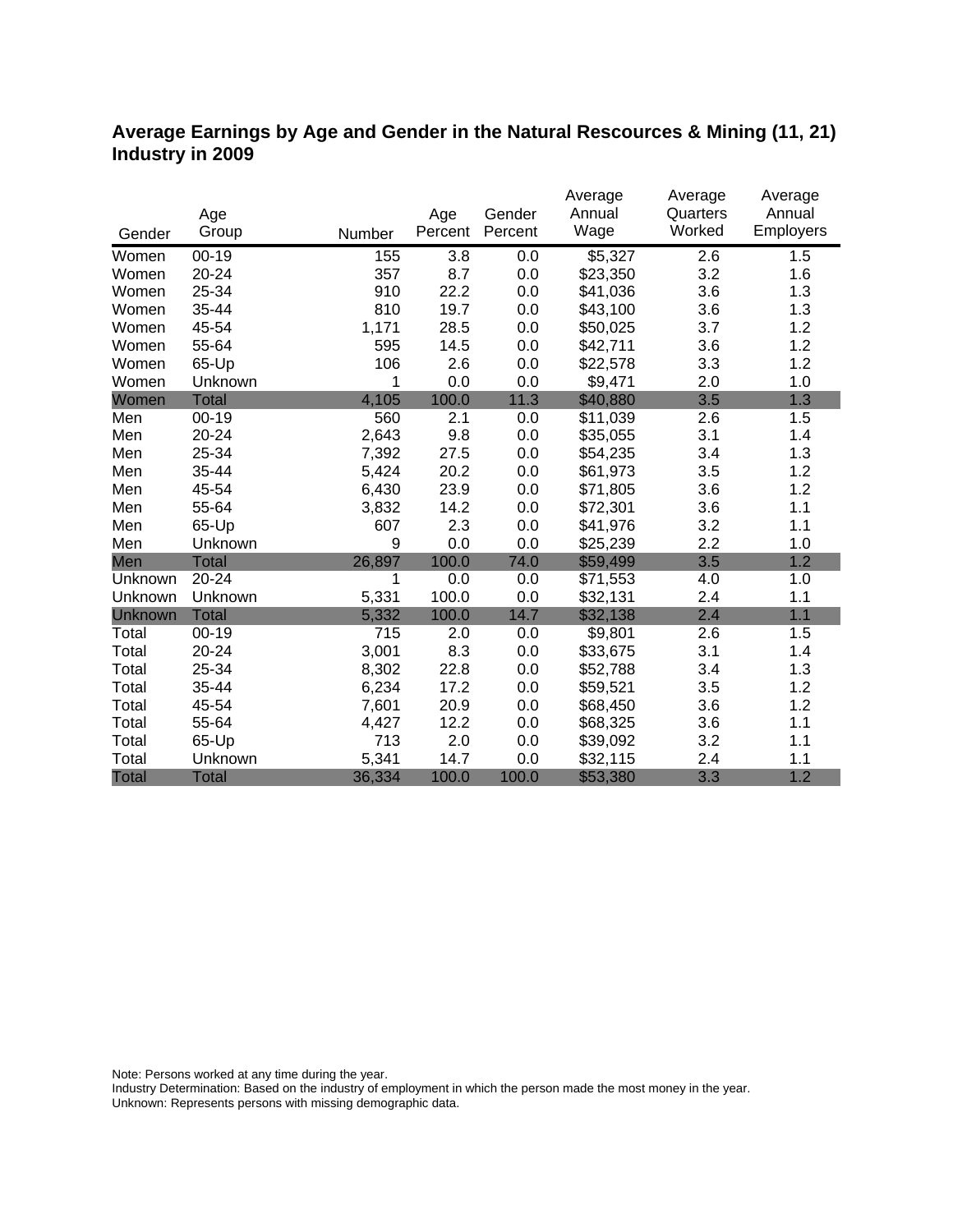# Average Earnings by Age and Gender in the Natural Rescources & Mining (11, 21) Industry in 2009

| Gender | Age Group | Number | Age Percent | Gender Percent | Average Annual Wage | Average Quarters Worked | Average Annual Employers |
|---|---|---|---|---|---|---|---|
| Women | 00-19 | 155 | 3.8 | 0.0 | $5,327 | 2.6 | 1.5 |
| Women | 20-24 | 357 | 8.7 | 0.0 | $23,350 | 3.2 | 1.6 |
| Women | 25-34 | 910 | 22.2 | 0.0 | $41,036 | 3.6 | 1.3 |
| Women | 35-44 | 810 | 19.7 | 0.0 | $43,100 | 3.6 | 1.3 |
| Women | 45-54 | 1,171 | 28.5 | 0.0 | $50,025 | 3.7 | 1.2 |
| Women | 55-64 | 595 | 14.5 | 0.0 | $42,711 | 3.6 | 1.2 |
| Women | 65-Up | 106 | 2.6 | 0.0 | $22,578 | 3.3 | 1.2 |
| Women | Unknown | 1 | 0.0 | 0.0 | $9,471 | 2.0 | 1.0 |
| Women | Total | 4,105 | 100.0 | 11.3 | $40,880 | 3.5 | 1.3 |
| Men | 00-19 | 560 | 2.1 | 0.0 | $11,039 | 2.6 | 1.5 |
| Men | 20-24 | 2,643 | 9.8 | 0.0 | $35,055 | 3.1 | 1.4 |
| Men | 25-34 | 7,392 | 27.5 | 0.0 | $54,235 | 3.4 | 1.3 |
| Men | 35-44 | 5,424 | 20.2 | 0.0 | $61,973 | 3.5 | 1.2 |
| Men | 45-54 | 6,430 | 23.9 | 0.0 | $71,805 | 3.6 | 1.2 |
| Men | 55-64 | 3,832 | 14.2 | 0.0 | $72,301 | 3.6 | 1.1 |
| Men | 65-Up | 607 | 2.3 | 0.0 | $41,976 | 3.2 | 1.1 |
| Men | Unknown | 9 | 0.0 | 0.0 | $25,239 | 2.2 | 1.0 |
| Men | Total | 26,897 | 100.0 | 74.0 | $59,499 | 3.5 | 1.2 |
| Unknown | 20-24 | 1 | 0.0 | 0.0 | $71,553 | 4.0 | 1.0 |
| Unknown | Unknown | 5,331 | 100.0 | 0.0 | $32,131 | 2.4 | 1.1 |
| Unknown | Total | 5,332 | 100.0 | 14.7 | $32,138 | 2.4 | 1.1 |
| Total | 00-19 | 715 | 2.0 | 0.0 | $9,801 | 2.6 | 1.5 |
| Total | 20-24 | 3,001 | 8.3 | 0.0 | $33,675 | 3.1 | 1.4 |
| Total | 25-34 | 8,302 | 22.8 | 0.0 | $52,788 | 3.4 | 1.3 |
| Total | 35-44 | 6,234 | 17.2 | 0.0 | $59,521 | 3.5 | 1.2 |
| Total | 45-54 | 7,601 | 20.9 | 0.0 | $68,450 | 3.6 | 1.2 |
| Total | 55-64 | 4,427 | 12.2 | 0.0 | $68,325 | 3.6 | 1.1 |
| Total | 65-Up | 713 | 2.0 | 0.0 | $39,092 | 3.2 | 1.1 |
| Total | Unknown | 5,341 | 14.7 | 0.0 | $32,115 | 2.4 | 1.1 |
| Total | Total | 36,334 | 100.0 | 100.0 | $53,380 | 3.3 | 1.2 |

Note: Persons worked at any time during the year.
Industry Determination: Based on the industry of employment in which the person made the most money in the year.
Unknown: Represents persons with missing demographic data.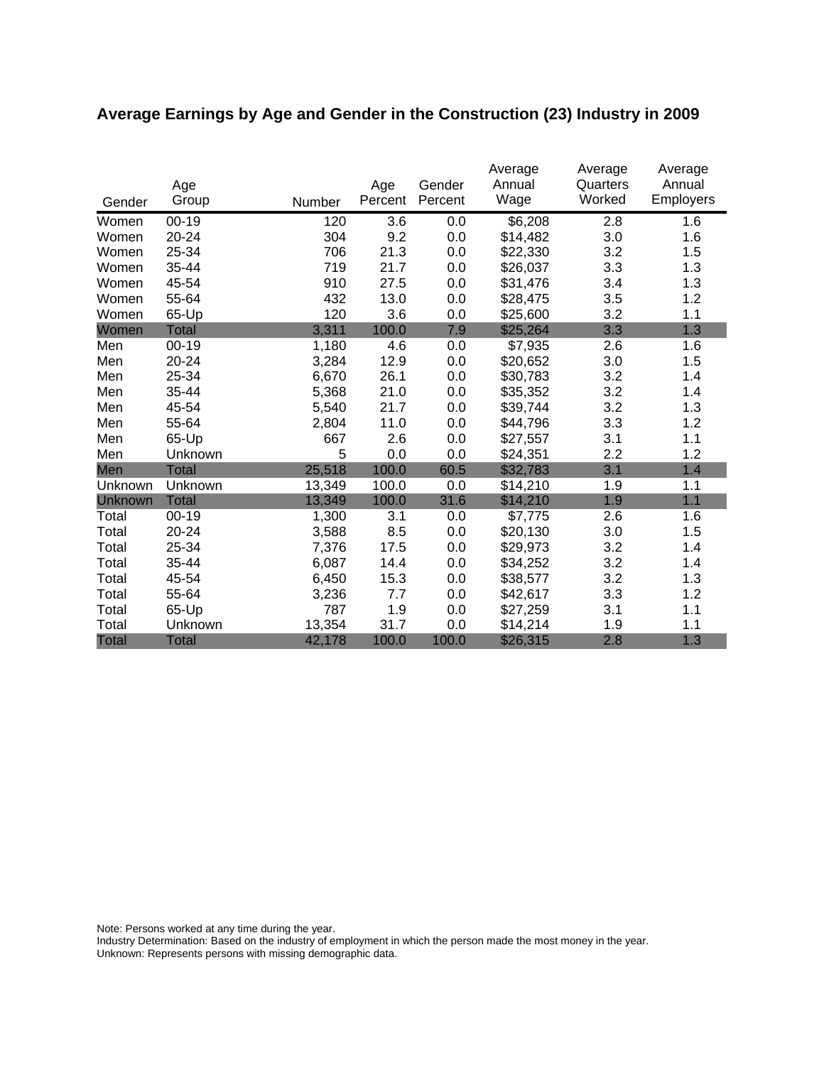# Average Earnings by Age and Gender in the Construction (23) Industry in 2009

| Gender | Age Group | Number | Age Percent | Gender Percent | Average Annual Wage | Average Quarters Worked | Average Annual Employers |
|---|---|---|---|---|---|---|---|
| Women | 00-19 | 120 | 3.6 | 0.0 | $6,208 | 2.8 | 1.6 |
| Women | 20-24 | 304 | 9.2 | 0.0 | $14,482 | 3.0 | 1.6 |
| Women | 25-34 | 706 | 21.3 | 0.0 | $22,330 | 3.2 | 1.5 |
| Women | 35-44 | 719 | 21.7 | 0.0 | $26,037 | 3.3 | 1.3 |
| Women | 45-54 | 910 | 27.5 | 0.0 | $31,476 | 3.4 | 1.3 |
| Women | 55-64 | 432 | 13.0 | 0.0 | $28,475 | 3.5 | 1.2 |
| Women | 65-Up | 120 | 3.6 | 0.0 | $25,600 | 3.2 | 1.1 |
| Women | Total | 3,311 | 100.0 | 7.9 | $25,264 | 3.3 | 1.3 |
| Men | 00-19 | 1,180 | 4.6 | 0.0 | $7,935 | 2.6 | 1.6 |
| Men | 20-24 | 3,284 | 12.9 | 0.0 | $20,652 | 3.0 | 1.5 |
| Men | 25-34 | 6,670 | 26.1 | 0.0 | $30,783 | 3.2 | 1.4 |
| Men | 35-44 | 5,368 | 21.0 | 0.0 | $35,352 | 3.2 | 1.4 |
| Men | 45-54 | 5,540 | 21.7 | 0.0 | $39,744 | 3.2 | 1.3 |
| Men | 55-64 | 2,804 | 11.0 | 0.0 | $44,796 | 3.3 | 1.2 |
| Men | 65-Up | 667 | 2.6 | 0.0 | $27,557 | 3.1 | 1.1 |
| Men | Unknown | 5 | 0.0 | 0.0 | $24,351 | 2.2 | 1.2 |
| Men | Total | 25,518 | 100.0 | 60.5 | $32,783 | 3.1 | 1.4 |
| Unknown | Unknown | 13,349 | 100.0 | 0.0 | $14,210 | 1.9 | 1.1 |
| Unknown | Total | 13,349 | 100.0 | 31.6 | $14,210 | 1.9 | 1.1 |
| Total | 00-19 | 1,300 | 3.1 | 0.0 | $7,775 | 2.6 | 1.6 |
| Total | 20-24 | 3,588 | 8.5 | 0.0 | $20,130 | 3.0 | 1.5 |
| Total | 25-34 | 7,376 | 17.5 | 0.0 | $29,973 | 3.2 | 1.4 |
| Total | 35-44 | 6,087 | 14.4 | 0.0 | $34,252 | 3.2 | 1.4 |
| Total | 45-54 | 6,450 | 15.3 | 0.0 | $38,577 | 3.2 | 1.3 |
| Total | 55-64 | 3,236 | 7.7 | 0.0 | $42,617 | 3.3 | 1.2 |
| Total | 65-Up | 787 | 1.9 | 0.0 | $27,259 | 3.1 | 1.1 |
| Total | Unknown | 13,354 | 31.7 | 0.0 | $14,214 | 1.9 | 1.1 |
| Total | Total | 42,178 | 100.0 | 100.0 | $26,315 | 2.8 | 1.3 |

Note: Persons worked at any time during the year.
Industry Determination: Based on the industry of employment in which the person made the most money in the year.
Unknown: Represents persons with missing demographic data.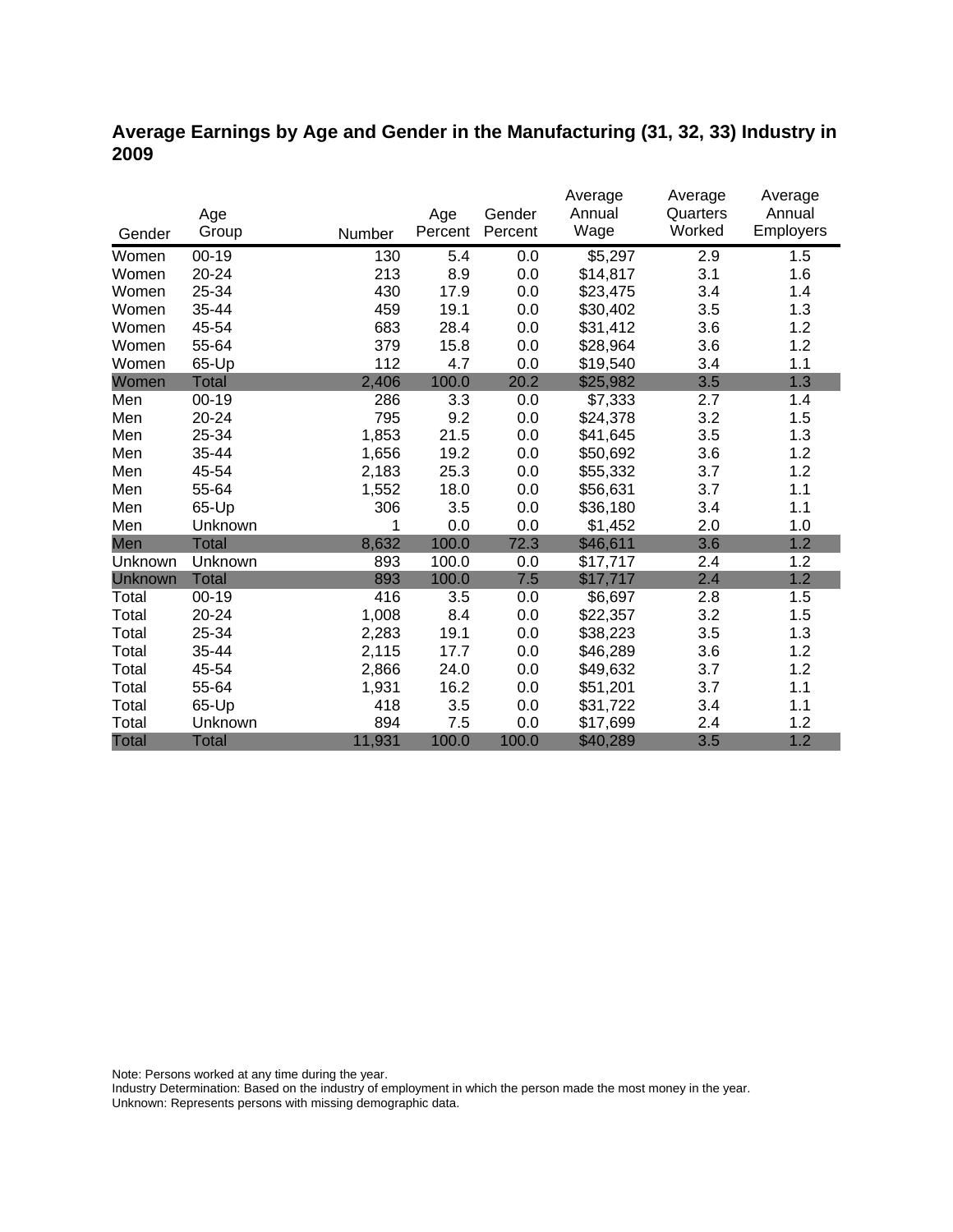## Average Earnings by Age and Gender in the Manufacturing (31, 32, 33) Industry in 2009

| Gender | Age Group | Number | Age Percent | Gender Percent | Average Annual Wage | Average Quarters Worked | Average Annual Employers |
|---|---|---|---|---|---|---|---|
| Women | 00-19 | 130 | 5.4 | 0.0 | $5,297 | 2.9 | 1.5 |
| Women | 20-24 | 213 | 8.9 | 0.0 | $14,817 | 3.1 | 1.6 |
| Women | 25-34 | 430 | 17.9 | 0.0 | $23,475 | 3.4 | 1.4 |
| Women | 35-44 | 459 | 19.1 | 0.0 | $30,402 | 3.5 | 1.3 |
| Women | 45-54 | 683 | 28.4 | 0.0 | $31,412 | 3.6 | 1.2 |
| Women | 55-64 | 379 | 15.8 | 0.0 | $28,964 | 3.6 | 1.2 |
| Women | 65-Up | 112 | 4.7 | 0.0 | $19,540 | 3.4 | 1.1 |
| Women | Total | 2,406 | 100.0 | 20.2 | $25,982 | 3.5 | 1.3 |
| Men | 00-19 | 286 | 3.3 | 0.0 | $7,333 | 2.7 | 1.4 |
| Men | 20-24 | 795 | 9.2 | 0.0 | $24,378 | 3.2 | 1.5 |
| Men | 25-34 | 1,853 | 21.5 | 0.0 | $41,645 | 3.5 | 1.3 |
| Men | 35-44 | 1,656 | 19.2 | 0.0 | $50,692 | 3.6 | 1.2 |
| Men | 45-54 | 2,183 | 25.3 | 0.0 | $55,332 | 3.7 | 1.2 |
| Men | 55-64 | 1,552 | 18.0 | 0.0 | $56,631 | 3.7 | 1.1 |
| Men | 65-Up | 306 | 3.5 | 0.0 | $36,180 | 3.4 | 1.1 |
| Men | Unknown | 1 | 0.0 | 0.0 | $1,452 | 2.0 | 1.0 |
| Men | Total | 8,632 | 100.0 | 72.3 | $46,611 | 3.6 | 1.2 |
| Unknown | Unknown | 893 | 100.0 | 0.0 | $17,717 | 2.4 | 1.2 |
| Unknown | Total | 893 | 100.0 | 7.5 | $17,717 | 2.4 | 1.2 |
| Total | 00-19 | 416 | 3.5 | 0.0 | $6,697 | 2.8 | 1.5 |
| Total | 20-24 | 1,008 | 8.4 | 0.0 | $22,357 | 3.2 | 1.5 |
| Total | 25-34 | 2,283 | 19.1 | 0.0 | $38,223 | 3.5 | 1.3 |
| Total | 35-44 | 2,115 | 17.7 | 0.0 | $46,289 | 3.6 | 1.2 |
| Total | 45-54 | 2,866 | 24.0 | 0.0 | $49,632 | 3.7 | 1.2 |
| Total | 55-64 | 1,931 | 16.2 | 0.0 | $51,201 | 3.7 | 1.1 |
| Total | 65-Up | 418 | 3.5 | 0.0 | $31,722 | 3.4 | 1.1 |
| Total | Unknown | 894 | 7.5 | 0.0 | $17,699 | 2.4 | 1.2 |
| Total | Total | 11,931 | 100.0 | 100.0 | $40,289 | 3.5 | 1.2 |

Note: Persons worked at any time during the year.
Industry Determination: Based on the industry of employment in which the person made the most money in the year.
Unknown: Represents persons with missing demographic data.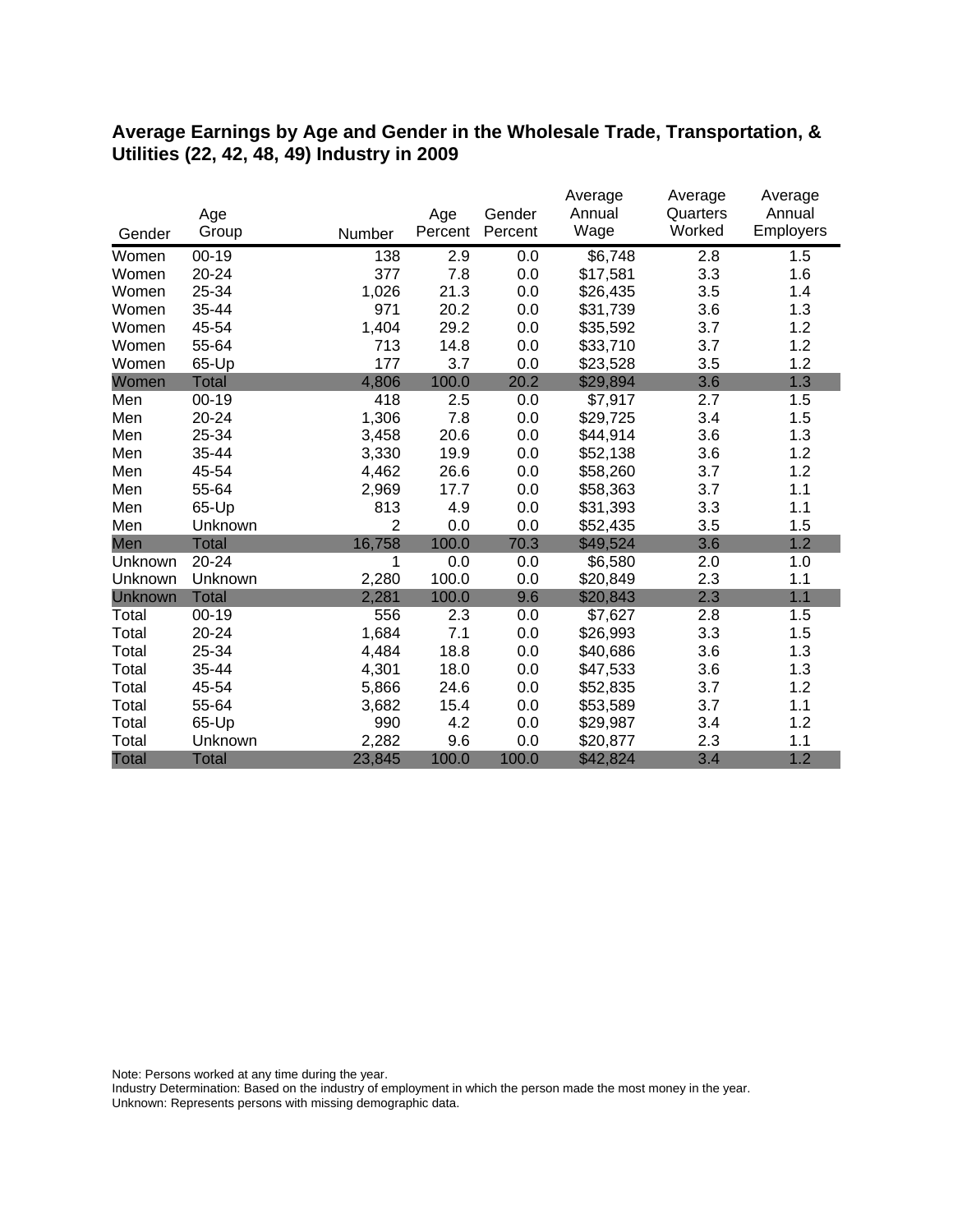## Average Earnings by Age and Gender in the Wholesale Trade, Transportation, & Utilities (22, 42, 48, 49) Industry in 2009

| Gender | Age Group | Number | Age Percent | Gender Percent | Average Annual Wage | Average Quarters Worked | Average Annual Employers |
|---|---|---|---|---|---|---|---|
| Women | 00-19 | 138 | 2.9 | 0.0 | $6,748 | 2.8 | 1.5 |
| Women | 20-24 | 377 | 7.8 | 0.0 | $17,581 | 3.3 | 1.6 |
| Women | 25-34 | 1,026 | 21.3 | 0.0 | $26,435 | 3.5 | 1.4 |
| Women | 35-44 | 971 | 20.2 | 0.0 | $31,739 | 3.6 | 1.3 |
| Women | 45-54 | 1,404 | 29.2 | 0.0 | $35,592 | 3.7 | 1.2 |
| Women | 55-64 | 713 | 14.8 | 0.0 | $33,710 | 3.7 | 1.2 |
| Women | 65-Up | 177 | 3.7 | 0.0 | $23,528 | 3.5 | 1.2 |
| Women | Total | 4,806 | 100.0 | 20.2 | $29,894 | 3.6 | 1.3 |
| Men | 00-19 | 418 | 2.5 | 0.0 | $7,917 | 2.7 | 1.5 |
| Men | 20-24 | 1,306 | 7.8 | 0.0 | $29,725 | 3.4 | 1.5 |
| Men | 25-34 | 3,458 | 20.6 | 0.0 | $44,914 | 3.6 | 1.3 |
| Men | 35-44 | 3,330 | 19.9 | 0.0 | $52,138 | 3.6 | 1.2 |
| Men | 45-54 | 4,462 | 26.6 | 0.0 | $58,260 | 3.7 | 1.2 |
| Men | 55-64 | 2,969 | 17.7 | 0.0 | $58,363 | 3.7 | 1.1 |
| Men | 65-Up | 813 | 4.9 | 0.0 | $31,393 | 3.3 | 1.1 |
| Men | Unknown | 2 | 0.0 | 0.0 | $52,435 | 3.5 | 1.5 |
| Men | Total | 16,758 | 100.0 | 70.3 | $49,524 | 3.6 | 1.2 |
| Unknown | 20-24 | 1 | 0.0 | 0.0 | $6,580 | 2.0 | 1.0 |
| Unknown | Unknown | 2,280 | 100.0 | 0.0 | $20,849 | 2.3 | 1.1 |
| Unknown | Total | 2,281 | 100.0 | 9.6 | $20,843 | 2.3 | 1.1 |
| Total | 00-19 | 556 | 2.3 | 0.0 | $7,627 | 2.8 | 1.5 |
| Total | 20-24 | 1,684 | 7.1 | 0.0 | $26,993 | 3.3 | 1.5 |
| Total | 25-34 | 4,484 | 18.8 | 0.0 | $40,686 | 3.6 | 1.3 |
| Total | 35-44 | 4,301 | 18.0 | 0.0 | $47,533 | 3.6 | 1.3 |
| Total | 45-54 | 5,866 | 24.6 | 0.0 | $52,835 | 3.7 | 1.2 |
| Total | 55-64 | 3,682 | 15.4 | 0.0 | $53,589 | 3.7 | 1.1 |
| Total | 65-Up | 990 | 4.2 | 0.0 | $29,987 | 3.4 | 1.2 |
| Total | Unknown | 2,282 | 9.6 | 0.0 | $20,877 | 2.3 | 1.1 |
| Total | Total | 23,845 | 100.0 | 100.0 | $42,824 | 3.4 | 1.2 |

Note: Persons worked at any time during the year.
Industry Determination: Based on the industry of employment in which the person made the most money in the year.
Unknown: Represents persons with missing demographic data.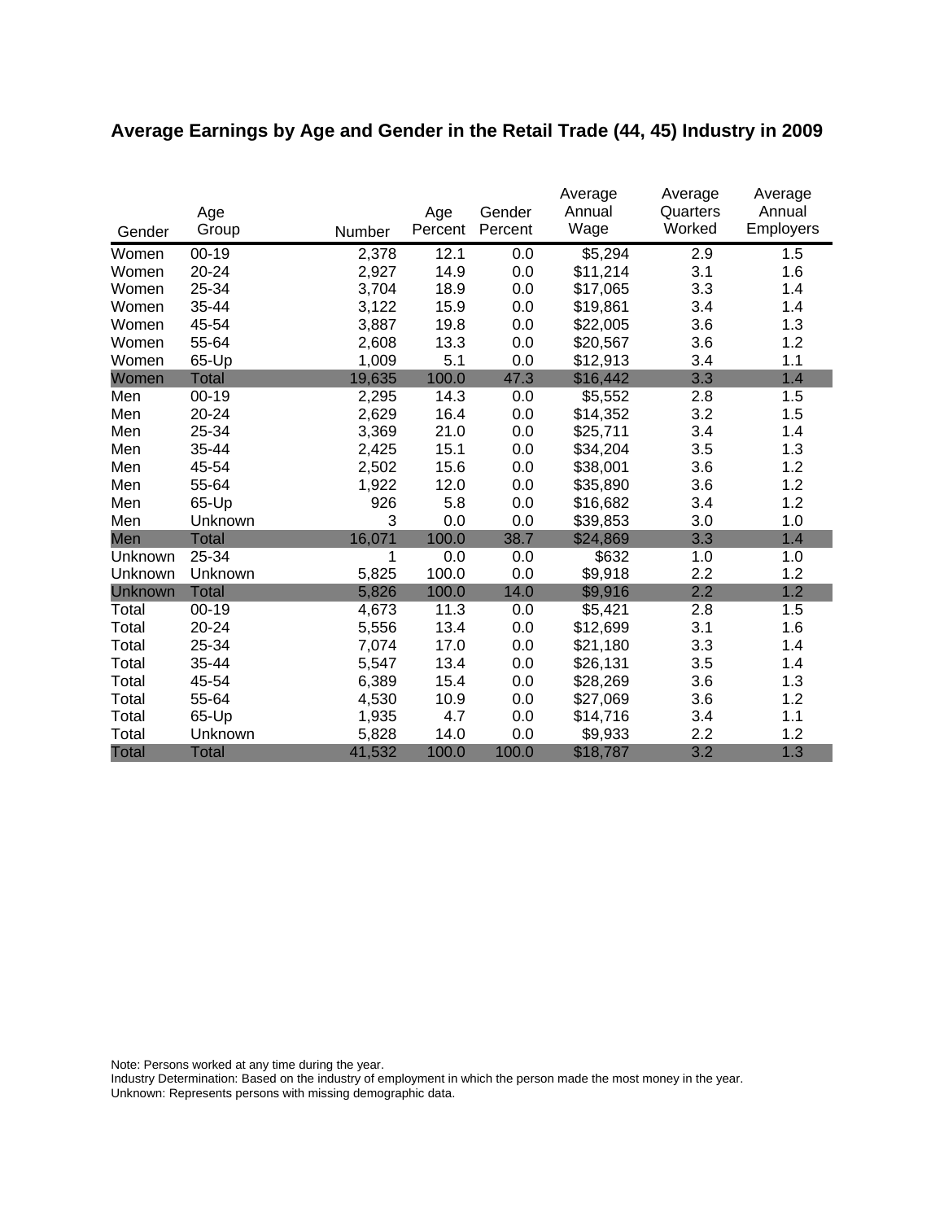## Average Earnings by Age and Gender in the Retail Trade (44, 45) Industry in 2009

| Gender | Age Group | Number | Age Percent | Gender Percent | Average Annual Wage | Average Quarters Worked | Average Annual Employers |
|---|---|---|---|---|---|---|---|
| Women | 00-19 | 2,378 | 12.1 | 0.0 | $5,294 | 2.9 | 1.5 |
| Women | 20-24 | 2,927 | 14.9 | 0.0 | $11,214 | 3.1 | 1.6 |
| Women | 25-34 | 3,704 | 18.9 | 0.0 | $17,065 | 3.3 | 1.4 |
| Women | 35-44 | 3,122 | 15.9 | 0.0 | $19,861 | 3.4 | 1.4 |
| Women | 45-54 | 3,887 | 19.8 | 0.0 | $22,005 | 3.6 | 1.3 |
| Women | 55-64 | 2,608 | 13.3 | 0.0 | $20,567 | 3.6 | 1.2 |
| Women | 65-Up | 1,009 | 5.1 | 0.0 | $12,913 | 3.4 | 1.1 |
| Women | Total | 19,635 | 100.0 | 47.3 | $16,442 | 3.3 | 1.4 |
| Men | 00-19 | 2,295 | 14.3 | 0.0 | $5,552 | 2.8 | 1.5 |
| Men | 20-24 | 2,629 | 16.4 | 0.0 | $14,352 | 3.2 | 1.5 |
| Men | 25-34 | 3,369 | 21.0 | 0.0 | $25,711 | 3.4 | 1.4 |
| Men | 35-44 | 2,425 | 15.1 | 0.0 | $34,204 | 3.5 | 1.3 |
| Men | 45-54 | 2,502 | 15.6 | 0.0 | $38,001 | 3.6 | 1.2 |
| Men | 55-64 | 1,922 | 12.0 | 0.0 | $35,890 | 3.6 | 1.2 |
| Men | 65-Up | 926 | 5.8 | 0.0 | $16,682 | 3.4 | 1.2 |
| Men | Unknown | 3 | 0.0 | 0.0 | $39,853 | 3.0 | 1.0 |
| Men | Total | 16,071 | 100.0 | 38.7 | $24,869 | 3.3 | 1.4 |
| Unknown | 25-34 | 1 | 0.0 | 0.0 | $632 | 1.0 | 1.0 |
| Unknown | Unknown | 5,825 | 100.0 | 0.0 | $9,918 | 2.2 | 1.2 |
| Unknown | Total | 5,826 | 100.0 | 14.0 | $9,916 | 2.2 | 1.2 |
| Total | 00-19 | 4,673 | 11.3 | 0.0 | $5,421 | 2.8 | 1.5 |
| Total | 20-24 | 5,556 | 13.4 | 0.0 | $12,699 | 3.1 | 1.6 |
| Total | 25-34 | 7,074 | 17.0 | 0.0 | $21,180 | 3.3 | 1.4 |
| Total | 35-44 | 5,547 | 13.4 | 0.0 | $26,131 | 3.5 | 1.4 |
| Total | 45-54 | 6,389 | 15.4 | 0.0 | $28,269 | 3.6 | 1.3 |
| Total | 55-64 | 4,530 | 10.9 | 0.0 | $27,069 | 3.6 | 1.2 |
| Total | 65-Up | 1,935 | 4.7 | 0.0 | $14,716 | 3.4 | 1.1 |
| Total | Unknown | 5,828 | 14.0 | 0.0 | $9,933 | 2.2 | 1.2 |
| Total | Total | 41,532 | 100.0 | 100.0 | $18,787 | 3.2 | 1.3 |

Note: Persons worked at any time during the year.
Industry Determination: Based on the industry of employment in which the person made the most money in the year.
Unknown: Represents persons with missing demographic data.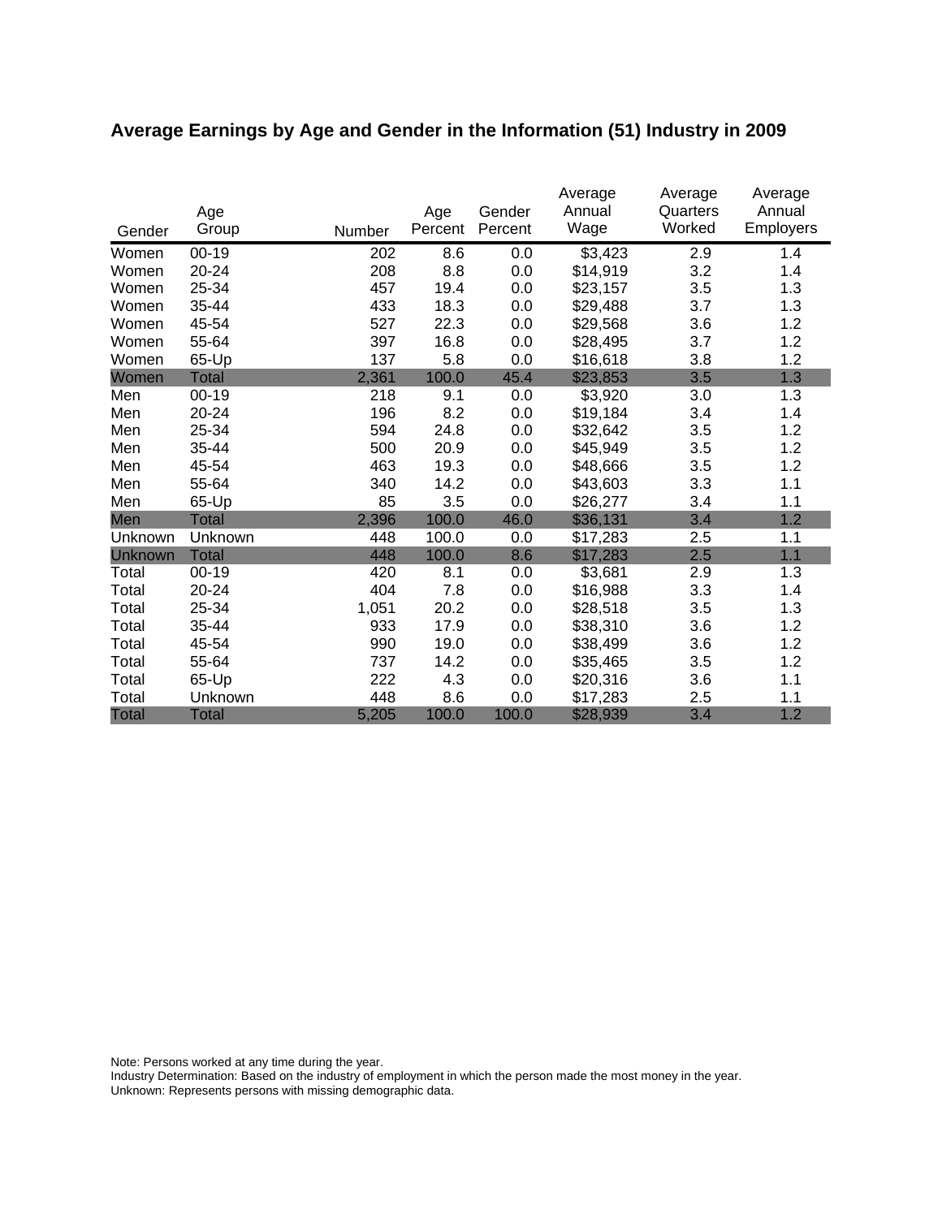## Average Earnings by Age and Gender in the Information (51) Industry in 2009

| Gender | Age Group | Number | Age Percent | Gender Percent | Average Annual Wage | Average Quarters Worked | Average Annual Employers |
|---|---|---|---|---|---|---|---|
| Women | 00-19 | 202 | 8.6 | 0.0 | $3,423 | 2.9 | 1.4 |
| Women | 20-24 | 208 | 8.8 | 0.0 | $14,919 | 3.2 | 1.4 |
| Women | 25-34 | 457 | 19.4 | 0.0 | $23,157 | 3.5 | 1.3 |
| Women | 35-44 | 433 | 18.3 | 0.0 | $29,488 | 3.7 | 1.3 |
| Women | 45-54 | 527 | 22.3 | 0.0 | $29,568 | 3.6 | 1.2 |
| Women | 55-64 | 397 | 16.8 | 0.0 | $28,495 | 3.7 | 1.2 |
| Women | 65-Up | 137 | 5.8 | 0.0 | $16,618 | 3.8 | 1.2 |
| Women | Total | 2,361 | 100.0 | 45.4 | $23,853 | 3.5 | 1.3 |
| Men | 00-19 | 218 | 9.1 | 0.0 | $3,920 | 3.0 | 1.3 |
| Men | 20-24 | 196 | 8.2 | 0.0 | $19,184 | 3.4 | 1.4 |
| Men | 25-34 | 594 | 24.8 | 0.0 | $32,642 | 3.5 | 1.2 |
| Men | 35-44 | 500 | 20.9 | 0.0 | $45,949 | 3.5 | 1.2 |
| Men | 45-54 | 463 | 19.3 | 0.0 | $48,666 | 3.5 | 1.2 |
| Men | 55-64 | 340 | 14.2 | 0.0 | $43,603 | 3.3 | 1.1 |
| Men | 65-Up | 85 | 3.5 | 0.0 | $26,277 | 3.4 | 1.1 |
| Men | Total | 2,396 | 100.0 | 46.0 | $36,131 | 3.4 | 1.2 |
| Unknown | Unknown | 448 | 100.0 | 0.0 | $17,283 | 2.5 | 1.1 |
| Unknown | Total | 448 | 100.0 | 8.6 | $17,283 | 2.5 | 1.1 |
| Total | 00-19 | 420 | 8.1 | 0.0 | $3,681 | 2.9 | 1.3 |
| Total | 20-24 | 404 | 7.8 | 0.0 | $16,988 | 3.3 | 1.4 |
| Total | 25-34 | 1,051 | 20.2 | 0.0 | $28,518 | 3.5 | 1.3 |
| Total | 35-44 | 933 | 17.9 | 0.0 | $38,310 | 3.6 | 1.2 |
| Total | 45-54 | 990 | 19.0 | 0.0 | $38,499 | 3.6 | 1.2 |
| Total | 55-64 | 737 | 14.2 | 0.0 | $35,465 | 3.5 | 1.2 |
| Total | 65-Up | 222 | 4.3 | 0.0 | $20,316 | 3.6 | 1.1 |
| Total | Unknown | 448 | 8.6 | 0.0 | $17,283 | 2.5 | 1.1 |
| Total | Total | 5,205 | 100.0 | 100.0 | $28,939 | 3.4 | 1.2 |

Note: Persons worked at any time during the year.
Industry Determination: Based on the industry of employment in which the person made the most money in the year.
Unknown: Represents persons with missing demographic data.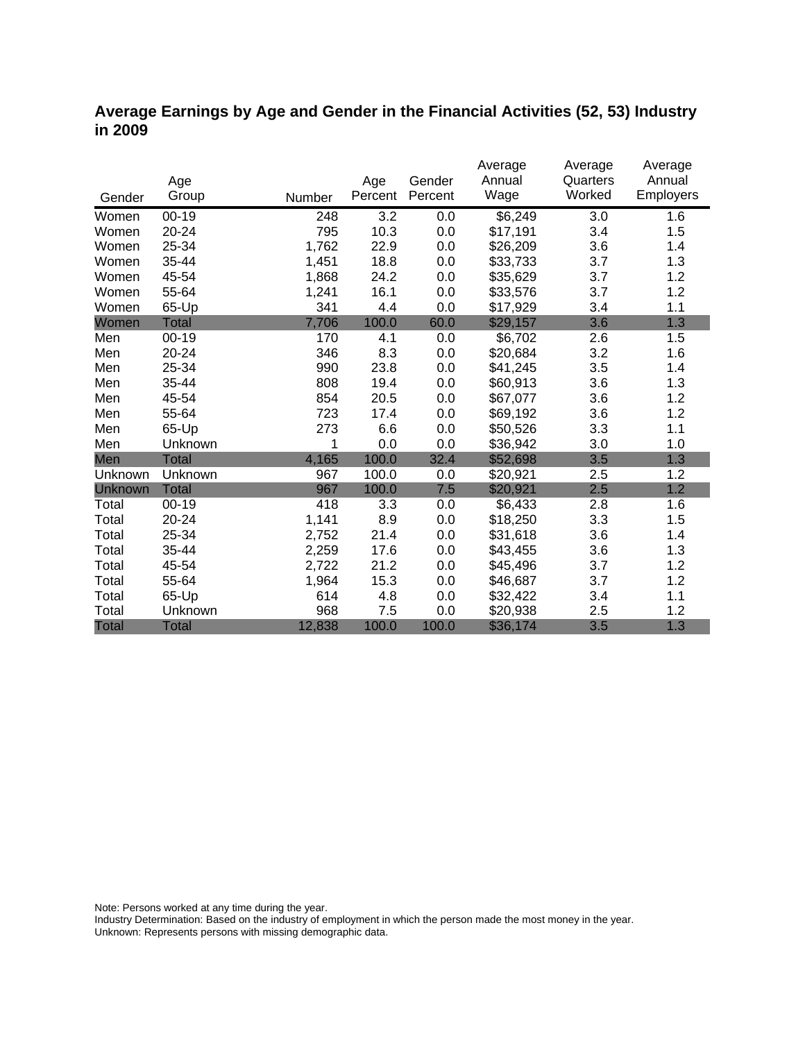# Average Earnings by Age and Gender in the Financial Activities (52, 53) Industry in 2009

| Gender | Age Group | Number | Age Percent | Gender Percent | Average Annual Wage | Average Quarters Worked | Average Annual Employers |
|---|---|---|---|---|---|---|---|
| Women | 00-19 | 248 | 3.2 | 0.0 | $6,249 | 3.0 | 1.6 |
| Women | 20-24 | 795 | 10.3 | 0.0 | $17,191 | 3.4 | 1.5 |
| Women | 25-34 | 1,762 | 22.9 | 0.0 | $26,209 | 3.6 | 1.4 |
| Women | 35-44 | 1,451 | 18.8 | 0.0 | $33,733 | 3.7 | 1.3 |
| Women | 45-54 | 1,868 | 24.2 | 0.0 | $35,629 | 3.7 | 1.2 |
| Women | 55-64 | 1,241 | 16.1 | 0.0 | $33,576 | 3.7 | 1.2 |
| Women | 65-Up | 341 | 4.4 | 0.0 | $17,929 | 3.4 | 1.1 |
| Women | Total | 7,706 | 100.0 | 60.0 | $29,157 | 3.6 | 1.3 |
| Men | 00-19 | 170 | 4.1 | 0.0 | $6,702 | 2.6 | 1.5 |
| Men | 20-24 | 346 | 8.3 | 0.0 | $20,684 | 3.2 | 1.6 |
| Men | 25-34 | 990 | 23.8 | 0.0 | $41,245 | 3.5 | 1.4 |
| Men | 35-44 | 808 | 19.4 | 0.0 | $60,913 | 3.6 | 1.3 |
| Men | 45-54 | 854 | 20.5 | 0.0 | $67,077 | 3.6 | 1.2 |
| Men | 55-64 | 723 | 17.4 | 0.0 | $69,192 | 3.6 | 1.2 |
| Men | 65-Up | 273 | 6.6 | 0.0 | $50,526 | 3.3 | 1.1 |
| Men | Unknown | 1 | 0.0 | 0.0 | $36,942 | 3.0 | 1.0 |
| Men | Total | 4,165 | 100.0 | 32.4 | $52,698 | 3.5 | 1.3 |
| Unknown | Unknown | 967 | 100.0 | 0.0 | $20,921 | 2.5 | 1.2 |
| Unknown | Total | 967 | 100.0 | 7.5 | $20,921 | 2.5 | 1.2 |
| Total | 00-19 | 418 | 3.3 | 0.0 | $6,433 | 2.8 | 1.6 |
| Total | 20-24 | 1,141 | 8.9 | 0.0 | $18,250 | 3.3 | 1.5 |
| Total | 25-34 | 2,752 | 21.4 | 0.0 | $31,618 | 3.6 | 1.4 |
| Total | 35-44 | 2,259 | 17.6 | 0.0 | $43,455 | 3.6 | 1.3 |
| Total | 45-54 | 2,722 | 21.2 | 0.0 | $45,496 | 3.7 | 1.2 |
| Total | 55-64 | 1,964 | 15.3 | 0.0 | $46,687 | 3.7 | 1.2 |
| Total | 65-Up | 614 | 4.8 | 0.0 | $32,422 | 3.4 | 1.1 |
| Total | Unknown | 968 | 7.5 | 0.0 | $20,938 | 2.5 | 1.2 |
| Total | Total | 12,838 | 100.0 | 100.0 | $36,174 | 3.5 | 1.3 |

Note: Persons worked at any time during the year.
Industry Determination: Based on the industry of employment in which the person made the most money in the year.
Unknown: Represents persons with missing demographic data.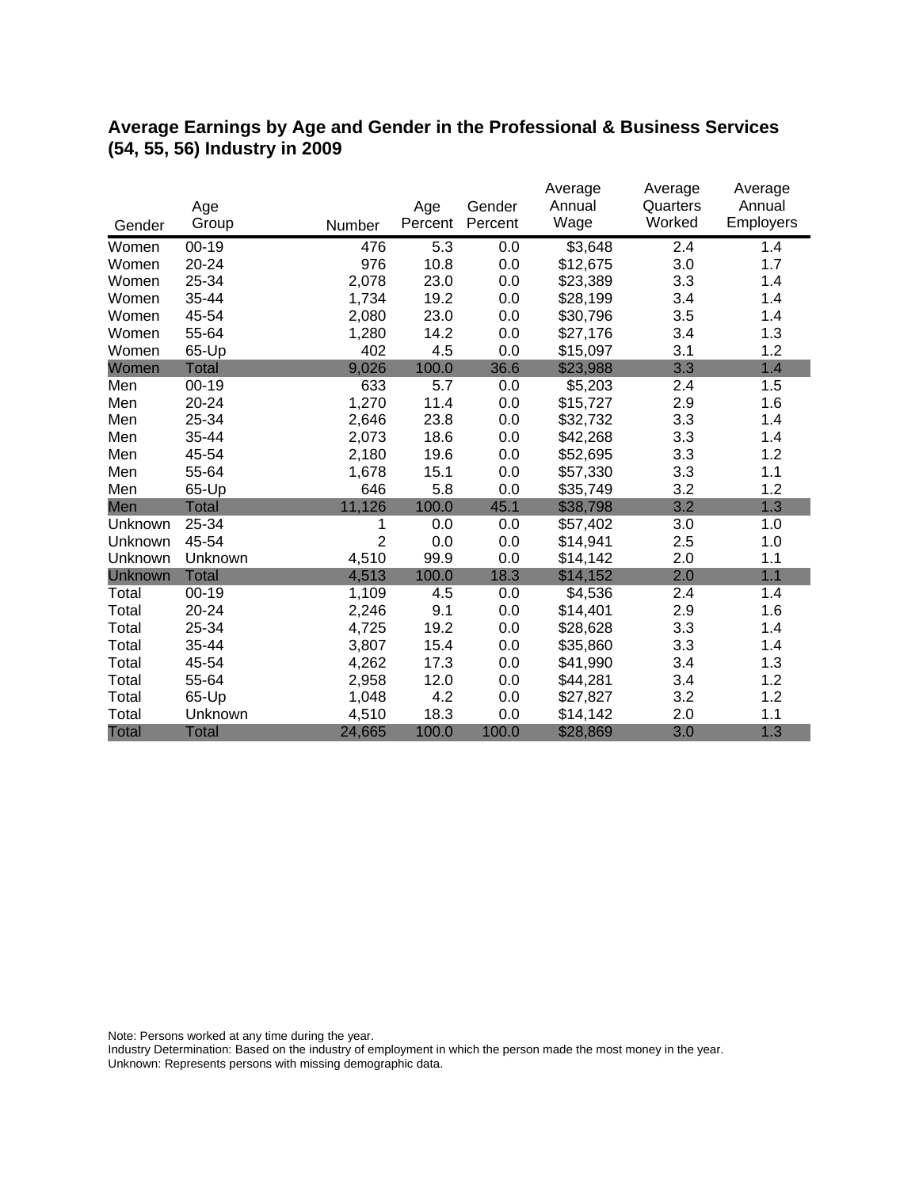## Average Earnings by Age and Gender in the Professional & Business Services (54, 55, 56) Industry in 2009

| Gender | Age Group | Number | Age Percent | Gender Percent | Average Annual Wage | Average Quarters Worked | Average Annual Employers |
|---|---|---|---|---|---|---|---|
| Women | 00-19 | 476 | 5.3 | 0.0 | $3,648 | 2.4 | 1.4 |
| Women | 20-24 | 976 | 10.8 | 0.0 | $12,675 | 3.0 | 1.7 |
| Women | 25-34 | 2,078 | 23.0 | 0.0 | $23,389 | 3.3 | 1.4 |
| Women | 35-44 | 1,734 | 19.2 | 0.0 | $28,199 | 3.4 | 1.4 |
| Women | 45-54 | 2,080 | 23.0 | 0.0 | $30,796 | 3.5 | 1.4 |
| Women | 55-64 | 1,280 | 14.2 | 0.0 | $27,176 | 3.4 | 1.3 |
| Women | 65-Up | 402 | 4.5 | 0.0 | $15,097 | 3.1 | 1.2 |
| Women | Total | 9,026 | 100.0 | 36.6 | $23,988 | 3.3 | 1.4 |
| Men | 00-19 | 633 | 5.7 | 0.0 | $5,203 | 2.4 | 1.5 |
| Men | 20-24 | 1,270 | 11.4 | 0.0 | $15,727 | 2.9 | 1.6 |
| Men | 25-34 | 2,646 | 23.8 | 0.0 | $32,732 | 3.3 | 1.4 |
| Men | 35-44 | 2,073 | 18.6 | 0.0 | $42,268 | 3.3 | 1.4 |
| Men | 45-54 | 2,180 | 19.6 | 0.0 | $52,695 | 3.3 | 1.2 |
| Men | 55-64 | 1,678 | 15.1 | 0.0 | $57,330 | 3.3 | 1.1 |
| Men | 65-Up | 646 | 5.8 | 0.0 | $35,749 | 3.2 | 1.2 |
| Men | Total | 11,126 | 100.0 | 45.1 | $38,798 | 3.2 | 1.3 |
| Unknown | 25-34 | 1 | 0.0 | 0.0 | $57,402 | 3.0 | 1.0 |
| Unknown | 45-54 | 2 | 0.0 | 0.0 | $14,941 | 2.5 | 1.0 |
| Unknown | Unknown | 4,510 | 99.9 | 0.0 | $14,142 | 2.0 | 1.1 |
| Unknown | Total | 4,513 | 100.0 | 18.3 | $14,152 | 2.0 | 1.1 |
| Total | 00-19 | 1,109 | 4.5 | 0.0 | $4,536 | 2.4 | 1.4 |
| Total | 20-24 | 2,246 | 9.1 | 0.0 | $14,401 | 2.9 | 1.6 |
| Total | 25-34 | 4,725 | 19.2 | 0.0 | $28,628 | 3.3 | 1.4 |
| Total | 35-44 | 3,807 | 15.4 | 0.0 | $35,860 | 3.3 | 1.4 |
| Total | 45-54 | 4,262 | 17.3 | 0.0 | $41,990 | 3.4 | 1.3 |
| Total | 55-64 | 2,958 | 12.0 | 0.0 | $44,281 | 3.4 | 1.2 |
| Total | 65-Up | 1,048 | 4.2 | 0.0 | $27,827 | 3.2 | 1.2 |
| Total | Unknown | 4,510 | 18.3 | 0.0 | $14,142 | 2.0 | 1.1 |
| Total | Total | 24,665 | 100.0 | 100.0 | $28,869 | 3.0 | 1.3 |

Note: Persons worked at any time during the year.
Industry Determination: Based on the industry of employment in which the person made the most money in the year.
Unknown: Represents persons with missing demographic data.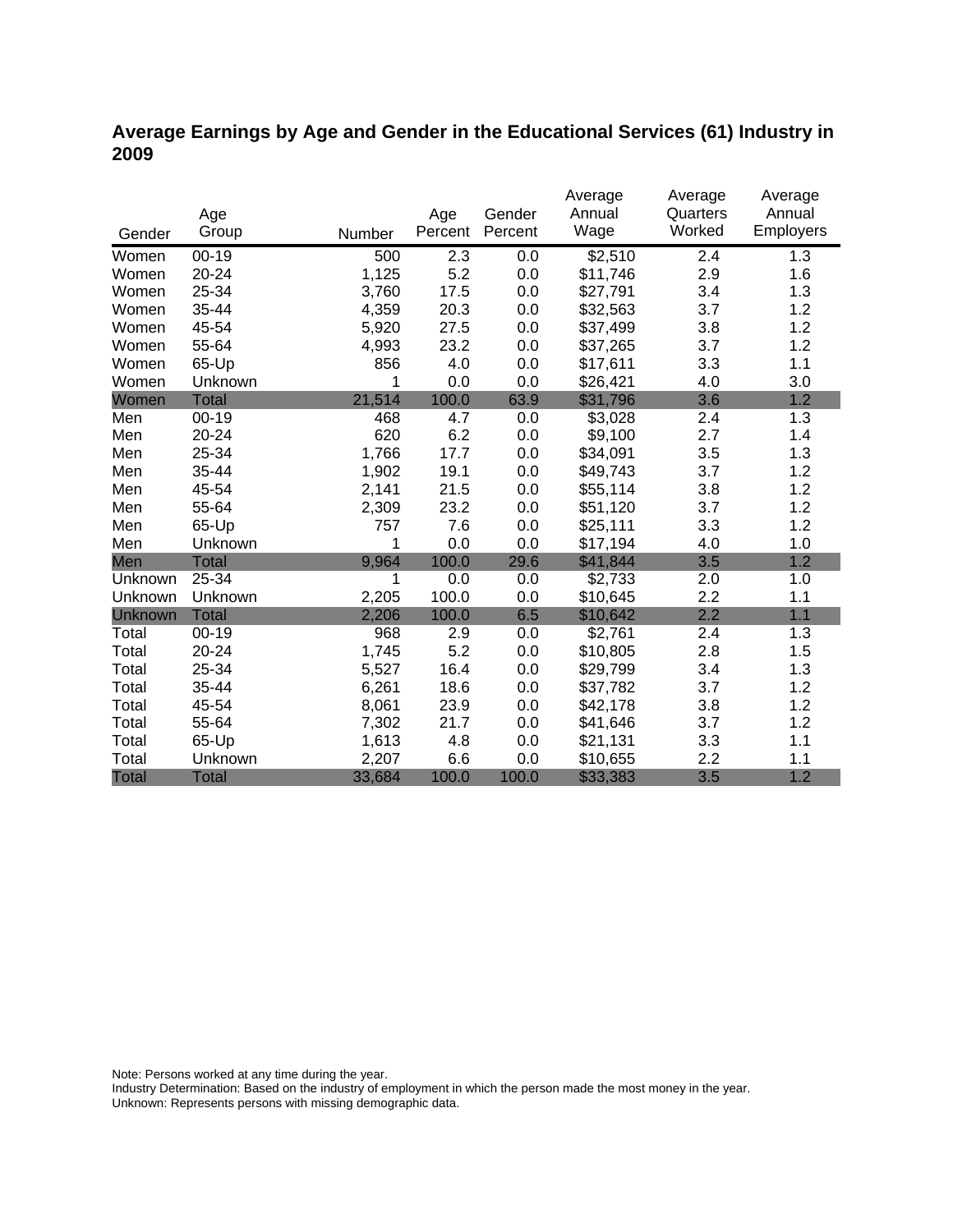## Average Earnings by Age and Gender in the Educational Services (61) Industry in 2009

| Gender | Age Group | Number | Age Percent | Gender Percent | Average Annual Wage | Average Quarters Worked | Average Annual Employers |
|---|---|---|---|---|---|---|---|
| Women | 00-19 | 500 | 2.3 | 0.0 | $2,510 | 2.4 | 1.3 |
| Women | 20-24 | 1,125 | 5.2 | 0.0 | $11,746 | 2.9 | 1.6 |
| Women | 25-34 | 3,760 | 17.5 | 0.0 | $27,791 | 3.4 | 1.3 |
| Women | 35-44 | 4,359 | 20.3 | 0.0 | $32,563 | 3.7 | 1.2 |
| Women | 45-54 | 5,920 | 27.5 | 0.0 | $37,499 | 3.8 | 1.2 |
| Women | 55-64 | 4,993 | 23.2 | 0.0 | $37,265 | 3.7 | 1.2 |
| Women | 65-Up | 856 | 4.0 | 0.0 | $17,611 | 3.3 | 1.1 |
| Women | Unknown | 1 | 0.0 | 0.0 | $26,421 | 4.0 | 3.0 |
| Women | Total | 21,514 | 100.0 | 63.9 | $31,796 | 3.6 | 1.2 |
| Men | 00-19 | 468 | 4.7 | 0.0 | $3,028 | 2.4 | 1.3 |
| Men | 20-24 | 620 | 6.2 | 0.0 | $9,100 | 2.7 | 1.4 |
| Men | 25-34 | 1,766 | 17.7 | 0.0 | $34,091 | 3.5 | 1.3 |
| Men | 35-44 | 1,902 | 19.1 | 0.0 | $49,743 | 3.7 | 1.2 |
| Men | 45-54 | 2,141 | 21.5 | 0.0 | $55,114 | 3.8 | 1.2 |
| Men | 55-64 | 2,309 | 23.2 | 0.0 | $51,120 | 3.7 | 1.2 |
| Men | 65-Up | 757 | 7.6 | 0.0 | $25,111 | 3.3 | 1.2 |
| Men | Unknown | 1 | 0.0 | 0.0 | $17,194 | 4.0 | 1.0 |
| Men | Total | 9,964 | 100.0 | 29.6 | $41,844 | 3.5 | 1.2 |
| Unknown | 25-34 | 1 | 0.0 | 0.0 | $2,733 | 2.0 | 1.0 |
| Unknown | Unknown | 2,205 | 100.0 | 0.0 | $10,645 | 2.2 | 1.1 |
| Unknown | Total | 2,206 | 100.0 | 6.5 | $10,642 | 2.2 | 1.1 |
| Total | 00-19 | 968 | 2.9 | 0.0 | $2,761 | 2.4 | 1.3 |
| Total | 20-24 | 1,745 | 5.2 | 0.0 | $10,805 | 2.8 | 1.5 |
| Total | 25-34 | 5,527 | 16.4 | 0.0 | $29,799 | 3.4 | 1.3 |
| Total | 35-44 | 6,261 | 18.6 | 0.0 | $37,782 | 3.7 | 1.2 |
| Total | 45-54 | 8,061 | 23.9 | 0.0 | $42,178 | 3.8 | 1.2 |
| Total | 55-64 | 7,302 | 21.7 | 0.0 | $41,646 | 3.7 | 1.2 |
| Total | 65-Up | 1,613 | 4.8 | 0.0 | $21,131 | 3.3 | 1.1 |
| Total | Unknown | 2,207 | 6.6 | 0.0 | $10,655 | 2.2 | 1.1 |
| Total | Total | 33,684 | 100.0 | 100.0 | $33,383 | 3.5 | 1.2 |

Note: Persons worked at any time during the year.
Industry Determination: Based on the industry of employment in which the person made the most money in the year.
Unknown: Represents persons with missing demographic data.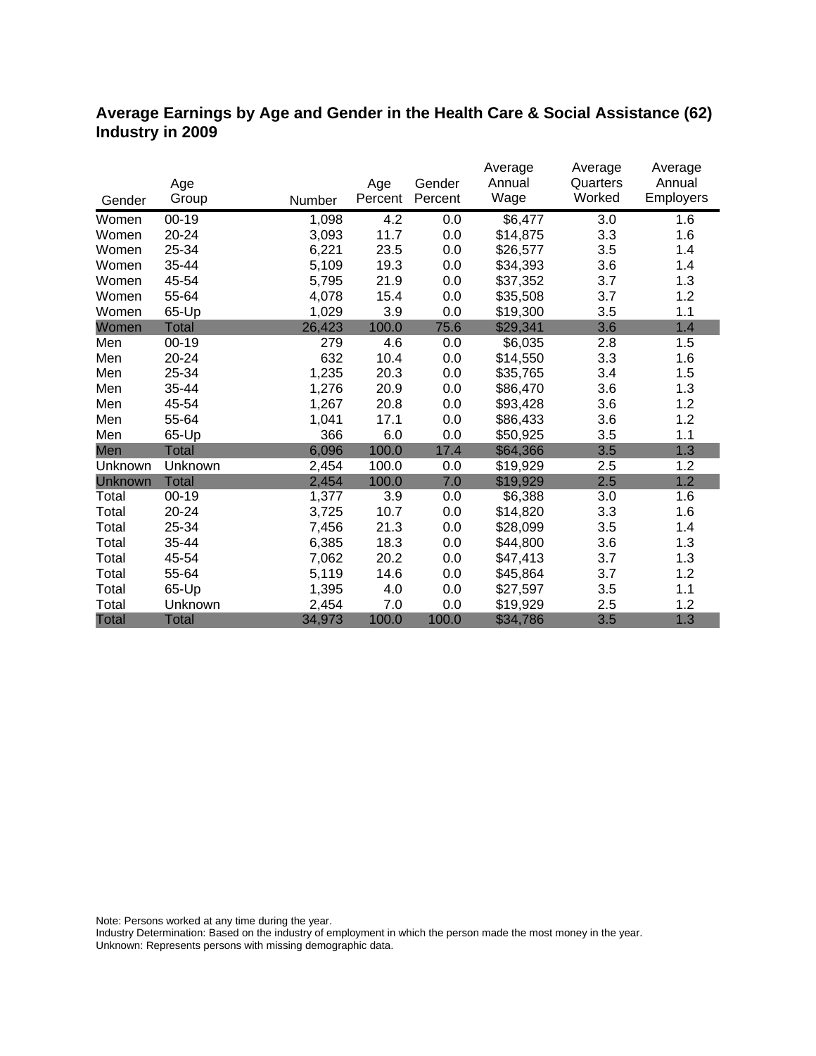## Average Earnings by Age and Gender in the Health Care & Social Assistance (62) Industry in 2009

| Gender | Age Group | Number | Age Percent | Gender Percent | Average Annual Wage | Average Quarters Worked | Average Annual Employers |
|---|---|---|---|---|---|---|---|
| Women | 00-19 | 1,098 | 4.2 | 0.0 | $6,477 | 3.0 | 1.6 |
| Women | 20-24 | 3,093 | 11.7 | 0.0 | $14,875 | 3.3 | 1.6 |
| Women | 25-34 | 6,221 | 23.5 | 0.0 | $26,577 | 3.5 | 1.4 |
| Women | 35-44 | 5,109 | 19.3 | 0.0 | $34,393 | 3.6 | 1.4 |
| Women | 45-54 | 5,795 | 21.9 | 0.0 | $37,352 | 3.7 | 1.3 |
| Women | 55-64 | 4,078 | 15.4 | 0.0 | $35,508 | 3.7 | 1.2 |
| Women | 65-Up | 1,029 | 3.9 | 0.0 | $19,300 | 3.5 | 1.1 |
| Women | Total | 26,423 | 100.0 | 75.6 | $29,341 | 3.6 | 1.4 |
| Men | 00-19 | 279 | 4.6 | 0.0 | $6,035 | 2.8 | 1.5 |
| Men | 20-24 | 632 | 10.4 | 0.0 | $14,550 | 3.3 | 1.6 |
| Men | 25-34 | 1,235 | 20.3 | 0.0 | $35,765 | 3.4 | 1.5 |
| Men | 35-44 | 1,276 | 20.9 | 0.0 | $86,470 | 3.6 | 1.3 |
| Men | 45-54 | 1,267 | 20.8 | 0.0 | $93,428 | 3.6 | 1.2 |
| Men | 55-64 | 1,041 | 17.1 | 0.0 | $86,433 | 3.6 | 1.2 |
| Men | 65-Up | 366 | 6.0 | 0.0 | $50,925 | 3.5 | 1.1 |
| Men | Total | 6,096 | 100.0 | 17.4 | $64,366 | 3.5 | 1.3 |
| Unknown | Unknown | 2,454 | 100.0 | 0.0 | $19,929 | 2.5 | 1.2 |
| Unknown | Total | 2,454 | 100.0 | 7.0 | $19,929 | 2.5 | 1.2 |
| Total | 00-19 | 1,377 | 3.9 | 0.0 | $6,388 | 3.0 | 1.6 |
| Total | 20-24 | 3,725 | 10.7 | 0.0 | $14,820 | 3.3 | 1.6 |
| Total | 25-34 | 7,456 | 21.3 | 0.0 | $28,099 | 3.5 | 1.4 |
| Total | 35-44 | 6,385 | 18.3 | 0.0 | $44,800 | 3.6 | 1.3 |
| Total | 45-54 | 7,062 | 20.2 | 0.0 | $47,413 | 3.7 | 1.3 |
| Total | 55-64 | 5,119 | 14.6 | 0.0 | $45,864 | 3.7 | 1.2 |
| Total | 65-Up | 1,395 | 4.0 | 0.0 | $27,597 | 3.5 | 1.1 |
| Total | Unknown | 2,454 | 7.0 | 0.0 | $19,929 | 2.5 | 1.2 |
| Total | Total | 34,973 | 100.0 | 100.0 | $34,786 | 3.5 | 1.3 |

Note: Persons worked at any time during the year.
Industry Determination: Based on the industry of employment in which the person made the most money in the year.
Unknown: Represents persons with missing demographic data.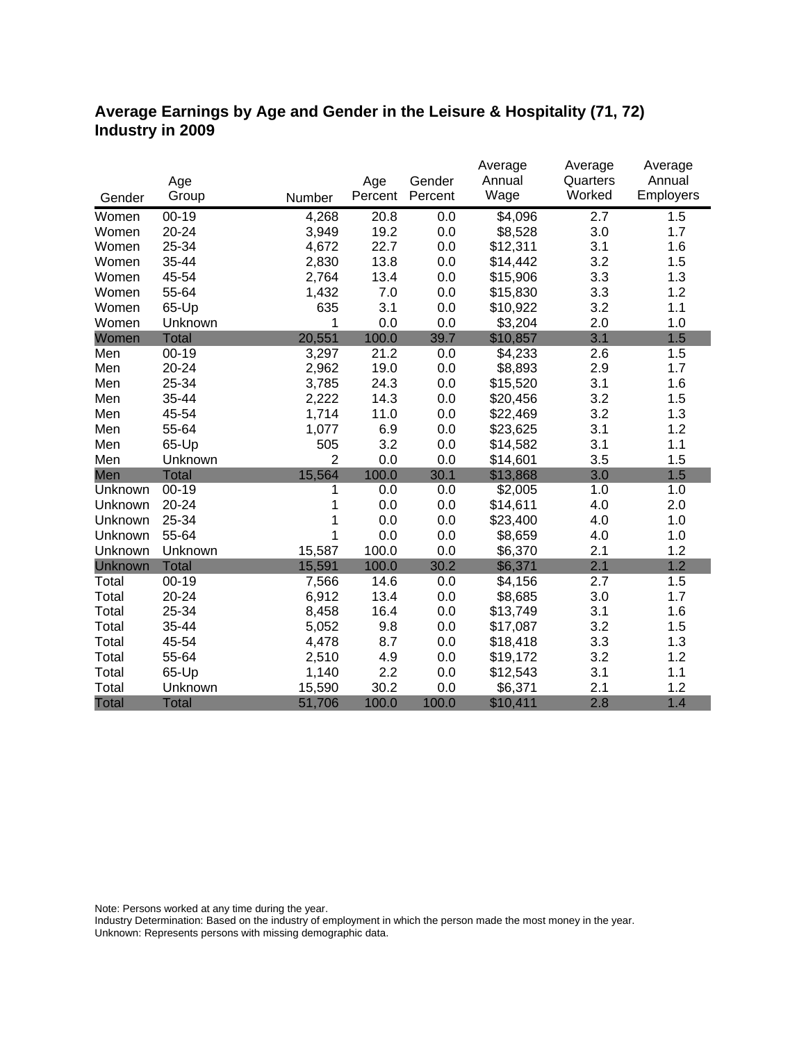## Average Earnings by Age and Gender in the Leisure & Hospitality (71, 72) Industry in 2009

| Gender | Age Group | Number | Age Percent | Gender Percent | Average Annual Wage | Average Quarters Worked | Average Annual Employers |
|---|---|---|---|---|---|---|---|
| Women | 00-19 | 4,268 | 20.8 | 0.0 | $4,096 | 2.7 | 1.5 |
| Women | 20-24 | 3,949 | 19.2 | 0.0 | $8,528 | 3.0 | 1.7 |
| Women | 25-34 | 4,672 | 22.7 | 0.0 | $12,311 | 3.1 | 1.6 |
| Women | 35-44 | 2,830 | 13.8 | 0.0 | $14,442 | 3.2 | 1.5 |
| Women | 45-54 | 2,764 | 13.4 | 0.0 | $15,906 | 3.3 | 1.3 |
| Women | 55-64 | 1,432 | 7.0 | 0.0 | $15,830 | 3.3 | 1.2 |
| Women | 65-Up | 635 | 3.1 | 0.0 | $10,922 | 3.2 | 1.1 |
| Women | Unknown | 1 | 0.0 | 0.0 | $3,204 | 2.0 | 1.0 |
| Women | Total | 20,551 | 100.0 | 39.7 | $10,857 | 3.1 | 1.5 |
| Men | 00-19 | 3,297 | 21.2 | 0.0 | $4,233 | 2.6 | 1.5 |
| Men | 20-24 | 2,962 | 19.0 | 0.0 | $8,893 | 2.9 | 1.7 |
| Men | 25-34 | 3,785 | 24.3 | 0.0 | $15,520 | 3.1 | 1.6 |
| Men | 35-44 | 2,222 | 14.3 | 0.0 | $20,456 | 3.2 | 1.5 |
| Men | 45-54 | 1,714 | 11.0 | 0.0 | $22,469 | 3.2 | 1.3 |
| Men | 55-64 | 1,077 | 6.9 | 0.0 | $23,625 | 3.1 | 1.2 |
| Men | 65-Up | 505 | 3.2 | 0.0 | $14,582 | 3.1 | 1.1 |
| Men | Unknown | 2 | 0.0 | 0.0 | $14,601 | 3.5 | 1.5 |
| Men | Total | 15,564 | 100.0 | 30.1 | $13,868 | 3.0 | 1.5 |
| Unknown | 00-19 | 1 | 0.0 | 0.0 | $2,005 | 1.0 | 1.0 |
| Unknown | 20-24 | 1 | 0.0 | 0.0 | $14,611 | 4.0 | 2.0 |
| Unknown | 25-34 | 1 | 0.0 | 0.0 | $23,400 | 4.0 | 1.0 |
| Unknown | 55-64 | 1 | 0.0 | 0.0 | $8,659 | 4.0 | 1.0 |
| Unknown | Unknown | 15,587 | 100.0 | 0.0 | $6,370 | 2.1 | 1.2 |
| Unknown | Total | 15,591 | 100.0 | 30.2 | $6,371 | 2.1 | 1.2 |
| Total | 00-19 | 7,566 | 14.6 | 0.0 | $4,156 | 2.7 | 1.5 |
| Total | 20-24 | 6,912 | 13.4 | 0.0 | $8,685 | 3.0 | 1.7 |
| Total | 25-34 | 8,458 | 16.4 | 0.0 | $13,749 | 3.1 | 1.6 |
| Total | 35-44 | 5,052 | 9.8 | 0.0 | $17,087 | 3.2 | 1.5 |
| Total | 45-54 | 4,478 | 8.7 | 0.0 | $18,418 | 3.3 | 1.3 |
| Total | 55-64 | 2,510 | 4.9 | 0.0 | $19,172 | 3.2 | 1.2 |
| Total | 65-Up | 1,140 | 2.2 | 0.0 | $12,543 | 3.1 | 1.1 |
| Total | Unknown | 15,590 | 30.2 | 0.0 | $6,371 | 2.1 | 1.2 |
| Total | Total | 51,706 | 100.0 | 100.0 | $10,411 | 2.8 | 1.4 |

Note: Persons worked at any time during the year.
Industry Determination: Based on the industry of employment in which the person made the most money in the year.
Unknown: Represents persons with missing demographic data.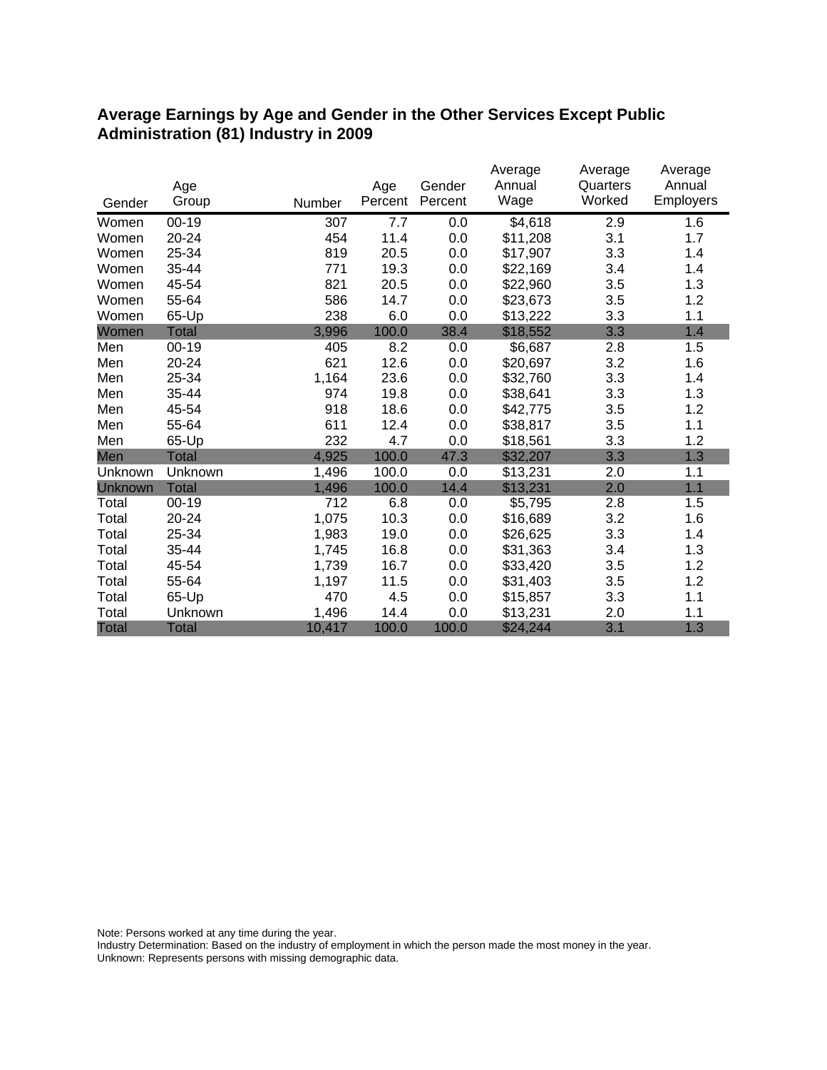## Average Earnings by Age and Gender in the Other Services Except Public Administration (81) Industry in 2009

| Gender | Age Group | Number | Age Percent | Gender Percent | Average Annual Wage | Average Quarters Worked | Average Annual Employers |
|---|---|---|---|---|---|---|---|
| Women | 00-19 | 307 | 7.7 | 0.0 | $4,618 | 2.9 | 1.6 |
| Women | 20-24 | 454 | 11.4 | 0.0 | $11,208 | 3.1 | 1.7 |
| Women | 25-34 | 819 | 20.5 | 0.0 | $17,907 | 3.3 | 1.4 |
| Women | 35-44 | 771 | 19.3 | 0.0 | $22,169 | 3.4 | 1.4 |
| Women | 45-54 | 821 | 20.5 | 0.0 | $22,960 | 3.5 | 1.3 |
| Women | 55-64 | 586 | 14.7 | 0.0 | $23,673 | 3.5 | 1.2 |
| Women | 65-Up | 238 | 6.0 | 0.0 | $13,222 | 3.3 | 1.1 |
| Women | Total | 3,996 | 100.0 | 38.4 | $18,552 | 3.3 | 1.4 |
| Men | 00-19 | 405 | 8.2 | 0.0 | $6,687 | 2.8 | 1.5 |
| Men | 20-24 | 621 | 12.6 | 0.0 | $20,697 | 3.2 | 1.6 |
| Men | 25-34 | 1,164 | 23.6 | 0.0 | $32,760 | 3.3 | 1.4 |
| Men | 35-44 | 974 | 19.8 | 0.0 | $38,641 | 3.3 | 1.3 |
| Men | 45-54 | 918 | 18.6 | 0.0 | $42,775 | 3.5 | 1.2 |
| Men | 55-64 | 611 | 12.4 | 0.0 | $38,817 | 3.5 | 1.1 |
| Men | 65-Up | 232 | 4.7 | 0.0 | $18,561 | 3.3 | 1.2 |
| Men | Total | 4,925 | 100.0 | 47.3 | $32,207 | 3.3 | 1.3 |
| Unknown | Unknown | 1,496 | 100.0 | 0.0 | $13,231 | 2.0 | 1.1 |
| Unknown | Total | 1,496 | 100.0 | 14.4 | $13,231 | 2.0 | 1.1 |
| Total | 00-19 | 712 | 6.8 | 0.0 | $5,795 | 2.8 | 1.5 |
| Total | 20-24 | 1,075 | 10.3 | 0.0 | $16,689 | 3.2 | 1.6 |
| Total | 25-34 | 1,983 | 19.0 | 0.0 | $26,625 | 3.3 | 1.4 |
| Total | 35-44 | 1,745 | 16.8 | 0.0 | $31,363 | 3.4 | 1.3 |
| Total | 45-54 | 1,739 | 16.7 | 0.0 | $33,420 | 3.5 | 1.2 |
| Total | 55-64 | 1,197 | 11.5 | 0.0 | $31,403 | 3.5 | 1.2 |
| Total | 65-Up | 470 | 4.5 | 0.0 | $15,857 | 3.3 | 1.1 |
| Total | Unknown | 1,496 | 14.4 | 0.0 | $13,231 | 2.0 | 1.1 |
| Total | Total | 10,417 | 100.0 | 100.0 | $24,244 | 3.1 | 1.3 |

Note: Persons worked at any time during the year.
Industry Determination: Based on the industry of employment in which the person made the most money in the year.
Unknown: Represents persons with missing demographic data.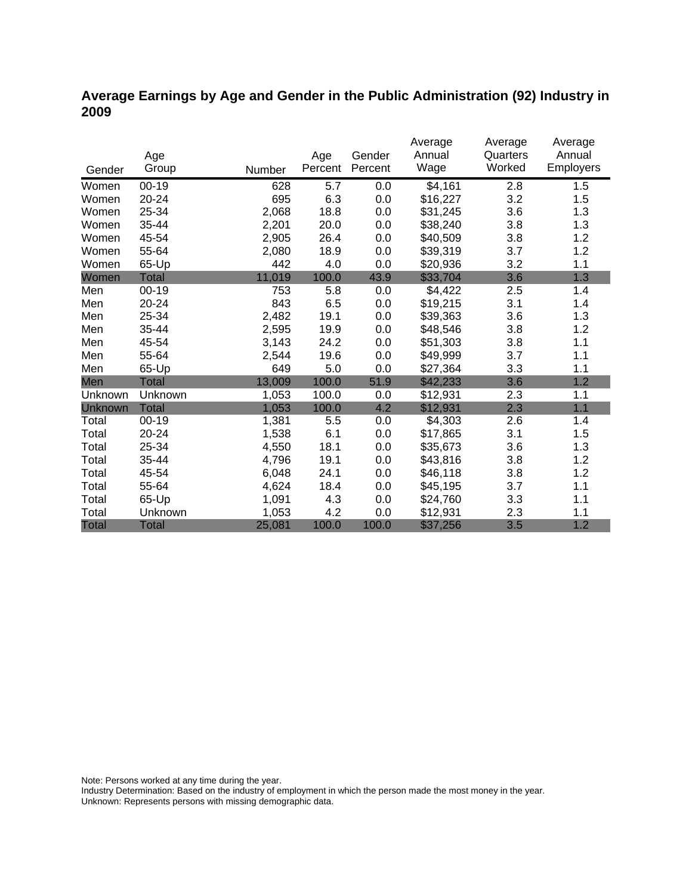## Average Earnings by Age and Gender in the Public Administration (92) Industry in 2009

| Gender | Age Group | Number | Age Percent | Gender Percent | Average Annual Wage | Average Quarters Worked | Average Annual Employers |
|---|---|---|---|---|---|---|---|
| Women | 00-19 | 628 | 5.7 | 0.0 | $4,161 | 2.8 | 1.5 |
| Women | 20-24 | 695 | 6.3 | 0.0 | $16,227 | 3.2 | 1.5 |
| Women | 25-34 | 2,068 | 18.8 | 0.0 | $31,245 | 3.6 | 1.3 |
| Women | 35-44 | 2,201 | 20.0 | 0.0 | $38,240 | 3.8 | 1.3 |
| Women | 45-54 | 2,905 | 26.4 | 0.0 | $40,509 | 3.8 | 1.2 |
| Women | 55-64 | 2,080 | 18.9 | 0.0 | $39,319 | 3.7 | 1.2 |
| Women | 65-Up | 442 | 4.0 | 0.0 | $20,936 | 3.2 | 1.1 |
| Women | Total | 11,019 | 100.0 | 43.9 | $33,704 | 3.6 | 1.3 |
| Men | 00-19 | 753 | 5.8 | 0.0 | $4,422 | 2.5 | 1.4 |
| Men | 20-24 | 843 | 6.5 | 0.0 | $19,215 | 3.1 | 1.4 |
| Men | 25-34 | 2,482 | 19.1 | 0.0 | $39,363 | 3.6 | 1.3 |
| Men | 35-44 | 2,595 | 19.9 | 0.0 | $48,546 | 3.8 | 1.2 |
| Men | 45-54 | 3,143 | 24.2 | 0.0 | $51,303 | 3.8 | 1.1 |
| Men | 55-64 | 2,544 | 19.6 | 0.0 | $49,999 | 3.7 | 1.1 |
| Men | 65-Up | 649 | 5.0 | 0.0 | $27,364 | 3.3 | 1.1 |
| Men | Total | 13,009 | 100.0 | 51.9 | $42,233 | 3.6 | 1.2 |
| Unknown | Unknown | 1,053 | 100.0 | 0.0 | $12,931 | 2.3 | 1.1 |
| Unknown | Total | 1,053 | 100.0 | 4.2 | $12,931 | 2.3 | 1.1 |
| Total | 00-19 | 1,381 | 5.5 | 0.0 | $4,303 | 2.6 | 1.4 |
| Total | 20-24 | 1,538 | 6.1 | 0.0 | $17,865 | 3.1 | 1.5 |
| Total | 25-34 | 4,550 | 18.1 | 0.0 | $35,673 | 3.6 | 1.3 |
| Total | 35-44 | 4,796 | 19.1 | 0.0 | $43,816 | 3.8 | 1.2 |
| Total | 45-54 | 6,048 | 24.1 | 0.0 | $46,118 | 3.8 | 1.2 |
| Total | 55-64 | 4,624 | 18.4 | 0.0 | $45,195 | 3.7 | 1.1 |
| Total | 65-Up | 1,091 | 4.3 | 0.0 | $24,760 | 3.3 | 1.1 |
| Total | Unknown | 1,053 | 4.2 | 0.0 | $12,931 | 2.3 | 1.1 |
| Total | Total | 25,081 | 100.0 | 100.0 | $37,256 | 3.5 | 1.2 |

Note: Persons worked at any time during the year.
Industry Determination: Based on the industry of employment in which the person made the most money in the year.
Unknown: Represents persons with missing demographic data.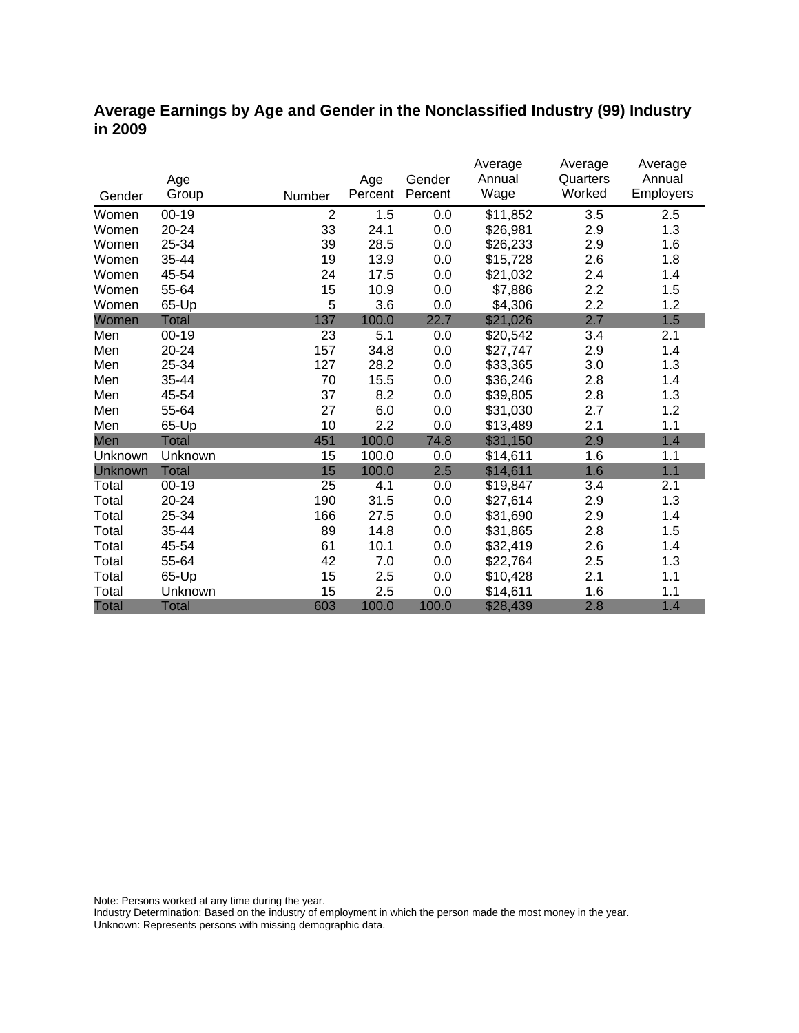## Average Earnings by Age and Gender in the Nonclassified Industry (99) Industry in 2009

| Gender | Age Group | Number | Age Percent | Gender Percent | Average Annual Wage | Average Quarters Worked | Average Annual Employers |
|---|---|---|---|---|---|---|---|
| Women | 00-19 | 2 | 1.5 | 0.0 | $11,852 | 3.5 | 2.5 |
| Women | 20-24 | 33 | 24.1 | 0.0 | $26,981 | 2.9 | 1.3 |
| Women | 25-34 | 39 | 28.5 | 0.0 | $26,233 | 2.9 | 1.6 |
| Women | 35-44 | 19 | 13.9 | 0.0 | $15,728 | 2.6 | 1.8 |
| Women | 45-54 | 24 | 17.5 | 0.0 | $21,032 | 2.4 | 1.4 |
| Women | 55-64 | 15 | 10.9 | 0.0 | $7,886 | 2.2 | 1.5 |
| Women | 65-Up | 5 | 3.6 | 0.0 | $4,306 | 2.2 | 1.2 |
| Women | Total | 137 | 100.0 | 22.7 | $21,026 | 2.7 | 1.5 |
| Men | 00-19 | 23 | 5.1 | 0.0 | $20,542 | 3.4 | 2.1 |
| Men | 20-24 | 157 | 34.8 | 0.0 | $27,747 | 2.9 | 1.4 |
| Men | 25-34 | 127 | 28.2 | 0.0 | $33,365 | 3.0 | 1.3 |
| Men | 35-44 | 70 | 15.5 | 0.0 | $36,246 | 2.8 | 1.4 |
| Men | 45-54 | 37 | 8.2 | 0.0 | $39,805 | 2.8 | 1.3 |
| Men | 55-64 | 27 | 6.0 | 0.0 | $31,030 | 2.7 | 1.2 |
| Men | 65-Up | 10 | 2.2 | 0.0 | $13,489 | 2.1 | 1.1 |
| Men | Total | 451 | 100.0 | 74.8 | $31,150 | 2.9 | 1.4 |
| Unknown | Unknown | 15 | 100.0 | 0.0 | $14,611 | 1.6 | 1.1 |
| Unknown | Total | 15 | 100.0 | 2.5 | $14,611 | 1.6 | 1.1 |
| Total | 00-19 | 25 | 4.1 | 0.0 | $19,847 | 3.4 | 2.1 |
| Total | 20-24 | 190 | 31.5 | 0.0 | $27,614 | 2.9 | 1.3 |
| Total | 25-34 | 166 | 27.5 | 0.0 | $31,690 | 2.9 | 1.4 |
| Total | 35-44 | 89 | 14.8 | 0.0 | $31,865 | 2.8 | 1.5 |
| Total | 45-54 | 61 | 10.1 | 0.0 | $32,419 | 2.6 | 1.4 |
| Total | 55-64 | 42 | 7.0 | 0.0 | $22,764 | 2.5 | 1.3 |
| Total | 65-Up | 15 | 2.5 | 0.0 | $10,428 | 2.1 | 1.1 |
| Total | Unknown | 15 | 2.5 | 0.0 | $14,611 | 1.6 | 1.1 |
| Total | Total | 603 | 100.0 | 100.0 | $28,439 | 2.8 | 1.4 |

Note: Persons worked at any time during the year.
Industry Determination: Based on the industry of employment in which the person made the most money in the year.
Unknown: Represents persons with missing demographic data.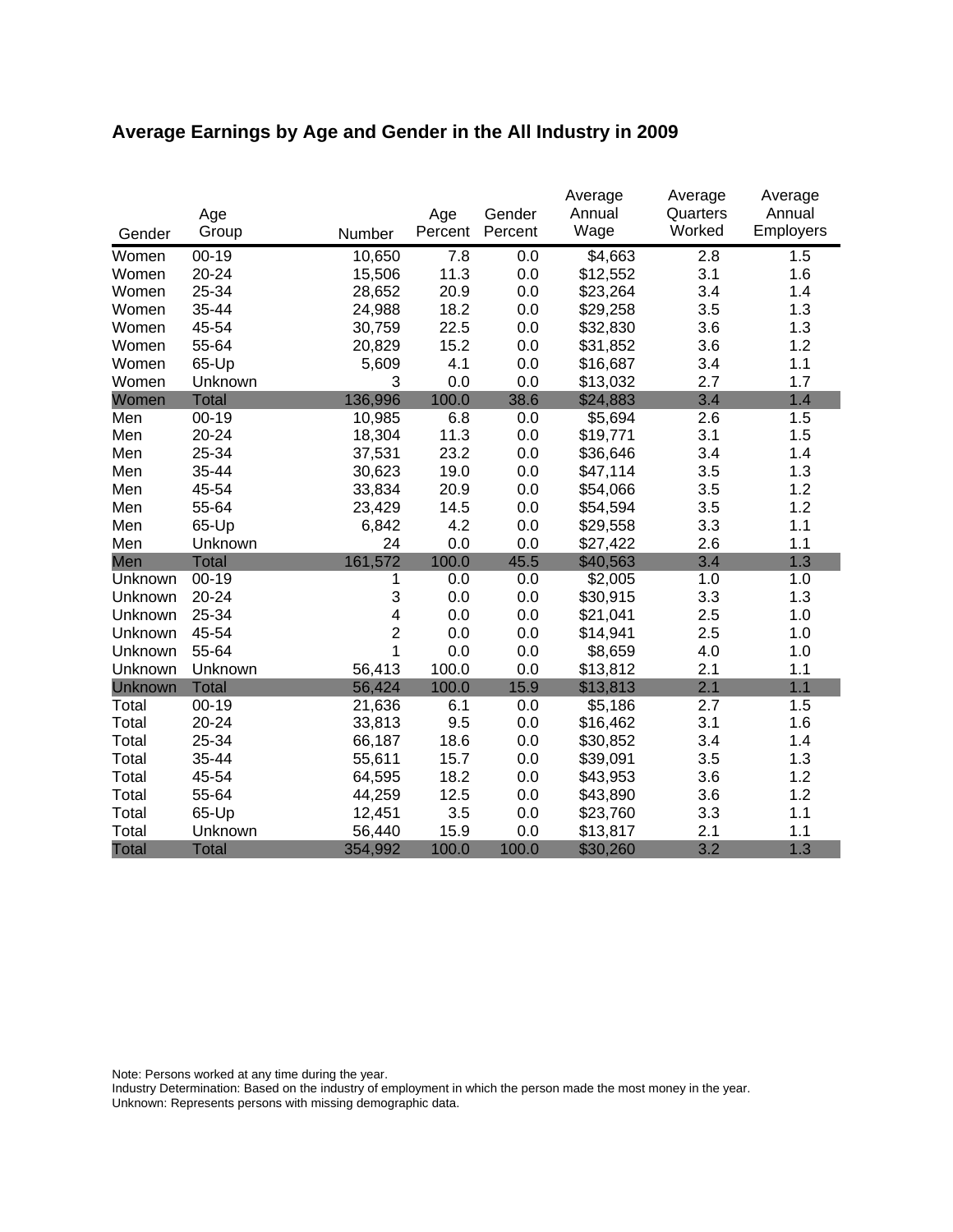## Average Earnings by Age and Gender in the All Industry in 2009

| Gender | Age Group | Number | Age Percent | Gender Percent | Average Annual Wage | Average Quarters Worked | Average Annual Employers |
|---|---|---|---|---|---|---|---|
| Women | 00-19 | 10,650 | 7.8 | 0.0 | $4,663 | 2.8 | 1.5 |
| Women | 20-24 | 15,506 | 11.3 | 0.0 | $12,552 | 3.1 | 1.6 |
| Women | 25-34 | 28,652 | 20.9 | 0.0 | $23,264 | 3.4 | 1.4 |
| Women | 35-44 | 24,988 | 18.2 | 0.0 | $29,258 | 3.5 | 1.3 |
| Women | 45-54 | 30,759 | 22.5 | 0.0 | $32,830 | 3.6 | 1.3 |
| Women | 55-64 | 20,829 | 15.2 | 0.0 | $31,852 | 3.6 | 1.2 |
| Women | 65-Up | 5,609 | 4.1 | 0.0 | $16,687 | 3.4 | 1.1 |
| Women | Unknown | 3 | 0.0 | 0.0 | $13,032 | 2.7 | 1.7 |
| Women | Total | 136,996 | 100.0 | 38.6 | $24,883 | 3.4 | 1.4 |
| Men | 00-19 | 10,985 | 6.8 | 0.0 | $5,694 | 2.6 | 1.5 |
| Men | 20-24 | 18,304 | 11.3 | 0.0 | $19,771 | 3.1 | 1.5 |
| Men | 25-34 | 37,531 | 23.2 | 0.0 | $36,646 | 3.4 | 1.4 |
| Men | 35-44 | 30,623 | 19.0 | 0.0 | $47,114 | 3.5 | 1.3 |
| Men | 45-54 | 33,834 | 20.9 | 0.0 | $54,066 | 3.5 | 1.2 |
| Men | 55-64 | 23,429 | 14.5 | 0.0 | $54,594 | 3.5 | 1.2 |
| Men | 65-Up | 6,842 | 4.2 | 0.0 | $29,558 | 3.3 | 1.1 |
| Men | Unknown | 24 | 0.0 | 0.0 | $27,422 | 2.6 | 1.1 |
| Men | Total | 161,572 | 100.0 | 45.5 | $40,563 | 3.4 | 1.3 |
| Unknown | 00-19 | 1 | 0.0 | 0.0 | $2,005 | 1.0 | 1.0 |
| Unknown | 20-24 | 3 | 0.0 | 0.0 | $30,915 | 3.3 | 1.3 |
| Unknown | 25-34 | 4 | 0.0 | 0.0 | $21,041 | 2.5 | 1.0 |
| Unknown | 45-54 | 2 | 0.0 | 0.0 | $14,941 | 2.5 | 1.0 |
| Unknown | 55-64 | 1 | 0.0 | 0.0 | $8,659 | 4.0 | 1.0 |
| Unknown | Unknown | 56,413 | 100.0 | 0.0 | $13,812 | 2.1 | 1.1 |
| Unknown | Total | 56,424 | 100.0 | 15.9 | $13,813 | 2.1 | 1.1 |
| Total | 00-19 | 21,636 | 6.1 | 0.0 | $5,186 | 2.7 | 1.5 |
| Total | 20-24 | 33,813 | 9.5 | 0.0 | $16,462 | 3.1 | 1.6 |
| Total | 25-34 | 66,187 | 18.6 | 0.0 | $30,852 | 3.4 | 1.4 |
| Total | 35-44 | 55,611 | 15.7 | 0.0 | $39,091 | 3.5 | 1.3 |
| Total | 45-54 | 64,595 | 18.2 | 0.0 | $43,953 | 3.6 | 1.2 |
| Total | 55-64 | 44,259 | 12.5 | 0.0 | $43,890 | 3.6 | 1.2 |
| Total | 65-Up | 12,451 | 3.5 | 0.0 | $23,760 | 3.3 | 1.1 |
| Total | Unknown | 56,440 | 15.9 | 0.0 | $13,817 | 2.1 | 1.1 |
| Total | Total | 354,992 | 100.0 | 100.0 | $30,260 | 3.2 | 1.3 |

Note: Persons worked at any time during the year.
Industry Determination: Based on the industry of employment in which the person made the most money in the year.
Unknown: Represents persons with missing demographic data.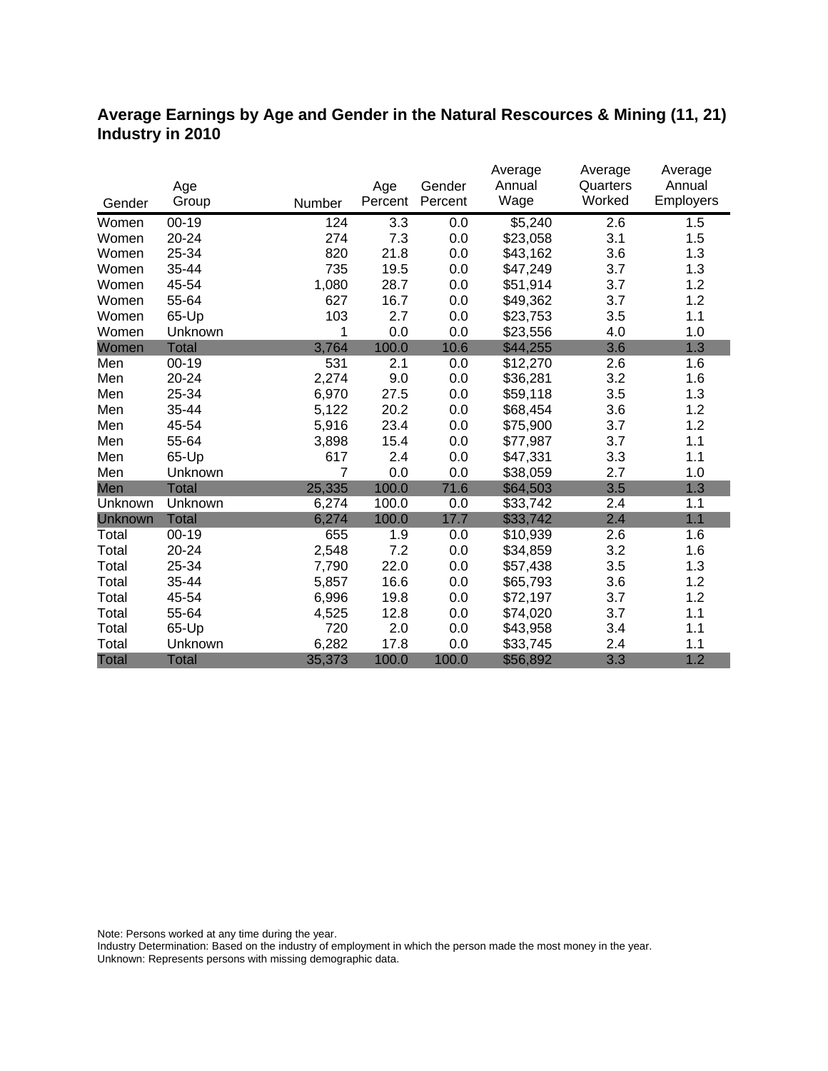**Average Earnings by Age and Gender in the Natural Rescources & Mining (11, 21) Industry in 2010**

| Gender | Age Group | Number | Age Percent | Gender Percent | Average Annual Wage | Average Quarters Worked | Average Annual Employers |
|---|---|---|---|---|---|---|---|
| Women | 00-19 | 124 | 3.3 | 0.0 | $5,240 | 2.6 | 1.5 |
| Women | 20-24 | 274 | 7.3 | 0.0 | $23,058 | 3.1 | 1.5 |
| Women | 25-34 | 820 | 21.8 | 0.0 | $43,162 | 3.6 | 1.3 |
| Women | 35-44 | 735 | 19.5 | 0.0 | $47,249 | 3.7 | 1.3 |
| Women | 45-54 | 1,080 | 28.7 | 0.0 | $51,914 | 3.7 | 1.2 |
| Women | 55-64 | 627 | 16.7 | 0.0 | $49,362 | 3.7 | 1.2 |
| Women | 65-Up | 103 | 2.7 | 0.0 | $23,753 | 3.5 | 1.1 |
| Women | Unknown | 1 | 0.0 | 0.0 | $23,556 | 4.0 | 1.0 |
| Women | Total | 3,764 | 100.0 | 10.6 | $44,255 | 3.6 | 1.3 |
| Men | 00-19 | 531 | 2.1 | 0.0 | $12,270 | 2.6 | 1.6 |
| Men | 20-24 | 2,274 | 9.0 | 0.0 | $36,281 | 3.2 | 1.6 |
| Men | 25-34 | 6,970 | 27.5 | 0.0 | $59,118 | 3.5 | 1.3 |
| Men | 35-44 | 5,122 | 20.2 | 0.0 | $68,454 | 3.6 | 1.2 |
| Men | 45-54 | 5,916 | 23.4 | 0.0 | $75,900 | 3.7 | 1.2 |
| Men | 55-64 | 3,898 | 15.4 | 0.0 | $77,987 | 3.7 | 1.1 |
| Men | 65-Up | 617 | 2.4 | 0.0 | $47,331 | 3.3 | 1.1 |
| Men | Unknown | 7 | 0.0 | 0.0 | $38,059 | 2.7 | 1.0 |
| Men | Total | 25,335 | 100.0 | 71.6 | $64,503 | 3.5 | 1.3 |
| Unknown | Unknown | 6,274 | 100.0 | 0.0 | $33,742 | 2.4 | 1.1 |
| Unknown | Total | 6,274 | 100.0 | 17.7 | $33,742 | 2.4 | 1.1 |
| Total | 00-19 | 655 | 1.9 | 0.0 | $10,939 | 2.6 | 1.6 |
| Total | 20-24 | 2,548 | 7.2 | 0.0 | $34,859 | 3.2 | 1.6 |
| Total | 25-34 | 7,790 | 22.0 | 0.0 | $57,438 | 3.5 | 1.3 |
| Total | 35-44 | 5,857 | 16.6 | 0.0 | $65,793 | 3.6 | 1.2 |
| Total | 45-54 | 6,996 | 19.8 | 0.0 | $72,197 | 3.7 | 1.2 |
| Total | 55-64 | 4,525 | 12.8 | 0.0 | $74,020 | 3.7 | 1.1 |
| Total | 65-Up | 720 | 2.0 | 0.0 | $43,958 | 3.4 | 1.1 |
| Total | Unknown | 6,282 | 17.8 | 0.0 | $33,745 | 2.4 | 1.1 |
| Total | Total | 35,373 | 100.0 | 100.0 | $56,892 | 3.3 | 1.2 |

Note: Persons worked at any time during the year.
Industry Determination: Based on the industry of employment in which the person made the most money in the year.
Unknown: Represents persons with missing demographic data.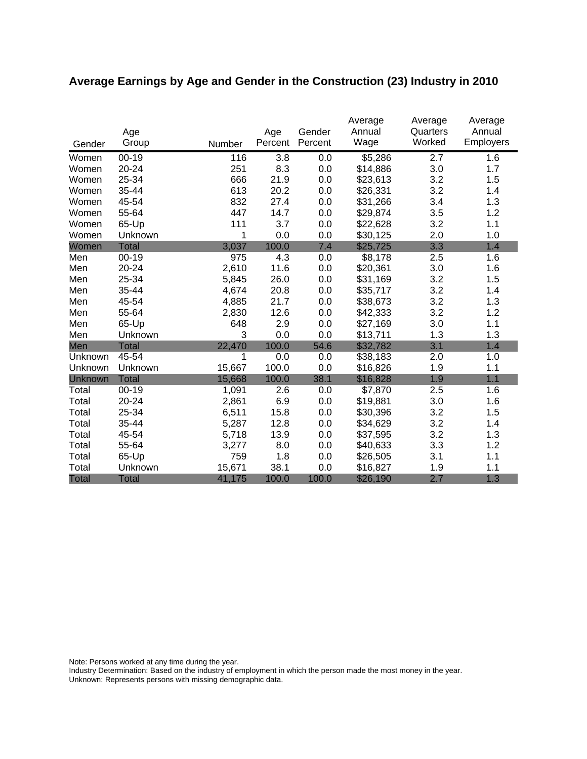## Average Earnings by Age and Gender in the Construction (23) Industry in 2010

| Gender | Age Group | Number | Age Percent | Gender Percent | Average Annual Wage | Average Quarters Worked | Average Annual Employers |
|---|---|---|---|---|---|---|---|
| Women | 00-19 | 116 | 3.8 | 0.0 | $5,286 | 2.7 | 1.6 |
| Women | 20-24 | 251 | 8.3 | 0.0 | $14,886 | 3.0 | 1.7 |
| Women | 25-34 | 666 | 21.9 | 0.0 | $23,613 | 3.2 | 1.5 |
| Women | 35-44 | 613 | 20.2 | 0.0 | $26,331 | 3.2 | 1.4 |
| Women | 45-54 | 832 | 27.4 | 0.0 | $31,266 | 3.4 | 1.3 |
| Women | 55-64 | 447 | 14.7 | 0.0 | $29,874 | 3.5 | 1.2 |
| Women | 65-Up | 111 | 3.7 | 0.0 | $22,628 | 3.2 | 1.1 |
| Women | Unknown | 1 | 0.0 | 0.0 | $30,125 | 2.0 | 1.0 |
| Women | Total | 3,037 | 100.0 | 7.4 | $25,725 | 3.3 | 1.4 |
| Men | 00-19 | 975 | 4.3 | 0.0 | $8,178 | 2.5 | 1.6 |
| Men | 20-24 | 2,610 | 11.6 | 0.0 | $20,361 | 3.0 | 1.6 |
| Men | 25-34 | 5,845 | 26.0 | 0.0 | $31,169 | 3.2 | 1.5 |
| Men | 35-44 | 4,674 | 20.8 | 0.0 | $35,717 | 3.2 | 1.4 |
| Men | 45-54 | 4,885 | 21.7 | 0.0 | $38,673 | 3.2 | 1.3 |
| Men | 55-64 | 2,830 | 12.6 | 0.0 | $42,333 | 3.2 | 1.2 |
| Men | 65-Up | 648 | 2.9 | 0.0 | $27,169 | 3.0 | 1.1 |
| Men | Unknown | 3 | 0.0 | 0.0 | $13,711 | 1.3 | 1.3 |
| Men | Total | 22,470 | 100.0 | 54.6 | $32,782 | 3.1 | 1.4 |
| Unknown | 45-54 | 1 | 0.0 | 0.0 | $38,183 | 2.0 | 1.0 |
| Unknown | Unknown | 15,667 | 100.0 | 0.0 | $16,826 | 1.9 | 1.1 |
| Unknown | Total | 15,668 | 100.0 | 38.1 | $16,828 | 1.9 | 1.1 |
| Total | 00-19 | 1,091 | 2.6 | 0.0 | $7,870 | 2.5 | 1.6 |
| Total | 20-24 | 2,861 | 6.9 | 0.0 | $19,881 | 3.0 | 1.6 |
| Total | 25-34 | 6,511 | 15.8 | 0.0 | $30,396 | 3.2 | 1.5 |
| Total | 35-44 | 5,287 | 12.8 | 0.0 | $34,629 | 3.2 | 1.4 |
| Total | 45-54 | 5,718 | 13.9 | 0.0 | $37,595 | 3.2 | 1.3 |
| Total | 55-64 | 3,277 | 8.0 | 0.0 | $40,633 | 3.3 | 1.2 |
| Total | 65-Up | 759 | 1.8 | 0.0 | $26,505 | 3.1 | 1.1 |
| Total | Unknown | 15,671 | 38.1 | 0.0 | $16,827 | 1.9 | 1.1 |
| Total | Total | 41,175 | 100.0 | 100.0 | $26,190 | 2.7 | 1.3 |

Note: Persons worked at any time during the year.
Industry Determination: Based on the industry of employment in which the person made the most money in the year.
Unknown: Represents persons with missing demographic data.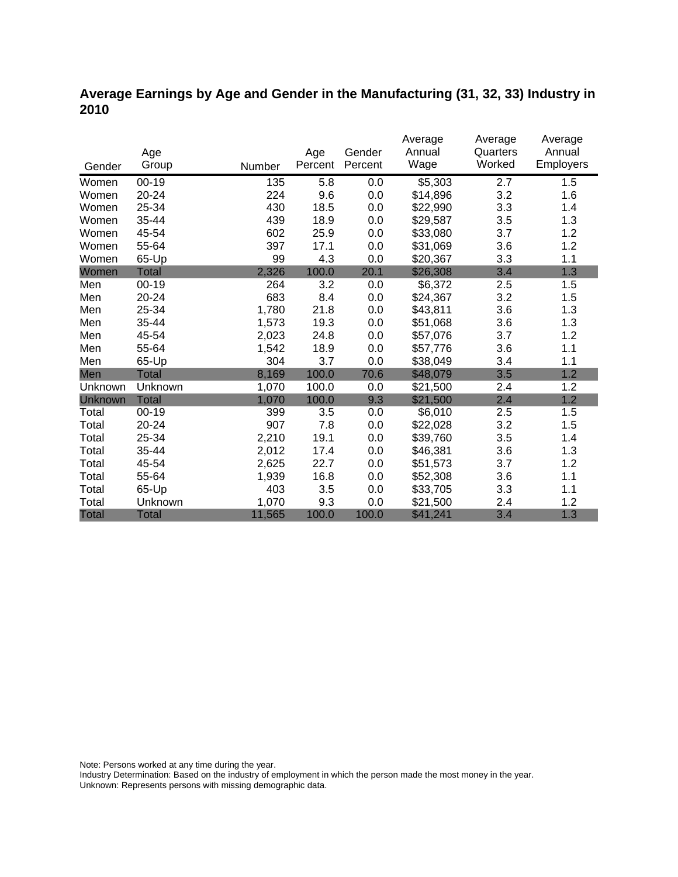## Average Earnings by Age and Gender in the Manufacturing (31, 32, 33) Industry in 2010

| Gender | Age Group | Number | Age Percent | Gender Percent | Average Annual Wage | Average Quarters Worked | Average Annual Employers |
|---|---|---|---|---|---|---|---|
| Women | 00-19 | 135 | 5.8 | 0.0 | $5,303 | 2.7 | 1.5 |
| Women | 20-24 | 224 | 9.6 | 0.0 | $14,896 | 3.2 | 1.6 |
| Women | 25-34 | 430 | 18.5 | 0.0 | $22,990 | 3.3 | 1.4 |
| Women | 35-44 | 439 | 18.9 | 0.0 | $29,587 | 3.5 | 1.3 |
| Women | 45-54 | 602 | 25.9 | 0.0 | $33,080 | 3.7 | 1.2 |
| Women | 55-64 | 397 | 17.1 | 0.0 | $31,069 | 3.6 | 1.2 |
| Women | 65-Up | 99 | 4.3 | 0.0 | $20,367 | 3.3 | 1.1 |
| Women | Total | 2,326 | 100.0 | 20.1 | $26,308 | 3.4 | 1.3 |
| Men | 00-19 | 264 | 3.2 | 0.0 | $6,372 | 2.5 | 1.5 |
| Men | 20-24 | 683 | 8.4 | 0.0 | $24,367 | 3.2 | 1.5 |
| Men | 25-34 | 1,780 | 21.8 | 0.0 | $43,811 | 3.6 | 1.3 |
| Men | 35-44 | 1,573 | 19.3 | 0.0 | $51,068 | 3.6 | 1.3 |
| Men | 45-54 | 2,023 | 24.8 | 0.0 | $57,076 | 3.7 | 1.2 |
| Men | 55-64 | 1,542 | 18.9 | 0.0 | $57,776 | 3.6 | 1.1 |
| Men | 65-Up | 304 | 3.7 | 0.0 | $38,049 | 3.4 | 1.1 |
| Men | Total | 8,169 | 100.0 | 70.6 | $48,079 | 3.5 | 1.2 |
| Unknown | Unknown | 1,070 | 100.0 | 0.0 | $21,500 | 2.4 | 1.2 |
| Unknown | Total | 1,070 | 100.0 | 9.3 | $21,500 | 2.4 | 1.2 |
| Total | 00-19 | 399 | 3.5 | 0.0 | $6,010 | 2.5 | 1.5 |
| Total | 20-24 | 907 | 7.8 | 0.0 | $22,028 | 3.2 | 1.5 |
| Total | 25-34 | 2,210 | 19.1 | 0.0 | $39,760 | 3.5 | 1.4 |
| Total | 35-44 | 2,012 | 17.4 | 0.0 | $46,381 | 3.6 | 1.3 |
| Total | 45-54 | 2,625 | 22.7 | 0.0 | $51,573 | 3.7 | 1.2 |
| Total | 55-64 | 1,939 | 16.8 | 0.0 | $52,308 | 3.6 | 1.1 |
| Total | 65-Up | 403 | 3.5 | 0.0 | $33,705 | 3.3 | 1.1 |
| Total | Unknown | 1,070 | 9.3 | 0.0 | $21,500 | 2.4 | 1.2 |
| Total | Total | 11,565 | 100.0 | 100.0 | $41,241 | 3.4 | 1.3 |

Note: Persons worked at any time during the year.
Industry Determination: Based on the industry of employment in which the person made the most money in the year.
Unknown: Represents persons with missing demographic data.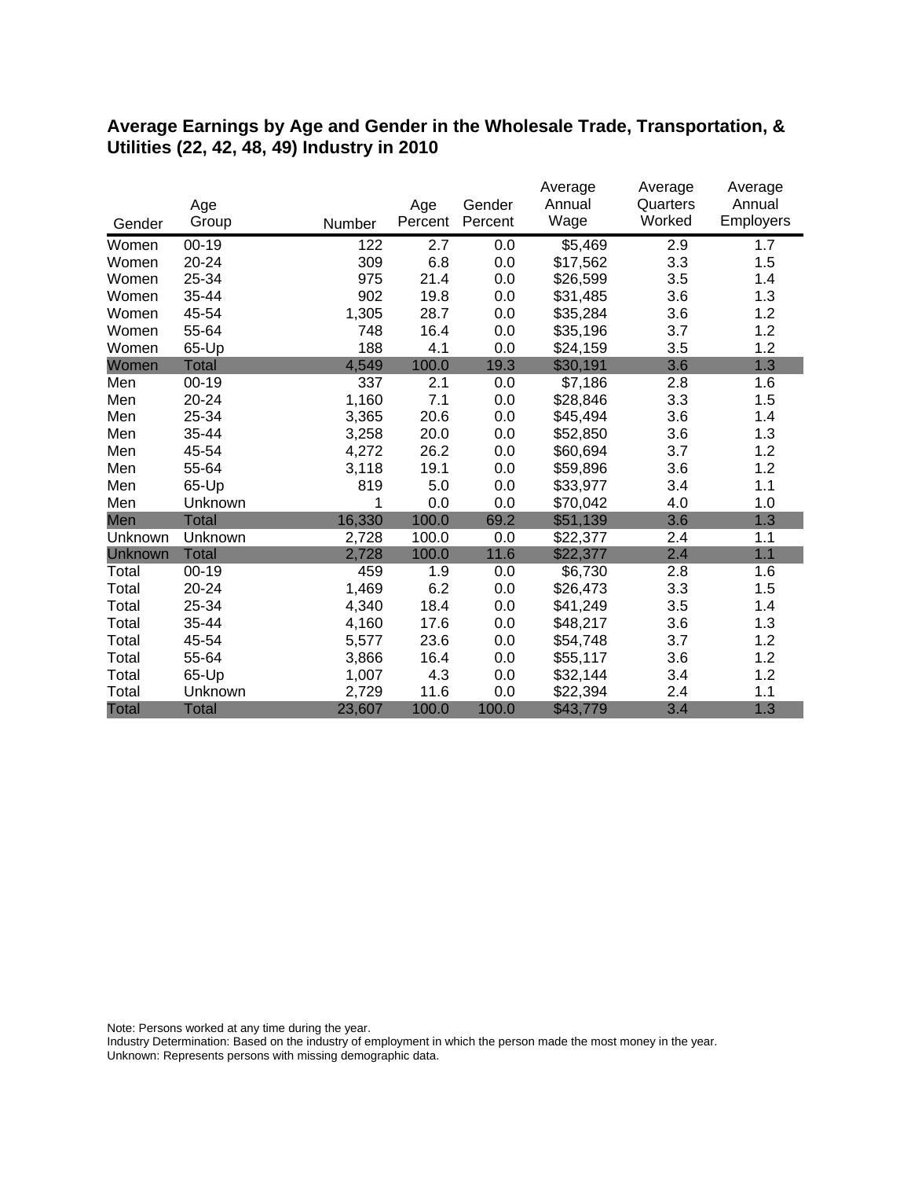## Average Earnings by Age and Gender in the Wholesale Trade, Transportation, & Utilities (22, 42, 48, 49) Industry in 2010

| Gender | Age Group | Number | Age Percent | Gender Percent | Average Annual Wage | Average Quarters Worked | Average Annual Employers |
|---|---|---|---|---|---|---|---|
| Women | 00-19 | 122 | 2.7 | 0.0 | $5,469 | 2.9 | 1.7 |
| Women | 20-24 | 309 | 6.8 | 0.0 | $17,562 | 3.3 | 1.5 |
| Women | 25-34 | 975 | 21.4 | 0.0 | $26,599 | 3.5 | 1.4 |
| Women | 35-44 | 902 | 19.8 | 0.0 | $31,485 | 3.6 | 1.3 |
| Women | 45-54 | 1,305 | 28.7 | 0.0 | $35,284 | 3.6 | 1.2 |
| Women | 55-64 | 748 | 16.4 | 0.0 | $35,196 | 3.7 | 1.2 |
| Women | 65-Up | 188 | 4.1 | 0.0 | $24,159 | 3.5 | 1.2 |
| Women | Total | 4,549 | 100.0 | 19.3 | $30,191 | 3.6 | 1.3 |
| Men | 00-19 | 337 | 2.1 | 0.0 | $7,186 | 2.8 | 1.6 |
| Men | 20-24 | 1,160 | 7.1 | 0.0 | $28,846 | 3.3 | 1.5 |
| Men | 25-34 | 3,365 | 20.6 | 0.0 | $45,494 | 3.6 | 1.4 |
| Men | 35-44 | 3,258 | 20.0 | 0.0 | $52,850 | 3.6 | 1.3 |
| Men | 45-54 | 4,272 | 26.2 | 0.0 | $60,694 | 3.7 | 1.2 |
| Men | 55-64 | 3,118 | 19.1 | 0.0 | $59,896 | 3.6 | 1.2 |
| Men | 65-Up | 819 | 5.0 | 0.0 | $33,977 | 3.4 | 1.1 |
| Men | Unknown | 1 | 0.0 | 0.0 | $70,042 | 4.0 | 1.0 |
| Men | Total | 16,330 | 100.0 | 69.2 | $51,139 | 3.6 | 1.3 |
| Unknown | Unknown | 2,728 | 100.0 | 0.0 | $22,377 | 2.4 | 1.1 |
| Unknown | Total | 2,728 | 100.0 | 11.6 | $22,377 | 2.4 | 1.1 |
| Total | 00-19 | 459 | 1.9 | 0.0 | $6,730 | 2.8 | 1.6 |
| Total | 20-24 | 1,469 | 6.2 | 0.0 | $26,473 | 3.3 | 1.5 |
| Total | 25-34 | 4,340 | 18.4 | 0.0 | $41,249 | 3.5 | 1.4 |
| Total | 35-44 | 4,160 | 17.6 | 0.0 | $48,217 | 3.6 | 1.3 |
| Total | 45-54 | 5,577 | 23.6 | 0.0 | $54,748 | 3.7 | 1.2 |
| Total | 55-64 | 3,866 | 16.4 | 0.0 | $55,117 | 3.6 | 1.2 |
| Total | 65-Up | 1,007 | 4.3 | 0.0 | $32,144 | 3.4 | 1.2 |
| Total | Unknown | 2,729 | 11.6 | 0.0 | $22,394 | 2.4 | 1.1 |
| Total | Total | 23,607 | 100.0 | 100.0 | $43,779 | 3.4 | 1.3 |

Note: Persons worked at any time during the year.
Industry Determination: Based on the industry of employment in which the person made the most money in the year.
Unknown: Represents persons with missing demographic data.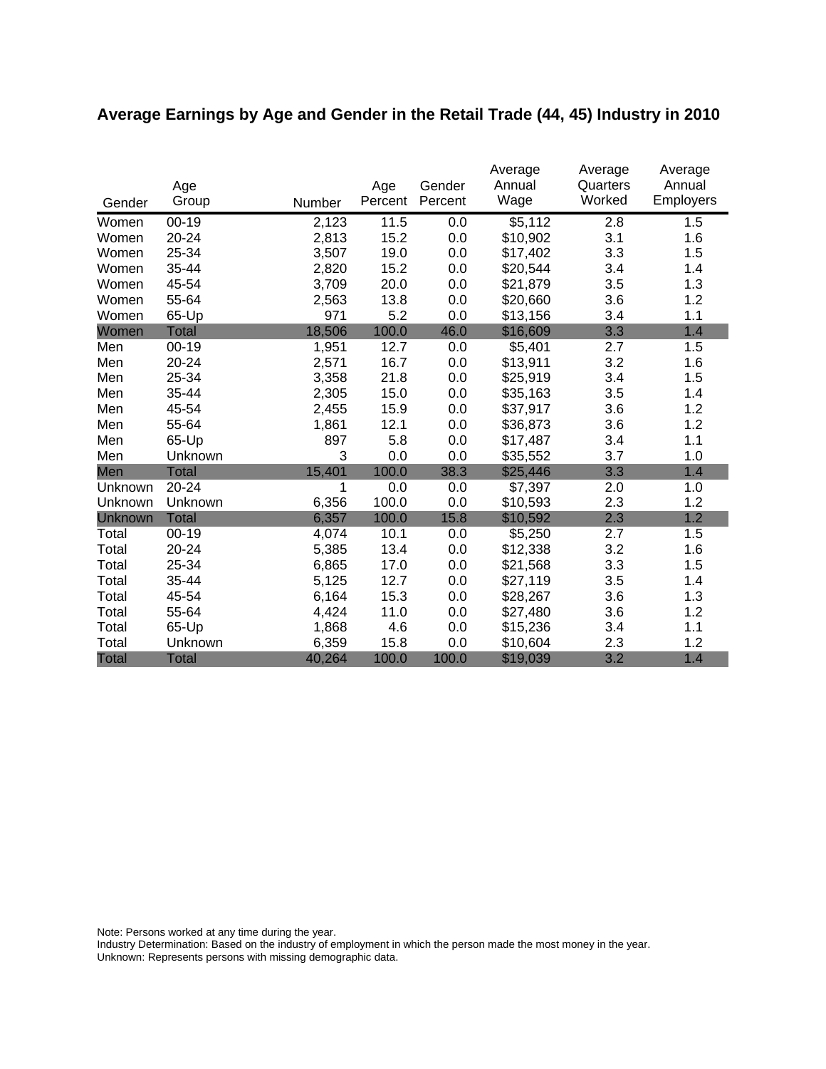## Average Earnings by Age and Gender in the Retail Trade (44, 45) Industry in 2010

| Gender | Age Group | Number | Age Percent | Gender Percent | Average Annual Wage | Average Quarters Worked | Average Annual Employers |
|---|---|---|---|---|---|---|---|
| Women | 00-19 | 2,123 | 11.5 | 0.0 | $5,112 | 2.8 | 1.5 |
| Women | 20-24 | 2,813 | 15.2 | 0.0 | $10,902 | 3.1 | 1.6 |
| Women | 25-34 | 3,507 | 19.0 | 0.0 | $17,402 | 3.3 | 1.5 |
| Women | 35-44 | 2,820 | 15.2 | 0.0 | $20,544 | 3.4 | 1.4 |
| Women | 45-54 | 3,709 | 20.0 | 0.0 | $21,879 | 3.5 | 1.3 |
| Women | 55-64 | 2,563 | 13.8 | 0.0 | $20,660 | 3.6 | 1.2 |
| Women | 65-Up | 971 | 5.2 | 0.0 | $13,156 | 3.4 | 1.1 |
| Women | Total | 18,506 | 100.0 | 46.0 | $16,609 | 3.3 | 1.4 |
| Men | 00-19 | 1,951 | 12.7 | 0.0 | $5,401 | 2.7 | 1.5 |
| Men | 20-24 | 2,571 | 16.7 | 0.0 | $13,911 | 3.2 | 1.6 |
| Men | 25-34 | 3,358 | 21.8 | 0.0 | $25,919 | 3.4 | 1.5 |
| Men | 35-44 | 2,305 | 15.0 | 0.0 | $35,163 | 3.5 | 1.4 |
| Men | 45-54 | 2,455 | 15.9 | 0.0 | $37,917 | 3.6 | 1.2 |
| Men | 55-64 | 1,861 | 12.1 | 0.0 | $36,873 | 3.6 | 1.2 |
| Men | 65-Up | 897 | 5.8 | 0.0 | $17,487 | 3.4 | 1.1 |
| Men | Unknown | 3 | 0.0 | 0.0 | $35,552 | 3.7 | 1.0 |
| Men | Total | 15,401 | 100.0 | 38.3 | $25,446 | 3.3 | 1.4 |
| Unknown | 20-24 | 1 | 0.0 | 0.0 | $7,397 | 2.0 | 1.0 |
| Unknown | Unknown | 6,356 | 100.0 | 0.0 | $10,593 | 2.3 | 1.2 |
| Unknown | Total | 6,357 | 100.0 | 15.8 | $10,592 | 2.3 | 1.2 |
| Total | 00-19 | 4,074 | 10.1 | 0.0 | $5,250 | 2.7 | 1.5 |
| Total | 20-24 | 5,385 | 13.4 | 0.0 | $12,338 | 3.2 | 1.6 |
| Total | 25-34 | 6,865 | 17.0 | 0.0 | $21,568 | 3.3 | 1.5 |
| Total | 35-44 | 5,125 | 12.7 | 0.0 | $27,119 | 3.5 | 1.4 |
| Total | 45-54 | 6,164 | 15.3 | 0.0 | $28,267 | 3.6 | 1.3 |
| Total | 55-64 | 4,424 | 11.0 | 0.0 | $27,480 | 3.6 | 1.2 |
| Total | 65-Up | 1,868 | 4.6 | 0.0 | $15,236 | 3.4 | 1.1 |
| Total | Unknown | 6,359 | 15.8 | 0.0 | $10,604 | 2.3 | 1.2 |
| Total | Total | 40,264 | 100.0 | 100.0 | $19,039 | 3.2 | 1.4 |

Note: Persons worked at any time during the year.
Industry Determination: Based on the industry of employment in which the person made the most money in the year.
Unknown: Represents persons with missing demographic data.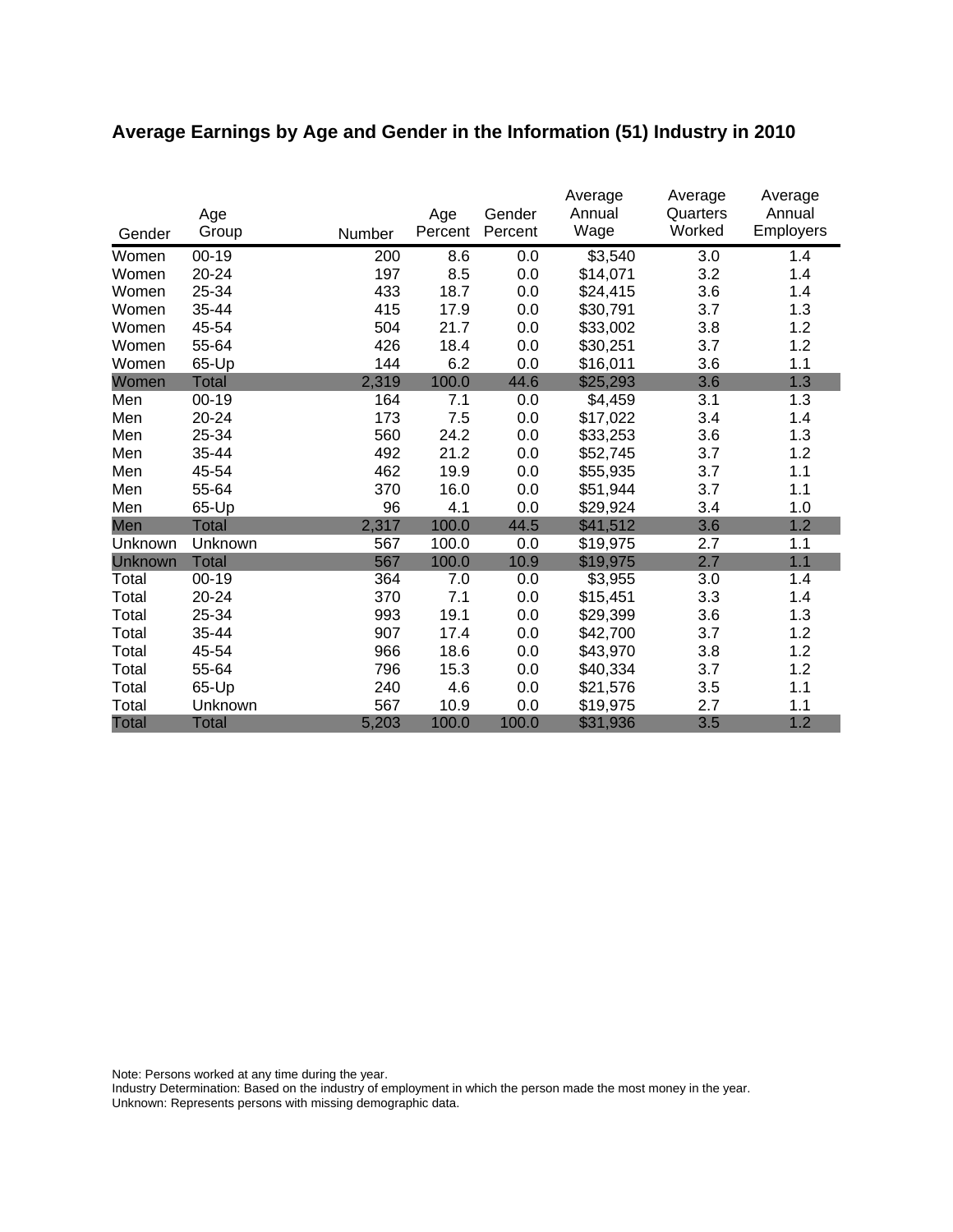## Average Earnings by Age and Gender in the Information (51) Industry in 2010

| Gender | Age Group | Number | Age Percent | Gender Percent | Average Annual Wage | Average Quarters Worked | Average Annual Employers |
|---|---|---|---|---|---|---|---|
| Women | 00-19 | 200 | 8.6 | 0.0 | $3,540 | 3.0 | 1.4 |
| Women | 20-24 | 197 | 8.5 | 0.0 | $14,071 | 3.2 | 1.4 |
| Women | 25-34 | 433 | 18.7 | 0.0 | $24,415 | 3.6 | 1.4 |
| Women | 35-44 | 415 | 17.9 | 0.0 | $30,791 | 3.7 | 1.3 |
| Women | 45-54 | 504 | 21.7 | 0.0 | $33,002 | 3.8 | 1.2 |
| Women | 55-64 | 426 | 18.4 | 0.0 | $30,251 | 3.7 | 1.2 |
| Women | 65-Up | 144 | 6.2 | 0.0 | $16,011 | 3.6 | 1.1 |
| Women | Total | 2,319 | 100.0 | 44.6 | $25,293 | 3.6 | 1.3 |
| Men | 00-19 | 164 | 7.1 | 0.0 | $4,459 | 3.1 | 1.3 |
| Men | 20-24 | 173 | 7.5 | 0.0 | $17,022 | 3.4 | 1.4 |
| Men | 25-34 | 560 | 24.2 | 0.0 | $33,253 | 3.6 | 1.3 |
| Men | 35-44 | 492 | 21.2 | 0.0 | $52,745 | 3.7 | 1.2 |
| Men | 45-54 | 462 | 19.9 | 0.0 | $55,935 | 3.7 | 1.1 |
| Men | 55-64 | 370 | 16.0 | 0.0 | $51,944 | 3.7 | 1.1 |
| Men | 65-Up | 96 | 4.1 | 0.0 | $29,924 | 3.4 | 1.0 |
| Men | Total | 2,317 | 100.0 | 44.5 | $41,512 | 3.6 | 1.2 |
| Unknown | Unknown | 567 | 100.0 | 0.0 | $19,975 | 2.7 | 1.1 |
| Unknown | Total | 567 | 100.0 | 10.9 | $19,975 | 2.7 | 1.1 |
| Total | 00-19 | 364 | 7.0 | 0.0 | $3,955 | 3.0 | 1.4 |
| Total | 20-24 | 370 | 7.1 | 0.0 | $15,451 | 3.3 | 1.4 |
| Total | 25-34 | 993 | 19.1 | 0.0 | $29,399 | 3.6 | 1.3 |
| Total | 35-44 | 907 | 17.4 | 0.0 | $42,700 | 3.7 | 1.2 |
| Total | 45-54 | 966 | 18.6 | 0.0 | $43,970 | 3.8 | 1.2 |
| Total | 55-64 | 796 | 15.3 | 0.0 | $40,334 | 3.7 | 1.2 |
| Total | 65-Up | 240 | 4.6 | 0.0 | $21,576 | 3.5 | 1.1 |
| Total | Unknown | 567 | 10.9 | 0.0 | $19,975 | 2.7 | 1.1 |
| Total | Total | 5,203 | 100.0 | 100.0 | $31,936 | 3.5 | 1.2 |

Note: Persons worked at any time during the year.
Industry Determination: Based on the industry of employment in which the person made the most money in the year.
Unknown: Represents persons with missing demographic data.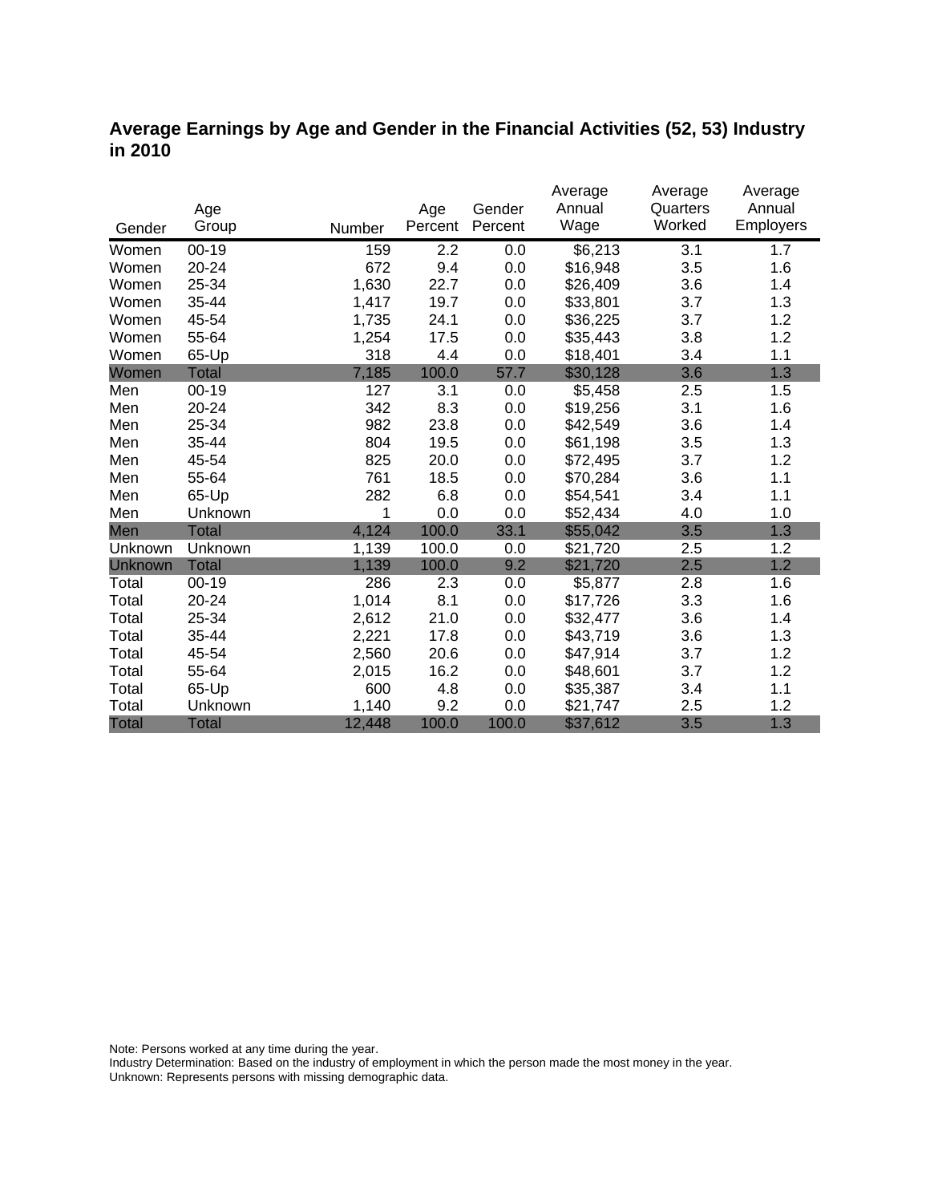## Average Earnings by Age and Gender in the Financial Activities (52, 53) Industry in 2010

| Gender | Age Group | Number | Age Percent | Gender Percent | Average Annual Wage | Average Quarters Worked | Average Annual Employers |
|---|---|---|---|---|---|---|---|
| Women | 00-19 | 159 | 2.2 | 0.0 | $6,213 | 3.1 | 1.7 |
| Women | 20-24 | 672 | 9.4 | 0.0 | $16,948 | 3.5 | 1.6 |
| Women | 25-34 | 1,630 | 22.7 | 0.0 | $26,409 | 3.6 | 1.4 |
| Women | 35-44 | 1,417 | 19.7 | 0.0 | $33,801 | 3.7 | 1.3 |
| Women | 45-54 | 1,735 | 24.1 | 0.0 | $36,225 | 3.7 | 1.2 |
| Women | 55-64 | 1,254 | 17.5 | 0.0 | $35,443 | 3.8 | 1.2 |
| Women | 65-Up | 318 | 4.4 | 0.0 | $18,401 | 3.4 | 1.1 |
| Women | Total | 7,185 | 100.0 | 57.7 | $30,128 | 3.6 | 1.3 |
| Men | 00-19 | 127 | 3.1 | 0.0 | $5,458 | 2.5 | 1.5 |
| Men | 20-24 | 342 | 8.3 | 0.0 | $19,256 | 3.1 | 1.6 |
| Men | 25-34 | 982 | 23.8 | 0.0 | $42,549 | 3.6 | 1.4 |
| Men | 35-44 | 804 | 19.5 | 0.0 | $61,198 | 3.5 | 1.3 |
| Men | 45-54 | 825 | 20.0 | 0.0 | $72,495 | 3.7 | 1.2 |
| Men | 55-64 | 761 | 18.5 | 0.0 | $70,284 | 3.6 | 1.1 |
| Men | 65-Up | 282 | 6.8 | 0.0 | $54,541 | 3.4 | 1.1 |
| Men | Unknown | 1 | 0.0 | 0.0 | $52,434 | 4.0 | 1.0 |
| Men | Total | 4,124 | 100.0 | 33.1 | $55,042 | 3.5 | 1.3 |
| Unknown | Unknown | 1,139 | 100.0 | 0.0 | $21,720 | 2.5 | 1.2 |
| Unknown | Total | 1,139 | 100.0 | 9.2 | $21,720 | 2.5 | 1.2 |
| Total | 00-19 | 286 | 2.3 | 0.0 | $5,877 | 2.8 | 1.6 |
| Total | 20-24 | 1,014 | 8.1 | 0.0 | $17,726 | 3.3 | 1.6 |
| Total | 25-34 | 2,612 | 21.0 | 0.0 | $32,477 | 3.6 | 1.4 |
| Total | 35-44 | 2,221 | 17.8 | 0.0 | $43,719 | 3.6 | 1.3 |
| Total | 45-54 | 2,560 | 20.6 | 0.0 | $47,914 | 3.7 | 1.2 |
| Total | 55-64 | 2,015 | 16.2 | 0.0 | $48,601 | 3.7 | 1.2 |
| Total | 65-Up | 600 | 4.8 | 0.0 | $35,387 | 3.4 | 1.1 |
| Total | Unknown | 1,140 | 9.2 | 0.0 | $21,747 | 2.5 | 1.2 |
| Total | Total | 12,448 | 100.0 | 100.0 | $37,612 | 3.5 | 1.3 |

Note: Persons worked at any time during the year.
Industry Determination: Based on the industry of employment in which the person made the most money in the year.
Unknown: Represents persons with missing demographic data.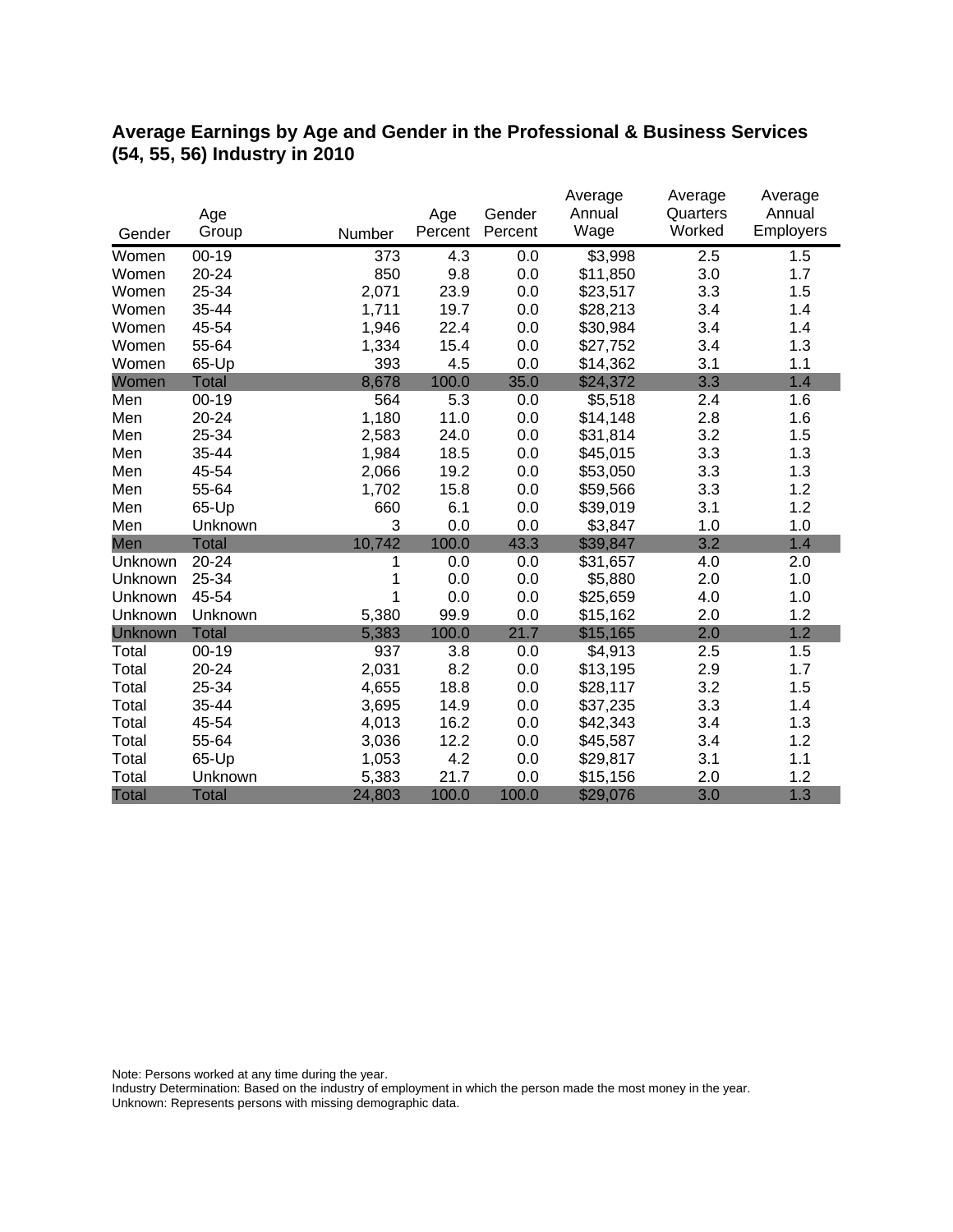## Average Earnings by Age and Gender in the Professional & Business Services (54, 55, 56) Industry in 2010

| Gender | Age Group | Number | Age Percent | Gender Percent | Average Annual Wage | Average Quarters Worked | Average Annual Employers |
|---|---|---|---|---|---|---|---|
| Women | 00-19 | 373 | 4.3 | 0.0 | $3,998 | 2.5 | 1.5 |
| Women | 20-24 | 850 | 9.8 | 0.0 | $11,850 | 3.0 | 1.7 |
| Women | 25-34 | 2,071 | 23.9 | 0.0 | $23,517 | 3.3 | 1.5 |
| Women | 35-44 | 1,711 | 19.7 | 0.0 | $28,213 | 3.4 | 1.4 |
| Women | 45-54 | 1,946 | 22.4 | 0.0 | $30,984 | 3.4 | 1.4 |
| Women | 55-64 | 1,334 | 15.4 | 0.0 | $27,752 | 3.4 | 1.3 |
| Women | 65-Up | 393 | 4.5 | 0.0 | $14,362 | 3.1 | 1.1 |
| Women | Total | 8,678 | 100.0 | 35.0 | $24,372 | 3.3 | 1.4 |
| Men | 00-19 | 564 | 5.3 | 0.0 | $5,518 | 2.4 | 1.6 |
| Men | 20-24 | 1,180 | 11.0 | 0.0 | $14,148 | 2.8 | 1.6 |
| Men | 25-34 | 2,583 | 24.0 | 0.0 | $31,814 | 3.2 | 1.5 |
| Men | 35-44 | 1,984 | 18.5 | 0.0 | $45,015 | 3.3 | 1.3 |
| Men | 45-54 | 2,066 | 19.2 | 0.0 | $53,050 | 3.3 | 1.3 |
| Men | 55-64 | 1,702 | 15.8 | 0.0 | $59,566 | 3.3 | 1.2 |
| Men | 65-Up | 660 | 6.1 | 0.0 | $39,019 | 3.1 | 1.2 |
| Men | Unknown | 3 | 0.0 | 0.0 | $3,847 | 1.0 | 1.0 |
| Men | Total | 10,742 | 100.0 | 43.3 | $39,847 | 3.2 | 1.4 |
| Unknown | 20-24 | 1 | 0.0 | 0.0 | $31,657 | 4.0 | 2.0 |
| Unknown | 25-34 | 1 | 0.0 | 0.0 | $5,880 | 2.0 | 1.0 |
| Unknown | 45-54 | 1 | 0.0 | 0.0 | $25,659 | 4.0 | 1.0 |
| Unknown | Unknown | 5,380 | 99.9 | 0.0 | $15,162 | 2.0 | 1.2 |
| Unknown | Total | 5,383 | 100.0 | 21.7 | $15,165 | 2.0 | 1.2 |
| Total | 00-19 | 937 | 3.8 | 0.0 | $4,913 | 2.5 | 1.5 |
| Total | 20-24 | 2,031 | 8.2 | 0.0 | $13,195 | 2.9 | 1.7 |
| Total | 25-34 | 4,655 | 18.8 | 0.0 | $28,117 | 3.2 | 1.5 |
| Total | 35-44 | 3,695 | 14.9 | 0.0 | $37,235 | 3.3 | 1.4 |
| Total | 45-54 | 4,013 | 16.2 | 0.0 | $42,343 | 3.4 | 1.3 |
| Total | 55-64 | 3,036 | 12.2 | 0.0 | $45,587 | 3.4 | 1.2 |
| Total | 65-Up | 1,053 | 4.2 | 0.0 | $29,817 | 3.1 | 1.1 |
| Total | Unknown | 5,383 | 21.7 | 0.0 | $15,156 | 2.0 | 1.2 |
| Total | Total | 24,803 | 100.0 | 100.0 | $29,076 | 3.0 | 1.3 |

Note: Persons worked at any time during the year.
Industry Determination: Based on the industry of employment in which the person made the most money in the year.
Unknown: Represents persons with missing demographic data.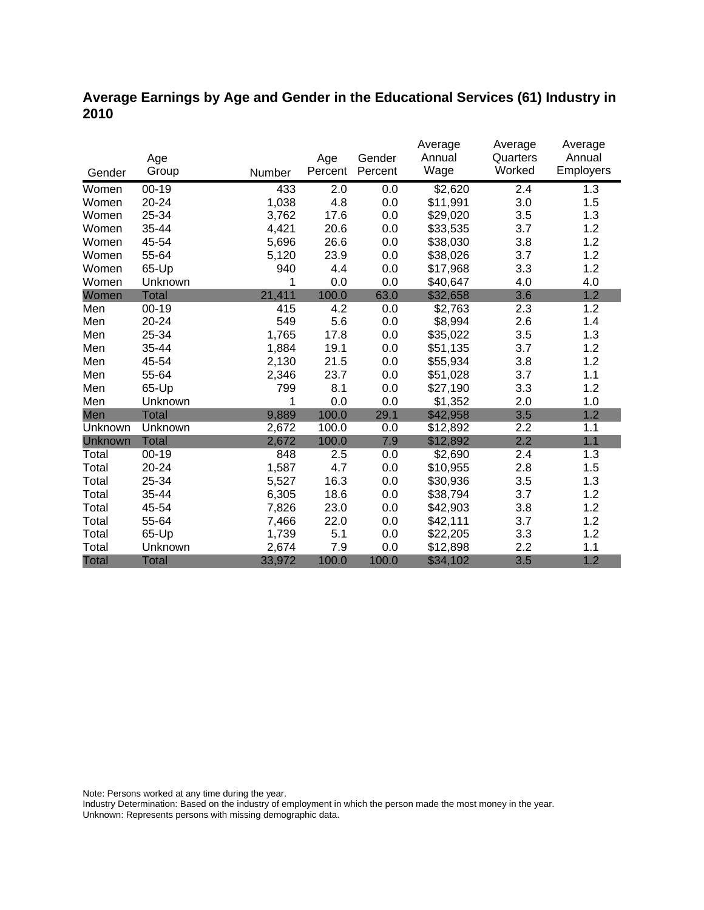## Average Earnings by Age and Gender in the Educational Services (61) Industry in 2010

| Gender | Age Group | Number | Age Percent | Gender Percent | Average Annual Wage | Average Quarters Worked | Average Annual Employers |
|---|---|---|---|---|---|---|---|
| Women | 00-19 | 433 | 2.0 | 0.0 | $2,620 | 2.4 | 1.3 |
| Women | 20-24 | 1,038 | 4.8 | 0.0 | $11,991 | 3.0 | 1.5 |
| Women | 25-34 | 3,762 | 17.6 | 0.0 | $29,020 | 3.5 | 1.3 |
| Women | 35-44 | 4,421 | 20.6 | 0.0 | $33,535 | 3.7 | 1.2 |
| Women | 45-54 | 5,696 | 26.6 | 0.0 | $38,030 | 3.8 | 1.2 |
| Women | 55-64 | 5,120 | 23.9 | 0.0 | $38,026 | 3.7 | 1.2 |
| Women | 65-Up | 940 | 4.4 | 0.0 | $17,968 | 3.3 | 1.2 |
| Women | Unknown | 1 | 0.0 | 0.0 | $40,647 | 4.0 | 4.0 |
| Women | Total | 21,411 | 100.0 | 63.0 | $32,658 | 3.6 | 1.2 |
| Men | 00-19 | 415 | 4.2 | 0.0 | $2,763 | 2.3 | 1.2 |
| Men | 20-24 | 549 | 5.6 | 0.0 | $8,994 | 2.6 | 1.4 |
| Men | 25-34 | 1,765 | 17.8 | 0.0 | $35,022 | 3.5 | 1.3 |
| Men | 35-44 | 1,884 | 19.1 | 0.0 | $51,135 | 3.7 | 1.2 |
| Men | 45-54 | 2,130 | 21.5 | 0.0 | $55,934 | 3.8 | 1.2 |
| Men | 55-64 | 2,346 | 23.7 | 0.0 | $51,028 | 3.7 | 1.1 |
| Men | 65-Up | 799 | 8.1 | 0.0 | $27,190 | 3.3 | 1.2 |
| Men | Unknown | 1 | 0.0 | 0.0 | $1,352 | 2.0 | 1.0 |
| Men | Total | 9,889 | 100.0 | 29.1 | $42,958 | 3.5 | 1.2 |
| Unknown | Unknown | 2,672 | 100.0 | 0.0 | $12,892 | 2.2 | 1.1 |
| Unknown | Total | 2,672 | 100.0 | 7.9 | $12,892 | 2.2 | 1.1 |
| Total | 00-19 | 848 | 2.5 | 0.0 | $2,690 | 2.4 | 1.3 |
| Total | 20-24 | 1,587 | 4.7 | 0.0 | $10,955 | 2.8 | 1.5 |
| Total | 25-34 | 5,527 | 16.3 | 0.0 | $30,936 | 3.5 | 1.3 |
| Total | 35-44 | 6,305 | 18.6 | 0.0 | $38,794 | 3.7 | 1.2 |
| Total | 45-54 | 7,826 | 23.0 | 0.0 | $42,903 | 3.8 | 1.2 |
| Total | 55-64 | 7,466 | 22.0 | 0.0 | $42,111 | 3.7 | 1.2 |
| Total | 65-Up | 1,739 | 5.1 | 0.0 | $22,205 | 3.3 | 1.2 |
| Total | Unknown | 2,674 | 7.9 | 0.0 | $12,898 | 2.2 | 1.1 |
| Total | Total | 33,972 | 100.0 | 100.0 | $34,102 | 3.5 | 1.2 |

Note: Persons worked at any time during the year.
Industry Determination: Based on the industry of employment in which the person made the most money in the year.
Unknown: Represents persons with missing demographic data.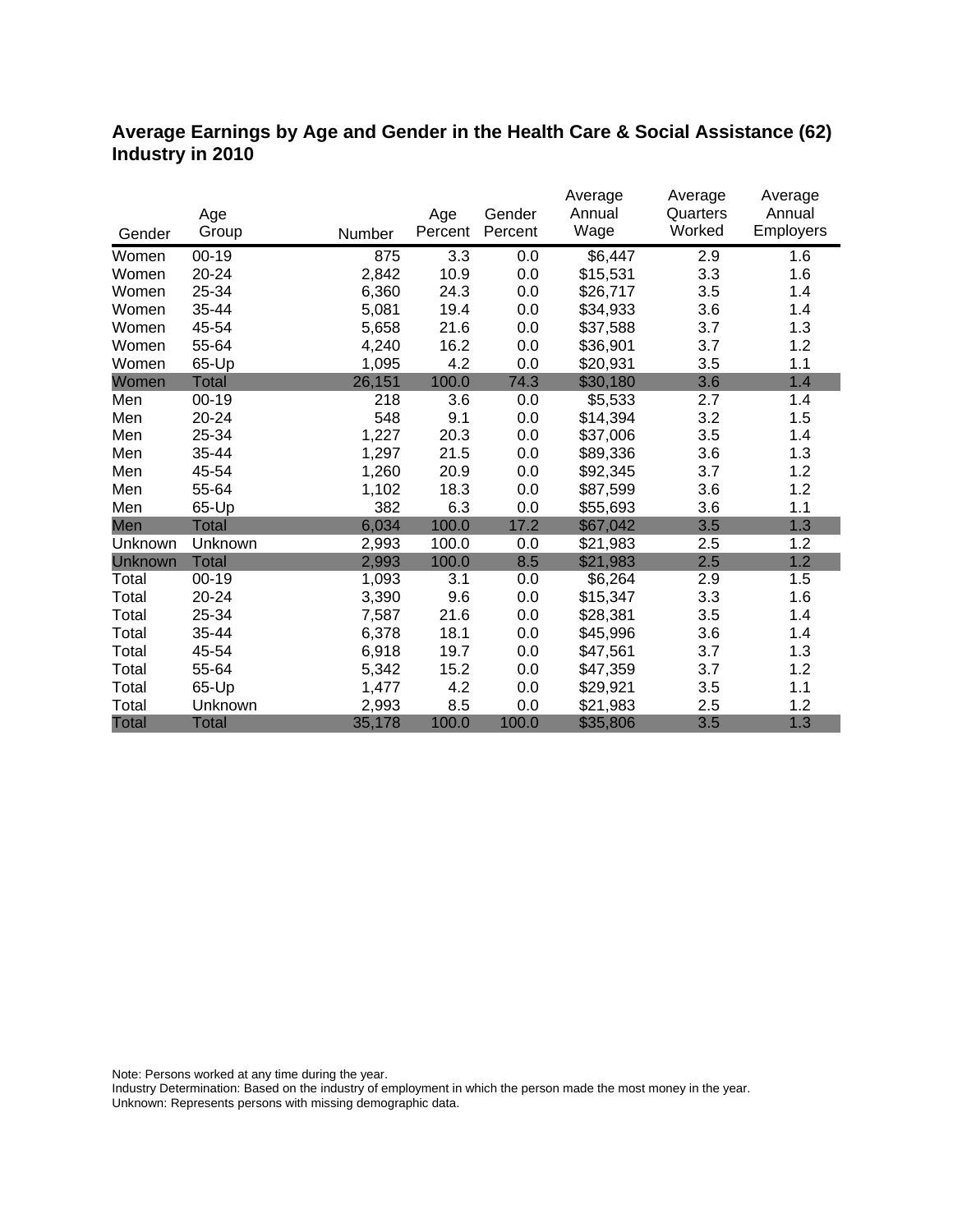## Average Earnings by Age and Gender in the Health Care & Social Assistance (62) Industry in 2010

| Gender | Age Group | Number | Age Percent | Gender Percent | Average Annual Wage | Average Quarters Worked | Average Annual Employers |
|---|---|---|---|---|---|---|---|
| Women | 00-19 | 875 | 3.3 | 0.0 | $6,447 | 2.9 | 1.6 |
| Women | 20-24 | 2,842 | 10.9 | 0.0 | $15,531 | 3.3 | 1.6 |
| Women | 25-34 | 6,360 | 24.3 | 0.0 | $26,717 | 3.5 | 1.4 |
| Women | 35-44 | 5,081 | 19.4 | 0.0 | $34,933 | 3.6 | 1.4 |
| Women | 45-54 | 5,658 | 21.6 | 0.0 | $37,588 | 3.7 | 1.3 |
| Women | 55-64 | 4,240 | 16.2 | 0.0 | $36,901 | 3.7 | 1.2 |
| Women | 65-Up | 1,095 | 4.2 | 0.0 | $20,931 | 3.5 | 1.1 |
| Women | Total | 26,151 | 100.0 | 74.3 | $30,180 | 3.6 | 1.4 |
| Men | 00-19 | 218 | 3.6 | 0.0 | $5,533 | 2.7 | 1.4 |
| Men | 20-24 | 548 | 9.1 | 0.0 | $14,394 | 3.2 | 1.5 |
| Men | 25-34 | 1,227 | 20.3 | 0.0 | $37,006 | 3.5 | 1.4 |
| Men | 35-44 | 1,297 | 21.5 | 0.0 | $89,336 | 3.6 | 1.3 |
| Men | 45-54 | 1,260 | 20.9 | 0.0 | $92,345 | 3.7 | 1.2 |
| Men | 55-64 | 1,102 | 18.3 | 0.0 | $87,599 | 3.6 | 1.2 |
| Men | 65-Up | 382 | 6.3 | 0.0 | $55,693 | 3.6 | 1.1 |
| Men | Total | 6,034 | 100.0 | 17.2 | $67,042 | 3.5 | 1.3 |
| Unknown | Unknown | 2,993 | 100.0 | 0.0 | $21,983 | 2.5 | 1.2 |
| Unknown | Total | 2,993 | 100.0 | 8.5 | $21,983 | 2.5 | 1.2 |
| Total | 00-19 | 1,093 | 3.1 | 0.0 | $6,264 | 2.9 | 1.5 |
| Total | 20-24 | 3,390 | 9.6 | 0.0 | $15,347 | 3.3 | 1.6 |
| Total | 25-34 | 7,587 | 21.6 | 0.0 | $28,381 | 3.5 | 1.4 |
| Total | 35-44 | 6,378 | 18.1 | 0.0 | $45,996 | 3.6 | 1.4 |
| Total | 45-54 | 6,918 | 19.7 | 0.0 | $47,561 | 3.7 | 1.3 |
| Total | 55-64 | 5,342 | 15.2 | 0.0 | $47,359 | 3.7 | 1.2 |
| Total | 65-Up | 1,477 | 4.2 | 0.0 | $29,921 | 3.5 | 1.1 |
| Total | Unknown | 2,993 | 8.5 | 0.0 | $21,983 | 2.5 | 1.2 |
| Total | Total | 35,178 | 100.0 | 100.0 | $35,806 | 3.5 | 1.3 |

Note: Persons worked at any time during the year.
Industry Determination: Based on the industry of employment in which the person made the most money in the year.
Unknown: Represents persons with missing demographic data.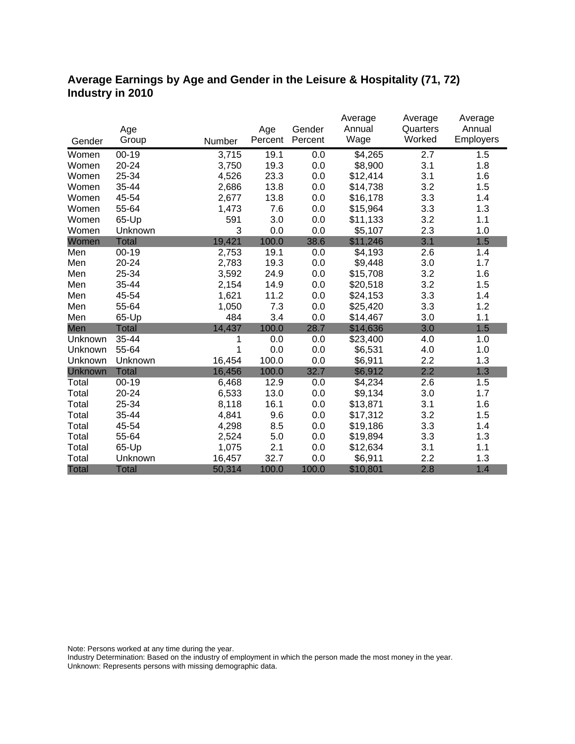## Average Earnings by Age and Gender in the Leisure & Hospitality (71, 72) Industry in 2010

| Gender | Age Group | Number | Age Percent | Gender Percent | Average Annual Wage | Average Quarters Worked | Average Annual Employers |
|---|---|---|---|---|---|---|---|
| Women | 00-19 | 3,715 | 19.1 | 0.0 | $4,265 | 2.7 | 1.5 |
| Women | 20-24 | 3,750 | 19.3 | 0.0 | $8,900 | 3.1 | 1.8 |
| Women | 25-34 | 4,526 | 23.3 | 0.0 | $12,414 | 3.1 | 1.6 |
| Women | 35-44 | 2,686 | 13.8 | 0.0 | $14,738 | 3.2 | 1.5 |
| Women | 45-54 | 2,677 | 13.8 | 0.0 | $16,178 | 3.3 | 1.4 |
| Women | 55-64 | 1,473 | 7.6 | 0.0 | $15,964 | 3.3 | 1.3 |
| Women | 65-Up | 591 | 3.0 | 0.0 | $11,133 | 3.2 | 1.1 |
| Women | Unknown | 3 | 0.0 | 0.0 | $5,107 | 2.3 | 1.0 |
| Women | Total | 19,421 | 100.0 | 38.6 | $11,246 | 3.1 | 1.5 |
| Men | 00-19 | 2,753 | 19.1 | 0.0 | $4,193 | 2.6 | 1.4 |
| Men | 20-24 | 2,783 | 19.3 | 0.0 | $9,448 | 3.0 | 1.7 |
| Men | 25-34 | 3,592 | 24.9 | 0.0 | $15,708 | 3.2 | 1.6 |
| Men | 35-44 | 2,154 | 14.9 | 0.0 | $20,518 | 3.2 | 1.5 |
| Men | 45-54 | 1,621 | 11.2 | 0.0 | $24,153 | 3.3 | 1.4 |
| Men | 55-64 | 1,050 | 7.3 | 0.0 | $25,420 | 3.3 | 1.2 |
| Men | 65-Up | 484 | 3.4 | 0.0 | $14,467 | 3.0 | 1.1 |
| Men | Total | 14,437 | 100.0 | 28.7 | $14,636 | 3.0 | 1.5 |
| Unknown | 35-44 | 1 | 0.0 | 0.0 | $23,400 | 4.0 | 1.0 |
| Unknown | 55-64 | 1 | 0.0 | 0.0 | $6,531 | 4.0 | 1.0 |
| Unknown | Unknown | 16,454 | 100.0 | 0.0 | $6,911 | 2.2 | 1.3 |
| Unknown | Total | 16,456 | 100.0 | 32.7 | $6,912 | 2.2 | 1.3 |
| Total | 00-19 | 6,468 | 12.9 | 0.0 | $4,234 | 2.6 | 1.5 |
| Total | 20-24 | 6,533 | 13.0 | 0.0 | $9,134 | 3.0 | 1.7 |
| Total | 25-34 | 8,118 | 16.1 | 0.0 | $13,871 | 3.1 | 1.6 |
| Total | 35-44 | 4,841 | 9.6 | 0.0 | $17,312 | 3.2 | 1.5 |
| Total | 45-54 | 4,298 | 8.5 | 0.0 | $19,186 | 3.3 | 1.4 |
| Total | 55-64 | 2,524 | 5.0 | 0.0 | $19,894 | 3.3 | 1.3 |
| Total | 65-Up | 1,075 | 2.1 | 0.0 | $12,634 | 3.1 | 1.1 |
| Total | Unknown | 16,457 | 32.7 | 0.0 | $6,911 | 2.2 | 1.3 |
| Total | Total | 50,314 | 100.0 | 100.0 | $10,801 | 2.8 | 1.4 |

Note: Persons worked at any time during the year.
Industry Determination: Based on the industry of employment in which the person made the most money in the year.
Unknown: Represents persons with missing demographic data.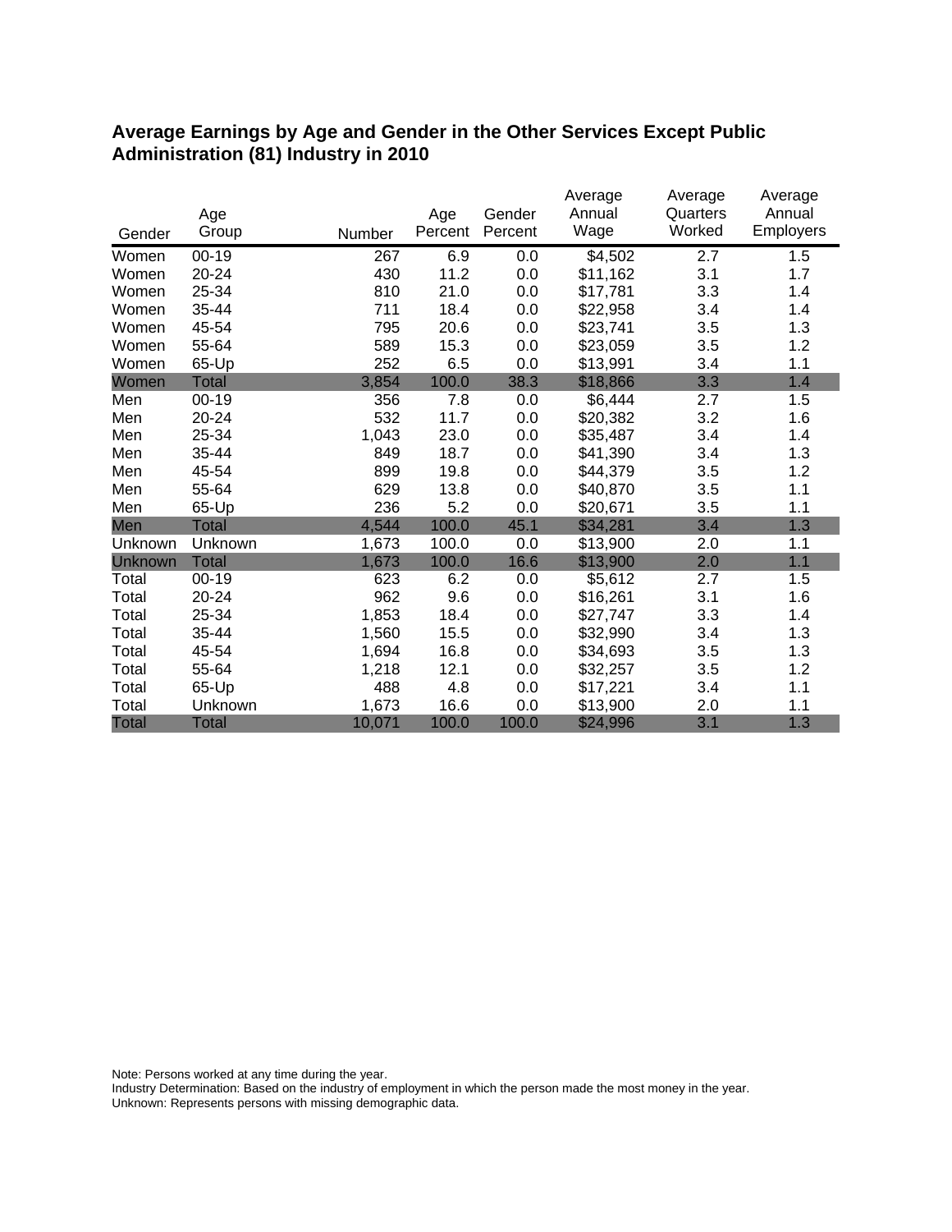## Average Earnings by Age and Gender in the Other Services Except Public Administration (81) Industry in 2010

| Gender | Age Group | Number | Age Percent | Gender Percent | Average Annual Wage | Average Quarters Worked | Average Annual Employers |
|---|---|---|---|---|---|---|---|
| Women | 00-19 | 267 | 6.9 | 0.0 | $4,502 | 2.7 | 1.5 |
| Women | 20-24 | 430 | 11.2 | 0.0 | $11,162 | 3.1 | 1.7 |
| Women | 25-34 | 810 | 21.0 | 0.0 | $17,781 | 3.3 | 1.4 |
| Women | 35-44 | 711 | 18.4 | 0.0 | $22,958 | 3.4 | 1.4 |
| Women | 45-54 | 795 | 20.6 | 0.0 | $23,741 | 3.5 | 1.3 |
| Women | 55-64 | 589 | 15.3 | 0.0 | $23,059 | 3.5 | 1.2 |
| Women | 65-Up | 252 | 6.5 | 0.0 | $13,991 | 3.4 | 1.1 |
| Women | Total | 3,854 | 100.0 | 38.3 | $18,866 | 3.3 | 1.4 |
| Men | 00-19 | 356 | 7.8 | 0.0 | $6,444 | 2.7 | 1.5 |
| Men | 20-24 | 532 | 11.7 | 0.0 | $20,382 | 3.2 | 1.6 |
| Men | 25-34 | 1,043 | 23.0 | 0.0 | $35,487 | 3.4 | 1.4 |
| Men | 35-44 | 849 | 18.7 | 0.0 | $41,390 | 3.4 | 1.3 |
| Men | 45-54 | 899 | 19.8 | 0.0 | $44,379 | 3.5 | 1.2 |
| Men | 55-64 | 629 | 13.8 | 0.0 | $40,870 | 3.5 | 1.1 |
| Men | 65-Up | 236 | 5.2 | 0.0 | $20,671 | 3.5 | 1.1 |
| Men | Total | 4,544 | 100.0 | 45.1 | $34,281 | 3.4 | 1.3 |
| Unknown | Unknown | 1,673 | 100.0 | 0.0 | $13,900 | 2.0 | 1.1 |
| Unknown | Total | 1,673 | 100.0 | 16.6 | $13,900 | 2.0 | 1.1 |
| Total | 00-19 | 623 | 6.2 | 0.0 | $5,612 | 2.7 | 1.5 |
| Total | 20-24 | 962 | 9.6 | 0.0 | $16,261 | 3.1 | 1.6 |
| Total | 25-34 | 1,853 | 18.4 | 0.0 | $27,747 | 3.3 | 1.4 |
| Total | 35-44 | 1,560 | 15.5 | 0.0 | $32,990 | 3.4 | 1.3 |
| Total | 45-54 | 1,694 | 16.8 | 0.0 | $34,693 | 3.5 | 1.3 |
| Total | 55-64 | 1,218 | 12.1 | 0.0 | $32,257 | 3.5 | 1.2 |
| Total | 65-Up | 488 | 4.8 | 0.0 | $17,221 | 3.4 | 1.1 |
| Total | Unknown | 1,673 | 16.6 | 0.0 | $13,900 | 2.0 | 1.1 |
| Total | Total | 10,071 | 100.0 | 100.0 | $24,996 | 3.1 | 1.3 |

Note: Persons worked at any time during the year.
Industry Determination: Based on the industry of employment in which the person made the most money in the year.
Unknown: Represents persons with missing demographic data.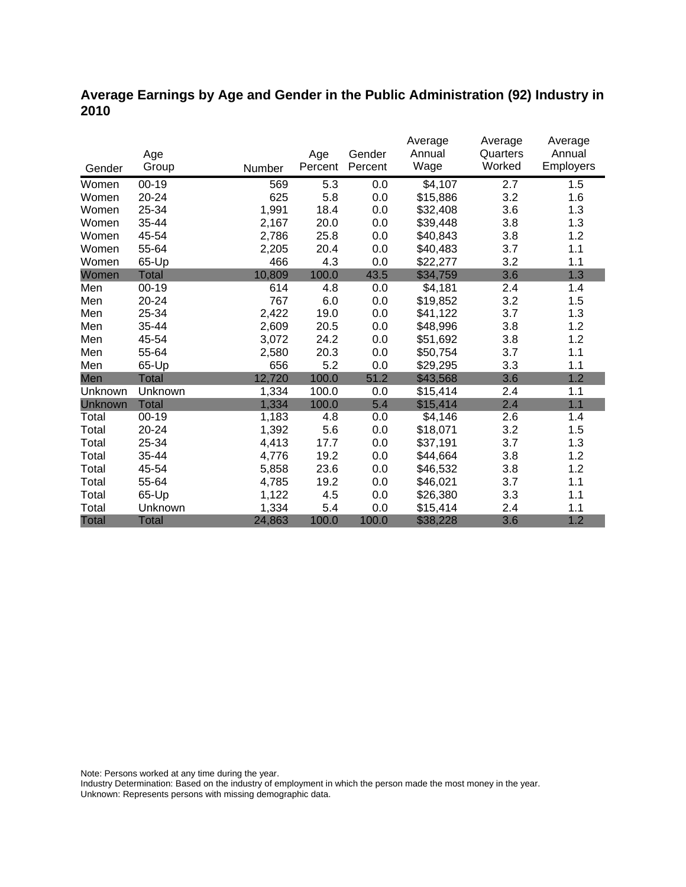## Average Earnings by Age and Gender in the Public Administration (92) Industry in 2010

| Gender | Age Group | Number | Age Percent | Gender Percent | Average Annual Wage | Average Quarters Worked | Average Annual Employers |
|---|---|---|---|---|---|---|---|
| Women | 00-19 | 569 | 5.3 | 0.0 | $4,107 | 2.7 | 1.5 |
| Women | 20-24 | 625 | 5.8 | 0.0 | $15,886 | 3.2 | 1.6 |
| Women | 25-34 | 1,991 | 18.4 | 0.0 | $32,408 | 3.6 | 1.3 |
| Women | 35-44 | 2,167 | 20.0 | 0.0 | $39,448 | 3.8 | 1.3 |
| Women | 45-54 | 2,786 | 25.8 | 0.0 | $40,843 | 3.8 | 1.2 |
| Women | 55-64 | 2,205 | 20.4 | 0.0 | $40,483 | 3.7 | 1.1 |
| Women | 65-Up | 466 | 4.3 | 0.0 | $22,277 | 3.2 | 1.1 |
| Women | Total | 10,809 | 100.0 | 43.5 | $34,759 | 3.6 | 1.3 |
| Men | 00-19 | 614 | 4.8 | 0.0 | $4,181 | 2.4 | 1.4 |
| Men | 20-24 | 767 | 6.0 | 0.0 | $19,852 | 3.2 | 1.5 |
| Men | 25-34 | 2,422 | 19.0 | 0.0 | $41,122 | 3.7 | 1.3 |
| Men | 35-44 | 2,609 | 20.5 | 0.0 | $48,996 | 3.8 | 1.2 |
| Men | 45-54 | 3,072 | 24.2 | 0.0 | $51,692 | 3.8 | 1.2 |
| Men | 55-64 | 2,580 | 20.3 | 0.0 | $50,754 | 3.7 | 1.1 |
| Men | 65-Up | 656 | 5.2 | 0.0 | $29,295 | 3.3 | 1.1 |
| Men | Total | 12,720 | 100.0 | 51.2 | $43,568 | 3.6 | 1.2 |
| Unknown | Unknown | 1,334 | 100.0 | 0.0 | $15,414 | 2.4 | 1.1 |
| Unknown | Total | 1,334 | 100.0 | 5.4 | $15,414 | 2.4 | 1.1 |
| Total | 00-19 | 1,183 | 4.8 | 0.0 | $4,146 | 2.6 | 1.4 |
| Total | 20-24 | 1,392 | 5.6 | 0.0 | $18,071 | 3.2 | 1.5 |
| Total | 25-34 | 4,413 | 17.7 | 0.0 | $37,191 | 3.7 | 1.3 |
| Total | 35-44 | 4,776 | 19.2 | 0.0 | $44,664 | 3.8 | 1.2 |
| Total | 45-54 | 5,858 | 23.6 | 0.0 | $46,532 | 3.8 | 1.2 |
| Total | 55-64 | 4,785 | 19.2 | 0.0 | $46,021 | 3.7 | 1.1 |
| Total | 65-Up | 1,122 | 4.5 | 0.0 | $26,380 | 3.3 | 1.1 |
| Total | Unknown | 1,334 | 5.4 | 0.0 | $15,414 | 2.4 | 1.1 |
| Total | Total | 24,863 | 100.0 | 100.0 | $38,228 | 3.6 | 1.2 |

Note: Persons worked at any time during the year.
Industry Determination: Based on the industry of employment in which the person made the most money in the year.
Unknown: Represents persons with missing demographic data.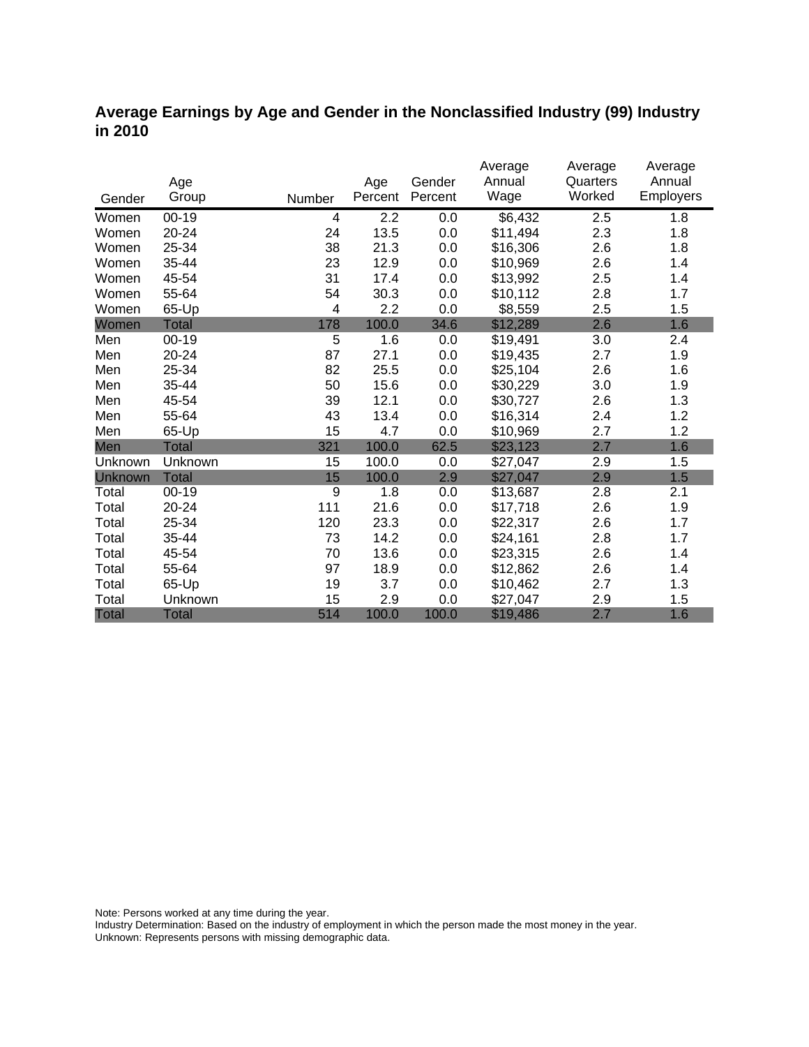## Average Earnings by Age and Gender in the Nonclassified Industry (99) Industry in 2010

| Gender | Age Group | Number | Age Percent | Gender Percent | Average Annual Wage | Average Quarters Worked | Average Annual Employers |
|---|---|---|---|---|---|---|---|
| Women | 00-19 | 4 | 2.2 | 0.0 | $6,432 | 2.5 | 1.8 |
| Women | 20-24 | 24 | 13.5 | 0.0 | $11,494 | 2.3 | 1.8 |
| Women | 25-34 | 38 | 21.3 | 0.0 | $16,306 | 2.6 | 1.8 |
| Women | 35-44 | 23 | 12.9 | 0.0 | $10,969 | 2.6 | 1.4 |
| Women | 45-54 | 31 | 17.4 | 0.0 | $13,992 | 2.5 | 1.4 |
| Women | 55-64 | 54 | 30.3 | 0.0 | $10,112 | 2.8 | 1.7 |
| Women | 65-Up | 4 | 2.2 | 0.0 | $8,559 | 2.5 | 1.5 |
| Women | Total | 178 | 100.0 | 34.6 | $12,289 | 2.6 | 1.6 |
| Men | 00-19 | 5 | 1.6 | 0.0 | $19,491 | 3.0 | 2.4 |
| Men | 20-24 | 87 | 27.1 | 0.0 | $19,435 | 2.7 | 1.9 |
| Men | 25-34 | 82 | 25.5 | 0.0 | $25,104 | 2.6 | 1.6 |
| Men | 35-44 | 50 | 15.6 | 0.0 | $30,229 | 3.0 | 1.9 |
| Men | 45-54 | 39 | 12.1 | 0.0 | $30,727 | 2.6 | 1.3 |
| Men | 55-64 | 43 | 13.4 | 0.0 | $16,314 | 2.4 | 1.2 |
| Men | 65-Up | 15 | 4.7 | 0.0 | $10,969 | 2.7 | 1.2 |
| Men | Total | 321 | 100.0 | 62.5 | $23,123 | 2.7 | 1.6 |
| Unknown | Unknown | 15 | 100.0 | 0.0 | $27,047 | 2.9 | 1.5 |
| Unknown | Total | 15 | 100.0 | 2.9 | $27,047 | 2.9 | 1.5 |
| Total | 00-19 | 9 | 1.8 | 0.0 | $13,687 | 2.8 | 2.1 |
| Total | 20-24 | 111 | 21.6 | 0.0 | $17,718 | 2.6 | 1.9 |
| Total | 25-34 | 120 | 23.3 | 0.0 | $22,317 | 2.6 | 1.7 |
| Total | 35-44 | 73 | 14.2 | 0.0 | $24,161 | 2.8 | 1.7 |
| Total | 45-54 | 70 | 13.6 | 0.0 | $23,315 | 2.6 | 1.4 |
| Total | 55-64 | 97 | 18.9 | 0.0 | $12,862 | 2.6 | 1.4 |
| Total | 65-Up | 19 | 3.7 | 0.0 | $10,462 | 2.7 | 1.3 |
| Total | Unknown | 15 | 2.9 | 0.0 | $27,047 | 2.9 | 1.5 |
| Total | Total | 514 | 100.0 | 100.0 | $19,486 | 2.7 | 1.6 |

Note: Persons worked at any time during the year.
Industry Determination: Based on the industry of employment in which the person made the most money in the year.
Unknown: Represents persons with missing demographic data.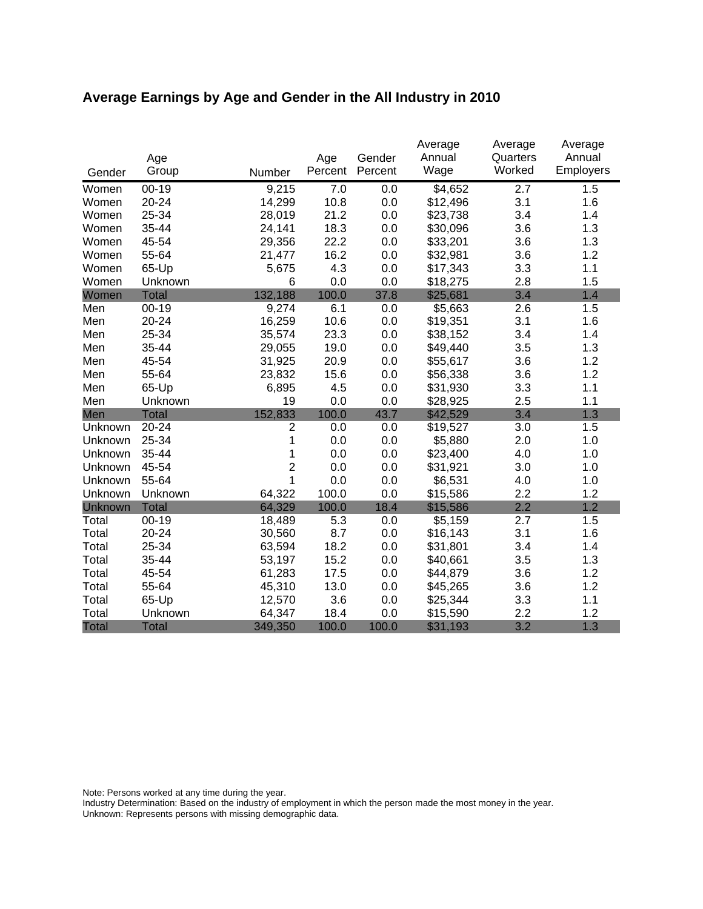# Average Earnings by Age and Gender in the All Industry in 2010

| Gender | Age Group | Number | Age Percent | Gender Percent | Average Annual Wage | Average Quarters Worked | Average Annual Employers |
|---|---|---|---|---|---|---|---|
| Women | 00-19 | 9,215 | 7.0 | 0.0 | $4,652 | 2.7 | 1.5 |
| Women | 20-24 | 14,299 | 10.8 | 0.0 | $12,496 | 3.1 | 1.6 |
| Women | 25-34 | 28,019 | 21.2 | 0.0 | $23,738 | 3.4 | 1.4 |
| Women | 35-44 | 24,141 | 18.3 | 0.0 | $30,096 | 3.6 | 1.3 |
| Women | 45-54 | 29,356 | 22.2 | 0.0 | $33,201 | 3.6 | 1.3 |
| Women | 55-64 | 21,477 | 16.2 | 0.0 | $32,981 | 3.6 | 1.2 |
| Women | 65-Up | 5,675 | 4.3 | 0.0 | $17,343 | 3.3 | 1.1 |
| Women | Unknown | 6 | 0.0 | 0.0 | $18,275 | 2.8 | 1.5 |
| Women | Total | 132,188 | 100.0 | 37.8 | $25,681 | 3.4 | 1.4 |
| Men | 00-19 | 9,274 | 6.1 | 0.0 | $5,663 | 2.6 | 1.5 |
| Men | 20-24 | 16,259 | 10.6 | 0.0 | $19,351 | 3.1 | 1.6 |
| Men | 25-34 | 35,574 | 23.3 | 0.0 | $38,152 | 3.4 | 1.4 |
| Men | 35-44 | 29,055 | 19.0 | 0.0 | $49,440 | 3.5 | 1.3 |
| Men | 45-54 | 31,925 | 20.9 | 0.0 | $55,617 | 3.6 | 1.2 |
| Men | 55-64 | 23,832 | 15.6 | 0.0 | $56,338 | 3.6 | 1.2 |
| Men | 65-Up | 6,895 | 4.5 | 0.0 | $31,930 | 3.3 | 1.1 |
| Men | Unknown | 19 | 0.0 | 0.0 | $28,925 | 2.5 | 1.1 |
| Men | Total | 152,833 | 100.0 | 43.7 | $42,529 | 3.4 | 1.3 |
| Unknown | 20-24 | 2 | 0.0 | 0.0 | $19,527 | 3.0 | 1.5 |
| Unknown | 25-34 | 1 | 0.0 | 0.0 | $5,880 | 2.0 | 1.0 |
| Unknown | 35-44 | 1 | 0.0 | 0.0 | $23,400 | 4.0 | 1.0 |
| Unknown | 45-54 | 2 | 0.0 | 0.0 | $31,921 | 3.0 | 1.0 |
| Unknown | 55-64 | 1 | 0.0 | 0.0 | $6,531 | 4.0 | 1.0 |
| Unknown | Unknown | 64,322 | 100.0 | 0.0 | $15,586 | 2.2 | 1.2 |
| Unknown | Total | 64,329 | 100.0 | 18.4 | $15,586 | 2.2 | 1.2 |
| Total | 00-19 | 18,489 | 5.3 | 0.0 | $5,159 | 2.7 | 1.5 |
| Total | 20-24 | 30,560 | 8.7 | 0.0 | $16,143 | 3.1 | 1.6 |
| Total | 25-34 | 63,594 | 18.2 | 0.0 | $31,801 | 3.4 | 1.4 |
| Total | 35-44 | 53,197 | 15.2 | 0.0 | $40,661 | 3.5 | 1.3 |
| Total | 45-54 | 61,283 | 17.5 | 0.0 | $44,879 | 3.6 | 1.2 |
| Total | 55-64 | 45,310 | 13.0 | 0.0 | $45,265 | 3.6 | 1.2 |
| Total | 65-Up | 12,570 | 3.6 | 0.0 | $25,344 | 3.3 | 1.1 |
| Total | Unknown | 64,347 | 18.4 | 0.0 | $15,590 | 2.2 | 1.2 |
| Total | Total | 349,350 | 100.0 | 100.0 | $31,193 | 3.2 | 1.3 |

Note: Persons worked at any time during the year.
Industry Determination: Based on the industry of employment in which the person made the most money in the year.
Unknown: Represents persons with missing demographic data.